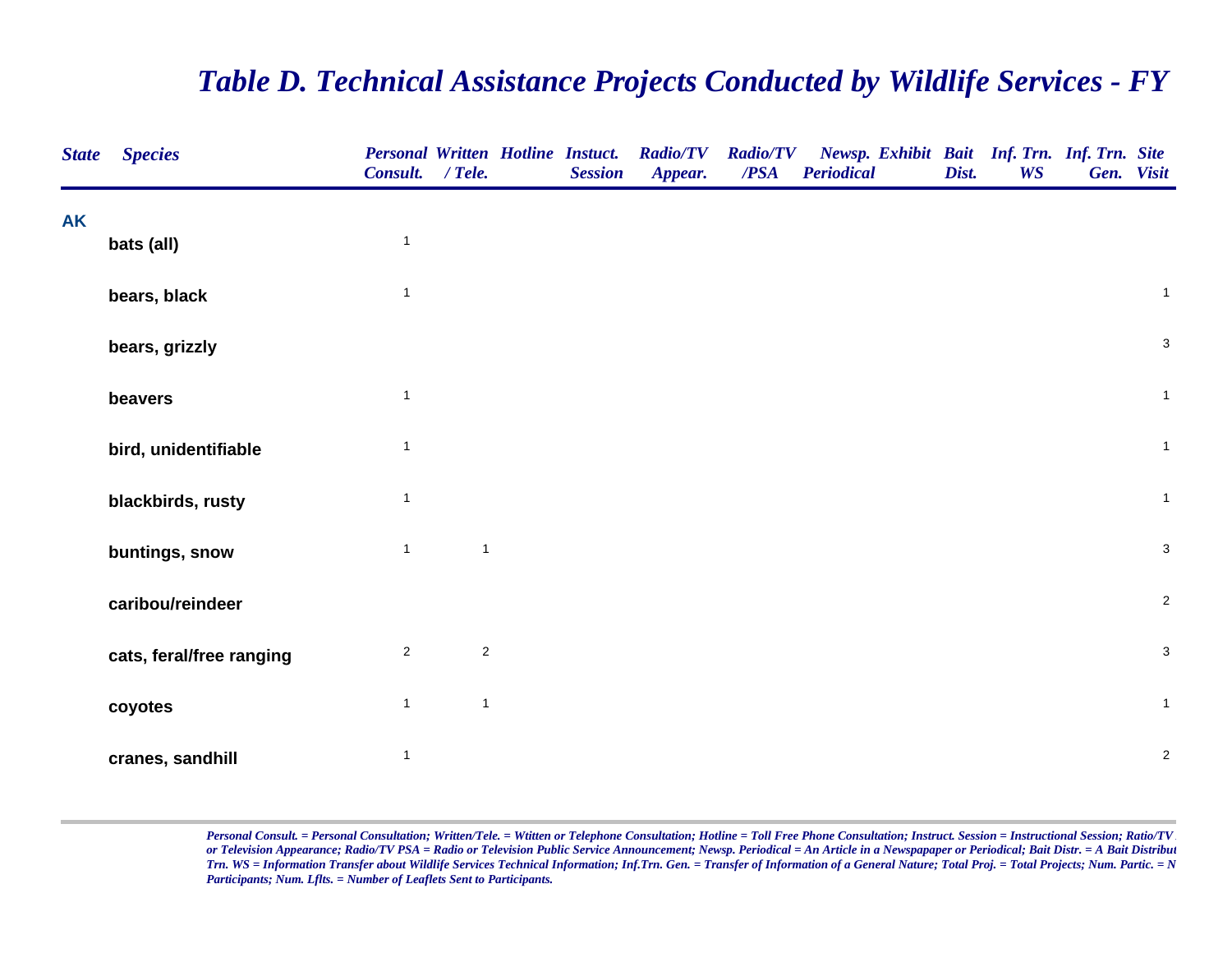# *Table D. Technical Assistance Projects Conducted by Wildlife Services - FY*

| State | Species | Personal Consult. | Written / Tele. | Hotline | Instuct. Session | Radio/TV Appear. | Radio/TV /PSA | Newsp. Periodical | Exhibit | Bait Dist. | Inf. Trn. WS | Inf. Trn. Gen. | Site Visit |
|---|---|---|---|---|---|---|---|---|---|---|---|---|---|
| **AK** | | | | | | | | | | | | | |
| | **bats (all)** | 1 | | | | | | | | | | | |
| | **bears, black** | 1 | | | | | | | | | | | 1 |
| | **bears, grizzly** | | | | | | | | | | | | 3 |
| | **beavers** | 1 | | | | | | | | | | | 1 |
| | **bird, unidentifiable** | 1 | | | | | | | | | | | 1 |
| | **blackbirds, rusty** | 1 | | | | | | | | | | | 1 |
| | **buntings, snow** | 1 | 1 | | | | | | | | | | 3 |
| | **caribou/reindeer** | | | | | | | | | | | | 2 |
| | **cats, feral/free ranging** | 2 | 2 | | | | | | | | | | 3 |
| | **coyotes** | 1 | 1 | | | | | | | | | | 1 |
| | **cranes, sandhill** | 1 | | | | | | | | | | | 2 |

*Personal Consult. = Personal Consultation; Written/Tele. = Wtitten or Telephone Consultation; Hotline = Toll Free Phone Consultation; Instruct. Session = Instructional Session; Ratio/TV or Television Appearance; Radio/TV PSA = Radio or Television Public Service Announcement; Newsp. Periodical = An Article in a Newspapaper or Periodical; Bait Distr. = A Bait Distribut Trn. WS = Information Transfer about Wildlife Services Technical Information; Inf.Trn. Gen. = Transfer of Information of a General Nature; Total Proj. = Total Projects; Num. Partic. = N Participants; Num. Lflts. = Number of Leaflets Sent to Participants.*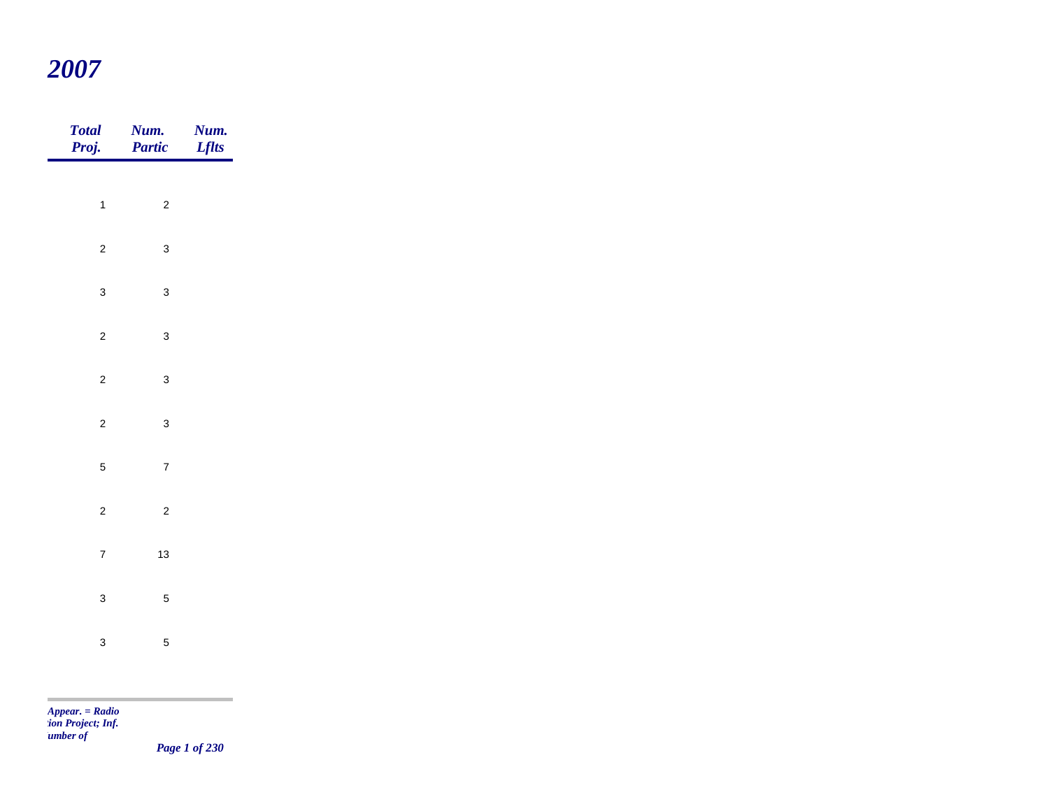# 2007

| Total Proj. | Num. Partic | Num. Lflts |
|---|---|---|
| 1 | 2 | |
| 2 | 3 | |
| 3 | 3 | |
| 2 | 3 | |
| 2 | 3 | |
| 2 | 3 | |
| 5 | 7 | |
| 2 | 2 | |
| 7 | 13 | |
| 3 | 5 | |
| 3 | 5 | |

*Appear. = Radio*
*tion Project; Inf.*
*umber of*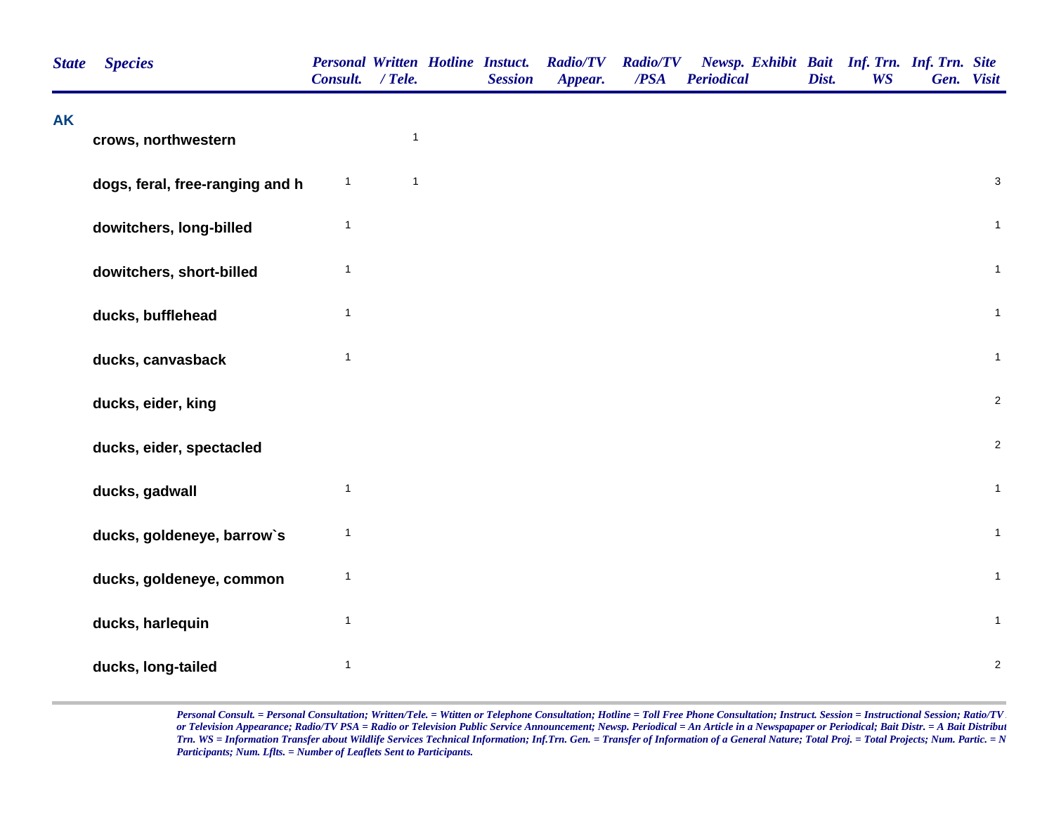| State | Species | Personal Consult. | Written / Tele. | Hotline | Instuct. Session | Radio/TV Appear. | Radio/TV /PSA | Newsp. Periodical | Exhibit | Bait Dist. | Inf. Trn. WS | Inf. Trn. Gen. | Site Visit |
|---|---|---|---|---|---|---|---|---|---|---|---|---|---|
| **AK** | | | | | | | | | | | | | |
| | crows, northwestern | | 1 | | | | | | | | | | |
| | dogs, feral, free-ranging and h | 1 | 1 | | | | | | | | | | 3 |
| | dowitchers, long-billed | 1 | | | | | | | | | | | 1 |
| | dowitchers, short-billed | 1 | | | | | | | | | | | 1 |
| | ducks, bufflehead | 1 | | | | | | | | | | | 1 |
| | ducks, canvasback | 1 | | | | | | | | | | | 1 |
| | ducks, eider, king | | | | | | | | | | | | 2 |
| | ducks, eider, spectacled | | | | | | | | | | | | 2 |
| | ducks, gadwall | 1 | | | | | | | | | | | 1 |
| | ducks, goldeneye, barrow`s | 1 | | | | | | | | | | | 1 |
| | ducks, goldeneye, common | 1 | | | | | | | | | | | 1 |
| | ducks, harlequin | 1 | | | | | | | | | | | 1 |
| | ducks, long-tailed | 1 | | | | | | | | | | | 2 |

*Personal Consult. = Personal Consultation; Written/Tele. = Wtitten or Telephone Consultation; Hotline = Toll Free Phone Consultation; Instruct. Session = Instructional Session; Ratio/TV or Television Appearance; Radio/TV PSA = Radio or Television Public Service Announcement; Newsp. Periodical = An Article in a Newspapaper or Periodical; Bait Distr. = A Bait Distribut Trn. WS = Information Transfer about Wildlife Services Technical Information; Inf.Trn. Gen. = Transfer of Information of a General Nature; Total Proj. = Total Projects; Num. Partic. = N Participants; Num. Lflts. = Number of Leaflets Sent to Participants.*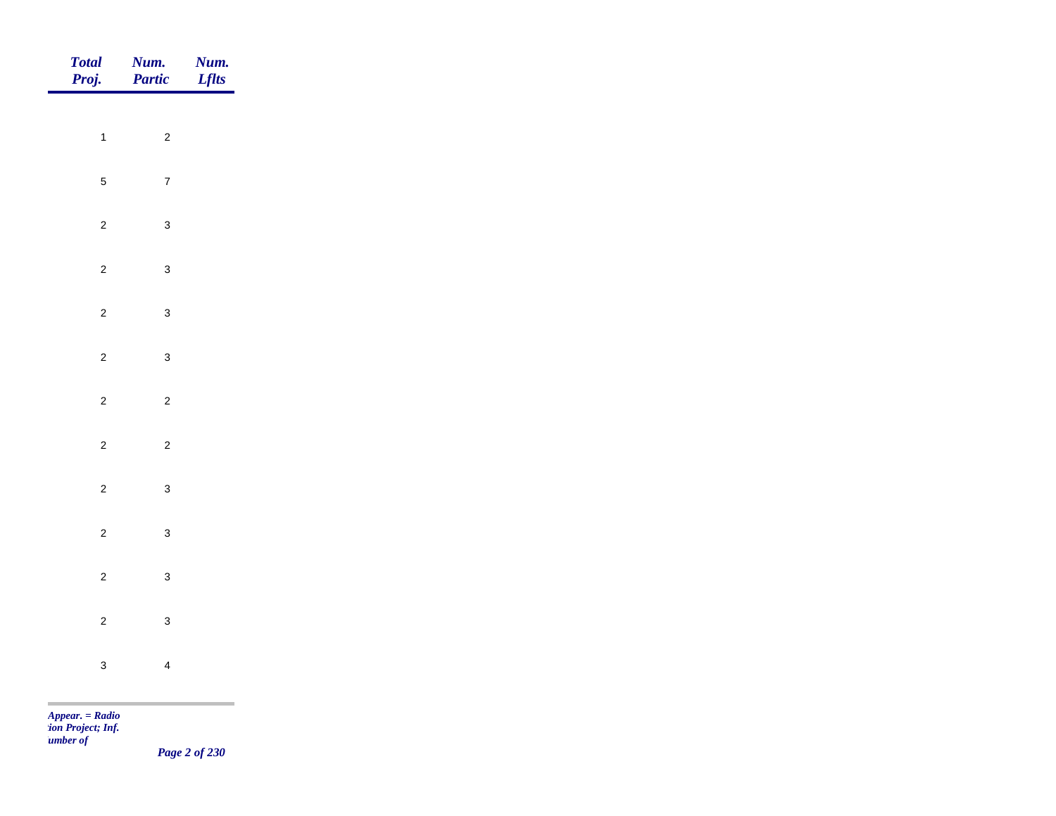| Total Proj. | Num. Partic | Num. Lflts |
|---|---|---|
| 1 | 2 | |
| 5 | 7 | |
| 2 | 3 | |
| 2 | 3 | |
| 2 | 3 | |
| 2 | 3 | |
| 2 | 2 | |
| 2 | 2 | |
| 2 | 3 | |
| 2 | 3 | |
| 2 | 3 | |
| 2 | 3 | |
| 3 | 4 | |

*Appear. = Radio*
*tion Project; Inf.*
*umber of*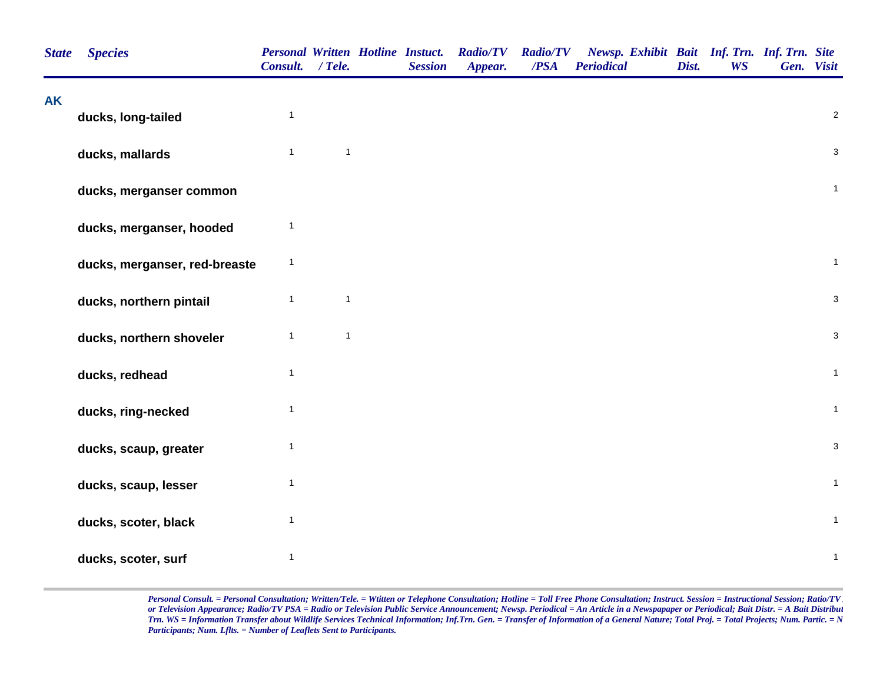| State | Species | Personal Consult. | Written / Tele. | Hotline | Instuct. Session | Radio/TV Appear. | Radio/TV /PSA | Newsp. Periodical | Exhibit | Bait Dist. | Inf. Trn. WS | Inf. Trn. Gen. | Site Visit |
|---|---|---|---|---|---|---|---|---|---|---|---|---|---|
| **AK** | | | | | | | | | | | | | |
| | ducks, long-tailed | 1 | | | | | | | | | | | 2 |
| | ducks, mallards | 1 | 1 | | | | | | | | | | 3 |
| | ducks, merganser common | | | | | | | | | | | | 1 |
| | ducks, merganser, hooded | 1 | | | | | | | | | | | |
| | ducks, merganser, red-breaste | 1 | | | | | | | | | | | 1 |
| | ducks, northern pintail | 1 | 1 | | | | | | | | | | 3 |
| | ducks, northern shoveler | 1 | 1 | | | | | | | | | | 3 |
| | ducks, redhead | 1 | | | | | | | | | | | 1 |
| | ducks, ring-necked | 1 | | | | | | | | | | | 1 |
| | ducks, scaup, greater | 1 | | | | | | | | | | | 3 |
| | ducks, scaup, lesser | 1 | | | | | | | | | | | 1 |
| | ducks, scoter, black | 1 | | | | | | | | | | | 1 |
| | ducks, scoter, surf | 1 | | | | | | | | | | | 1 |

*Personal Consult. = Personal Consultation; Written/Tele. = Wtitten or Telephone Consultation; Hotline = Toll Free Phone Consultation; Instruct. Session = Instructional Session; Ratio/TV or Television Appearance; Radio/TV PSA = Radio or Television Public Service Announcement; Newsp. Periodical = An Article in a Newspapaper or Periodical; Bait Distr. = A Bait Distribut Trn. WS = Information Transfer about Wildlife Services Technical Information; Inf.Trn. Gen. = Transfer of Information of a General Nature; Total Proj. = Total Projects; Num. Partic. = N Participants; Num. Lflts. = Number of Leaflets Sent to Participants.*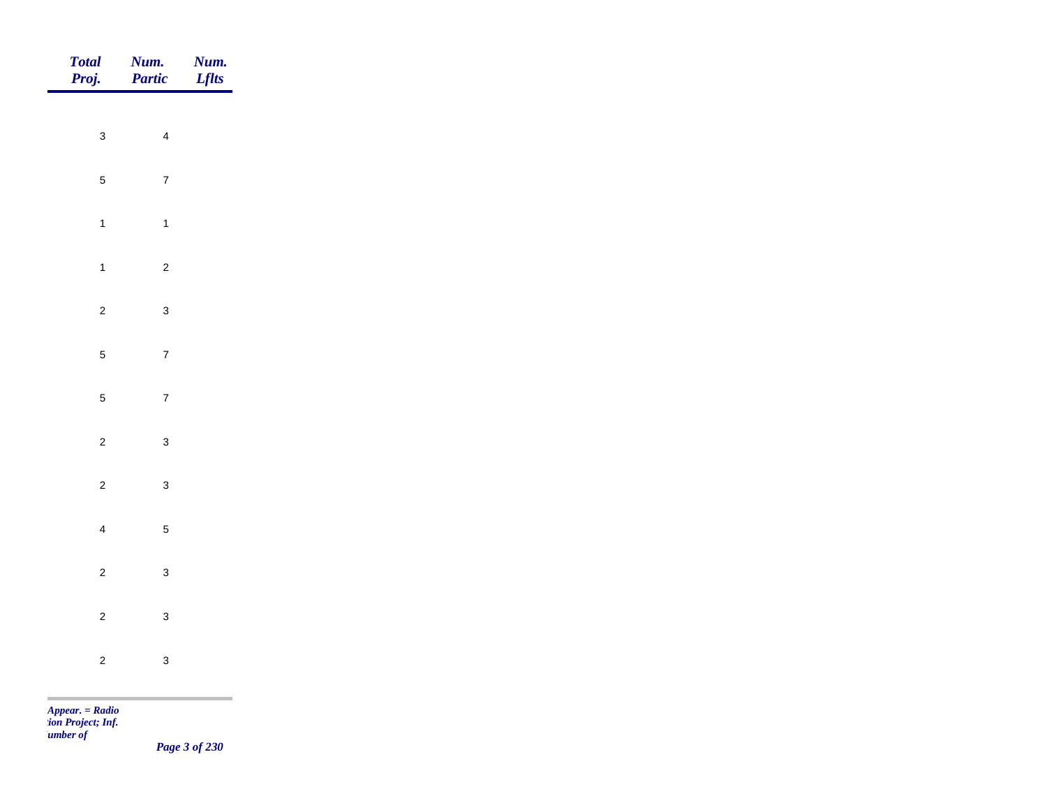| Total Proj. | Num. Partic | Num. Lflts |
|---|---|---|
| 3 | 4 | |
| 5 | 7 | |
| 1 | 1 | |
| 1 | 2 | |
| 2 | 3 | |
| 5 | 7 | |
| 5 | 7 | |
| 2 | 3 | |
| 2 | 3 | |
| 4 | 5 | |
| 2 | 3 | |
| 2 | 3 | |
| 2 | 3 | |

*Appear. = Radio*
*:ion Project; Inf.*
*umber of*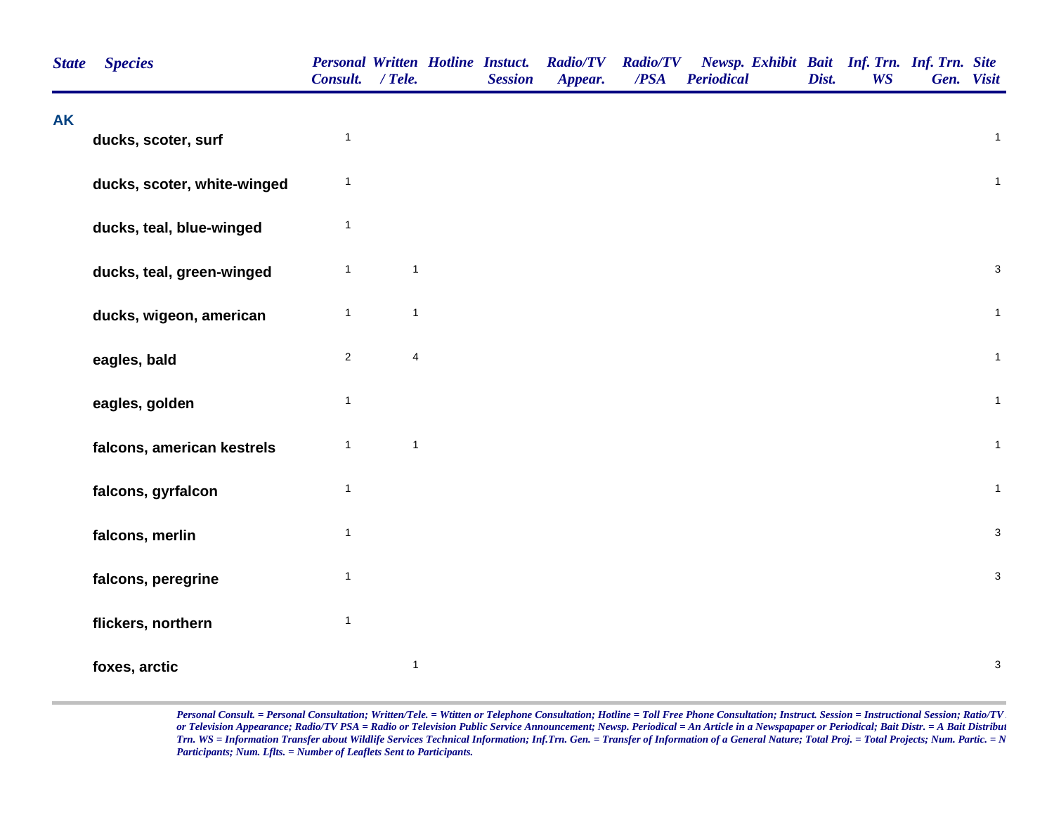| State | Species | Personal Consult. | Written / Tele. | Hotline | Instuct. Session | Radio/TV Appear. | Radio/TV /PSA | Newsp. Periodical | Exhibit | Bait Dist. | Inf. Trn. WS | Inf. Trn. Gen. | Site Visit |
|---|---|---|---|---|---|---|---|---|---|---|---|---|---|
| **AK** | | | | | | | | | | | | | |
| | ducks, scoter, surf | 1 | | | | | | | | | | | 1 |
| | ducks, scoter, white-winged | 1 | | | | | | | | | | | 1 |
| | ducks, teal, blue-winged | 1 | | | | | | | | | | | |
| | ducks, teal, green-winged | 1 | 1 | | | | | | | | | | 3 |
| | ducks, wigeon, american | 1 | 1 | | | | | | | | | | 1 |
| | eagles, bald | 2 | 4 | | | | | | | | | | 1 |
| | eagles, golden | 1 | | | | | | | | | | | 1 |
| | falcons, american kestrels | 1 | 1 | | | | | | | | | | 1 |
| | falcons, gyrfalcon | 1 | | | | | | | | | | | 1 |
| | falcons, merlin | 1 | | | | | | | | | | | 3 |
| | falcons, peregrine | 1 | | | | | | | | | | | 3 |
| | flickers, northern | 1 | | | | | | | | | | | |
| | foxes, arctic | | 1 | | | | | | | | | | 3 |

*Personal Consult. = Personal Consultation; Written/Tele. = Wtitten or Telephone Consultation; Hotline = Toll Free Phone Consultation; Instruct. Session = Instructional Session; Ratio/TV or Television Appearance; Radio/TV PSA = Radio or Television Public Service Announcement; Newsp. Periodical = An Article in a Newspapaper or Periodical; Bait Distr. = A Bait Distribut Trn. WS = Information Transfer about Wildlife Services Technical Information; Inf.Trn. Gen. = Transfer of Information of a General Nature; Total Proj. = Total Projects; Num. Partic. = N Participants; Num. Lflts. = Number of Leaflets Sent to Participants.*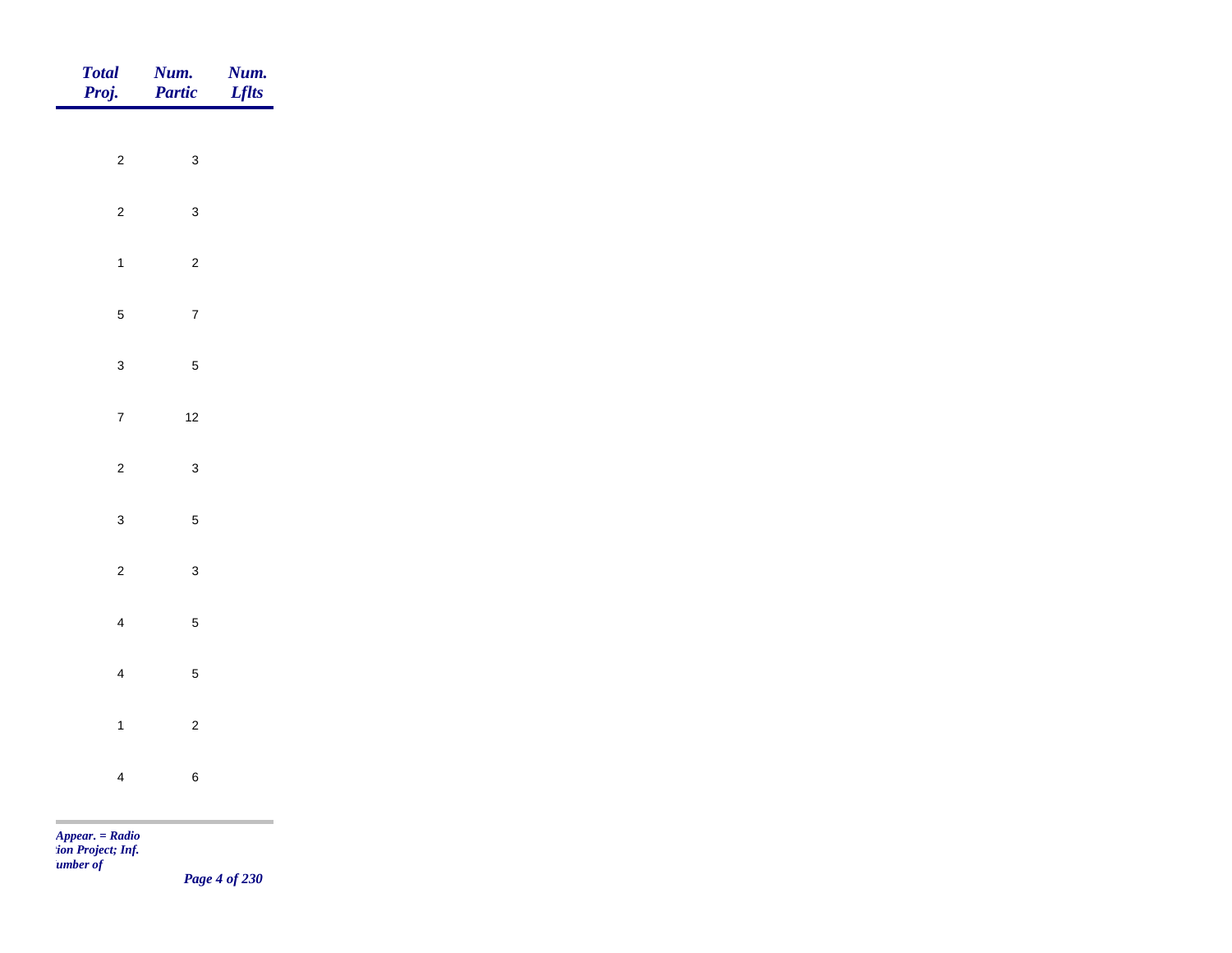| Total Proj. | Num. Partic | Num. Lflts |
|---|---|---|
| 2 | 3 | |
| 2 | 3 | |
| 1 | 2 | |
| 5 | 7 | |
| 3 | 5 | |
| 7 | 12 | |
| 2 | 3 | |
| 3 | 5 | |
| 2 | 3 | |
| 4 | 5 | |
| 4 | 5 | |
| 1 | 2 | |
| 4 | 6 | |

*Appear. = Radio*
*:ion Project; Inf.*
*umber of*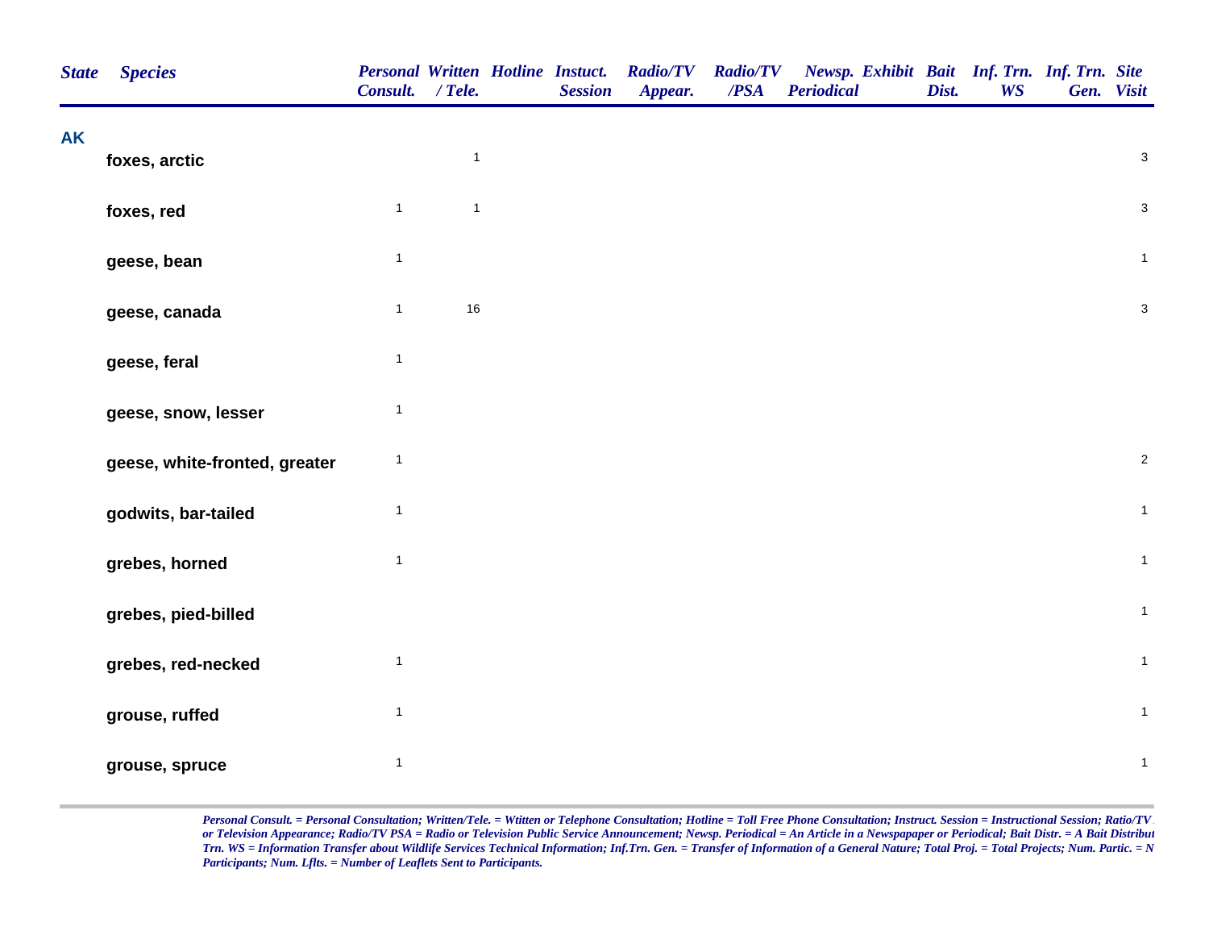| State | Species | Personal Consult. | Written / Tele. | Hotline | Instuct. Session | Radio/TV Appear. | Radio/TV /PSA | Newsp. Periodical | Exhibit | Bait Dist. | Inf. Trn. WS | Inf. Trn. Gen. | Site Visit |
|---|---|---|---|---|---|---|---|---|---|---|---|---|---|
| AK | | | | | | | | | | | | | |
| | foxes, arctic | | 1 | | | | | | | | | | 3 |
| | foxes, red | 1 | 1 | | | | | | | | | | 3 |
| | geese, bean | 1 | | | | | | | | | | | 1 |
| | geese, canada | 1 | 16 | | | | | | | | | | 3 |
| | geese, feral | 1 | | | | | | | | | | | |
| | geese, snow, lesser | 1 | | | | | | | | | | | |
| | geese, white-fronted, greater | 1 | | | | | | | | | | | 2 |
| | godwits, bar-tailed | 1 | | | | | | | | | | | 1 |
| | grebes, horned | 1 | | | | | | | | | | | 1 |
| | grebes, pied-billed | | | | | | | | | | | | 1 |
| | grebes, red-necked | 1 | | | | | | | | | | | 1 |
| | grouse, ruffed | 1 | | | | | | | | | | | 1 |
| | grouse, spruce | 1 | | | | | | | | | | | 1 |

*Personal Consult. = Personal Consultation; Written/Tele. = Wtitten or Telephone Consultation; Hotline = Toll Free Phone Consultation; Instruct. Session = Instructional Session; Ratio/TV or Television Appearance; Radio/TV PSA = Radio or Television Public Service Announcement; Newsp. Periodical = An Article in a Newspapaper or Periodical; Bait Distr. = A Bait Distribut Trn. WS = Information Transfer about Wildlife Services Technical Information; Inf.Trn. Gen. = Transfer of Information of a General Nature; Total Proj. = Total Projects; Num. Partic. = N Participants; Num. Lflts. = Number of Leaflets Sent to Participants.*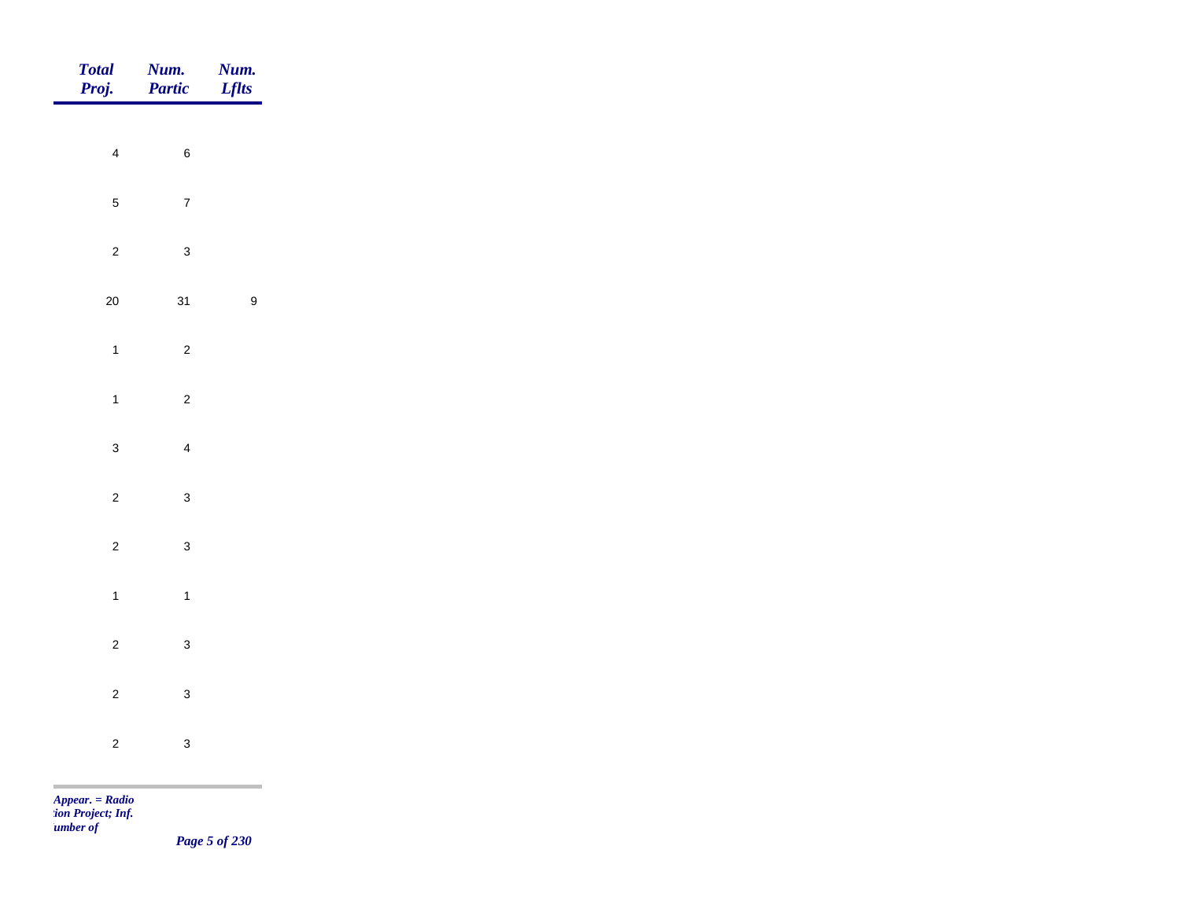| Total Proj. | Num. Partic | Num. Lflts |
|---|---|---|
| 4 | 6 | |
| 5 | 7 | |
| 2 | 3 | |
| 20 | 31 | 9 |
| 1 | 2 | |
| 1 | 2 | |
| 3 | 4 | |
| 2 | 3 | |
| 2 | 3 | |
| 1 | 1 | |
| 2 | 3 | |
| 2 | 3 | |
| 2 | 3 | |

*Appear. = Radio*
*tion Project; Inf.*
*umber of*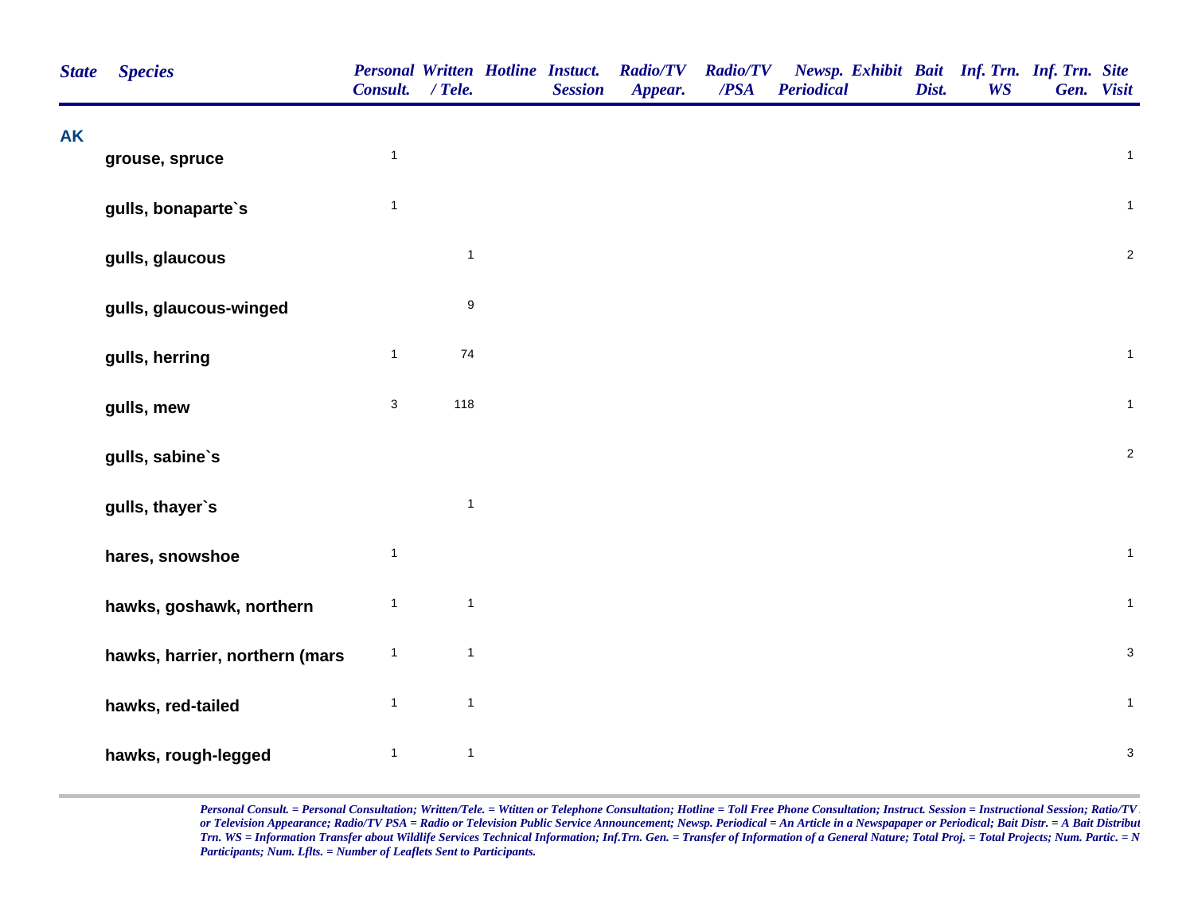| State | Species | Personal Consult. | Written / Tele. | Hotline | Instuct. Session | Radio/TV Appear. | Radio/TV /PSA | Newsp. Periodical | Exhibit | Bait Dist. | Inf. Trn. WS | Inf. Trn. Gen. | Site Visit |
|---|---|---|---|---|---|---|---|---|---|---|---|---|---|
| **AK** | | | | | | | | | | | | | |
| | **grouse, spruce** | 1 | | | | | | | | | | | 1 |
| | **gulls, bonaparte`s** | 1 | | | | | | | | | | | 1 |
| | **gulls, glaucous** | | 1 | | | | | | | | | | 2 |
| | **gulls, glaucous-winged** | | 9 | | | | | | | | | | |
| | **gulls, herring** | 1 | 74 | | | | | | | | | | 1 |
| | **gulls, mew** | 3 | 118 | | | | | | | | | | 1 |
| | **gulls, sabine`s** | | | | | | | | | | | | 2 |
| | **gulls, thayer`s** | | 1 | | | | | | | | | | |
| | **hares, snowshoe** | 1 | | | | | | | | | | | 1 |
| | **hawks, goshawk, northern** | 1 | 1 | | | | | | | | | | 1 |
| | **hawks, harrier, northern (mars** | 1 | 1 | | | | | | | | | | 3 |
| | **hawks, red-tailed** | 1 | 1 | | | | | | | | | | 1 |
| | **hawks, rough-legged** | 1 | 1 | | | | | | | | | | 3 |

*Personal Consult. = Personal Consultation; Written/Tele. = Wtitten or Telephone Consultation; Hotline = Toll Free Phone Consultation; Instruct. Session = Instructional Session; Ratio/TV or Television Appearance; Radio/TV PSA = Radio or Television Public Service Announcement; Newsp. Periodical = An Article in a Newspapaper or Periodical; Bait Distr. = A Bait Distribut Trn. WS = Information Transfer about Wildlife Services Technical Information; Inf.Trn. Gen. = Transfer of Information of a General Nature; Total Proj. = Total Projects; Num. Partic. = N Participants; Num. Lflts. = Number of Leaflets Sent to Participants.*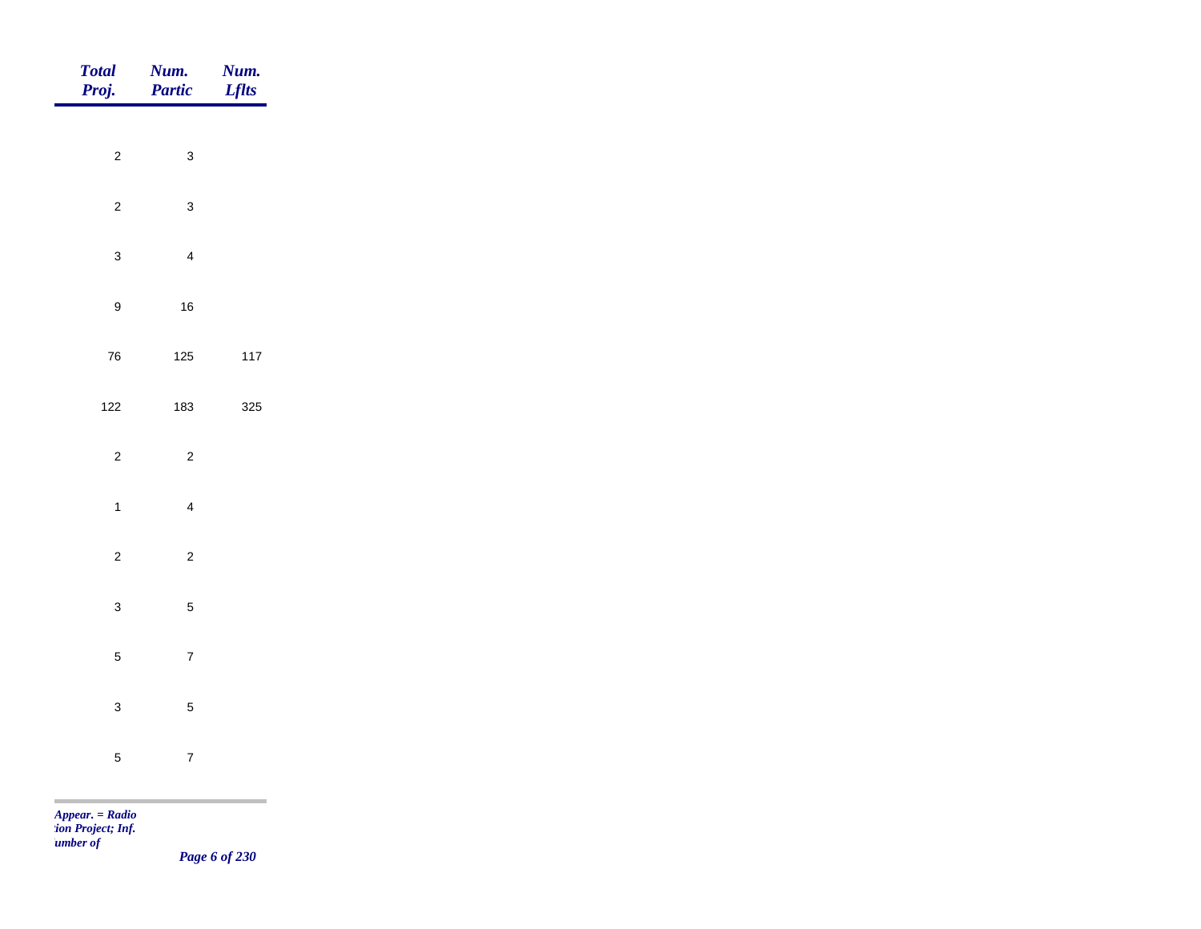| Total Proj. | Num. Partic | Num. Lflts |
|---|---|---|
| 2 | 3 | |
| 2 | 3 | |
| 3 | 4 | |
| 9 | 16 | |
| 76 | 125 | 117 |
| 122 | 183 | 325 |
| 2 | 2 | |
| 1 | 4 | |
| 2 | 2 | |
| 3 | 5 | |
| 5 | 7 | |
| 3 | 5 | |
| 5 | 7 | |

*Appear. = Radio*
*:ion Project; Inf.*
*umber of*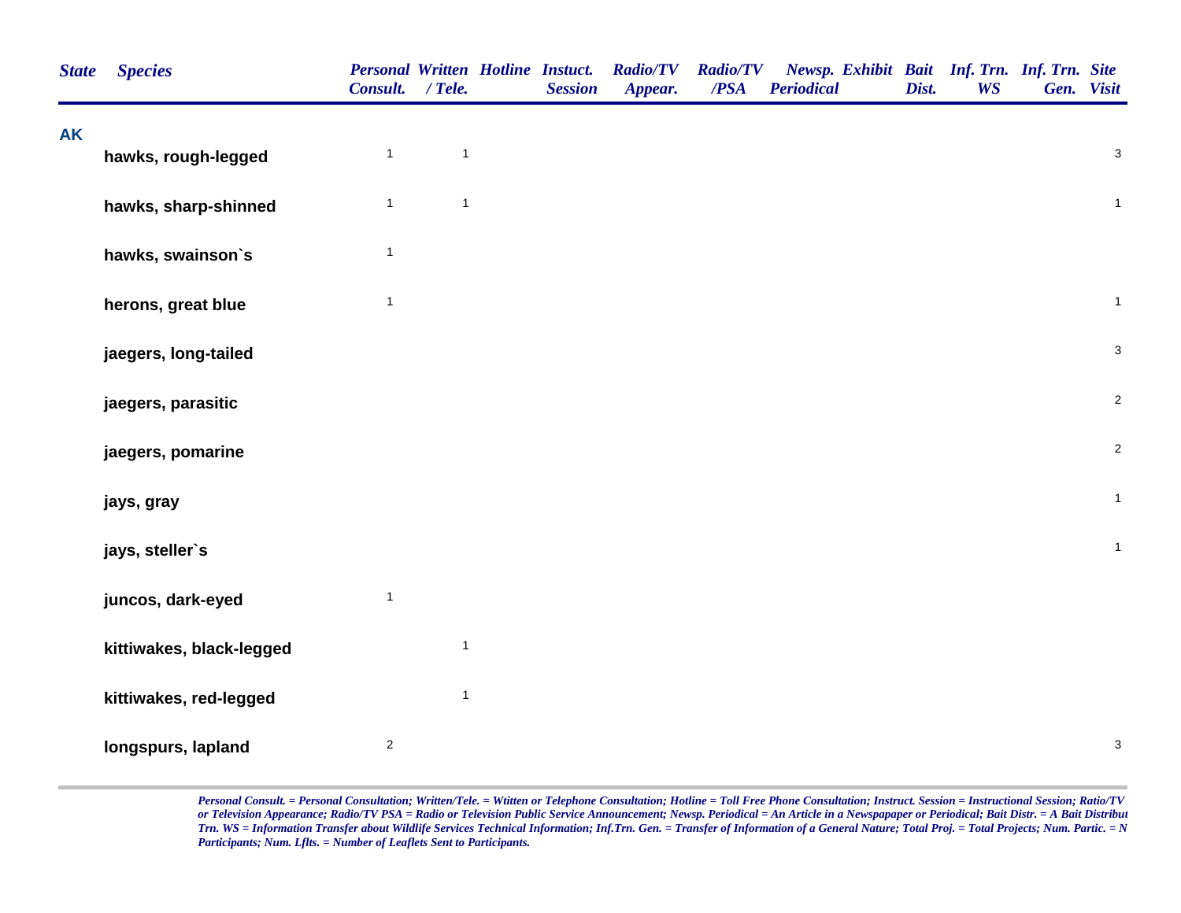| State | Species | Personal Consult. | Written / Tele. | Hotline | Instuct. Session | Radio/TV Appear. | Radio/TV /PSA | Newsp. Periodical | Exhibit | Bait Dist. | Inf. Trn. WS | Inf. Trn. Gen. | Site Visit |
|---|---|---|---|---|---|---|---|---|---|---|---|---|---|
| AK | | | | | | | | | | | | | |
| | hawks, rough-legged | 1 | 1 | | | | | | | | | | 3 |
| | hawks, sharp-shinned | 1 | 1 | | | | | | | | | | 1 |
| | hawks, swainson`s | 1 | | | | | | | | | | | |
| | herons, great blue | 1 | | | | | | | | | | | 1 |
| | jaegers, long-tailed | | | | | | | | | | | | 3 |
| | jaegers, parasitic | | | | | | | | | | | | 2 |
| | jaegers, pomarine | | | | | | | | | | | | 2 |
| | jays, gray | | | | | | | | | | | | 1 |
| | jays, steller`s | | | | | | | | | | | | 1 |
| | juncos, dark-eyed | 1 | | | | | | | | | | | |
| | kittiwakes, black-legged | | 1 | | | | | | | | | | |
| | kittiwakes, red-legged | | 1 | | | | | | | | | | |
| | longspurs, lapland | 2 | | | | | | | | | | | 3 |

*Personal Consult. = Personal Consultation; Written/Tele. = Wtitten or Telephone Consultation; Hotline = Toll Free Phone Consultation; Instruct. Session = Instructional Session; Ratio/TV or Television Appearance; Radio/TV PSA = Radio or Television Public Service Announcement; Newsp. Periodical = An Article in a Newspapaper or Periodical; Bait Distr. = A Bait Distribut Trn. WS = Information Transfer about Wildlife Services Technical Information; Inf.Trn. Gen. = Transfer of Information of a General Nature; Total Proj. = Total Projects; Num. Partic. = N Participants; Num. Lflts. = Number of Leaflets Sent to Participants.*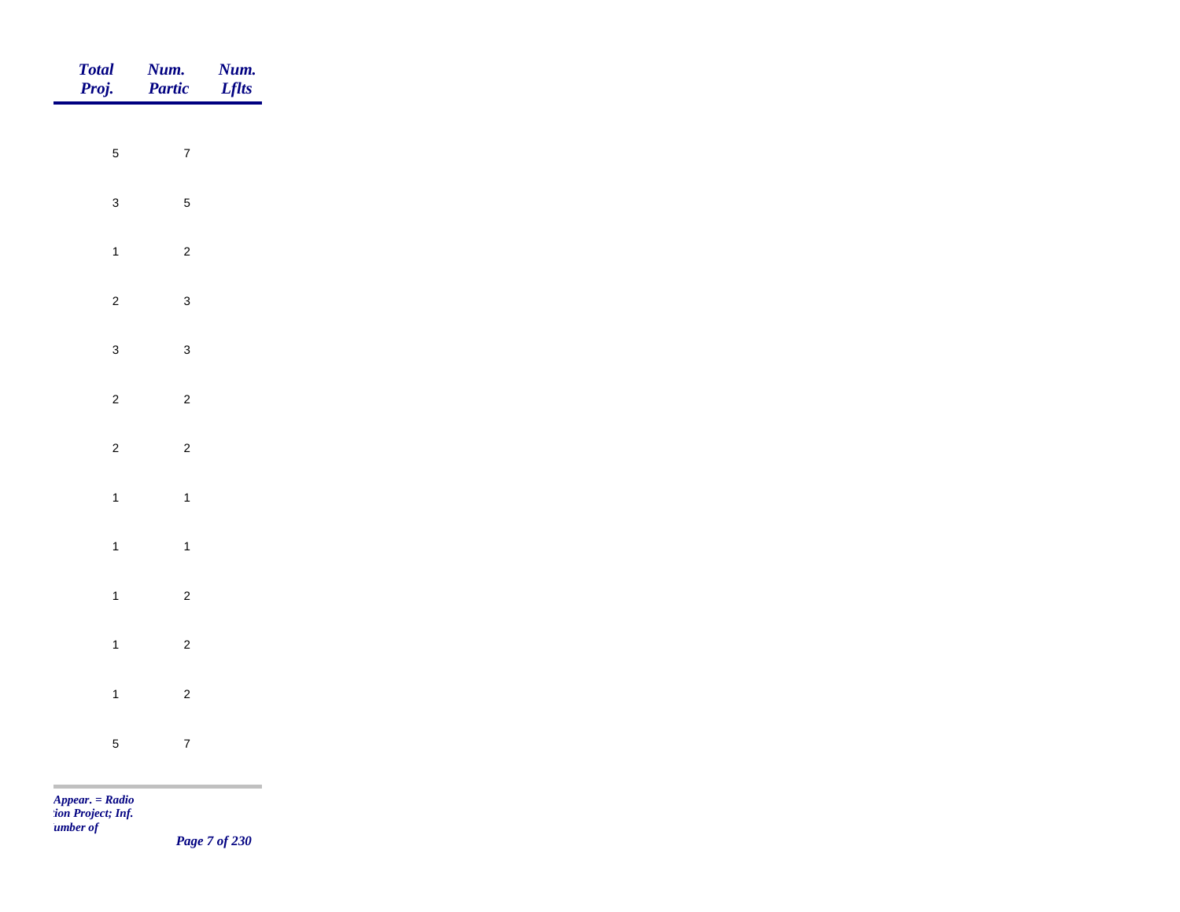| *Total Proj.* | *Num. Partic* | *Num. Lflts* |
|---|---|---|
| 5 | 7 | |
| 3 | 5 | |
| 1 | 2 | |
| 2 | 3 | |
| 3 | 3 | |
| 2 | 2 | |
| 2 | 2 | |
| 1 | 1 | |
| 1 | 1 | |
| 1 | 2 | |
| 1 | 2 | |
| 1 | 2 | |
| 5 | 7 | |

*Appear. = Radio*
*tion Project; Inf.*
*umber of*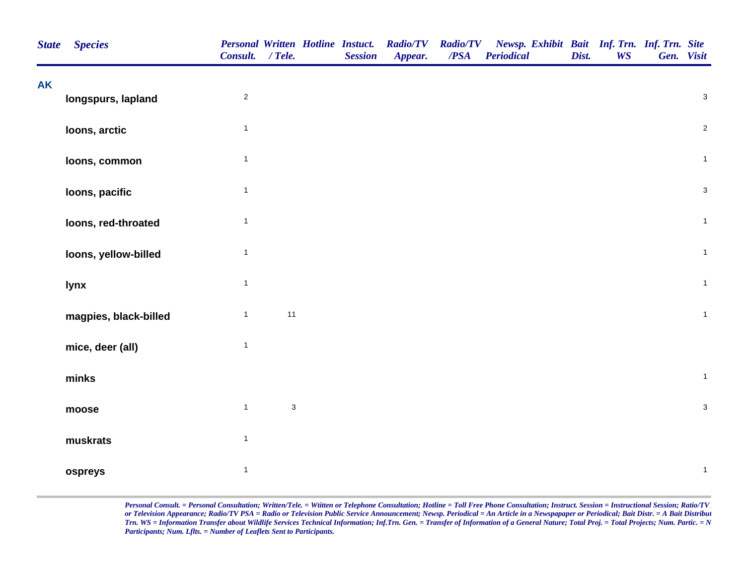| State | Species | Personal Consult. | Written / Tele. | Hotline | Instuct. Session | Radio/TV Appear. | Radio/TV /PSA | Newsp. Periodical | Exhibit | Bait Dist. | Inf. Trn. WS | Inf. Trn. Gen. | Site Visit |
|---|---|---|---|---|---|---|---|---|---|---|---|---|---|
| **AK** | | | | | | | | | | | | | |
| | **longspurs, lapland** | 2 | | | | | | | | | | | 3 |
| | **loons, arctic** | 1 | | | | | | | | | | | 2 |
| | **loons, common** | 1 | | | | | | | | | | | 1 |
| | **loons, pacific** | 1 | | | | | | | | | | | 3 |
| | **loons, red-throated** | 1 | | | | | | | | | | | 1 |
| | **loons, yellow-billed** | 1 | | | | | | | | | | | 1 |
| | **lynx** | 1 | | | | | | | | | | | 1 |
| | **magpies, black-billed** | 1 | 11 | | | | | | | | | | 1 |
| | **mice, deer (all)** | 1 | | | | | | | | | | | |
| | **minks** | | | | | | | | | | | | 1 |
| | **moose** | 1 | 3 | | | | | | | | | | 3 |
| | **muskrats** | 1 | | | | | | | | | | | |
| | **ospreys** | 1 | | | | | | | | | | | 1 |

*Personal Consult. = Personal Consultation; Written/Tele. = Wtitten or Telephone Consultation; Hotline = Toll Free Phone Consultation; Instruct. Session = Instructional Session; Ratio/TV or Television Appearance; Radio/TV PSA = Radio or Television Public Service Announcement; Newsp. Periodical = An Article in a Newspapaper or Periodical; Bait Distr. = A Bait Distribut Trn. WS = Information Transfer about Wildlife Services Technical Information; Inf.Trn. Gen. = Transfer of Information of a General Nature; Total Proj. = Total Projects; Num. Partic. = N Participants; Num. Lflts. = Number of Leaflets Sent to Participants.*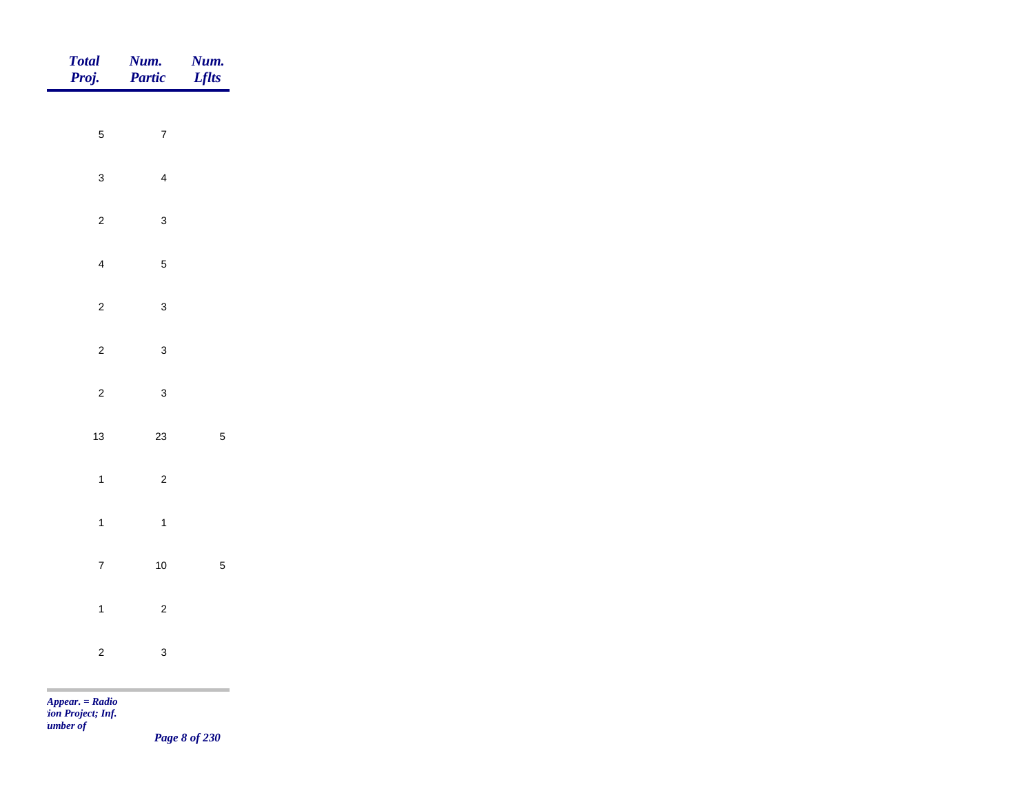| Total Proj. | Num. Partic | Num. Lflts |
|---|---|---|
| 5 | 7 | |
| 3 | 4 | |
| 2 | 3 | |
| 4 | 5 | |
| 2 | 3 | |
| 2 | 3 | |
| 2 | 3 | |
| 13 | 23 | 5 |
| 1 | 2 | |
| 1 | 1 | |
| 7 | 10 | 5 |
| 1 | 2 | |
| 2 | 3 | |

*Appear. = Radio*
*tion Project; Inf.*
*umber of*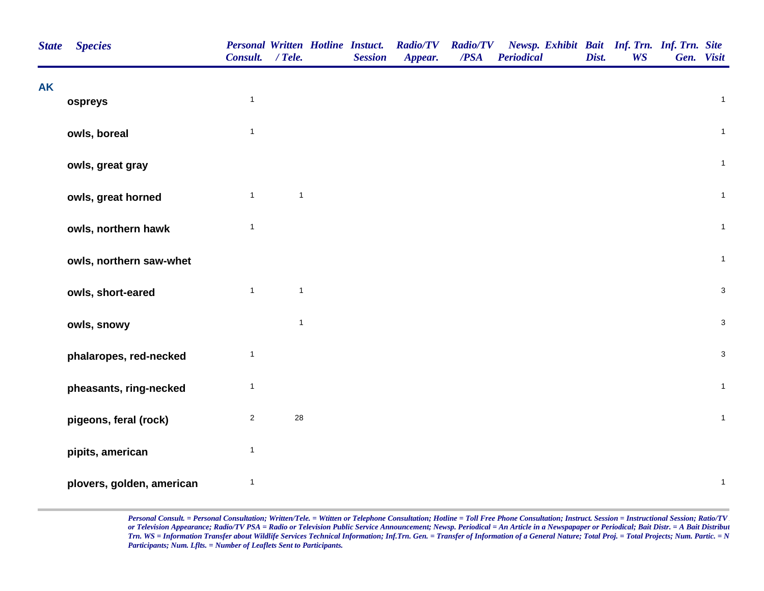| State | Species | Personal Consult. | Written / Tele. | Hotline | Instuct. Session | Radio/TV Appear. | Radio/TV /PSA | Newsp. Periodical | Exhibit | Bait Dist. | Inf. Trn. WS | Inf. Trn. Gen. | Site Visit |
|---|---|---|---|---|---|---|---|---|---|---|---|---|---|
| **AK** | | | | | | | | | | | | | |
| | **ospreys** | 1 | | | | | | | | | | | 1 |
| | **owls, boreal** | 1 | | | | | | | | | | | 1 |
| | **owls, great gray** | | | | | | | | | | | | 1 |
| | **owls, great horned** | 1 | 1 | | | | | | | | | | 1 |
| | **owls, northern hawk** | 1 | | | | | | | | | | | 1 |
| | **owls, northern saw-whet** | | | | | | | | | | | | 1 |
| | **owls, short-eared** | 1 | 1 | | | | | | | | | | 3 |
| | **owls, snowy** | | 1 | | | | | | | | | | 3 |
| | **phalaropes, red-necked** | 1 | | | | | | | | | | | 3 |
| | **pheasants, ring-necked** | 1 | | | | | | | | | | | 1 |
| | **pigeons, feral (rock)** | 2 | 28 | | | | | | | | | | 1 |
| | **pipits, american** | 1 | | | | | | | | | | | |
| | **plovers, golden, american** | 1 | | | | | | | | | | | 1 |

*Personal Consult. = Personal Consultation; Written/Tele. = Wtitten or Telephone Consultation; Hotline = Toll Free Phone Consultation; Instruct. Session = Instructional Session; Ratio/TV or Television Appearance; Radio/TV PSA = Radio or Television Public Service Announcement; Newsp. Periodical = An Article in a Newspapaper or Periodical; Bait Distr. = A Bait Distribut Trn. WS = Information Transfer about Wildlife Services Technical Information; Inf.Trn. Gen. = Transfer of Information of a General Nature; Total Proj. = Total Projects; Num. Partic. = N Participants; Num. Lflts. = Number of Leaflets Sent to Participants.*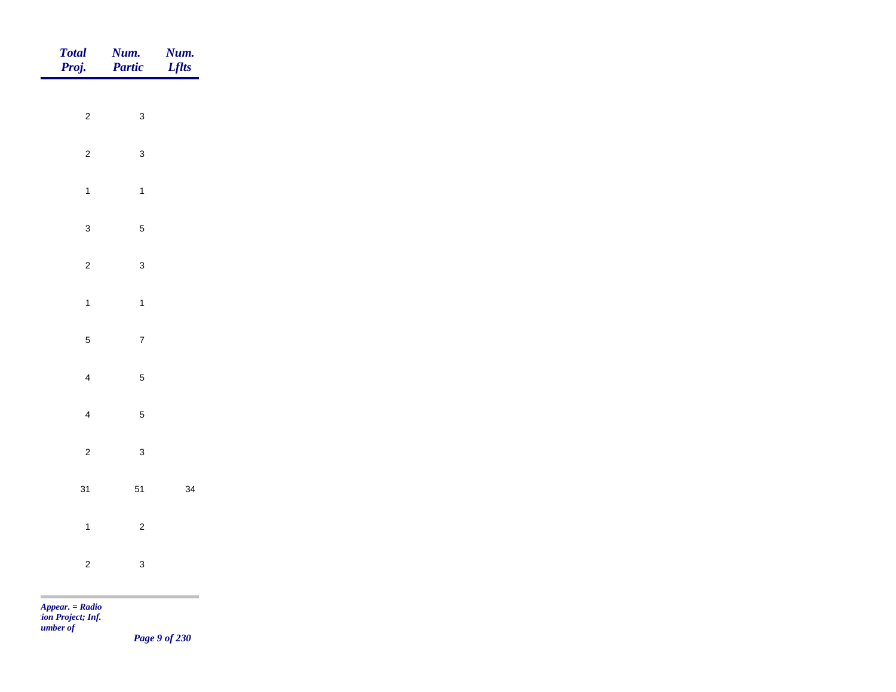| Total Proj. | Num. Partic | Num. Lflts |
|---|---|---|
| 2 | 3 | |
| 2 | 3 | |
| 1 | 1 | |
| 3 | 5 | |
| 2 | 3 | |
| 1 | 1 | |
| 5 | 7 | |
| 4 | 5 | |
| 4 | 5 | |
| 2 | 3 | |
| 31 | 51 | 34 |
| 1 | 2 | |
| 2 | 3 | |

*Appear. = Radio*
*:ion Project; Inf.*
*umber of*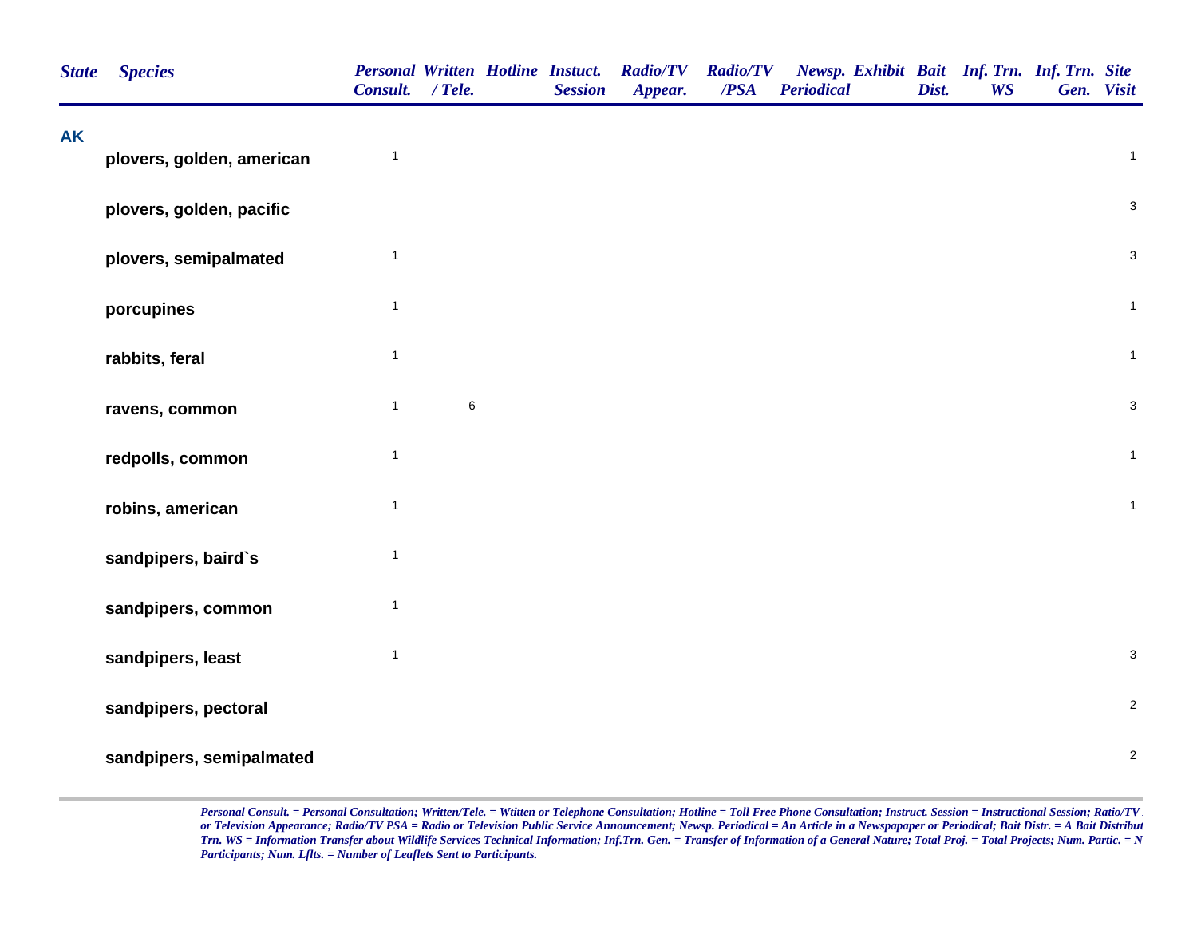| State | Species | Personal Consult. | Written / Tele. | Hotline | Instuct. Session | Radio/TV Appear. | Radio/TV /PSA | Newsp. Periodical | Exhibit | Bait Dist. | Inf. Trn. WS | Inf. Trn. Gen. | Site Visit |
|---|---|---|---|---|---|---|---|---|---|---|---|---|---|
| AK | | | | | | | | | | | | | |
| | plovers, golden, american | 1 | | | | | | | | | | | 1 |
| | plovers, golden, pacific | | | | | | | | | | | | 3 |
| | plovers, semipalmated | 1 | | | | | | | | | | | 3 |
| | porcupines | 1 | | | | | | | | | | | 1 |
| | rabbits, feral | 1 | | | | | | | | | | | 1 |
| | ravens, common | 1 | 6 | | | | | | | | | | 3 |
| | redpolls, common | 1 | | | | | | | | | | | 1 |
| | robins, american | 1 | | | | | | | | | | | 1 |
| | sandpipers, baird`s | 1 | | | | | | | | | | | |
| | sandpipers, common | 1 | | | | | | | | | | | |
| | sandpipers, least | 1 | | | | | | | | | | | 3 |
| | sandpipers, pectoral | | | | | | | | | | | | 2 |
| | sandpipers, semipalmated | | | | | | | | | | | | 2 |

*Personal Consult. = Personal Consultation; Written/Tele. = Wtitten or Telephone Consultation; Hotline = Toll Free Phone Consultation; Instruct. Session = Instructional Session; Ratio/TV or Television Appearance; Radio/TV PSA = Radio or Television Public Service Announcement; Newsp. Periodical = An Article in a Newspapaper or Periodical; Bait Distr. = A Bait Distribut Trn. WS = Information Transfer about Wildlife Services Technical Information; Inf.Trn. Gen. = Transfer of Information of a General Nature; Total Proj. = Total Projects; Num. Partic. = N Participants; Num. Lflts. = Number of Leaflets Sent to Participants.*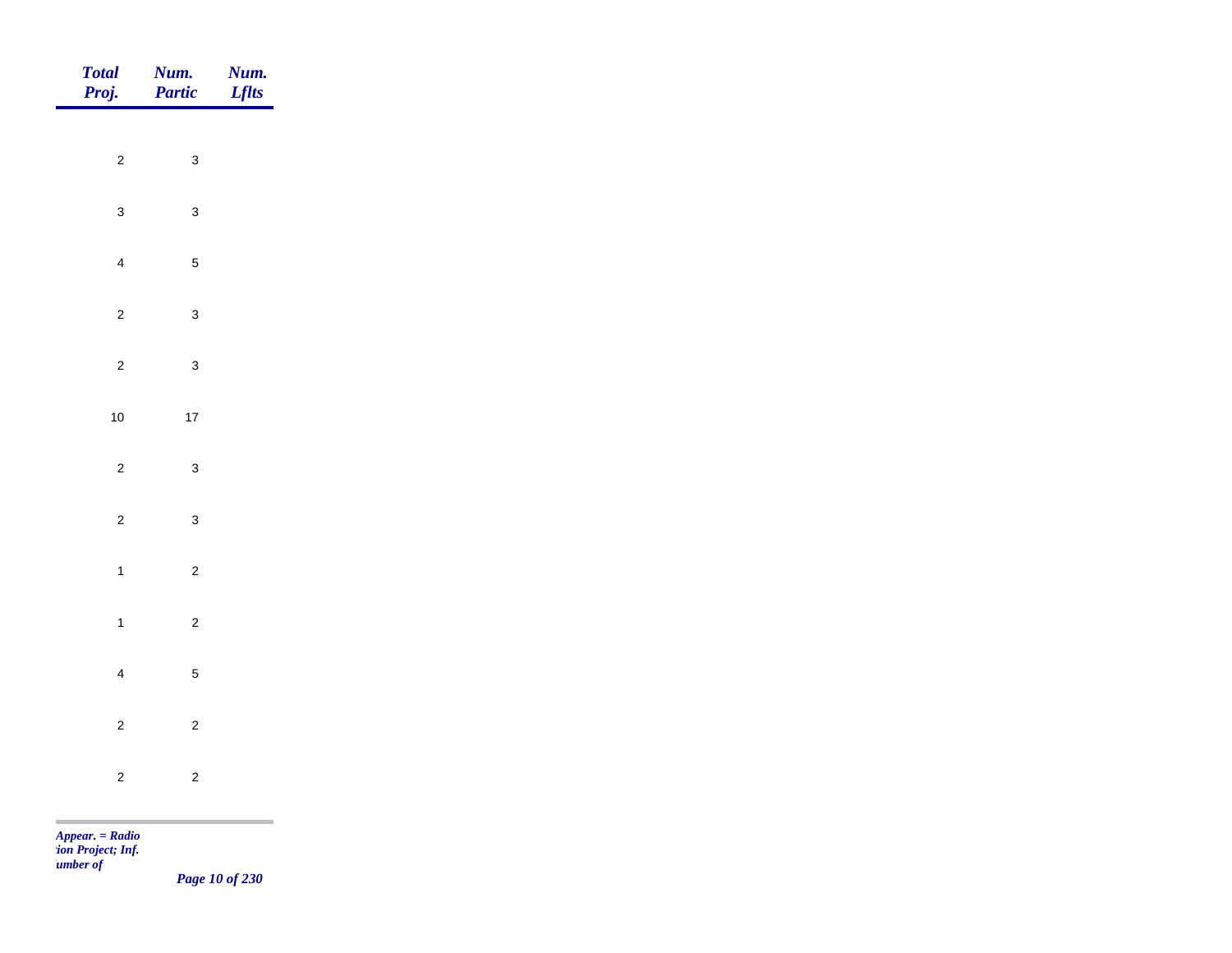| Total Proj. | Num. Partic | Num. Lflts |
|---|---|---|
| 2 | 3 | |
| 3 | 3 | |
| 4 | 5 | |
| 2 | 3 | |
| 2 | 3 | |
| 10 | 17 | |
| 2 | 3 | |
| 2 | 3 | |
| 1 | 2 | |
| 1 | 2 | |
| 4 | 5 | |
| 2 | 2 | |
| 2 | 2 | |

*Appear. = Radio*
*:ion Project; Inf.*
*umber of*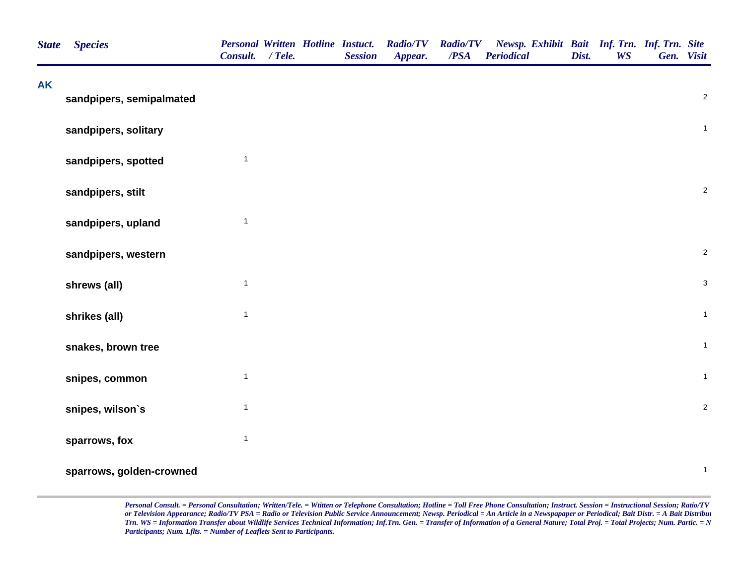| State | Species | Personal Consult. | Written / Tele. | Hotline | Instuct. Session | Radio/TV Appear. | Radio/TV /PSA | Newsp. Periodical | Exhibit | Bait Dist. | Inf. Trn. WS | Inf. Trn. Gen. | Site Visit |
|---|---|---|---|---|---|---|---|---|---|---|---|---|---|
| **AK** | | | | | | | | | | | | | |
| | **sandpipers, semipalmated** | | | | | | | | | | | | 2 |
| | **sandpipers, solitary** | | | | | | | | | | | | 1 |
| | **sandpipers, spotted** | 1 | | | | | | | | | | | |
| | **sandpipers, stilt** | | | | | | | | | | | | 2 |
| | **sandpipers, upland** | 1 | | | | | | | | | | | |
| | **sandpipers, western** | | | | | | | | | | | | 2 |
| | **shrews (all)** | 1 | | | | | | | | | | | 3 |
| | **shrikes (all)** | 1 | | | | | | | | | | | 1 |
| | **snakes, brown tree** | | | | | | | | | | | | 1 |
| | **snipes, common** | 1 | | | | | | | | | | | 1 |
| | **snipes, wilson`s** | 1 | | | | | | | | | | | 2 |
| | **sparrows, fox** | 1 | | | | | | | | | | | |
| | **sparrows, golden-crowned** | | | | | | | | | | | | 1 |

*Personal Consult. = Personal Consultation; Written/Tele. = Wtitten or Telephone Consultation; Hotline = Toll Free Phone Consultation; Instruct. Session = Instructional Session; Ratio/TV or Television Appearance; Radio/TV PSA = Radio or Television Public Service Announcement; Newsp. Periodical = An Article in a Newspapaper or Periodical; Bait Distr. = A Bait Distribut Trn. WS = Information Transfer about Wildlife Services Technical Information; Inf.Trn. Gen. = Transfer of Information of a General Nature; Total Proj. = Total Projects; Num. Partic. = N Participants; Num. Lflts. = Number of Leaflets Sent to Participants.*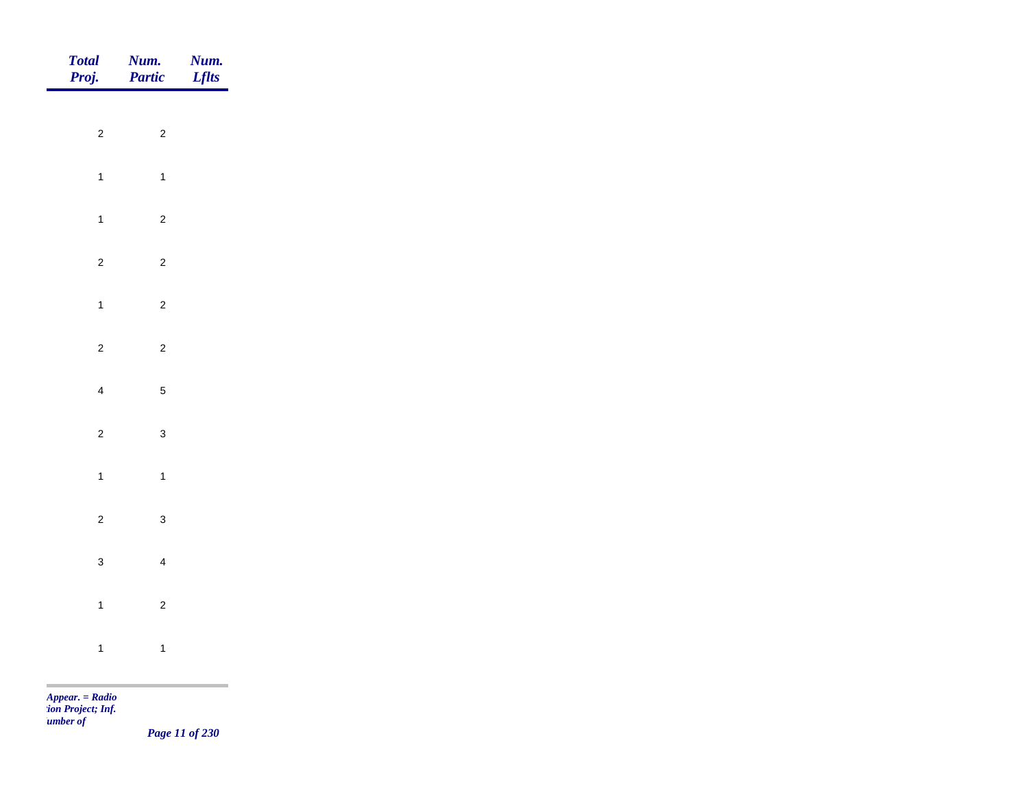| Total Proj. | Num. Partic | Num. Lflts |
|---|---|---|
| 2 | 2 | |
| 1 | 1 | |
| 1 | 2 | |
| 2 | 2 | |
| 1 | 2 | |
| 2 | 2 | |
| 4 | 5 | |
| 2 | 3 | |
| 1 | 1 | |
| 2 | 3 | |
| 3 | 4 | |
| 1 | 2 | |
| 1 | 1 | |

*Appear. = Radio*
*:ion Project; Inf.*
*umber of*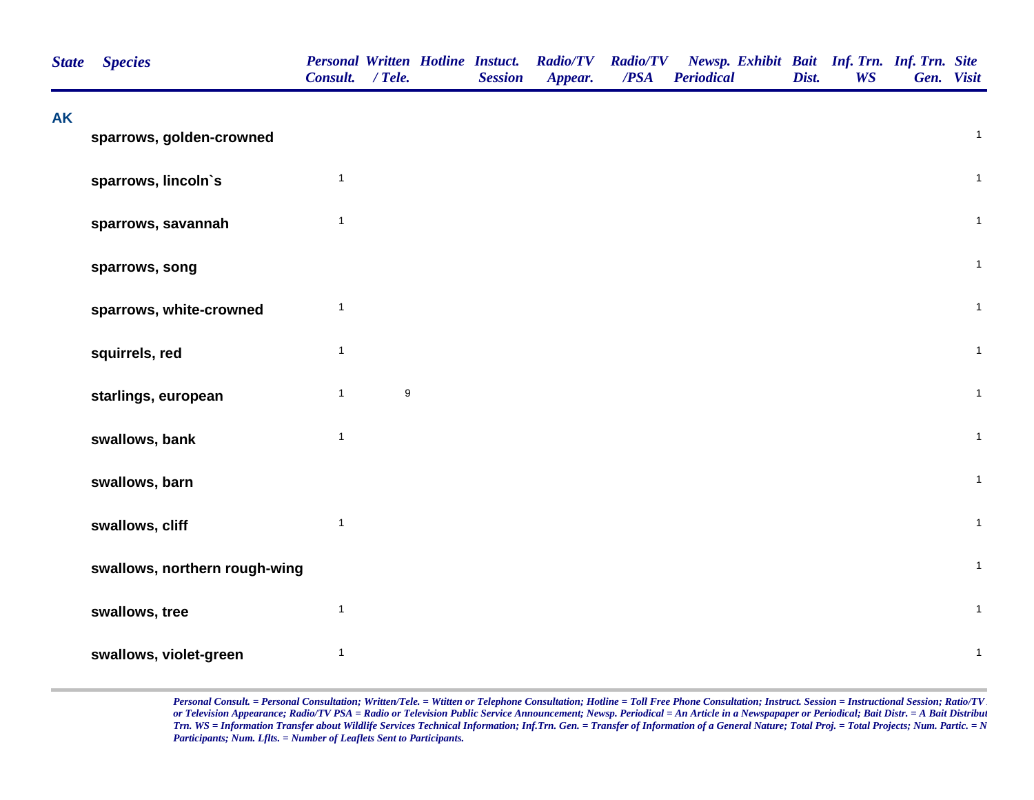| State | Species | Personal Consult. | Written / Tele. | Hotline | Instuct. Session | Radio/TV Appear. | Radio/TV /PSA | Newsp. Periodical | Exhibit | Bait Dist. | Inf. Trn. WS | Inf. Trn. Gen. | Site Visit |
|---|---|---|---|---|---|---|---|---|---|---|---|---|---|
| AK | | | | | | | | | | | | | |
| | sparrows, golden-crowned | | | | | | | | | | | | 1 |
| | sparrows, lincoln`s | 1 | | | | | | | | | | | 1 |
| | sparrows, savannah | 1 | | | | | | | | | | | 1 |
| | sparrows, song | | | | | | | | | | | | 1 |
| | sparrows, white-crowned | 1 | | | | | | | | | | | 1 |
| | squirrels, red | 1 | | | | | | | | | | | 1 |
| | starlings, european | 1 | 9 | | | | | | | | | | 1 |
| | swallows, bank | 1 | | | | | | | | | | | 1 |
| | swallows, barn | | | | | | | | | | | | 1 |
| | swallows, cliff | 1 | | | | | | | | | | | 1 |
| | swallows, northern rough-wing | | | | | | | | | | | | 1 |
| | swallows, tree | 1 | | | | | | | | | | | 1 |
| | swallows, violet-green | 1 | | | | | | | | | | | 1 |

*Personal Consult. = Personal Consultation; Written/Tele. = Wtitten or Telephone Consultation; Hotline = Toll Free Phone Consultation; Instruct. Session = Instructional Session; Ratio/TV or Television Appearance; Radio/TV PSA = Radio or Television Public Service Announcement; Newsp. Periodical = An Article in a Newspapaper or Periodical; Bait Distr. = A Bait Distribut Trn. WS = Information Transfer about Wildlife Services Technical Information; Inf.Trn. Gen. = Transfer of Information of a General Nature; Total Proj. = Total Projects; Num. Partic. = N Participants; Num. Lflts. = Number of Leaflets Sent to Participants.*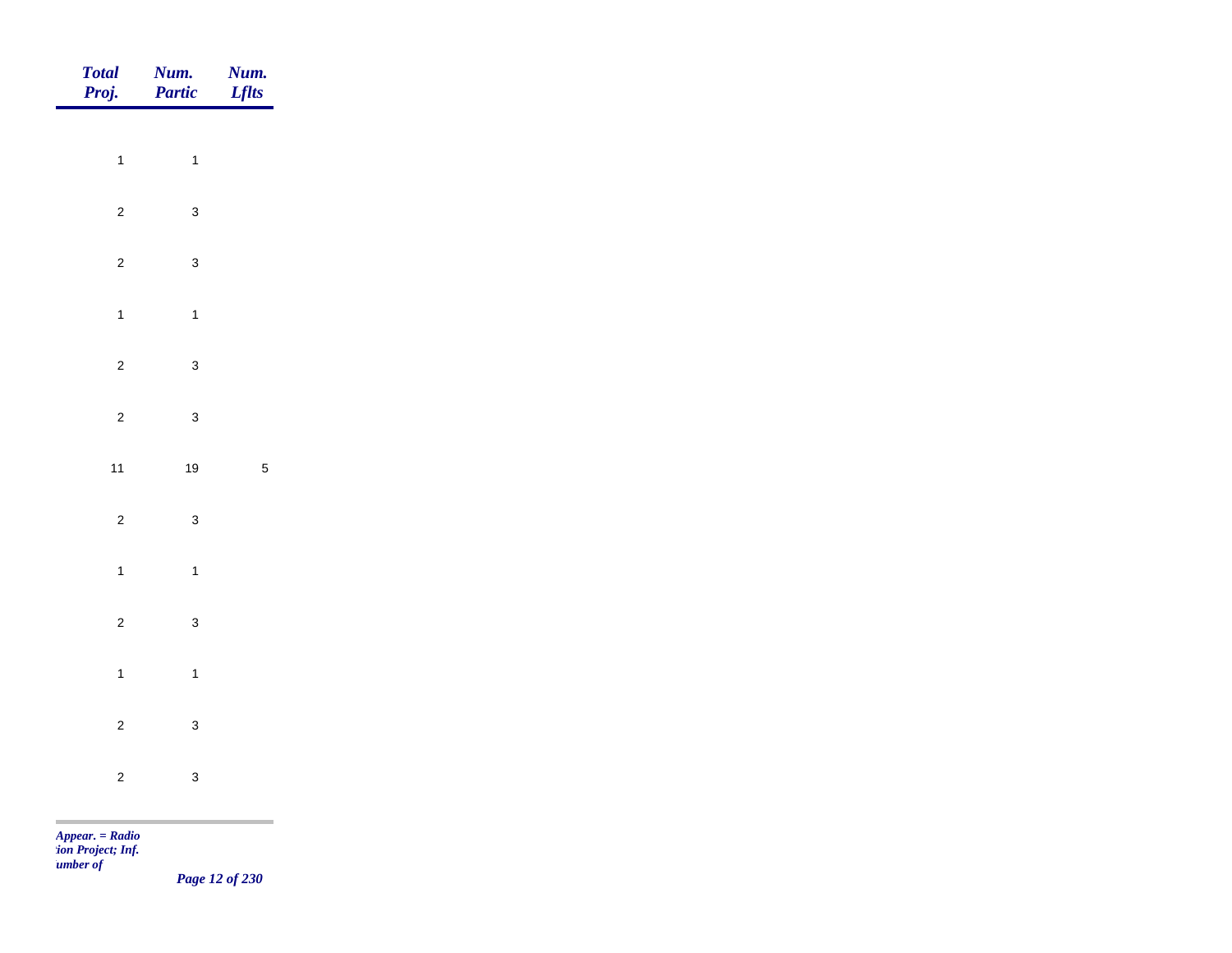| Total Proj. | Num. Partic | Num. Lflts |
| --- | --- | --- |
| 1 | 1 | |
| 2 | 3 | |
| 2 | 3 | |
| 1 | 1 | |
| 2 | 3 | |
| 2 | 3 | |
| 11 | 19 | 5 |
| 2 | 3 | |
| 1 | 1 | |
| 2 | 3 | |
| 1 | 1 | |
| 2 | 3 | |
| 2 | 3 | |

*Appear. = Radio*
*tion Project; Inf.*
*umber of*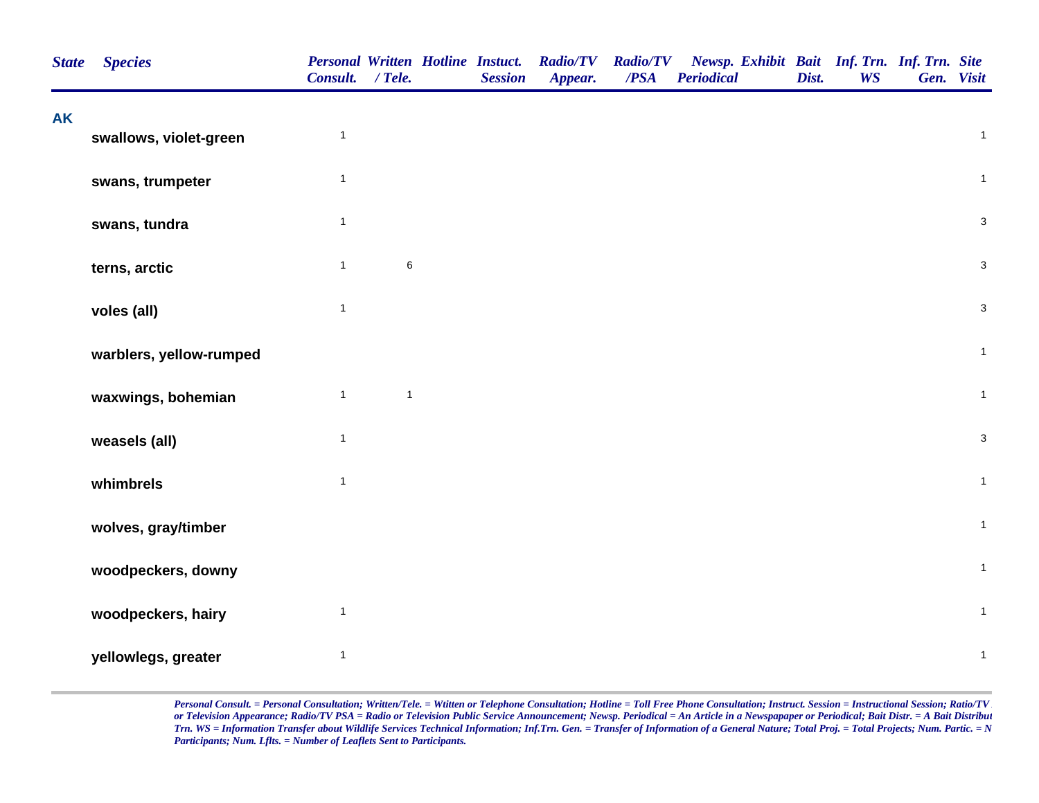| State | Species | Personal Consult. | Written / Tele. | Hotline | Instuct. Session | Radio/TV Appear. | Radio/TV /PSA | Newsp. Periodical | Exhibit | Bait Dist. | Inf. Trn. WS | Inf. Trn. Gen. | Site Visit |
|---|---|---|---|---|---|---|---|---|---|---|---|---|---|
| AK | | | | | | | | | | | | | |
| | swallows, violet-green | 1 | | | | | | | | | | | 1 |
| | swans, trumpeter | 1 | | | | | | | | | | | 1 |
| | swans, tundra | 1 | | | | | | | | | | | 3 |
| | terns, arctic | 1 | 6 | | | | | | | | | | 3 |
| | voles (all) | 1 | | | | | | | | | | | 3 |
| | warblers, yellow-rumped | | | | | | | | | | | | 1 |
| | waxwings, bohemian | 1 | 1 | | | | | | | | | | 1 |
| | weasels (all) | 1 | | | | | | | | | | | 3 |
| | whimbrels | 1 | | | | | | | | | | | 1 |
| | wolves, gray/timber | | | | | | | | | | | | 1 |
| | woodpeckers, downy | | | | | | | | | | | | 1 |
| | woodpeckers, hairy | 1 | | | | | | | | | | | 1 |
| | yellowlegs, greater | 1 | | | | | | | | | | | 1 |

*Personal Consult. = Personal Consultation; Written/Tele. = Wtitten or Telephone Consultation; Hotline = Toll Free Phone Consultation; Instruct. Session = Instructional Session; Ratio/TV or Television Appearance; Radio/TV PSA = Radio or Television Public Service Announcement; Newsp. Periodical = An Article in a Newspapaper or Periodical; Bait Distr. = A Bait Distribut Trn. WS = Information Transfer about Wildlife Services Technical Information; Inf.Trn. Gen. = Transfer of Information of a General Nature; Total Proj. = Total Projects; Num. Partic. = N Participants; Num. Lflts. = Number of Leaflets Sent to Participants.*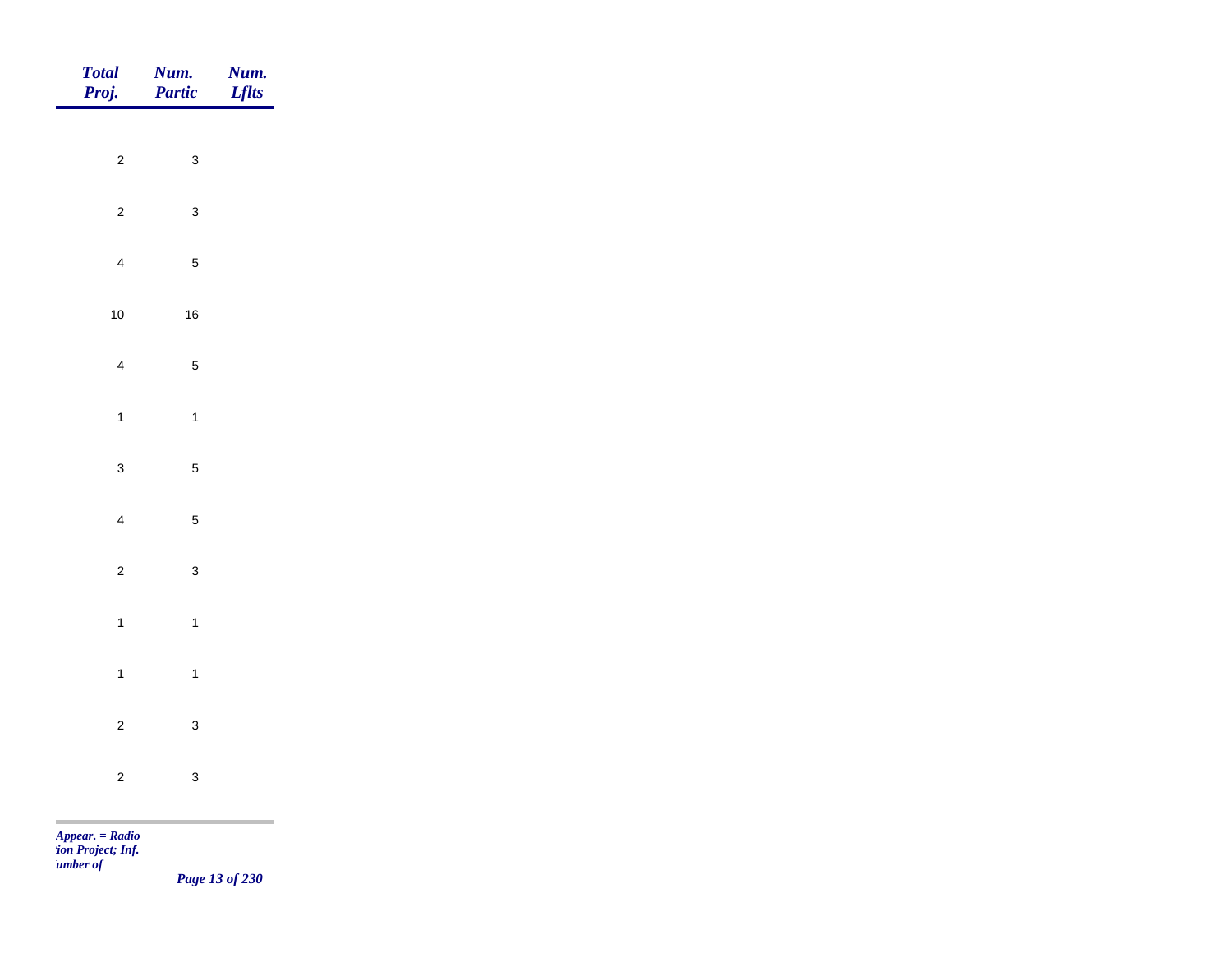| *Total Proj.* | *Num. Partic* | *Num. Lflts* |
| --- | --- | --- |
| 2 | 3 | |
| 2 | 3 | |
| 4 | 5 | |
| 10 | 16 | |
| 4 | 5 | |
| 1 | 1 | |
| 3 | 5 | |
| 4 | 5 | |
| 2 | 3 | |
| 1 | 1 | |
| 1 | 1 | |
| 2 | 3 | |
| 2 | 3 | |

*Appear. = Radio*
*tion Project; Inf.*
*umber of*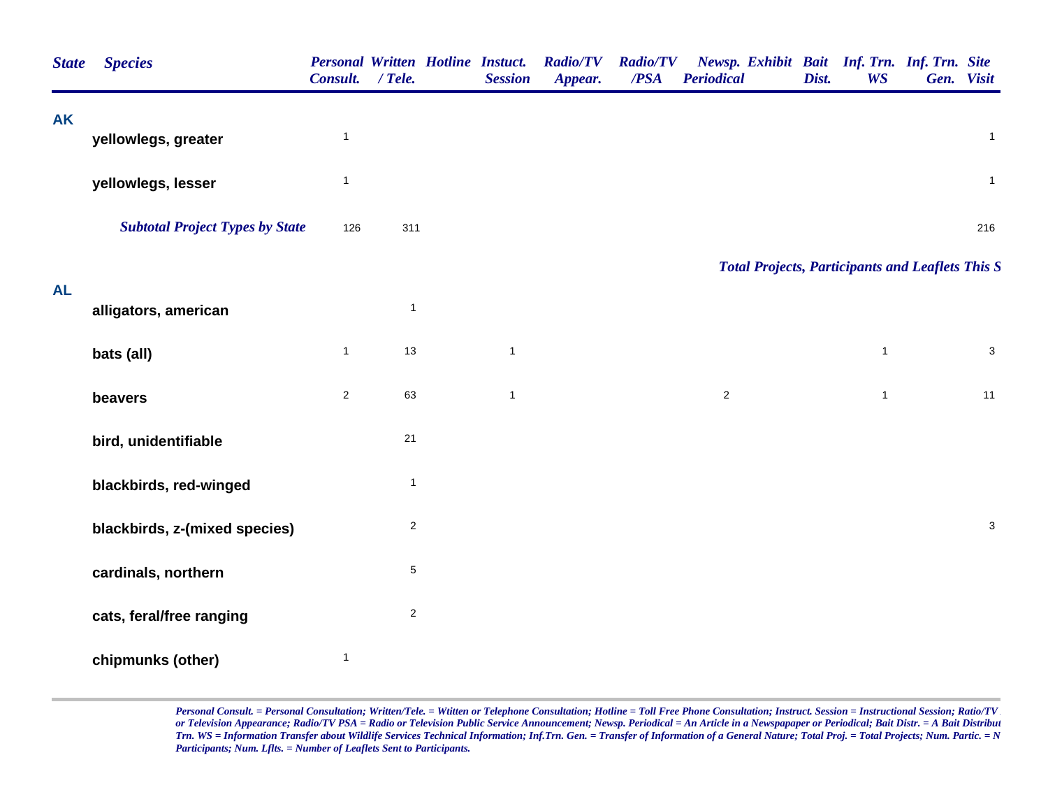| State | Species | Personal Consult. | Written / Tele. | Hotline | Instuct. Session | Radio/TV Appear. | Radio/TV /PSA | Newsp. Periodical | Exhibit | Bait Dist. | Inf. Trn. WS | Inf. Trn. Gen. | Site Visit |
|---|---|---|---|---|---|---|---|---|---|---|---|---|---|
| **AK** | | | | | | | | | | | | | |
| | **yellowlegs, greater** | 1 | | | | | | | | | | | 1 |
| | **yellowlegs, lesser** | 1 | | | | | | | | | | | 1 |
| | ***Subtotal Project Types by State*** | 126 | 311 | | | | | | | | | | 216 |
| | | | | | | | | ***Total Projects, Participants and Leaflets This S*** | | | | | |
| **AL** | | | | | | | | | | | | | |
| | **alligators, american** | | 1 | | | | | | | | | | |
| | **bats (all)** | 1 | 13 | | 1 | | | | | | 1 | | 3 |
| | **beavers** | 2 | 63 | | 1 | | | 2 | | | 1 | | 11 |
| | **bird, unidentifiable** | | 21 | | | | | | | | | | |
| | **blackbirds, red-winged** | | 1 | | | | | | | | | | |
| | **blackbirds, z-(mixed species)** | | 2 | | | | | | | | | | 3 |
| | **cardinals, northern** | | 5 | | | | | | | | | | |
| | **cats, feral/free ranging** | | 2 | | | | | | | | | | |
| | **chipmunks (other)** | 1 | | | | | | | | | | | |

*Personal Consult. = Personal Consultation; Written/Tele. = Wtitten or Telephone Consultation; Hotline = Toll Free Phone Consultation; Instruct. Session = Instructional Session; Ratio/TV or Television Appearance; Radio/TV PSA = Radio or Television Public Service Announcement; Newsp. Periodical = An Article in a Newspapaper or Periodical; Bait Distr. = A Bait Distribut Trn. WS = Information Transfer about Wildlife Services Technical Information; Inf.Trn. Gen. = Transfer of Information of a General Nature; Total Proj. = Total Projects; Num. Partic. = N Participants; Num. Lflts. = Number of Leaflets Sent to Participants.*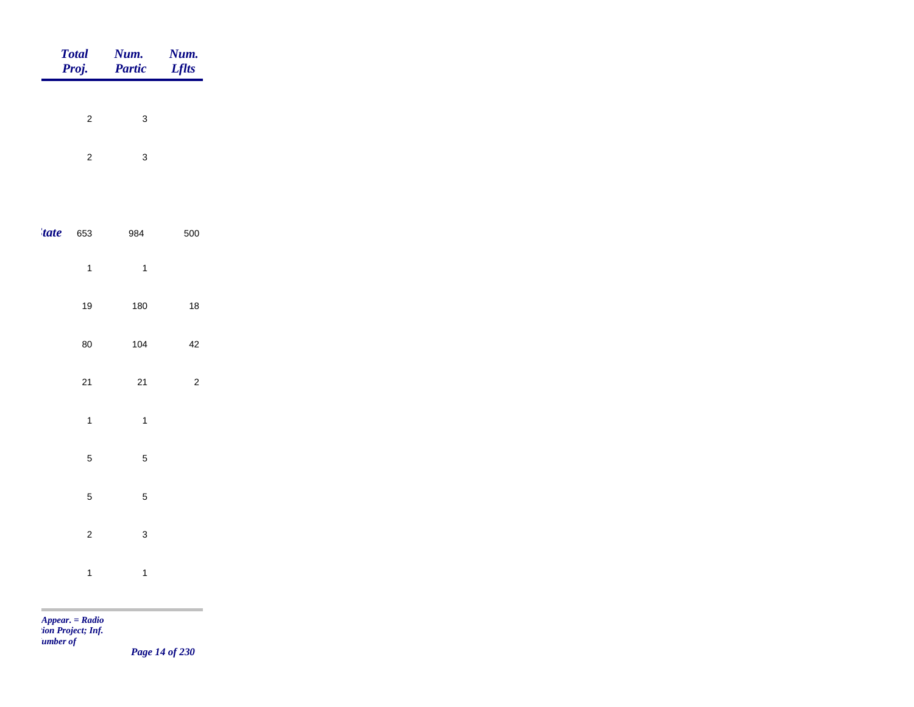| | Total Proj. | Num. Partic | Num. Lflts |
|---|---|---|---|
| | 2 | 3 | |
| | 2 | 3 | |
| *tate* | 653 | 984 | 500 |
| | 1 | 1 | |
| | 19 | 180 | 18 |
| | 80 | 104 | 42 |
| | 21 | 21 | 2 |
| | 1 | 1 | |
| | 5 | 5 | |
| | 5 | 5 | |
| | 2 | 3 | |
| | 1 | 1 | |

*Appear. = Radio*
*tion Project; Inf.*
*umber of*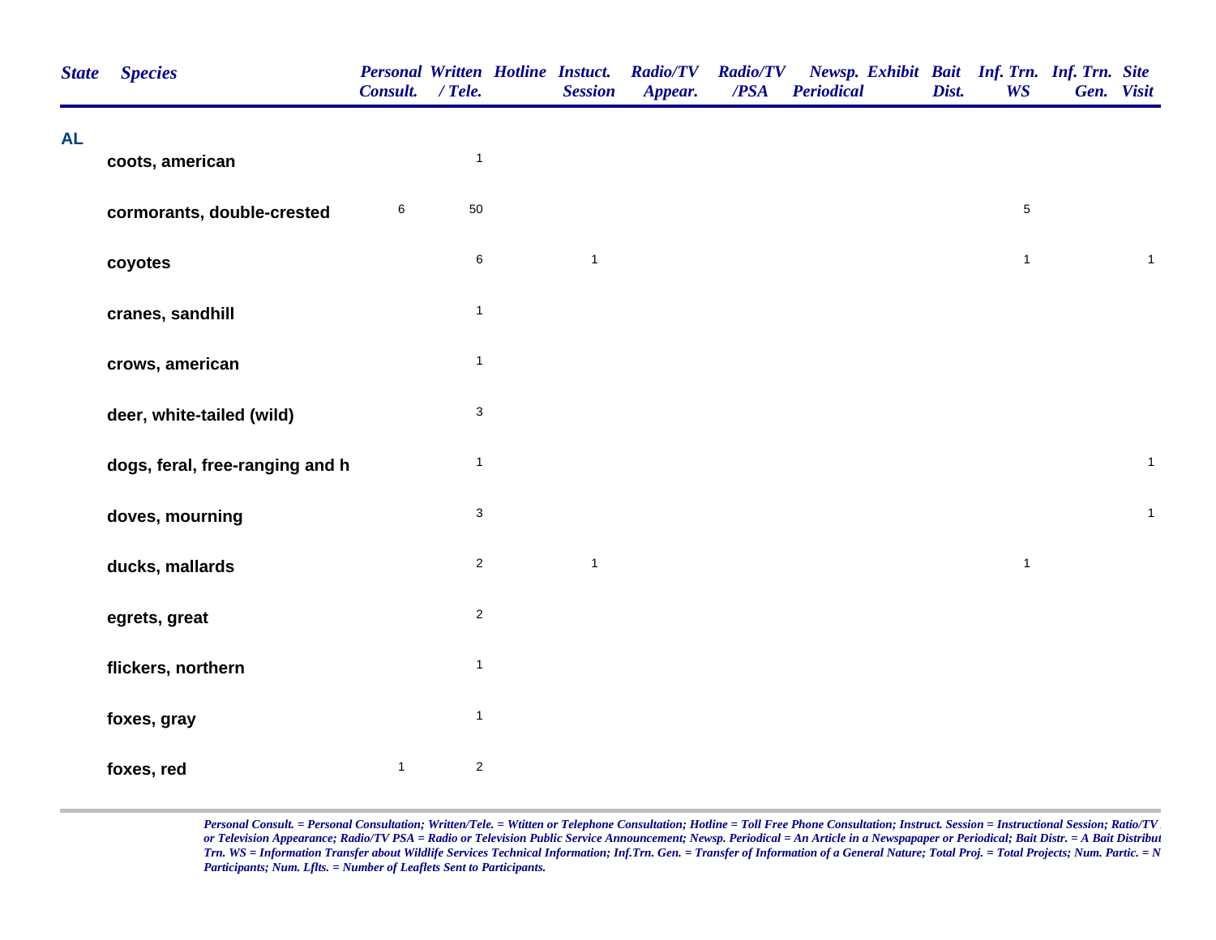| State | Species | Personal Consult. | Written / Tele. | Hotline | Instuct. Session | Radio/TV Appear. | Radio/TV /PSA | Newsp. Periodical | Exhibit | Bait Dist. | Inf. Trn. WS | Inf. Trn. Gen. | Site Visit |
|---|---|---|---|---|---|---|---|---|---|---|---|---|---|
| AL | | | | | | | | | | | | | |
| | coots, american | | 1 | | | | | | | | | | |
| | cormorants, double-crested | 6 | 50 | | | | | | | | 5 | | |
| | coyotes | | 6 | | 1 | | | | | | 1 | | 1 |
| | cranes, sandhill | | 1 | | | | | | | | | | |
| | crows, american | | 1 | | | | | | | | | | |
| | deer, white-tailed (wild) | | 3 | | | | | | | | | | |
| | dogs, feral, free-ranging and h | | 1 | | | | | | | | | | 1 |
| | doves, mourning | | 3 | | | | | | | | | | 1 |
| | ducks, mallards | | 2 | | 1 | | | | | | 1 | | |
| | egrets, great | | 2 | | | | | | | | | | |
| | flickers, northern | | 1 | | | | | | | | | | |
| | foxes, gray | | 1 | | | | | | | | | | |
| | foxes, red | 1 | 2 | | | | | | | | | | |

*Personal Consult. = Personal Consultation; Written/Tele. = Wtitten or Telephone Consultation; Hotline = Toll Free Phone Consultation; Instruct. Session = Instructional Session; Ratio/TV or Television Appearance; Radio/TV PSA = Radio or Television Public Service Announcement; Newsp. Periodical = An Article in a Newspapaper or Periodical; Bait Distr. = A Bait Distribut Trn. WS = Information Transfer about Wildlife Services Technical Information; Inf.Trn. Gen. = Transfer of Information of a General Nature; Total Proj. = Total Projects; Num. Partic. = N Participants; Num. Lflts. = Number of Leaflets Sent to Participants.*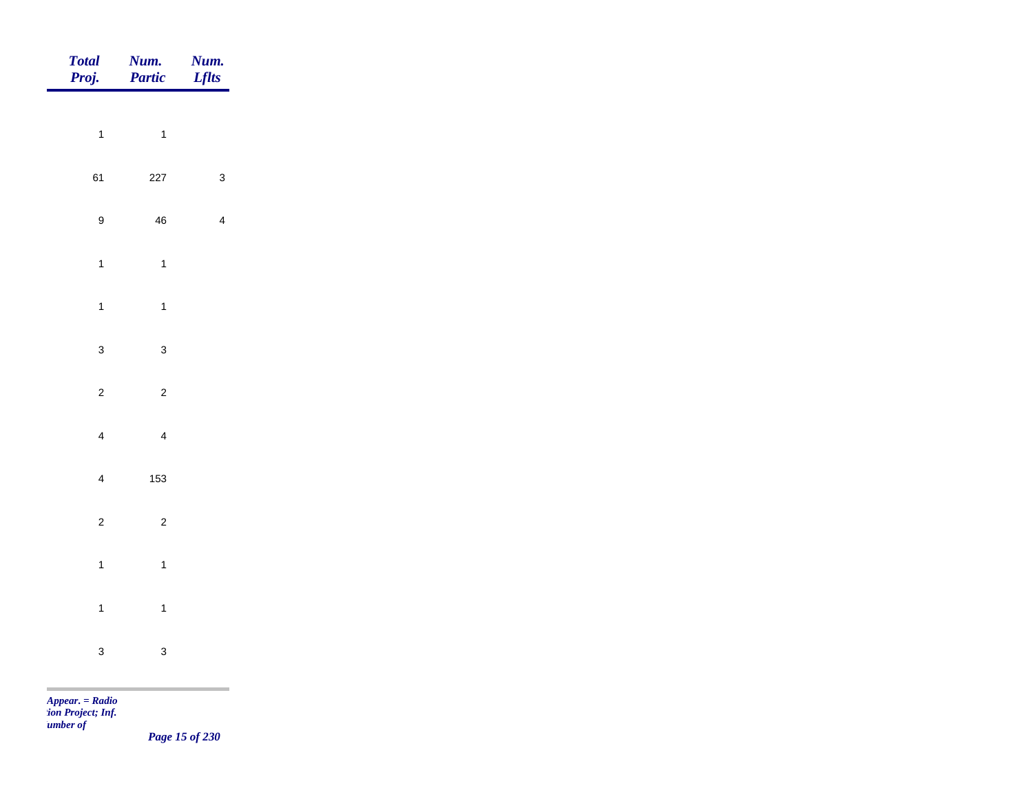| *Total Proj.* | *Num. Partic* | *Num. Lflts* |
|---|---|---|
| 1 | 1 | |
| 61 | 227 | 3 |
| 9 | 46 | 4 |
| 1 | 1 | |
| 1 | 1 | |
| 3 | 3 | |
| 2 | 2 | |
| 4 | 4 | |
| 4 | 153 | |
| 2 | 2 | |
| 1 | 1 | |
| 1 | 1 | |
| 3 | 3 | |

*Appear. = Radio*
*tion Project; Inf.*
*umber of*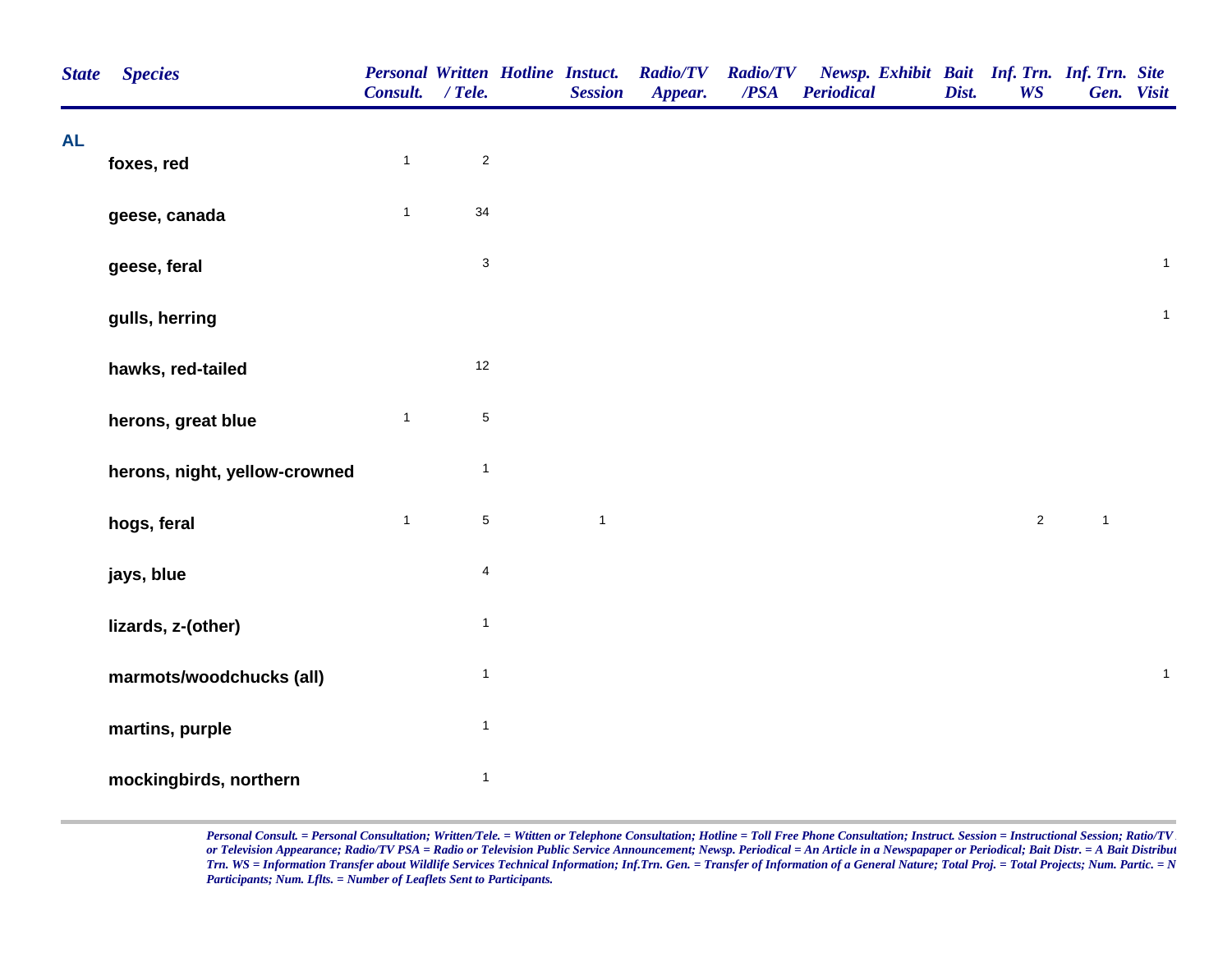| State | Species | Personal Consult. | Written / Tele. | Hotline | Instuct. Session | Radio/TV Appear. | Radio/TV /PSA | Newsp. Periodical | Exhibit | Bait Dist. | Inf. Trn. WS | Inf. Trn. Gen. | Site Visit |
|---|---|---|---|---|---|---|---|---|---|---|---|---|---|
| **AL** | | | | | | | | | | | | | |
| | foxes, red | 1 | 2 | | | | | | | | | | |
| | geese, canada | 1 | 34 | | | | | | | | | | |
| | geese, feral | | 3 | | | | | | | | | | 1 |
| | gulls, herring | | | | | | | | | | | | 1 |
| | hawks, red-tailed | | 12 | | | | | | | | | | |
| | herons, great blue | 1 | 5 | | | | | | | | | | |
| | herons, night, yellow-crowned | | 1 | | | | | | | | | | |
| | hogs, feral | 1 | 5 | | 1 | | | | | | 2 | 1 | |
| | jays, blue | | 4 | | | | | | | | | | |
| | lizards, z-(other) | | 1 | | | | | | | | | | |
| | marmots/woodchucks (all) | | 1 | | | | | | | | | | 1 |
| | martins, purple | | 1 | | | | | | | | | | |
| | mockingbirds, northern | | 1 | | | | | | | | | | |

*Personal Consult. = Personal Consultation; Written/Tele. = Wtitten or Telephone Consultation; Hotline = Toll Free Phone Consultation; Instruct. Session = Instructional Session; Ratio/TV or Television Appearance; Radio/TV PSA = Radio or Television Public Service Announcement; Newsp. Periodical = An Article in a Newspapaper or Periodical; Bait Distr. = A Bait Distribut Trn. WS = Information Transfer about Wildlife Services Technical Information; Inf.Trn. Gen. = Transfer of Information of a General Nature; Total Proj. = Total Projects; Num. Partic. = N Participants; Num. Lflts. = Number of Leaflets Sent to Participants.*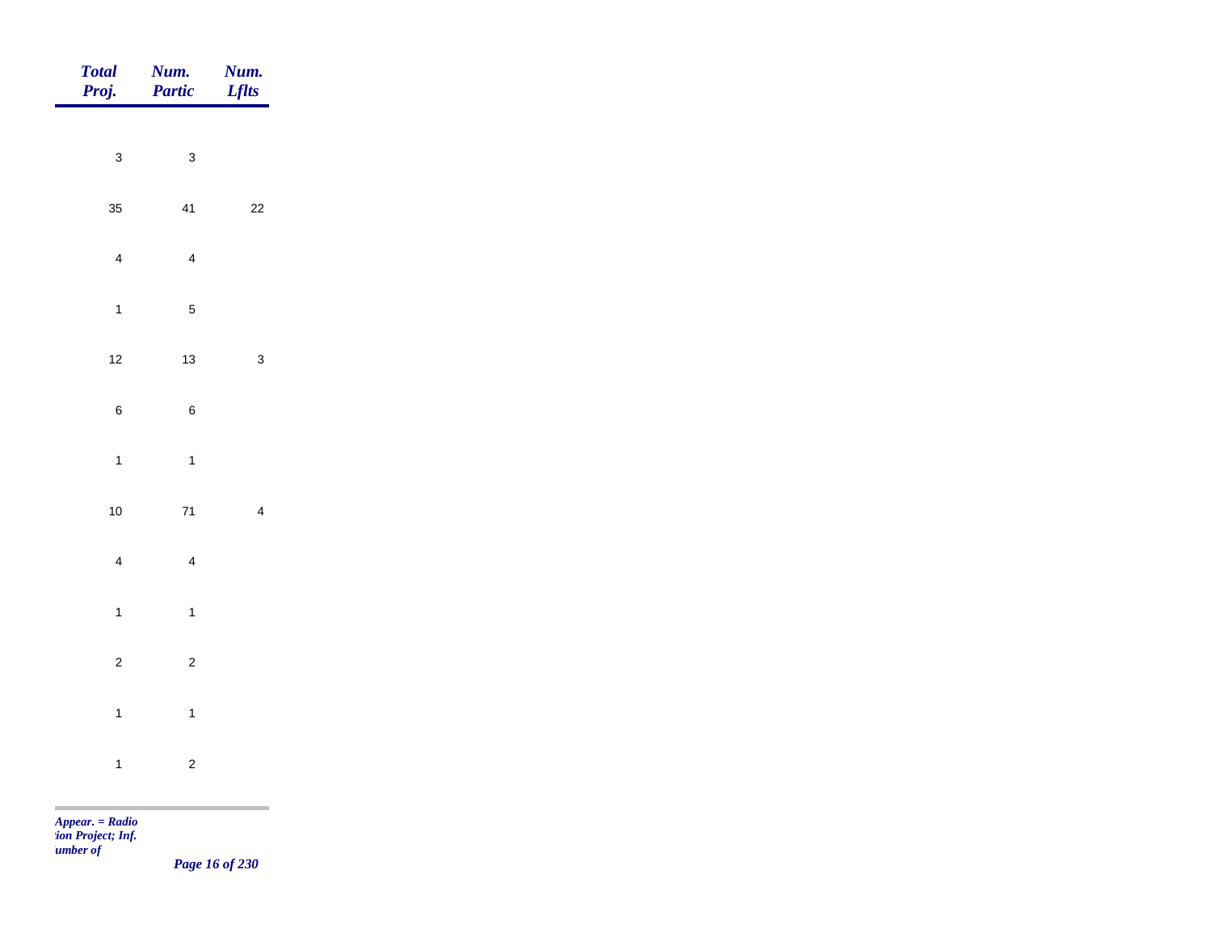| Total Proj. | Num. Partic | Num. Lflts |
|---|---|---|
| 3 | 3 | |
| 35 | 41 | 22 |
| 4 | 4 | |
| 1 | 5 | |
| 12 | 13 | 3 |
| 6 | 6 | |
| 1 | 1 | |
| 10 | 71 | 4 |
| 4 | 4 | |
| 1 | 1 | |
| 2 | 2 | |
| 1 | 1 | |
| 1 | 2 | |

*Appear. = Radio*
*tion Project; Inf.*
*umber of*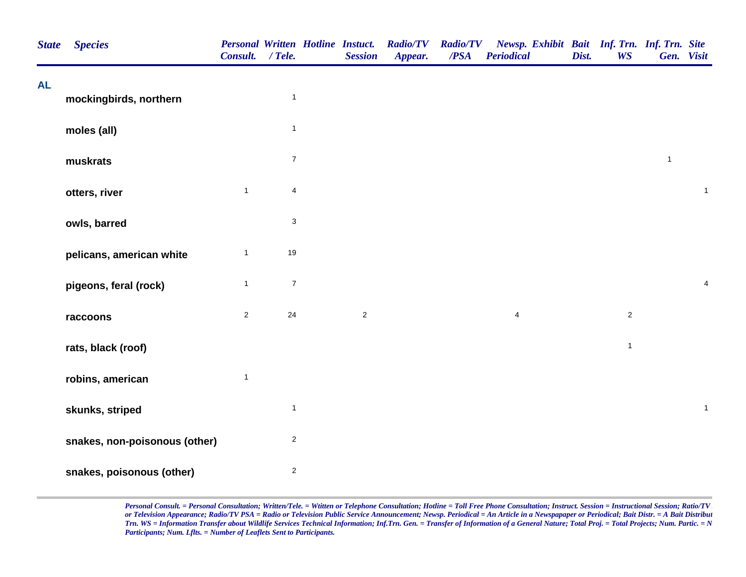| State | Species | Personal Consult. | Written / Tele. | Hotline | Instuct. Session | Radio/TV Appear. | Radio/TV /PSA | Newsp. Periodical | Exhibit | Bait Dist. | Inf. Trn. WS | Inf. Trn. Gen. | Site Visit |
|---|---|---|---|---|---|---|---|---|---|---|---|---|---|
| **AL** | | | | | | | | | | | | | |
| | **mockingbirds, northern** | | 1 | | | | | | | | | | |
| | **moles (all)** | | 1 | | | | | | | | | | |
| | **muskrats** | | 7 | | | | | | | | | 1 | |
| | **otters, river** | 1 | 4 | | | | | | | | | | 1 |
| | **owls, barred** | | 3 | | | | | | | | | | |
| | **pelicans, american white** | 1 | 19 | | | | | | | | | | |
| | **pigeons, feral (rock)** | 1 | 7 | | | | | | | | | | 4 |
| | **raccoons** | 2 | 24 | | 2 | | | 4 | | | 2 | | |
| | **rats, black (roof)** | | | | | | | | | | 1 | | |
| | **robins, american** | 1 | | | | | | | | | | | |
| | **skunks, striped** | | 1 | | | | | | | | | | 1 |
| | **snakes, non-poisonous (other)** | | 2 | | | | | | | | | | |
| | **snakes, poisonous (other)** | | 2 | | | | | | | | | | |

*Personal Consult. = Personal Consultation; Written/Tele. = Wtitten or Telephone Consultation; Hotline = Toll Free Phone Consultation; Instruct. Session = Instructional Session; Ratio/TV or Television Appearance; Radio/TV PSA = Radio or Television Public Service Announcement; Newsp. Periodical = An Article in a Newspapaper or Periodical; Bait Distr. = A Bait Distribut Trn. WS = Information Transfer about Wildlife Services Technical Information; Inf.Trn. Gen. = Transfer of Information of a General Nature; Total Proj. = Total Projects; Num. Partic. = N Participants; Num. Lflts. = Number of Leaflets Sent to Participants.*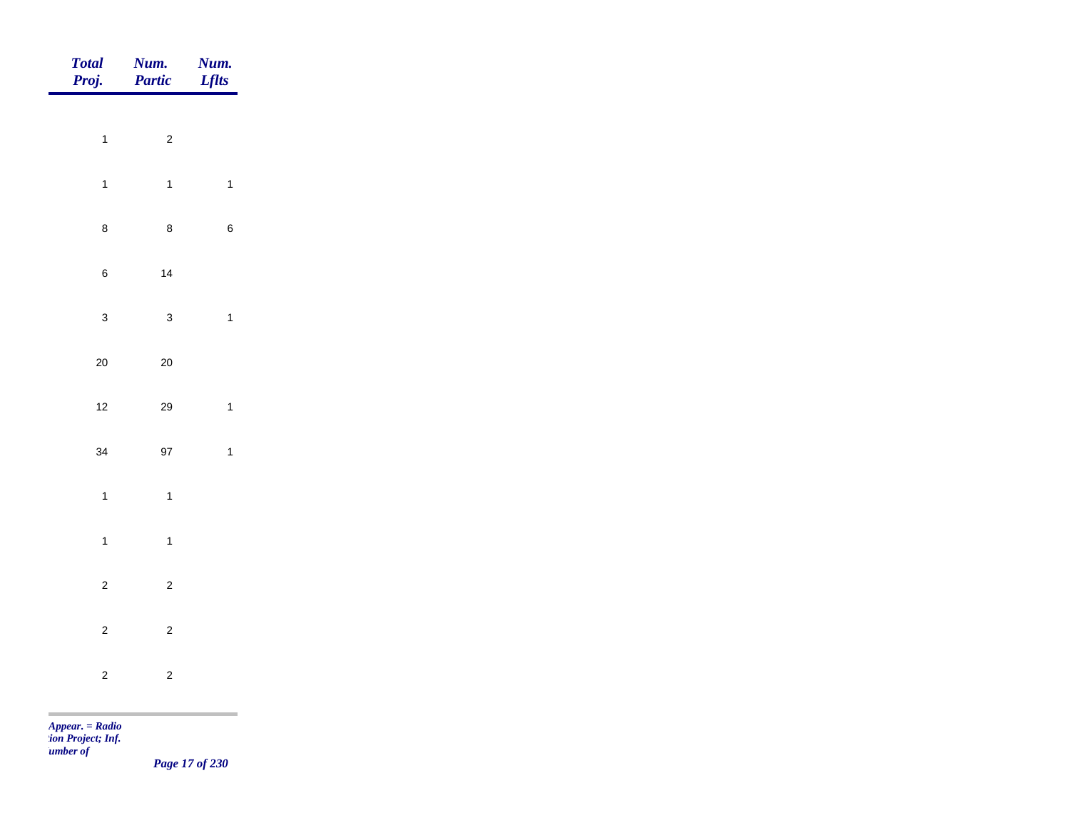| *Total Proj.* | *Num. Partic* | *Num. Lflts* |
|---|---|---|
| 1 | 2 | |
| 1 | 1 | 1 |
| 8 | 8 | 6 |
| 6 | 14 | |
| 3 | 3 | 1 |
| 20 | 20 | |
| 12 | 29 | 1 |
| 34 | 97 | 1 |
| 1 | 1 | |
| 1 | 1 | |
| 2 | 2 | |
| 2 | 2 | |
| 2 | 2 | |

*Appear. = Radio*
*tion Project; Inf.*
*umber of*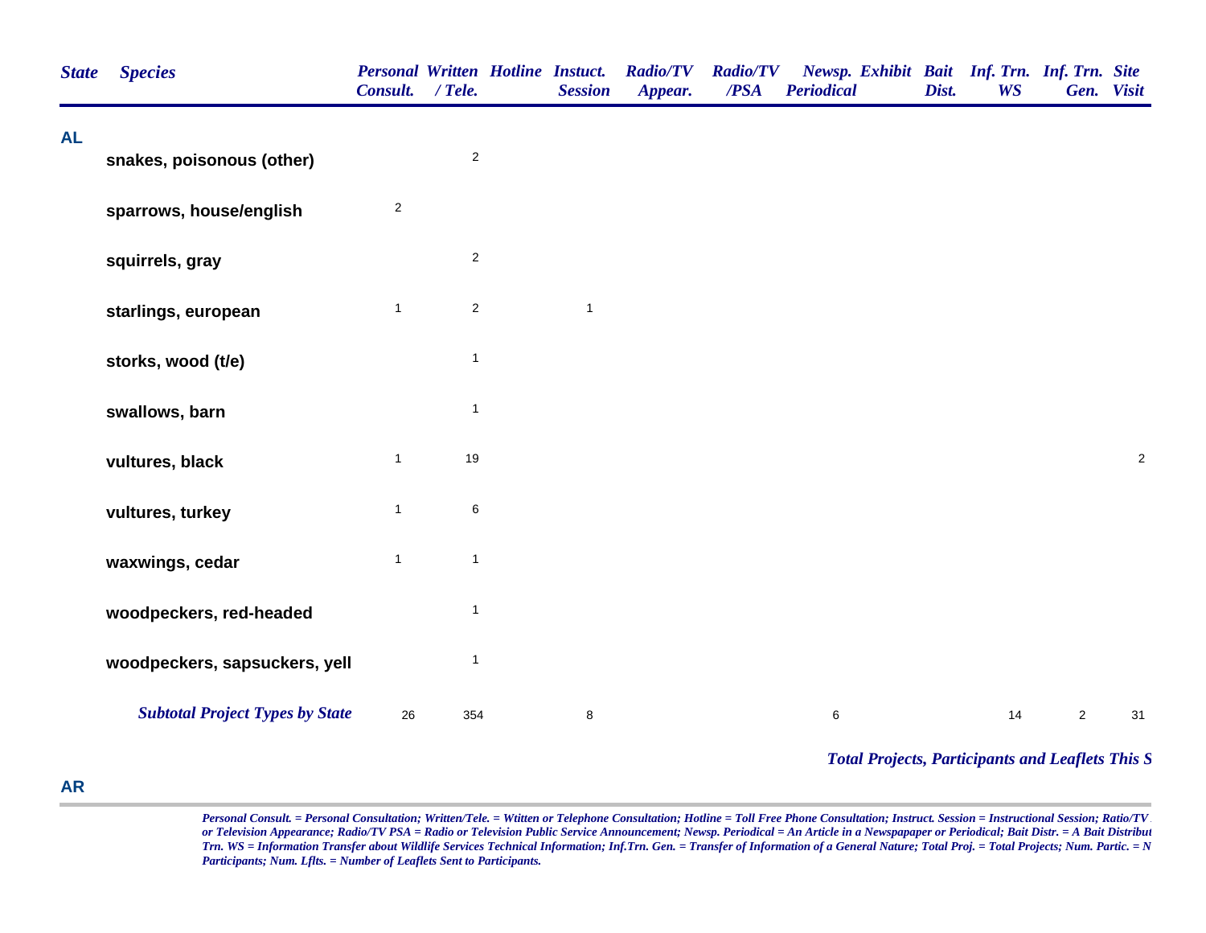| State | Species | Personal Consult. | Written / Tele. | Hotline | Instuct. Session | Radio/TV Appear. | Radio/TV /PSA | Newsp. Periodical | Exhibit | Bait Dist. | Inf. Trn. WS | Inf. Trn. Gen. | Site Visit |
|---|---|---|---|---|---|---|---|---|---|---|---|---|---|
| AL | | | | | | | | | | | | | |
| | snakes, poisonous (other) | | 2 | | | | | | | | | | |
| | sparrows, house/english | 2 | | | | | | | | | | | |
| | squirrels, gray | | 2 | | | | | | | | | | |
| | starlings, european | 1 | 2 | | 1 | | | | | | | | |
| | storks, wood (t/e) | | 1 | | | | | | | | | | |
| | swallows, barn | | 1 | | | | | | | | | | |
| | vultures, black | 1 | 19 | | | | | | | | | | 2 |
| | vultures, turkey | 1 | 6 | | | | | | | | | | |
| | waxwings, cedar | 1 | 1 | | | | | | | | | | |
| | woodpeckers, red-headed | | 1 | | | | | | | | | | |
| | woodpeckers, sapsuckers, yell | | 1 | | | | | | | | | | |
| | ***Subtotal Project Types by State*** | 26 | 354 | | 8 | | | 6 | | | 14 | 2 | 31 |

***Total Projects, Participants and Leaflets This S***

**AR**

*Personal Consult. = Personal Consultation; Written/Tele. = Wtitten or Telephone Consultation; Hotline = Toll Free Phone Consultation; Instruct. Session = Instructional Session; Ratio/TV or Television Appearance; Radio/TV PSA = Radio or Television Public Service Announcement; Newsp. Periodical = An Article in a Newspapaper or Periodical; Bait Distr. = A Bait Distribut Trn. WS = Information Transfer about Wildlife Services Technical Information; Inf.Trn. Gen. = Transfer of Information of a General Nature; Total Proj. = Total Projects; Num. Partic. = N Participants; Num. Lflts. = Number of Leaflets Sent to Participants.*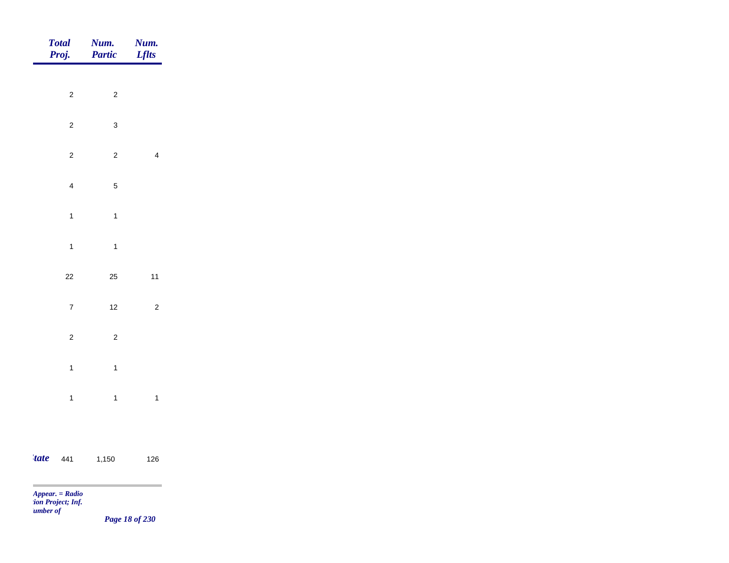| Total Proj. | Num. Partic | Num. Lflts |
|---|---|---|
| 2 | 2 | |
| 2 | 3 | |
| 2 | 2 | 4 |
| 4 | 5 | |
| 1 | 1 | |
| 1 | 1 | |
| 22 | 25 | 11 |
| 7 | 12 | 2 |
| 2 | 2 | |
| 1 | 1 | |
| 1 | 1 | 1 |
| *tate* 441 | 1,150 | 126 |

*Appear. = Radio*
*tion Project; Inf.*
*umber of*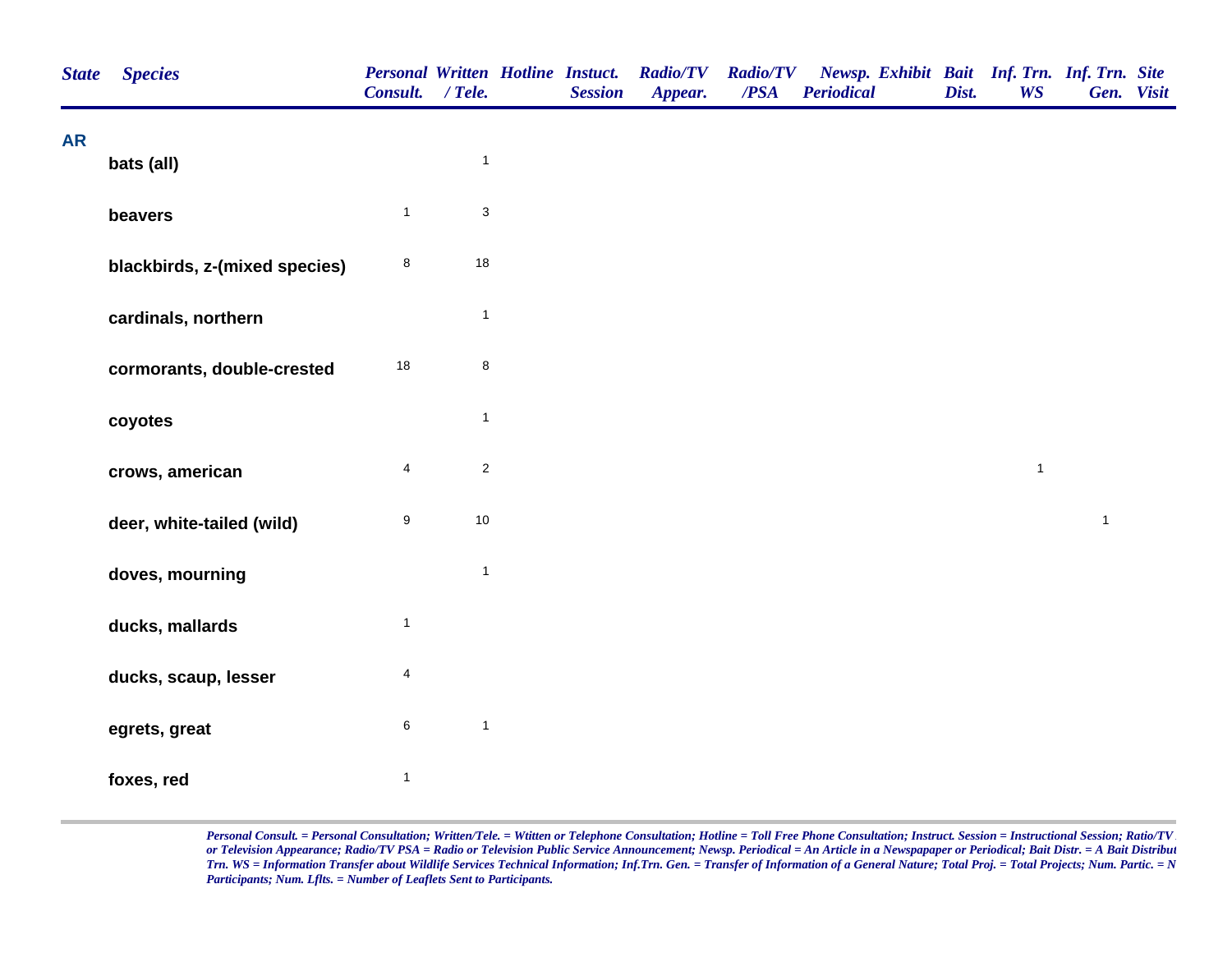| State | Species | Personal Consult. | Written / Tele. | Hotline | Instuct. Session | Radio/TV Appear. | Radio/TV /PSA | Newsp. Periodical | Exhibit | Bait Dist. | Inf. Trn. WS | Inf. Trn. Gen. | Site Visit |
|---|---|---|---|---|---|---|---|---|---|---|---|---|---|
| **AR** | | | | | | | | | | | | | |
| | **bats (all)** | | 1 | | | | | | | | | | |
| | **beavers** | 1 | 3 | | | | | | | | | | |
| | **blackbirds, z-(mixed species)** | 8 | 18 | | | | | | | | | | |
| | **cardinals, northern** | | 1 | | | | | | | | | | |
| | **cormorants, double-crested** | 18 | 8 | | | | | | | | | | |
| | **coyotes** | | 1 | | | | | | | | | | |
| | **crows, american** | 4 | 2 | | | | | | | | 1 | | |
| | **deer, white-tailed (wild)** | 9 | 10 | | | | | | | | | 1 | |
| | **doves, mourning** | | 1 | | | | | | | | | | |
| | **ducks, mallards** | 1 | | | | | | | | | | | |
| | **ducks, scaup, lesser** | 4 | | | | | | | | | | | |
| | **egrets, great** | 6 | 1 | | | | | | | | | | |
| | **foxes, red** | 1 | | | | | | | | | | | |

*Personal Consult. = Personal Consultation; Written/Tele. = Wtitten or Telephone Consultation; Hotline = Toll Free Phone Consultation; Instruct. Session = Instructional Session; Ratio/TV or Television Appearance; Radio/TV PSA = Radio or Television Public Service Announcement; Newsp. Periodical = An Article in a Newspapaper or Periodical; Bait Distr. = A Bait Distribut Trn. WS = Information Transfer about Wildlife Services Technical Information; Inf.Trn. Gen. = Transfer of Information of a General Nature; Total Proj. = Total Projects; Num. Partic. = N Participants; Num. Lflts. = Number of Leaflets Sent to Participants.*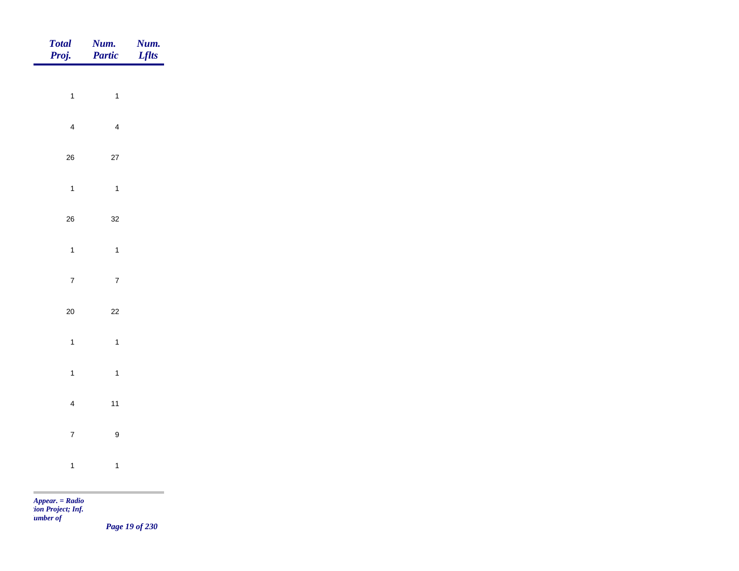| *Total Proj.* | *Num. Partic* | *Num. Lflts* |
|---|---|---|
| 1 | 1 | |
| 4 | 4 | |
| 26 | 27 | |
| 1 | 1 | |
| 26 | 32 | |
| 1 | 1 | |
| 7 | 7 | |
| 20 | 22 | |
| 1 | 1 | |
| 1 | 1 | |
| 4 | 11 | |
| 7 | 9 | |
| 1 | 1 | |

*Appear. = Radio*
*tion Project; Inf.*
*umber of*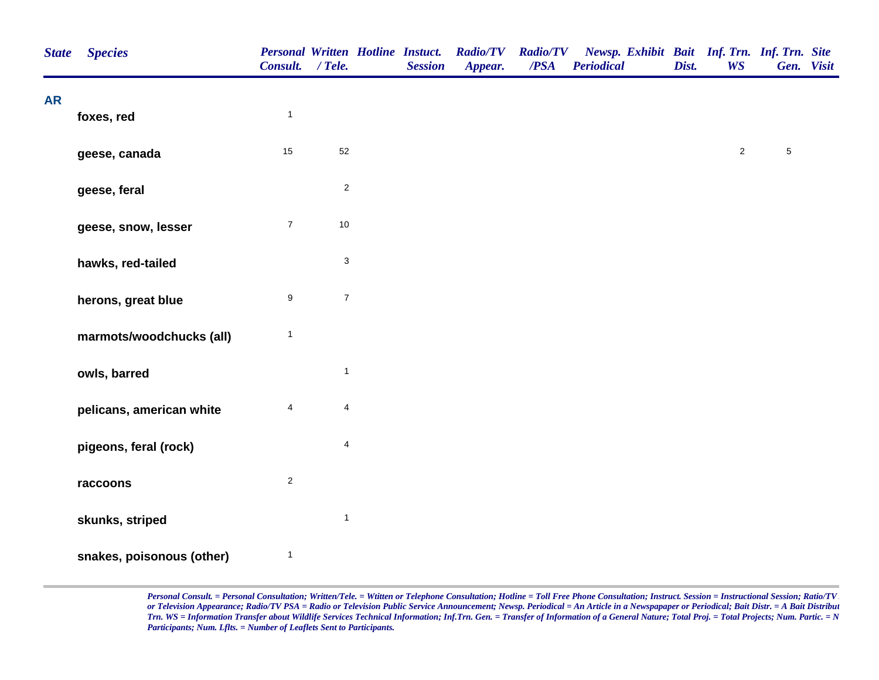| State | Species | Personal Consult. | Written / Tele. | Hotline | Instuct. Session | Radio/TV Appear. | Radio/TV /PSA | Newsp. Periodical | Exhibit | Bait Dist. | Inf. Trn. WS | Inf. Trn. Gen. | Site Visit |
|---|---|---|---|---|---|---|---|---|---|---|---|---|---|
| **AR** | | | | | | | | | | | | | |
| | foxes, red | 1 | | | | | | | | | | | |
| | geese, canada | 15 | 52 | | | | | | | | 2 | 5 | |
| | geese, feral | | 2 | | | | | | | | | | |
| | geese, snow, lesser | 7 | 10 | | | | | | | | | | |
| | hawks, red-tailed | | 3 | | | | | | | | | | |
| | herons, great blue | 9 | 7 | | | | | | | | | | |
| | marmots/woodchucks (all) | 1 | | | | | | | | | | | |
| | owls, barred | | 1 | | | | | | | | | | |
| | pelicans, american white | 4 | 4 | | | | | | | | | | |
| | pigeons, feral (rock) | | 4 | | | | | | | | | | |
| | raccoons | 2 | | | | | | | | | | | |
| | skunks, striped | | 1 | | | | | | | | | | |
| | snakes, poisonous (other) | 1 | | | | | | | | | | | |

*Personal Consult. = Personal Consultation; Written/Tele. = Wtitten or Telephone Consultation; Hotline = Toll Free Phone Consultation; Instruct. Session = Instructional Session; Ratio/TV or Television Appearance; Radio/TV PSA = Radio or Television Public Service Announcement; Newsp. Periodical = An Article in a Newspapaper or Periodical; Bait Distr. = A Bait Distribut Trn. WS = Information Transfer about Wildlife Services Technical Information; Inf.Trn. Gen. = Transfer of Information of a General Nature; Total Proj. = Total Projects; Num. Partic. = N Participants; Num. Lflts. = Number of Leaflets Sent to Participants.*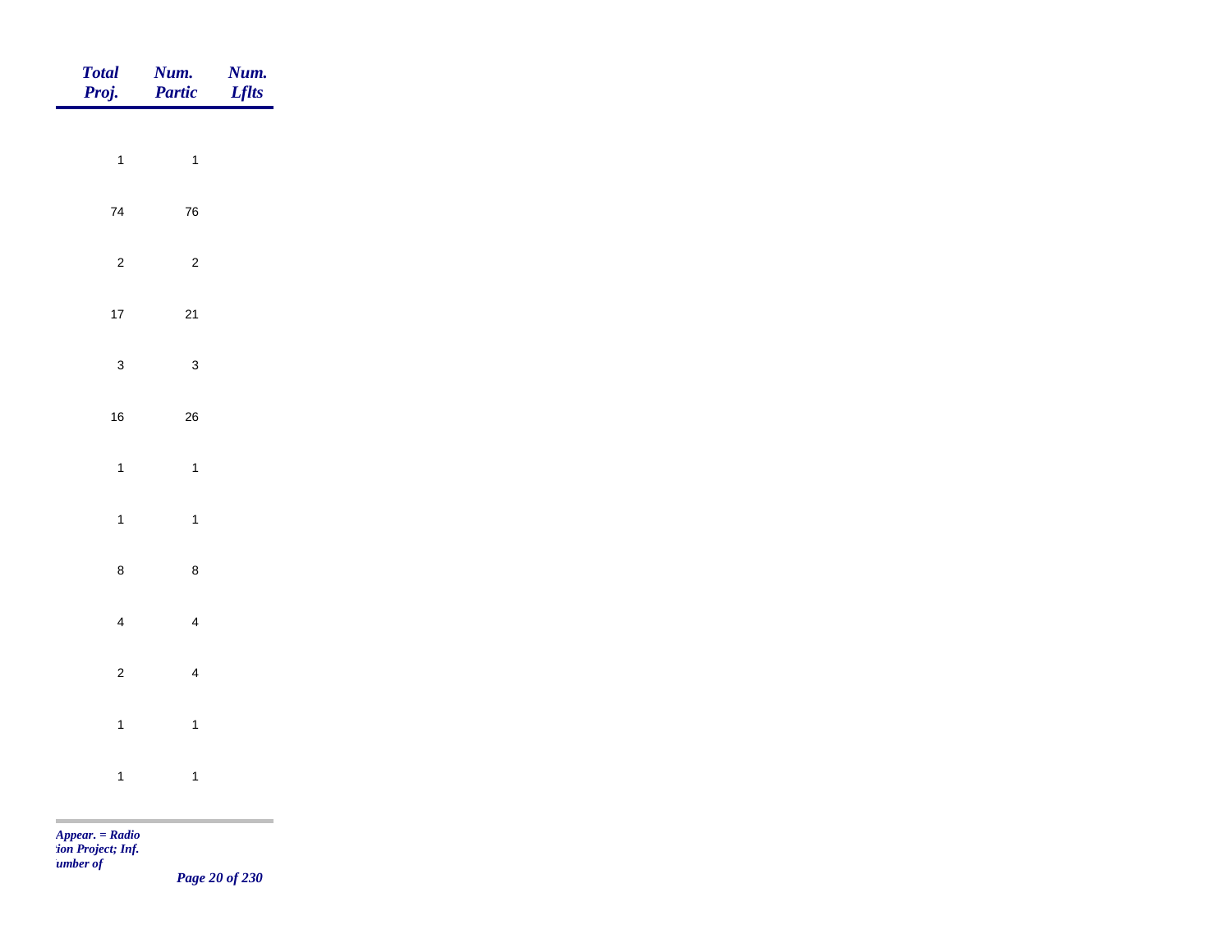| *Total Proj.* | *Num. Partic* | *Num. Lflts* |
|---|---|---|
| 1 | 1 | |
| 74 | 76 | |
| 2 | 2 | |
| 17 | 21 | |
| 3 | 3 | |
| 16 | 26 | |
| 1 | 1 | |
| 1 | 1 | |
| 8 | 8 | |
| 4 | 4 | |
| 2 | 4 | |
| 1 | 1 | |
| 1 | 1 | |

*Appear. = Radio*
*tion Project; Inf.*
*umber of*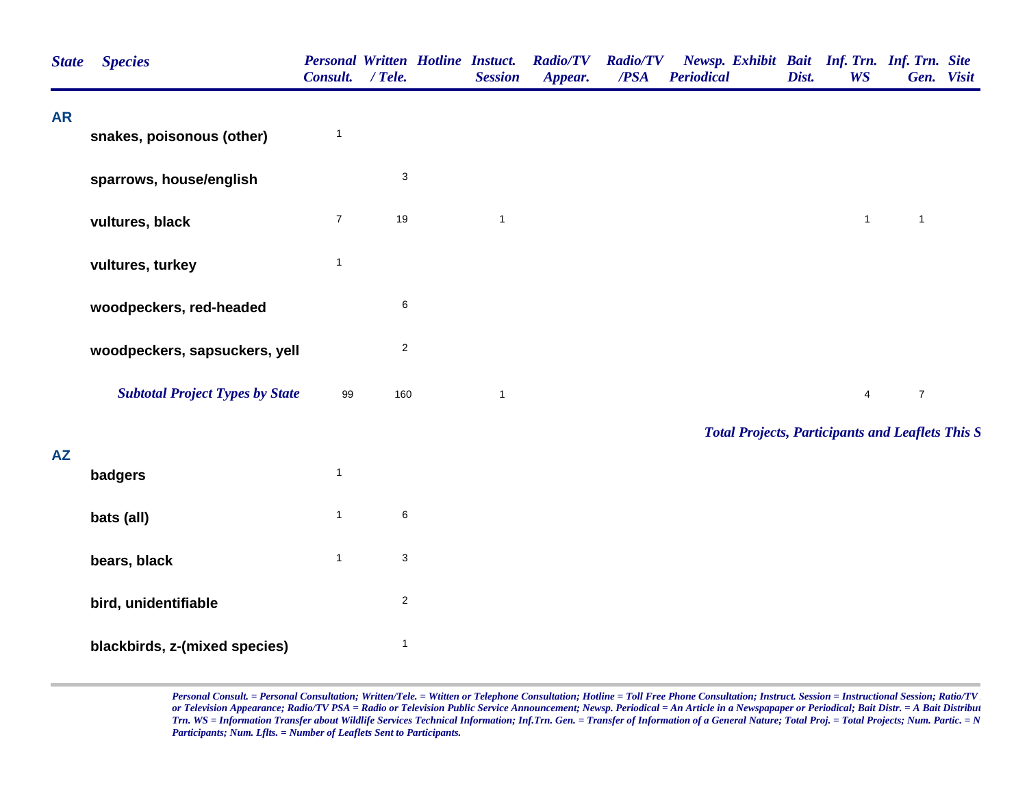| State | Species | Personal Consult. | Written / Tele. | Hotline | Instuct. Session | Radio/TV Appear. | Radio/TV /PSA | Newsp. Periodical | Exhibit | Bait Dist. | Inf. Trn. WS | Inf. Trn. Gen. | Site Visit |
|---|---|---|---|---|---|---|---|---|---|---|---|---|---|
| **AR** | | | | | | | | | | | | | |
| | **snakes, poisonous (other)** | 1 | | | | | | | | | | | |
| | **sparrows, house/english** | | 3 | | | | | | | | | | |
| | **vultures, black** | 7 | 19 | | 1 | | | | | | 1 | 1 | |
| | **vultures, turkey** | 1 | | | | | | | | | | | |
| | **woodpeckers, red-headed** | | 6 | | | | | | | | | | |
| | **woodpeckers, sapsuckers, yell** | | 2 | | | | | | | | | | |
| | ***Subtotal Project Types by State*** | 99 | 160 | | 1 | | | | | | 4 | 7 | |

***Total Projects, Participants and Leaflets This S***

| State | Species | Personal Consult. | Written / Tele. | Hotline | Instuct. Session | Radio/TV Appear. | Radio/TV /PSA | Newsp. Periodical | Exhibit | Bait Dist. | Inf. Trn. WS | Inf. Trn. Gen. | Site Visit |
|---|---|---|---|---|---|---|---|---|---|---|---|---|---|
| **AZ** | | | | | | | | | | | | | |
| | **badgers** | 1 | | | | | | | | | | | |
| | **bats (all)** | 1 | 6 | | | | | | | | | | |
| | **bears, black** | 1 | 3 | | | | | | | | | | |
| | **bird, unidentifiable** | | 2 | | | | | | | | | | |
| | **blackbirds, z-(mixed species)** | | 1 | | | | | | | | | | |

*Personal Consult. = Personal Consultation; Written/Tele. = Wtitten or Telephone Consultation; Hotline = Toll Free Phone Consultation; Instruct. Session = Instructional Session; Ratio/TV or Television Appearance; Radio/TV PSA = Radio or Television Public Service Announcement; Newsp. Periodical = An Article in a Newspapaper or Periodical; Bait Distr. = A Bait Distribut Trn. WS = Information Transfer about Wildlife Services Technical Information; Inf.Trn. Gen. = Transfer of Information of a General Nature; Total Proj. = Total Projects; Num. Partic. = N Participants; Num. Lflts. = Number of Leaflets Sent to Participants.*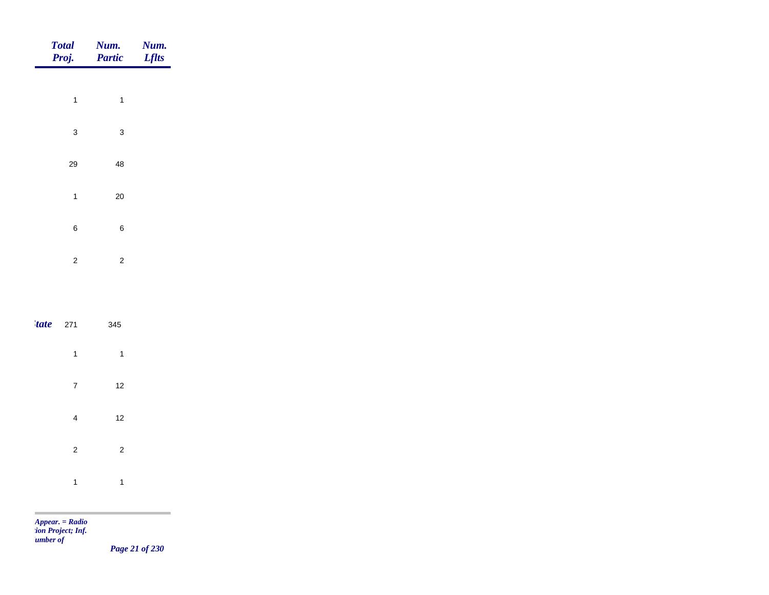| Total Proj. | Num. Partic | Num. Lflts |
|---|---|---|
| 1 | 1 | |
| 3 | 3 | |
| 29 | 48 | |
| 1 | 20 | |
| 6 | 6 | |
| 2 | 2 | |
| ***tate*** 271 | 345 | |
| 1 | 1 | |
| 7 | 12 | |
| 4 | 12 | |
| 2 | 2 | |
| 1 | 1 | |

*Appear. = Radio*
*tion Project; Inf.*
*umber of*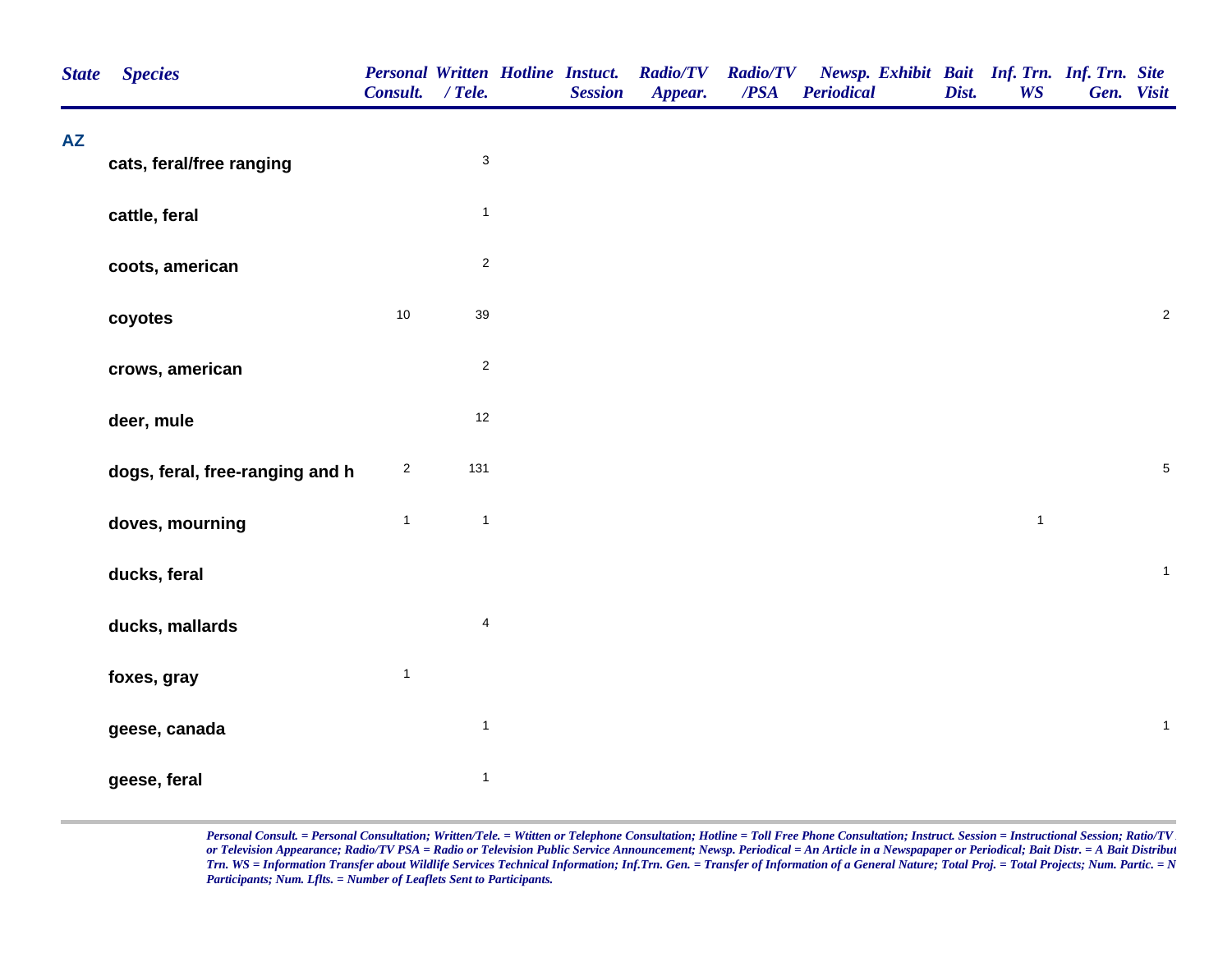| State | Species | Personal Consult. | Written / Tele. | Hotline | Instuct. Session | Radio/TV Appear. | Radio/TV /PSA | Newsp. Periodical | Exhibit | Bait Dist. | Inf. Trn. WS | Inf. Trn. Gen. | Site Visit |
|---|---|---|---|---|---|---|---|---|---|---|---|---|---|
| AZ | | | | | | | | | | | | | |
| | cats, feral/free ranging | | 3 | | | | | | | | | | |
| | cattle, feral | | 1 | | | | | | | | | | |
| | coots, american | | 2 | | | | | | | | | | |
| | coyotes | 10 | 39 | | | | | | | | | | 2 |
| | crows, american | | 2 | | | | | | | | | | |
| | deer, mule | | 12 | | | | | | | | | | |
| | dogs, feral, free-ranging and h | 2 | 131 | | | | | | | | | | 5 |
| | doves, mourning | 1 | 1 | | | | | | | | 1 | | |
| | ducks, feral | | | | | | | | | | | | 1 |
| | ducks, mallards | | 4 | | | | | | | | | | |
| | foxes, gray | 1 | | | | | | | | | | | |
| | geese, canada | | 1 | | | | | | | | | | 1 |
| | geese, feral | | 1 | | | | | | | | | | |

*Personal Consult. = Personal Consultation; Written/Tele. = Wtitten or Telephone Consultation; Hotline = Toll Free Phone Consultation; Instruct. Session = Instructional Session; Ratio/TV or Television Appearance; Radio/TV PSA = Radio or Television Public Service Announcement; Newsp. Periodical = An Article in a Newspapaper or Periodical; Bait Distr. = A Bait Distribut Trn. WS = Information Transfer about Wildlife Services Technical Information; Inf.Trn. Gen. = Transfer of Information of a General Nature; Total Proj. = Total Projects; Num. Partic. = N Participants; Num. Lflts. = Number of Leaflets Sent to Participants.*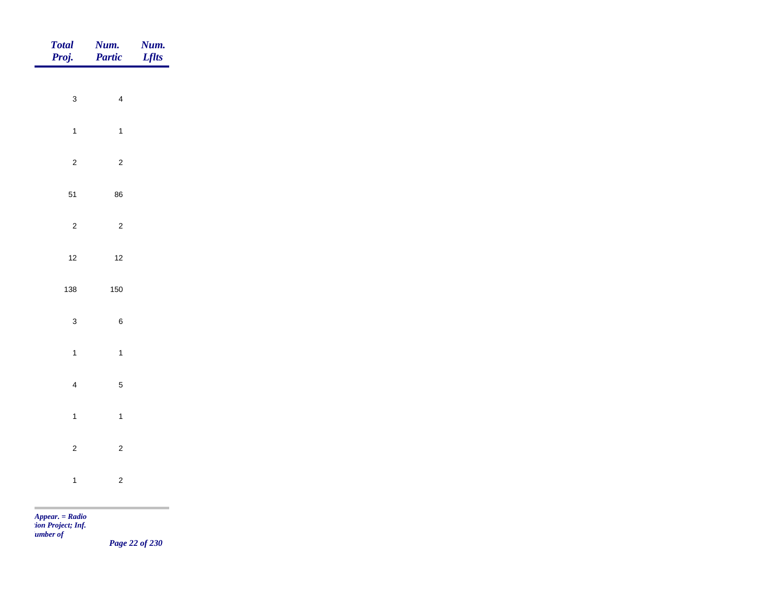| *Total Proj.* | *Num. Partic* | *Num. Lflts* |
|---|---|---|
| 3 | 4 | |
| 1 | 1 | |
| 2 | 2 | |
| 51 | 86 | |
| 2 | 2 | |
| 12 | 12 | |
| 138 | 150 | |
| 3 | 6 | |
| 1 | 1 | |
| 4 | 5 | |
| 1 | 1 | |
| 2 | 2 | |
| 1 | 2 | |

*Appear. = Radio*
*:ion Project; Inf.*
*umber of*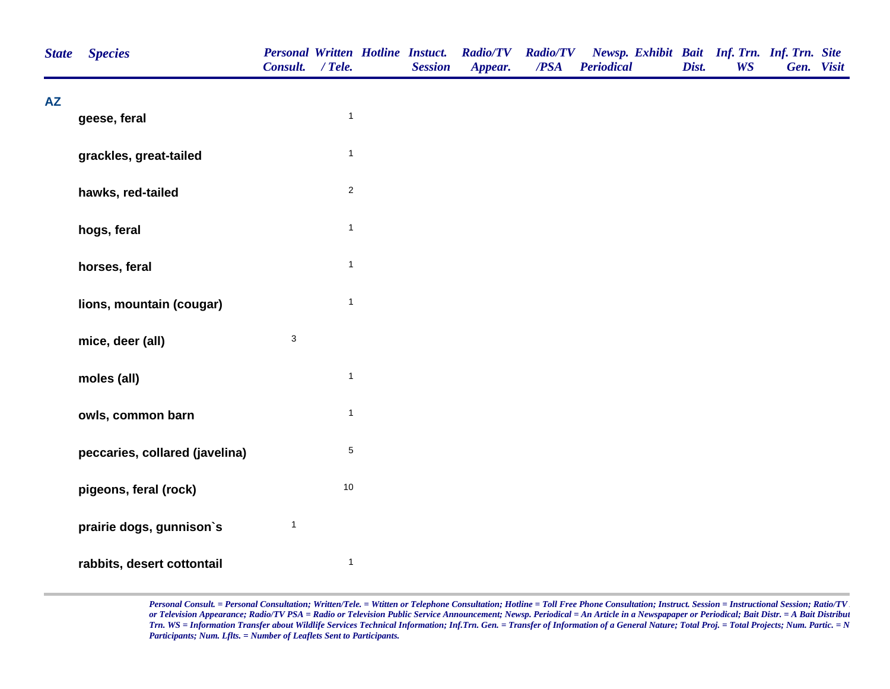| State | Species | Personal Consult. | Written / Tele. | Hotline | Instuct. Session | Radio/TV Appear. | Radio/TV /PSA | Newsp. Periodical | Exhibit | Bait Dist. | Inf. Trn. WS | Inf. Trn. Gen. | Site Visit |
|---|---|---|---|---|---|---|---|---|---|---|---|---|---|
| AZ | | | | | | | | | | | | | |
| | geese, feral | | 1 | | | | | | | | | | |
| | grackles, great-tailed | | 1 | | | | | | | | | | |
| | hawks, red-tailed | | 2 | | | | | | | | | | |
| | hogs, feral | | 1 | | | | | | | | | | |
| | horses, feral | | 1 | | | | | | | | | | |
| | lions, mountain (cougar) | | 1 | | | | | | | | | | |
| | mice, deer (all) | 3 | | | | | | | | | | | |
| | moles (all) | | 1 | | | | | | | | | | |
| | owls, common barn | | 1 | | | | | | | | | | |
| | peccaries, collared (javelina) | | 5 | | | | | | | | | | |
| | pigeons, feral (rock) | | 10 | | | | | | | | | | |
| | prairie dogs, gunnison`s | 1 | | | | | | | | | | | |
| | rabbits, desert cottontail | | 1 | | | | | | | | | | |

*Personal Consult. = Personal Consultation; Written/Tele. = Wtitten or Telephone Consultation; Hotline = Toll Free Phone Consultation; Instruct. Session = Instructional Session; Ratio/TV or Television Appearance; Radio/TV PSA = Radio or Television Public Service Announcement; Newsp. Periodical = An Article in a Newspapaper or Periodical; Bait Distr. = A Bait Distribut Trn. WS = Information Transfer about Wildlife Services Technical Information; Inf.Trn. Gen. = Transfer of Information of a General Nature; Total Proj. = Total Projects; Num. Partic. = N Participants; Num. Lflts. = Number of Leaflets Sent to Participants.*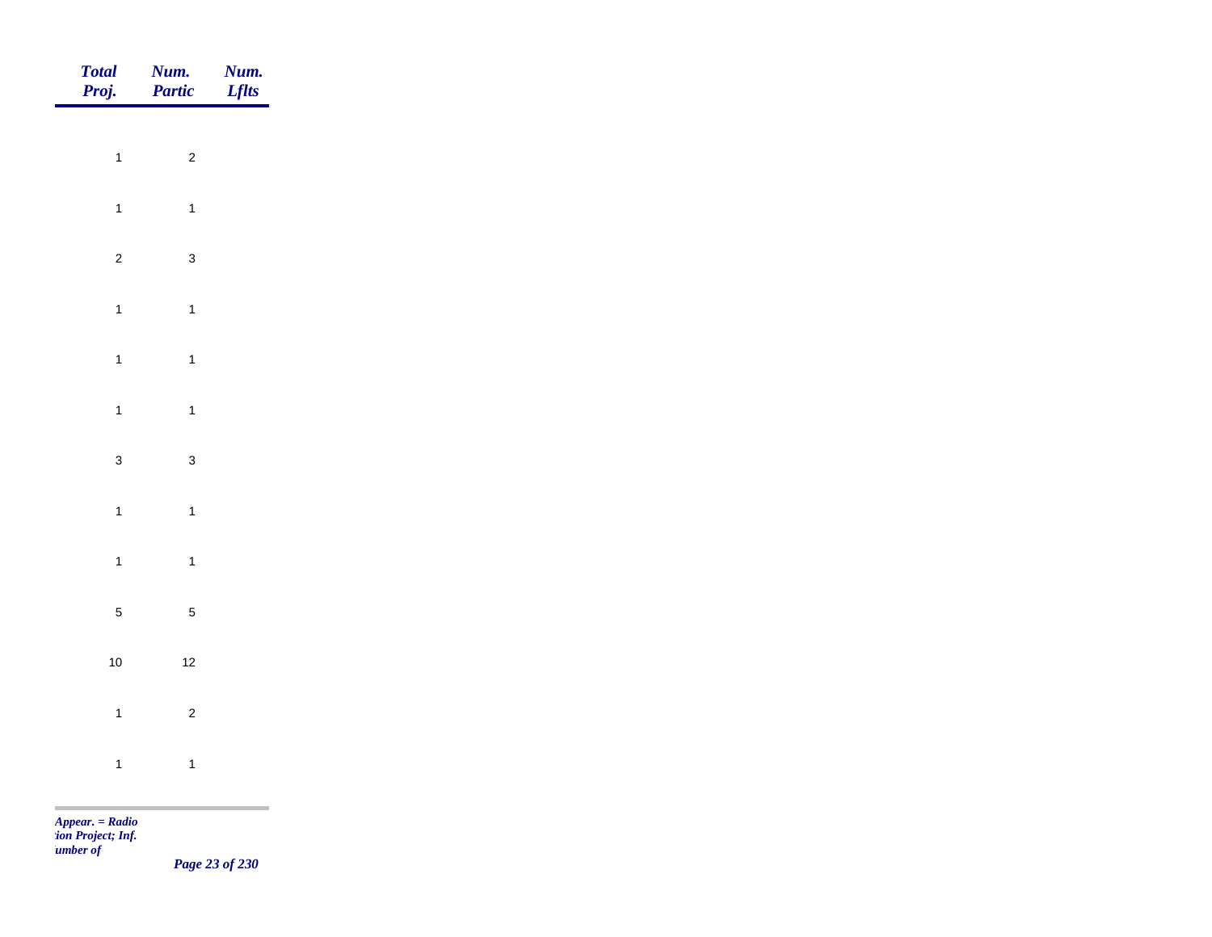| Total Proj. | Num. Partic | Num. Lflts |
|---|---|---|
| 1 | 2 | |
| 1 | 1 | |
| 2 | 3 | |
| 1 | 1 | |
| 1 | 1 | |
| 1 | 1 | |
| 3 | 3 | |
| 1 | 1 | |
| 1 | 1 | |
| 5 | 5 | |
| 10 | 12 | |
| 1 | 2 | |
| 1 | 1 | |

*Appear. = Radio*
*tion Project; Inf.*
*umber of*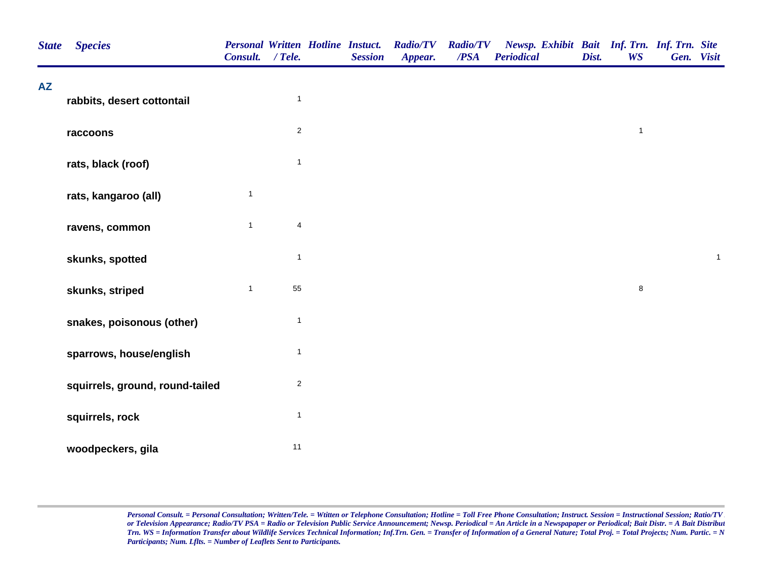| State | Species | Personal Consult. | Written / Tele. | Hotline | Instuct. Session | Radio/TV Appear. | Radio/TV /PSA | Newsp. Periodical | Exhibit | Bait Dist. | Inf. Trn. WS | Inf. Trn. Gen. | Site Visit |
|---|---|---|---|---|---|---|---|---|---|---|---|---|---|
| AZ | | | | | | | | | | | | | |
| | rabbits, desert cottontail | | 1 | | | | | | | | | | |
| | raccoons | | 2 | | | | | | | | 1 | | |
| | rats, black (roof) | | 1 | | | | | | | | | | |
| | rats, kangaroo (all) | 1 | | | | | | | | | | | |
| | ravens, common | 1 | 4 | | | | | | | | | | |
| | skunks, spotted | | 1 | | | | | | | | | | 1 |
| | skunks, striped | 1 | 55 | | | | | | | | 8 | | |
| | snakes, poisonous (other) | | 1 | | | | | | | | | | |
| | sparrows, house/english | | 1 | | | | | | | | | | |
| | squirrels, ground, round-tailed | | 2 | | | | | | | | | | |
| | squirrels, rock | | 1 | | | | | | | | | | |
| | woodpeckers, gila | | 11 | | | | | | | | | | |

*Personal Consult. = Personal Consultation; Written/Tele. = Wtitten or Telephone Consultation; Hotline = Toll Free Phone Consultation; Instruct. Session = Instructional Session; Ratio/TV or Television Appearance; Radio/TV PSA = Radio or Television Public Service Announcement; Newsp. Periodical = An Article in a Newspapaper or Periodical; Bait Distr. = A Bait Distribut Trn. WS = Information Transfer about Wildlife Services Technical Information; Inf.Trn. Gen. = Transfer of Information of a General Nature; Total Proj. = Total Projects; Num. Partic. = N Participants; Num. Lflts. = Number of Leaflets Sent to Participants.*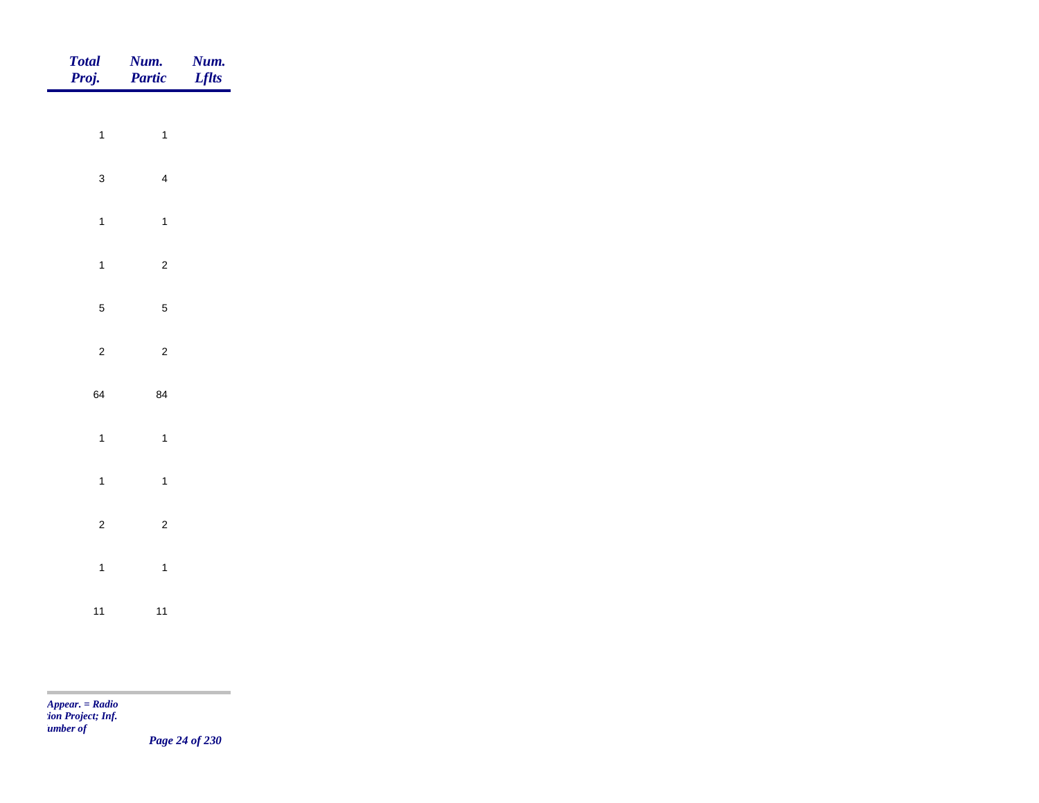| Total Proj. | Num. Partic | Num. Lflts |
|---|---|---|
| 1 | 1 | |
| 3 | 4 | |
| 1 | 1 | |
| 1 | 2 | |
| 5 | 5 | |
| 2 | 2 | |
| 64 | 84 | |
| 1 | 1 | |
| 1 | 1 | |
| 2 | 2 | |
| 1 | 1 | |
| 11 | 11 | |

*Appear. = Radio*
*tion Project; Inf.*
*umber of*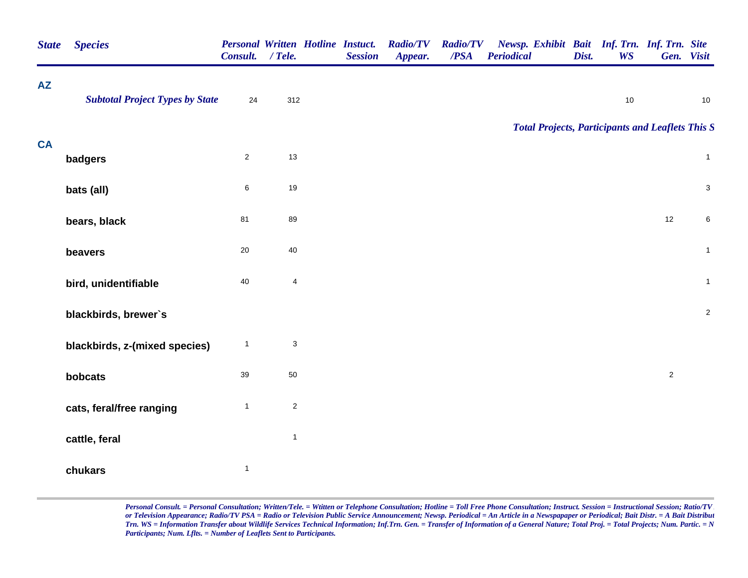| State | Species | Personal Consult. | Written / Tele. | Hotline | Instuct. Session | Radio/TV Appear. | Radio/TV /PSA | Newsp. Periodical | Exhibit | Bait Dist. | Inf. Trn. WS | Inf. Trn. Gen. | Site Visit |
|---|---|---|---|---|---|---|---|---|---|---|---|---|---|
| **AZ** | | | | | | | | | | | | | |
| | ***Subtotal Project Types by State*** | 24 | 312 | | | | | | | | 10 | | 10 |
| | ***Total Projects, Participants and Leaflets This S*** | | | | | | | | | | | | |
| **CA** | | | | | | | | | | | | | |
| | **badgers** | 2 | 13 | | | | | | | | | | 1 |
| | **bats (all)** | 6 | 19 | | | | | | | | | | 3 |
| | **bears, black** | 81 | 89 | | | | | | | | | 12 | 6 |
| | **beavers** | 20 | 40 | | | | | | | | | | 1 |
| | **bird, unidentifiable** | 40 | 4 | | | | | | | | | | 1 |
| | **blackbirds, brewer`s** | | | | | | | | | | | | 2 |
| | **blackbirds, z-(mixed species)** | 1 | 3 | | | | | | | | | | |
| | **bobcats** | 39 | 50 | | | | | | | | | 2 | |
| | **cats, feral/free ranging** | 1 | 2 | | | | | | | | | | |
| | **cattle, feral** | | 1 | | | | | | | | | | |
| | **chukars** | 1 | | | | | | | | | | | |

*Personal Consult. = Personal Consultation; Written/Tele. = Wtitten or Telephone Consultation; Hotline = Toll Free Phone Consultation; Instruct. Session = Instructional Session; Ratio/TV or Television Appearance; Radio/TV PSA = Radio or Television Public Service Announcement; Newsp. Periodical = An Article in a Newspapaper or Periodical; Bait Distr. = A Bait Distribut Trn. WS = Information Transfer about Wildlife Services Technical Information; Inf.Trn. Gen. = Transfer of Information of a General Nature; Total Proj. = Total Projects; Num. Partic. = N Participants; Num. Lflts. = Number of Leaflets Sent to Participants.*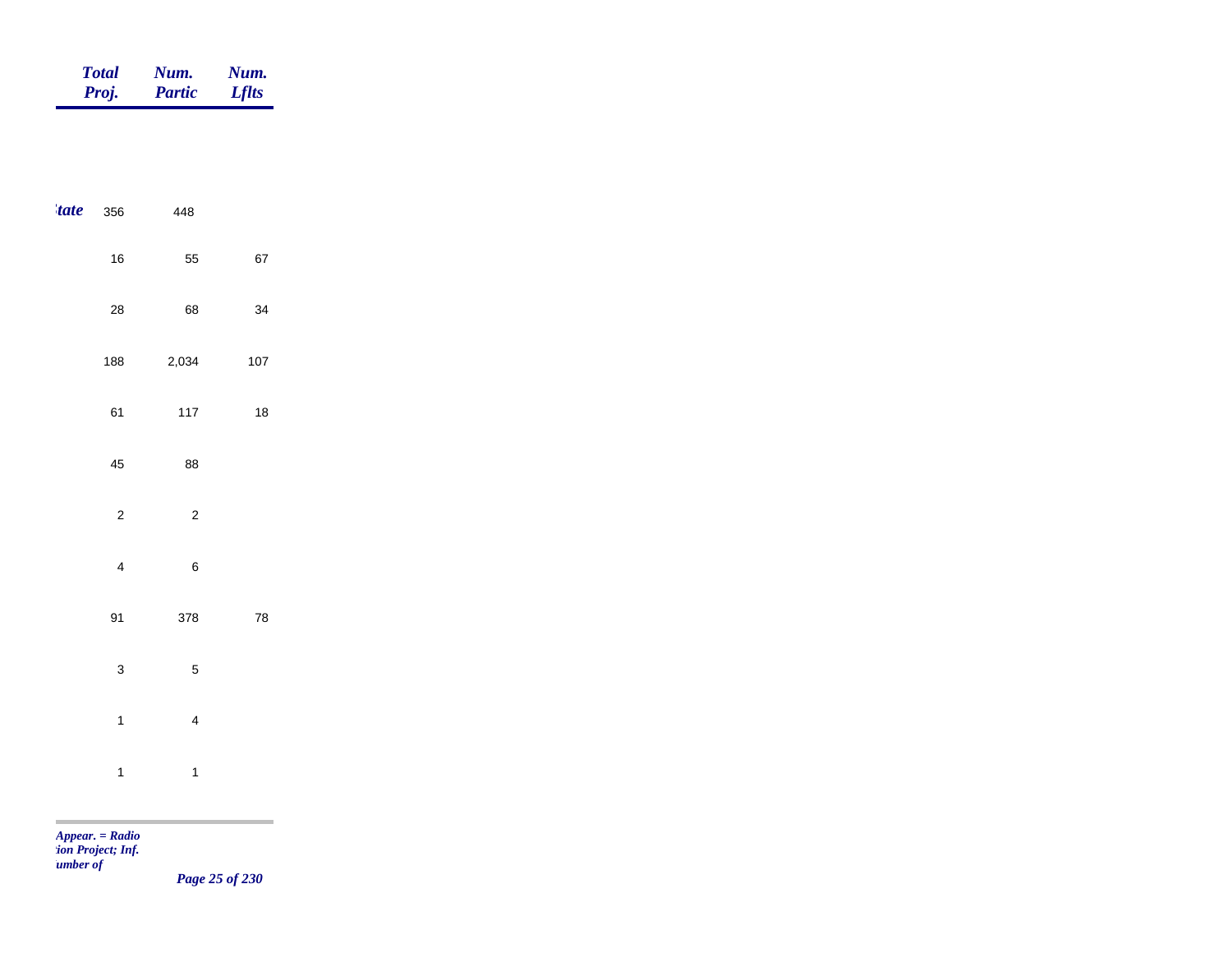| | Total Proj. | Num. Partic | Num. Lflts |
|---|---|---|---|
| *tate* | 356 | 448 | |
| | 16 | 55 | 67 |
| | 28 | 68 | 34 |
| | 188 | 2,034 | 107 |
| | 61 | 117 | 18 |
| | 45 | 88 | |
| | 2 | 2 | |
| | 4 | 6 | |
| | 91 | 378 | 78 |
| | 3 | 5 | |
| | 1 | 4 | |
| | 1 | 1 | |

*Appear. = Radio*
*tion Project; Inf.*
*umber of*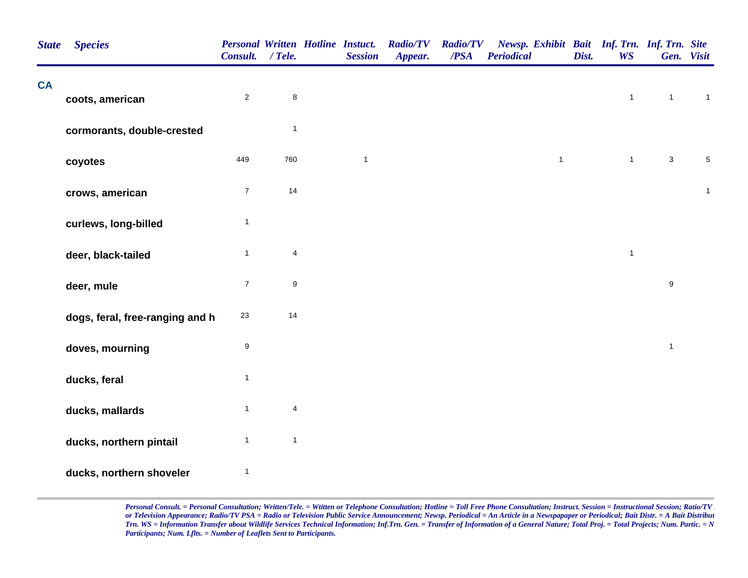| State | Species | Personal Consult. | Written / Tele. | Hotline | Instuct. Session | Radio/TV Appear. | Radio/TV /PSA | Newsp. Periodical | Exhibit | Bait Dist. | Inf. Trn. WS | Inf. Trn. Gen. | Site Visit |
|---|---|---|---|---|---|---|---|---|---|---|---|---|---|
| CA | | | | | | | | | | | | | |
| | coots, american | 2 | 8 | | | | | | | | 1 | 1 | 1 |
| | cormorants, double-crested | | 1 | | | | | | | | | | |
| | coyotes | 449 | 760 | | 1 | | | | 1 | | 1 | 3 | 5 |
| | crows, american | 7 | 14 | | | | | | | | | | 1 |
| | curlews, long-billed | 1 | | | | | | | | | | | |
| | deer, black-tailed | 1 | 4 | | | | | | | | 1 | | |
| | deer, mule | 7 | 9 | | | | | | | | | 9 | |
| | dogs, feral, free-ranging and h | 23 | 14 | | | | | | | | | | |
| | doves, mourning | 9 | | | | | | | | | | 1 | |
| | ducks, feral | 1 | | | | | | | | | | | |
| | ducks, mallards | 1 | 4 | | | | | | | | | | |
| | ducks, northern pintail | 1 | 1 | | | | | | | | | | |
| | ducks, northern shoveler | 1 | | | | | | | | | | | |

*Personal Consult. = Personal Consultation; Written/Tele. = Wtitten or Telephone Consultation; Hotline = Toll Free Phone Consultation; Instruct. Session = Instructional Session; Ratio/TV or Television Appearance; Radio/TV PSA = Radio or Television Public Service Announcement; Newsp. Periodical = An Article in a Newspapaper or Periodical; Bait Distr. = A Bait Distribut Trn. WS = Information Transfer about Wildlife Services Technical Information; Inf.Trn. Gen. = Transfer of Information of a General Nature; Total Proj. = Total Projects; Num. Partic. = N Participants; Num. Lflts. = Number of Leaflets Sent to Participants.*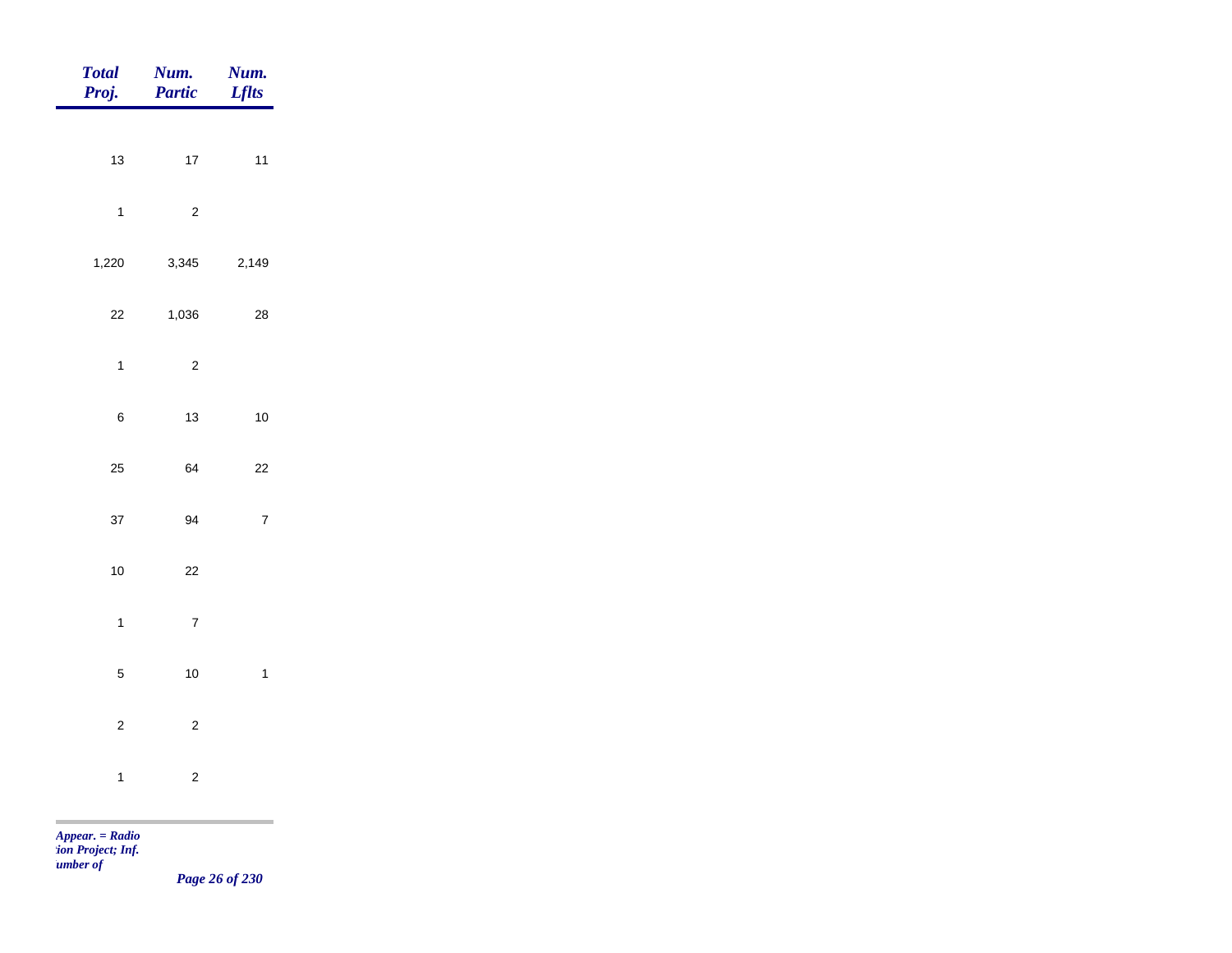| *Total Proj.* | *Num. Partic* | *Num. Lflts* |
|---|---|---|
| 13 | 17 | 11 |
| 1 | 2 | |
| 1,220 | 3,345 | 2,149 |
| 22 | 1,036 | 28 |
| 1 | 2 | |
| 6 | 13 | 10 |
| 25 | 64 | 22 |
| 37 | 94 | 7 |
| 10 | 22 | |
| 1 | 7 | |
| 5 | 10 | 1 |
| 2 | 2 | |
| 1 | 2 | |

*Appear. = Radio*
*tion Project; Inf.*
*umber of*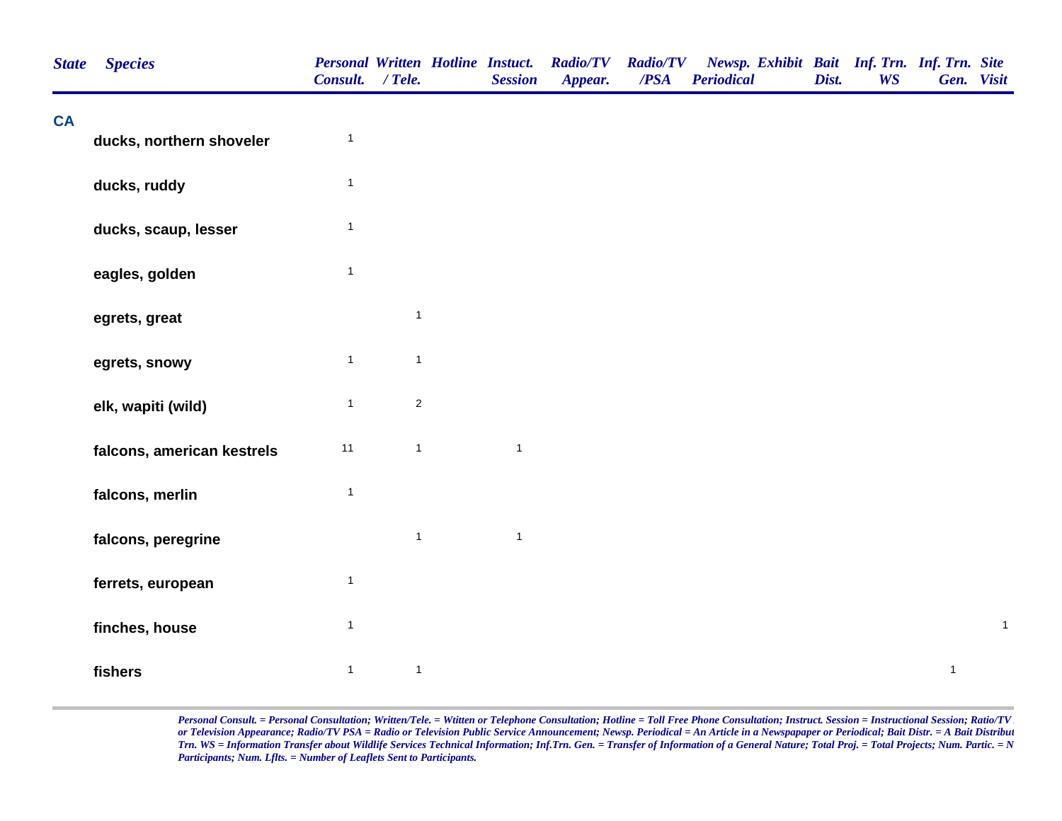| State | Species | Personal Consult. | Written / Tele. | Hotline | Instuct. Session | Radio/TV Appear. | Radio/TV /PSA | Newsp. Periodical | Exhibit | Bait Dist. | Inf. Trn. WS | Inf. Trn. Gen. | Site Visit |
|---|---|---|---|---|---|---|---|---|---|---|---|---|---|
| CA | | | | | | | | | | | | | |
| | ducks, northern shoveler | 1 | | | | | | | | | | | |
| | ducks, ruddy | 1 | | | | | | | | | | | |
| | ducks, scaup, lesser | 1 | | | | | | | | | | | |
| | eagles, golden | 1 | | | | | | | | | | | |
| | egrets, great | | 1 | | | | | | | | | | |
| | egrets, snowy | 1 | 1 | | | | | | | | | | |
| | elk, wapiti (wild) | 1 | 2 | | | | | | | | | | |
| | falcons, american kestrels | 11 | 1 | | 1 | | | | | | | | |
| | falcons, merlin | 1 | | | | | | | | | | | |
| | falcons, peregrine | | 1 | | 1 | | | | | | | | |
| | ferrets, european | 1 | | | | | | | | | | | |
| | finches, house | 1 | | | | | | | | | | | 1 |
| | fishers | 1 | 1 | | | | | | | | | 1 | |

*Personal Consult. = Personal Consultation; Written/Tele. = Wtitten or Telephone Consultation; Hotline = Toll Free Phone Consultation; Instruct. Session = Instructional Session; Ratio/TV or Television Appearance; Radio/TV PSA = Radio or Television Public Service Announcement; Newsp. Periodical = An Article in a Newspapaper or Periodical; Bait Distr. = A Bait Distribut Trn. WS = Information Transfer about Wildlife Services Technical Information; Inf.Trn. Gen. = Transfer of Information of a General Nature; Total Proj. = Total Projects; Num. Partic. = N Participants; Num. Lflts. = Number of Leaflets Sent to Participants.*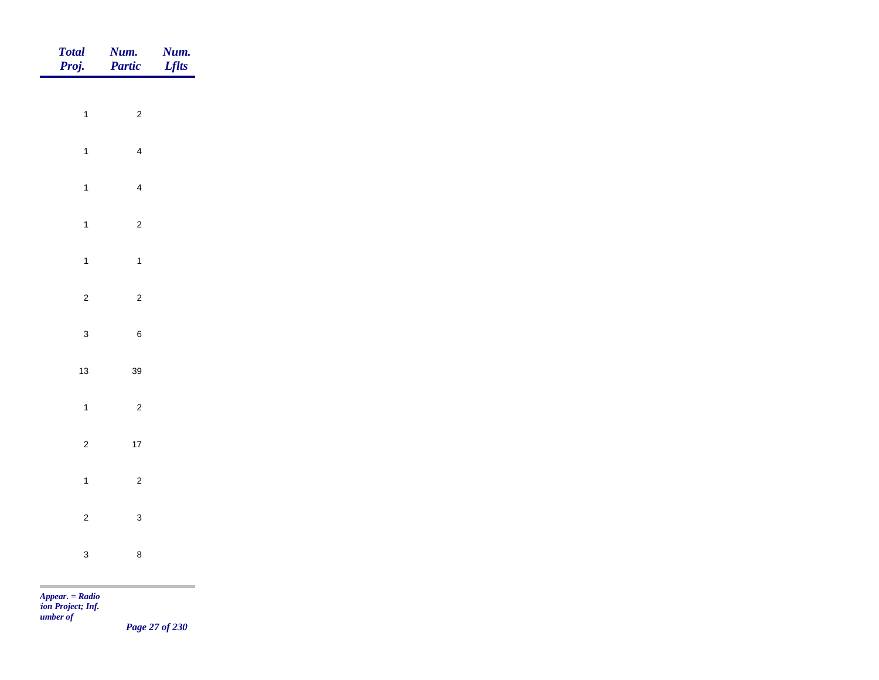| Total Proj. | Num. Partic | Num. Lflts |
|---|---|---|
| 1 | 2 | |
| 1 | 4 | |
| 1 | 4 | |
| 1 | 2 | |
| 1 | 1 | |
| 2 | 2 | |
| 3 | 6 | |
| 13 | 39 | |
| 1 | 2 | |
| 2 | 17 | |
| 1 | 2 | |
| 2 | 3 | |
| 3 | 8 | |

*Appear. = Radio*
*:ion Project; Inf.*
*umber of*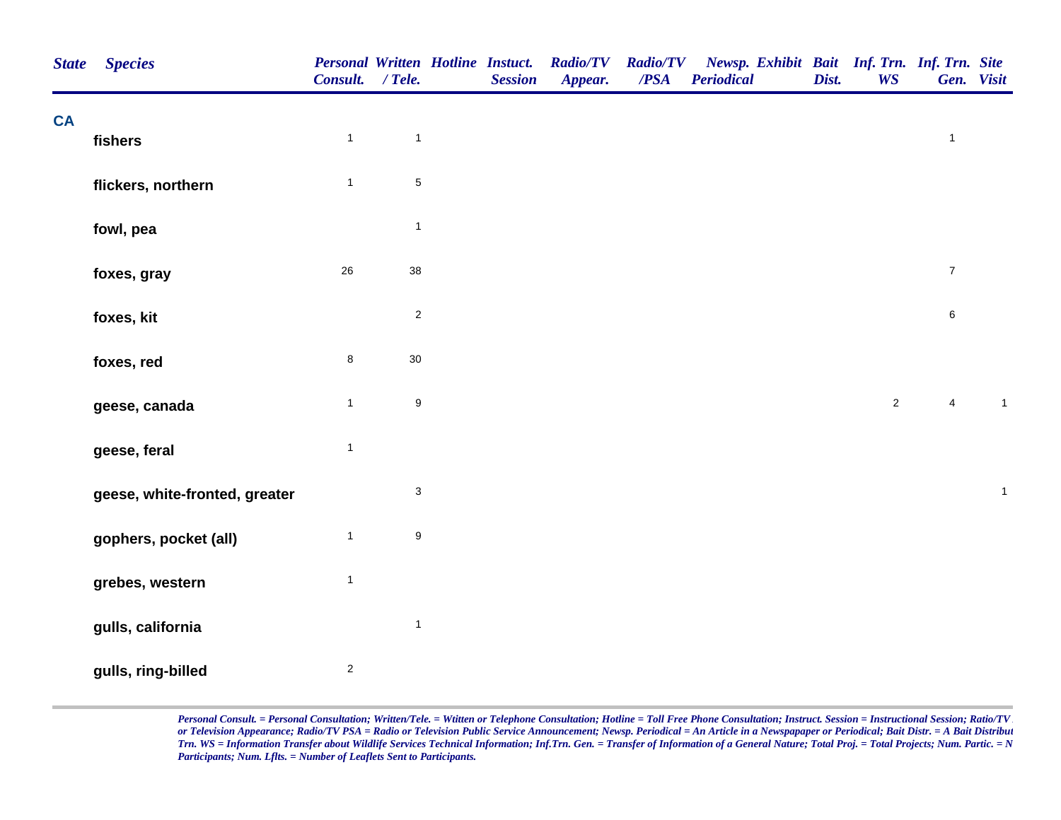| State | Species | Personal Consult. | Written / Tele. | Hotline | Instuct. Session | Radio/TV Appear. | Radio/TV /PSA | Newsp. Periodical | Exhibit | Bait Dist. | Inf. Trn. WS | Inf. Trn. Gen. | Site Visit |
|---|---|---|---|---|---|---|---|---|---|---|---|---|---|
| **CA** | | | | | | | | | | | | | |
| | **fishers** | 1 | 1 | | | | | | | | | 1 | |
| | **flickers, northern** | 1 | 5 | | | | | | | | | | |
| | **fowl, pea** | | 1 | | | | | | | | | | |
| | **foxes, gray** | 26 | 38 | | | | | | | | | 7 | |
| | **foxes, kit** | | 2 | | | | | | | | | 6 | |
| | **foxes, red** | 8 | 30 | | | | | | | | | | |
| | **geese, canada** | 1 | 9 | | | | | | | | 2 | 4 | 1 |
| | **geese, feral** | 1 | | | | | | | | | | | |
| | **geese, white-fronted, greater** | | 3 | | | | | | | | | | 1 |
| | **gophers, pocket (all)** | 1 | 9 | | | | | | | | | | |
| | **grebes, western** | 1 | | | | | | | | | | | |
| | **gulls, california** | | 1 | | | | | | | | | | |
| | **gulls, ring-billed** | 2 | | | | | | | | | | | |

*Personal Consult. = Personal Consultation; Written/Tele. = Wtitten or Telephone Consultation; Hotline = Toll Free Phone Consultation; Instruct. Session = Instructional Session; Ratio/TV or Television Appearance; Radio/TV PSA = Radio or Television Public Service Announcement; Newsp. Periodical = An Article in a Newspapaper or Periodical; Bait Distr. = A Bait Distribut Trn. WS = Information Transfer about Wildlife Services Technical Information; Inf.Trn. Gen. = Transfer of Information of a General Nature; Total Proj. = Total Projects; Num. Partic. = N Participants; Num. Lflts. = Number of Leaflets Sent to Participants.*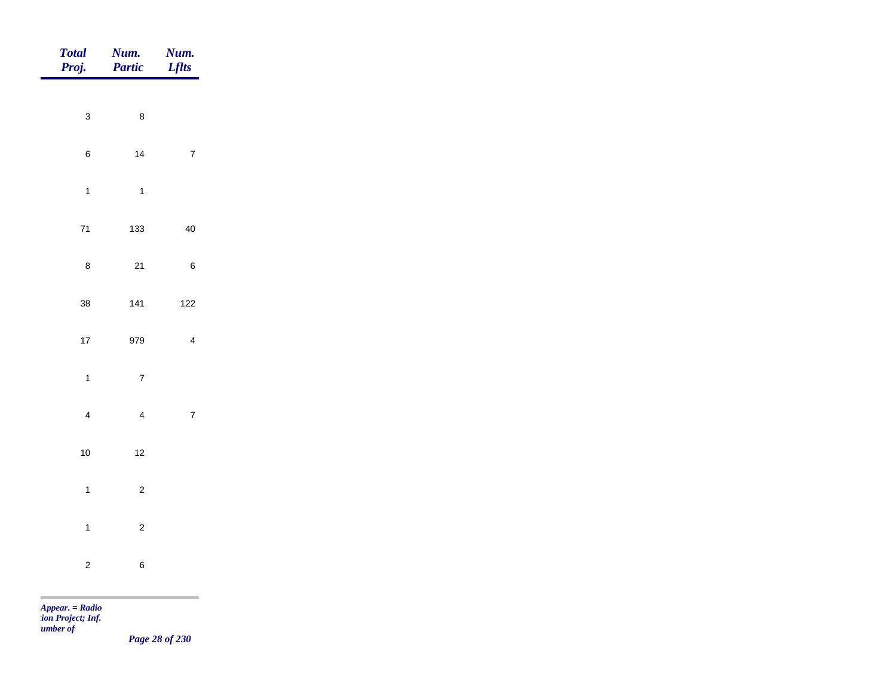| Total Proj. | Num. Partic | Num. Lflts |
|---|---|---|
| 3 | 8 | |
| 6 | 14 | 7 |
| 1 | 1 | |
| 71 | 133 | 40 |
| 8 | 21 | 6 |
| 38 | 141 | 122 |
| 17 | 979 | 4 |
| 1 | 7 | |
| 4 | 4 | 7 |
| 10 | 12 | |
| 1 | 2 | |
| 1 | 2 | |
| 2 | 6 | |

*Appear. = Radio*
*tion Project; Inf.*
*umber of*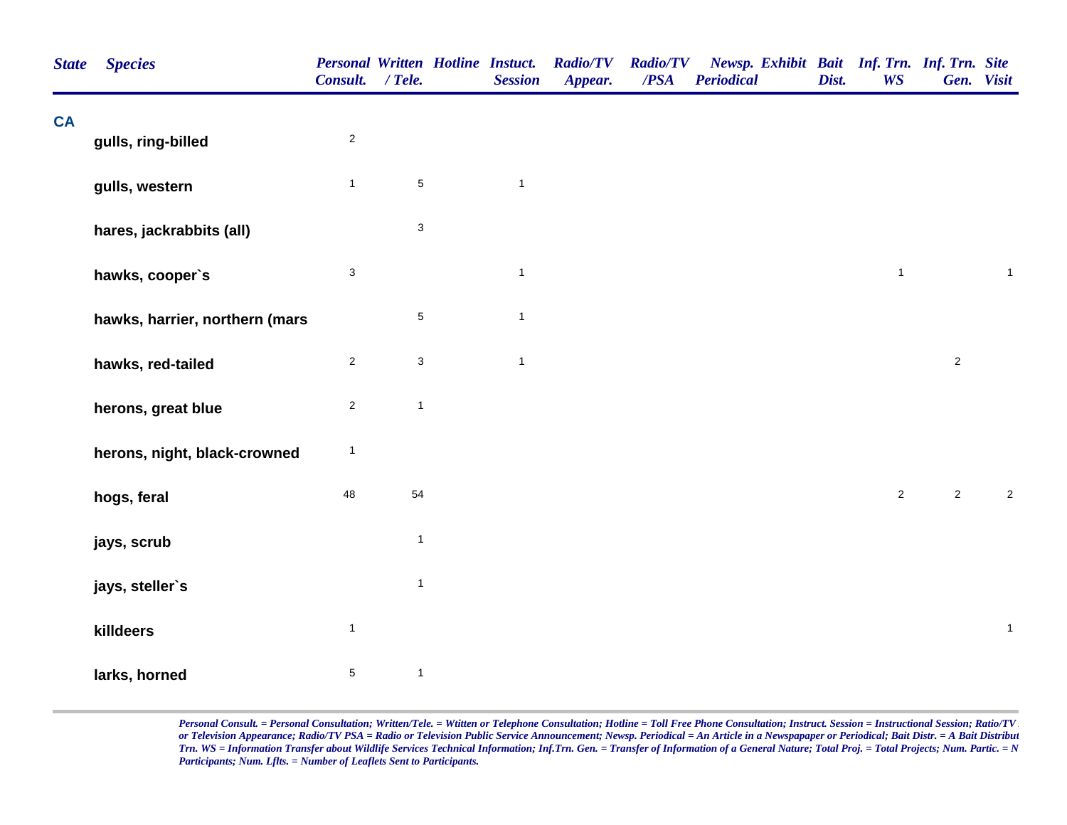| State | Species | Personal Consult. | Written / Tele. | Hotline | Instuct. Session | Radio/TV Appear. | Radio/TV /PSA | Newsp. Periodical | Exhibit | Bait Dist. | Inf. Trn. WS | Inf. Trn. Gen. | Site Visit |
|---|---|---|---|---|---|---|---|---|---|---|---|---|---|
| CA | | | | | | | | | | | | | |
| | gulls, ring-billed | 2 | | | | | | | | | | | |
| | gulls, western | 1 | 5 | | 1 | | | | | | | | |
| | hares, jackrabbits (all) | | 3 | | | | | | | | | | |
| | hawks, cooper`s | 3 | | | 1 | | | | | | 1 | | 1 |
| | hawks, harrier, northern (mars | | 5 | | 1 | | | | | | | | |
| | hawks, red-tailed | 2 | 3 | | 1 | | | | | | | 2 | |
| | herons, great blue | 2 | 1 | | | | | | | | | | |
| | herons, night, black-crowned | 1 | | | | | | | | | | | |
| | hogs, feral | 48 | 54 | | | | | | | | 2 | 2 | 2 |
| | jays, scrub | | 1 | | | | | | | | | | |
| | jays, steller`s | | 1 | | | | | | | | | | |
| | killdeers | 1 | | | | | | | | | | | 1 |
| | larks, horned | 5 | 1 | | | | | | | | | | |

*Personal Consult. = Personal Consultation; Written/Tele. = Wtitten or Telephone Consultation; Hotline = Toll Free Phone Consultation; Instruct. Session = Instructional Session; Ratio/TV or Television Appearance; Radio/TV PSA = Radio or Television Public Service Announcement; Newsp. Periodical = An Article in a Newspapaper or Periodical; Bait Distr. = A Bait Distribut Trn. WS = Information Transfer about Wildlife Services Technical Information; Inf.Trn. Gen. = Transfer of Information of a General Nature; Total Proj. = Total Projects; Num. Partic. = N Participants; Num. Lflts. = Number of Leaflets Sent to Participants.*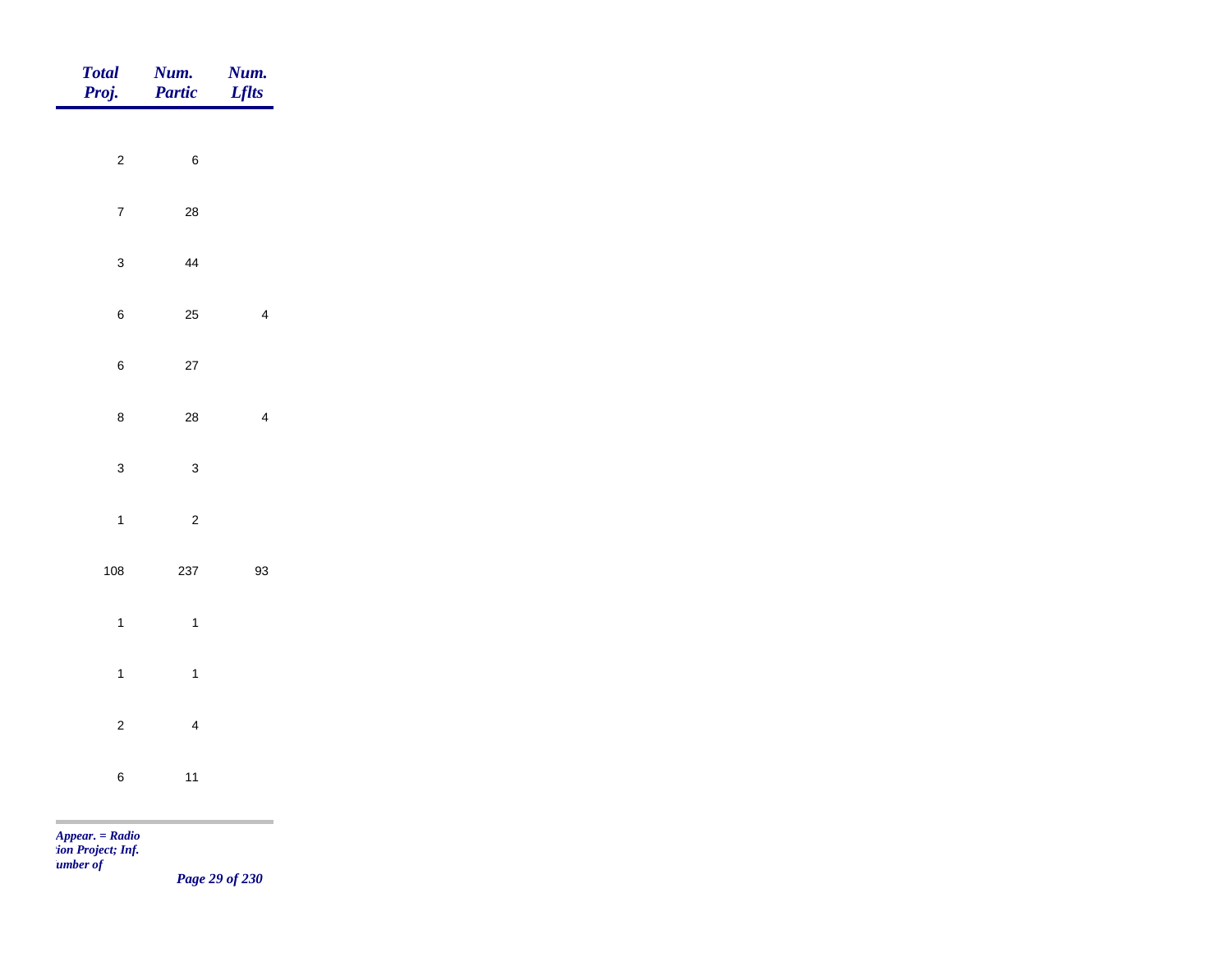| *Total Proj.* | *Num. Partic* | *Num. Lflts* |
|---|---|---|
| 2 | 6 | |
| 7 | 28 | |
| 3 | 44 | |
| 6 | 25 | 4 |
| 6 | 27 | |
| 8 | 28 | 4 |
| 3 | 3 | |
| 1 | 2 | |
| 108 | 237 | 93 |
| 1 | 1 | |
| 1 | 1 | |
| 2 | 4 | |
| 6 | 11 | |

*Appear. = Radio*
*tion Project; Inf.*
*umber of*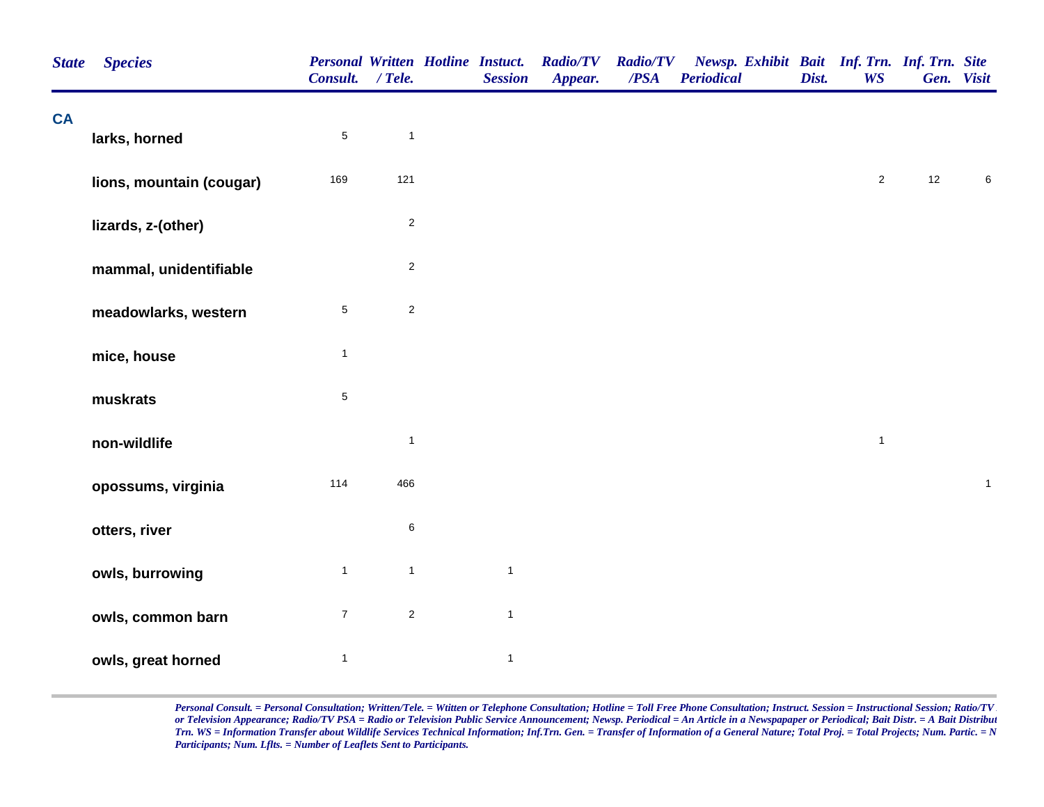| State | Species | Personal Consult. | Written / Tele. | Hotline | Instuct. Session | Radio/TV Appear. | Radio/TV /PSA | Newsp. Periodical | Exhibit | Bait Dist. | Inf. Trn. WS | Inf. Trn. Gen. | Site Visit |
|---|---|---|---|---|---|---|---|---|---|---|---|---|---|
| CA | | | | | | | | | | | | | |
| | larks, horned | 5 | 1 | | | | | | | | | | |
| | lions, mountain (cougar) | 169 | 121 | | | | | | | | 2 | 12 | 6 |
| | lizards, z-(other) | | 2 | | | | | | | | | | |
| | mammal, unidentifiable | | 2 | | | | | | | | | | |
| | meadowlarks, western | 5 | 2 | | | | | | | | | | |
| | mice, house | 1 | | | | | | | | | | | |
| | muskrats | 5 | | | | | | | | | | | |
| | non-wildlife | | 1 | | | | | | | | 1 | | |
| | opossums, virginia | 114 | 466 | | | | | | | | | | 1 |
| | otters, river | | 6 | | | | | | | | | | |
| | owls, burrowing | 1 | 1 | | 1 | | | | | | | | |
| | owls, common barn | 7 | 2 | | 1 | | | | | | | | |
| | owls, great horned | 1 | | | 1 | | | | | | | | |

*Personal Consult. = Personal Consultation; Written/Tele. = Wtitten or Telephone Consultation; Hotline = Toll Free Phone Consultation; Instruct. Session = Instructional Session; Ratio/TV or Television Appearance; Radio/TV PSA = Radio or Television Public Service Announcement; Newsp. Periodical = An Article in a Newspapaper or Periodical; Bait Distr. = A Bait Distribut Trn. WS = Information Transfer about Wildlife Services Technical Information; Inf.Trn. Gen. = Transfer of Information of a General Nature; Total Proj. = Total Projects; Num. Partic. = N Participants; Num. Lflts. = Number of Leaflets Sent to Participants.*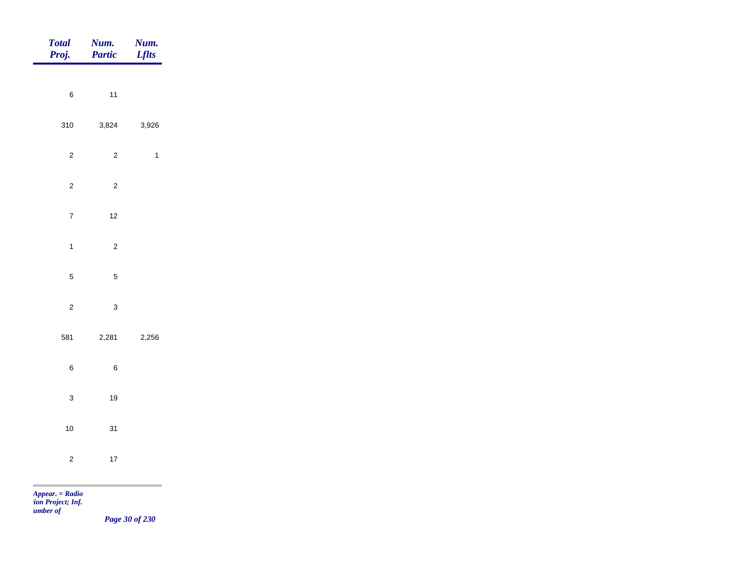| *Total Proj.* | *Num. Partic* | *Num. Lflts* |
|---|---|---|
| 6 | 11 | |
| 310 | 3,824 | 3,926 |
| 2 | 2 | 1 |
| 2 | 2 | |
| 7 | 12 | |
| 1 | 2 | |
| 5 | 5 | |
| 2 | 3 | |
| 581 | 2,281 | 2,256 |
| 6 | 6 | |
| 3 | 19 | |
| 10 | 31 | |
| 2 | 17 | |

*Appear. = Radio*
*tion Project; Inf.*
*umber of*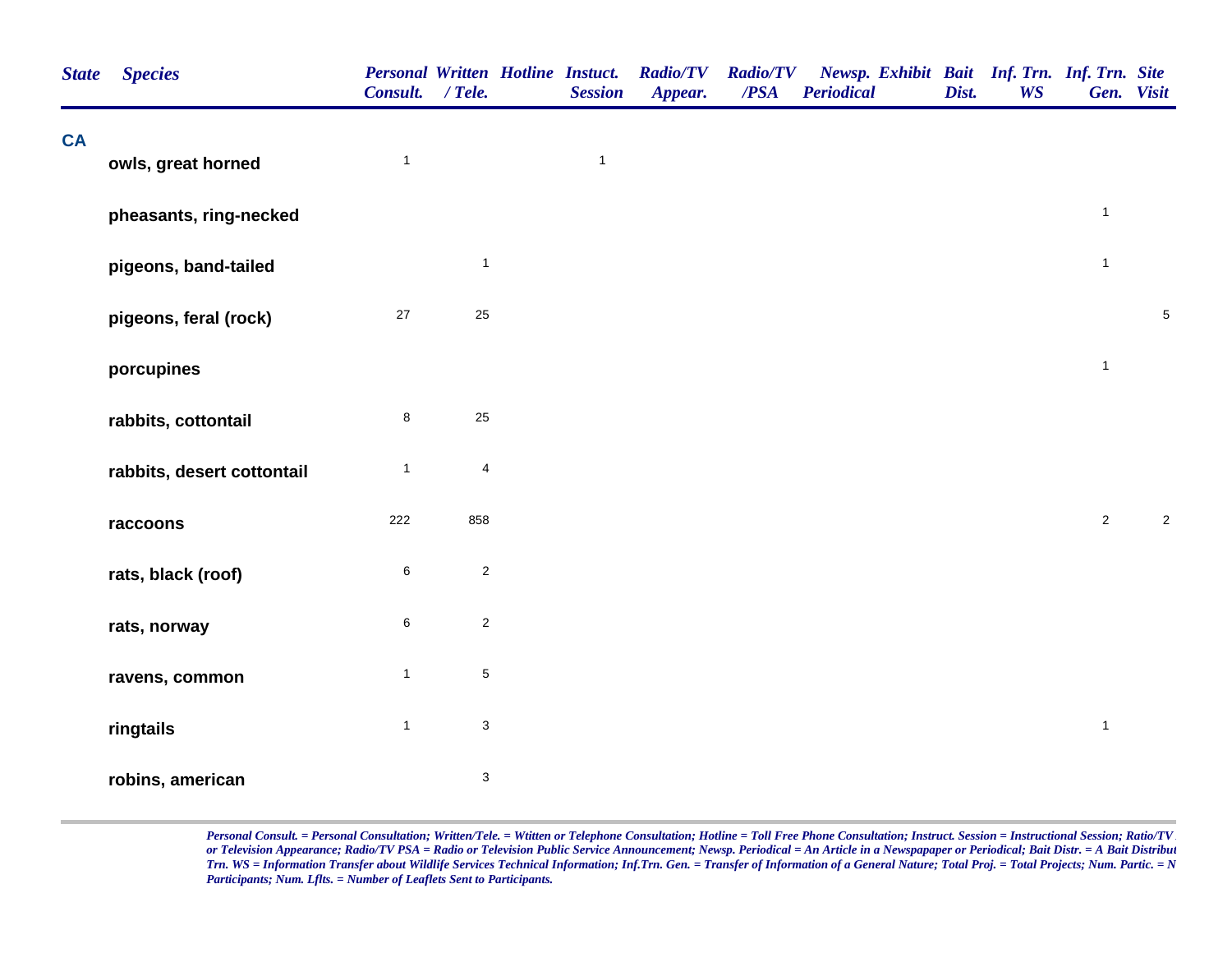| State | Species | Personal Consult. | Written / Tele. | Hotline | Instuct. Session | Radio/TV Appear. | Radio/TV /PSA | Newsp. Periodical | Exhibit | Bait Dist. | Inf. Trn. WS | Inf. Trn. Gen. | Site Visit |
|---|---|---|---|---|---|---|---|---|---|---|---|---|---|
| CA | | | | | | | | | | | | | |
| | owls, great horned | 1 | | | 1 | | | | | | | | |
| | pheasants, ring-necked | | | | | | | | | | | 1 | |
| | pigeons, band-tailed | | 1 | | | | | | | | | 1 | |
| | pigeons, feral (rock) | 27 | 25 | | | | | | | | | | 5 |
| | porcupines | | | | | | | | | | | 1 | |
| | rabbits, cottontail | 8 | 25 | | | | | | | | | | |
| | rabbits, desert cottontail | 1 | 4 | | | | | | | | | | |
| | raccoons | 222 | 858 | | | | | | | | | 2 | 2 |
| | rats, black (roof) | 6 | 2 | | | | | | | | | | |
| | rats, norway | 6 | 2 | | | | | | | | | | |
| | ravens, common | 1 | 5 | | | | | | | | | | |
| | ringtails | 1 | 3 | | | | | | | | | 1 | |
| | robins, american | | 3 | | | | | | | | | | |

*Personal Consult. = Personal Consultation; Written/Tele. = Wtitten or Telephone Consultation; Hotline = Toll Free Phone Consultation; Instruct. Session = Instructional Session; Ratio/TV or Television Appearance; Radio/TV PSA = Radio or Television Public Service Announcement; Newsp. Periodical = An Article in a Newspapaper or Periodical; Bait Distr. = A Bait Distribut Trn. WS = Information Transfer about Wildlife Services Technical Information; Inf.Trn. Gen. = Transfer of Information of a General Nature; Total Proj. = Total Projects; Num. Partic. = N Participants; Num. Lflts. = Number of Leaflets Sent to Participants.*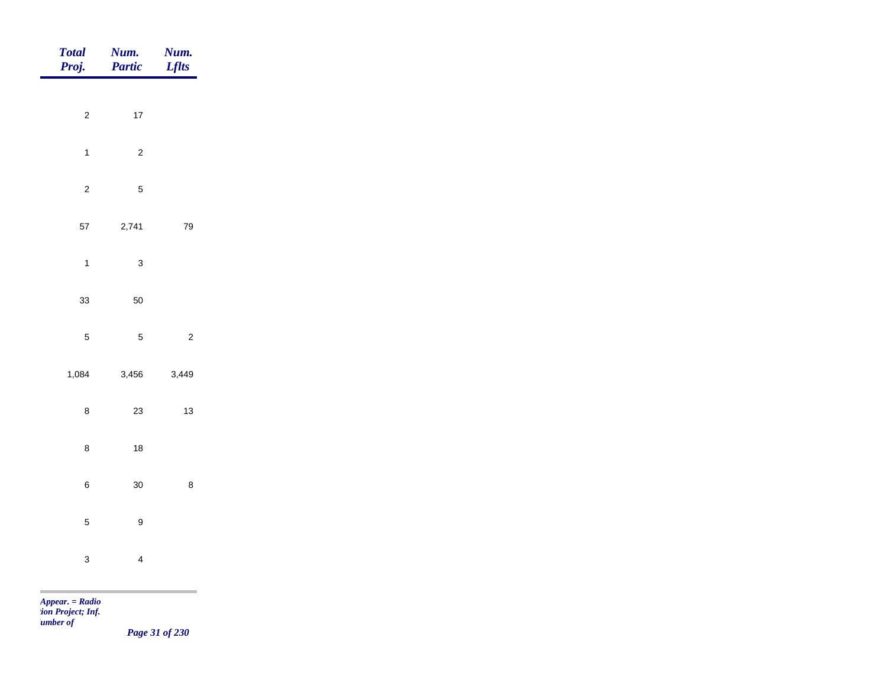| Total Proj. | Num. Partic | Num. Lflts |
|---|---|---|
| 2 | 17 | |
| 1 | 2 | |
| 2 | 5 | |
| 57 | 2,741 | 79 |
| 1 | 3 | |
| 33 | 50 | |
| 5 | 5 | 2 |
| 1,084 | 3,456 | 3,449 |
| 8 | 23 | 13 |
| 8 | 18 | |
| 6 | 30 | 8 |
| 5 | 9 | |
| 3 | 4 | |

*Appear. = Radio*
*tion Project; Inf.*
*umber of*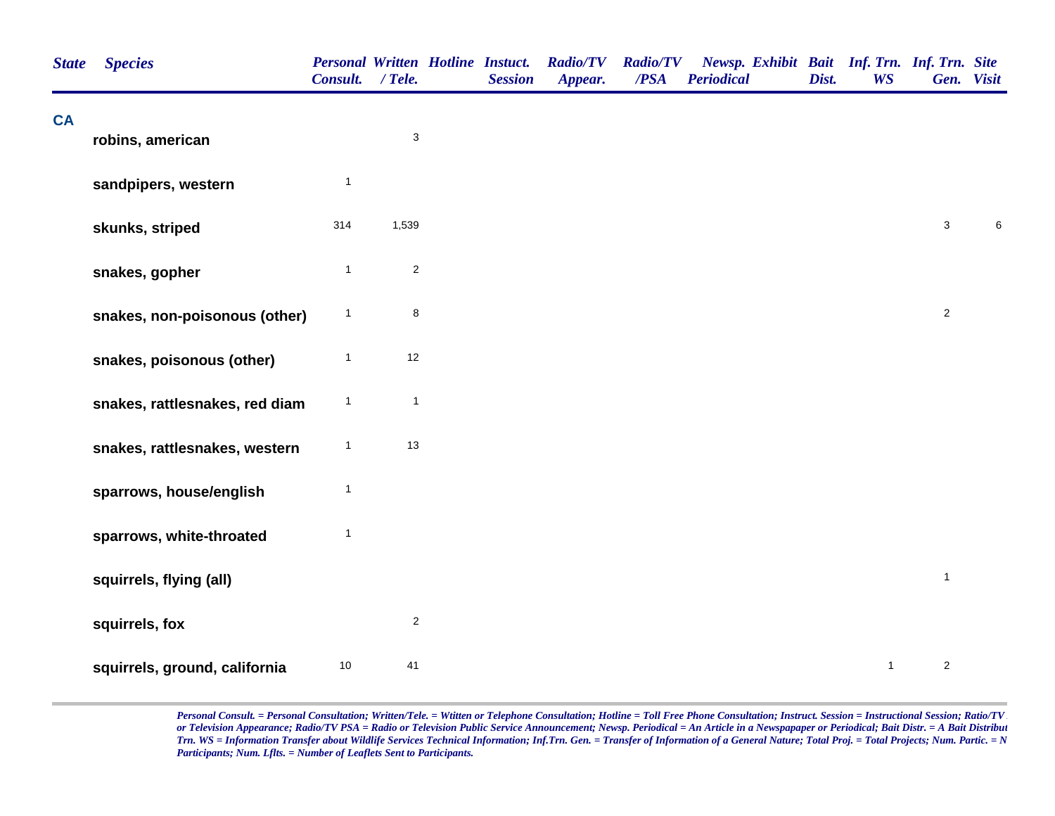| State | Species | Personal Consult. | Written / Tele. | Hotline | Instuct. Session | Radio/TV Appear. | Radio/TV /PSA | Newsp. Periodical | Exhibit | Bait Dist. | Inf. Trn. WS | Inf. Trn. Gen. | Site Visit |
|---|---|---|---|---|---|---|---|---|---|---|---|---|---|
| CA | | | | | | | | | | | | | |
| | robins, american | | 3 | | | | | | | | | | |
| | sandpipers, western | 1 | | | | | | | | | | | |
| | skunks, striped | 314 | 1,539 | | | | | | | | | 3 | 6 |
| | snakes, gopher | 1 | 2 | | | | | | | | | | |
| | snakes, non-poisonous (other) | 1 | 8 | | | | | | | | | 2 | |
| | snakes, poisonous (other) | 1 | 12 | | | | | | | | | | |
| | snakes, rattlesnakes, red diam | 1 | 1 | | | | | | | | | | |
| | snakes, rattlesnakes, western | 1 | 13 | | | | | | | | | | |
| | sparrows, house/english | 1 | | | | | | | | | | | |
| | sparrows, white-throated | 1 | | | | | | | | | | | |
| | squirrels, flying (all) | | | | | | | | | | | 1 | |
| | squirrels, fox | | 2 | | | | | | | | | | |
| | squirrels, ground, california | 10 | 41 | | | | | | | | 1 | 2 | |

*Personal Consult. = Personal Consultation; Written/Tele. = Wtitten or Telephone Consultation; Hotline = Toll Free Phone Consultation; Instruct. Session = Instructional Session; Ratio/TV or Television Appearance; Radio/TV PSA = Radio or Television Public Service Announcement; Newsp. Periodical = An Article in a Newspapaper or Periodical; Bait Distr. = A Bait Distribut Trn. WS = Information Transfer about Wildlife Services Technical Information; Inf.Trn. Gen. = Transfer of Information of a General Nature; Total Proj. = Total Projects; Num. Partic. = N Participants; Num. Lflts. = Number of Leaflets Sent to Participants.*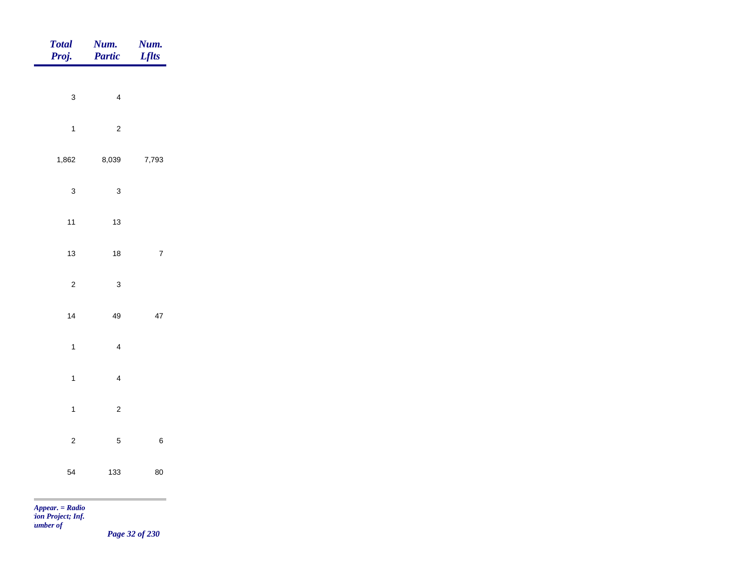| Total Proj. | Num. Partic | Num. Lflts |
|---|---|---|
| 3 | 4 | |
| 1 | 2 | |
| 1,862 | 8,039 | 7,793 |
| 3 | 3 | |
| 11 | 13 | |
| 13 | 18 | 7 |
| 2 | 3 | |
| 14 | 49 | 47 |
| 1 | 4 | |
| 1 | 4 | |
| 1 | 2 | |
| 2 | 5 | 6 |
| 54 | 133 | 80 |

*Appear. = Radio*
*tion Project; Inf.*
*umber of*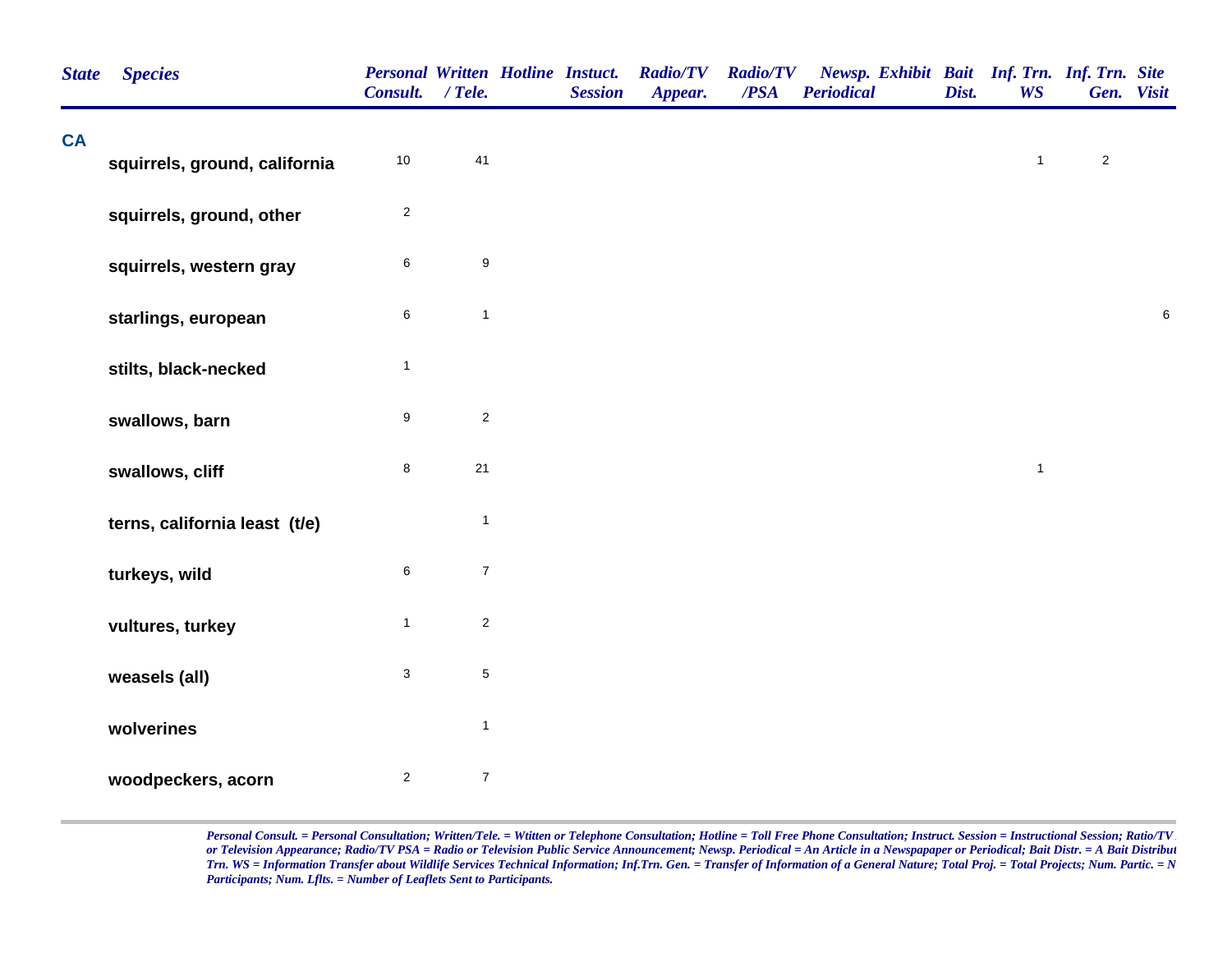| State | Species | Personal Consult. | Written / Tele. | Hotline | Instuct. Session | Radio/TV Appear. | Radio/TV /PSA | Newsp. Periodical | Exhibit | Bait Dist. | Inf. Trn. WS | Inf. Trn. Gen. | Site Visit |
|---|---|---|---|---|---|---|---|---|---|---|---|---|---|
| CA | | | | | | | | | | | | | |
| | squirrels, ground, california | 10 | 41 | | | | | | | | 1 | 2 | |
| | squirrels, ground, other | 2 | | | | | | | | | | | |
| | squirrels, western gray | 6 | 9 | | | | | | | | | | |
| | starlings, european | 6 | 1 | | | | | | | | | | 6 |
| | stilts, black-necked | 1 | | | | | | | | | | | |
| | swallows, barn | 9 | 2 | | | | | | | | | | |
| | swallows, cliff | 8 | 21 | | | | | | | | 1 | | |
| | terns, california least (t/e) | | 1 | | | | | | | | | | |
| | turkeys, wild | 6 | 7 | | | | | | | | | | |
| | vultures, turkey | 1 | 2 | | | | | | | | | | |
| | weasels (all) | 3 | 5 | | | | | | | | | | |
| | wolverines | | 1 | | | | | | | | | | |
| | woodpeckers, acorn | 2 | 7 | | | | | | | | | | |

*Personal Consult. = Personal Consultation; Written/Tele. = Wtitten or Telephone Consultation; Hotline = Toll Free Phone Consultation; Instruct. Session = Instructional Session; Ratio/TV or Television Appearance; Radio/TV PSA = Radio or Television Public Service Announcement; Newsp. Periodical = An Article in a Newspapaper or Periodical; Bait Distr. = A Bait Distribut Trn. WS = Information Transfer about Wildlife Services Technical Information; Inf.Trn. Gen. = Transfer of Information of a General Nature; Total Proj. = Total Projects; Num. Partic. = N Participants; Num. Lflts. = Number of Leaflets Sent to Participants.*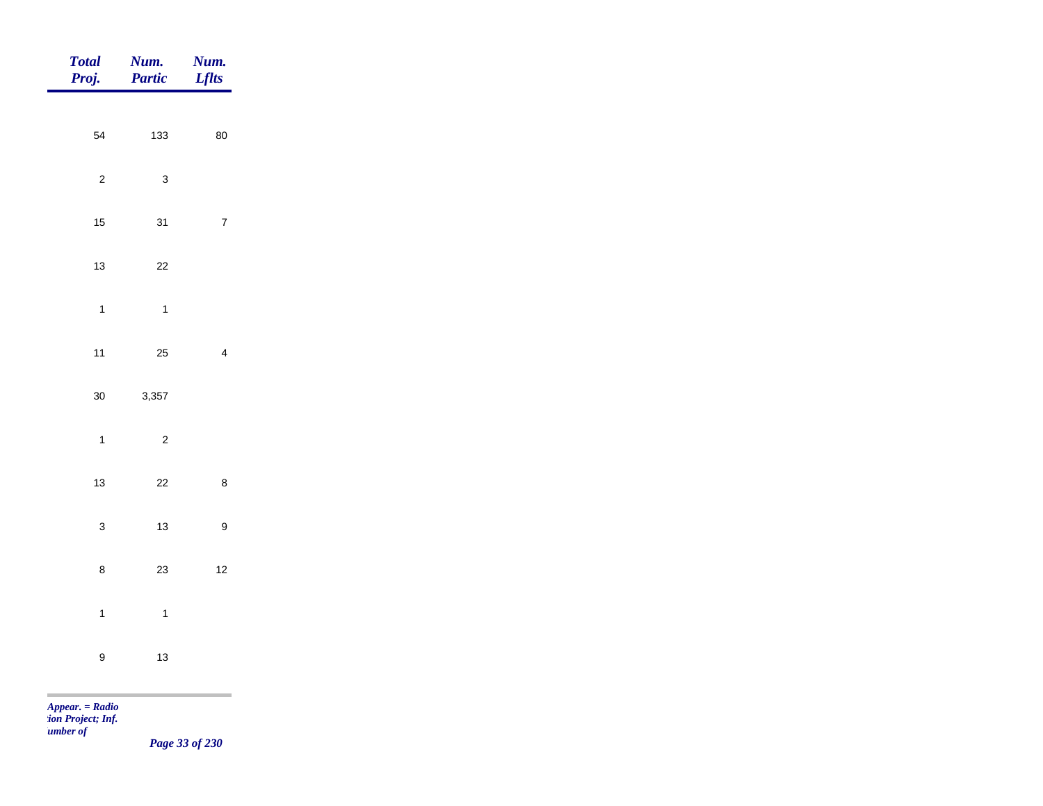| Total Proj. | Num. Partic | Num. Lflts |
|---|---|---|
| 54 | 133 | 80 |
| 2 | 3 | |
| 15 | 31 | 7 |
| 13 | 22 | |
| 1 | 1 | |
| 11 | 25 | 4 |
| 30 | 3,357 | |
| 1 | 2 | |
| 13 | 22 | 8 |
| 3 | 13 | 9 |
| 8 | 23 | 12 |
| 1 | 1 | |
| 9 | 13 | |

*Appear. = Radio*
*tion Project; Inf.*
*umber of*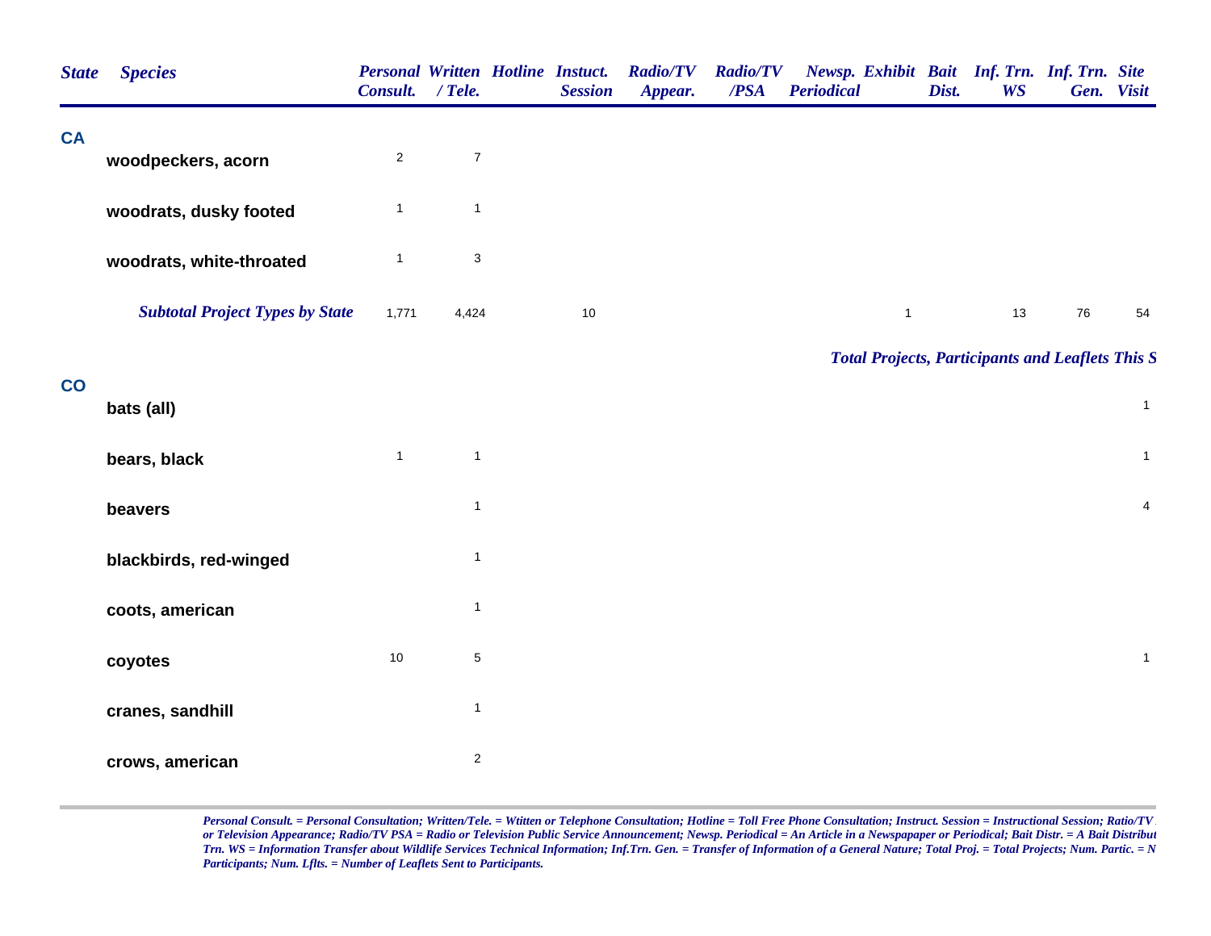| State | Species | Personal Consult. | Written / Tele. | Hotline | Instuct. Session | Radio/TV Appear. | Radio/TV /PSA | Newsp. Periodical | Exhibit | Bait Dist. | Inf. Trn. WS | Inf. Trn. Gen. | Site Visit |
|---|---|---|---|---|---|---|---|---|---|---|---|---|---|
| **CA** | | | | | | | | | | | | | |
| | **woodpeckers, acorn** | 2 | 7 | | | | | | | | | | |
| | **woodrats, dusky footed** | 1 | 1 | | | | | | | | | | |
| | **woodrats, white-throated** | 1 | 3 | | | | | | | | | | |
| | ***Subtotal Project Types by State*** | 1,771 | 4,424 | | 10 | | | | 1 | | 13 | 76 | 54 |

***Total Projects, Participants and Leaflets This S***

| State | Species | Personal Consult. | Written / Tele. | Hotline | Instuct. Session | Radio/TV Appear. | Radio/TV /PSA | Newsp. Periodical | Exhibit | Bait Dist. | Inf. Trn. WS | Inf. Trn. Gen. | Site Visit |
|---|---|---|---|---|---|---|---|---|---|---|---|---|---|
| **CO** | | | | | | | | | | | | | |
| | **bats (all)** | | | | | | | | | | | | 1 |
| | **bears, black** | 1 | 1 | | | | | | | | | | 1 |
| | **beavers** | | 1 | | | | | | | | | | 4 |
| | **blackbirds, red-winged** | | 1 | | | | | | | | | | |
| | **coots, american** | | 1 | | | | | | | | | | |
| | **coyotes** | 10 | 5 | | | | | | | | | | 1 |
| | **cranes, sandhill** | | 1 | | | | | | | | | | |
| | **crows, american** | | 2 | | | | | | | | | | |

*Personal Consult. = Personal Consultation; Written/Tele. = Wtitten or Telephone Consultation; Hotline = Toll Free Phone Consultation; Instruct. Session = Instructional Session; Ratio/TV or Television Appearance; Radio/TV PSA = Radio or Television Public Service Announcement; Newsp. Periodical = An Article in a Newspapaper or Periodical; Bait Distr. = A Bait Distribut Trn. WS = Information Transfer about Wildlife Services Technical Information; Inf.Trn. Gen. = Transfer of Information of a General Nature; Total Proj. = Total Projects; Num. Partic. = N Participants; Num. Lflts. = Number of Leaflets Sent to Participants.*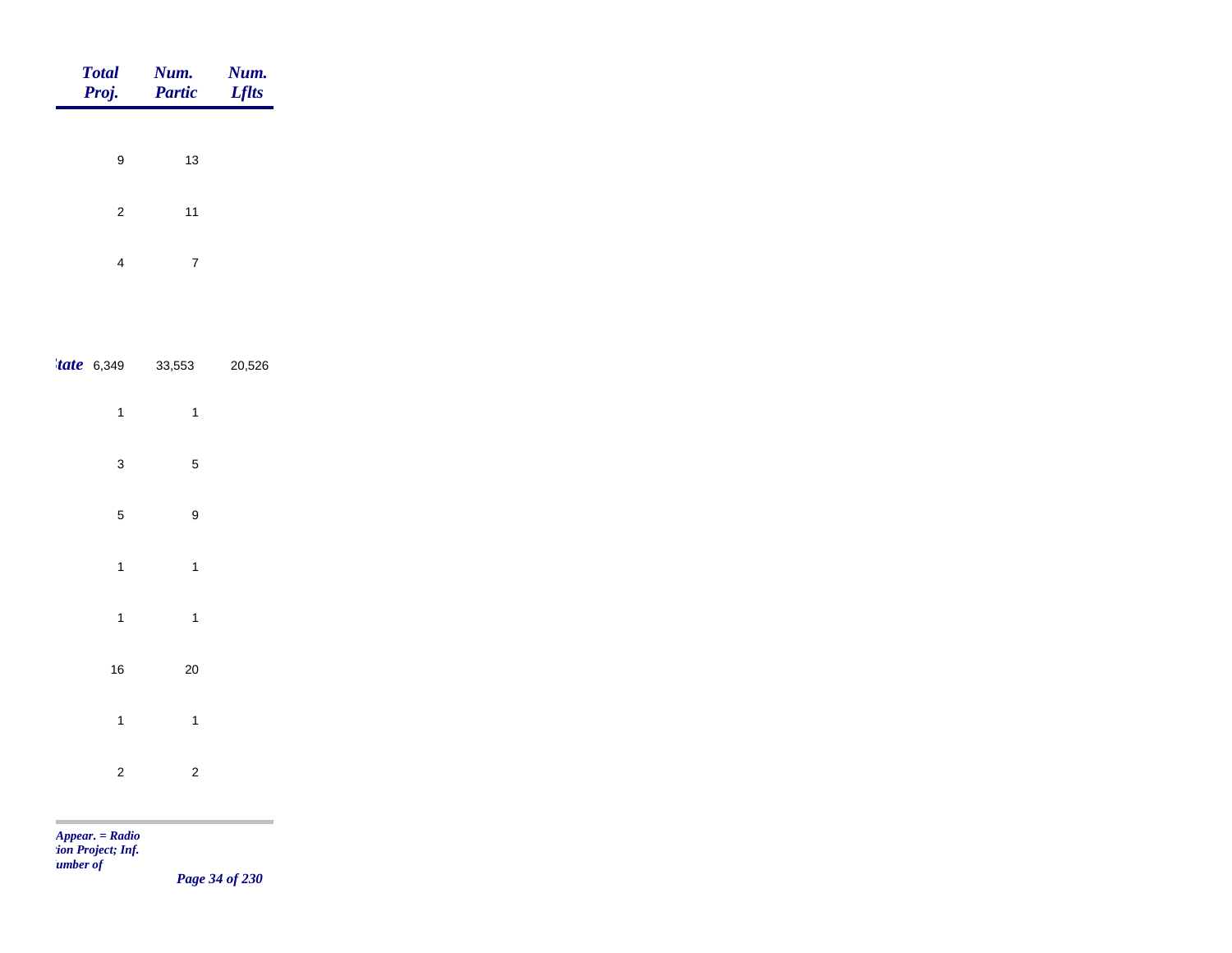| | Total Proj. | Num. Partic | Num. Lflts |
|---|---|---|---|
| | 9 | 13 | |
| | 2 | 11 | |
| | 4 | 7 | |
| *tate* | 6,349 | 33,553 | 20,526 |
| | 1 | 1 | |
| | 3 | 5 | |
| | 5 | 9 | |
| | 1 | 1 | |
| | 1 | 1 | |
| | 16 | 20 | |
| | 1 | 1 | |
| | 2 | 2 | |

*Appear. = Radio*
*tion Project; Inf.*
*umber of*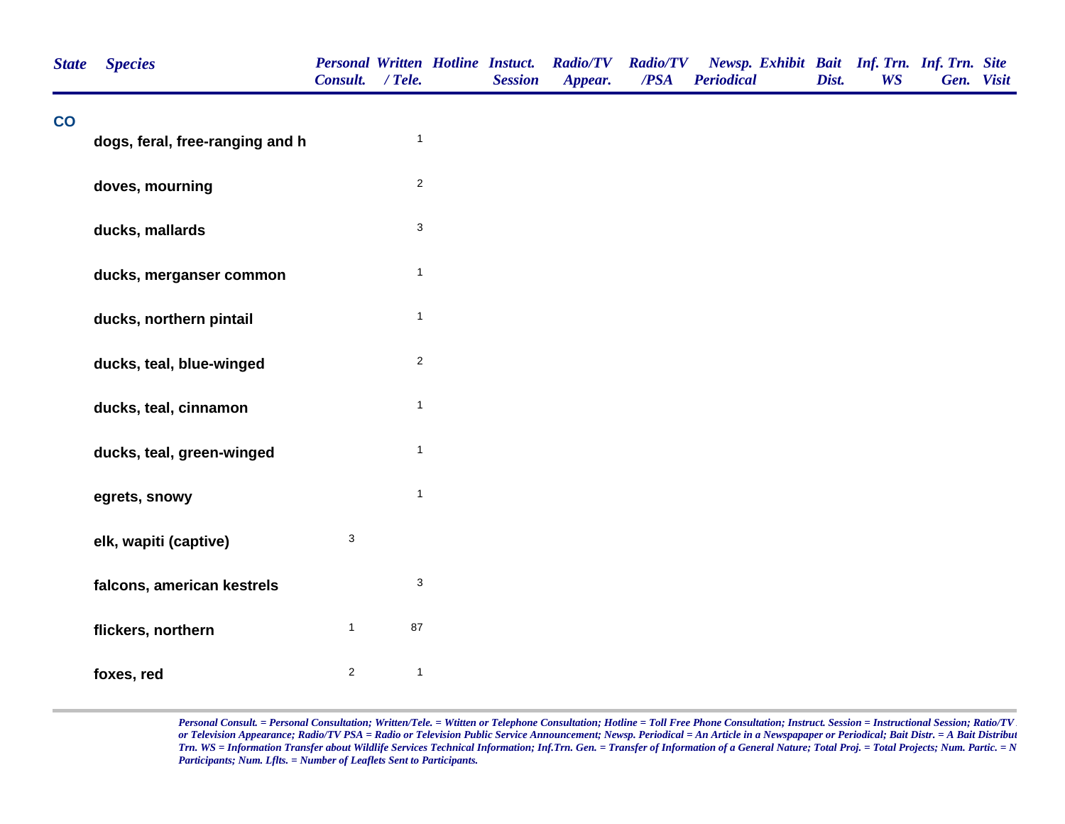| State | Species | Personal Consult. | Written / Tele. | Hotline | Instuct. Session | Radio/TV Appear. | Radio/TV /PSA | Newsp. Periodical | Exhibit | Bait Dist. | Inf. Trn. WS | Inf. Trn. Gen. | Site Visit |
|---|---|---|---|---|---|---|---|---|---|---|---|---|---|
| CO | | | | | | | | | | | | | |
| | dogs, feral, free-ranging and h | | 1 | | | | | | | | | | |
| | doves, mourning | | 2 | | | | | | | | | | |
| | ducks, mallards | | 3 | | | | | | | | | | |
| | ducks, merganser common | | 1 | | | | | | | | | | |
| | ducks, northern pintail | | 1 | | | | | | | | | | |
| | ducks, teal, blue-winged | | 2 | | | | | | | | | | |
| | ducks, teal, cinnamon | | 1 | | | | | | | | | | |
| | ducks, teal, green-winged | | 1 | | | | | | | | | | |
| | egrets, snowy | | 1 | | | | | | | | | | |
| | elk, wapiti (captive) | 3 | | | | | | | | | | | |
| | falcons, american kestrels | | 3 | | | | | | | | | | |
| | flickers, northern | 1 | 87 | | | | | | | | | | |
| | foxes, red | 2 | 1 | | | | | | | | | | |

*Personal Consult. = Personal Consultation; Written/Tele. = Wtitten or Telephone Consultation; Hotline = Toll Free Phone Consultation; Instruct. Session = Instructional Session; Ratio/TV or Television Appearance; Radio/TV PSA = Radio or Television Public Service Announcement; Newsp. Periodical = An Article in a Newspapaper or Periodical; Bait Distr. = A Bait Distribut Trn. WS = Information Transfer about Wildlife Services Technical Information; Inf.Trn. Gen. = Transfer of Information of a General Nature; Total Proj. = Total Projects; Num. Partic. = N Participants; Num. Lflts. = Number of Leaflets Sent to Participants.*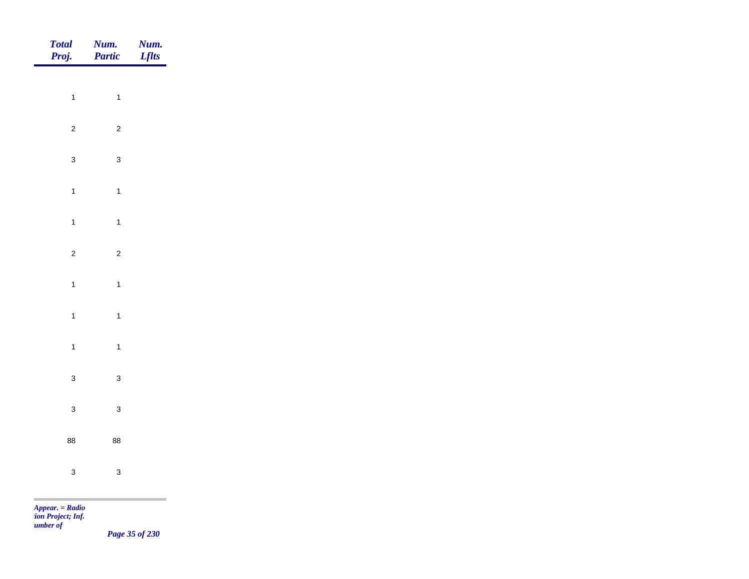| Total Proj. | Num. Partic | Num. Lflts |
|---|---|---|
| 1 | 1 | |
| 2 | 2 | |
| 3 | 3 | |
| 1 | 1 | |
| 1 | 1 | |
| 2 | 2 | |
| 1 | 1 | |
| 1 | 1 | |
| 1 | 1 | |
| 3 | 3 | |
| 3 | 3 | |
| 88 | 88 | |
| 3 | 3 | |

*Appear. = Radio*
*tion Project; Inf.*
*umber of*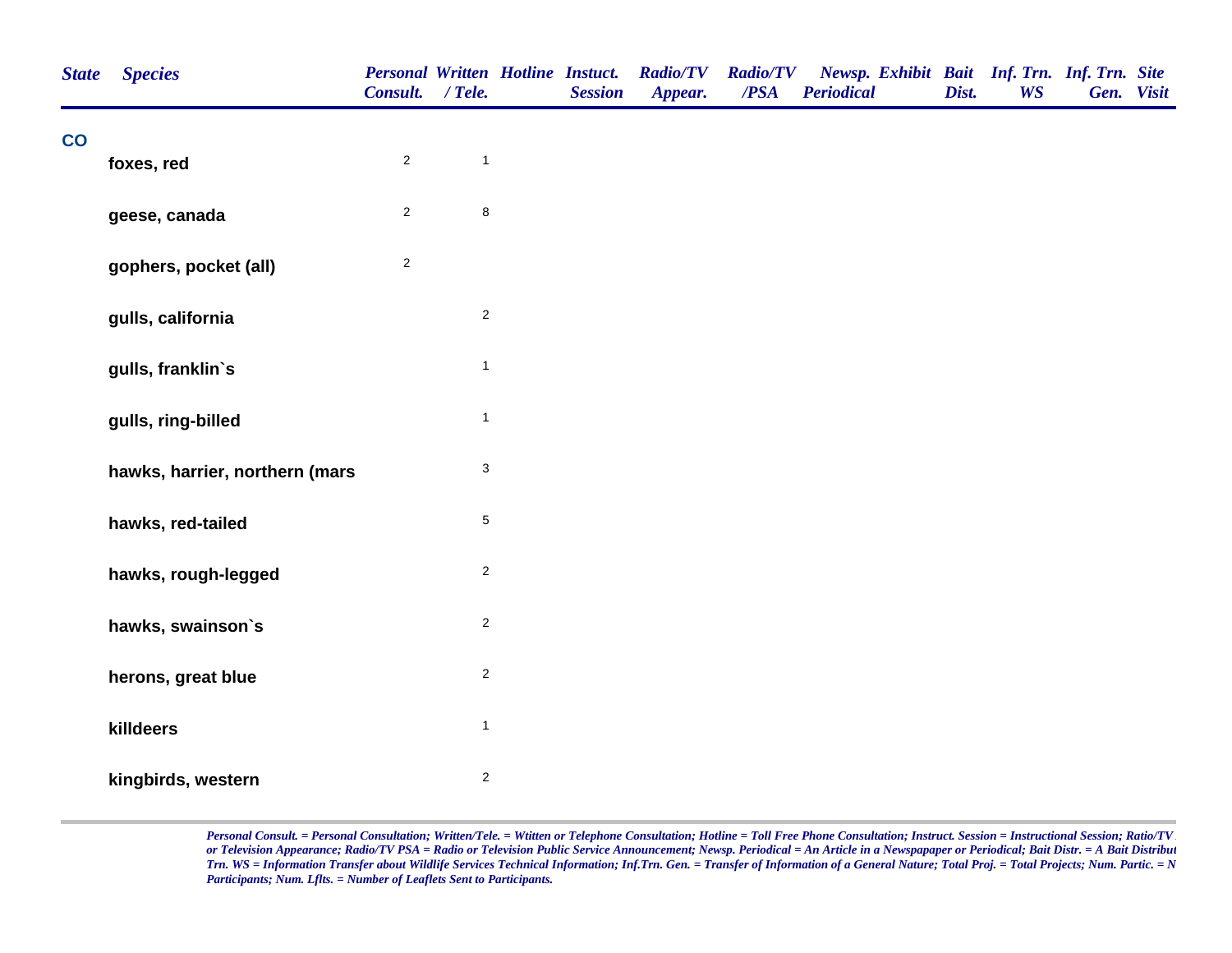| State | Species | Personal Consult. | Written / Tele. | Hotline | Instuct. Session | Radio/TV Appear. | Radio/TV /PSA | Newsp. Periodical | Exhibit | Bait Dist. | Inf. Trn. WS | Inf. Trn. Gen. | Site Visit |
|---|---|---|---|---|---|---|---|---|---|---|---|---|---|
| CO | | | | | | | | | | | | | |
| | foxes, red | 2 | 1 | | | | | | | | | | |
| | geese, canada | 2 | 8 | | | | | | | | | | |
| | gophers, pocket (all) | 2 | | | | | | | | | | | |
| | gulls, california | | 2 | | | | | | | | | | |
| | gulls, franklin`s | | 1 | | | | | | | | | | |
| | gulls, ring-billed | | 1 | | | | | | | | | | |
| | hawks, harrier, northern (mars | | 3 | | | | | | | | | | |
| | hawks, red-tailed | | 5 | | | | | | | | | | |
| | hawks, rough-legged | | 2 | | | | | | | | | | |
| | hawks, swainson`s | | 2 | | | | | | | | | | |
| | herons, great blue | | 2 | | | | | | | | | | |
| | killdeers | | 1 | | | | | | | | | | |
| | kingbirds, western | | 2 | | | | | | | | | | |

*Personal Consult. = Personal Consultation; Written/Tele. = Wtitten or Telephone Consultation; Hotline = Toll Free Phone Consultation; Instruct. Session = Instructional Session; Ratio/TV or Television Appearance; Radio/TV PSA = Radio or Television Public Service Announcement; Newsp. Periodical = An Article in a Newspapaper or Periodical; Bait Distr. = A Bait Distribut Trn. WS = Information Transfer about Wildlife Services Technical Information; Inf.Trn. Gen. = Transfer of Information of a General Nature; Total Proj. = Total Projects; Num. Partic. = N Participants; Num. Lflts. = Number of Leaflets Sent to Participants.*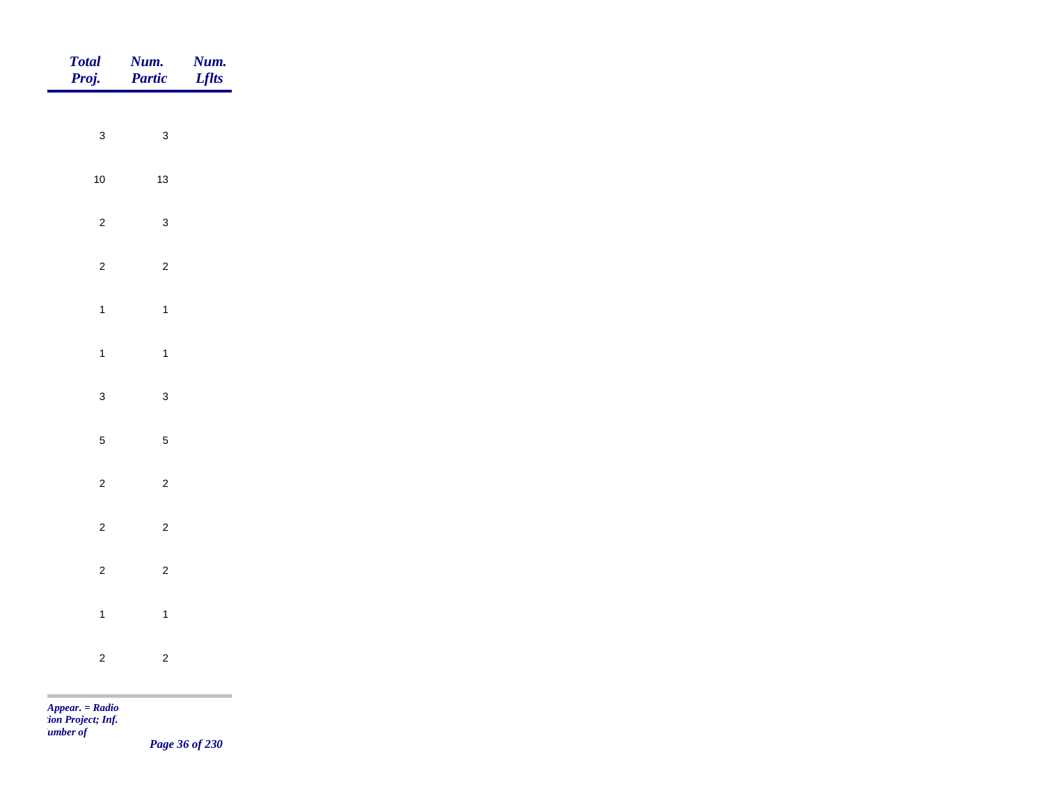| Total Proj. | Num. Partic | Num. Lflts |
|---|---|---|
| 3 | 3 | |
| 10 | 13 | |
| 2 | 3 | |
| 2 | 2 | |
| 1 | 1 | |
| 1 | 1 | |
| 3 | 3 | |
| 5 | 5 | |
| 2 | 2 | |
| 2 | 2 | |
| 2 | 2 | |
| 1 | 1 | |
| 2 | 2 | |

*Appear. = Radio*
*tion Project; Inf.*
*umber of*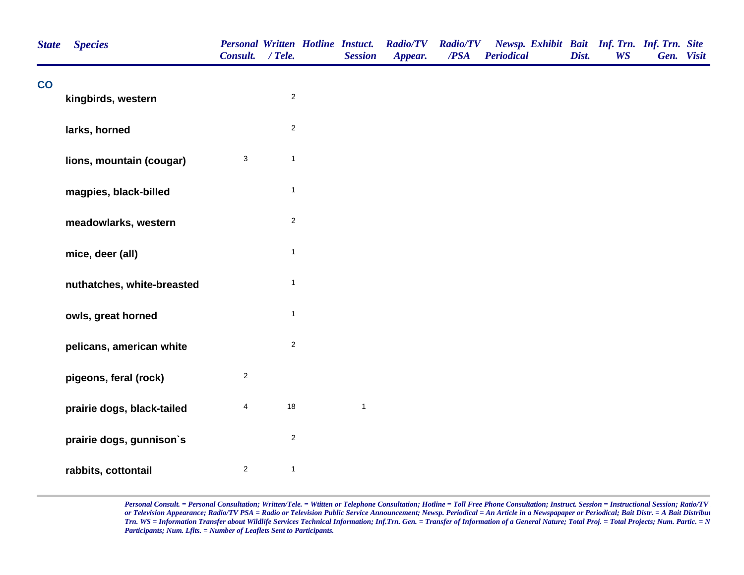| State | Species | Personal Consult. | Written / Tele. | Hotline | Instuct. Session | Radio/TV Appear. | Radio/TV /PSA | Newsp. Periodical | Exhibit | Bait Dist. | Inf. Trn. WS | Inf. Trn. Gen. | Site Visit |
|---|---|---|---|---|---|---|---|---|---|---|---|---|---|
| CO | | | | | | | | | | | | | |
| | kingbirds, western | | 2 | | | | | | | | | | |
| | larks, horned | | 2 | | | | | | | | | | |
| | lions, mountain (cougar) | 3 | 1 | | | | | | | | | | |
| | magpies, black-billed | | 1 | | | | | | | | | | |
| | meadowlarks, western | | 2 | | | | | | | | | | |
| | mice, deer (all) | | 1 | | | | | | | | | | |
| | nuthatches, white-breasted | | 1 | | | | | | | | | | |
| | owls, great horned | | 1 | | | | | | | | | | |
| | pelicans, american white | | 2 | | | | | | | | | | |
| | pigeons, feral (rock) | 2 | | | | | | | | | | | |
| | prairie dogs, black-tailed | 4 | 18 | | 1 | | | | | | | | |
| | prairie dogs, gunnison`s | | 2 | | | | | | | | | | |
| | rabbits, cottontail | 2 | 1 | | | | | | | | | | |

*Personal Consult. = Personal Consultation; Written/Tele. = Wtitten or Telephone Consultation; Hotline = Toll Free Phone Consultation; Instruct. Session = Instructional Session; Ratio/TV or Television Appearance; Radio/TV PSA = Radio or Television Public Service Announcement; Newsp. Periodical = An Article in a Newspapaper or Periodical; Bait Distr. = A Bait Distribut Trn. WS = Information Transfer about Wildlife Services Technical Information; Inf.Trn. Gen. = Transfer of Information of a General Nature; Total Proj. = Total Projects; Num. Partic. = N Participants; Num. Lflts. = Number of Leaflets Sent to Participants.*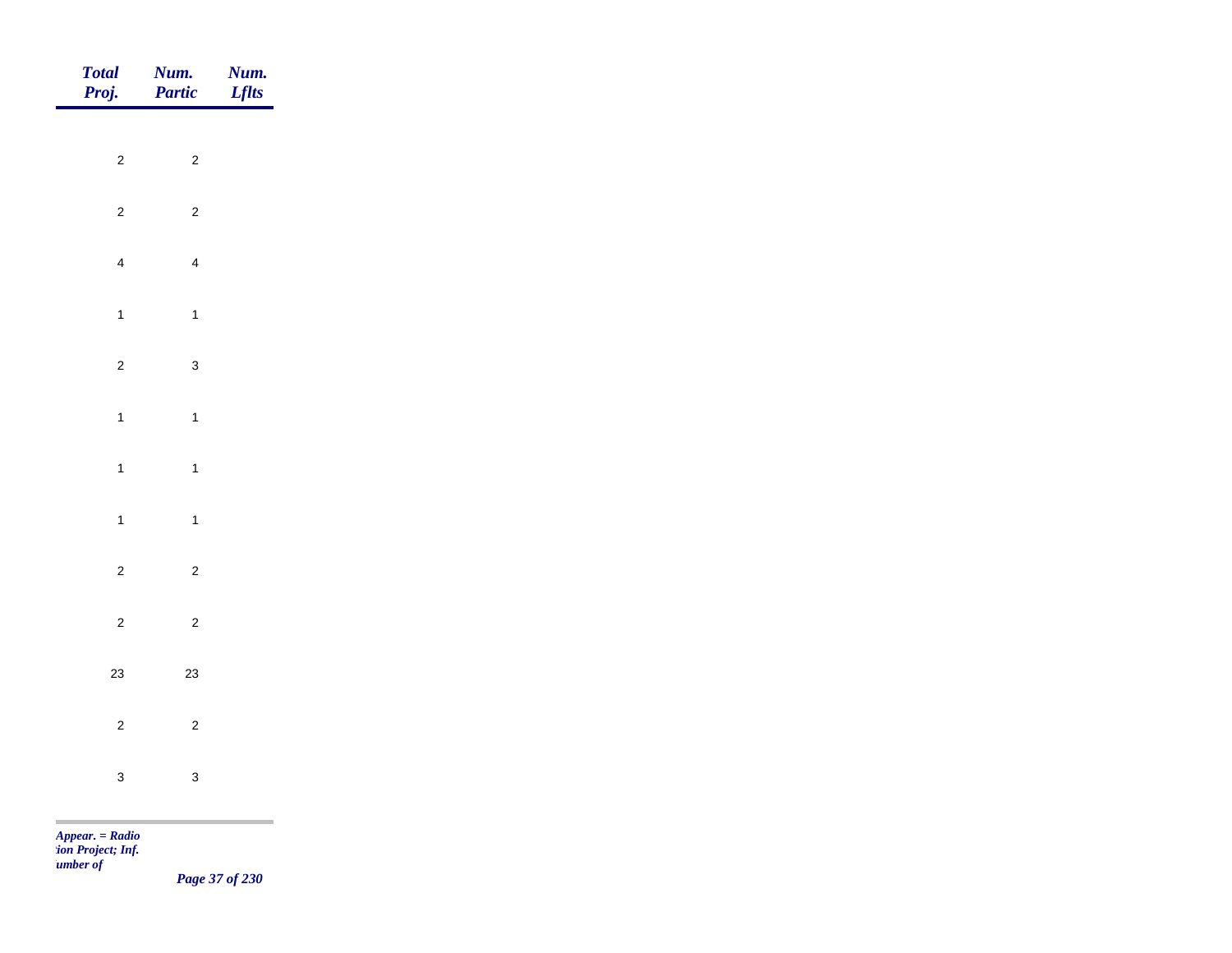| *Total Proj.* | *Num. Partic* | *Num. Lflts* |
|---|---|---|
| 2 | 2 | |
| 2 | 2 | |
| 4 | 4 | |
| 1 | 1 | |
| 2 | 3 | |
| 1 | 1 | |
| 1 | 1 | |
| 1 | 1 | |
| 2 | 2 | |
| 2 | 2 | |
| 23 | 23 | |
| 2 | 2 | |
| 3 | 3 | |

*Appear. = Radio*
*:ion Project; Inf.*
*ıumber of*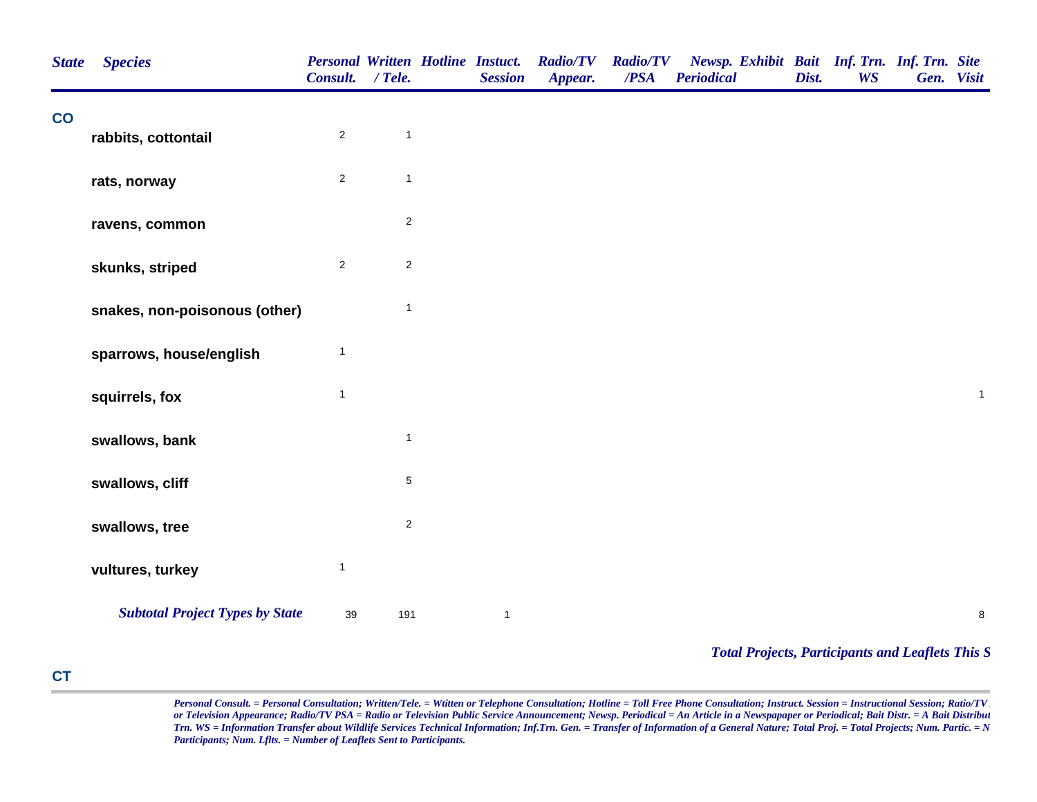| State | Species | Personal Consult. | Written / Tele. | Hotline | Instuct. Session | Radio/TV Appear. | Radio/TV /PSA | Newsp. Periodical | Exhibit | Bait Dist. | Inf. Trn. WS | Inf. Trn. Gen. | Site Visit |
|---|---|---|---|---|---|---|---|---|---|---|---|---|---|
| **CO** | | | | | | | | | | | | | |
| | rabbits, cottontail | 2 | 1 | | | | | | | | | | |
| | rats, norway | 2 | 1 | | | | | | | | | | |
| | ravens, common | | 2 | | | | | | | | | | |
| | skunks, striped | 2 | 2 | | | | | | | | | | |
| | snakes, non-poisonous (other) | | 1 | | | | | | | | | | |
| | sparrows, house/english | 1 | | | | | | | | | | | |
| | squirrels, fox | 1 | | | | | | | | | | | 1 |
| | swallows, bank | | 1 | | | | | | | | | | |
| | swallows, cliff | | 5 | | | | | | | | | | |
| | swallows, tree | | 2 | | | | | | | | | | |
| | vultures, turkey | 1 | | | | | | | | | | | |
| | *Subtotal Project Types by State* | 39 | 191 | | 1 | | | | | | | | 8 |

*Total Projects, Participants and Leaflets This S*

**CT**

*Personal Consult. = Personal Consultation; Written/Tele. = Wtitten or Telephone Consultation; Hotline = Toll Free Phone Consultation; Instruct. Session = Instructional Session; Ratio/TV or Television Appearance; Radio/TV PSA = Radio or Television Public Service Announcement; Newsp. Periodical = An Article in a Newspapaper or Periodical; Bait Distr. = A Bait Distribut Trn. WS = Information Transfer about Wildlife Services Technical Information; Inf.Trn. Gen. = Transfer of Information of a General Nature; Total Proj. = Total Projects; Num. Partic. = N Participants; Num. Lflts. = Number of Leaflets Sent to Participants.*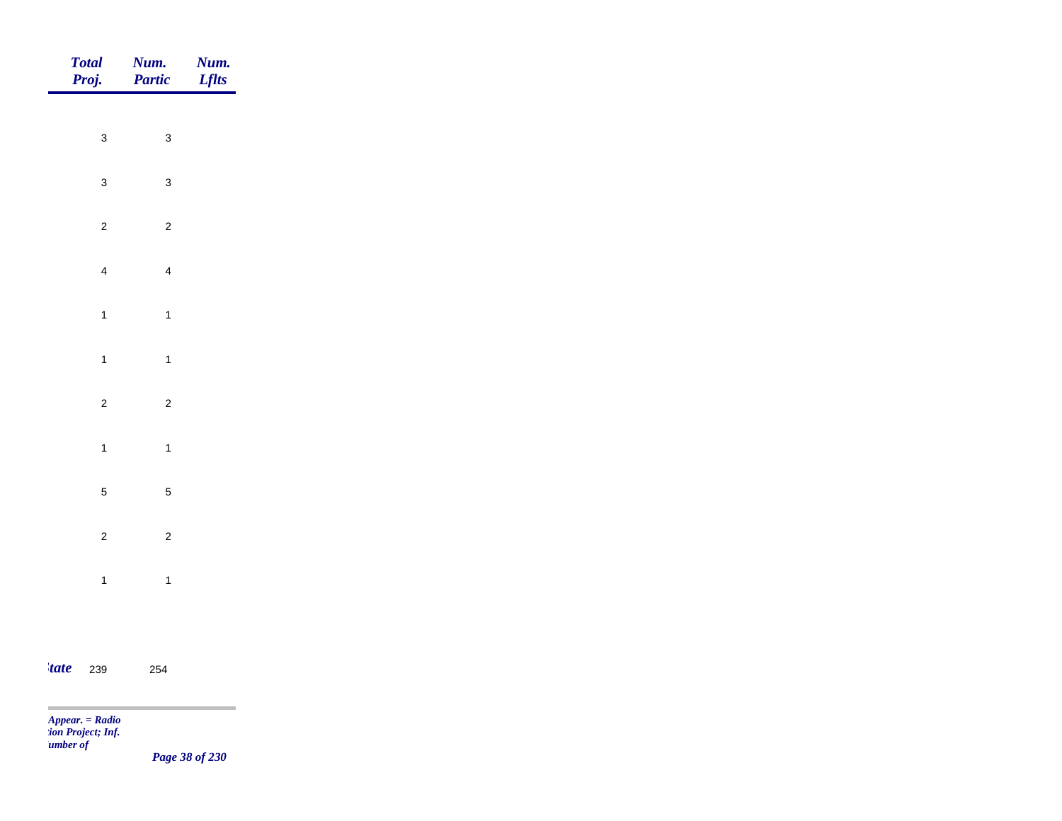| Total Proj. | Num. Partic | Num. Lflts |
|---|---|---|
| 3 | 3 | |
| 3 | 3 | |
| 2 | 2 | |
| 4 | 4 | |
| 1 | 1 | |
| 1 | 1 | |
| 2 | 2 | |
| 1 | 1 | |
| 5 | 5 | |
| 2 | 2 | |
| 1 | 1 | |
| *tate* 239 | 254 | |

*Appear. = Radio*
*tion Project; Inf.*
*umber of*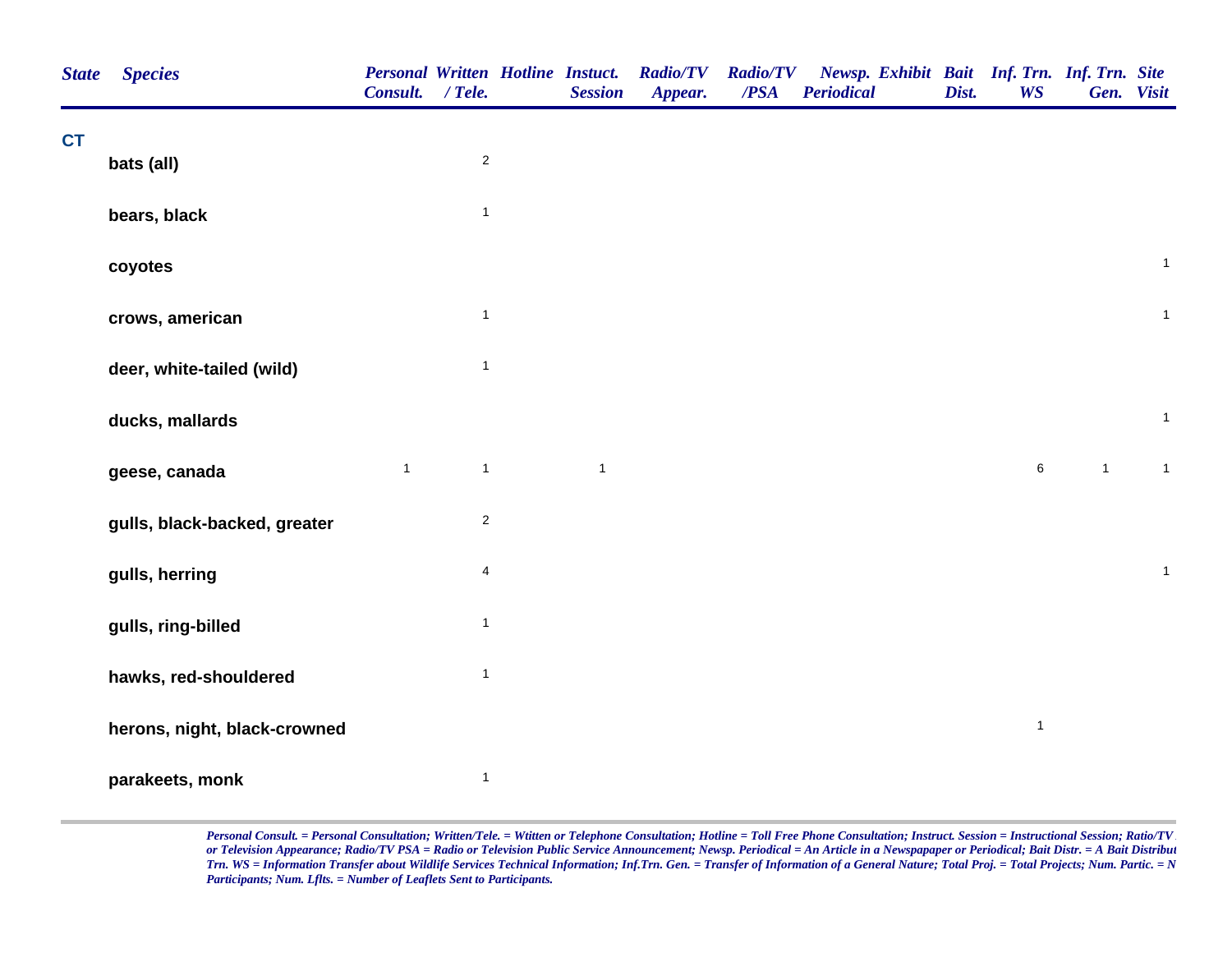| State | Species | Personal Consult. | Written / Tele. | Hotline | Instuct. Session | Radio/TV Appear. | Radio/TV /PSA | Newsp. Periodical | Exhibit | Bait Dist. | Inf. Trn. WS | Inf. Trn. Gen. | Site Visit |
|---|---|---|---|---|---|---|---|---|---|---|---|---|---|
| CT | | | | | | | | | | | | | |
| | bats (all) | | 2 | | | | | | | | | | |
| | bears, black | | 1 | | | | | | | | | | |
| | coyotes | | | | | | | | | | | | 1 |
| | crows, american | | 1 | | | | | | | | | | 1 |
| | deer, white-tailed (wild) | | 1 | | | | | | | | | | |
| | ducks, mallards | | | | | | | | | | | | 1 |
| | geese, canada | 1 | 1 | | 1 | | | | | | 6 | 1 | 1 |
| | gulls, black-backed, greater | | 2 | | | | | | | | | | |
| | gulls, herring | | 4 | | | | | | | | | | 1 |
| | gulls, ring-billed | | 1 | | | | | | | | | | |
| | hawks, red-shouldered | | 1 | | | | | | | | | | |
| | herons, night, black-crowned | | | | | | | | | | 1 | | |
| | parakeets, monk | | 1 | | | | | | | | | | |

*Personal Consult. = Personal Consultation; Written/Tele. = Wtitten or Telephone Consultation; Hotline = Toll Free Phone Consultation; Instruct. Session = Instructional Session; Ratio/TV or Television Appearance; Radio/TV PSA = Radio or Television Public Service Announcement; Newsp. Periodical = An Article in a Newspapaper or Periodical; Bait Distr. = A Bait Distribut Trn. WS = Information Transfer about Wildlife Services Technical Information; Inf.Trn. Gen. = Transfer of Information of a General Nature; Total Proj. = Total Projects; Num. Partic. = N Participants; Num. Lflts. = Number of Leaflets Sent to Participants.*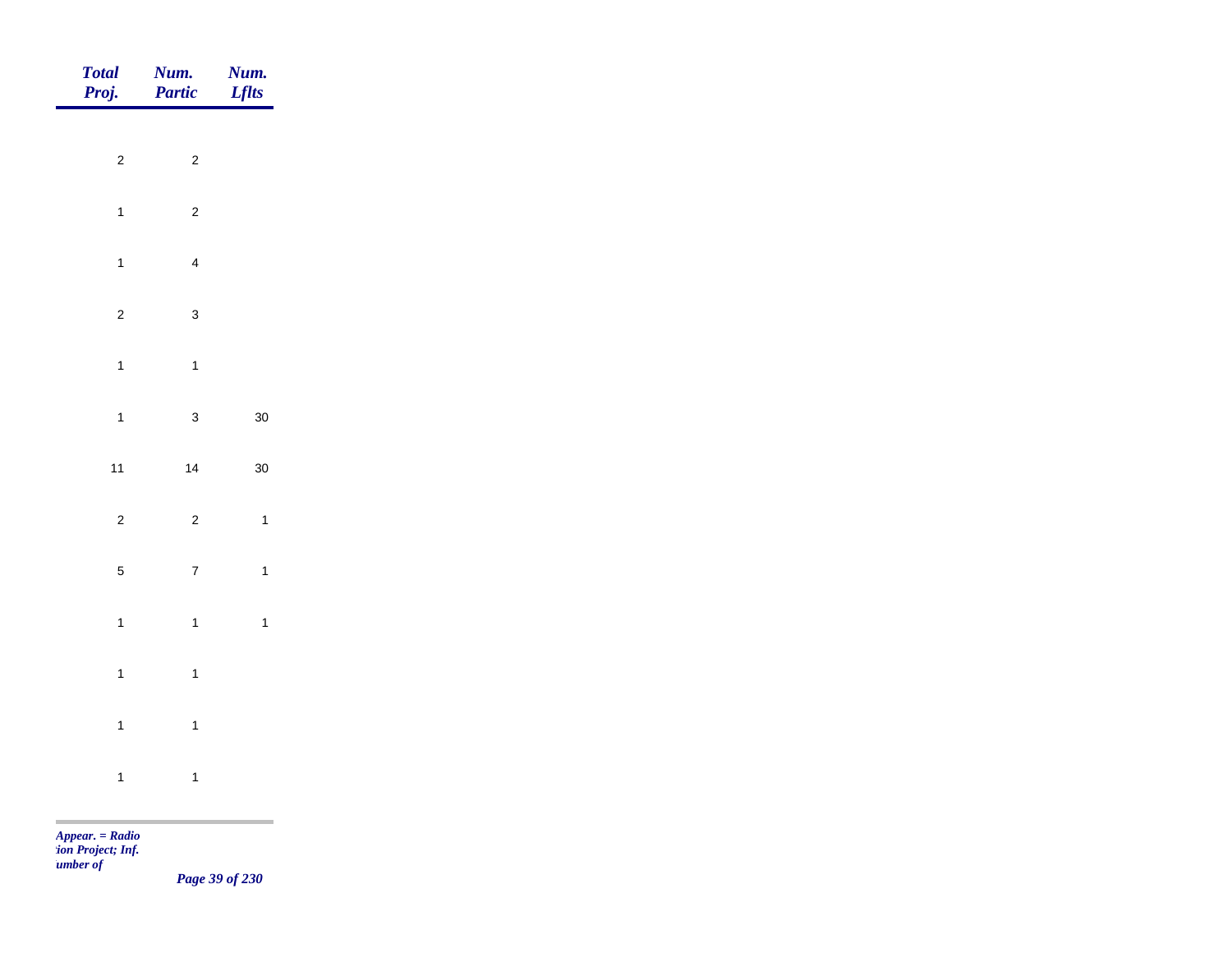| Total Proj. | Num. Partic | Num. Lflts |
|---|---|---|
| 2 | 2 | |
| 1 | 2 | |
| 1 | 4 | |
| 2 | 3 | |
| 1 | 1 | |
| 1 | 3 | 30 |
| 11 | 14 | 30 |
| 2 | 2 | 1 |
| 5 | 7 | 1 |
| 1 | 1 | 1 |
| 1 | 1 | |
| 1 | 1 | |
| 1 | 1 | |

*Appear. = Radio*
*tion Project; Inf.*
*umber of*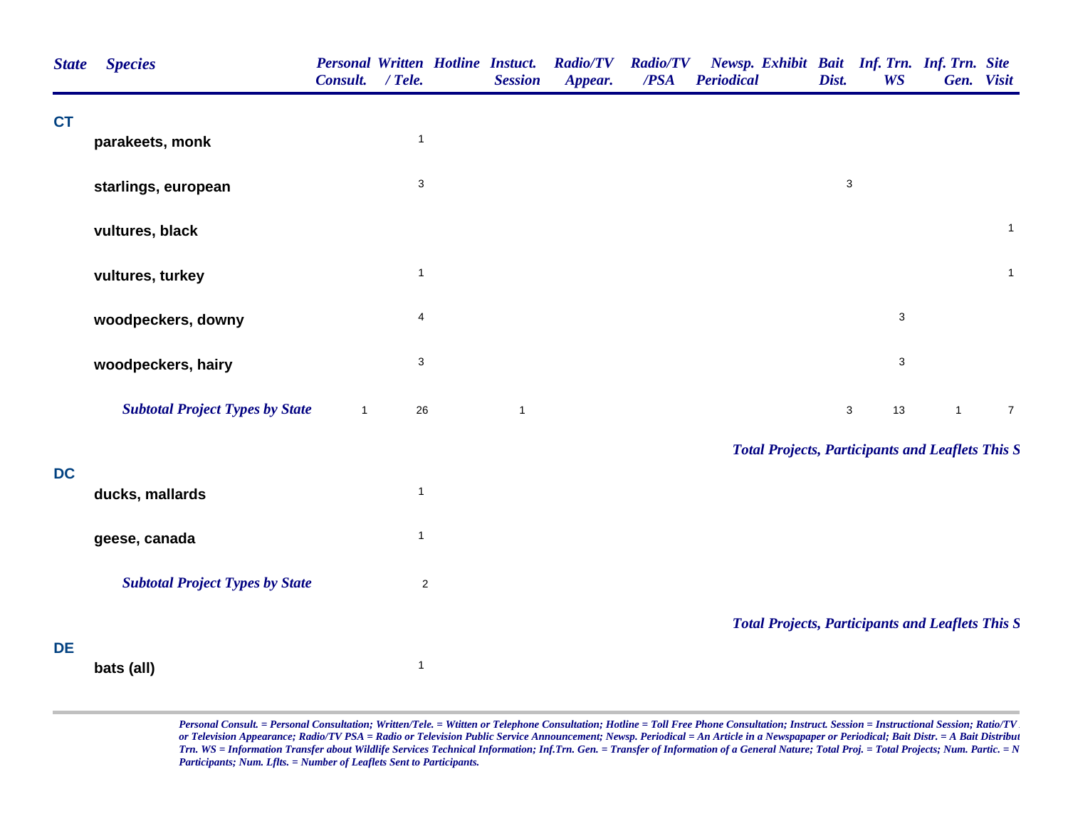| State | Species | Personal Consult. | Written / Tele. | Hotline | Instuct. Session | Radio/TV Appear. | Radio/TV /PSA | Newsp. Periodical | Exhibit | Bait Dist. | Inf. Trn. WS | Inf. Trn. Gen. | Site Visit |
|---|---|---|---|---|---|---|---|---|---|---|---|---|---|
| **CT** | | | | | | | | | | | | | |
| | **parakeets, monk** | | 1 | | | | | | | | | | |
| | **starlings, european** | | 3 | | | | | | | 3 | | | |
| | **vultures, black** | | | | | | | | | | | | 1 |
| | **vultures, turkey** | | 1 | | | | | | | | | | 1 |
| | **woodpeckers, downy** | | 4 | | | | | | | | 3 | | |
| | **woodpeckers, hairy** | | 3 | | | | | | | | 3 | | |
| | ***Subtotal Project Types by State*** | 1 | 26 | | 1 | | | | | 3 | 13 | 1 | 7 |
| | | | | | | | | ***Total Projects, Participants and Leaflets This S*** | | | | | |
| **DC** | | | | | | | | | | | | | |
| | **ducks, mallards** | | 1 | | | | | | | | | | |
| | **geese, canada** | | 1 | | | | | | | | | | |
| | ***Subtotal Project Types by State*** | | 2 | | | | | | | | | | |
| | | | | | | | | ***Total Projects, Participants and Leaflets This S*** | | | | | |
| **DE** | | | | | | | | | | | | | |
| | **bats (all)** | | 1 | | | | | | | | | | |

*Personal Consult. = Personal Consultation; Written/Tele. = Wtitten or Telephone Consultation; Hotline = Toll Free Phone Consultation; Instruct. Session = Instructional Session; Ratio/TV or Television Appearance; Radio/TV PSA = Radio or Television Public Service Announcement; Newsp. Periodical = An Article in a Newspapaper or Periodical; Bait Distr. = A Bait Distribut Trn. WS = Information Transfer about Wildlife Services Technical Information; Inf.Trn. Gen. = Transfer of Information of a General Nature; Total Proj. = Total Projects; Num. Partic. = N Participants; Num. Lflts. = Number of Leaflets Sent to Participants.*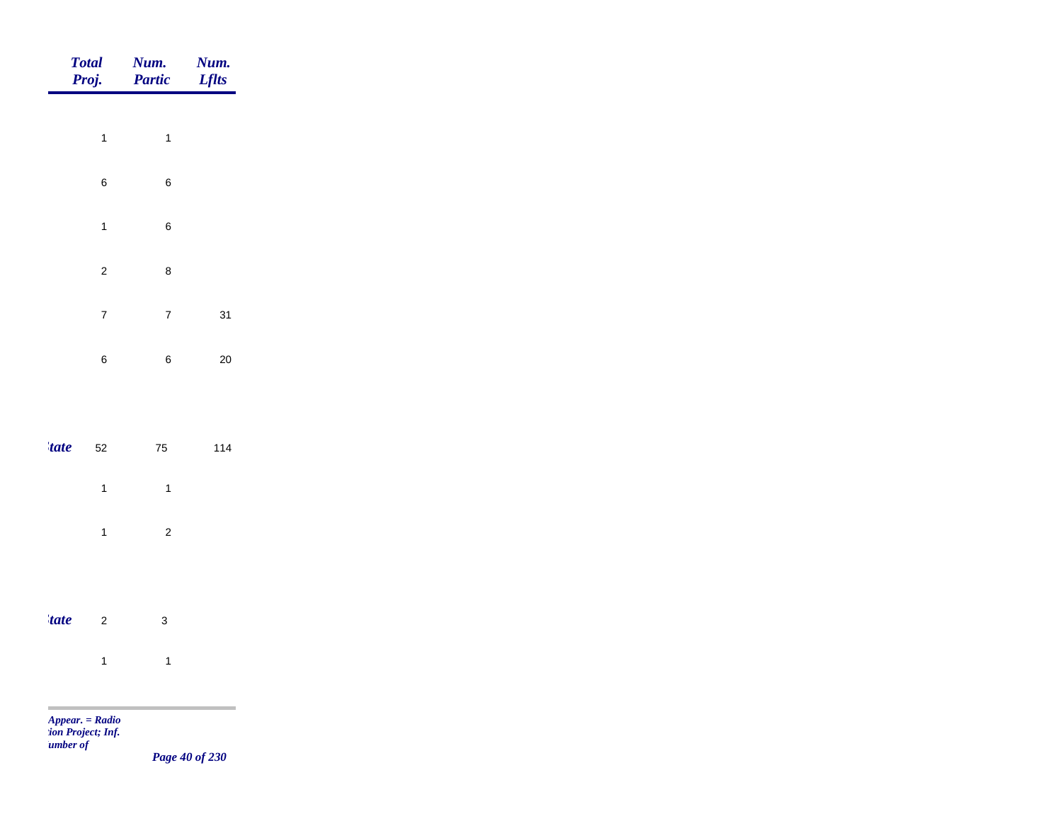| | Total Proj. | Num. Partic | Num. Lflts |
|---|---|---|---|
| | 1 | 1 | |
| | 6 | 6 | |
| | 1 | 6 | |
| | 2 | 8 | |
| | 7 | 7 | 31 |
| | 6 | 6 | 20 |
| *tate* | 52 | 75 | 114 |
| | 1 | 1 | |
| | 1 | 2 | |
| *tate* | 2 | 3 | |
| | 1 | 1 | |

*Appear. = Radio*
*tion Project; Inf.*
*umber of*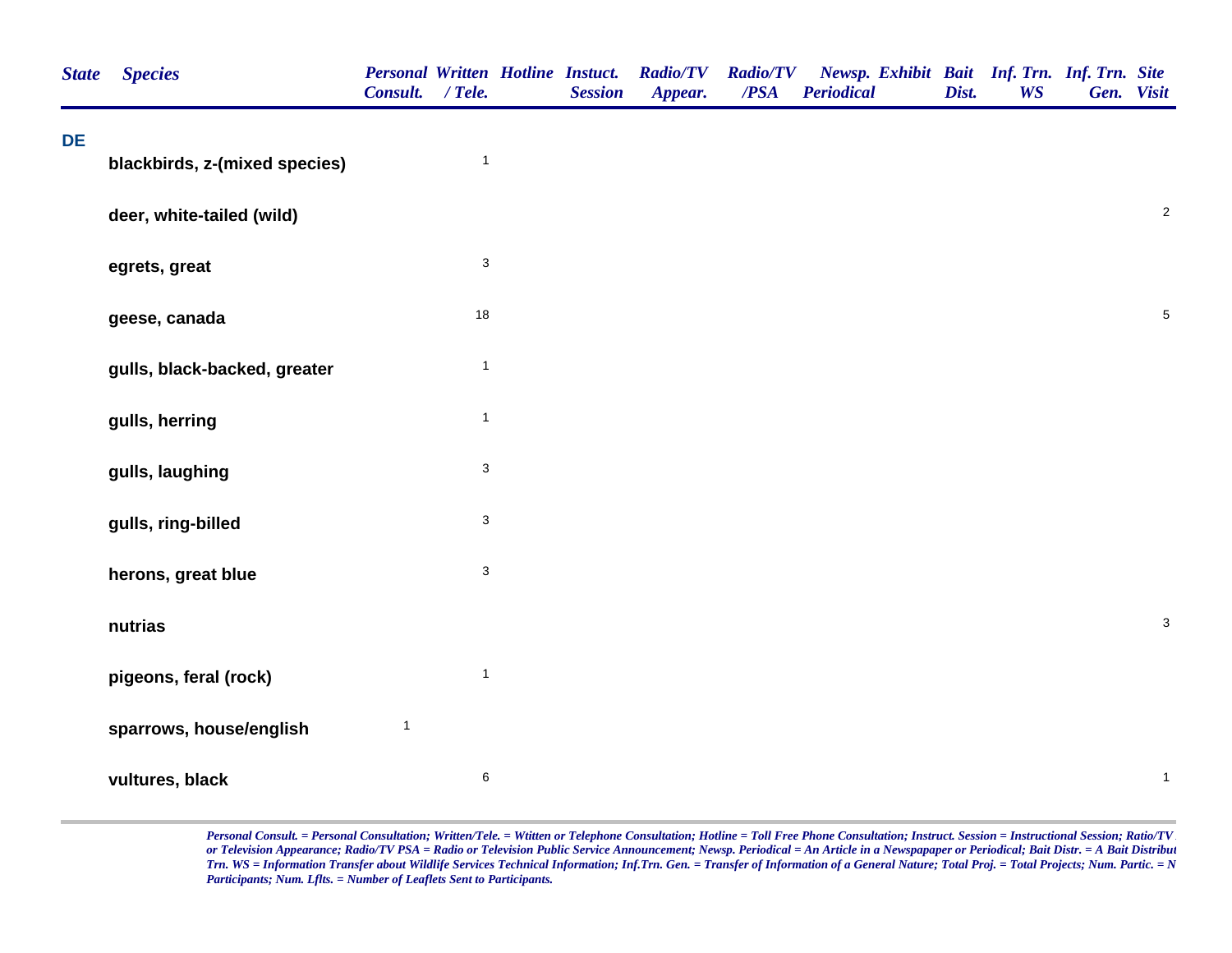| State | Species | Personal Consult. | Written / Tele. | Hotline | Instuct. Session | Radio/TV Appear. | Radio/TV /PSA | Newsp. Periodical | Exhibit | Bait Dist. | Inf. Trn. WS | Inf. Trn. Gen. | Site Visit |
|---|---|---|---|---|---|---|---|---|---|---|---|---|---|
| DE | | | | | | | | | | | | | |
| | blackbirds, z-(mixed species) | | 1 | | | | | | | | | | |
| | deer, white-tailed (wild) | | | | | | | | | | | | 2 |
| | egrets, great | | 3 | | | | | | | | | | |
| | geese, canada | | 18 | | | | | | | | | | 5 |
| | gulls, black-backed, greater | | 1 | | | | | | | | | | |
| | gulls, herring | | 1 | | | | | | | | | | |
| | gulls, laughing | | 3 | | | | | | | | | | |
| | gulls, ring-billed | | 3 | | | | | | | | | | |
| | herons, great blue | | 3 | | | | | | | | | | |
| | nutrias | | | | | | | | | | | | 3 |
| | pigeons, feral (rock) | | 1 | | | | | | | | | | |
| | sparrows, house/english | 1 | | | | | | | | | | | |
| | vultures, black | | 6 | | | | | | | | | | 1 |

*Personal Consult. = Personal Consultation; Written/Tele. = Wtitten or Telephone Consultation; Hotline = Toll Free Phone Consultation; Instruct. Session = Instructional Session; Ratio/TV or Television Appearance; Radio/TV PSA = Radio or Television Public Service Announcement; Newsp. Periodical = An Article in a Newspapaper or Periodical; Bait Distr. = A Bait Distribut Trn. WS = Information Transfer about Wildlife Services Technical Information; Inf.Trn. Gen. = Transfer of Information of a General Nature; Total Proj. = Total Projects; Num. Partic. = N Participants; Num. Lflts. = Number of Leaflets Sent to Participants.*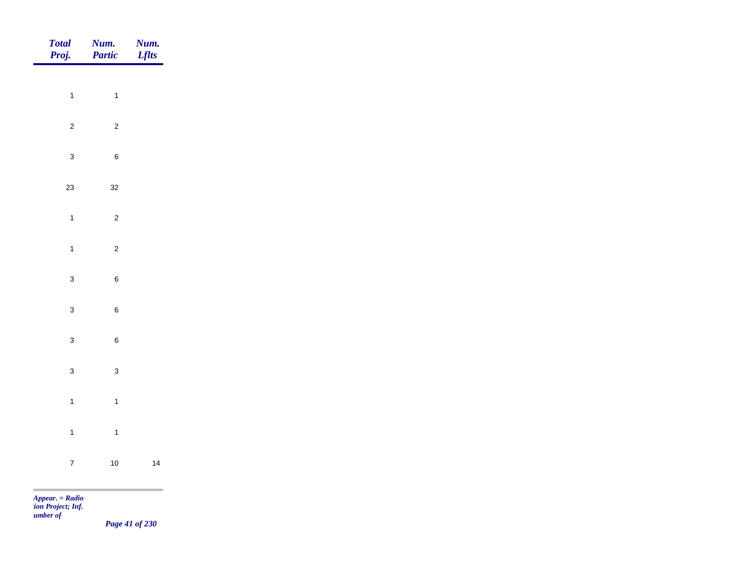| Total Proj. | Num. Partic | Num. Lflts |
|---|---|---|
| 1 | 1 | |
| 2 | 2 | |
| 3 | 6 | |
| 23 | 32 | |
| 1 | 2 | |
| 1 | 2 | |
| 3 | 6 | |
| 3 | 6 | |
| 3 | 6 | |
| 3 | 3 | |
| 1 | 1 | |
| 1 | 1 | |
| 7 | 10 | 14 |

*Appear. = Radio*
*tion Project; Inf.*
*umber of*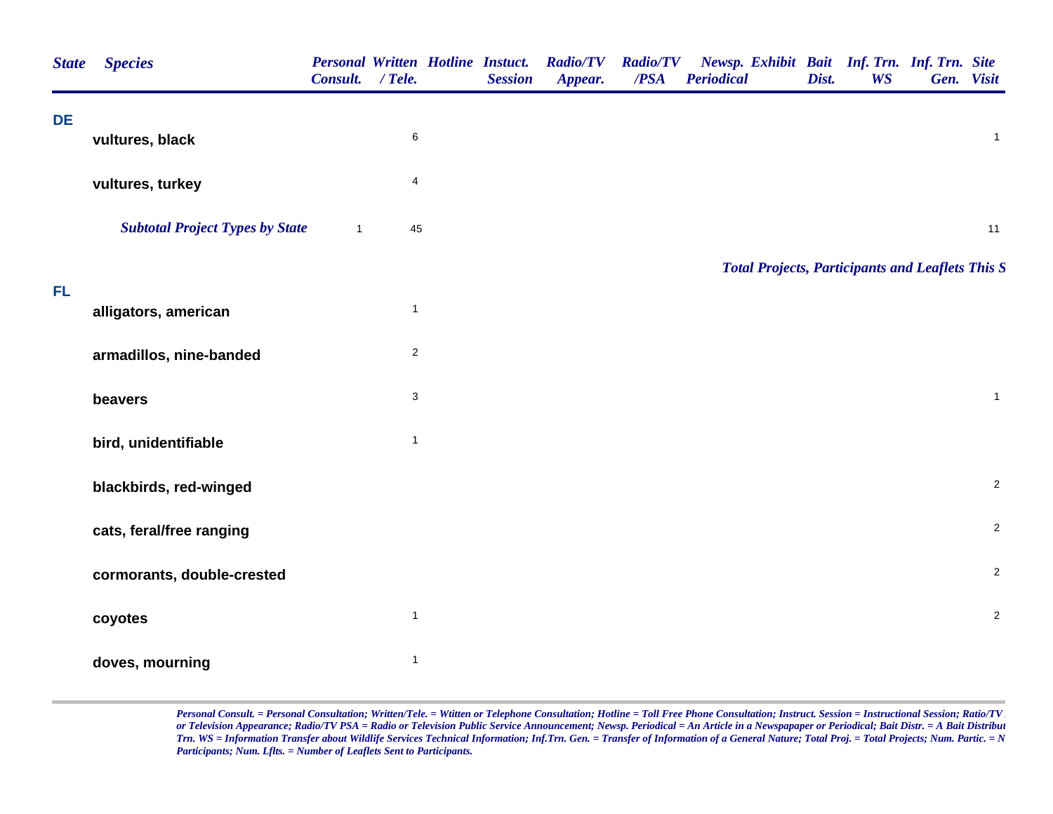| State | Species | Personal Consult. | Written / Tele. | Hotline | Instuct. Session | Radio/TV Appear. | Radio/TV /PSA | Newsp. Periodical | Exhibit | Bait Dist. | Inf. Trn. WS | Inf. Trn. Gen. | Site Visit |
|---|---|---|---|---|---|---|---|---|---|---|---|---|---|
| DE | | | | | | | | | | | | | |
| | vultures, black | | 6 | | | | | | | | | | 1 |
| | vultures, turkey | | 4 | | | | | | | | | | |
| | ***Subtotal Project Types by State*** | 1 | 45 | | | | | | | | | | 11 |

***Total Projects, Participants and Leaflets This S***

| State | Species | Personal Consult. | Written / Tele. | Hotline | Instuct. Session | Radio/TV Appear. | Radio/TV /PSA | Newsp. Periodical | Exhibit | Bait Dist. | Inf. Trn. WS | Inf. Trn. Gen. | Site Visit |
|---|---|---|---|---|---|---|---|---|---|---|---|---|---|
| FL | | | | | | | | | | | | | |
| | alligators, american | | 1 | | | | | | | | | | |
| | armadillos, nine-banded | | 2 | | | | | | | | | | |
| | beavers | | 3 | | | | | | | | | | 1 |
| | bird, unidentifiable | | 1 | | | | | | | | | | |
| | blackbirds, red-winged | | | | | | | | | | | | 2 |
| | cats, feral/free ranging | | | | | | | | | | | | 2 |
| | cormorants, double-crested | | | | | | | | | | | | 2 |
| | coyotes | | 1 | | | | | | | | | | 2 |
| | doves, mourning | | 1 | | | | | | | | | | |

*Personal Consult. = Personal Consultation; Written/Tele. = Wtitten or Telephone Consultation; Hotline = Toll Free Phone Consultation; Instruct. Session = Instructional Session; Ratio/TV or Television Appearance; Radio/TV PSA = Radio or Television Public Service Announcement; Newsp. Periodical = An Article in a Newspapaper or Periodical; Bait Distr. = A Bait Distribut Trn. WS = Information Transfer about Wildlife Services Technical Information; Inf.Trn. Gen. = Transfer of Information of a General Nature; Total Proj. = Total Projects; Num. Partic. = N Participants; Num. Lflts. = Number of Leaflets Sent to Participants.*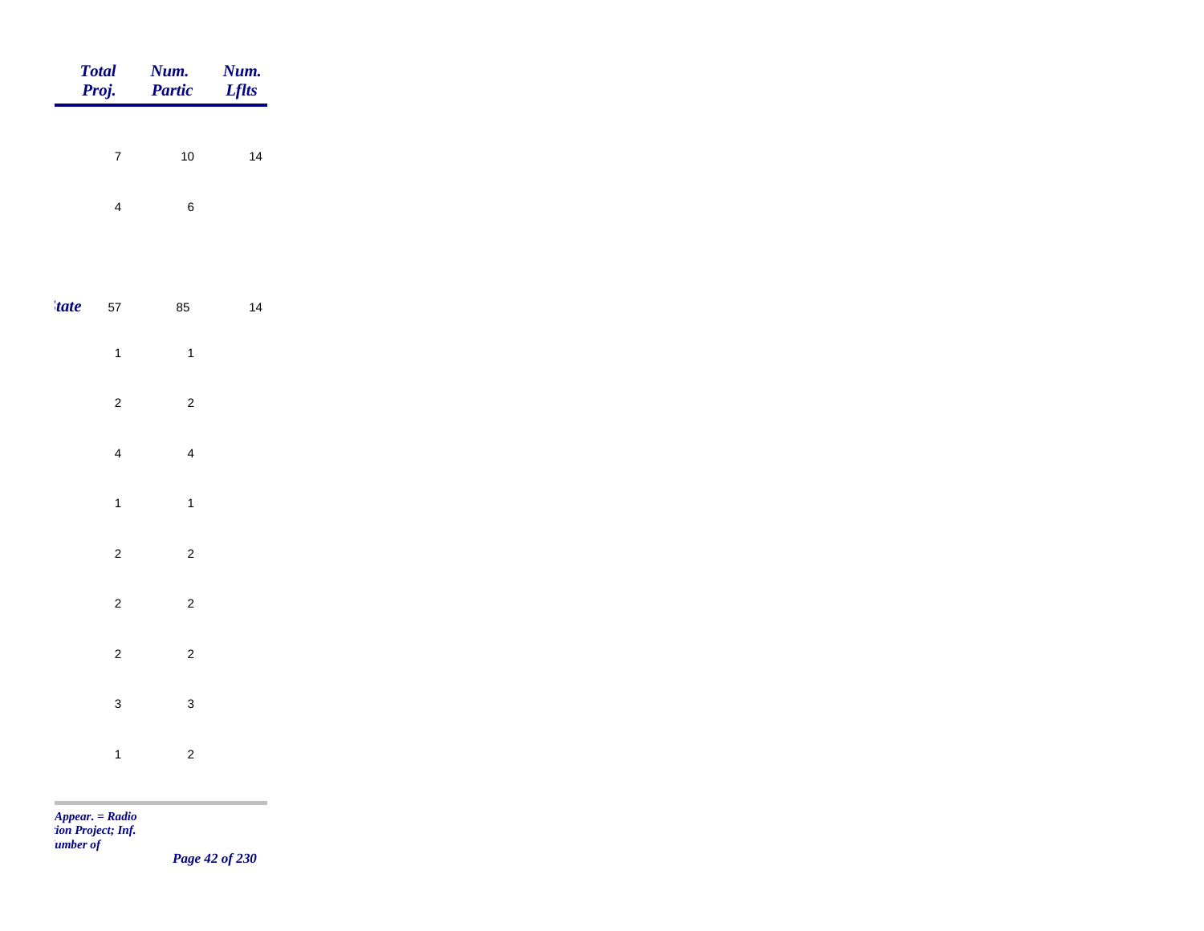| | Total Proj. | Num. Partic | Num. Lflts |
|---|---|---|---|
| | 7 | 10 | 14 |
| | 4 | 6 | |
| *tate* | 57 | 85 | 14 |
| | 1 | 1 | |
| | 2 | 2 | |
| | 4 | 4 | |
| | 1 | 1 | |
| | 2 | 2 | |
| | 2 | 2 | |
| | 2 | 2 | |
| | 3 | 3 | |
| | 1 | 2 | |

*Appear. = Radio*
*tion Project; Inf.*
*umber of*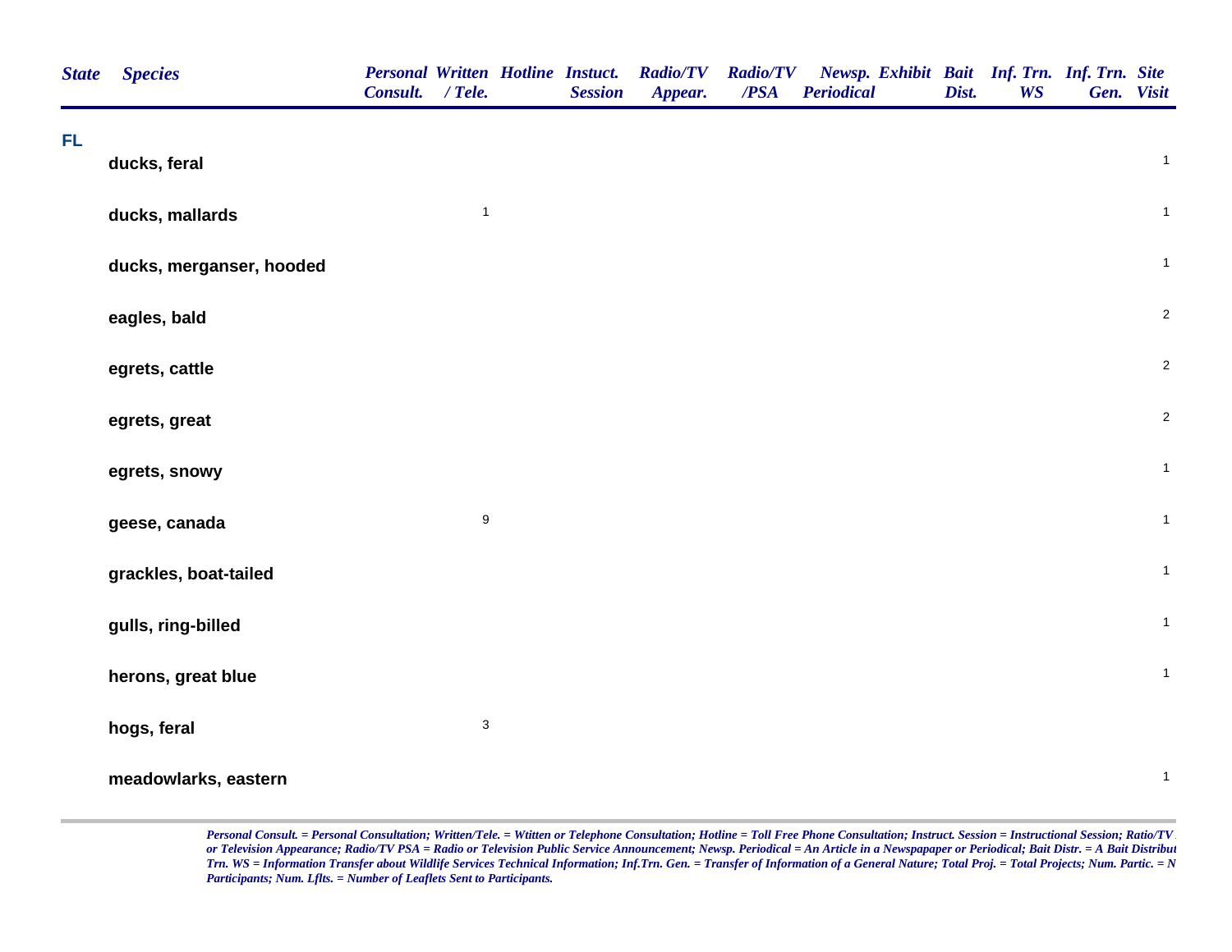| State | Species | Personal Consult. | Written / Tele. | Hotline | Instuct. Session | Radio/TV Appear. | Radio/TV /PSA | Newsp. Periodical | Exhibit | Bait Dist. | Inf. Trn. WS | Inf. Trn. Gen. | Site Visit |
|---|---|---|---|---|---|---|---|---|---|---|---|---|---|
| FL | | | | | | | | | | | | | |
| | ducks, feral | | | | | | | | | | | | 1 |
| | ducks, mallards | | 1 | | | | | | | | | | 1 |
| | ducks, merganser, hooded | | | | | | | | | | | | 1 |
| | eagles, bald | | | | | | | | | | | | 2 |
| | egrets, cattle | | | | | | | | | | | | 2 |
| | egrets, great | | | | | | | | | | | | 2 |
| | egrets, snowy | | | | | | | | | | | | 1 |
| | geese, canada | | 9 | | | | | | | | | | 1 |
| | grackles, boat-tailed | | | | | | | | | | | | 1 |
| | gulls, ring-billed | | | | | | | | | | | | 1 |
| | herons, great blue | | | | | | | | | | | | 1 |
| | hogs, feral | | 3 | | | | | | | | | | |
| | meadowlarks, eastern | | | | | | | | | | | | 1 |

*Personal Consult. = Personal Consultation; Written/Tele. = Wtitten or Telephone Consultation; Hotline = Toll Free Phone Consultation; Instruct. Session = Instructional Session; Ratio/TV or Television Appearance; Radio/TV PSA = Radio or Television Public Service Announcement; Newsp. Periodical = An Article in a Newspapaper or Periodical; Bait Distr. = A Bait Distribut Trn. WS = Information Transfer about Wildlife Services Technical Information; Inf.Trn. Gen. = Transfer of Information of a General Nature; Total Proj. = Total Projects; Num. Partic. = N Participants; Num. Lflts. = Number of Leaflets Sent to Participants.*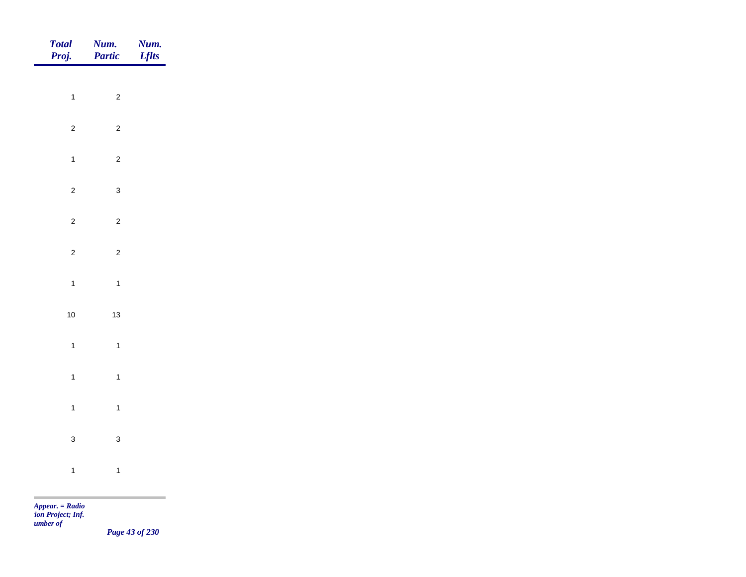| *Total Proj.* | *Num. Partic* | *Num. Lflts* |
|---|---|---|
| 1 | 2 | |
| 2 | 2 | |
| 1 | 2 | |
| 2 | 3 | |
| 2 | 2 | |
| 2 | 2 | |
| 1 | 1 | |
| 10 | 13 | |
| 1 | 1 | |
| 1 | 1 | |
| 1 | 1 | |
| 3 | 3 | |
| 1 | 1 | |

*Appear. = Radio*
*tion Project; Inf.*
*umber of*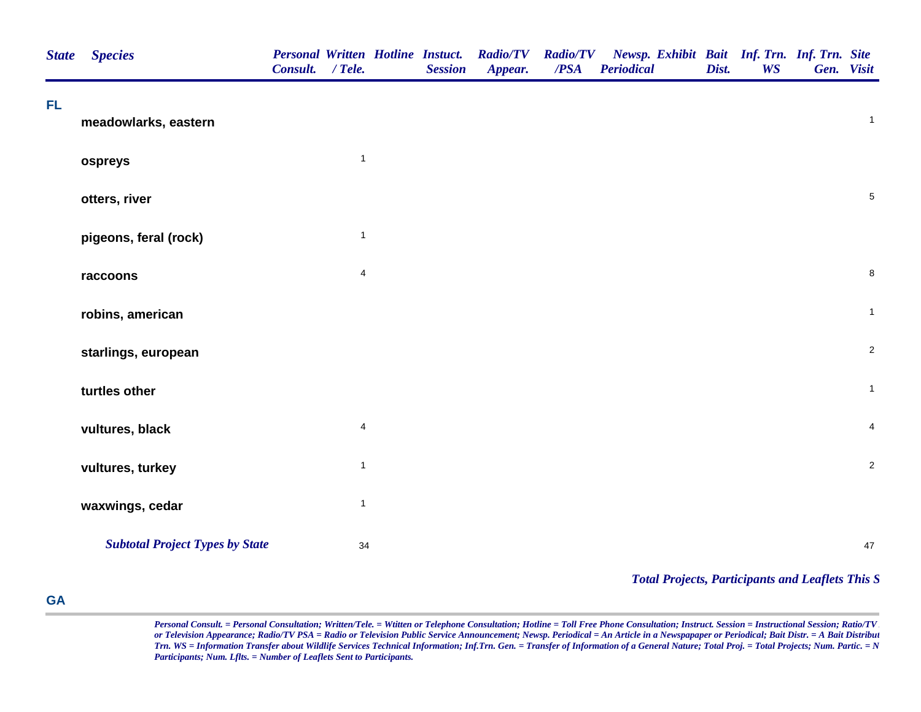| State | Species | Personal Consult. | Written / Tele. | Hotline | Instuct. Session | Radio/TV Appear. | Radio/TV /PSA | Newsp. Periodical | Exhibit | Bait Dist. | Inf. Trn. WS | Inf. Trn. Gen. | Site Visit |
|---|---|---|---|---|---|---|---|---|---|---|---|---|---|
| FL | | | | | | | | | | | | | |
| | meadowlarks, eastern | | | | | | | | | | | | 1 |
| | ospreys | | 1 | | | | | | | | | | |
| | otters, river | | | | | | | | | | | | 5 |
| | pigeons, feral (rock) | | 1 | | | | | | | | | | |
| | raccoons | | 4 | | | | | | | | | | 8 |
| | robins, american | | | | | | | | | | | | 1 |
| | starlings, european | | | | | | | | | | | | 2 |
| | turtles other | | | | | | | | | | | | 1 |
| | vultures, black | | 4 | | | | | | | | | | 4 |
| | vultures, turkey | | 1 | | | | | | | | | | 2 |
| | waxwings, cedar | | 1 | | | | | | | | | | |
| | *Subtotal Project Types by State* | | 34 | | | | | | | | | | 47 |

***Total Projects, Participants and Leaflets This S***

**GA**

*Personal Consult. = Personal Consultation; Written/Tele. = Wtitten or Telephone Consultation; Hotline = Toll Free Phone Consultation; Instruct. Session = Instructional Session; Ratio/TV or Television Appearance; Radio/TV PSA = Radio or Television Public Service Announcement; Newsp. Periodical = An Article in a Newspapaper or Periodical; Bait Distr. = A Bait Distribut Trn. WS = Information Transfer about Wildlife Services Technical Information; Inf.Trn. Gen. = Transfer of Information of a General Nature; Total Proj. = Total Projects; Num. Partic. = N Participants; Num. Lflts. = Number of Leaflets Sent to Participants.*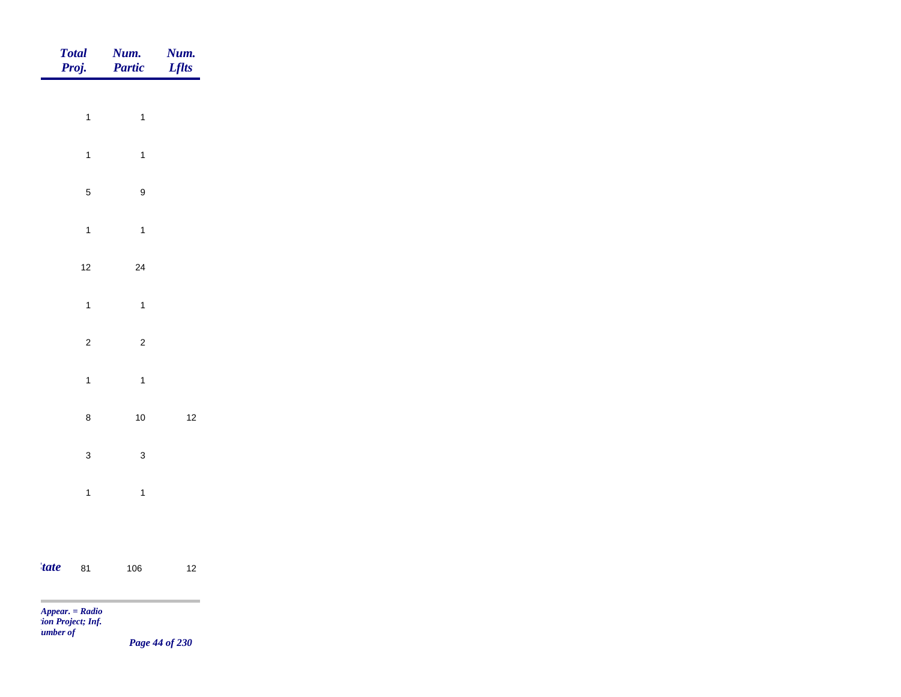| Total Proj. | Num. Partic | Num. Lflts |
|---|---|---|
| 1 | 1 | |
| 1 | 1 | |
| 5 | 9 | |
| 1 | 1 | |
| 12 | 24 | |
| 1 | 1 | |
| 2 | 2 | |
| 1 | 1 | |
| 8 | 10 | 12 |
| 3 | 3 | |
| 1 | 1 | |
| *tate* 81 | 106 | 12 |

*Appear. = Radio*
*tion Project; Inf.*
*umber of*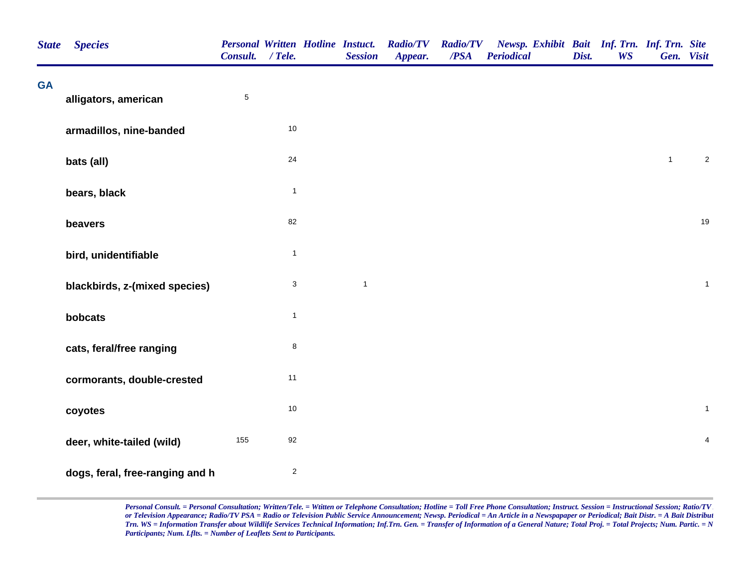| State | Species | Personal Consult. | Written / Tele. | Hotline | Instuct. Session | Radio/TV Appear. | Radio/TV /PSA | Newsp. Periodical | Exhibit | Bait Dist. | Inf. Trn. WS | Inf. Trn. Gen. | Site Visit |
|---|---|---|---|---|---|---|---|---|---|---|---|---|---|
| GA | | | | | | | | | | | | | |
| | alligators, american | 5 | | | | | | | | | | | |
| | armadillos, nine-banded | | 10 | | | | | | | | | | |
| | bats (all) | | 24 | | | | | | | | | 1 | 2 |
| | bears, black | | 1 | | | | | | | | | | |
| | beavers | | 82 | | | | | | | | | | 19 |
| | bird, unidentifiable | | 1 | | | | | | | | | | |
| | blackbirds, z-(mixed species) | | 3 | | 1 | | | | | | | | 1 |
| | bobcats | | 1 | | | | | | | | | | |
| | cats, feral/free ranging | | 8 | | | | | | | | | | |
| | cormorants, double-crested | | 11 | | | | | | | | | | |
| | coyotes | | 10 | | | | | | | | | | 1 |
| | deer, white-tailed (wild) | 155 | 92 | | | | | | | | | | 4 |
| | dogs, feral, free-ranging and h | | 2 | | | | | | | | | | |

*Personal Consult. = Personal Consultation; Written/Tele. = Wtitten or Telephone Consultation; Hotline = Toll Free Phone Consultation; Instruct. Session = Instructional Session; Ratio/TV or Television Appearance; Radio/TV PSA = Radio or Television Public Service Announcement; Newsp. Periodical = An Article in a Newspapaper or Periodical; Bait Distr. = A Bait Distribut Trn. WS = Information Transfer about Wildlife Services Technical Information; Inf.Trn. Gen. = Transfer of Information of a General Nature; Total Proj. = Total Projects; Num. Partic. = N Participants; Num. Lflts. = Number of Leaflets Sent to Participants.*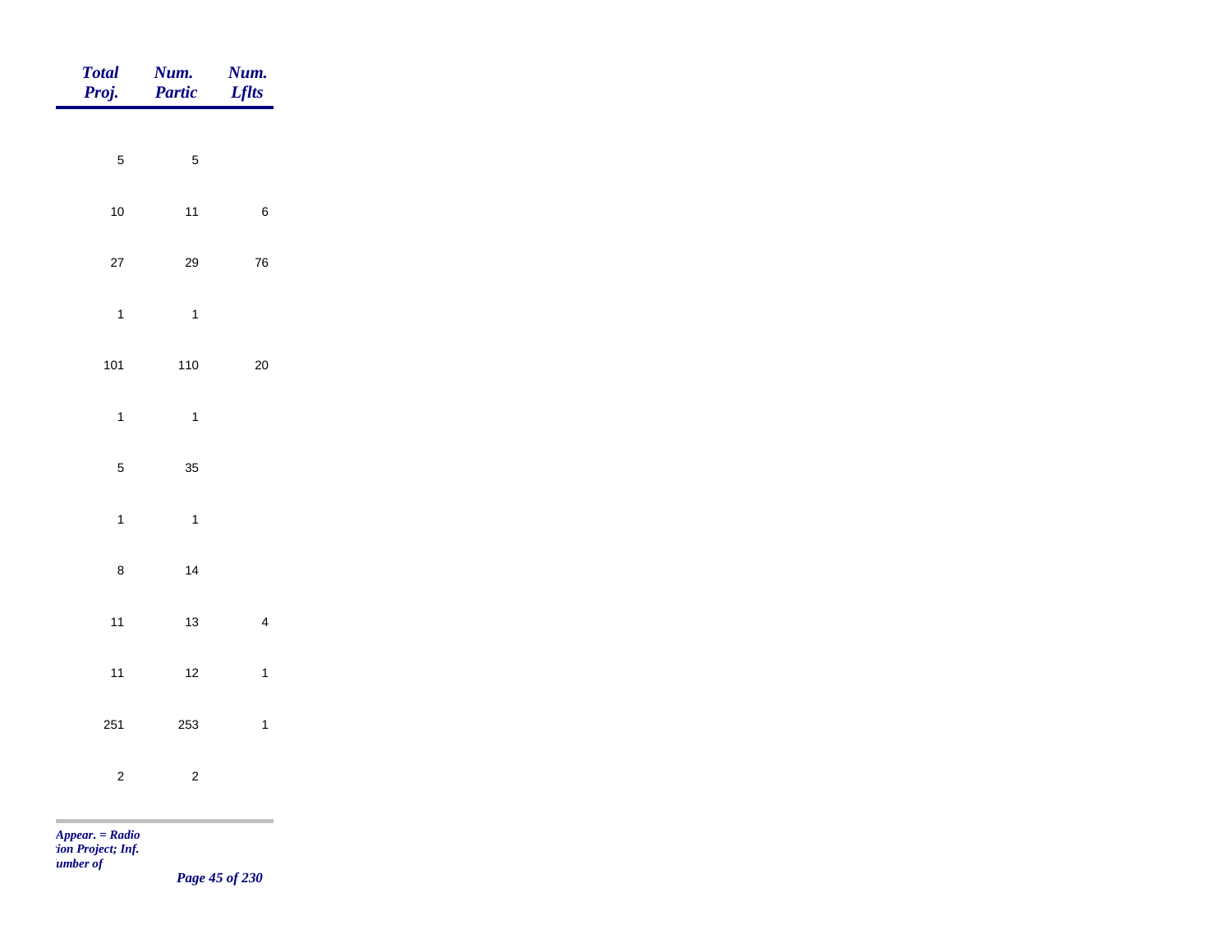| Total Proj. | Num. Partic | Num. Lflts |
|---|---|---|
| 5 | 5 | |
| 10 | 11 | 6 |
| 27 | 29 | 76 |
| 1 | 1 | |
| 101 | 110 | 20 |
| 1 | 1 | |
| 5 | 35 | |
| 1 | 1 | |
| 8 | 14 | |
| 11 | 13 | 4 |
| 11 | 12 | 1 |
| 251 | 253 | 1 |
| 2 | 2 | |

*Appear. = Radio*
*:ion Project; Inf.*
*umber of*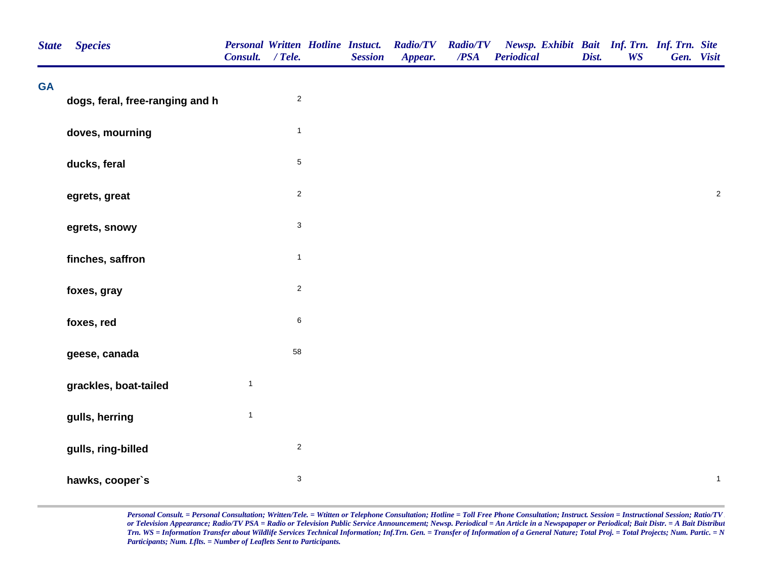| State | Species | Personal Consult. | Written / Tele. | Hotline | Instuct. Session | Radio/TV Appear. | Radio/TV /PSA | Newsp. Periodical | Exhibit | Bait Dist. | Inf. Trn. WS | Inf. Trn. Gen. | Site Visit |
|---|---|---|---|---|---|---|---|---|---|---|---|---|---|
| GA | | | | | | | | | | | | | |
| | dogs, feral, free-ranging and h | | 2 | | | | | | | | | | |
| | doves, mourning | | 1 | | | | | | | | | | |
| | ducks, feral | | 5 | | | | | | | | | | |
| | egrets, great | | 2 | | | | | | | | | | 2 |
| | egrets, snowy | | 3 | | | | | | | | | | |
| | finches, saffron | | 1 | | | | | | | | | | |
| | foxes, gray | | 2 | | | | | | | | | | |
| | foxes, red | | 6 | | | | | | | | | | |
| | geese, canada | | 58 | | | | | | | | | | |
| | grackles, boat-tailed | 1 | | | | | | | | | | | |
| | gulls, herring | 1 | | | | | | | | | | | |
| | gulls, ring-billed | | 2 | | | | | | | | | | |
| | hawks, cooper`s | | 3 | | | | | | | | | | 1 |

*Personal Consult. = Personal Consultation; Written/Tele. = Wtitten or Telephone Consultation; Hotline = Toll Free Phone Consultation; Instruct. Session = Instructional Session; Ratio/TV or Television Appearance; Radio/TV PSA = Radio or Television Public Service Announcement; Newsp. Periodical = An Article in a Newspapaper or Periodical; Bait Distr. = A Bait Distribut Trn. WS = Information Transfer about Wildlife Services Technical Information; Inf.Trn. Gen. = Transfer of Information of a General Nature; Total Proj. = Total Projects; Num. Partic. = N Participants; Num. Lflts. = Number of Leaflets Sent to Participants.*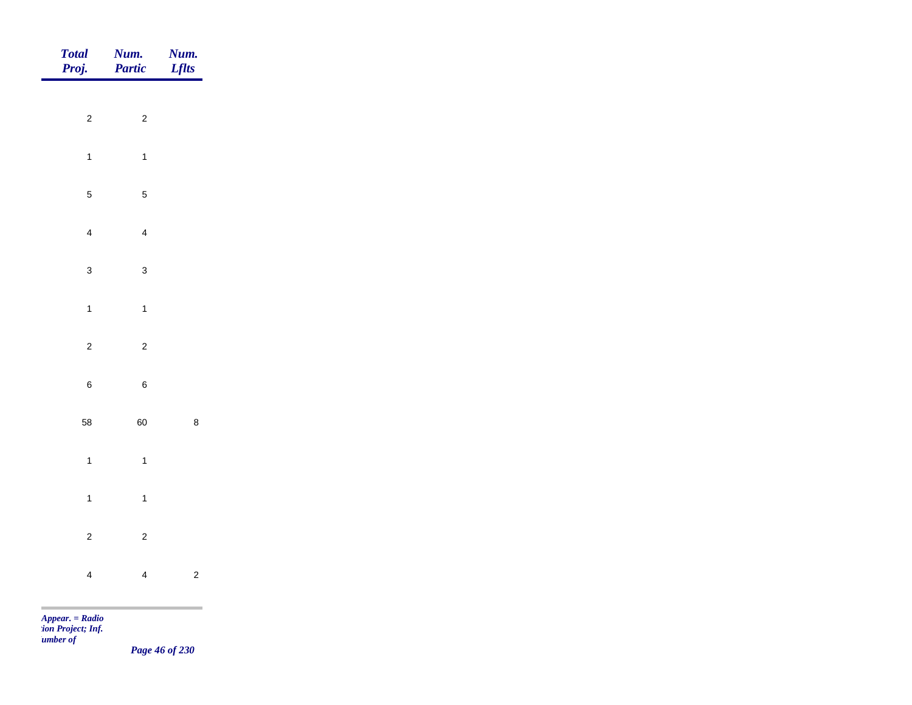| Total Proj. | Num. Partic | Num. Lflts |
|---|---|---|
| 2 | 2 | |
| 1 | 1 | |
| 5 | 5 | |
| 4 | 4 | |
| 3 | 3 | |
| 1 | 1 | |
| 2 | 2 | |
| 6 | 6 | |
| 58 | 60 | 8 |
| 1 | 1 | |
| 1 | 1 | |
| 2 | 2 | |
| 4 | 4 | 2 |

*Appear. = Radio*
*tion Project; Inf.*
*umber of*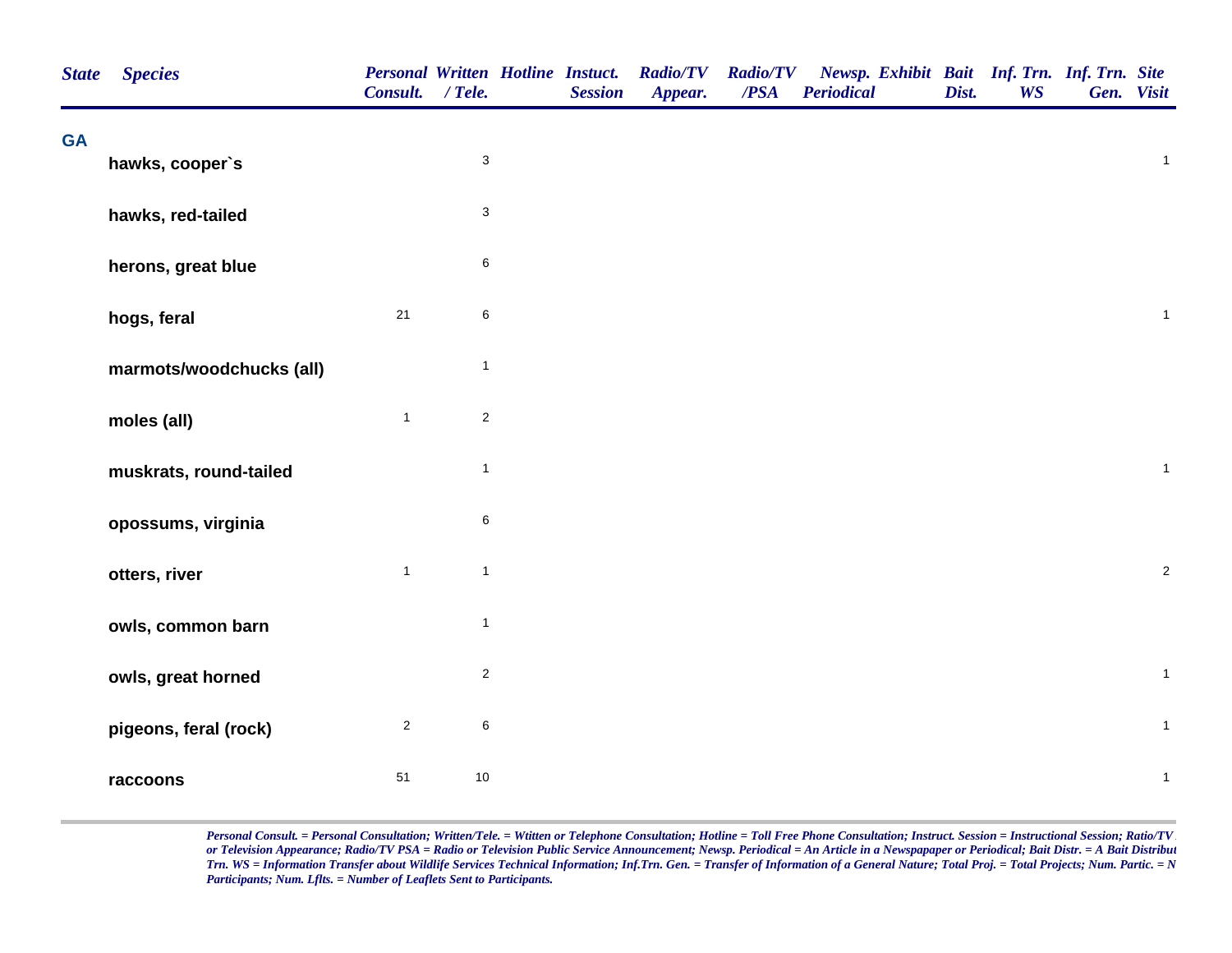| State | Species | Personal Consult. | Written / Tele. | Hotline | Instuct. Session | Radio/TV Appear. | Radio/TV /PSA | Newsp. Periodical | Exhibit | Bait Dist. | Inf. Trn. WS | Inf. Trn. Gen. | Site Visit |
|---|---|---|---|---|---|---|---|---|---|---|---|---|---|
| GA | | | | | | | | | | | | | |
| | hawks, cooper`s | | 3 | | | | | | | | | | 1 |
| | hawks, red-tailed | | 3 | | | | | | | | | | |
| | herons, great blue | | 6 | | | | | | | | | | |
| | hogs, feral | 21 | 6 | | | | | | | | | | 1 |
| | marmots/woodchucks (all) | | 1 | | | | | | | | | | |
| | moles (all) | 1 | 2 | | | | | | | | | | |
| | muskrats, round-tailed | | 1 | | | | | | | | | | 1 |
| | opossums, virginia | | 6 | | | | | | | | | | |
| | otters, river | 1 | 1 | | | | | | | | | | 2 |
| | owls, common barn | | 1 | | | | | | | | | | |
| | owls, great horned | | 2 | | | | | | | | | | 1 |
| | pigeons, feral (rock) | 2 | 6 | | | | | | | | | | 1 |
| | raccoons | 51 | 10 | | | | | | | | | | 1 |

*Personal Consult. = Personal Consultation; Written/Tele. = Wtitten or Telephone Consultation; Hotline = Toll Free Phone Consultation; Instruct. Session = Instructional Session; Ratio/TV or Television Appearance; Radio/TV PSA = Radio or Television Public Service Announcement; Newsp. Periodical = An Article in a Newspapaper or Periodical; Bait Distr. = A Bait Distribut Trn. WS = Information Transfer about Wildlife Services Technical Information; Inf.Trn. Gen. = Transfer of Information of a General Nature; Total Proj. = Total Projects; Num. Partic. = N Participants; Num. Lflts. = Number of Leaflets Sent to Participants.*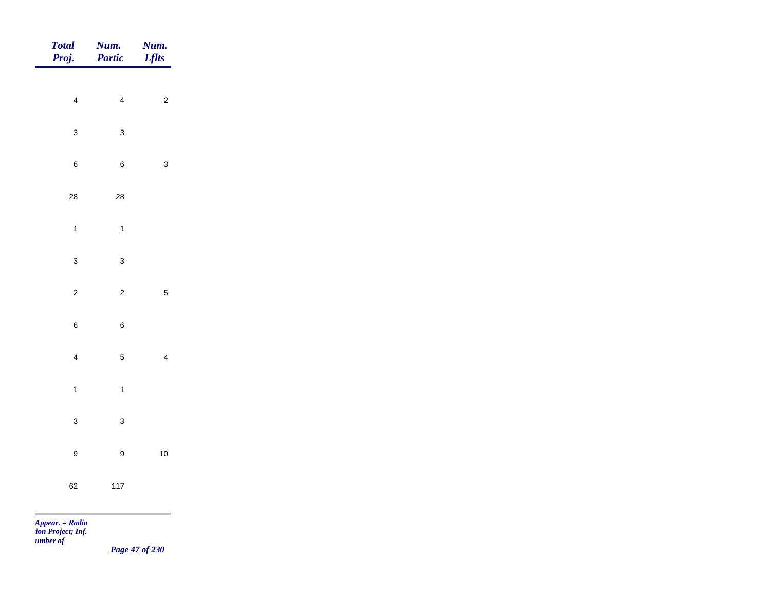| *Total Proj.* | *Num. Partic* | *Num. Lflts* |
|---|---|---|
| 4 | 4 | 2 |
| 3 | 3 | |
| 6 | 6 | 3 |
| 28 | 28 | |
| 1 | 1 | |
| 3 | 3 | |
| 2 | 2 | 5 |
| 6 | 6 | |
| 4 | 5 | 4 |
| 1 | 1 | |
| 3 | 3 | |
| 9 | 9 | 10 |
| 62 | 117 | |

*Appear. = Radio*
*tion Project; Inf.*
*umber of*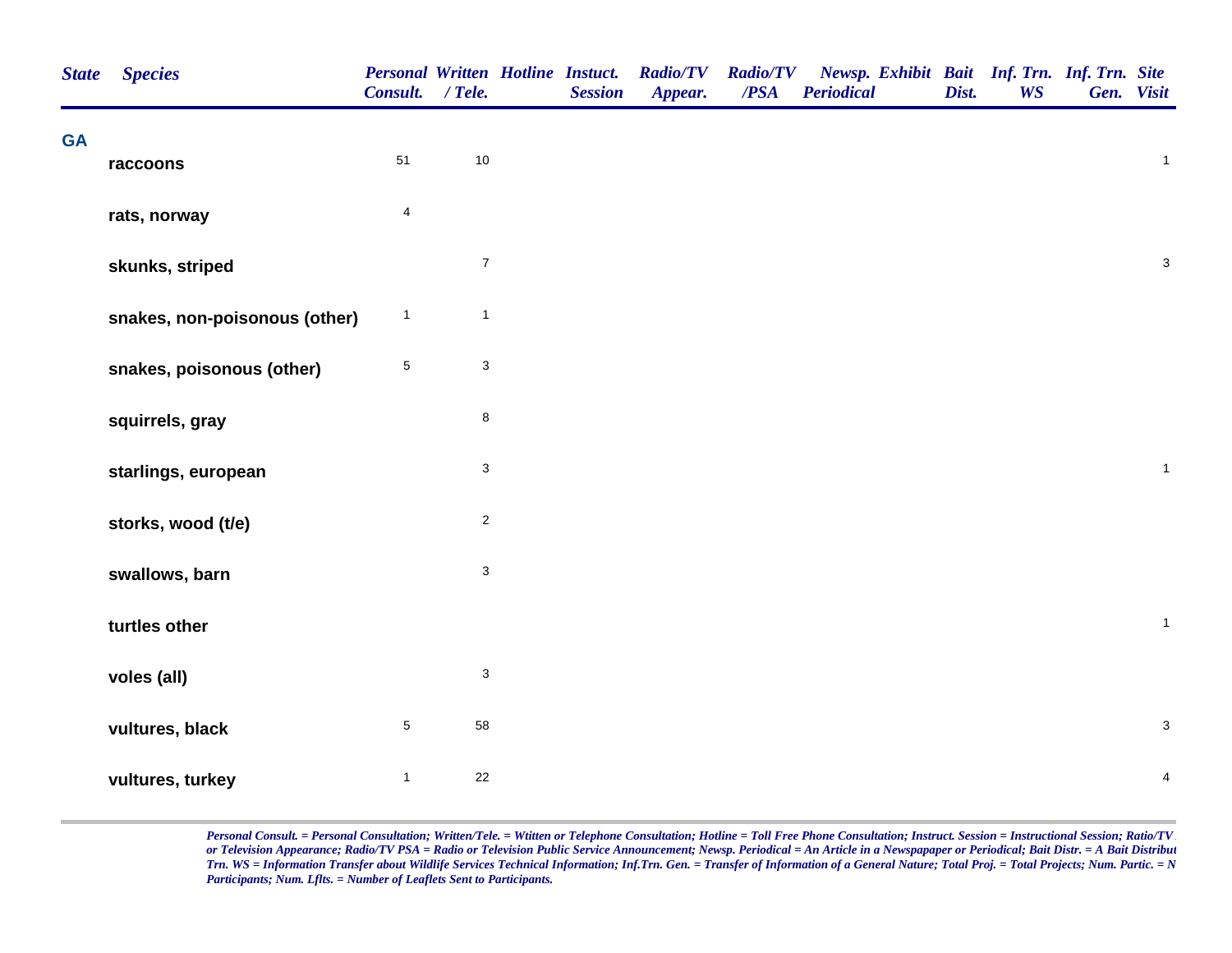| State | Species | Personal Consult. | Written / Tele. | Hotline | Instuct. Session | Radio/TV Appear. | Radio/TV /PSA | Newsp. Periodical | Exhibit | Bait Dist. | Inf. Trn. WS | Inf. Trn. Gen. | Site Visit |
|---|---|---|---|---|---|---|---|---|---|---|---|---|---|
| GA | | | | | | | | | | | | | |
| | raccoons | 51 | 10 | | | | | | | | | | 1 |
| | rats, norway | 4 | | | | | | | | | | | |
| | skunks, striped | | 7 | | | | | | | | | | 3 |
| | snakes, non-poisonous (other) | 1 | 1 | | | | | | | | | | |
| | snakes, poisonous (other) | 5 | 3 | | | | | | | | | | |
| | squirrels, gray | | 8 | | | | | | | | | | |
| | starlings, european | | 3 | | | | | | | | | | 1 |
| | storks, wood (t/e) | | 2 | | | | | | | | | | |
| | swallows, barn | | 3 | | | | | | | | | | |
| | turtles other | | | | | | | | | | | | 1 |
| | voles (all) | | 3 | | | | | | | | | | |
| | vultures, black | 5 | 58 | | | | | | | | | | 3 |
| | vultures, turkey | 1 | 22 | | | | | | | | | | 4 |

*Personal Consult. = Personal Consultation; Written/Tele. = Wtitten or Telephone Consultation; Hotline = Toll Free Phone Consultation; Instruct. Session = Instructional Session; Ratio/TV or Television Appearance; Radio/TV PSA = Radio or Television Public Service Announcement; Newsp. Periodical = An Article in a Newspapaper or Periodical; Bait Distr. = A Bait Distribut Trn. WS = Information Transfer about Wildlife Services Technical Information; Inf.Trn. Gen. = Transfer of Information of a General Nature; Total Proj. = Total Projects; Num. Partic. = N Participants; Num. Lflts. = Number of Leaflets Sent to Participants.*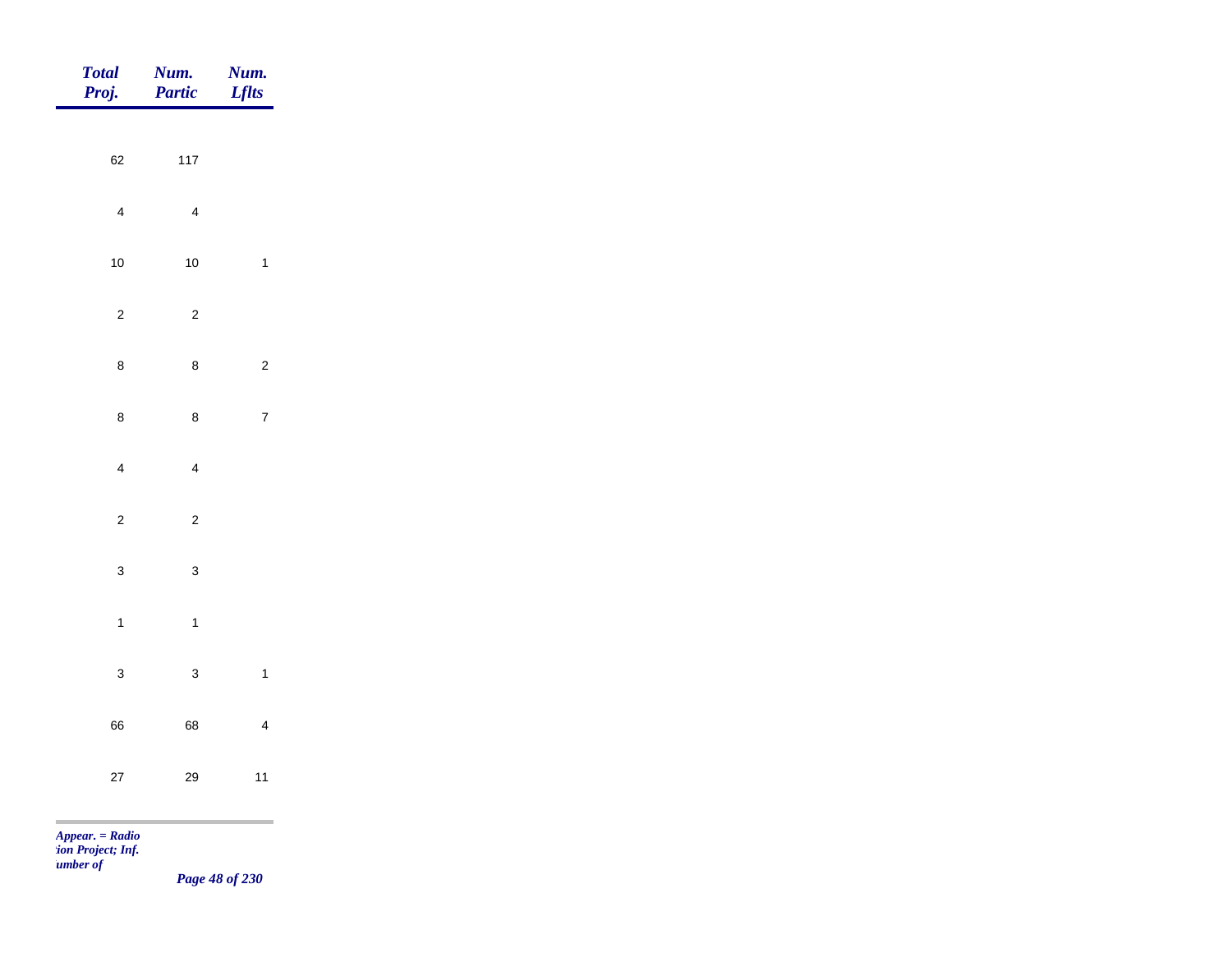| Total Proj. | Num. Partic | Num. Lflts |
|---|---|---|
| 62 | 117 | |
| 4 | 4 | |
| 10 | 10 | 1 |
| 2 | 2 | |
| 8 | 8 | 2 |
| 8 | 8 | 7 |
| 4 | 4 | |
| 2 | 2 | |
| 3 | 3 | |
| 1 | 1 | |
| 3 | 3 | 1 |
| 66 | 68 | 4 |
| 27 | 29 | 11 |

*Appear. = Radio*
*tion Project; Inf.*
*umber of*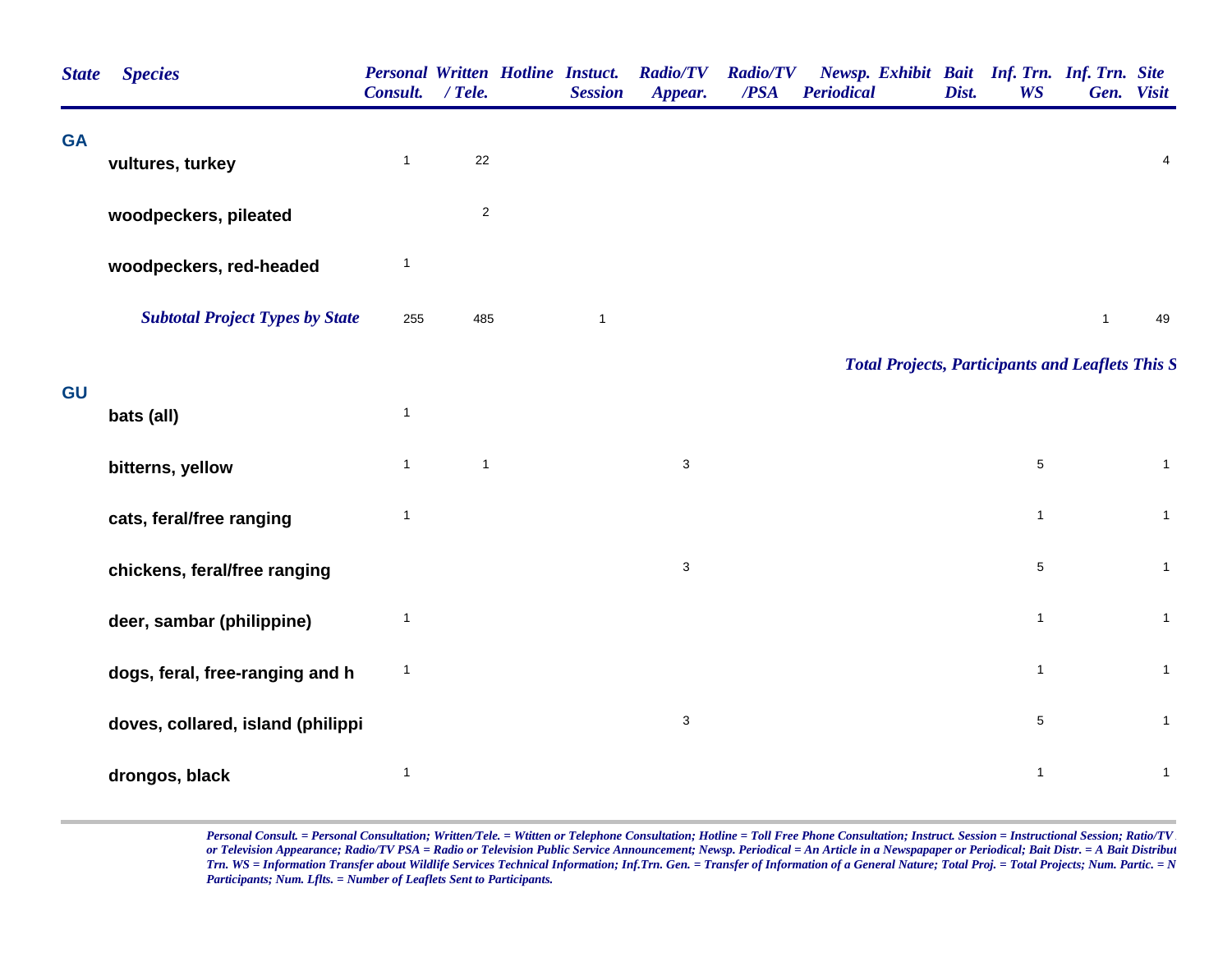| State | Species | Personal Consult. | Written / Tele. | Hotline | Instuct. Session | Radio/TV Appear. | Radio/TV /PSA | Newsp. Periodical | Exhibit | Bait Dist. | Inf. Trn. WS | Inf. Trn. Gen. | Site Visit |
|---|---|---|---|---|---|---|---|---|---|---|---|---|---|
| **GA** | | | | | | | | | | | | | |
| | **vultures, turkey** | 1 | 22 | | | | | | | | | | 4 |
| | **woodpeckers, pileated** | | 2 | | | | | | | | | | |
| | **woodpeckers, red-headed** | 1 | | | | | | | | | | | |
| | ***Subtotal Project Types by State*** | 255 | 485 | | 1 | | | | | | | 1 | 49 |

***Total Projects, Participants and Leaflets This S***

| State | Species | Personal Consult. | Written / Tele. | Hotline | Instuct. Session | Radio/TV Appear. | Radio/TV /PSA | Newsp. Periodical | Exhibit | Bait Dist. | Inf. Trn. WS | Inf. Trn. Gen. | Site Visit |
|---|---|---|---|---|---|---|---|---|---|---|---|---|---|
| **GU** | | | | | | | | | | | | | |
| | **bats (all)** | 1 | | | | | | | | | | | |
| | **bitterns, yellow** | 1 | 1 | | | 3 | | | | | 5 | | 1 |
| | **cats, feral/free ranging** | 1 | | | | | | | | | 1 | | 1 |
| | **chickens, feral/free ranging** | | | | | 3 | | | | | 5 | | 1 |
| | **deer, sambar (philippine)** | 1 | | | | | | | | | 1 | | 1 |
| | **dogs, feral, free-ranging and h** | 1 | | | | | | | | | 1 | | 1 |
| | **doves, collared, island (philippi** | | | | | 3 | | | | | 5 | | 1 |
| | **drongos, black** | 1 | | | | | | | | | 1 | | 1 |

*Personal Consult. = Personal Consultation; Written/Tele. = Wtitten or Telephone Consultation; Hotline = Toll Free Phone Consultation; Instruct. Session = Instructional Session; Ratio/TV or Television Appearance; Radio/TV PSA = Radio or Television Public Service Announcement; Newsp. Periodical = An Article in a Newspapaper or Periodical; Bait Distr. = A Bait Distribut Trn. WS = Information Transfer about Wildlife Services Technical Information; Inf.Trn. Gen. = Transfer of Information of a General Nature; Total Proj. = Total Projects; Num. Partic. = N Participants; Num. Lflts. = Number of Leaflets Sent to Participants.*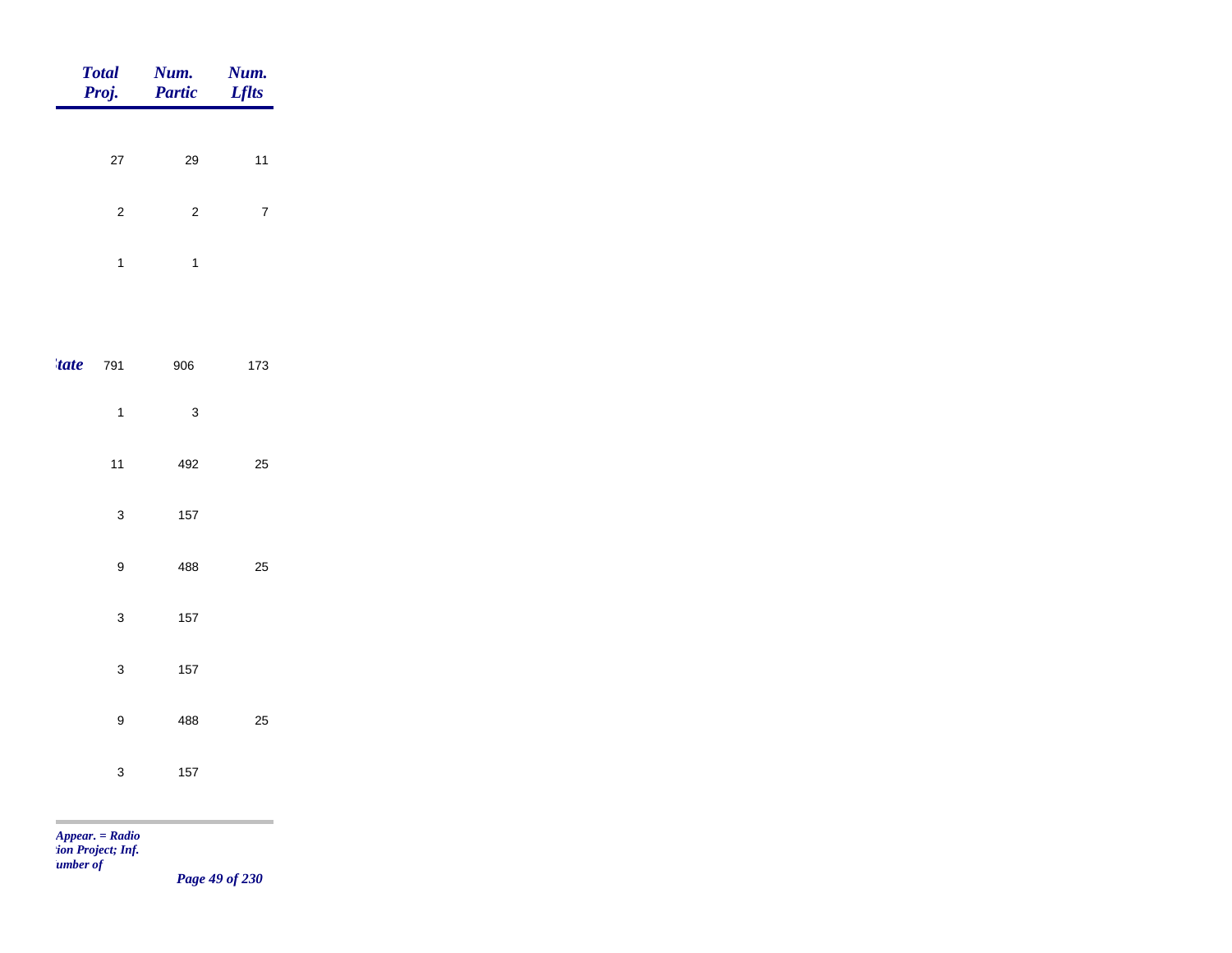| | Total Proj. | Num. Partic | Num. Lflts |
|---|---|---|---|
| | 27 | 29 | 11 |
| | 2 | 2 | 7 |
| | 1 | 1 | |
| *tate* | 791 | 906 | 173 |
| | 1 | 3 | |
| | 11 | 492 | 25 |
| | 3 | 157 | |
| | 9 | 488 | 25 |
| | 3 | 157 | |
| | 3 | 157 | |
| | 9 | 488 | 25 |
| | 3 | 157 | |

*Appear. = Radio*
*tion Project; Inf.*
*umber of*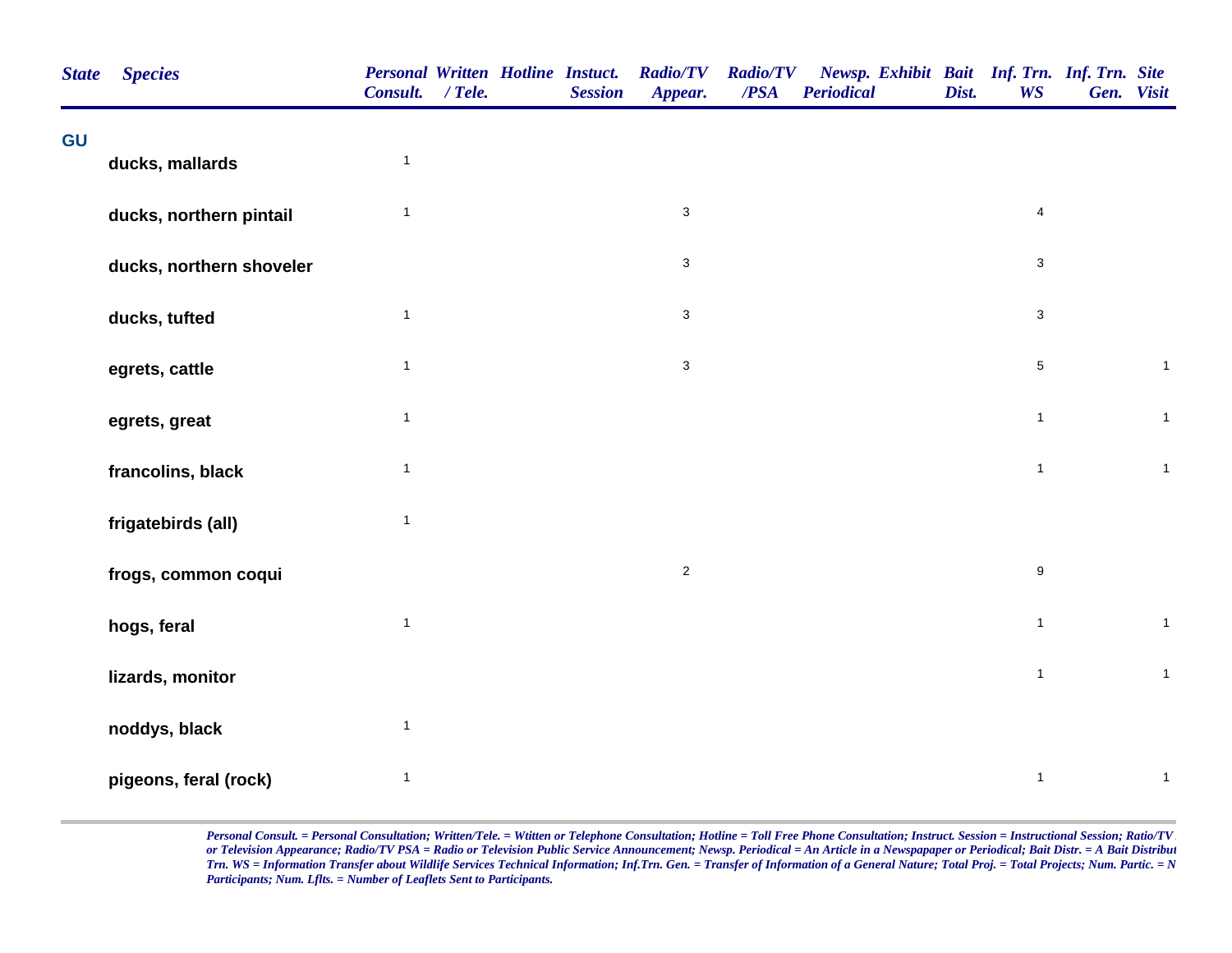| State | Species | Personal Consult. | Written / Tele. | Hotline | Instuct. Session | Radio/TV Appear. | Radio/TV /PSA | Newsp. Periodical | Exhibit | Bait Dist. | Inf. Trn. WS | Inf. Trn. Gen. | Site Visit |
|---|---|---|---|---|---|---|---|---|---|---|---|---|---|
| GU | | | | | | | | | | | | | |
| | ducks, mallards | 1 | | | | | | | | | | | |
| | ducks, northern pintail | 1 | | | | 3 | | | | | 4 | | |
| | ducks, northern shoveler | | | | | 3 | | | | | 3 | | |
| | ducks, tufted | 1 | | | | 3 | | | | | 3 | | |
| | egrets, cattle | 1 | | | | 3 | | | | | 5 | | 1 |
| | egrets, great | 1 | | | | | | | | | 1 | | 1 |
| | francolins, black | 1 | | | | | | | | | 1 | | 1 |
| | frigatebirds (all) | 1 | | | | | | | | | | | |
| | frogs, common coqui | | | | | 2 | | | | | 9 | | |
| | hogs, feral | 1 | | | | | | | | | 1 | | 1 |
| | lizards, monitor | | | | | | | | | | 1 | | 1 |
| | noddys, black | 1 | | | | | | | | | | | |
| | pigeons, feral (rock) | 1 | | | | | | | | | 1 | | 1 |

*Personal Consult. = Personal Consultation; Written/Tele. = Wtitten or Telephone Consultation; Hotline = Toll Free Phone Consultation; Instruct. Session = Instructional Session; Ratio/TV or Television Appearance; Radio/TV PSA = Radio or Television Public Service Announcement; Newsp. Periodical = An Article in a Newspapaper or Periodical; Bait Distr. = A Bait Distribut Trn. WS = Information Transfer about Wildlife Services Technical Information; Inf.Trn. Gen. = Transfer of Information of a General Nature; Total Proj. = Total Projects; Num. Partic. = N Participants; Num. Lflts. = Number of Leaflets Sent to Participants.*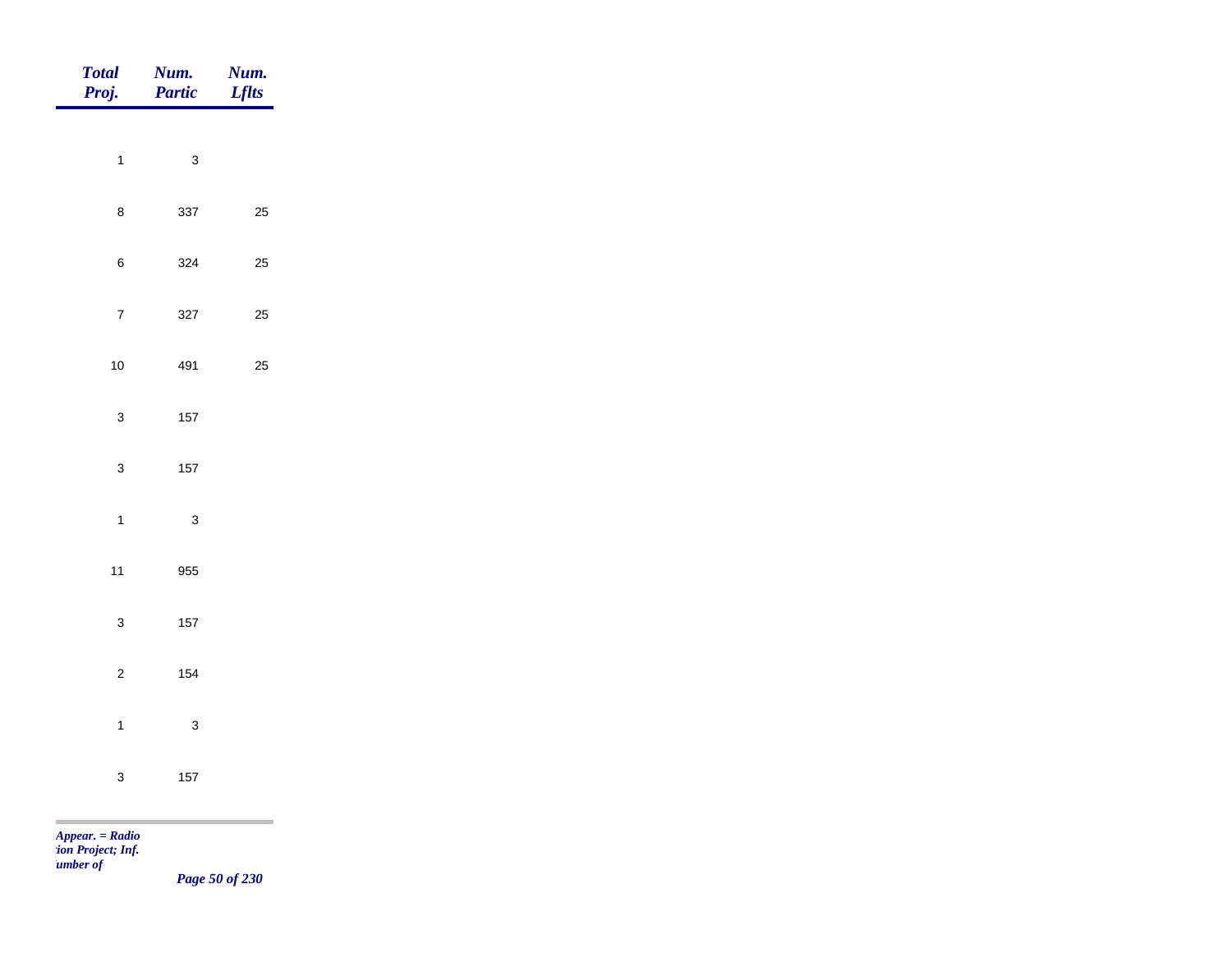| *Total Proj.* | *Num. Partic* | *Num. Lflts* |
|---|---|---|
| 1 | 3 | |
| 8 | 337 | 25 |
| 6 | 324 | 25 |
| 7 | 327 | 25 |
| 10 | 491 | 25 |
| 3 | 157 | |
| 3 | 157 | |
| 1 | 3 | |
| 11 | 955 | |
| 3 | 157 | |
| 2 | 154 | |
| 1 | 3 | |
| 3 | 157 | |

*Appear. = Radio*
*tion Project; Inf.*
*umber of*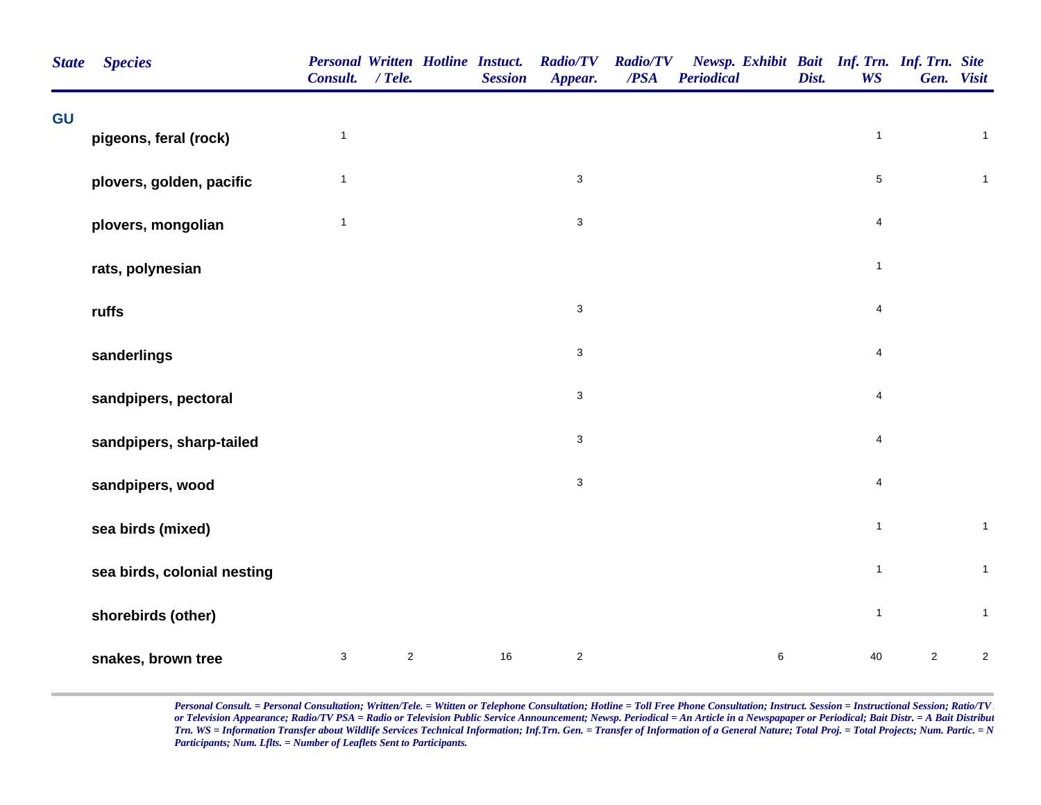| State | Species | Personal Consult. | Written / Tele. | Hotline | Instuct. Session | Radio/TV Appear. | Radio/TV /PSA | Newsp. Periodical | Exhibit | Bait Dist. | Inf. Trn. WS | Inf. Trn. Gen. | Site Visit |
|---|---|---|---|---|---|---|---|---|---|---|---|---|---|
| GU | | | | | | | | | | | | | |
| | pigeons, feral (rock) | 1 | | | | | | | | | 1 | | 1 |
| | plovers, golden, pacific | 1 | | | | 3 | | | | | 5 | | 1 |
| | plovers, mongolian | 1 | | | | 3 | | | | | 4 | | |
| | rats, polynesian | | | | | | | | | | 1 | | |
| | ruffs | | | | | 3 | | | | | 4 | | |
| | sanderlings | | | | | 3 | | | | | 4 | | |
| | sandpipers, pectoral | | | | | 3 | | | | | 4 | | |
| | sandpipers, sharp-tailed | | | | | 3 | | | | | 4 | | |
| | sandpipers, wood | | | | | 3 | | | | | 4 | | |
| | sea birds (mixed) | | | | | | | | | | 1 | | 1 |
| | sea birds, colonial nesting | | | | | | | | | | 1 | | 1 |
| | shorebirds (other) | | | | | | | | | | 1 | | 1 |
| | snakes, brown tree | 3 | 2 | | 16 | 2 | | | 6 | | 40 | 2 | 2 |

*Personal Consult. = Personal Consultation; Written/Tele. = Wtitten or Telephone Consultation; Hotline = Toll Free Phone Consultation; Instruct. Session = Instructional Session; Ratio/TV or Television Appearance; Radio/TV PSA = Radio or Television Public Service Announcement; Newsp. Periodical = An Article in a Newspapaper or Periodical; Bait Distr. = A Bait Distribut Trn. WS = Information Transfer about Wildlife Services Technical Information; Inf.Trn. Gen. = Transfer of Information of a General Nature; Total Proj. = Total Projects; Num. Partic. = N Participants; Num. Lflts. = Number of Leaflets Sent to Participants.*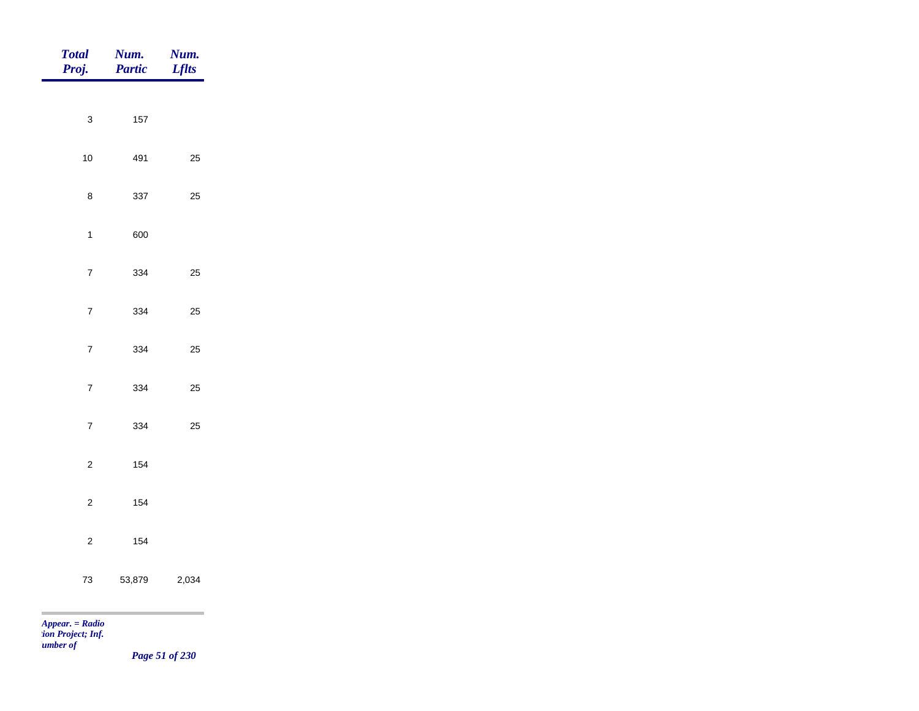| Total Proj. | Num. Partic | Num. Lflts |
|---|---|---|
| 3 | 157 | |
| 10 | 491 | 25 |
| 8 | 337 | 25 |
| 1 | 600 | |
| 7 | 334 | 25 |
| 7 | 334 | 25 |
| 7 | 334 | 25 |
| 7 | 334 | 25 |
| 7 | 334 | 25 |
| 2 | 154 | |
| 2 | 154 | |
| 2 | 154 | |
| 73 | 53,879 | 2,034 |

*Appear. = Radio*
*tion Project; Inf.*
*umber of*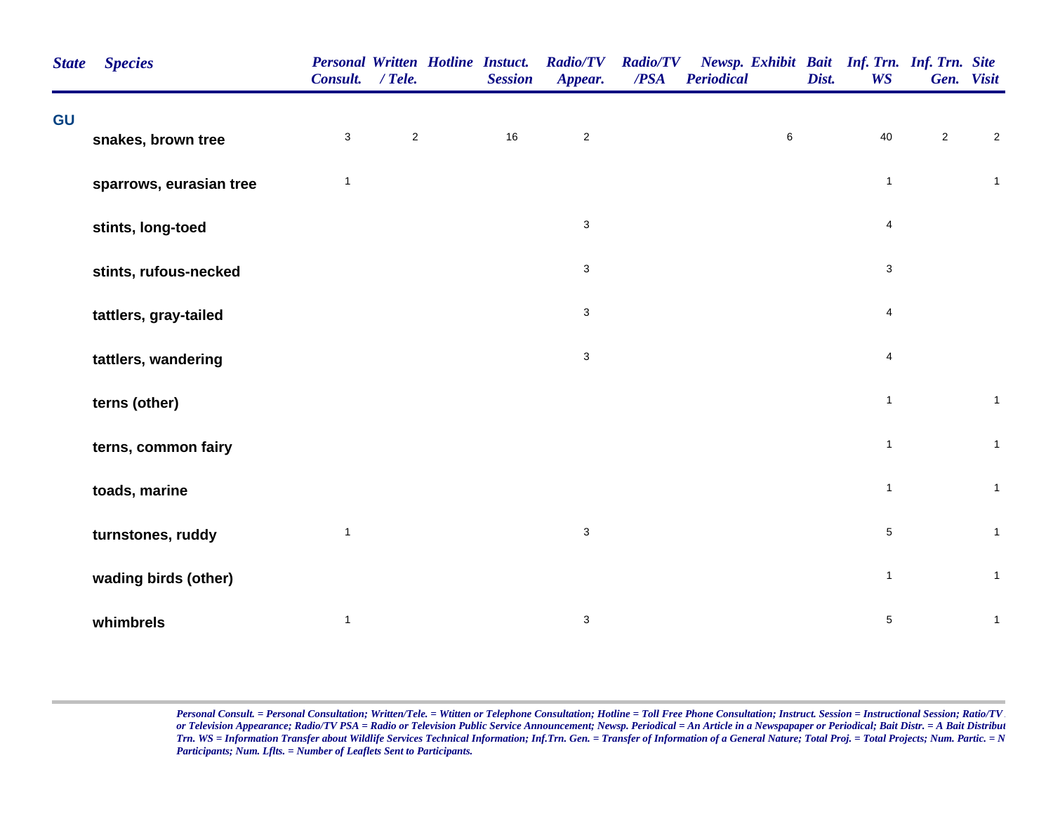| State | Species | Personal Consult. | Written / Tele. | Hotline | Instuct. Session | Radio/TV Appear. | Radio/TV /PSA | Newsp. Periodical | Exhibit | Bait Dist. | Inf. Trn. WS | Inf. Trn. Gen. | Site Visit |
|---|---|---|---|---|---|---|---|---|---|---|---|---|---|
| GU | | | | | | | | | | | | | |
| | snakes, brown tree | 3 | 2 | | 16 | 2 | | | 6 | | 40 | 2 | 2 |
| | sparrows, eurasian tree | 1 | | | | | | | | | 1 | | 1 |
| | stints, long-toed | | | | | 3 | | | | | 4 | | |
| | stints, rufous-necked | | | | | 3 | | | | | 3 | | |
| | tattlers, gray-tailed | | | | | 3 | | | | | 4 | | |
| | tattlers, wandering | | | | | 3 | | | | | 4 | | |
| | terns (other) | | | | | | | | | | 1 | | 1 |
| | terns, common fairy | | | | | | | | | | 1 | | 1 |
| | toads, marine | | | | | | | | | | 1 | | 1 |
| | turnstones, ruddy | 1 | | | | 3 | | | | | 5 | | 1 |
| | wading birds (other) | | | | | | | | | | 1 | | 1 |
| | whimbrels | 1 | | | | 3 | | | | | 5 | | 1 |

*Personal Consult. = Personal Consultation; Written/Tele. = Wtitten or Telephone Consultation; Hotline = Toll Free Phone Consultation; Instruct. Session = Instructional Session; Ratio/TV or Television Appearance; Radio/TV PSA = Radio or Television Public Service Announcement; Newsp. Periodical = An Article in a Newspapaper or Periodical; Bait Distr. = A Bait Distribut Trn. WS = Information Transfer about Wildlife Services Technical Information; Inf.Trn. Gen. = Transfer of Information of a General Nature; Total Proj. = Total Projects; Num. Partic. = N Participants; Num. Lflts. = Number of Leaflets Sent to Participants.*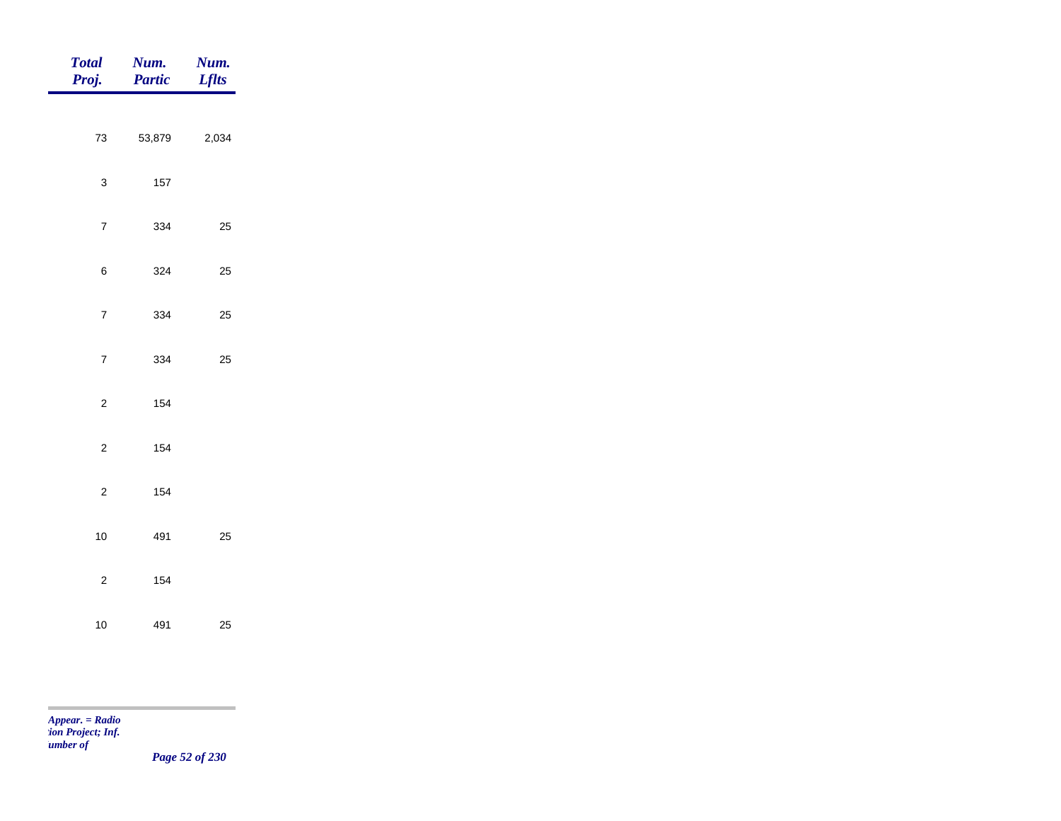| *Total Proj.* | *Num. Partic* | *Num. Lflts* |
|---|---|---|
| 73 | 53,879 | 2,034 |
| 3 | 157 | |
| 7 | 334 | 25 |
| 6 | 324 | 25 |
| 7 | 334 | 25 |
| 7 | 334 | 25 |
| 2 | 154 | |
| 2 | 154 | |
| 2 | 154 | |
| 10 | 491 | 25 |
| 2 | 154 | |
| 10 | 491 | 25 |

*Appear. = Radio*
*:ion Project; Inf.*
*umber of*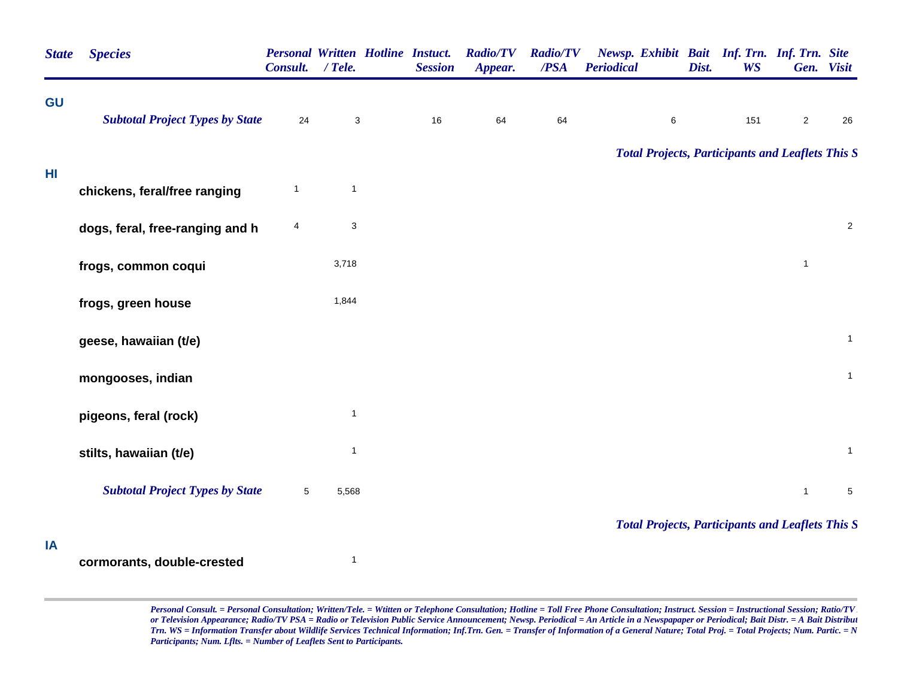| State | Species | Personal Consult. | Written / Tele. | Hotline | Instuct. Session | Radio/TV Appear. | Radio/TV /PSA | Newsp. Periodical | Exhibit | Bait Dist. | Inf. Trn. WS | Inf. Trn. Gen. | Site Visit |
|---|---|---|---|---|---|---|---|---|---|---|---|---|---|
| **GU** | | | | | | | | | | | | | |
| | ***Subtotal Project Types by State*** | 24 | 3 | | 16 | 64 | 64 | | 6 | | 151 | 2 | 26 |
| | ***Total Projects, Participants and Leaflets This S*** | | | | | | | | | | | | |
| **HI** | | | | | | | | | | | | | |
| | **chickens, feral/free ranging** | 1 | 1 | | | | | | | | | | |
| | **dogs, feral, free-ranging and h** | 4 | 3 | | | | | | | | | | 2 |
| | **frogs, common coqui** | | 3,718 | | | | | | | | | 1 | |
| | **frogs, green house** | | 1,844 | | | | | | | | | | |
| | **geese, hawaiian (t/e)** | | | | | | | | | | | | 1 |
| | **mongooses, indian** | | | | | | | | | | | | 1 |
| | **pigeons, feral (rock)** | | 1 | | | | | | | | | | |
| | **stilts, hawaiian (t/e)** | | 1 | | | | | | | | | | 1 |
| | ***Subtotal Project Types by State*** | 5 | 5,568 | | | | | | | | | 1 | 5 |
| | ***Total Projects, Participants and Leaflets This S*** | | | | | | | | | | | | |
| **IA** | | | | | | | | | | | | | |
| | **cormorants, double-crested** | | 1 | | | | | | | | | | |

*Personal Consult. = Personal Consultation; Written/Tele. = Wtitten or Telephone Consultation; Hotline = Toll Free Phone Consultation; Instruct. Session = Instructional Session; Ratio/TV or Television Appearance; Radio/TV PSA = Radio or Television Public Service Announcement; Newsp. Periodical = An Article in a Newspapaper or Periodical; Bait Distr. = A Bait Distribut Trn. WS = Information Transfer about Wildlife Services Technical Information; Inf.Trn. Gen. = Transfer of Information of a General Nature; Total Proj. = Total Projects; Num. Partic. = N Participants; Num. Lflts. = Number of Leaflets Sent to Participants.*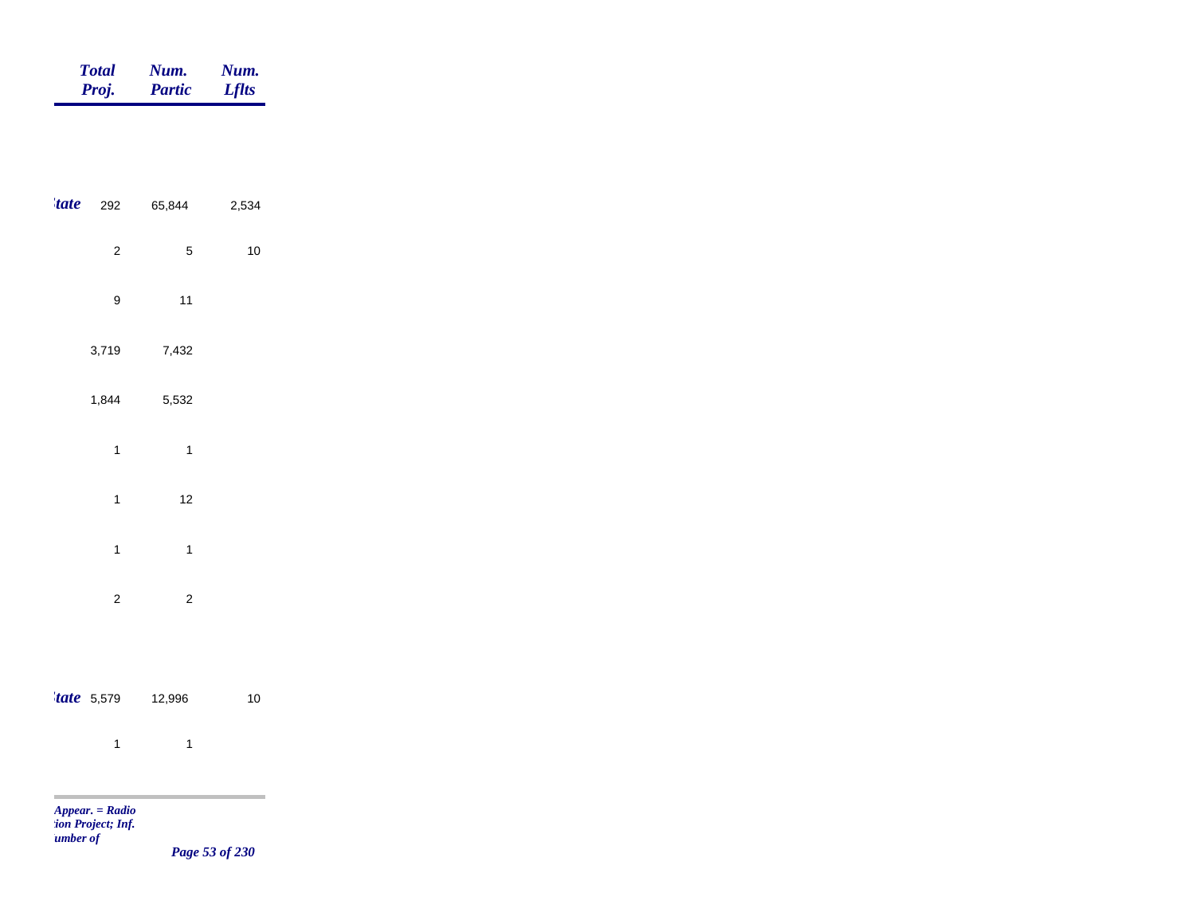| | Total Proj. | Num. Partic | Num. Lflts |
|---|---|---|---|
| *tate* | 292 | 65,844 | 2,534 |
| | 2 | 5 | 10 |
| | 9 | 11 | |
| | 3,719 | 7,432 | |
| | 1,844 | 5,532 | |
| | 1 | 1 | |
| | 1 | 12 | |
| | 1 | 1 | |
| | 2 | 2 | |
| *tate* | 5,579 | 12,996 | 10 |
| | 1 | 1 | |

*Appear. = Radio*
*tion Project; Inf.*
*umber of*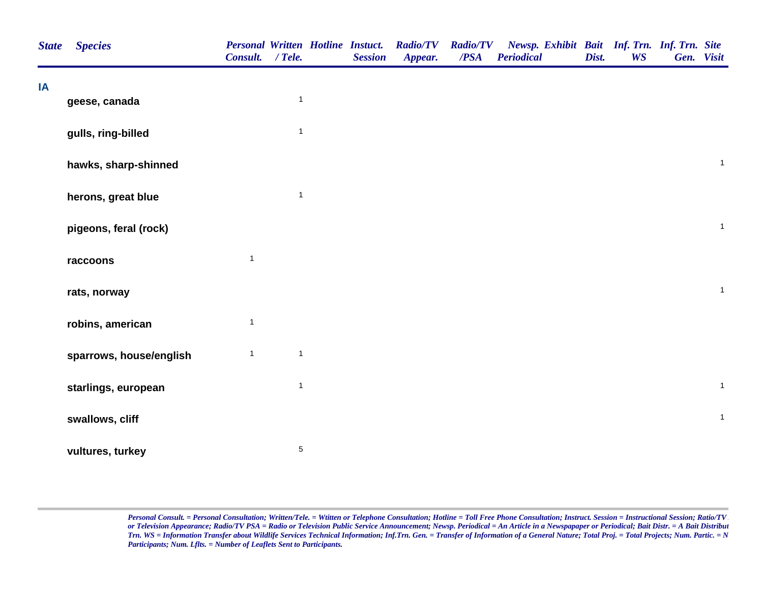| State | Species | Personal Consult. | Written / Tele. | Hotline | Instuct. Session | Radio/TV Appear. | Radio/TV /PSA | Newsp. Periodical | Exhibit | Bait Dist. | Inf. Trn. WS | Inf. Trn. Gen. | Site Visit |
|---|---|---|---|---|---|---|---|---|---|---|---|---|---|
| IA | | | | | | | | | | | | | |
| | geese, canada | | 1 | | | | | | | | | | |
| | gulls, ring-billed | | 1 | | | | | | | | | | |
| | hawks, sharp-shinned | | | | | | | | | | | | 1 |
| | herons, great blue | | 1 | | | | | | | | | | |
| | pigeons, feral (rock) | | | | | | | | | | | | 1 |
| | raccoons | 1 | | | | | | | | | | | |
| | rats, norway | | | | | | | | | | | | 1 |
| | robins, american | 1 | | | | | | | | | | | |
| | sparrows, house/english | 1 | 1 | | | | | | | | | | |
| | starlings, european | | 1 | | | | | | | | | | 1 |
| | swallows, cliff | | | | | | | | | | | | 1 |
| | vultures, turkey | | 5 | | | | | | | | | | |

*Personal Consult. = Personal Consultation; Written/Tele. = Wtitten or Telephone Consultation; Hotline = Toll Free Phone Consultation; Instruct. Session = Instructional Session; Ratio/TV or Television Appearance; Radio/TV PSA = Radio or Television Public Service Announcement; Newsp. Periodical = An Article in a Newspapaper or Periodical; Bait Distr. = A Bait Distribut Trn. WS = Information Transfer about Wildlife Services Technical Information; Inf.Trn. Gen. = Transfer of Information of a General Nature; Total Proj. = Total Projects; Num. Partic. = N Participants; Num. Lflts. = Number of Leaflets Sent to Participants.*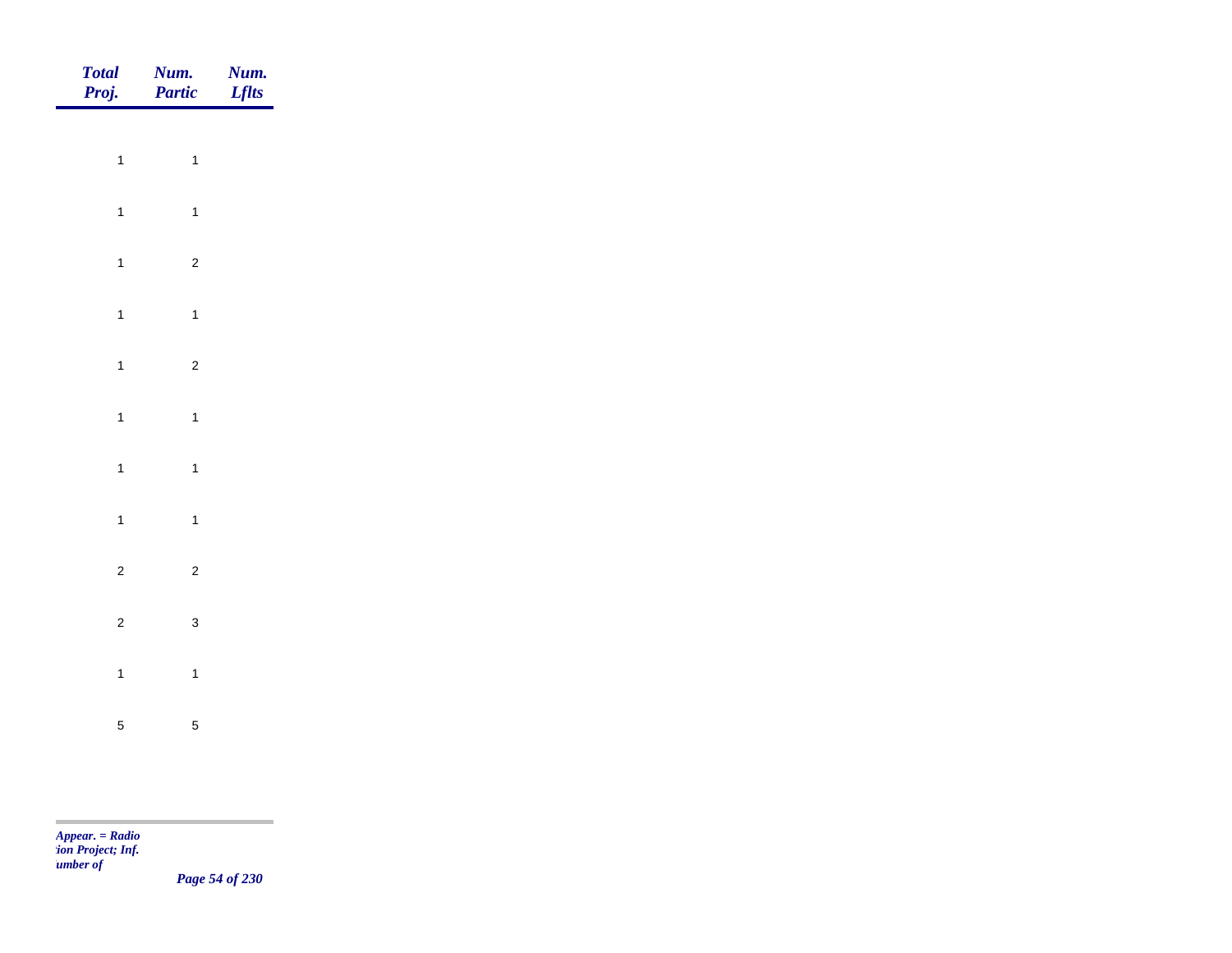| *Total Proj.* | *Num. Partic* | *Num. Lflts* |
|---|---|---|
| 1 | 1 | |
| 1 | 1 | |
| 1 | 2 | |
| 1 | 1 | |
| 1 | 2 | |
| 1 | 1 | |
| 1 | 1 | |
| 1 | 1 | |
| 2 | 2 | |
| 2 | 3 | |
| 1 | 1 | |
| 5 | 5 | |

*Appear. = Radio*
*tion Project; Inf.*
*umber of*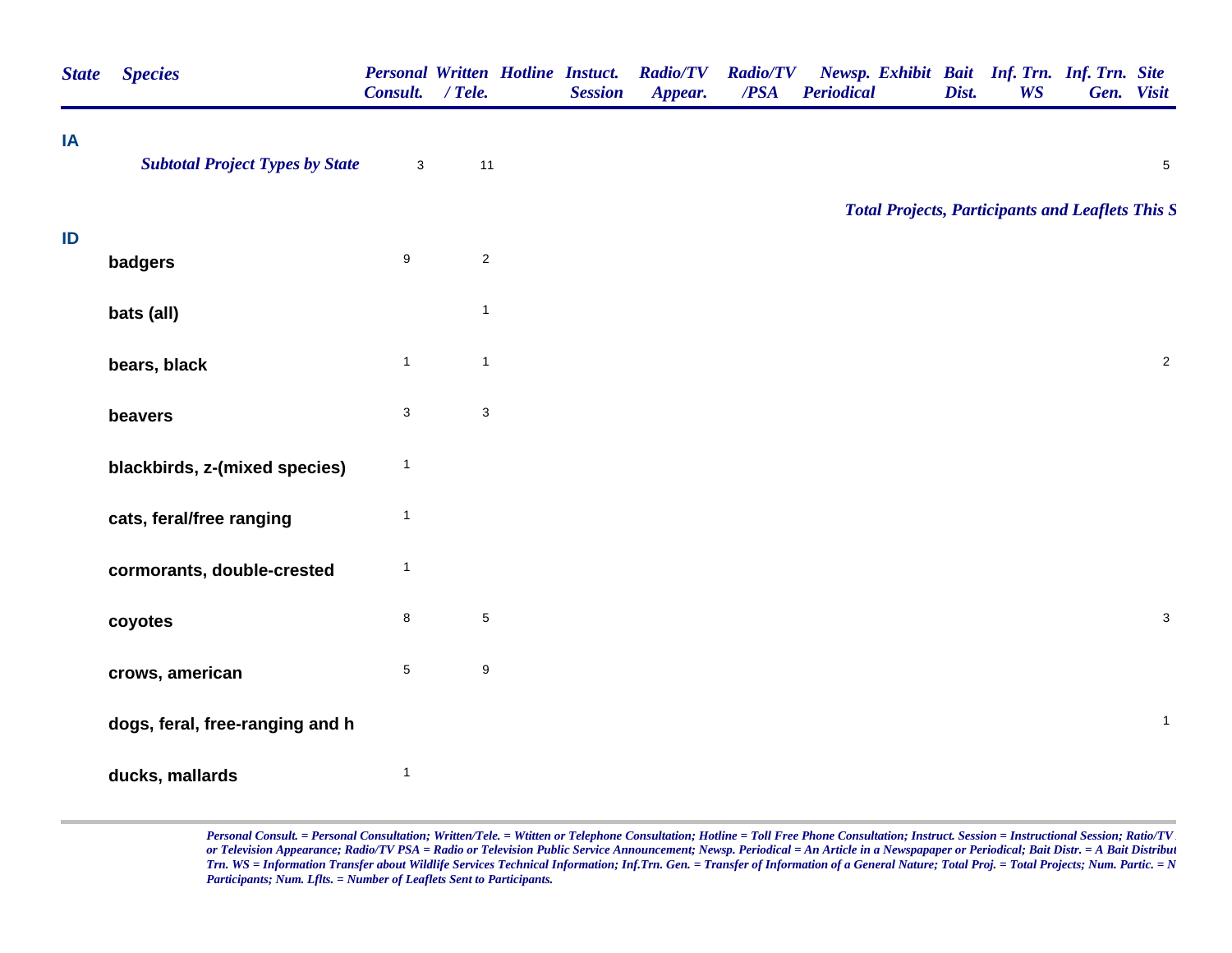| State | Species | Personal Consult. | Written / Tele. | Hotline | Instuct. Session | Radio/TV Appear. | Radio/TV /PSA | Newsp. Periodical | Exhibit | Bait Dist. | Inf. Trn. WS | Inf. Trn. Gen. | Site Visit |
|---|---|---|---|---|---|---|---|---|---|---|---|---|---|
| IA | | | | | | | | | | | | | |
| | *Subtotal Project Types by State* | 3 | 11 | | | | | | | | | | 5 |
| | | | | | | | | | | | | | |
| | | | | | | | | *Total Projects, Participants and Leaflets This S* | | | | | |
| ID | | | | | | | | | | | | | |
| | badgers | 9 | 2 | | | | | | | | | | |
| | bats (all) | | 1 | | | | | | | | | | |
| | bears, black | 1 | 1 | | | | | | | | | | 2 |
| | beavers | 3 | 3 | | | | | | | | | | |
| | blackbirds, z-(mixed species) | 1 | | | | | | | | | | | |
| | cats, feral/free ranging | 1 | | | | | | | | | | | |
| | cormorants, double-crested | 1 | | | | | | | | | | | |
| | coyotes | 8 | 5 | | | | | | | | | | 3 |
| | crows, american | 5 | 9 | | | | | | | | | | |
| | dogs, feral, free-ranging and h | | | | | | | | | | | | 1 |
| | ducks, mallards | 1 | | | | | | | | | | | |

*Personal Consult. = Personal Consultation; Written/Tele. = Wtitten or Telephone Consultation; Hotline = Toll Free Phone Consultation; Instruct. Session = Instructional Session; Ratio/TV or Television Appearance; Radio/TV PSA = Radio or Television Public Service Announcement; Newsp. Periodical = An Article in a Newspapaper or Periodical; Bait Distr. = A Bait Distribut Trn. WS = Information Transfer about Wildlife Services Technical Information; Inf.Trn. Gen. = Transfer of Information of a General Nature; Total Proj. = Total Projects; Num. Partic. = N Participants; Num. Lflts. = Number of Leaflets Sent to Participants.*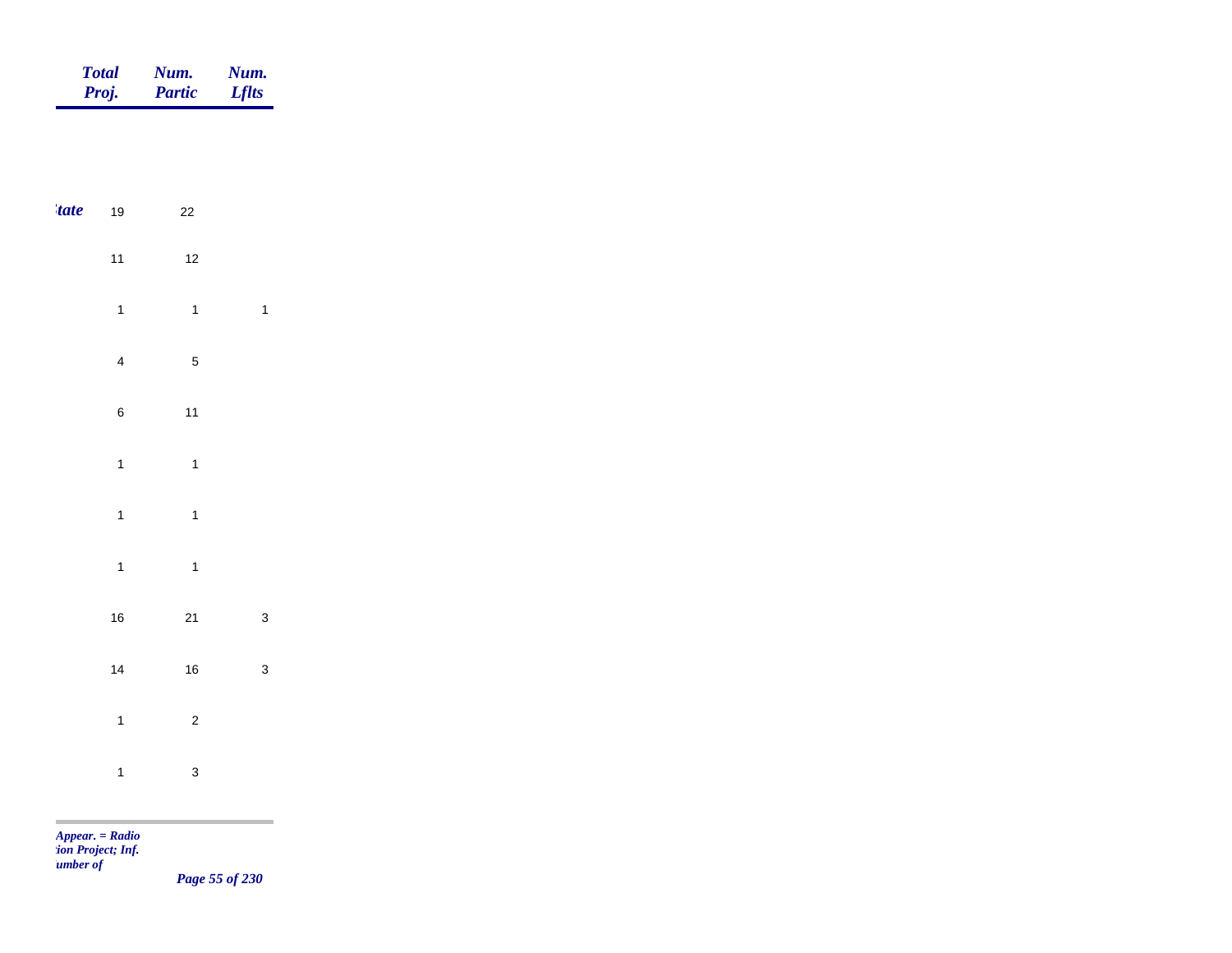| | Total Proj. | Num. Partic | Num. Lflts |
|---|---|---|---|
| *tate* | 19 | 22 | |
| | 11 | 12 | |
| | 1 | 1 | 1 |
| | 4 | 5 | |
| | 6 | 11 | |
| | 1 | 1 | |
| | 1 | 1 | |
| | 1 | 1 | |
| | 16 | 21 | 3 |
| | 14 | 16 | 3 |
| | 1 | 2 | |
| | 1 | 3 | |

*Appear. = Radio*
*tion Project; Inf.*
*umber of*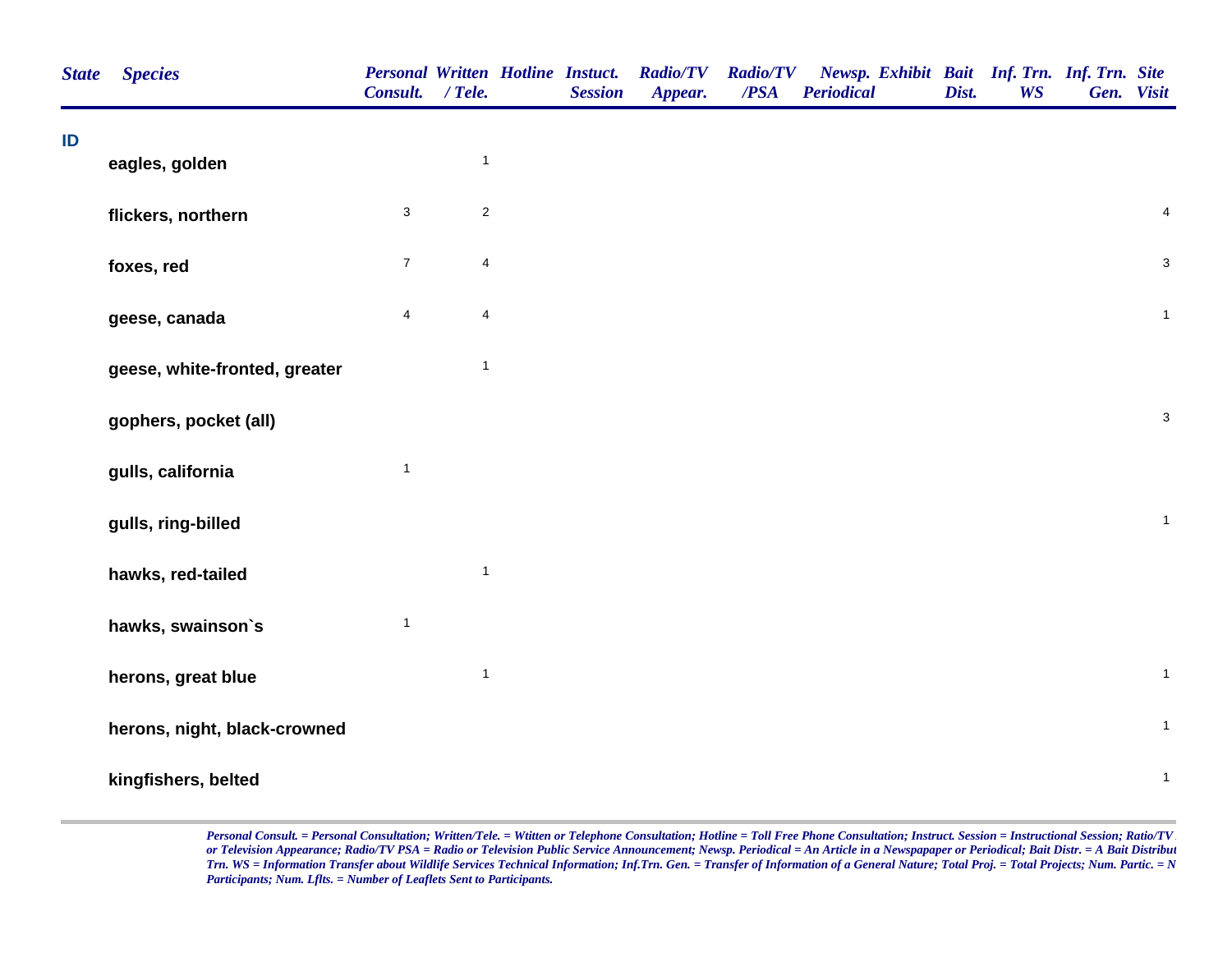| State | Species | Personal Consult. | Written / Tele. | Hotline | Instuct. Session | Radio/TV Appear. | Radio/TV /PSA | Newsp. Periodical | Exhibit | Bait Dist. | Inf. Trn. WS | Inf. Trn. Gen. | Site Visit |
|---|---|---|---|---|---|---|---|---|---|---|---|---|---|
| ID | | | | | | | | | | | | | |
| | eagles, golden | | 1 | | | | | | | | | | |
| | flickers, northern | 3 | 2 | | | | | | | | | | 4 |
| | foxes, red | 7 | 4 | | | | | | | | | | 3 |
| | geese, canada | 4 | 4 | | | | | | | | | | 1 |
| | geese, white-fronted, greater | | 1 | | | | | | | | | | |
| | gophers, pocket (all) | | | | | | | | | | | | 3 |
| | gulls, california | 1 | | | | | | | | | | | |
| | gulls, ring-billed | | | | | | | | | | | | 1 |
| | hawks, red-tailed | | 1 | | | | | | | | | | |
| | hawks, swainson`s | 1 | | | | | | | | | | | |
| | herons, great blue | | 1 | | | | | | | | | | 1 |
| | herons, night, black-crowned | | | | | | | | | | | | 1 |
| | kingfishers, belted | | | | | | | | | | | | 1 |

*Personal Consult. = Personal Consultation; Written/Tele. = Wtitten or Telephone Consultation; Hotline = Toll Free Phone Consultation; Instruct. Session = Instructional Session; Ratio/TV or Television Appearance; Radio/TV PSA = Radio or Television Public Service Announcement; Newsp. Periodical = An Article in a Newspapaper or Periodical; Bait Distr. = A Bait Distribut Trn. WS = Information Transfer about Wildlife Services Technical Information; Inf.Trn. Gen. = Transfer of Information of a General Nature; Total Proj. = Total Projects; Num. Partic. = N Participants; Num. Lflts. = Number of Leaflets Sent to Participants.*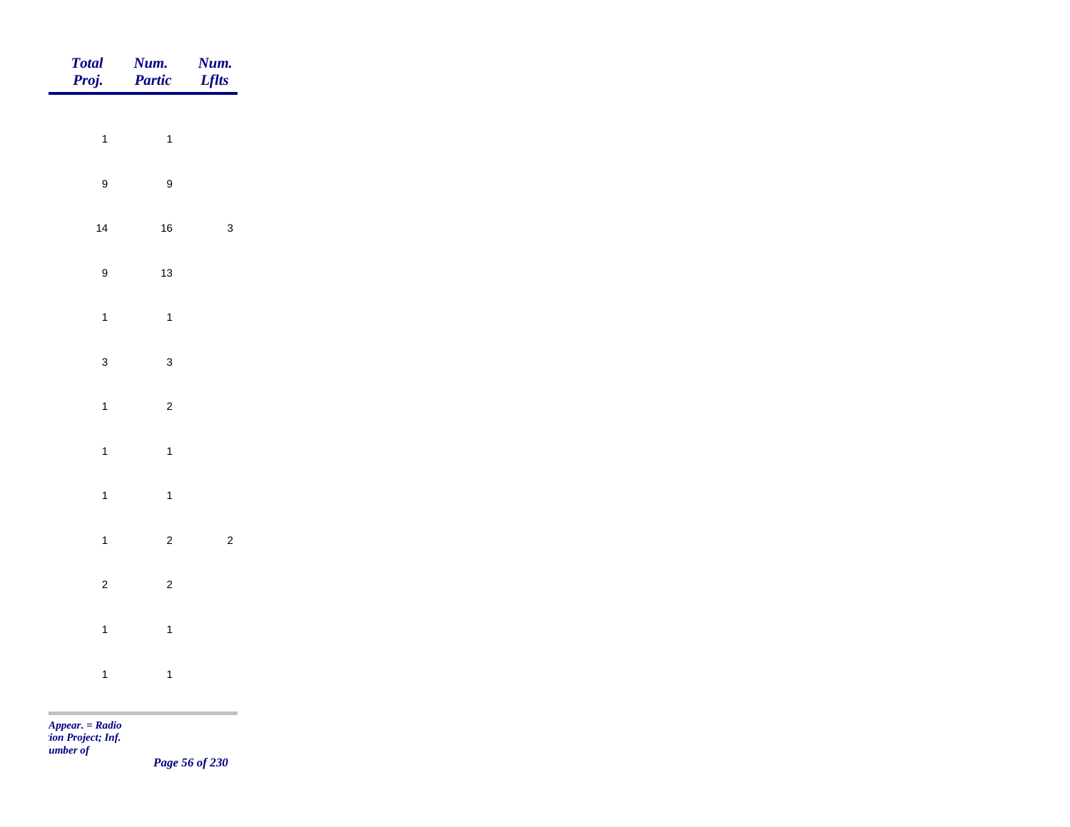| Total Proj. | Num. Partic | Num. Lflts |
|---|---|---|
| 1 | 1 | |
| 9 | 9 | |
| 14 | 16 | 3 |
| 9 | 13 | |
| 1 | 1 | |
| 3 | 3 | |
| 1 | 2 | |
| 1 | 1 | |
| 1 | 1 | |
| 1 | 2 | 2 |
| 2 | 2 | |
| 1 | 1 | |
| 1 | 1 | |

*Appear. = Radio*
*tion Project; Inf.*
*umber of*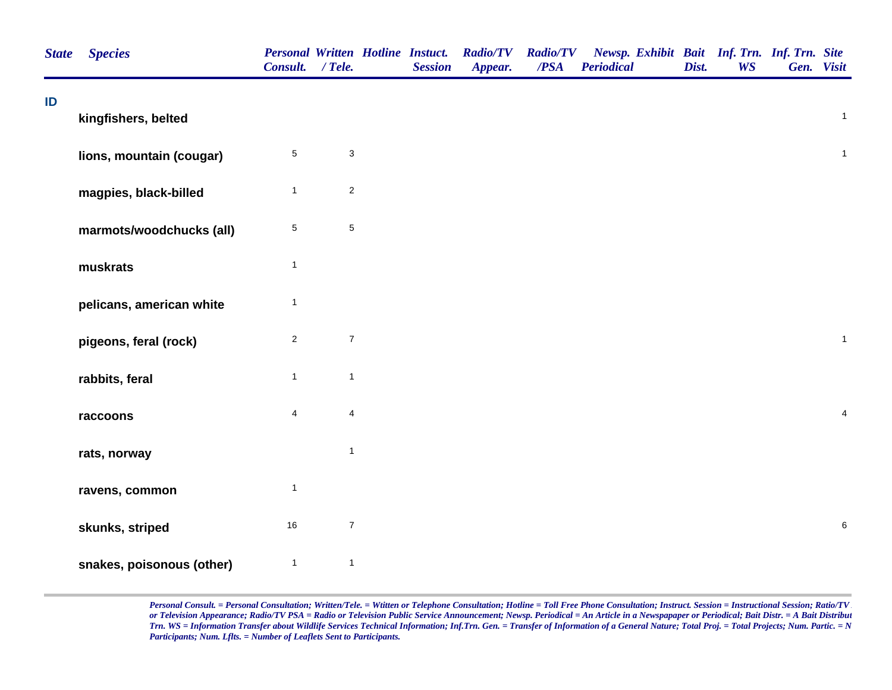| State | Species | Personal Consult. | Written / Tele. | Hotline | Instuct. Session | Radio/TV Appear. | Radio/TV /PSA | Newsp. Periodical | Exhibit | Bait Dist. | Inf. Trn. WS | Inf. Trn. Gen. | Site Visit |
|---|---|---|---|---|---|---|---|---|---|---|---|---|---|
| ID | | | | | | | | | | | | | |
| | kingfishers, belted | | | | | | | | | | | | 1 |
| | lions, mountain (cougar) | 5 | 3 | | | | | | | | | | 1 |
| | magpies, black-billed | 1 | 2 | | | | | | | | | | |
| | marmots/woodchucks (all) | 5 | 5 | | | | | | | | | | |
| | muskrats | 1 | | | | | | | | | | | |
| | pelicans, american white | 1 | | | | | | | | | | | |
| | pigeons, feral (rock) | 2 | 7 | | | | | | | | | | 1 |
| | rabbits, feral | 1 | 1 | | | | | | | | | | |
| | raccoons | 4 | 4 | | | | | | | | | | 4 |
| | rats, norway | | 1 | | | | | | | | | | |
| | ravens, common | 1 | | | | | | | | | | | |
| | skunks, striped | 16 | 7 | | | | | | | | | | 6 |
| | snakes, poisonous (other) | 1 | 1 | | | | | | | | | | |

*Personal Consult. = Personal Consultation; Written/Tele. = Wtitten or Telephone Consultation; Hotline = Toll Free Phone Consultation; Instruct. Session = Instructional Session; Ratio/TV or Television Appearance; Radio/TV PSA = Radio or Television Public Service Announcement; Newsp. Periodical = An Article in a Newspapaper or Periodical; Bait Distr. = A Bait Distribut Trn. WS = Information Transfer about Wildlife Services Technical Information; Inf.Trn. Gen. = Transfer of Information of a General Nature; Total Proj. = Total Projects; Num. Partic. = N Participants; Num. Lflts. = Number of Leaflets Sent to Participants.*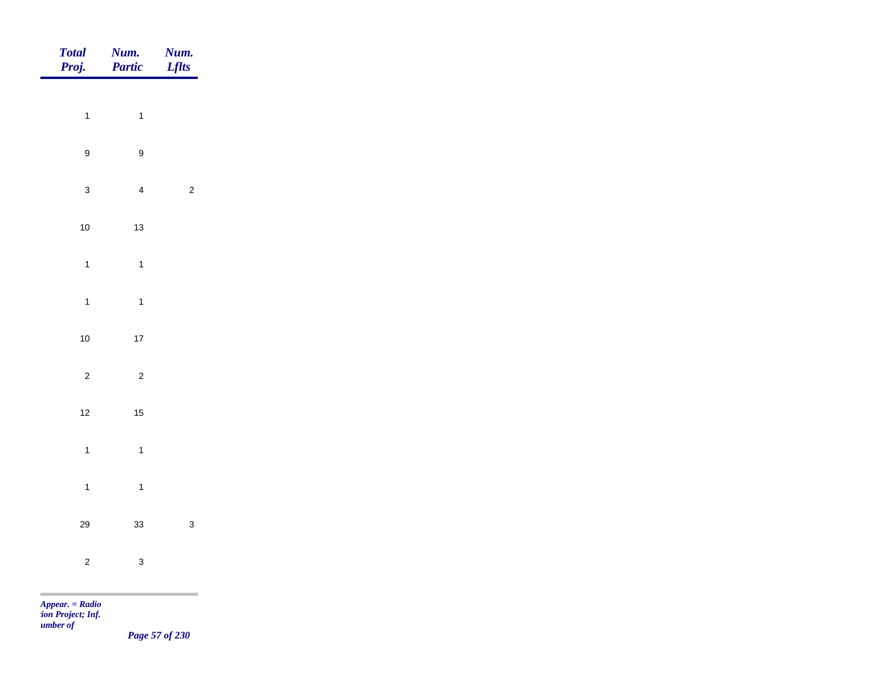| Total Proj. | Num. Partic | Num. Lflts |
|---|---|---|
| 1 | 1 | |
| 9 | 9 | |
| 3 | 4 | 2 |
| 10 | 13 | |
| 1 | 1 | |
| 1 | 1 | |
| 10 | 17 | |
| 2 | 2 | |
| 12 | 15 | |
| 1 | 1 | |
| 1 | 1 | |
| 29 | 33 | 3 |
| 2 | 3 | |

*Appear. = Radio*
*tion Project; Inf.*
*umber of*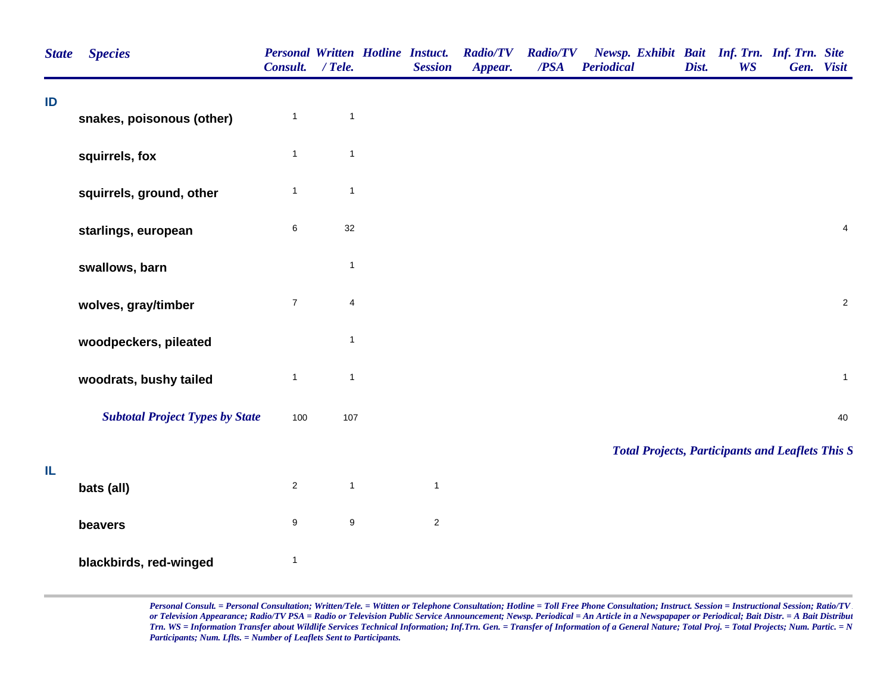| State | Species | Personal Consult. | Written / Tele. | Hotline | Instuct. Session | Radio/TV Appear. | Radio/TV /PSA | Newsp. Periodical | Exhibit | Bait Dist. | Inf. Trn. WS | Inf. Trn. Gen. | Site Visit |
|---|---|---|---|---|---|---|---|---|---|---|---|---|---|
| ID | | | | | | | | | | | | | |
| | snakes, poisonous (other) | 1 | 1 | | | | | | | | | | |
| | squirrels, fox | 1 | 1 | | | | | | | | | | |
| | squirrels, ground, other | 1 | 1 | | | | | | | | | | |
| | starlings, european | 6 | 32 | | | | | | | | | | 4 |
| | swallows, barn | | 1 | | | | | | | | | | |
| | wolves, gray/timber | 7 | 4 | | | | | | | | | | 2 |
| | woodpeckers, pileated | | 1 | | | | | | | | | | |
| | woodrats, bushy tailed | 1 | 1 | | | | | | | | | | 1 |
| | ***Subtotal Project Types by State*** | 100 | 107 | | | | | | | | | | 40 |

***Total Projects, Participants and Leaflets This S***

| State | Species | Personal Consult. | Written / Tele. | Hotline | Instuct. Session | Radio/TV Appear. | Radio/TV /PSA | Newsp. Periodical | Exhibit | Bait Dist. | Inf. Trn. WS | Inf. Trn. Gen. | Site Visit |
|---|---|---|---|---|---|---|---|---|---|---|---|---|---|
| IL | | | | | | | | | | | | | |
| | bats (all) | 2 | 1 | | 1 | | | | | | | | |
| | beavers | 9 | 9 | | 2 | | | | | | | | |
| | blackbirds, red-winged | 1 | | | | | | | | | | | |

*Personal Consult. = Personal Consultation; Written/Tele. = Wtitten or Telephone Consultation; Hotline = Toll Free Phone Consultation; Instruct. Session = Instructional Session; Ratio/TV or Television Appearance; Radio/TV PSA = Radio or Television Public Service Announcement; Newsp. Periodical = An Article in a Newspapaper or Periodical; Bait Distr. = A Bait Distribut Trn. WS = Information Transfer about Wildlife Services Technical Information; Inf.Trn. Gen. = Transfer of Information of a General Nature; Total Proj. = Total Projects; Num. Partic. = N Participants; Num. Lflts. = Number of Leaflets Sent to Participants.*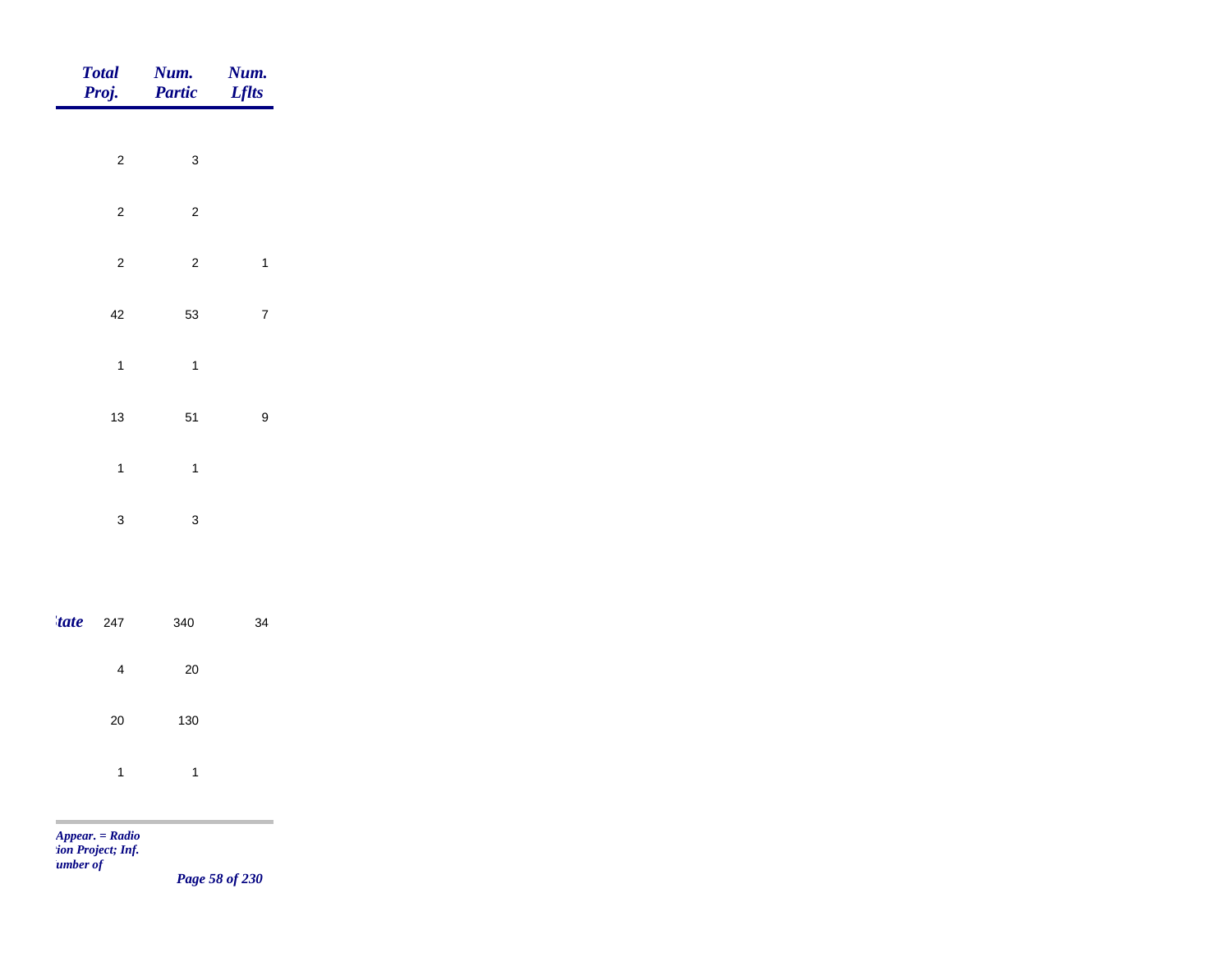| | Total Proj. | Num. Partic | Num. Lflts |
|---|---|---|---|
| | 2 | 3 | |
| | 2 | 2 | |
| | 2 | 2 | 1 |
| | 42 | 53 | 7 |
| | 1 | 1 | |
| | 13 | 51 | 9 |
| | 1 | 1 | |
| | 3 | 3 | |
| *tate* | 247 | 340 | 34 |
| | 4 | 20 | |
| | 20 | 130 | |
| | 1 | 1 | |

*Appear. = Radio*
*ion Project; Inf.*
*umber of*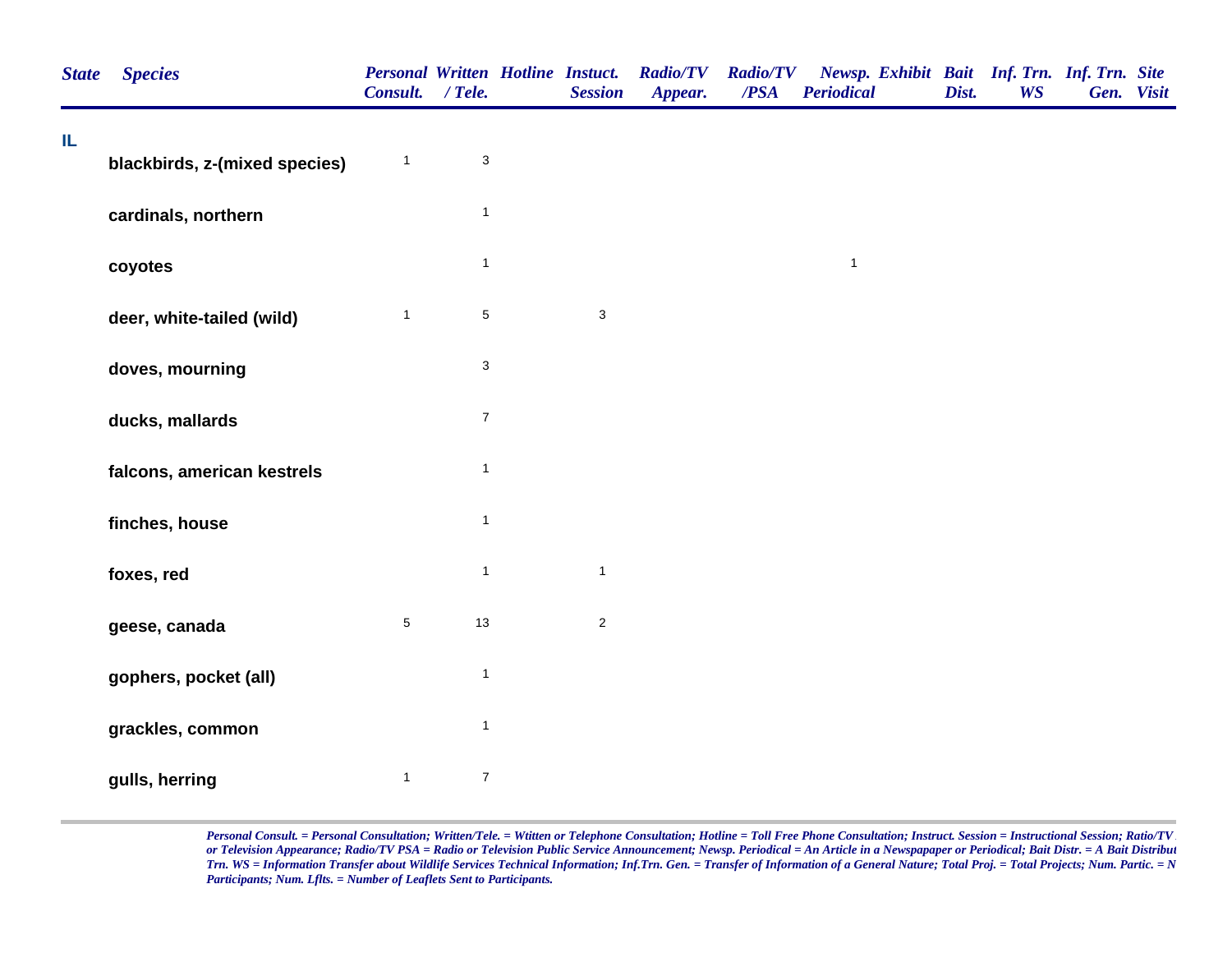| State | Species | Personal Consult. | Written / Tele. | Hotline | Instuct. Session | Radio/TV Appear. | Radio/TV /PSA | Newsp. Periodical | Exhibit | Bait Dist. | Inf. Trn. WS | Inf. Trn. Gen. | Site Visit |
|---|---|---|---|---|---|---|---|---|---|---|---|---|---|
| **IL** | | | | | | | | | | | | | |
| | **blackbirds, z-(mixed species)** | 1 | 3 | | | | | | | | | | |
| | **cardinals, northern** | | 1 | | | | | | | | | | |
| | **coyotes** | | 1 | | | | | 1 | | | | | |
| | **deer, white-tailed (wild)** | 1 | 5 | | 3 | | | | | | | | |
| | **doves, mourning** | | 3 | | | | | | | | | | |
| | **ducks, mallards** | | 7 | | | | | | | | | | |
| | **falcons, american kestrels** | | 1 | | | | | | | | | | |
| | **finches, house** | | 1 | | | | | | | | | | |
| | **foxes, red** | | 1 | | 1 | | | | | | | | |
| | **geese, canada** | 5 | 13 | | 2 | | | | | | | | |
| | **gophers, pocket (all)** | | 1 | | | | | | | | | | |
| | **grackles, common** | | 1 | | | | | | | | | | |
| | **gulls, herring** | 1 | 7 | | | | | | | | | | |

*Personal Consult. = Personal Consultation; Written/Tele. = Wtitten or Telephone Consultation; Hotline = Toll Free Phone Consultation; Instruct. Session = Instructional Session; Ratio/TV or Television Appearance; Radio/TV PSA = Radio or Television Public Service Announcement; Newsp. Periodical = An Article in a Newspapaper or Periodical; Bait Distr. = A Bait Distribut Trn. WS = Information Transfer about Wildlife Services Technical Information; Inf.Trn. Gen. = Transfer of Information of a General Nature; Total Proj. = Total Projects; Num. Partic. = N Participants; Num. Lflts. = Number of Leaflets Sent to Participants.*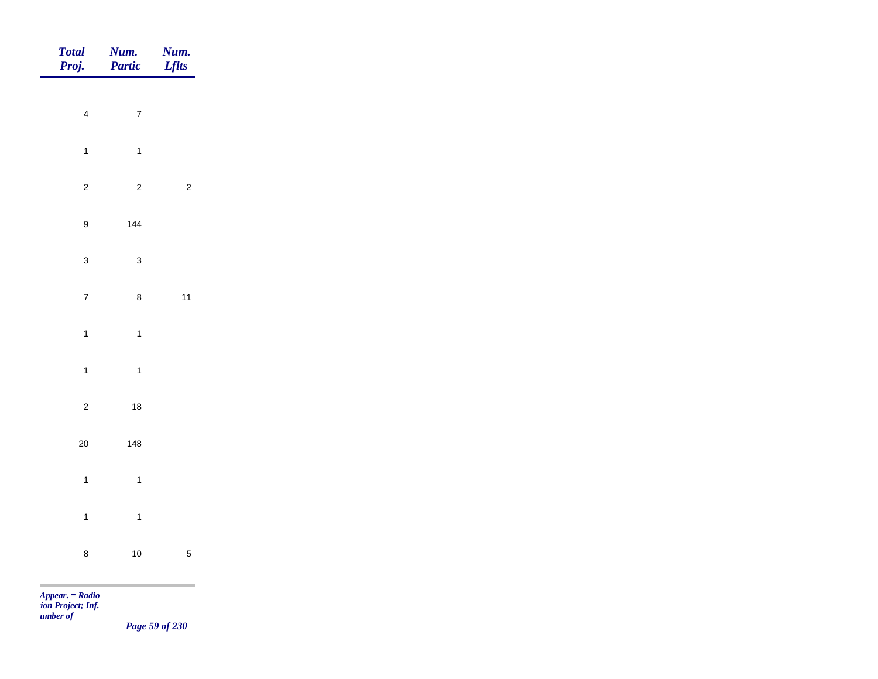| *Total Proj.* | *Num. Partic* | *Num. Lflts* |
|---|---|---|
| 4 | 7 | |
| 1 | 1 | |
| 2 | 2 | 2 |
| 9 | 144 | |
| 3 | 3 | |
| 7 | 8 | 11 |
| 1 | 1 | |
| 1 | 1 | |
| 2 | 18 | |
| 20 | 148 | |
| 1 | 1 | |
| 1 | 1 | |
| 8 | 10 | 5 |

*Appear. = Radio*
*tion Project; Inf.*
*umber of*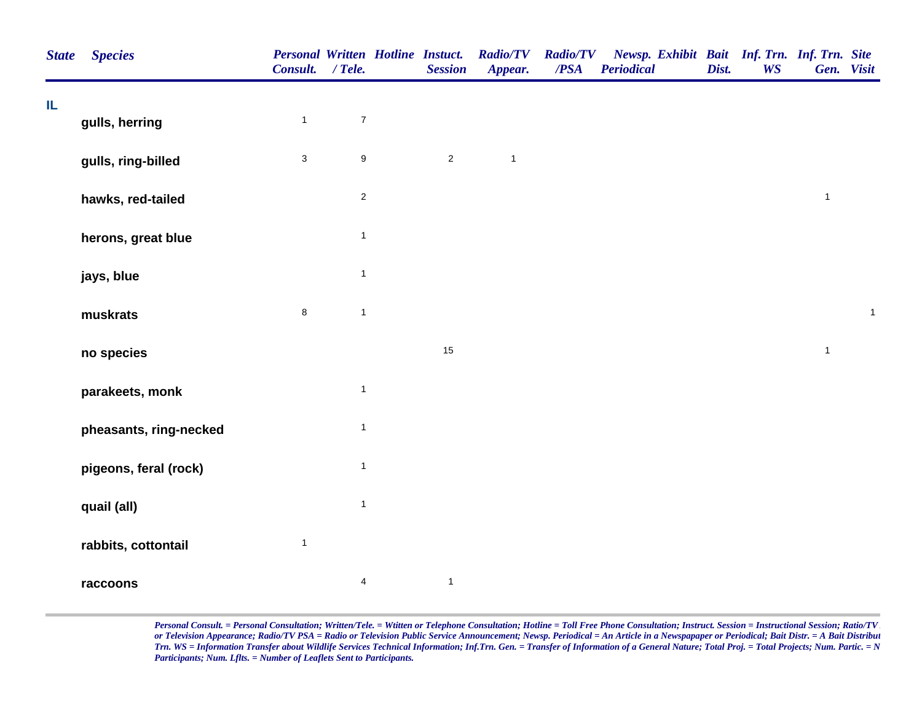| State | Species | Personal Consult. | Written / Tele. | Hotline | Instuct. Session | Radio/TV Appear. | Radio/TV /PSA | Newsp. Periodical | Exhibit | Bait Dist. | Inf. Trn. WS | Inf. Trn. Gen. | Site Visit |
|---|---|---|---|---|---|---|---|---|---|---|---|---|---|
| IL | | | | | | | | | | | | | |
| | gulls, herring | 1 | 7 | | | | | | | | | | |
| | gulls, ring-billed | 3 | 9 | | 2 | 1 | | | | | | | |
| | hawks, red-tailed | | 2 | | | | | | | | | 1 | |
| | herons, great blue | | 1 | | | | | | | | | | |
| | jays, blue | | 1 | | | | | | | | | | |
| | muskrats | 8 | 1 | | | | | | | | | | 1 |
| | no species | | | | 15 | | | | | | | 1 | |
| | parakeets, monk | | 1 | | | | | | | | | | |
| | pheasants, ring-necked | | 1 | | | | | | | | | | |
| | pigeons, feral (rock) | | 1 | | | | | | | | | | |
| | quail (all) | | 1 | | | | | | | | | | |
| | rabbits, cottontail | 1 | | | | | | | | | | | |
| | raccoons | | 4 | | 1 | | | | | | | | |

*Personal Consult. = Personal Consultation; Written/Tele. = Wtitten or Telephone Consultation; Hotline = Toll Free Phone Consultation; Instruct. Session = Instructional Session; Ratio/TV or Television Appearance; Radio/TV PSA = Radio or Television Public Service Announcement; Newsp. Periodical = An Article in a Newspapaper or Periodical; Bait Distr. = A Bait Distribut Trn. WS = Information Transfer about Wildlife Services Technical Information; Inf.Trn. Gen. = Transfer of Information of a General Nature; Total Proj. = Total Projects; Num. Partic. = N Participants; Num. Lflts. = Number of Leaflets Sent to Participants.*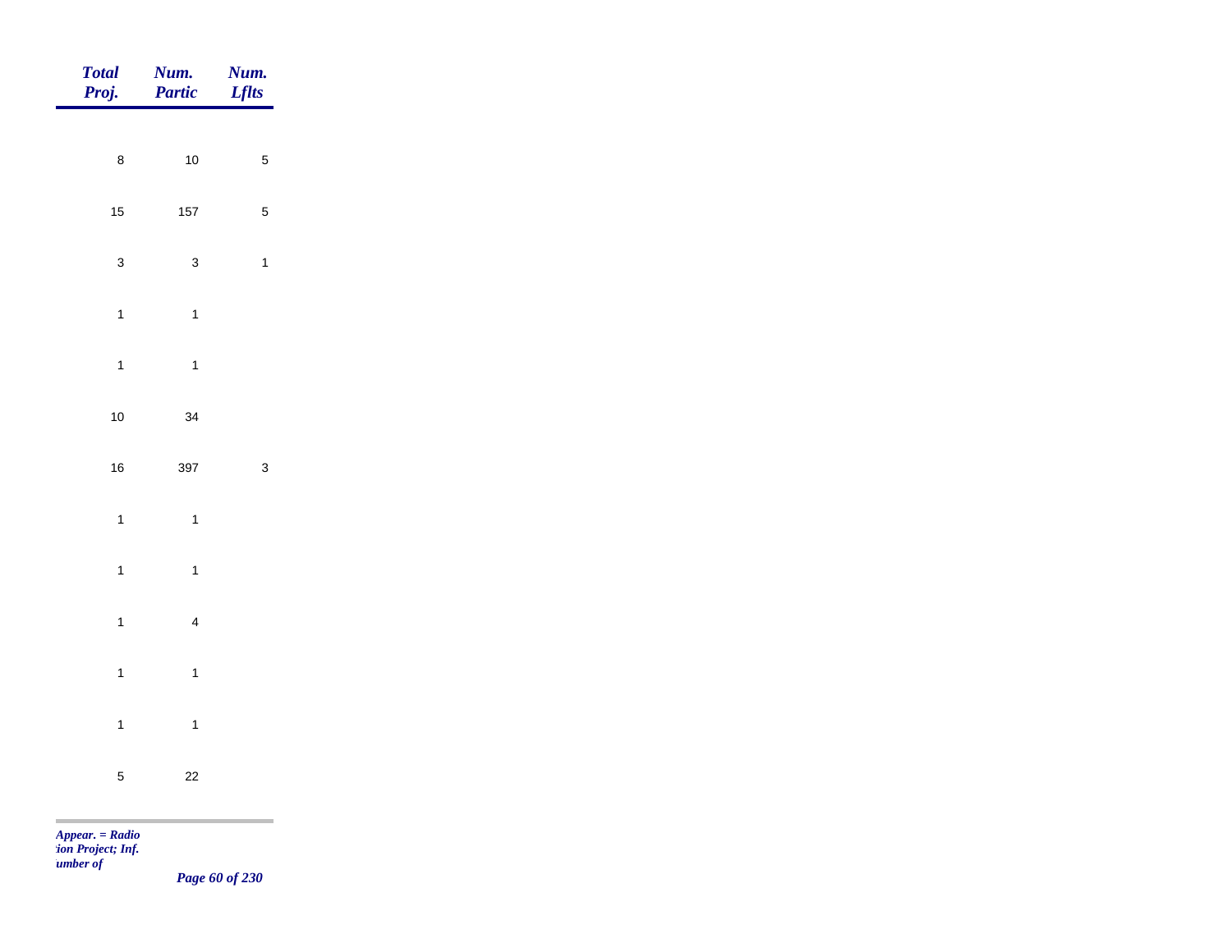| *Total Proj.* | *Num. Partic* | *Num. Lflts* |
|---|---|---|
| 8 | 10 | 5 |
| 15 | 157 | 5 |
| 3 | 3 | 1 |
| 1 | 1 | |
| 1 | 1 | |
| 10 | 34 | |
| 16 | 397 | 3 |
| 1 | 1 | |
| 1 | 1 | |
| 1 | 4 | |
| 1 | 1 | |
| 1 | 1 | |
| 5 | 22 | |

*Appear. = Radio*
*tion Project; Inf.*
*umber of*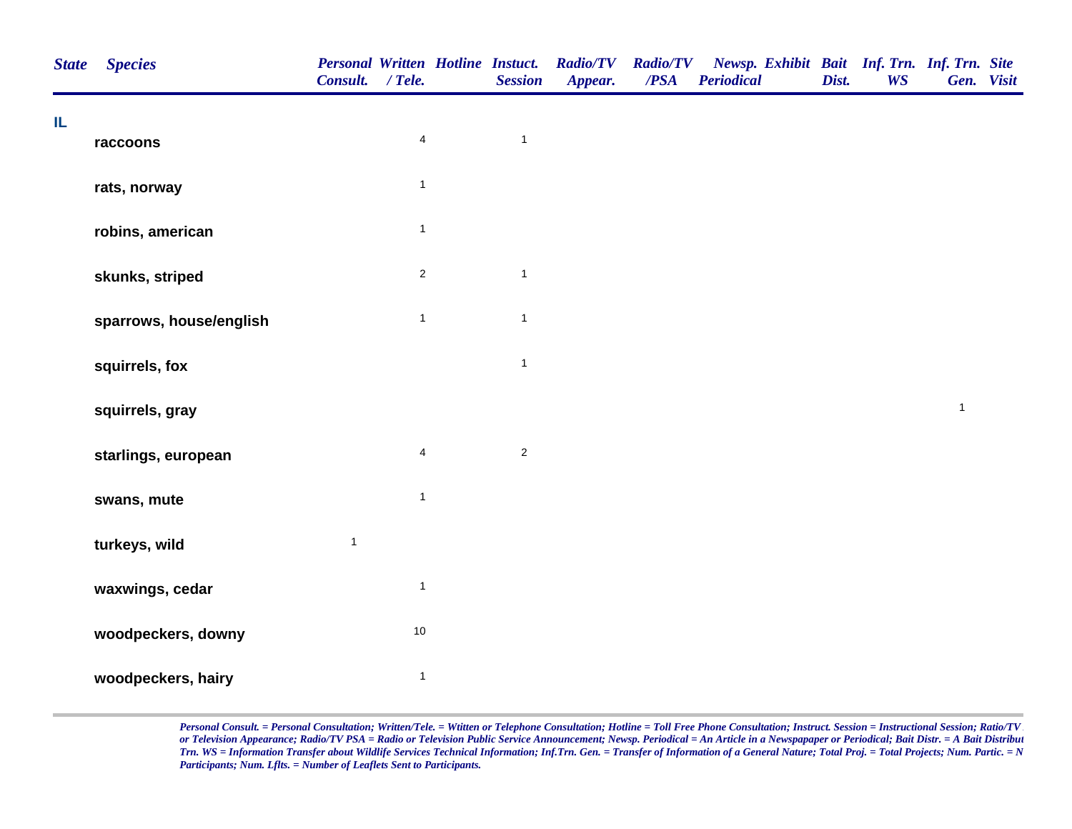| State | Species | Personal Consult. | Written / Tele. | Hotline | Instuct. Session | Radio/TV Appear. | Radio/TV /PSA | Newsp. Periodical | Exhibit | Bait Dist. | Inf. Trn. WS | Inf. Trn. Gen. | Site Visit |
|---|---|---|---|---|---|---|---|---|---|---|---|---|---|
| IL | | | | | | | | | | | | | |
| | raccoons | | 4 | | 1 | | | | | | | | |
| | rats, norway | | 1 | | | | | | | | | | |
| | robins, american | | 1 | | | | | | | | | | |
| | skunks, striped | | 2 | | 1 | | | | | | | | |
| | sparrows, house/english | | 1 | | 1 | | | | | | | | |
| | squirrels, fox | | | | 1 | | | | | | | | |
| | squirrels, gray | | | | | | | | | | | 1 | |
| | starlings, european | | 4 | | 2 | | | | | | | | |
| | swans, mute | | 1 | | | | | | | | | | |
| | turkeys, wild | 1 | | | | | | | | | | | |
| | waxwings, cedar | | 1 | | | | | | | | | | |
| | woodpeckers, downy | | 10 | | | | | | | | | | |
| | woodpeckers, hairy | | 1 | | | | | | | | | | |

*Personal Consult. = Personal Consultation; Written/Tele. = Wtitten or Telephone Consultation; Hotline = Toll Free Phone Consultation; Instruct. Session = Instructional Session; Ratio/TV or Television Appearance; Radio/TV PSA = Radio or Television Public Service Announcement; Newsp. Periodical = An Article in a Newspapaper or Periodical; Bait Distr. = A Bait Distribut Trn. WS = Information Transfer about Wildlife Services Technical Information; Inf.Trn. Gen. = Transfer of Information of a General Nature; Total Proj. = Total Projects; Num. Partic. = N Participants; Num. Lflts. = Number of Leaflets Sent to Participants.*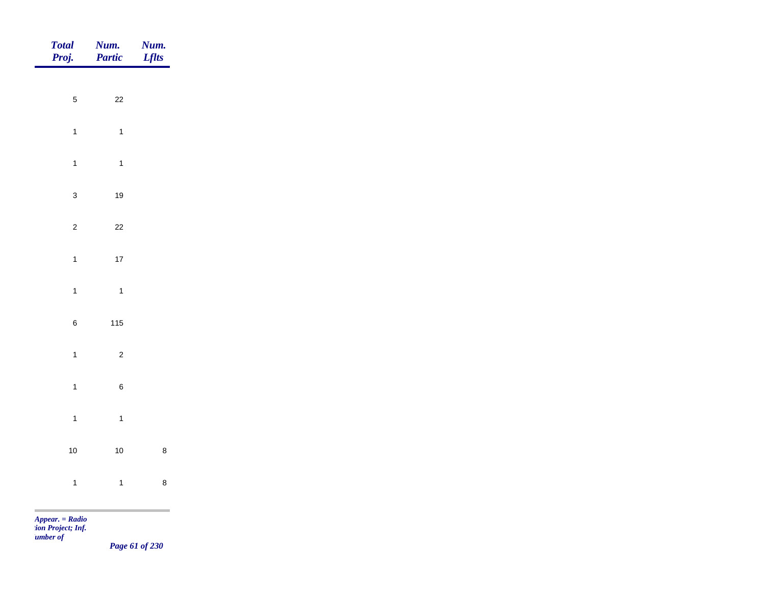| *Total Proj.* | *Num. Partic* | *Num. Lflts* |
|---|---|---|
| 5 | 22 | |
| 1 | 1 | |
| 1 | 1 | |
| 3 | 19 | |
| 2 | 22 | |
| 1 | 17 | |
| 1 | 1 | |
| 6 | 115 | |
| 1 | 2 | |
| 1 | 6 | |
| 1 | 1 | |
| 10 | 10 | 8 |
| 1 | 1 | 8 |

*Appear. = Radio*
*:ion Project; Inf.*
*umber of*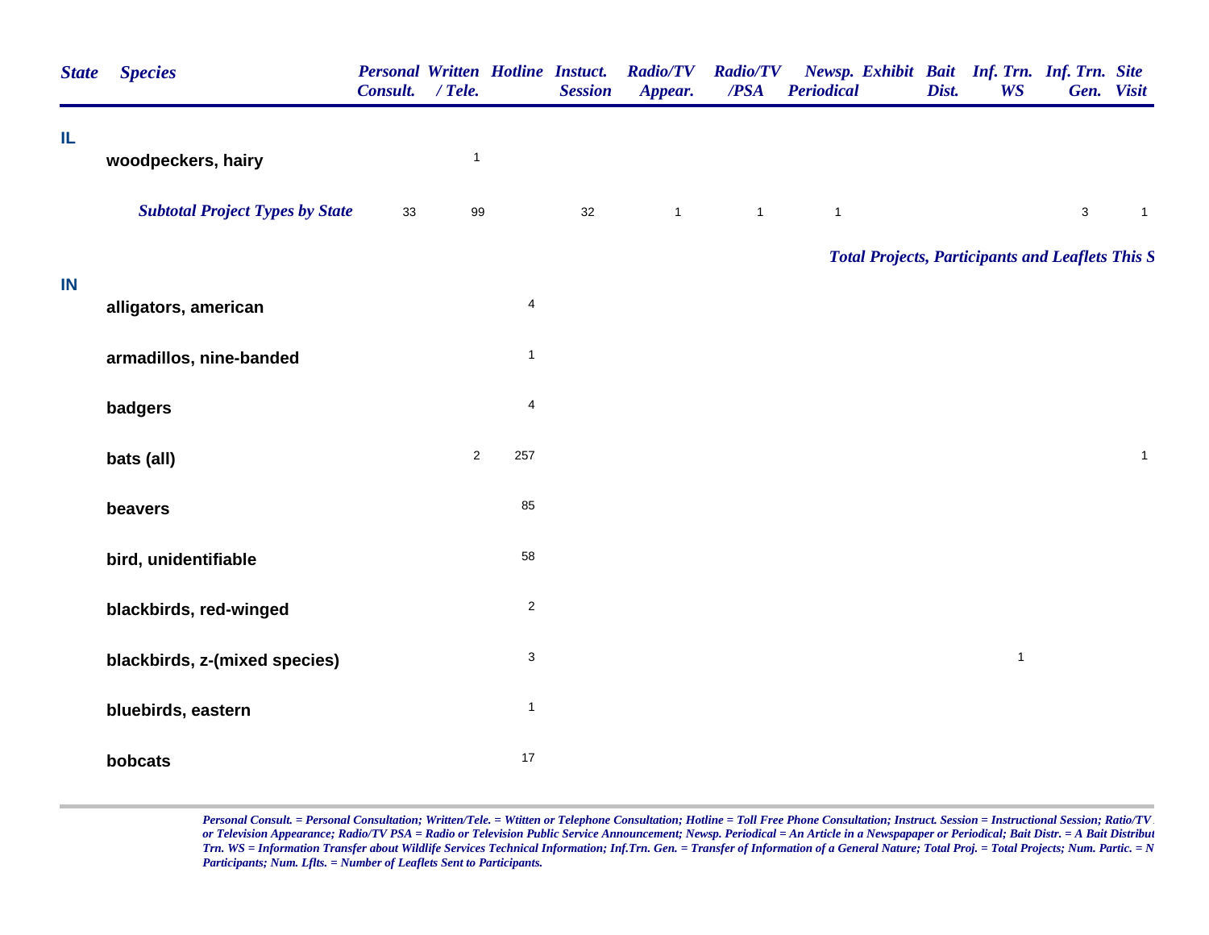| State | Species | Personal Consult. | Written / Tele. | Hotline | Instuct. Session | Radio/TV Appear. | Radio/TV /PSA | Newsp. Periodical | Exhibit | Bait Dist. | Inf. Trn. WS | Inf. Trn. Gen. | Site Visit |
|---|---|---|---|---|---|---|---|---|---|---|---|---|---|
| IL | | | | | | | | | | | | | |
| | woodpeckers, hairy | | 1 | | | | | | | | | | |
| | ***Subtotal Project Types by State*** | 33 | 99 | | 32 | 1 | 1 | 1 | | | | 3 | 1 |
| | | | | | | | | ***Total Projects, Participants and Leaflets This S*** | | | | | |
| IN | | | | | | | | | | | | | |
| | alligators, american | | | 4 | | | | | | | | | |
| | armadillos, nine-banded | | | 1 | | | | | | | | | |
| | badgers | | | 4 | | | | | | | | | |
| | bats (all) | | 2 | 257 | | | | | | | | | 1 |
| | beavers | | | 85 | | | | | | | | | |
| | bird, unidentifiable | | | 58 | | | | | | | | | |
| | blackbirds, red-winged | | | 2 | | | | | | | | | |
| | blackbirds, z-(mixed species) | | | 3 | | | | | | | 1 | | |
| | bluebirds, eastern | | | 1 | | | | | | | | | |
| | bobcats | | | 17 | | | | | | | | | |

*Personal Consult. = Personal Consultation; Written/Tele. = Wtitten or Telephone Consultation; Hotline = Toll Free Phone Consultation; Instruct. Session = Instructional Session; Ratio/TV or Television Appearance; Radio/TV PSA = Radio or Television Public Service Announcement; Newsp. Periodical = An Article in a Newspapaper or Periodical; Bait Distr. = A Bait Distribut Trn. WS = Information Transfer about Wildlife Services Technical Information; Inf.Trn. Gen. = Transfer of Information of a General Nature; Total Proj. = Total Projects; Num. Partic. = N Participants; Num. Lflts. = Number of Leaflets Sent to Participants.*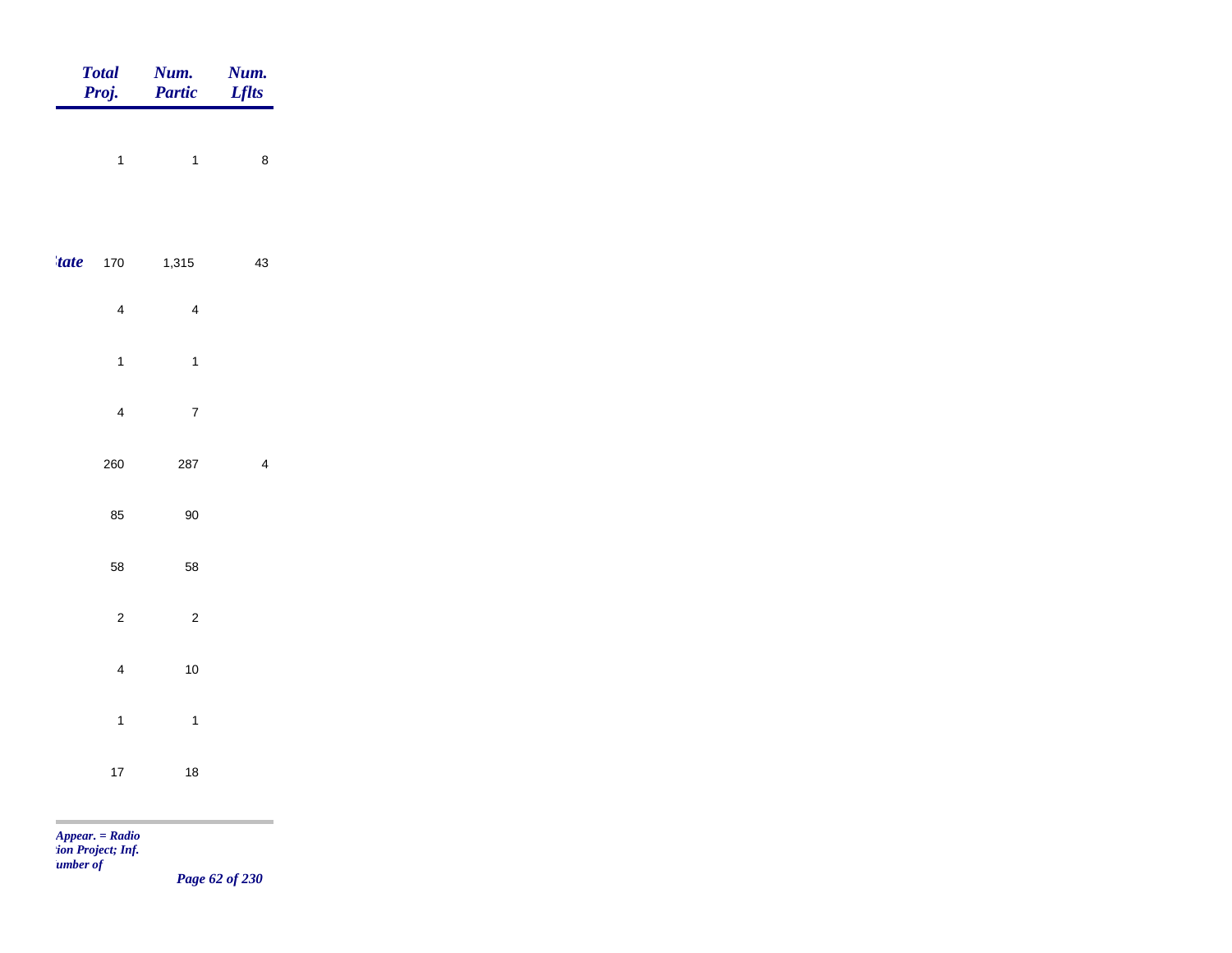| | Total Proj. | Num. Partic | Num. Lflts |
|---|---|---|---|
| | 1 | 1 | 8 |
| *tate* | 170 | 1,315 | 43 |
| | 4 | 4 | |
| | 1 | 1 | |
| | 4 | 7 | |
| | 260 | 287 | 4 |
| | 85 | 90 | |
| | 58 | 58 | |
| | 2 | 2 | |
| | 4 | 10 | |
| | 1 | 1 | |
| | 17 | 18 | |

*Appear. = Radio*
*tion Project; Inf.*
*umber of*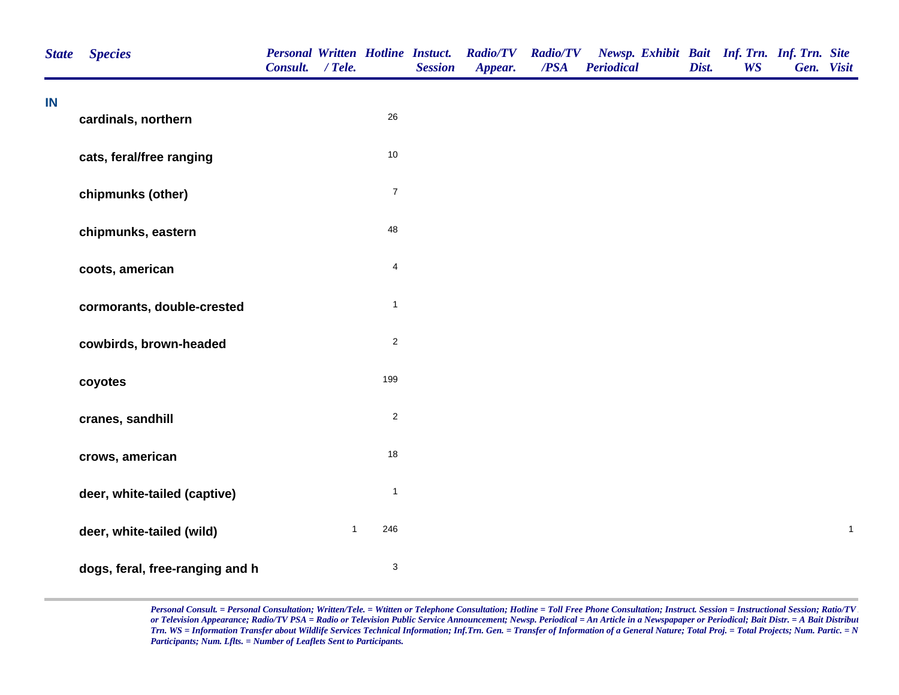| State | Species | Personal Consult. | Written / Tele. | Hotline | Instuct. Session | Radio/TV Appear. | Radio/TV /PSA | Newsp. Periodical | Exhibit | Bait Dist. | Inf. Trn. WS | Inf. Trn. Gen. | Site Visit |
|---|---|---|---|---|---|---|---|---|---|---|---|---|---|
| IN | | | | | | | | | | | | | |
| | cardinals, northern | | | 26 | | | | | | | | | |
| | cats, feral/free ranging | | | 10 | | | | | | | | | |
| | chipmunks (other) | | | 7 | | | | | | | | | |
| | chipmunks, eastern | | | 48 | | | | | | | | | |
| | coots, american | | | 4 | | | | | | | | | |
| | cormorants, double-crested | | | 1 | | | | | | | | | |
| | cowbirds, brown-headed | | | 2 | | | | | | | | | |
| | coyotes | | | 199 | | | | | | | | | |
| | cranes, sandhill | | | 2 | | | | | | | | | |
| | crows, american | | | 18 | | | | | | | | | |
| | deer, white-tailed (captive) | | | 1 | | | | | | | | | |
| | deer, white-tailed (wild) | | 1 | 246 | | | | | | | | | 1 |
| | dogs, feral, free-ranging and h | | | 3 | | | | | | | | | |

*Personal Consult. = Personal Consultation; Written/Tele. = Witten or Telephone Consultation; Hotline = Toll Free Phone Consultation; Instruct. Session = Instructional Session; Ratio/TV or Television Appearance; Radio/TV PSA = Radio or Television Public Service Announcement; Newsp. Periodical = An Article in a Newspapaper or Periodical; Bait Distr. = A Bait Distribut Trn. WS = Information Transfer about Wildlife Services Technical Information; Inf.Trn. Gen. = Transfer of Information of a General Nature; Total Proj. = Total Projects; Num. Partic. = N Participants; Num. Lflts. = Number of Leaflets Sent to Participants.*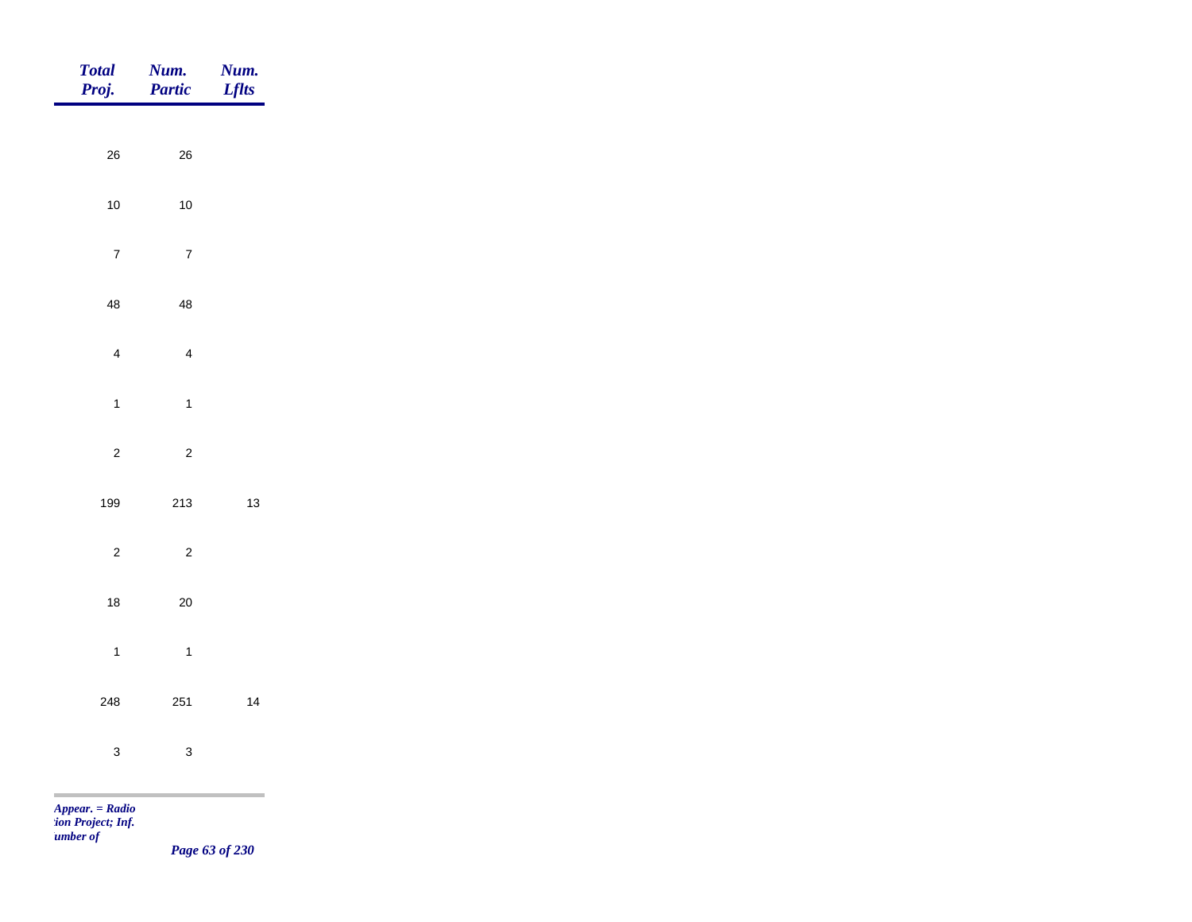| Total Proj. | Num. Partic | Num. Lflts |
|---|---|---|
| 26 | 26 | |
| 10 | 10 | |
| 7 | 7 | |
| 48 | 48 | |
| 4 | 4 | |
| 1 | 1 | |
| 2 | 2 | |
| 199 | 213 | 13 |
| 2 | 2 | |
| 18 | 20 | |
| 1 | 1 | |
| 248 | 251 | 14 |
| 3 | 3 | |

*Appear. = Radio*
*tion Project; Inf.*
*umber of*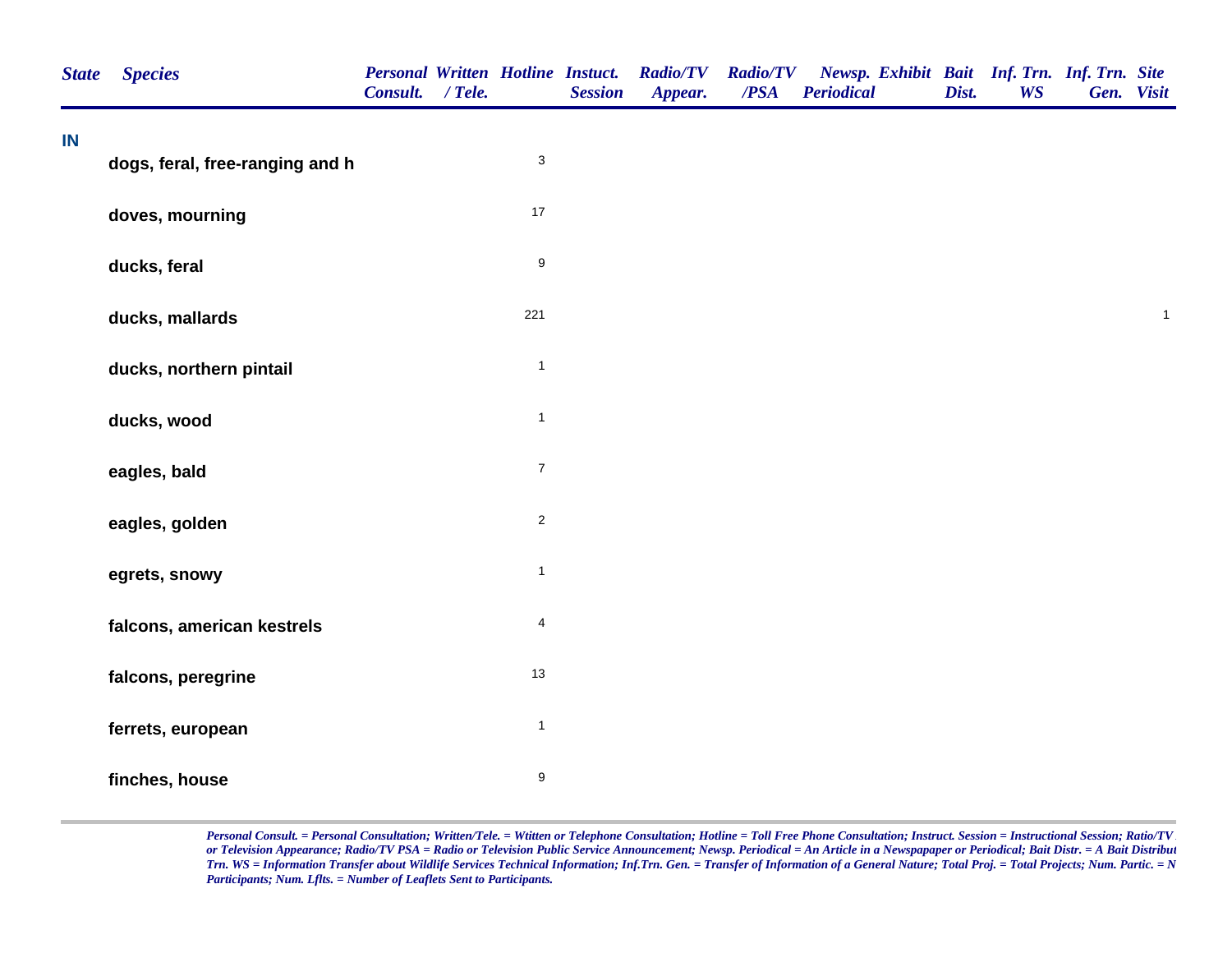| State | Species | Personal Consult. | Written / Tele. | Hotline | Instuct. Session | Radio/TV Appear. | Radio/TV /PSA | Newsp. Periodical | Exhibit | Bait Dist. | Inf. Trn. WS | Inf. Trn. Gen. | Site Visit |
|---|---|---|---|---|---|---|---|---|---|---|---|---|---|
| IN | | | | | | | | | | | | | |
| | dogs, feral, free-ranging and h | | | 3 | | | | | | | | | |
| | doves, mourning | | | 17 | | | | | | | | | |
| | ducks, feral | | | 9 | | | | | | | | | |
| | ducks, mallards | | | 221 | | | | | | | | | 1 |
| | ducks, northern pintail | | | 1 | | | | | | | | | |
| | ducks, wood | | | 1 | | | | | | | | | |
| | eagles, bald | | | 7 | | | | | | | | | |
| | eagles, golden | | | 2 | | | | | | | | | |
| | egrets, snowy | | | 1 | | | | | | | | | |
| | falcons, american kestrels | | | 4 | | | | | | | | | |
| | falcons, peregrine | | | 13 | | | | | | | | | |
| | ferrets, european | | | 1 | | | | | | | | | |
| | finches, house | | | 9 | | | | | | | | | |

*Personal Consult. = Personal Consultation; Written/Tele. = Wtitten or Telephone Consultation; Hotline = Toll Free Phone Consultation; Instruct. Session = Instructional Session; Ratio/TV or Television Appearance; Radio/TV PSA = Radio or Television Public Service Announcement; Newsp. Periodical = An Article in a Newspapaper or Periodical; Bait Distr. = A Bait Distribut Trn. WS = Information Transfer about Wildlife Services Technical Information; Inf.Trn. Gen. = Transfer of Information of a General Nature; Total Proj. = Total Projects; Num. Partic. = N Participants; Num. Lflts. = Number of Leaflets Sent to Participants.*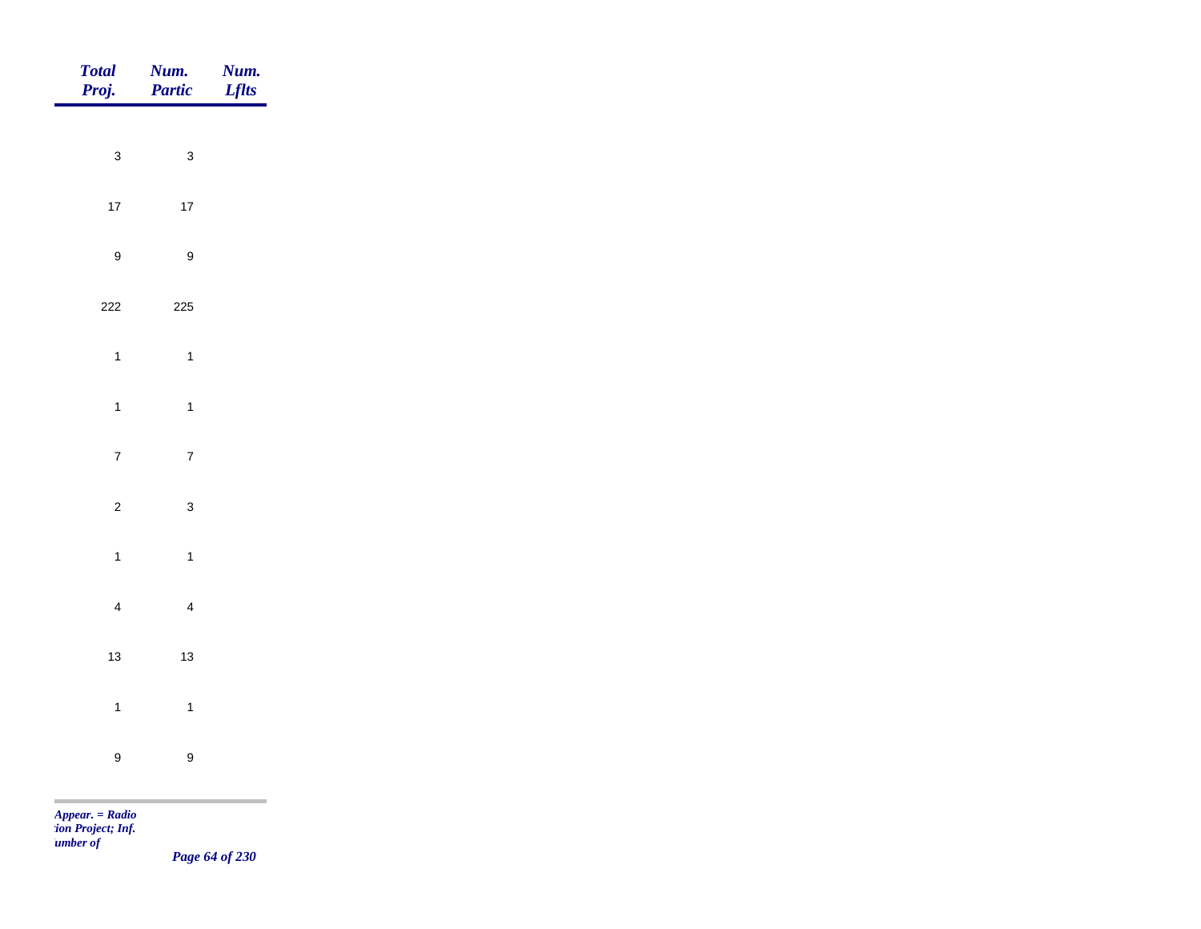| Total Proj. | Num. Partic | Num. Lflts |
|---|---|---|
| 3 | 3 | |
| 17 | 17 | |
| 9 | 9 | |
| 222 | 225 | |
| 1 | 1 | |
| 1 | 1 | |
| 7 | 7 | |
| 2 | 3 | |
| 1 | 1 | |
| 4 | 4 | |
| 13 | 13 | |
| 1 | 1 | |
| 9 | 9 | |

*Appear. = Radio*
*tion Project; Inf.*
*umber of*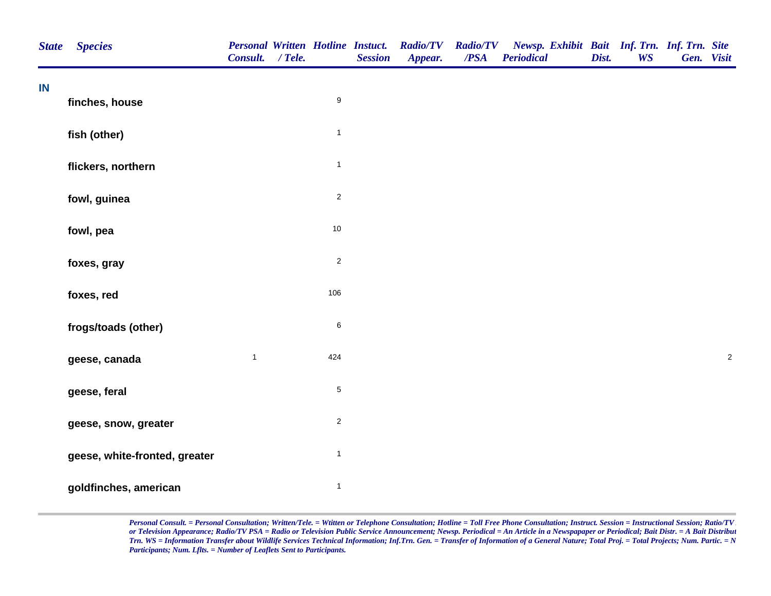| State | Species | Personal Consult. | Written / Tele. | Hotline | Instuct. Session | Radio/TV Appear. | Radio/TV /PSA | Newsp. Periodical | Exhibit | Bait Dist. | Inf. Trn. WS | Inf. Trn. Gen. | Site Visit |
|---|---|---|---|---|---|---|---|---|---|---|---|---|---|
| IN | | | | | | | | | | | | | |
| | finches, house | | | 9 | | | | | | | | | |
| | fish (other) | | | 1 | | | | | | | | | |
| | flickers, northern | | | 1 | | | | | | | | | |
| | fowl, guinea | | | 2 | | | | | | | | | |
| | fowl, pea | | | 10 | | | | | | | | | |
| | foxes, gray | | | 2 | | | | | | | | | |
| | foxes, red | | | 106 | | | | | | | | | |
| | frogs/toads (other) | | | 6 | | | | | | | | | |
| | geese, canada | 1 | | 424 | | | | | | | | | 2 |
| | geese, feral | | | 5 | | | | | | | | | |
| | geese, snow, greater | | | 2 | | | | | | | | | |
| | geese, white-fronted, greater | | | 1 | | | | | | | | | |
| | goldfinches, american | | | 1 | | | | | | | | | |

*Personal Consult. = Personal Consultation; Written/Tele. = Wtitten or Telephone Consultation; Hotline = Toll Free Phone Consultation; Instruct. Session = Instructional Session; Ratio/TV or Television Appearance; Radio/TV PSA = Radio or Television Public Service Announcement; Newsp. Periodical = An Article in a Newspapaper or Periodical; Bait Distr. = A Bait Distribut Trn. WS = Information Transfer about Wildlife Services Technical Information; Inf.Trn. Gen. = Transfer of Information of a General Nature; Total Proj. = Total Projects; Num. Partic. = N Participants; Num. Lflts. = Number of Leaflets Sent to Participants.*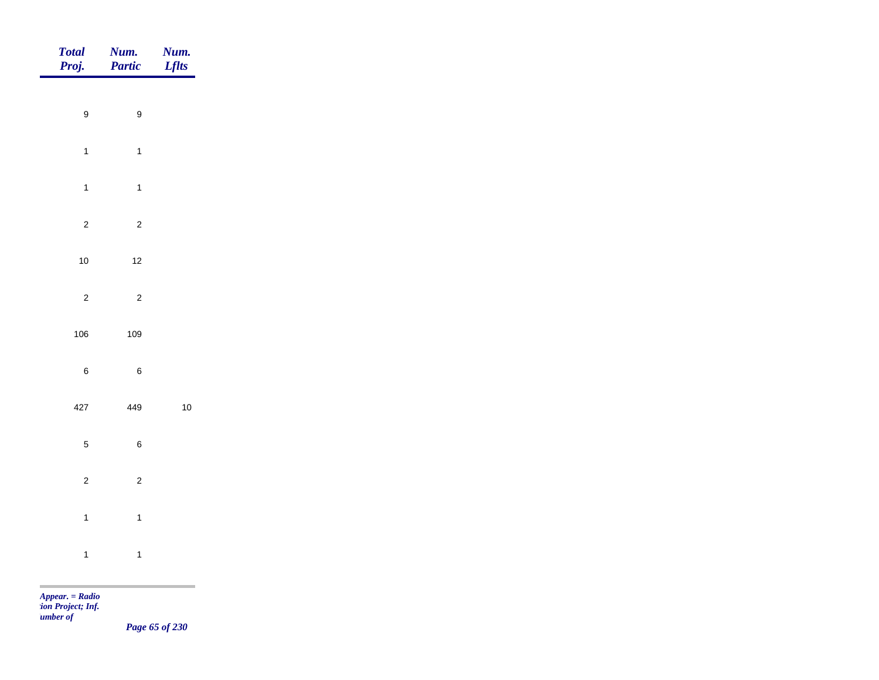| Total Proj. | Num. Partic | Num. Lflts |
|---|---|---|
| 9 | 9 | |
| 1 | 1 | |
| 1 | 1 | |
| 2 | 2 | |
| 10 | 12 | |
| 2 | 2 | |
| 106 | 109 | |
| 6 | 6 | |
| 427 | 449 | 10 |
| 5 | 6 | |
| 2 | 2 | |
| 1 | 1 | |
| 1 | 1 | |

*Appear. = Radio*
*:ion Project; Inf.*
*umber of*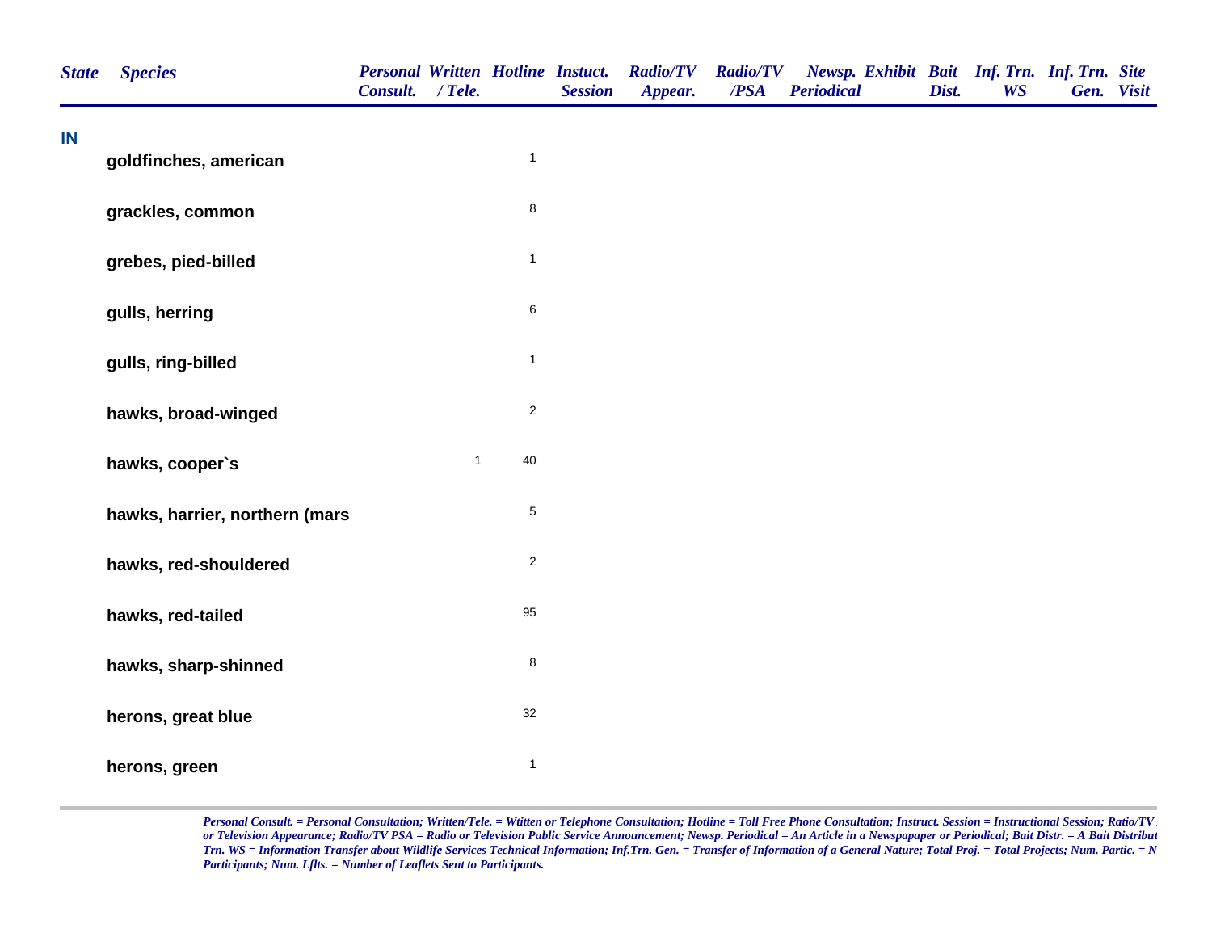| State | Species | Personal Consult. | Written / Tele. | Hotline | Instuct. Session | Radio/TV Appear. | Radio/TV /PSA | Newsp. Periodical | Exhibit | Bait Dist. | Inf. Trn. WS | Inf. Trn. Gen. | Site Visit |
|---|---|---|---|---|---|---|---|---|---|---|---|---|---|
| IN | | | | | | | | | | | | | |
| | goldfinches, american | | | 1 | | | | | | | | | |
| | grackles, common | | | 8 | | | | | | | | | |
| | grebes, pied-billed | | | 1 | | | | | | | | | |
| | gulls, herring | | | 6 | | | | | | | | | |
| | gulls, ring-billed | | | 1 | | | | | | | | | |
| | hawks, broad-winged | | | 2 | | | | | | | | | |
| | hawks, cooper`s | | 1 | 40 | | | | | | | | | |
| | hawks, harrier, northern (mars | | | 5 | | | | | | | | | |
| | hawks, red-shouldered | | | 2 | | | | | | | | | |
| | hawks, red-tailed | | | 95 | | | | | | | | | |
| | hawks, sharp-shinned | | | 8 | | | | | | | | | |
| | herons, great blue | | | 32 | | | | | | | | | |
| | herons, green | | | 1 | | | | | | | | | |

*Personal Consult. = Personal Consultation; Written/Tele. = Witten or Telephone Consultation; Hotline = Toll Free Phone Consultation; Instruct. Session = Instructional Session; Ratio/TV or Television Appearance; Radio/TV PSA = Radio or Television Public Service Announcement; Newsp. Periodical = An Article in a Newspapaper or Periodical; Bait Distr. = A Bait Distribut Trn. WS = Information Transfer about Wildlife Services Technical Information; Inf.Trn. Gen. = Transfer of Information of a General Nature; Total Proj. = Total Projects; Num. Partic. = N Participants; Num. Lflts. = Number of Leaflets Sent to Participants.*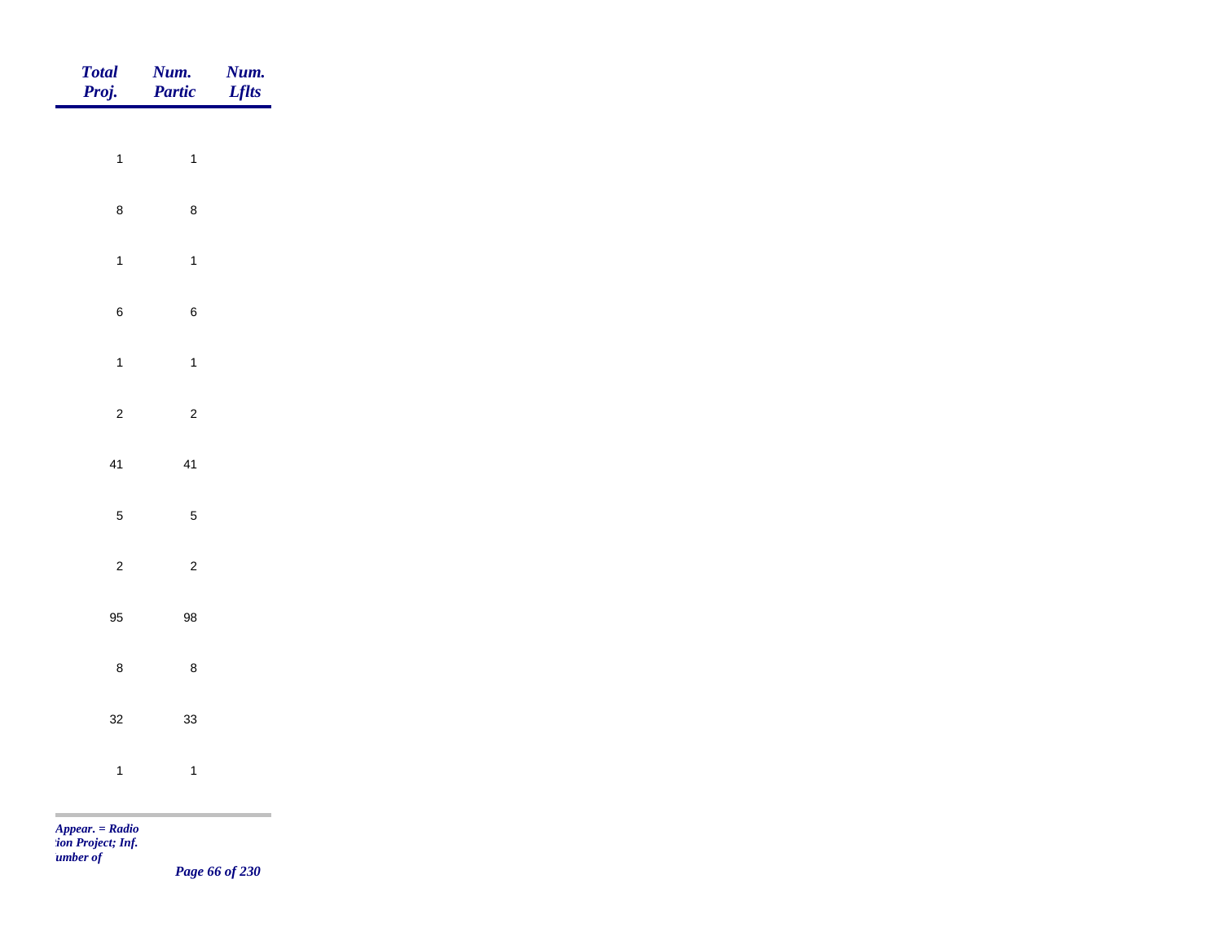| Total Proj. | Num. Partic | Num. Lflts |
|---|---|---|
| 1 | 1 | |
| 8 | 8 | |
| 1 | 1 | |
| 6 | 6 | |
| 1 | 1 | |
| 2 | 2 | |
| 41 | 41 | |
| 5 | 5 | |
| 2 | 2 | |
| 95 | 98 | |
| 8 | 8 | |
| 32 | 33 | |
| 1 | 1 | |

*Appear. = Radio*
*tion Project; Inf.*
*umber of*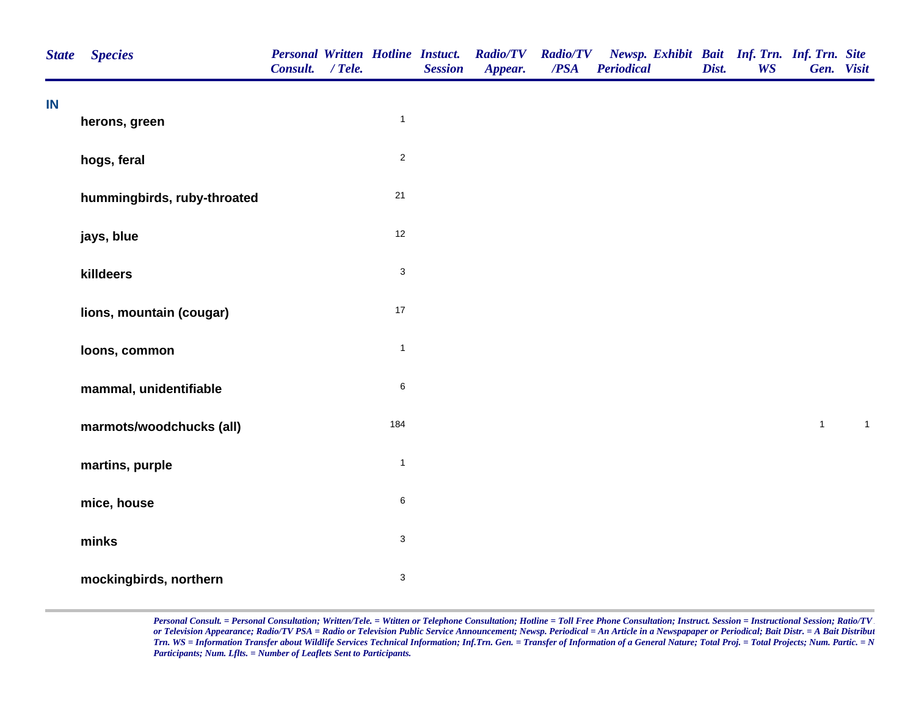| State | Species | Personal Consult. | Written / Tele. | Hotline | Instuct. Session | Radio/TV Appear. | Radio/TV /PSA | Newsp. Periodical | Exhibit | Bait Dist. | Inf. Trn. WS | Inf. Trn. Gen. | Site Visit |
|---|---|---|---|---|---|---|---|---|---|---|---|---|---|
| IN | | | | | | | | | | | | | |
| | herons, green | | | 1 | | | | | | | | | |
| | hogs, feral | | | 2 | | | | | | | | | |
| | hummingbirds, ruby-throated | | | 21 | | | | | | | | | |
| | jays, blue | | | 12 | | | | | | | | | |
| | killdeers | | | 3 | | | | | | | | | |
| | lions, mountain (cougar) | | | 17 | | | | | | | | | |
| | loons, common | | | 1 | | | | | | | | | |
| | mammal, unidentifiable | | | 6 | | | | | | | | | |
| | marmots/woodchucks (all) | | | 184 | | | | | | | | 1 | 1 |
| | martins, purple | | | 1 | | | | | | | | | |
| | mice, house | | | 6 | | | | | | | | | |
| | minks | | | 3 | | | | | | | | | |
| | mockingbirds, northern | | | 3 | | | | | | | | | |

*Personal Consult. = Personal Consultation; Written/Tele. = Witten or Telephone Consultation; Hotline = Toll Free Phone Consultation; Instruct. Session = Instructional Session; Ratio/TV or Television Appearance; Radio/TV PSA = Radio or Television Public Service Announcement; Newsp. Periodical = An Article in a Newspapaper or Periodical; Bait Distr. = A Bait Distribut Trn. WS = Information Transfer about Wildlife Services Technical Information; Inf.Trn. Gen. = Transfer of Information of a General Nature; Total Proj. = Total Projects; Num. Partic. = N Participants; Num. Lflts. = Number of Leaflets Sent to Participants.*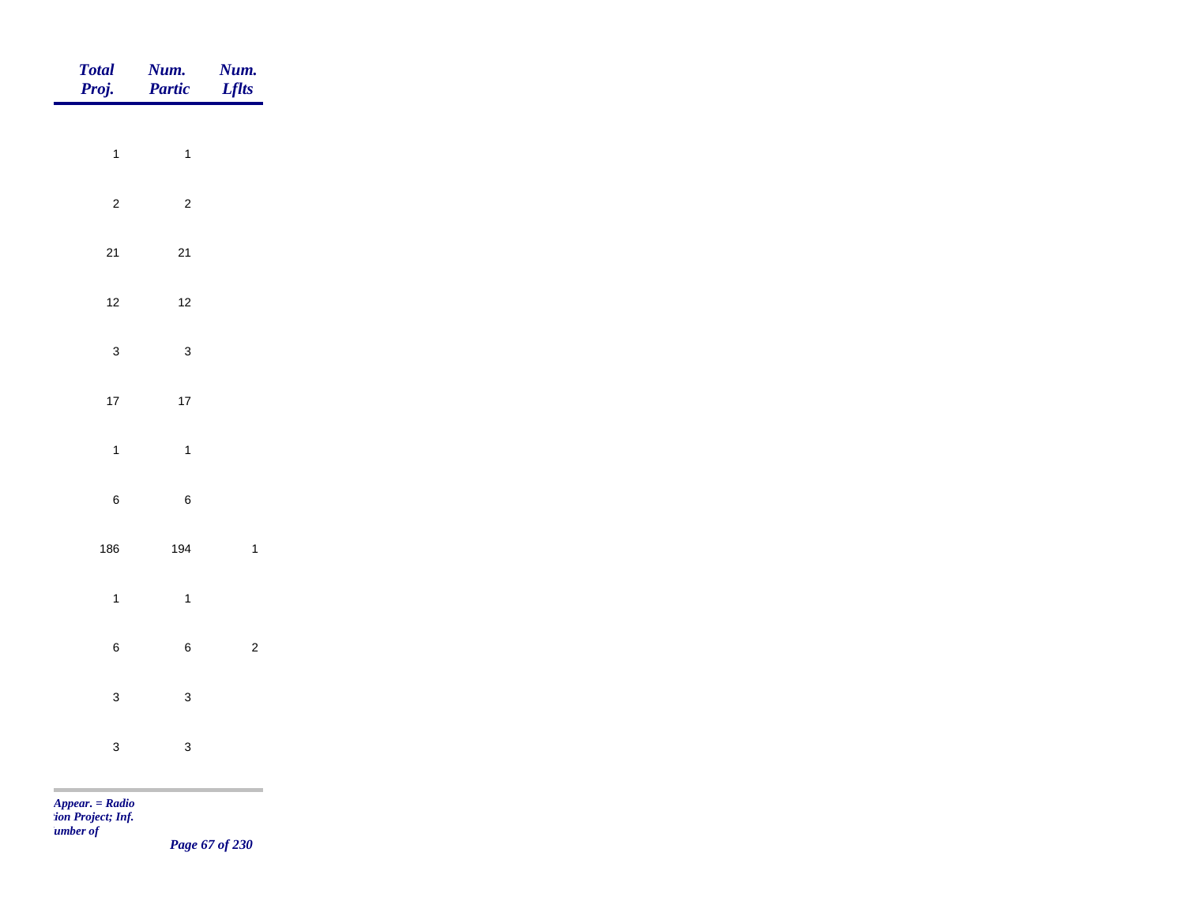| *Total Proj.* | *Num. Partic* | *Num. Lflts* |
|---|---|---|
| 1 | 1 | |
| 2 | 2 | |
| 21 | 21 | |
| 12 | 12 | |
| 3 | 3 | |
| 17 | 17 | |
| 1 | 1 | |
| 6 | 6 | |
| 186 | 194 | 1 |
| 1 | 1 | |
| 6 | 6 | 2 |
| 3 | 3 | |
| 3 | 3 | |

*Appear. = Radio*
*tion Project; Inf.*
*umber of*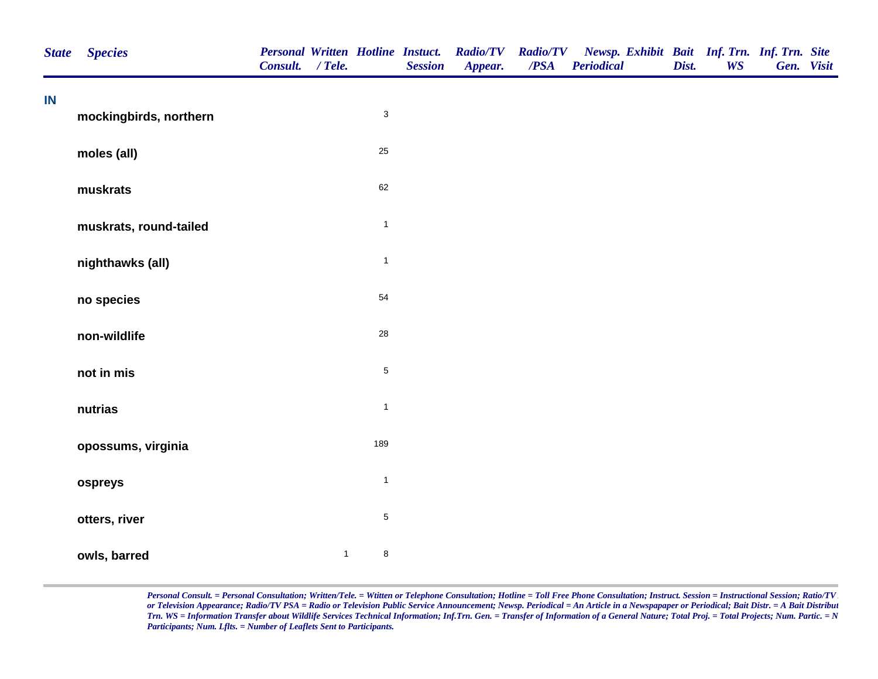| State | Species | Personal Consult. | Written / Tele. | Hotline | Instuct. Session | Radio/TV Appear. | Radio/TV /PSA | Newsp. Periodical | Exhibit | Bait Dist. | Inf. Trn. WS | Inf. Trn. Gen. | Site Visit |
|---|---|---|---|---|---|---|---|---|---|---|---|---|---|
| **IN** | | | | | | | | | | | | | |
| | **mockingbirds, northern** | | | 3 | | | | | | | | | |
| | **moles (all)** | | | 25 | | | | | | | | | |
| | **muskrats** | | | 62 | | | | | | | | | |
| | **muskrats, round-tailed** | | | 1 | | | | | | | | | |
| | **nighthawks (all)** | | | 1 | | | | | | | | | |
| | **no species** | | | 54 | | | | | | | | | |
| | **non-wildlife** | | | 28 | | | | | | | | | |
| | **not in mis** | | | 5 | | | | | | | | | |
| | **nutrias** | | | 1 | | | | | | | | | |
| | **opossums, virginia** | | | 189 | | | | | | | | | |
| | **ospreys** | | | 1 | | | | | | | | | |
| | **otters, river** | | | 5 | | | | | | | | | |
| | **owls, barred** | | 1 | 8 | | | | | | | | | |

*Personal Consult. = Personal Consultation; Written/Tele. = Witten or Telephone Consultation; Hotline = Toll Free Phone Consultation; Instruct. Session = Instructional Session; Ratio/TV or Television Appearance; Radio/TV PSA = Radio or Television Public Service Announcement; Newsp. Periodical = An Article in a Newspapaper or Periodical; Bait Distr. = A Bait Distribut Trn. WS = Information Transfer about Wildlife Services Technical Information; Inf.Trn. Gen. = Transfer of Information of a General Nature; Total Proj. = Total Projects; Num. Partic. = N Participants; Num. Lflts. = Number of Leaflets Sent to Participants.*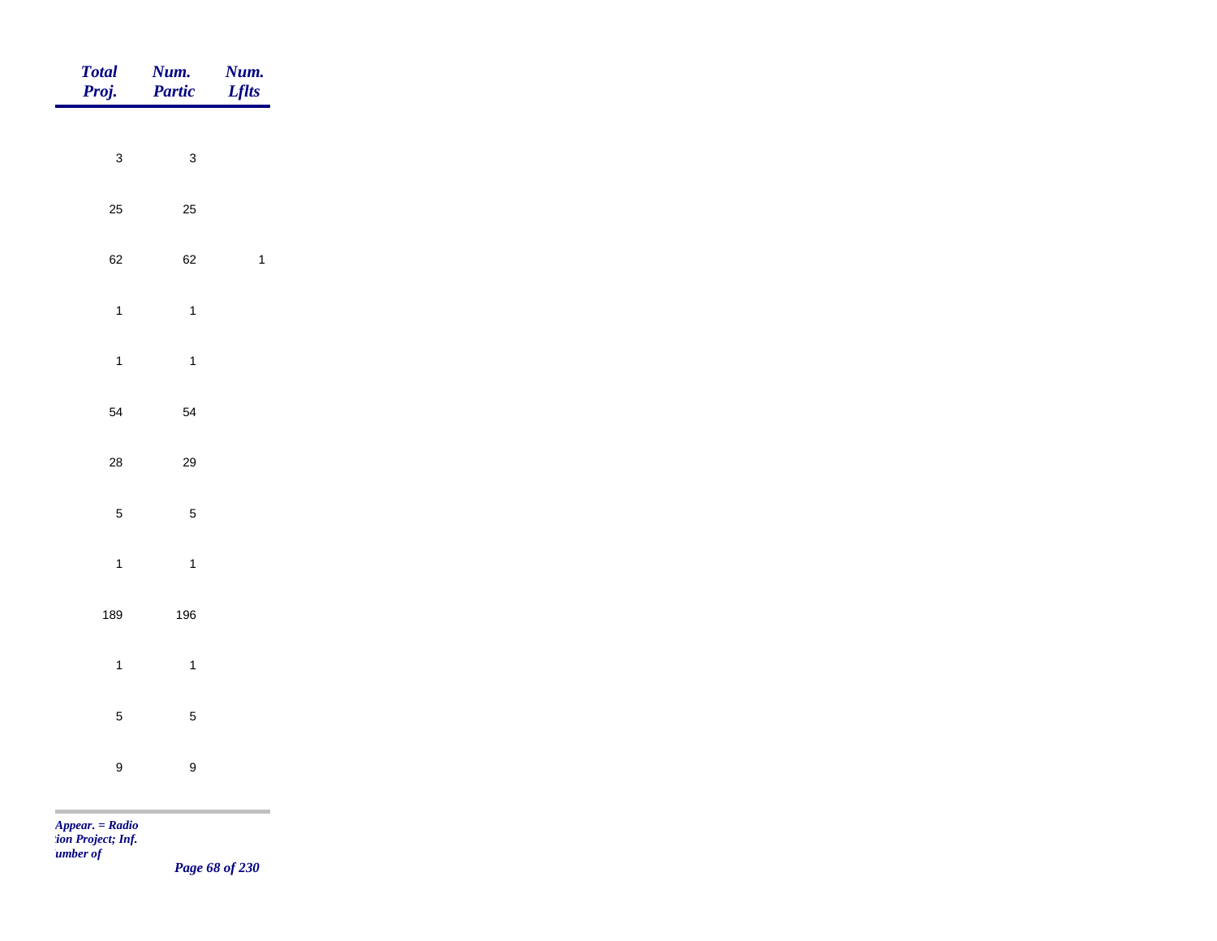| *Total Proj.* | *Num. Partic* | *Num. Lflts* |
|---|---|---|
| 3 | 3 | |
| 25 | 25 | |
| 62 | 62 | 1 |
| 1 | 1 | |
| 1 | 1 | |
| 54 | 54 | |
| 28 | 29 | |
| 5 | 5 | |
| 1 | 1 | |
| 189 | 196 | |
| 1 | 1 | |
| 5 | 5 | |
| 9 | 9 | |

*Appear. = Radio*
*tion Project; Inf.*
*umber of*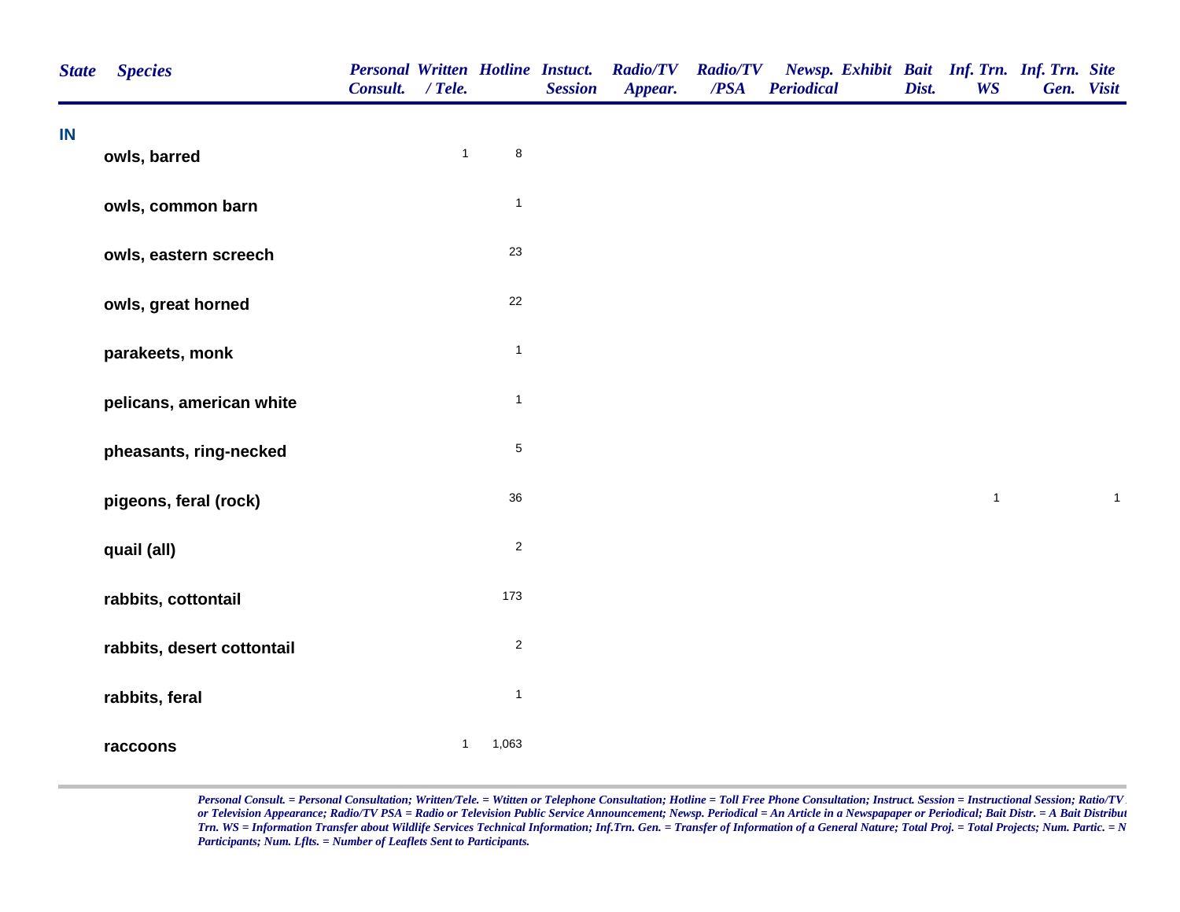| State | Species | Personal Consult. | Written / Tele. | Hotline | Instuct. Session | Radio/TV Appear. | Radio/TV /PSA | Newsp. Periodical | Exhibit | Bait Dist. | Inf. Trn. WS | Inf. Trn. Gen. | Site Visit |
|---|---|---|---|---|---|---|---|---|---|---|---|---|---|
| IN | | | | | | | | | | | | | |
| | owls, barred | | 1 | 8 | | | | | | | | | |
| | owls, common barn | | | 1 | | | | | | | | | |
| | owls, eastern screech | | | 23 | | | | | | | | | |
| | owls, great horned | | | 22 | | | | | | | | | |
| | parakeets, monk | | | 1 | | | | | | | | | |
| | pelicans, american white | | | 1 | | | | | | | | | |
| | pheasants, ring-necked | | | 5 | | | | | | | | | |
| | pigeons, feral (rock) | | | 36 | | | | | | | 1 | | 1 |
| | quail (all) | | | 2 | | | | | | | | | |
| | rabbits, cottontail | | | 173 | | | | | | | | | |
| | rabbits, desert cottontail | | | 2 | | | | | | | | | |
| | rabbits, feral | | | 1 | | | | | | | | | |
| | raccoons | | 1 | 1,063 | | | | | | | | | |

*Personal Consult. = Personal Consultation; Written/Tele. = Witten or Telephone Consultation; Hotline = Toll Free Phone Consultation; Instruct. Session = Instructional Session; Ratio/TV or Television Appearance; Radio/TV PSA = Radio or Television Public Service Announcement; Newsp. Periodical = An Article in a Newspapaper or Periodical; Bait Distr. = A Bait Distribut Trn. WS = Information Transfer about Wildlife Services Technical Information; Inf.Trn. Gen. = Transfer of Information of a General Nature; Total Proj. = Total Projects; Num. Partic. = N Participants; Num. Lflts. = Number of Leaflets Sent to Participants.*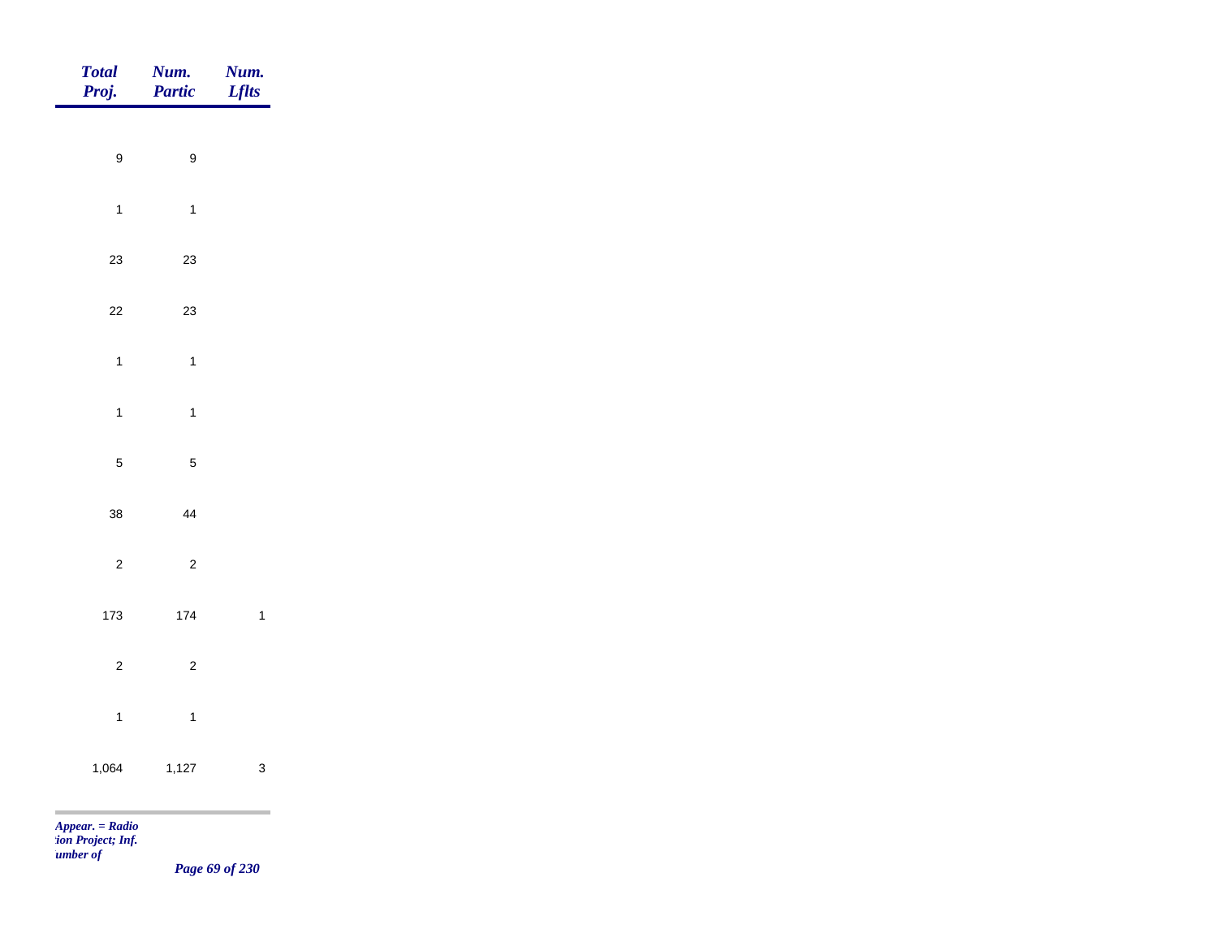| *Total Proj.* | *Num. Partic* | *Num. Lflts* |
|---|---|---|
| 9 | 9 | |
| 1 | 1 | |
| 23 | 23 | |
| 22 | 23 | |
| 1 | 1 | |
| 1 | 1 | |
| 5 | 5 | |
| 38 | 44 | |
| 2 | 2 | |
| 173 | 174 | 1 |
| 2 | 2 | |
| 1 | 1 | |
| 1,064 | 1,127 | 3 |

*Appear. = Radio*
*tion Project; Inf.*
*umber of*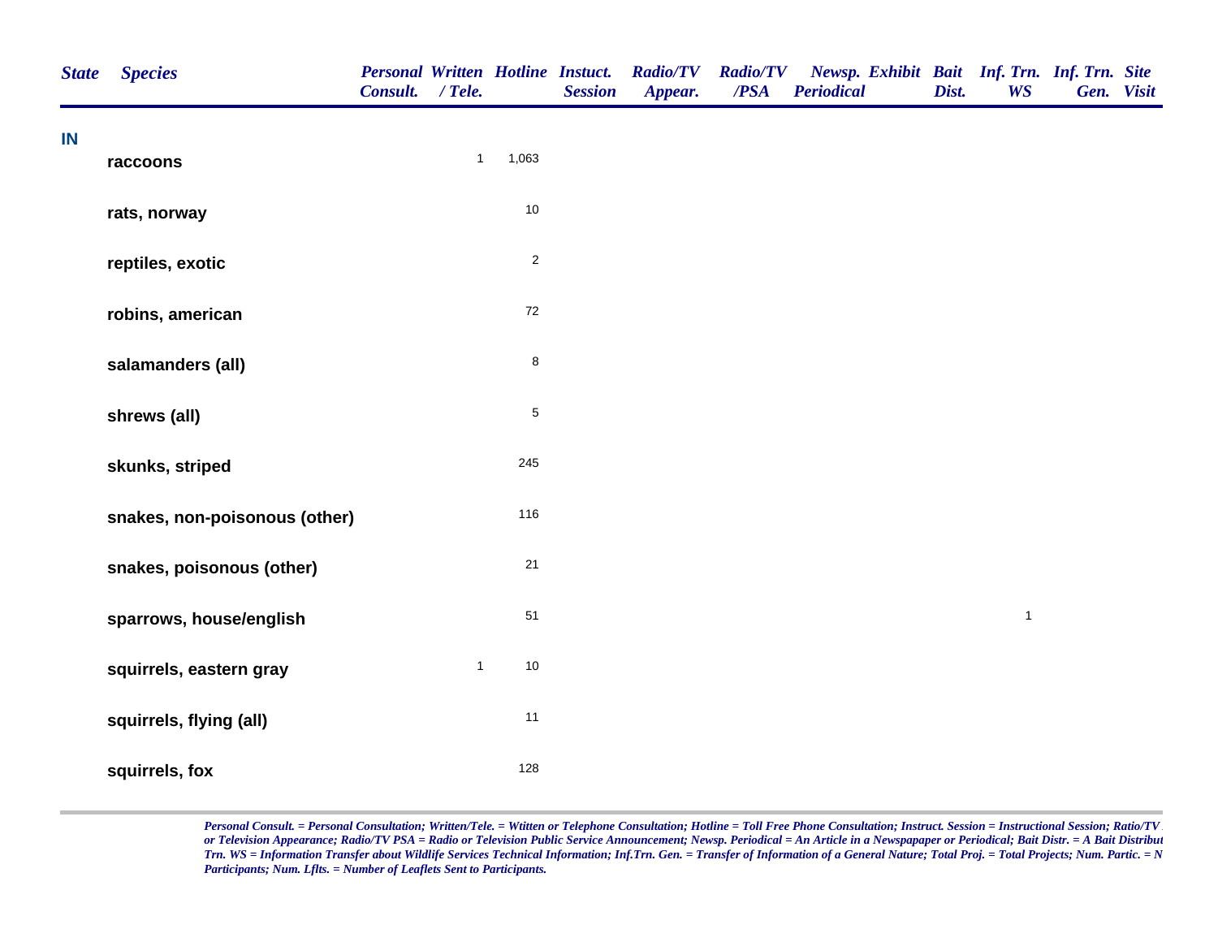| State | Species | Personal Consult. | Written / Tele. | Hotline | Instuct. Session | Radio/TV Appear. | Radio/TV /PSA | Newsp. Periodical | Exhibit | Bait Dist. | Inf. Trn. WS | Inf. Trn. Gen. | Site Visit |
|---|---|---|---|---|---|---|---|---|---|---|---|---|---|
| IN | | | | | | | | | | | | | |
| | raccoons | | 1 | 1,063 | | | | | | | | | |
| | rats, norway | | | 10 | | | | | | | | | |
| | reptiles, exotic | | | 2 | | | | | | | | | |
| | robins, american | | | 72 | | | | | | | | | |
| | salamanders (all) | | | 8 | | | | | | | | | |
| | shrews (all) | | | 5 | | | | | | | | | |
| | skunks, striped | | | 245 | | | | | | | | | |
| | snakes, non-poisonous (other) | | | 116 | | | | | | | | | |
| | snakes, poisonous (other) | | | 21 | | | | | | | | | |
| | sparrows, house/english | | | 51 | | | | | | | 1 | | |
| | squirrels, eastern gray | | 1 | 10 | | | | | | | | | |
| | squirrels, flying (all) | | | 11 | | | | | | | | | |
| | squirrels, fox | | | 128 | | | | | | | | | |

*Personal Consult. = Personal Consultation; Written/Tele. = Witten or Telephone Consultation; Hotline = Toll Free Phone Consultation; Instruct. Session = Instructional Session; Ratio/TV or Television Appearance; Radio/TV PSA = Radio or Television Public Service Announcement; Newsp. Periodical = An Article in a Newspapaper or Periodical; Bait Distr. = A Bait Distribut Trn. WS = Information Transfer about Wildlife Services Technical Information; Inf.Trn. Gen. = Transfer of Information of a General Nature; Total Proj. = Total Projects; Num. Partic. = N Participants; Num. Lflts. = Number of Leaflets Sent to Participants.*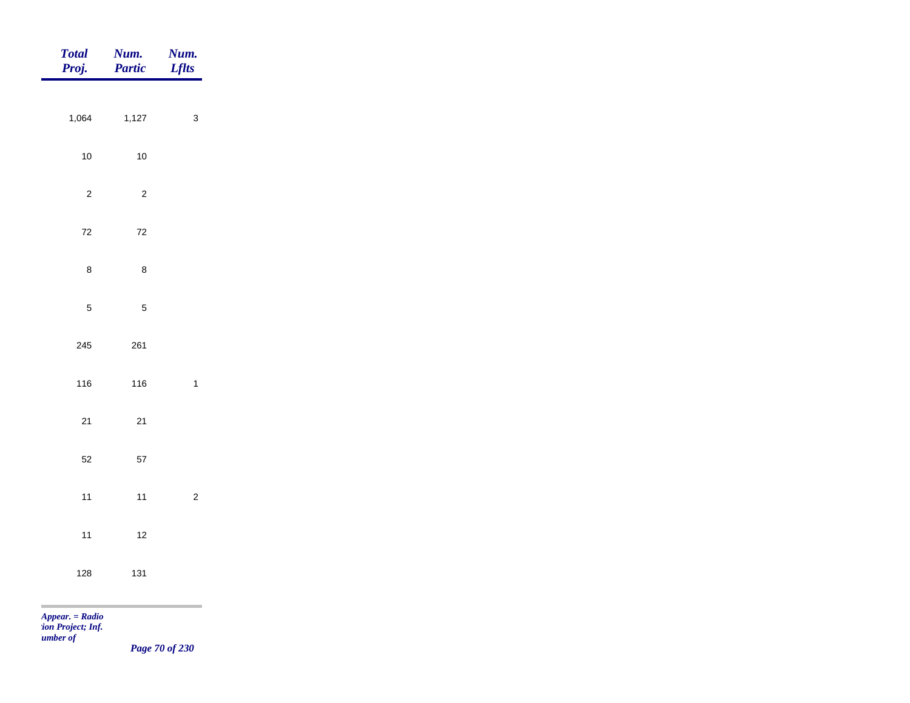| *Total Proj.* | *Num. Partic* | *Num. Lflts* |
|---|---|---|
| 1,064 | 1,127 | 3 |
| 10 | 10 | |
| 2 | 2 | |
| 72 | 72 | |
| 8 | 8 | |
| 5 | 5 | |
| 245 | 261 | |
| 116 | 116 | 1 |
| 21 | 21 | |
| 52 | 57 | |
| 11 | 11 | 2 |
| 11 | 12 | |
| 128 | 131 | |

*Appear. = Radio*
*tion Project; Inf.*
*umber of*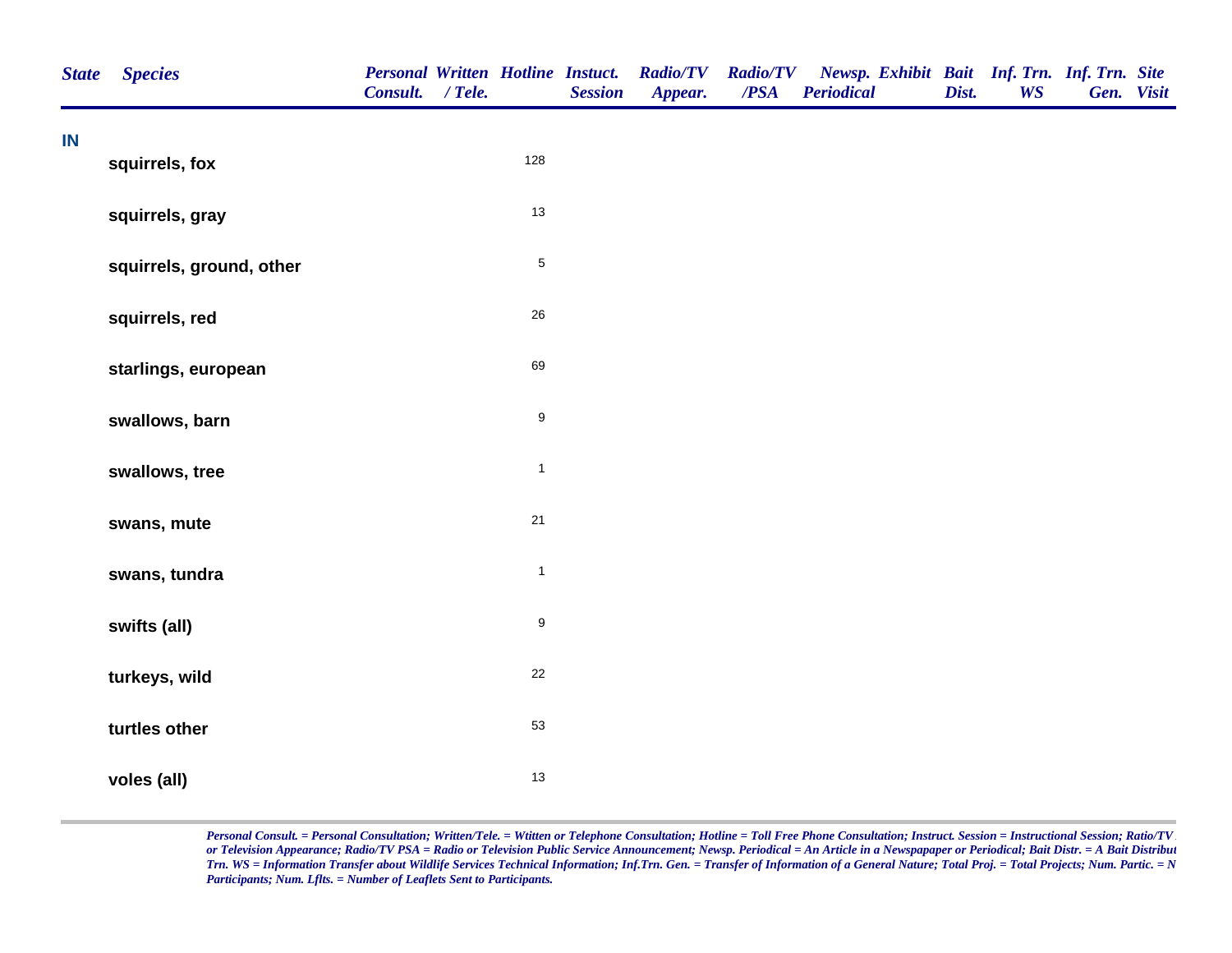| State | Species | Personal Consult. | Written / Tele. | Hotline | Instuct. Session | Radio/TV Appear. | Radio/TV /PSA | Newsp. Periodical | Exhibit | Bait Dist. | Inf. Trn. WS | Inf. Trn. Gen. | Site Visit |
|---|---|---|---|---|---|---|---|---|---|---|---|---|---|
| IN | | | | | | | | | | | | | |
| | squirrels, fox | | | 128 | | | | | | | | | |
| | squirrels, gray | | | 13 | | | | | | | | | |
| | squirrels, ground, other | | | 5 | | | | | | | | | |
| | squirrels, red | | | 26 | | | | | | | | | |
| | starlings, european | | | 69 | | | | | | | | | |
| | swallows, barn | | | 9 | | | | | | | | | |
| | swallows, tree | | | 1 | | | | | | | | | |
| | swans, mute | | | 21 | | | | | | | | | |
| | swans, tundra | | | 1 | | | | | | | | | |
| | swifts (all) | | | 9 | | | | | | | | | |
| | turkeys, wild | | | 22 | | | | | | | | | |
| | turtles other | | | 53 | | | | | | | | | |
| | voles (all) | | | 13 | | | | | | | | | |

*Personal Consult. = Personal Consultation; Written/Tele. = Wtitten or Telephone Consultation; Hotline = Toll Free Phone Consultation; Instruct. Session = Instructional Session; Ratio/TV or Television Appearance; Radio/TV PSA = Radio or Television Public Service Announcement; Newsp. Periodical = An Article in a Newspapaper or Periodical; Bait Distr. = A Bait Distribut Trn. WS = Information Transfer about Wildlife Services Technical Information; Inf.Trn. Gen. = Transfer of Information of a General Nature; Total Proj. = Total Projects; Num. Partic. = N Participants; Num. Lflts. = Number of Leaflets Sent to Participants.*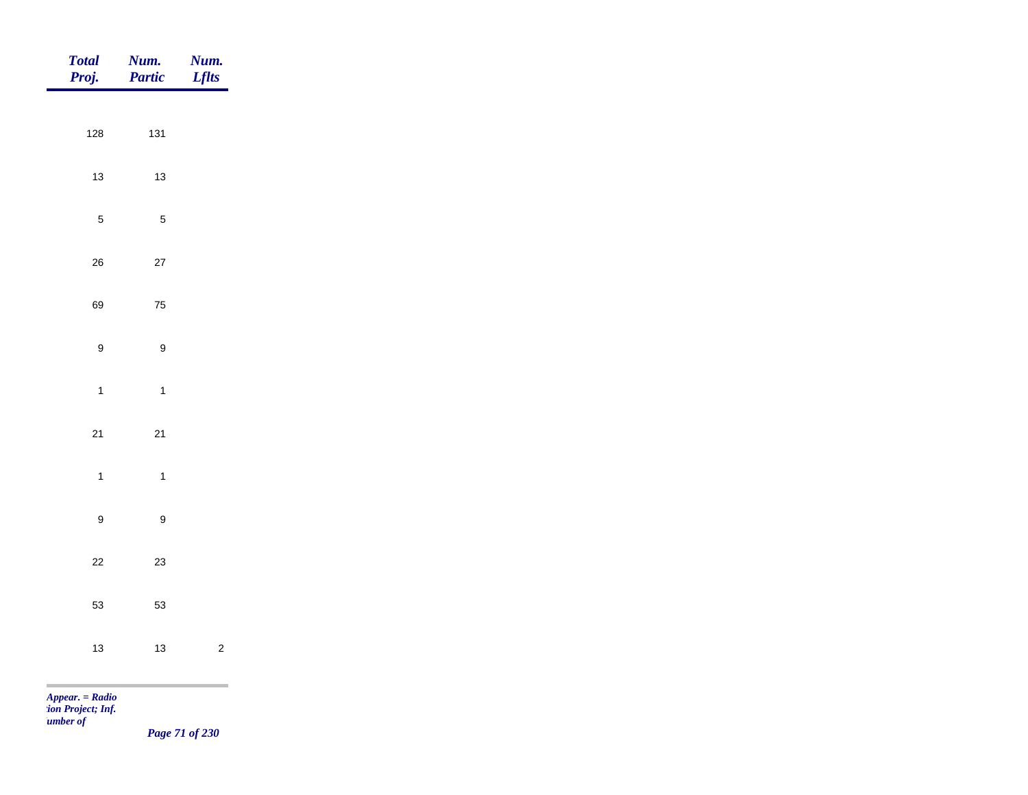| Total Proj. | Num. Partic | Num. Lflts |
|---|---|---|
| 128 | 131 | |
| 13 | 13 | |
| 5 | 5 | |
| 26 | 27 | |
| 69 | 75 | |
| 9 | 9 | |
| 1 | 1 | |
| 21 | 21 | |
| 1 | 1 | |
| 9 | 9 | |
| 22 | 23 | |
| 53 | 53 | |
| 13 | 13 | 2 |

*Appear. = Radio*
*tion Project; Inf.*
*umber of*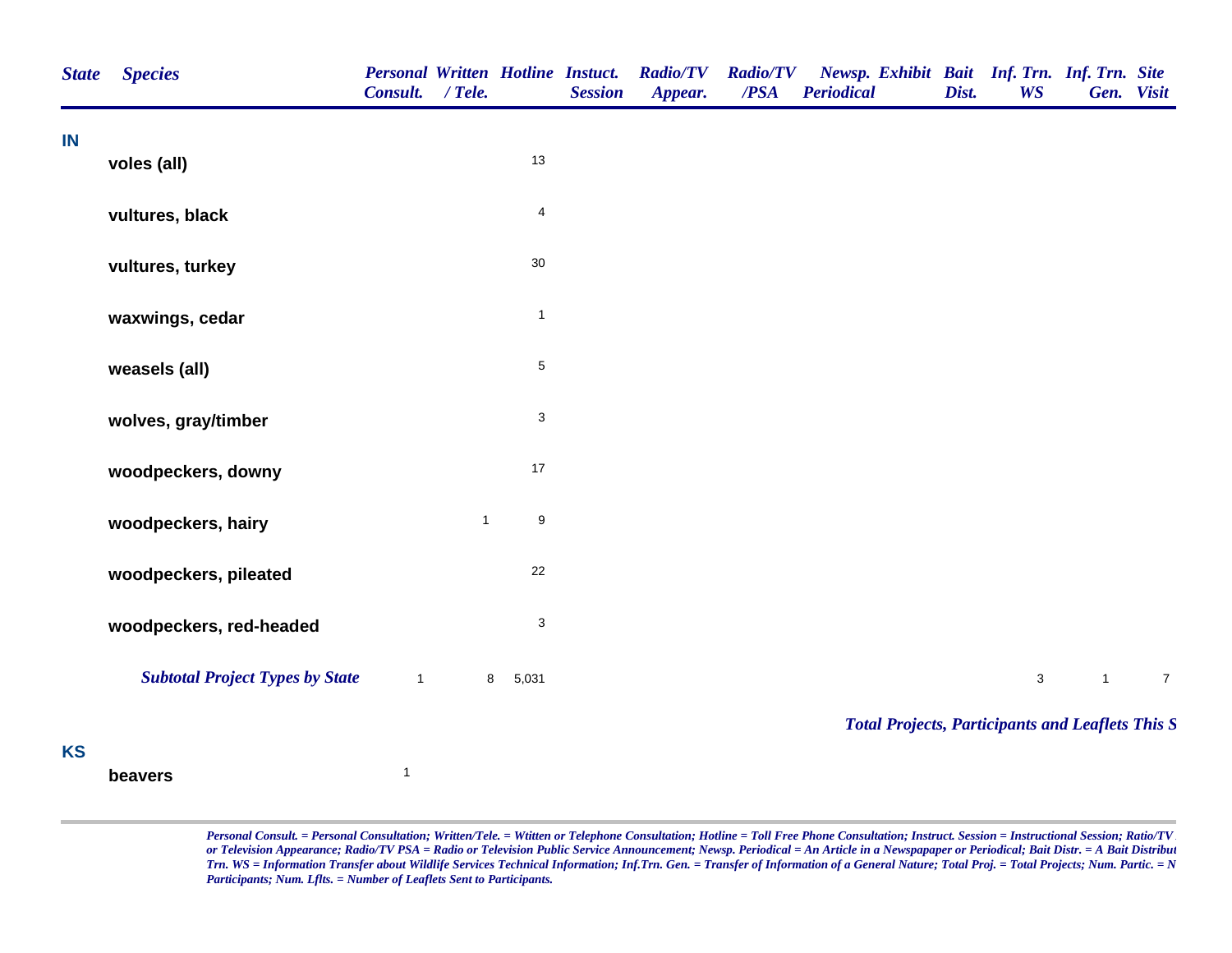| State | Species | Personal Consult. | Written / Tele. | Hotline | Instuct. Session | Radio/TV Appear. | Radio/TV /PSA | Newsp. Periodical | Exhibit | Bait Dist. | Inf. Trn. WS | Inf. Trn. Gen. | Site Visit |
|---|---|---|---|---|---|---|---|---|---|---|---|---|---|
| **IN** | | | | | | | | | | | | | |
| | **voles (all)** | | | 13 | | | | | | | | | |
| | **vultures, black** | | | 4 | | | | | | | | | |
| | **vultures, turkey** | | | 30 | | | | | | | | | |
| | **waxwings, cedar** | | | 1 | | | | | | | | | |
| | **weasels (all)** | | | 5 | | | | | | | | | |
| | **wolves, gray/timber** | | | 3 | | | | | | | | | |
| | **woodpeckers, downy** | | | 17 | | | | | | | | | |
| | **woodpeckers, hairy** | | 1 | 9 | | | | | | | | | |
| | **woodpeckers, pileated** | | | 22 | | | | | | | | | |
| | **woodpeckers, red-headed** | | | 3 | | | | | | | | | |
| | ***Subtotal Project Types by State*** | 1 | 8 | 5,031 | | | | | | | 3 | 1 | 7 |

***Total Projects, Participants and Leaflets This S***

| State | Species | Personal Consult. | Written / Tele. | Hotline | Instuct. Session | Radio/TV Appear. | Radio/TV /PSA | Newsp. Periodical | Exhibit | Bait Dist. | Inf. Trn. WS | Inf. Trn. Gen. | Site Visit |
|---|---|---|---|---|---|---|---|---|---|---|---|---|---|
| **KS** | | | | | | | | | | | | | |
| | **beavers** | 1 | | | | | | | | | | | |

*Personal Consult. = Personal Consultation; Written/Tele. = Wtitten or Telephone Consultation; Hotline = Toll Free Phone Consultation; Instruct. Session = Instructional Session; Ratio/TV or Television Appearance; Radio/TV PSA = Radio or Television Public Service Announcement; Newsp. Periodical = An Article in a Newspapaper or Periodical; Bait Distr. = A Bait Distribut Trn. WS = Information Transfer about Wildlife Services Technical Information; Inf.Trn. Gen. = Transfer of Information of a General Nature; Total Proj. = Total Projects; Num. Partic. = N Participants; Num. Lflts. = Number of Leaflets Sent to Participants.*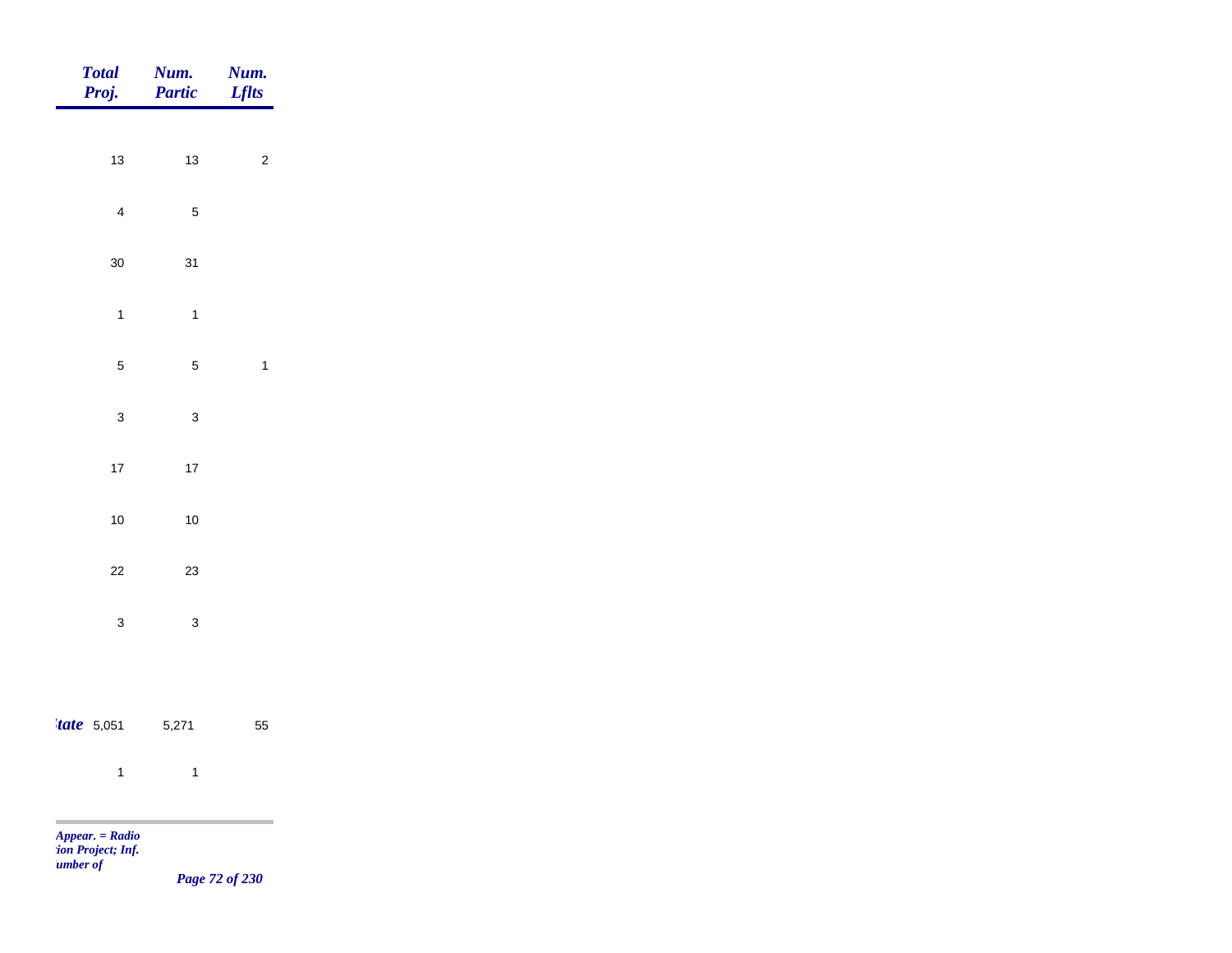| Total Proj. | Num. Partic | Num. Lflts |
|---|---|---|
| 13 | 13 | 2 |
| 4 | 5 | |
| 30 | 31 | |
| 1 | 1 | |
| 5 | 5 | 1 |
| 3 | 3 | |
| 17 | 17 | |
| 10 | 10 | |
| 22 | 23 | |
| 3 | 3 | |
| ***tate*** 5,051 | 5,271 | 55 |
| 1 | 1 | |

*Appear. = Radio*
*tion Project; Inf.*
*umber of*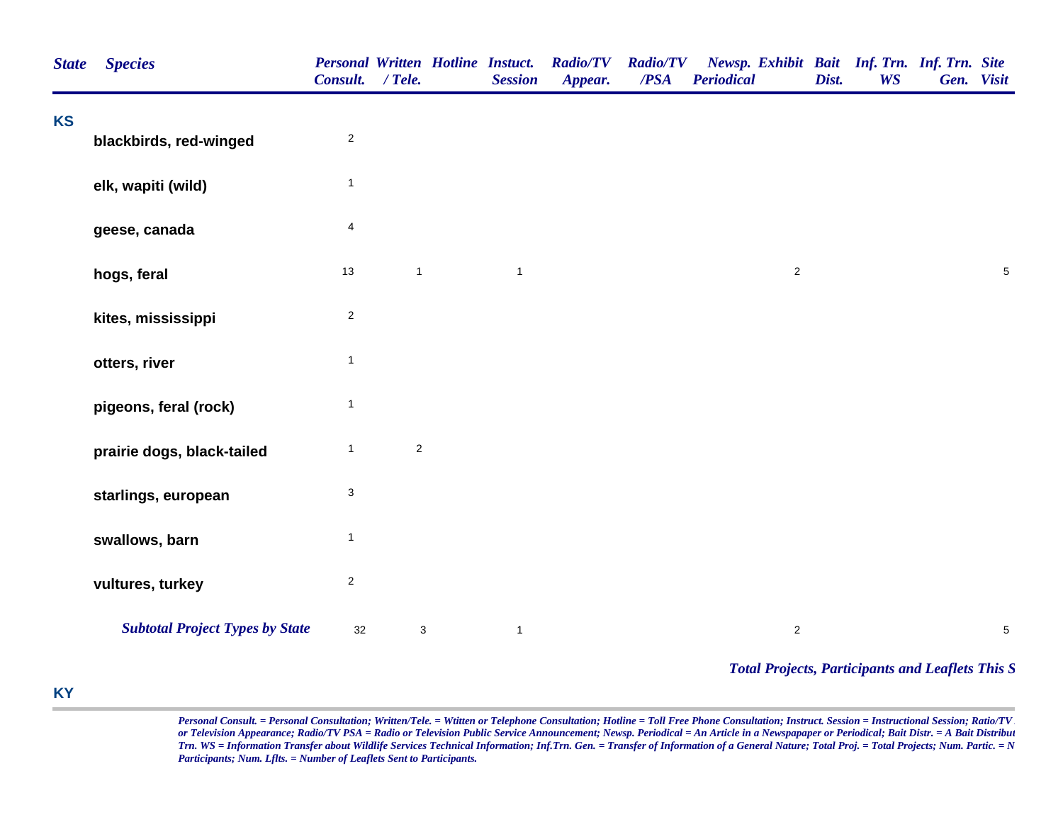| State | Species | Personal Consult. | Written / Tele. | Hotline | Instuct. Session | Radio/TV Appear. | Radio/TV /PSA | Newsp. Periodical | Exhibit | Bait Dist. | Inf. Trn. WS | Inf. Trn. Gen. | Site Visit |
|---|---|---|---|---|---|---|---|---|---|---|---|---|---|
| **KS** | | | | | | | | | | | | | |
| | **blackbirds, red-winged** | 2 | | | | | | | | | | | |
| | **elk, wapiti (wild)** | 1 | | | | | | | | | | | |
| | **geese, canada** | 4 | | | | | | | | | | | |
| | **hogs, feral** | 13 | 1 | | 1 | | | | 2 | | | | 5 |
| | **kites, mississippi** | 2 | | | | | | | | | | | |
| | **otters, river** | 1 | | | | | | | | | | | |
| | **pigeons, feral (rock)** | 1 | | | | | | | | | | | |
| | **prairie dogs, black-tailed** | 1 | 2 | | | | | | | | | | |
| | **starlings, european** | 3 | | | | | | | | | | | |
| | **swallows, barn** | 1 | | | | | | | | | | | |
| | **vultures, turkey** | 2 | | | | | | | | | | | |
| | ***Subtotal Project Types by State*** | 32 | 3 | | 1 | | | | 2 | | | | 5 |

***Total Projects, Participants and Leaflets This S***

**KY**

*Personal Consult. = Personal Consultation; Written/Tele. = Wtitten or Telephone Consultation; Hotline = Toll Free Phone Consultation; Instruct. Session = Instructional Session; Ratio/TV or Television Appearance; Radio/TV PSA = Radio or Television Public Service Announcement; Newsp. Periodical = An Article in a Newspapaper or Periodical; Bait Distr. = A Bait Distribut Trn. WS = Information Transfer about Wildlife Services Technical Information; Inf.Trn. Gen. = Transfer of Information of a General Nature; Total Proj. = Total Projects; Num. Partic. = N Participants; Num. Lflts. = Number of Leaflets Sent to Participants.*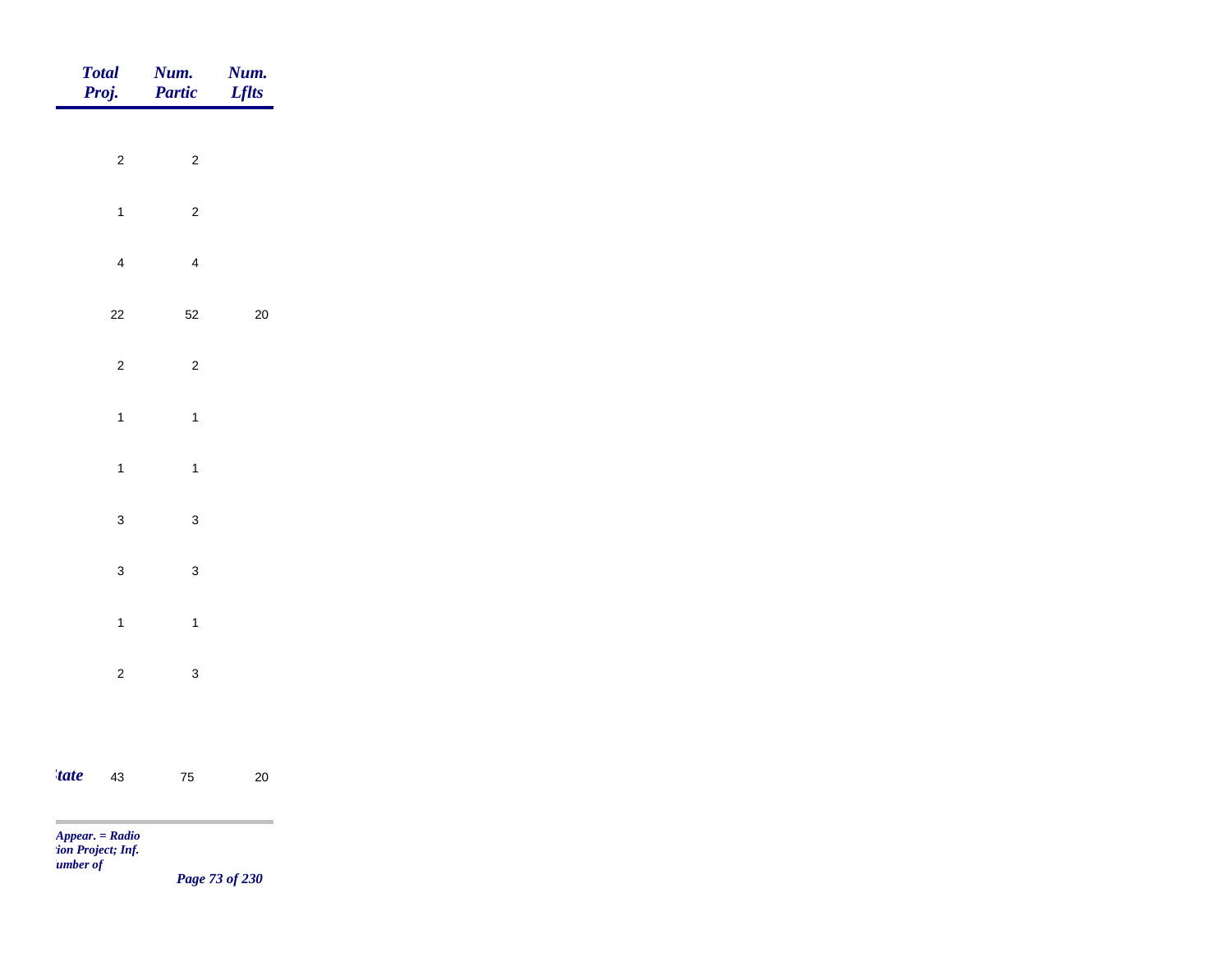| | Total Proj. | Num. Partic | Num. Lflts |
|---|---|---|---|
| | 2 | 2 | |
| | 1 | 2 | |
| | 4 | 4 | |
| | 22 | 52 | 20 |
| | 2 | 2 | |
| | 1 | 1 | |
| | 1 | 1 | |
| | 3 | 3 | |
| | 3 | 3 | |
| | 1 | 1 | |
| | 2 | 3 | |
| ***tate*** | 43 | 75 | 20 |

*Appear. = Radio*
*tion Project; Inf.*
*umber of*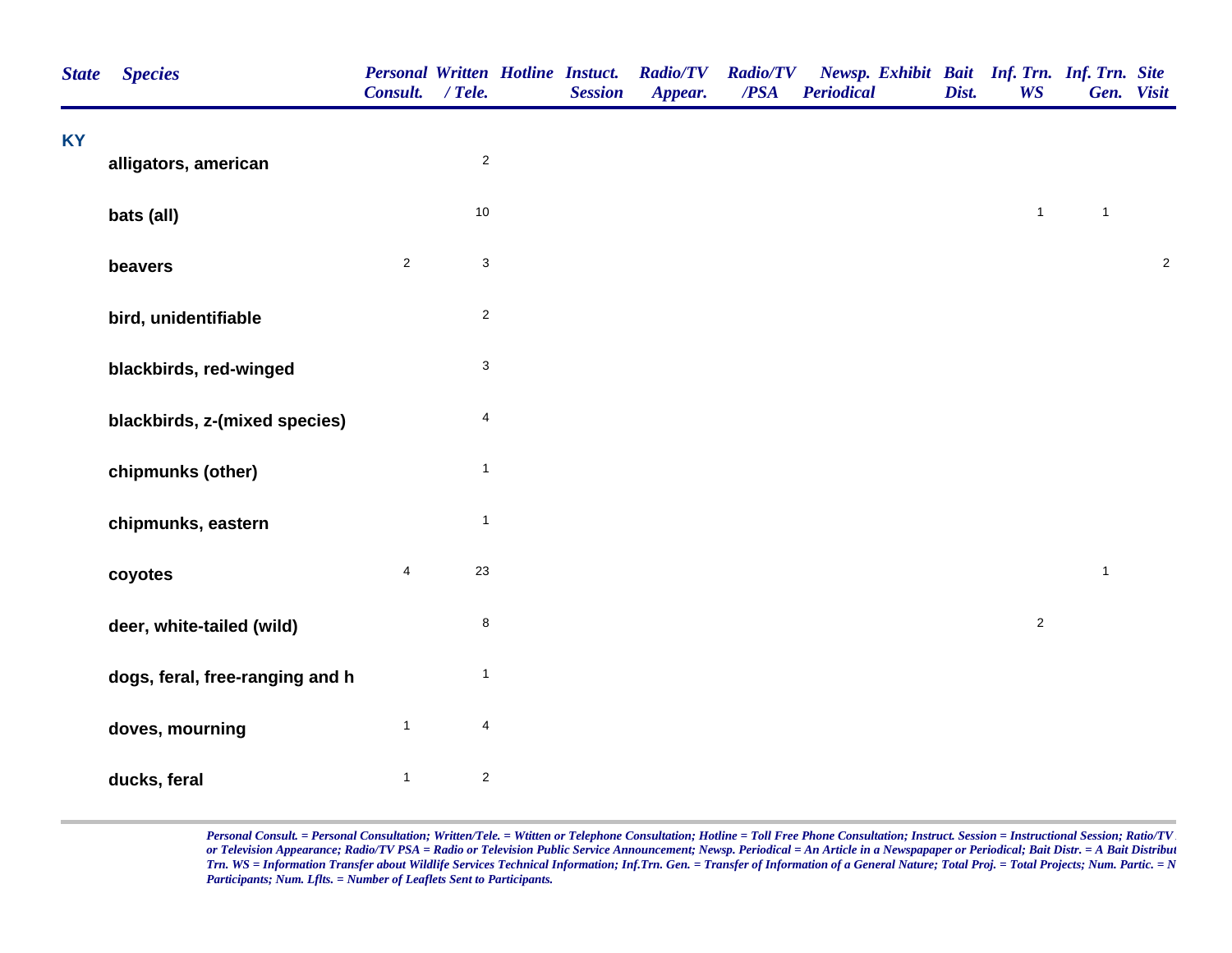| State | Species | Personal Consult. | Written / Tele. | Hotline | Instuct. Session | Radio/TV Appear. | Radio/TV /PSA | Newsp. Periodical | Exhibit | Bait Dist. | Inf. Trn. WS | Inf. Trn. Gen. | Site Visit |
|---|---|---|---|---|---|---|---|---|---|---|---|---|---|
| KY | | | | | | | | | | | | | |
| | alligators, american | | 2 | | | | | | | | | | |
| | bats (all) | | 10 | | | | | | | | 1 | 1 | |
| | beavers | 2 | 3 | | | | | | | | | | 2 |
| | bird, unidentifiable | | 2 | | | | | | | | | | |
| | blackbirds, red-winged | | 3 | | | | | | | | | | |
| | blackbirds, z-(mixed species) | | 4 | | | | | | | | | | |
| | chipmunks (other) | | 1 | | | | | | | | | | |
| | chipmunks, eastern | | 1 | | | | | | | | | | |
| | coyotes | 4 | 23 | | | | | | | | | 1 | |
| | deer, white-tailed (wild) | | 8 | | | | | | | | 2 | | |
| | dogs, feral, free-ranging and h | | 1 | | | | | | | | | | |
| | doves, mourning | 1 | 4 | | | | | | | | | | |
| | ducks, feral | 1 | 2 | | | | | | | | | | |

*Personal Consult. = Personal Consultation; Written/Tele. = Wtitten or Telephone Consultation; Hotline = Toll Free Phone Consultation; Instruct. Session = Instructional Session; Ratio/TV or Television Appearance; Radio/TV PSA = Radio or Television Public Service Announcement; Newsp. Periodical = An Article in a Newspapaper or Periodical; Bait Distr. = A Bait Distribut Trn. WS = Information Transfer about Wildlife Services Technical Information; Inf.Trn. Gen. = Transfer of Information of a General Nature; Total Proj. = Total Projects; Num. Partic. = N Participants; Num. Lflts. = Number of Leaflets Sent to Participants.*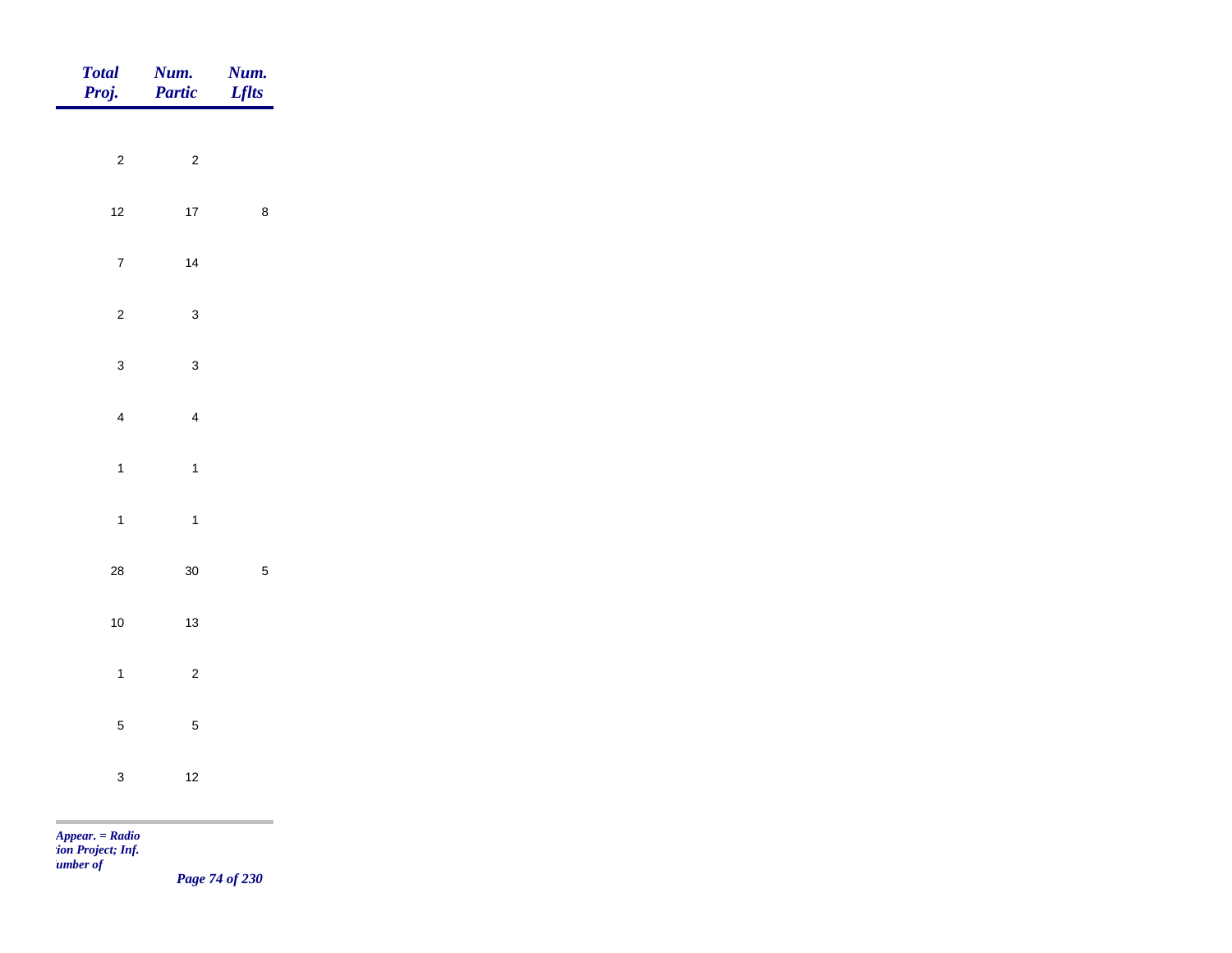| *Total Proj.* | *Num. Partic* | *Num. Lflts* |
|---|---|---|
| 2 | 2 | |
| 12 | 17 | 8 |
| 7 | 14 | |
| 2 | 3 | |
| 3 | 3 | |
| 4 | 4 | |
| 1 | 1 | |
| 1 | 1 | |
| 28 | 30 | 5 |
| 10 | 13 | |
| 1 | 2 | |
| 5 | 5 | |
| 3 | 12 | |

*Appear. = Radio*
*:ion Project; Inf.*
*umber of*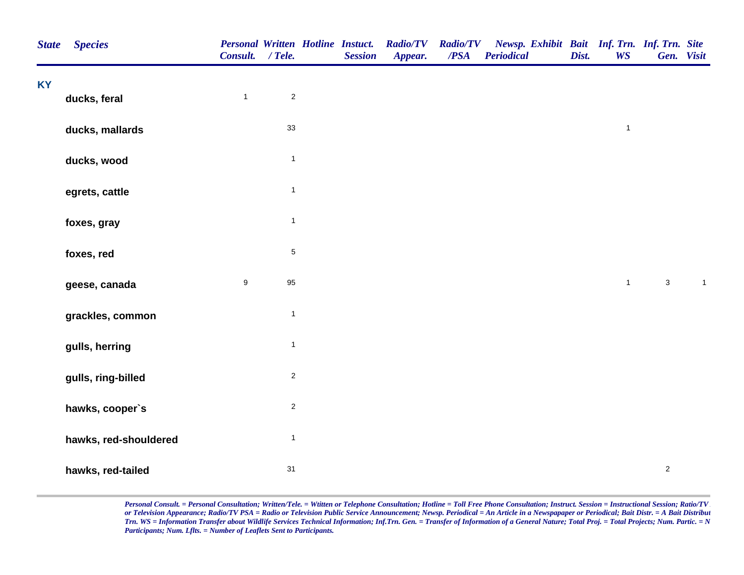| State | Species | Personal Consult. | Written / Tele. | Hotline | Instuct. Session | Radio/TV Appear. | Radio/TV /PSA | Newsp. Periodical | Exhibit | Bait Dist. | Inf. Trn. WS | Inf. Trn. Gen. | Site Visit |
|---|---|---|---|---|---|---|---|---|---|---|---|---|---|
| KY | | | | | | | | | | | | | |
| | ducks, feral | 1 | 2 | | | | | | | | | | |
| | ducks, mallards | | 33 | | | | | | | | 1 | | |
| | ducks, wood | | 1 | | | | | | | | | | |
| | egrets, cattle | | 1 | | | | | | | | | | |
| | foxes, gray | | 1 | | | | | | | | | | |
| | foxes, red | | 5 | | | | | | | | | | |
| | geese, canada | 9 | 95 | | | | | | | | 1 | 3 | 1 |
| | grackles, common | | 1 | | | | | | | | | | |
| | gulls, herring | | 1 | | | | | | | | | | |
| | gulls, ring-billed | | 2 | | | | | | | | | | |
| | hawks, cooper`s | | 2 | | | | | | | | | | |
| | hawks, red-shouldered | | 1 | | | | | | | | | | |
| | hawks, red-tailed | | 31 | | | | | | | | | 2 | |

*Personal Consult. = Personal Consultation; Written/Tele. = Wtitten or Telephone Consultation; Hotline = Toll Free Phone Consultation; Instruct. Session = Instructional Session; Ratio/TV or Television Appearance; Radio/TV PSA = Radio or Television Public Service Announcement; Newsp. Periodical = An Article in a Newspapaper or Periodical; Bait Distr. = A Bait Distribut Trn. WS = Information Transfer about Wildlife Services Technical Information; Inf.Trn. Gen. = Transfer of Information of a General Nature; Total Proj. = Total Projects; Num. Partic. = N Participants; Num. Lflts. = Number of Leaflets Sent to Participants.*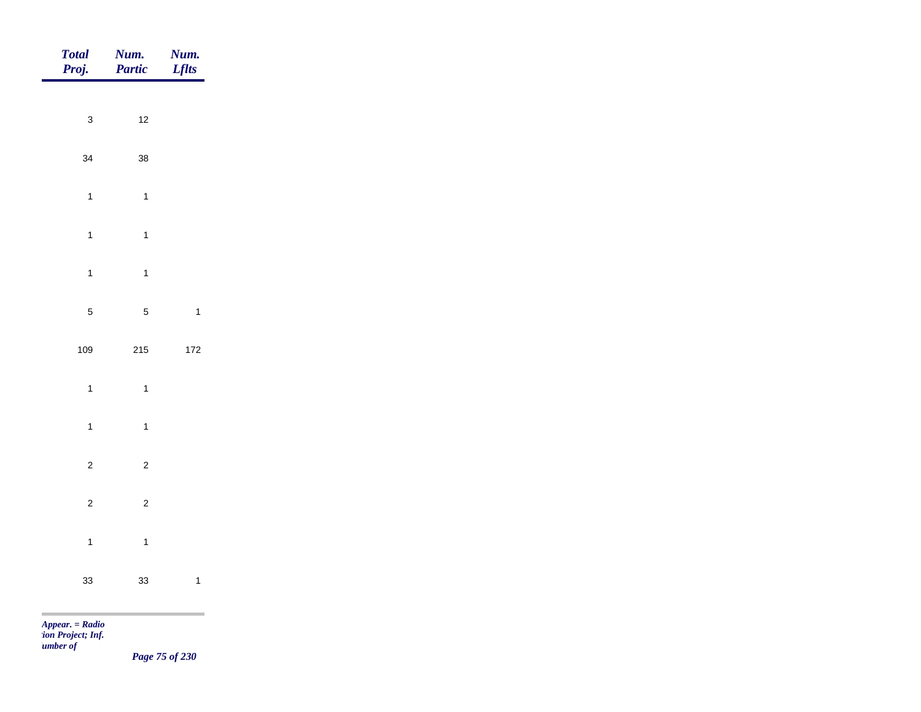| *Total Proj.* | *Num. Partic* | *Num. Lflts* |
|---|---|---|
| 3 | 12 | |
| 34 | 38 | |
| 1 | 1 | |
| 1 | 1 | |
| 1 | 1 | |
| 5 | 5 | 1 |
| 109 | 215 | 172 |
| 1 | 1 | |
| 1 | 1 | |
| 2 | 2 | |
| 2 | 2 | |
| 1 | 1 | |
| 33 | 33 | 1 |

*Appear. = Radio*
*tion Project; Inf.*
*umber of*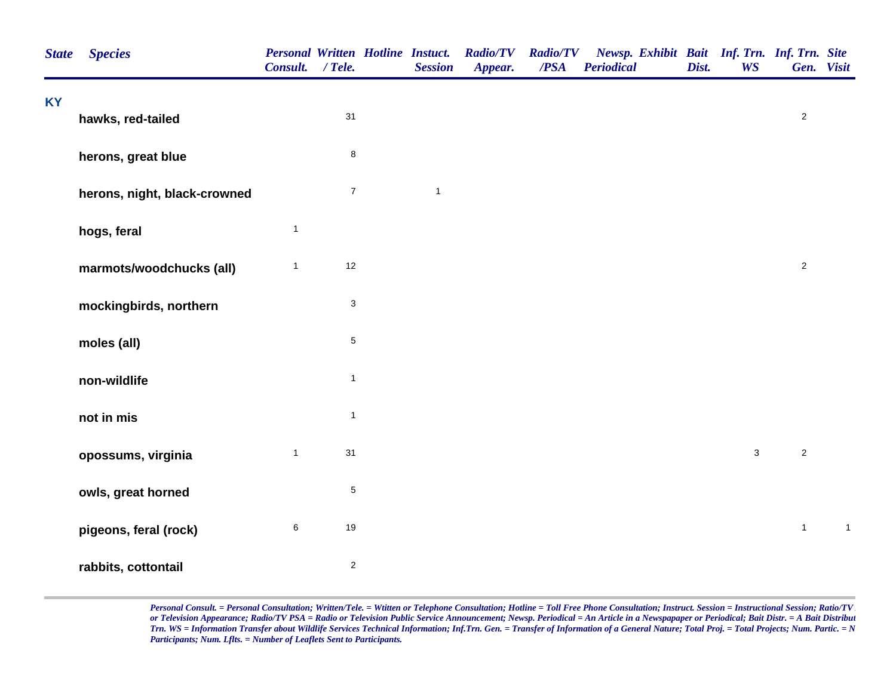| State | Species | Personal Consult. | Written / Tele. | Hotline | Instuct. Session | Radio/TV Appear. | Radio/TV /PSA | Newsp. Periodical | Exhibit | Bait Dist. | Inf. Trn. WS | Inf. Trn. Gen. | Site Visit |
|---|---|---|---|---|---|---|---|---|---|---|---|---|---|
| KY | | | | | | | | | | | | | |
| | hawks, red-tailed | | 31 | | | | | | | | | 2 | |
| | herons, great blue | | 8 | | | | | | | | | | |
| | herons, night, black-crowned | | 7 | | 1 | | | | | | | | |
| | hogs, feral | 1 | | | | | | | | | | | |
| | marmots/woodchucks (all) | 1 | 12 | | | | | | | | | 2 | |
| | mockingbirds, northern | | 3 | | | | | | | | | | |
| | moles (all) | | 5 | | | | | | | | | | |
| | non-wildlife | | 1 | | | | | | | | | | |
| | not in mis | | 1 | | | | | | | | | | |
| | opossums, virginia | 1 | 31 | | | | | | | | 3 | 2 | |
| | owls, great horned | | 5 | | | | | | | | | | |
| | pigeons, feral (rock) | 6 | 19 | | | | | | | | | 1 | 1 |
| | rabbits, cottontail | | 2 | | | | | | | | | | |

*Personal Consult. = Personal Consultation; Written/Tele. = Wtitten or Telephone Consultation; Hotline = Toll Free Phone Consultation; Instruct. Session = Instructional Session; Ratio/TV or Television Appearance; Radio/TV PSA = Radio or Television Public Service Announcement; Newsp. Periodical = An Article in a Newspapaper or Periodical; Bait Distr. = A Bait Distribut Trn. WS = Information Transfer about Wildlife Services Technical Information; Inf.Trn. Gen. = Transfer of Information of a General Nature; Total Proj. = Total Projects; Num. Partic. = N Participants; Num. Lflts. = Number of Leaflets Sent to Participants.*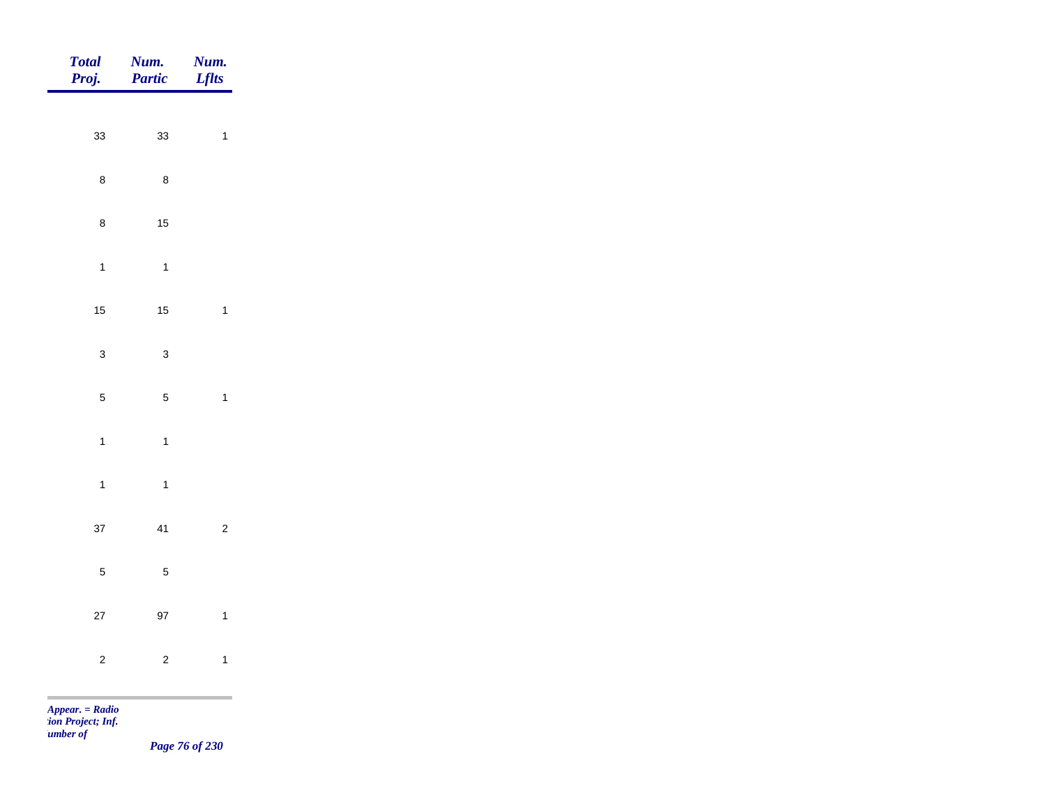| Total Proj. | Num. Partic | Num. Lflts |
|---|---|---|
| 33 | 33 | 1 |
| 8 | 8 | |
| 8 | 15 | |
| 1 | 1 | |
| 15 | 15 | 1 |
| 3 | 3 | |
| 5 | 5 | 1 |
| 1 | 1 | |
| 1 | 1 | |
| 37 | 41 | 2 |
| 5 | 5 | |
| 27 | 97 | 1 |
| 2 | 2 | 1 |

*Appear. = Radio*
*tion Project; Inf.*
*umber of*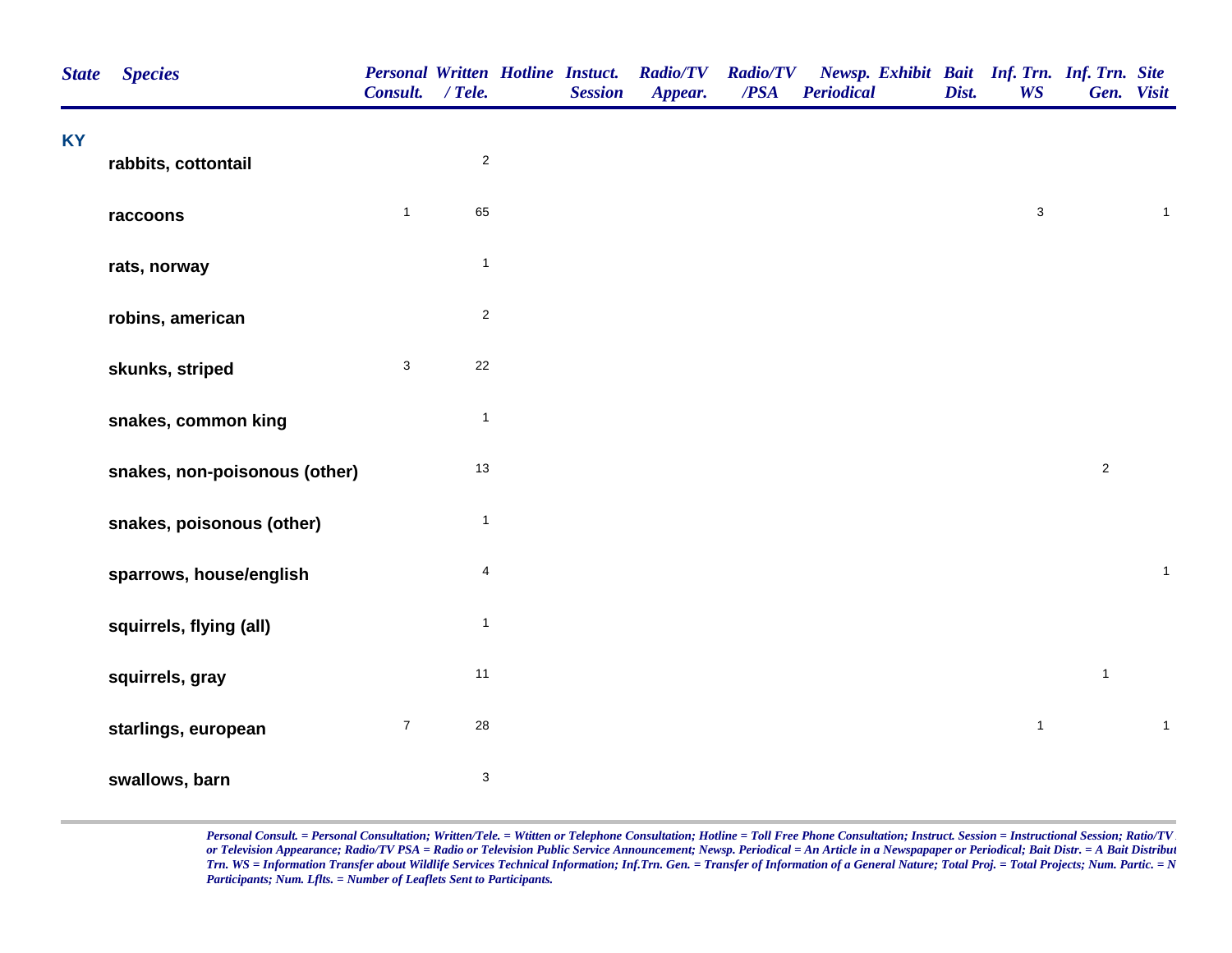| State | Species | Personal Consult. | Written / Tele. | Hotline | Instuct. Session | Radio/TV Appear. | Radio/TV /PSA | Newsp. Periodical | Exhibit | Bait Dist. | Inf. Trn. WS | Inf. Trn. Gen. | Site Visit |
|---|---|---|---|---|---|---|---|---|---|---|---|---|---|
| KY | | | | | | | | | | | | | |
| | rabbits, cottontail | | 2 | | | | | | | | | | |
| | raccoons | 1 | 65 | | | | | | | | 3 | | 1 |
| | rats, norway | | 1 | | | | | | | | | | |
| | robins, american | | 2 | | | | | | | | | | |
| | skunks, striped | 3 | 22 | | | | | | | | | | |
| | snakes, common king | | 1 | | | | | | | | | | |
| | snakes, non-poisonous (other) | | 13 | | | | | | | | | 2 | |
| | snakes, poisonous (other) | | 1 | | | | | | | | | | |
| | sparrows, house/english | | 4 | | | | | | | | | | 1 |
| | squirrels, flying (all) | | 1 | | | | | | | | | | |
| | squirrels, gray | | 11 | | | | | | | | | 1 | |
| | starlings, european | 7 | 28 | | | | | | | | 1 | | 1 |
| | swallows, barn | | 3 | | | | | | | | | | |

*Personal Consult. = Personal Consultation; Written/Tele. = Wtitten or Telephone Consultation; Hotline = Toll Free Phone Consultation; Instruct. Session = Instructional Session; Ratio/TV or Television Appearance; Radio/TV PSA = Radio or Television Public Service Announcement; Newsp. Periodical = An Article in a Newspapaper or Periodical; Bait Distr. = A Bait Distribut Trn. WS = Information Transfer about Wildlife Services Technical Information; Inf.Trn. Gen. = Transfer of Information of a General Nature; Total Proj. = Total Projects; Num. Partic. = N Participants; Num. Lflts. = Number of Leaflets Sent to Participants.*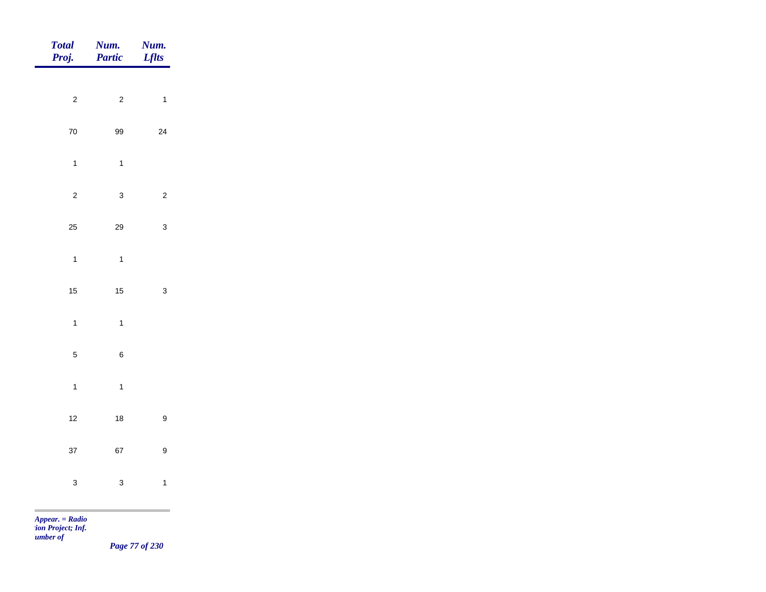| Total Proj. | Num. Partic | Num. Lflts |
|---|---|---|
| 2 | 2 | 1 |
| 70 | 99 | 24 |
| 1 | 1 | |
| 2 | 3 | 2 |
| 25 | 29 | 3 |
| 1 | 1 | |
| 15 | 15 | 3 |
| 1 | 1 | |
| 5 | 6 | |
| 1 | 1 | |
| 12 | 18 | 9 |
| 37 | 67 | 9 |
| 3 | 3 | 1 |

*Appear. = Radio*
*tion Project; Inf.*
*umber of*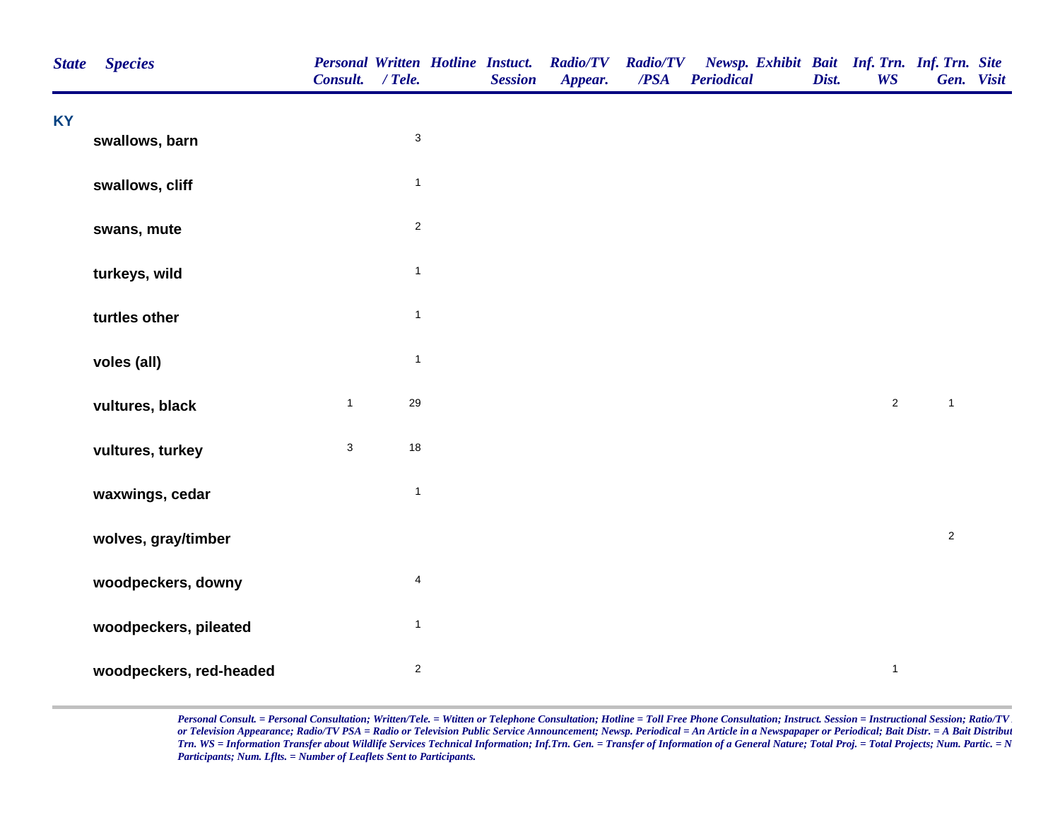| State | Species | Personal Consult. | Written / Tele. | Hotline | Instuct. Session | Radio/TV Appear. | Radio/TV /PSA | Newsp. Periodical | Exhibit | Bait Dist. | Inf. Trn. WS | Inf. Trn. Gen. | Site Visit |
|---|---|---|---|---|---|---|---|---|---|---|---|---|---|
| **KY** | | | | | | | | | | | | | |
| | **swallows, barn** | | 3 | | | | | | | | | | |
| | **swallows, cliff** | | 1 | | | | | | | | | | |
| | **swans, mute** | | 2 | | | | | | | | | | |
| | **turkeys, wild** | | 1 | | | | | | | | | | |
| | **turtles other** | | 1 | | | | | | | | | | |
| | **voles (all)** | | 1 | | | | | | | | | | |
| | **vultures, black** | 1 | 29 | | | | | | | | 2 | 1 | |
| | **vultures, turkey** | 3 | 18 | | | | | | | | | | |
| | **waxwings, cedar** | | 1 | | | | | | | | | | |
| | **wolves, gray/timber** | | | | | | | | | | | 2 | |
| | **woodpeckers, downy** | | 4 | | | | | | | | | | |
| | **woodpeckers, pileated** | | 1 | | | | | | | | | | |
| | **woodpeckers, red-headed** | | 2 | | | | | | | | 1 | | |

*Personal Consult. = Personal Consultation; Written/Tele. = Wtitten or Telephone Consultation; Hotline = Toll Free Phone Consultation; Instruct. Session = Instructional Session; Ratio/TV or Television Appearance; Radio/TV PSA = Radio or Television Public Service Announcement; Newsp. Periodical = An Article in a Newspapaper or Periodical; Bait Distr. = A Bait Distribut Trn. WS = Information Transfer about Wildlife Services Technical Information; Inf.Trn. Gen. = Transfer of Information of a General Nature; Total Proj. = Total Projects; Num. Partic. = N Participants; Num. Lflts. = Number of Leaflets Sent to Participants.*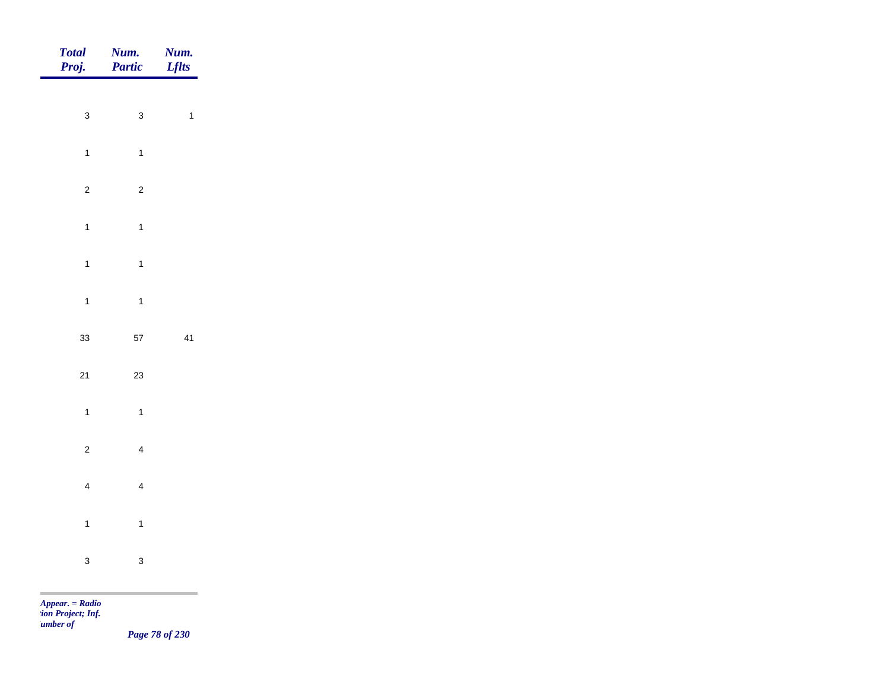| Total Proj. | Num. Partic | Num. Lflts |
|---|---|---|
| 3 | 3 | 1 |
| 1 | 1 | |
| 2 | 2 | |
| 1 | 1 | |
| 1 | 1 | |
| 1 | 1 | |
| 33 | 57 | 41 |
| 21 | 23 | |
| 1 | 1 | |
| 2 | 4 | |
| 4 | 4 | |
| 1 | 1 | |
| 3 | 3 | |

*Appear. = Radio*
*tion Project; Inf.*
*umber of*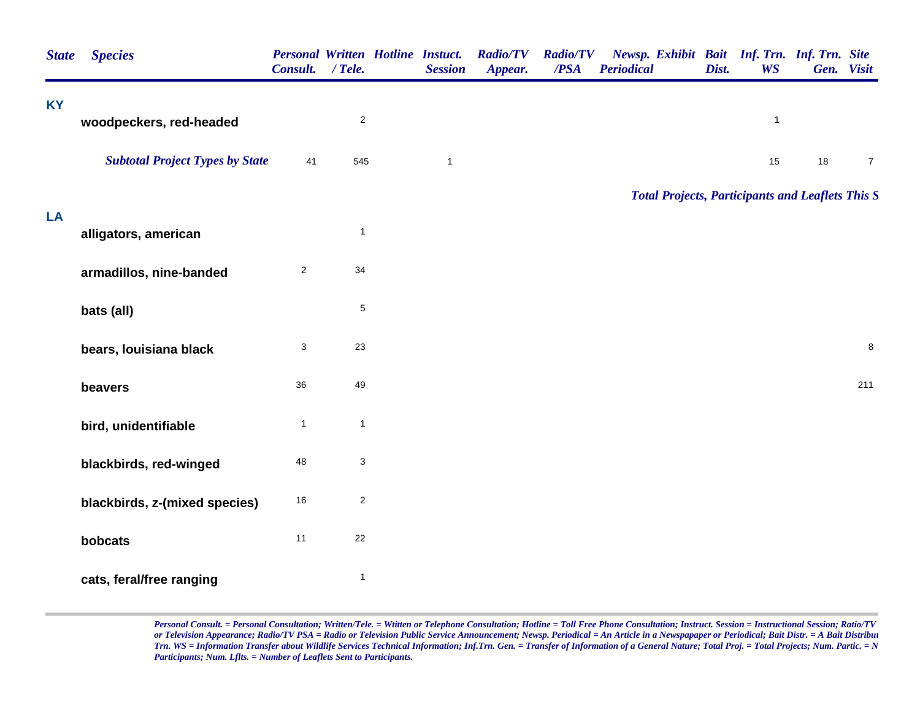| State | Species | Personal Consult. | Written / Tele. | Hotline | Instuct. Session | Radio/TV Appear. | Radio/TV /PSA | Newsp. Periodical | Exhibit | Bait Dist. | Inf. Trn. WS | Inf. Trn. Gen. | Site Visit |
|---|---|---|---|---|---|---|---|---|---|---|---|---|---|
| **KY** | | | | | | | | | | | | | |
| | **woodpeckers, red-headed** | | 2 | | | | | | | | 1 | | |
| | ***Subtotal Project Types by State*** | 41 | 545 | | 1 | | | | | | 15 | 18 | 7 |

***Total Projects, Participants and Leaflets This S***

| State | Species | Personal Consult. | Written / Tele. | Hotline | Instuct. Session | Radio/TV Appear. | Radio/TV /PSA | Newsp. Periodical | Exhibit | Bait Dist. | Inf. Trn. WS | Inf. Trn. Gen. | Site Visit |
|---|---|---|---|---|---|---|---|---|---|---|---|---|---|
| **LA** | | | | | | | | | | | | | |
| | **alligators, american** | | 1 | | | | | | | | | | |
| | **armadillos, nine-banded** | 2 | 34 | | | | | | | | | | |
| | **bats (all)** | | 5 | | | | | | | | | | |
| | **bears, louisiana black** | 3 | 23 | | | | | | | | | | 8 |
| | **beavers** | 36 | 49 | | | | | | | | | | 211 |
| | **bird, unidentifiable** | 1 | 1 | | | | | | | | | | |
| | **blackbirds, red-winged** | 48 | 3 | | | | | | | | | | |
| | **blackbirds, z-(mixed species)** | 16 | 2 | | | | | | | | | | |
| | **bobcats** | 11 | 22 | | | | | | | | | | |
| | **cats, feral/free ranging** | | 1 | | | | | | | | | | |

*Personal Consult. = Personal Consultation; Written/Tele. = Wtitten or Telephone Consultation; Hotline = Toll Free Phone Consultation; Instruct. Session = Instructional Session; Ratio/TV or Television Appearance; Radio/TV PSA = Radio or Television Public Service Announcement; Newsp. Periodical = An Article in a Newspapaper or Periodical; Bait Distr. = A Bait Distribut Trn. WS = Information Transfer about Wildlife Services Technical Information; Inf.Trn. Gen. = Transfer of Information of a General Nature; Total Proj. = Total Projects; Num. Partic. = N Participants; Num. Lflts. = Number of Leaflets Sent to Participants.*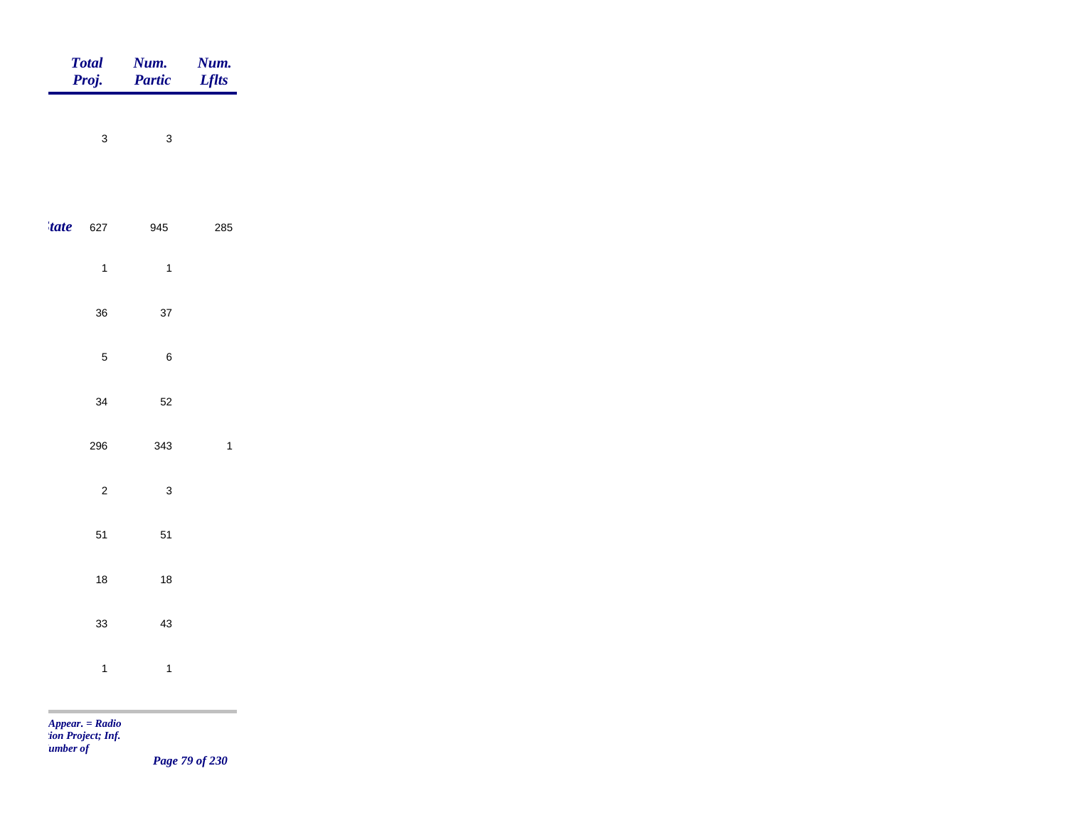| | Total Proj. | Num. Partic | Num. Lflts |
|---|---|---|---|
| | 3 | 3 | |
| *tate* | 627 | 945 | 285 |
| | 1 | 1 | |
| | 36 | 37 | |
| | 5 | 6 | |
| | 34 | 52 | |
| | 296 | 343 | 1 |
| | 2 | 3 | |
| | 51 | 51 | |
| | 18 | 18 | |
| | 33 | 43 | |
| | 1 | 1 | |

*Appear. = Radio*
*tion Project; Inf.*
*umber of*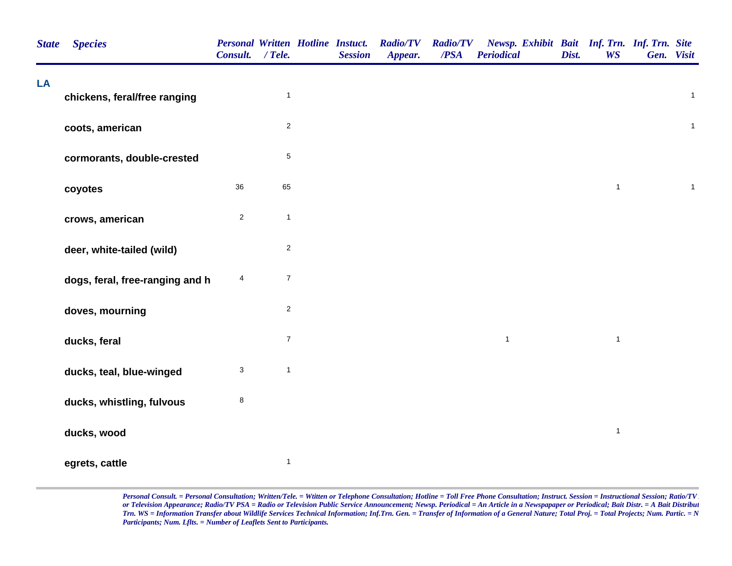| State | Species | Personal Consult. | Written / Tele. | Hotline | Instuct. Session | Radio/TV Appear. | Radio/TV /PSA | Newsp. Periodical | Exhibit | Bait Dist. | Inf. Trn. WS | Inf. Trn. Gen. | Site Visit |
|---|---|---|---|---|---|---|---|---|---|---|---|---|---|
| LA | | | | | | | | | | | | | |
| | chickens, feral/free ranging | | 1 | | | | | | | | | | 1 |
| | coots, american | | 2 | | | | | | | | | | 1 |
| | cormorants, double-crested | | 5 | | | | | | | | | | |
| | coyotes | 36 | 65 | | | | | | | | 1 | | 1 |
| | crows, american | 2 | 1 | | | | | | | | | | |
| | deer, white-tailed (wild) | | 2 | | | | | | | | | | |
| | dogs, feral, free-ranging and h | 4 | 7 | | | | | | | | | | |
| | doves, mourning | | 2 | | | | | | | | | | |
| | ducks, feral | | 7 | | | | | 1 | | | 1 | | |
| | ducks, teal, blue-winged | 3 | 1 | | | | | | | | | | |
| | ducks, whistling, fulvous | 8 | | | | | | | | | | | |
| | ducks, wood | | | | | | | | | | 1 | | |
| | egrets, cattle | | 1 | | | | | | | | | | |

*Personal Consult. = Personal Consultation; Written/Tele. = Wtitten or Telephone Consultation; Hotline = Toll Free Phone Consultation; Instruct. Session = Instructional Session; Ratio/TV or Television Appearance; Radio/TV PSA = Radio or Television Public Service Announcement; Newsp. Periodical = An Article in a Newspapaper or Periodical; Bait Distr. = A Bait Distribut Trn. WS = Information Transfer about Wildlife Services Technical Information; Inf.Trn. Gen. = Transfer of Information of a General Nature; Total Proj. = Total Projects; Num. Partic. = N Participants; Num. Lflts. = Number of Leaflets Sent to Participants.*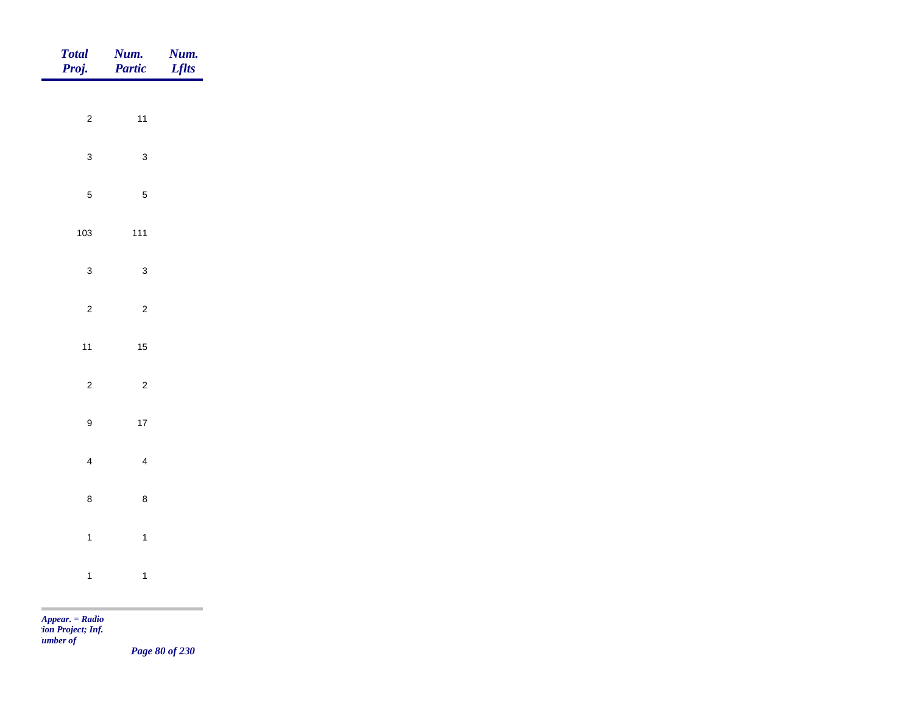| Total Proj. | Num. Partic | Num. Lflts |
|---|---|---|
| 2 | 11 | |
| 3 | 3 | |
| 5 | 5 | |
| 103 | 111 | |
| 3 | 3 | |
| 2 | 2 | |
| 11 | 15 | |
| 2 | 2 | |
| 9 | 17 | |
| 4 | 4 | |
| 8 | 8 | |
| 1 | 1 | |
| 1 | 1 | |

*Appear. = Radio*
*tion Project; Inf.*
*umber of*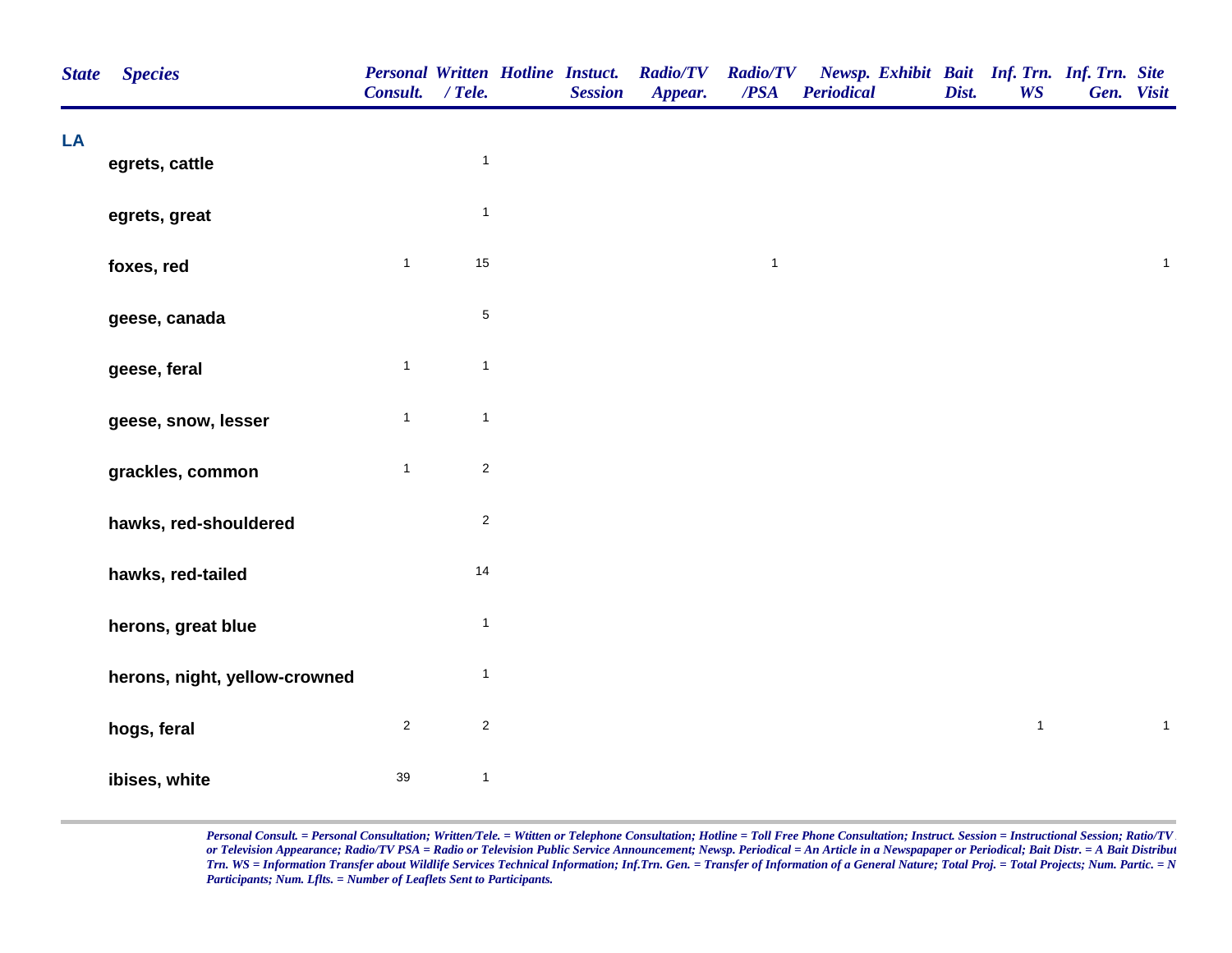| State | Species | Personal Consult. | Written / Tele. | Hotline | Instuct. Session | Radio/TV Appear. | Radio/TV /PSA | Newsp. Periodical | Exhibit | Bait Dist. | Inf. Trn. WS | Inf. Trn. Gen. | Site Visit |
|---|---|---|---|---|---|---|---|---|---|---|---|---|---|
| LA | | | | | | | | | | | | | |
| | egrets, cattle | | 1 | | | | | | | | | | |
| | egrets, great | | 1 | | | | | | | | | | |
| | foxes, red | 1 | 15 | | | | 1 | | | | | | 1 |
| | geese, canada | | 5 | | | | | | | | | | |
| | geese, feral | 1 | 1 | | | | | | | | | | |
| | geese, snow, lesser | 1 | 1 | | | | | | | | | | |
| | grackles, common | 1 | 2 | | | | | | | | | | |
| | hawks, red-shouldered | | 2 | | | | | | | | | | |
| | hawks, red-tailed | | 14 | | | | | | | | | | |
| | herons, great blue | | 1 | | | | | | | | | | |
| | herons, night, yellow-crowned | | 1 | | | | | | | | | | |
| | hogs, feral | 2 | 2 | | | | | | | | 1 | | 1 |
| | ibises, white | 39 | 1 | | | | | | | | | | |

*Personal Consult. = Personal Consultation; Written/Tele. = Wtitten or Telephone Consultation; Hotline = Toll Free Phone Consultation; Instruct. Session = Instructional Session; Ratio/TV or Television Appearance; Radio/TV PSA = Radio or Television Public Service Announcement; Newsp. Periodical = An Article in a Newspapaper or Periodical; Bait Distr. = A Bait Distribut Trn. WS = Information Transfer about Wildlife Services Technical Information; Inf.Trn. Gen. = Transfer of Information of a General Nature; Total Proj. = Total Projects; Num. Partic. = N Participants; Num. Lflts. = Number of Leaflets Sent to Participants.*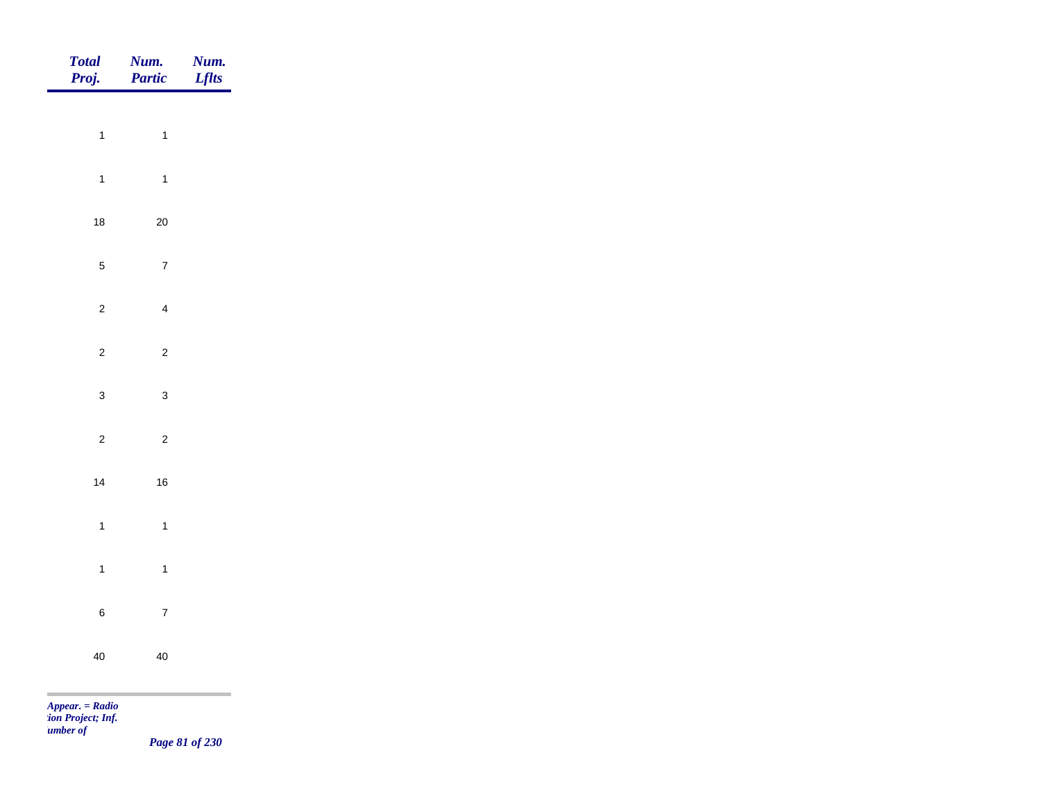| Total Proj. | Num. Partic | Num. Lflts |
|---|---|---|
| 1 | 1 | |
| 1 | 1 | |
| 18 | 20 | |
| 5 | 7 | |
| 2 | 4 | |
| 2 | 2 | |
| 3 | 3 | |
| 2 | 2 | |
| 14 | 16 | |
| 1 | 1 | |
| 1 | 1 | |
| 6 | 7 | |
| 40 | 40 | |

*Appear. = Radio*
*tion Project; Inf.*
*umber of*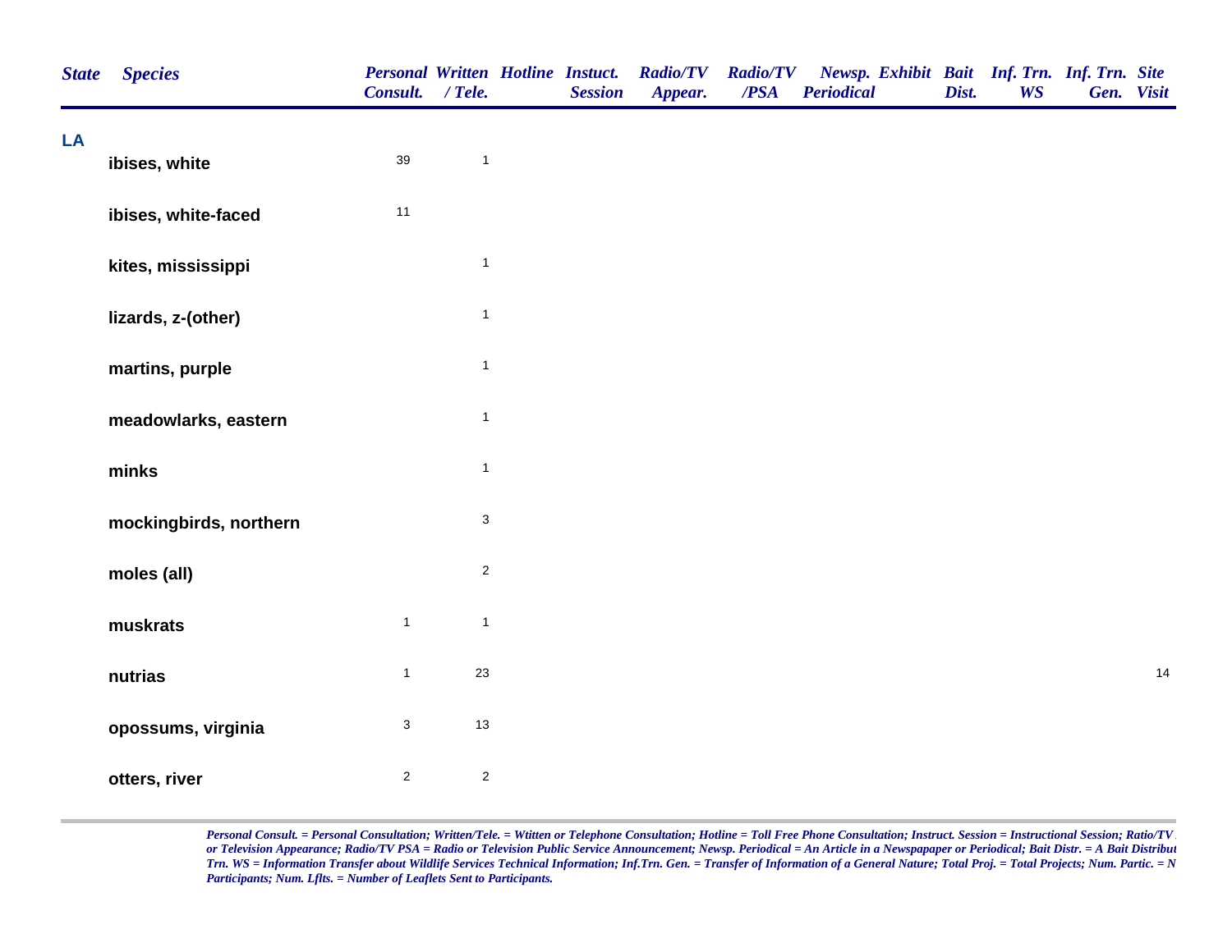| State | Species | Personal Consult. | Written / Tele. | Hotline | Instuct. Session | Radio/TV Appear. | Radio/TV /PSA | Newsp. Periodical | Exhibit | Bait Dist. | Inf. Trn. WS | Inf. Trn. Gen. | Site Visit |
|---|---|---|---|---|---|---|---|---|---|---|---|---|---|
| LA | | | | | | | | | | | | | |
| | ibises, white | 39 | 1 | | | | | | | | | | |
| | ibises, white-faced | 11 | | | | | | | | | | | |
| | kites, mississippi | | 1 | | | | | | | | | | |
| | lizards, z-(other) | | 1 | | | | | | | | | | |
| | martins, purple | | 1 | | | | | | | | | | |
| | meadowlarks, eastern | | 1 | | | | | | | | | | |
| | minks | | 1 | | | | | | | | | | |
| | mockingbirds, northern | | 3 | | | | | | | | | | |
| | moles (all) | | 2 | | | | | | | | | | |
| | muskrats | 1 | 1 | | | | | | | | | | |
| | nutrias | 1 | 23 | | | | | | | | | | 14 |
| | opossums, virginia | 3 | 13 | | | | | | | | | | |
| | otters, river | 2 | 2 | | | | | | | | | | |

*Personal Consult. = Personal Consultation; Written/Tele. = Wtitten or Telephone Consultation; Hotline = Toll Free Phone Consultation; Instruct. Session = Instructional Session; Ratio/TV or Television Appearance; Radio/TV PSA = Radio or Television Public Service Announcement; Newsp. Periodical = An Article in a Newspapaper or Periodical; Bait Distr. = A Bait Distribut Trn. WS = Information Transfer about Wildlife Services Technical Information; Inf.Trn. Gen. = Transfer of Information of a General Nature; Total Proj. = Total Projects; Num. Partic. = N Participants; Num. Lflts. = Number of Leaflets Sent to Participants.*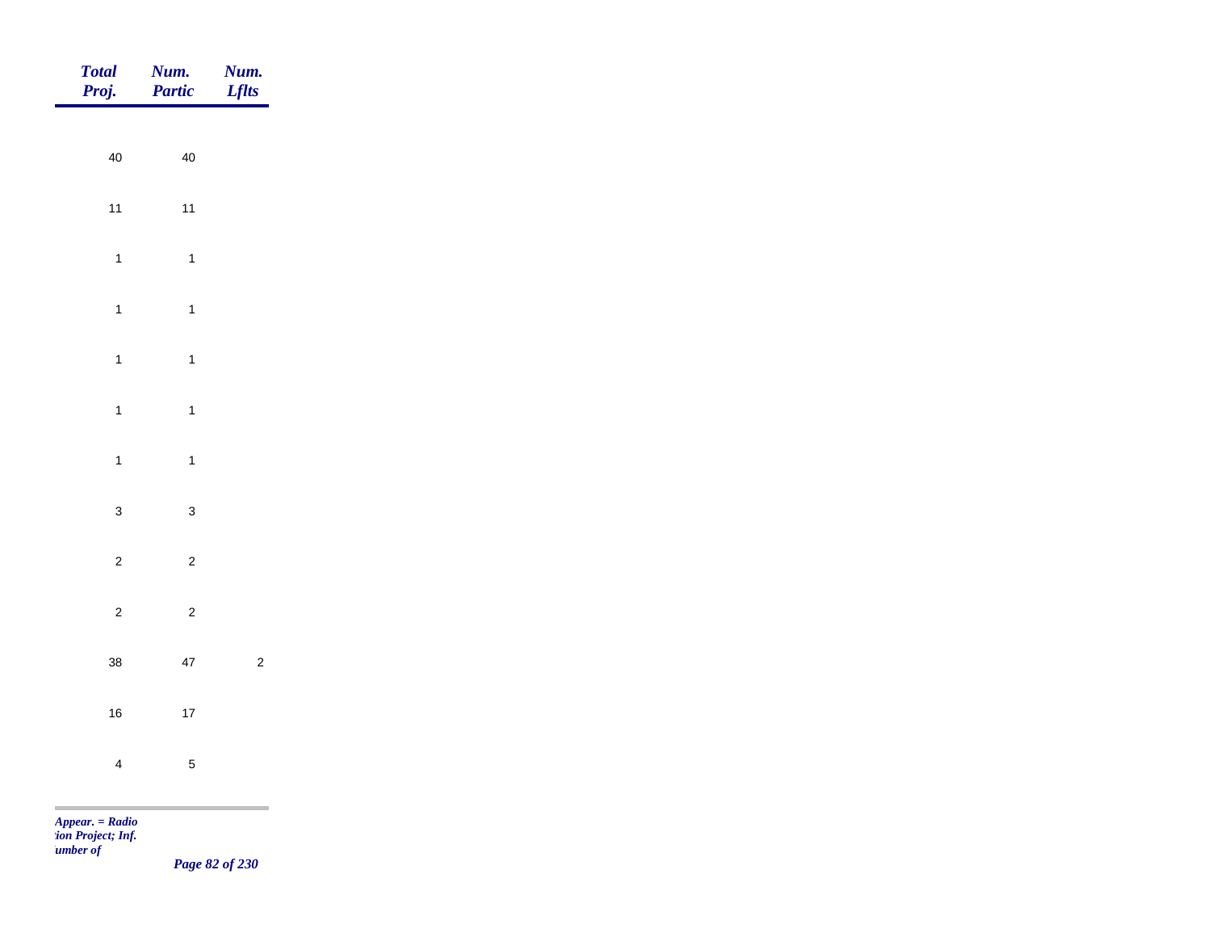| *Total Proj.* | *Num. Partic* | *Num. Lflts* |
|---|---|---|
| 40 | 40 | |
| 11 | 11 | |
| 1 | 1 | |
| 1 | 1 | |
| 1 | 1 | |
| 1 | 1 | |
| 1 | 1 | |
| 3 | 3 | |
| 2 | 2 | |
| 2 | 2 | |
| 38 | 47 | 2 |
| 16 | 17 | |
| 4 | 5 | |

*Appear. = Radio*
*tion Project; Inf.*
*umber of*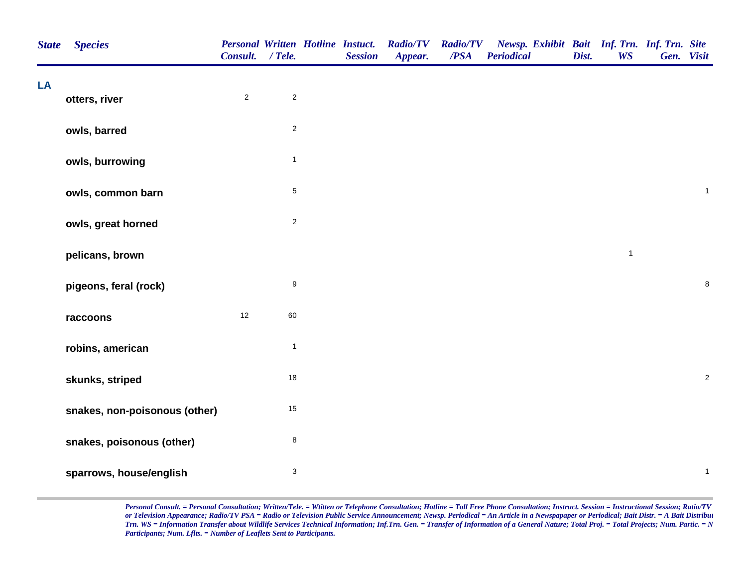| State | Species | Personal Consult. | Written / Tele. | Hotline | Instuct. Session | Radio/TV Appear. | Radio/TV /PSA | Newsp. Periodical | Exhibit | Bait Dist. | Inf. Trn. WS | Inf. Trn. Gen. | Site Visit |
|---|---|---|---|---|---|---|---|---|---|---|---|---|---|
| LA | | | | | | | | | | | | | |
| | otters, river | 2 | 2 | | | | | | | | | | |
| | owls, barred | | 2 | | | | | | | | | | |
| | owls, burrowing | | 1 | | | | | | | | | | |
| | owls, common barn | | 5 | | | | | | | | | | 1 |
| | owls, great horned | | 2 | | | | | | | | | | |
| | pelicans, brown | | | | | | | | | | 1 | | |
| | pigeons, feral (rock) | | 9 | | | | | | | | | | 8 |
| | raccoons | 12 | 60 | | | | | | | | | | |
| | robins, american | | 1 | | | | | | | | | | |
| | skunks, striped | | 18 | | | | | | | | | | 2 |
| | snakes, non-poisonous (other) | | 15 | | | | | | | | | | |
| | snakes, poisonous (other) | | 8 | | | | | | | | | | |
| | sparrows, house/english | | 3 | | | | | | | | | | 1 |

*Personal Consult. = Personal Consultation; Written/Tele. = Wtitten or Telephone Consultation; Hotline = Toll Free Phone Consultation; Instruct. Session = Instructional Session; Ratio/TV or Television Appearance; Radio/TV PSA = Radio or Television Public Service Announcement; Newsp. Periodical = An Article in a Newspapaper or Periodical; Bait Distr. = A Bait Distribut Trn. WS = Information Transfer about Wildlife Services Technical Information; Inf.Trn. Gen. = Transfer of Information of a General Nature; Total Proj. = Total Projects; Num. Partic. = N Participants; Num. Lflts. = Number of Leaflets Sent to Participants.*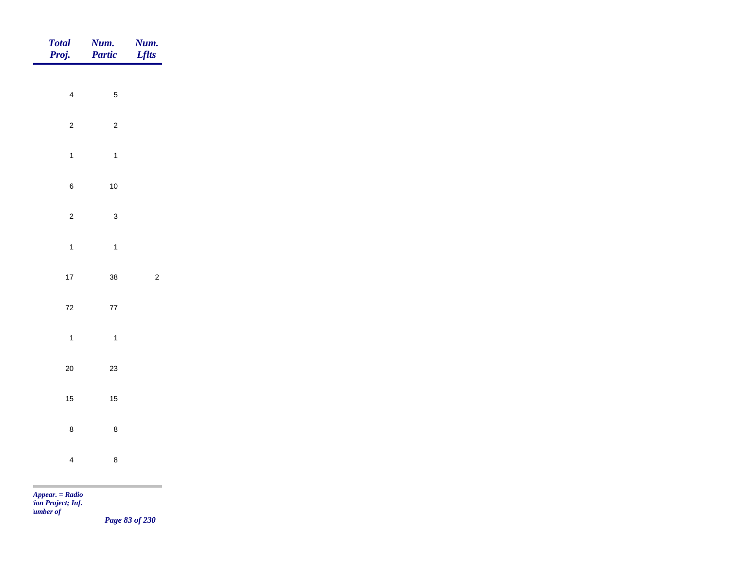| *Total Proj.* | *Num. Partic* | *Num. Lflts* |
|---|---|---|
| 4 | 5 | |
| 2 | 2 | |
| 1 | 1 | |
| 6 | 10 | |
| 2 | 3 | |
| 1 | 1 | |
| 17 | 38 | 2 |
| 72 | 77 | |
| 1 | 1 | |
| 20 | 23 | |
| 15 | 15 | |
| 8 | 8 | |
| 4 | 8 | |

*Appear. = Radio*
*tion Project; Inf.*
*umber of*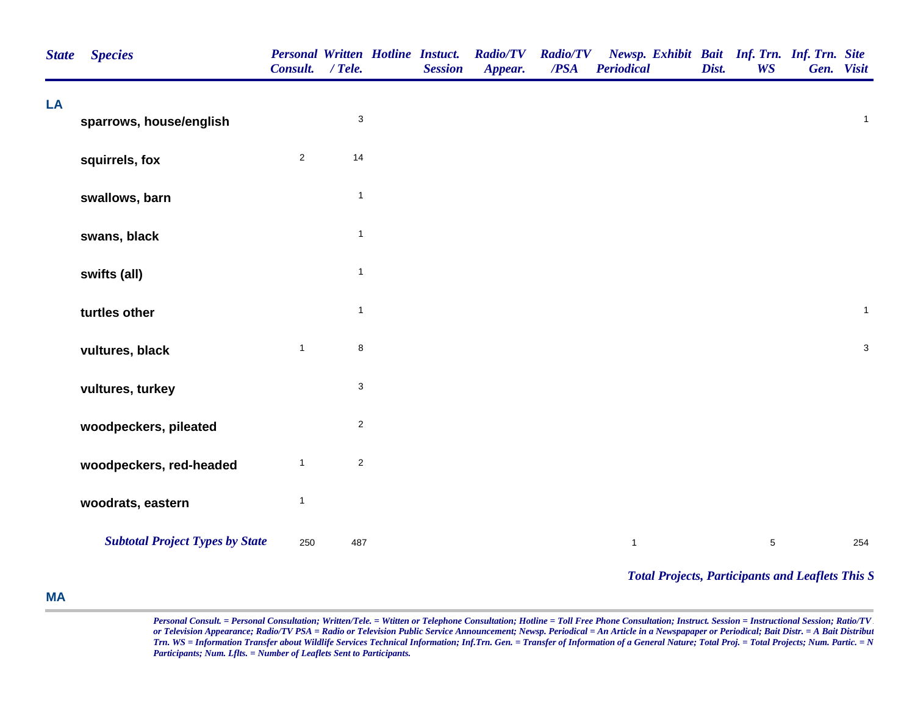| State | Species | Personal Consult. | Written / Tele. | Hotline | Instuct. Session | Radio/TV Appear. | Radio/TV /PSA | Newsp. Periodical | Exhibit | Bait Dist. | Inf. Trn. WS | Inf. Trn. Gen. | Site Visit |
|---|---|---|---|---|---|---|---|---|---|---|---|---|---|
| LA | | | | | | | | | | | | | |
| | sparrows, house/english | | 3 | | | | | | | | | | 1 |
| | squirrels, fox | 2 | 14 | | | | | | | | | | |
| | swallows, barn | | 1 | | | | | | | | | | |
| | swans, black | | 1 | | | | | | | | | | |
| | swifts (all) | | 1 | | | | | | | | | | |
| | turtles other | | 1 | | | | | | | | | | 1 |
| | vultures, black | 1 | 8 | | | | | | | | | | 3 |
| | vultures, turkey | | 3 | | | | | | | | | | |
| | woodpeckers, pileated | | 2 | | | | | | | | | | |
| | woodpeckers, red-headed | 1 | 2 | | | | | | | | | | |
| | woodrats, eastern | 1 | | | | | | | | | | | |
| | ***Subtotal Project Types by State*** | 250 | 487 | | | | | 1 | | | 5 | | 254 |

***Total Projects, Participants and Leaflets This S***

**MA**

*Personal Consult. = Personal Consultation; Written/Tele. = Wtitten or Telephone Consultation; Hotline = Toll Free Phone Consultation; Instruct. Session = Instructional Session; Ratio/TV or Television Appearance; Radio/TV PSA = Radio or Television Public Service Announcement; Newsp. Periodical = An Article in a Newspapaper or Periodical; Bait Distr. = A Bait Distribut Trn. WS = Information Transfer about Wildlife Services Technical Information; Inf.Trn. Gen. = Transfer of Information of a General Nature; Total Proj. = Total Projects; Num. Partic. = N Participants; Num. Lflts. = Number of Leaflets Sent to Participants.*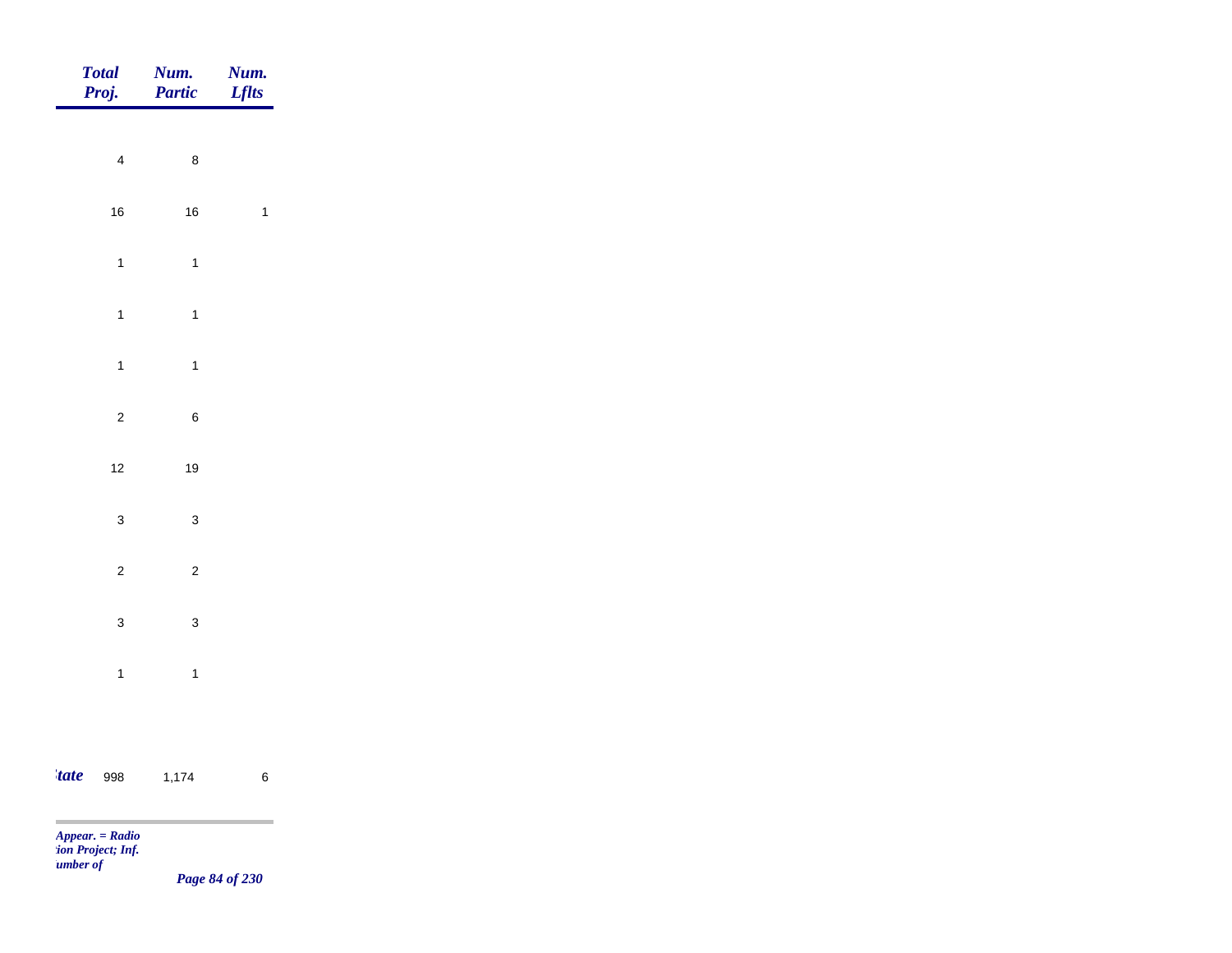| Total Proj. | Num. Partic | Num. Lflts |
|---|---|---|
| 4 | 8 | |
| 16 | 16 | 1 |
| 1 | 1 | |
| 1 | 1 | |
| 1 | 1 | |
| 2 | 6 | |
| 12 | 19 | |
| 3 | 3 | |
| 2 | 2 | |
| 3 | 3 | |
| 1 | 1 | |
| *'tate* 998 | 1,174 | 6 |

*Appear. = Radio*
*:ion Project; Inf.*
*ımber of*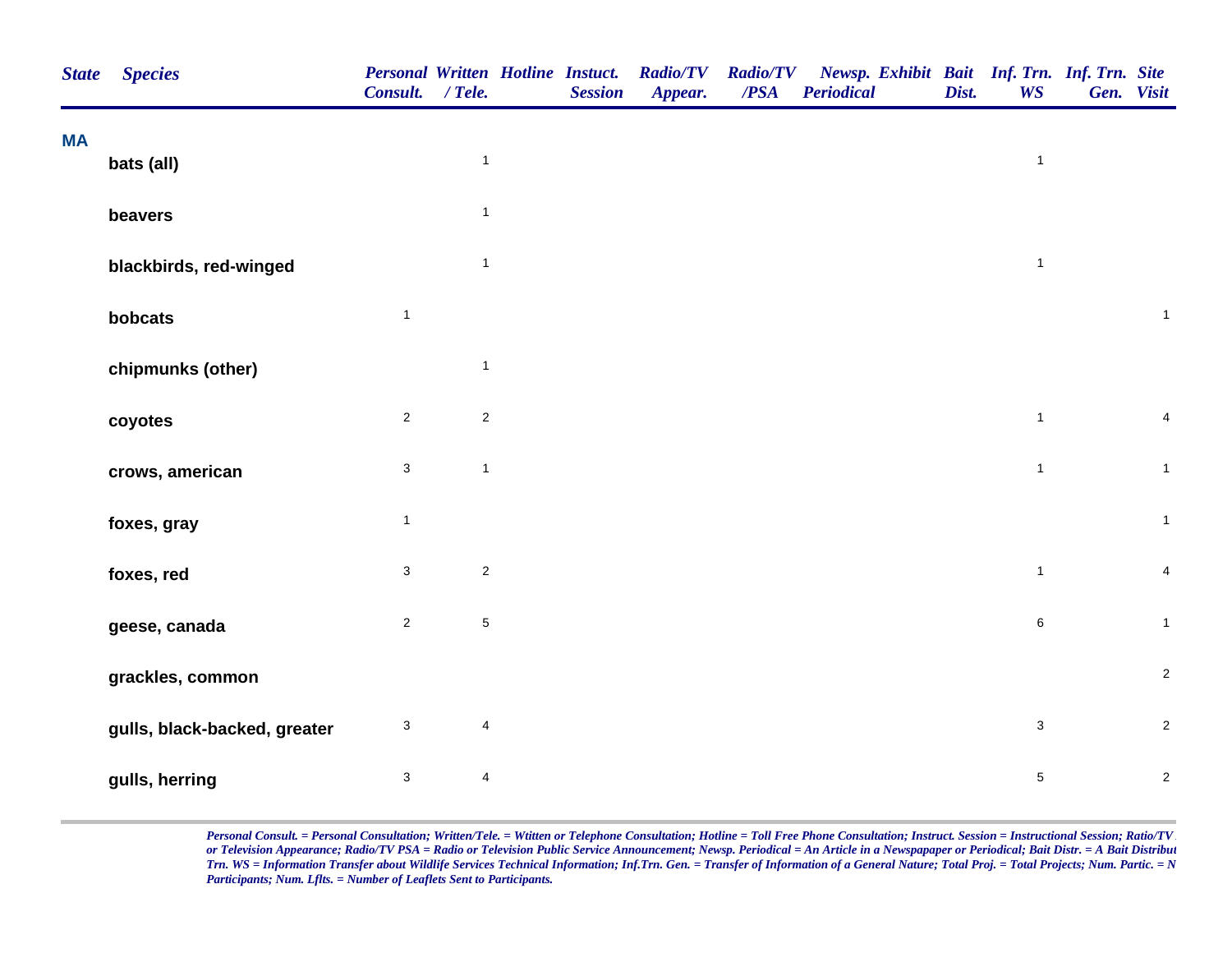| State | Species | Personal Consult. | Written / Tele. | Hotline | Instuct. Session | Radio/TV Appear. | Radio/TV /PSA | Newsp. Periodical | Exhibit | Bait Dist. | Inf. Trn. WS | Inf. Trn. Gen. | Site Visit |
|---|---|---|---|---|---|---|---|---|---|---|---|---|---|
| **MA** | | | | | | | | | | | | | |
| | **bats (all)** | | 1 | | | | | | | | 1 | | |
| | **beavers** | | 1 | | | | | | | | | | |
| | **blackbirds, red-winged** | | 1 | | | | | | | | 1 | | |
| | **bobcats** | 1 | | | | | | | | | | | 1 |
| | **chipmunks (other)** | | 1 | | | | | | | | | | |
| | **coyotes** | 2 | 2 | | | | | | | | 1 | | 4 |
| | **crows, american** | 3 | 1 | | | | | | | | 1 | | 1 |
| | **foxes, gray** | 1 | | | | | | | | | | | 1 |
| | **foxes, red** | 3 | 2 | | | | | | | | 1 | | 4 |
| | **geese, canada** | 2 | 5 | | | | | | | | 6 | | 1 |
| | **grackles, common** | | | | | | | | | | | | 2 |
| | **gulls, black-backed, greater** | 3 | 4 | | | | | | | | 3 | | 2 |
| | **gulls, herring** | 3 | 4 | | | | | | | | 5 | | 2 |

*Personal Consult. = Personal Consultation; Written/Tele. = Wtitten or Telephone Consultation; Hotline = Toll Free Phone Consultation; Instruct. Session = Instructional Session; Ratio/TV or Television Appearance; Radio/TV PSA = Radio or Television Public Service Announcement; Newsp. Periodical = An Article in a Newspapaper or Periodical; Bait Distr. = A Bait Distribut Trn. WS = Information Transfer about Wildlife Services Technical Information; Inf.Trn. Gen. = Transfer of Information of a General Nature; Total Proj. = Total Projects; Num. Partic. = N Participants; Num. Lflts. = Number of Leaflets Sent to Participants.*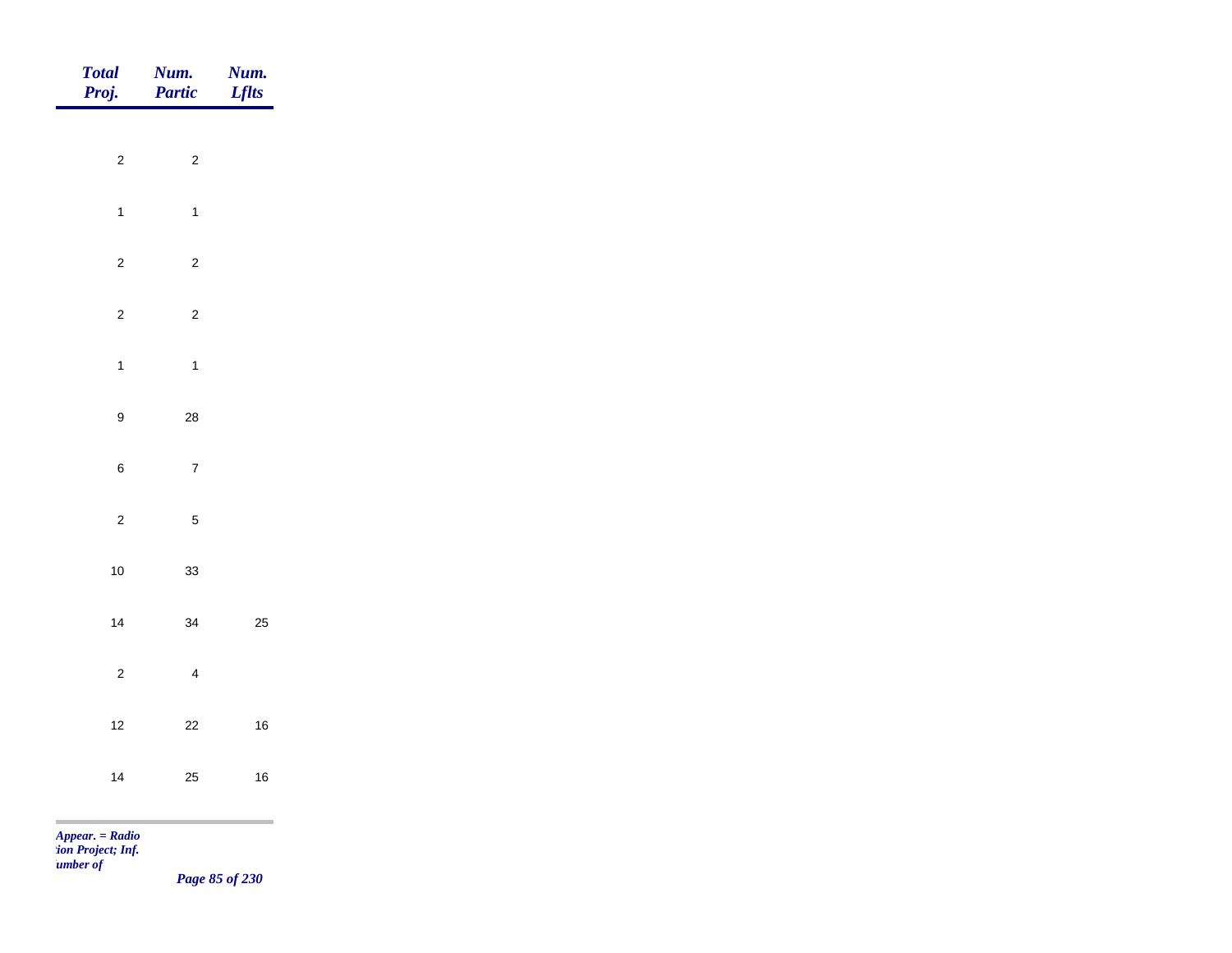| Total Proj. | Num. Partic | Num. Lflts |
|---|---|---|
| 2 | 2 | |
| 1 | 1 | |
| 2 | 2 | |
| 2 | 2 | |
| 1 | 1 | |
| 9 | 28 | |
| 6 | 7 | |
| 2 | 5 | |
| 10 | 33 | |
| 14 | 34 | 25 |
| 2 | 4 | |
| 12 | 22 | 16 |
| 14 | 25 | 16 |

*Appear. = Radio*
*tion Project; Inf.*
*umber of*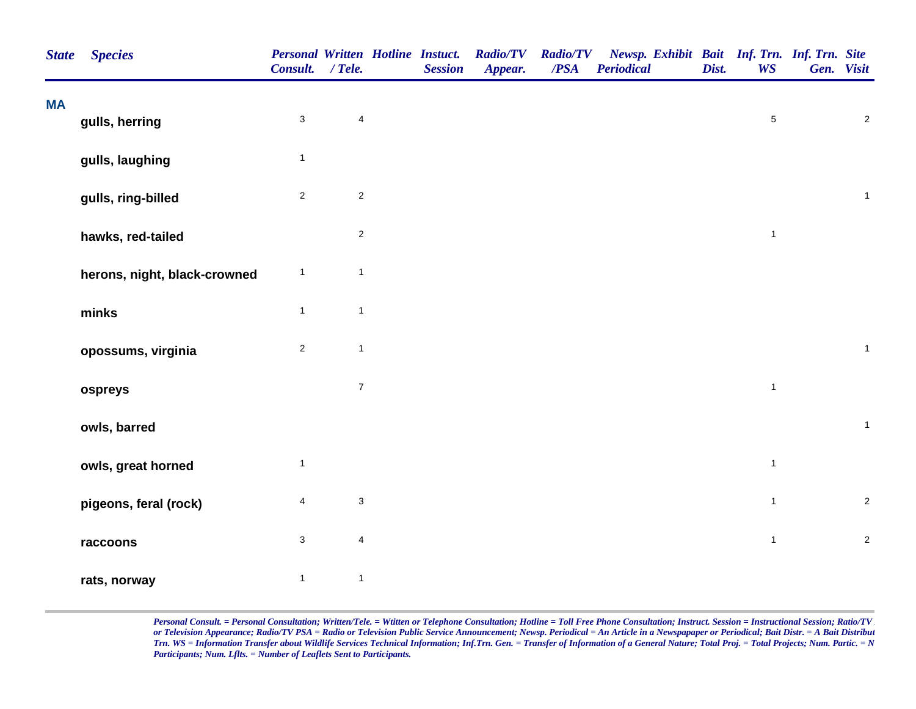| State | Species | Personal Consult. | Written / Tele. | Hotline | Instuct. Session | Radio/TV Appear. | Radio/TV /PSA | Newsp. Periodical | Exhibit | Bait Dist. | Inf. Trn. WS | Inf. Trn. Gen. | Site Visit |
|---|---|---|---|---|---|---|---|---|---|---|---|---|---|
| MA | | | | | | | | | | | | | |
| | gulls, herring | 3 | 4 | | | | | | | | 5 | | 2 |
| | gulls, laughing | 1 | | | | | | | | | | | |
| | gulls, ring-billed | 2 | 2 | | | | | | | | | | 1 |
| | hawks, red-tailed | | 2 | | | | | | | | 1 | | |
| | herons, night, black-crowned | 1 | 1 | | | | | | | | | | |
| | minks | 1 | 1 | | | | | | | | | | |
| | opossums, virginia | 2 | 1 | | | | | | | | | | 1 |
| | ospreys | | 7 | | | | | | | | 1 | | |
| | owls, barred | | | | | | | | | | | | 1 |
| | owls, great horned | 1 | | | | | | | | | 1 | | |
| | pigeons, feral (rock) | 4 | 3 | | | | | | | | 1 | | 2 |
| | raccoons | 3 | 4 | | | | | | | | 1 | | 2 |
| | rats, norway | 1 | 1 | | | | | | | | | | |

*Personal Consult. = Personal Consultation; Written/Tele. = Wtitten or Telephone Consultation; Hotline = Toll Free Phone Consultation; Instruct. Session = Instructional Session; Ratio/TV or Television Appearance; Radio/TV PSA = Radio or Television Public Service Announcement; Newsp. Periodical = An Article in a Newspapaper or Periodical; Bait Distr. = A Bait Distribut Trn. WS = Information Transfer about Wildlife Services Technical Information; Inf.Trn. Gen. = Transfer of Information of a General Nature; Total Proj. = Total Projects; Num. Partic. = N Participants; Num. Lflts. = Number of Leaflets Sent to Participants.*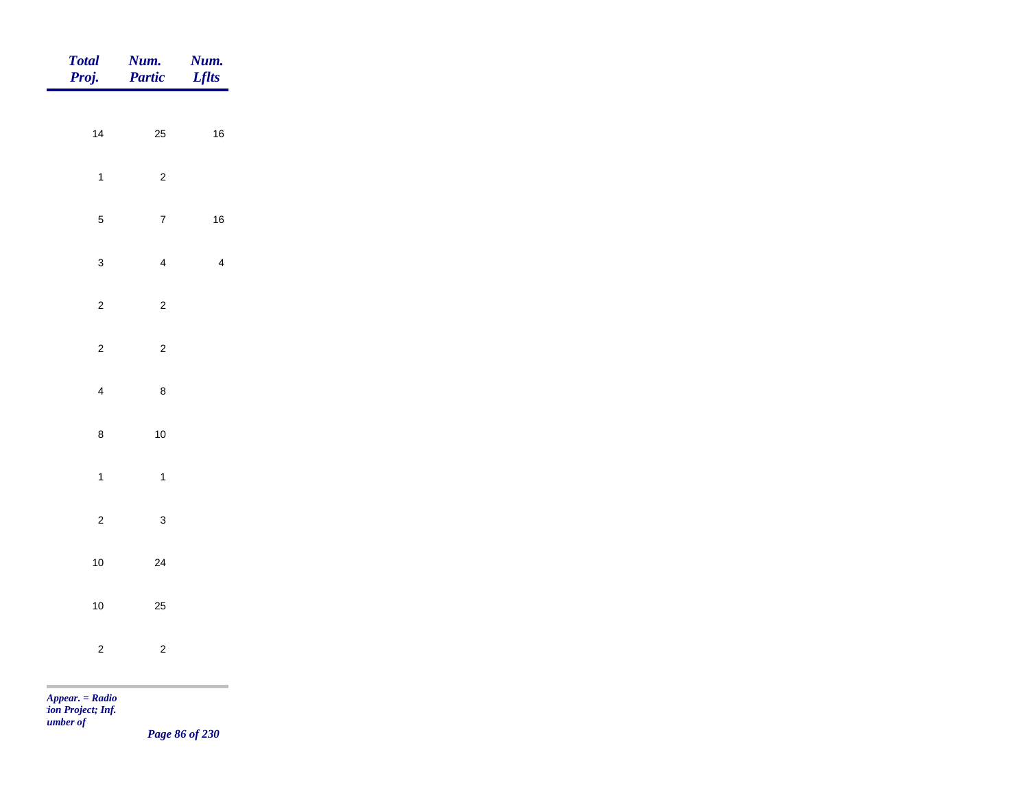| Total Proj. | Num. Partic | Num. Lflts |
|---|---|---|
| 14 | 25 | 16 |
| 1 | 2 | |
| 5 | 7 | 16 |
| 3 | 4 | 4 |
| 2 | 2 | |
| 2 | 2 | |
| 4 | 8 | |
| 8 | 10 | |
| 1 | 1 | |
| 2 | 3 | |
| 10 | 24 | |
| 10 | 25 | |
| 2 | 2 | |

*Appear. = Radio*
*tion Project; Inf.*
*umber of*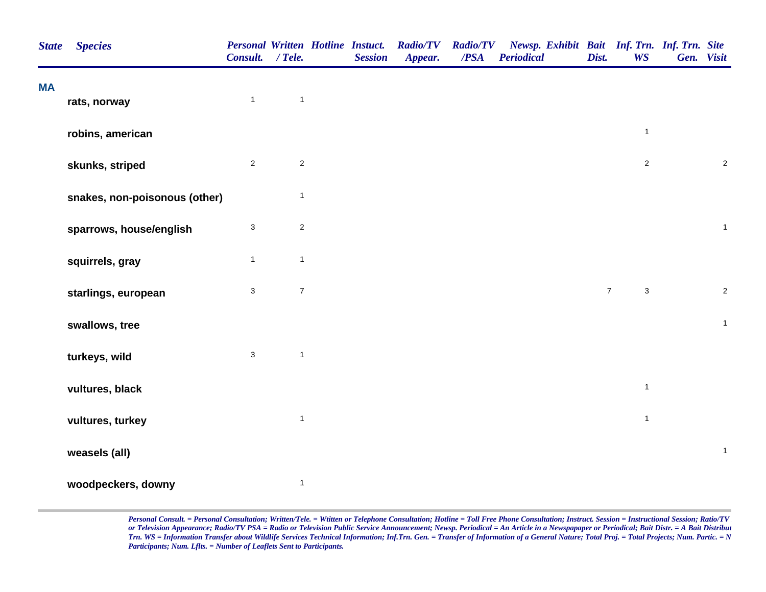| State | Species | Personal Consult. | Written / Tele. | Hotline | Instuct. Session | Radio/TV Appear. | Radio/TV /PSA | Newsp. Periodical | Exhibit | Bait Dist. | Inf. Trn. WS | Inf. Trn. Gen. | Site Visit |
|---|---|---|---|---|---|---|---|---|---|---|---|---|---|
| MA | | | | | | | | | | | | | |
| | rats, norway | 1 | 1 | | | | | | | | | | |
| | robins, american | | | | | | | | | | 1 | | |
| | skunks, striped | 2 | 2 | | | | | | | | 2 | | 2 |
| | snakes, non-poisonous (other) | | 1 | | | | | | | | | | |
| | sparrows, house/english | 3 | 2 | | | | | | | | | | 1 |
| | squirrels, gray | 1 | 1 | | | | | | | | | | |
| | starlings, european | 3 | 7 | | | | | | | 7 | 3 | | 2 |
| | swallows, tree | | | | | | | | | | | | 1 |
| | turkeys, wild | 3 | 1 | | | | | | | | | | |
| | vultures, black | | | | | | | | | | 1 | | |
| | vultures, turkey | | 1 | | | | | | | | 1 | | |
| | weasels (all) | | | | | | | | | | | | 1 |
| | woodpeckers, downy | | 1 | | | | | | | | | | |

*Personal Consult. = Personal Consultation; Written/Tele. = Wtitten or Telephone Consultation; Hotline = Toll Free Phone Consultation; Instruct. Session = Instructional Session; Ratio/TV or Television Appearance; Radio/TV PSA = Radio or Television Public Service Announcement; Newsp. Periodical = An Article in a Newspapaper or Periodical; Bait Distr. = A Bait Distribut Trn. WS = Information Transfer about Wildlife Services Technical Information; Inf.Trn. Gen. = Transfer of Information of a General Nature; Total Proj. = Total Projects; Num. Partic. = N Participants; Num. Lflts. = Number of Leaflets Sent to Participants.*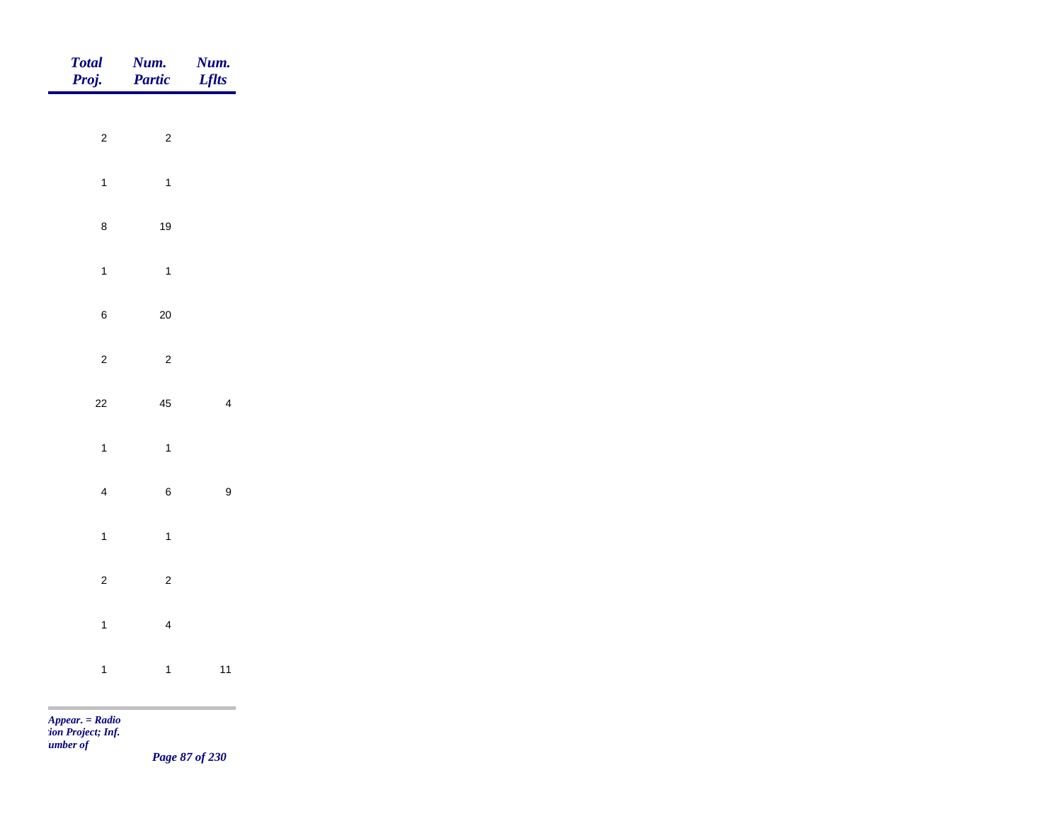| Total Proj. | Num. Partic | Num. Lflts |
|---|---|---|
| 2 | 2 | |
| 1 | 1 | |
| 8 | 19 | |
| 1 | 1 | |
| 6 | 20 | |
| 2 | 2 | |
| 22 | 45 | 4 |
| 1 | 1 | |
| 4 | 6 | 9 |
| 1 | 1 | |
| 2 | 2 | |
| 1 | 4 | |
| 1 | 1 | 11 |

*Appear. = Radio*
*tion Project; Inf.*
*umber of*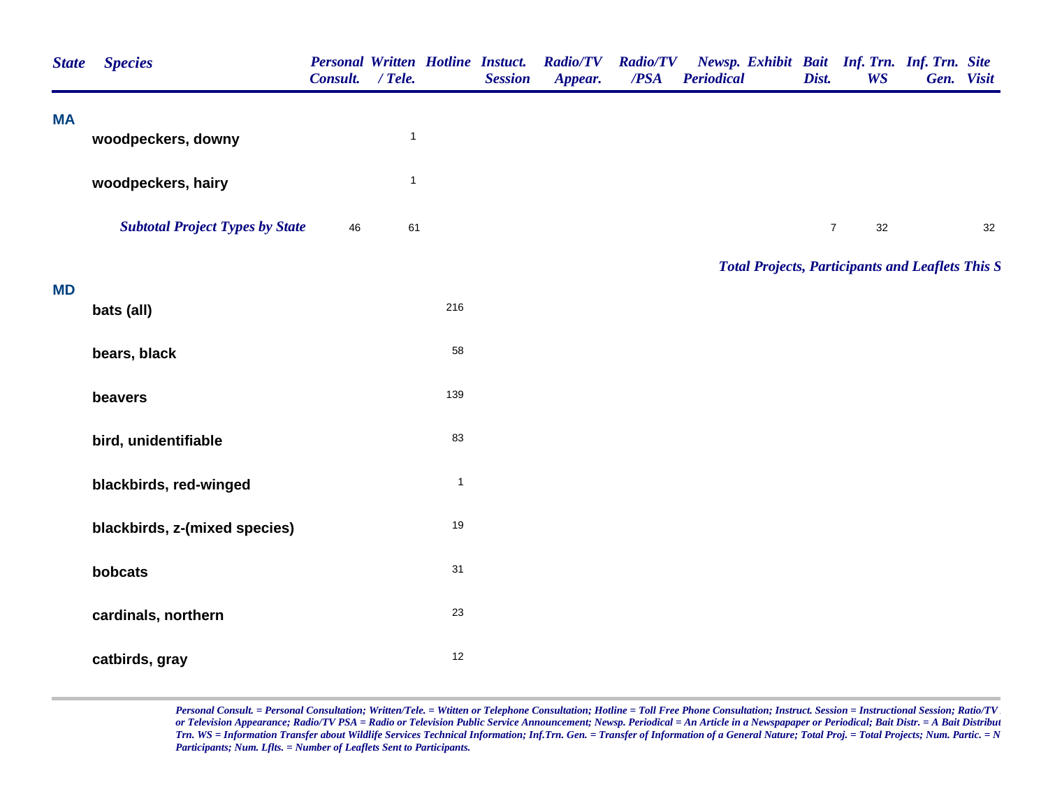| State | Species | Personal Consult. | Written / Tele. | Hotline | Instuct. Session | Radio/TV Appear. | Radio/TV /PSA | Newsp. Periodical | Exhibit | Bait Dist. | Inf. Trn. WS | Inf. Trn. Gen. | Site Visit |
|---|---|---|---|---|---|---|---|---|---|---|---|---|---|
| MA | | | | | | | | | | | | | |
| | woodpeckers, downy | | 1 | | | | | | | | | | |
| | woodpeckers, hairy | | 1 | | | | | | | | | | |
| | ***Subtotal Project Types by State*** | 46 | 61 | | | | | | | 7 | 32 | | 32 |

***Total Projects, Participants and Leaflets This S***

| State | Species | Personal Consult. | Written / Tele. | Hotline | Instuct. Session | Radio/TV Appear. | Radio/TV /PSA | Newsp. Periodical | Exhibit | Bait Dist. | Inf. Trn. WS | Inf. Trn. Gen. | Site Visit |
|---|---|---|---|---|---|---|---|---|---|---|---|---|---|
| MD | | | | | | | | | | | | | |
| | bats (all) | | | 216 | | | | | | | | | |
| | bears, black | | | 58 | | | | | | | | | |
| | beavers | | | 139 | | | | | | | | | |
| | bird, unidentifiable | | | 83 | | | | | | | | | |
| | blackbirds, red-winged | | | 1 | | | | | | | | | |
| | blackbirds, z-(mixed species) | | | 19 | | | | | | | | | |
| | bobcats | | | 31 | | | | | | | | | |
| | cardinals, northern | | | 23 | | | | | | | | | |
| | catbirds, gray | | | 12 | | | | | | | | | |

*Personal Consult. = Personal Consultation; Written/Tele. = Witten or Telephone Consultation; Hotline = Toll Free Phone Consultation; Instruct. Session = Instructional Session; Ratio/TV or Television Appearance; Radio/TV PSA = Radio or Television Public Service Announcement; Newsp. Periodical = An Article in a Newspapaper or Periodical; Bait Distr. = A Bait Distribut Trn. WS = Information Transfer about Wildlife Services Technical Information; Inf.Trn. Gen. = Transfer of Information of a General Nature; Total Proj. = Total Projects; Num. Partic. = N Participants; Num. Lflts. = Number of Leaflets Sent to Participants.*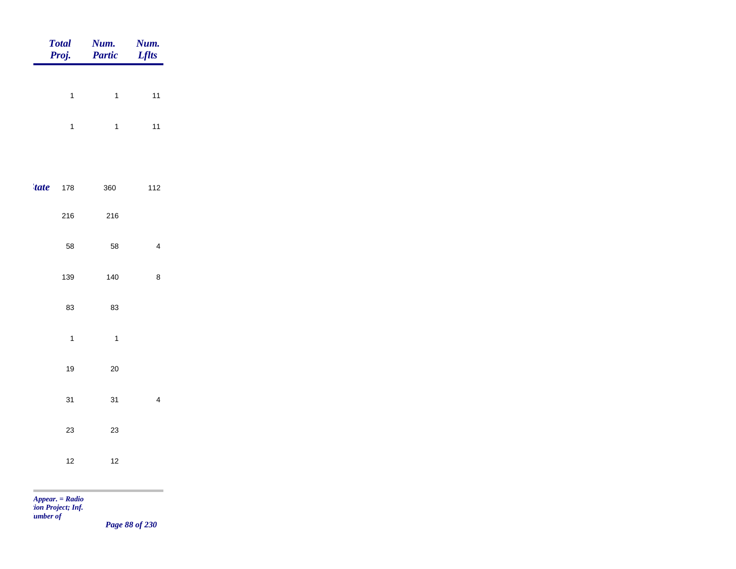| | Total Proj. | Num. Partic | Num. Lflts |
|---|---|---|---|
| | 1 | 1 | 11 |
| | 1 | 1 | 11 |
| *tate* | 178 | 360 | 112 |
| | 216 | 216 | |
| | 58 | 58 | 4 |
| | 139 | 140 | 8 |
| | 83 | 83 | |
| | 1 | 1 | |
| | 19 | 20 | |
| | 31 | 31 | 4 |
| | 23 | 23 | |
| | 12 | 12 | |

*Appear. = Radio*
*tion Project; Inf.*
*umber of*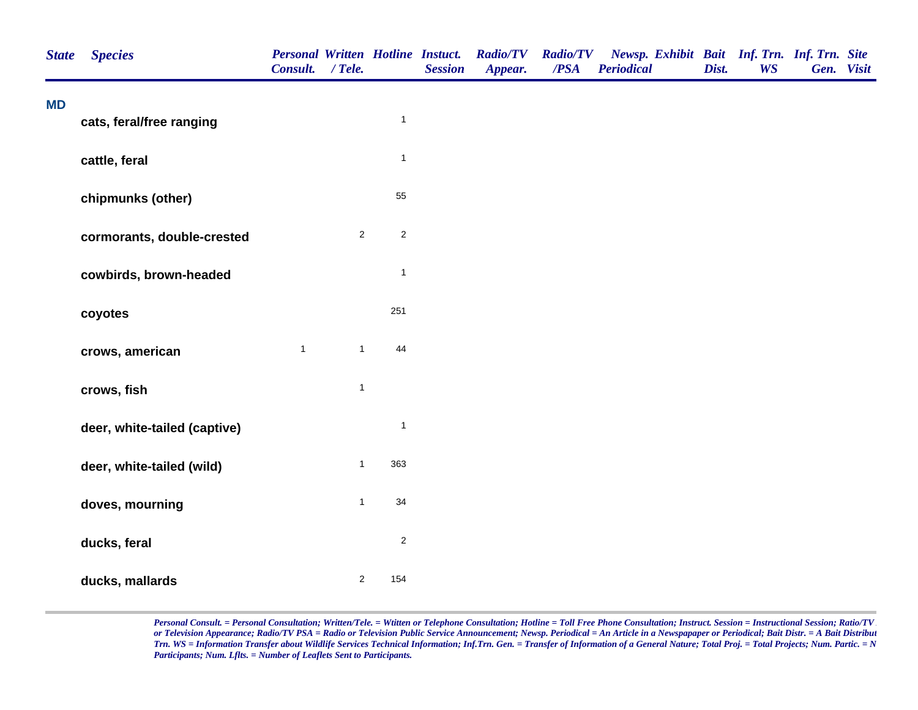| State | Species | Personal Consult. | Written / Tele. | Hotline | Instuct. Session | Radio/TV Appear. | Radio/TV /PSA | Newsp. Periodical | Exhibit | Bait Dist. | Inf. Trn. WS | Inf. Trn. Gen. | Site Visit |
|---|---|---|---|---|---|---|---|---|---|---|---|---|---|
| MD | | | | | | | | | | | | | |
| | cats, feral/free ranging | | | 1 | | | | | | | | | |
| | cattle, feral | | | 1 | | | | | | | | | |
| | chipmunks (other) | | | 55 | | | | | | | | | |
| | cormorants, double-crested | | 2 | 2 | | | | | | | | | |
| | cowbirds, brown-headed | | | 1 | | | | | | | | | |
| | coyotes | | | 251 | | | | | | | | | |
| | crows, american | 1 | 1 | 44 | | | | | | | | | |
| | crows, fish | | 1 | | | | | | | | | | |
| | deer, white-tailed (captive) | | | 1 | | | | | | | | | |
| | deer, white-tailed (wild) | | 1 | 363 | | | | | | | | | |
| | doves, mourning | | 1 | 34 | | | | | | | | | |
| | ducks, feral | | | 2 | | | | | | | | | |
| | ducks, mallards | | 2 | 154 | | | | | | | | | |

*Personal Consult. = Personal Consultation; Written/Tele. = Witten or Telephone Consultation; Hotline = Toll Free Phone Consultation; Instruct. Session = Instructional Session; Ratio/TV Appear. = Radio or Television Appearance; Radio/TV PSA = Radio or Television Public Service Announcement; Newsp. Periodical = An Article in a Newspapaper or Periodical; Bait Distr. = A Bait Distribution; Inf. Trn. WS = Information Transfer about Wildlife Services Technical Information; Inf.Trn. Gen. = Transfer of Information of a General Nature; Total Proj. = Total Projects; Num. Partic. = Number of Participants; Num. Lflts. = Number of Leaflets Sent to Participants.*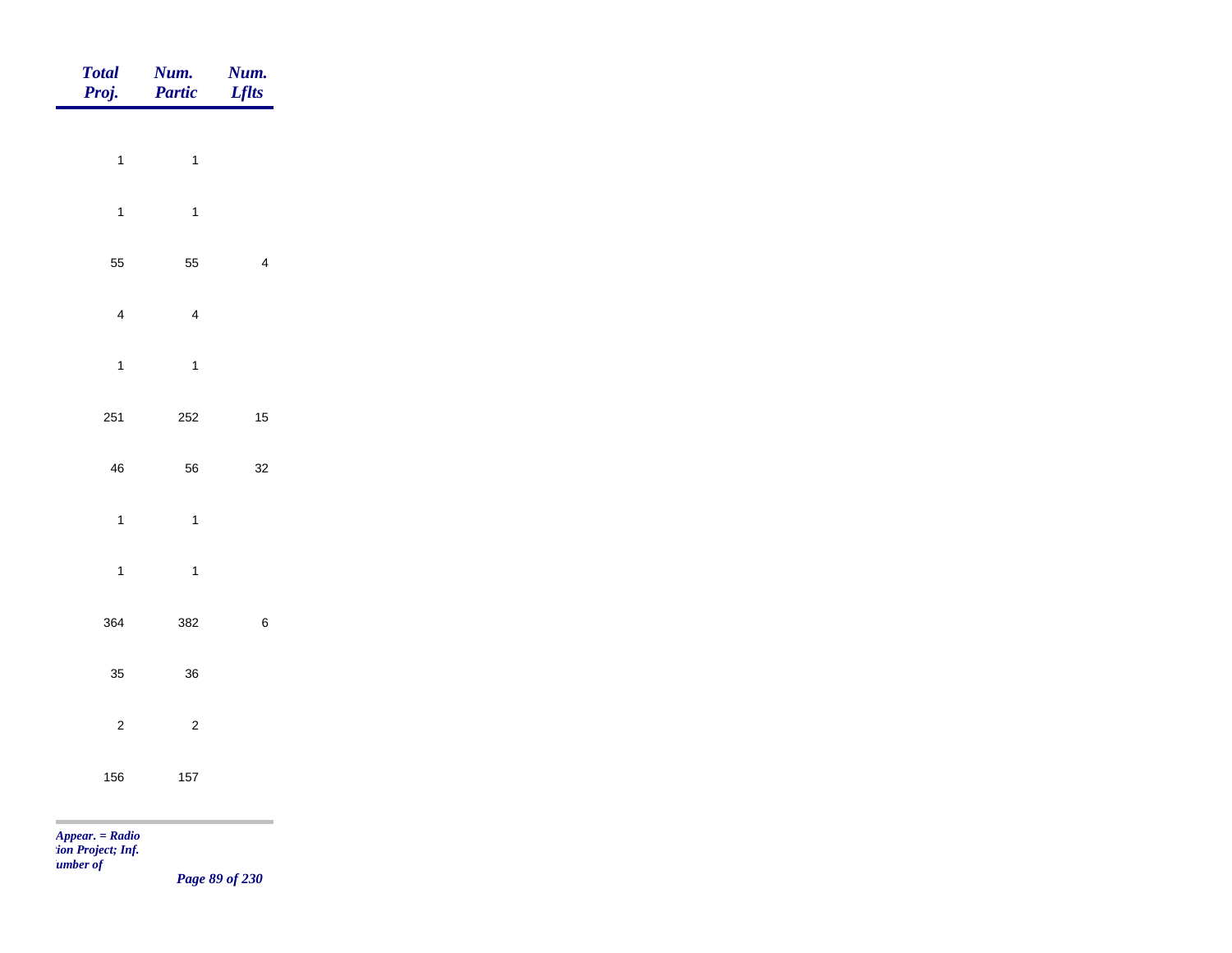| Total Proj. | Num. Partic | Num. Lflts |
|---|---|---|
| 1 | 1 | |
| 1 | 1 | |
| 55 | 55 | 4 |
| 4 | 4 | |
| 1 | 1 | |
| 251 | 252 | 15 |
| 46 | 56 | 32 |
| 1 | 1 | |
| 1 | 1 | |
| 364 | 382 | 6 |
| 35 | 36 | |
| 2 | 2 | |
| 156 | 157 | |

*Appear. = Radio*
*tion Project; Inf.*
*umber of*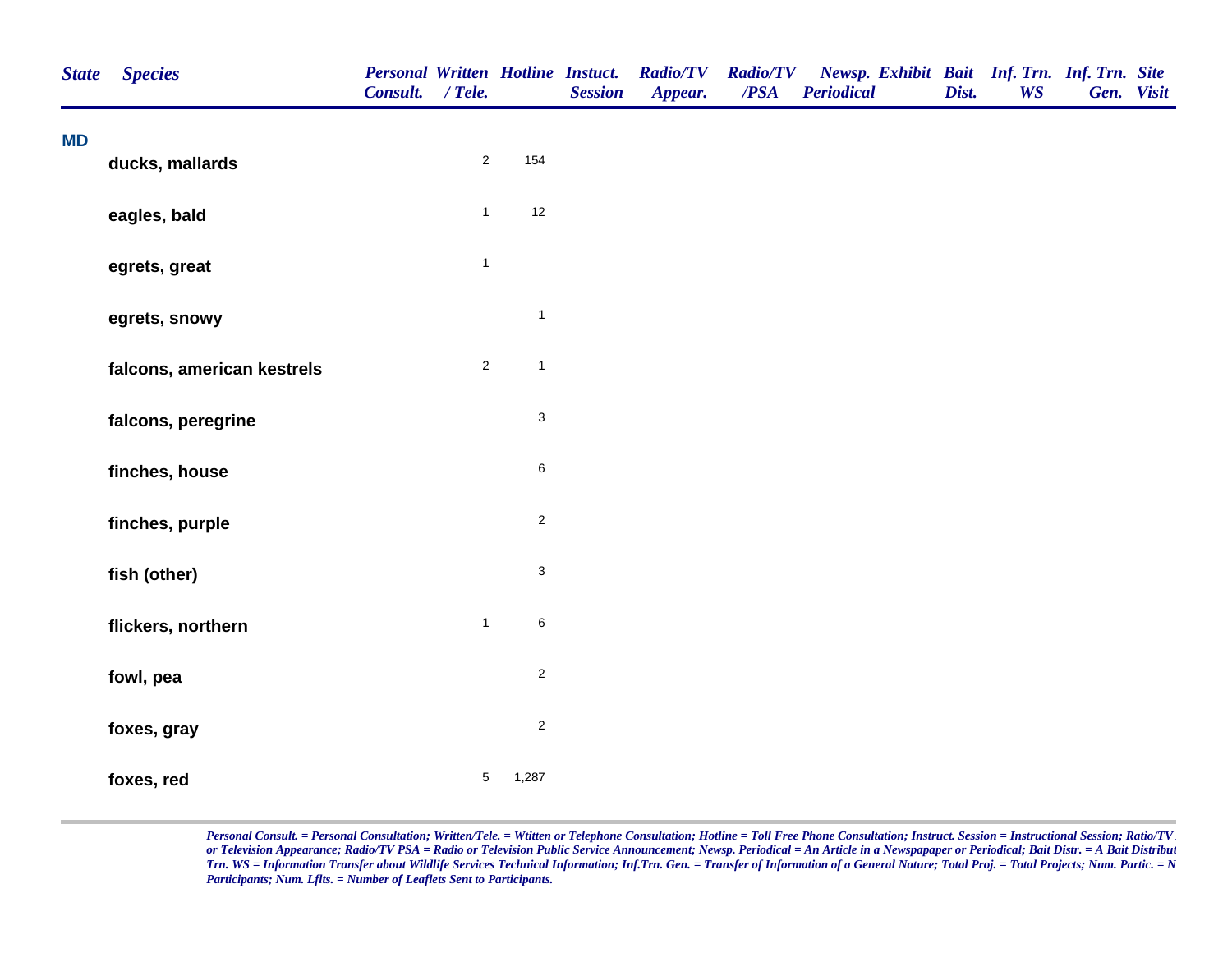| State | Species | Personal Consult. | Written / Tele. | Hotline | Instuct. Session | Radio/TV Appear. | Radio/TV /PSA | Newsp. Periodical | Exhibit | Bait Dist. | Inf. Trn. WS | Inf. Trn. Gen. | Site Visit |
|---|---|---|---|---|---|---|---|---|---|---|---|---|---|
| **MD** | | | | | | | | | | | | | |
| | ducks, mallards | | 2 | 154 | | | | | | | | | |
| | eagles, bald | | 1 | 12 | | | | | | | | | |
| | egrets, great | | 1 | | | | | | | | | | |
| | egrets, snowy | | | 1 | | | | | | | | | |
| | falcons, american kestrels | | 2 | 1 | | | | | | | | | |
| | falcons, peregrine | | | 3 | | | | | | | | | |
| | finches, house | | | 6 | | | | | | | | | |
| | finches, purple | | | 2 | | | | | | | | | |
| | fish (other) | | | 3 | | | | | | | | | |
| | flickers, northern | | 1 | 6 | | | | | | | | | |
| | fowl, pea | | | 2 | | | | | | | | | |
| | foxes, gray | | | 2 | | | | | | | | | |
| | foxes, red | | 5 | 1,287 | | | | | | | | | |

*Personal Consult. = Personal Consultation; Written/Tele. = Witten or Telephone Consultation; Hotline = Toll Free Phone Consultation; Instruct. Session = Instructional Session; Ratio/TV or Television Appearance; Radio/TV PSA = Radio or Television Public Service Announcement; Newsp. Periodical = An Article in a Newspapaper or Periodical; Bait Distr. = A Bait Distribut Trn. WS = Information Transfer about Wildlife Services Technical Information; Inf.Trn. Gen. = Transfer of Information of a General Nature; Total Proj. = Total Projects; Num. Partic. = N Participants; Num. Lflts. = Number of Leaflets Sent to Participants.*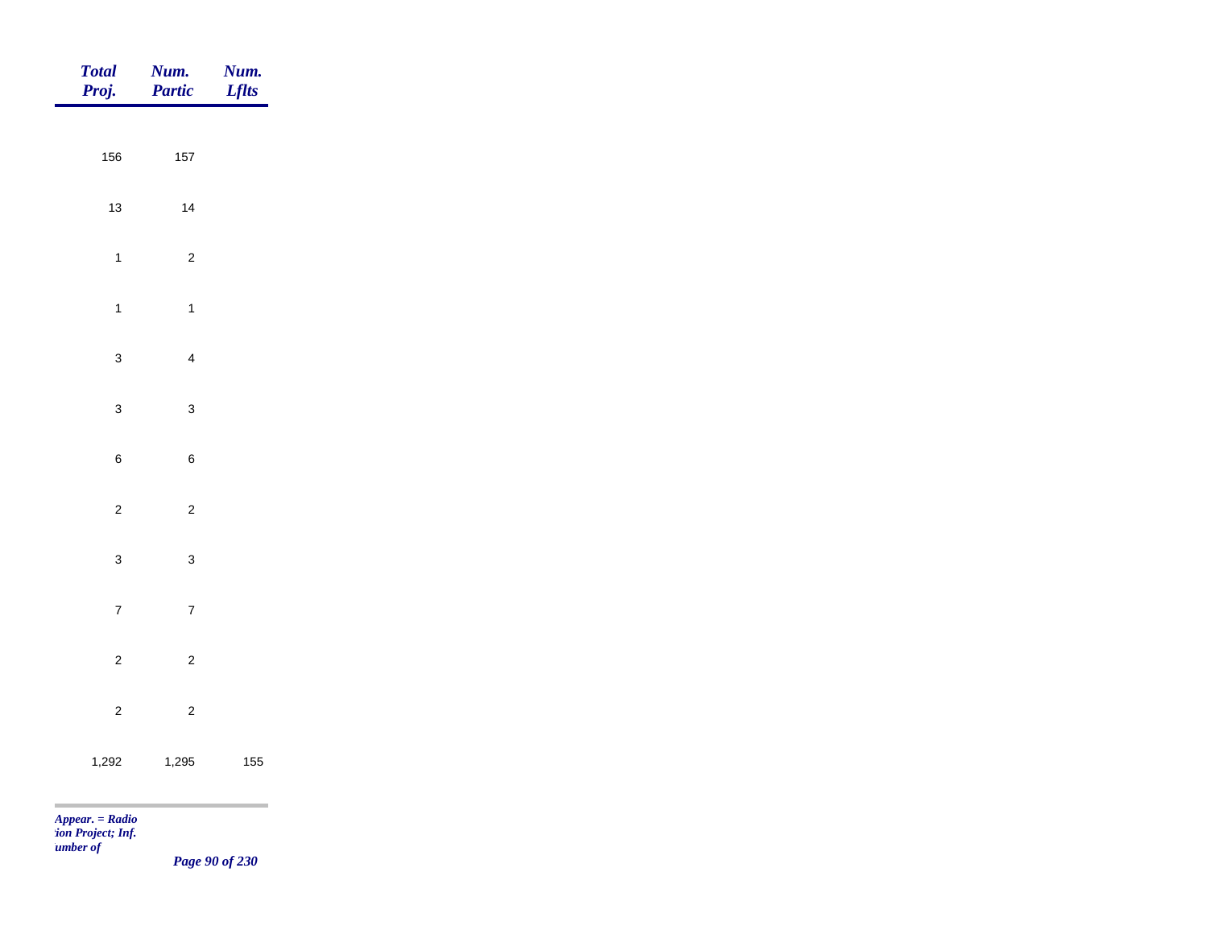| Total Proj. | Num. Partic | Num. Lflts |
|---|---|---|
| 156 | 157 | |
| 13 | 14 | |
| 1 | 2 | |
| 1 | 1 | |
| 3 | 4 | |
| 3 | 3 | |
| 6 | 6 | |
| 2 | 2 | |
| 3 | 3 | |
| 7 | 7 | |
| 2 | 2 | |
| 2 | 2 | |
| 1,292 | 1,295 | 155 |

*Appear. = Radio*
*:ion Project; Inf.*
*umber of*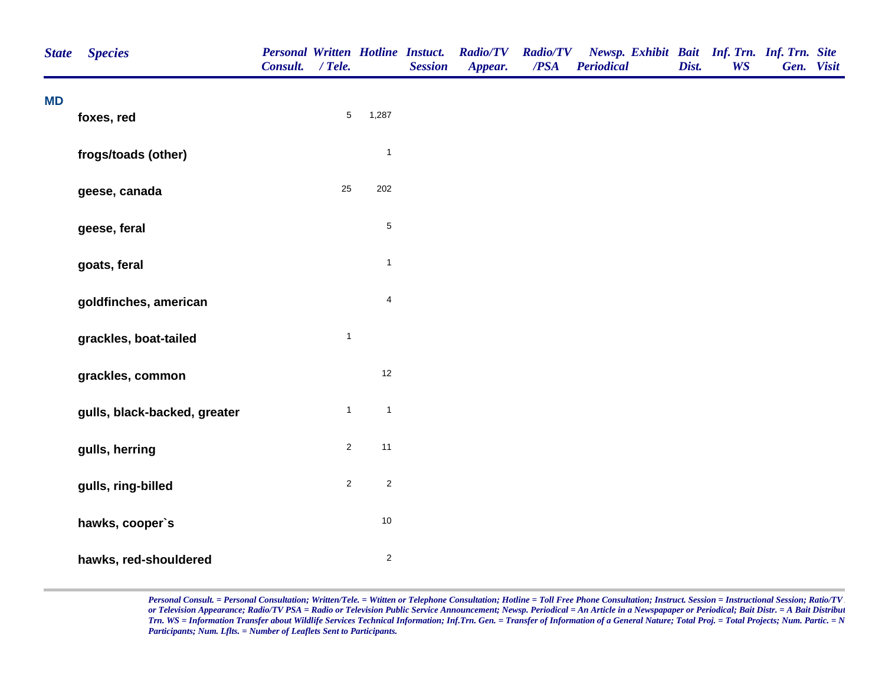| State | Species | Personal Consult. | Written / Tele. | Hotline | Instuct. Session | Radio/TV Appear. | Radio/TV /PSA | Newsp. Periodical | Exhibit | Bait Dist. | Inf. Trn. WS | Inf. Trn. Gen. | Site Visit |
|---|---|---|---|---|---|---|---|---|---|---|---|---|---|
| **MD** | | | | | | | | | | | | | |
| | **foxes, red** | | 5 | 1,287 | | | | | | | | | |
| | **frogs/toads (other)** | | | 1 | | | | | | | | | |
| | **geese, canada** | | 25 | 202 | | | | | | | | | |
| | **geese, feral** | | | 5 | | | | | | | | | |
| | **goats, feral** | | | 1 | | | | | | | | | |
| | **goldfinches, american** | | | 4 | | | | | | | | | |
| | **grackles, boat-tailed** | | 1 | | | | | | | | | | |
| | **grackles, common** | | | 12 | | | | | | | | | |
| | **gulls, black-backed, greater** | | 1 | 1 | | | | | | | | | |
| | **gulls, herring** | | 2 | 11 | | | | | | | | | |
| | **gulls, ring-billed** | | 2 | 2 | | | | | | | | | |
| | **hawks, cooper`s** | | | 10 | | | | | | | | | |
| | **hawks, red-shouldered** | | | 2 | | | | | | | | | |

*Personal Consult. = Personal Consultation; Written/Tele. = Witten or Telephone Consultation; Hotline = Toll Free Phone Consultation; Instruct. Session = Instructional Session; Ratio/TV or Television Appearance; Radio/TV PSA = Radio or Television Public Service Announcement; Newsp. Periodical = An Article in a Newspapaper or Periodical; Bait Distr. = A Bait Distribut Trn. WS = Information Transfer about Wildlife Services Technical Information; Inf.Trn. Gen. = Transfer of Information of a General Nature; Total Proj. = Total Projects; Num. Partic. = N Participants; Num. Lflts. = Number of Leaflets Sent to Participants.*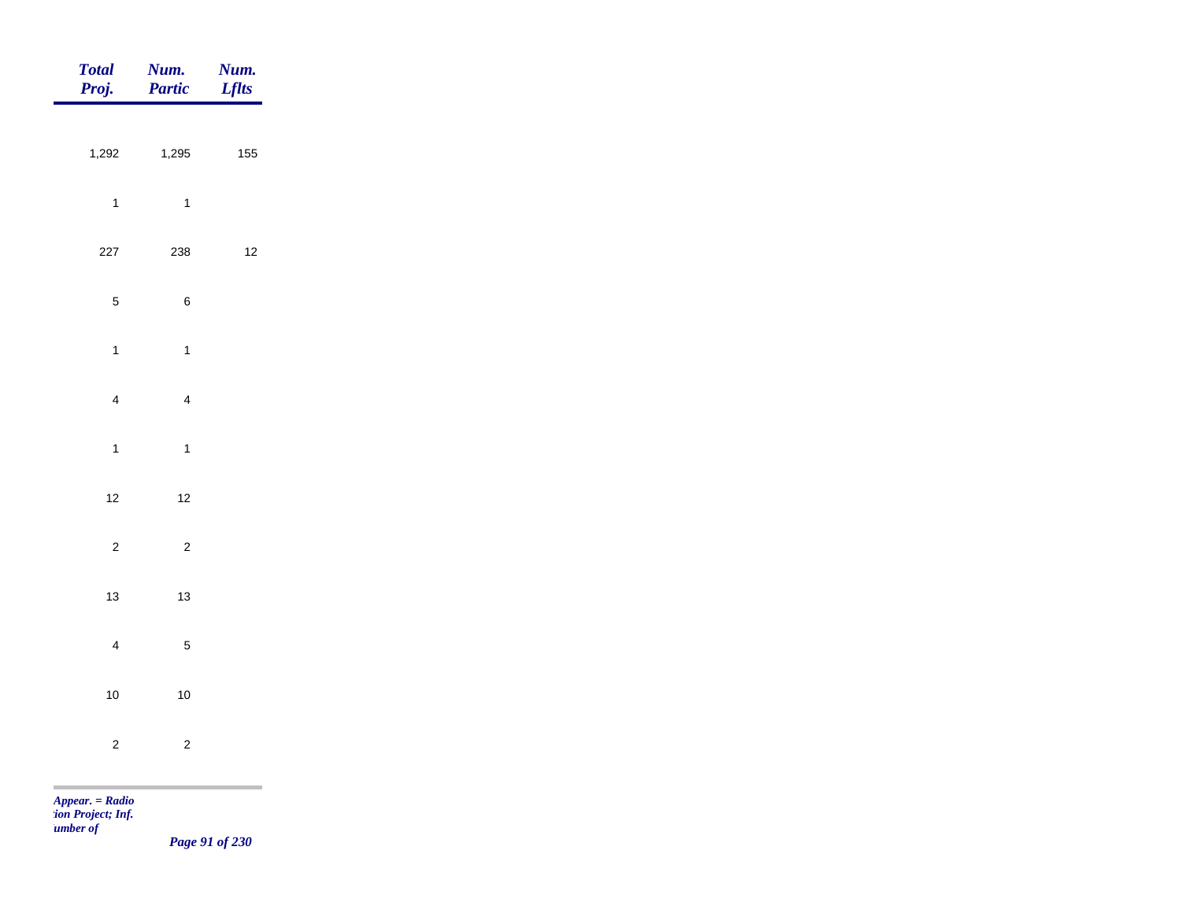| *Total Proj.* | *Num. Partic* | *Num. Lflts* |
|---|---|---|
| 1,292 | 1,295 | 155 |
| 1 | 1 | |
| 227 | 238 | 12 |
| 5 | 6 | |
| 1 | 1 | |
| 4 | 4 | |
| 1 | 1 | |
| 12 | 12 | |
| 2 | 2 | |
| 13 | 13 | |
| 4 | 5 | |
| 10 | 10 | |
| 2 | 2 | |

*Appear. = Radio*
*tion Project; Inf.*
*umber of*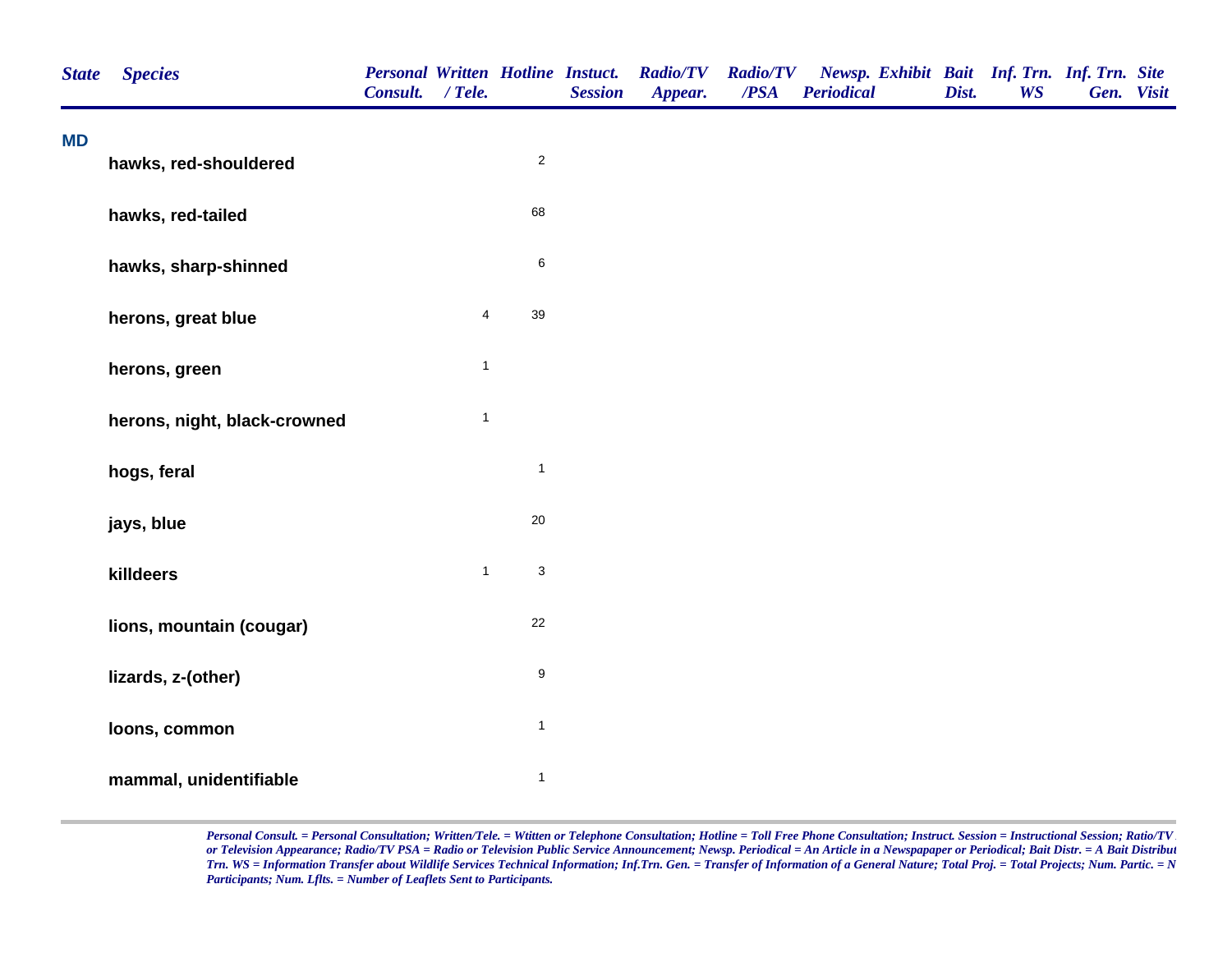| State | Species | Personal Consult. | Written / Tele. | Hotline | Instuct. Session | Radio/TV Appear. | Radio/TV /PSA | Newsp. Periodical | Exhibit | Bait Dist. | Inf. Trn. WS | Inf. Trn. Gen. | Site Visit |
|---|---|---|---|---|---|---|---|---|---|---|---|---|---|
| MD | | | | | | | | | | | | | |
| | hawks, red-shouldered | | | 2 | | | | | | | | | |
| | hawks, red-tailed | | | 68 | | | | | | | | | |
| | hawks, sharp-shinned | | | 6 | | | | | | | | | |
| | herons, great blue | | 4 | 39 | | | | | | | | | |
| | herons, green | | 1 | | | | | | | | | | |
| | herons, night, black-crowned | | 1 | | | | | | | | | | |
| | hogs, feral | | | 1 | | | | | | | | | |
| | jays, blue | | | 20 | | | | | | | | | |
| | killdeers | | 1 | 3 | | | | | | | | | |
| | lions, mountain (cougar) | | | 22 | | | | | | | | | |
| | lizards, z-(other) | | | 9 | | | | | | | | | |
| | loons, common | | | 1 | | | | | | | | | |
| | mammal, unidentifiable | | | 1 | | | | | | | | | |

*Personal Consult. = Personal Consultation; Written/Tele. = Witten or Telephone Consultation; Hotline = Toll Free Phone Consultation; Instruct. Session = Instructional Session; Ratio/TV or Television Appearance; Radio/TV PSA = Radio or Television Public Service Announcement; Newsp. Periodical = An Article in a Newspapaper or Periodical; Bait Distr. = A Bait Distribut Trn. WS = Information Transfer about Wildlife Services Technical Information; Inf.Trn. Gen. = Transfer of Information of a General Nature; Total Proj. = Total Projects; Num. Partic. = N Participants; Num. Lflts. = Number of Leaflets Sent to Participants.*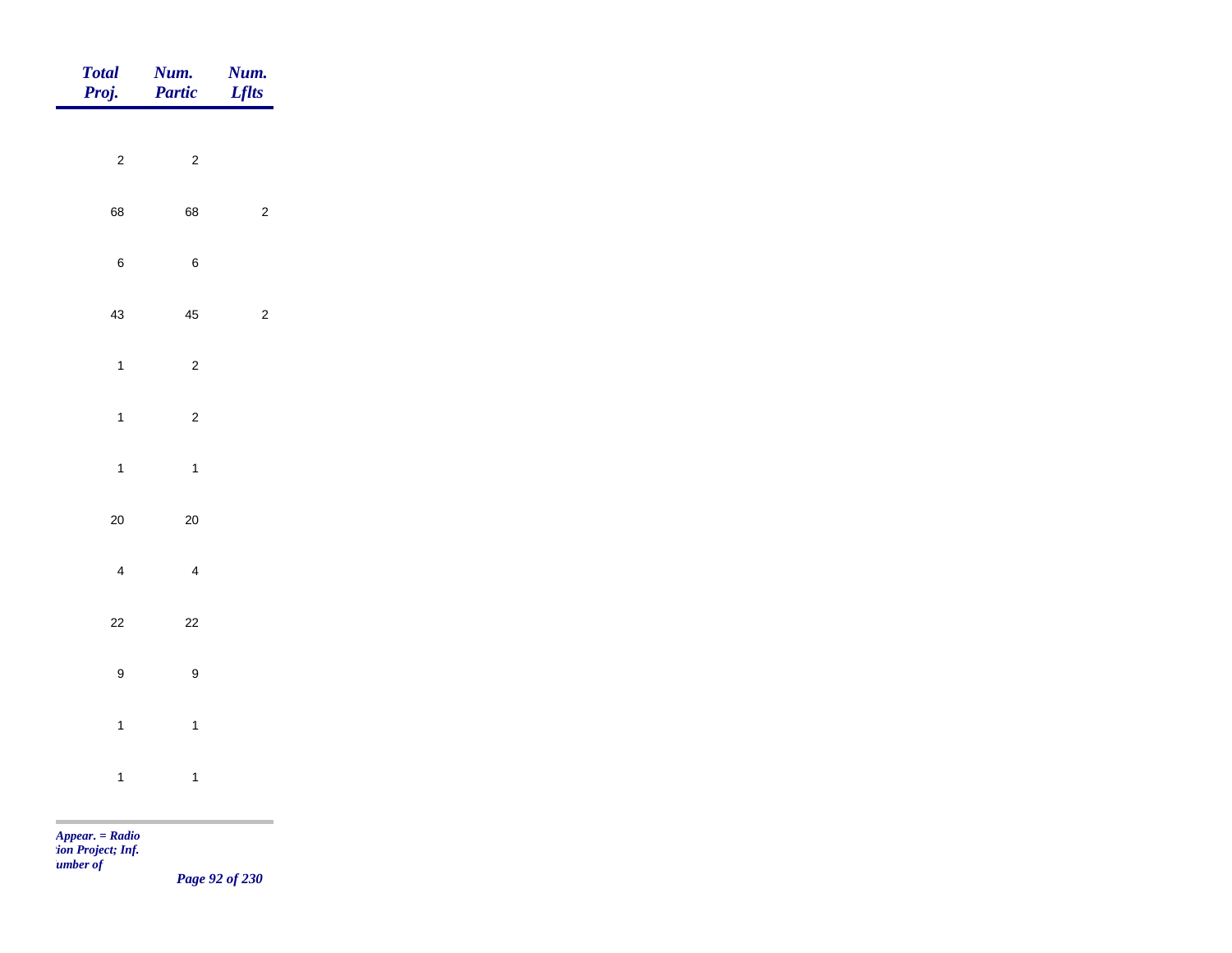| *Total Proj.* | *Num. Partic* | *Num. Lflts* |
|---|---|---|
| 2 | 2 | |
| 68 | 68 | 2 |
| 6 | 6 | |
| 43 | 45 | 2 |
| 1 | 2 | |
| 1 | 2 | |
| 1 | 1 | |
| 20 | 20 | |
| 4 | 4 | |
| 22 | 22 | |
| 9 | 9 | |
| 1 | 1 | |
| 1 | 1 | |

***Appear. = Radio***
***tion Project; Inf.***
***umber of***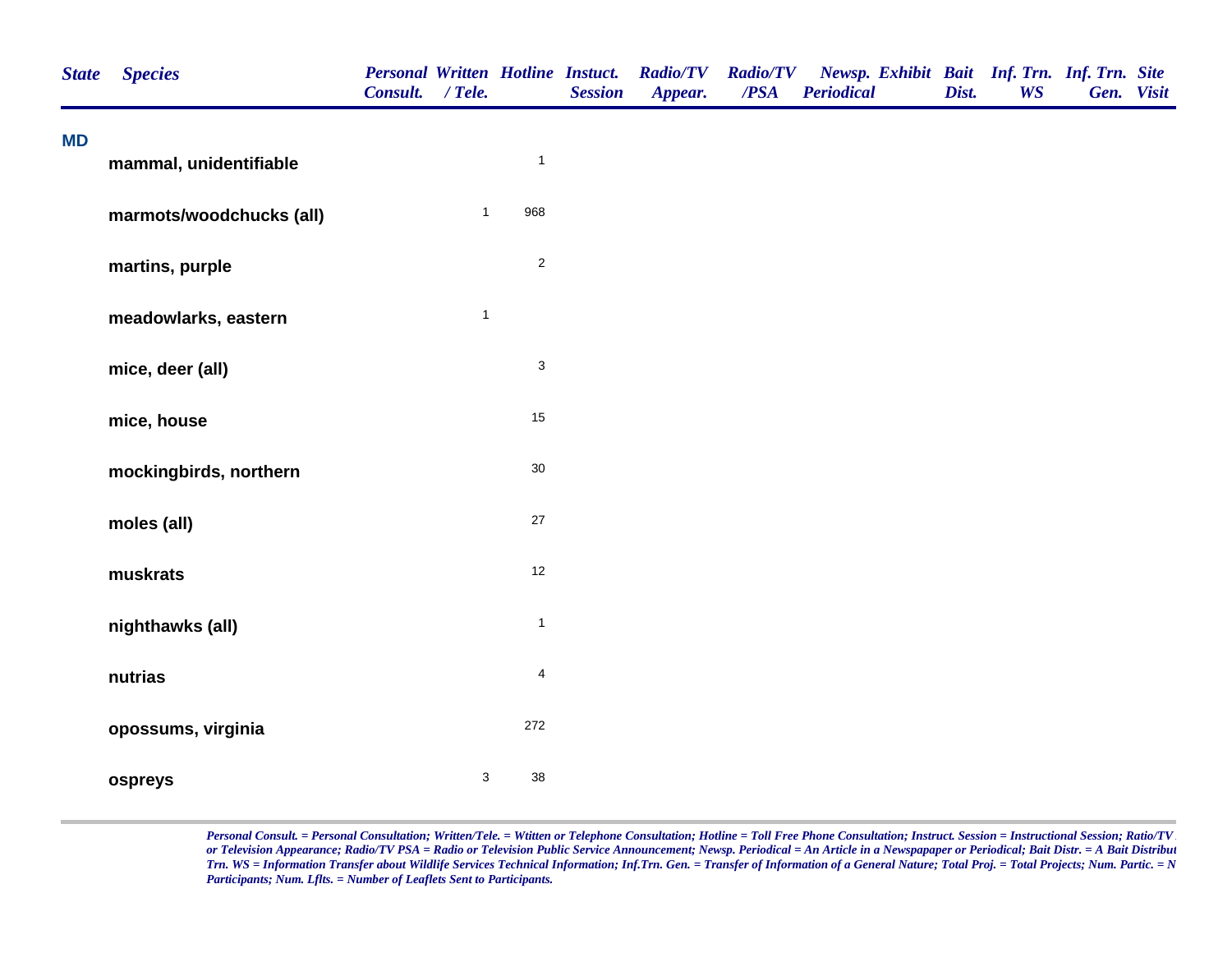| State | Species | Personal Consult. | Written / Tele. | Hotline | Instuct. Session | Radio/TV Appear. | Radio/TV /PSA | Newsp. Periodical | Exhibit | Bait Dist. | Inf. Trn. WS | Inf. Trn. Gen. | Site Visit |
|---|---|---|---|---|---|---|---|---|---|---|---|---|---|
| **MD** | | | | | | | | | | | | | |
| | **mammal, unidentifiable** | | | 1 | | | | | | | | | |
| | **marmots/woodchucks (all)** | | 1 | 968 | | | | | | | | | |
| | **martins, purple** | | | 2 | | | | | | | | | |
| | **meadowlarks, eastern** | | 1 | | | | | | | | | | |
| | **mice, deer (all)** | | | 3 | | | | | | | | | |
| | **mice, house** | | | 15 | | | | | | | | | |
| | **mockingbirds, northern** | | | 30 | | | | | | | | | |
| | **moles (all)** | | | 27 | | | | | | | | | |
| | **muskrats** | | | 12 | | | | | | | | | |
| | **nighthawks (all)** | | | 1 | | | | | | | | | |
| | **nutrias** | | | 4 | | | | | | | | | |
| | **opossums, virginia** | | | 272 | | | | | | | | | |
| | **ospreys** | | 3 | 38 | | | | | | | | | |

*Personal Consult. = Personal Consultation; Written/Tele. = Witten or Telephone Consultation; Hotline = Toll Free Phone Consultation; Instruct. Session = Instructional Session; Ratio/TV or Television Appearance; Radio/TV PSA = Radio or Television Public Service Announcement; Newsp. Periodical = An Article in a Newspapaper or Periodical; Bait Distr. = A Bait Distribut Trn. WS = Information Transfer about Wildlife Services Technical Information; Inf.Trn. Gen. = Transfer of Information of a General Nature; Total Proj. = Total Projects; Num. Partic. = N Participants; Num. Lflts. = Number of Leaflets Sent to Participants.*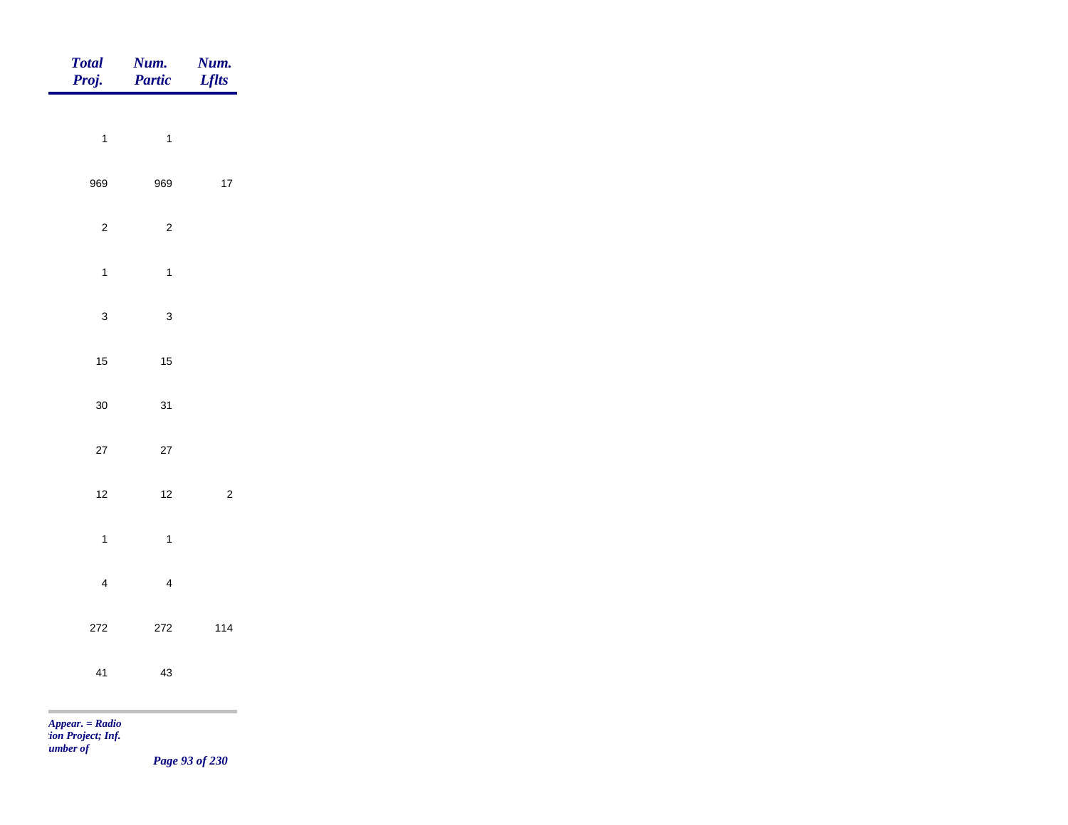| Total Proj. | Num. Partic | Num. Lflts |
|---|---|---|
| 1 | 1 | |
| 969 | 969 | 17 |
| 2 | 2 | |
| 1 | 1 | |
| 3 | 3 | |
| 15 | 15 | |
| 30 | 31 | |
| 27 | 27 | |
| 12 | 12 | 2 |
| 1 | 1 | |
| 4 | 4 | |
| 272 | 272 | 114 |
| 41 | 43 | |

*Appear. = Radio*
*tion Project; Inf.*
*umber of*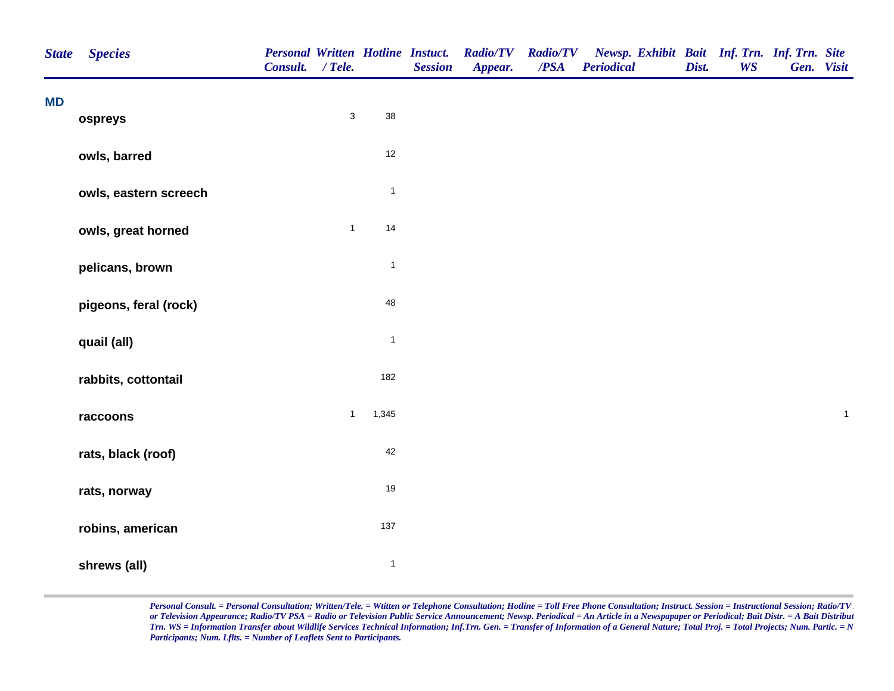| State | Species | Personal Consult. | Written / Tele. | Hotline | Instuct. Session | Radio/TV Appear. | Radio/TV /PSA | Newsp. Periodical | Exhibit | Bait Dist. | Inf. Trn. WS | Inf. Trn. Gen. | Site Visit |
|---|---|---|---|---|---|---|---|---|---|---|---|---|---|
| MD | | | | | | | | | | | | | |
| | ospreys | | 3 | 38 | | | | | | | | | |
| | owls, barred | | | 12 | | | | | | | | | |
| | owls, eastern screech | | | 1 | | | | | | | | | |
| | owls, great horned | | 1 | 14 | | | | | | | | | |
| | pelicans, brown | | | 1 | | | | | | | | | |
| | pigeons, feral (rock) | | | 48 | | | | | | | | | |
| | quail (all) | | | 1 | | | | | | | | | |
| | rabbits, cottontail | | | 182 | | | | | | | | | |
| | raccoons | | 1 | 1,345 | | | | | | | | | 1 |
| | rats, black (roof) | | | 42 | | | | | | | | | |
| | rats, norway | | | 19 | | | | | | | | | |
| | robins, american | | | 137 | | | | | | | | | |
| | shrews (all) | | | 1 | | | | | | | | | |

*Personal Consult. = Personal Consultation; Written/Tele. = Witten or Telephone Consultation; Hotline = Toll Free Phone Consultation; Instruct. Session = Instructional Session; Ratio/TV or Television Appearance; Radio/TV PSA = Radio or Television Public Service Announcement; Newsp. Periodical = An Article in a Newspapaper or Periodical; Bait Distr. = A Bait Distribut Trn. WS = Information Transfer about Wildlife Services Technical Information; Inf.Trn. Gen. = Transfer of Information of a General Nature; Total Proj. = Total Projects; Num. Partic. = N Participants; Num. Lflts. = Number of Leaflets Sent to Participants.*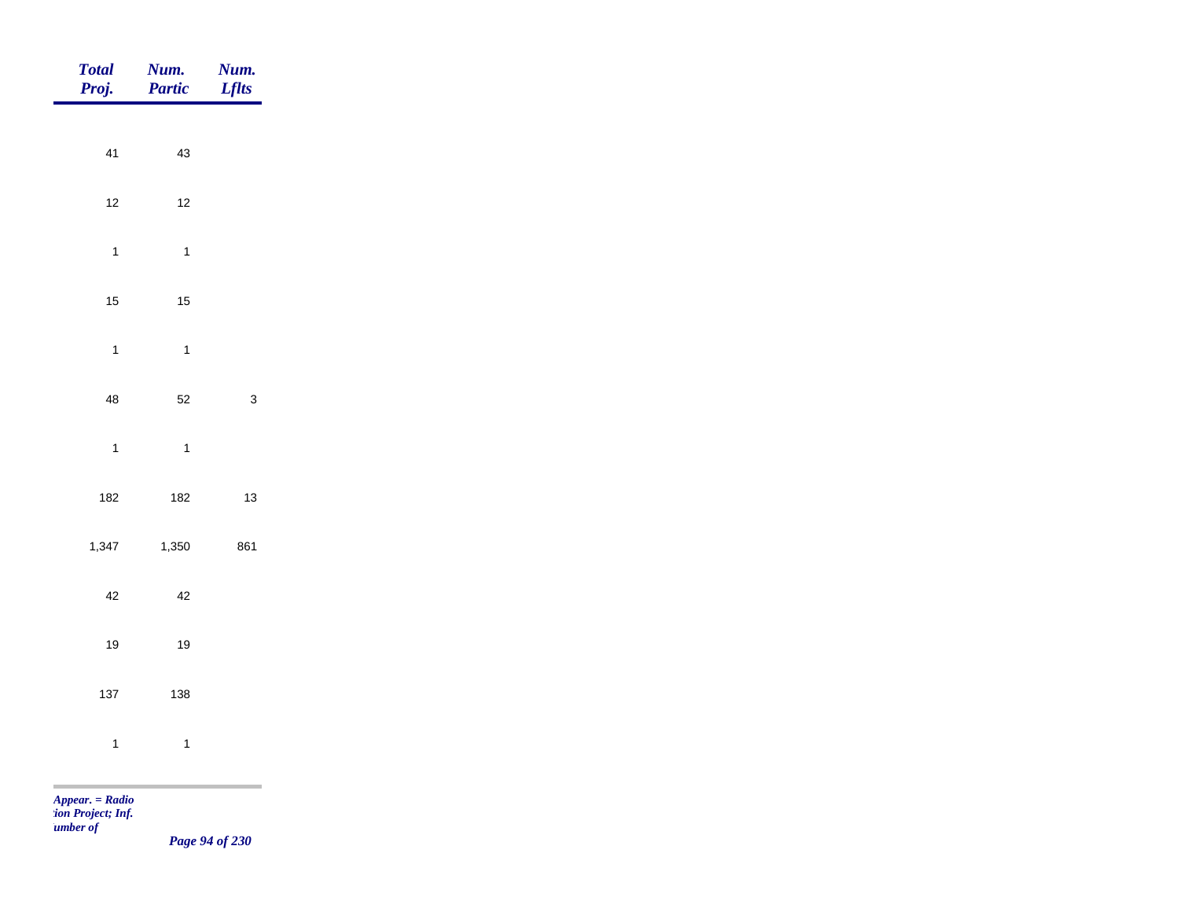| Total Proj. | Num. Partic | Num. Lflts |
|---|---|---|
| 41 | 43 | |
| 12 | 12 | |
| 1 | 1 | |
| 15 | 15 | |
| 1 | 1 | |
| 48 | 52 | 3 |
| 1 | 1 | |
| 182 | 182 | 13 |
| 1,347 | 1,350 | 861 |
| 42 | 42 | |
| 19 | 19 | |
| 137 | 138 | |
| 1 | 1 | |

*Appear. = Radio*
*tion Project; Inf.*
*umber of*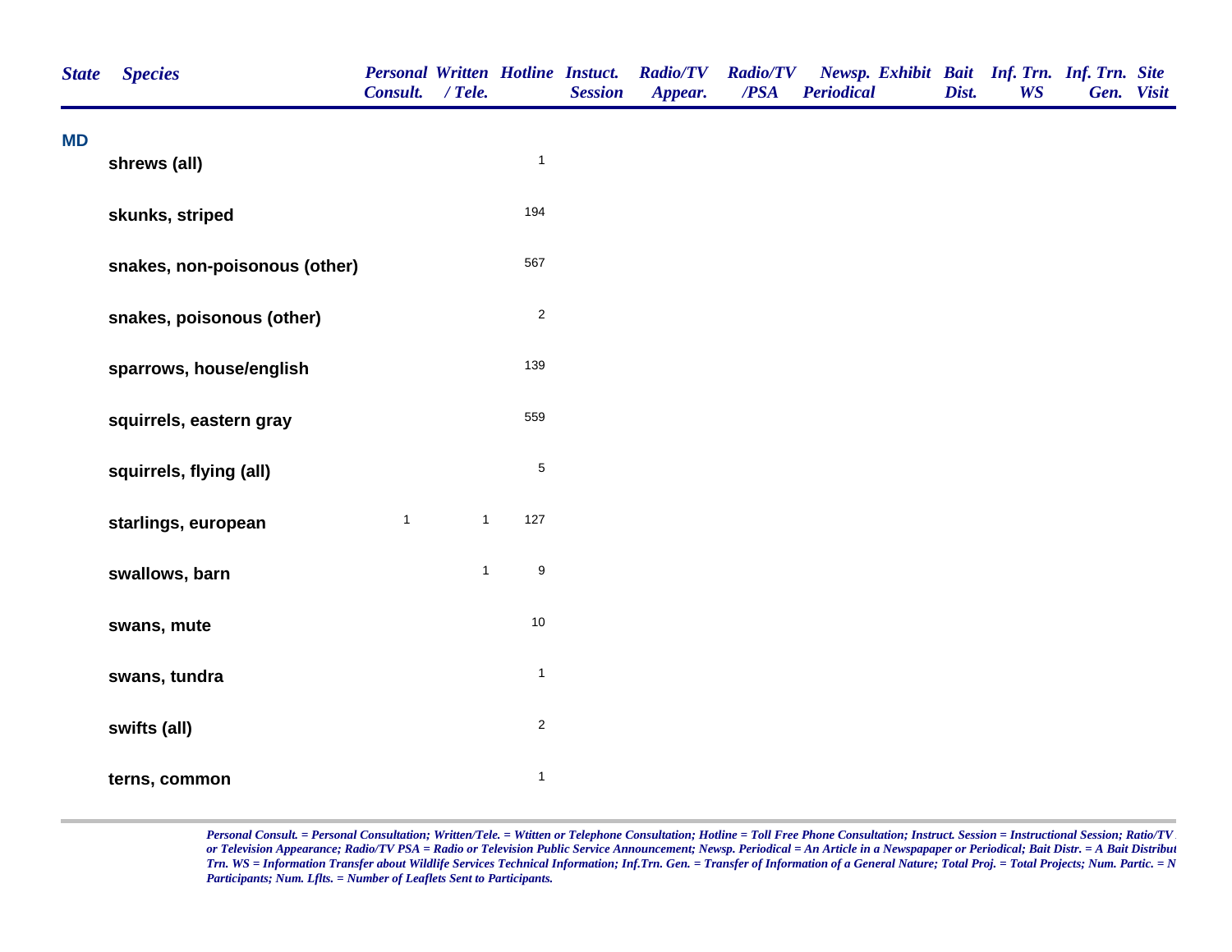| State | Species | Personal Consult. | Written / Tele. | Hotline | Instuct. Session | Radio/TV Appear. | Radio/TV /PSA | Newsp. Periodical | Exhibit | Bait Dist. | Inf. Trn. WS | Inf. Trn. Gen. | Site Visit |
|---|---|---|---|---|---|---|---|---|---|---|---|---|---|
| MD | | | | | | | | | | | | | |
| | shrews (all) | | | 1 | | | | | | | | | |
| | skunks, striped | | | 194 | | | | | | | | | |
| | snakes, non-poisonous (other) | | | 567 | | | | | | | | | |
| | snakes, poisonous (other) | | | 2 | | | | | | | | | |
| | sparrows, house/english | | | 139 | | | | | | | | | |
| | squirrels, eastern gray | | | 559 | | | | | | | | | |
| | squirrels, flying (all) | | | 5 | | | | | | | | | |
| | starlings, european | 1 | 1 | 127 | | | | | | | | | |
| | swallows, barn | | 1 | 9 | | | | | | | | | |
| | swans, mute | | | 10 | | | | | | | | | |
| | swans, tundra | | | 1 | | | | | | | | | |
| | swifts (all) | | | 2 | | | | | | | | | |
| | terns, common | | | 1 | | | | | | | | | |

*Personal Consult. = Personal Consultation; Written/Tele. = Witten or Telephone Consultation; Hotline = Toll Free Phone Consultation; Instruct. Session = Instructional Session; Ratio/TV or Television Appearance; Radio/TV PSA = Radio or Television Public Service Announcement; Newsp. Periodical = An Article in a Newspapaper or Periodical; Bait Distr. = A Bait Distribut Trn. WS = Information Transfer about Wildlife Services Technical Information; Inf.Trn. Gen. = Transfer of Information of a General Nature; Total Proj. = Total Projects; Num. Partic. = N Participants; Num. Lflts. = Number of Leaflets Sent to Participants.*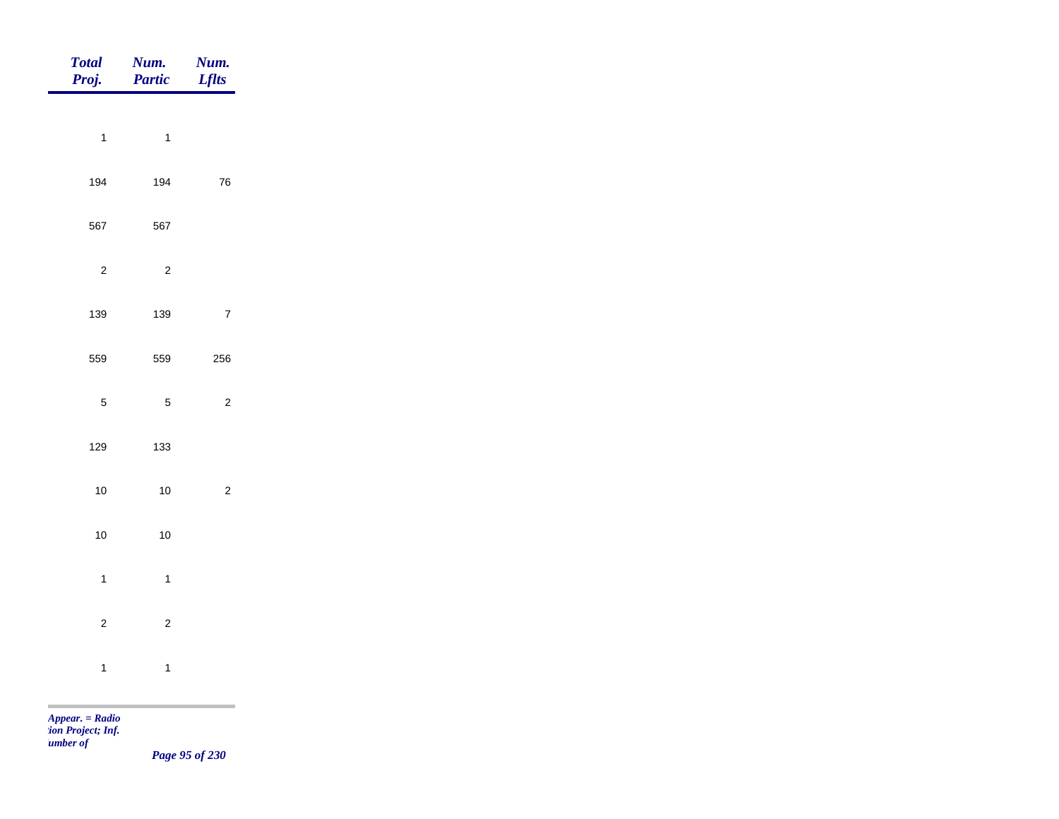| Total Proj. | Num. Partic | Num. Lflts |
|---|---|---|
| 1 | 1 | |
| 194 | 194 | 76 |
| 567 | 567 | |
| 2 | 2 | |
| 139 | 139 | 7 |
| 559 | 559 | 256 |
| 5 | 5 | 2 |
| 129 | 133 | |
| 10 | 10 | 2 |
| 10 | 10 | |
| 1 | 1 | |
| 2 | 2 | |
| 1 | 1 | |

*Appear. = Radio*
*tion Project; Inf.*
*umber of*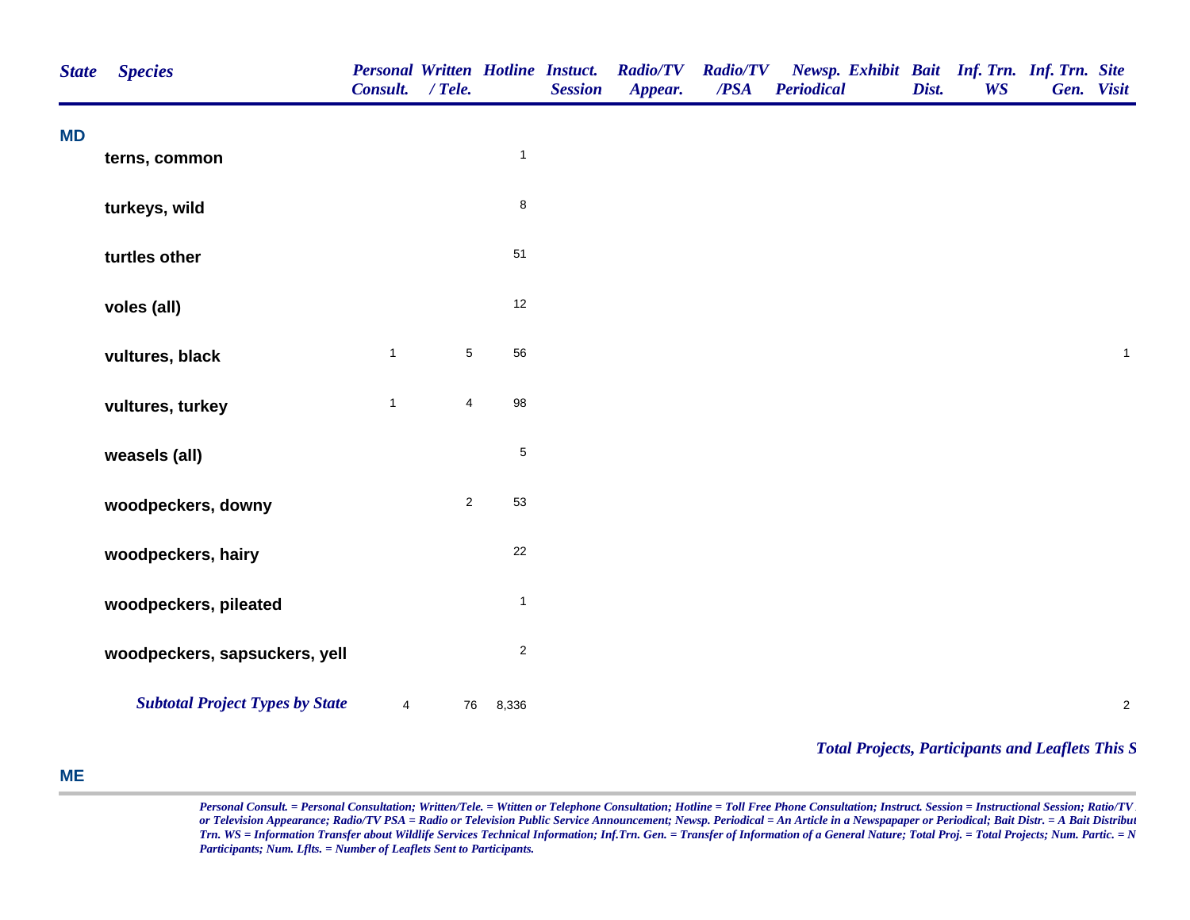| State | Species | Personal Consult. | Written / Tele. | Hotline | Instuct. Session | Radio/TV Appear. | Radio/TV /PSA | Newsp. Periodical | Exhibit | Bait Dist. | Inf. Trn. WS | Inf. Trn. Gen. | Site Visit |
|---|---|---|---|---|---|---|---|---|---|---|---|---|---|
| MD | | | | | | | | | | | | | |
| | terns, common | | | 1 | | | | | | | | | |
| | turkeys, wild | | | 8 | | | | | | | | | |
| | turtles other | | | 51 | | | | | | | | | |
| | voles (all) | | | 12 | | | | | | | | | |
| | vultures, black | 1 | 5 | 56 | | | | | | | | | 1 |
| | vultures, turkey | 1 | 4 | 98 | | | | | | | | | |
| | weasels (all) | | | 5 | | | | | | | | | |
| | woodpeckers, downy | | 2 | 53 | | | | | | | | | |
| | woodpeckers, hairy | | | 22 | | | | | | | | | |
| | woodpeckers, pileated | | | 1 | | | | | | | | | |
| | woodpeckers, sapsuckers, yell | | | 2 | | | | | | | | | |
| | ***Subtotal Project Types by State*** | 4 | 76 | 8,336 | | | | | | | | | 2 |

***Total Projects, Participants and Leaflets This S***

**ME**

*Personal Consult. = Personal Consultation; Written/Tele. = Wtitten or Telephone Consultation; Hotline = Toll Free Phone Consultation; Instruct. Session = Instructional Session; Ratio/TV or Television Appearance; Radio/TV PSA = Radio or Television Public Service Announcement; Newsp. Periodical = An Article in a Newspapaper or Periodical; Bait Distr. = A Bait Distribut Trn. WS = Information Transfer about Wildlife Services Technical Information; Inf.Trn. Gen. = Transfer of Information of a General Nature; Total Proj. = Total Projects; Num. Partic. = N Participants; Num. Lflts. = Number of Leaflets Sent to Participants.*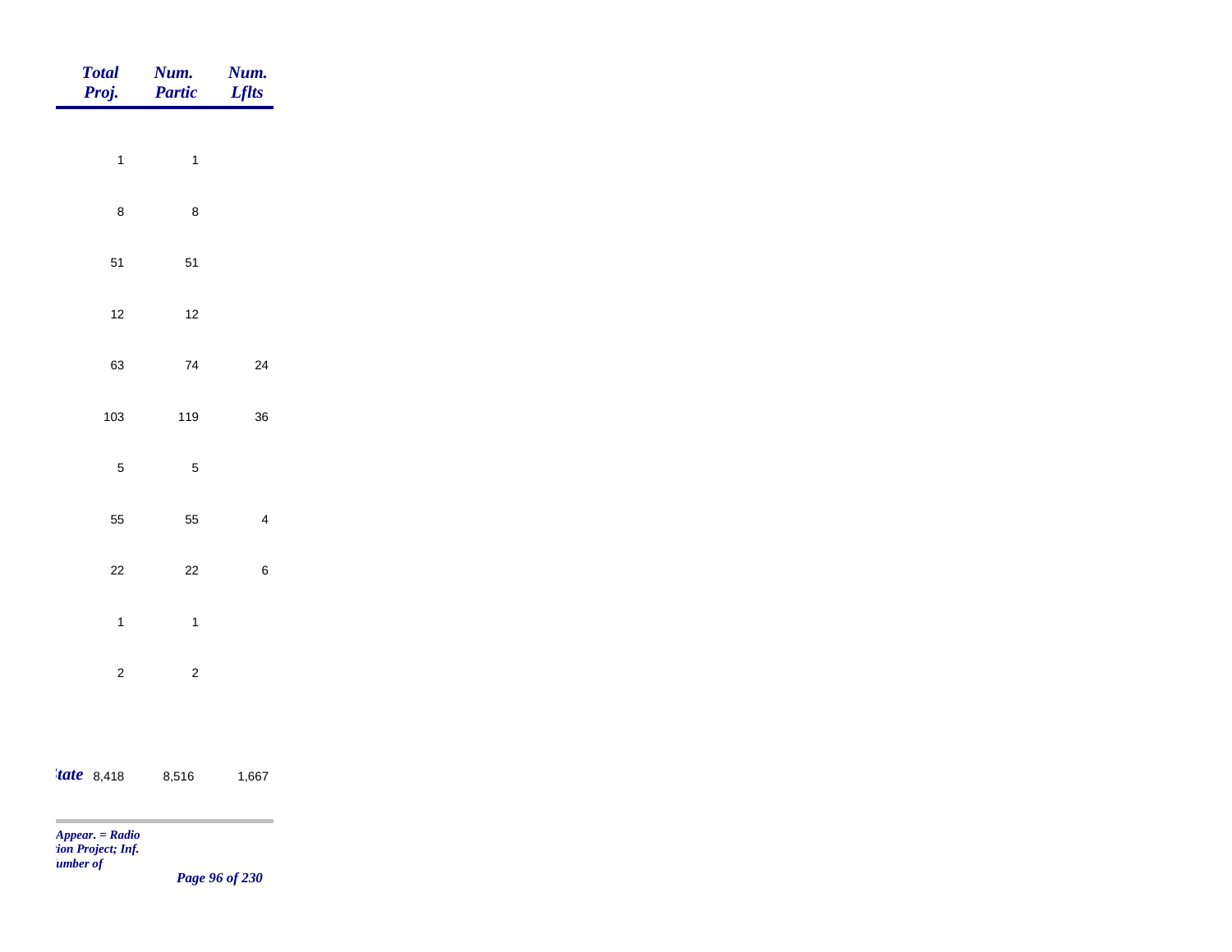| Total Proj. | Num. Partic | Num. Lflts |
|---|---|---|
| 1 | 1 | |
| 8 | 8 | |
| 51 | 51 | |
| 12 | 12 | |
| 63 | 74 | 24 |
| 103 | 119 | 36 |
| 5 | 5 | |
| 55 | 55 | 4 |
| 22 | 22 | 6 |
| 1 | 1 | |
| 2 | 2 | |
| *tate* 8,418 | 8,516 | 1,667 |

*Appear. = Radio*
*tion Project; Inf.*
*umber of*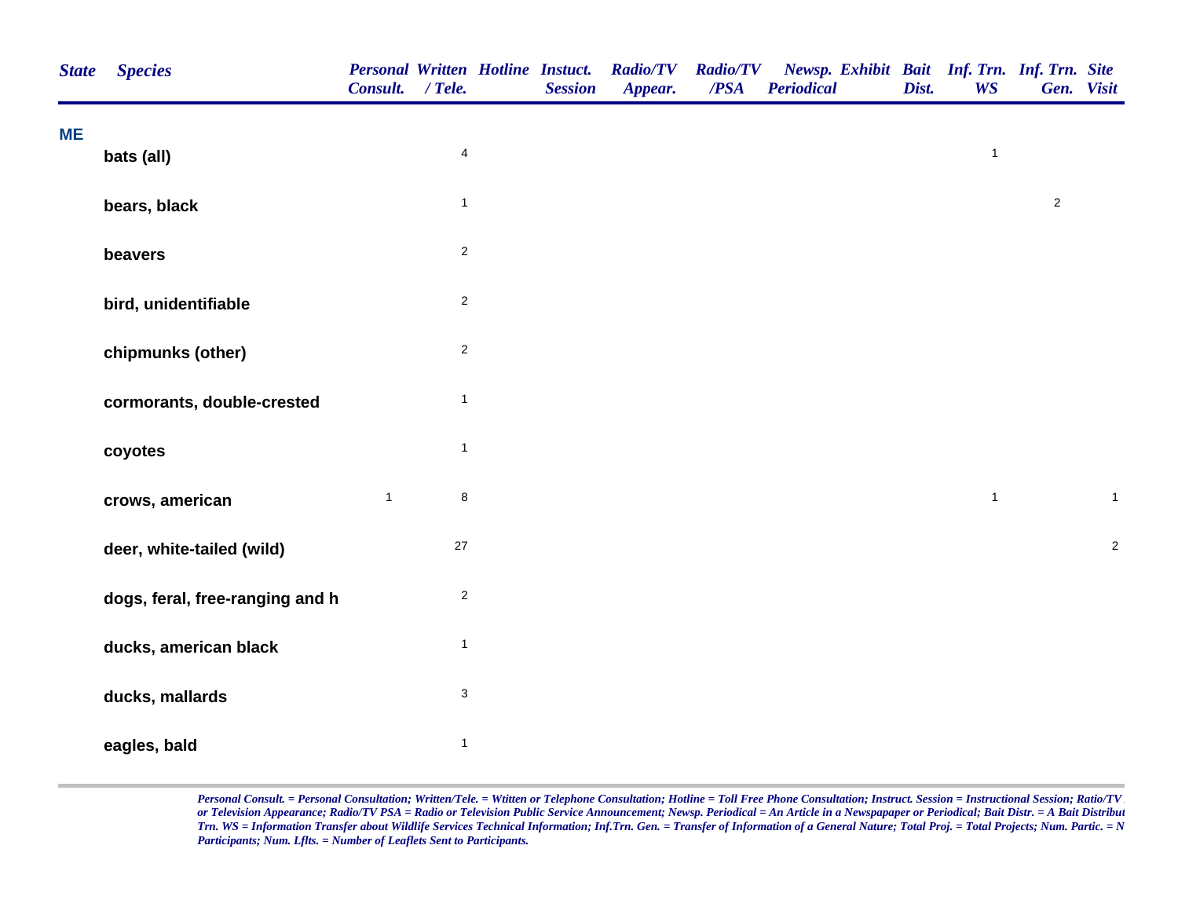| State | Species | Personal Consult. | Written / Tele. | Hotline | Instuct. Session | Radio/TV Appear. | Radio/TV /PSA | Newsp. Periodical | Exhibit | Bait Dist. | Inf. Trn. WS | Inf. Trn. Gen. | Site Visit |
|---|---|---|---|---|---|---|---|---|---|---|---|---|---|
| ME | | | | | | | | | | | | | |
| | bats (all) | | 4 | | | | | | | | 1 | | |
| | bears, black | | 1 | | | | | | | | | 2 | |
| | beavers | | 2 | | | | | | | | | | |
| | bird, unidentifiable | | 2 | | | | | | | | | | |
| | chipmunks (other) | | 2 | | | | | | | | | | |
| | cormorants, double-crested | | 1 | | | | | | | | | | |
| | coyotes | | 1 | | | | | | | | | | |
| | crows, american | 1 | 8 | | | | | | | | 1 | | 1 |
| | deer, white-tailed (wild) | | 27 | | | | | | | | | | 2 |
| | dogs, feral, free-ranging and h | | 2 | | | | | | | | | | |
| | ducks, american black | | 1 | | | | | | | | | | |
| | ducks, mallards | | 3 | | | | | | | | | | |
| | eagles, bald | | 1 | | | | | | | | | | |

*Personal Consult. = Personal Consultation; Written/Tele. = Wtitten or Telephone Consultation; Hotline = Toll Free Phone Consultation; Instruct. Session = Instructional Session; Ratio/TV or Television Appearance; Radio/TV PSA = Radio or Television Public Service Announcement; Newsp. Periodical = An Article in a Newspapaper or Periodical; Bait Distr. = A Bait Distribut Trn. WS = Information Transfer about Wildlife Services Technical Information; Inf.Trn. Gen. = Transfer of Information of a General Nature; Total Proj. = Total Projects; Num. Partic. = N Participants; Num. Lflts. = Number of Leaflets Sent to Participants.*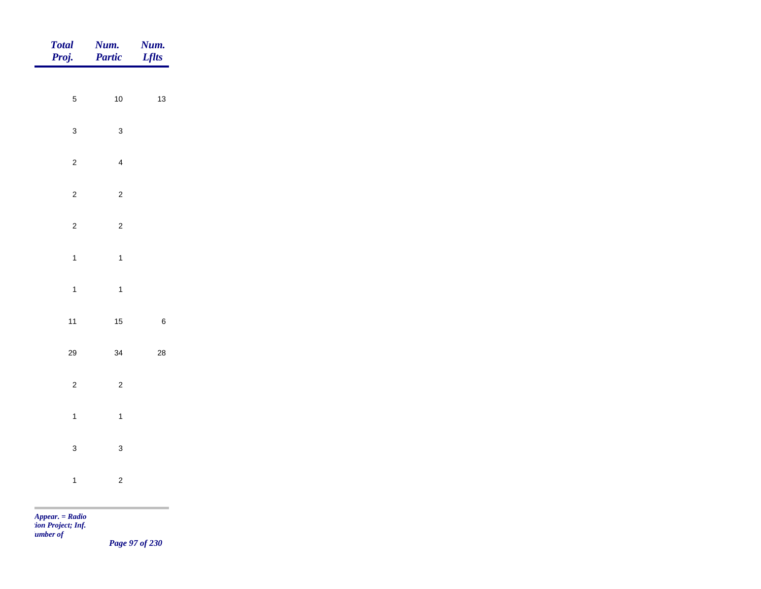| Total Proj. | Num. Partic | Num. Lflts |
|---|---|---|
| 5 | 10 | 13 |
| 3 | 3 | |
| 2 | 4 | |
| 2 | 2 | |
| 2 | 2 | |
| 1 | 1 | |
| 1 | 1 | |
| 11 | 15 | 6 |
| 29 | 34 | 28 |
| 2 | 2 | |
| 1 | 1 | |
| 3 | 3 | |
| 1 | 2 | |

*Appear. = Radio*
*tion Project; Inf.*
*umber of*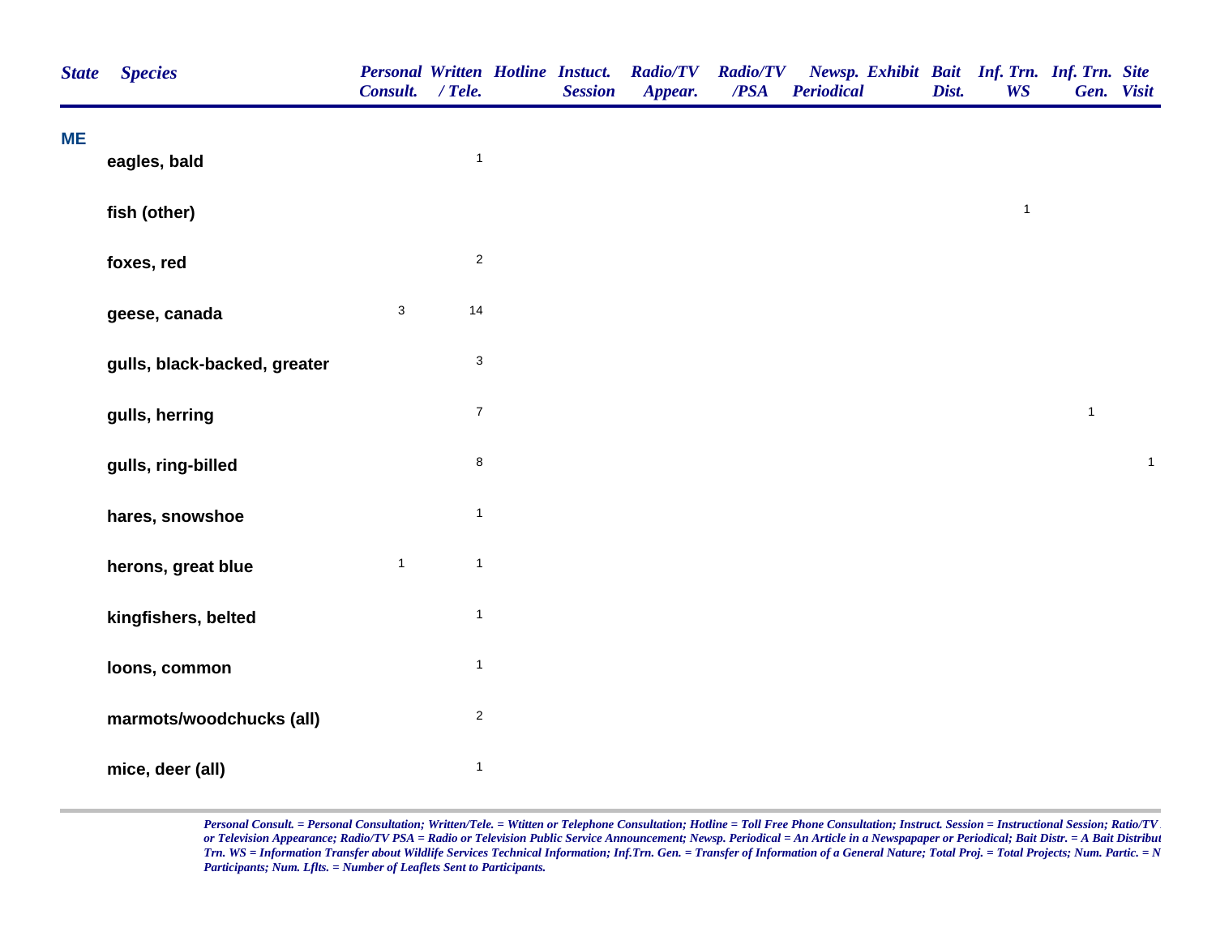| State | Species | Personal Consult. | Written / Tele. | Hotline | Instuct. Session | Radio/TV Appear. | Radio/TV /PSA | Newsp. Periodical | Exhibit | Bait Dist. | Inf. Trn. WS | Inf. Trn. Gen. | Site Visit |
|---|---|---|---|---|---|---|---|---|---|---|---|---|---|
| **ME** | | | | | | | | | | | | | |
| | **eagles, bald** | | 1 | | | | | | | | | | |
| | **fish (other)** | | | | | | | | | | 1 | | |
| | **foxes, red** | | 2 | | | | | | | | | | |
| | **geese, canada** | 3 | 14 | | | | | | | | | | |
| | **gulls, black-backed, greater** | | 3 | | | | | | | | | | |
| | **gulls, herring** | | 7 | | | | | | | | | 1 | |
| | **gulls, ring-billed** | | 8 | | | | | | | | | | 1 |
| | **hares, snowshoe** | | 1 | | | | | | | | | | |
| | **herons, great blue** | 1 | 1 | | | | | | | | | | |
| | **kingfishers, belted** | | 1 | | | | | | | | | | |
| | **loons, common** | | 1 | | | | | | | | | | |
| | **marmots/woodchucks (all)** | | 2 | | | | | | | | | | |
| | **mice, deer (all)** | | 1 | | | | | | | | | | |

*Personal Consult. = Personal Consultation; Written/Tele. = Wtitten or Telephone Consultation; Hotline = Toll Free Phone Consultation; Instruct. Session = Instructional Session; Ratio/TV or Television Appearance; Radio/TV PSA = Radio or Television Public Service Announcement; Newsp. Periodical = An Article in a Newspapaper or Periodical; Bait Distr. = A Bait Distribut Trn. WS = Information Transfer about Wildlife Services Technical Information; Inf.Trn. Gen. = Transfer of Information of a General Nature; Total Proj. = Total Projects; Num. Partic. = N Participants; Num. Lflts. = Number of Leaflets Sent to Participants.*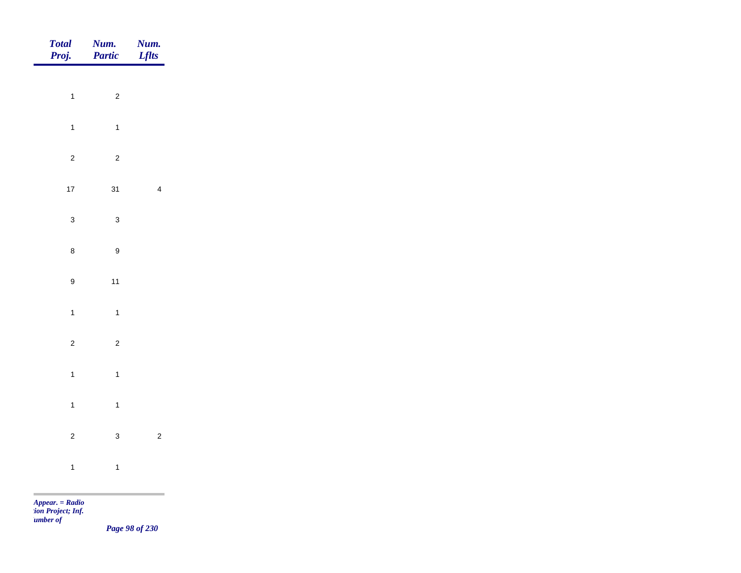| *Total Proj.* | *Num. Partic* | *Num. Lflts* |
|---|---|---|
| 1 | 2 | |
| 1 | 1 | |
| 2 | 2 | |
| 17 | 31 | 4 |
| 3 | 3 | |
| 8 | 9 | |
| 9 | 11 | |
| 1 | 1 | |
| 2 | 2 | |
| 1 | 1 | |
| 1 | 1 | |
| 2 | 3 | 2 |
| 1 | 1 | |

*Appear. = Radio*
*tion Project; Inf.*
*umber of*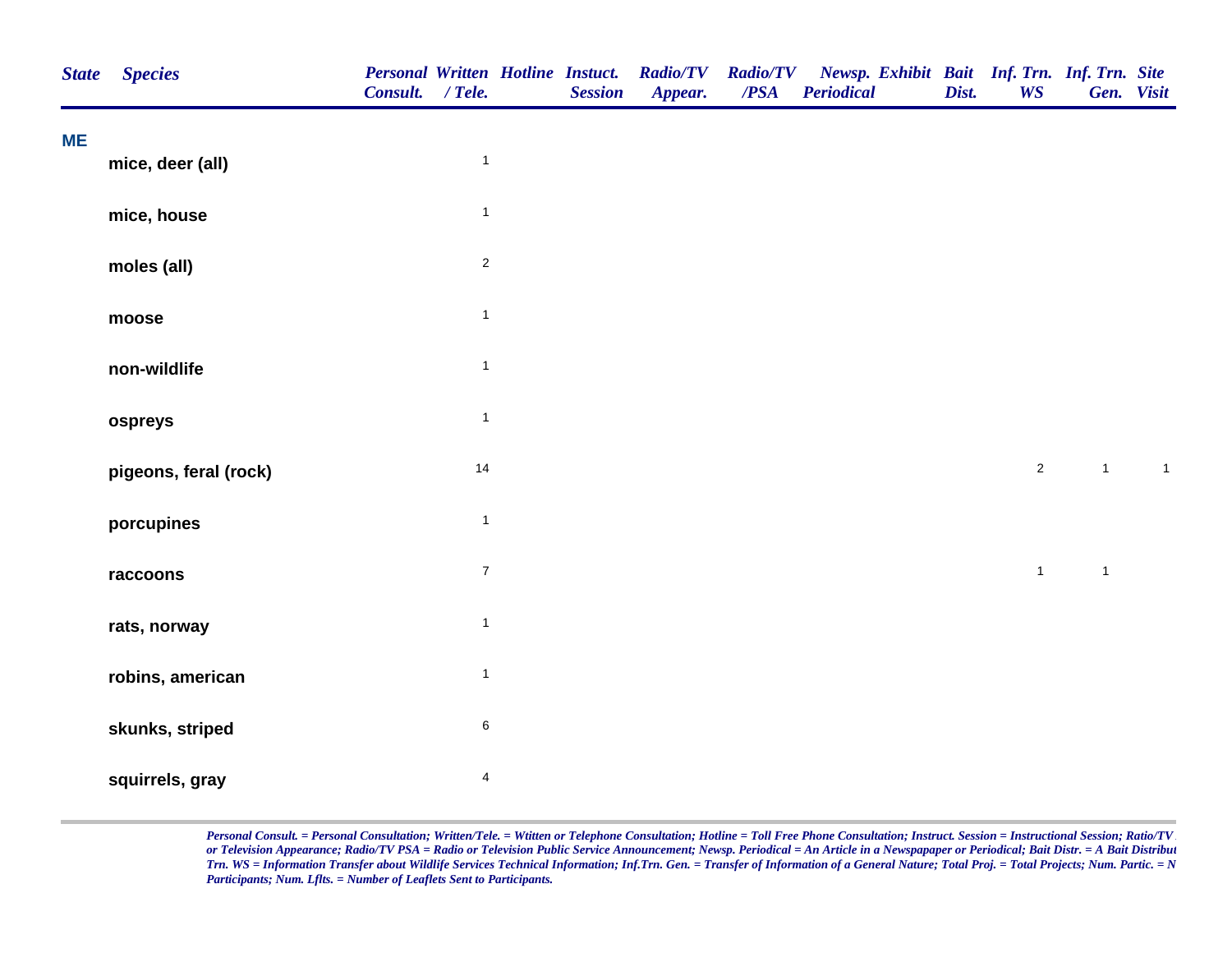| State | Species | Personal Consult. | Written / Tele. | Hotline | Instuct. Session | Radio/TV Appear. | Radio/TV /PSA | Newsp. Periodical | Exhibit | Bait Dist. | Inf. Trn. WS | Inf. Trn. Gen. | Site Visit |
|---|---|---|---|---|---|---|---|---|---|---|---|---|---|
| **ME** | | | | | | | | | | | | | |
| | **mice, deer (all)** | | 1 | | | | | | | | | | |
| | **mice, house** | | 1 | | | | | | | | | | |
| | **moles (all)** | | 2 | | | | | | | | | | |
| | **moose** | | 1 | | | | | | | | | | |
| | **non-wildlife** | | 1 | | | | | | | | | | |
| | **ospreys** | | 1 | | | | | | | | | | |
| | **pigeons, feral (rock)** | | 14 | | | | | | | | 2 | 1 | 1 |
| | **porcupines** | | 1 | | | | | | | | | | |
| | **raccoons** | | 7 | | | | | | | | 1 | 1 | |
| | **rats, norway** | | 1 | | | | | | | | | | |
| | **robins, american** | | 1 | | | | | | | | | | |
| | **skunks, striped** | | 6 | | | | | | | | | | |
| | **squirrels, gray** | | 4 | | | | | | | | | | |

*Personal Consult. = Personal Consultation; Written/Tele. = Wtitten or Telephone Consultation; Hotline = Toll Free Phone Consultation; Instruct. Session = Instructional Session; Ratio/TV or Television Appearance; Radio/TV PSA = Radio or Television Public Service Announcement; Newsp. Periodical = An Article in a Newspapaper or Periodical; Bait Distr. = A Bait Distribut Trn. WS = Information Transfer about Wildlife Services Technical Information; Inf.Trn. Gen. = Transfer of Information of a General Nature; Total Proj. = Total Projects; Num. Partic. = N Participants; Num. Lflts. = Number of Leaflets Sent to Participants.*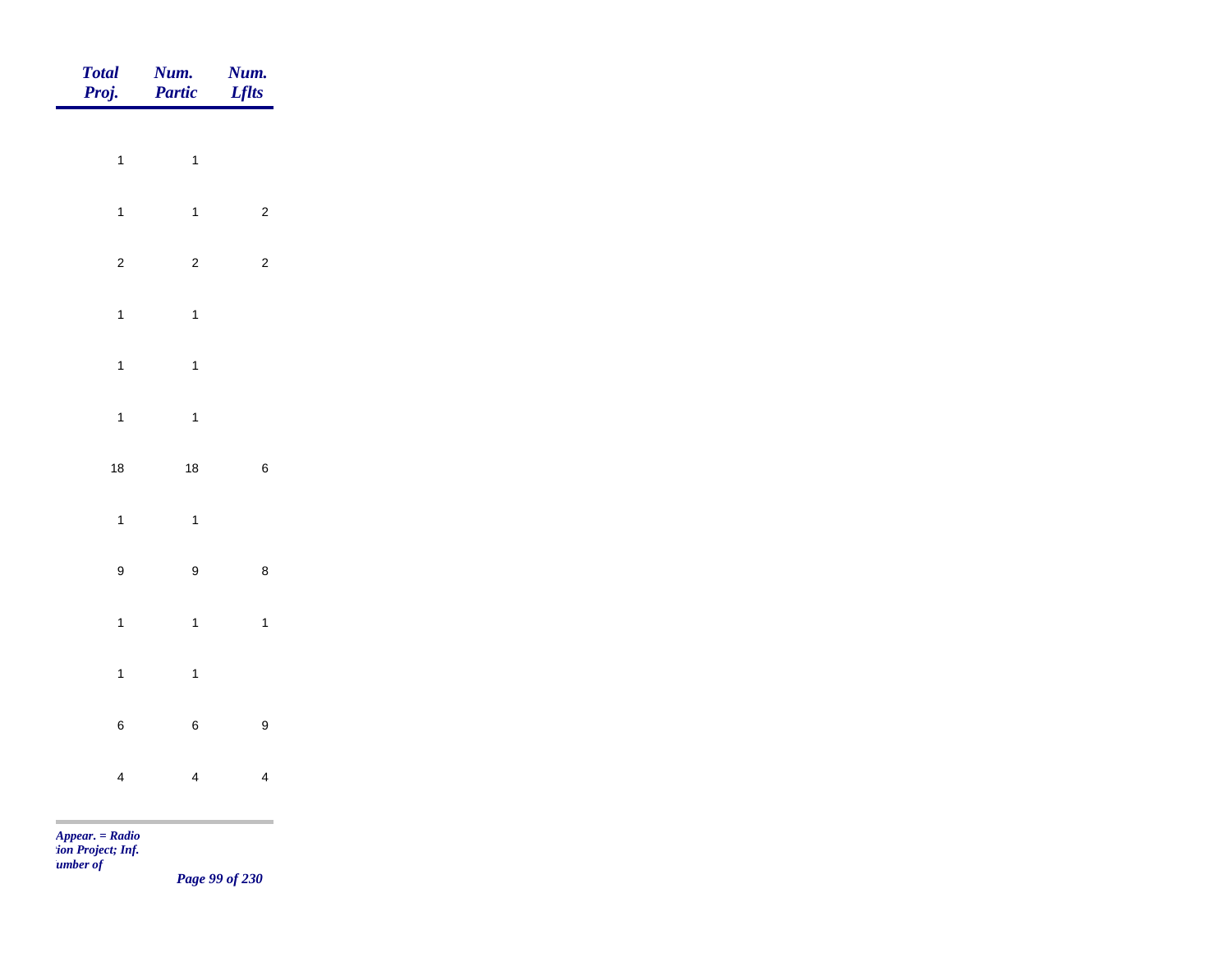| Total Proj. | Num. Partic | Num. Lflts |
|---|---|---|
| 1 | 1 | |
| 1 | 1 | 2 |
| 2 | 2 | 2 |
| 1 | 1 | |
| 1 | 1 | |
| 1 | 1 | |
| 18 | 18 | 6 |
| 1 | 1 | |
| 9 | 9 | 8 |
| 1 | 1 | 1 |
| 1 | 1 | |
| 6 | 6 | 9 |
| 4 | 4 | 4 |

*Appear. = Radio*
*tion Project; Inf.*
*umber of*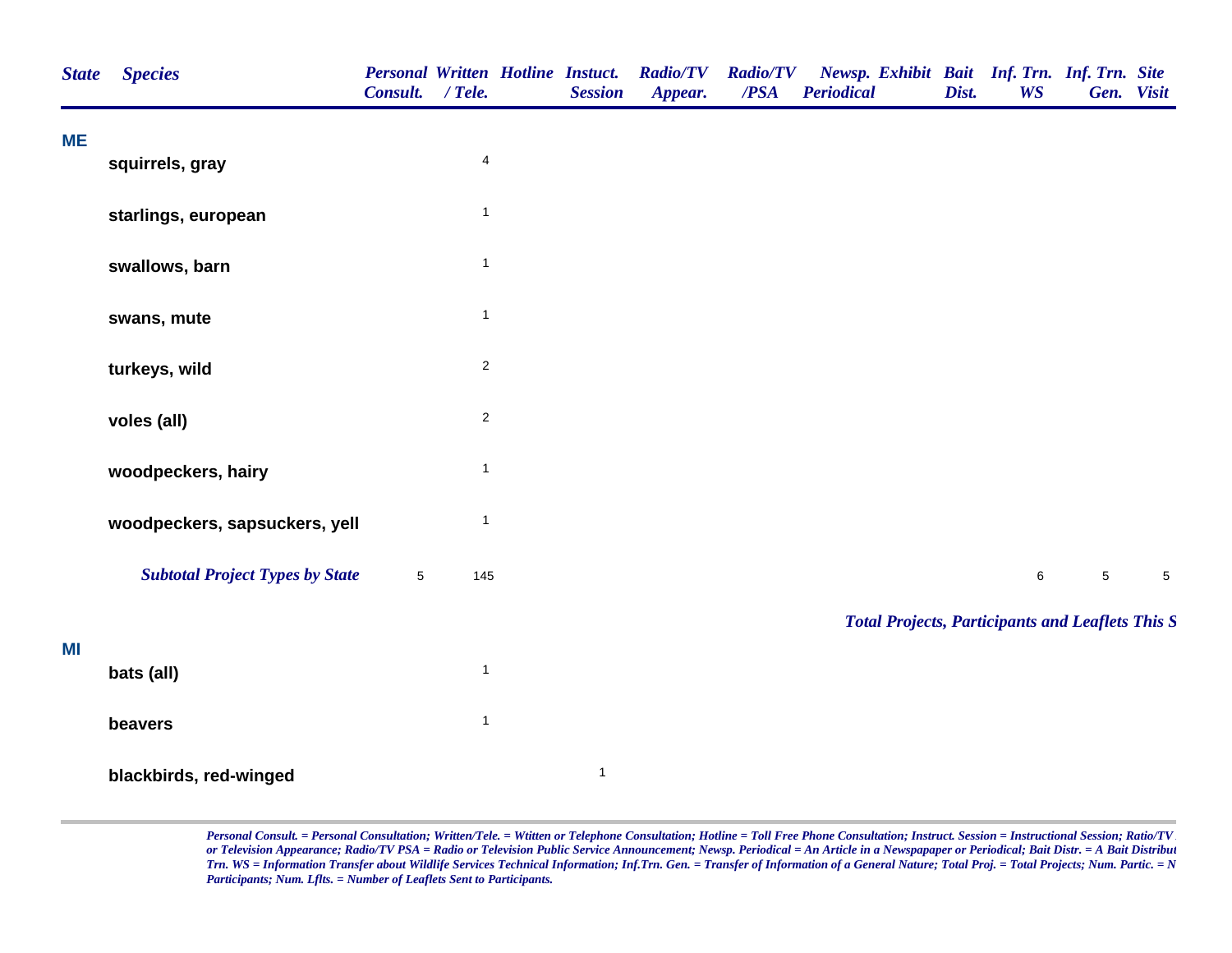| State | Species | Personal Consult. | Written / Tele. | Hotline | Instuct. Session | Radio/TV Appear. | Radio/TV /PSA | Newsp. Periodical | Exhibit | Bait Dist. | Inf. Trn. WS | Inf. Trn. Gen. | Site Visit |
|---|---|---|---|---|---|---|---|---|---|---|---|---|---|
| **ME** | | | | | | | | | | | | | |
| | **squirrels, gray** | | 4 | | | | | | | | | | |
| | **starlings, european** | | 1 | | | | | | | | | | |
| | **swallows, barn** | | 1 | | | | | | | | | | |
| | **swans, mute** | | 1 | | | | | | | | | | |
| | **turkeys, wild** | | 2 | | | | | | | | | | |
| | **voles (all)** | | 2 | | | | | | | | | | |
| | **woodpeckers, hairy** | | 1 | | | | | | | | | | |
| | **woodpeckers, sapsuckers, yell** | | 1 | | | | | | | | | | |
| | ***Subtotal Project Types by State*** | 5 | 145 | | | | | | | | 6 | 5 | 5 |

***Total Projects, Participants and Leaflets This S***

| State | Species | Personal Consult. | Written / Tele. | Hotline | Instuct. Session | Radio/TV Appear. | Radio/TV /PSA | Newsp. Periodical | Exhibit | Bait Dist. | Inf. Trn. WS | Inf. Trn. Gen. | Site Visit |
|---|---|---|---|---|---|---|---|---|---|---|---|---|---|
| **MI** | | | | | | | | | | | | | |
| | **bats (all)** | | 1 | | | | | | | | | | |
| | **beavers** | | 1 | | | | | | | | | | |
| | **blackbirds, red-winged** | | | | 1 | | | | | | | | |

*Personal Consult. = Personal Consultation; Written/Tele. = Wtitten or Telephone Consultation; Hotline = Toll Free Phone Consultation; Instruct. Session = Instructional Session; Ratio/TV or Television Appearance; Radio/TV PSA = Radio or Television Public Service Announcement; Newsp. Periodical = An Article in a Newspapaper or Periodical; Bait Distr. = A Bait Distribut Trn. WS = Information Transfer about Wildlife Services Technical Information; Inf.Trn. Gen. = Transfer of Information of a General Nature; Total Proj. = Total Projects; Num. Partic. = N Participants; Num. Lflts. = Number of Leaflets Sent to Participants.*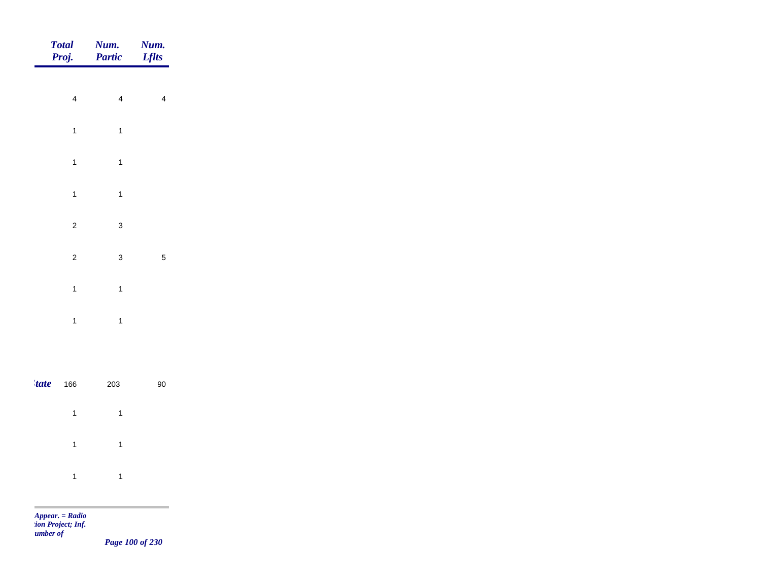| | Total Proj. | Num. Partic | Num. Lflts |
|---|---|---|---|
| | 4 | 4 | 4 |
| | 1 | 1 | |
| | 1 | 1 | |
| | 1 | 1 | |
| | 2 | 3 | |
| | 2 | 3 | 5 |
| | 1 | 1 | |
| | 1 | 1 | |
| *tate* | 166 | 203 | 90 |
| | 1 | 1 | |
| | 1 | 1 | |
| | 1 | 1 | |

*Appear. = Radio*
*tion Project; Inf.*
*umber of*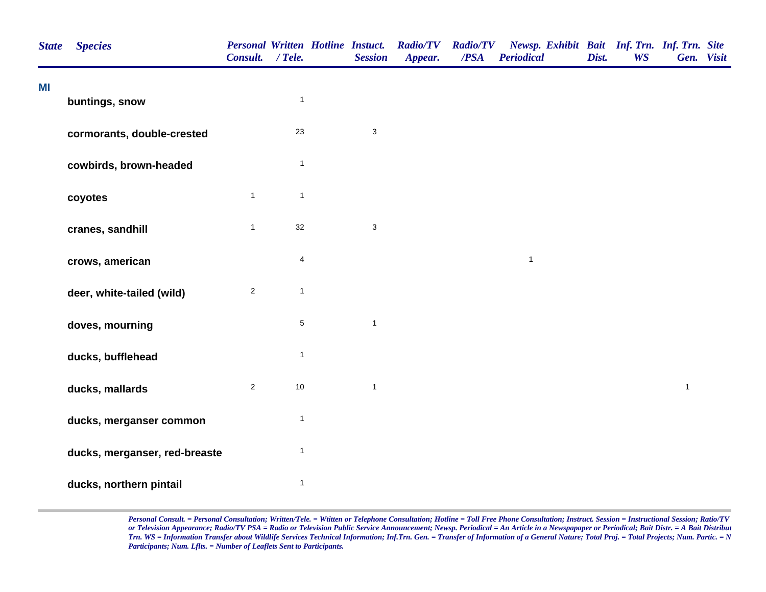| State | Species | Personal Consult. | Written / Tele. | Hotline | Instuct. Session | Radio/TV Appear. | Radio/TV /PSA | Newsp. Periodical | Exhibit | Bait Dist. | Inf. Trn. WS | Inf. Trn. Gen. | Site Visit |
|---|---|---|---|---|---|---|---|---|---|---|---|---|---|
| MI | | | | | | | | | | | | | |
| | buntings, snow | | 1 | | | | | | | | | | |
| | cormorants, double-crested | | 23 | | 3 | | | | | | | | |
| | cowbirds, brown-headed | | 1 | | | | | | | | | | |
| | coyotes | 1 | 1 | | | | | | | | | | |
| | cranes, sandhill | 1 | 32 | | 3 | | | | | | | | |
| | crows, american | | 4 | | | | | 1 | | | | | |
| | deer, white-tailed (wild) | 2 | 1 | | | | | | | | | | |
| | doves, mourning | | 5 | | 1 | | | | | | | | |
| | ducks, bufflehead | | 1 | | | | | | | | | | |
| | ducks, mallards | 2 | 10 | | 1 | | | | | | | 1 | |
| | ducks, merganser common | | 1 | | | | | | | | | | |
| | ducks, merganser, red-breaste | | 1 | | | | | | | | | | |
| | ducks, northern pintail | | 1 | | | | | | | | | | |

*Personal Consult. = Personal Consultation; Written/Tele. = Wtitten or Telephone Consultation; Hotline = Toll Free Phone Consultation; Instruct. Session = Instructional Session; Ratio/TV or Television Appearance; Radio/TV PSA = Radio or Television Public Service Announcement; Newsp. Periodical = An Article in a Newspapaper or Periodical; Bait Distr. = A Bait Distribut Trn. WS = Information Transfer about Wildlife Services Technical Information; Inf.Trn. Gen. = Transfer of Information of a General Nature; Total Proj. = Total Projects; Num. Partic. = N Participants; Num. Lflts. = Number of Leaflets Sent to Participants.*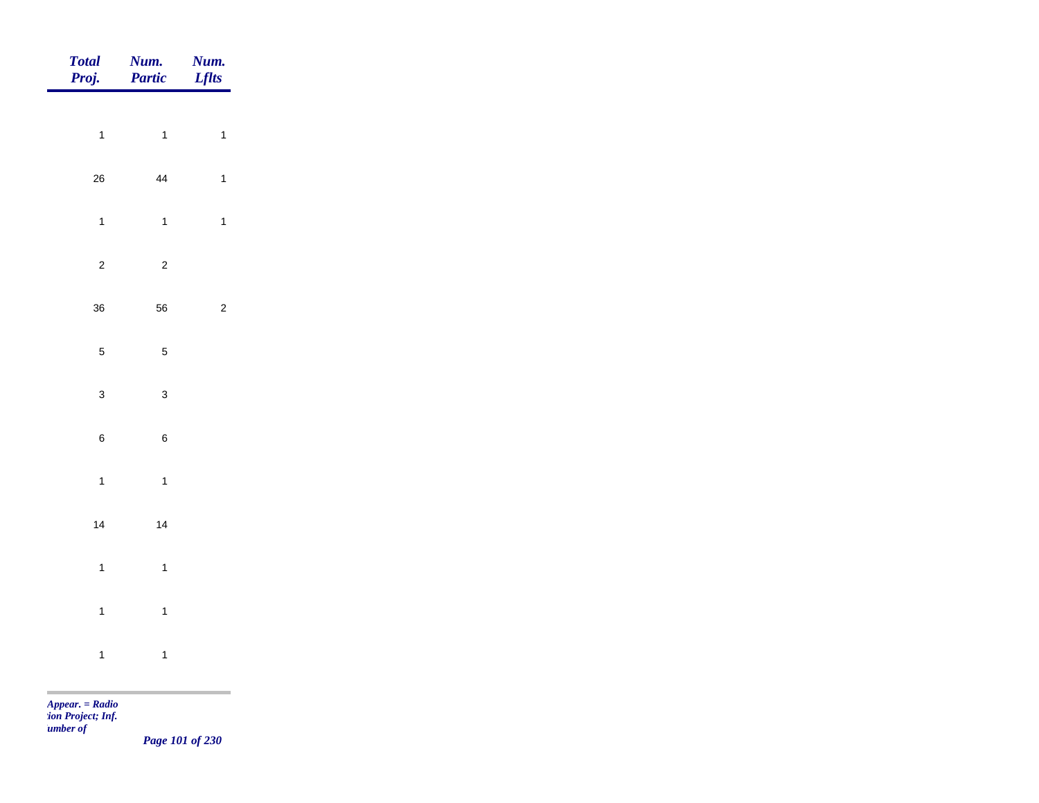| Total Proj. | Num. Partic | Num. Lflts |
|---|---|---|
| 1 | 1 | 1 |
| 26 | 44 | 1 |
| 1 | 1 | 1 |
| 2 | 2 | |
| 36 | 56 | 2 |
| 5 | 5 | |
| 3 | 3 | |
| 6 | 6 | |
| 1 | 1 | |
| 14 | 14 | |
| 1 | 1 | |
| 1 | 1 | |
| 1 | 1 | |

*Appear. = Radio*
*tion Project; Inf.*
*umber of*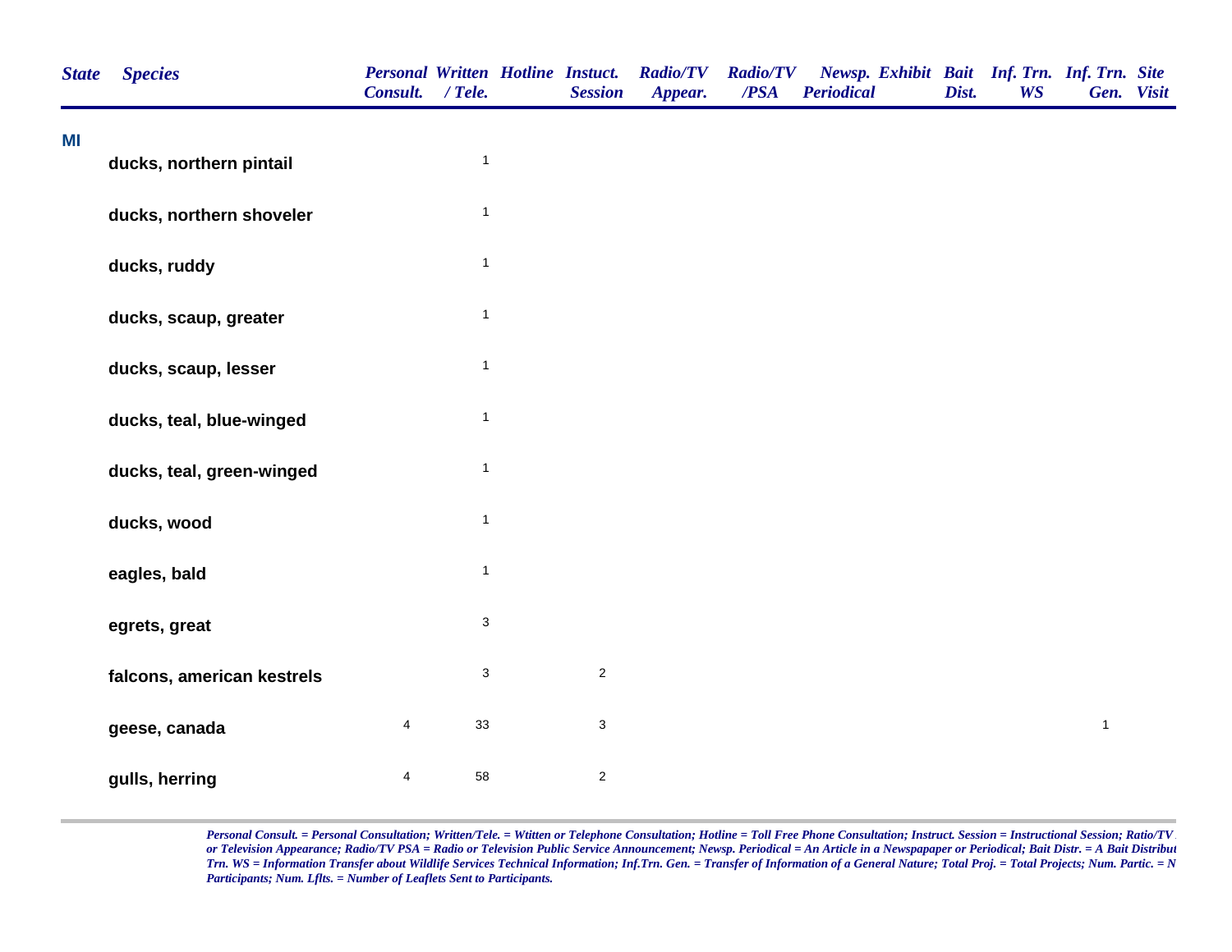| State | Species | Personal Consult. | Written / Tele. | Hotline | Instuct. Session | Radio/TV Appear. | Radio/TV /PSA | Newsp. Periodical | Exhibit | Bait Dist. | Inf. Trn. WS | Inf. Trn. Gen. | Site Visit |
|---|---|---|---|---|---|---|---|---|---|---|---|---|---|
| MI | | | | | | | | | | | | | |
| | ducks, northern pintail | | 1 | | | | | | | | | | |
| | ducks, northern shoveler | | 1 | | | | | | | | | | |
| | ducks, ruddy | | 1 | | | | | | | | | | |
| | ducks, scaup, greater | | 1 | | | | | | | | | | |
| | ducks, scaup, lesser | | 1 | | | | | | | | | | |
| | ducks, teal, blue-winged | | 1 | | | | | | | | | | |
| | ducks, teal, green-winged | | 1 | | | | | | | | | | |
| | ducks, wood | | 1 | | | | | | | | | | |
| | eagles, bald | | 1 | | | | | | | | | | |
| | egrets, great | | 3 | | | | | | | | | | |
| | falcons, american kestrels | | 3 | | 2 | | | | | | | | |
| | geese, canada | 4 | 33 | | 3 | | | | | | | 1 | |
| | gulls, herring | 4 | 58 | | 2 | | | | | | | | |

*Personal Consult. = Personal Consultation; Written/Tele. = Wtitten or Telephone Consultation; Hotline = Toll Free Phone Consultation; Instruct. Session = Instructional Session; Ratio/TV or Television Appearance; Radio/TV PSA = Radio or Television Public Service Announcement; Newsp. Periodical = An Article in a Newspapaper or Periodical; Bait Distr. = A Bait Distribut Trn. WS = Information Transfer about Wildlife Services Technical Information; Inf.Trn. Gen. = Transfer of Information of a General Nature; Total Proj. = Total Projects; Num. Partic. = N Participants; Num. Lflts. = Number of Leaflets Sent to Participants.*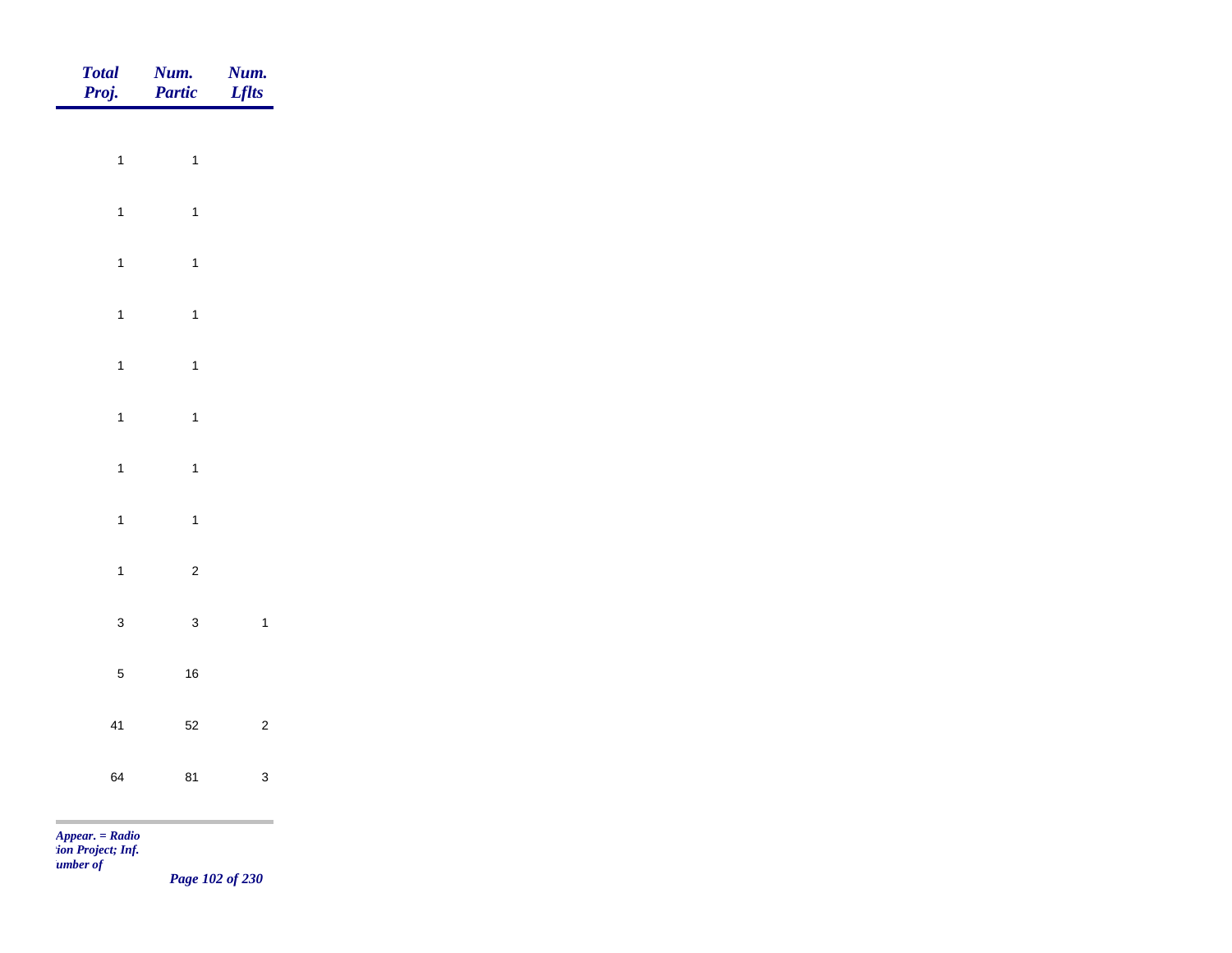| Total Proj. | Num. Partic | Num. Lflts |
| --- | --- | --- |
| 1 | 1 | |
| 1 | 1 | |
| 1 | 1 | |
| 1 | 1 | |
| 1 | 1 | |
| 1 | 1 | |
| 1 | 1 | |
| 1 | 1 | |
| 1 | 2 | |
| 3 | 3 | 1 |
| 5 | 16 | |
| 41 | 52 | 2 |
| 64 | 81 | 3 |

*Appear. = Radio*
*:ion Project; Inf.*
*:umber of*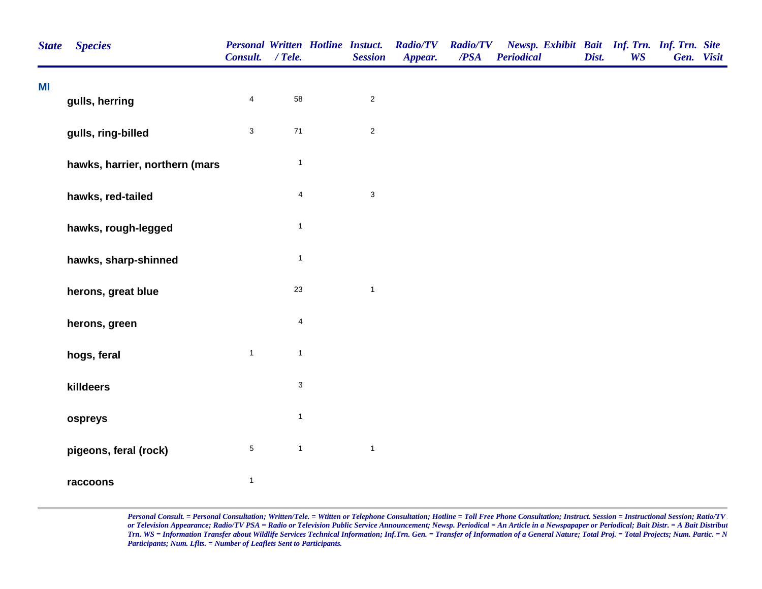| State | Species | Personal Consult. | Written / Tele. | Hotline | Instuct. Session | Radio/TV Appear. | Radio/TV /PSA | Newsp. Periodical | Exhibit | Bait Dist. | Inf. Trn. WS | Inf. Trn. Gen. | Site Visit |
|---|---|---|---|---|---|---|---|---|---|---|---|---|---|
| MI | | | | | | | | | | | | | |
| | gulls, herring | 4 | 58 | | 2 | | | | | | | | |
| | gulls, ring-billed | 3 | 71 | | 2 | | | | | | | | |
| | hawks, harrier, northern (mars | | 1 | | | | | | | | | | |
| | hawks, red-tailed | | 4 | | 3 | | | | | | | | |
| | hawks, rough-legged | | 1 | | | | | | | | | | |
| | hawks, sharp-shinned | | 1 | | | | | | | | | | |
| | herons, great blue | | 23 | | 1 | | | | | | | | |
| | herons, green | | 4 | | | | | | | | | | |
| | hogs, feral | 1 | 1 | | | | | | | | | | |
| | killdeers | | 3 | | | | | | | | | | |
| | ospreys | | 1 | | | | | | | | | | |
| | pigeons, feral (rock) | 5 | 1 | | 1 | | | | | | | | |
| | raccoons | 1 | | | | | | | | | | | |

*Personal Consult. = Personal Consultation; Written/Tele. = Wtitten or Telephone Consultation; Hotline = Toll Free Phone Consultation; Instruct. Session = Instructional Session; Ratio/TV or Television Appearance; Radio/TV PSA = Radio or Television Public Service Announcement; Newsp. Periodical = An Article in a Newspaper or Periodical; Bait Distr. = A Bait Distribut Trn. WS = Information Transfer about Wildlife Services Technical Information; Inf.Trn. Gen. = Transfer of Information of a General Nature; Total Proj. = Total Projects; Num. Partic. = N Participants; Num. Lflts. = Number of Leaflets Sent to Participants.*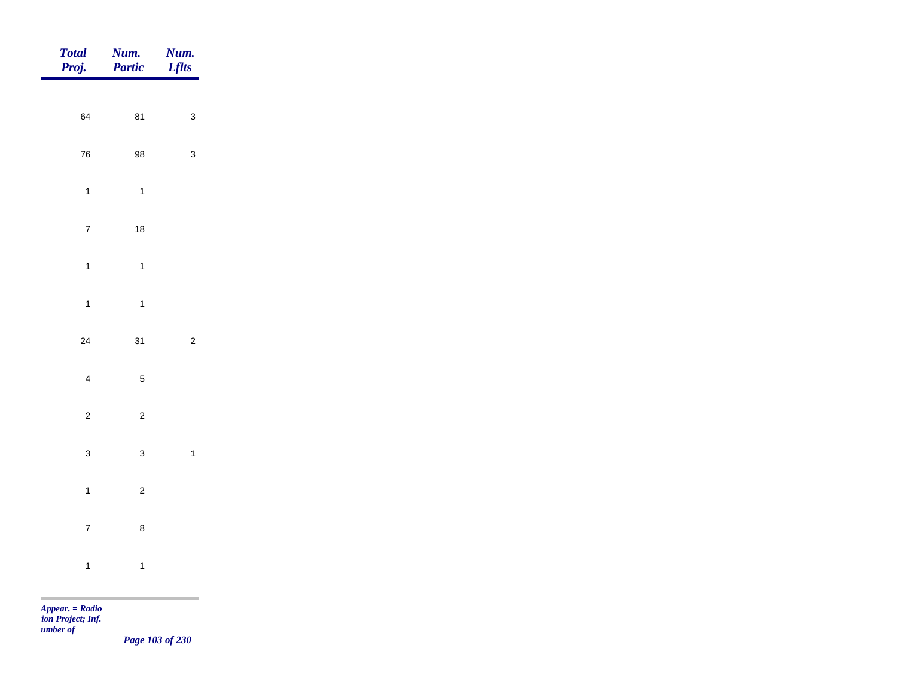| Total Proj. | Num. Partic | Num. Lflts |
|---|---|---|
| 64 | 81 | 3 |
| 76 | 98 | 3 |
| 1 | 1 | |
| 7 | 18 | |
| 1 | 1 | |
| 1 | 1 | |
| 24 | 31 | 2 |
| 4 | 5 | |
| 2 | 2 | |
| 3 | 3 | 1 |
| 1 | 2 | |
| 7 | 8 | |
| 1 | 1 | |

*Appear. = Radio*
*tion Project; Inf.*
*umber of*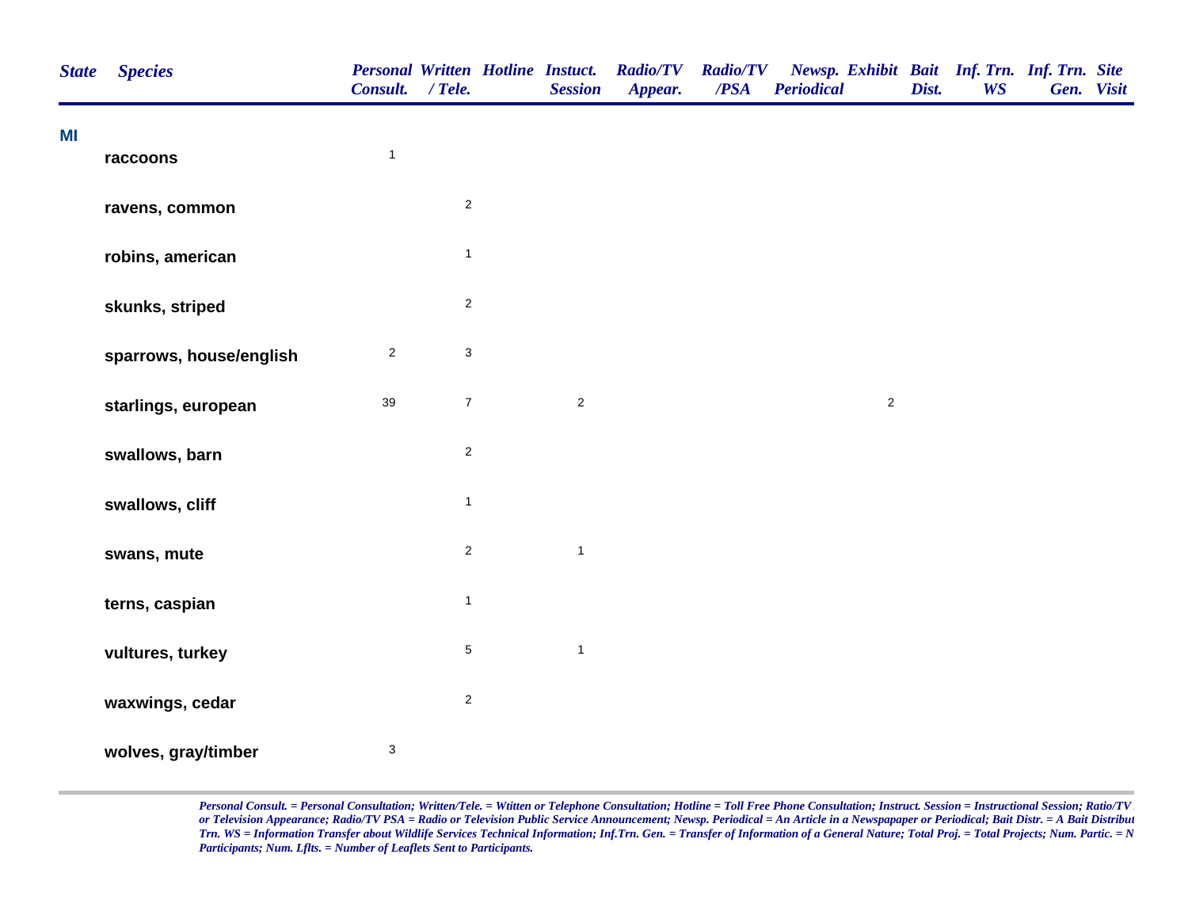| State | Species | Personal Consult. | Written / Tele. | Hotline | Instuct. Session | Radio/TV Appear. | Radio/TV /PSA | Newsp. Periodical | Exhibit | Bait Dist. | Inf. Trn. WS | Inf. Trn. Gen. | Site Visit |
|---|---|---|---|---|---|---|---|---|---|---|---|---|---|
| MI | | | | | | | | | | | | | |
| | raccoons | 1 | | | | | | | | | | | |
| | ravens, common | | 2 | | | | | | | | | | |
| | robins, american | | 1 | | | | | | | | | | |
| | skunks, striped | | 2 | | | | | | | | | | |
| | sparrows, house/english | 2 | 3 | | | | | | | | | | |
| | starlings, european | 39 | 7 | | 2 | | | | 2 | | | | |
| | swallows, barn | | 2 | | | | | | | | | | |
| | swallows, cliff | | 1 | | | | | | | | | | |
| | swans, mute | | 2 | | 1 | | | | | | | | |
| | terns, caspian | | 1 | | | | | | | | | | |
| | vultures, turkey | | 5 | | 1 | | | | | | | | |
| | waxwings, cedar | | 2 | | | | | | | | | | |
| | wolves, gray/timber | 3 | | | | | | | | | | | |

*Personal Consult. = Personal Consultation; Written/Tele. = Wtitten or Telephone Consultation; Hotline = Toll Free Phone Consultation; Instruct. Session = Instructional Session; Ratio/TV or Television Appearance; Radio/TV PSA = Radio or Television Public Service Announcement; Newsp. Periodical = An Article in a Newspapaper or Periodical; Bait Distr. = A Bait Distribut Trn. WS = Information Transfer about Wildlife Services Technical Information; Inf.Trn. Gen. = Transfer of Information of a General Nature; Total Proj. = Total Projects; Num. Partic. = N Participants; Num. Lflts. = Number of Leaflets Sent to Participants.*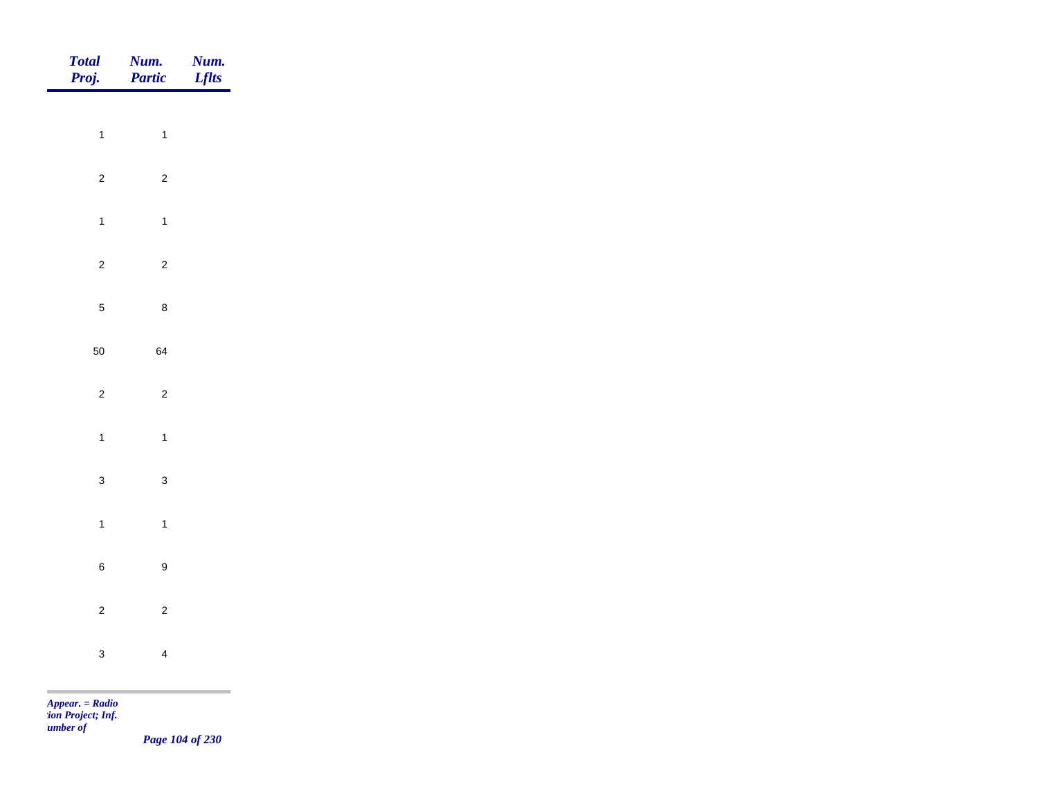| Total Proj. | Num. Partic | Num. Lflts |
|---|---|---|
| 1 | 1 | |
| 2 | 2 | |
| 1 | 1 | |
| 2 | 2 | |
| 5 | 8 | |
| 50 | 64 | |
| 2 | 2 | |
| 1 | 1 | |
| 3 | 3 | |
| 1 | 1 | |
| 6 | 9 | |
| 2 | 2 | |
| 3 | 4 | |

*Appear. = Radio*
*tion Project; Inf.*
*umber of*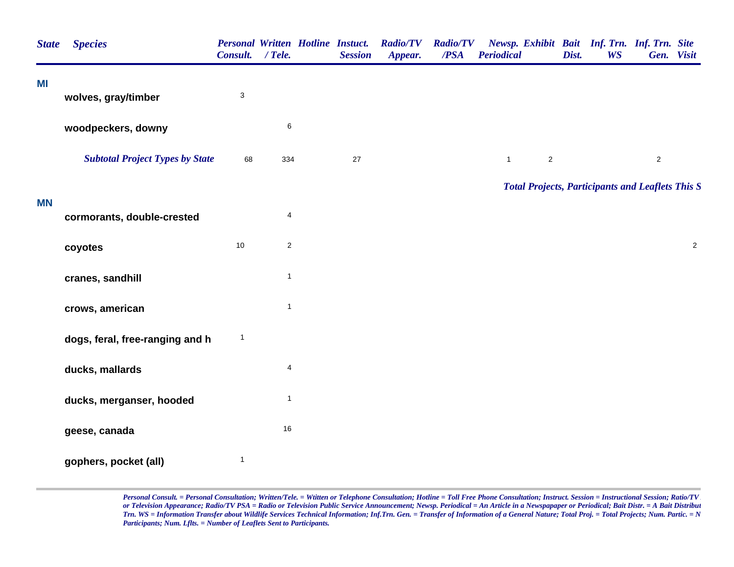| State | Species | Personal Consult. | Written / Tele. | Hotline | Instuct. Session | Radio/TV Appear. | Radio/TV /PSA | Newsp. Periodical | Exhibit | Bait Dist. | Inf. Trn. WS | Inf. Trn. Gen. | Site Visit |
|---|---|---|---|---|---|---|---|---|---|---|---|---|---|
| **MI** | | | | | | | | | | | | | |
| | **wolves, gray/timber** | 3 | | | | | | | | | | | |
| | **woodpeckers, downy** | | 6 | | | | | | | | | | |
| | ***Subtotal Project Types by State*** | 68 | 334 | | 27 | | | 1 | 2 | | | 2 | |
| | ***Total Projects, Participants and Leaflets This S*** | | | | | | | | | | | | |
| **MN** | | | | | | | | | | | | | |
| | **cormorants, double-crested** | | 4 | | | | | | | | | | |
| | **coyotes** | 10 | 2 | | | | | | | | | | 2 |
| | **cranes, sandhill** | | 1 | | | | | | | | | | |
| | **crows, american** | | 1 | | | | | | | | | | |
| | **dogs, feral, free-ranging and h** | 1 | | | | | | | | | | | |
| | **ducks, mallards** | | 4 | | | | | | | | | | |
| | **ducks, merganser, hooded** | | 1 | | | | | | | | | | |
| | **geese, canada** | | 16 | | | | | | | | | | |
| | **gophers, pocket (all)** | 1 | | | | | | | | | | | |

*Personal Consult. = Personal Consultation; Written/Tele. = Wtitten or Telephone Consultation; Hotline = Toll Free Phone Consultation; Instruct. Session = Instructional Session; Ratio/TV or Television Appearance; Radio/TV PSA = Radio or Television Public Service Announcement; Newsp. Periodical = An Article in a Newspapaper or Periodical; Bait Distr. = A Bait Distribut Trn. WS = Information Transfer about Wildlife Services Technical Information; Inf.Trn. Gen. = Transfer of Information of a General Nature; Total Proj. = Total Projects; Num. Partic. = N Participants; Num. Lflts. = Number of Leaflets Sent to Participants.*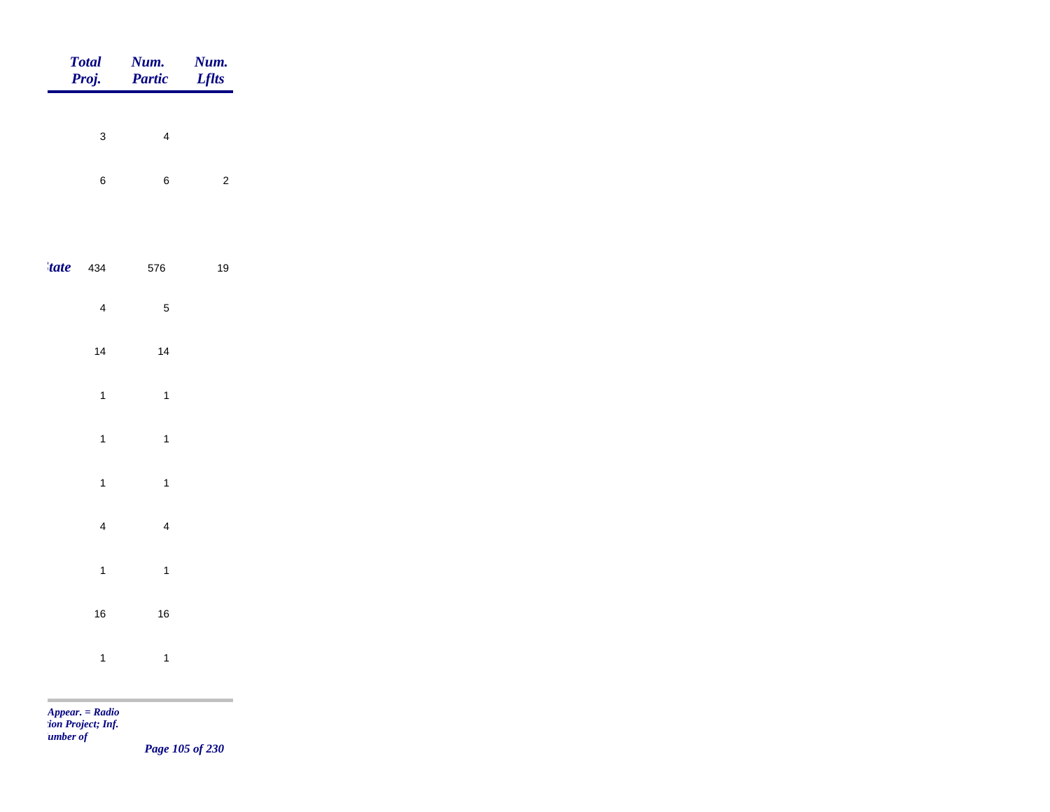| | Total Proj. | Num. Partic | Num. Lflts |
|---|---|---|---|
| | 3 | 4 | |
| | 6 | 6 | 2 |
| *tate* | 434 | 576 | 19 |
| | 4 | 5 | |
| | 14 | 14 | |
| | 1 | 1 | |
| | 1 | 1 | |
| | 1 | 1 | |
| | 4 | 4 | |
| | 1 | 1 | |
| | 16 | 16 | |
| | 1 | 1 | |

*Appear. = Radio*
*tion Project; Inf.*
*umber of*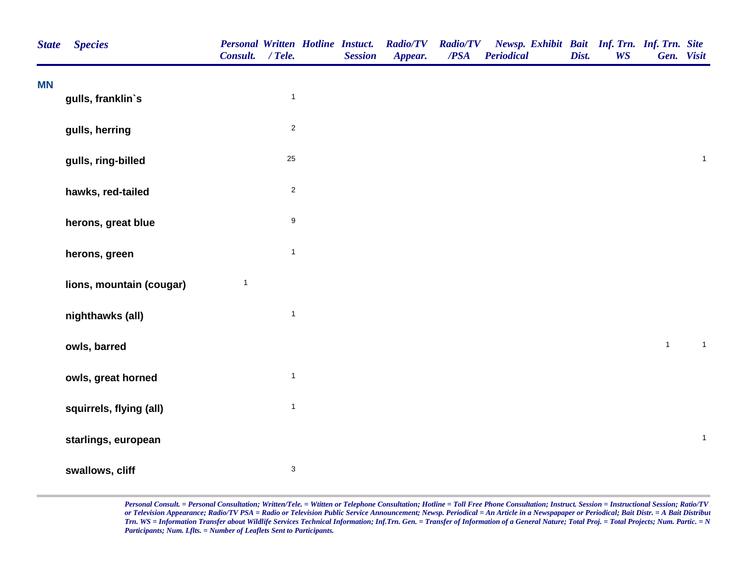| State | Species | Personal Consult. | Written / Tele. | Hotline | Instuct. Session | Radio/TV Appear. | Radio/TV /PSA | Newsp. Periodical | Exhibit | Bait Dist. | Inf. Trn. WS | Inf. Trn. Gen. | Site Visit |
|---|---|---|---|---|---|---|---|---|---|---|---|---|---|
| MN | | | | | | | | | | | | | |
| | gulls, franklin`s | | 1 | | | | | | | | | | |
| | gulls, herring | | 2 | | | | | | | | | | |
| | gulls, ring-billed | | 25 | | | | | | | | | | 1 |
| | hawks, red-tailed | | 2 | | | | | | | | | | |
| | herons, great blue | | 9 | | | | | | | | | | |
| | herons, green | | 1 | | | | | | | | | | |
| | lions, mountain (cougar) | 1 | | | | | | | | | | | |
| | nighthawks (all) | | 1 | | | | | | | | | | |
| | owls, barred | | | | | | | | | | | 1 | 1 |
| | owls, great horned | | 1 | | | | | | | | | | |
| | squirrels, flying (all) | | 1 | | | | | | | | | | |
| | starlings, european | | | | | | | | | | | | 1 |
| | swallows, cliff | | 3 | | | | | | | | | | |

*Personal Consult. = Personal Consultation; Written/Tele. = Wtitten or Telephone Consultation; Hotline = Toll Free Phone Consultation; Instruct. Session = Instructional Session; Ratio/TV or Television Appearance; Radio/TV PSA = Radio or Television Public Service Announcement; Newsp. Periodical = An Article in a Newspapaper or Periodical; Bait Distr. = A Bait Distribut Trn. WS = Information Transfer about Wildlife Services Technical Information; Inf.Trn. Gen. = Transfer of Information of a General Nature; Total Proj. = Total Projects; Num. Partic. = N Participants; Num. Lflts. = Number of Leaflets Sent to Participants.*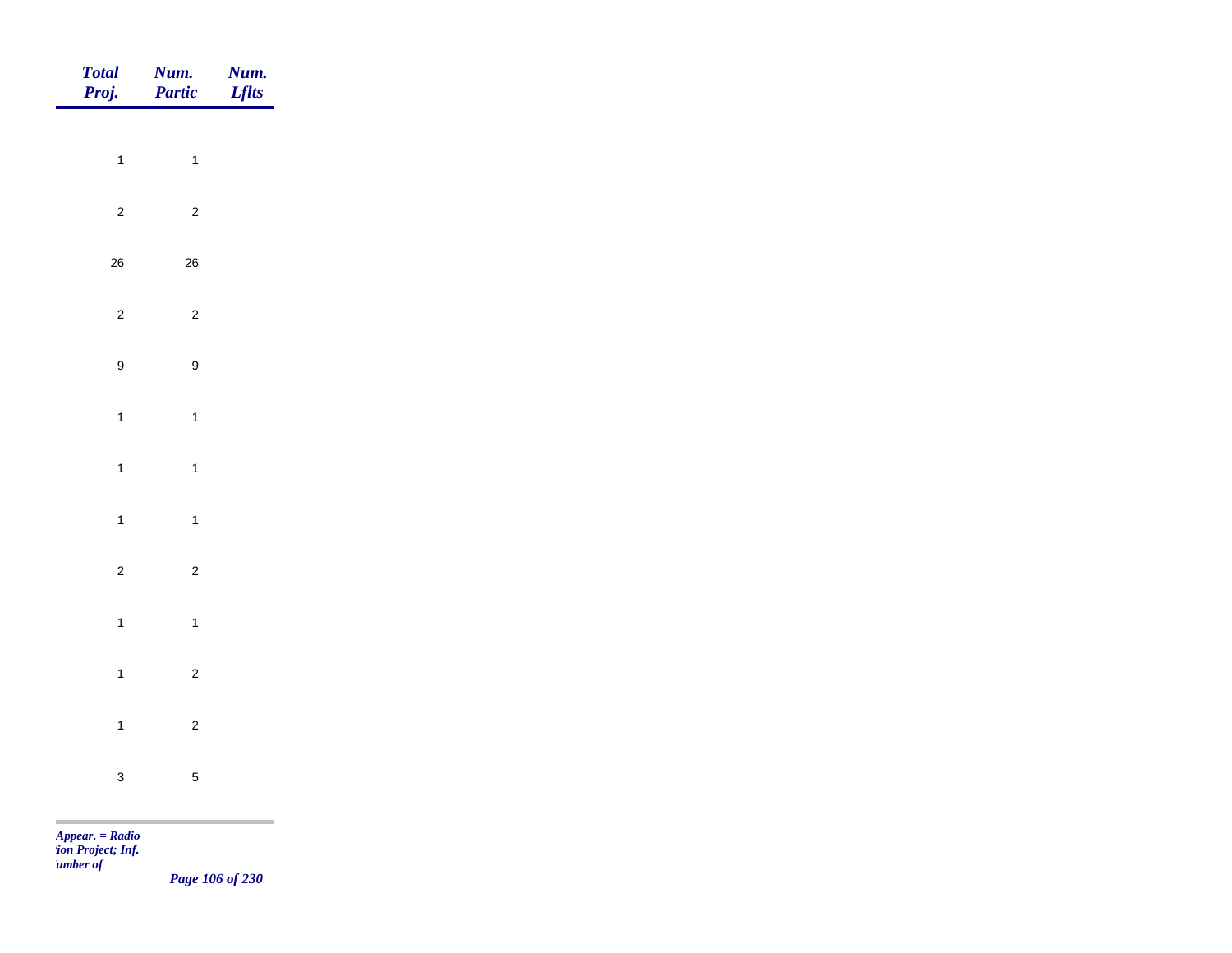| *Total Proj.* | *Num. Partic* | *Num. Lflts* |
|---|---|---|
| 1 | 1 | |
| 2 | 2 | |
| 26 | 26 | |
| 2 | 2 | |
| 9 | 9 | |
| 1 | 1 | |
| 1 | 1 | |
| 1 | 1 | |
| 2 | 2 | |
| 1 | 1 | |
| 1 | 2 | |
| 1 | 2 | |
| 3 | 5 | |

*Appear. = Radio*
*:ion Project; Inf.*
*umber of*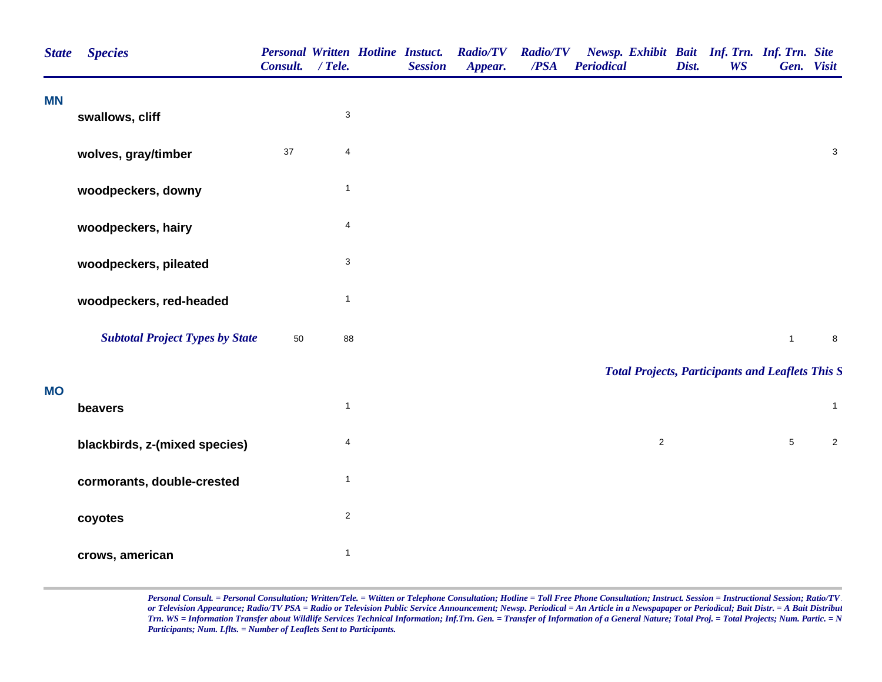| State | Species | Personal Consult. | Written / Tele. | Hotline | Instuct. Session | Radio/TV Appear. | Radio/TV /PSA | Newsp. Periodical | Exhibit | Bait Dist. | Inf. Trn. WS | Inf. Trn. Gen. | Site Visit |
|---|---|---|---|---|---|---|---|---|---|---|---|---|---|
| **MN** | | | | | | | | | | | | | |
| | **swallows, cliff** | | 3 | | | | | | | | | | |
| | **wolves, gray/timber** | 37 | 4 | | | | | | | | | | 3 |
| | **woodpeckers, downy** | | 1 | | | | | | | | | | |
| | **woodpeckers, hairy** | | 4 | | | | | | | | | | |
| | **woodpeckers, pileated** | | 3 | | | | | | | | | | |
| | **woodpeckers, red-headed** | | 1 | | | | | | | | | | |
| | ***Subtotal Project Types by State*** | 50 | 88 | | | | | | | | | 1 | 8 |
| | | | | | | | | | | | | | |
| **MO** | | | | | | | | | | | | | |
| | **beavers** | | 1 | | | | | | | | | | 1 |
| | **blackbirds, z-(mixed species)** | | 4 | | | | | | 2 | | | 5 | 2 |
| | **cormorants, double-crested** | | 1 | | | | | | | | | | |
| | **coyotes** | | 2 | | | | | | | | | | |
| | **crows, american** | | 1 | | | | | | | | | | |

***Total Projects, Participants and Leaflets This S***

*Personal Consult. = Personal Consultation; Written/Tele. = Wtitten or Telephone Consultation; Hotline = Toll Free Phone Consultation; Instruct. Session = Instructional Session; Ratio/TV or Television Appearance; Radio/TV PSA = Radio or Television Public Service Announcement; Newsp. Periodical = An Article in a Newspapaper or Periodical; Bait Distr. = A Bait Distribut Trn. WS = Information Transfer about Wildlife Services Technical Information; Inf.Trn. Gen. = Transfer of Information of a General Nature; Total Proj. = Total Projects; Num. Partic. = N Participants; Num. Lflts. = Number of Leaflets Sent to Participants.*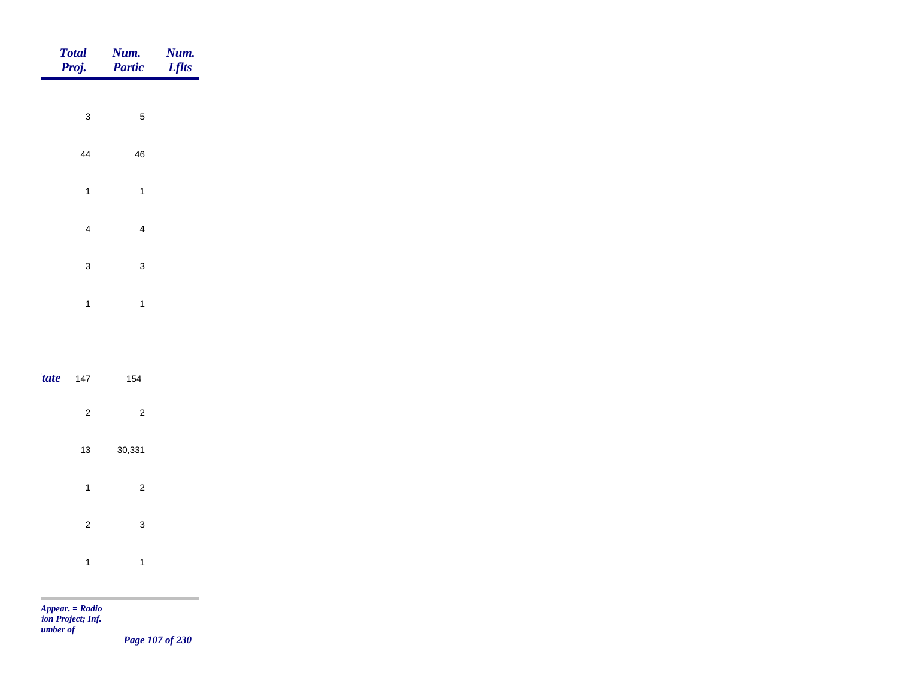| | Total Proj. | Num. Partic | Num. Lflts |
|---|---|---|---|
| | 3 | 5 | |
| | 44 | 46 | |
| | 1 | 1 | |
| | 4 | 4 | |
| | 3 | 3 | |
| | 1 | 1 | |
| ***tate*** | 147 | 154 | |
| | 2 | 2 | |
| | 13 | 30,331 | |
| | 1 | 2 | |
| | 2 | 3 | |
| | 1 | 1 | |

*Appear. = Radio*
*tion Project; Inf.*
*umber of*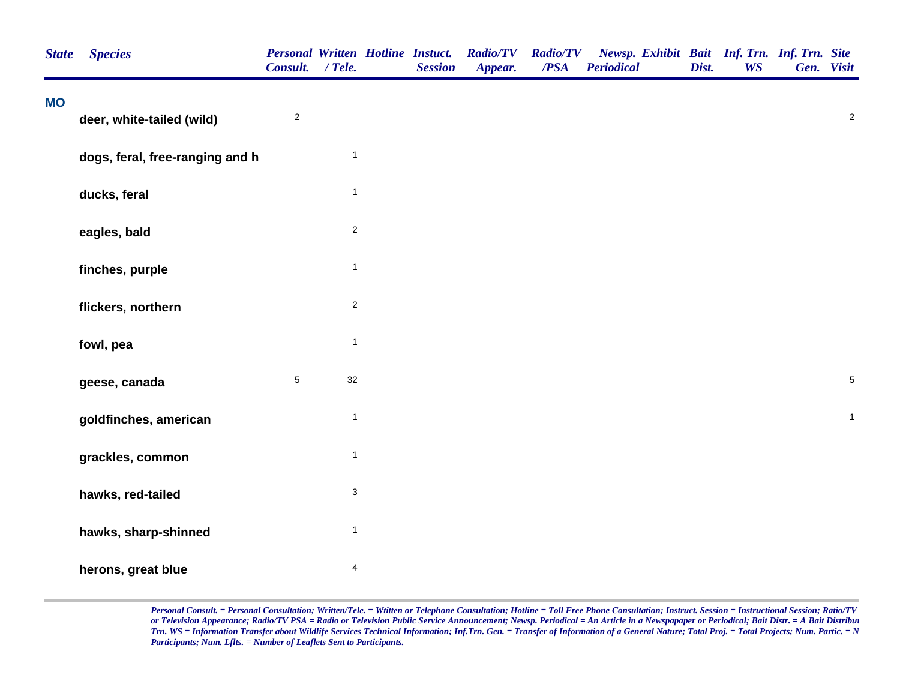| State | Species | Personal Consult. | Written / Tele. | Hotline | Instuct. Session | Radio/TV Appear. | Radio/TV /PSA | Newsp. Periodical | Exhibit | Bait Dist. | Inf. Trn. WS | Inf. Trn. Gen. | Site Visit |
|---|---|---|---|---|---|---|---|---|---|---|---|---|---|
| MO | | | | | | | | | | | | | |
| | deer, white-tailed (wild) | 2 | | | | | | | | | | | 2 |
| | dogs, feral, free-ranging and h | | 1 | | | | | | | | | | |
| | ducks, feral | | 1 | | | | | | | | | | |
| | eagles, bald | | 2 | | | | | | | | | | |
| | finches, purple | | 1 | | | | | | | | | | |
| | flickers, northern | | 2 | | | | | | | | | | |
| | fowl, pea | | 1 | | | | | | | | | | |
| | geese, canada | 5 | 32 | | | | | | | | | | 5 |
| | goldfinches, american | | 1 | | | | | | | | | | 1 |
| | grackles, common | | 1 | | | | | | | | | | |
| | hawks, red-tailed | | 3 | | | | | | | | | | |
| | hawks, sharp-shinned | | 1 | | | | | | | | | | |
| | herons, great blue | | 4 | | | | | | | | | | |

*Personal Consult. = Personal Consultation; Written/Tele. = Wtitten or Telephone Consultation; Hotline = Toll Free Phone Consultation; Instruct. Session = Instructional Session; Ratio/TV or Television Appearance; Radio/TV PSA = Radio or Television Public Service Announcement; Newsp. Periodical = An Article in a Newspapaper or Periodical; Bait Distr. = A Bait Distribut Trn. WS = Information Transfer about Wildlife Services Technical Information; Inf.Trn. Gen. = Transfer of Information of a General Nature; Total Proj. = Total Projects; Num. Partic. = N Participants; Num. Lflts. = Number of Leaflets Sent to Participants.*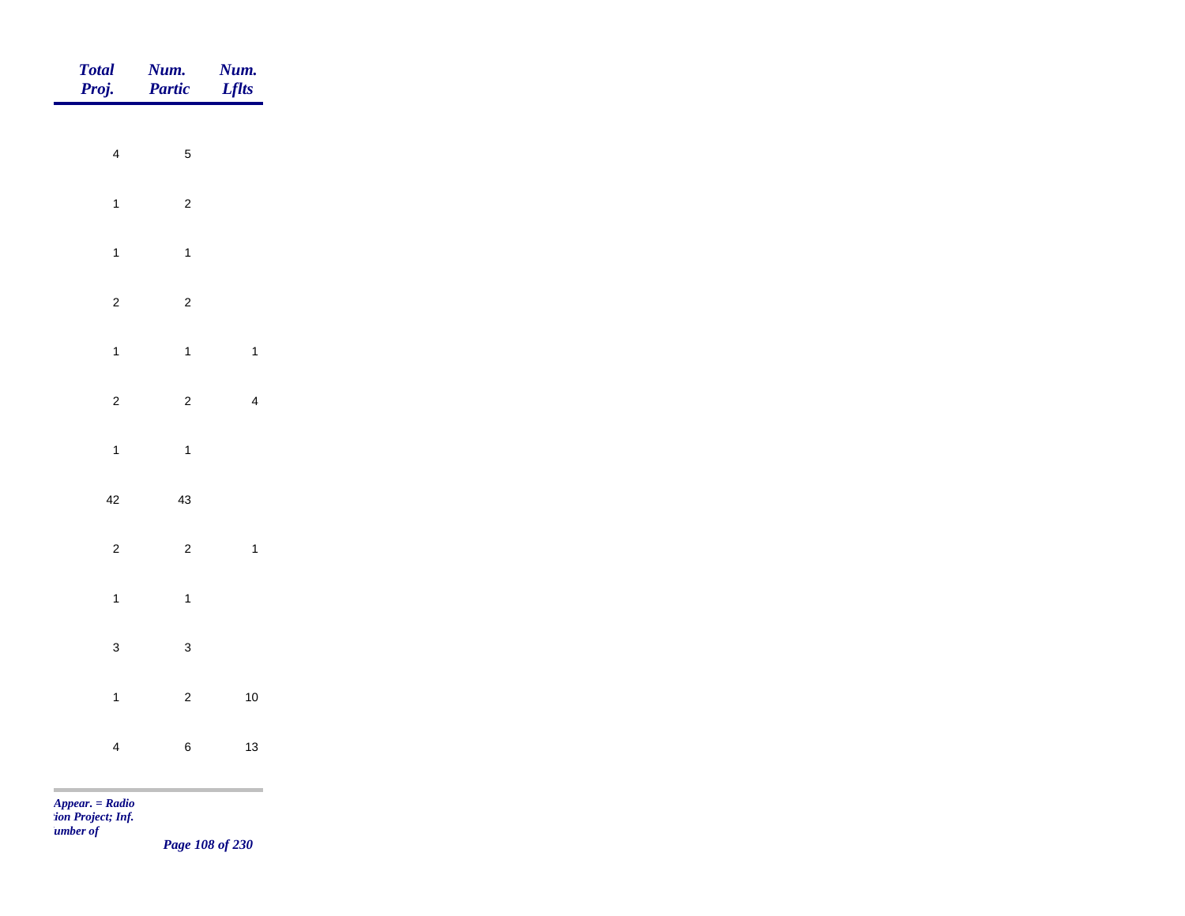| Total Proj. | Num. Partic | Num. Lflts |
|---|---|---|
| 4 | 5 | |
| 1 | 2 | |
| 1 | 1 | |
| 2 | 2 | |
| 1 | 1 | 1 |
| 2 | 2 | 4 |
| 1 | 1 | |
| 42 | 43 | |
| 2 | 2 | 1 |
| 1 | 1 | |
| 3 | 3 | |
| 1 | 2 | 10 |
| 4 | 6 | 13 |

*Appear. = Radio*
*tion Project; Inf.*
*umber of*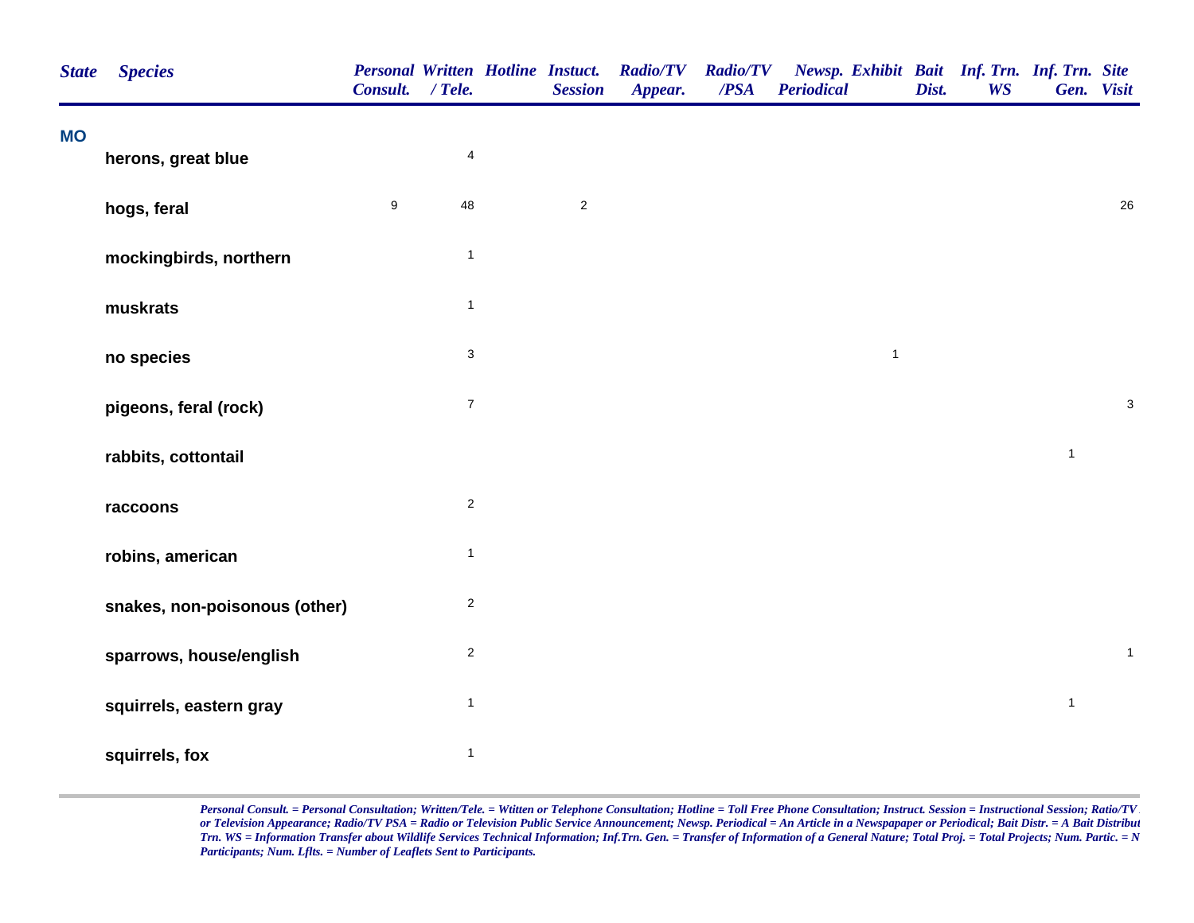| State | Species | Personal Consult. | Written / Tele. | Hotline | Instuct. Session | Radio/TV Appear. | Radio/TV /PSA | Newsp. Periodical | Exhibit | Bait Dist. | Inf. Trn. WS | Inf. Trn. Gen. | Site Visit |
|---|---|---|---|---|---|---|---|---|---|---|---|---|---|
| **MO** | | | | | | | | | | | | | |
| | **herons, great blue** | | 4 | | | | | | | | | | |
| | **hogs, feral** | 9 | 48 | | 2 | | | | | | | | 26 |
| | **mockingbirds, northern** | | 1 | | | | | | | | | | |
| | **muskrats** | | 1 | | | | | | | | | | |
| | **no species** | | 3 | | | | | | 1 | | | | |
| | **pigeons, feral (rock)** | | 7 | | | | | | | | | | 3 |
| | **rabbits, cottontail** | | | | | | | | | | | 1 | |
| | **raccoons** | | 2 | | | | | | | | | | |
| | **robins, american** | | 1 | | | | | | | | | | |
| | **snakes, non-poisonous (other)** | | 2 | | | | | | | | | | |
| | **sparrows, house/english** | | 2 | | | | | | | | | | 1 |
| | **squirrels, eastern gray** | | 1 | | | | | | | | | 1 | |
| | **squirrels, fox** | | 1 | | | | | | | | | | |

*Personal Consult. = Personal Consultation; Written/Tele. = Wtitten or Telephone Consultation; Hotline = Toll Free Phone Consultation; Instruct. Session = Instructional Session; Ratio/TV or Television Appearance; Radio/TV PSA = Radio or Television Public Service Announcement; Newsp. Periodical = An Article in a Newspapaper or Periodical; Bait Distr. = A Bait Distribut Trn. WS = Information Transfer about Wildlife Services Technical Information; Inf.Trn. Gen. = Transfer of Information of a General Nature; Total Proj. = Total Projects; Num. Partic. = N Participants; Num. Lflts. = Number of Leaflets Sent to Participants.*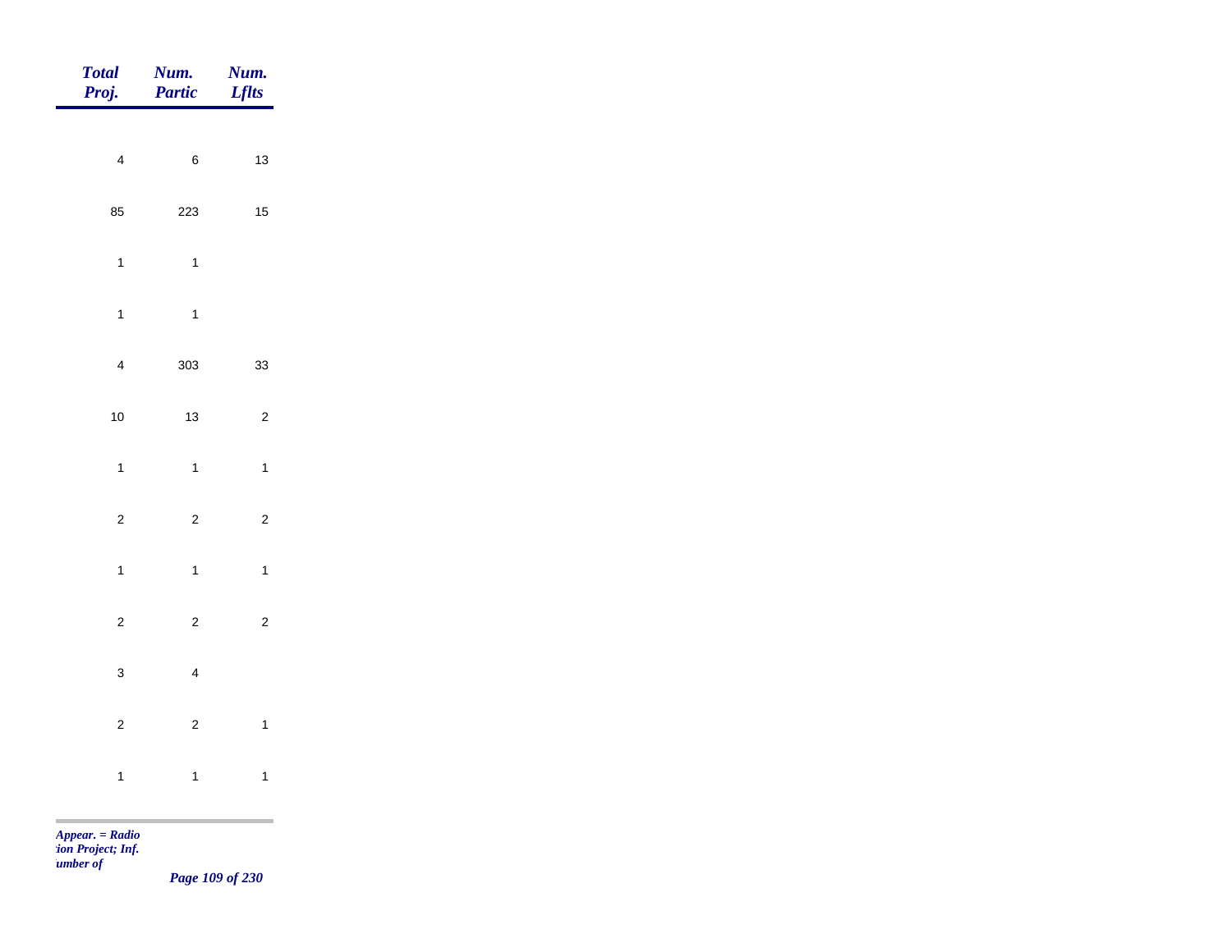| Total Proj. | Num. Partic | Num. Lflts |
|---|---|---|
| 4 | 6 | 13 |
| 85 | 223 | 15 |
| 1 | 1 | |
| 1 | 1 | |
| 4 | 303 | 33 |
| 10 | 13 | 2 |
| 1 | 1 | 1 |
| 2 | 2 | 2 |
| 1 | 1 | 1 |
| 2 | 2 | 2 |
| 3 | 4 | |
| 2 | 2 | 1 |
| 1 | 1 | 1 |

*Appear. = Radio*
*tion Project; Inf.*
*umber of*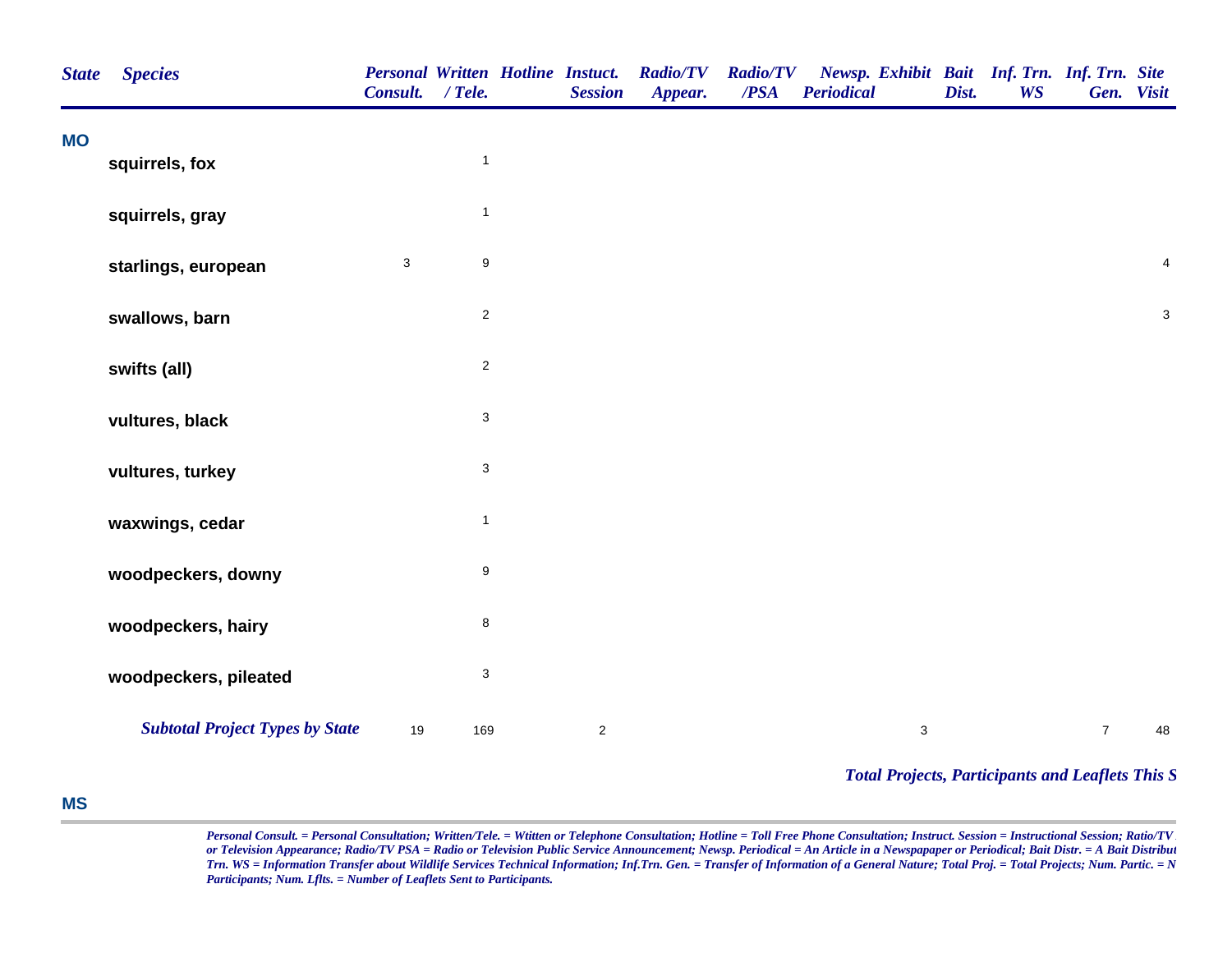| State | Species | Personal Consult. | Written / Tele. | Hotline | Instuct. Session | Radio/TV Appear. | Radio/TV /PSA | Newsp. Periodical | Exhibit | Bait Dist. | Inf. Trn. WS | Inf. Trn. Gen. | Site Visit |
|---|---|---|---|---|---|---|---|---|---|---|---|---|---|
| **MO** | | | | | | | | | | | | | |
| | **squirrels, fox** | | 1 | | | | | | | | | | |
| | **squirrels, gray** | | 1 | | | | | | | | | | |
| | **starlings, european** | 3 | 9 | | | | | | | | | | 4 |
| | **swallows, barn** | | 2 | | | | | | | | | | 3 |
| | **swifts (all)** | | 2 | | | | | | | | | | |
| | **vultures, black** | | 3 | | | | | | | | | | |
| | **vultures, turkey** | | 3 | | | | | | | | | | |
| | **waxwings, cedar** | | 1 | | | | | | | | | | |
| | **woodpeckers, downy** | | 9 | | | | | | | | | | |
| | **woodpeckers, hairy** | | 8 | | | | | | | | | | |
| | **woodpeckers, pileated** | | 3 | | | | | | | | | | |
| | ***Subtotal Project Types by State*** | 19 | 169 | | 2 | | | | 3 | | | 7 | 48 |

***Total Projects, Participants and Leaflets This S***

**MS**

*Personal Consult. = Personal Consultation; Written/Tele. = Wtitten or Telephone Consultation; Hotline = Toll Free Phone Consultation; Instruct. Session = Instructional Session; Ratio/TV or Television Appearance; Radio/TV PSA = Radio or Television Public Service Announcement; Newsp. Periodical = An Article in a Newspapaper or Periodical; Bait Distr. = A Bait Distribut Trn. WS = Information Transfer about Wildlife Services Technical Information; Inf.Trn. Gen. = Transfer of Information of a General Nature; Total Proj. = Total Projects; Num. Partic. = N Participants; Num. Lflts. = Number of Leaflets Sent to Participants.*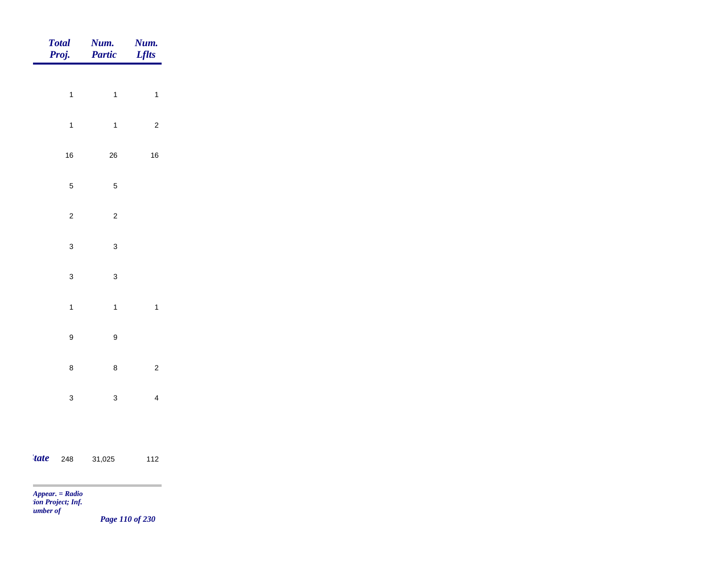| Total Proj. | Num. Partic | Num. Lflts |
|---|---|---|
| 1 | 1 | 1 |
| 1 | 1 | 2 |
| 16 | 26 | 16 |
| 5 | 5 | |
| 2 | 2 | |
| 3 | 3 | |
| 3 | 3 | |
| 1 | 1 | 1 |
| 9 | 9 | |
| 8 | 8 | 2 |
| 3 | 3 | 4 |
| *tate* 248 | 31,025 | 112 |

*Appear. = Radio*
*tion Project; Inf.*
*umber of*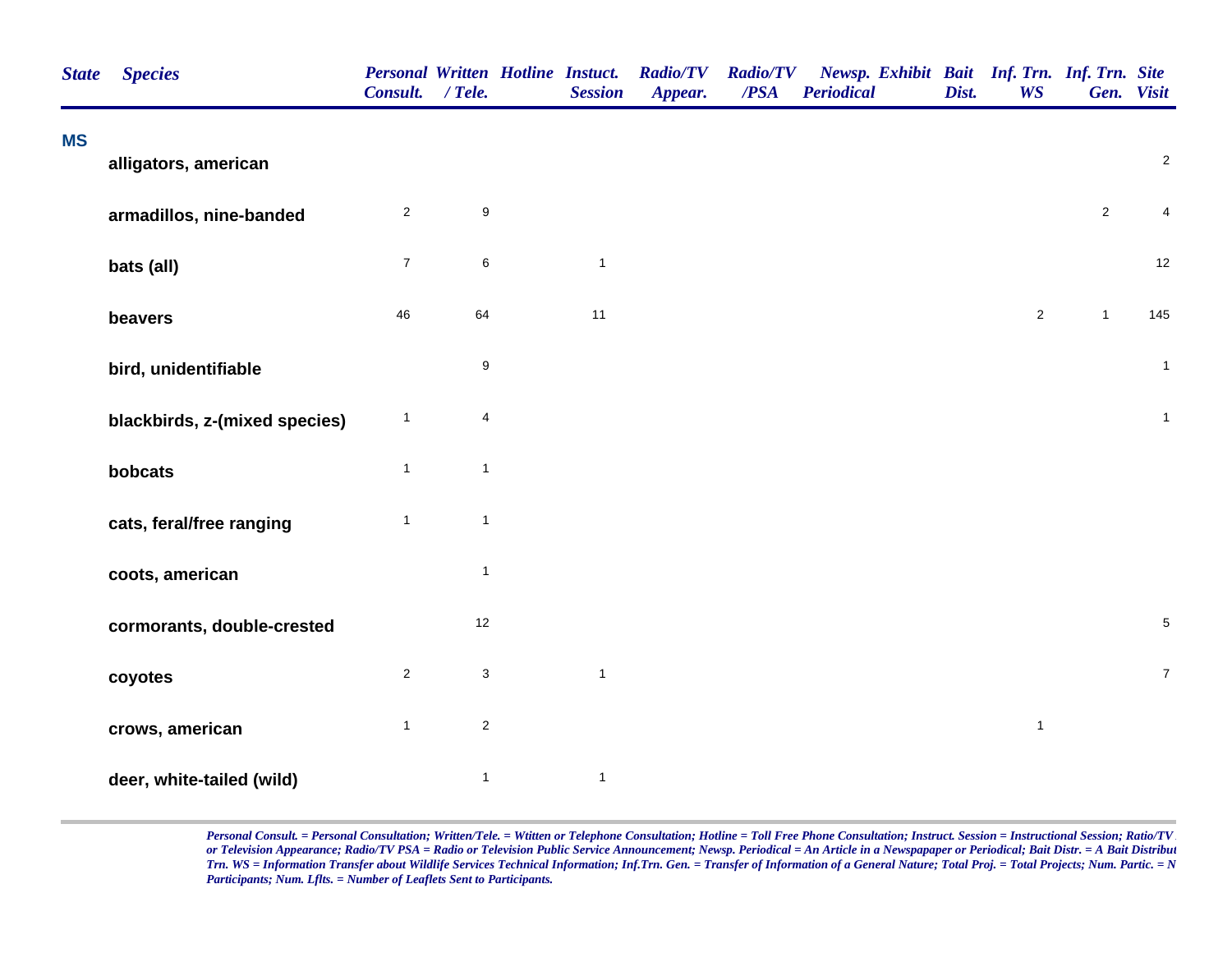| State | Species | Personal Consult. | Written / Tele. | Hotline | Instuct. Session | Radio/TV Appear. | Radio/TV /PSA | Newsp. Periodical | Exhibit | Bait Dist. | Inf. Trn. WS | Inf. Trn. Gen. | Site Visit |
|---|---|---|---|---|---|---|---|---|---|---|---|---|---|
| **MS** | | | | | | | | | | | | | |
| | **alligators, american** | | | | | | | | | | | | 2 |
| | **armadillos, nine-banded** | 2 | 9 | | | | | | | | | 2 | 4 |
| | **bats (all)** | 7 | 6 | | 1 | | | | | | | | 12 |
| | **beavers** | 46 | 64 | | 11 | | | | | | 2 | 1 | 145 |
| | **bird, unidentifiable** | | 9 | | | | | | | | | | 1 |
| | **blackbirds, z-(mixed species)** | 1 | 4 | | | | | | | | | | 1 |
| | **bobcats** | 1 | 1 | | | | | | | | | | |
| | **cats, feral/free ranging** | 1 | 1 | | | | | | | | | | |
| | **coots, american** | | 1 | | | | | | | | | | |
| | **cormorants, double-crested** | | 12 | | | | | | | | | | 5 |
| | **coyotes** | 2 | 3 | | 1 | | | | | | | | 7 |
| | **crows, american** | 1 | 2 | | | | | | | | 1 | | |
| | **deer, white-tailed (wild)** | | 1 | | 1 | | | | | | | | |

*Personal Consult. = Personal Consultation; Written/Tele. = Wtitten or Telephone Consultation; Hotline = Toll Free Phone Consultation; Instruct. Session = Instructional Session; Ratio/TV or Television Appearance; Radio/TV PSA = Radio or Television Public Service Announcement; Newsp. Periodical = An Article in a Newspapaper or Periodical; Bait Distr. = A Bait Distribut Trn. WS = Information Transfer about Wildlife Services Technical Information; Inf.Trn. Gen. = Transfer of Information of a General Nature; Total Proj. = Total Projects; Num. Partic. = N Participants; Num. Lflts. = Number of Leaflets Sent to Participants.*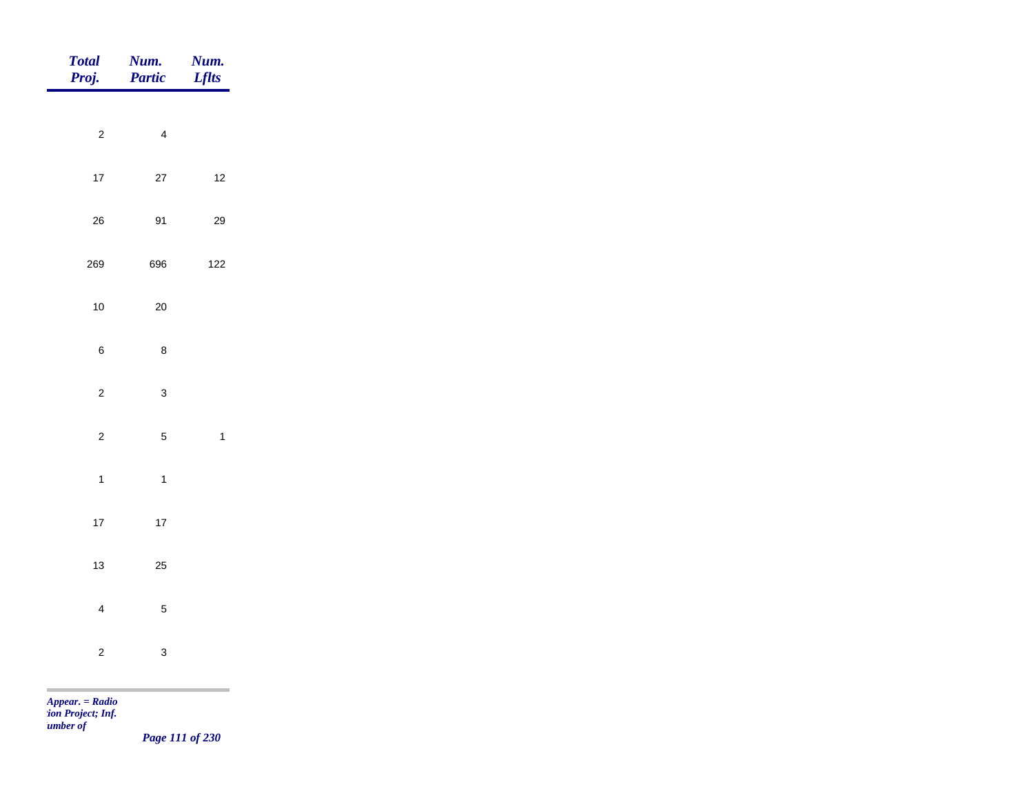| Total Proj. | Num. Partic | Num. Lflts |
|---|---|---|
| 2 | 4 | |
| 17 | 27 | 12 |
| 26 | 91 | 29 |
| 269 | 696 | 122 |
| 10 | 20 | |
| 6 | 8 | |
| 2 | 3 | |
| 2 | 5 | 1 |
| 1 | 1 | |
| 17 | 17 | |
| 13 | 25 | |
| 4 | 5 | |
| 2 | 3 | |

*Appear. = Radio*
*tion Project; Inf.*
*umber of*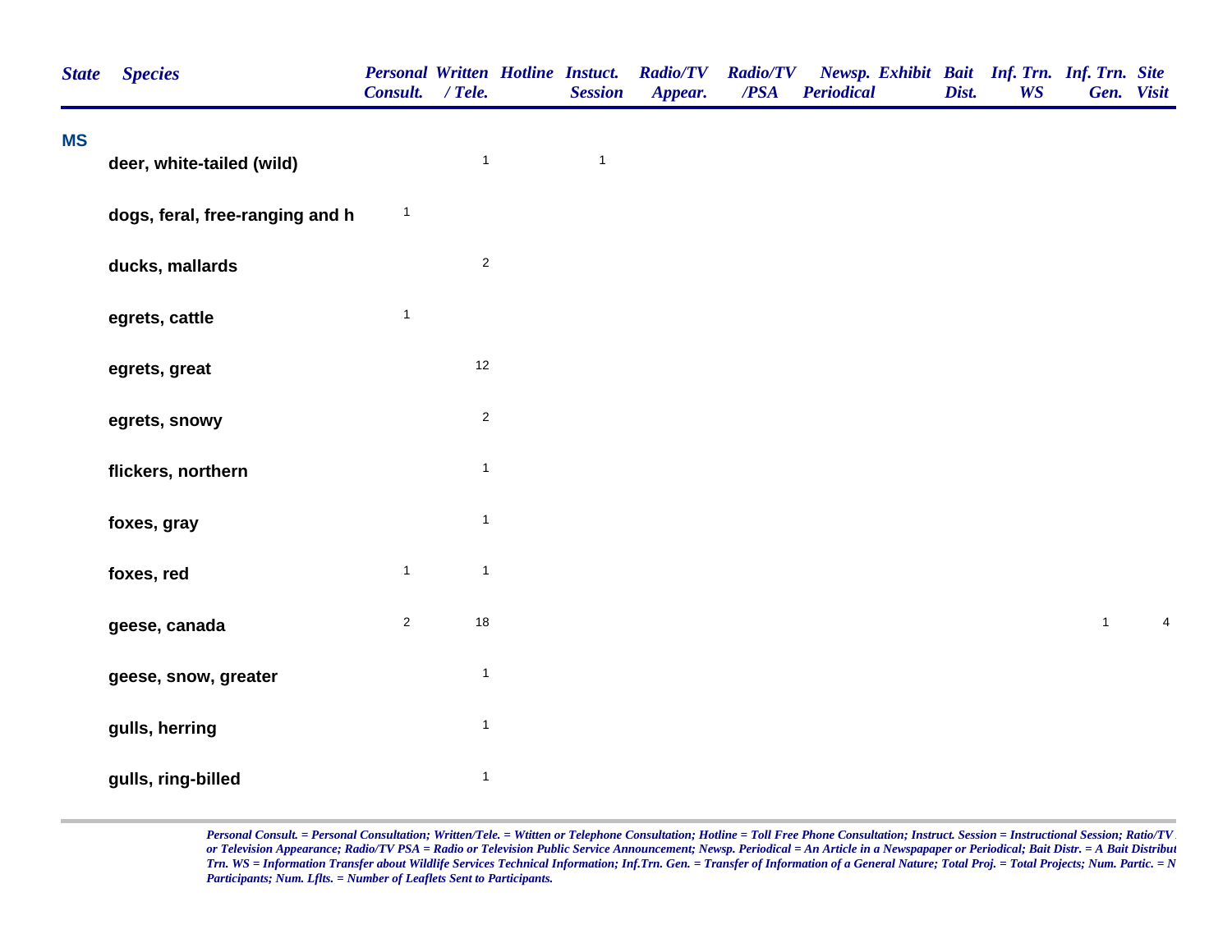| State | Species | Personal Consult. | Written / Tele. | Hotline | Instuct. Session | Radio/TV Appear. | Radio/TV /PSA | Newsp. Periodical | Exhibit | Bait Dist. | Inf. Trn. WS | Inf. Trn. Gen. | Site Visit |
|---|---|---|---|---|---|---|---|---|---|---|---|---|---|
| **MS** | | | | | | | | | | | | | |
| | **deer, white-tailed (wild)** | | 1 | | 1 | | | | | | | | |
| | **dogs, feral, free-ranging and h** | 1 | | | | | | | | | | | |
| | **ducks, mallards** | | 2 | | | | | | | | | | |
| | **egrets, cattle** | 1 | | | | | | | | | | | |
| | **egrets, great** | | 12 | | | | | | | | | | |
| | **egrets, snowy** | | 2 | | | | | | | | | | |
| | **flickers, northern** | | 1 | | | | | | | | | | |
| | **foxes, gray** | | 1 | | | | | | | | | | |
| | **foxes, red** | 1 | 1 | | | | | | | | | | |
| | **geese, canada** | 2 | 18 | | | | | | | | | 1 | 4 |
| | **geese, snow, greater** | | 1 | | | | | | | | | | |
| | **gulls, herring** | | 1 | | | | | | | | | | |
| | **gulls, ring-billed** | | 1 | | | | | | | | | | |

*Personal Consult. = Personal Consultation; Written/Tele. = Wtitten or Telephone Consultation; Hotline = Toll Free Phone Consultation; Instruct. Session = Instructional Session; Ratio/TV or Television Appearance; Radio/TV PSA = Radio or Television Public Service Announcement; Newsp. Periodical = An Article in a Newspapaper or Periodical; Bait Distr. = A Bait Distribut Trn. WS = Information Transfer about Wildlife Services Technical Information; Inf.Trn. Gen. = Transfer of Information of a General Nature; Total Proj. = Total Projects; Num. Partic. = N Participants; Num. Lflts. = Number of Leaflets Sent to Participants.*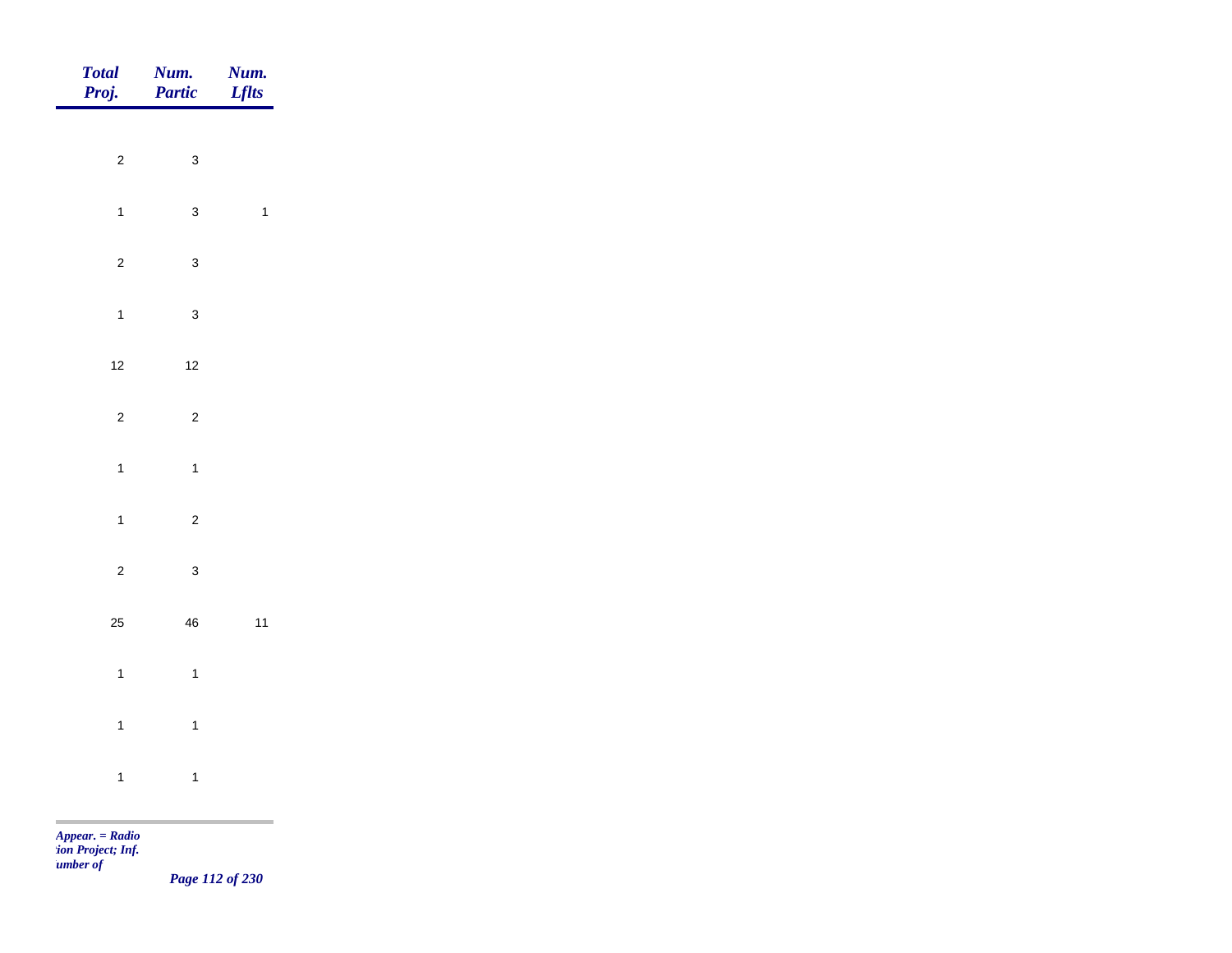| Total Proj. | Num. Partic | Num. Lflts |
|---|---|---|
| 2 | 3 | |
| 1 | 3 | 1 |
| 2 | 3 | |
| 1 | 3 | |
| 12 | 12 | |
| 2 | 2 | |
| 1 | 1 | |
| 1 | 2 | |
| 2 | 3 | |
| 25 | 46 | 11 |
| 1 | 1 | |
| 1 | 1 | |
| 1 | 1 | |

*Appear. = Radio*
*tion Project; Inf.*
*umber of*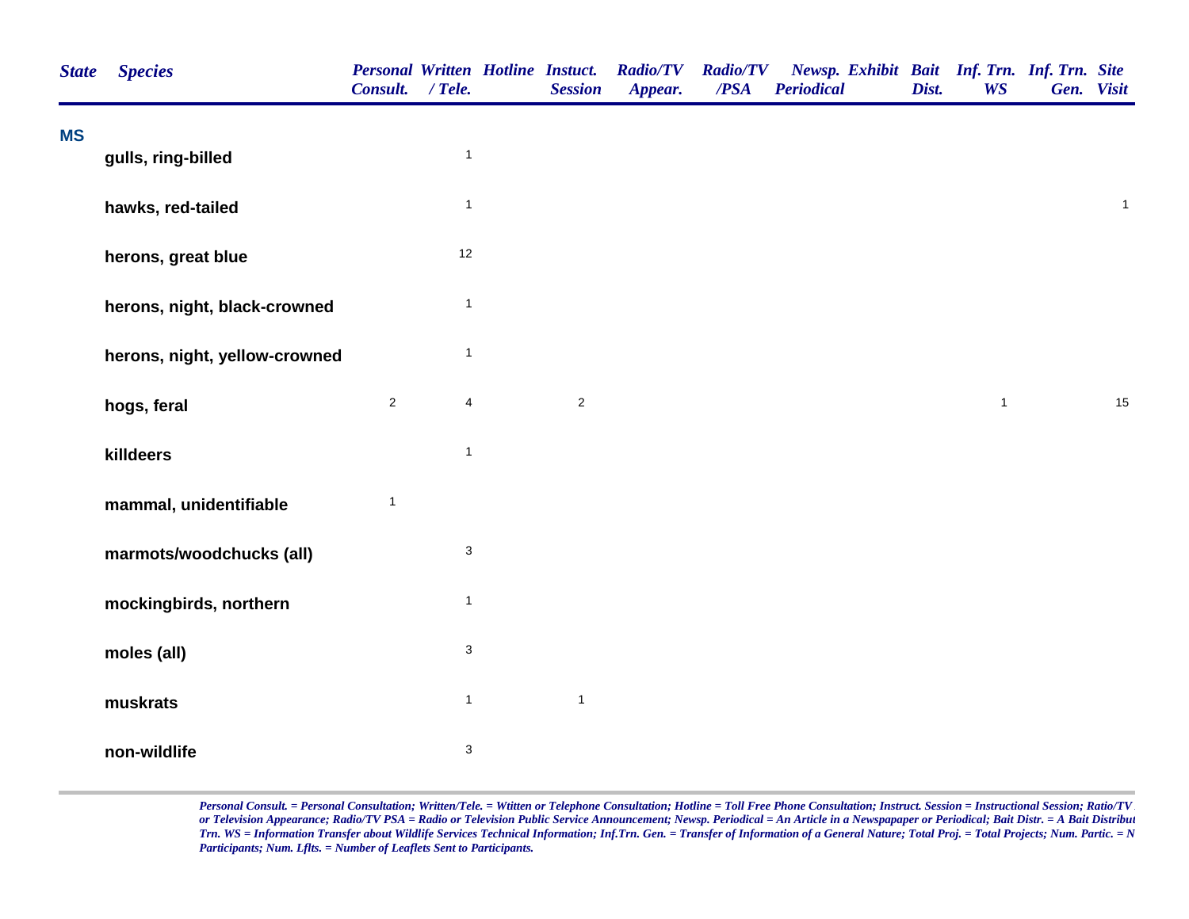| State | Species | Personal Consult. | Written / Tele. | Hotline | Instuct. Session | Radio/TV Appear. | Radio/TV /PSA | Newsp. Periodical | Exhibit | Bait Dist. | Inf. Trn. WS | Inf. Trn. Gen. | Site Visit |
|---|---|---|---|---|---|---|---|---|---|---|---|---|---|
| **MS** | | | | | | | | | | | | | |
| | **gulls, ring-billed** | | 1 | | | | | | | | | | |
| | **hawks, red-tailed** | | 1 | | | | | | | | | | 1 |
| | **herons, great blue** | | 12 | | | | | | | | | | |
| | **herons, night, black-crowned** | | 1 | | | | | | | | | | |
| | **herons, night, yellow-crowned** | | 1 | | | | | | | | | | |
| | **hogs, feral** | 2 | 4 | | 2 | | | | | | 1 | | 15 |
| | **killdeers** | | 1 | | | | | | | | | | |
| | **mammal, unidentifiable** | 1 | | | | | | | | | | | |
| | **marmots/woodchucks (all)** | | 3 | | | | | | | | | | |
| | **mockingbirds, northern** | | 1 | | | | | | | | | | |
| | **moles (all)** | | 3 | | | | | | | | | | |
| | **muskrats** | | 1 | | 1 | | | | | | | | |
| | **non-wildlife** | | 3 | | | | | | | | | | |

*Personal Consult. = Personal Consultation; Written/Tele. = Wtitten or Telephone Consultation; Hotline = Toll Free Phone Consultation; Instruct. Session = Instructional Session; Ratio/TV or Television Appearance; Radio/TV PSA = Radio or Television Public Service Announcement; Newsp. Periodical = An Article in a Newspapaper or Periodical; Bait Distr. = A Bait Distribut Trn. WS = Information Transfer about Wildlife Services Technical Information; Inf.Trn. Gen. = Transfer of Information of a General Nature; Total Proj. = Total Projects; Num. Partic. = N Participants; Num. Lflts. = Number of Leaflets Sent to Participants.*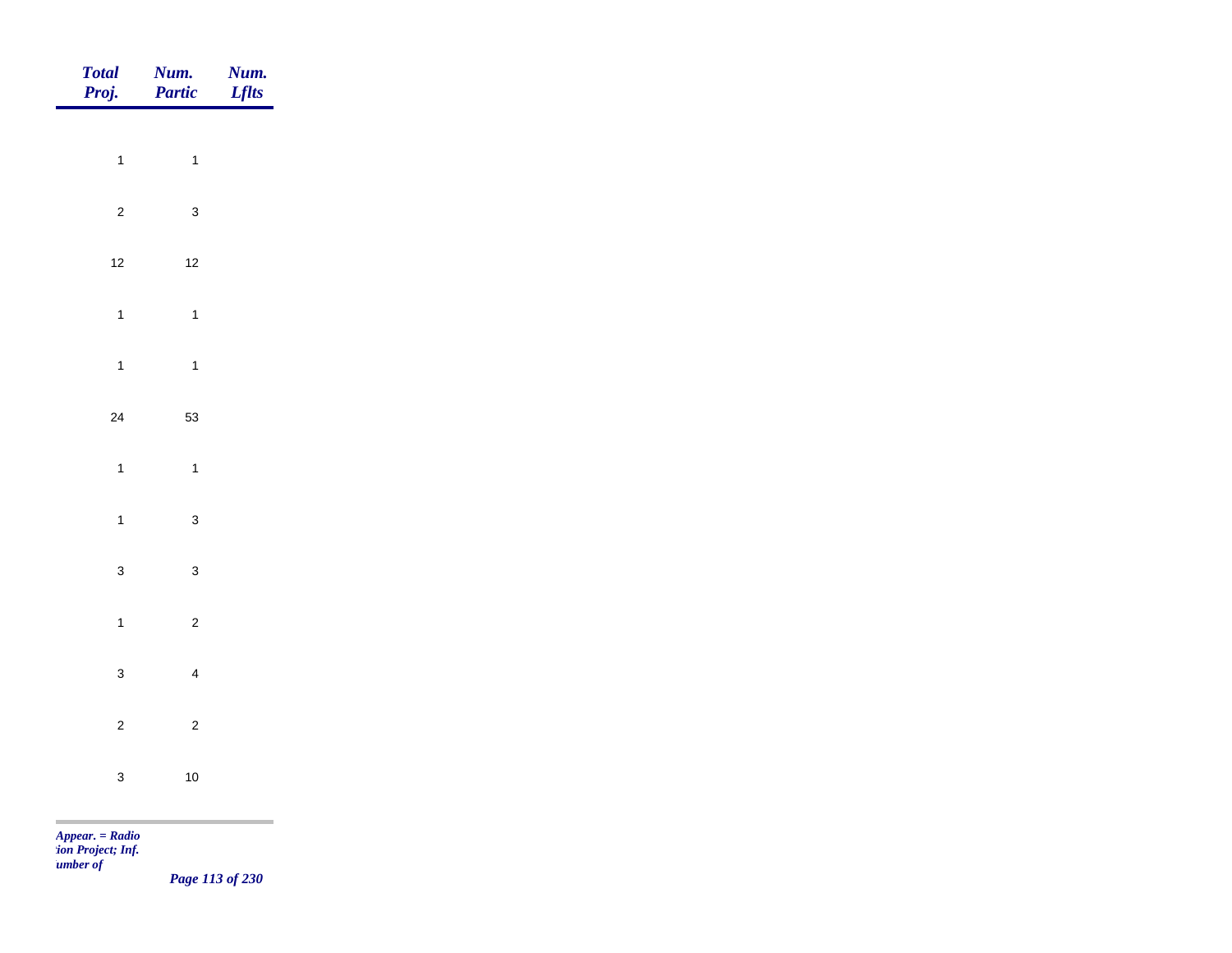| Total Proj. | Num. Partic | Num. Lflts |
|---|---|---|
| 1 | 1 | |
| 2 | 3 | |
| 12 | 12 | |
| 1 | 1 | |
| 1 | 1 | |
| 24 | 53 | |
| 1 | 1 | |
| 1 | 3 | |
| 3 | 3 | |
| 1 | 2 | |
| 3 | 4 | |
| 2 | 2 | |
| 3 | 10 | |

*Appear. = Radio*
*:ion Project; Inf.*
*umber of*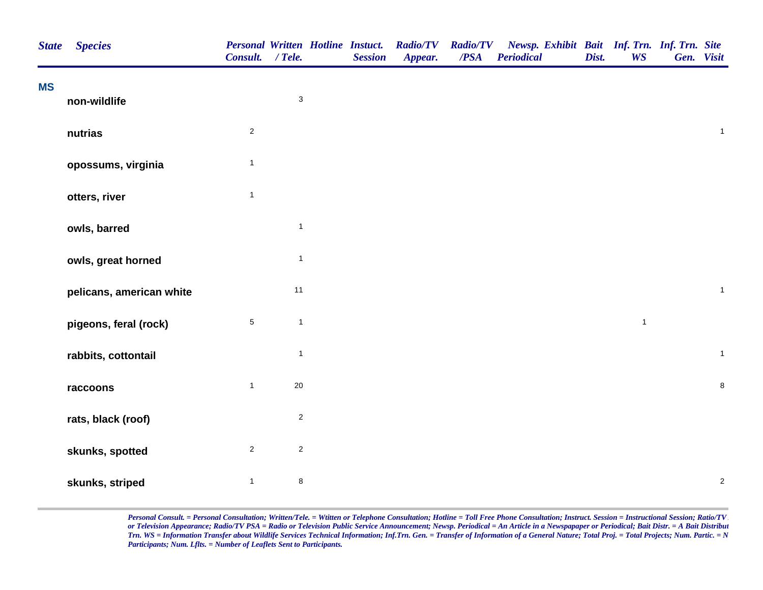| State | Species | Personal Consult. | Written / Tele. | Hotline | Instuct. Session | Radio/TV Appear. | Radio/TV /PSA | Newsp. Periodical | Exhibit | Bait Dist. | Inf. Trn. WS | Inf. Trn. Gen. | Site Visit |
|---|---|---|---|---|---|---|---|---|---|---|---|---|---|
| MS | | | | | | | | | | | | | |
| | non-wildlife | | 3 | | | | | | | | | | |
| | nutrias | 2 | | | | | | | | | | | 1 |
| | opossums, virginia | 1 | | | | | | | | | | | |
| | otters, river | 1 | | | | | | | | | | | |
| | owls, barred | | 1 | | | | | | | | | | |
| | owls, great horned | | 1 | | | | | | | | | | |
| | pelicans, american white | | 11 | | | | | | | | | | 1 |
| | pigeons, feral (rock) | 5 | 1 | | | | | | | | 1 | | |
| | rabbits, cottontail | | 1 | | | | | | | | | | 1 |
| | raccoons | 1 | 20 | | | | | | | | | | 8 |
| | rats, black (roof) | | 2 | | | | | | | | | | |
| | skunks, spotted | 2 | 2 | | | | | | | | | | |
| | skunks, striped | 1 | 8 | | | | | | | | | | 2 |

*Personal Consult. = Personal Consultation; Written/Tele. = Wtitten or Telephone Consultation; Hotline = Toll Free Phone Consultation; Instruct. Session = Instructional Session; Ratio/TV or Television Appearance; Radio/TV PSA = Radio or Television Public Service Announcement; Newsp. Periodical = An Article in a Newspapaper or Periodical; Bait Distr. = A Bait Distribut Trn. WS = Information Transfer about Wildlife Services Technical Information; Inf.Trn. Gen. = Transfer of Information of a General Nature; Total Proj. = Total Projects; Num. Partic. = N Participants; Num. Lflts. = Number of Leaflets Sent to Participants.*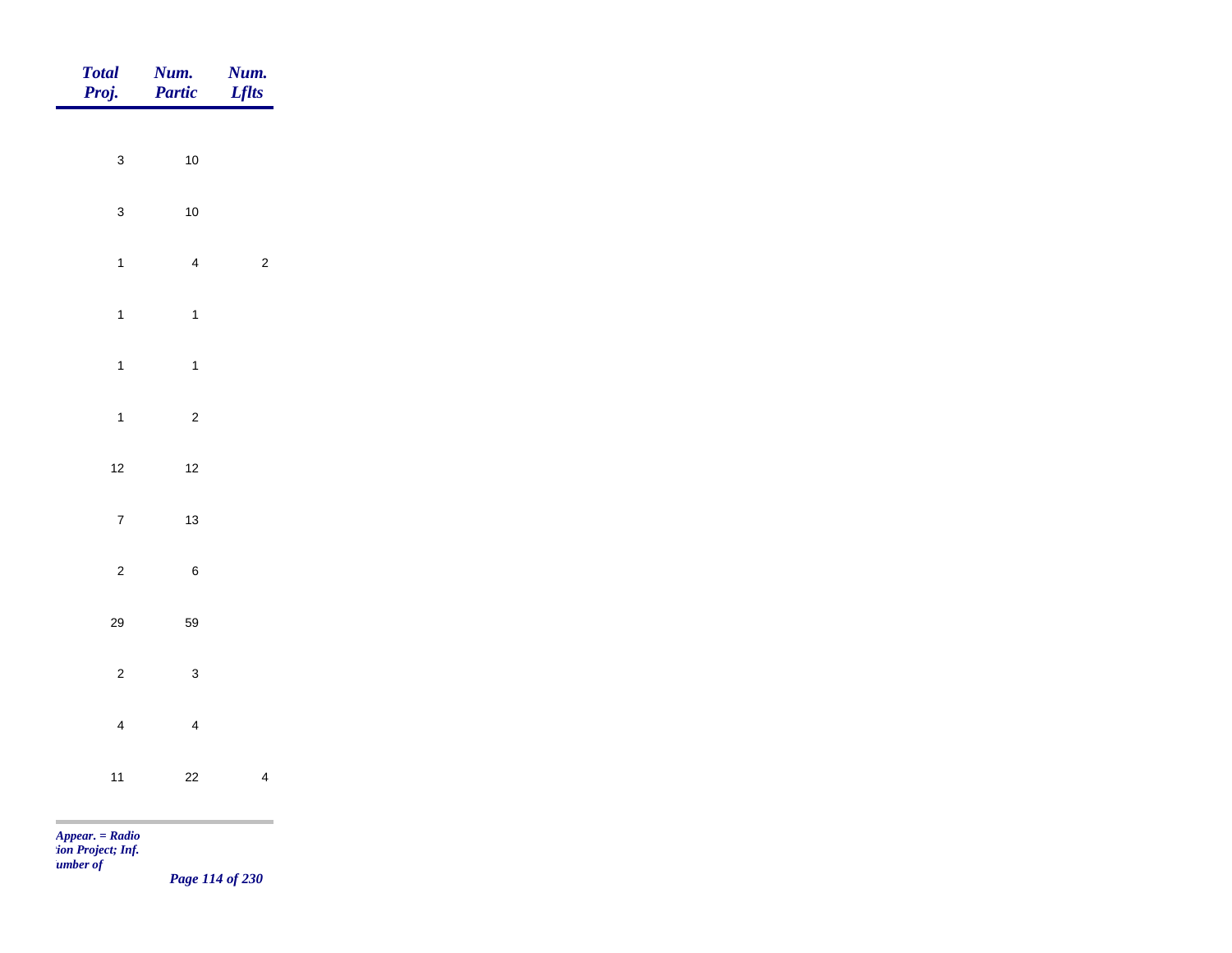| Total Proj. | Num. Partic | Num. Lflts |
|---|---|---|
| 3 | 10 | |
| 3 | 10 | |
| 1 | 4 | 2 |
| 1 | 1 | |
| 1 | 1 | |
| 1 | 2 | |
| 12 | 12 | |
| 7 | 13 | |
| 2 | 6 | |
| 29 | 59 | |
| 2 | 3 | |
| 4 | 4 | |
| 11 | 22 | 4 |

*Appear. = Radio*
*ion Project; Inf.*
*umber of*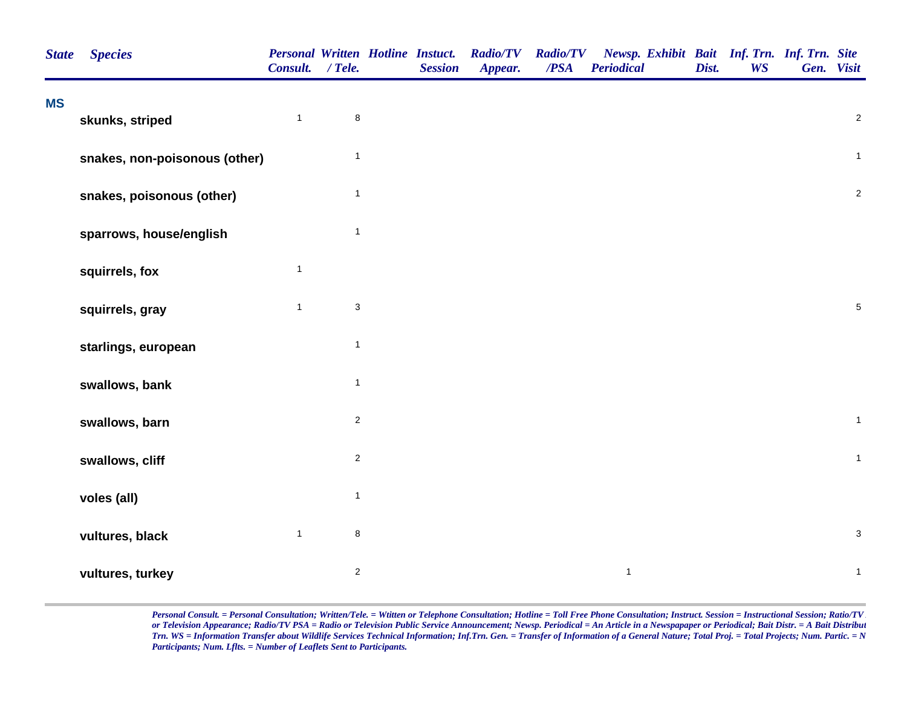| State | Species | Personal Consult. | Written / Tele. | Hotline | Instuct. Session | Radio/TV Appear. | Radio/TV /PSA | Newsp. Periodical | Exhibit | Bait Dist. | Inf. Trn. WS | Inf. Trn. Gen. | Site Visit |
|---|---|---|---|---|---|---|---|---|---|---|---|---|---|
| MS | | | | | | | | | | | | | |
| | skunks, striped | 1 | 8 | | | | | | | | | | 2 |
| | snakes, non-poisonous (other) | | 1 | | | | | | | | | | 1 |
| | snakes, poisonous (other) | | 1 | | | | | | | | | | 2 |
| | sparrows, house/english | | 1 | | | | | | | | | | |
| | squirrels, fox | 1 | | | | | | | | | | | |
| | squirrels, gray | 1 | 3 | | | | | | | | | | 5 |
| | starlings, european | | 1 | | | | | | | | | | |
| | swallows, bank | | 1 | | | | | | | | | | |
| | swallows, barn | | 2 | | | | | | | | | | 1 |
| | swallows, cliff | | 2 | | | | | | | | | | 1 |
| | voles (all) | | 1 | | | | | | | | | | |
| | vultures, black | 1 | 8 | | | | | | | | | | 3 |
| | vultures, turkey | | 2 | | | | | 1 | | | | | 1 |

*Personal Consult. = Personal Consultation; Written/Tele. = Wtitten or Telephone Consultation; Hotline = Toll Free Phone Consultation; Instruct. Session = Instructional Session; Ratio/TV or Television Appearance; Radio/TV PSA = Radio or Television Public Service Announcement; Newsp. Periodical = An Article in a Newspapaper or Periodical; Bait Distr. = A Bait Distribut Trn. WS = Information Transfer about Wildlife Services Technical Information; Inf.Trn. Gen. = Transfer of Information of a General Nature; Total Proj. = Total Projects; Num. Partic. = N Participants; Num. Lflts. = Number of Leaflets Sent to Participants.*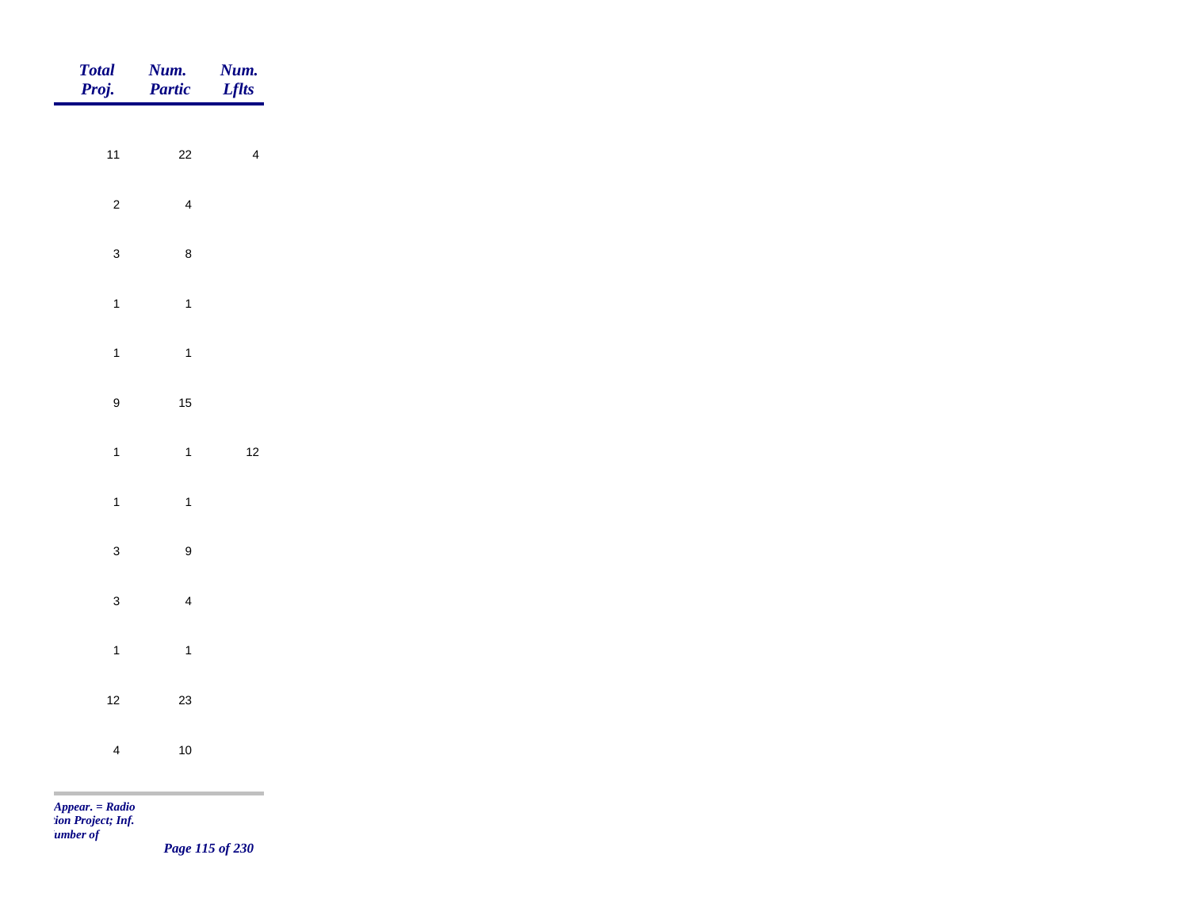| *Total Proj.* | *Num. Partic* | *Num. Lflts* |
|---|---|---|
| 11 | 22 | 4 |
| 2 | 4 | |
| 3 | 8 | |
| 1 | 1 | |
| 1 | 1 | |
| 9 | 15 | |
| 1 | 1 | 12 |
| 1 | 1 | |
| 3 | 9 | |
| 3 | 4 | |
| 1 | 1 | |
| 12 | 23 | |
| 4 | 10 | |

*Appear. = Radio*
*:ion Project; Inf.*
*umber of*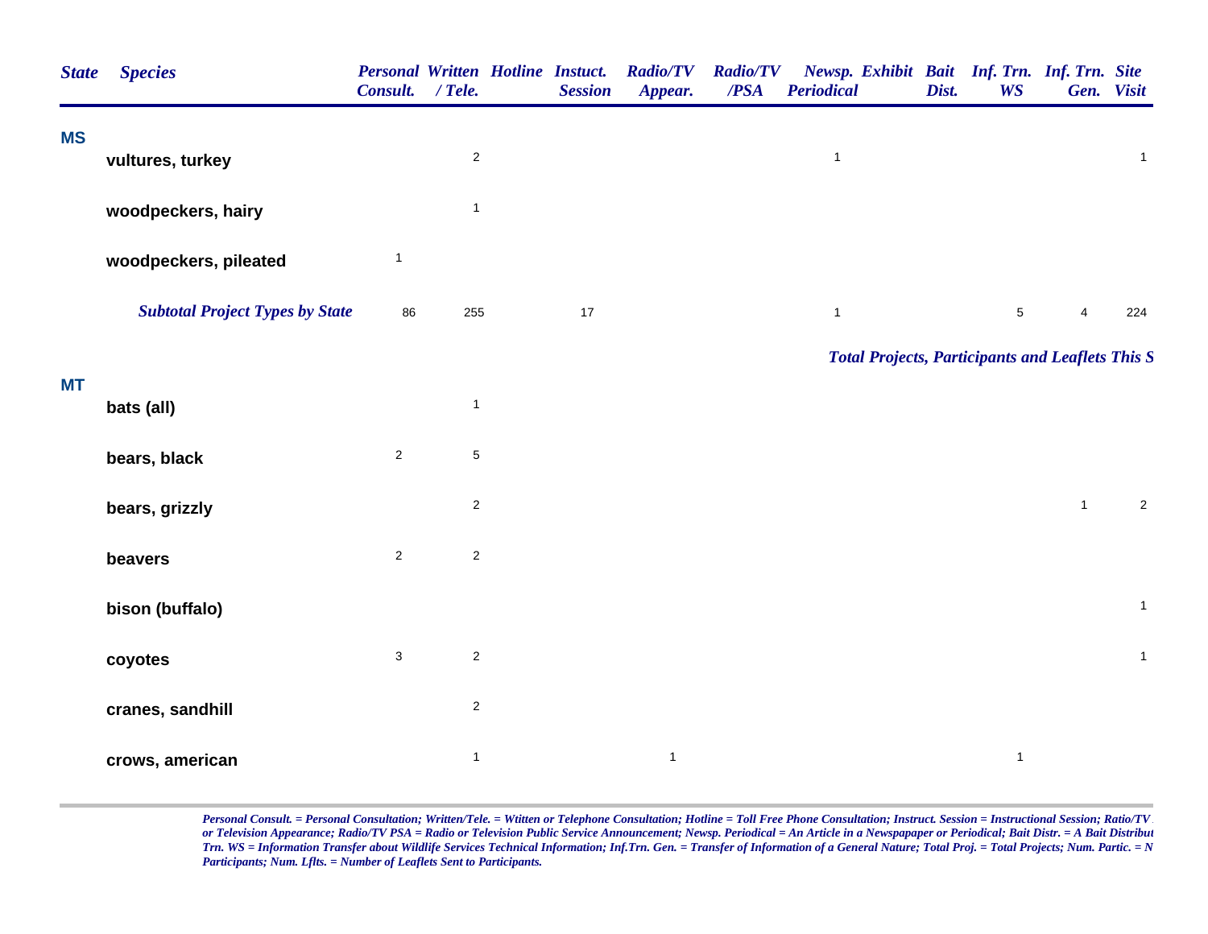| State | Species | Personal Consult. | Written / Tele. | Hotline | Instuct. Session | Radio/TV Appear. | Radio/TV /PSA | Newsp. Periodical | Exhibit | Bait Dist. | Inf. Trn. WS | Inf. Trn. Gen. | Site Visit |
|---|---|---|---|---|---|---|---|---|---|---|---|---|---|
| **MS** | | | | | | | | | | | | | |
| | **vultures, turkey** | | 2 | | | | | 1 | | | | | 1 |
| | **woodpeckers, hairy** | | 1 | | | | | | | | | | |
| | **woodpeckers, pileated** | 1 | | | | | | | | | | | |
| | ***Subtotal Project Types by State*** | 86 | 255 | | 17 | | | 1 | | | 5 | 4 | 224 |

***Total Projects, Participants and Leaflets This S***

| State | Species | Personal Consult. | Written / Tele. | Hotline | Instuct. Session | Radio/TV Appear. | Radio/TV /PSA | Newsp. Periodical | Exhibit | Bait Dist. | Inf. Trn. WS | Inf. Trn. Gen. | Site Visit |
|---|---|---|---|---|---|---|---|---|---|---|---|---|---|
| **MT** | | | | | | | | | | | | | |
| | **bats (all)** | | 1 | | | | | | | | | | |
| | **bears, black** | 2 | 5 | | | | | | | | | | |
| | **bears, grizzly** | | 2 | | | | | | | | | 1 | 2 |
| | **beavers** | 2 | 2 | | | | | | | | | | |
| | **bison (buffalo)** | | | | | | | | | | | | 1 |
| | **coyotes** | 3 | 2 | | | | | | | | | | 1 |
| | **cranes, sandhill** | | 2 | | | | | | | | | | |
| | **crows, american** | | 1 | | | 1 | | | | | 1 | | |

*Personal Consult. = Personal Consultation; Written/Tele. = Wtitten or Telephone Consultation; Hotline = Toll Free Phone Consultation; Instruct. Session = Instructional Session; Ratio/TV or Television Appearance; Radio/TV PSA = Radio or Television Public Service Announcement; Newsp. Periodical = An Article in a Newspapaper or Periodical; Bait Distr. = A Bait Distribut Trn. WS = Information Transfer about Wildlife Services Technical Information; Inf.Trn. Gen. = Transfer of Information of a General Nature; Total Proj. = Total Projects; Num. Partic. = N Participants; Num. Lflts. = Number of Leaflets Sent to Participants.*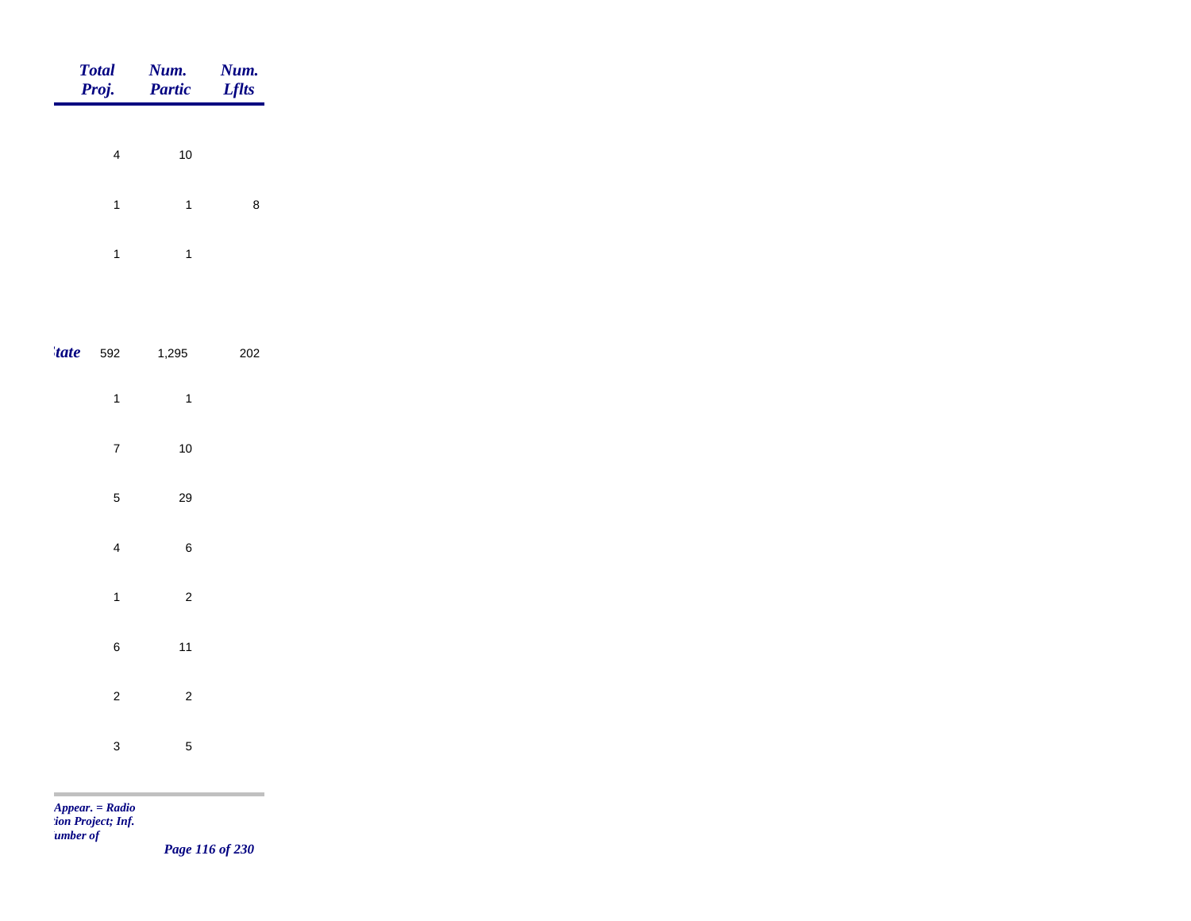| | Total Proj. | Num. Partic | Num. Lflts |
|---|---|---|---|
| | 4 | 10 | |
| | 1 | 1 | 8 |
| | 1 | 1 | |
| *tate* | 592 | 1,295 | 202 |
| | 1 | 1 | |
| | 7 | 10 | |
| | 5 | 29 | |
| | 4 | 6 | |
| | 1 | 2 | |
| | 6 | 11 | |
| | 2 | 2 | |
| | 3 | 5 | |

*Appear. = Radio*
*tion Project; Inf.*
*umber of*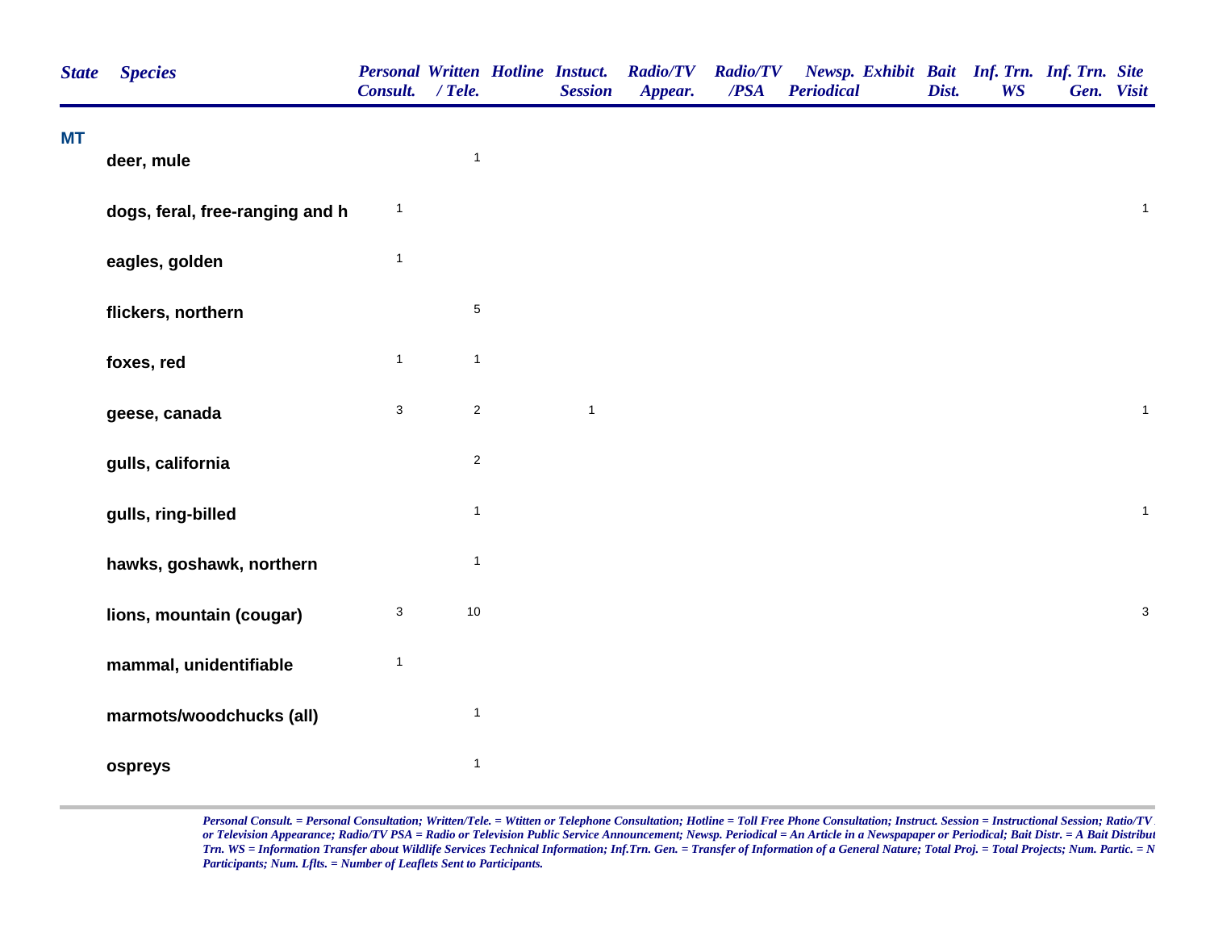| State | Species | Personal Consult. | Written / Tele. | Hotline | Instuct. Session | Radio/TV Appear. | Radio/TV /PSA | Newsp. Periodical | Exhibit | Bait Dist. | Inf. Trn. WS | Inf. Trn. Gen. | Site Visit |
|---|---|---|---|---|---|---|---|---|---|---|---|---|---|
| MT | | | | | | | | | | | | | |
| | deer, mule | | 1 | | | | | | | | | | |
| | dogs, feral, free-ranging and h | 1 | | | | | | | | | | | 1 |
| | eagles, golden | 1 | | | | | | | | | | | |
| | flickers, northern | | 5 | | | | | | | | | | |
| | foxes, red | 1 | 1 | | | | | | | | | | |
| | geese, canada | 3 | 2 | | 1 | | | | | | | | 1 |
| | gulls, california | | 2 | | | | | | | | | | |
| | gulls, ring-billed | | 1 | | | | | | | | | | 1 |
| | hawks, goshawk, northern | | 1 | | | | | | | | | | |
| | lions, mountain (cougar) | 3 | 10 | | | | | | | | | | 3 |
| | mammal, unidentifiable | 1 | | | | | | | | | | | |
| | marmots/woodchucks (all) | | 1 | | | | | | | | | | |
| | ospreys | | 1 | | | | | | | | | | |

*Personal Consult. = Personal Consultation; Written/Tele. = Wtitten or Telephone Consultation; Hotline = Toll Free Phone Consultation; Instruct. Session = Instructional Session; Ratio/TV or Television Appearance; Radio/TV PSA = Radio or Television Public Service Announcement; Newsp. Periodical = An Article in a Newspapaper or Periodical; Bait Distr. = A Bait Distribut Trn. WS = Information Transfer about Wildlife Services Technical Information; Inf.Trn. Gen. = Transfer of Information of a General Nature; Total Proj. = Total Projects; Num. Partic. = N Participants; Num. Lflts. = Number of Leaflets Sent to Participants.*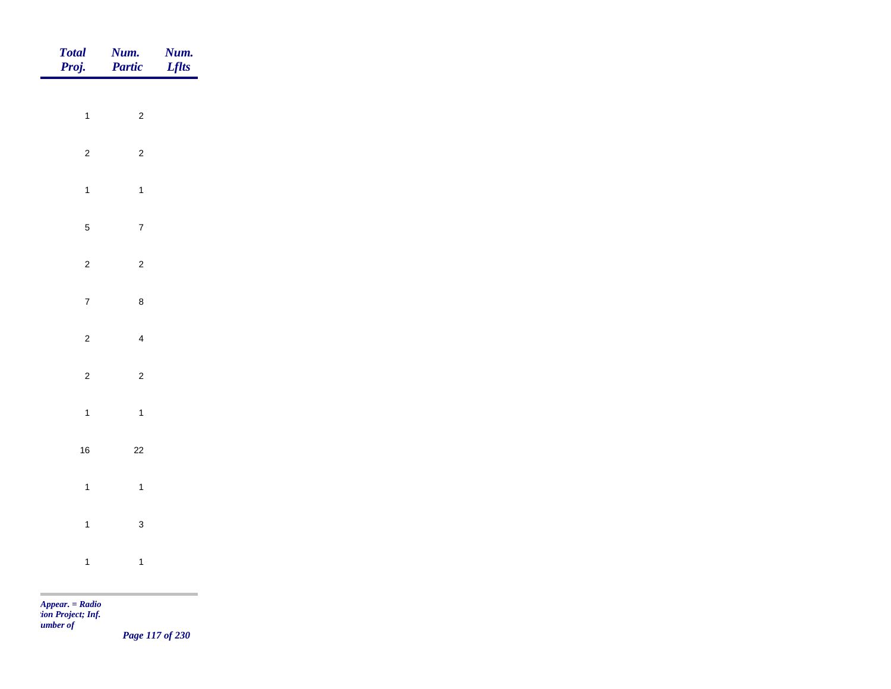| Total Proj. | Num. Partic | Num. Lflts |
|---|---|---|
| 1 | 2 | |
| 2 | 2 | |
| 1 | 1 | |
| 5 | 7 | |
| 2 | 2 | |
| 7 | 8 | |
| 2 | 4 | |
| 2 | 2 | |
| 1 | 1 | |
| 16 | 22 | |
| 1 | 1 | |
| 1 | 3 | |
| 1 | 1 | |

*Appear. = Radio*
*tion Project; Inf.*
*umber of*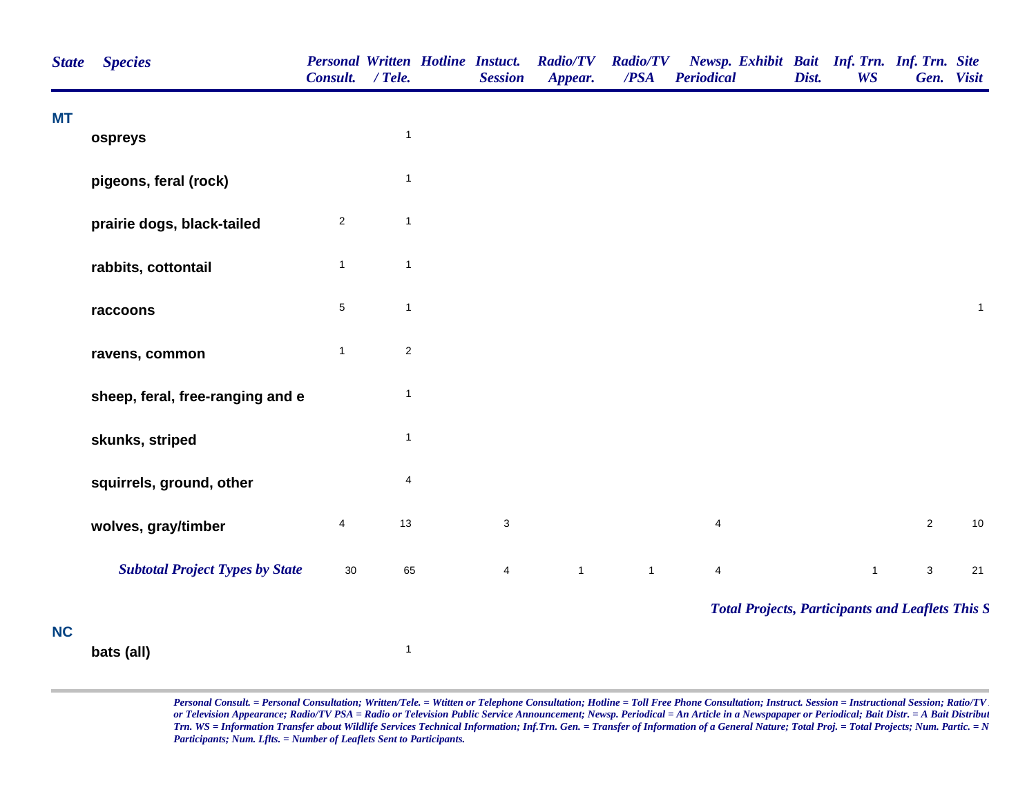| State | Species | Personal Consult. | Written / Tele. | Hotline | Instuct. Session | Radio/TV Appear. | Radio/TV /PSA | Newsp. Periodical | Exhibit | Bait Dist. | Inf. Trn. WS | Inf. Trn. Gen. | Site Visit |
|---|---|---|---|---|---|---|---|---|---|---|---|---|---|
| MT | | | | | | | | | | | | | |
| | ospreys | | 1 | | | | | | | | | | |
| | pigeons, feral (rock) | | 1 | | | | | | | | | | |
| | prairie dogs, black-tailed | 2 | 1 | | | | | | | | | | |
| | rabbits, cottontail | 1 | 1 | | | | | | | | | | |
| | raccoons | 5 | 1 | | | | | | | | | | 1 |
| | ravens, common | 1 | 2 | | | | | | | | | | |
| | sheep, feral, free-ranging and e | | 1 | | | | | | | | | | |
| | skunks, striped | | 1 | | | | | | | | | | |
| | squirrels, ground, other | | 4 | | | | | | | | | | |
| | wolves, gray/timber | 4 | 13 | | 3 | | | 4 | | | | 2 | 10 |
| | *Subtotal Project Types by State* | 30 | 65 | | 4 | 1 | 1 | 4 | | | 1 | 3 | 21 |

*Total Projects, Participants and Leaflets This S*

| State | Species | Personal Consult. | Written / Tele. | Hotline | Instuct. Session | Radio/TV Appear. | Radio/TV /PSA | Newsp. Periodical | Exhibit | Bait Dist. | Inf. Trn. WS | Inf. Trn. Gen. | Site Visit |
|---|---|---|---|---|---|---|---|---|---|---|---|---|---|
| NC | | | | | | | | | | | | | |
| | bats (all) | | 1 | | | | | | | | | | |

*Personal Consult. = Personal Consultation; Written/Tele. = Wtitten or Telephone Consultation; Hotline = Toll Free Phone Consultation; Instruct. Session = Instructional Session; Ratio/TV or Television Appearance; Radio/TV PSA = Radio or Television Public Service Announcement; Newsp. Periodical = An Article in a Newspapaper or Periodical; Bait Distr. = A Bait Distribut Trn. WS = Information Transfer about Wildlife Services Technical Information; Inf.Trn. Gen. = Transfer of Information of a General Nature; Total Proj. = Total Projects; Num. Partic. = N Participants; Num. Lflts. = Number of Leaflets Sent to Participants.*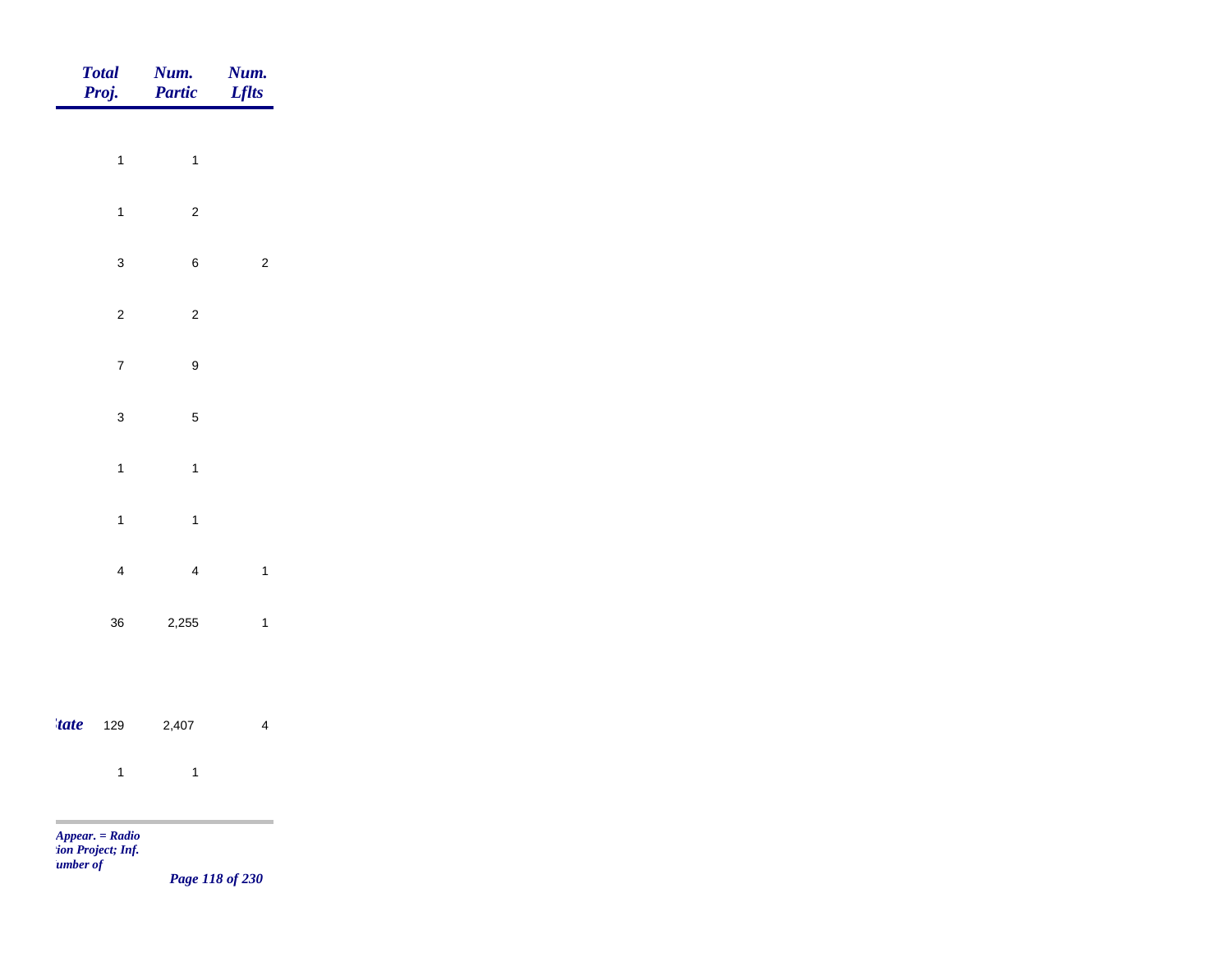| | Total Proj. | Num. Partic | Num. Lflts |
|---|---|---|---|
| | 1 | 1 | |
| | 1 | 2 | |
| | 3 | 6 | 2 |
| | 2 | 2 | |
| | 7 | 9 | |
| | 3 | 5 | |
| | 1 | 1 | |
| | 1 | 1 | |
| | 4 | 4 | 1 |
| | 36 | 2,255 | 1 |
| *tate* | 129 | 2,407 | 4 |
| | 1 | 1 | |

*Appear. = Radio*
*ion Project; Inf.*
*umber of*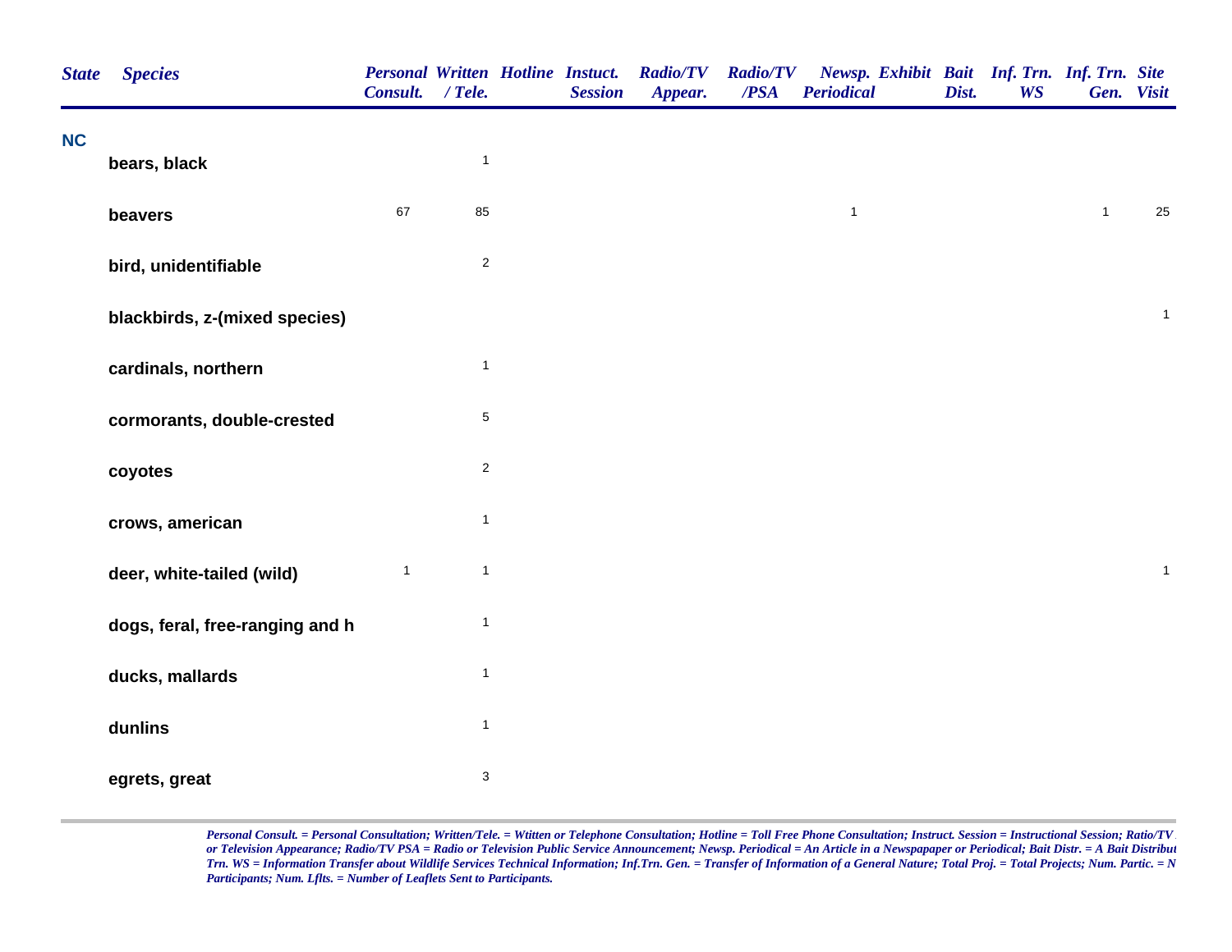| State | Species | Personal Consult. | Written / Tele. | Hotline | Instuct. Session | Radio/TV Appear. | Radio/TV /PSA | Newsp. Periodical | Exhibit | Bait Dist. | Inf. Trn. WS | Inf. Trn. Gen. | Site Visit |
|---|---|---|---|---|---|---|---|---|---|---|---|---|---|
| **NC** | | | | | | | | | | | | | |
| | **bears, black** | | 1 | | | | | | | | | | |
| | **beavers** | 67 | 85 | | | | | 1 | | | | 1 | 25 |
| | **bird, unidentifiable** | | 2 | | | | | | | | | | |
| | **blackbirds, z-(mixed species)** | | | | | | | | | | | | 1 |
| | **cardinals, northern** | | 1 | | | | | | | | | | |
| | **cormorants, double-crested** | | 5 | | | | | | | | | | |
| | **coyotes** | | 2 | | | | | | | | | | |
| | **crows, american** | | 1 | | | | | | | | | | |
| | **deer, white-tailed (wild)** | 1 | 1 | | | | | | | | | | 1 |
| | **dogs, feral, free-ranging and h** | | 1 | | | | | | | | | | |
| | **ducks, mallards** | | 1 | | | | | | | | | | |
| | **dunlins** | | 1 | | | | | | | | | | |
| | **egrets, great** | | 3 | | | | | | | | | | |

*Personal Consult. = Personal Consultation; Written/Tele. = Wtitten or Telephone Consultation; Hotline = Toll Free Phone Consultation; Instruct. Session = Instructional Session; Ratio/TV or Television Appearance; Radio/TV PSA = Radio or Television Public Service Announcement; Newsp. Periodical = An Article in a Newspapaper or Periodical; Bait Distr. = A Bait Distribut Trn. WS = Information Transfer about Wildlife Services Technical Information; Inf.Trn. Gen. = Transfer of Information of a General Nature; Total Proj. = Total Projects; Num. Partic. = N Participants; Num. Lflts. = Number of Leaflets Sent to Participants.*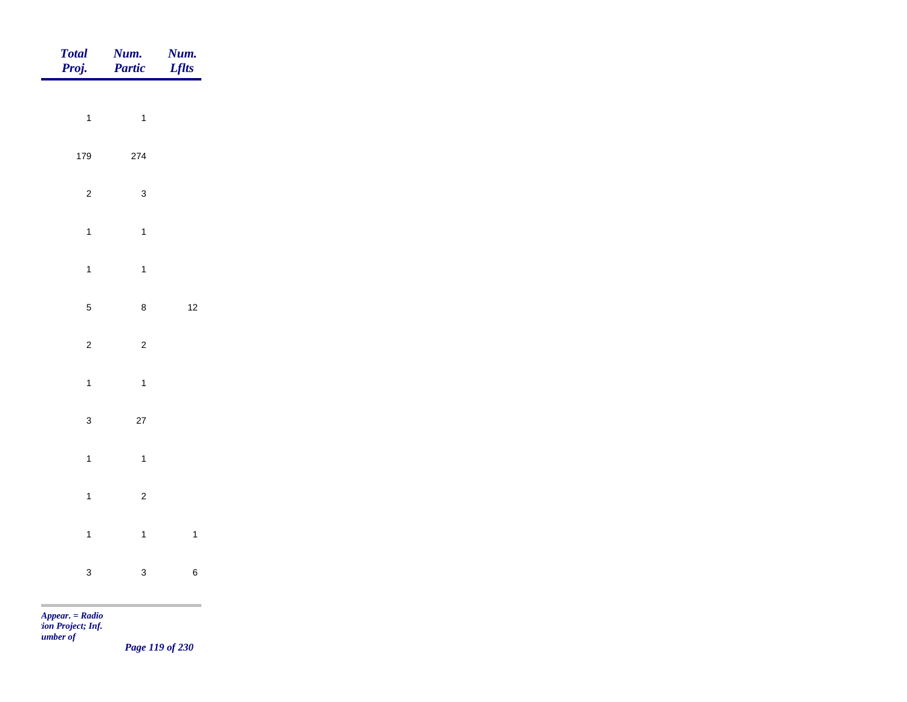| Total Proj. | Num. Partic | Num. Lflts |
|---|---|---|
| 1 | 1 | |
| 179 | 274 | |
| 2 | 3 | |
| 1 | 1 | |
| 1 | 1 | |
| 5 | 8 | 12 |
| 2 | 2 | |
| 1 | 1 | |
| 3 | 27 | |
| 1 | 1 | |
| 1 | 2 | |
| 1 | 1 | 1 |
| 3 | 3 | 6 |

*Appear. = Radio*
*:ion Project; Inf.*
*umber of*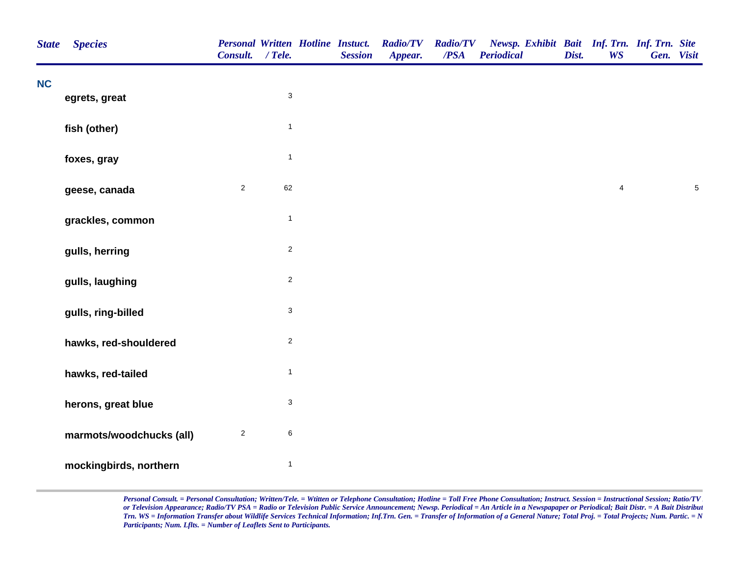| State | Species | Personal Consult. | Written / Tele. | Hotline | Instuct. Session | Radio/TV Appear. | Radio/TV /PSA | Newsp. Periodical | Exhibit | Bait Dist. | Inf. Trn. WS | Inf. Trn. Gen. | Site Visit |
|---|---|---|---|---|---|---|---|---|---|---|---|---|---|
| **NC** | | | | | | | | | | | | | |
| | **egrets, great** | | 3 | | | | | | | | | | |
| | **fish (other)** | | 1 | | | | | | | | | | |
| | **foxes, gray** | | 1 | | | | | | | | | | |
| | **geese, canada** | 2 | 62 | | | | | | | | 4 | | 5 |
| | **grackles, common** | | 1 | | | | | | | | | | |
| | **gulls, herring** | | 2 | | | | | | | | | | |
| | **gulls, laughing** | | 2 | | | | | | | | | | |
| | **gulls, ring-billed** | | 3 | | | | | | | | | | |
| | **hawks, red-shouldered** | | 2 | | | | | | | | | | |
| | **hawks, red-tailed** | | 1 | | | | | | | | | | |
| | **herons, great blue** | | 3 | | | | | | | | | | |
| | **marmots/woodchucks (all)** | 2 | 6 | | | | | | | | | | |
| | **mockingbirds, northern** | | 1 | | | | | | | | | | |

*Personal Consult. = Personal Consultation; Written/Tele. = Wtitten or Telephone Consultation; Hotline = Toll Free Phone Consultation; Instruct. Session = Instructional Session; Ratio/TV or Television Appearance; Radio/TV PSA = Radio or Television Public Service Announcement; Newsp. Periodical = An Article in a Newspapaper or Periodical; Bait Distr. = A Bait Distribut Trn. WS = Information Transfer about Wildlife Services Technical Information; Inf.Trn. Gen. = Transfer of Information of a General Nature; Total Proj. = Total Projects; Num. Partic. = N Participants; Num. Lflts. = Number of Leaflets Sent to Participants.*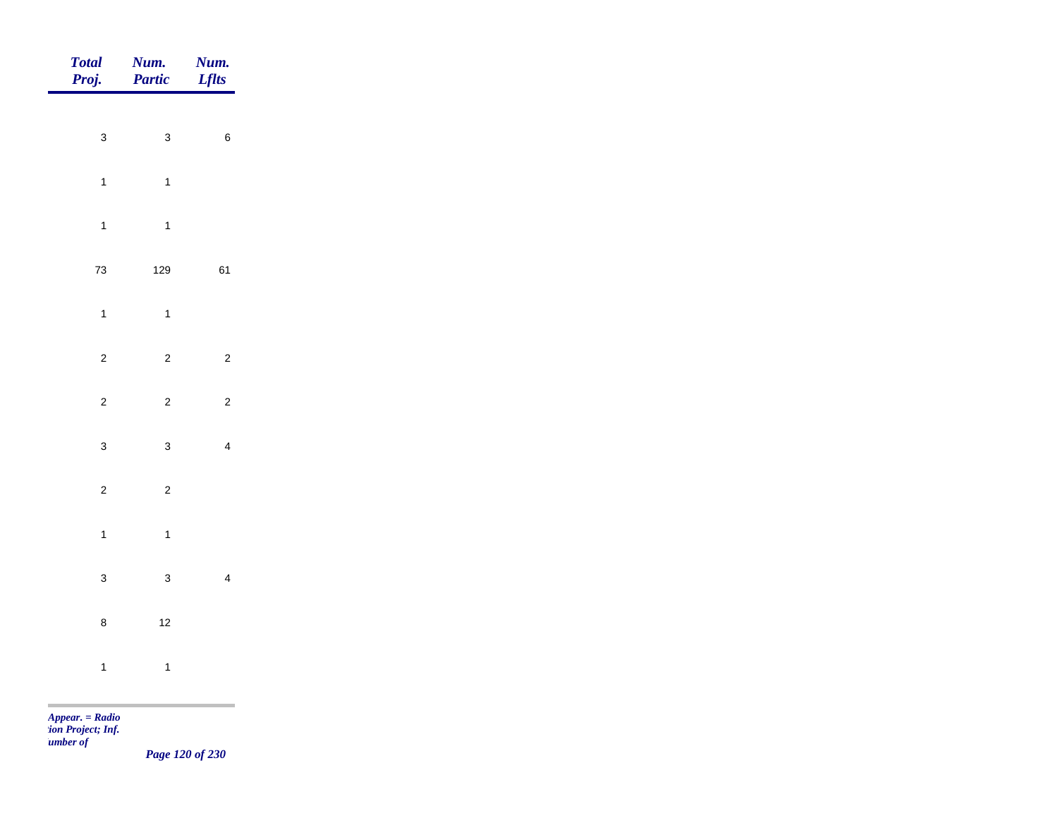| *Total Proj.* | *Num. Partic* | *Num. Lflts* |
|---|---|---|
| 3 | 3 | 6 |
| 1 | 1 | |
| 1 | 1 | |
| 73 | 129 | 61 |
| 1 | 1 | |
| 2 | 2 | 2 |
| 2 | 2 | 2 |
| 3 | 3 | 4 |
| 2 | 2 | |
| 1 | 1 | |
| 3 | 3 | 4 |
| 8 | 12 | |
| 1 | 1 | |

*Appear. = Radio*
*tion Project; Inf.*
*umber of*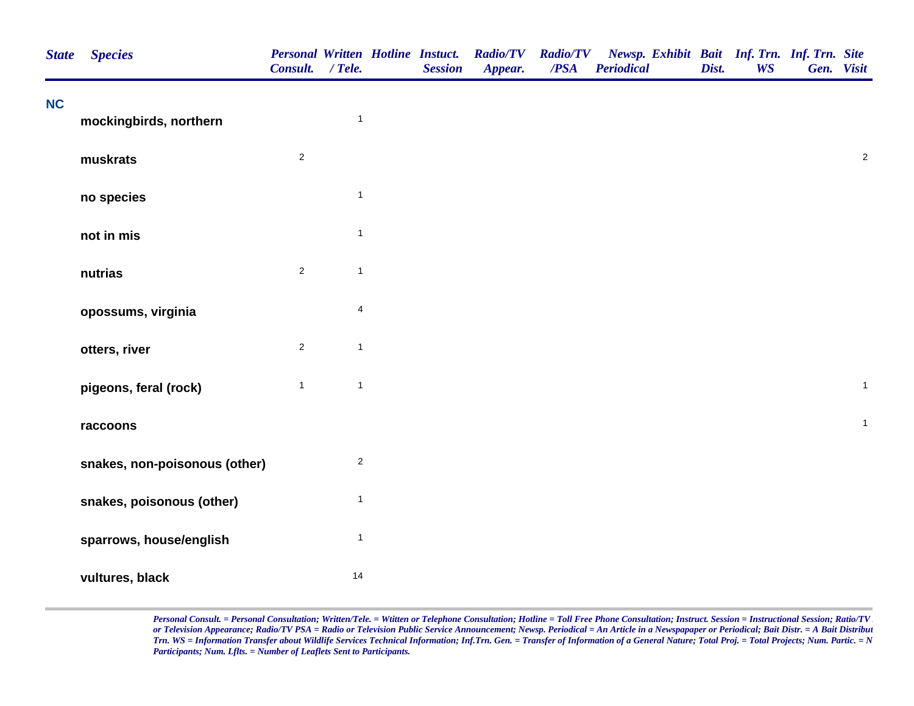| State | Species | Personal Consult. | Written / Tele. | Hotline | Instuct. Session | Radio/TV Appear. | Radio/TV /PSA | Newsp. Periodical | Exhibit | Bait Dist. | Inf. Trn. WS | Inf. Trn. Gen. | Site Visit |
|---|---|---|---|---|---|---|---|---|---|---|---|---|---|
| NC | | | | | | | | | | | | | |
| | mockingbirds, northern | | 1 | | | | | | | | | | |
| | muskrats | 2 | | | | | | | | | | | 2 |
| | no species | | 1 | | | | | | | | | | |
| | not in mis | | 1 | | | | | | | | | | |
| | nutrias | 2 | 1 | | | | | | | | | | |
| | opossums, virginia | | 4 | | | | | | | | | | |
| | otters, river | 2 | 1 | | | | | | | | | | |
| | pigeons, feral (rock) | 1 | 1 | | | | | | | | | | 1 |
| | raccoons | | | | | | | | | | | | 1 |
| | snakes, non-poisonous (other) | | 2 | | | | | | | | | | |
| | snakes, poisonous (other) | | 1 | | | | | | | | | | |
| | sparrows, house/english | | 1 | | | | | | | | | | |
| | vultures, black | | 14 | | | | | | | | | | |

*Personal Consult. = Personal Consultation; Written/Tele. = Wtitten or Telephone Consultation; Hotline = Toll Free Phone Consultation; Instruct. Session = Instructional Session; Ratio/TV or Television Appearance; Radio/TV PSA = Radio or Television Public Service Announcement; Newsp. Periodical = An Article in a Newspapaper or Periodical; Bait Distr. = A Bait Distribut Trn. WS = Information Transfer about Wildlife Services Technical Information; Inf.Trn. Gen. = Transfer of Information of a General Nature; Total Proj. = Total Projects; Num. Partic. = N Participants; Num. Lflts. = Number of Leaflets Sent to Participants.*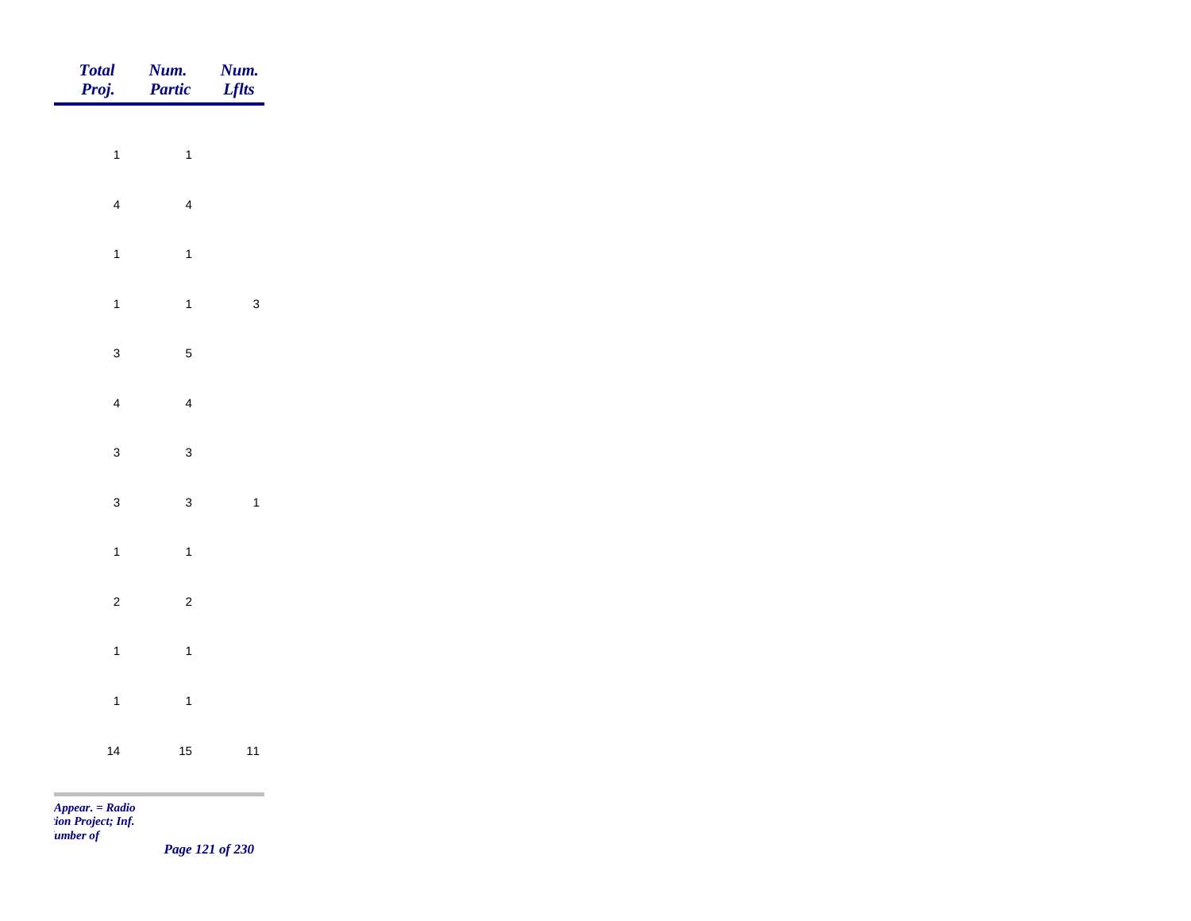| Total Proj. | Num. Partic | Num. Lflts |
|---|---|---|
| 1 | 1 | |
| 4 | 4 | |
| 1 | 1 | |
| 1 | 1 | 3 |
| 3 | 5 | |
| 4 | 4 | |
| 3 | 3 | |
| 3 | 3 | 1 |
| 1 | 1 | |
| 2 | 2 | |
| 1 | 1 | |
| 1 | 1 | |
| 14 | 15 | 11 |

*Appear. = Radio*
*tion Project; Inf.*
*umber of*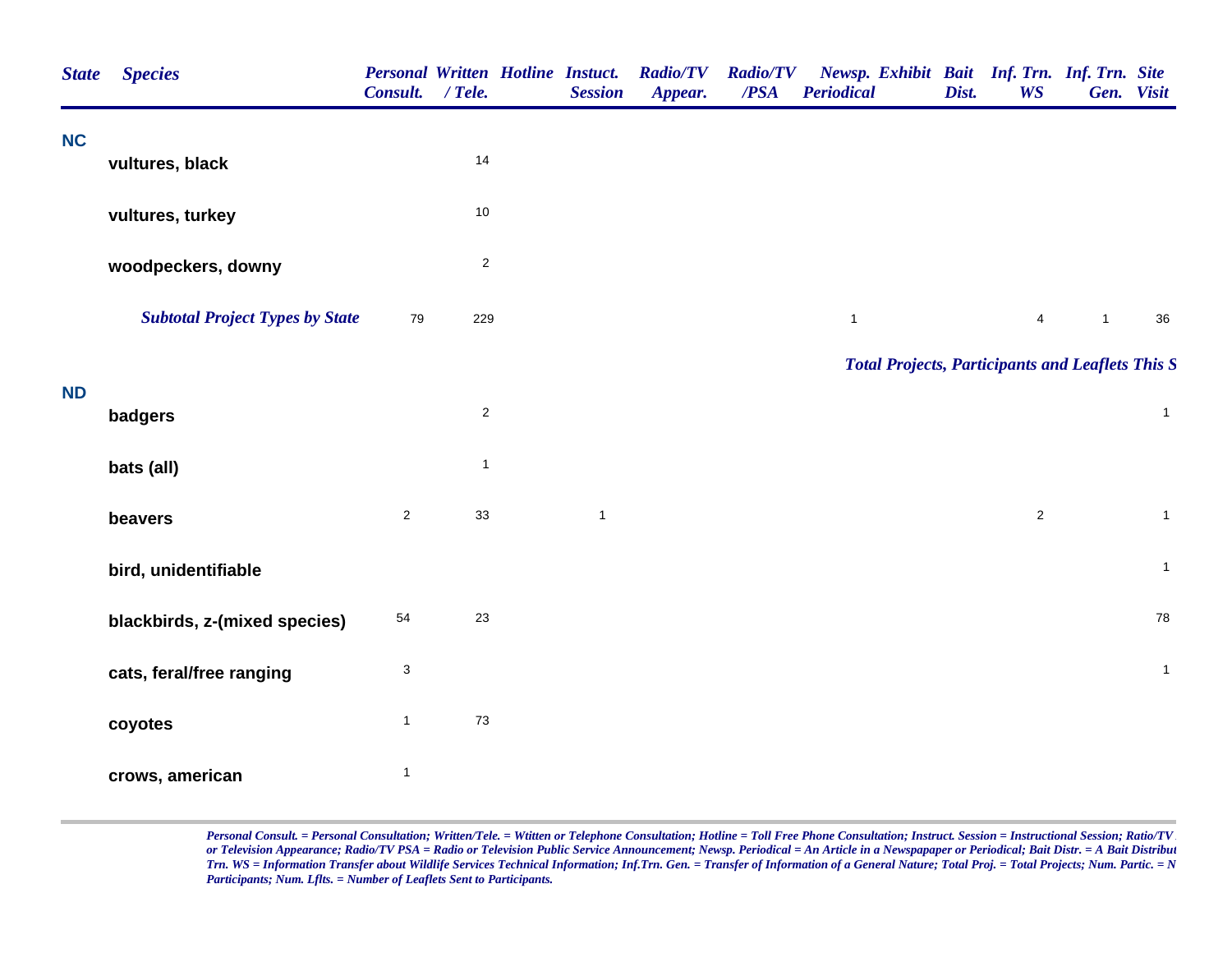| State | Species | Personal Consult. | Written / Tele. | Hotline | Instuct. Session | Radio/TV Appear. | Radio/TV /PSA | Newsp. Periodical | Exhibit | Bait Dist. | Inf. Trn. WS | Inf. Trn. Gen. | Site Visit |
|---|---|---|---|---|---|---|---|---|---|---|---|---|---|
| **NC** | | | | | | | | | | | | | |
| | **vultures, black** | | 14 | | | | | | | | | | |
| | **vultures, turkey** | | 10 | | | | | | | | | | |
| | **woodpeckers, downy** | | 2 | | | | | | | | | | |
| | ***Subtotal Project Types by State*** | 79 | 229 | | | | | 1 | | | 4 | 1 | 36 |

***Total Projects, Participants and Leaflets This S***

| State | Species | Personal Consult. | Written / Tele. | Hotline | Instuct. Session | Radio/TV Appear. | Radio/TV /PSA | Newsp. Periodical | Exhibit | Bait Dist. | Inf. Trn. WS | Inf. Trn. Gen. | Site Visit |
|---|---|---|---|---|---|---|---|---|---|---|---|---|---|
| **ND** | | | | | | | | | | | | | |
| | **badgers** | | 2 | | | | | | | | | | 1 |
| | **bats (all)** | | 1 | | | | | | | | | | |
| | **beavers** | 2 | 33 | | 1 | | | | | | 2 | | 1 |
| | **bird, unidentifiable** | | | | | | | | | | | | 1 |
| | **blackbirds, z-(mixed species)** | 54 | 23 | | | | | | | | | | 78 |
| | **cats, feral/free ranging** | 3 | | | | | | | | | | | 1 |
| | **coyotes** | 1 | 73 | | | | | | | | | | |
| | **crows, american** | 1 | | | | | | | | | | | |

*Personal Consult. = Personal Consultation; Written/Tele. = Wtitten or Telephone Consultation; Hotline = Toll Free Phone Consultation; Instruct. Session = Instructional Session; Ratio/TV or Television Appearance; Radio/TV PSA = Radio or Television Public Service Announcement; Newsp. Periodical = An Article in a Newspapaper or Periodical; Bait Distr. = A Bait Distribut Trn. WS = Information Transfer about Wildlife Services Technical Information; Inf.Trn. Gen. = Transfer of Information of a General Nature; Total Proj. = Total Projects; Num. Partic. = N Participants; Num. Lflts. = Number of Leaflets Sent to Participants.*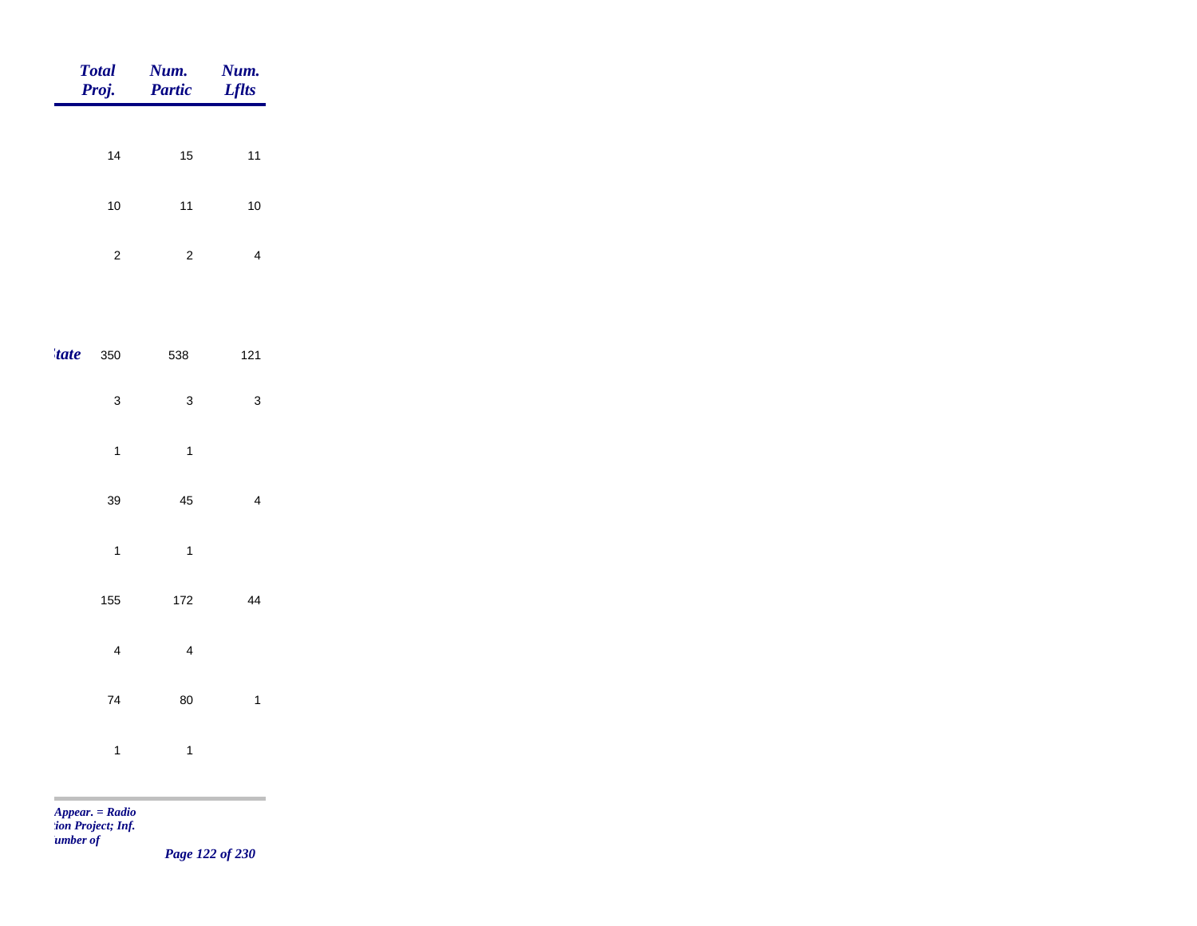| | Total Proj. | Num. Partic | Num. Lflts |
|---|---|---|---|
| | 14 | 15 | 11 |
| | 10 | 11 | 10 |
| | 2 | 2 | 4 |
| *tate* | 350 | 538 | 121 |
| | 3 | 3 | 3 |
| | 1 | 1 | |
| | 39 | 45 | 4 |
| | 1 | 1 | |
| | 155 | 172 | 44 |
| | 4 | 4 | |
| | 74 | 80 | 1 |
| | 1 | 1 | |

*Appear. = Radio*
*tion Project; Inf.*
*umber of*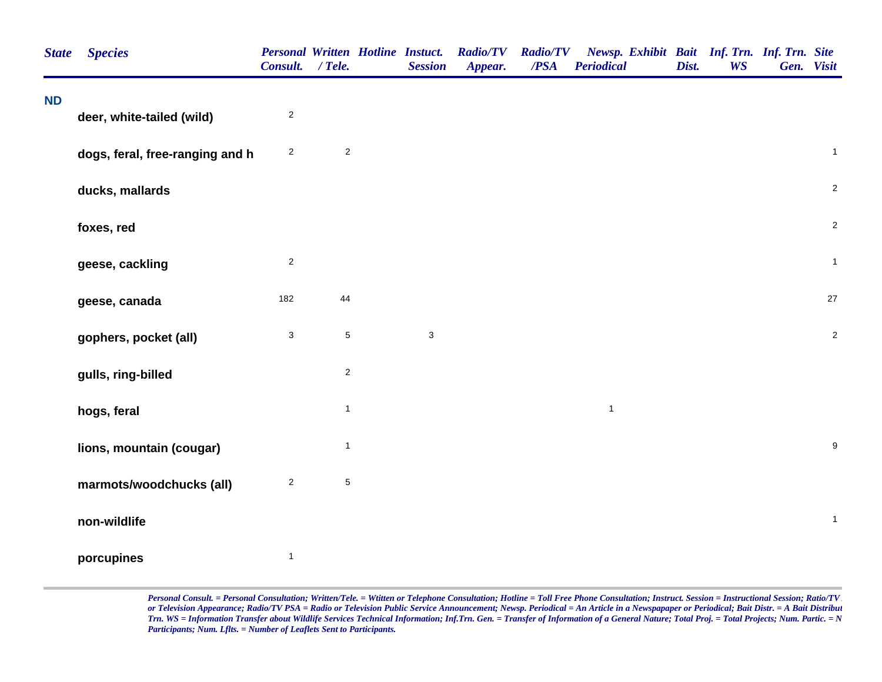| State | Species | Personal Consult. | Written / Tele. | Hotline | Instuct. Session | Radio/TV Appear. | Radio/TV /PSA | Newsp. Periodical | Exhibit | Bait Dist. | Inf. Trn. WS | Inf. Trn. Gen. | Site Visit |
|---|---|---|---|---|---|---|---|---|---|---|---|---|---|
| ND | | | | | | | | | | | | | |
| | deer, white-tailed (wild) | 2 | | | | | | | | | | | |
| | dogs, feral, free-ranging and h | 2 | 2 | | | | | | | | | | 1 |
| | ducks, mallards | | | | | | | | | | | | 2 |
| | foxes, red | | | | | | | | | | | | 2 |
| | geese, cackling | 2 | | | | | | | | | | | 1 |
| | geese, canada | 182 | 44 | | | | | | | | | | 27 |
| | gophers, pocket (all) | 3 | 5 | | 3 | | | | | | | | 2 |
| | gulls, ring-billed | | 2 | | | | | | | | | | |
| | hogs, feral | | 1 | | | | | 1 | | | | | |
| | lions, mountain (cougar) | | 1 | | | | | | | | | | 9 |
| | marmots/woodchucks (all) | 2 | 5 | | | | | | | | | | |
| | non-wildlife | | | | | | | | | | | | 1 |
| | porcupines | 1 | | | | | | | | | | | |

*Personal Consult. = Personal Consultation; Written/Tele. = Wtitten or Telephone Consultation; Hotline = Toll Free Phone Consultation; Instruct. Session = Instructional Session; Ratio/TV or Television Appearance; Radio/TV PSA = Radio or Television Public Service Announcement; Newsp. Periodical = An Article in a Newspapaper or Periodical; Bait Distr. = A Bait Distribut Trn. WS = Information Transfer about Wildlife Services Technical Information; Inf.Trn. Gen. = Transfer of Information of a General Nature; Total Proj. = Total Projects; Num. Partic. = N Participants; Num. Lflts. = Number of Leaflets Sent to Participants.*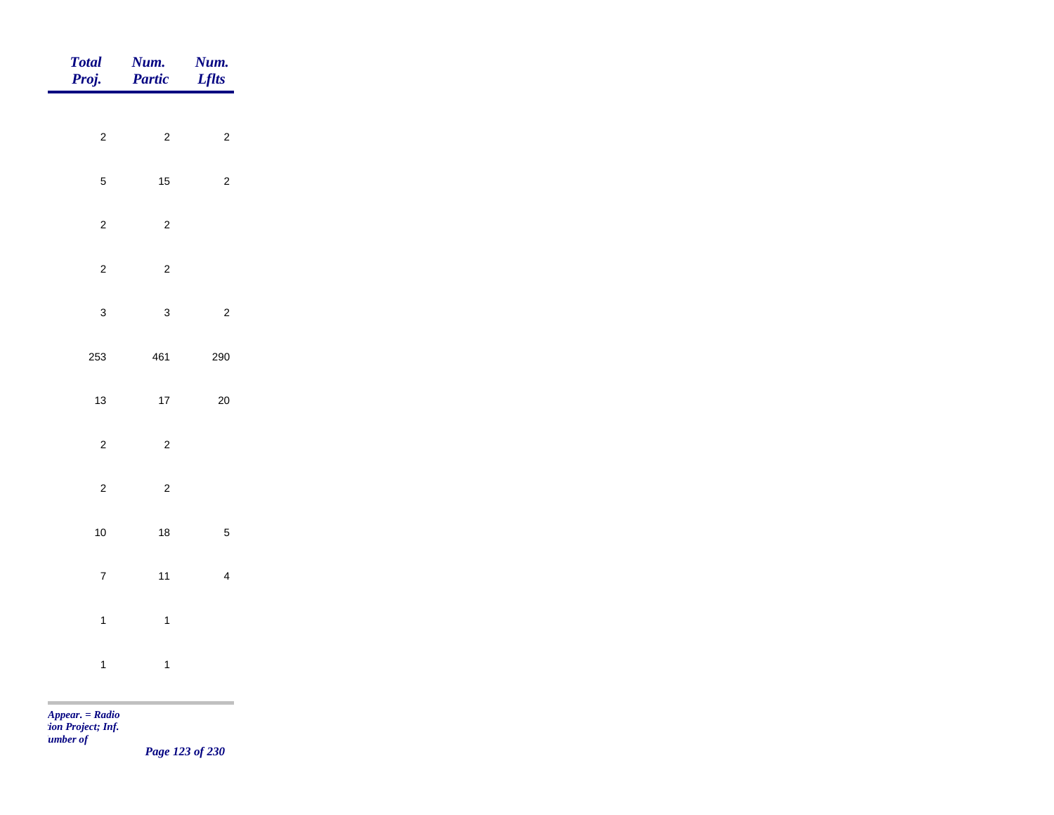| Total Proj. | Num. Partic | Num. Lflts |
|---|---|---|
| 2 | 2 | 2 |
| 5 | 15 | 2 |
| 2 | 2 | |
| 2 | 2 | |
| 3 | 3 | 2 |
| 253 | 461 | 290 |
| 13 | 17 | 20 |
| 2 | 2 | |
| 2 | 2 | |
| 10 | 18 | 5 |
| 7 | 11 | 4 |
| 1 | 1 | |
| 1 | 1 | |

*Appear. = Radio*
*tion Project; Inf.*
*umber of*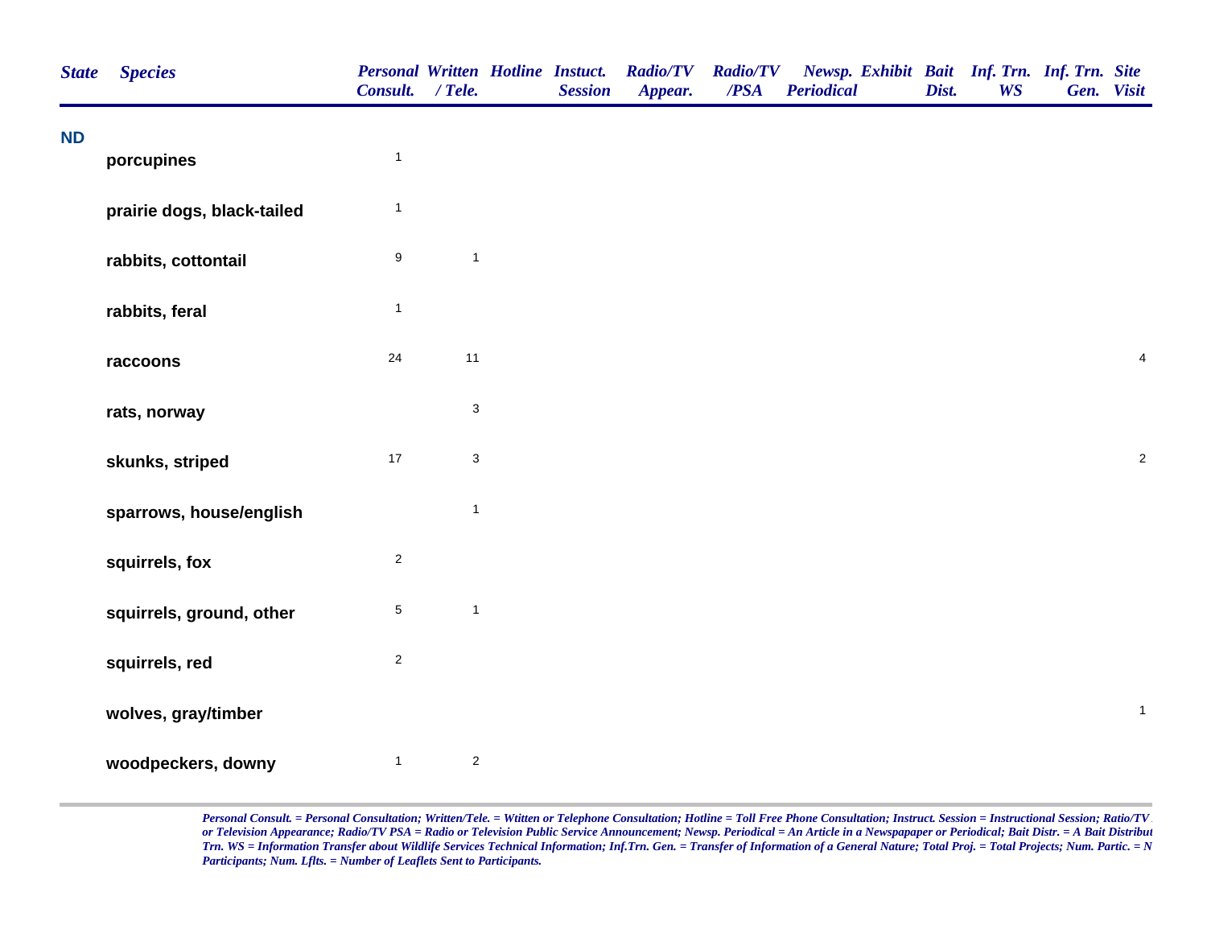| State | Species | Personal Consult. | Written / Tele. | Hotline | Instuct. Session | Radio/TV Appear. | Radio/TV /PSA | Newsp. Periodical | Exhibit | Bait Dist. | Inf. Trn. WS | Inf. Trn. Gen. | Site Visit |
|---|---|---|---|---|---|---|---|---|---|---|---|---|---|
| ND | | | | | | | | | | | | | |
| | porcupines | 1 | | | | | | | | | | | |
| | prairie dogs, black-tailed | 1 | | | | | | | | | | | |
| | rabbits, cottontail | 9 | 1 | | | | | | | | | | |
| | rabbits, feral | 1 | | | | | | | | | | | |
| | raccoons | 24 | 11 | | | | | | | | | | 4 |
| | rats, norway | | 3 | | | | | | | | | | |
| | skunks, striped | 17 | 3 | | | | | | | | | | 2 |
| | sparrows, house/english | | 1 | | | | | | | | | | |
| | squirrels, fox | 2 | | | | | | | | | | | |
| | squirrels, ground, other | 5 | 1 | | | | | | | | | | |
| | squirrels, red | 2 | | | | | | | | | | | |
| | wolves, gray/timber | | | | | | | | | | | | 1 |
| | woodpeckers, downy | 1 | 2 | | | | | | | | | | |

*Personal Consult. = Personal Consultation; Written/Tele. = Wtitten or Telephone Consultation; Hotline = Toll Free Phone Consultation; Instruct. Session = Instructional Session; Ratio/TV or Television Appearance; Radio/TV PSA = Radio or Television Public Service Announcement; Newsp. Periodical = An Article in a Newspapaper or Periodical; Bait Distr. = A Bait Distribut Trn. WS = Information Transfer about Wildlife Services Technical Information; Inf.Trn. Gen. = Transfer of Information of a General Nature; Total Proj. = Total Projects; Num. Partic. = N Participants; Num. Lflts. = Number of Leaflets Sent to Participants.*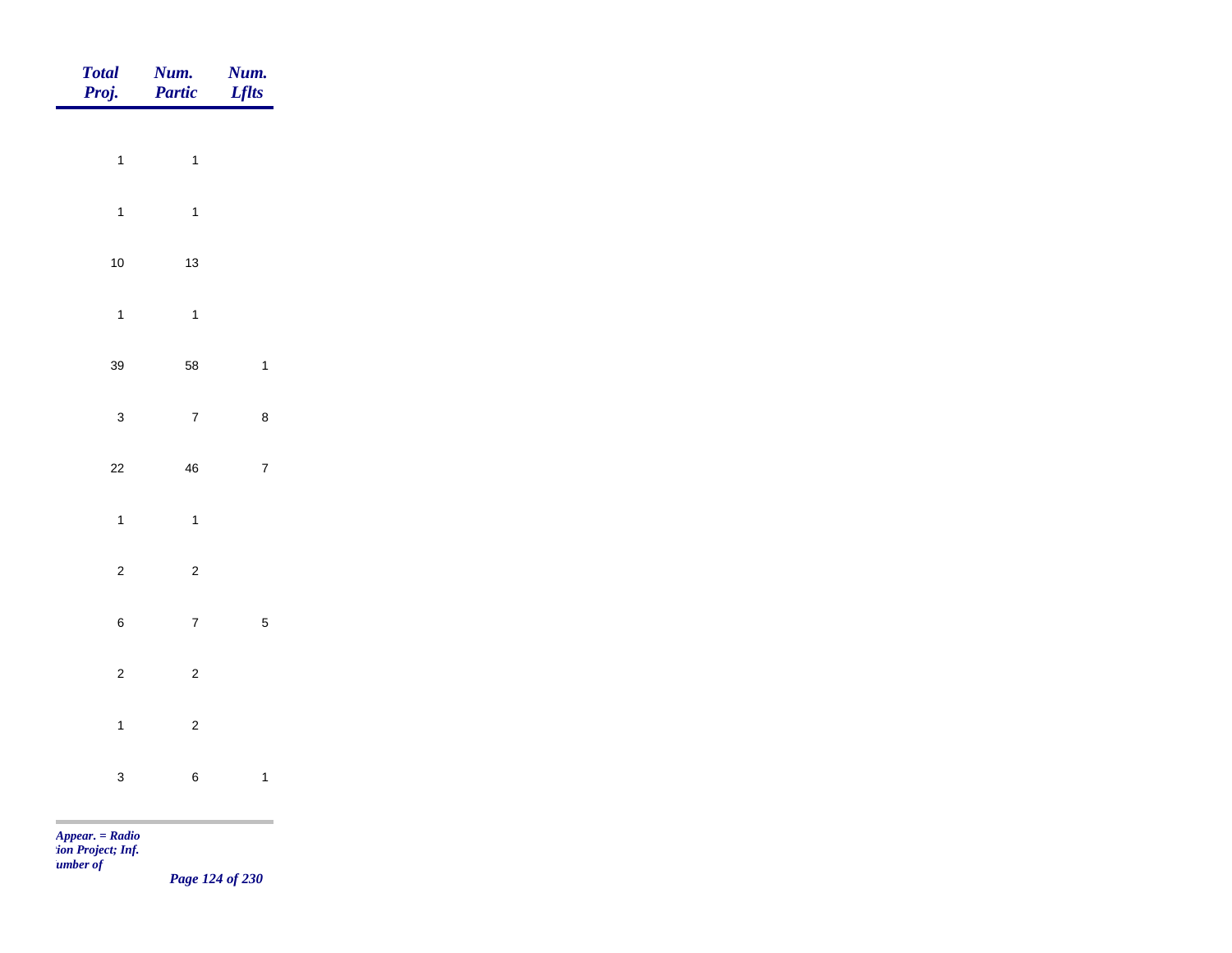| *Total Proj.* | *Num. Partic* | *Num. Lflts* |
|---|---|---|
| 1 | 1 | |
| 1 | 1 | |
| 10 | 13 | |
| 1 | 1 | |
| 39 | 58 | 1 |
| 3 | 7 | 8 |
| 22 | 46 | 7 |
| 1 | 1 | |
| 2 | 2 | |
| 6 | 7 | 5 |
| 2 | 2 | |
| 1 | 2 | |
| 3 | 6 | 1 |

*Appear. = Radio*
*tion Project; Inf.*
*umber of*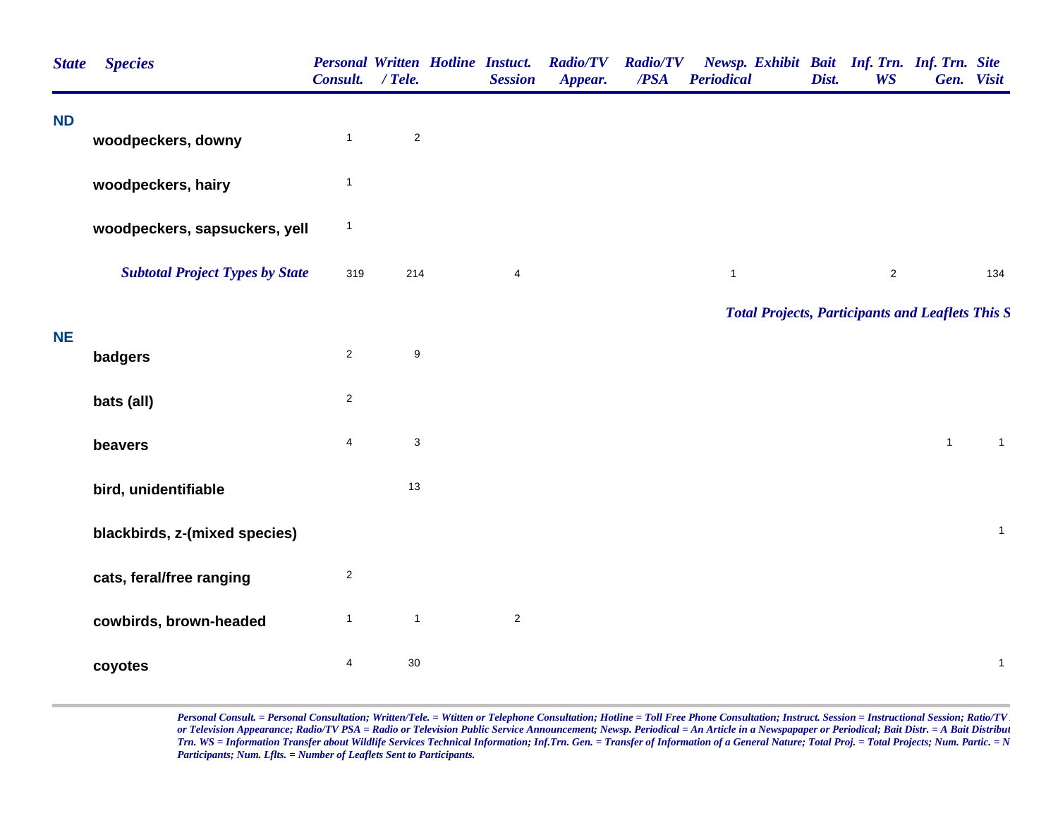| State | Species | Personal Consult. | Written / Tele. | Hotline | Instuct. Session | Radio/TV Appear. | Radio/TV /PSA | Newsp. Periodical | Exhibit | Bait Dist. | Inf. Trn. WS | Inf. Trn. Gen. | Site Visit |
|---|---|---|---|---|---|---|---|---|---|---|---|---|---|
| **ND** | | | | | | | | | | | | | |
| | **woodpeckers, downy** | 1 | 2 | | | | | | | | | | |
| | **woodpeckers, hairy** | 1 | | | | | | | | | | | |
| | **woodpeckers, sapsuckers, yell** | 1 | | | | | | | | | | | |
| | ***Subtotal Project Types by State*** | 319 | 214 | | 4 | | | 1 | | | 2 | | 134 |

***Total Projects, Participants and Leaflets This S***

| State | Species | Personal Consult. | Written / Tele. | Hotline | Instuct. Session | Radio/TV Appear. | Radio/TV /PSA | Newsp. Periodical | Exhibit | Bait Dist. | Inf. Trn. WS | Inf. Trn. Gen. | Site Visit |
|---|---|---|---|---|---|---|---|---|---|---|---|---|---|
| **NE** | | | | | | | | | | | | | |
| | **badgers** | 2 | 9 | | | | | | | | | | |
| | **bats (all)** | 2 | | | | | | | | | | | |
| | **beavers** | 4 | 3 | | | | | | | | | 1 | 1 |
| | **bird, unidentifiable** | | 13 | | | | | | | | | | |
| | **blackbirds, z-(mixed species)** | | | | | | | | | | | | 1 |
| | **cats, feral/free ranging** | 2 | | | | | | | | | | | |
| | **cowbirds, brown-headed** | 1 | 1 | | 2 | | | | | | | | |
| | **coyotes** | 4 | 30 | | | | | | | | | | 1 |

*Personal Consult. = Personal Consultation; Written/Tele. = Wtitten or Telephone Consultation; Hotline = Toll Free Phone Consultation; Instruct. Session = Instructional Session; Ratio/TV or Television Appearance; Radio/TV PSA = Radio or Television Public Service Announcement; Newsp. Periodical = An Article in a Newspapaper or Periodical; Bait Distr. = A Bait Distribut Trn. WS = Information Transfer about Wildlife Services Technical Information; Inf.Trn. Gen. = Transfer of Information of a General Nature; Total Proj. = Total Projects; Num. Partic. = N Participants; Num. Lflts. = Number of Leaflets Sent to Participants.*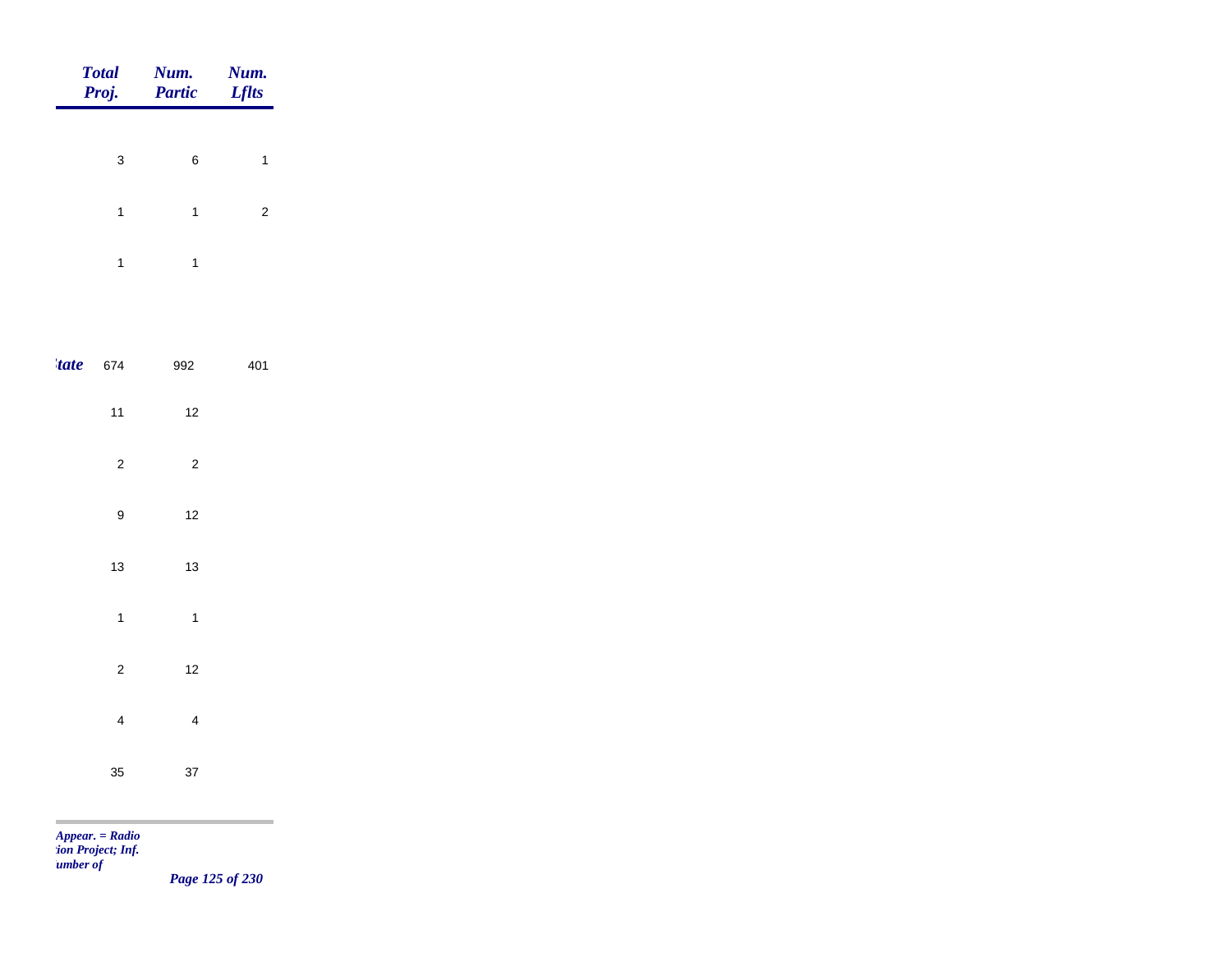| | Total Proj. | Num. Partic | Num. Lflts |
|---|---|---|---|
| | 3 | 6 | 1 |
| | 1 | 1 | 2 |
| | 1 | 1 | |
| *tate* | 674 | 992 | 401 |
| | 11 | 12 | |
| | 2 | 2 | |
| | 9 | 12 | |
| | 13 | 13 | |
| | 1 | 1 | |
| | 2 | 12 | |
| | 4 | 4 | |
| | 35 | 37 | |

*Appear. = Radio*
*:ion Project; Inf.*
*umber of*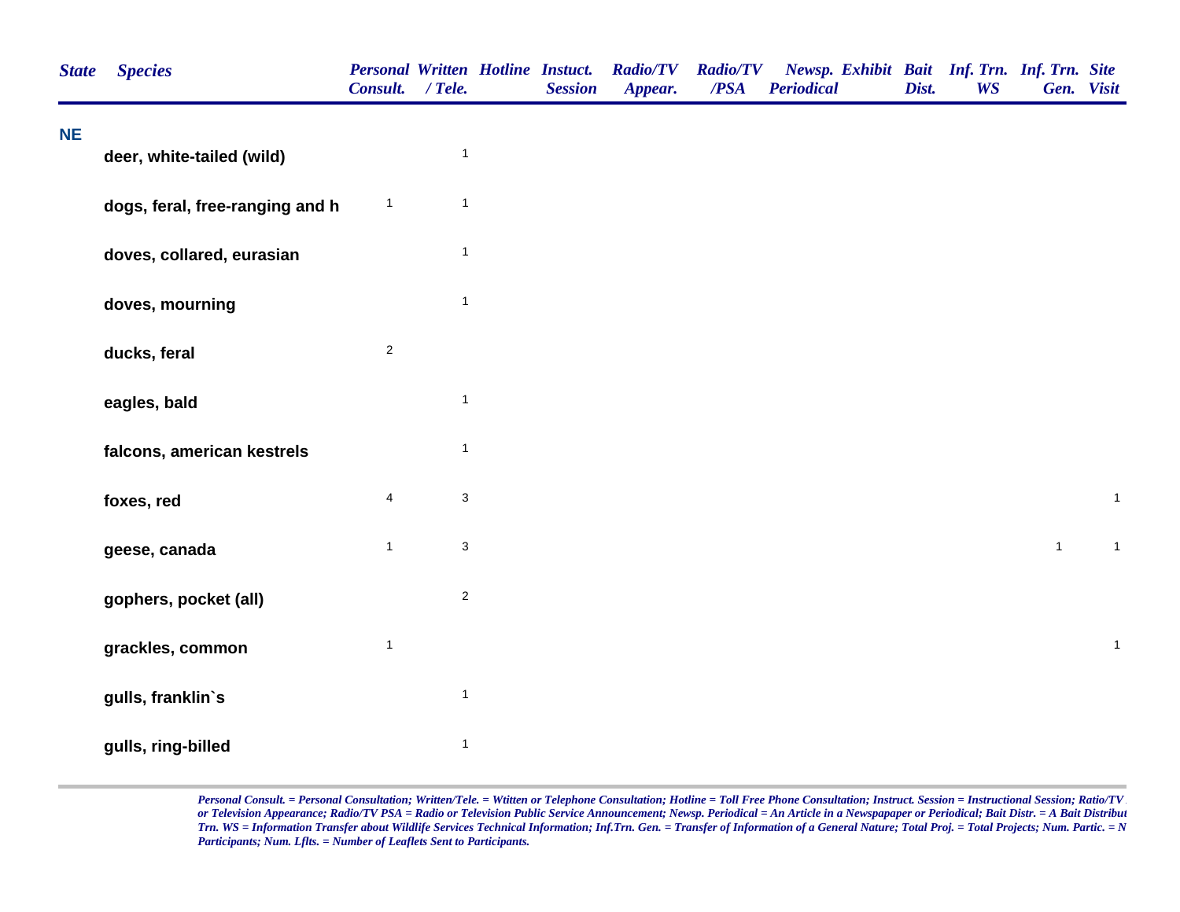| State | Species | Personal Consult. | Written / Tele. | Hotline | Instuct. Session | Radio/TV Appear. | Radio/TV /PSA | Newsp. Periodical | Exhibit | Bait Dist. | Inf. Trn. WS | Inf. Trn. Gen. | Site Visit |
|---|---|---|---|---|---|---|---|---|---|---|---|---|---|
| NE | | | | | | | | | | | | | |
| | deer, white-tailed (wild) | | 1 | | | | | | | | | | |
| | dogs, feral, free-ranging and h | 1 | 1 | | | | | | | | | | |
| | doves, collared, eurasian | | 1 | | | | | | | | | | |
| | doves, mourning | | 1 | | | | | | | | | | |
| | ducks, feral | 2 | | | | | | | | | | | |
| | eagles, bald | | 1 | | | | | | | | | | |
| | falcons, american kestrels | | 1 | | | | | | | | | | |
| | foxes, red | 4 | 3 | | | | | | | | | | 1 |
| | geese, canada | 1 | 3 | | | | | | | | | 1 | 1 |
| | gophers, pocket (all) | | 2 | | | | | | | | | | |
| | grackles, common | 1 | | | | | | | | | | | 1 |
| | gulls, franklin`s | | 1 | | | | | | | | | | |
| | gulls, ring-billed | | 1 | | | | | | | | | | |

*Personal Consult. = Personal Consultation; Written/Tele. = Wtitten or Telephone Consultation; Hotline = Toll Free Phone Consultation; Instruct. Session = Instructional Session; Ratio/TV or Television Appearance; Radio/TV PSA = Radio or Television Public Service Announcement; Newsp. Periodical = An Article in a Newspapaper or Periodical; Bait Distr. = A Bait Distribut Trn. WS = Information Transfer about Wildlife Services Technical Information; Inf.Trn. Gen. = Transfer of Information of a General Nature; Total Proj. = Total Projects; Num. Partic. = N Participants; Num. Lflts. = Number of Leaflets Sent to Participants.*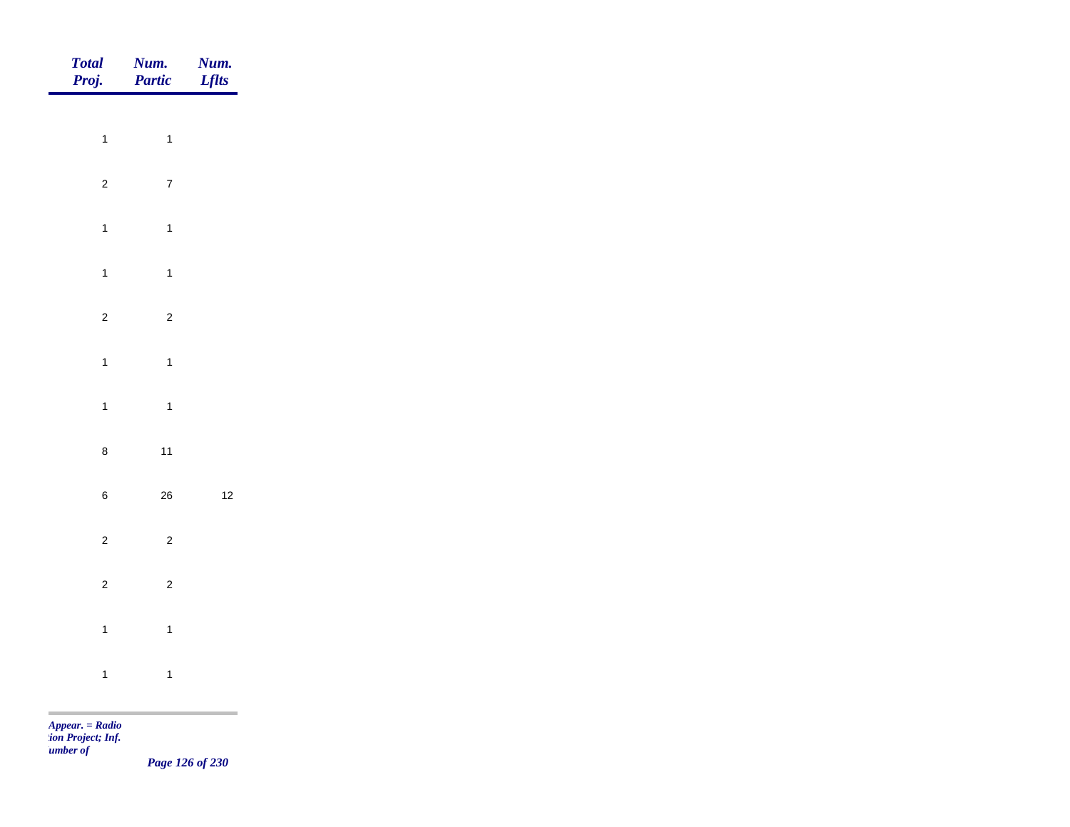| Total Proj. | Num. Partic | Num. Lflts |
|---|---|---|
| 1 | 1 | |
| 2 | 7 | |
| 1 | 1 | |
| 1 | 1 | |
| 2 | 2 | |
| 1 | 1 | |
| 1 | 1 | |
| 8 | 11 | |
| 6 | 26 | 12 |
| 2 | 2 | |
| 2 | 2 | |
| 1 | 1 | |
| 1 | 1 | |

*Appear. = Radio*
*:ion Project; Inf.*
*umber of*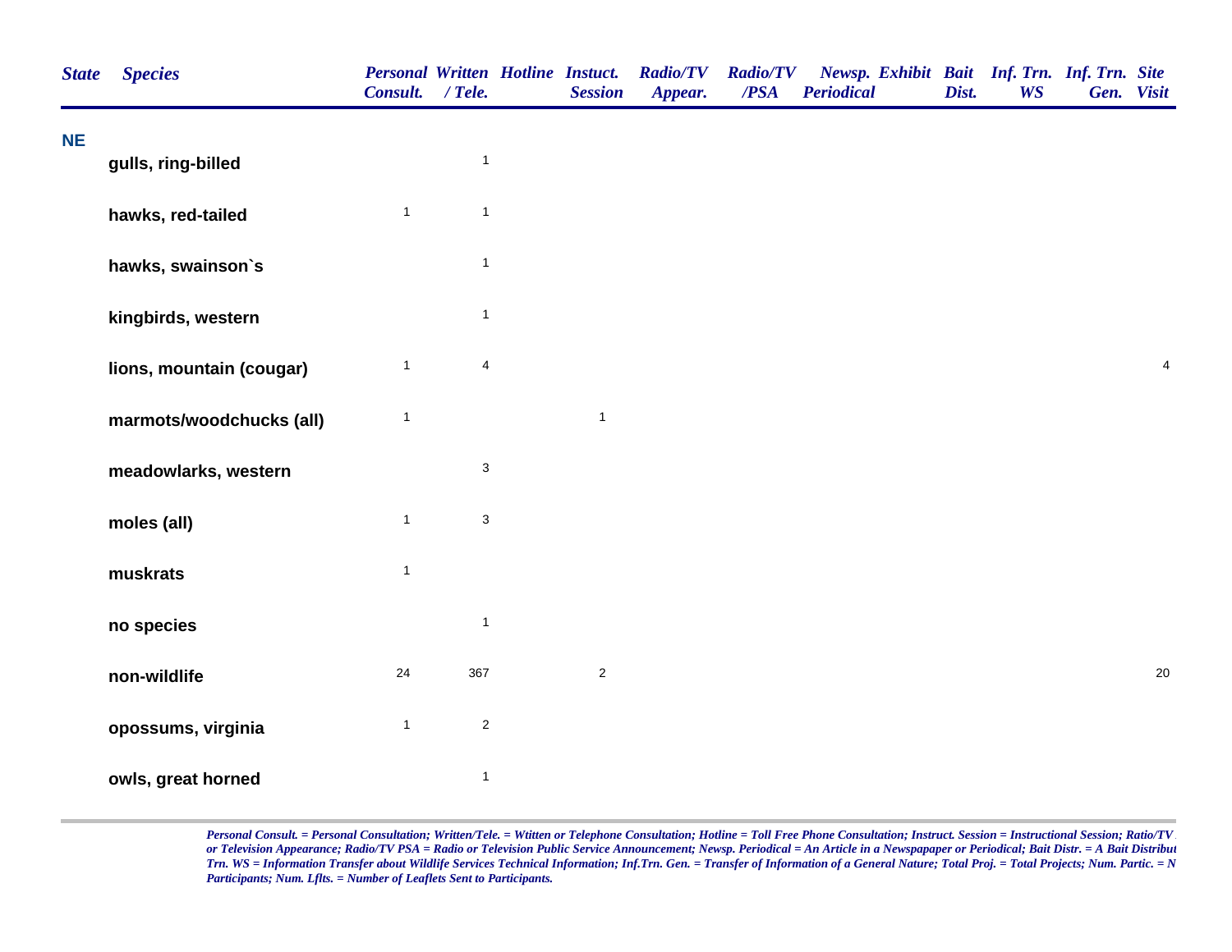| State | Species | Personal Consult. | Written / Tele. | Hotline | Instuct. Session | Radio/TV Appear. | Radio/TV /PSA | Newsp. Periodical | Exhibit | Bait Dist. | Inf. Trn. WS | Inf. Trn. Gen. | Site Visit |
|---|---|---|---|---|---|---|---|---|---|---|---|---|---|
| NE | | | | | | | | | | | | | |
| | gulls, ring-billed | | 1 | | | | | | | | | | |
| | hawks, red-tailed | 1 | 1 | | | | | | | | | | |
| | hawks, swainson`s | | 1 | | | | | | | | | | |
| | kingbirds, western | | 1 | | | | | | | | | | |
| | lions, mountain (cougar) | 1 | 4 | | | | | | | | | | 4 |
| | marmots/woodchucks (all) | 1 | | | 1 | | | | | | | | |
| | meadowlarks, western | | 3 | | | | | | | | | | |
| | moles (all) | 1 | 3 | | | | | | | | | | |
| | muskrats | 1 | | | | | | | | | | | |
| | no species | | 1 | | | | | | | | | | |
| | non-wildlife | 24 | 367 | | 2 | | | | | | | | 20 |
| | opossums, virginia | 1 | 2 | | | | | | | | | | |
| | owls, great horned | | 1 | | | | | | | | | | |

*Personal Consult. = Personal Consultation; Written/Tele. = Wtitten or Telephone Consultation; Hotline = Toll Free Phone Consultation; Instruct. Session = Instructional Session; Ratio/TV or Television Appearance; Radio/TV PSA = Radio or Television Public Service Announcement; Newsp. Periodical = An Article in a Newspapaper or Periodical; Bait Distr. = A Bait Distribut Trn. WS = Information Transfer about Wildlife Services Technical Information; Inf.Trn. Gen. = Transfer of Information of a General Nature; Total Proj. = Total Projects; Num. Partic. = N Participants; Num. Lflts. = Number of Leaflets Sent to Participants.*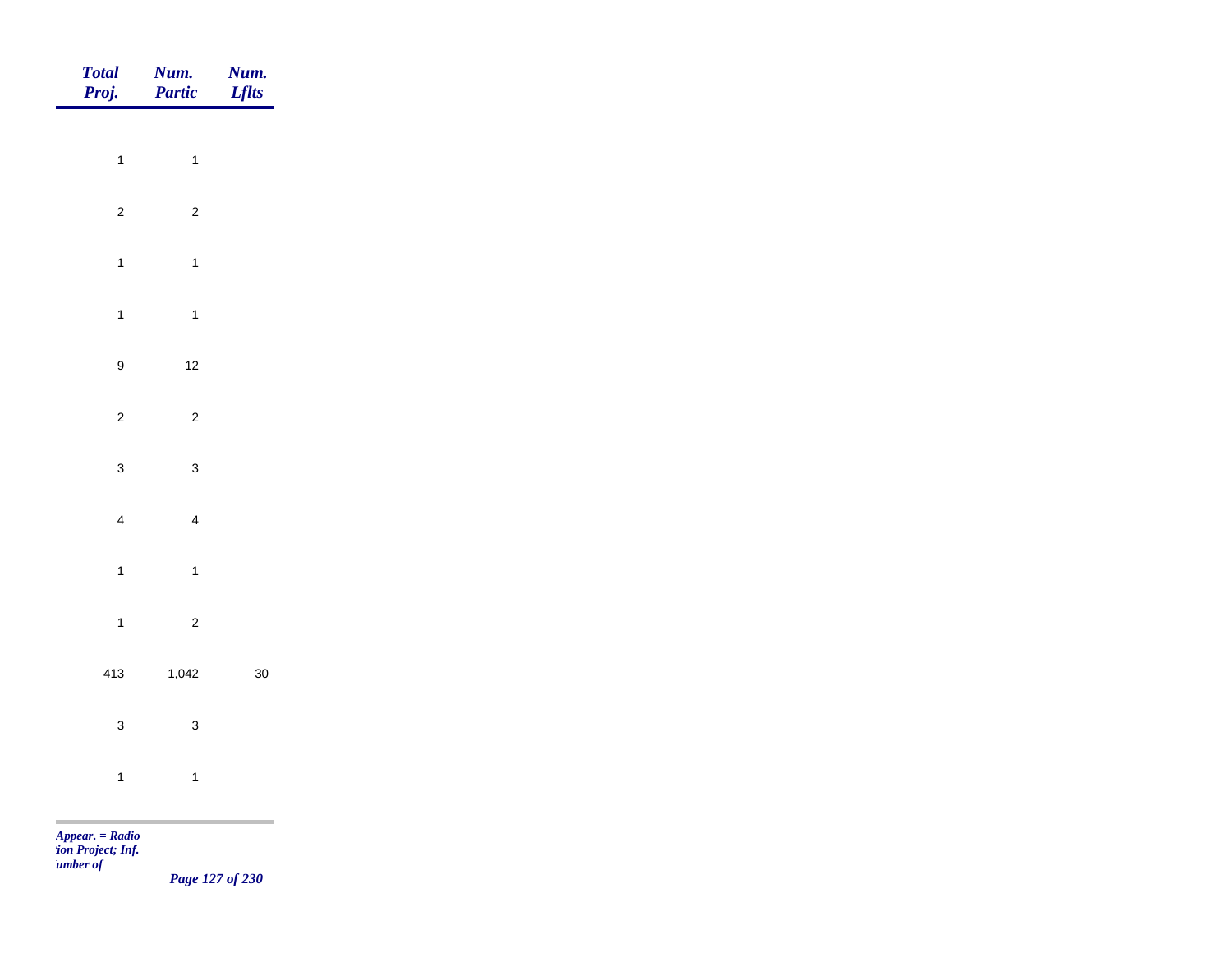| *Total Proj.* | *Num. Partic* | *Num. Lflts* |
|---|---|---|
| 1 | 1 | |
| 2 | 2 | |
| 1 | 1 | |
| 1 | 1 | |
| 9 | 12 | |
| 2 | 2 | |
| 3 | 3 | |
| 4 | 4 | |
| 1 | 1 | |
| 1 | 2 | |
| 413 | 1,042 | 30 |
| 3 | 3 | |
| 1 | 1 | |

*Appear. = Radio*
*tion Project; Inf.*
*umber of*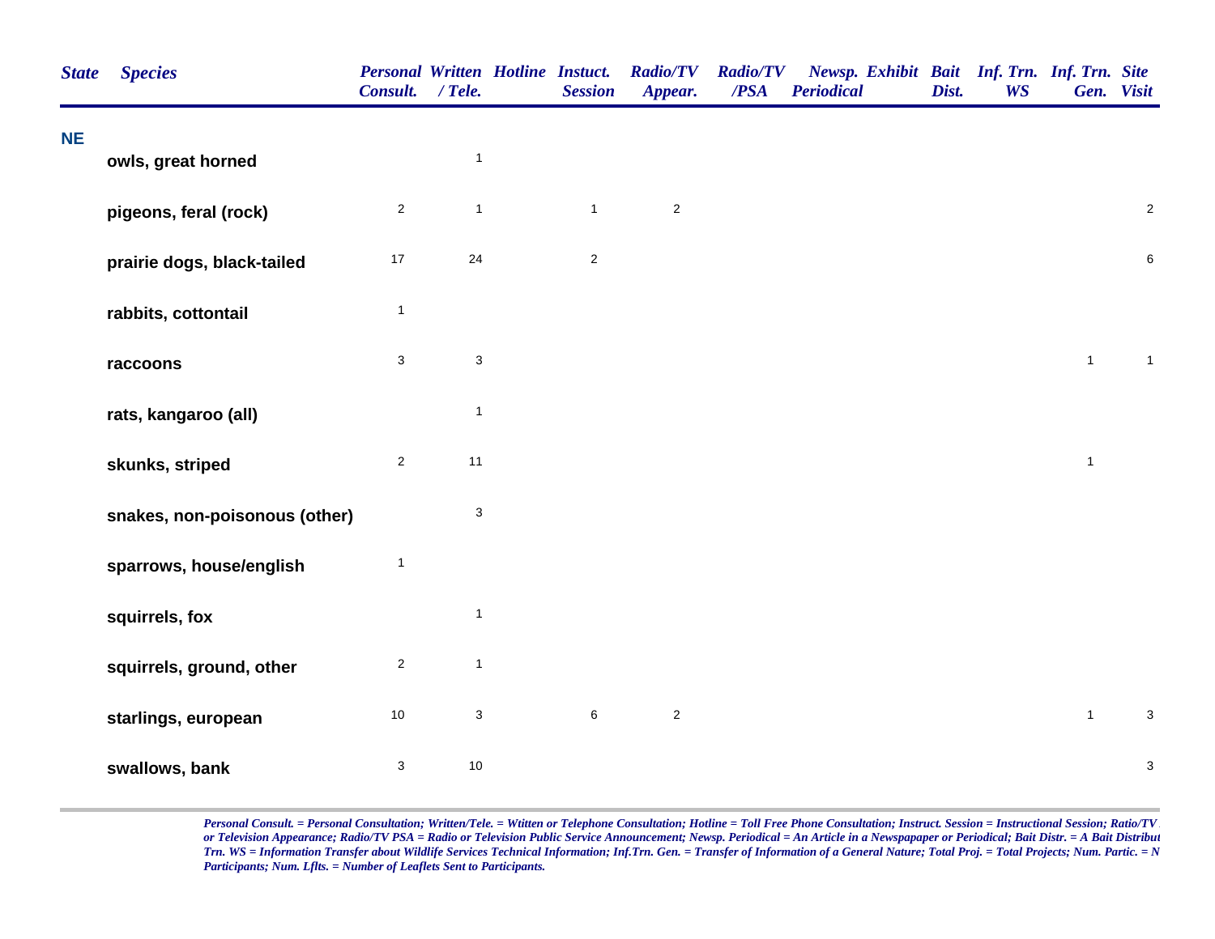| State | Species | Personal Consult. | Written / Tele. | Hotline | Instuct. Session | Radio/TV Appear. | Radio/TV /PSA | Newsp. Periodical | Exhibit | Bait Dist. | Inf. Trn. WS | Inf. Trn. Gen. | Site Visit |
|---|---|---|---|---|---|---|---|---|---|---|---|---|---|
| **NE** | | | | | | | | | | | | | |
| | **owls, great horned** | | 1 | | | | | | | | | | |
| | **pigeons, feral (rock)** | 2 | 1 | | 1 | 2 | | | | | | | 2 |
| | **prairie dogs, black-tailed** | 17 | 24 | | 2 | | | | | | | | 6 |
| | **rabbits, cottontail** | 1 | | | | | | | | | | | |
| | **raccoons** | 3 | 3 | | | | | | | | | 1 | 1 |
| | **rats, kangaroo (all)** | | 1 | | | | | | | | | | |
| | **skunks, striped** | 2 | 11 | | | | | | | | | 1 | |
| | **snakes, non-poisonous (other)** | | 3 | | | | | | | | | | |
| | **sparrows, house/english** | 1 | | | | | | | | | | | |
| | **squirrels, fox** | | 1 | | | | | | | | | | |
| | **squirrels, ground, other** | 2 | 1 | | | | | | | | | | |
| | **starlings, european** | 10 | 3 | | 6 | 2 | | | | | | 1 | 3 |
| | **swallows, bank** | 3 | 10 | | | | | | | | | | 3 |

*Personal Consult. = Personal Consultation; Written/Tele. = Wtitten or Telephone Consultation; Hotline = Toll Free Phone Consultation; Instruct. Session = Instructional Session; Ratio/TV or Television Appearance; Radio/TV PSA = Radio or Television Public Service Announcement; Newsp. Periodical = An Article in a Newspapaper or Periodical; Bait Distr. = A Bait Distribut Trn. WS = Information Transfer about Wildlife Services Technical Information; Inf.Trn. Gen. = Transfer of Information of a General Nature; Total Proj. = Total Projects; Num. Partic. = N Participants; Num. Lflts. = Number of Leaflets Sent to Participants.*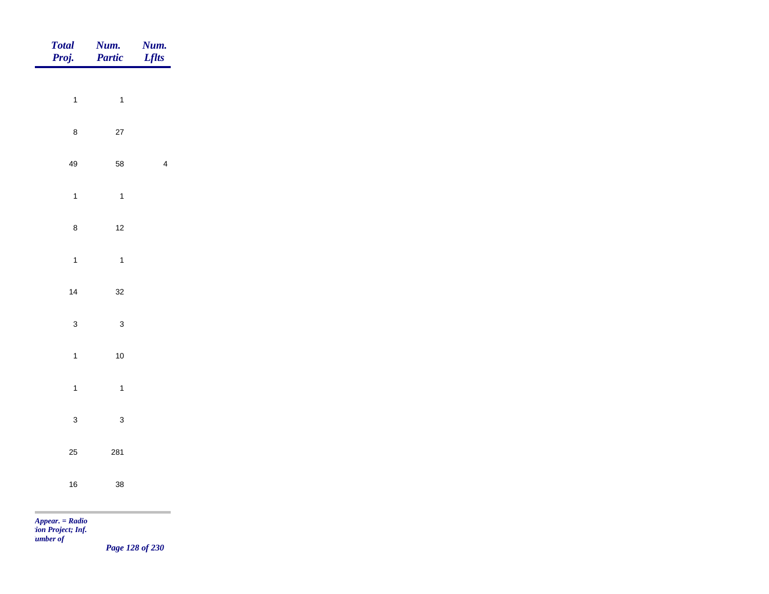| Total Proj. | Num. Partic | Num. Lflts |
|---|---|---|
| 1 | 1 | |
| 8 | 27 | |
| 49 | 58 | 4 |
| 1 | 1 | |
| 8 | 12 | |
| 1 | 1 | |
| 14 | 32 | |
| 3 | 3 | |
| 1 | 10 | |
| 1 | 1 | |
| 3 | 3 | |
| 25 | 281 | |
| 16 | 38 | |

*Appear. = Radio*
*tion Project; Inf.*
*umber of*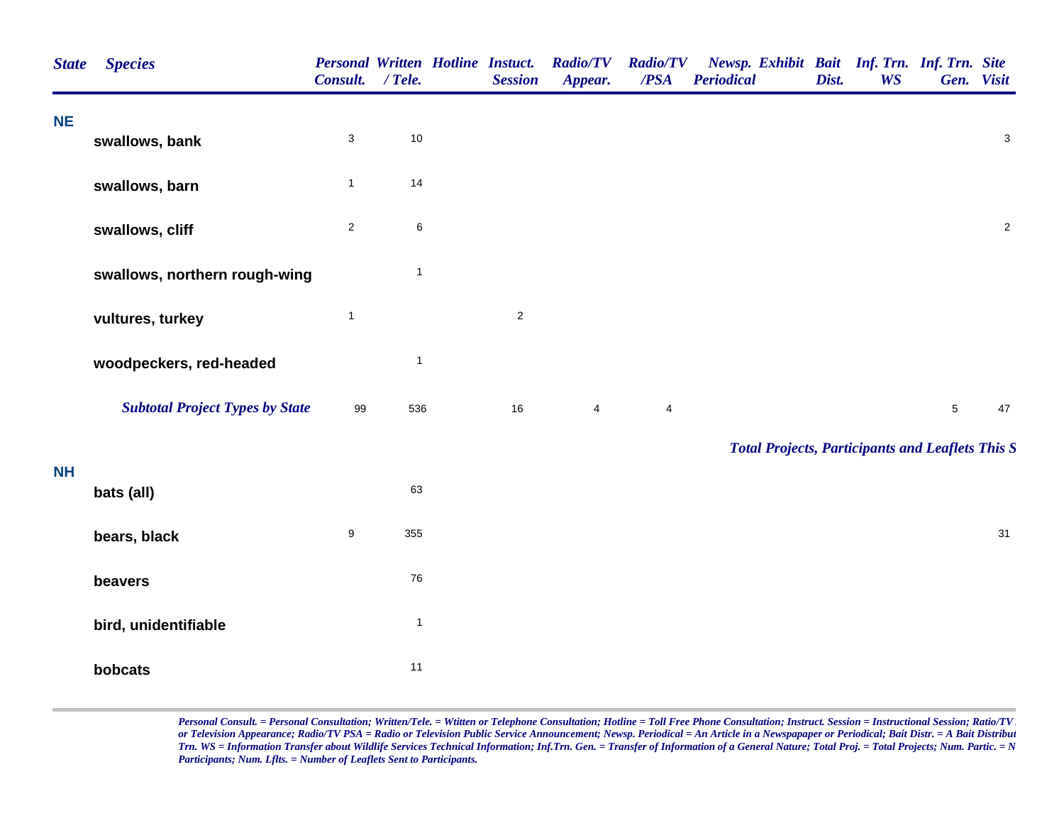| State | Species | Personal Consult. | Written / Tele. | Hotline | Instuct. Session | Radio/TV Appear. | Radio/TV /PSA | Newsp. Periodical | Exhibit | Bait Dist. | Inf. Trn. WS | Inf. Trn. Gen. | Site Visit |
|---|---|---|---|---|---|---|---|---|---|---|---|---|---|
| NE | | | | | | | | | | | | | |
| | swallows, bank | 3 | 10 | | | | | | | | | | 3 |
| | swallows, barn | 1 | 14 | | | | | | | | | | |
| | swallows, cliff | 2 | 6 | | | | | | | | | | 2 |
| | swallows, northern rough-wing | | 1 | | | | | | | | | | |
| | vultures, turkey | 1 | | | 2 | | | | | | | | |
| | woodpeckers, red-headed | | 1 | | | | | | | | | | |
| | *Subtotal Project Types by State* | 99 | 536 | | 16 | 4 | 4 | | | | | 5 | 47 |

*Total Projects, Participants and Leaflets This S*

| State | Species | Personal Consult. | Written / Tele. | Hotline | Instuct. Session | Radio/TV Appear. | Radio/TV /PSA | Newsp. Periodical | Exhibit | Bait Dist. | Inf. Trn. WS | Inf. Trn. Gen. | Site Visit |
|---|---|---|---|---|---|---|---|---|---|---|---|---|---|
| NH | | | | | | | | | | | | | |
| | bats (all) | | 63 | | | | | | | | | | |
| | bears, black | 9 | 355 | | | | | | | | | | 31 |
| | beavers | | 76 | | | | | | | | | | |
| | bird, unidentifiable | | 1 | | | | | | | | | | |
| | bobcats | | 11 | | | | | | | | | | |

*Personal Consult. = Personal Consultation; Written/Tele. = Wtitten or Telephone Consultation; Hotline = Toll Free Phone Consultation; Instruct. Session = Instructional Session; Ratio/TV or Television Appearance; Radio/TV PSA = Radio or Television Public Service Announcement; Newsp. Periodical = An Article in a Newspapaper or Periodical; Bait Distr. = A Bait Distribut Trn. WS = Information Transfer about Wildlife Services Technical Information; Inf.Trn. Gen. = Transfer of Information of a General Nature; Total Proj. = Total Projects; Num. Partic. = N Participants; Num. Lflts. = Number of Leaflets Sent to Participants.*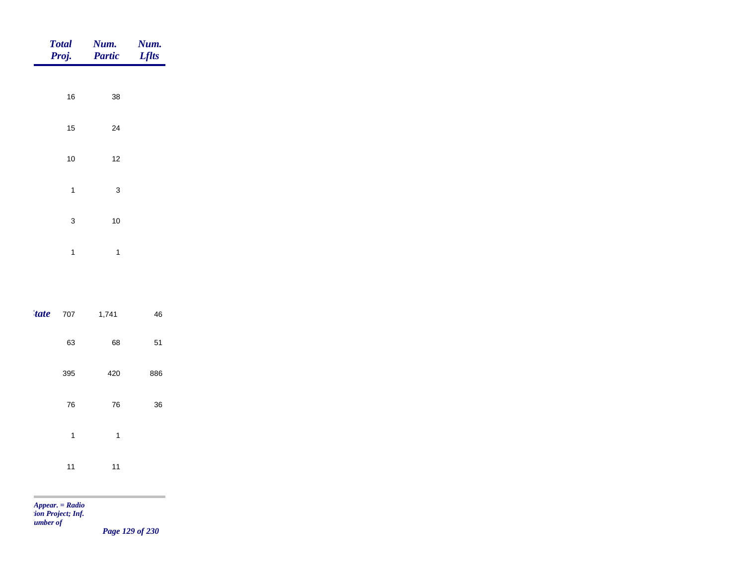| | Total Proj. | Num. Partic | Num. Lflts |
|---|---|---|---|
| | 16 | 38 | |
| | 15 | 24 | |
| | 10 | 12 | |
| | 1 | 3 | |
| | 3 | 10 | |
| | 1 | 1 | |
| ***tate*** | 707 | 1,741 | 46 |
| | 63 | 68 | 51 |
| | 395 | 420 | 886 |
| | 76 | 76 | 36 |
| | 1 | 1 | |
| | 11 | 11 | |

*Appear. = Radio*
*tion Project; Inf.*
*umber of*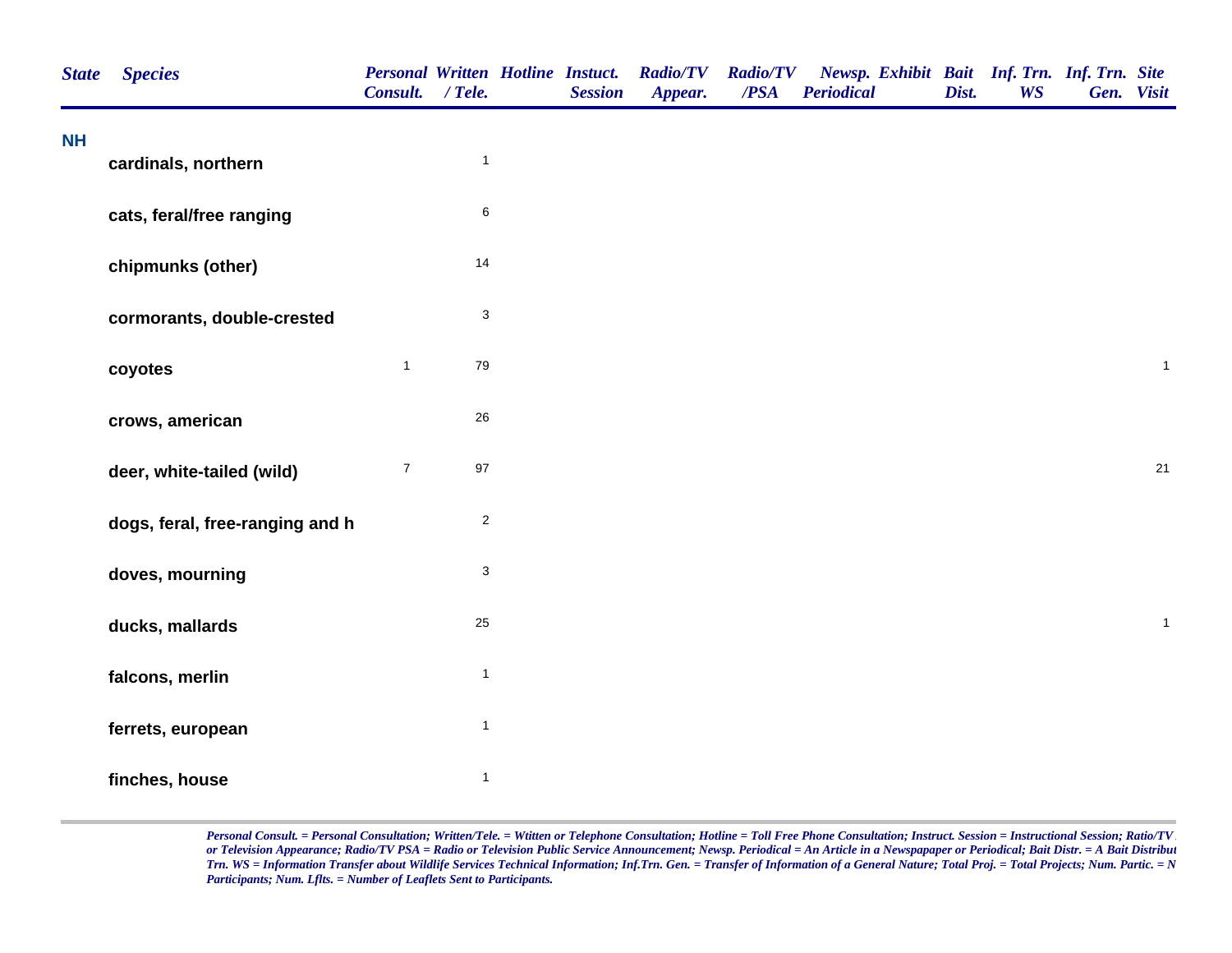| State | Species | Personal Consult. | Written / Tele. | Hotline | Instuct. Session | Radio/TV Appear. | Radio/TV /PSA | Newsp. Periodical | Exhibit | Bait Dist. | Inf. Trn. WS | Inf. Trn. Gen. | Site Visit |
|---|---|---|---|---|---|---|---|---|---|---|---|---|---|
| NH | | | | | | | | | | | | | |
| | cardinals, northern | | 1 | | | | | | | | | | |
| | cats, feral/free ranging | | 6 | | | | | | | | | | |
| | chipmunks (other) | | 14 | | | | | | | | | | |
| | cormorants, double-crested | | 3 | | | | | | | | | | |
| | coyotes | 1 | 79 | | | | | | | | | | 1 |
| | crows, american | | 26 | | | | | | | | | | |
| | deer, white-tailed (wild) | 7 | 97 | | | | | | | | | | 21 |
| | dogs, feral, free-ranging and h | | 2 | | | | | | | | | | |
| | doves, mourning | | 3 | | | | | | | | | | |
| | ducks, mallards | | 25 | | | | | | | | | | 1 |
| | falcons, merlin | | 1 | | | | | | | | | | |
| | ferrets, european | | 1 | | | | | | | | | | |
| | finches, house | | 1 | | | | | | | | | | |

*Personal Consult. = Personal Consultation; Written/Tele. = Wtitten or Telephone Consultation; Hotline = Toll Free Phone Consultation; Instruct. Session = Instructional Session; Ratio/TV or Television Appearance; Radio/TV PSA = Radio or Television Public Service Announcement; Newsp. Periodical = An Article in a Newspapaper or Periodical; Bait Distr. = A Bait Distribut Trn. WS = Information Transfer about Wildlife Services Technical Information; Inf.Trn. Gen. = Transfer of Information of a General Nature; Total Proj. = Total Projects; Num. Partic. = N Participants; Num. Lflts. = Number of Leaflets Sent to Participants.*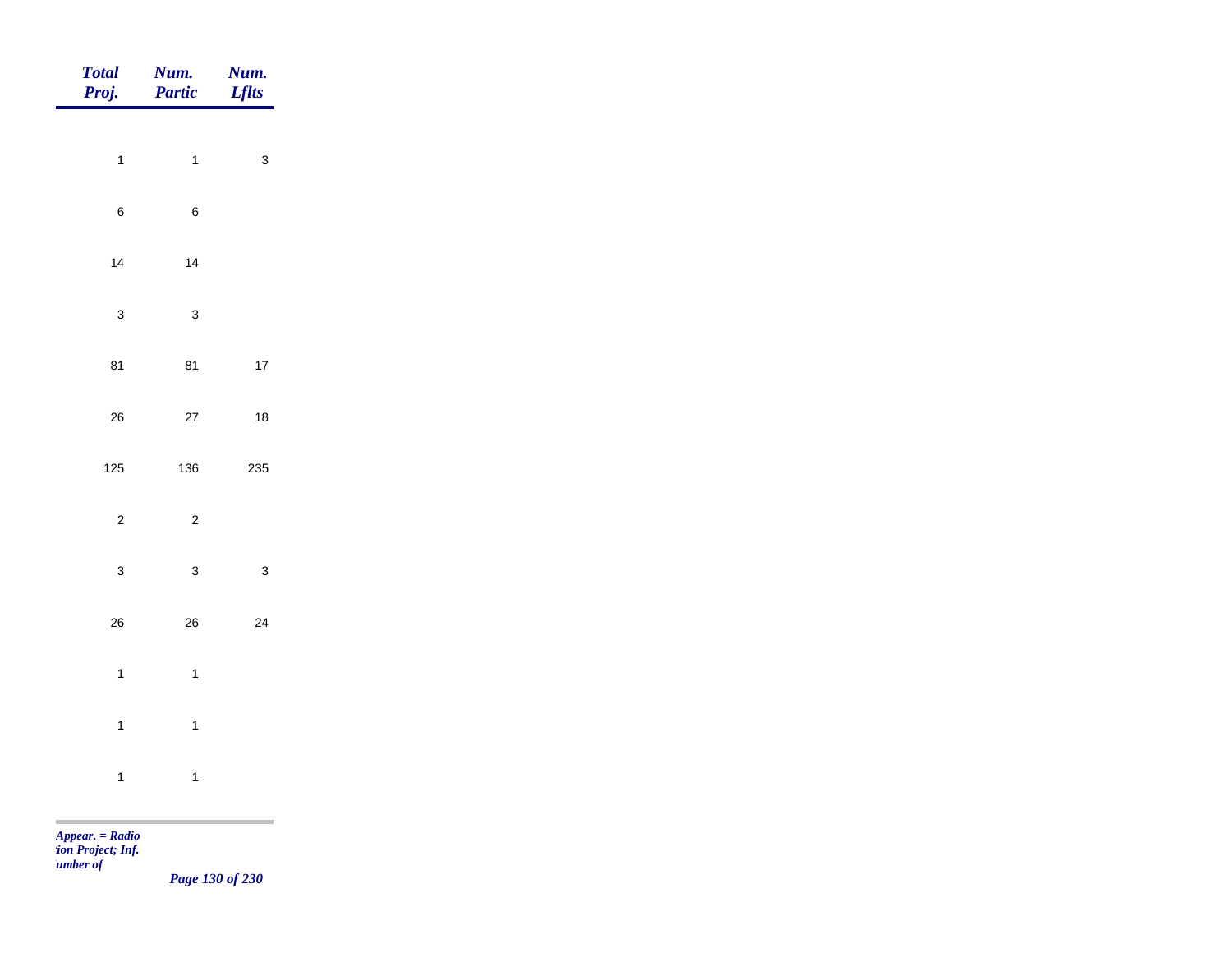| Total Proj. | Num. Partic | Num. Lflts |
|---|---|---|
| 1 | 1 | 3 |
| 6 | 6 | |
| 14 | 14 | |
| 3 | 3 | |
| 81 | 81 | 17 |
| 26 | 27 | 18 |
| 125 | 136 | 235 |
| 2 | 2 | |
| 3 | 3 | 3 |
| 26 | 26 | 24 |
| 1 | 1 | |
| 1 | 1 | |
| 1 | 1 | |

*Appear. = Radio*
*tion Project; Inf.*
*umber of*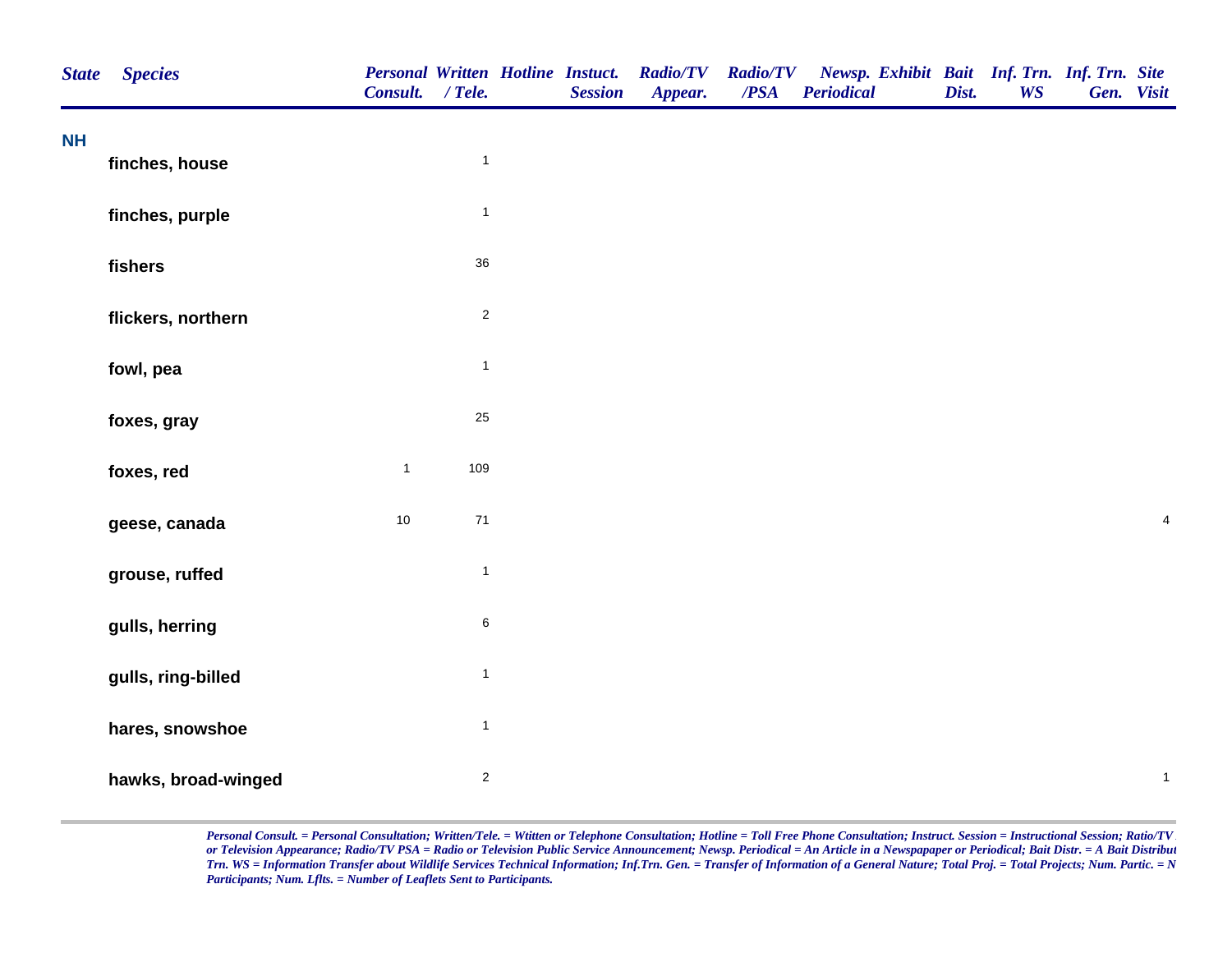| State | Species | Personal Consult. | Written / Tele. | Hotline | Instuct. Session | Radio/TV Appear. | Radio/TV /PSA | Newsp. Periodical | Exhibit | Bait Dist. | Inf. Trn. WS | Inf. Trn. Gen. | Site Visit |
|---|---|---|---|---|---|---|---|---|---|---|---|---|---|
| NH | | | | | | | | | | | | | |
| | finches, house | | 1 | | | | | | | | | | |
| | finches, purple | | 1 | | | | | | | | | | |
| | fishers | | 36 | | | | | | | | | | |
| | flickers, northern | | 2 | | | | | | | | | | |
| | fowl, pea | | 1 | | | | | | | | | | |
| | foxes, gray | | 25 | | | | | | | | | | |
| | foxes, red | 1 | 109 | | | | | | | | | | |
| | geese, canada | 10 | 71 | | | | | | | | | | 4 |
| | grouse, ruffed | | 1 | | | | | | | | | | |
| | gulls, herring | | 6 | | | | | | | | | | |
| | gulls, ring-billed | | 1 | | | | | | | | | | |
| | hares, snowshoe | | 1 | | | | | | | | | | |
| | hawks, broad-winged | | 2 | | | | | | | | | | 1 |

*Personal Consult. = Personal Consultation; Written/Tele. = Wtitten or Telephone Consultation; Hotline = Toll Free Phone Consultation; Instruct. Session = Instructional Session; Ratio/TV or Television Appearance; Radio/TV PSA = Radio or Television Public Service Announcement; Newsp. Periodical = An Article in a Newspapaper or Periodical; Bait Distr. = A Bait Distribut Trn. WS = Information Transfer about Wildlife Services Technical Information; Inf.Trn. Gen. = Transfer of Information of a General Nature; Total Proj. = Total Projects; Num. Partic. = N Participants; Num. Lflts. = Number of Leaflets Sent to Participants.*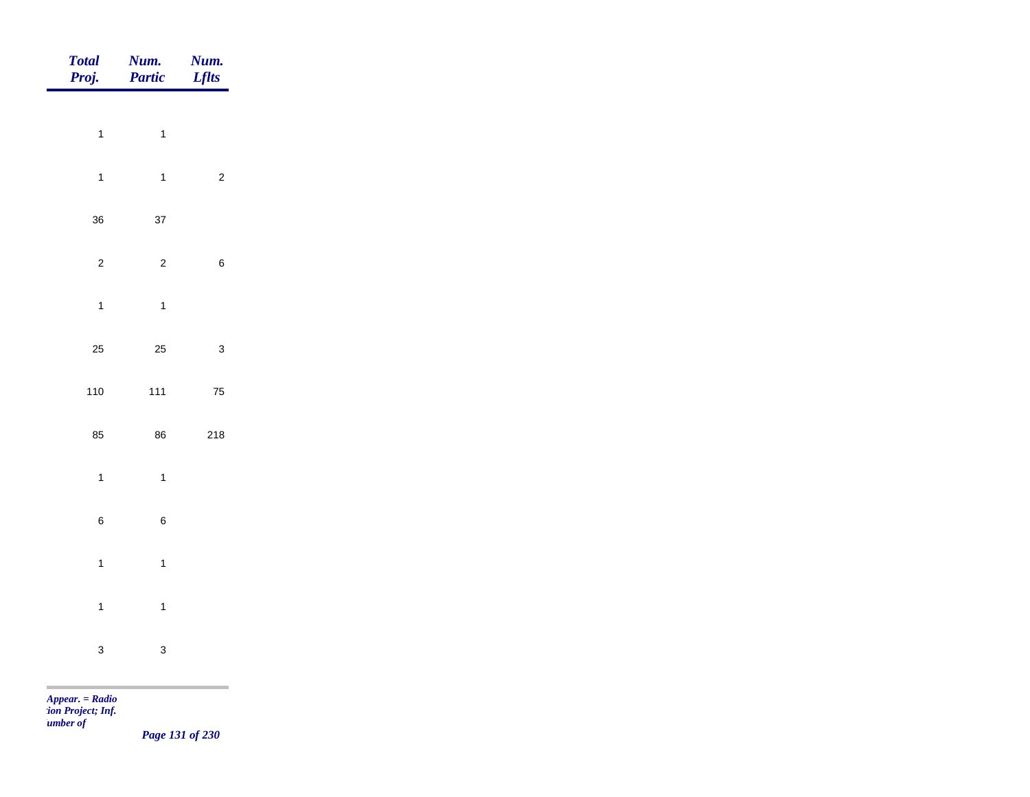| Total Proj. | Num. Partic | Num. Lflts |
|---|---|---|
| 1 | 1 | |
| 1 | 1 | 2 |
| 36 | 37 | |
| 2 | 2 | 6 |
| 1 | 1 | |
| 25 | 25 | 3 |
| 110 | 111 | 75 |
| 85 | 86 | 218 |
| 1 | 1 | |
| 6 | 6 | |
| 1 | 1 | |
| 1 | 1 | |
| 3 | 3 | |

*Appear. = Radio*
*tion Project; Inf.*
*umber of*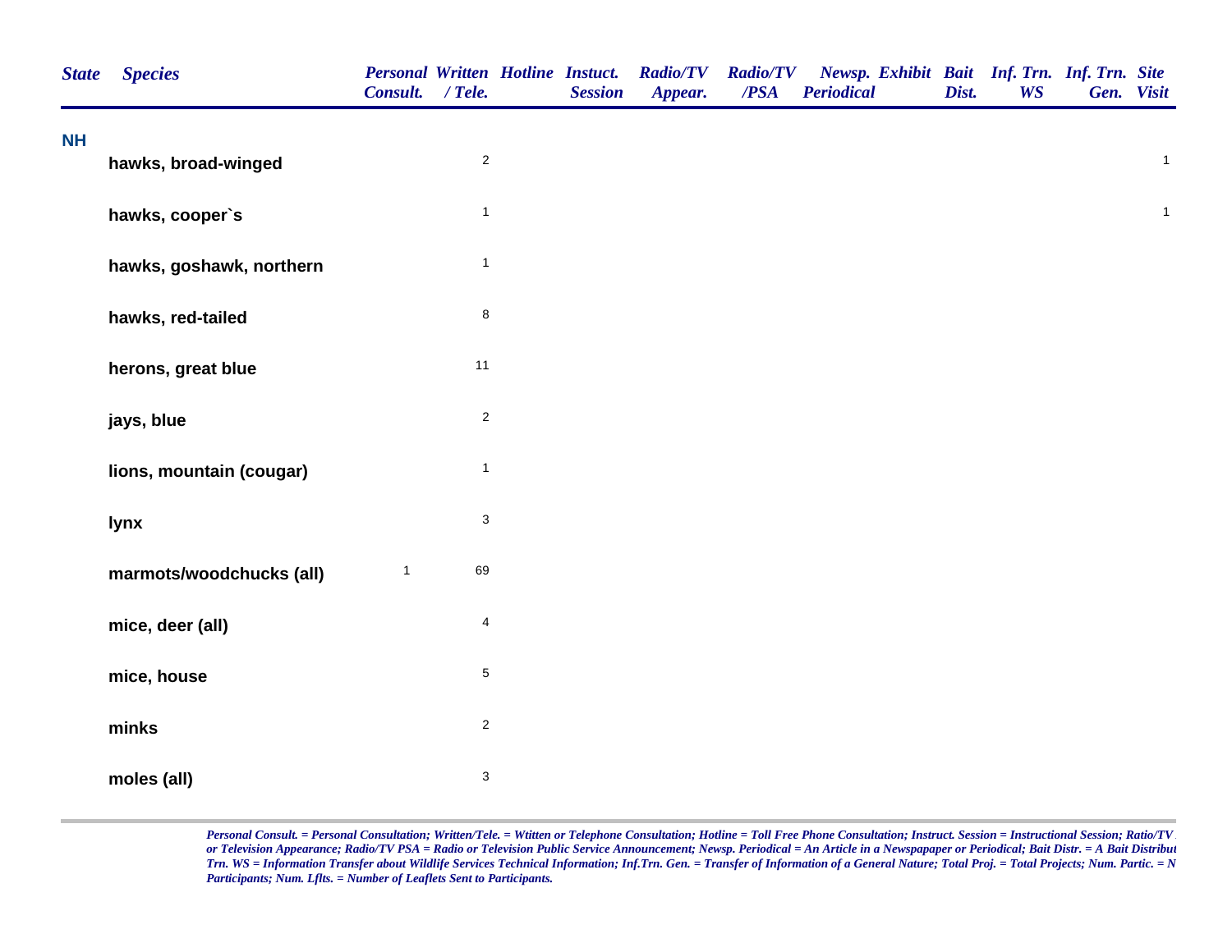| State | Species | Personal Consult. | Written / Tele. | Hotline | Instuct. Session | Radio/TV Appear. | Radio/TV /PSA | Newsp. Periodical | Exhibit | Bait Dist. | Inf. Trn. WS | Inf. Trn. Gen. | Site Visit |
|---|---|---|---|---|---|---|---|---|---|---|---|---|---|
| NH | | | | | | | | | | | | | |
| | hawks, broad-winged | | 2 | | | | | | | | | | 1 |
| | hawks, cooper`s | | 1 | | | | | | | | | | 1 |
| | hawks, goshawk, northern | | 1 | | | | | | | | | | |
| | hawks, red-tailed | | 8 | | | | | | | | | | |
| | herons, great blue | | 11 | | | | | | | | | | |
| | jays, blue | | 2 | | | | | | | | | | |
| | lions, mountain (cougar) | | 1 | | | | | | | | | | |
| | lynx | | 3 | | | | | | | | | | |
| | marmots/woodchucks (all) | 1 | 69 | | | | | | | | | | |
| | mice, deer (all) | | 4 | | | | | | | | | | |
| | mice, house | | 5 | | | | | | | | | | |
| | minks | | 2 | | | | | | | | | | |
| | moles (all) | | 3 | | | | | | | | | | |

*Personal Consult. = Personal Consultation; Written/Tele. = Wtitten or Telephone Consultation; Hotline = Toll Free Phone Consultation; Instruct. Session = Instructional Session; Ratio/TV or Television Appearance; Radio/TV PSA = Radio or Television Public Service Announcement; Newsp. Periodical = An Article in a Newspapaper or Periodical; Bait Distr. = A Bait Distribut Trn. WS = Information Transfer about Wildlife Services Technical Information; Inf.Trn. Gen. = Transfer of Information of a General Nature; Total Proj. = Total Projects; Num. Partic. = N Participants; Num. Lflts. = Number of Leaflets Sent to Participants.*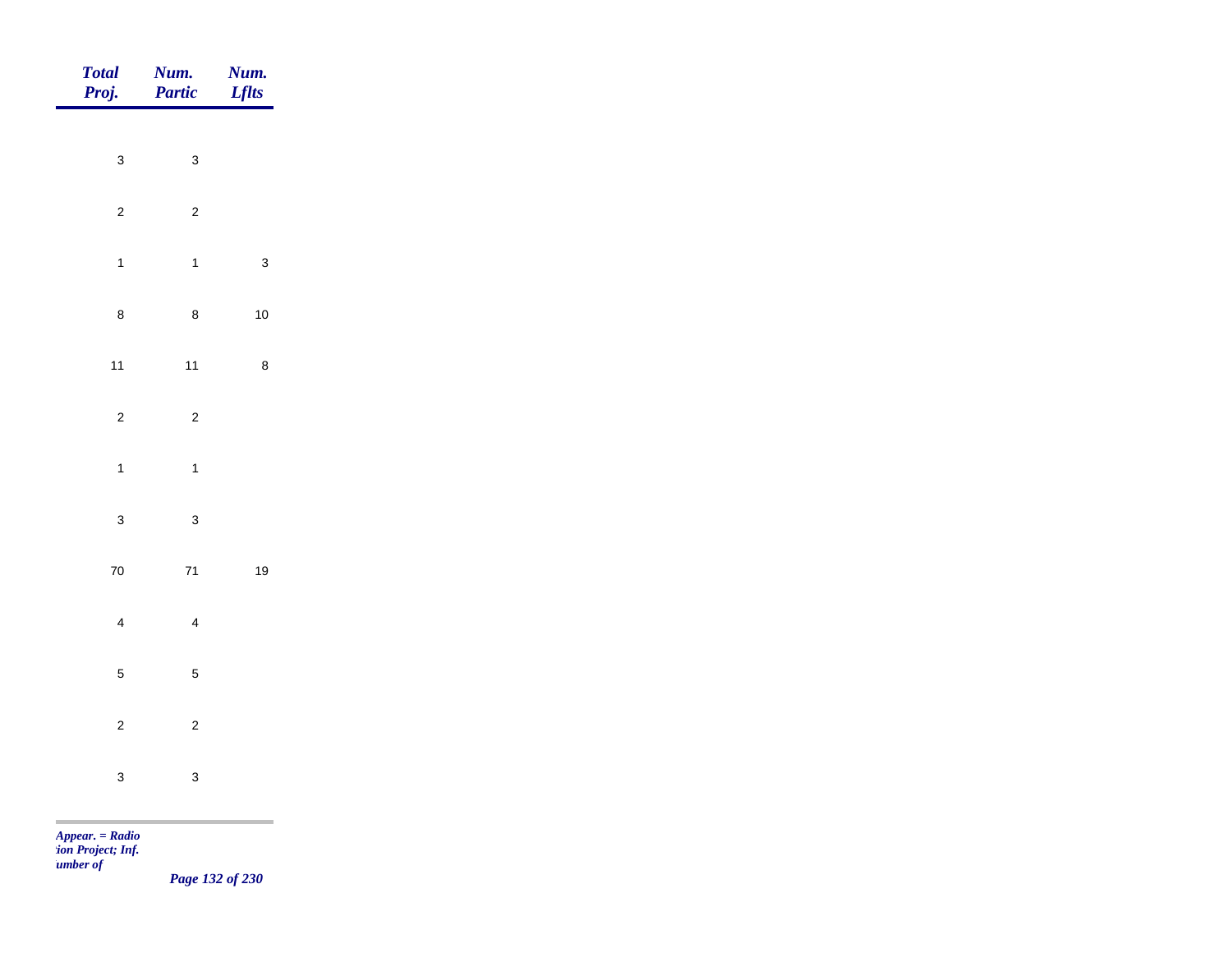| Total Proj. | Num. Partic | Num. Lflts |
|---|---|---|
| 3 | 3 | |
| 2 | 2 | |
| 1 | 1 | 3 |
| 8 | 8 | 10 |
| 11 | 11 | 8 |
| 2 | 2 | |
| 1 | 1 | |
| 3 | 3 | |
| 70 | 71 | 19 |
| 4 | 4 | |
| 5 | 5 | |
| 2 | 2 | |
| 3 | 3 | |

*Appear. = Radio*
*ion Project; Inf.*
*umber of*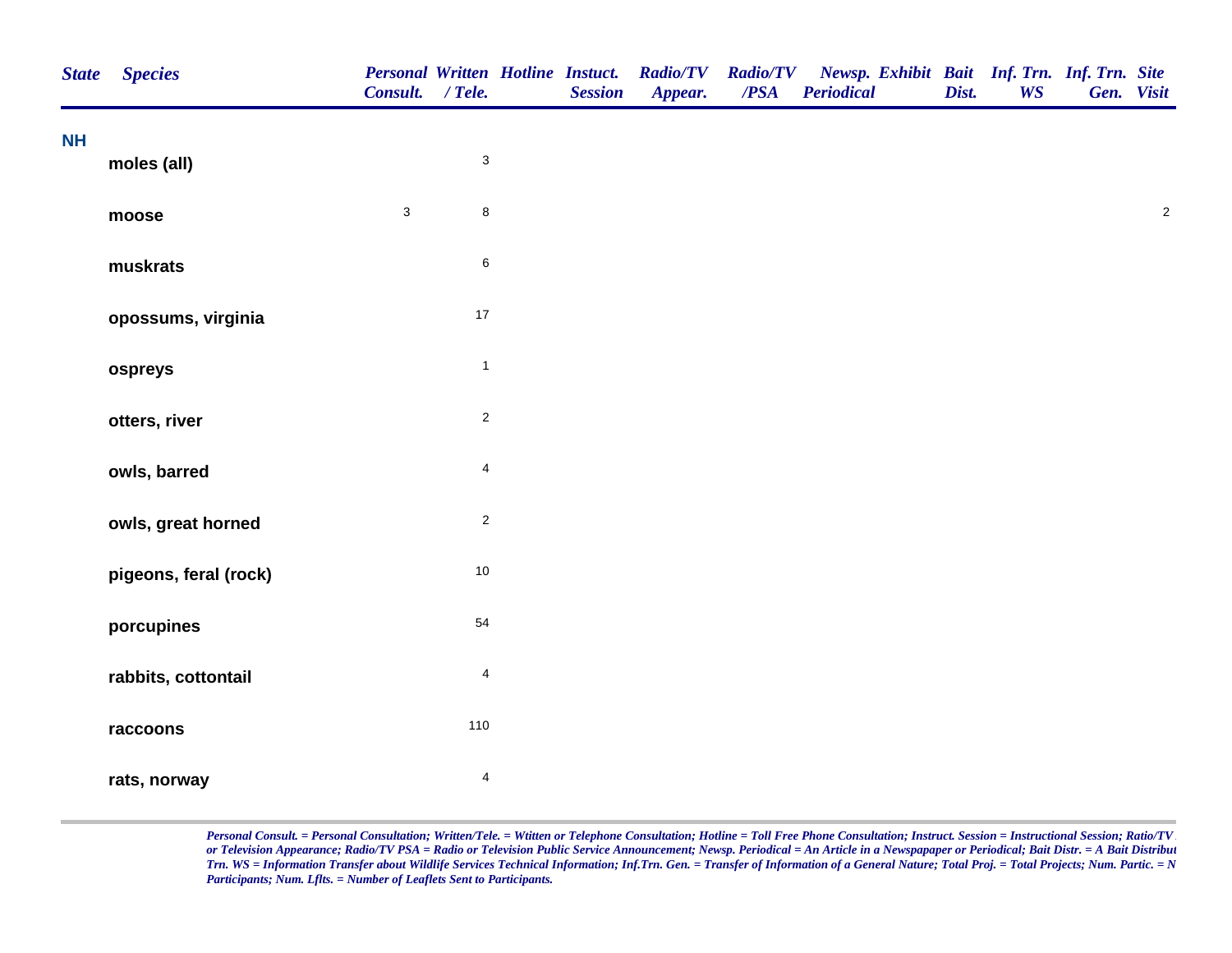| State | Species | Personal Consult. | Written / Tele. | Hotline | Instuct. Session | Radio/TV Appear. | Radio/TV /PSA | Newsp. Periodical | Exhibit | Bait Dist. | Inf. Trn. WS | Inf. Trn. Gen. | Site Visit |
|---|---|---|---|---|---|---|---|---|---|---|---|---|---|
| NH | | | | | | | | | | | | | |
| | moles (all) | | 3 | | | | | | | | | | |
| | moose | 3 | 8 | | | | | | | | | | 2 |
| | muskrats | | 6 | | | | | | | | | | |
| | opossums, virginia | | 17 | | | | | | | | | | |
| | ospreys | | 1 | | | | | | | | | | |
| | otters, river | | 2 | | | | | | | | | | |
| | owls, barred | | 4 | | | | | | | | | | |
| | owls, great horned | | 2 | | | | | | | | | | |
| | pigeons, feral (rock) | | 10 | | | | | | | | | | |
| | porcupines | | 54 | | | | | | | | | | |
| | rabbits, cottontail | | 4 | | | | | | | | | | |
| | raccoons | | 110 | | | | | | | | | | |
| | rats, norway | | 4 | | | | | | | | | | |

*Personal Consult. = Personal Consultation; Written/Tele. = Wtitten or Telephone Consultation; Hotline = Toll Free Phone Consultation; Instruct. Session = Instructional Session; Ratio/TV or Television Appearance; Radio/TV PSA = Radio or Television Public Service Announcement; Newsp. Periodical = An Article in a Newspapaper or Periodical; Bait Distr. = A Bait Distribut Trn. WS = Information Transfer about Wildlife Services Technical Information; Inf.Trn. Gen. = Transfer of Information of a General Nature; Total Proj. = Total Projects; Num. Partic. = N Participants; Num. Lflts. = Number of Leaflets Sent to Participants.*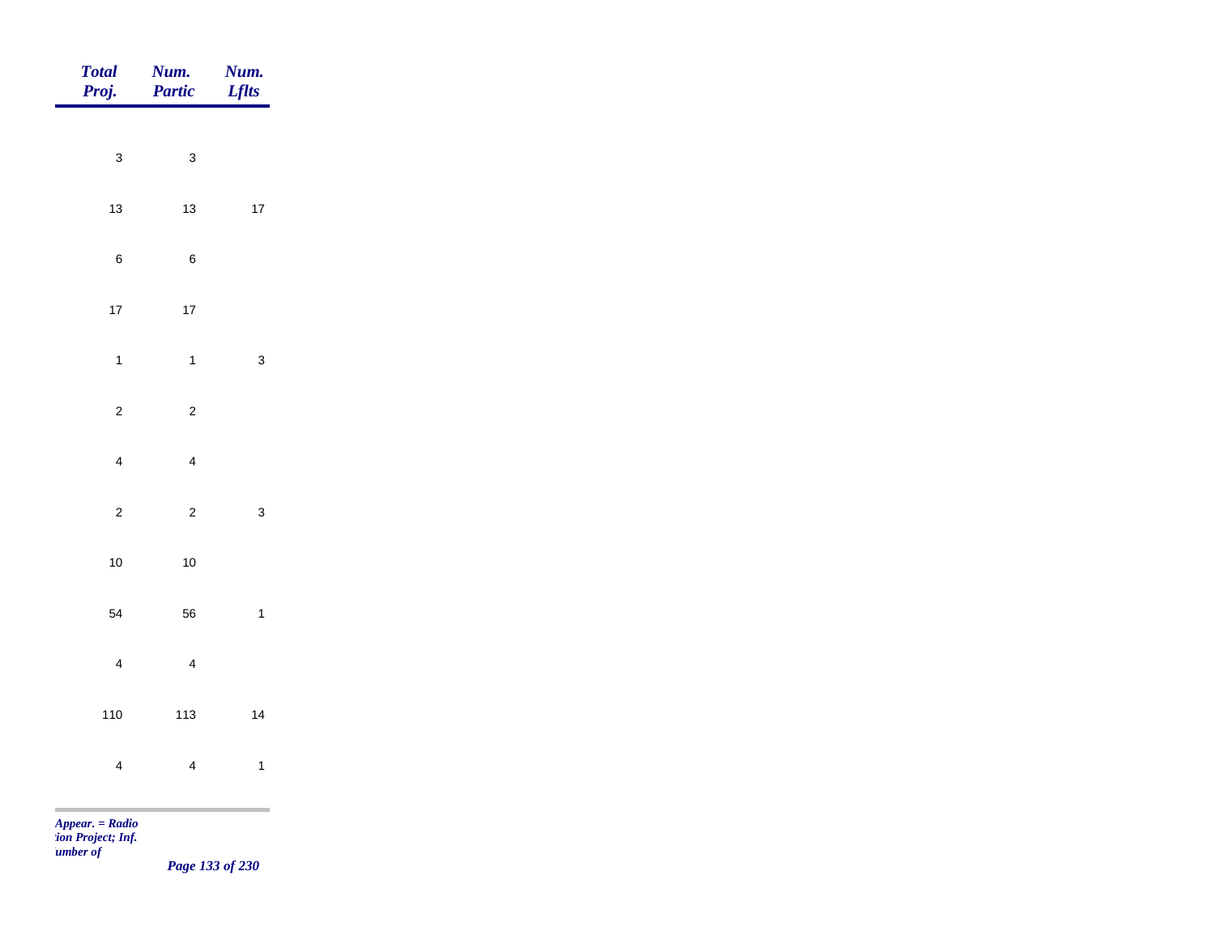| Total Proj. | Num. Partic | Num. Lflts |
|---|---|---|
| 3 | 3 | |
| 13 | 13 | 17 |
| 6 | 6 | |
| 17 | 17 | |
| 1 | 1 | 3 |
| 2 | 2 | |
| 4 | 4 | |
| 2 | 2 | 3 |
| 10 | 10 | |
| 54 | 56 | 1 |
| 4 | 4 | |
| 110 | 113 | 14 |
| 4 | 4 | 1 |

*Appear. = Radio*
*tion Project; Inf.*
*umber of*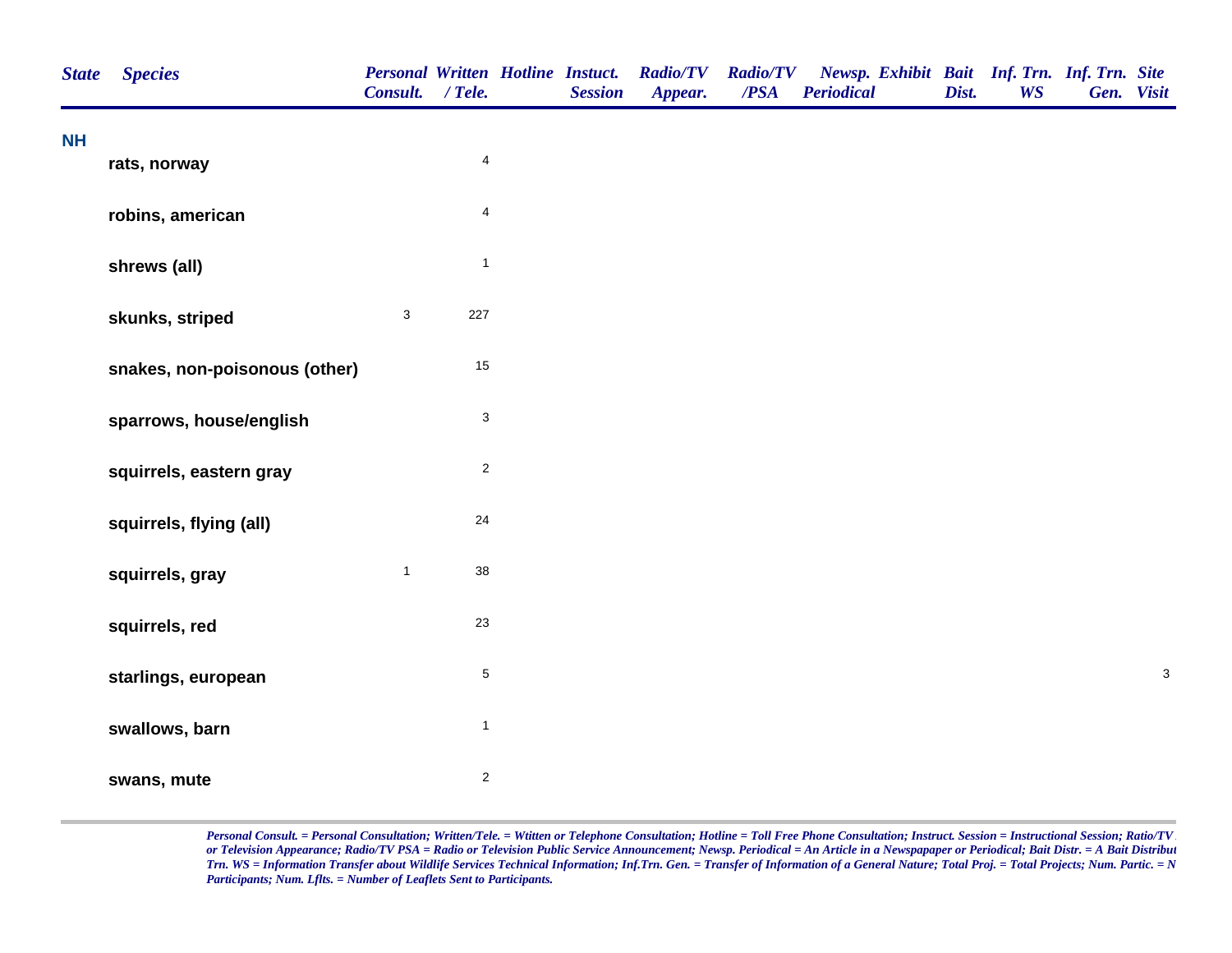| State | Species | Personal Consult. | Written / Tele. | Hotline | Instuct. Session | Radio/TV Appear. | Radio/TV /PSA | Newsp. Periodical | Exhibit | Bait Dist. | Inf. Trn. WS | Inf. Trn. Gen. | Site Visit |
|---|---|---|---|---|---|---|---|---|---|---|---|---|---|
| NH | | | | | | | | | | | | | |
| | rats, norway | | 4 | | | | | | | | | | |
| | robins, american | | 4 | | | | | | | | | | |
| | shrews (all) | | 1 | | | | | | | | | | |
| | skunks, striped | 3 | 227 | | | | | | | | | | |
| | snakes, non-poisonous (other) | | 15 | | | | | | | | | | |
| | sparrows, house/english | | 3 | | | | | | | | | | |
| | squirrels, eastern gray | | 2 | | | | | | | | | | |
| | squirrels, flying (all) | | 24 | | | | | | | | | | |
| | squirrels, gray | 1 | 38 | | | | | | | | | | |
| | squirrels, red | | 23 | | | | | | | | | | |
| | starlings, european | | 5 | | | | | | | | | | 3 |
| | swallows, barn | | 1 | | | | | | | | | | |
| | swans, mute | | 2 | | | | | | | | | | |

*Personal Consult. = Personal Consultation; Written/Tele. = Wtitten or Telephone Consultation; Hotline = Toll Free Phone Consultation; Instruct. Session = Instructional Session; Ratio/TV or Television Appearance; Radio/TV PSA = Radio or Television Public Service Announcement; Newsp. Periodical = An Article in a Newspapaper or Periodical; Bait Distr. = A Bait Distribut Trn. WS = Information Transfer about Wildlife Services Technical Information; Inf.Trn. Gen. = Transfer of Information of a General Nature; Total Proj. = Total Projects; Num. Partic. = N Participants; Num. Lflts. = Number of Leaflets Sent to Participants.*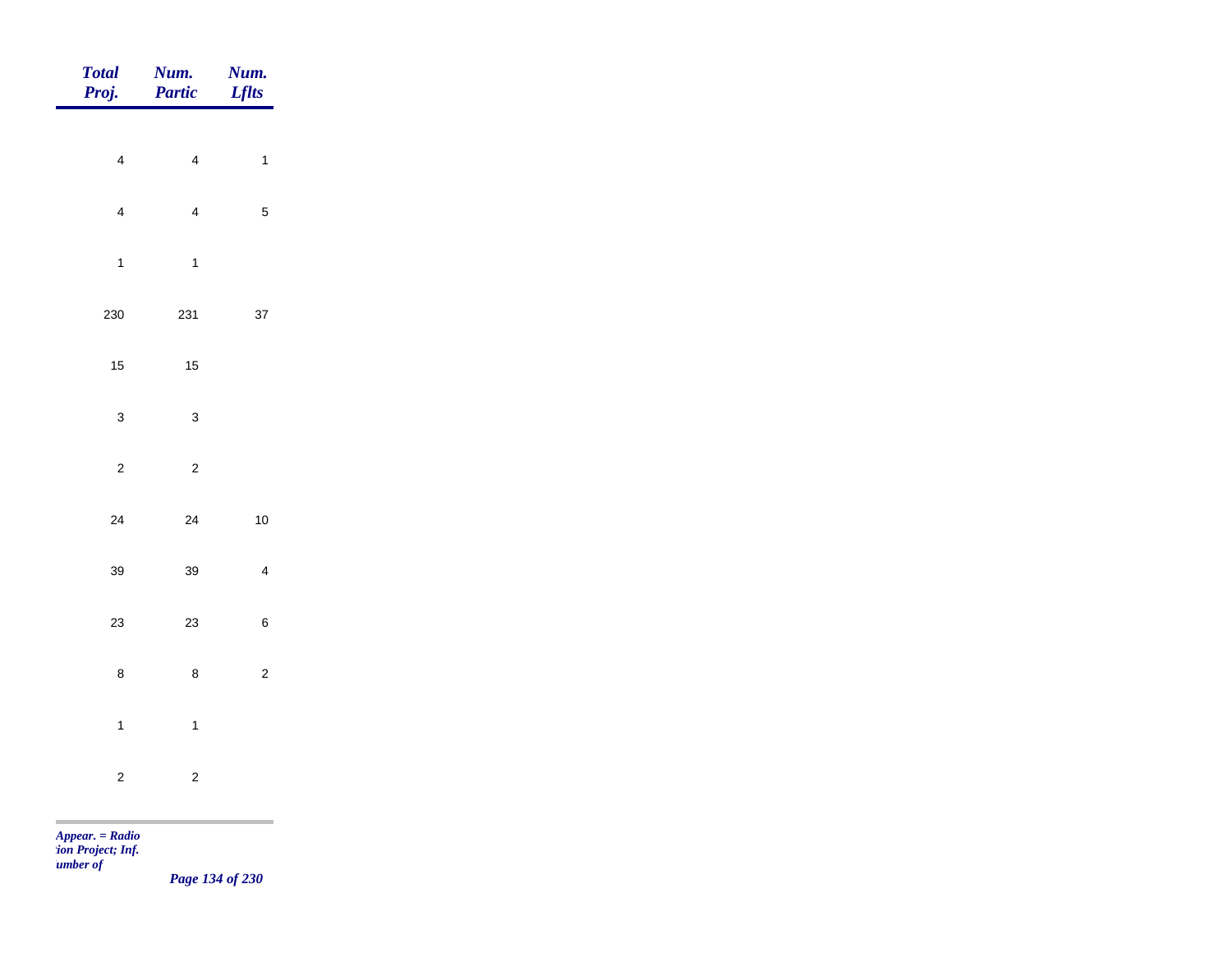| Total Proj. | Num. Partic | Num. Lflts |
|---|---|---|
| 4 | 4 | 1 |
| 4 | 4 | 5 |
| 1 | 1 | |
| 230 | 231 | 37 |
| 15 | 15 | |
| 3 | 3 | |
| 2 | 2 | |
| 24 | 24 | 10 |
| 39 | 39 | 4 |
| 23 | 23 | 6 |
| 8 | 8 | 2 |
| 1 | 1 | |
| 2 | 2 | |

*Appear. = Radio*
*tion Project; Inf.*
*umber of*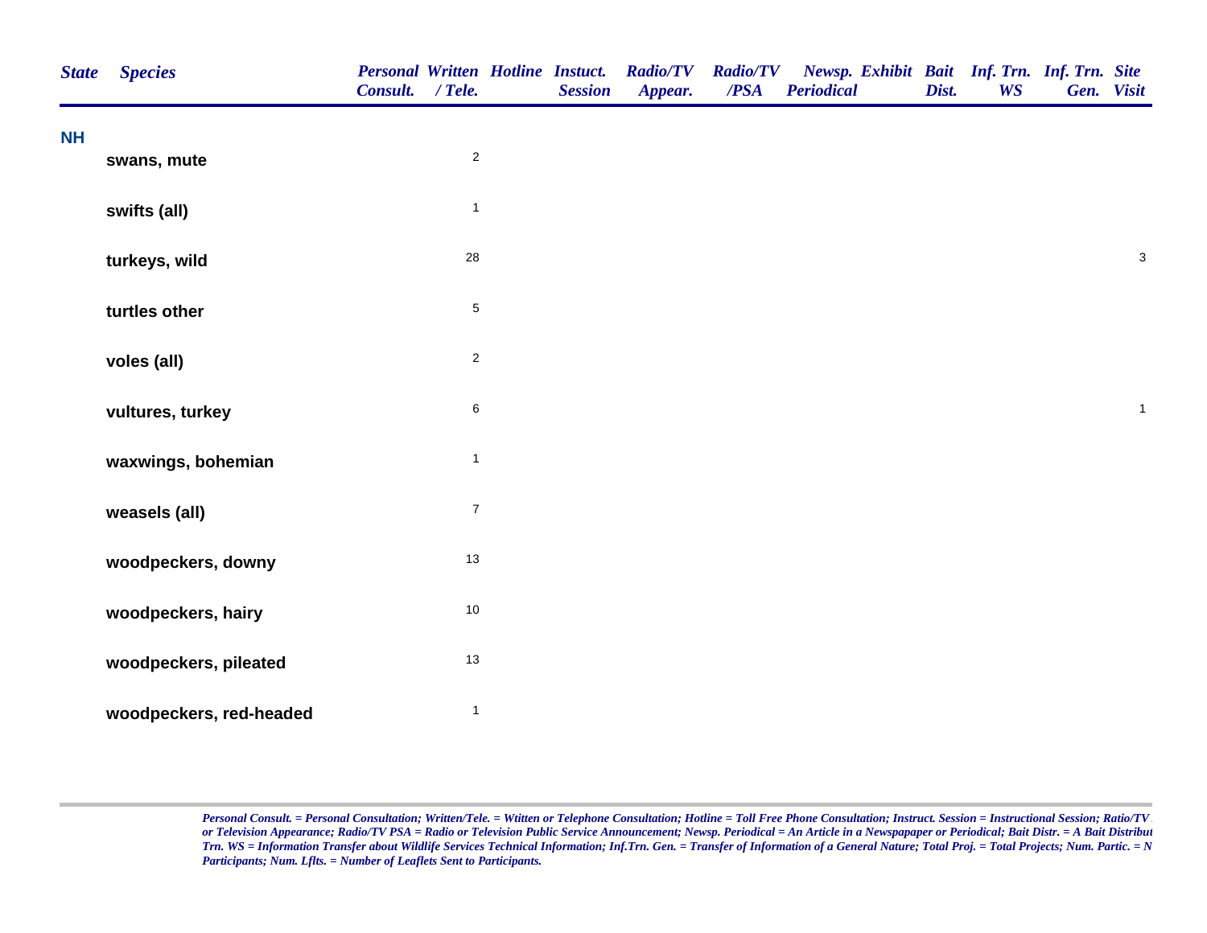| State | Species | Personal Consult. | Written / Tele. | Hotline | Instuct. Session | Radio/TV Appear. | Radio/TV /PSA | Newsp. Periodical | Exhibit | Bait Dist. | Inf. Trn. WS | Inf. Trn. Gen. | Site Visit |
|---|---|---|---|---|---|---|---|---|---|---|---|---|---|
| NH | | | | | | | | | | | | | |
| | swans, mute | | 2 | | | | | | | | | | |
| | swifts (all) | | 1 | | | | | | | | | | |
| | turkeys, wild | | 28 | | | | | | | | | | 3 |
| | turtles other | | 5 | | | | | | | | | | |
| | voles (all) | | 2 | | | | | | | | | | |
| | vultures, turkey | | 6 | | | | | | | | | | 1 |
| | waxwings, bohemian | | 1 | | | | | | | | | | |
| | weasels (all) | | 7 | | | | | | | | | | |
| | woodpeckers, downy | | 13 | | | | | | | | | | |
| | woodpeckers, hairy | | 10 | | | | | | | | | | |
| | woodpeckers, pileated | | 13 | | | | | | | | | | |
| | woodpeckers, red-headed | | 1 | | | | | | | | | | |

*Personal Consult. = Personal Consultation; Written/Tele. = Wtitten or Telephone Consultation; Hotline = Toll Free Phone Consultation; Instruct. Session = Instructional Session; Ratio/TV or Television Appearance; Radio/TV PSA = Radio or Television Public Service Announcement; Newsp. Periodical = An Article in a Newspapaper or Periodical; Bait Distr. = A Bait Distribut Trn. WS = Information Transfer about Wildlife Services Technical Information; Inf.Trn. Gen. = Transfer of Information of a General Nature; Total Proj. = Total Projects; Num. Partic. = N Participants; Num. Lflts. = Number of Leaflets Sent to Participants.*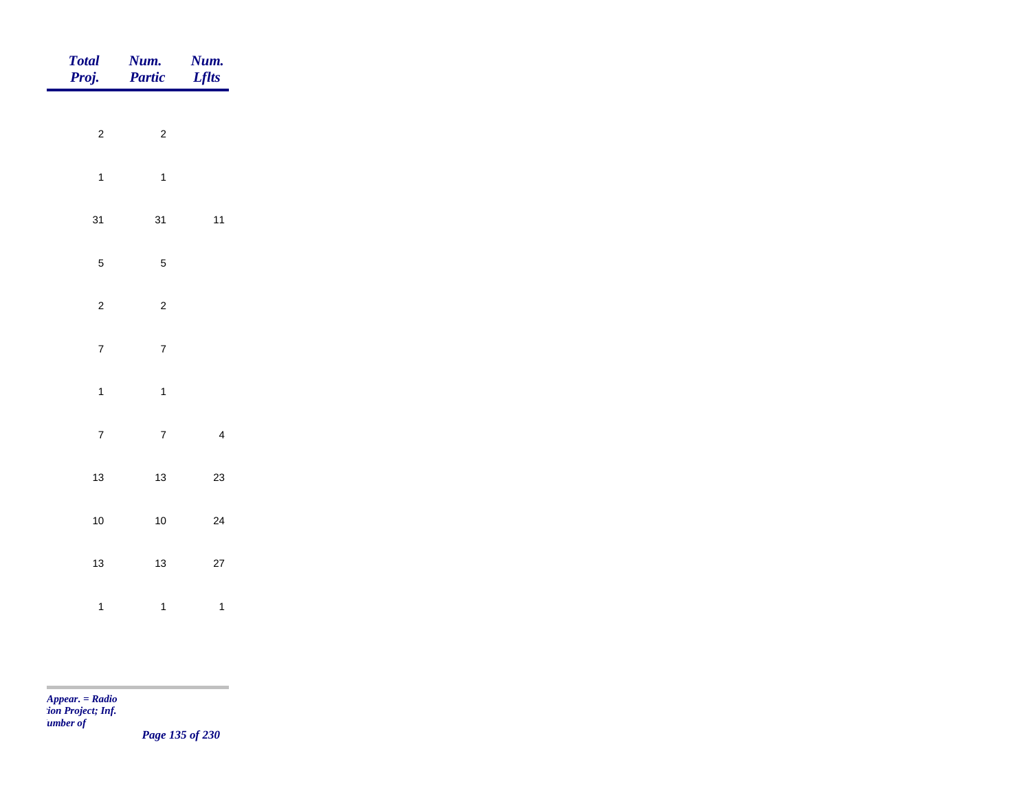| *Total Proj.* | *Num. Partic* | *Num. Lflts* |
|---|---|---|
| 2 | 2 | |
| 1 | 1 | |
| 31 | 31 | 11 |
| 5 | 5 | |
| 2 | 2 | |
| 7 | 7 | |
| 1 | 1 | |
| 7 | 7 | 4 |
| 13 | 13 | 23 |
| 10 | 10 | 24 |
| 13 | 13 | 27 |
| 1 | 1 | 1 |

*Appear. = Radio*
*tion Project; Inf.*
*umber of*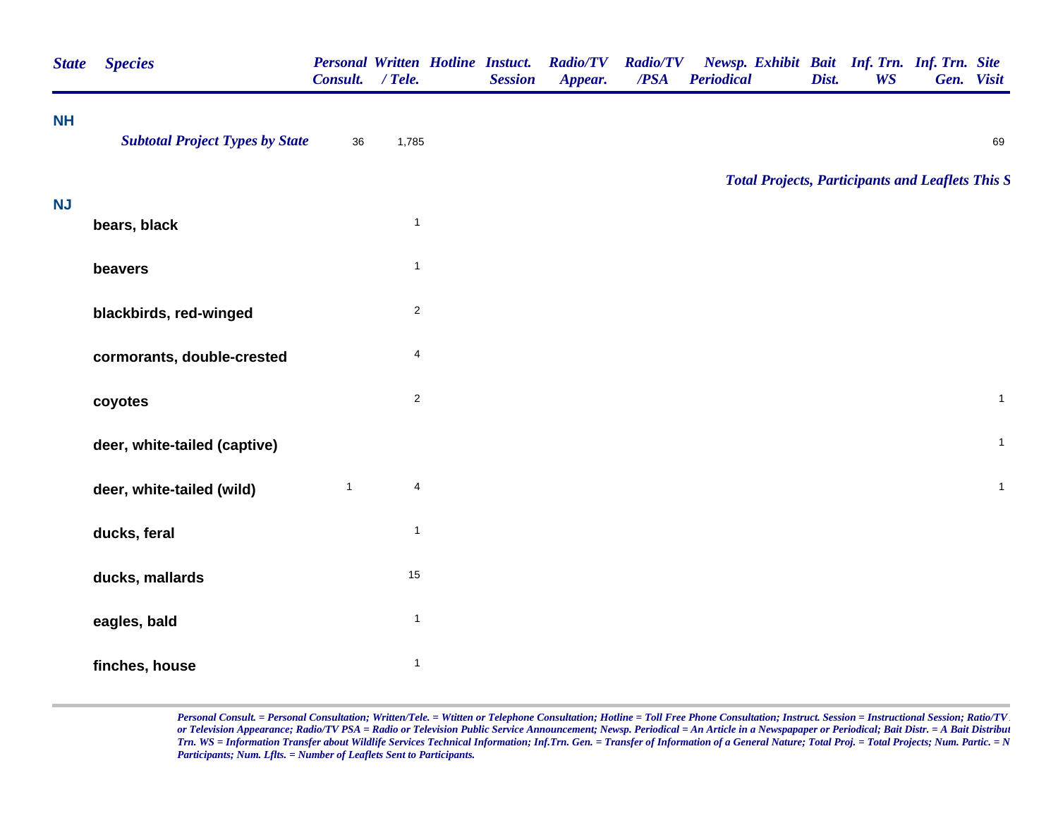| State | Species | Personal Consult. | Written / Tele. | Hotline | Instuct. Session | Radio/TV Appear. | Radio/TV /PSA | Newsp. Periodical | Exhibit | Bait Dist. | Inf. Trn. WS | Inf. Trn. Gen. | Site Visit |
|---|---|---|---|---|---|---|---|---|---|---|---|---|---|
| NH | | | | | | | | | | | | | |
| | *Subtotal Project Types by State* | 36 | 1,785 | | | | | | | | | | 69 |
| | | | | | | | | | | | | | |
| NJ | | | | | | | | | | | | | |
| | bears, black | | 1 | | | | | | | | | | |
| | beavers | | 1 | | | | | | | | | | |
| | blackbirds, red-winged | | 2 | | | | | | | | | | |
| | cormorants, double-crested | | 4 | | | | | | | | | | |
| | coyotes | | 2 | | | | | | | | | | 1 |
| | deer, white-tailed (captive) | | | | | | | | | | | | 1 |
| | deer, white-tailed (wild) | 1 | 4 | | | | | | | | | | 1 |
| | ducks, feral | | 1 | | | | | | | | | | |
| | ducks, mallards | | 15 | | | | | | | | | | |
| | eagles, bald | | 1 | | | | | | | | | | |
| | finches, house | | 1 | | | | | | | | | | |

***Total Projects, Participants and Leaflets This S***

*Personal Consult. = Personal Consultation; Written/Tele. = Wtitten or Telephone Consultation; Hotline = Toll Free Phone Consultation; Instruct. Session = Instructional Session; Ratio/TV or Television Appearance; Radio/TV PSA = Radio or Television Public Service Announcement; Newsp. Periodical = An Article in a Newspapaper or Periodical; Bait Distr. = A Bait Distribut Trn. WS = Information Transfer about Wildlife Services Technical Information; Inf.Trn. Gen. = Transfer of Information of a General Nature; Total Proj. = Total Projects; Num. Partic. = N Participants; Num. Lflts. = Number of Leaflets Sent to Participants.*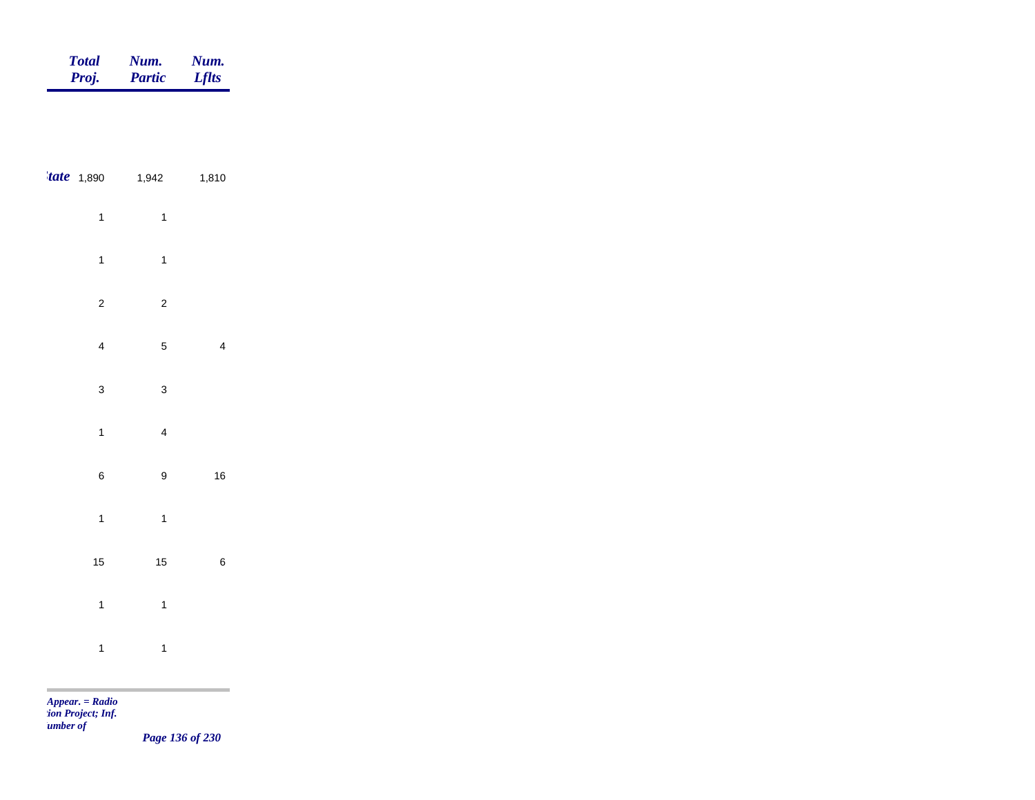| | Total Proj. | Num. Partic | Num. Lflts |
|---|---|---|---|
| *tate* | 1,890 | 1,942 | 1,810 |
| | 1 | 1 | |
| | 1 | 1 | |
| | 2 | 2 | |
| | 4 | 5 | 4 |
| | 3 | 3 | |
| | 1 | 4 | |
| | 6 | 9 | 16 |
| | 1 | 1 | |
| | 15 | 15 | 6 |
| | 1 | 1 | |
| | 1 | 1 | |

*Appear. = Radio*
*tion Project; Inf.*
*umber of*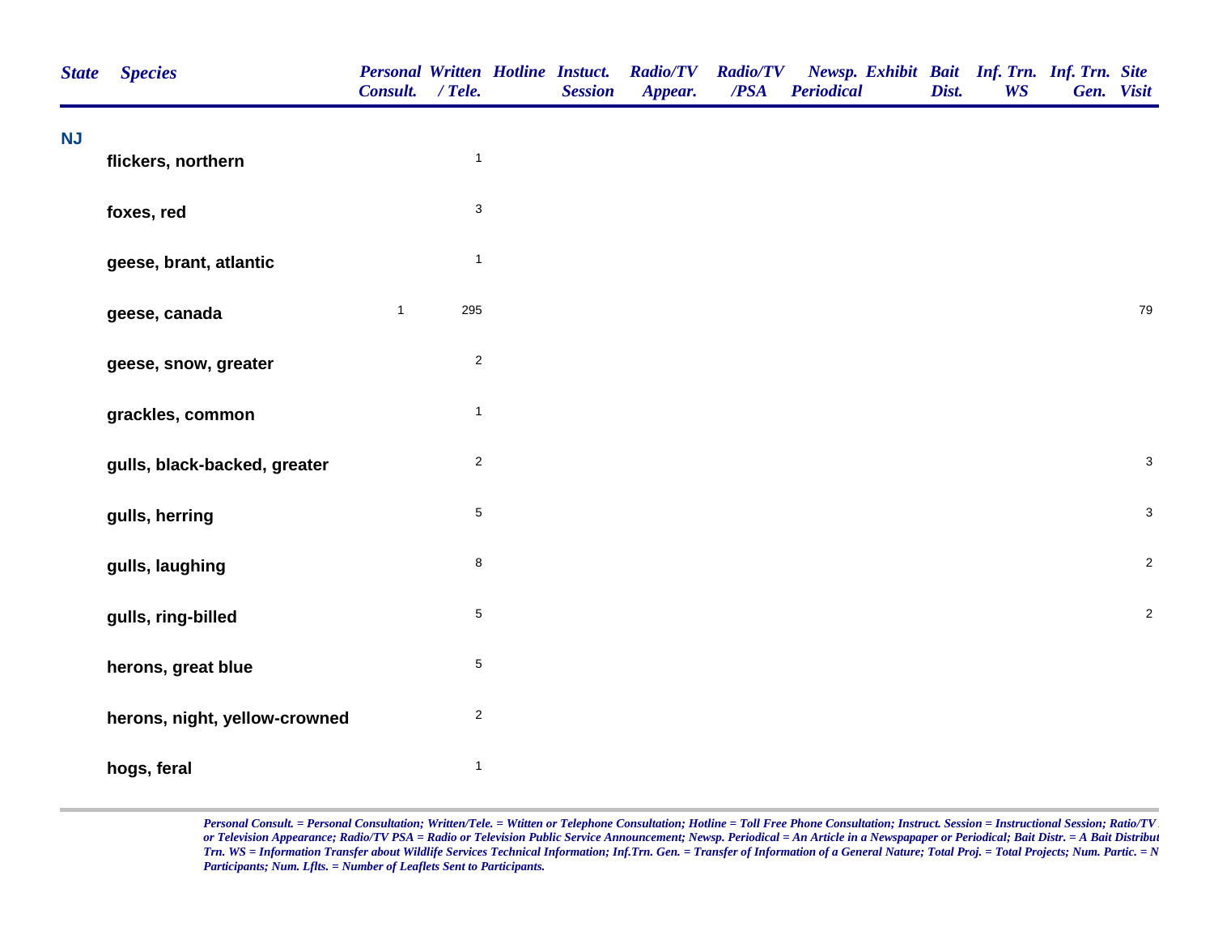| State | Species | Personal Consult. | Written / Tele. | Hotline | Instuct. Session | Radio/TV Appear. | Radio/TV /PSA | Newsp. Periodical | Exhibit | Bait Dist. | Inf. Trn. WS | Inf. Trn. Gen. | Site Visit |
|---|---|---|---|---|---|---|---|---|---|---|---|---|---|
| NJ | | | | | | | | | | | | | |
| | flickers, northern | | 1 | | | | | | | | | | |
| | foxes, red | | 3 | | | | | | | | | | |
| | geese, brant, atlantic | | 1 | | | | | | | | | | |
| | geese, canada | 1 | 295 | | | | | | | | | | 79 |
| | geese, snow, greater | | 2 | | | | | | | | | | |
| | grackles, common | | 1 | | | | | | | | | | |
| | gulls, black-backed, greater | | 2 | | | | | | | | | | 3 |
| | gulls, herring | | 5 | | | | | | | | | | 3 |
| | gulls, laughing | | 8 | | | | | | | | | | 2 |
| | gulls, ring-billed | | 5 | | | | | | | | | | 2 |
| | herons, great blue | | 5 | | | | | | | | | | |
| | herons, night, yellow-crowned | | 2 | | | | | | | | | | |
| | hogs, feral | | 1 | | | | | | | | | | |

*Personal Consult. = Personal Consultation; Written/Tele. = Wtitten or Telephone Consultation; Hotline = Toll Free Phone Consultation; Instruct. Session = Instructional Session; Ratio/TV or Television Appearance; Radio/TV PSA = Radio or Television Public Service Announcement; Newsp. Periodical = An Article in a Newspapaper or Periodical; Bait Distr. = A Bait Distribut Trn. WS = Information Transfer about Wildlife Services Technical Information; Inf.Trn. Gen. = Transfer of Information of a General Nature; Total Proj. = Total Projects; Num. Partic. = N Participants; Num. Lflts. = Number of Leaflets Sent to Participants.*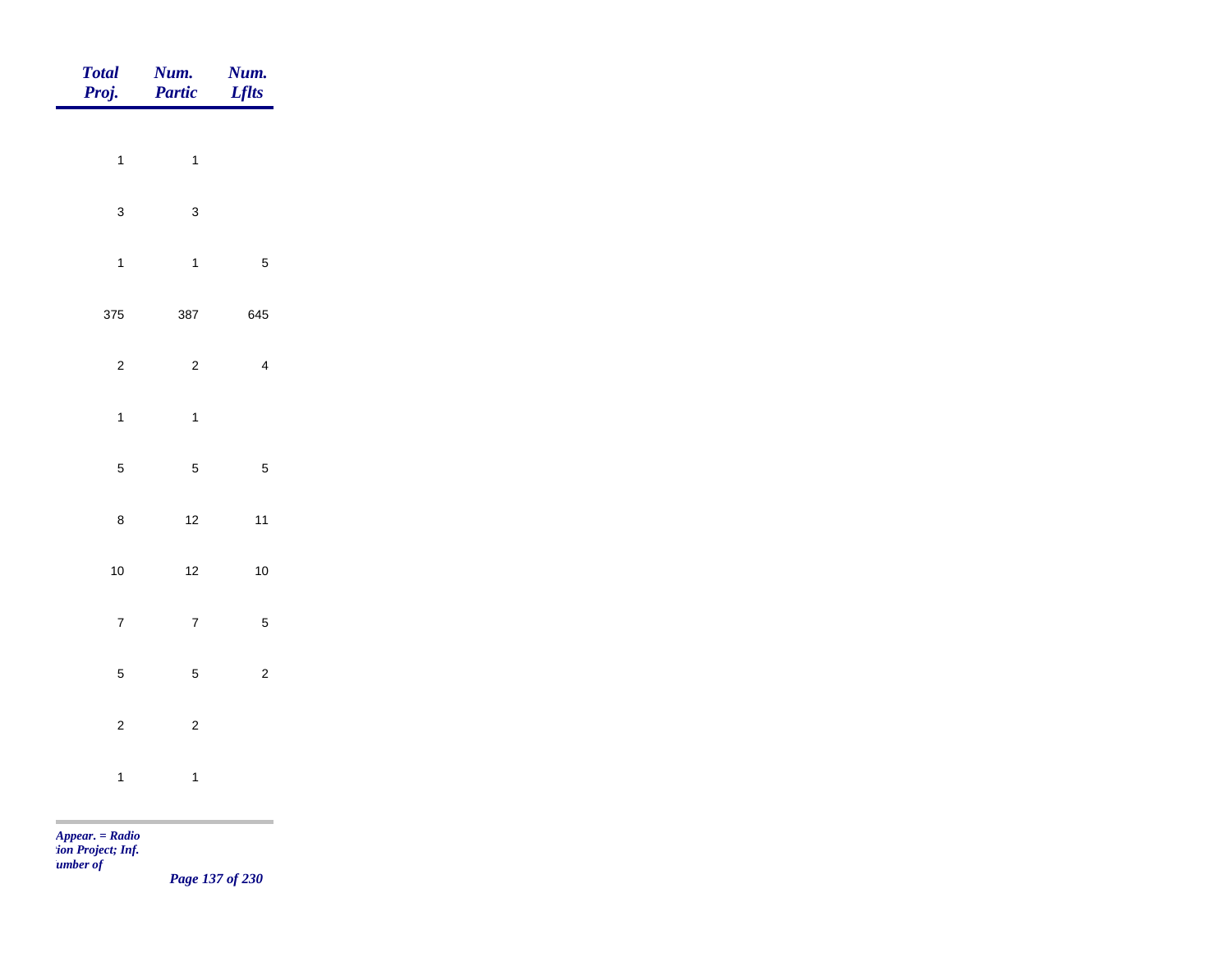| *Total Proj.* | *Num. Partic* | *Num. Lflts* |
|---|---|---|
| 1 | 1 | |
| 3 | 3 | |
| 1 | 1 | 5 |
| 375 | 387 | 645 |
| 2 | 2 | 4 |
| 1 | 1 | |
| 5 | 5 | 5 |
| 8 | 12 | 11 |
| 10 | 12 | 10 |
| 7 | 7 | 5 |
| 5 | 5 | 2 |
| 2 | 2 | |
| 1 | 1 | |

*Appear. = Radio*
*tion Project; Inf.*
*umber of*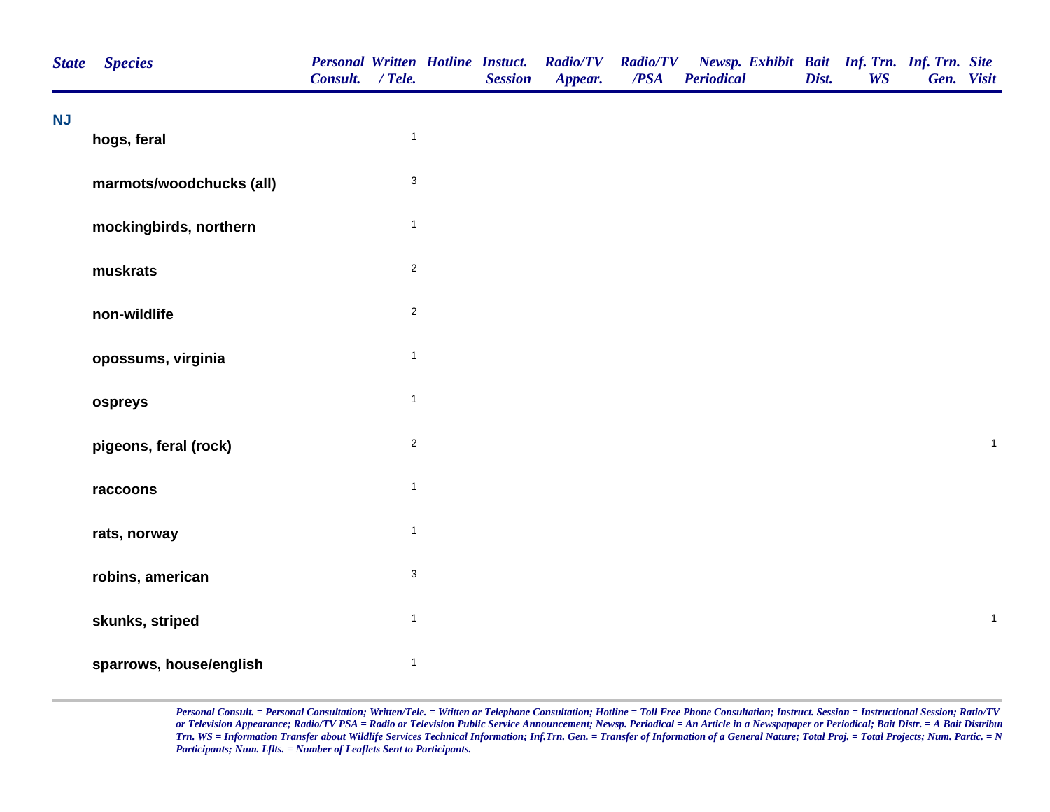| State | Species | Personal Consult. | Written / Tele. | Hotline | Instuct. Session | Radio/TV Appear. | Radio/TV /PSA | Newsp. Periodical | Exhibit | Bait Dist. | Inf. Trn. WS | Inf. Trn. Gen. | Site Visit |
|---|---|---|---|---|---|---|---|---|---|---|---|---|---|
| NJ | | | | | | | | | | | | | |
| | hogs, feral | | 1 | | | | | | | | | | |
| | marmots/woodchucks (all) | | 3 | | | | | | | | | | |
| | mockingbirds, northern | | 1 | | | | | | | | | | |
| | muskrats | | 2 | | | | | | | | | | |
| | non-wildlife | | 2 | | | | | | | | | | |
| | opossums, virginia | | 1 | | | | | | | | | | |
| | ospreys | | 1 | | | | | | | | | | |
| | pigeons, feral (rock) | | 2 | | | | | | | | | | 1 |
| | raccoons | | 1 | | | | | | | | | | |
| | rats, norway | | 1 | | | | | | | | | | |
| | robins, american | | 3 | | | | | | | | | | |
| | skunks, striped | | 1 | | | | | | | | | | 1 |
| | sparrows, house/english | | 1 | | | | | | | | | | |

*Personal Consult. = Personal Consultation; Written/Tele. = Wtitten or Telephone Consultation; Hotline = Toll Free Phone Consultation; Instruct. Session = Instructional Session; Ratio/TV or Television Appearance; Radio/TV PSA = Radio or Television Public Service Announcement; Newsp. Periodical = An Article in a Newspapaper or Periodical; Bait Distr. = A Bait Distribut Trn. WS = Information Transfer about Wildlife Services Technical Information; Inf.Trn. Gen. = Transfer of Information of a General Nature; Total Proj. = Total Projects; Num. Partic. = N Participants; Num. Lflts. = Number of Leaflets Sent to Participants.*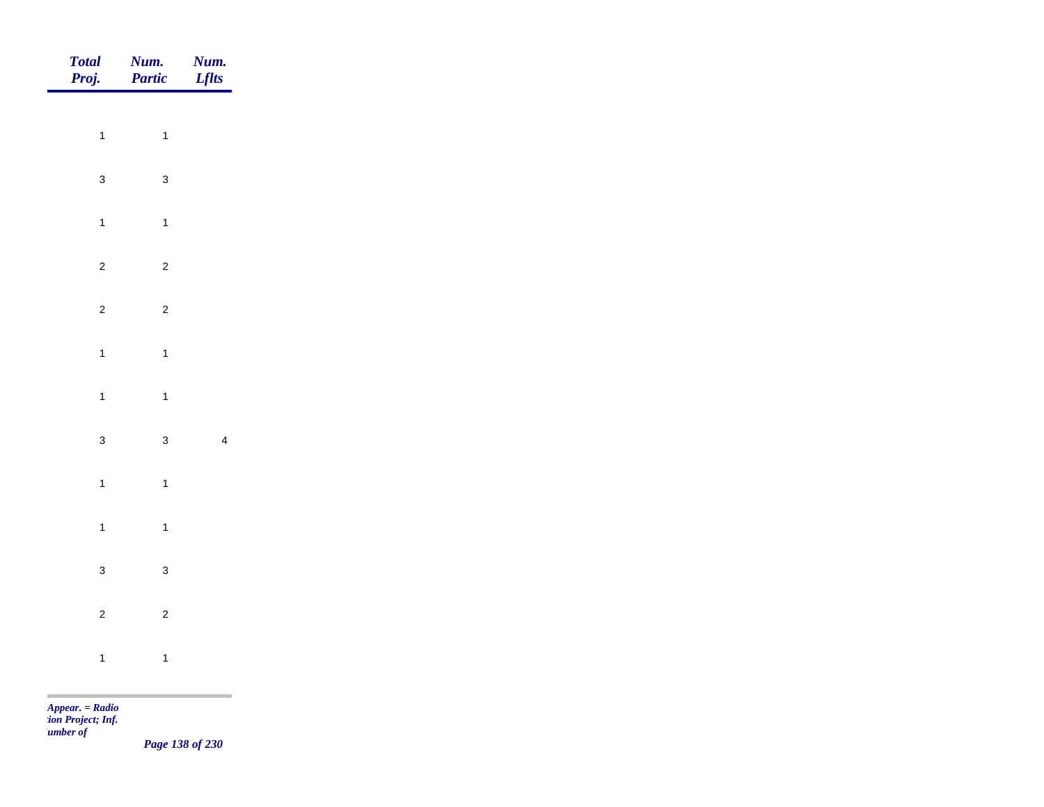| Total Proj. | Num. Partic | Num. Lflts |
|---|---|---|
| 1 | 1 | |
| 3 | 3 | |
| 1 | 1 | |
| 2 | 2 | |
| 2 | 2 | |
| 1 | 1 | |
| 1 | 1 | |
| 3 | 3 | 4 |
| 1 | 1 | |
| 1 | 1 | |
| 3 | 3 | |
| 2 | 2 | |
| 1 | 1 | |

*Appear. = Radio*
*tion Project; Inf.*
*umber of*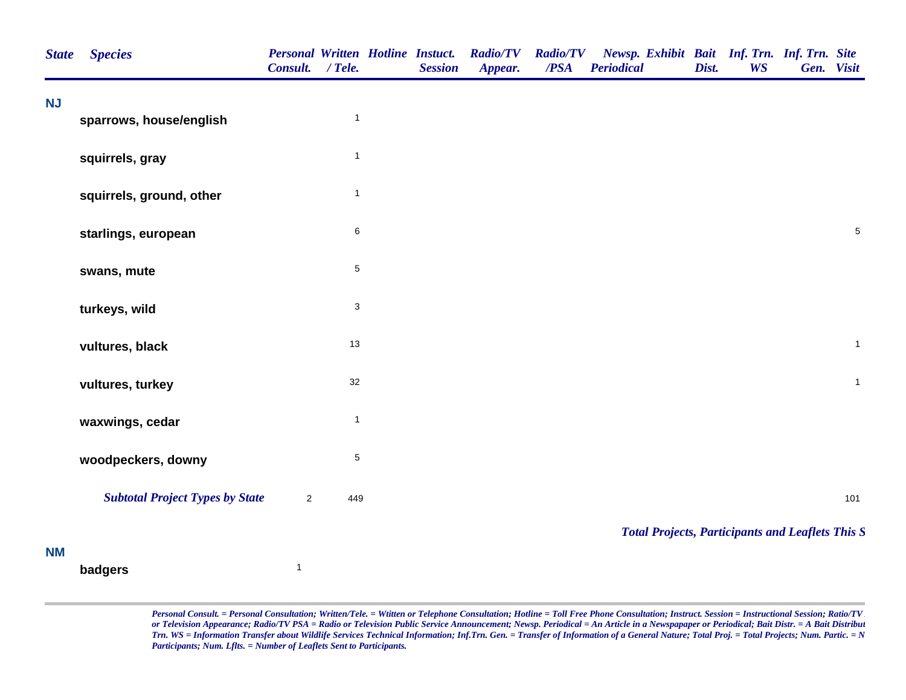| State | Species | Personal Consult. | Written / Tele. | Hotline | Instuct. Session | Radio/TV Appear. | Radio/TV /PSA | Newsp. Periodical | Exhibit | Bait Dist. | Inf. Trn. WS | Inf. Trn. Gen. | Site Visit |
|---|---|---|---|---|---|---|---|---|---|---|---|---|---|
| NJ | | | | | | | | | | | | | |
| | sparrows, house/english | | 1 | | | | | | | | | | |
| | squirrels, gray | | 1 | | | | | | | | | | |
| | squirrels, ground, other | | 1 | | | | | | | | | | |
| | starlings, european | | 6 | | | | | | | | | | 5 |
| | swans, mute | | 5 | | | | | | | | | | |
| | turkeys, wild | | 3 | | | | | | | | | | |
| | vultures, black | | 13 | | | | | | | | | | 1 |
| | vultures, turkey | | 32 | | | | | | | | | | 1 |
| | waxwings, cedar | | 1 | | | | | | | | | | |
| | woodpeckers, downy | | 5 | | | | | | | | | | |
| | *Subtotal Project Types by State* | 2 | 449 | | | | | | | | | | 101 |
| | *Total Projects, Participants and Leaflets This S* | | | | | | | | | | | | |
| NM | | | | | | | | | | | | | |
| | badgers | 1 | | | | | | | | | | | |

*Personal Consult. = Personal Consultation; Written/Tele. = Wtitten or Telephone Consultation; Hotline = Toll Free Phone Consultation; Instruct. Session = Instructional Session; Ratio/TV or Television Appearance; Radio/TV PSA = Radio or Television Public Service Announcement; Newsp. Periodical = An Article in a Newspapaper or Periodical; Bait Distr. = A Bait Distribut Trn. WS = Information Transfer about Wildlife Services Technical Information; Inf.Trn. Gen. = Transfer of Information of a General Nature; Total Proj. = Total Projects; Num. Partic. = N Participants; Num. Lflts. = Number of Leaflets Sent to Participants.*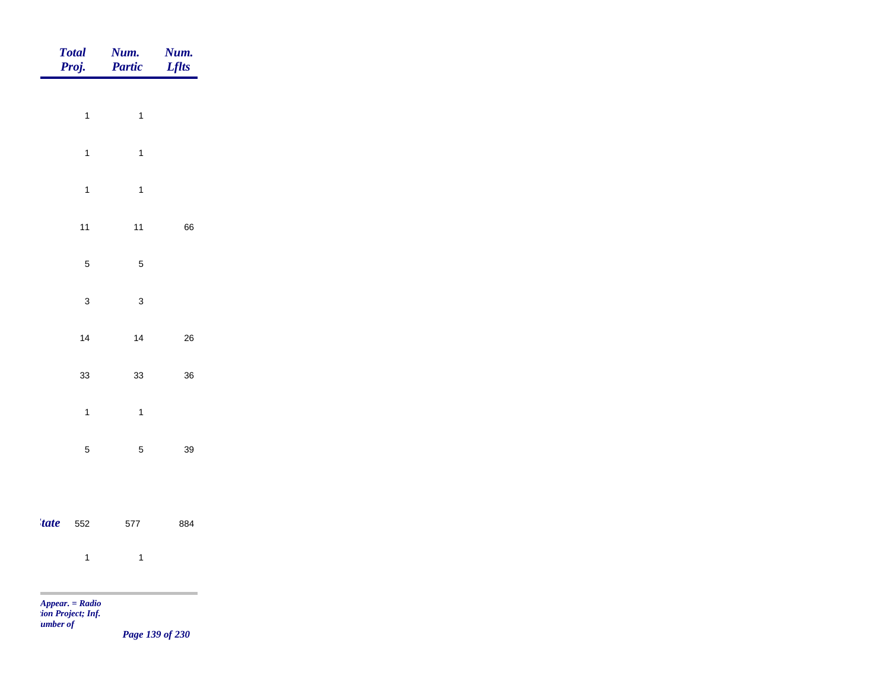| Total Proj. | Num. Partic | Num. Lflts |
|---|---|---|
| 1 | 1 | |
| 1 | 1 | |
| 1 | 1 | |
| 11 | 11 | 66 |
| 5 | 5 | |
| 3 | 3 | |
| 14 | 14 | 26 |
| 33 | 33 | 36 |
| 1 | 1 | |
| 5 | 5 | 39 |
| *tate* 552 | 577 | 884 |
| 1 | 1 | |

*Appear. = Radio*
*tion Project; Inf.*
*umber of*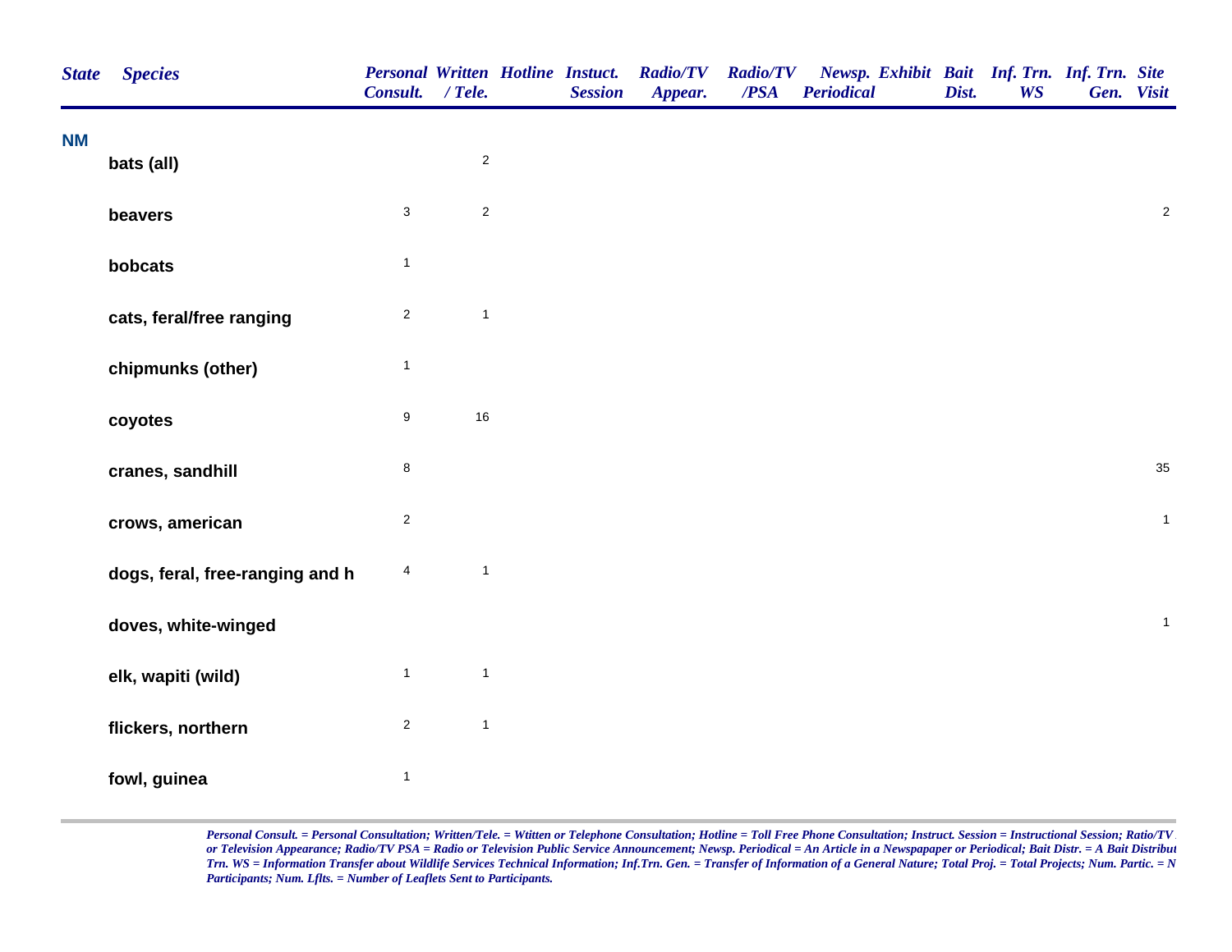| State | Species | Personal Consult. | Written / Tele. | Hotline | Instuct. Session | Radio/TV Appear. | Radio/TV /PSA | Newsp. Periodical | Exhibit | Bait Dist. | Inf. Trn. WS | Inf. Trn. Gen. | Site Visit |
|---|---|---|---|---|---|---|---|---|---|---|---|---|---|
| NM | | | | | | | | | | | | | |
| | bats (all) | | 2 | | | | | | | | | | |
| | beavers | 3 | 2 | | | | | | | | | | 2 |
| | bobcats | 1 | | | | | | | | | | | |
| | cats, feral/free ranging | 2 | 1 | | | | | | | | | | |
| | chipmunks (other) | 1 | | | | | | | | | | | |
| | coyotes | 9 | 16 | | | | | | | | | | |
| | cranes, sandhill | 8 | | | | | | | | | | | 35 |
| | crows, american | 2 | | | | | | | | | | | 1 |
| | dogs, feral, free-ranging and h | 4 | 1 | | | | | | | | | | |
| | doves, white-winged | | | | | | | | | | | | 1 |
| | elk, wapiti (wild) | 1 | 1 | | | | | | | | | | |
| | flickers, northern | 2 | 1 | | | | | | | | | | |
| | fowl, guinea | 1 | | | | | | | | | | | |

*Personal Consult. = Personal Consultation; Written/Tele. = Wtitten or Telephone Consultation; Hotline = Toll Free Phone Consultation; Instruct. Session = Instructional Session; Ratio/TV or Television Appearance; Radio/TV PSA = Radio or Television Public Service Announcement; Newsp. Periodical = An Article in a Newspapaper or Periodical; Bait Distr. = A Bait Distribut Trn. WS = Information Transfer about Wildlife Services Technical Information; Inf.Trn. Gen. = Transfer of Information of a General Nature; Total Proj. = Total Projects; Num. Partic. = N Participants; Num. Lflts. = Number of Leaflets Sent to Participants.*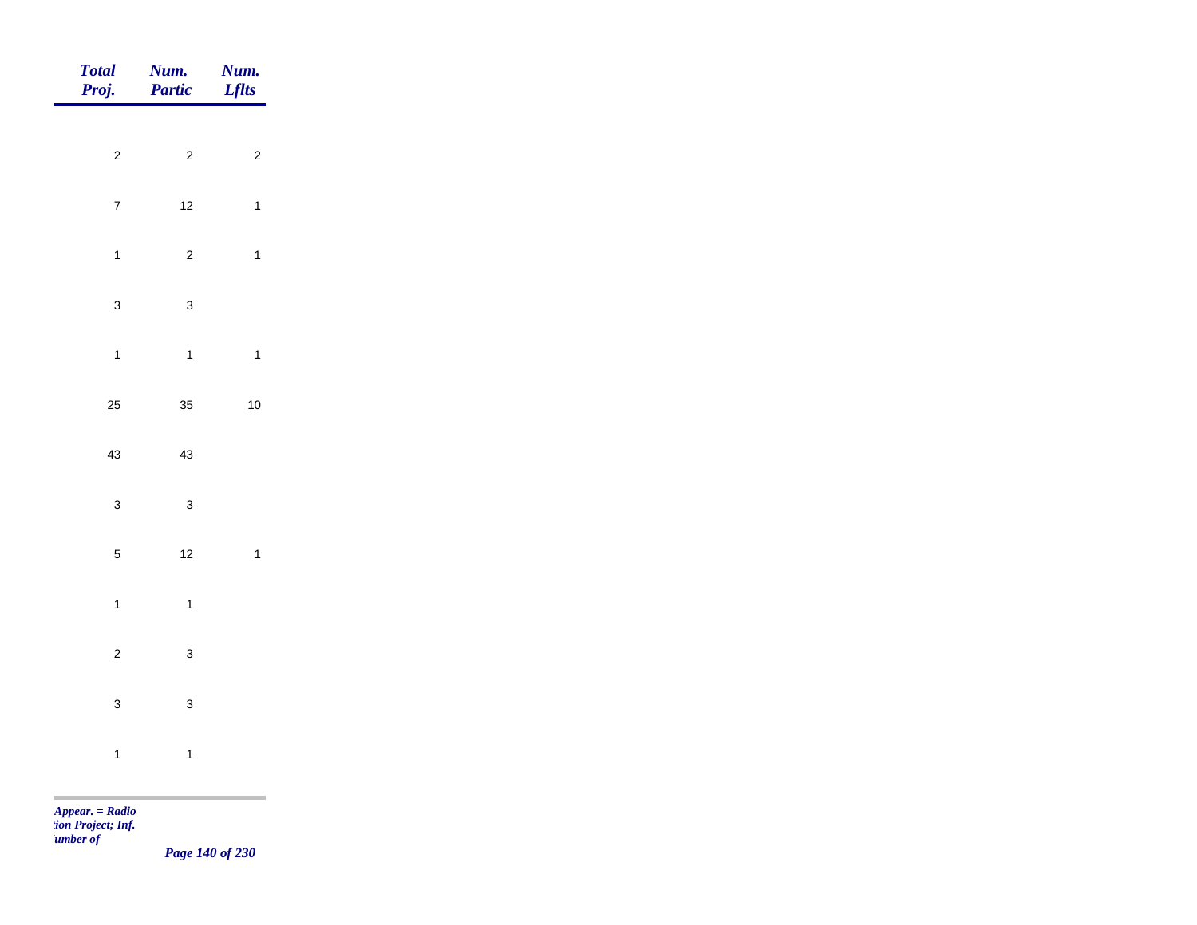| Total Proj. | Num. Partic | Num. Lflts |
|---|---|---|
| 2 | 2 | 2 |
| 7 | 12 | 1 |
| 1 | 2 | 1 |
| 3 | 3 | |
| 1 | 1 | 1 |
| 25 | 35 | 10 |
| 43 | 43 | |
| 3 | 3 | |
| 5 | 12 | 1 |
| 1 | 1 | |
| 2 | 3 | |
| 3 | 3 | |
| 1 | 1 | |

*Appear. = Radio*
*:ion Project; Inf.*
*umber of*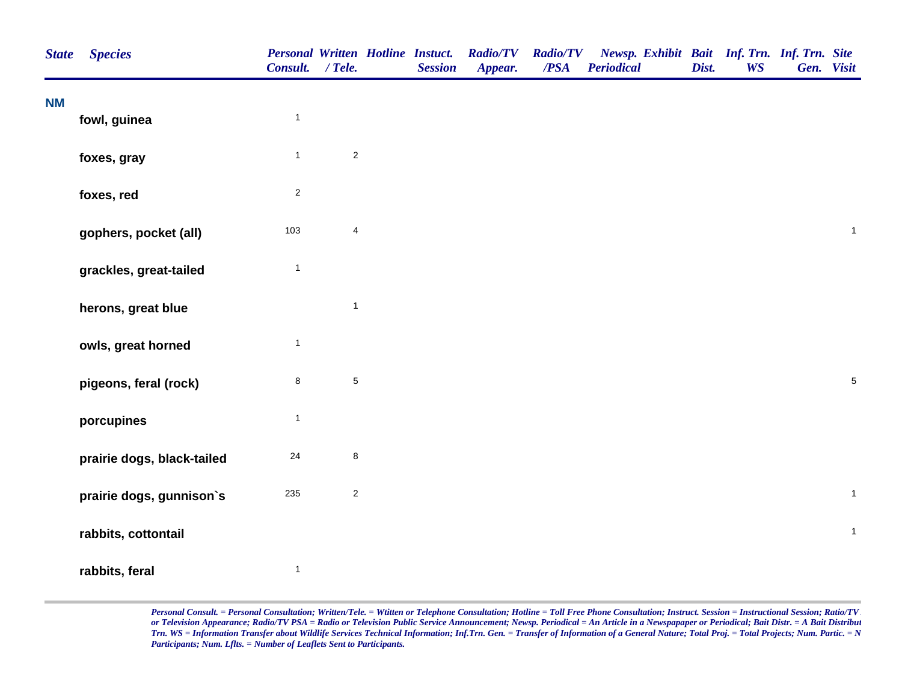| State | Species | Personal Consult. | Written / Tele. | Hotline | Instuct. Session | Radio/TV Appear. | Radio/TV /PSA | Newsp. Periodical | Exhibit | Bait Dist. | Inf. Trn. WS | Inf. Trn. Gen. | Site Visit |
|---|---|---|---|---|---|---|---|---|---|---|---|---|---|
| NM | | | | | | | | | | | | | |
| | fowl, guinea | 1 | | | | | | | | | | | |
| | foxes, gray | 1 | 2 | | | | | | | | | | |
| | foxes, red | 2 | | | | | | | | | | | |
| | gophers, pocket (all) | 103 | 4 | | | | | | | | | | 1 |
| | grackles, great-tailed | 1 | | | | | | | | | | | |
| | herons, great blue | | 1 | | | | | | | | | | |
| | owls, great horned | 1 | | | | | | | | | | | |
| | pigeons, feral (rock) | 8 | 5 | | | | | | | | | | 5 |
| | porcupines | 1 | | | | | | | | | | | |
| | prairie dogs, black-tailed | 24 | 8 | | | | | | | | | | |
| | prairie dogs, gunnison`s | 235 | 2 | | | | | | | | | | 1 |
| | rabbits, cottontail | | | | | | | | | | | | 1 |
| | rabbits, feral | 1 | | | | | | | | | | | |

*Personal Consult. = Personal Consultation; Written/Tele. = Wtitten or Telephone Consultation; Hotline = Toll Free Phone Consultation; Instruct. Session = Instructional Session; Ratio/TV or Television Appearance; Radio/TV PSA = Radio or Television Public Service Announcement; Newsp. Periodical = An Article in a Newspapaper or Periodical; Bait Distr. = A Bait Distribut Trn. WS = Information Transfer about Wildlife Services Technical Information; Inf.Trn. Gen. = Transfer of Information of a General Nature; Total Proj. = Total Projects; Num. Partic. = N Participants; Num. Lflts. = Number of Leaflets Sent to Participants.*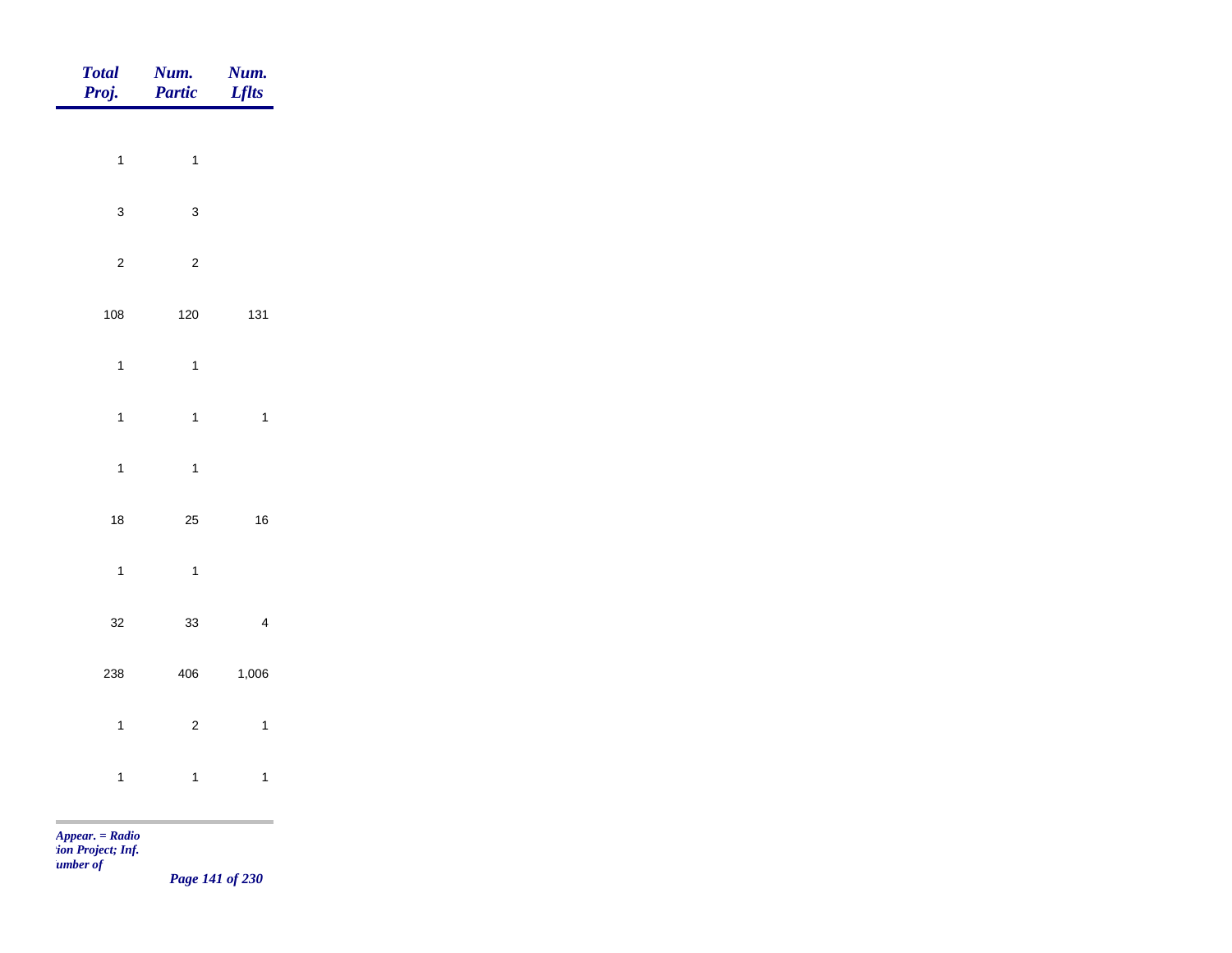| Total Proj. | Num. Partic | Num. Lflts |
|---|---|---|
| 1 | 1 | |
| 3 | 3 | |
| 2 | 2 | |
| 108 | 120 | 131 |
| 1 | 1 | |
| 1 | 1 | 1 |
| 1 | 1 | |
| 18 | 25 | 16 |
| 1 | 1 | |
| 32 | 33 | 4 |
| 238 | 406 | 1,006 |
| 1 | 2 | 1 |
| 1 | 1 | 1 |

*Appear. = Radio*
*tion Project; Inf.*
*umber of*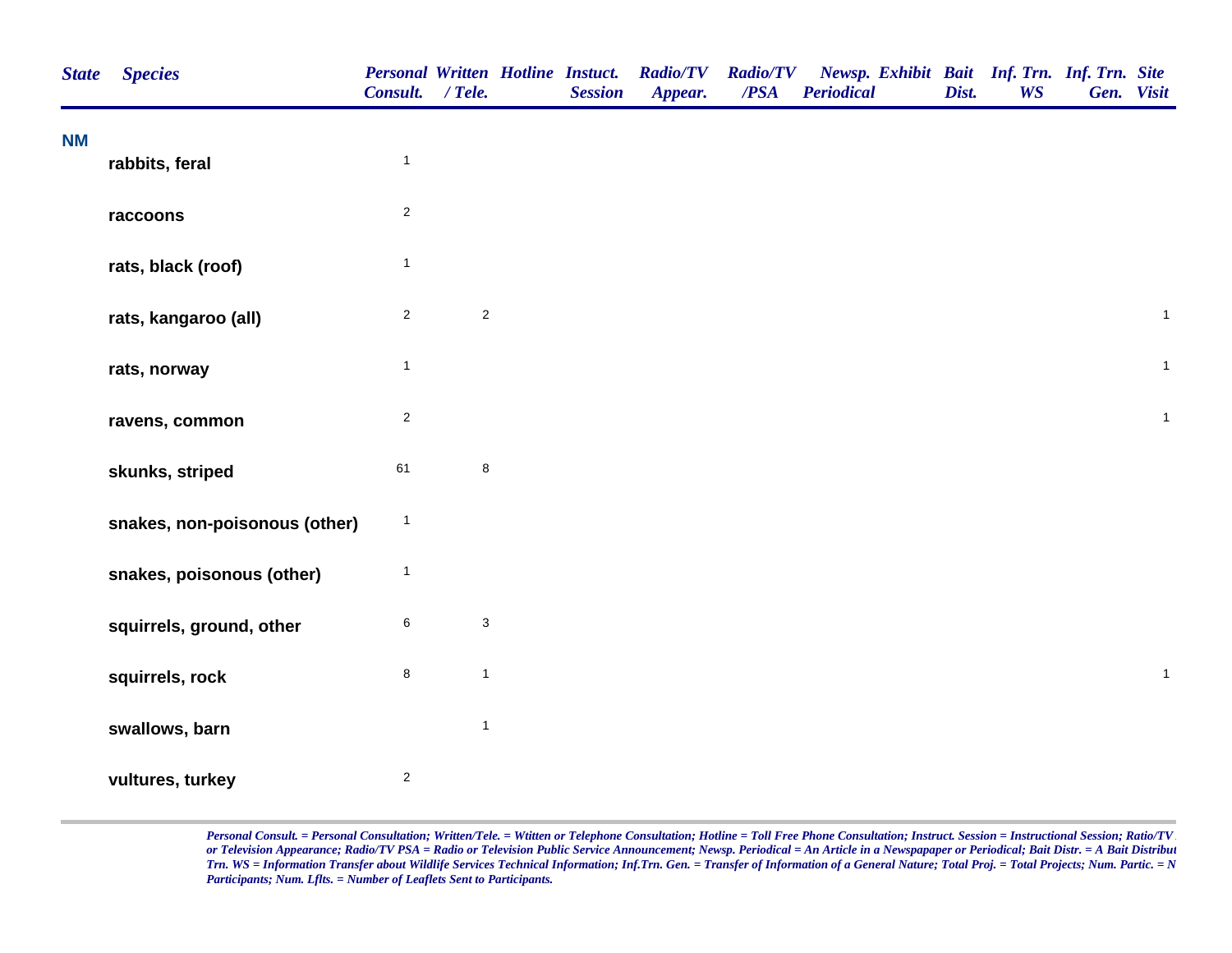| State | Species | Personal Consult. | Written / Tele. | Hotline | Instuct. Session | Radio/TV Appear. | Radio/TV /PSA | Newsp. Periodical | Exhibit | Bait Dist. | Inf. Trn. WS | Inf. Trn. Gen. | Site Visit |
|---|---|---|---|---|---|---|---|---|---|---|---|---|---|
| NM | | | | | | | | | | | | | |
| | rabbits, feral | 1 | | | | | | | | | | | |
| | raccoons | 2 | | | | | | | | | | | |
| | rats, black (roof) | 1 | | | | | | | | | | | |
| | rats, kangaroo (all) | 2 | 2 | | | | | | | | | | 1 |
| | rats, norway | 1 | | | | | | | | | | | 1 |
| | ravens, common | 2 | | | | | | | | | | | 1 |
| | skunks, striped | 61 | 8 | | | | | | | | | | |
| | snakes, non-poisonous (other) | 1 | | | | | | | | | | | |
| | snakes, poisonous (other) | 1 | | | | | | | | | | | |
| | squirrels, ground, other | 6 | 3 | | | | | | | | | | |
| | squirrels, rock | 8 | 1 | | | | | | | | | | 1 |
| | swallows, barn | | 1 | | | | | | | | | | |
| | vultures, turkey | 2 | | | | | | | | | | | |

*Personal Consult. = Personal Consultation; Written/Tele. = Wtitten or Telephone Consultation; Hotline = Toll Free Phone Consultation; Instruct. Session = Instructional Session; Ratio/TV or Television Appearance; Radio/TV PSA = Radio or Television Public Service Announcement; Newsp. Periodical = An Article in a Newspapaper or Periodical; Bait Distr. = A Bait Distribut Trn. WS = Information Transfer about Wildlife Services Technical Information; Inf.Trn. Gen. = Transfer of Information of a General Nature; Total Proj. = Total Projects; Num. Partic. = N Participants; Num. Lflts. = Number of Leaflets Sent to Participants.*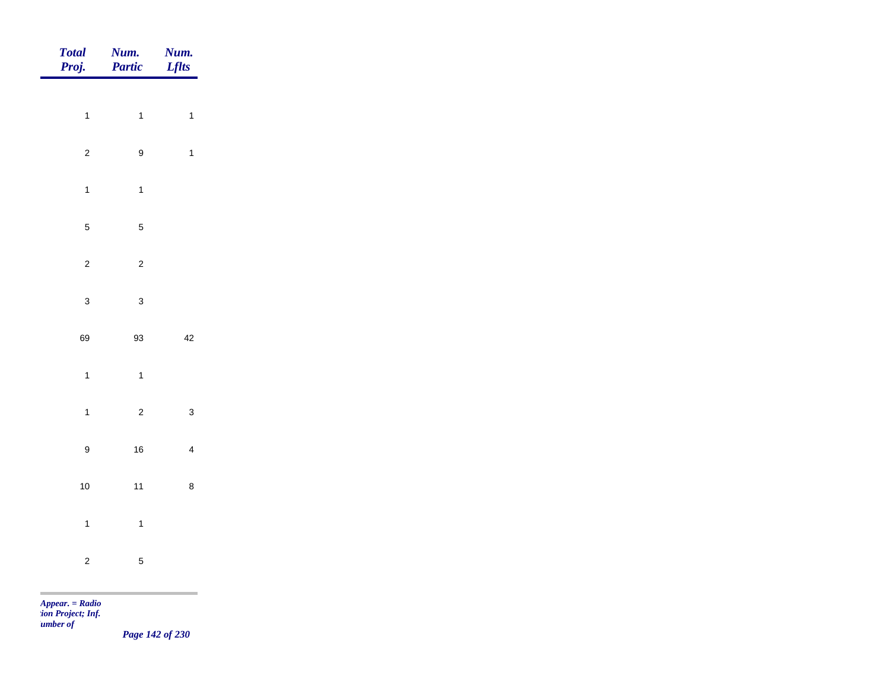| Total Proj. | Num. Partic | Num. Lflts |
|---|---|---|
| 1 | 1 | 1 |
| 2 | 9 | 1 |
| 1 | 1 | |
| 5 | 5 | |
| 2 | 2 | |
| 3 | 3 | |
| 69 | 93 | 42 |
| 1 | 1 | |
| 1 | 2 | 3 |
| 9 | 16 | 4 |
| 10 | 11 | 8 |
| 1 | 1 | |
| 2 | 5 | |

*Appear. = Radio*
*tion Project; Inf.*
*umber of*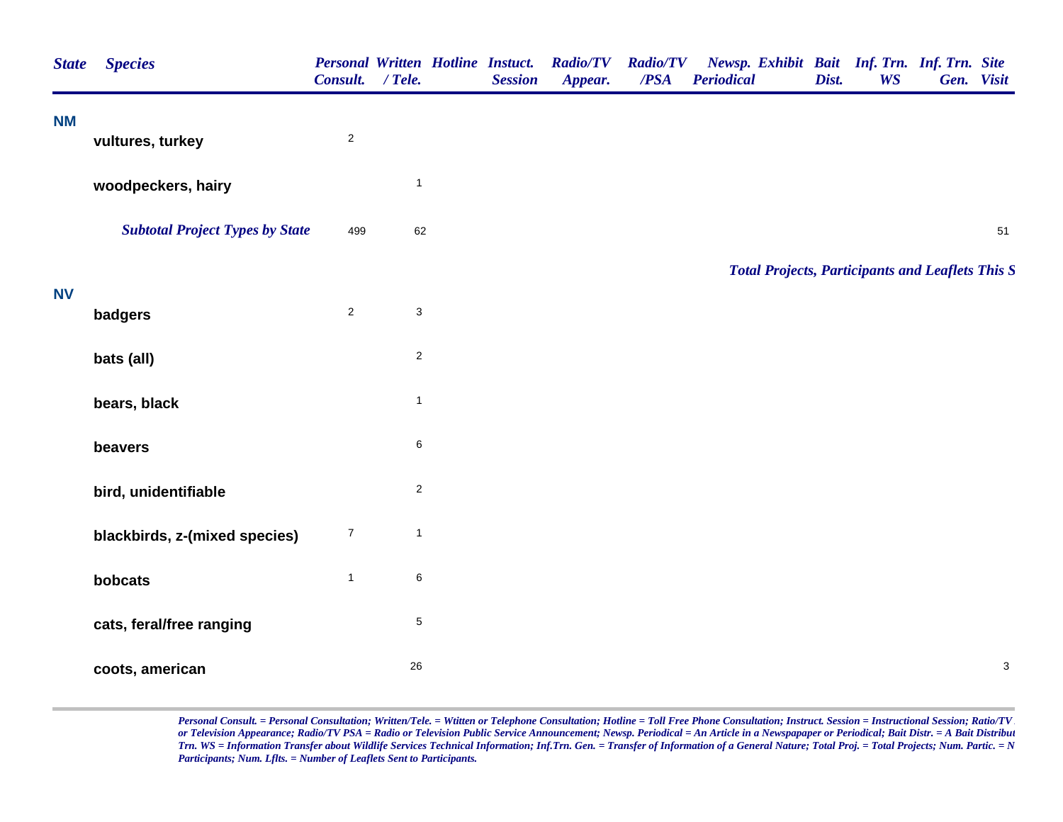| State | Species | Personal Consult. | Written / Tele. | Hotline | Instuct. Session | Radio/TV Appear. | Radio/TV /PSA | Newsp. Periodical | Exhibit | Bait Dist. | Inf. Trn. WS | Inf. Trn. Gen. | Site Visit |
|---|---|---|---|---|---|---|---|---|---|---|---|---|---|
| **NM** | | | | | | | | | | | | | |
| | **vultures, turkey** | 2 | | | | | | | | | | | |
| | **woodpeckers, hairy** | | 1 | | | | | | | | | | |
| | ***Subtotal Project Types by State*** | 499 | 62 | | | | | | | | | | 51 |

***Total Projects, Participants and Leaflets This S***

| State | Species | Personal Consult. | Written / Tele. | Hotline | Instuct. Session | Radio/TV Appear. | Radio/TV /PSA | Newsp. Periodical | Exhibit | Bait Dist. | Inf. Trn. WS | Inf. Trn. Gen. | Site Visit |
|---|---|---|---|---|---|---|---|---|---|---|---|---|---|
| **NV** | | | | | | | | | | | | | |
| | **badgers** | 2 | 3 | | | | | | | | | | |
| | **bats (all)** | | 2 | | | | | | | | | | |
| | **bears, black** | | 1 | | | | | | | | | | |
| | **beavers** | | 6 | | | | | | | | | | |
| | **bird, unidentifiable** | | 2 | | | | | | | | | | |
| | **blackbirds, z-(mixed species)** | 7 | 1 | | | | | | | | | | |
| | **bobcats** | 1 | 6 | | | | | | | | | | |
| | **cats, feral/free ranging** | | 5 | | | | | | | | | | |
| | **coots, american** | | 26 | | | | | | | | | | 3 |

*Personal Consult. = Personal Consultation; Written/Tele. = Wtitten or Telephone Consultation; Hotline = Toll Free Phone Consultation; Instruct. Session = Instructional Session; Ratio/TV or Television Appearance; Radio/TV PSA = Radio or Television Public Service Announcement; Newsp. Periodical = An Article in a Newspapaper or Periodical; Bait Distr. = A Bait Distribut Trn. WS = Information Transfer about Wildlife Services Technical Information; Inf.Trn. Gen. = Transfer of Information of a General Nature; Total Proj. = Total Projects; Num. Partic. = N Participants; Num. Lflts. = Number of Leaflets Sent to Participants.*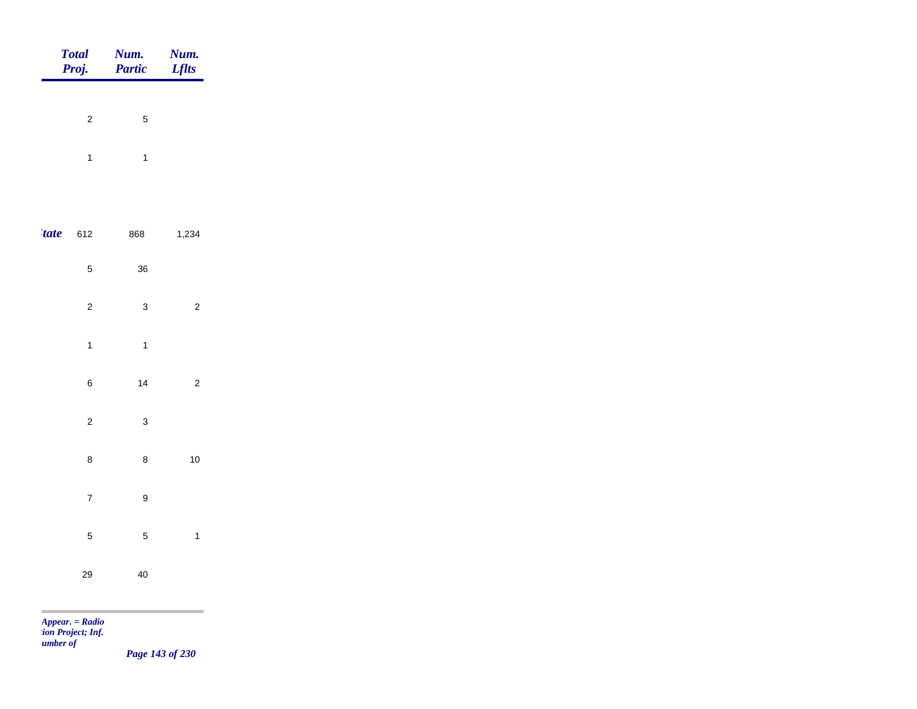| | Total Proj. | Num. Partic | Num. Lflts |
|---|---|---|---|
| | 2 | 5 | |
| | 1 | 1 | |
| *tate* | 612 | 868 | 1,234 |
| | 5 | 36 | |
| | 2 | 3 | 2 |
| | 1 | 1 | |
| | 6 | 14 | 2 |
| | 2 | 3 | |
| | 8 | 8 | 10 |
| | 7 | 9 | |
| | 5 | 5 | 1 |
| | 29 | 40 | |

*Appear. = Radio*
*tion Project; Inf.*
*umber of*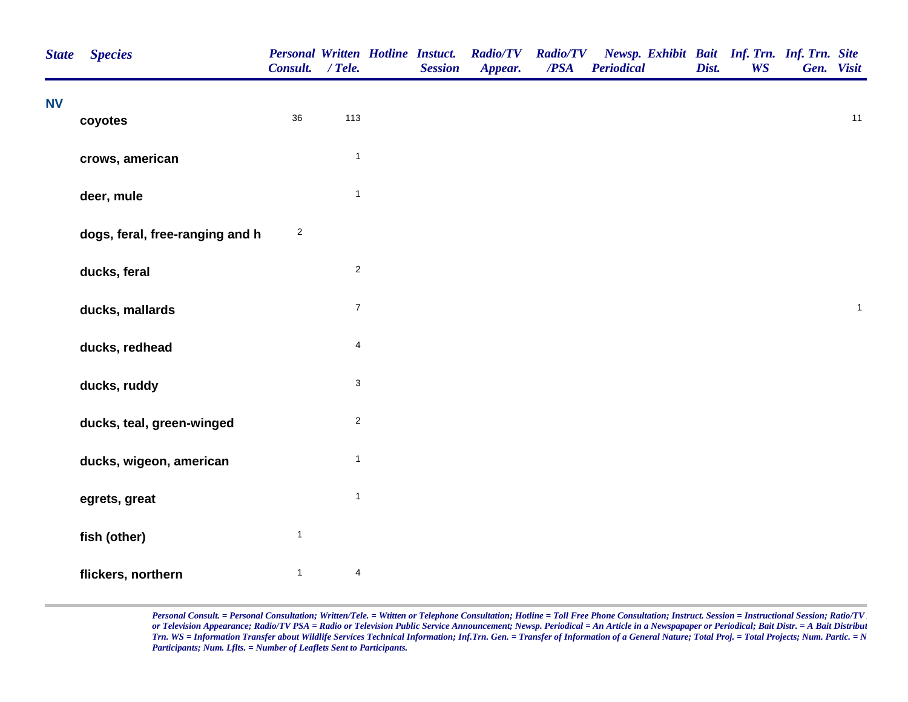| State | Species | Personal Consult. | Written / Tele. | Hotline | Instuct. Session | Radio/TV Appear. | Radio/TV /PSA | Newsp. Periodical | Exhibit | Bait Dist. | Inf. Trn. WS | Inf. Trn. Gen. | Site Visit |
|---|---|---|---|---|---|---|---|---|---|---|---|---|---|
| NV | | | | | | | | | | | | | |
| | coyotes | 36 | 113 | | | | | | | | | | 11 |
| | crows, american | | 1 | | | | | | | | | | |
| | deer, mule | | 1 | | | | | | | | | | |
| | dogs, feral, free-ranging and h | 2 | | | | | | | | | | | |
| | ducks, feral | | 2 | | | | | | | | | | |
| | ducks, mallards | | 7 | | | | | | | | | | 1 |
| | ducks, redhead | | 4 | | | | | | | | | | |
| | ducks, ruddy | | 3 | | | | | | | | | | |
| | ducks, teal, green-winged | | 2 | | | | | | | | | | |
| | ducks, wigeon, american | | 1 | | | | | | | | | | |
| | egrets, great | | 1 | | | | | | | | | | |
| | fish (other) | 1 | | | | | | | | | | | |
| | flickers, northern | 1 | 4 | | | | | | | | | | |

*Personal Consult. = Personal Consultation; Written/Tele. = Wtitten or Telephone Consultation; Hotline = Toll Free Phone Consultation; Instruct. Session = Instructional Session; Ratio/TV or Television Appearance; Radio/TV PSA = Radio or Television Public Service Announcement; Newsp. Periodical = An Article in a Newspapaper or Periodical; Bait Distr. = A Bait Distribut Trn. WS = Information Transfer about Wildlife Services Technical Information; Inf.Trn. Gen. = Transfer of Information of a General Nature; Total Proj. = Total Projects; Num. Partic. = N Participants; Num. Lflts. = Number of Leaflets Sent to Participants.*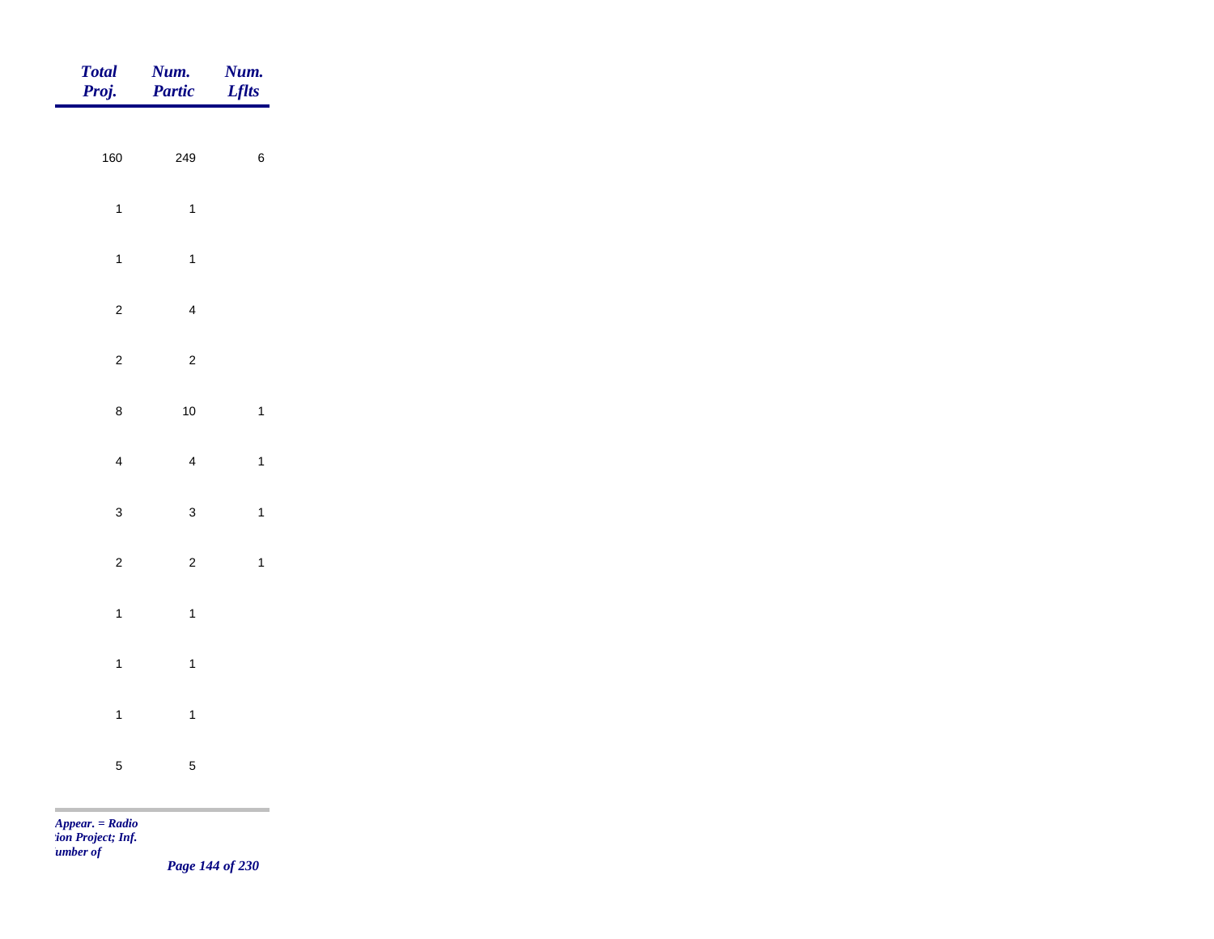| Total Proj. | Num. Partic | Num. Lflts |
|---|---|---|
| 160 | 249 | 6 |
| 1 | 1 | |
| 1 | 1 | |
| 2 | 4 | |
| 2 | 2 | |
| 8 | 10 | 1 |
| 4 | 4 | 1 |
| 3 | 3 | 1 |
| 2 | 2 | 1 |
| 1 | 1 | |
| 1 | 1 | |
| 1 | 1 | |
| 5 | 5 | |

*Appear. = Radio*
*:ion Project; Inf.*
*umber of*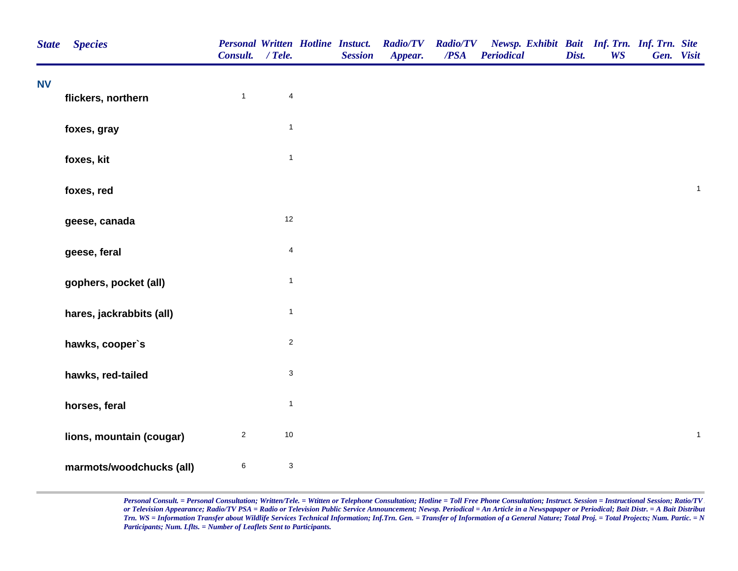| State | Species | Personal Consult. | Written / Tele. | Hotline | Instuct. Session | Radio/TV Appear. | Radio/TV /PSA | Newsp. Periodical | Exhibit | Bait Dist. | Inf. Trn. WS | Inf. Trn. Gen. | Site Visit |
|---|---|---|---|---|---|---|---|---|---|---|---|---|---|
| NV | | | | | | | | | | | | | |
| | flickers, northern | 1 | 4 | | | | | | | | | | |
| | foxes, gray | | 1 | | | | | | | | | | |
| | foxes, kit | | 1 | | | | | | | | | | |
| | foxes, red | | | | | | | | | | | | 1 |
| | geese, canada | | 12 | | | | | | | | | | |
| | geese, feral | | 4 | | | | | | | | | | |
| | gophers, pocket (all) | | 1 | | | | | | | | | | |
| | hares, jackrabbits (all) | | 1 | | | | | | | | | | |
| | hawks, cooper`s | | 2 | | | | | | | | | | |
| | hawks, red-tailed | | 3 | | | | | | | | | | |
| | horses, feral | | 1 | | | | | | | | | | |
| | lions, mountain (cougar) | 2 | 10 | | | | | | | | | | 1 |
| | marmots/woodchucks (all) | 6 | 3 | | | | | | | | | | |

*Personal Consult. = Personal Consultation; Written/Tele. = Wtitten or Telephone Consultation; Hotline = Toll Free Phone Consultation; Instruct. Session = Instructional Session; Ratio/TV or Television Appearance; Radio/TV PSA = Radio or Television Public Service Announcement; Newsp. Periodical = An Article in a Newspapaper or Periodical; Bait Distr. = A Bait Distribut Trn. WS = Information Transfer about Wildlife Services Technical Information; Inf.Trn. Gen. = Transfer of Information of a General Nature; Total Proj. = Total Projects; Num. Partic. = N Participants; Num. Lflts. = Number of Leaflets Sent to Participants.*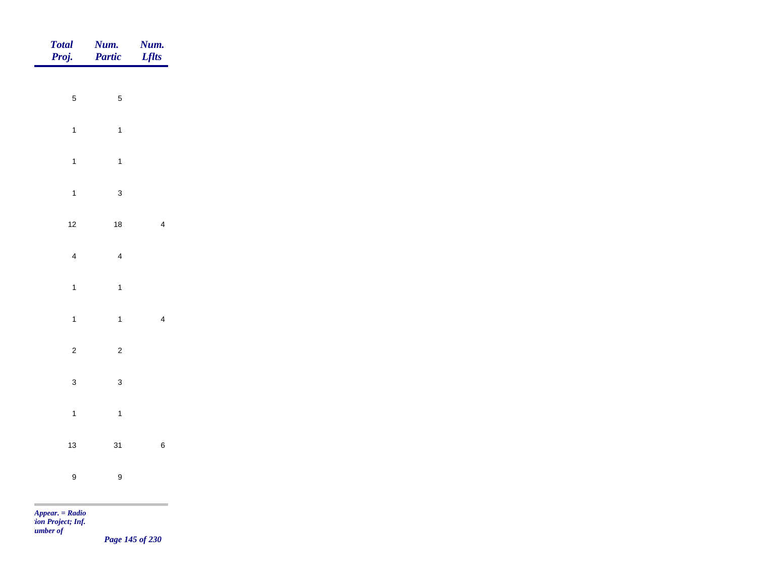| Total Proj. | Num. Partic | Num. Lflts |
|---|---|---|
| 5 | 5 | |
| 1 | 1 | |
| 1 | 1 | |
| 1 | 3 | |
| 12 | 18 | 4 |
| 4 | 4 | |
| 1 | 1 | |
| 1 | 1 | 4 |
| 2 | 2 | |
| 3 | 3 | |
| 1 | 1 | |
| 13 | 31 | 6 |
| 9 | 9 | |

*Appear. = Radio*
*tion Project; Inf.*
*umber of*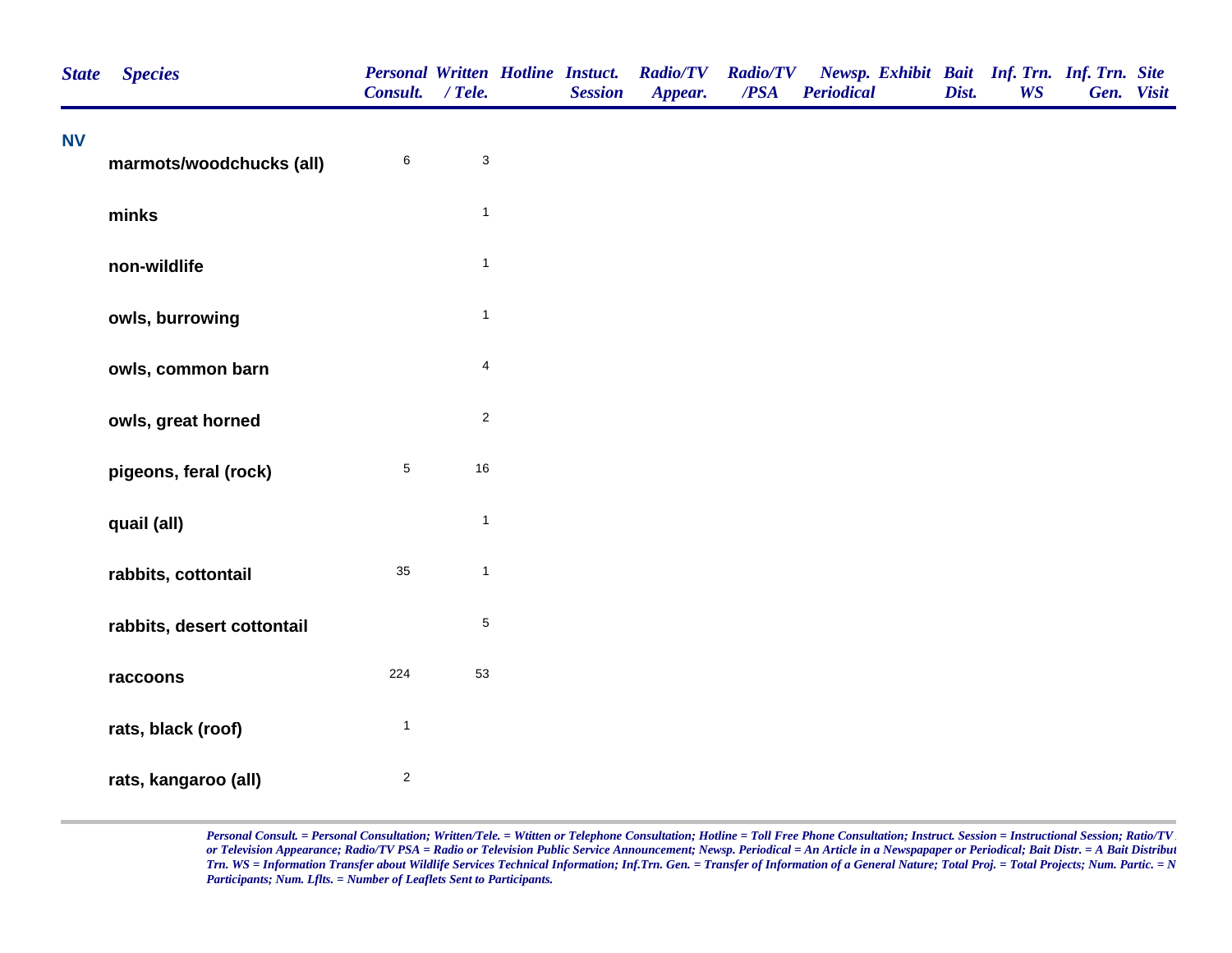| State | Species | Personal Consult. | Written / Tele. | Hotline | Instuct. Session | Radio/TV Appear. | Radio/TV /PSA | Newsp. Periodical | Exhibit | Bait Dist. | Inf. Trn. WS | Inf. Trn. Gen. | Site Visit |
|---|---|---|---|---|---|---|---|---|---|---|---|---|---|
| NV | | | | | | | | | | | | | |
| | marmots/woodchucks (all) | 6 | 3 | | | | | | | | | | |
| | minks | | 1 | | | | | | | | | | |
| | non-wildlife | | 1 | | | | | | | | | | |
| | owls, burrowing | | 1 | | | | | | | | | | |
| | owls, common barn | | 4 | | | | | | | | | | |
| | owls, great horned | | 2 | | | | | | | | | | |
| | pigeons, feral (rock) | 5 | 16 | | | | | | | | | | |
| | quail (all) | | 1 | | | | | | | | | | |
| | rabbits, cottontail | 35 | 1 | | | | | | | | | | |
| | rabbits, desert cottontail | | 5 | | | | | | | | | | |
| | raccoons | 224 | 53 | | | | | | | | | | |
| | rats, black (roof) | 1 | | | | | | | | | | | |
| | rats, kangaroo (all) | 2 | | | | | | | | | | | |

*Personal Consult. = Personal Consultation; Written/Tele. = Wtitten or Telephone Consultation; Hotline = Toll Free Phone Consultation; Instruct. Session = Instructional Session; Ratio/TV or Television Appearance; Radio/TV PSA = Radio or Television Public Service Announcement; Newsp. Periodical = An Article in a Newspapaper or Periodical; Bait Distr. = A Bait Distribut Trn. WS = Information Transfer about Wildlife Services Technical Information; Inf.Trn. Gen. = Transfer of Information of a General Nature; Total Proj. = Total Projects; Num. Partic. = N Participants; Num. Lflts. = Number of Leaflets Sent to Participants.*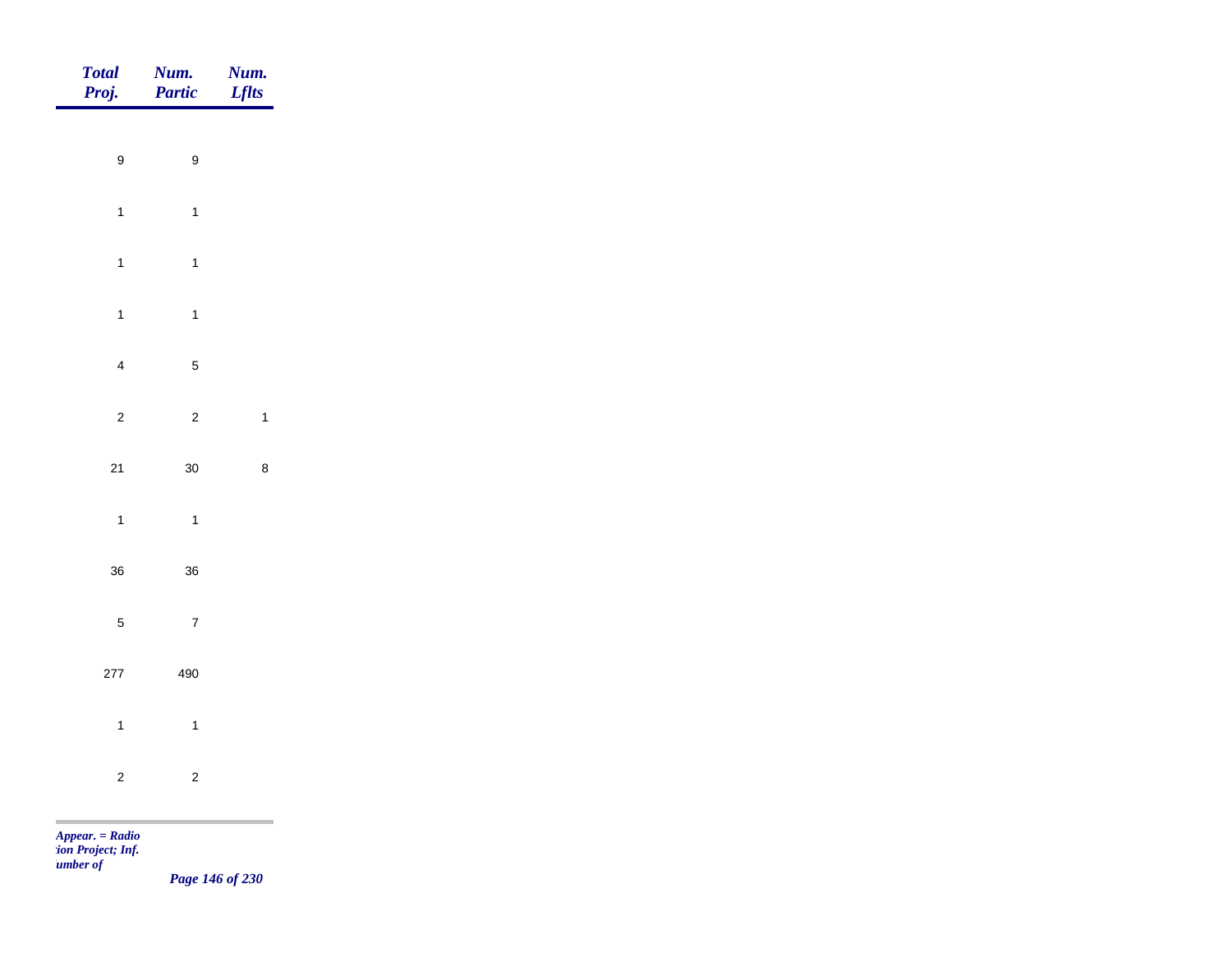| Total Proj. | Num. Partic | Num. Lflts |
|---|---|---|
| 9 | 9 | |
| 1 | 1 | |
| 1 | 1 | |
| 1 | 1 | |
| 4 | 5 | |
| 2 | 2 | 1 |
| 21 | 30 | 8 |
| 1 | 1 | |
| 36 | 36 | |
| 5 | 7 | |
| 277 | 490 | |
| 1 | 1 | |
| 2 | 2 | |

*Appear. = Radio*
*tion Project; Inf.*
*umber of*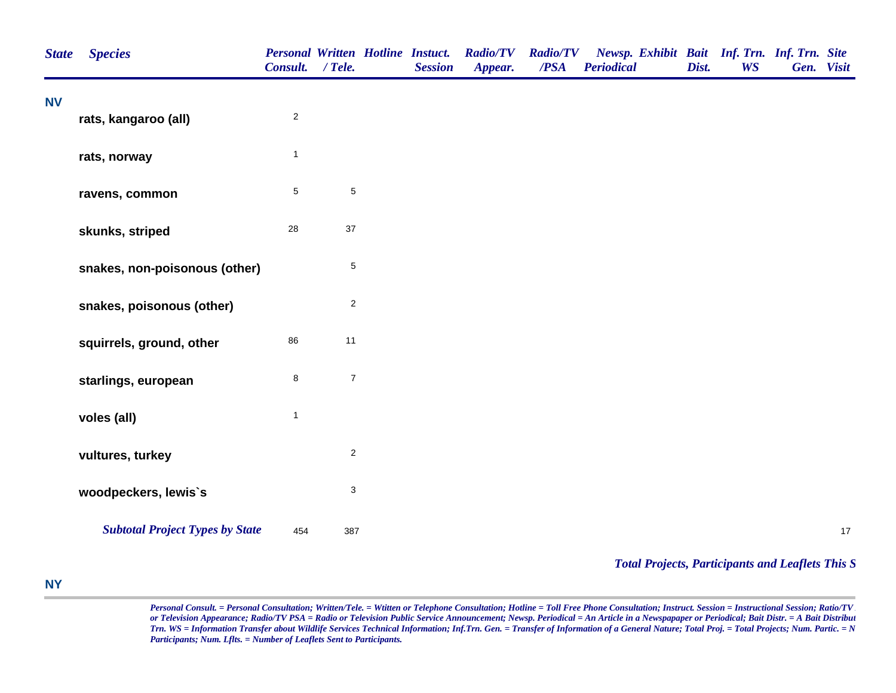| State | Species | Personal Consult. | Written / Tele. | Hotline | Instuct. Session | Radio/TV Appear. | Radio/TV /PSA | Newsp. Periodical | Exhibit | Bait Dist. | Inf. Trn. WS | Inf. Trn. Gen. | Site Visit |
|---|---|---|---|---|---|---|---|---|---|---|---|---|---|
| NV | | | | | | | | | | | | | |
| | rats, kangaroo (all) | 2 | | | | | | | | | | | |
| | rats, norway | 1 | | | | | | | | | | | |
| | ravens, common | 5 | 5 | | | | | | | | | | |
| | skunks, striped | 28 | 37 | | | | | | | | | | |
| | snakes, non-poisonous (other) | | 5 | | | | | | | | | | |
| | snakes, poisonous (other) | | 2 | | | | | | | | | | |
| | squirrels, ground, other | 86 | 11 | | | | | | | | | | |
| | starlings, european | 8 | 7 | | | | | | | | | | |
| | voles (all) | 1 | | | | | | | | | | | |
| | vultures, turkey | | 2 | | | | | | | | | | |
| | woodpeckers, lewis`s | | 3 | | | | | | | | | | |
| | *Subtotal Project Types by State* | 454 | 387 | | | | | | | | | | 17 |

*Total Projects, Participants and Leaflets This S*

**NY**

*Personal Consult. = Personal Consultation; Written/Tele. = Wtitten or Telephone Consultation; Hotline = Toll Free Phone Consultation; Instruct. Session = Instructional Session; Ratio/TV or Television Appearance; Radio/TV PSA = Radio or Television Public Service Announcement; Newsp. Periodical = An Article in a Newspapaper or Periodical; Bait Distr. = A Bait Distribut Trn. WS = Information Transfer about Wildlife Services Technical Information; Inf.Trn. Gen. = Transfer of Information of a General Nature; Total Proj. = Total Projects; Num. Partic. = N Participants; Num. Lflts. = Number of Leaflets Sent to Participants.*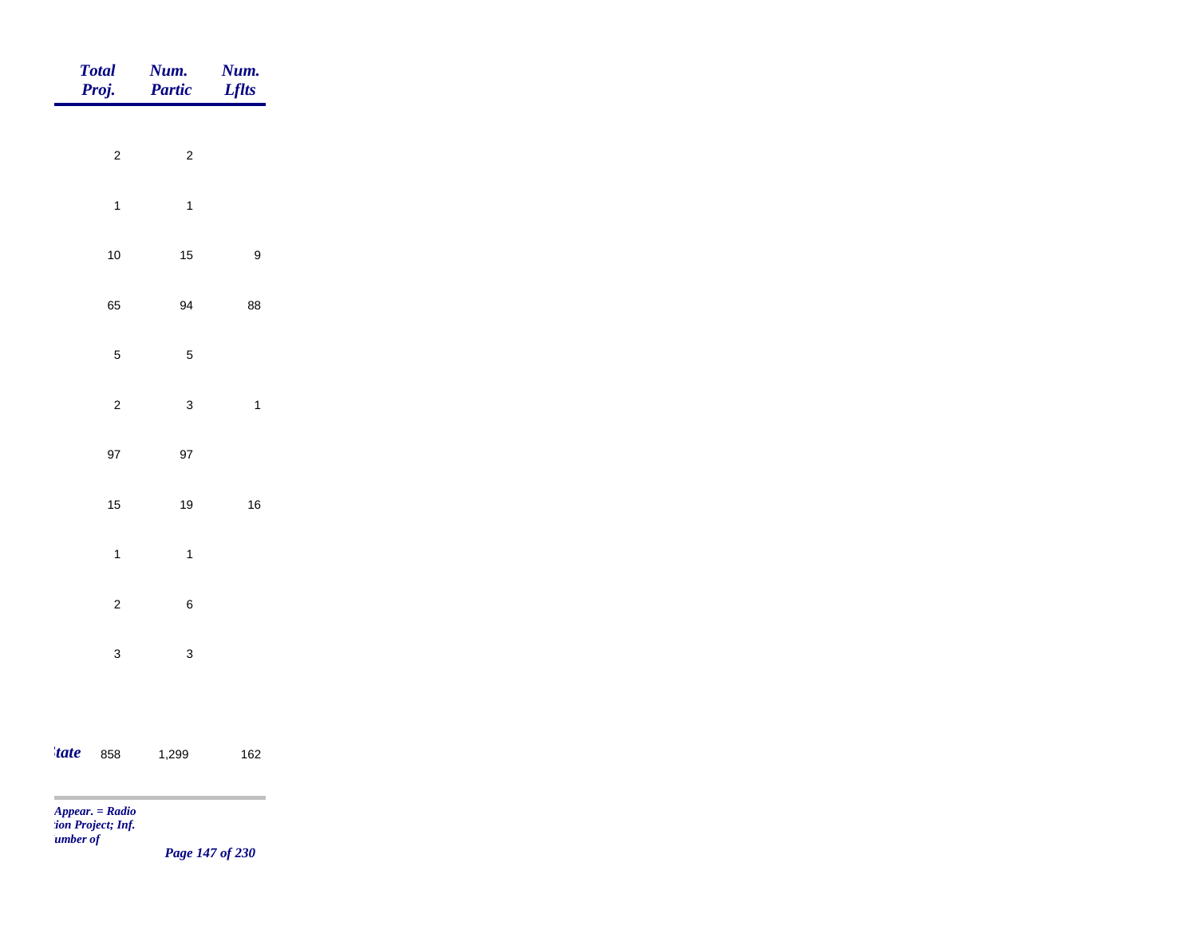| Total Proj. | Num. Partic | Num. Lflts |
|---|---|---|
| 2 | 2 | |
| 1 | 1 | |
| 10 | 15 | 9 |
| 65 | 94 | 88 |
| 5 | 5 | |
| 2 | 3 | 1 |
| 97 | 97 | |
| 15 | 19 | 16 |
| 1 | 1 | |
| 2 | 6 | |
| 3 | 3 | |
| *tate* 858 | 1,299 | 162 |

*Appear. = Radio*
*tion Project; Inf.*
*umber of*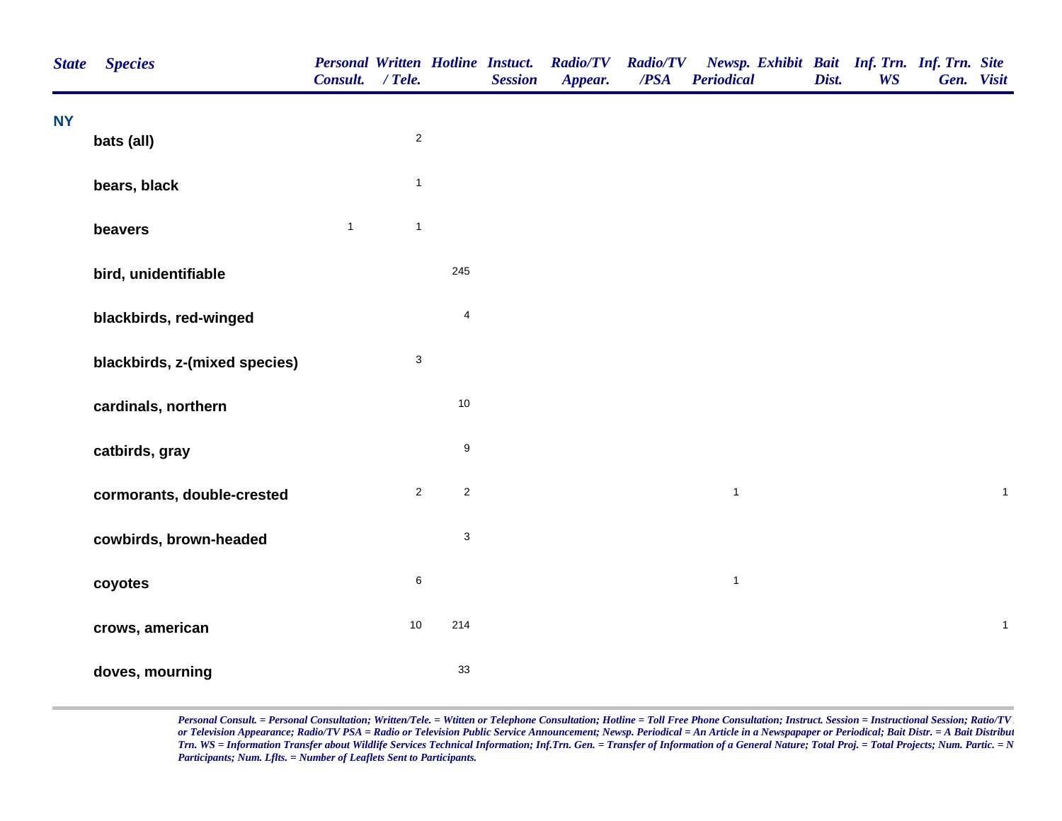| State | Species | Personal Consult. | Written / Tele. | Hotline | Instuct. Session | Radio/TV Appear. | Radio/TV /PSA | Newsp. Periodical | Exhibit | Bait Dist. | Inf. Trn. WS | Inf. Trn. Gen. | Site Visit |
|---|---|---|---|---|---|---|---|---|---|---|---|---|---|
| NY | | | | | | | | | | | | | |
| | bats (all) | | 2 | | | | | | | | | | |
| | bears, black | | 1 | | | | | | | | | | |
| | beavers | 1 | 1 | | | | | | | | | | |
| | bird, unidentifiable | | | 245 | | | | | | | | | |
| | blackbirds, red-winged | | | 4 | | | | | | | | | |
| | blackbirds, z-(mixed species) | | 3 | | | | | | | | | | |
| | cardinals, northern | | | 10 | | | | | | | | | |
| | catbirds, gray | | | 9 | | | | | | | | | |
| | cormorants, double-crested | | 2 | 2 | | | | 1 | | | | | 1 |
| | cowbirds, brown-headed | | | 3 | | | | | | | | | |
| | coyotes | | 6 | | | | | 1 | | | | | |
| | crows, american | | 10 | 214 | | | | | | | | | 1 |
| | doves, mourning | | | 33 | | | | | | | | | |

*Personal Consult. = Personal Consultation; Written/Tele. = Witten or Telephone Consultation; Hotline = Toll Free Phone Consultation; Instruct. Session = Instructional Session; Ratio/TV or Television Appearance; Radio/TV PSA = Radio or Television Public Service Announcement; Newsp. Periodical = An Article in a Newspapaper or Periodical; Bait Distr. = A Bait Distribut Trn. WS = Information Transfer about Wildlife Services Technical Information; Inf.Trn. Gen. = Transfer of Information of a General Nature; Total Proj. = Total Projects; Num. Partic. = N Participants; Num. Lflts. = Number of Leaflets Sent to Participants.*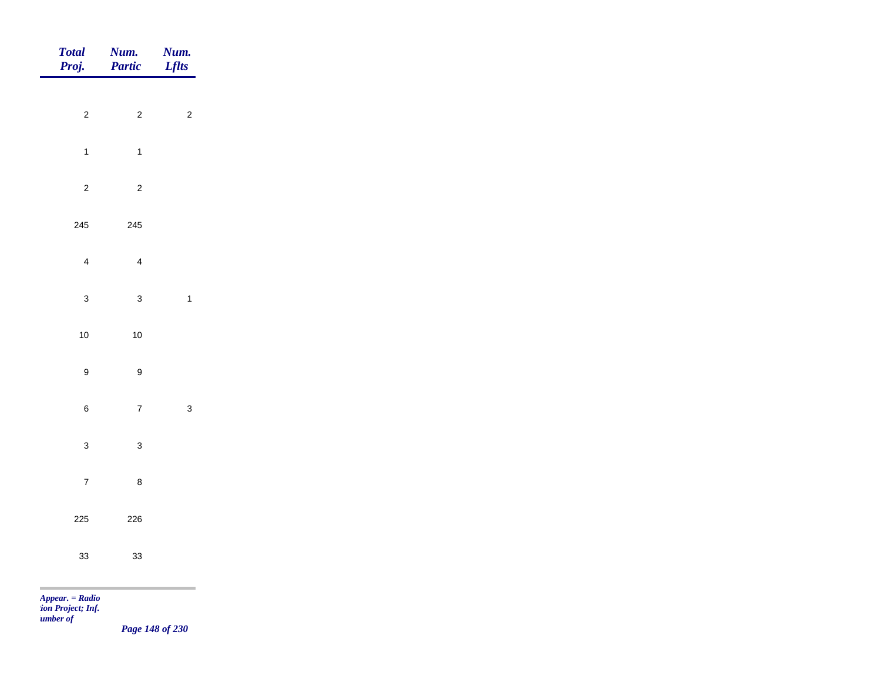| Total Proj. | Num. Partic | Num. Lflts |
|---|---|---|
| 2 | 2 | 2 |
| 1 | 1 | |
| 2 | 2 | |
| 245 | 245 | |
| 4 | 4 | |
| 3 | 3 | 1 |
| 10 | 10 | |
| 9 | 9 | |
| 6 | 7 | 3 |
| 3 | 3 | |
| 7 | 8 | |
| 225 | 226 | |
| 33 | 33 | |

*Appear. = Radio*
*tion Project; Inf.*
*umber of*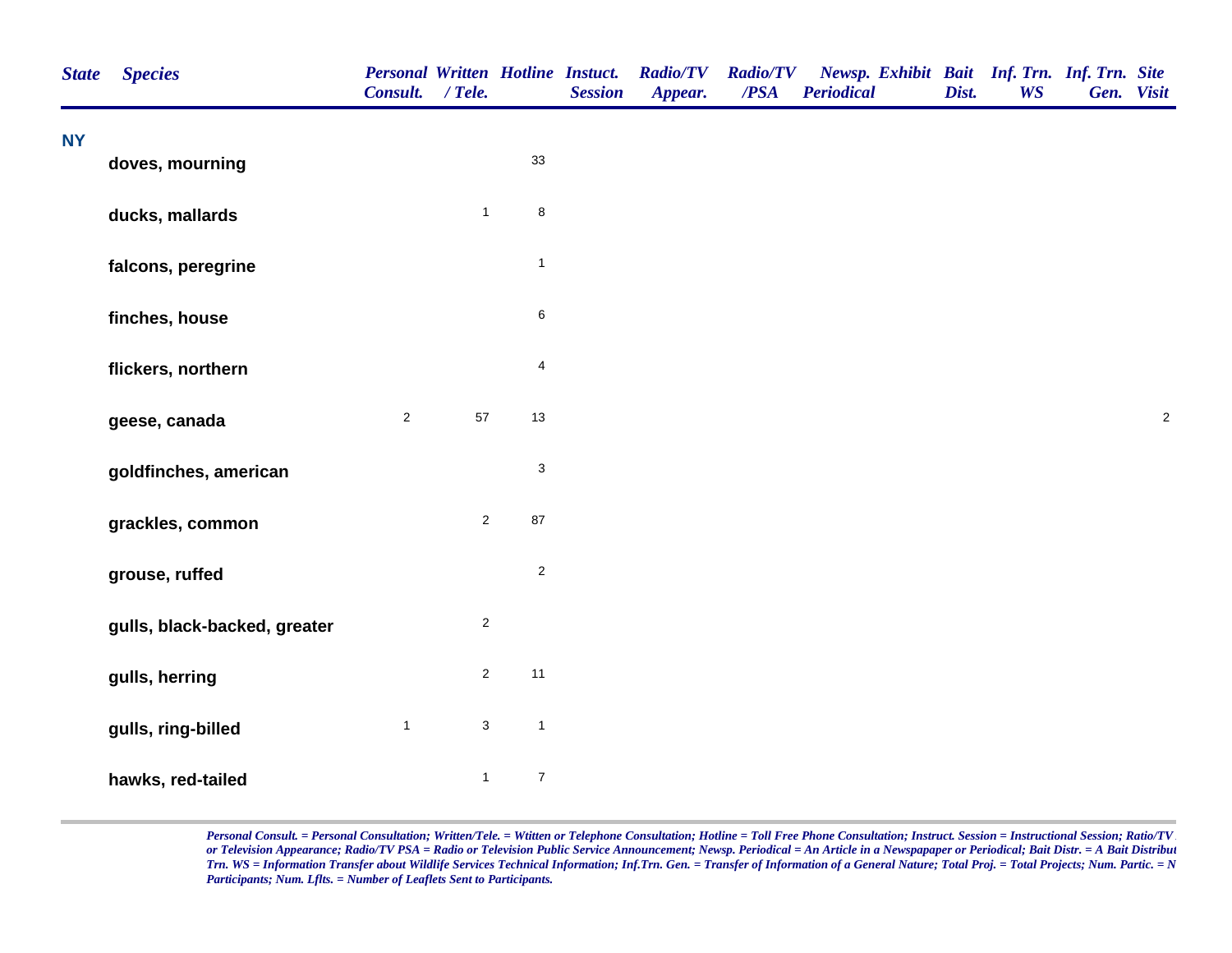| State | Species | Personal Consult. | Written / Tele. | Hotline | Instuct. Session | Radio/TV Appear. | Radio/TV /PSA | Newsp. Periodical | Exhibit | Bait Dist. | Inf. Trn. WS | Inf. Trn. Gen. | Site Visit |
|---|---|---|---|---|---|---|---|---|---|---|---|---|---|
| **NY** | | | | | | | | | | | | | |
| | **doves, mourning** | | | 33 | | | | | | | | | |
| | **ducks, mallards** | | 1 | 8 | | | | | | | | | |
| | **falcons, peregrine** | | | 1 | | | | | | | | | |
| | **finches, house** | | | 6 | | | | | | | | | |
| | **flickers, northern** | | | 4 | | | | | | | | | |
| | **geese, canada** | 2 | 57 | 13 | | | | | | | | | 2 |
| | **goldfinches, american** | | | 3 | | | | | | | | | |
| | **grackles, common** | | 2 | 87 | | | | | | | | | |
| | **grouse, ruffed** | | | 2 | | | | | | | | | |
| | **gulls, black-backed, greater** | | 2 | | | | | | | | | | |
| | **gulls, herring** | | 2 | 11 | | | | | | | | | |
| | **gulls, ring-billed** | 1 | 3 | 1 | | | | | | | | | |
| | **hawks, red-tailed** | | 1 | 7 | | | | | | | | | |

*Personal Consult. = Personal Consultation; Written/Tele. = Wtitten or Telephone Consultation; Hotline = Toll Free Phone Consultation; Instruct. Session = Instructional Session; Ratio/TV or Television Appearance; Radio/TV PSA = Radio or Television Public Service Announcement; Newsp. Periodical = An Article in a Newspapaper or Periodical; Bait Distr. = A Bait Distribut Trn. WS = Information Transfer about Wildlife Services Technical Information; Inf.Trn. Gen. = Transfer of Information of a General Nature; Total Proj. = Total Projects; Num. Partic. = N Participants; Num. Lflts. = Number of Leaflets Sent to Participants.*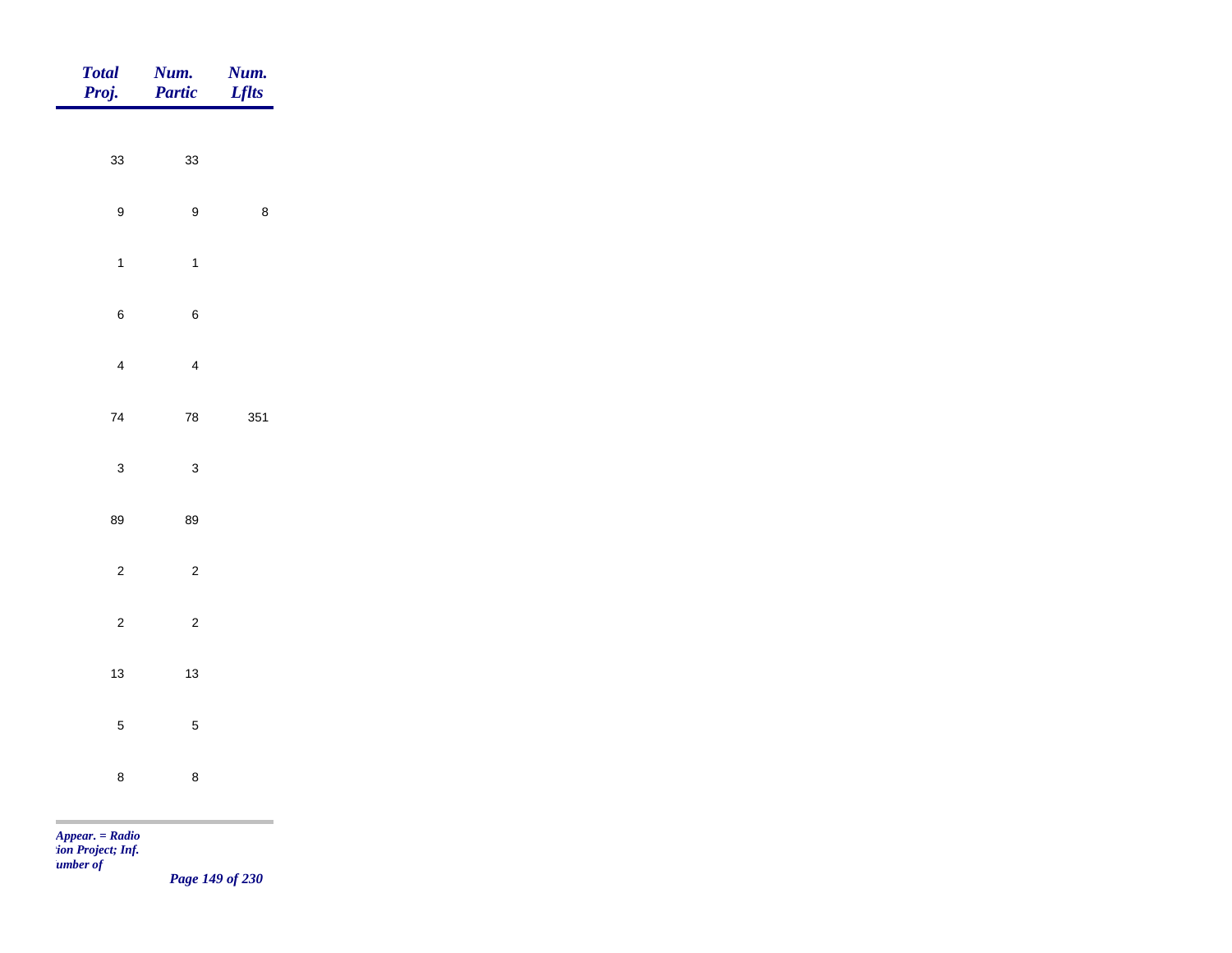| Total Proj. | Num. Partic | Num. Lflts |
|---|---|---|
| 33 | 33 | |
| 9 | 9 | 8 |
| 1 | 1 | |
| 6 | 6 | |
| 4 | 4 | |
| 74 | 78 | 351 |
| 3 | 3 | |
| 89 | 89 | |
| 2 | 2 | |
| 2 | 2 | |
| 13 | 13 | |
| 5 | 5 | |
| 8 | 8 | |

*Appear. = Radio*
*tion Project; Inf.*
*umber of*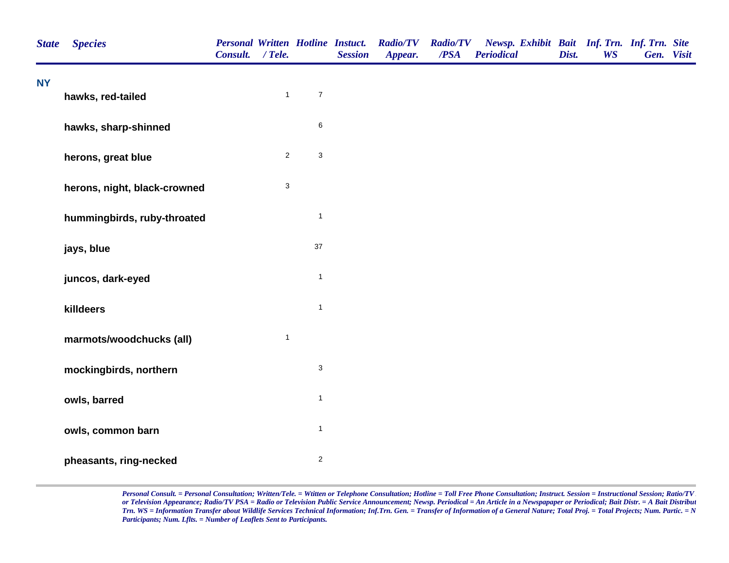| State | Species | Personal Consult. | Written / Tele. | Hotline | Instuct. Session | Radio/TV Appear. | Radio/TV /PSA | Newsp. Periodical | Exhibit | Bait Dist. | Inf. Trn. WS | Inf. Trn. Gen. | Site Visit |
|---|---|---|---|---|---|---|---|---|---|---|---|---|---|
| **NY** | | | | | | | | | | | | | |
| | hawks, red-tailed | | 1 | 7 | | | | | | | | | |
| | hawks, sharp-shinned | | | 6 | | | | | | | | | |
| | herons, great blue | | 2 | 3 | | | | | | | | | |
| | herons, night, black-crowned | | 3 | | | | | | | | | | |
| | hummingbirds, ruby-throated | | | 1 | | | | | | | | | |
| | jays, blue | | | 37 | | | | | | | | | |
| | juncos, dark-eyed | | | 1 | | | | | | | | | |
| | killdeers | | | 1 | | | | | | | | | |
| | marmots/woodchucks (all) | | 1 | | | | | | | | | | |
| | mockingbirds, northern | | | 3 | | | | | | | | | |
| | owls, barred | | | 1 | | | | | | | | | |
| | owls, common barn | | | 1 | | | | | | | | | |
| | pheasants, ring-necked | | | 2 | | | | | | | | | |

*Personal Consult. = Personal Consultation; Written/Tele. = Wtitten or Telephone Consultation; Hotline = Toll Free Phone Consultation; Instruct. Session = Instructional Session; Ratio/TV or Television Appearance; Radio/TV PSA = Radio or Television Public Service Announcement; Newsp. Periodical = An Article in a Newspapaper or Periodical; Bait Distr. = A Bait Distribut Trn. WS = Information Transfer about Wildlife Services Technical Information; Inf.Trn. Gen. = Transfer of Information of a General Nature; Total Proj. = Total Projects; Num. Partic. = N Participants; Num. Lflts. = Number of Leaflets Sent to Participants.*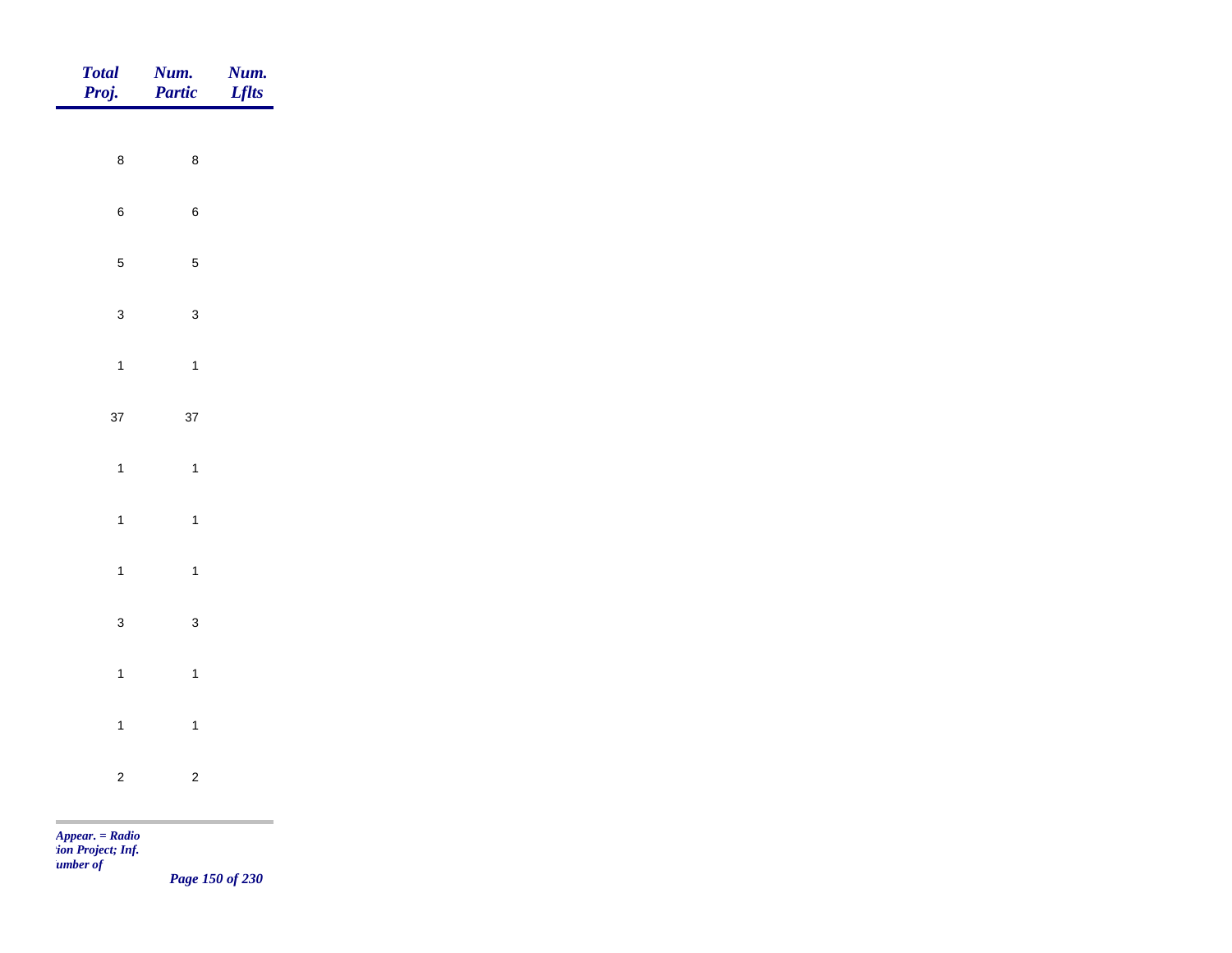| *Total Proj.* | *Num. Partic* | *Num. Lflts* |
|---|---|---|
| 8 | 8 | |
| 6 | 6 | |
| 5 | 5 | |
| 3 | 3 | |
| 1 | 1 | |
| 37 | 37 | |
| 1 | 1 | |
| 1 | 1 | |
| 1 | 1 | |
| 3 | 3 | |
| 1 | 1 | |
| 1 | 1 | |
| 2 | 2 | |

*Appear. = Radio*
*:ion Project; Inf.*
*umber of*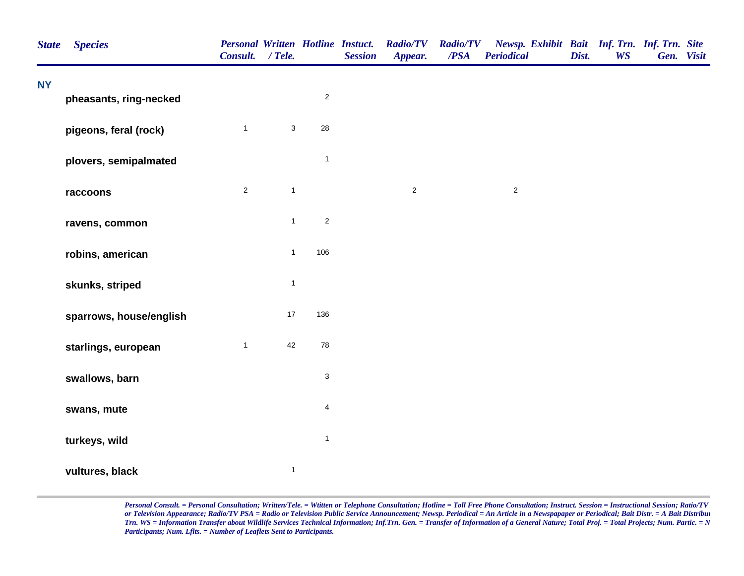| State | Species | Personal Consult. | Written / Tele. | Hotline | Instuct. Session | Radio/TV Appear. | Radio/TV /PSA | Newsp. Periodical | Exhibit | Bait Dist. | Inf. Trn. WS | Inf. Trn. Gen. | Site Visit |
|---|---|---|---|---|---|---|---|---|---|---|---|---|---|
| **NY** | | | | | | | | | | | | | |
| | **pheasants, ring-necked** | | | 2 | | | | | | | | | |
| | **pigeons, feral (rock)** | 1 | 3 | 28 | | | | | | | | | |
| | **plovers, semipalmated** | | | 1 | | | | | | | | | |
| | **raccoons** | 2 | 1 | | | 2 | | 2 | | | | | |
| | **ravens, common** | | 1 | 2 | | | | | | | | | |
| | **robins, american** | | 1 | 106 | | | | | | | | | |
| | **skunks, striped** | | 1 | | | | | | | | | | |
| | **sparrows, house/english** | | 17 | 136 | | | | | | | | | |
| | **starlings, european** | 1 | 42 | 78 | | | | | | | | | |
| | **swallows, barn** | | | 3 | | | | | | | | | |
| | **swans, mute** | | | 4 | | | | | | | | | |
| | **turkeys, wild** | | | 1 | | | | | | | | | |
| | **vultures, black** | | 1 | | | | | | | | | | |

*Personal Consult. = Personal Consultation; Written/Tele. = Wtitten or Telephone Consultation; Hotline = Toll Free Phone Consultation; Instruct. Session = Instructional Session; Ratio/TV or Television Appearance; Radio/TV PSA = Radio or Television Public Service Announcement; Newsp. Periodical = An Article in a Newspapaper or Periodical; Bait Distr. = A Bait Distribut Trn. WS = Information Transfer about Wildlife Services Technical Information; Inf.Trn. Gen. = Transfer of Information of a General Nature; Total Proj. = Total Projects; Num. Partic. = N Participants; Num. Lflts. = Number of Leaflets Sent to Participants.*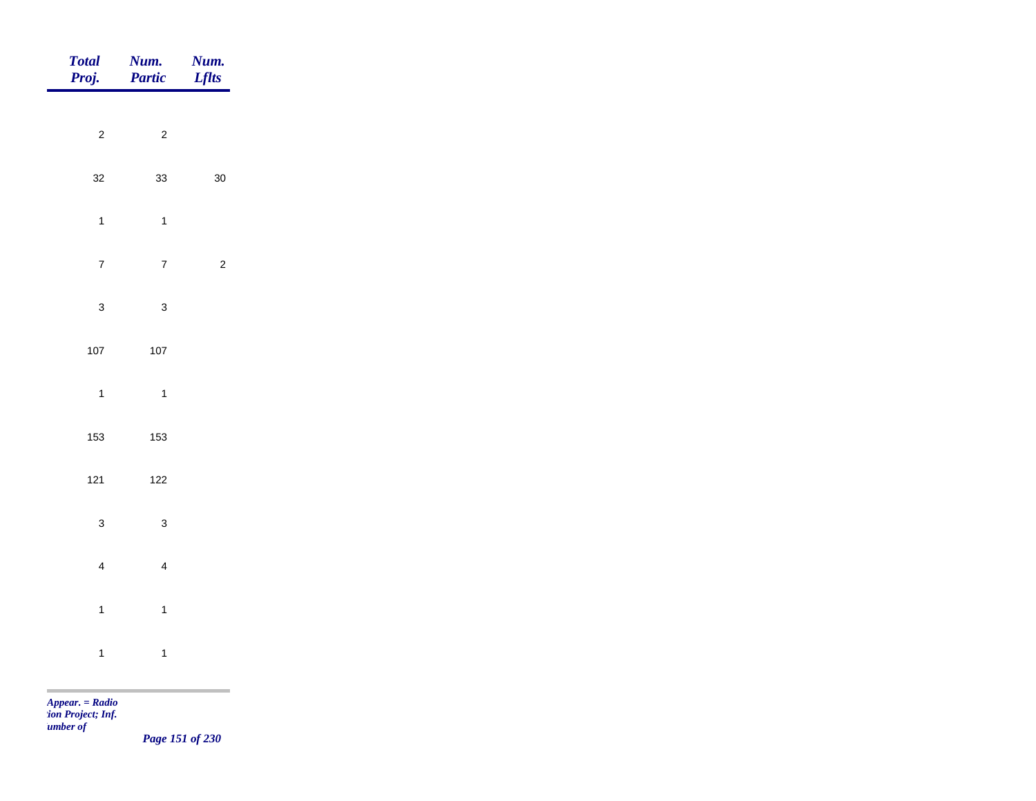| Total Proj. | Num. Partic | Num. Lflts |
|---|---|---|
| 2 | 2 | |
| 32 | 33 | 30 |
| 1 | 1 | |
| 7 | 7 | 2 |
| 3 | 3 | |
| 107 | 107 | |
| 1 | 1 | |
| 153 | 153 | |
| 121 | 122 | |
| 3 | 3 | |
| 4 | 4 | |
| 1 | 1 | |
| 1 | 1 | |

*Appear. = Radio*
*tion Project; Inf.*
*umber of*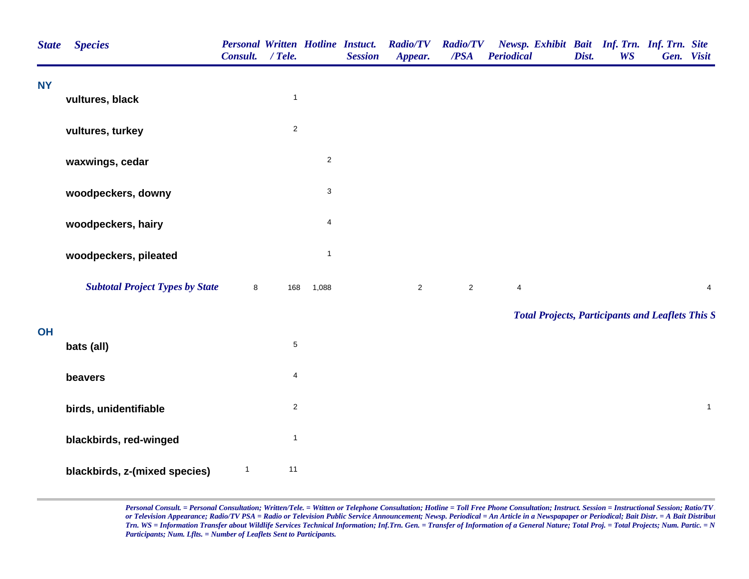| State | Species | Personal Consult. | Written / Tele. | Hotline | Instuct. Session | Radio/TV Appear. | Radio/TV /PSA | Newsp. Periodical | Exhibit | Bait Dist. | Inf. Trn. WS | Inf. Trn. Gen. | Site Visit |
|---|---|---|---|---|---|---|---|---|---|---|---|---|---|
| NY | | | | | | | | | | | | | |
| | vultures, black | | 1 | | | | | | | | | | |
| | vultures, turkey | | 2 | | | | | | | | | | |
| | waxwings, cedar | | | 2 | | | | | | | | | |
| | woodpeckers, downy | | | 3 | | | | | | | | | |
| | woodpeckers, hairy | | | 4 | | | | | | | | | |
| | woodpeckers, pileated | | | 1 | | | | | | | | | |
| | ***Subtotal Project Types by State*** | 8 | 168 | 1,088 | | 2 | 2 | 4 | | | | | 4 |

***Total Projects, Participants and Leaflets This S***

| State | Species | Personal Consult. | Written / Tele. | Hotline | Instuct. Session | Radio/TV Appear. | Radio/TV /PSA | Newsp. Periodical | Exhibit | Bait Dist. | Inf. Trn. WS | Inf. Trn. Gen. | Site Visit |
|---|---|---|---|---|---|---|---|---|---|---|---|---|---|
| OH | | | | | | | | | | | | | |
| | bats (all) | | 5 | | | | | | | | | | |
| | beavers | | 4 | | | | | | | | | | |
| | birds, unidentifiable | | 2 | | | | | | | | | | 1 |
| | blackbirds, red-winged | | 1 | | | | | | | | | | |
| | blackbirds, z-(mixed species) | 1 | 11 | | | | | | | | | | |

*Personal Consult. = Personal Consultation; Written/Tele. = Wtitten or Telephone Consultation; Hotline = Toll Free Phone Consultation; Instruct. Session = Instructional Session; Ratio/TV or Television Appearance; Radio/TV PSA = Radio or Television Public Service Announcement; Newsp. Periodical = An Article in a Newspapaper or Periodical; Bait Distr. = A Bait Distribut Trn. WS = Information Transfer about Wildlife Services Technical Information; Inf.Trn. Gen. = Transfer of Information of a General Nature; Total Proj. = Total Projects; Num. Partic. = N Participants; Num. Lflts. = Number of Leaflets Sent to Participants.*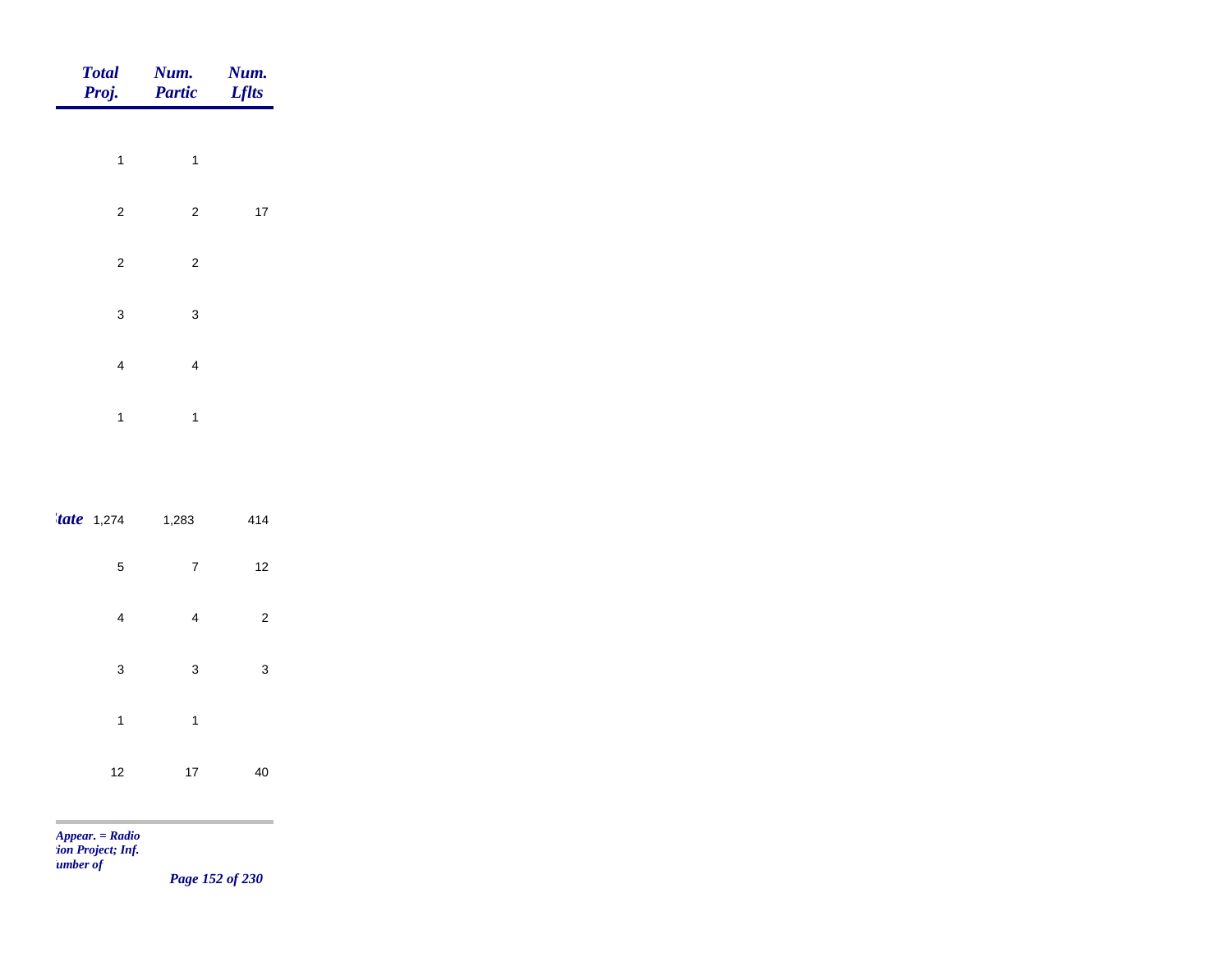| Total Proj. | Num. Partic | Num. Lflts |
|---|---|---|
| 1 | 1 | |
| 2 | 2 | 17 |
| 2 | 2 | |
| 3 | 3 | |
| 4 | 4 | |
| 1 | 1 | |
| *tate* 1,274 | 1,283 | 414 |
| 5 | 7 | 12 |
| 4 | 4 | 2 |
| 3 | 3 | 3 |
| 1 | 1 | |
| 12 | 17 | 40 |

*Appear. = Radio*
*tion Project; Inf.*
*umber of*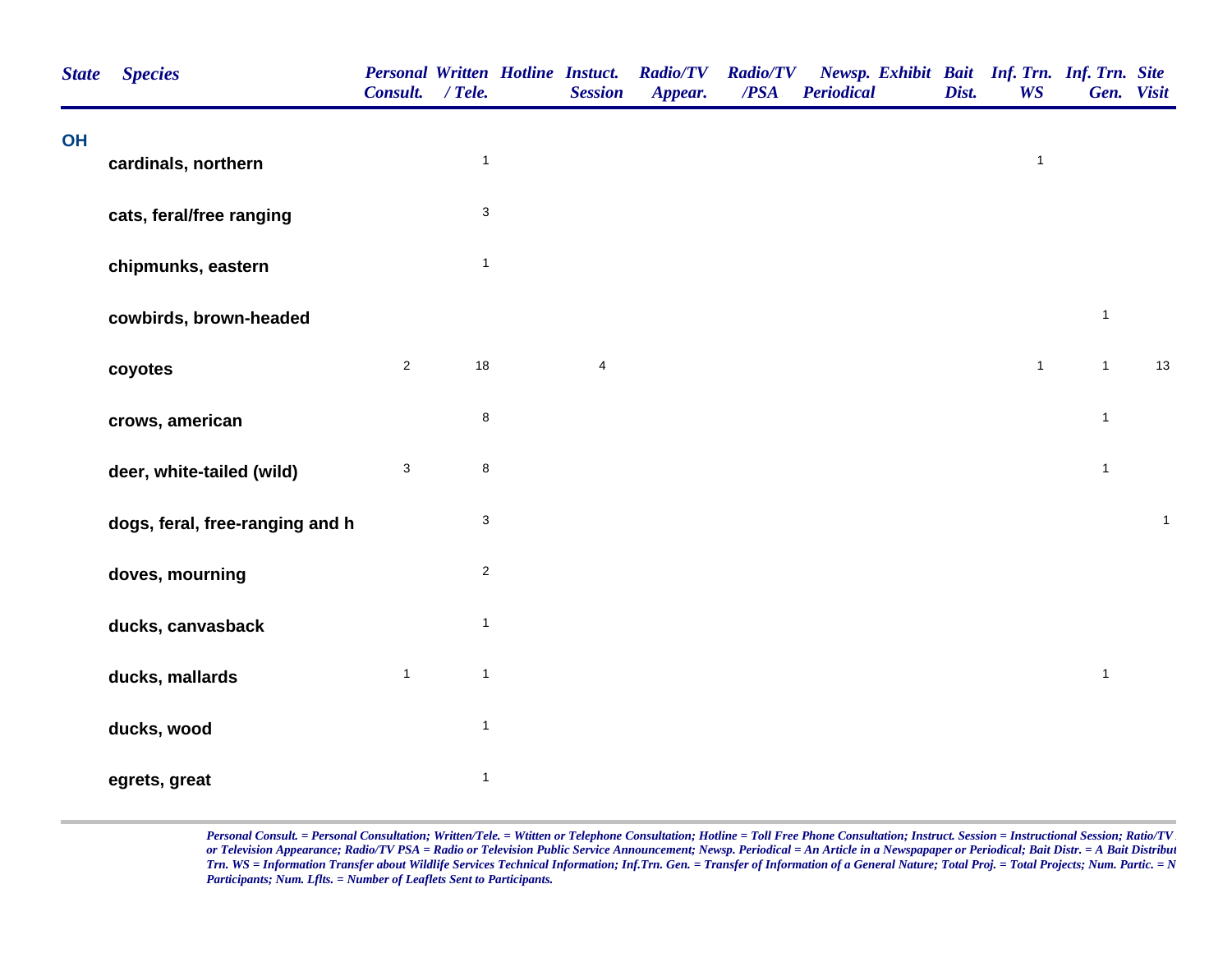| State | Species | Personal Consult. | Written / Tele. | Hotline | Instuct. Session | Radio/TV Appear. | Radio/TV /PSA | Newsp. Periodical | Exhibit | Bait Dist. | Inf. Trn. WS | Inf. Trn. Gen. | Site Visit |
|---|---|---|---|---|---|---|---|---|---|---|---|---|---|
| OH | | | | | | | | | | | | | |
| | cardinals, northern | | 1 | | | | | | | | 1 | | |
| | cats, feral/free ranging | | 3 | | | | | | | | | | |
| | chipmunks, eastern | | 1 | | | | | | | | | | |
| | cowbirds, brown-headed | | | | | | | | | | | 1 | |
| | coyotes | 2 | 18 | | 4 | | | | | | 1 | 1 | 13 |
| | crows, american | | 8 | | | | | | | | | 1 | |
| | deer, white-tailed (wild) | 3 | 8 | | | | | | | | | 1 | |
| | dogs, feral, free-ranging and h | | 3 | | | | | | | | | | 1 |
| | doves, mourning | | 2 | | | | | | | | | | |
| | ducks, canvasback | | 1 | | | | | | | | | | |
| | ducks, mallards | 1 | 1 | | | | | | | | | 1 | |
| | ducks, wood | | 1 | | | | | | | | | | |
| | egrets, great | | 1 | | | | | | | | | | |

*Personal Consult. = Personal Consultation; Written/Tele. = Wtitten or Telephone Consultation; Hotline = Toll Free Phone Consultation; Instruct. Session = Instructional Session; Ratio/TV or Television Appearance; Radio/TV PSA = Radio or Television Public Service Announcement; Newsp. Periodical = An Article in a Newspapaper or Periodical; Bait Distr. = A Bait Distribut Trn. WS = Information Transfer about Wildlife Services Technical Information; Inf.Trn. Gen. = Transfer of Information of a General Nature; Total Proj. = Total Projects; Num. Partic. = N Participants; Num. Lflts. = Number of Leaflets Sent to Participants.*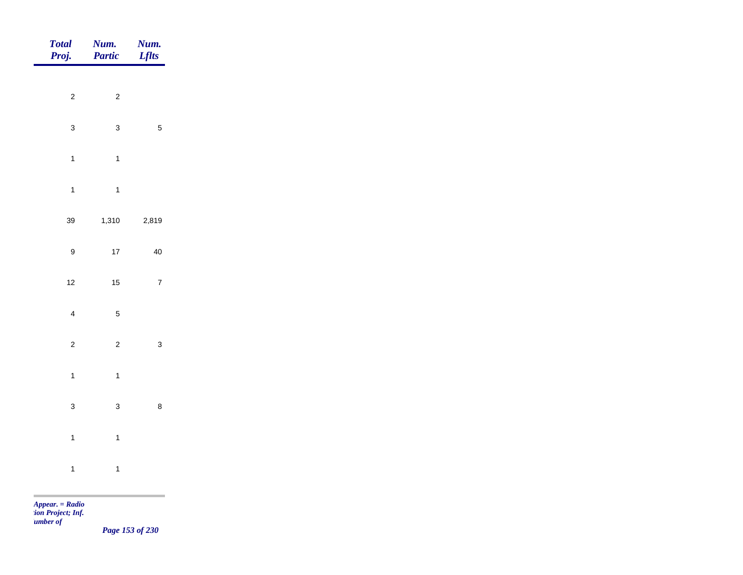| Total Proj. | Num. Partic | Num. Lflts |
|---|---|---|
| 2 | 2 | |
| 3 | 3 | 5 |
| 1 | 1 | |
| 1 | 1 | |
| 39 | 1,310 | 2,819 |
| 9 | 17 | 40 |
| 12 | 15 | 7 |
| 4 | 5 | |
| 2 | 2 | 3 |
| 1 | 1 | |
| 3 | 3 | 8 |
| 1 | 1 | |
| 1 | 1 | |

*Appear. = Radio*
*tion Project; Inf.*
*umber of*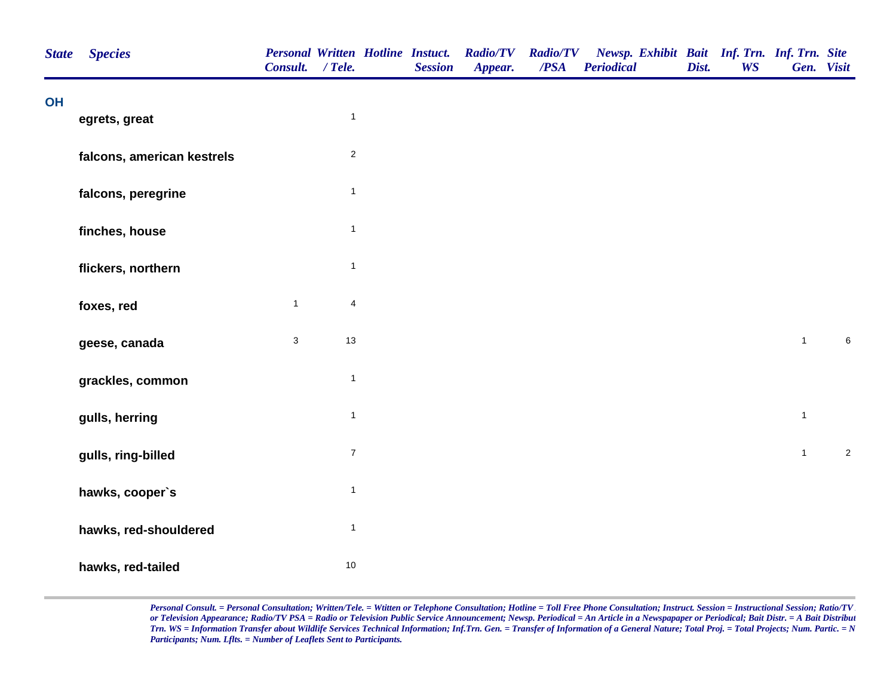| State | Species | Personal Consult. | Written / Tele. | Hotline | Instuct. Session | Radio/TV Appear. | Radio/TV /PSA | Newsp. Periodical | Exhibit | Bait Dist. | Inf. Trn. WS | Inf. Trn. Gen. | Site Visit |
|---|---|---|---|---|---|---|---|---|---|---|---|---|---|
| OH | | | | | | | | | | | | | |
| | egrets, great | | 1 | | | | | | | | | | |
| | falcons, american kestrels | | 2 | | | | | | | | | | |
| | falcons, peregrine | | 1 | | | | | | | | | | |
| | finches, house | | 1 | | | | | | | | | | |
| | flickers, northern | | 1 | | | | | | | | | | |
| | foxes, red | 1 | 4 | | | | | | | | | | |
| | geese, canada | 3 | 13 | | | | | | | | | 1 | 6 |
| | grackles, common | | 1 | | | | | | | | | | |
| | gulls, herring | | 1 | | | | | | | | | 1 | |
| | gulls, ring-billed | | 7 | | | | | | | | | 1 | 2 |
| | hawks, cooper`s | | 1 | | | | | | | | | | |
| | hawks, red-shouldered | | 1 | | | | | | | | | | |
| | hawks, red-tailed | | 10 | | | | | | | | | | |

*Personal Consult. = Personal Consultation; Written/Tele. = Wtitten or Telephone Consultation; Hotline = Toll Free Phone Consultation; Instruct. Session = Instructional Session; Ratio/TV or Television Appearance; Radio/TV PSA = Radio or Television Public Service Announcement; Newsp. Periodical = An Article in a Newspapaper or Periodical; Bait Distr. = A Bait Distribut Trn. WS = Information Transfer about Wildlife Services Technical Information; Inf.Trn. Gen. = Transfer of Information of a General Nature; Total Proj. = Total Projects; Num. Partic. = N Participants; Num. Lflts. = Number of Leaflets Sent to Participants.*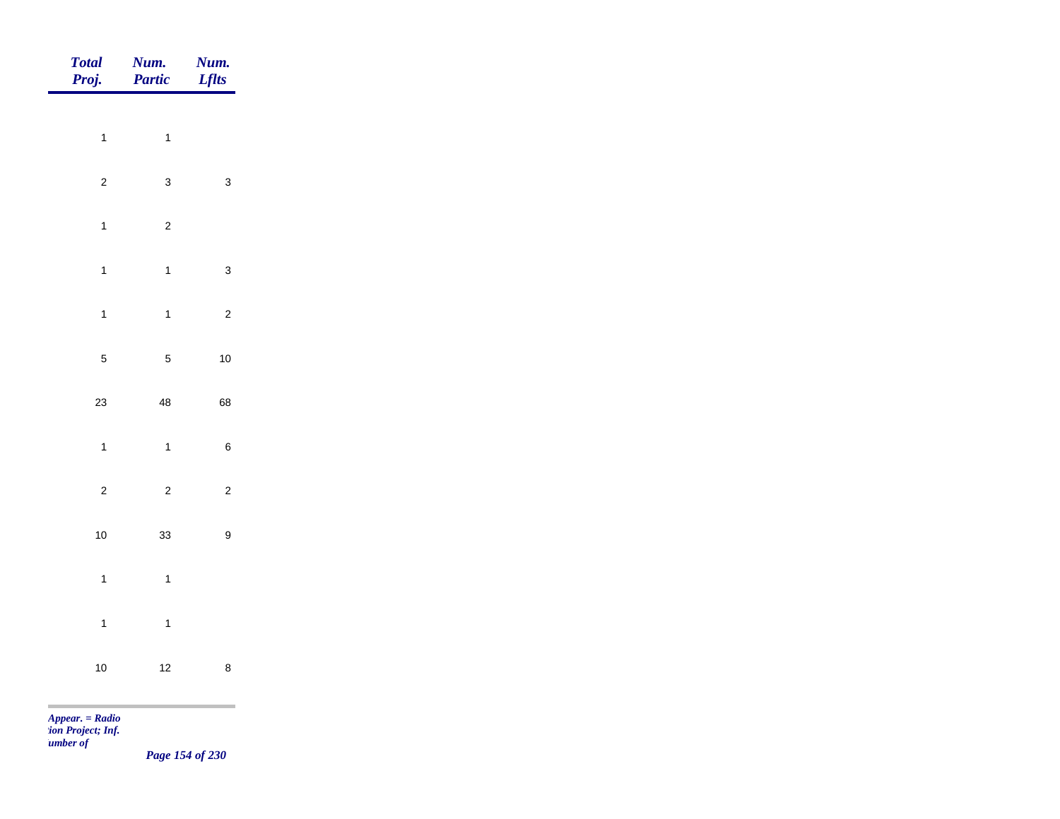| Total Proj. | Num. Partic | Num. Lflts |
|---|---|---|
| 1 | 1 | |
| 2 | 3 | 3 |
| 1 | 2 | |
| 1 | 1 | 3 |
| 1 | 1 | 2 |
| 5 | 5 | 10 |
| 23 | 48 | 68 |
| 1 | 1 | 6 |
| 2 | 2 | 2 |
| 10 | 33 | 9 |
| 1 | 1 | |
| 1 | 1 | |
| 10 | 12 | 8 |

*Appear. = Radio*
*tion Project; Inf.*
*umber of*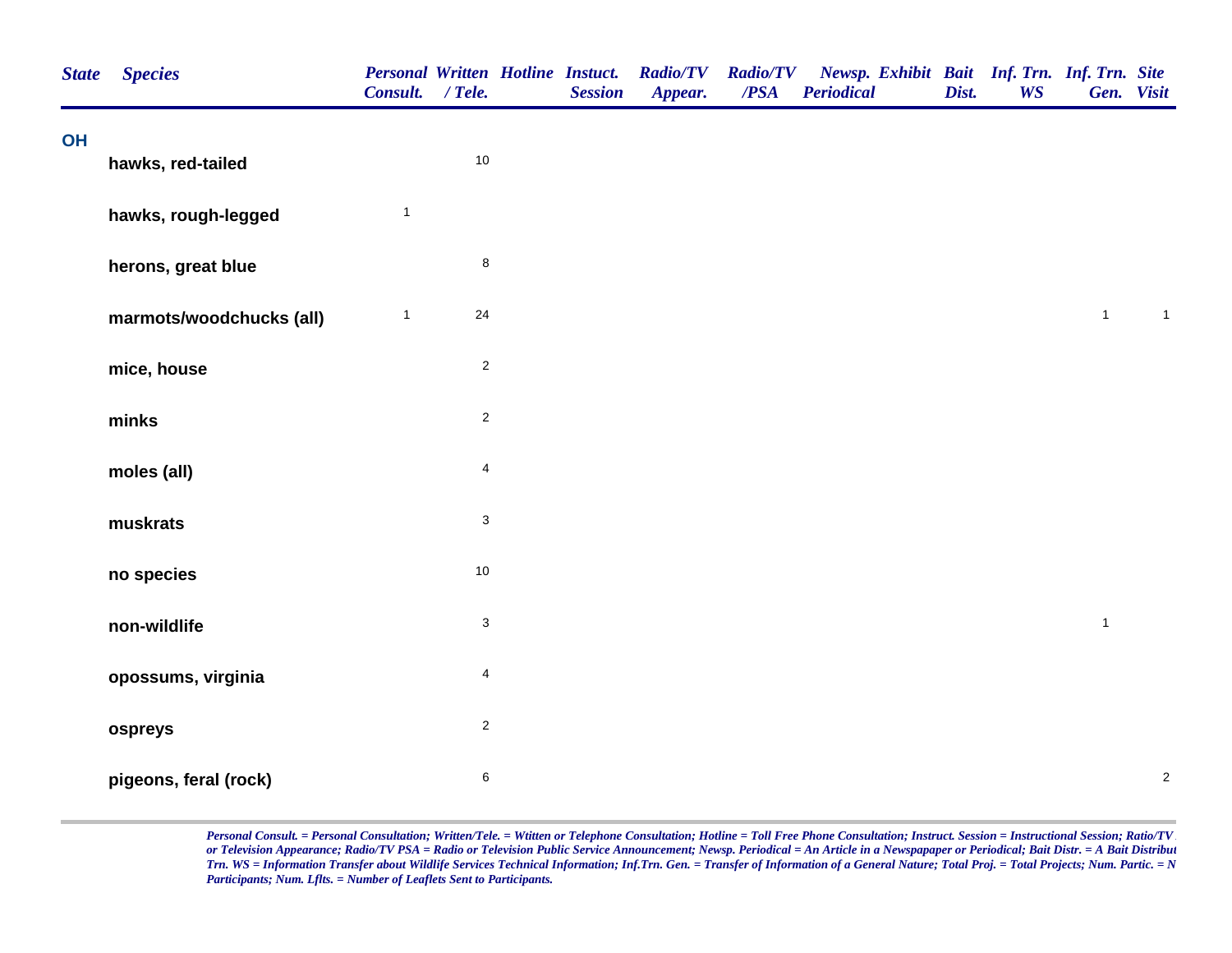| State | Species | Personal Consult. | Written / Tele. | Hotline | Instuct. Session | Radio/TV Appear. | Radio/TV /PSA | Newsp. Periodical | Exhibit | Bait Dist. | Inf. Trn. WS | Inf. Trn. Gen. | Site Visit |
|---|---|---|---|---|---|---|---|---|---|---|---|---|---|
| OH | | | | | | | | | | | | | |
| | hawks, red-tailed | | 10 | | | | | | | | | | |
| | hawks, rough-legged | 1 | | | | | | | | | | | |
| | herons, great blue | | 8 | | | | | | | | | | |
| | marmots/woodchucks (all) | 1 | 24 | | | | | | | | | 1 | 1 |
| | mice, house | | 2 | | | | | | | | | | |
| | minks | | 2 | | | | | | | | | | |
| | moles (all) | | 4 | | | | | | | | | | |
| | muskrats | | 3 | | | | | | | | | | |
| | no species | | 10 | | | | | | | | | | |
| | non-wildlife | | 3 | | | | | | | | | 1 | |
| | opossums, virginia | | 4 | | | | | | | | | | |
| | ospreys | | 2 | | | | | | | | | | |
| | pigeons, feral (rock) | | 6 | | | | | | | | | | 2 |

*Personal Consult. = Personal Consultation; Written/Tele. = Wtitten or Telephone Consultation; Hotline = Toll Free Phone Consultation; Instruct. Session = Instructional Session; Ratio/TV or Television Appearance; Radio/TV PSA = Radio or Television Public Service Announcement; Newsp. Periodical = An Article in a Newspapaper or Periodical; Bait Distr. = A Bait Distribut Trn. WS = Information Transfer about Wildlife Services Technical Information; Inf.Trn. Gen. = Transfer of Information of a General Nature; Total Proj. = Total Projects; Num. Partic. = N Participants; Num. Lflts. = Number of Leaflets Sent to Participants.*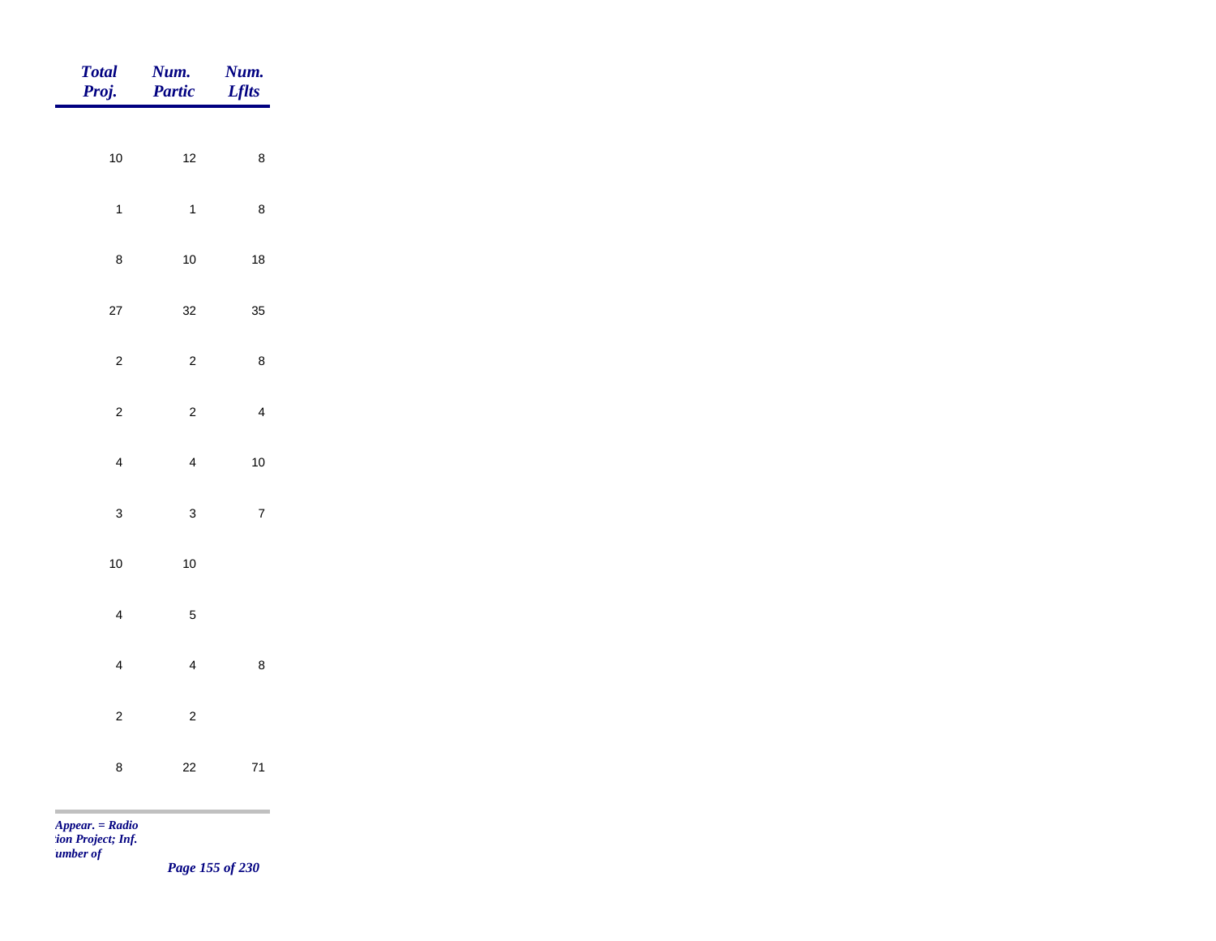| Total Proj. | Num. Partic | Num. Lflts |
|---|---|---|
| 10 | 12 | 8 |
| 1 | 1 | 8 |
| 8 | 10 | 18 |
| 27 | 32 | 35 |
| 2 | 2 | 8 |
| 2 | 2 | 4 |
| 4 | 4 | 10 |
| 3 | 3 | 7 |
| 10 | 10 | |
| 4 | 5 | |
| 4 | 4 | 8 |
| 2 | 2 | |
| 8 | 22 | 71 |

*Appear. = Radio*
*tion Project; Inf.*
*umber of*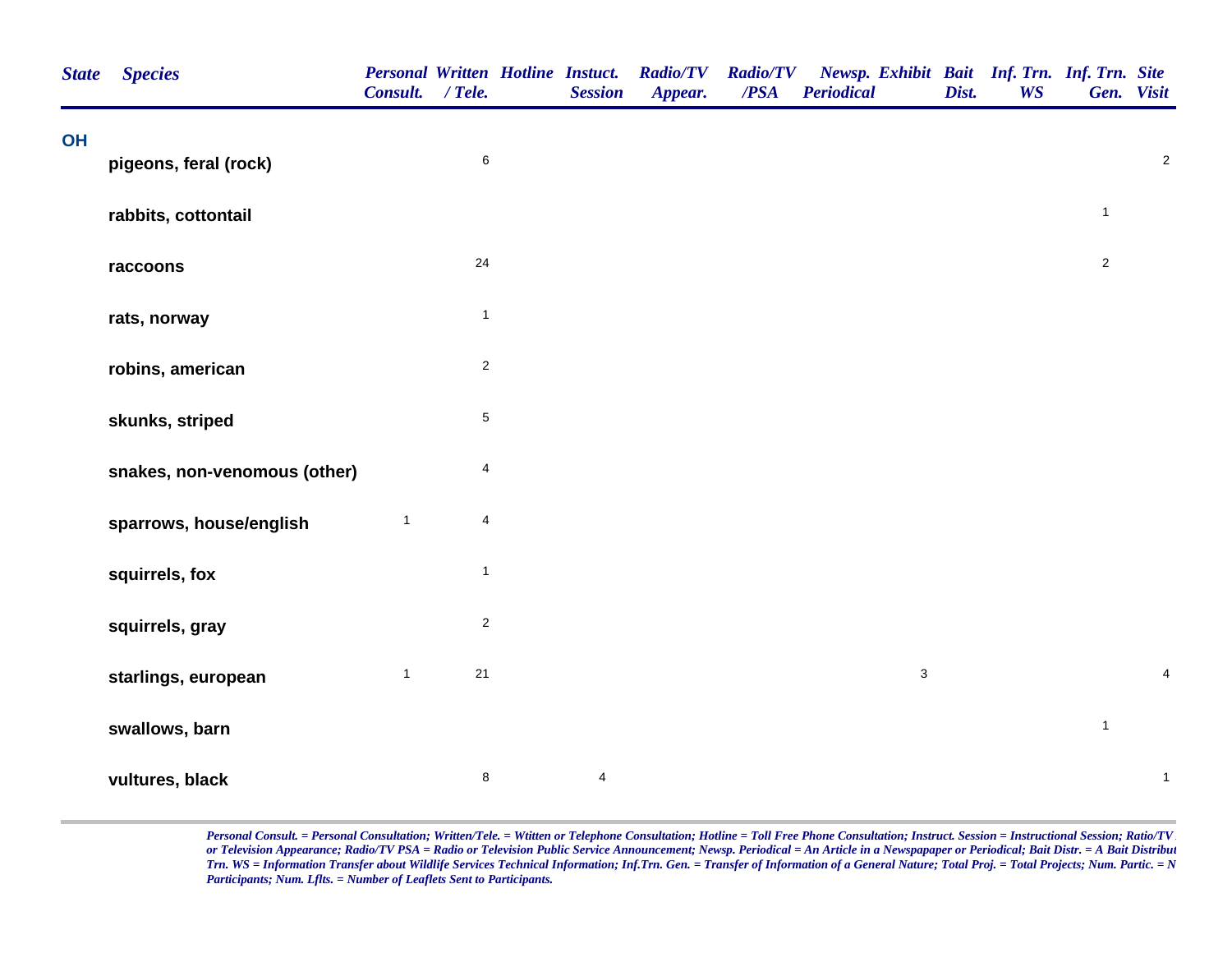| State | Species | Personal Consult. | Written / Tele. | Hotline | Instuct. Session | Radio/TV Appear. | Radio/TV /PSA | Newsp. Periodical | Exhibit | Bait Dist. | Inf. Trn. WS | Inf. Trn. Gen. | Site Visit |
|---|---|---|---|---|---|---|---|---|---|---|---|---|---|
| **OH** | | | | | | | | | | | | | |
| | **pigeons, feral (rock)** | | 6 | | | | | | | | | | 2 |
| | **rabbits, cottontail** | | | | | | | | | | | 1 | |
| | **raccoons** | | 24 | | | | | | | | | 2 | |
| | **rats, norway** | | 1 | | | | | | | | | | |
| | **robins, american** | | 2 | | | | | | | | | | |
| | **skunks, striped** | | 5 | | | | | | | | | | |
| | **snakes, non-venomous (other)** | | 4 | | | | | | | | | | |
| | **sparrows, house/english** | 1 | 4 | | | | | | | | | | |
| | **squirrels, fox** | | 1 | | | | | | | | | | |
| | **squirrels, gray** | | 2 | | | | | | | | | | |
| | **starlings, european** | 1 | 21 | | | | | | 3 | | | | 4 |
| | **swallows, barn** | | | | | | | | | | | 1 | |
| | **vultures, black** | | 8 | | 4 | | | | | | | | 1 |

*Personal Consult. = Personal Consultation; Written/Tele. = Wtitten or Telephone Consultation; Hotline = Toll Free Phone Consultation; Instruct. Session = Instructional Session; Ratio/TV or Television Appearance; Radio/TV PSA = Radio or Television Public Service Announcement; Newsp. Periodical = An Article in a Newspapaper or Periodical; Bait Distr. = A Bait Distribut Trn. WS = Information Transfer about Wildlife Services Technical Information; Inf.Trn. Gen. = Transfer of Information of a General Nature; Total Proj. = Total Projects; Num. Partic. = N Participants; Num. Lflts. = Number of Leaflets Sent to Participants.*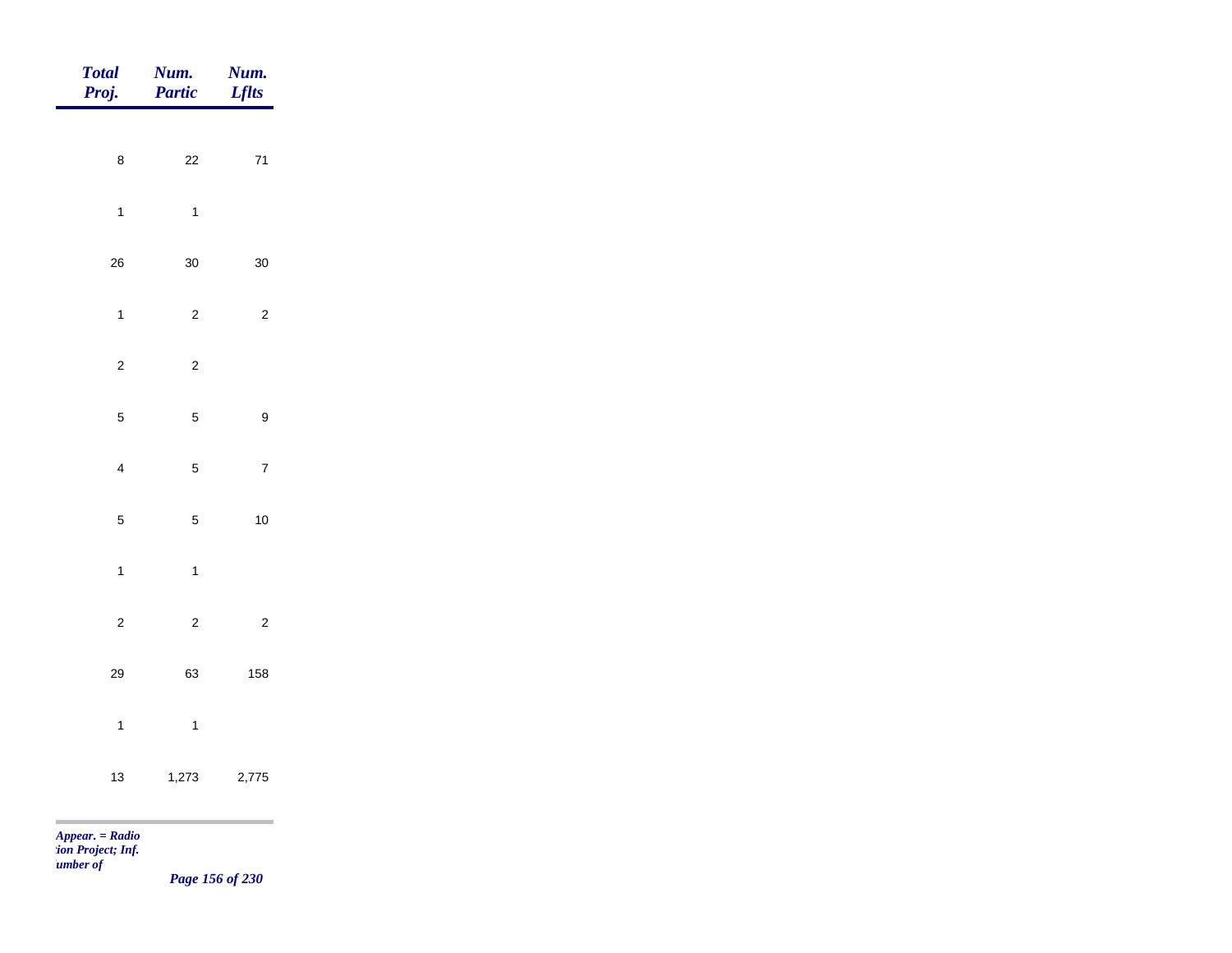| Total Proj. | Num. Partic | Num. Lflts |
|---|---|---|
| 8 | 22 | 71 |
| 1 | 1 | |
| 26 | 30 | 30 |
| 1 | 2 | 2 |
| 2 | 2 | |
| 5 | 5 | 9 |
| 4 | 5 | 7 |
| 5 | 5 | 10 |
| 1 | 1 | |
| 2 | 2 | 2 |
| 29 | 63 | 158 |
| 1 | 1 | |
| 13 | 1,273 | 2,775 |

*Appear. = Radio*
*tion Project; Inf.*
*umber of*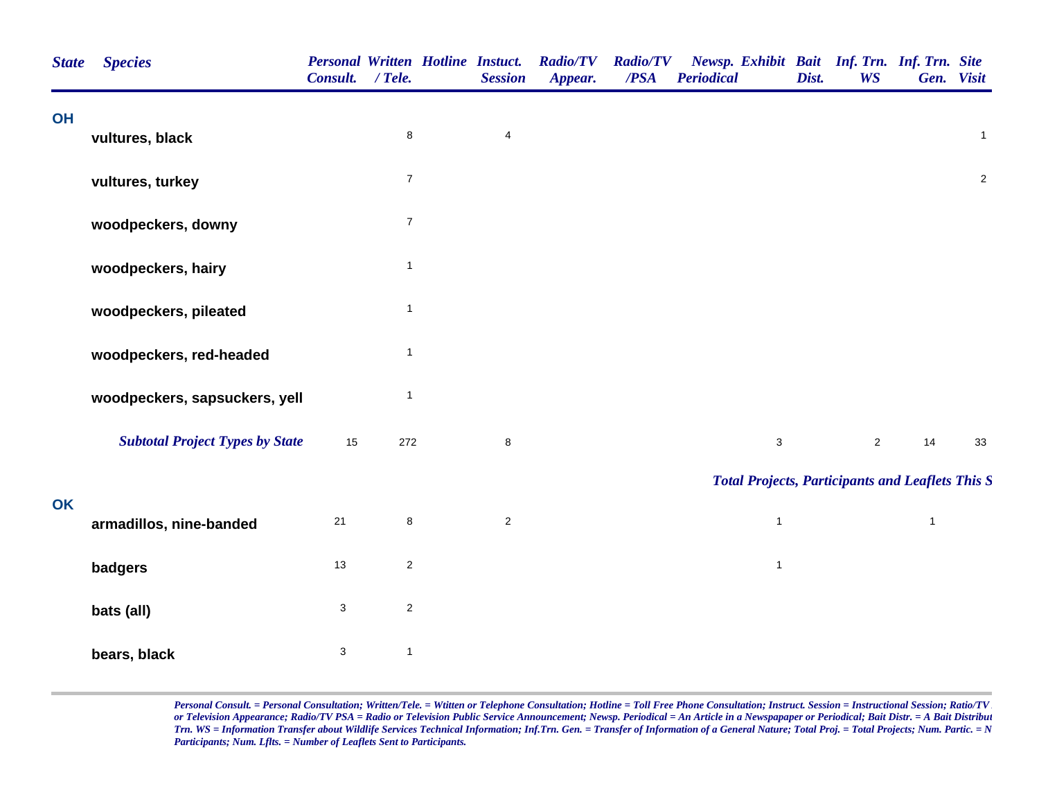| State | Species | Personal Consult. | Written / Tele. | Hotline | Instuct. Session | Radio/TV Appear. | Radio/TV /PSA | Newsp. Periodical | Exhibit | Bait Dist. | Inf. Trn. WS | Inf. Trn. Gen. | Site Visit |
|---|---|---|---|---|---|---|---|---|---|---|---|---|---|
| OH | | | | | | | | | | | | | |
| | vultures, black | | 8 | | 4 | | | | | | | | 1 |
| | vultures, turkey | | 7 | | | | | | | | | | 2 |
| | woodpeckers, downy | | 7 | | | | | | | | | | |
| | woodpeckers, hairy | | 1 | | | | | | | | | | |
| | woodpeckers, pileated | | 1 | | | | | | | | | | |
| | woodpeckers, red-headed | | 1 | | | | | | | | | | |
| | woodpeckers, sapsuckers, yell | | 1 | | | | | | | | | | |
| | ***Subtotal Project Types by State*** | 15 | 272 | | 8 | | | | 3 | | 2 | 14 | 33 |
| | ***Total Projects, Participants and Leaflets This S*** | | | | | | | | | | | | |
| OK | | | | | | | | | | | | | |
| | armadillos, nine-banded | 21 | 8 | | 2 | | | | 1 | | | 1 | |
| | badgers | 13 | 2 | | | | | | 1 | | | | |
| | bats (all) | 3 | 2 | | | | | | | | | | |
| | bears, black | 3 | 1 | | | | | | | | | | |

*Personal Consult. = Personal Consultation; Written/Tele. = Wtitten or Telephone Consultation; Hotline = Toll Free Phone Consultation; Instruct. Session = Instructional Session; Ratio/TV or Television Appearance; Radio/TV PSA = Radio or Television Public Service Announcement; Newsp. Periodical = An Article in a Newspapaper or Periodical; Bait Distr. = A Bait Distribut Trn. WS = Information Transfer about Wildlife Services Technical Information; Inf.Trn. Gen. = Transfer of Information of a General Nature; Total Proj. = Total Projects; Num. Partic. = N Participants; Num. Lflts. = Number of Leaflets Sent to Participants.*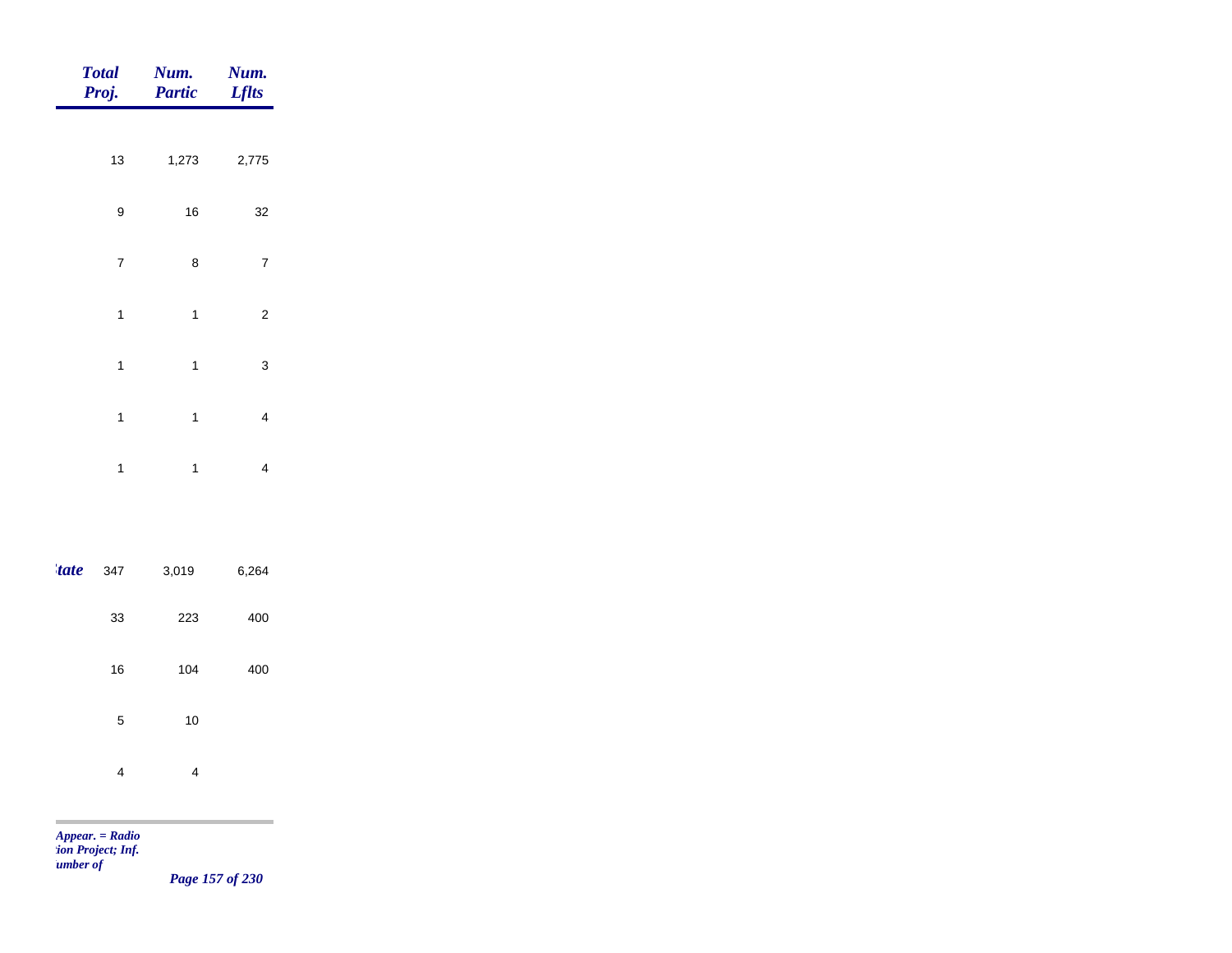| | Total Proj. | Num. Partic | Num. Lflts |
|---|---|---|---|
| | 13 | 1,273 | 2,775 |
| | 9 | 16 | 32 |
| | 7 | 8 | 7 |
| | 1 | 1 | 2 |
| | 1 | 1 | 3 |
| | 1 | 1 | 4 |
| | 1 | 1 | 4 |
| *tate* | 347 | 3,019 | 6,264 |
| | 33 | 223 | 400 |
| | 16 | 104 | 400 |
| | 5 | 10 | |
| | 4 | 4 | |

*Appear. = Radio*
*tion Project; Inf.*
*umber of*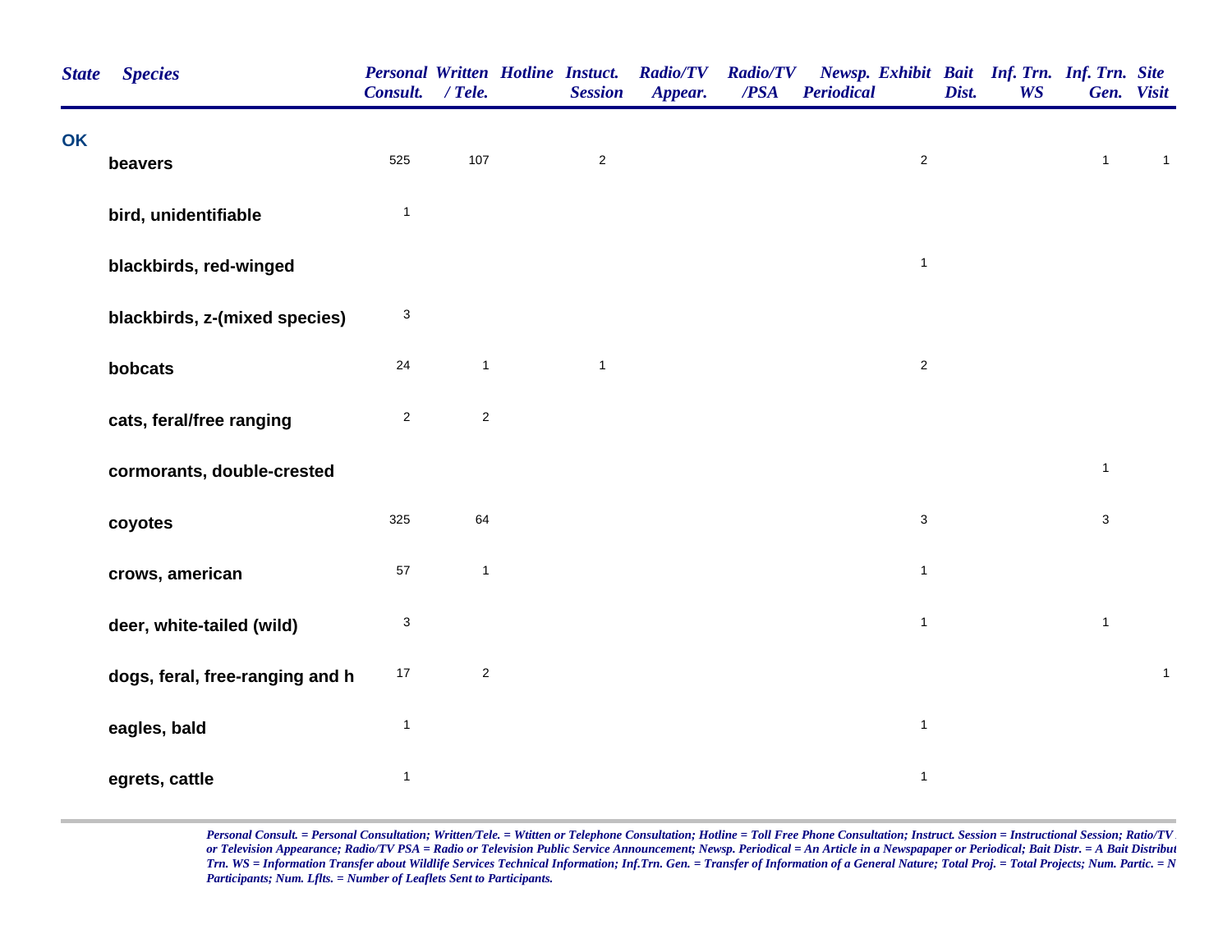| State | Species | Personal Consult. | Written / Tele. | Hotline | Instuct. Session | Radio/TV Appear. | Radio/TV /PSA | Newsp. Periodical | Exhibit | Bait Dist. | Inf. Trn. WS | Inf. Trn. Gen. | Site Visit |
|---|---|---|---|---|---|---|---|---|---|---|---|---|---|
| OK | | | | | | | | | | | | | |
| | beavers | 525 | 107 | | 2 | | | | 2 | | | 1 | 1 |
| | bird, unidentifiable | 1 | | | | | | | | | | | |
| | blackbirds, red-winged | | | | | | | | 1 | | | | |
| | blackbirds, z-(mixed species) | 3 | | | | | | | | | | | |
| | bobcats | 24 | 1 | | 1 | | | | 2 | | | | |
| | cats, feral/free ranging | 2 | 2 | | | | | | | | | | |
| | cormorants, double-crested | | | | | | | | | | | 1 | |
| | coyotes | 325 | 64 | | | | | | 3 | | | 3 | |
| | crows, american | 57 | 1 | | | | | | 1 | | | | |
| | deer, white-tailed (wild) | 3 | | | | | | | 1 | | | 1 | |
| | dogs, feral, free-ranging and h | 17 | 2 | | | | | | | | | | 1 |
| | eagles, bald | 1 | | | | | | | 1 | | | | |
| | egrets, cattle | 1 | | | | | | | 1 | | | | |

*Personal Consult. = Personal Consultation; Written/Tele. = Wtitten or Telephone Consultation; Hotline = Toll Free Phone Consultation; Instruct. Session = Instructional Session; Ratio/TV or Television Appearance; Radio/TV PSA = Radio or Television Public Service Announcement; Newsp. Periodical = An Article in a Newspapaper or Periodical; Bait Distr. = A Bait Distribut Trn. WS = Information Transfer about Wildlife Services Technical Information; Inf.Trn. Gen. = Transfer of Information of a General Nature; Total Proj. = Total Projects; Num. Partic. = N Participants; Num. Lflts. = Number of Leaflets Sent to Participants.*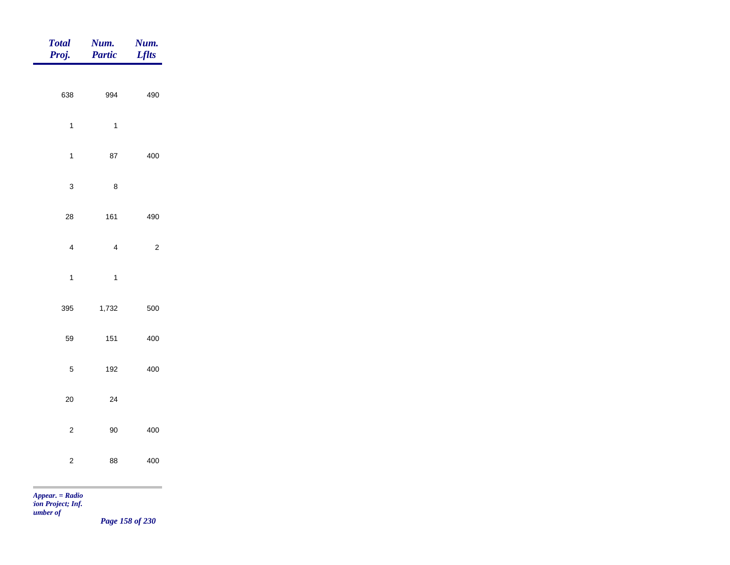| *Total Proj.* | *Num. Partic* | *Num. Lflts* |
|---|---|---|
| 638 | 994 | 490 |
| 1 | 1 | |
| 1 | 87 | 400 |
| 3 | 8 | |
| 28 | 161 | 490 |
| 4 | 4 | 2 |
| 1 | 1 | |
| 395 | 1,732 | 500 |
| 59 | 151 | 400 |
| 5 | 192 | 400 |
| 20 | 24 | |
| 2 | 90 | 400 |
| 2 | 88 | 400 |

*Appear. = Radio*
*tion Project; Inf.*
*umber of*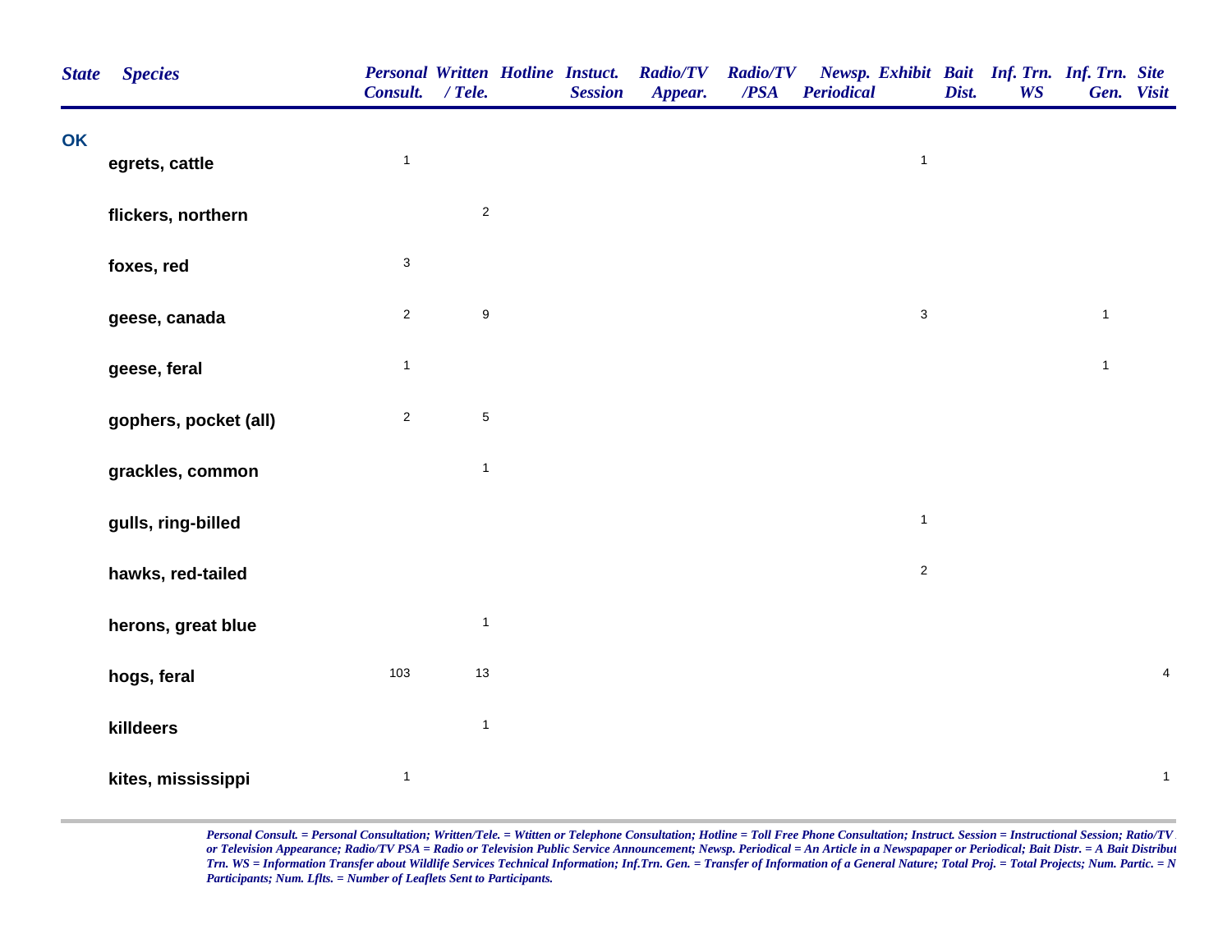| State | Species | Personal Consult. | Written / Tele. | Hotline | Instuct. Session | Radio/TV Appear. | Radio/TV /PSA | Newsp. Periodical | Exhibit | Bait Dist. | Inf. Trn. WS | Inf. Trn. Gen. | Site Visit |
|---|---|---|---|---|---|---|---|---|---|---|---|---|---|
| OK | | | | | | | | | | | | | |
| | egrets, cattle | 1 | | | | | | | 1 | | | | |
| | flickers, northern | | 2 | | | | | | | | | | |
| | foxes, red | 3 | | | | | | | | | | | |
| | geese, canada | 2 | 9 | | | | | | 3 | | | 1 | |
| | geese, feral | 1 | | | | | | | | | | 1 | |
| | gophers, pocket (all) | 2 | 5 | | | | | | | | | | |
| | grackles, common | | 1 | | | | | | | | | | |
| | gulls, ring-billed | | | | | | | | 1 | | | | |
| | hawks, red-tailed | | | | | | | | 2 | | | | |
| | herons, great blue | | 1 | | | | | | | | | | |
| | hogs, feral | 103 | 13 | | | | | | | | | | 4 |
| | killdeers | | 1 | | | | | | | | | | |
| | kites, mississippi | 1 | | | | | | | | | | | 1 |

*Personal Consult. = Personal Consultation; Written/Tele. = Wtitten or Telephone Consultation; Hotline = Toll Free Phone Consultation; Instruct. Session = Instructional Session; Ratio/TV or Television Appearance; Radio/TV PSA = Radio or Television Public Service Announcement; Newsp. Periodical = An Article in a Newspapaper or Periodical; Bait Distr. = A Bait Distribut Trn. WS = Information Transfer about Wildlife Services Technical Information; Inf.Trn. Gen. = Transfer of Information of a General Nature; Total Proj. = Total Projects; Num. Partic. = N Participants; Num. Lflts. = Number of Leaflets Sent to Participants.*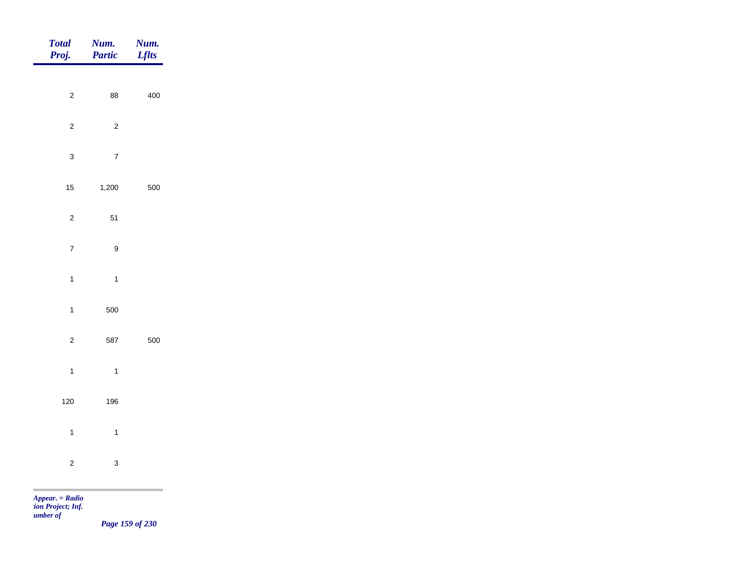| *Total Proj.* | *Num. Partic* | *Num. Lflts* |
|---|---|---|
| 2 | 88 | 400 |
| 2 | 2 | |
| 3 | 7 | |
| 15 | 1,200 | 500 |
| 2 | 51 | |
| 7 | 9 | |
| 1 | 1 | |
| 1 | 500 | |
| 2 | 587 | 500 |
| 1 | 1 | |
| 120 | 196 | |
| 1 | 1 | |
| 2 | 3 | |

*Appear. = Radio*
*tion Project; Inf.*
*umber of*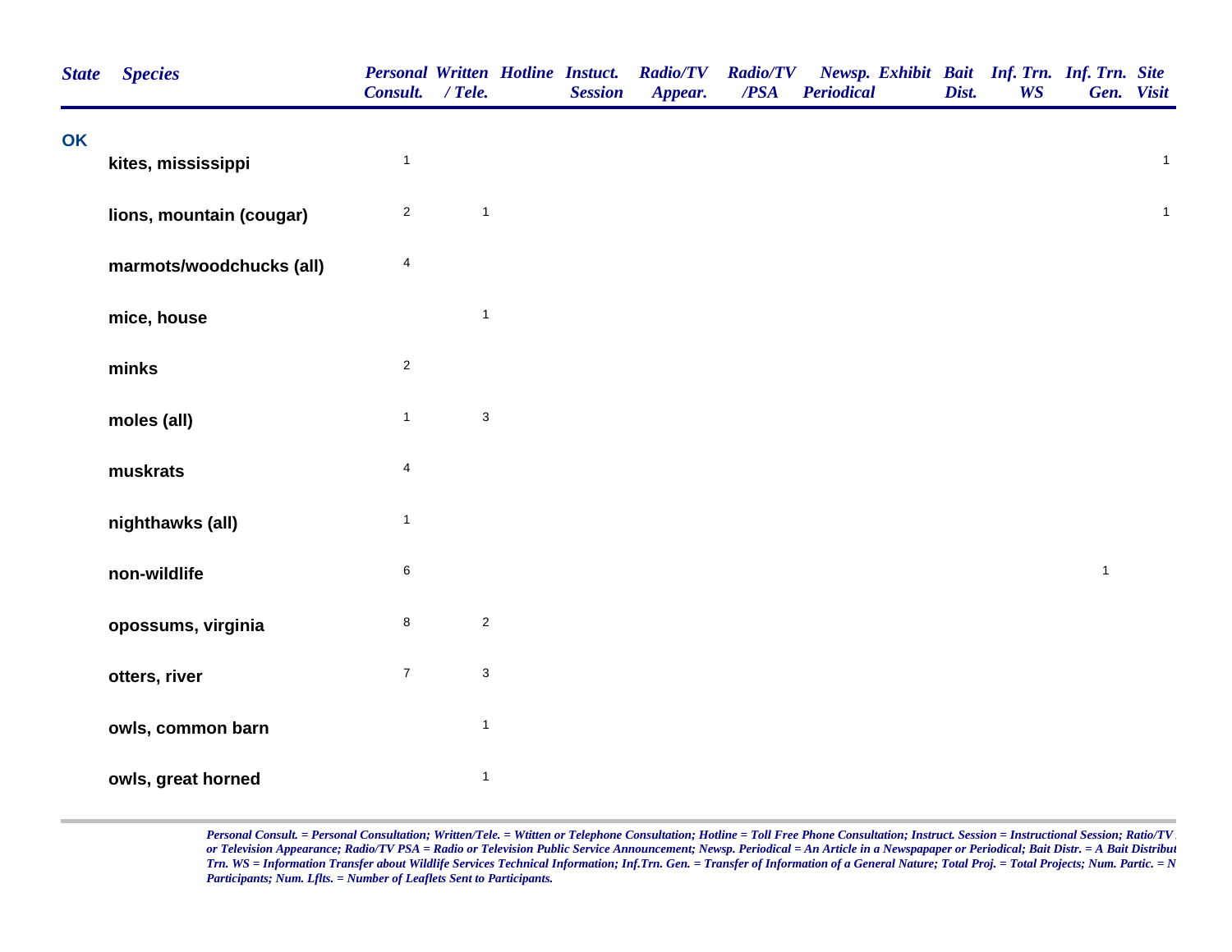| State | Species | Personal Consult. | Written / Tele. | Hotline | Instuct. Session | Radio/TV Appear. | Radio/TV /PSA | Newsp. Periodical | Exhibit | Bait Dist. | Inf. Trn. WS | Inf. Trn. Gen. | Site Visit |
|---|---|---|---|---|---|---|---|---|---|---|---|---|---|
| OK | | | | | | | | | | | | | |
| | kites, mississippi | 1 | | | | | | | | | | | 1 |
| | lions, mountain (cougar) | 2 | 1 | | | | | | | | | | 1 |
| | marmots/woodchucks (all) | 4 | | | | | | | | | | | |
| | mice, house | | 1 | | | | | | | | | | |
| | minks | 2 | | | | | | | | | | | |
| | moles (all) | 1 | 3 | | | | | | | | | | |
| | muskrats | 4 | | | | | | | | | | | |
| | nighthawks (all) | 1 | | | | | | | | | | | |
| | non-wildlife | 6 | | | | | | | | | | 1 | |
| | opossums, virginia | 8 | 2 | | | | | | | | | | |
| | otters, river | 7 | 3 | | | | | | | | | | |
| | owls, common barn | | 1 | | | | | | | | | | |
| | owls, great horned | | 1 | | | | | | | | | | |

*Personal Consult. = Personal Consultation; Written/Tele. = Wtitten or Telephone Consultation; Hotline = Toll Free Phone Consultation; Instruct. Session = Instructional Session; Ratio/TV or Television Appearance; Radio/TV PSA = Radio or Television Public Service Announcement; Newsp. Periodical = An Article in a Newspapaper or Periodical; Bait Distr. = A Bait Distribut Trn. WS = Information Transfer about Wildlife Services Technical Information; Inf.Trn. Gen. = Transfer of Information of a General Nature; Total Proj. = Total Projects; Num. Partic. = N Participants; Num. Lflts. = Number of Leaflets Sent to Participants.*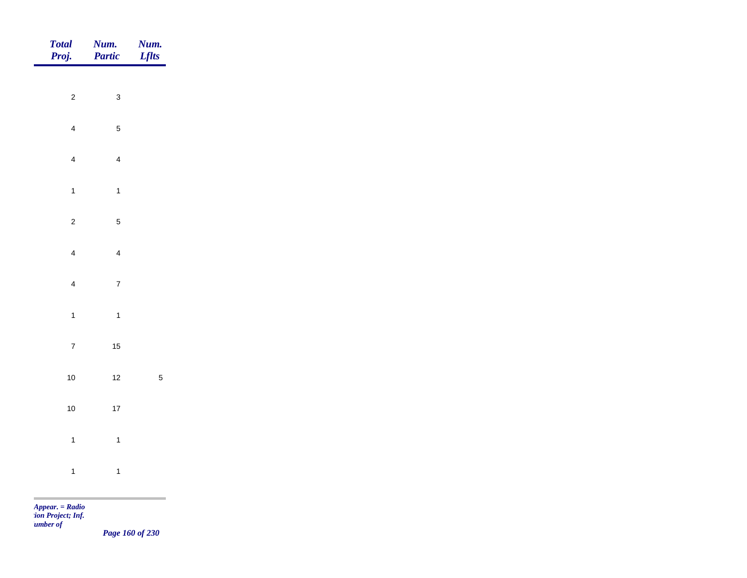| Total Proj. | Num. Partic | Num. Lflts |
|---|---|---|
| 2 | 3 | |
| 4 | 5 | |
| 4 | 4 | |
| 1 | 1 | |
| 2 | 5 | |
| 4 | 4 | |
| 4 | 7 | |
| 1 | 1 | |
| 7 | 15 | |
| 10 | 12 | 5 |
| 10 | 17 | |
| 1 | 1 | |
| 1 | 1 | |

*Appear. = Radio*
*:ion Project; Inf.*
*umber of*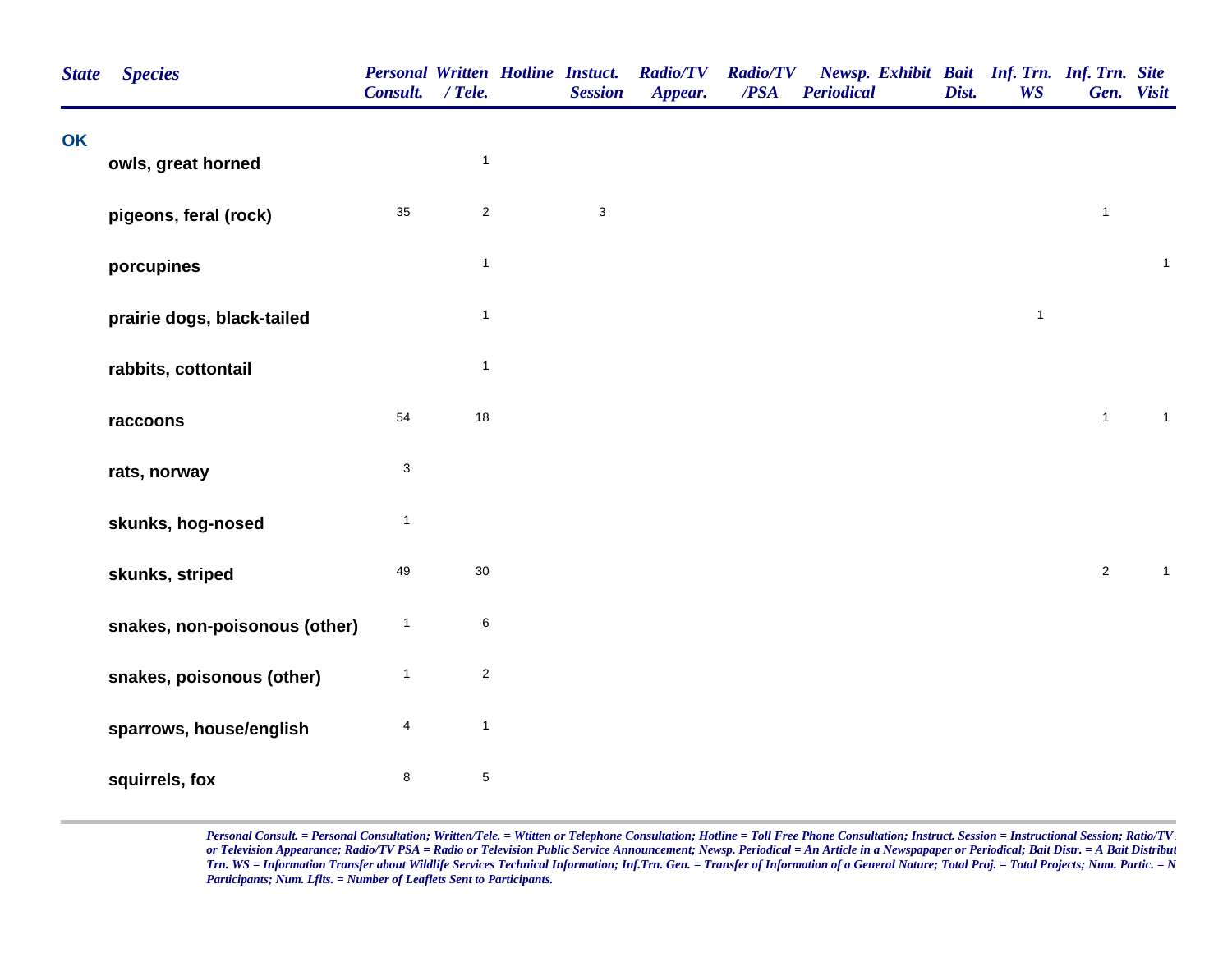| State | Species | Personal Consult. | Written / Tele. | Hotline | Instuct. Session | Radio/TV Appear. | Radio/TV /PSA | Newsp. Periodical | Exhibit | Bait Dist. | Inf. Trn. WS | Inf. Trn. Gen. | Site Visit |
|---|---|---|---|---|---|---|---|---|---|---|---|---|---|
| OK | | | | | | | | | | | | | |
| | owls, great horned | | 1 | | | | | | | | | | |
| | pigeons, feral (rock) | 35 | 2 | | 3 | | | | | | | 1 | |
| | porcupines | | 1 | | | | | | | | | | 1 |
| | prairie dogs, black-tailed | | 1 | | | | | | | | 1 | | |
| | rabbits, cottontail | | 1 | | | | | | | | | | |
| | raccoons | 54 | 18 | | | | | | | | | 1 | 1 |
| | rats, norway | 3 | | | | | | | | | | | |
| | skunks, hog-nosed | 1 | | | | | | | | | | | |
| | skunks, striped | 49 | 30 | | | | | | | | | 2 | 1 |
| | snakes, non-poisonous (other) | 1 | 6 | | | | | | | | | | |
| | snakes, poisonous (other) | 1 | 2 | | | | | | | | | | |
| | sparrows, house/english | 4 | 1 | | | | | | | | | | |
| | squirrels, fox | 8 | 5 | | | | | | | | | | |

*Personal Consult. = Personal Consultation; Written/Tele. = Wtitten or Telephone Consultation; Hotline = Toll Free Phone Consultation; Instruct. Session = Instructional Session; Ratio/TV or Television Appearance; Radio/TV PSA = Radio or Television Public Service Announcement; Newsp. Periodical = An Article in a Newspapaper or Periodical; Bait Distr. = A Bait Distribut Trn. WS = Information Transfer about Wildlife Services Technical Information; Inf.Trn. Gen. = Transfer of Information of a General Nature; Total Proj. = Total Projects; Num. Partic. = N Participants; Num. Lflts. = Number of Leaflets Sent to Participants.*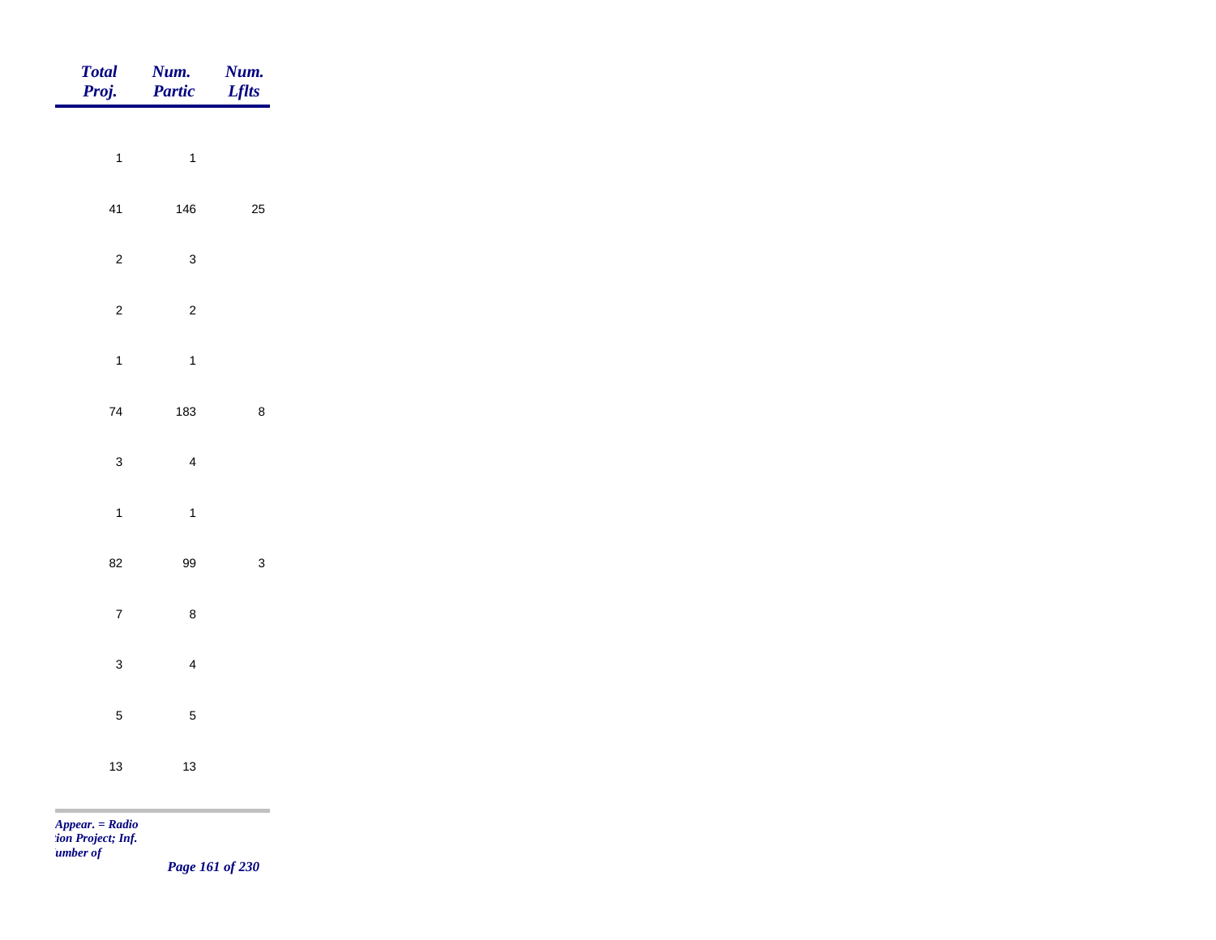| Total Proj. | Num. Partic | Num. Lflts |
|---|---|---|
| 1 | 1 | |
| 41 | 146 | 25 |
| 2 | 3 | |
| 2 | 2 | |
| 1 | 1 | |
| 74 | 183 | 8 |
| 3 | 4 | |
| 1 | 1 | |
| 82 | 99 | 3 |
| 7 | 8 | |
| 3 | 4 | |
| 5 | 5 | |
| 13 | 13 | |

*Appear. = Radio*
*tion Project; Inf.*
*umber of*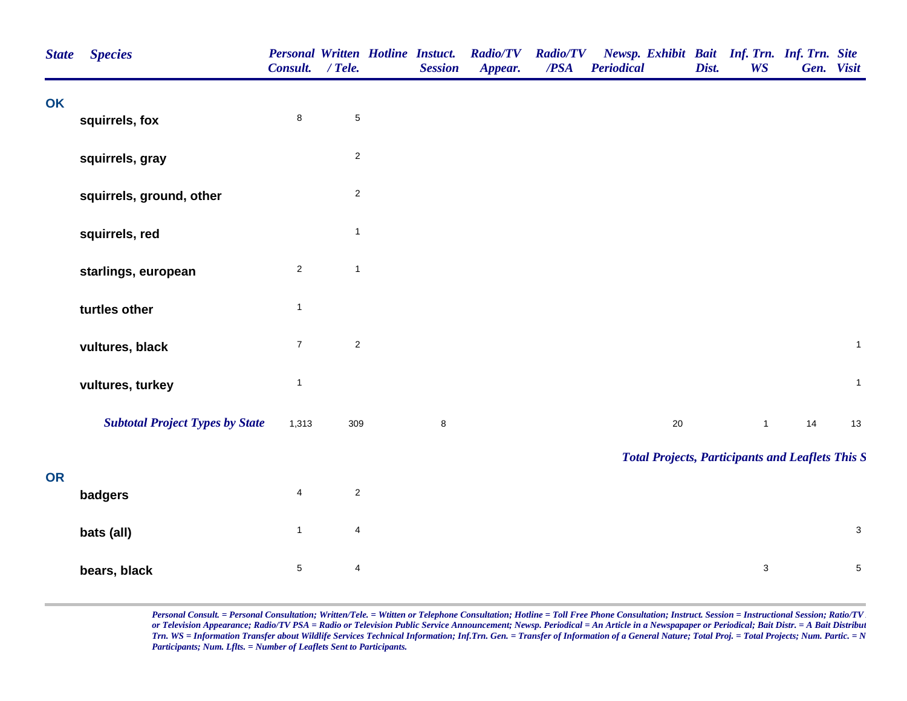| State | Species | Personal Consult. | Written / Tele. | Hotline | Instuct. Session | Radio/TV Appear. | Radio/TV /PSA | Newsp. Periodical | Exhibit | Bait Dist. | Inf. Trn. WS | Inf. Trn. Gen. | Site Visit |
|---|---|---|---|---|---|---|---|---|---|---|---|---|---|
| **OK** | | | | | | | | | | | | | |
| | squirrels, fox | 8 | 5 | | | | | | | | | | |
| | squirrels, gray | | 2 | | | | | | | | | | |
| | squirrels, ground, other | | 2 | | | | | | | | | | |
| | squirrels, red | | 1 | | | | | | | | | | |
| | starlings, european | 2 | 1 | | | | | | | | | | |
| | turtles other | 1 | | | | | | | | | | | |
| | vultures, black | 7 | 2 | | | | | | | | | | 1 |
| | vultures, turkey | 1 | | | | | | | | | | | 1 |
| | ***Subtotal Project Types by State*** | 1,313 | 309 | | 8 | | | | 20 | | 1 | 14 | 13 |

***Total Projects, Participants and Leaflets This S***

| State | Species | Personal Consult. | Written / Tele. | Hotline | Instuct. Session | Radio/TV Appear. | Radio/TV /PSA | Newsp. Periodical | Exhibit | Bait Dist. | Inf. Trn. WS | Inf. Trn. Gen. | Site Visit |
|---|---|---|---|---|---|---|---|---|---|---|---|---|---|
| **OR** | | | | | | | | | | | | | |
| | badgers | 4 | 2 | | | | | | | | | | |
| | bats (all) | 1 | 4 | | | | | | | | | | 3 |
| | bears, black | 5 | 4 | | | | | | | | 3 | | 5 |

*Personal Consult. = Personal Consultation; Written/Tele. = Wtitten or Telephone Consultation; Hotline = Toll Free Phone Consultation; Instruct. Session = Instructional Session; Ratio/TV or Television Appearance; Radio/TV PSA = Radio or Television Public Service Announcement; Newsp. Periodical = An Article in a Newspapaper or Periodical; Bait Distr. = A Bait Distribut Trn. WS = Information Transfer about Wildlife Services Technical Information; Inf.Trn. Gen. = Transfer of Information of a General Nature; Total Proj. = Total Projects; Num. Partic. = N Participants; Num. Lflts. = Number of Leaflets Sent to Participants.*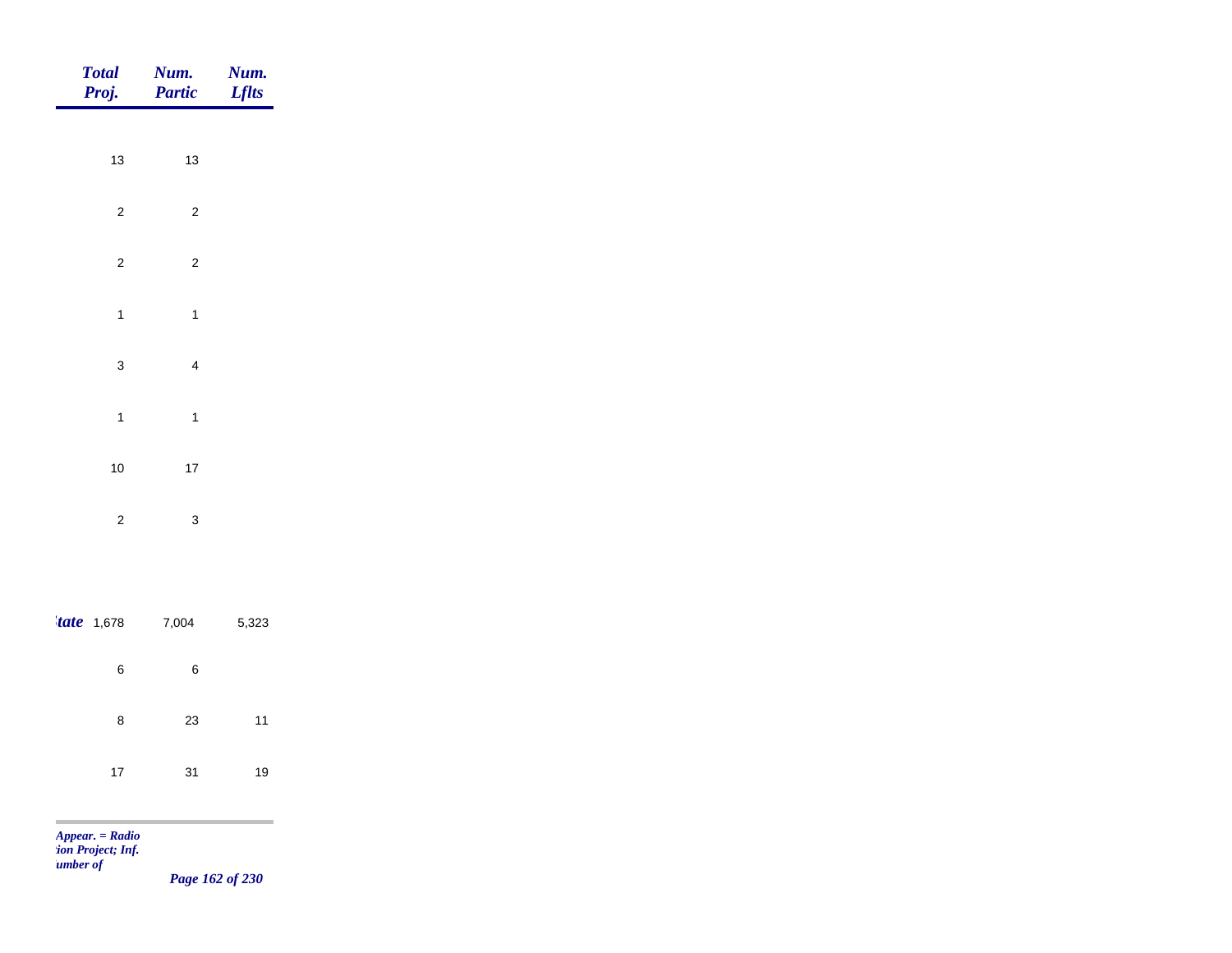| | Total Proj. | Num. Partic | Num. Lflts |
|---|---|---|---|
| | 13 | 13 | |
| | 2 | 2 | |
| | 2 | 2 | |
| | 1 | 1 | |
| | 3 | 4 | |
| | 1 | 1 | |
| | 10 | 17 | |
| | 2 | 3 | |
| *tate* | 1,678 | 7,004 | 5,323 |
| | 6 | 6 | |
| | 8 | 23 | 11 |
| | 17 | 31 | 19 |

*Appear. = Radio*
*tion Project; Inf.*
*umber of*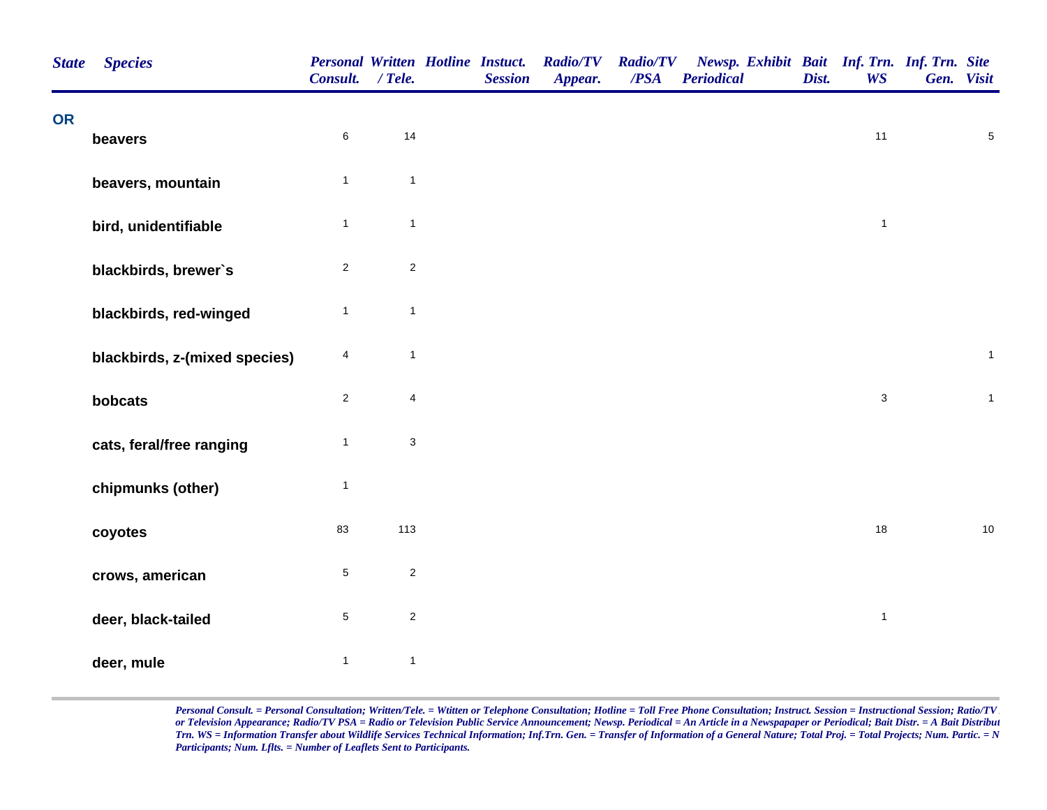| State | Species | Personal Consult. | Written / Tele. | Hotline | Instuct. Session | Radio/TV Appear. | Radio/TV /PSA | Newsp. Periodical | Exhibit | Bait Dist. | Inf. Trn. WS | Inf. Trn. Gen. | Site Visit |
|---|---|---|---|---|---|---|---|---|---|---|---|---|---|
| OR | | | | | | | | | | | | | |
| | beavers | 6 | 14 | | | | | | | | 11 | | 5 |
| | beavers, mountain | 1 | 1 | | | | | | | | | | |
| | bird, unidentifiable | 1 | 1 | | | | | | | | 1 | | |
| | blackbirds, brewer`s | 2 | 2 | | | | | | | | | | |
| | blackbirds, red-winged | 1 | 1 | | | | | | | | | | |
| | blackbirds, z-(mixed species) | 4 | 1 | | | | | | | | | | 1 |
| | bobcats | 2 | 4 | | | | | | | | 3 | | 1 |
| | cats, feral/free ranging | 1 | 3 | | | | | | | | | | |
| | chipmunks (other) | 1 | | | | | | | | | | | |
| | coyotes | 83 | 113 | | | | | | | | 18 | | 10 |
| | crows, american | 5 | 2 | | | | | | | | | | |
| | deer, black-tailed | 5 | 2 | | | | | | | | 1 | | |
| | deer, mule | 1 | 1 | | | | | | | | | | |

*Personal Consult. = Personal Consultation; Written/Tele. = Wtitten or Telephone Consultation; Hotline = Toll Free Phone Consultation; Instruct. Session = Instructional Session; Ratio/TV or Television Appearance; Radio/TV PSA = Radio or Television Public Service Announcement; Newsp. Periodical = An Article in a Newspapaper or Periodical; Bait Distr. = A Bait Distribut Trn. WS = Information Transfer about Wildlife Services Technical Information; Inf.Trn. Gen. = Transfer of Information of a General Nature; Total Proj. = Total Projects; Num. Partic. = N Participants; Num. Lflts. = Number of Leaflets Sent to Participants.*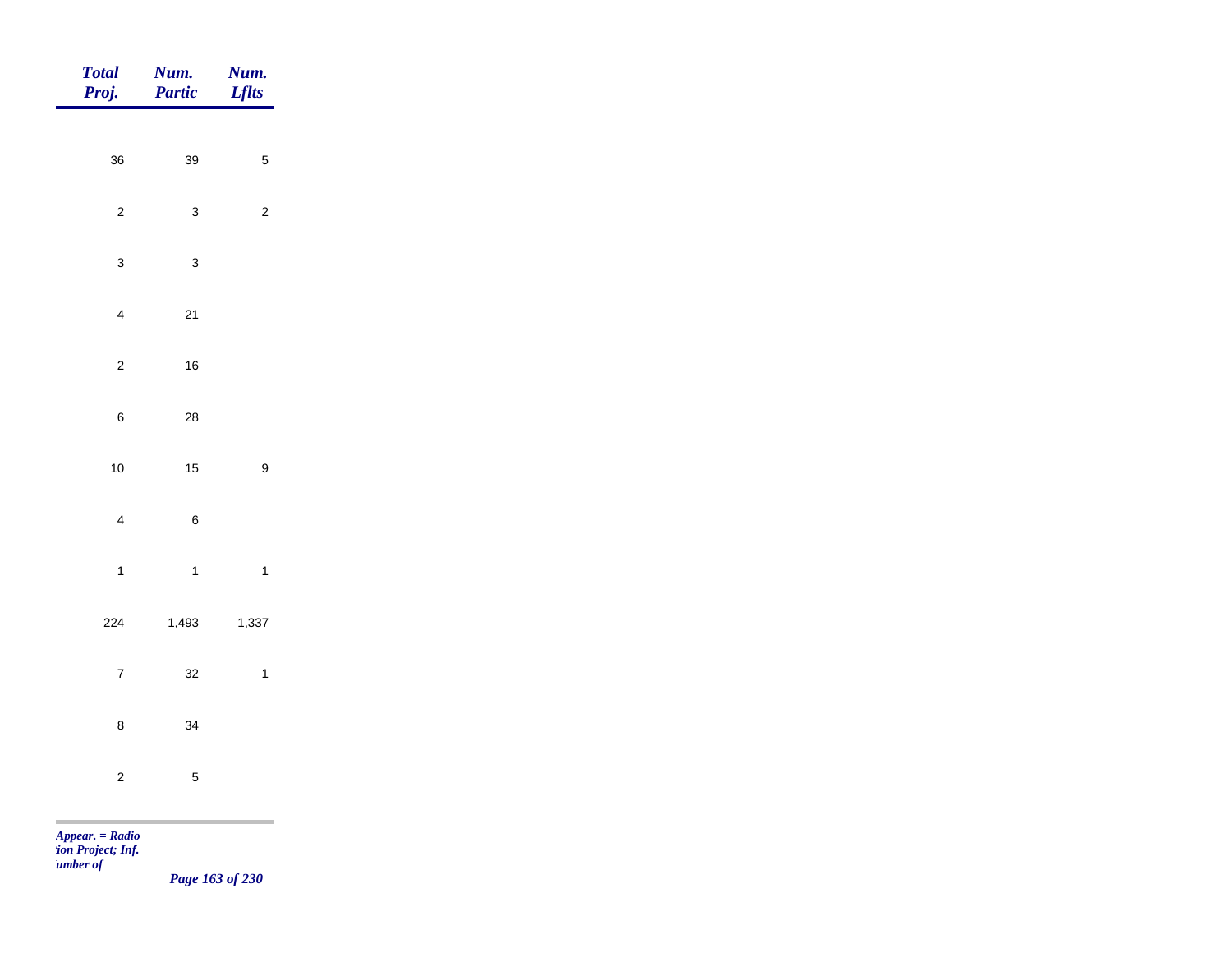| *Total Proj.* | *Num. Partic* | *Num. Lflts* |
|---|---|---|
| 36 | 39 | 5 |
| 2 | 3 | 2 |
| 3 | 3 | |
| 4 | 21 | |
| 2 | 16 | |
| 6 | 28 | |
| 10 | 15 | 9 |
| 4 | 6 | |
| 1 | 1 | 1 |
| 224 | 1,493 | 1,337 |
| 7 | 32 | 1 |
| 8 | 34 | |
| 2 | 5 | |

*Appear. = Radio*
*tion Project; Inf.*
*umber of*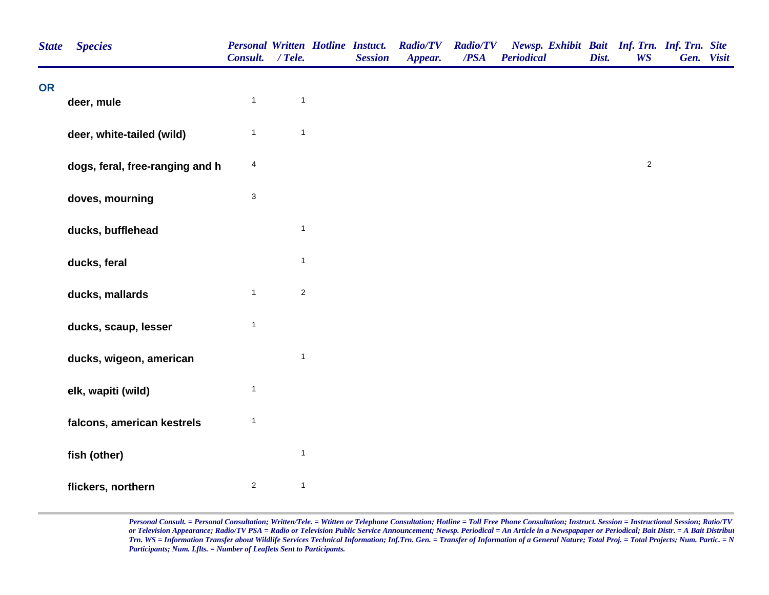| State | Species | Personal Consult. | Written / Tele. | Hotline | Instuct. Session | Radio/TV Appear. | Radio/TV /PSA | Newsp. Periodical | Exhibit | Bait Dist. | Inf. Trn. WS | Inf. Trn. Gen. | Site Visit |
|---|---|---|---|---|---|---|---|---|---|---|---|---|---|
| OR | | | | | | | | | | | | | |
| | deer, mule | 1 | 1 | | | | | | | | | | |
| | deer, white-tailed (wild) | 1 | 1 | | | | | | | | | | |
| | dogs, feral, free-ranging and h | 4 | | | | | | | | | 2 | | |
| | doves, mourning | 3 | | | | | | | | | | | |
| | ducks, bufflehead | | 1 | | | | | | | | | | |
| | ducks, feral | | 1 | | | | | | | | | | |
| | ducks, mallards | 1 | 2 | | | | | | | | | | |
| | ducks, scaup, lesser | 1 | | | | | | | | | | | |
| | ducks, wigeon, american | | 1 | | | | | | | | | | |
| | elk, wapiti (wild) | 1 | | | | | | | | | | | |
| | falcons, american kestrels | 1 | | | | | | | | | | | |
| | fish (other) | | 1 | | | | | | | | | | |
| | flickers, northern | 2 | 1 | | | | | | | | | | |

*Personal Consult. = Personal Consultation; Written/Tele. = Wtitten or Telephone Consultation; Hotline = Toll Free Phone Consultation; Instruct. Session = Instructional Session; Ratio/TV or Television Appearance; Radio/TV PSA = Radio or Television Public Service Announcement; Newsp. Periodical = An Article in a Newspapaper or Periodical; Bait Distr. = A Bait Distribut Trn. WS = Information Transfer about Wildlife Services Technical Information; Inf.Trn. Gen. = Transfer of Information of a General Nature; Total Proj. = Total Projects; Num. Partic. = N Participants; Num. Lflts. = Number of Leaflets Sent to Participants.*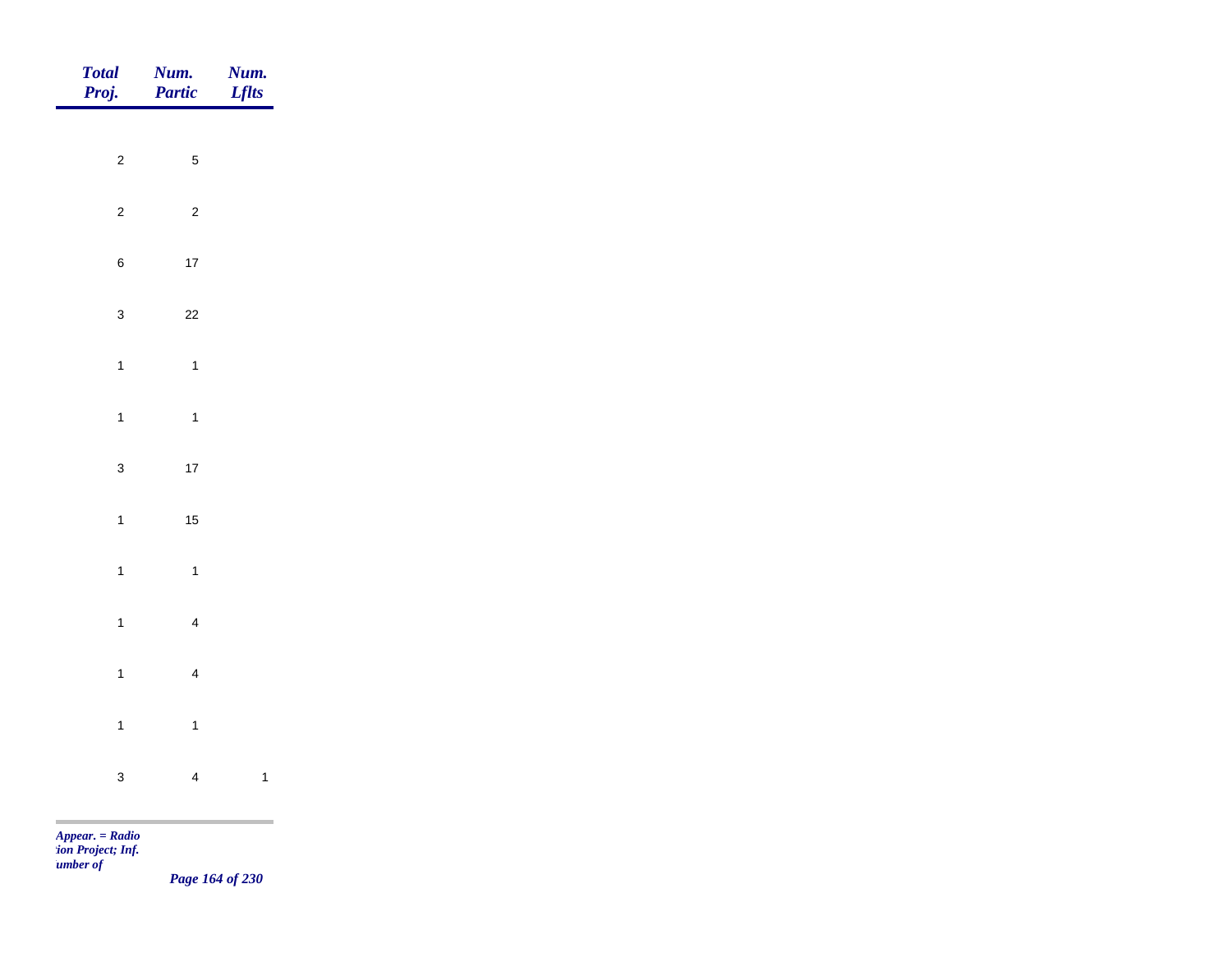| *Total Proj.* | *Num. Partic* | *Num. Lflts* |
|---|---|---|
| 2 | 5 | |
| 2 | 2 | |
| 6 | 17 | |
| 3 | 22 | |
| 1 | 1 | |
| 1 | 1 | |
| 3 | 17 | |
| 1 | 15 | |
| 1 | 1 | |
| 1 | 4 | |
| 1 | 4 | |
| 1 | 1 | |
| 3 | 4 | 1 |

*Appear. = Radio*
*tion Project; Inf.*
*umber of*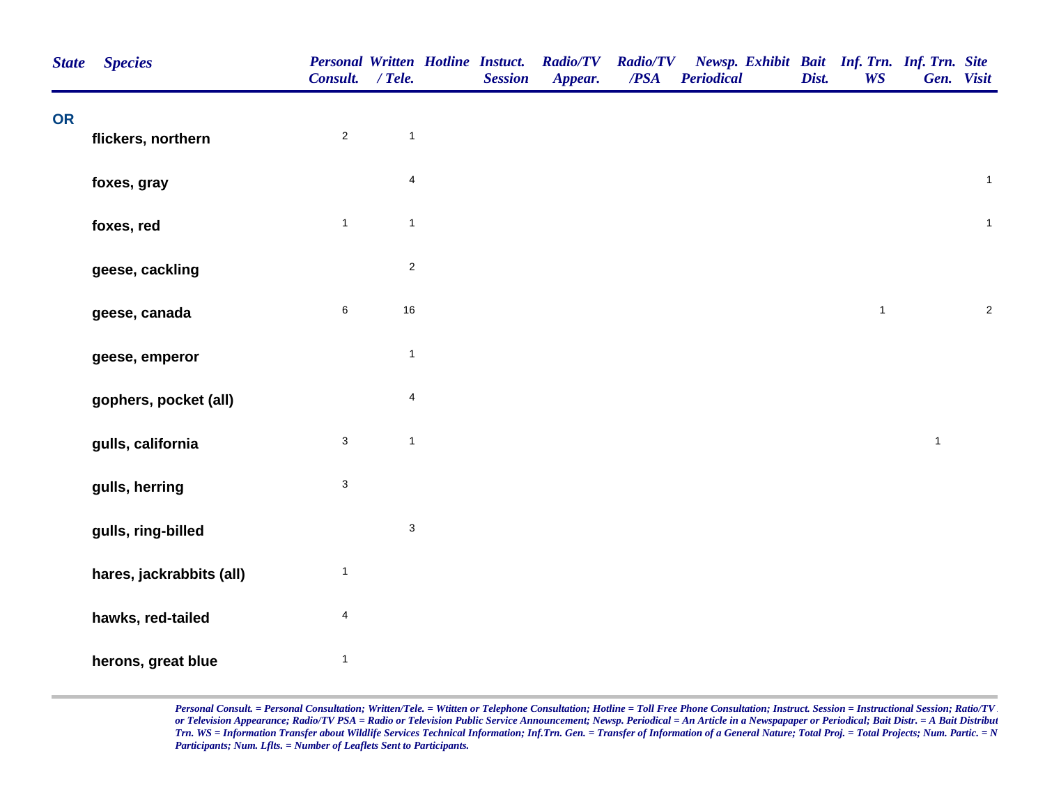| State | Species | Personal Consult. | Written / Tele. | Hotline | Instuct. Session | Radio/TV Appear. | Radio/TV /PSA | Newsp. Periodical | Exhibit | Bait Dist. | Inf. Trn. WS | Inf. Trn. Gen. | Site Visit |
|---|---|---|---|---|---|---|---|---|---|---|---|---|---|
| OR | | | | | | | | | | | | | |
| | flickers, northern | 2 | 1 | | | | | | | | | | |
| | foxes, gray | | 4 | | | | | | | | | | 1 |
| | foxes, red | 1 | 1 | | | | | | | | | | 1 |
| | geese, cackling | | 2 | | | | | | | | | | |
| | geese, canada | 6 | 16 | | | | | | | | 1 | | 2 |
| | geese, emperor | | 1 | | | | | | | | | | |
| | gophers, pocket (all) | | 4 | | | | | | | | | | |
| | gulls, california | 3 | 1 | | | | | | | | | 1 | |
| | gulls, herring | 3 | | | | | | | | | | | |
| | gulls, ring-billed | | 3 | | | | | | | | | | |
| | hares, jackrabbits (all) | 1 | | | | | | | | | | | |
| | hawks, red-tailed | 4 | | | | | | | | | | | |
| | herons, great blue | 1 | | | | | | | | | | | |

*Personal Consult. = Personal Consultation; Written/Tele. = Wtitten or Telephone Consultation; Hotline = Toll Free Phone Consultation; Instruct. Session = Instructional Session; Ratio/TV or Television Appearance; Radio/TV PSA = Radio or Television Public Service Announcement; Newsp. Periodical = An Article in a Newspapaper or Periodical; Bait Distr. = A Bait Distribut Trn. WS = Information Transfer about Wildlife Services Technical Information; Inf.Trn. Gen. = Transfer of Information of a General Nature; Total Proj. = Total Projects; Num. Partic. = N Participants; Num. Lflts. = Number of Leaflets Sent to Participants.*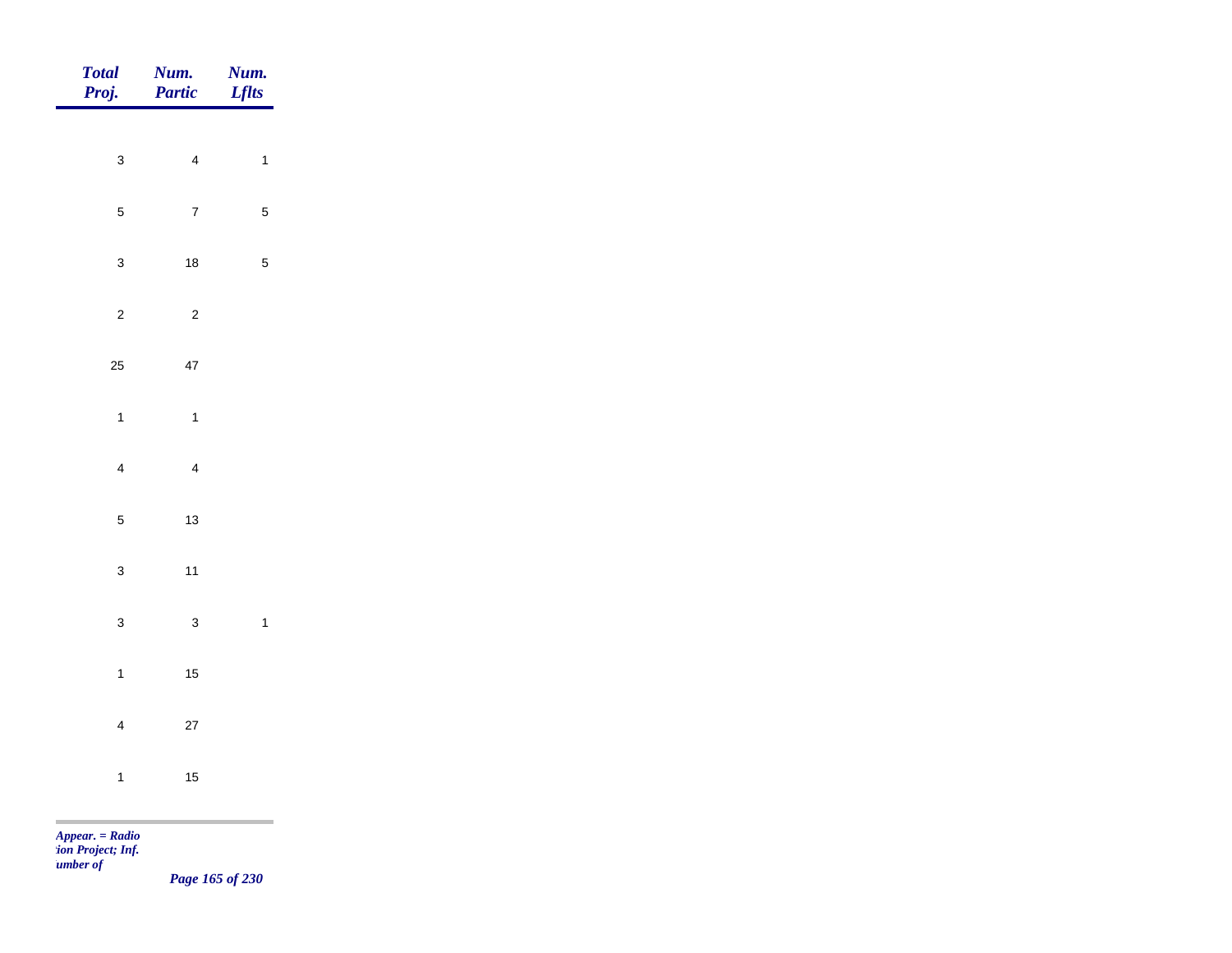| *Total Proj.* | *Num. Partic* | *Num. Lflts* |
|---|---|---|
| 3 | 4 | 1 |
| 5 | 7 | 5 |
| 3 | 18 | 5 |
| 2 | 2 | |
| 25 | 47 | |
| 1 | 1 | |
| 4 | 4 | |
| 5 | 13 | |
| 3 | 11 | |
| 3 | 3 | 1 |
| 1 | 15 | |
| 4 | 27 | |
| 1 | 15 | |

*Appear. = Radio*
*tion Project; Inf.*
*umber of*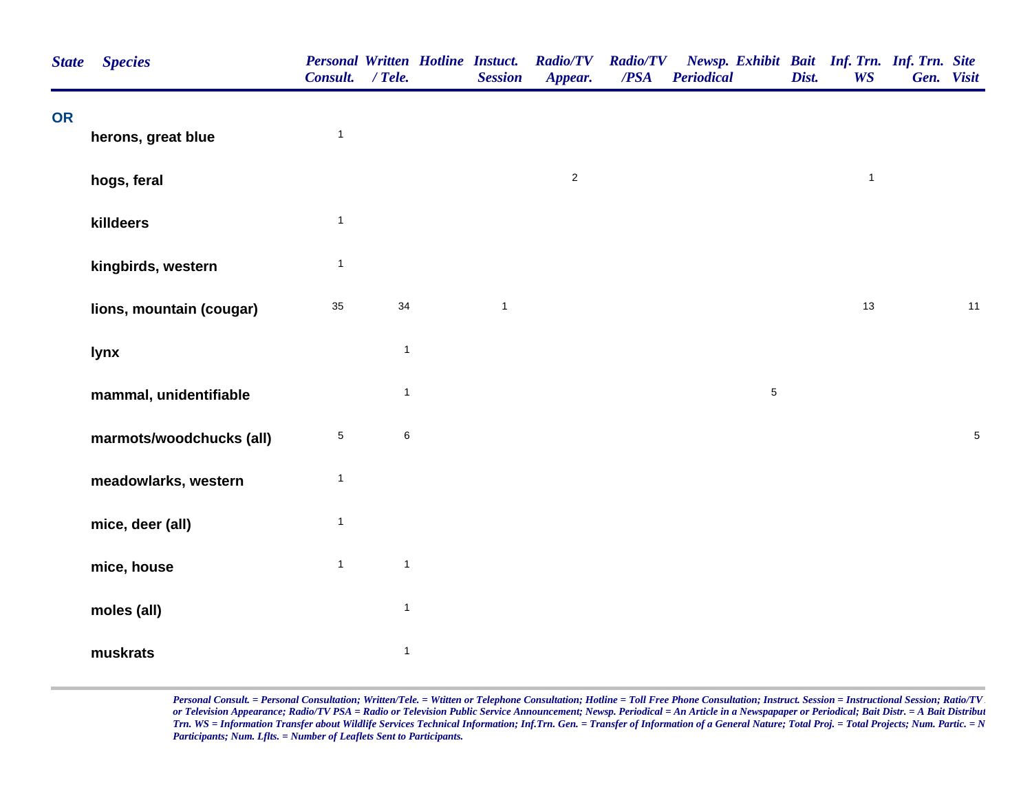| State | Species | Personal Consult. | Written / Tele. | Hotline | Instuct. Session | Radio/TV Appear. | Radio/TV /PSA | Newsp. Periodical | Exhibit | Bait Dist. | Inf. Trn. WS | Inf. Trn. Gen. | Site Visit |
|---|---|---|---|---|---|---|---|---|---|---|---|---|---|
| OR | | | | | | | | | | | | | |
| | herons, great blue | 1 | | | | | | | | | | | |
| | hogs, feral | | | | | 2 | | | | | 1 | | |
| | killdeers | 1 | | | | | | | | | | | |
| | kingbirds, western | 1 | | | | | | | | | | | |
| | lions, mountain (cougar) | 35 | 34 | | 1 | | | | | | 13 | | 11 |
| | lynx | | 1 | | | | | | | | | | |
| | mammal, unidentifiable | | 1 | | | | | | 5 | | | | |
| | marmots/woodchucks (all) | 5 | 6 | | | | | | | | | | 5 |
| | meadowlarks, western | 1 | | | | | | | | | | | |
| | mice, deer (all) | 1 | | | | | | | | | | | |
| | mice, house | 1 | 1 | | | | | | | | | | |
| | moles (all) | | 1 | | | | | | | | | | |
| | muskrats | | 1 | | | | | | | | | | |

*Personal Consult. = Personal Consultation; Written/Tele. = Wtitten or Telephone Consultation; Hotline = Toll Free Phone Consultation; Instruct. Session = Instructional Session; Ratio/TV or Television Appearance; Radio/TV PSA = Radio or Television Public Service Announcement; Newsp. Periodical = An Article in a Newspapaper or Periodical; Bait Distr. = A Bait Distribut Trn. WS = Information Transfer about Wildlife Services Technical Information; Inf.Trn. Gen. = Transfer of Information of a General Nature; Total Proj. = Total Projects; Num. Partic. = N Participants; Num. Lflts. = Number of Leaflets Sent to Participants.*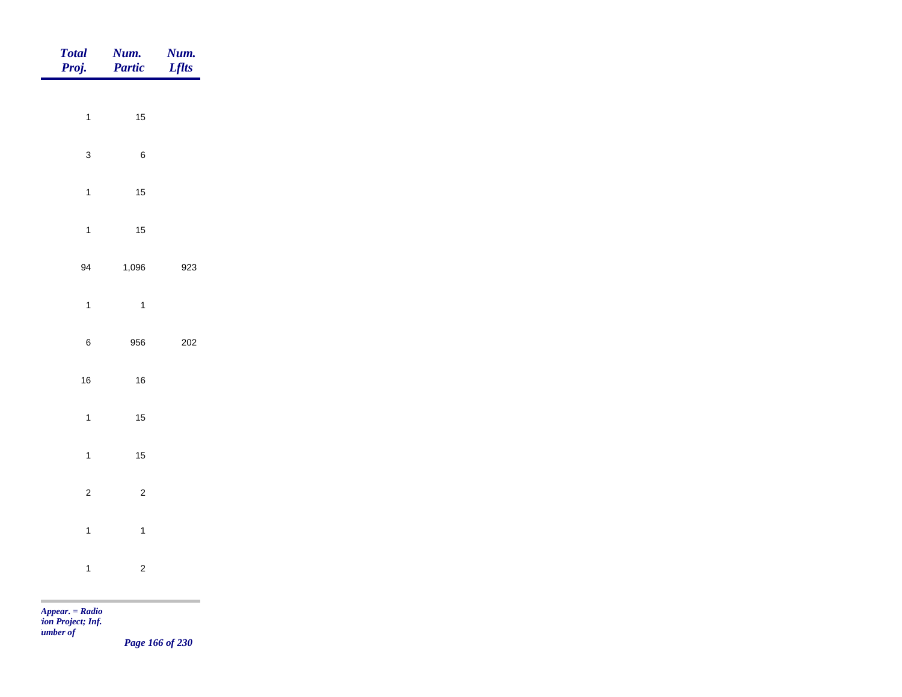| *Total Proj.* | *Num. Partic* | *Num. Lflts* |
|---|---|---|
| 1 | 15 | |
| 3 | 6 | |
| 1 | 15 | |
| 1 | 15 | |
| 94 | 1,096 | 923 |
| 1 | 1 | |
| 6 | 956 | 202 |
| 16 | 16 | |
| 1 | 15 | |
| 1 | 15 | |
| 2 | 2 | |
| 1 | 1 | |
| 1 | 2 | |

*Appear. = Radio*
*tion Project; Inf.*
*umber of*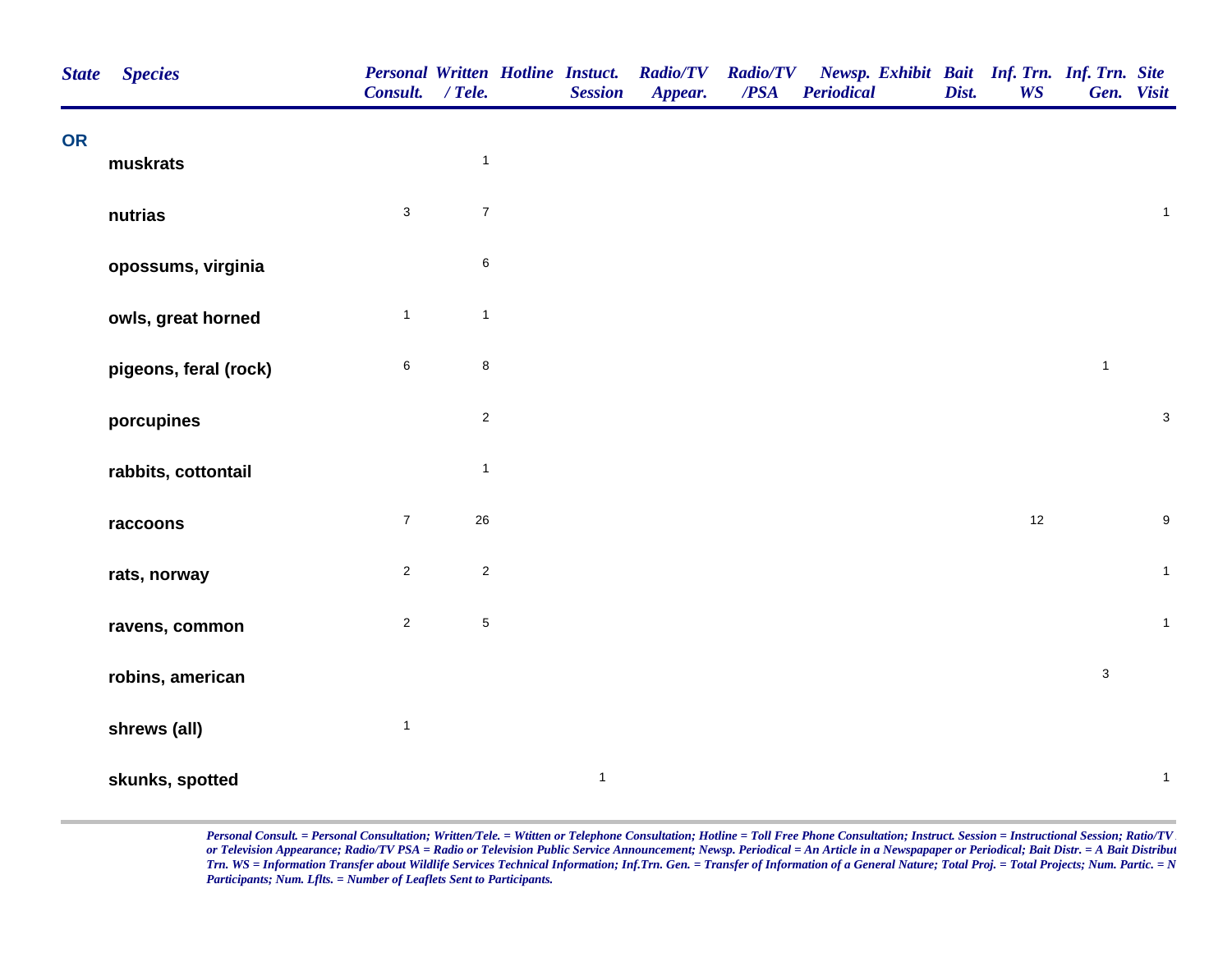| State | Species | Personal Consult. | Written / Tele. | Hotline | Instuct. Session | Radio/TV Appear. | Radio/TV /PSA | Newsp. Periodical | Exhibit | Bait Dist. | Inf. Trn. WS | Inf. Trn. Gen. | Site Visit |
|---|---|---|---|---|---|---|---|---|---|---|---|---|---|
| OR | | | | | | | | | | | | | |
| | muskrats | | 1 | | | | | | | | | | |
| | nutrias | 3 | 7 | | | | | | | | | | 1 |
| | opossums, virginia | | 6 | | | | | | | | | | |
| | owls, great horned | 1 | 1 | | | | | | | | | | |
| | pigeons, feral (rock) | 6 | 8 | | | | | | | | | 1 | |
| | porcupines | | 2 | | | | | | | | | | 3 |
| | rabbits, cottontail | | 1 | | | | | | | | | | |
| | raccoons | 7 | 26 | | | | | | | | 12 | | 9 |
| | rats, norway | 2 | 2 | | | | | | | | | | 1 |
| | ravens, common | 2 | 5 | | | | | | | | | | 1 |
| | robins, american | | | | | | | | | | | 3 | |
| | shrews (all) | 1 | | | | | | | | | | | |
| | skunks, spotted | | | | 1 | | | | | | | | 1 |

*Personal Consult. = Personal Consultation; Written/Tele. = Wtitten or Telephone Consultation; Hotline = Toll Free Phone Consultation; Instruct. Session = Instructional Session; Ratio/TV or Television Appearance; Radio/TV PSA = Radio or Television Public Service Announcement; Newsp. Periodical = An Article in a Newspapaper or Periodical; Bait Distr. = A Bait Distribut Trn. WS = Information Transfer about Wildlife Services Technical Information; Inf.Trn. Gen. = Transfer of Information of a General Nature; Total Proj. = Total Projects; Num. Partic. = N Participants; Num. Lflts. = Number of Leaflets Sent to Participants.*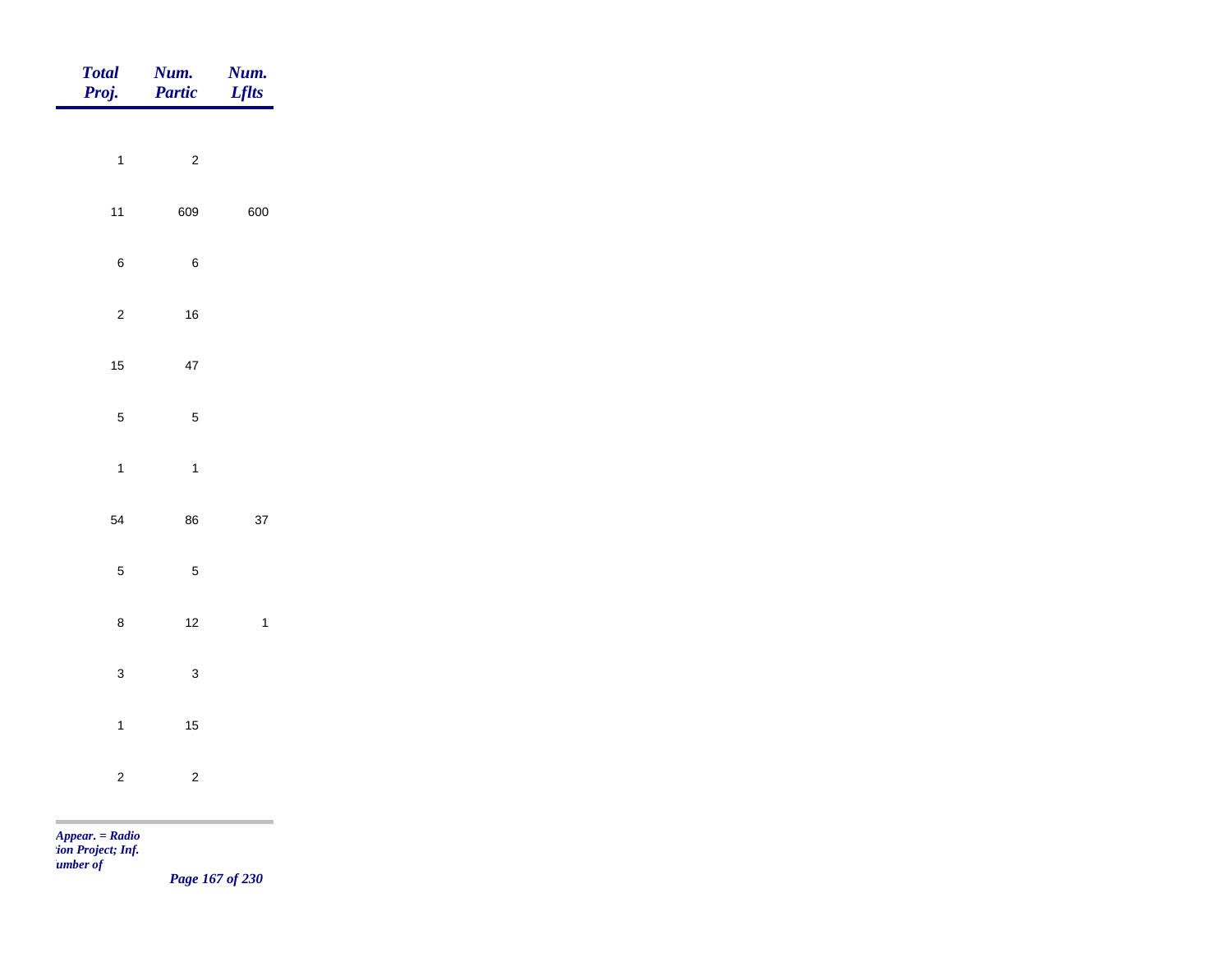| Total Proj. | Num. Partic | Num. Lflts |
|---|---|---|
| 1 | 2 | |
| 11 | 609 | 600 |
| 6 | 6 | |
| 2 | 16 | |
| 15 | 47 | |
| 5 | 5 | |
| 1 | 1 | |
| 54 | 86 | 37 |
| 5 | 5 | |
| 8 | 12 | 1 |
| 3 | 3 | |
| 1 | 15 | |
| 2 | 2 | |

*Appear. = Radio*
*tion Project; Inf.*
*umber of*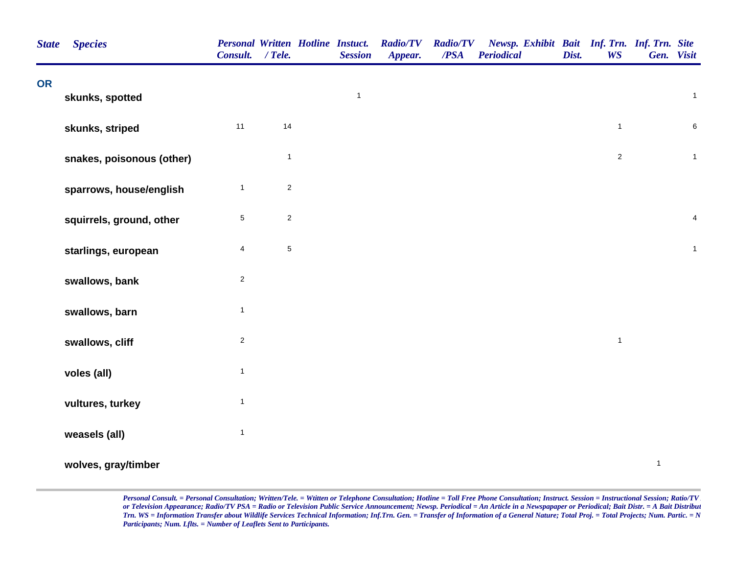| State | Species | Personal Consult. | Written / Tele. | Hotline | Instuct. Session | Radio/TV Appear. | Radio/TV /PSA | Newsp. Periodical | Exhibit | Bait Dist. | Inf. Trn. WS | Inf. Trn. Gen. | Site Visit |
|---|---|---|---|---|---|---|---|---|---|---|---|---|---|
| OR | | | | | | | | | | | | | |
| | skunks, spotted | | | | 1 | | | | | | | | 1 |
| | skunks, striped | 11 | 14 | | | | | | | | 1 | | 6 |
| | snakes, poisonous (other) | | 1 | | | | | | | | 2 | | 1 |
| | sparrows, house/english | 1 | 2 | | | | | | | | | | |
| | squirrels, ground, other | 5 | 2 | | | | | | | | | | 4 |
| | starlings, european | 4 | 5 | | | | | | | | | | 1 |
| | swallows, bank | 2 | | | | | | | | | | | |
| | swallows, barn | 1 | | | | | | | | | | | |
| | swallows, cliff | 2 | | | | | | | | | 1 | | |
| | voles (all) | 1 | | | | | | | | | | | |
| | vultures, turkey | 1 | | | | | | | | | | | |
| | weasels (all) | 1 | | | | | | | | | | | |
| | wolves, gray/timber | | | | | | | | | | | 1 | |

*Personal Consult. = Personal Consultation; Written/Tele. = Wtitten or Telephone Consultation; Hotline = Toll Free Phone Consultation; Instruct. Session = Instructional Session; Ratio/TV or Television Appearance; Radio/TV PSA = Radio or Television Public Service Announcement; Newsp. Periodical = An Article in a Newspapaper or Periodical; Bait Distr. = A Bait Distribut Trn. WS = Information Transfer about Wildlife Services Technical Information; Inf.Trn. Gen. = Transfer of Information of a General Nature; Total Proj. = Total Projects; Num. Partic. = N Participants; Num. Lflts. = Number of Leaflets Sent to Participants.*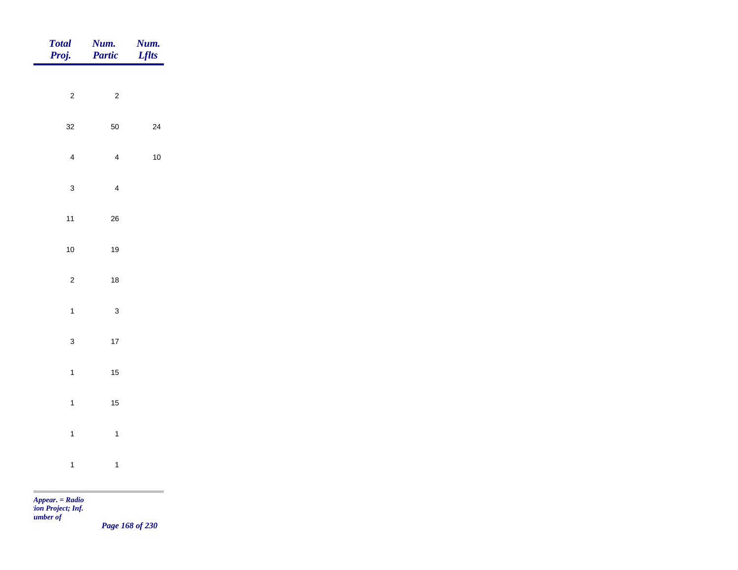| Total Proj. | Num. Partic | Num. Lflts |
|---|---|---|
| 2 | 2 | |
| 32 | 50 | 24 |
| 4 | 4 | 10 |
| 3 | 4 | |
| 11 | 26 | |
| 10 | 19 | |
| 2 | 18 | |
| 1 | 3 | |
| 3 | 17 | |
| 1 | 15 | |
| 1 | 15 | |
| 1 | 1 | |
| 1 | 1 | |

*Appear. = Radio*
*tion Project; Inf.*
*umber of*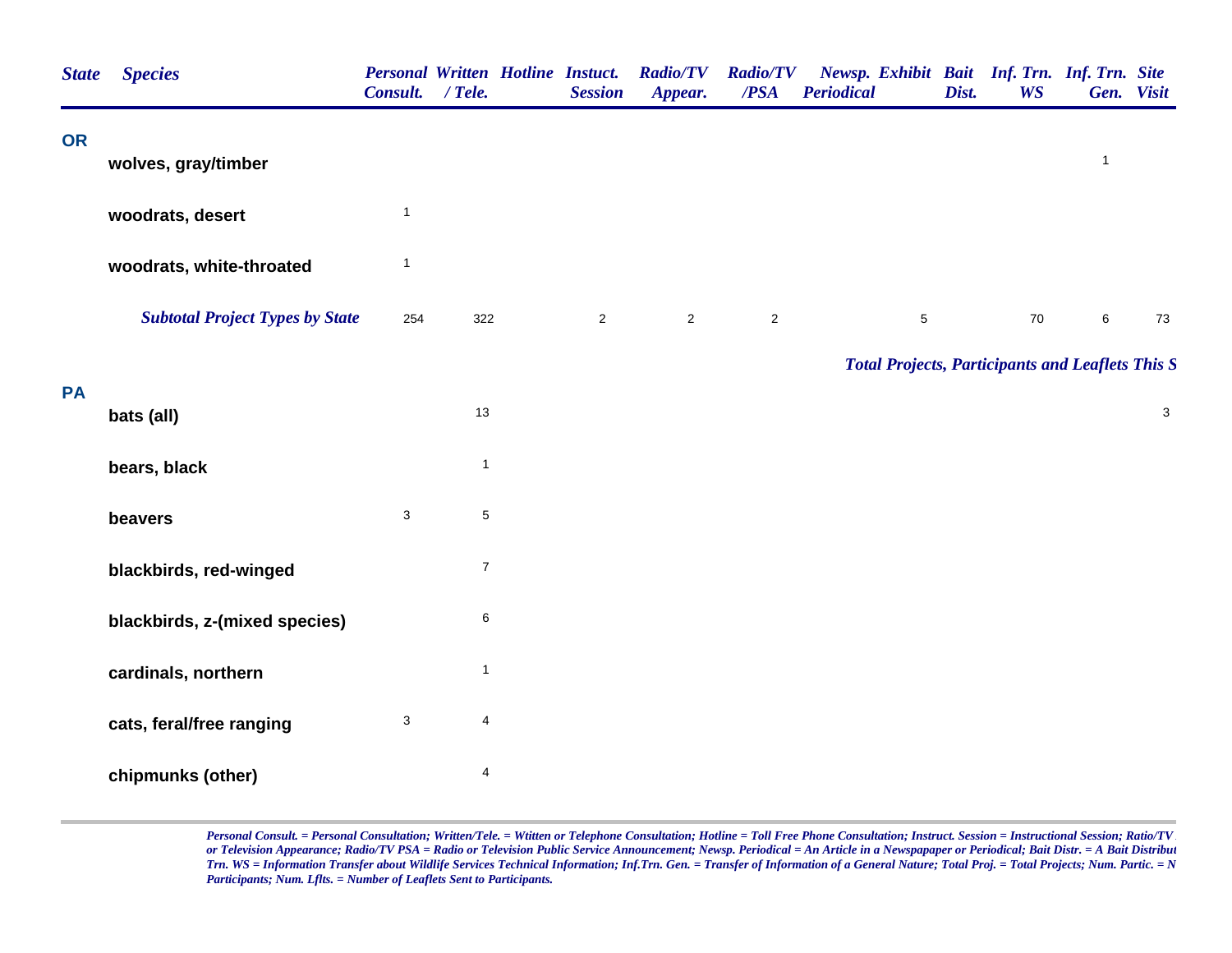| State | Species | Personal Consult. | Written / Tele. | Hotline | Instuct. Session | Radio/TV Appear. | Radio/TV /PSA | Newsp. Periodical | Exhibit | Bait Dist. | Inf. Trn. WS | Inf. Trn. Gen. | Site Visit |
|---|---|---|---|---|---|---|---|---|---|---|---|---|---|
| **OR** | | | | | | | | | | | | | |
| | **wolves, gray/timber** | | | | | | | | | | | 1 | |
| | **woodrats, desert** | 1 | | | | | | | | | | | |
| | **woodrats, white-throated** | 1 | | | | | | | | | | | |
| | ***Subtotal Project Types by State*** | 254 | 322 | | 2 | 2 | 2 | | 5 | | 70 | 6 | 73 |

***Total Projects, Participants and Leaflets This S***

| State | Species | Personal Consult. | Written / Tele. | Hotline | Instuct. Session | Radio/TV Appear. | Radio/TV /PSA | Newsp. Periodical | Exhibit | Bait Dist. | Inf. Trn. WS | Inf. Trn. Gen. | Site Visit |
|---|---|---|---|---|---|---|---|---|---|---|---|---|---|
| **PA** | | | | | | | | | | | | | |
| | **bats (all)** | | 13 | | | | | | | | | | 3 |
| | **bears, black** | | 1 | | | | | | | | | | |
| | **beavers** | 3 | 5 | | | | | | | | | | |
| | **blackbirds, red-winged** | | 7 | | | | | | | | | | |
| | **blackbirds, z-(mixed species)** | | 6 | | | | | | | | | | |
| | **cardinals, northern** | | 1 | | | | | | | | | | |
| | **cats, feral/free ranging** | 3 | 4 | | | | | | | | | | |
| | **chipmunks (other)** | | 4 | | | | | | | | | | |

*Personal Consult. = Personal Consultation; Written/Tele. = Wtitten or Telephone Consultation; Hotline = Toll Free Phone Consultation; Instruct. Session = Instructional Session; Ratio/TV or Television Appearance; Radio/TV PSA = Radio or Television Public Service Announcement; Newsp. Periodical = An Article in a Newspapaper or Periodical; Bait Distr. = A Bait Distribut Trn. WS = Information Transfer about Wildlife Services Technical Information; Inf.Trn. Gen. = Transfer of Information of a General Nature; Total Proj. = Total Projects; Num. Partic. = N Participants; Num. Lflts. = Number of Leaflets Sent to Participants.*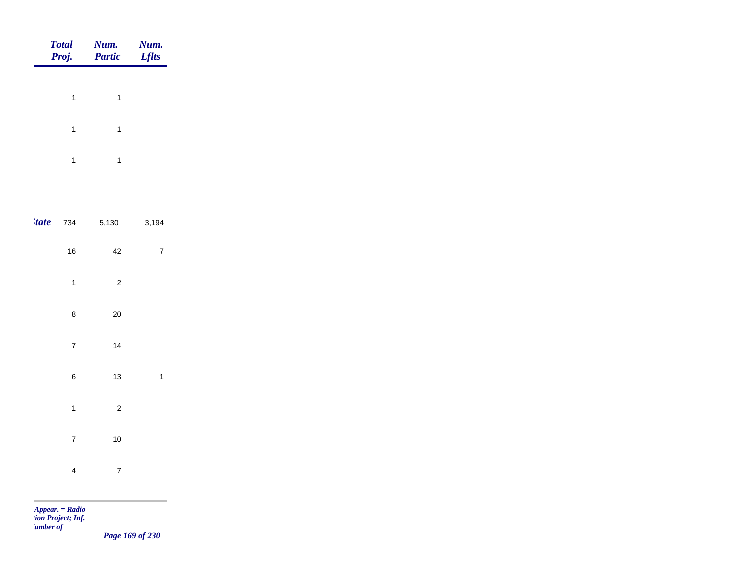| | Total Proj. | Num. Partic | Num. Lflts |
|---|---|---|---|
| | 1 | 1 | |
| | 1 | 1 | |
| | 1 | 1 | |
| *tate* | 734 | 5,130 | 3,194 |
| | 16 | 42 | 7 |
| | 1 | 2 | |
| | 8 | 20 | |
| | 7 | 14 | |
| | 6 | 13 | 1 |
| | 1 | 2 | |
| | 7 | 10 | |
| | 4 | 7 | |

*Appear. = Radio*
*tion Project; Inf.*
*umber of*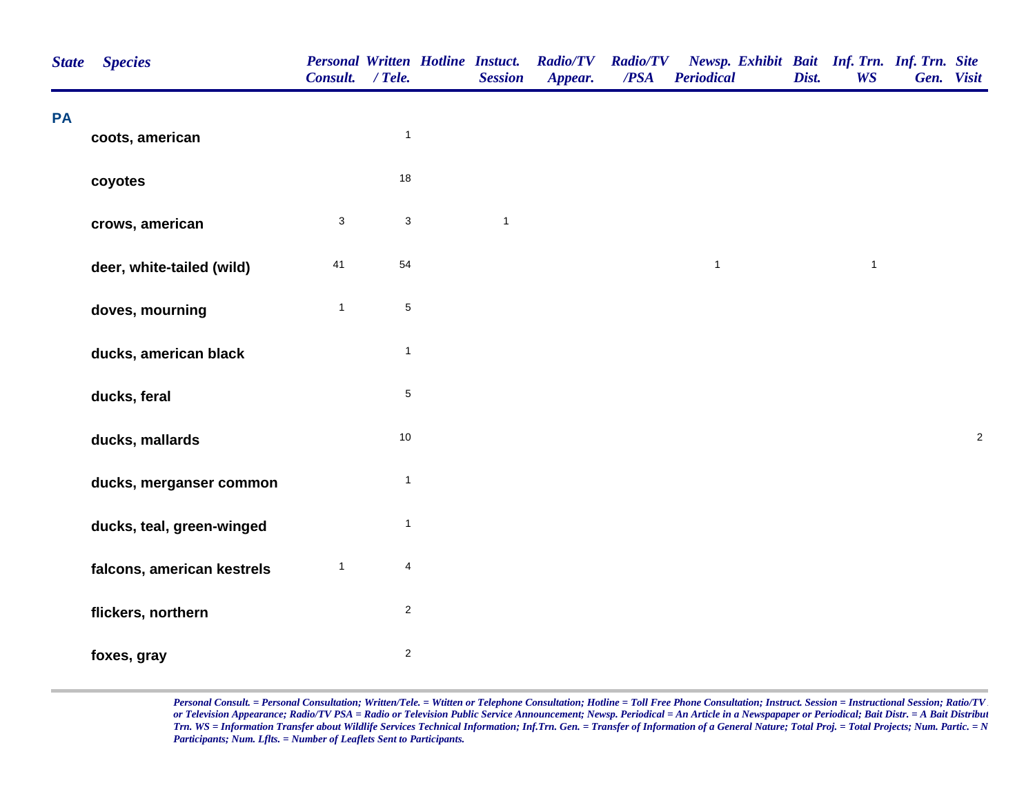| State | Species | Personal Consult. | Written / Tele. | Hotline | Instuct. Session | Radio/TV Appear. | Radio/TV /PSA | Newsp. Periodical | Exhibit | Bait Dist. | Inf. Trn. WS | Inf. Trn. Gen. | Site Visit |
|---|---|---|---|---|---|---|---|---|---|---|---|---|---|
| **PA** | | | | | | | | | | | | | |
| | **coots, american** | | 1 | | | | | | | | | | |
| | **coyotes** | | 18 | | | | | | | | | | |
| | **crows, american** | 3 | 3 | | 1 | | | | | | | | |
| | **deer, white-tailed (wild)** | 41 | 54 | | | | | 1 | | | 1 | | |
| | **doves, mourning** | 1 | 5 | | | | | | | | | | |
| | **ducks, american black** | | 1 | | | | | | | | | | |
| | **ducks, feral** | | 5 | | | | | | | | | | |
| | **ducks, mallards** | | 10 | | | | | | | | | | 2 |
| | **ducks, merganser common** | | 1 | | | | | | | | | | |
| | **ducks, teal, green-winged** | | 1 | | | | | | | | | | |
| | **falcons, american kestrels** | 1 | 4 | | | | | | | | | | |
| | **flickers, northern** | | 2 | | | | | | | | | | |
| | **foxes, gray** | | 2 | | | | | | | | | | |

*Personal Consult. = Personal Consultation; Written/Tele. = Wtitten or Telephone Consultation; Hotline = Toll Free Phone Consultation; Instruct. Session = Instructional Session; Ratio/TV or Television Appearance; Radio/TV PSA = Radio or Television Public Service Announcement; Newsp. Periodical = An Article in a Newspapaper or Periodical; Bait Distr. = A Bait Distribut Trn. WS = Information Transfer about Wildlife Services Technical Information; Inf.Trn. Gen. = Transfer of Information of a General Nature; Total Proj. = Total Projects; Num. Partic. = N Participants; Num. Lflts. = Number of Leaflets Sent to Participants.*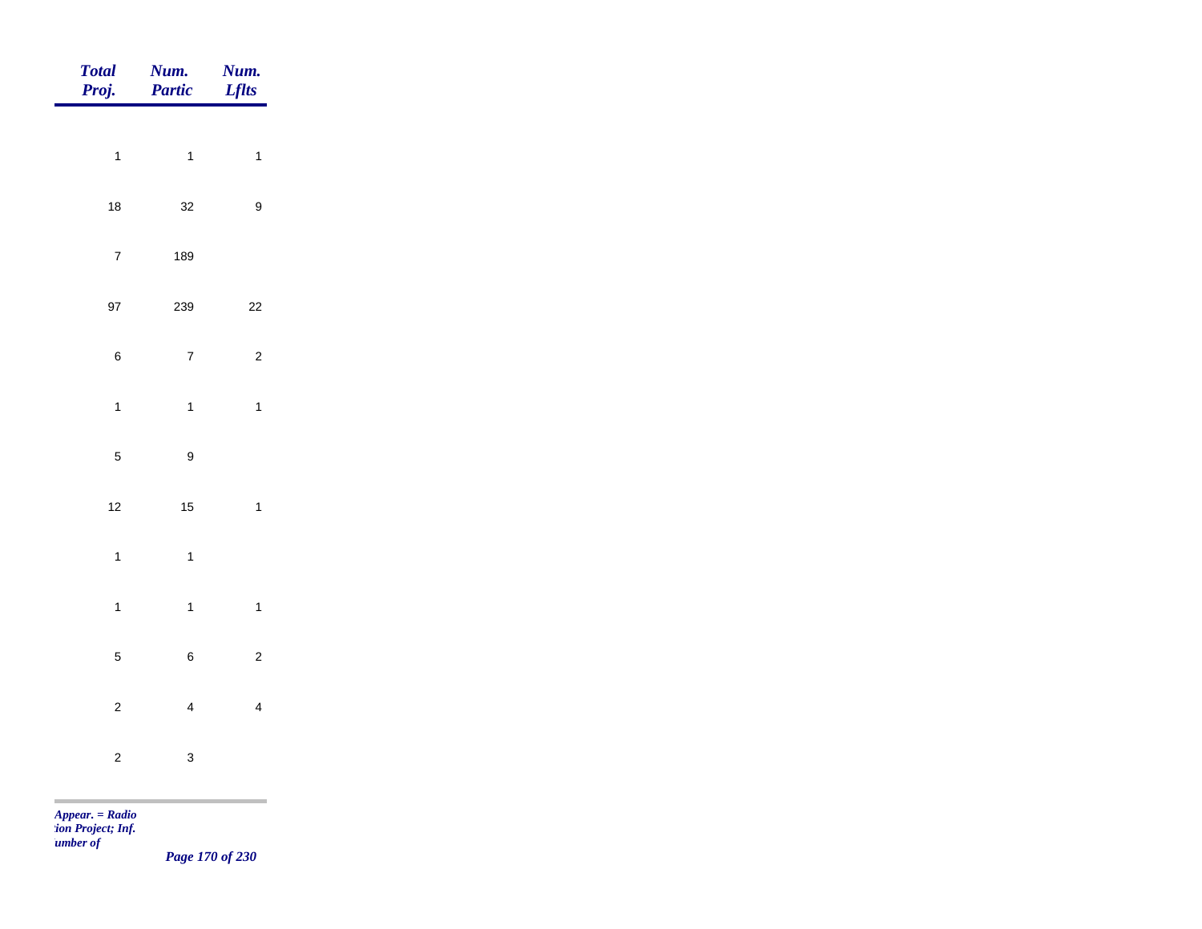| Total Proj. | Num. Partic | Num. Lflts |
|---|---|---|
| 1 | 1 | 1 |
| 18 | 32 | 9 |
| 7 | 189 | |
| 97 | 239 | 22 |
| 6 | 7 | 2 |
| 1 | 1 | 1 |
| 5 | 9 | |
| 12 | 15 | 1 |
| 1 | 1 | |
| 1 | 1 | 1 |
| 5 | 6 | 2 |
| 2 | 4 | 4 |
| 2 | 3 | |

*Appear. = Radio*
*:ion Project; Inf.*
*umber of*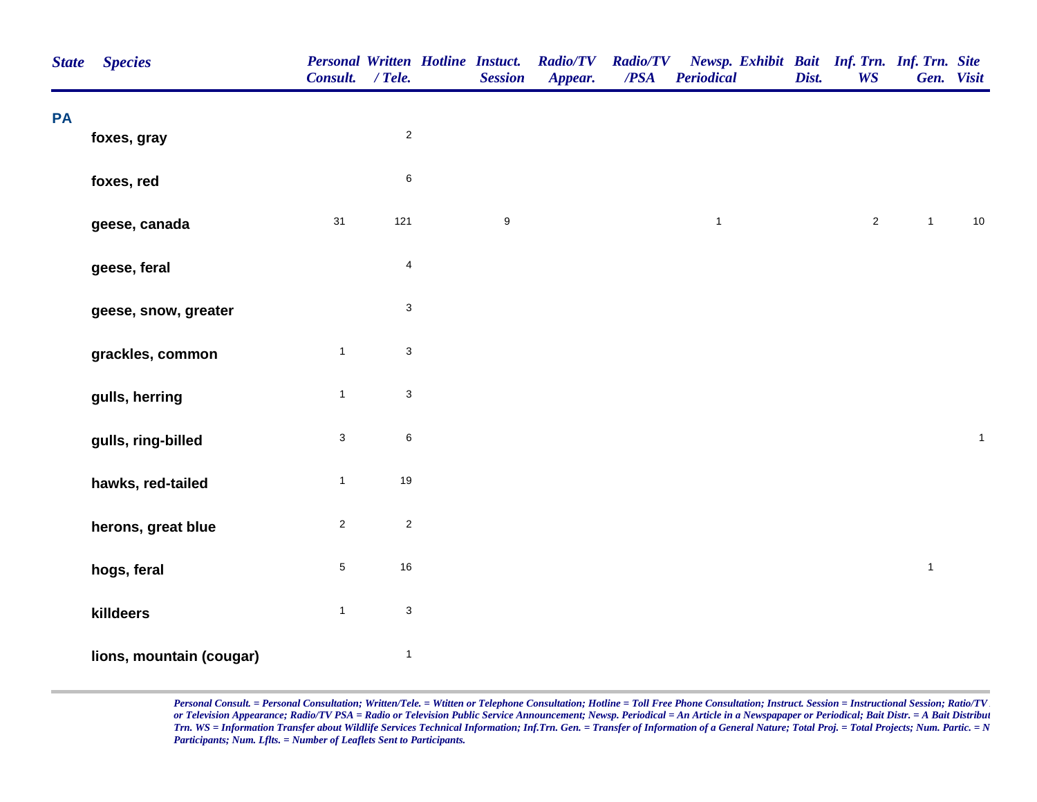| State | Species | Personal Consult. | Written / Tele. | Hotline | Instuct. Session | Radio/TV Appear. | Radio/TV /PSA | Newsp. Periodical | Exhibit | Bait Dist. | Inf. Trn. WS | Inf. Trn. Gen. | Site Visit |
|---|---|---|---|---|---|---|---|---|---|---|---|---|---|
| **PA** | | | | | | | | | | | | | |
| | **foxes, gray** | | 2 | | | | | | | | | | |
| | **foxes, red** | | 6 | | | | | | | | | | |
| | **geese, canada** | 31 | 121 | | 9 | | | 1 | | | 2 | 1 | 10 |
| | **geese, feral** | | 4 | | | | | | | | | | |
| | **geese, snow, greater** | | 3 | | | | | | | | | | |
| | **grackles, common** | 1 | 3 | | | | | | | | | | |
| | **gulls, herring** | 1 | 3 | | | | | | | | | | |
| | **gulls, ring-billed** | 3 | 6 | | | | | | | | | | 1 |
| | **hawks, red-tailed** | 1 | 19 | | | | | | | | | | |
| | **herons, great blue** | 2 | 2 | | | | | | | | | | |
| | **hogs, feral** | 5 | 16 | | | | | | | | | 1 | |
| | **killdeers** | 1 | 3 | | | | | | | | | | |
| | **lions, mountain (cougar)** | | 1 | | | | | | | | | | |

*Personal Consult. = Personal Consultation; Written/Tele. = Wtitten or Telephone Consultation; Hotline = Toll Free Phone Consultation; Instruct. Session = Instructional Session; Ratio/TV or Television Appearance; Radio/TV PSA = Radio or Television Public Service Announcement; Newsp. Periodical = An Article in a Newspapaper or Periodical; Bait Distr. = A Bait Distribut Trn. WS = Information Transfer about Wildlife Services Technical Information; Inf.Trn. Gen. = Transfer of Information of a General Nature; Total Proj. = Total Projects; Num. Partic. = N Participants; Num. Lflts. = Number of Leaflets Sent to Participants.*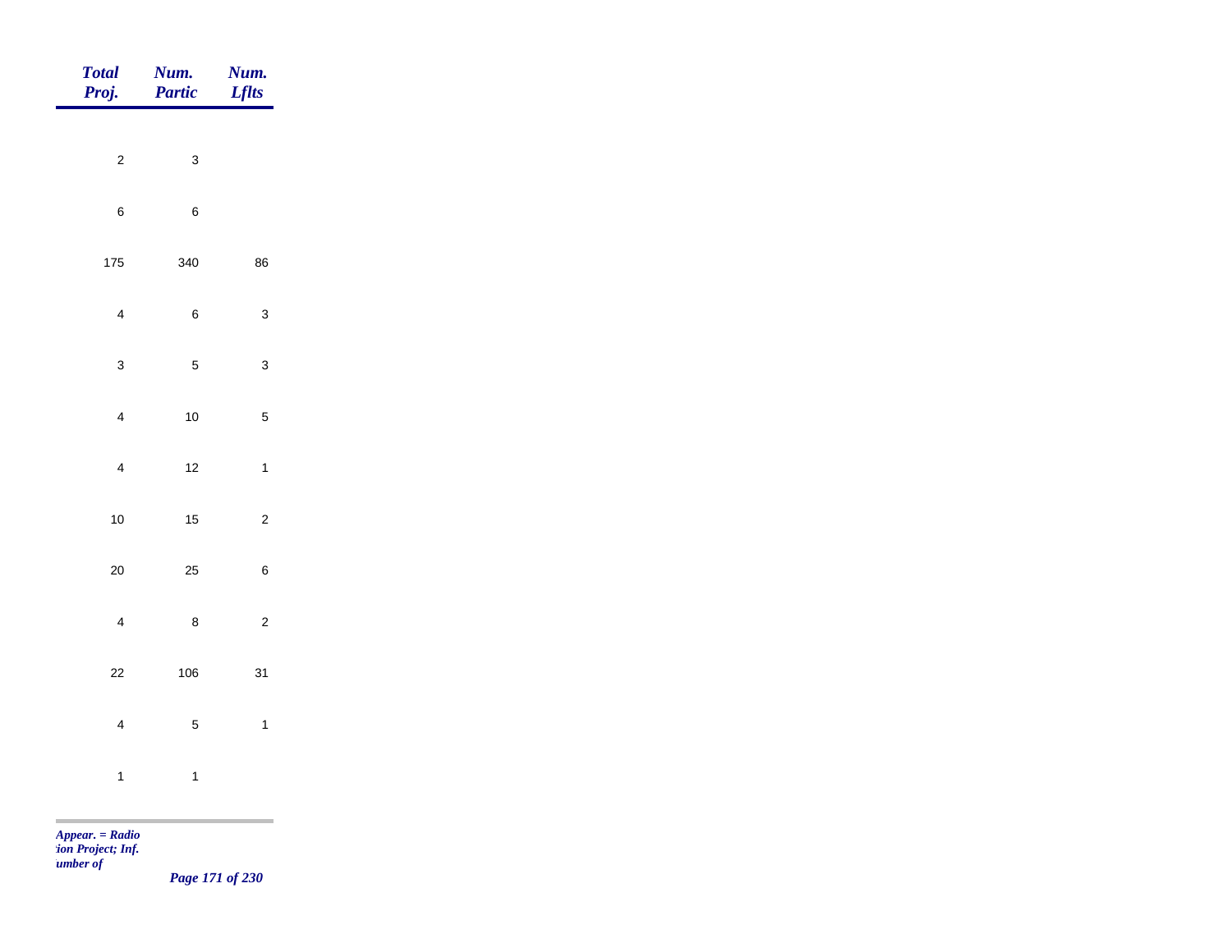| Total Proj. | Num. Partic | Num. Lflts |
|---|---|---|
| 2 | 3 | |
| 6 | 6 | |
| 175 | 340 | 86 |
| 4 | 6 | 3 |
| 3 | 5 | 3 |
| 4 | 10 | 5 |
| 4 | 12 | 1 |
| 10 | 15 | 2 |
| 20 | 25 | 6 |
| 4 | 8 | 2 |
| 22 | 106 | 31 |
| 4 | 5 | 1 |
| 1 | 1 | |

*Appear. = Radio*
*tion Project; Inf.*
*umber of*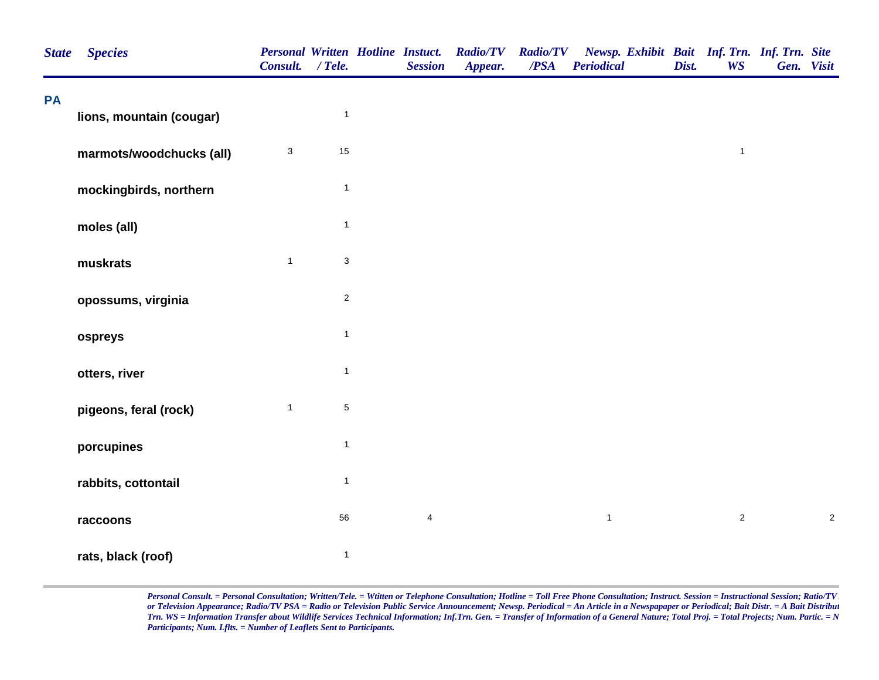| State | Species | Personal Consult. | Written / Tele. | Hotline | Instuct. Session | Radio/TV Appear. | Radio/TV /PSA | Newsp. Periodical | Exhibit | Bait Dist. | Inf. Trn. WS | Inf. Trn. Gen. | Site Visit |
|---|---|---|---|---|---|---|---|---|---|---|---|---|---|
| **PA** | | | | | | | | | | | | | |
| | **lions, mountain (cougar)** | | 1 | | | | | | | | | | |
| | **marmots/woodchucks (all)** | 3 | 15 | | | | | | | | 1 | | |
| | **mockingbirds, northern** | | 1 | | | | | | | | | | |
| | **moles (all)** | | 1 | | | | | | | | | | |
| | **muskrats** | 1 | 3 | | | | | | | | | | |
| | **opossums, virginia** | | 2 | | | | | | | | | | |
| | **ospreys** | | 1 | | | | | | | | | | |
| | **otters, river** | | 1 | | | | | | | | | | |
| | **pigeons, feral (rock)** | 1 | 5 | | | | | | | | | | |
| | **porcupines** | | 1 | | | | | | | | | | |
| | **rabbits, cottontail** | | 1 | | | | | | | | | | |
| | **raccoons** | | 56 | | 4 | | | 1 | | | 2 | | 2 |
| | **rats, black (roof)** | | 1 | | | | | | | | | | |

*Personal Consult. = Personal Consultation; Written/Tele. = Wtitten or Telephone Consultation; Hotline = Toll Free Phone Consultation; Instruct. Session = Instructional Session; Ratio/TV or Television Appearance; Radio/TV PSA = Radio or Television Public Service Announcement; Newsp. Periodical = An Article in a Newspapaper or Periodical; Bait Distr. = A Bait Distribut Trn. WS = Information Transfer about Wildlife Services Technical Information; Inf.Trn. Gen. = Transfer of Information of a General Nature; Total Proj. = Total Projects; Num. Partic. = N Participants; Num. Lflts. = Number of Leaflets Sent to Participants.*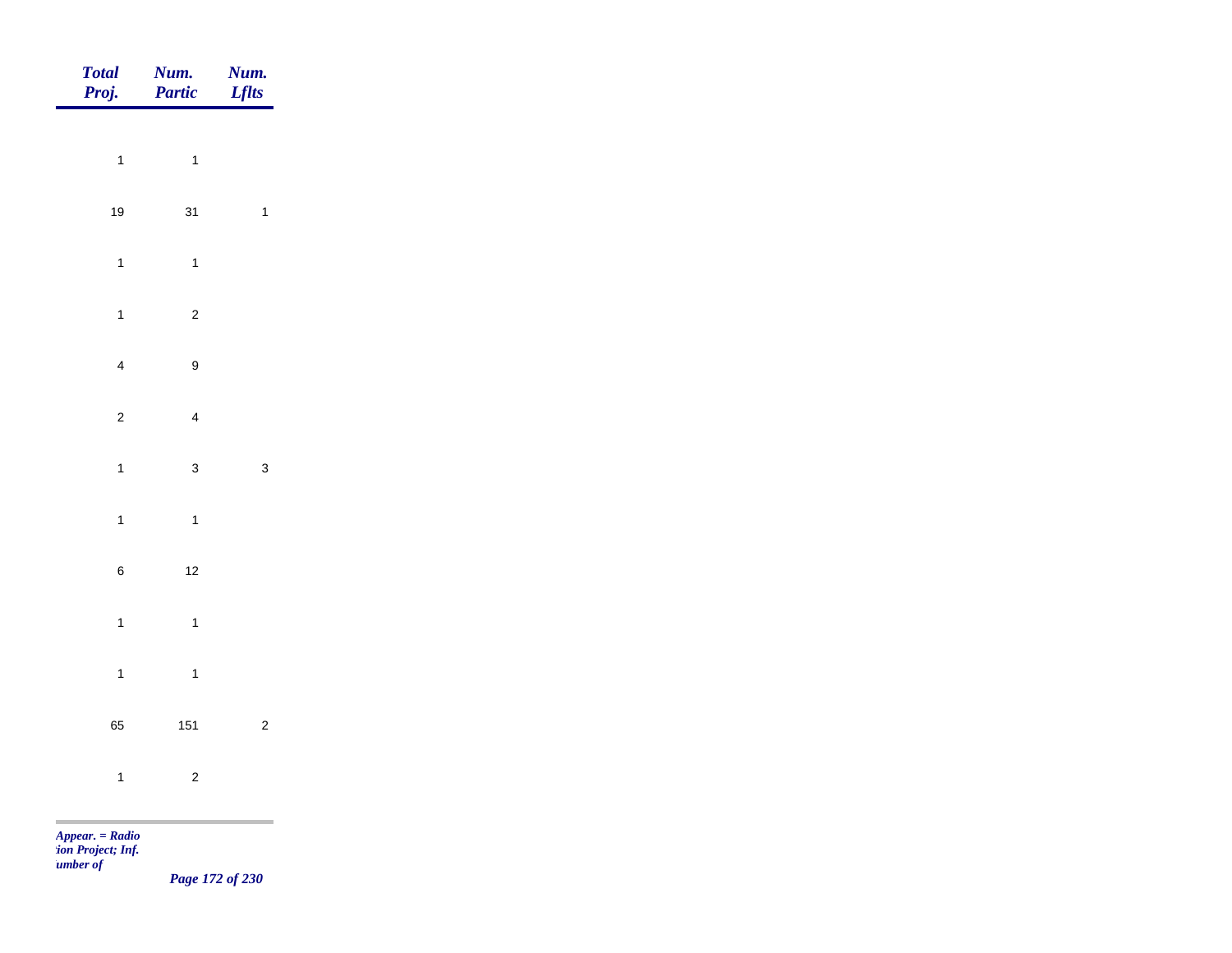| Total Proj. | Num. Partic | Num. Lflts |
|---|---|---|
| 1 | 1 | |
| 19 | 31 | 1 |
| 1 | 1 | |
| 1 | 2 | |
| 4 | 9 | |
| 2 | 4 | |
| 1 | 3 | 3 |
| 1 | 1 | |
| 6 | 12 | |
| 1 | 1 | |
| 1 | 1 | |
| 65 | 151 | 2 |
| 1 | 2 | |

*Appear. = Radio*
*tion Project; Inf.*
*umber of*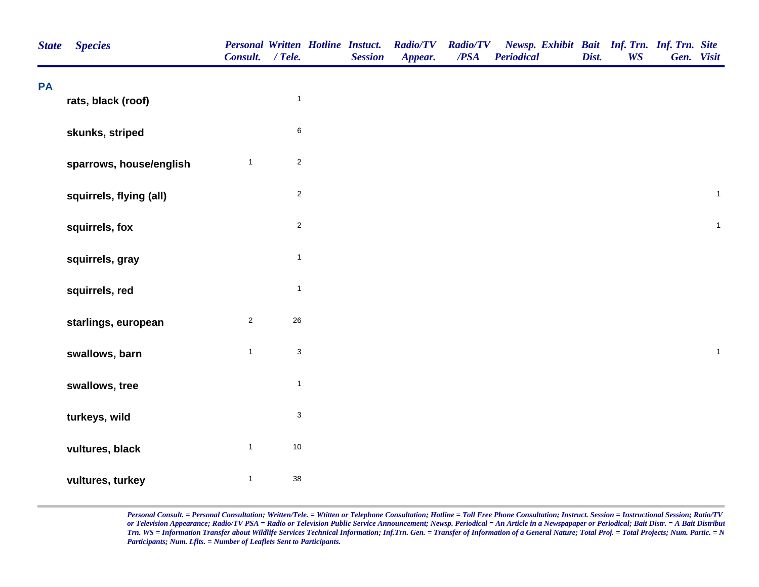| State | Species | Personal Consult. | Written / Tele. | Hotline | Instuct. Session | Radio/TV Appear. | Radio/TV /PSA | Newsp. Periodical | Exhibit | Bait Dist. | Inf. Trn. WS | Inf. Trn. Gen. | Site Visit |
|---|---|---|---|---|---|---|---|---|---|---|---|---|---|
| PA | | | | | | | | | | | | | |
| | rats, black (roof) | | 1 | | | | | | | | | | |
| | skunks, striped | | 6 | | | | | | | | | | |
| | sparrows, house/english | 1 | 2 | | | | | | | | | | |
| | squirrels, flying (all) | | 2 | | | | | | | | | | 1 |
| | squirrels, fox | | 2 | | | | | | | | | | 1 |
| | squirrels, gray | | 1 | | | | | | | | | | |
| | squirrels, red | | 1 | | | | | | | | | | |
| | starlings, european | 2 | 26 | | | | | | | | | | |
| | swallows, barn | 1 | 3 | | | | | | | | | | 1 |
| | swallows, tree | | 1 | | | | | | | | | | |
| | turkeys, wild | | 3 | | | | | | | | | | |
| | vultures, black | 1 | 10 | | | | | | | | | | |
| | vultures, turkey | 1 | 38 | | | | | | | | | | |

*Personal Consult. = Personal Consultation; Written/Tele. = Wtitten or Telephone Consultation; Hotline = Toll Free Phone Consultation; Instruct. Session = Instructional Session; Ratio/TV or Television Appearance; Radio/TV PSA = Radio or Television Public Service Announcement; Newsp. Periodical = An Article in a Newspapaper or Periodical; Bait Distr. = A Bait Distribut Trn. WS = Information Transfer about Wildlife Services Technical Information; Inf.Trn. Gen. = Transfer of Information of a General Nature; Total Proj. = Total Projects; Num. Partic. = N Participants; Num. Lflts. = Number of Leaflets Sent to Participants.*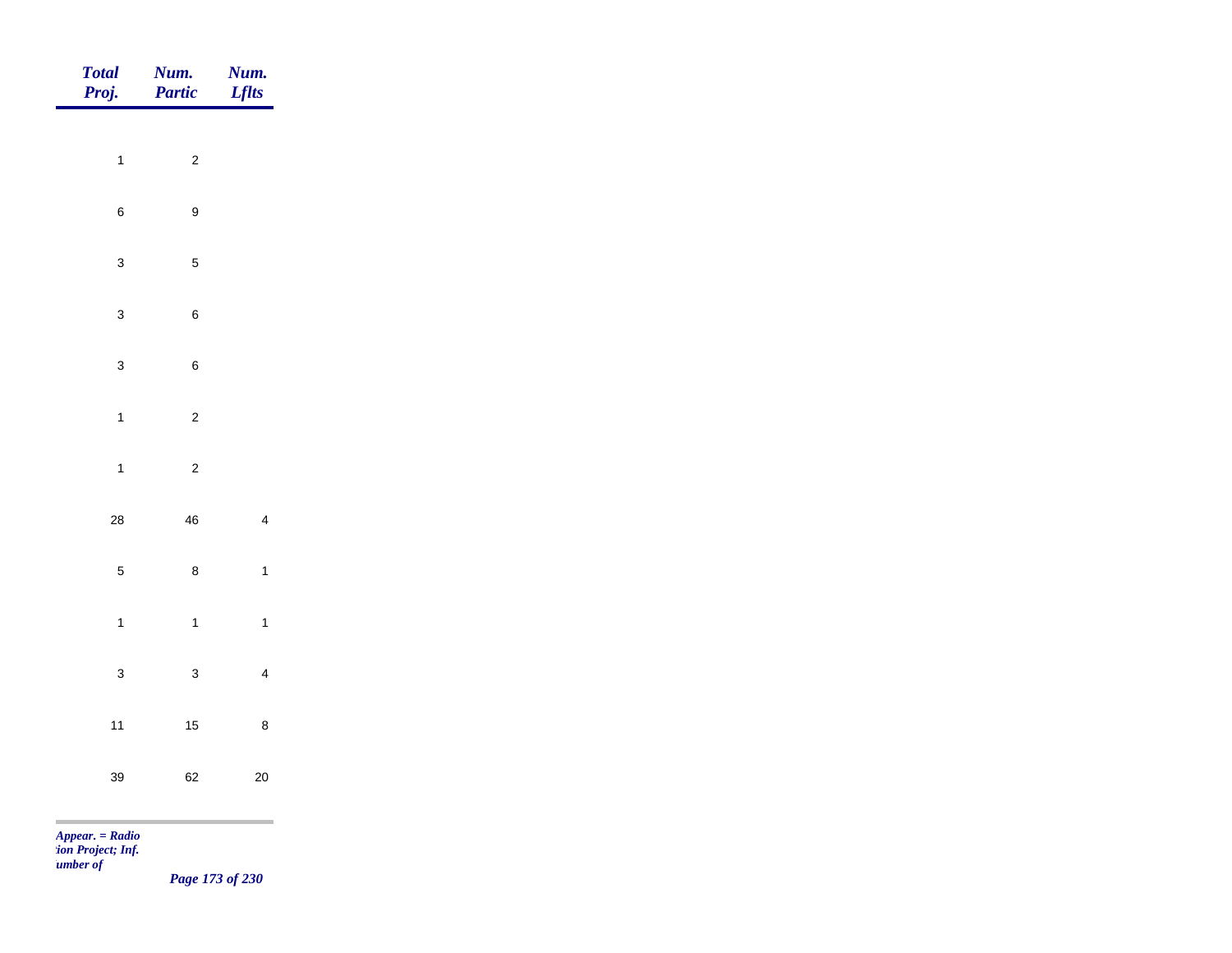| Total Proj. | Num. Partic | Num. Lflts |
|---|---|---|
| 1 | 2 | |
| 6 | 9 | |
| 3 | 5 | |
| 3 | 6 | |
| 3 | 6 | |
| 1 | 2 | |
| 1 | 2 | |
| 28 | 46 | 4 |
| 5 | 8 | 1 |
| 1 | 1 | 1 |
| 3 | 3 | 4 |
| 11 | 15 | 8 |
| 39 | 62 | 20 |

*Appear. = Radio*
*tion Project; Inf.*
*umber of*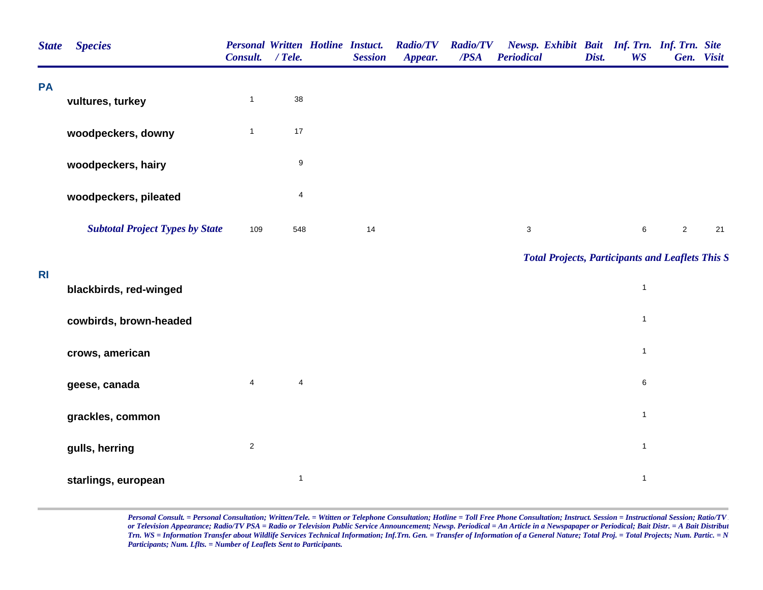| State | Species | Personal Consult. | Written / Tele. | Hotline | Instuct. Session | Radio/TV Appear. | Radio/TV /PSA | Newsp. Periodical | Exhibit | Bait Dist. | Inf. Trn. WS | Inf. Trn. Gen. | Site Visit |
|---|---|---|---|---|---|---|---|---|---|---|---|---|---|
| **PA** | | | | | | | | | | | | | |
| | vultures, turkey | 1 | 38 | | | | | | | | | | |
| | woodpeckers, downy | 1 | 17 | | | | | | | | | | |
| | woodpeckers, hairy | | 9 | | | | | | | | | | |
| | woodpeckers, pileated | | 4 | | | | | | | | | | |
| | *Subtotal Project Types by State* | 109 | 548 | | 14 | | | 3 | | | 6 | 2 | 21 |

*Total Projects, Participants and Leaflets This S*

| State | Species | Personal Consult. | Written / Tele. | Hotline | Instuct. Session | Radio/TV Appear. | Radio/TV /PSA | Newsp. Periodical | Exhibit | Bait Dist. | Inf. Trn. WS | Inf. Trn. Gen. | Site Visit |
|---|---|---|---|---|---|---|---|---|---|---|---|---|---|
| **RI** | | | | | | | | | | | | | |
| | blackbirds, red-winged | | | | | | | | | | 1 | | |
| | cowbirds, brown-headed | | | | | | | | | | 1 | | |
| | crows, american | | | | | | | | | | 1 | | |
| | geese, canada | 4 | 4 | | | | | | | | 6 | | |
| | grackles, common | | | | | | | | | | 1 | | |
| | gulls, herring | 2 | | | | | | | | | 1 | | |
| | starlings, european | | 1 | | | | | | | | 1 | | |

*Personal Consult. = Personal Consultation; Written/Tele. = Wtitten or Telephone Consultation; Hotline = Toll Free Phone Consultation; Instruct. Session = Instructional Session; Ratio/TV or Television Appearance; Radio/TV PSA = Radio or Television Public Service Announcement; Newsp. Periodical = An Article in a Newspapaper or Periodical; Bait Distr. = A Bait Distribut Trn. WS = Information Transfer about Wildlife Services Technical Information; Inf.Trn. Gen. = Transfer of Information of a General Nature; Total Proj. = Total Projects; Num. Partic. = N Participants; Num. Lflts. = Number of Leaflets Sent to Participants.*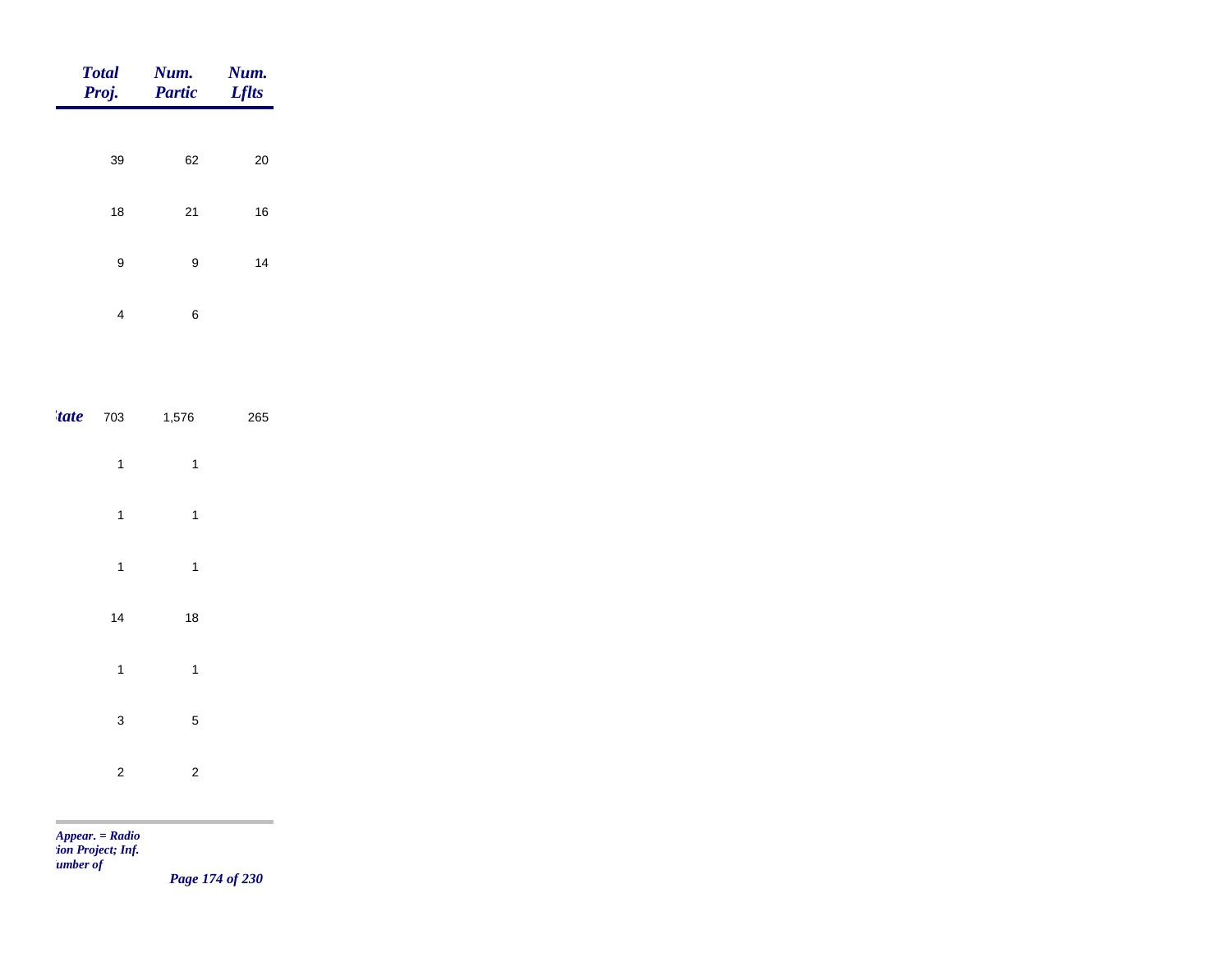| | Total Proj. | Num. Partic | Num. Lflts |
|---|---|---|---|
| | 39 | 62 | 20 |
| | 18 | 21 | 16 |
| | 9 | 9 | 14 |
| | 4 | 6 | |
| *tate* | 703 | 1,576 | 265 |
| | 1 | 1 | |
| | 1 | 1 | |
| | 1 | 1 | |
| | 14 | 18 | |
| | 1 | 1 | |
| | 3 | 5 | |
| | 2 | 2 | |

*Appear. = Radio*
*tion Project; Inf.*
*umber of*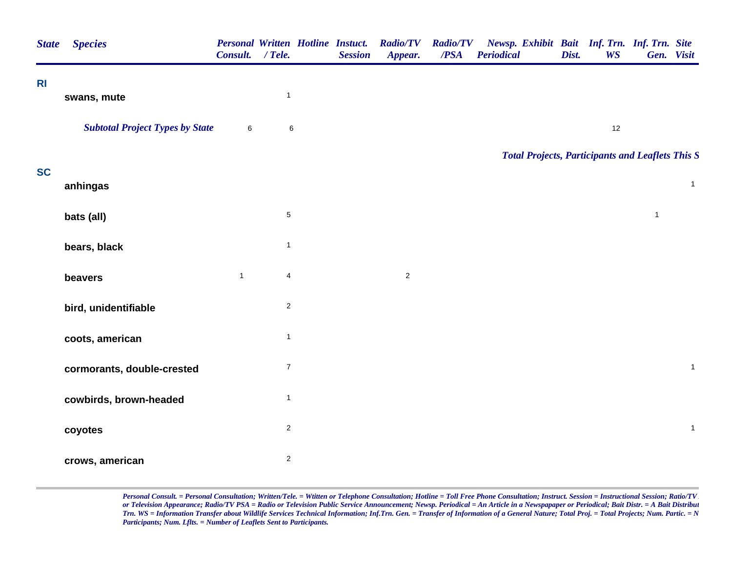| State | Species | Personal Consult. | Written / Tele. | Hotline | Instuct. Session | Radio/TV Appear. | Radio/TV /PSA | Newsp. Periodical | Exhibit | Bait Dist. | Inf. Trn. WS | Inf. Trn. Gen. | Site Visit |
|---|---|---|---|---|---|---|---|---|---|---|---|---|---|
| **RI** | | | | | | | | | | | | | |
| | swans, mute | | 1 | | | | | | | | | | |
| | ***Subtotal Project Types by State*** | 6 | 6 | | | | | | | | 12 | | |

***Total Projects, Participants and Leaflets This S***

| State | Species | Personal Consult. | Written / Tele. | Hotline | Instuct. Session | Radio/TV Appear. | Radio/TV /PSA | Newsp. Periodical | Exhibit | Bait Dist. | Inf. Trn. WS | Inf. Trn. Gen. | Site Visit |
|---|---|---|---|---|---|---|---|---|---|---|---|---|---|
| **SC** | | | | | | | | | | | | | |
| | anhingas | | | | | | | | | | | | 1 |
| | bats (all) | | 5 | | | | | | | | | 1 | |
| | bears, black | | 1 | | | | | | | | | | |
| | beavers | 1 | 4 | | | 2 | | | | | | | |
| | bird, unidentifiable | | 2 | | | | | | | | | | |
| | coots, american | | 1 | | | | | | | | | | |
| | cormorants, double-crested | | 7 | | | | | | | | | | 1 |
| | cowbirds, brown-headed | | 1 | | | | | | | | | | |
| | coyotes | | 2 | | | | | | | | | | 1 |
| | crows, american | | 2 | | | | | | | | | | |

*Personal Consult. = Personal Consultation; Written/Tele. = Wtitten or Telephone Consultation; Hotline = Toll Free Phone Consultation; Instruct. Session = Instructional Session; Ratio/TV or Television Appearance; Radio/TV PSA = Radio or Television Public Service Announcement; Newsp. Periodical = An Article in a Newspapaper or Periodical; Bait Distr. = A Bait Distribut Trn. WS = Information Transfer about Wildlife Services Technical Information; Inf.Trn. Gen. = Transfer of Information of a General Nature; Total Proj. = Total Projects; Num. Partic. = N Participants; Num. Lflts. = Number of Leaflets Sent to Participants.*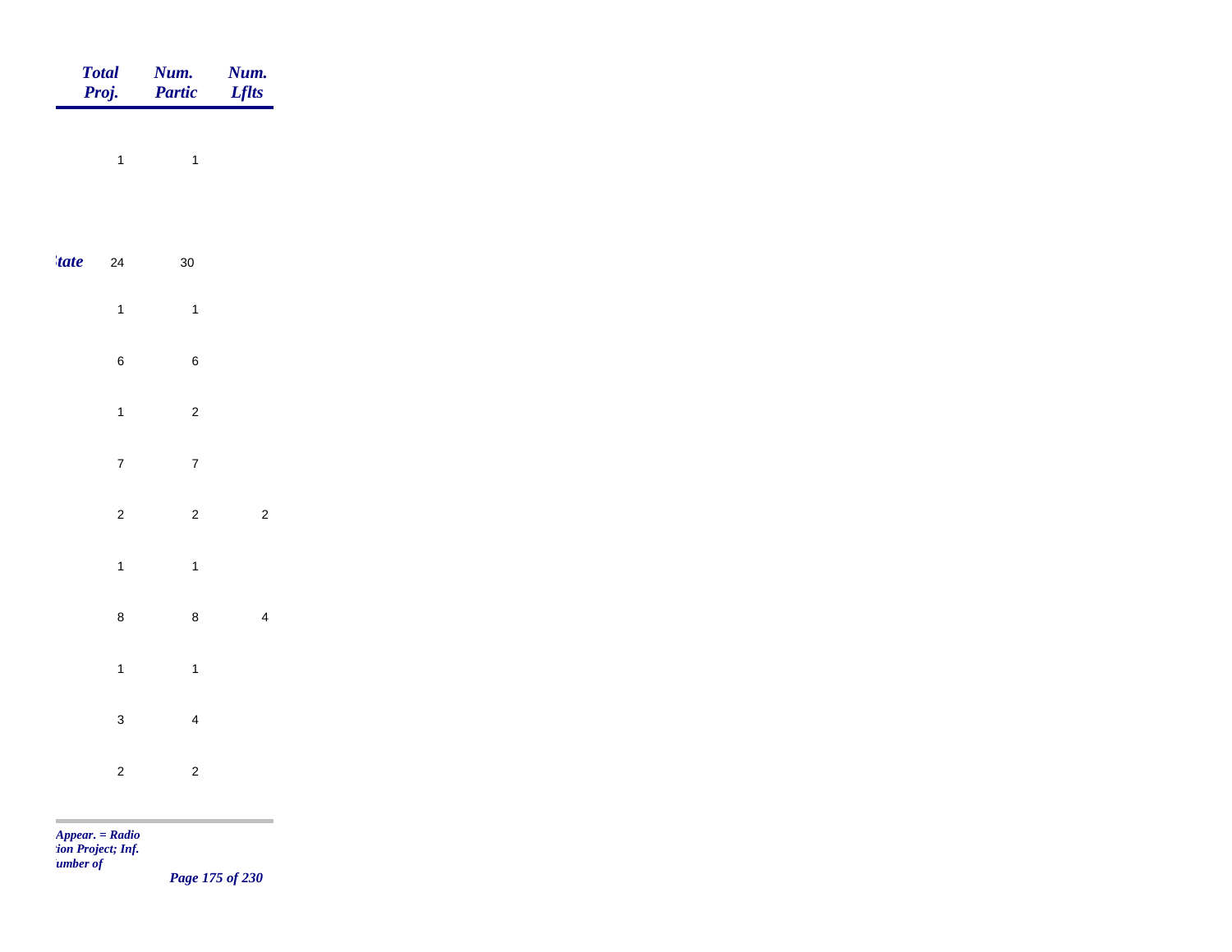| | Total Proj. | Num. Partic | Num. Lflts |
|---|---|---|---|
| | 1 | 1 | |
| *tate* | 24 | 30 | |
| | 1 | 1 | |
| | 6 | 6 | |
| | 1 | 2 | |
| | 7 | 7 | |
| | 2 | 2 | 2 |
| | 1 | 1 | |
| | 8 | 8 | 4 |
| | 1 | 1 | |
| | 3 | 4 | |
| | 2 | 2 | |

*Appear. = Radio*
*tion Project; Inf.*
*umber of*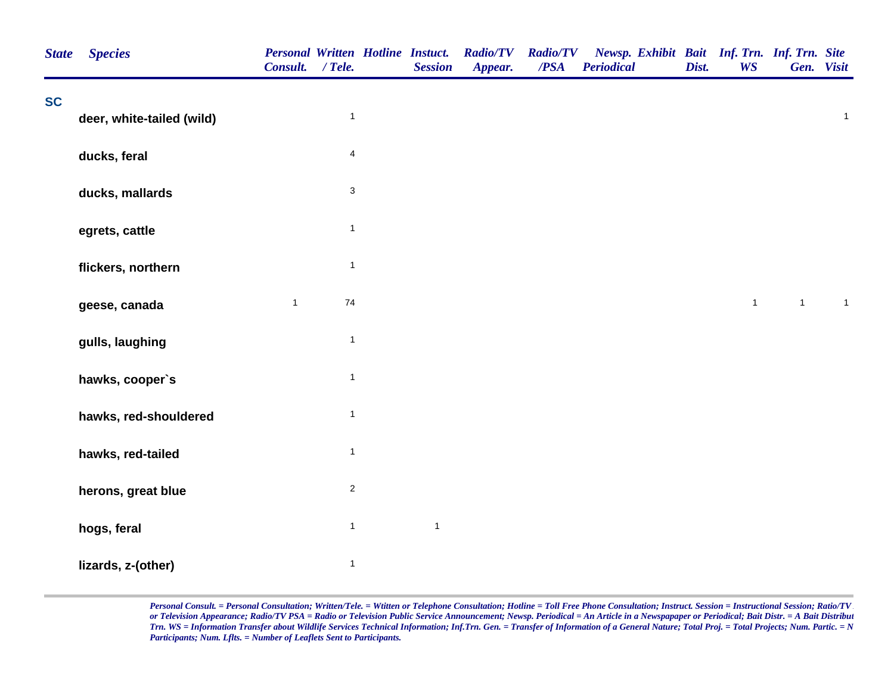| State | Species | Personal Consult. | Written / Tele. | Hotline | Instuct. Session | Radio/TV Appear. | Radio/TV /PSA | Newsp. Periodical | Exhibit | Bait Dist. | Inf. Trn. WS | Inf. Trn. Gen. | Site Visit |
|---|---|---|---|---|---|---|---|---|---|---|---|---|---|
| SC | | | | | | | | | | | | | |
| | deer, white-tailed (wild) | | 1 | | | | | | | | | | 1 |
| | ducks, feral | | 4 | | | | | | | | | | |
| | ducks, mallards | | 3 | | | | | | | | | | |
| | egrets, cattle | | 1 | | | | | | | | | | |
| | flickers, northern | | 1 | | | | | | | | | | |
| | geese, canada | 1 | 74 | | | | | | | | 1 | 1 | 1 |
| | gulls, laughing | | 1 | | | | | | | | | | |
| | hawks, cooper`s | | 1 | | | | | | | | | | |
| | hawks, red-shouldered | | 1 | | | | | | | | | | |
| | hawks, red-tailed | | 1 | | | | | | | | | | |
| | herons, great blue | | 2 | | | | | | | | | | |
| | hogs, feral | | 1 | | 1 | | | | | | | | |
| | lizards, z-(other) | | 1 | | | | | | | | | | |

*Personal Consult. = Personal Consultation; Written/Tele. = Wtitten or Telephone Consultation; Hotline = Toll Free Phone Consultation; Instruct. Session = Instructional Session; Ratio/TV or Television Appearance; Radio/TV PSA = Radio or Television Public Service Announcement; Newsp. Periodical = An Article in a Newspapaper or Periodical; Bait Distr. = A Bait Distribut Trn. WS = Information Transfer about Wildlife Services Technical Information; Inf.Trn. Gen. = Transfer of Information of a General Nature; Total Proj. = Total Projects; Num. Partic. = N Participants; Num. Lflts. = Number of Leaflets Sent to Participants.*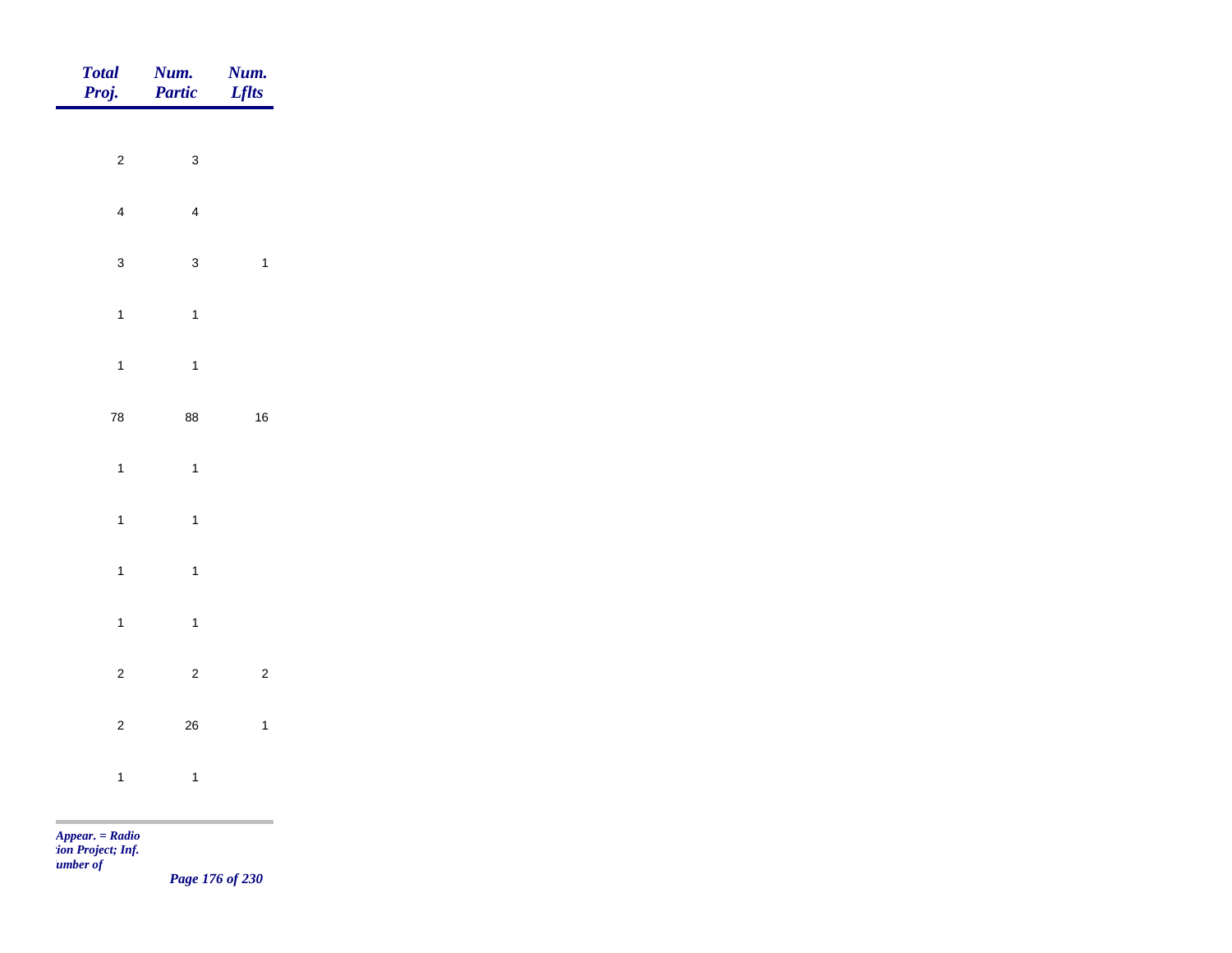| *Total Proj.* | *Num. Partic* | *Num. Lflts* |
|---|---|---|
| 2 | 3 | |
| 4 | 4 | |
| 3 | 3 | 1 |
| 1 | 1 | |
| 1 | 1 | |
| 78 | 88 | 16 |
| 1 | 1 | |
| 1 | 1 | |
| 1 | 1 | |
| 1 | 1 | |
| 2 | 2 | 2 |
| 2 | 26 | 1 |
| 1 | 1 | |

*Appear. = Radio*
*:ion Project; Inf.*
*umber of*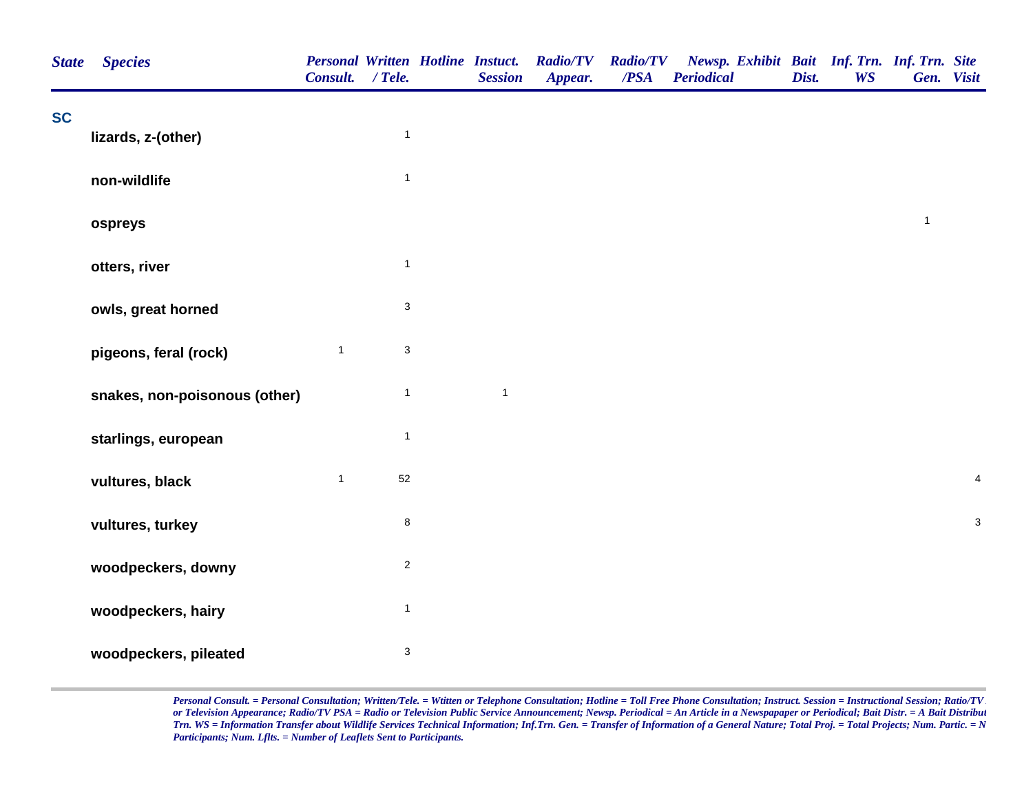| State | Species | Personal Consult. | Written / Tele. | Hotline | Instuct. Session | Radio/TV Appear. | Radio/TV /PSA | Newsp. Periodical | Exhibit | Bait Dist. | Inf. Trn. WS | Inf. Trn. Gen. | Site Visit |
|---|---|---|---|---|---|---|---|---|---|---|---|---|---|
| SC | | | | | | | | | | | | | |
| | lizards, z-(other) | | 1 | | | | | | | | | | |
| | non-wildlife | | 1 | | | | | | | | | | |
| | ospreys | | | | | | | | | | | 1 | |
| | otters, river | | 1 | | | | | | | | | | |
| | owls, great horned | | 3 | | | | | | | | | | |
| | pigeons, feral (rock) | 1 | 3 | | | | | | | | | | |
| | snakes, non-poisonous (other) | | 1 | | 1 | | | | | | | | |
| | starlings, european | | 1 | | | | | | | | | | |
| | vultures, black | 1 | 52 | | | | | | | | | | 4 |
| | vultures, turkey | | 8 | | | | | | | | | | 3 |
| | woodpeckers, downy | | 2 | | | | | | | | | | |
| | woodpeckers, hairy | | 1 | | | | | | | | | | |
| | woodpeckers, pileated | | 3 | | | | | | | | | | |

*Personal Consult. = Personal Consultation; Written/Tele. = Wtitten or Telephone Consultation; Hotline = Toll Free Phone Consultation; Instruct. Session = Instructional Session; Ratio/TV or Television Appearance; Radio/TV PSA = Radio or Television Public Service Announcement; Newsp. Periodical = An Article in a Newspapaper or Periodical; Bait Distr. = A Bait Distribut Trn. WS = Information Transfer about Wildlife Services Technical Information; Inf.Trn. Gen. = Transfer of Information of a General Nature; Total Proj. = Total Projects; Num. Partic. = N Participants; Num. Lflts. = Number of Leaflets Sent to Participants.*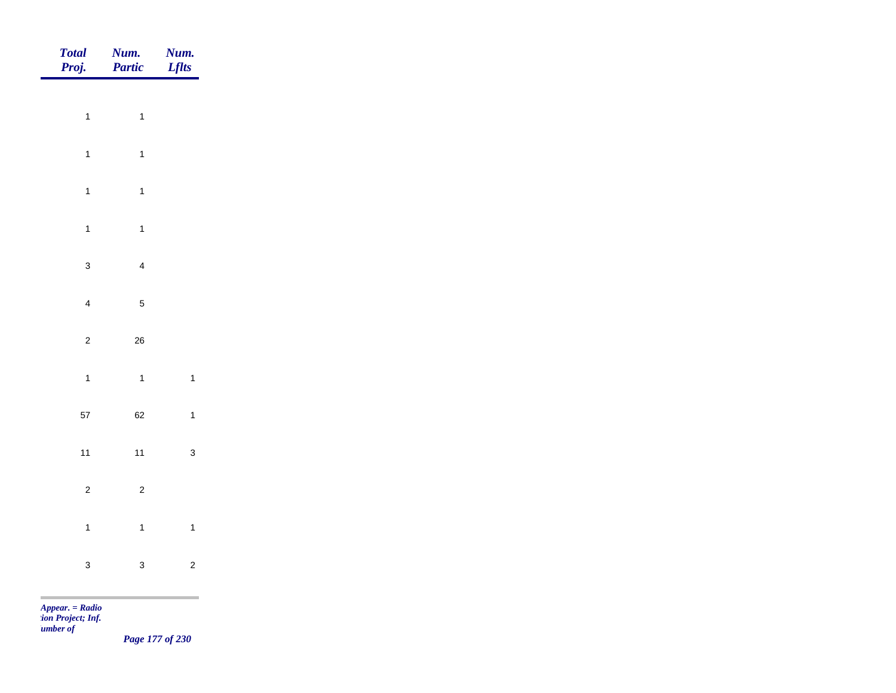| *Total Proj.* | *Num. Partic* | *Num. Lflts* |
|---|---|---|
| 1 | 1 | |
| 1 | 1 | |
| 1 | 1 | |
| 1 | 1 | |
| 3 | 4 | |
| 4 | 5 | |
| 2 | 26 | |
| 1 | 1 | 1 |
| 57 | 62 | 1 |
| 11 | 11 | 3 |
| 2 | 2 | |
| 1 | 1 | 1 |
| 3 | 3 | 2 |

*Appear. = Radio*
*:ion Project; Inf.*
*umber of*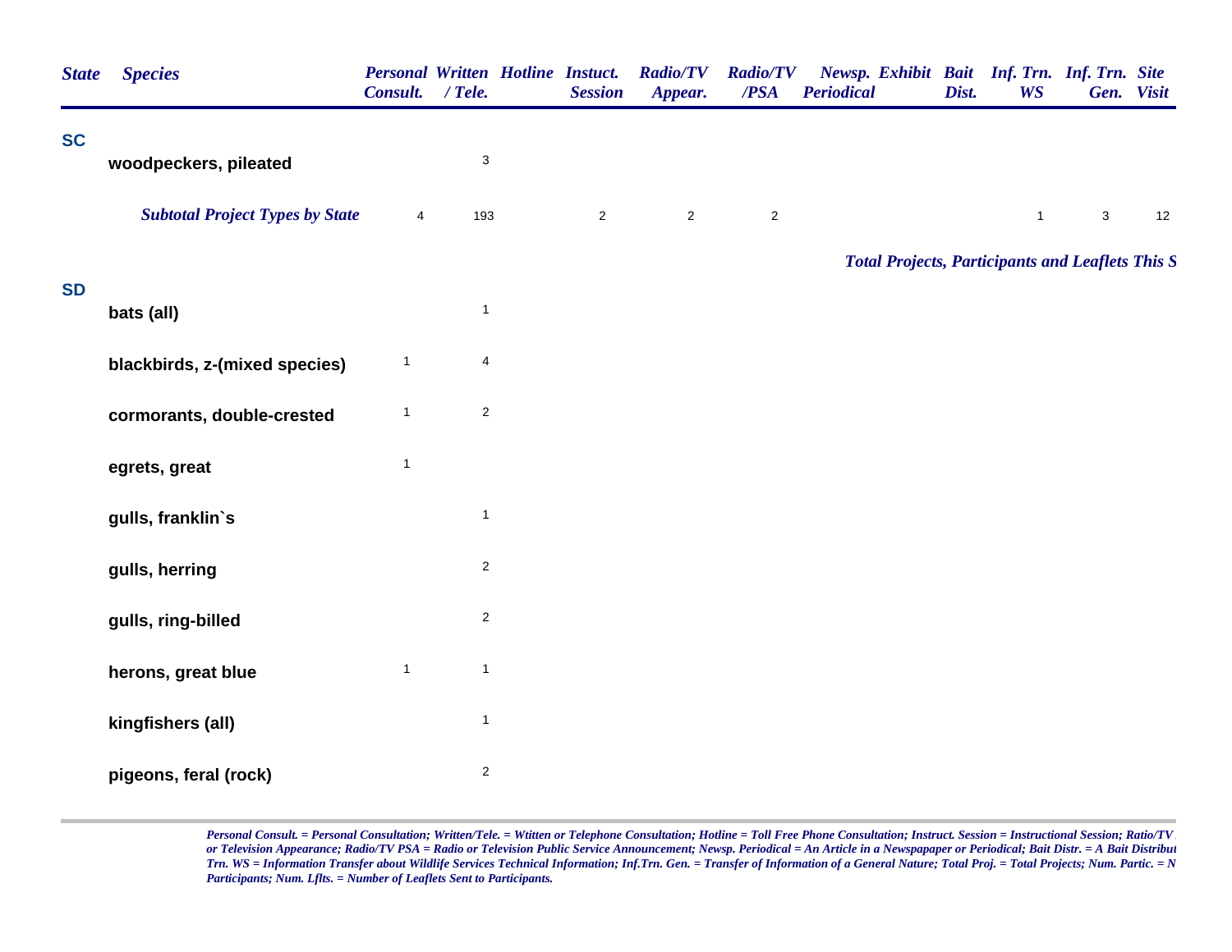| State | Species | Personal Consult. | Written / Tele. | Hotline | Instuct. Session | Radio/TV Appear. | Radio/TV /PSA | Newsp. Periodical | Exhibit | Bait Dist. | Inf. Trn. WS | Inf. Trn. Gen. | Site Visit |
|---|---|---|---|---|---|---|---|---|---|---|---|---|---|
| **SC** | | | | | | | | | | | | | |
| | woodpeckers, pileated | | 3 | | | | | | | | | | |
| | ***Subtotal Project Types by State*** | 4 | 193 | | 2 | 2 | 2 | | | | 1 | 3 | 12 |

***Total Projects, Participants and Leaflets This S***

| State | Species | Personal Consult. | Written / Tele. | Hotline | Instuct. Session | Radio/TV Appear. | Radio/TV /PSA | Newsp. Periodical | Exhibit | Bait Dist. | Inf. Trn. WS | Inf. Trn. Gen. | Site Visit |
|---|---|---|---|---|---|---|---|---|---|---|---|---|---|
| **SD** | | | | | | | | | | | | | |
| | bats (all) | | 1 | | | | | | | | | | |
| | blackbirds, z-(mixed species) | 1 | 4 | | | | | | | | | | |
| | cormorants, double-crested | 1 | 2 | | | | | | | | | | |
| | egrets, great | 1 | | | | | | | | | | | |
| | gulls, franklin`s | | 1 | | | | | | | | | | |
| | gulls, herring | | 2 | | | | | | | | | | |
| | gulls, ring-billed | | 2 | | | | | | | | | | |
| | herons, great blue | 1 | 1 | | | | | | | | | | |
| | kingfishers (all) | | 1 | | | | | | | | | | |
| | pigeons, feral (rock) | | 2 | | | | | | | | | | |

*Personal Consult. = Personal Consultation; Written/Tele. = Wtitten or Telephone Consultation; Hotline = Toll Free Phone Consultation; Instruct. Session = Instructional Session; Ratio/TV or Television Appearance; Radio/TV PSA = Radio or Television Public Service Announcement; Newsp. Periodical = An Article in a Newspapaper or Periodical; Bait Distr. = A Bait Distribut Trn. WS = Information Transfer about Wildlife Services Technical Information; Inf.Trn. Gen. = Transfer of Information of a General Nature; Total Proj. = Total Projects; Num. Partic. = N Participants; Num. Lflts. = Number of Leaflets Sent to Participants.*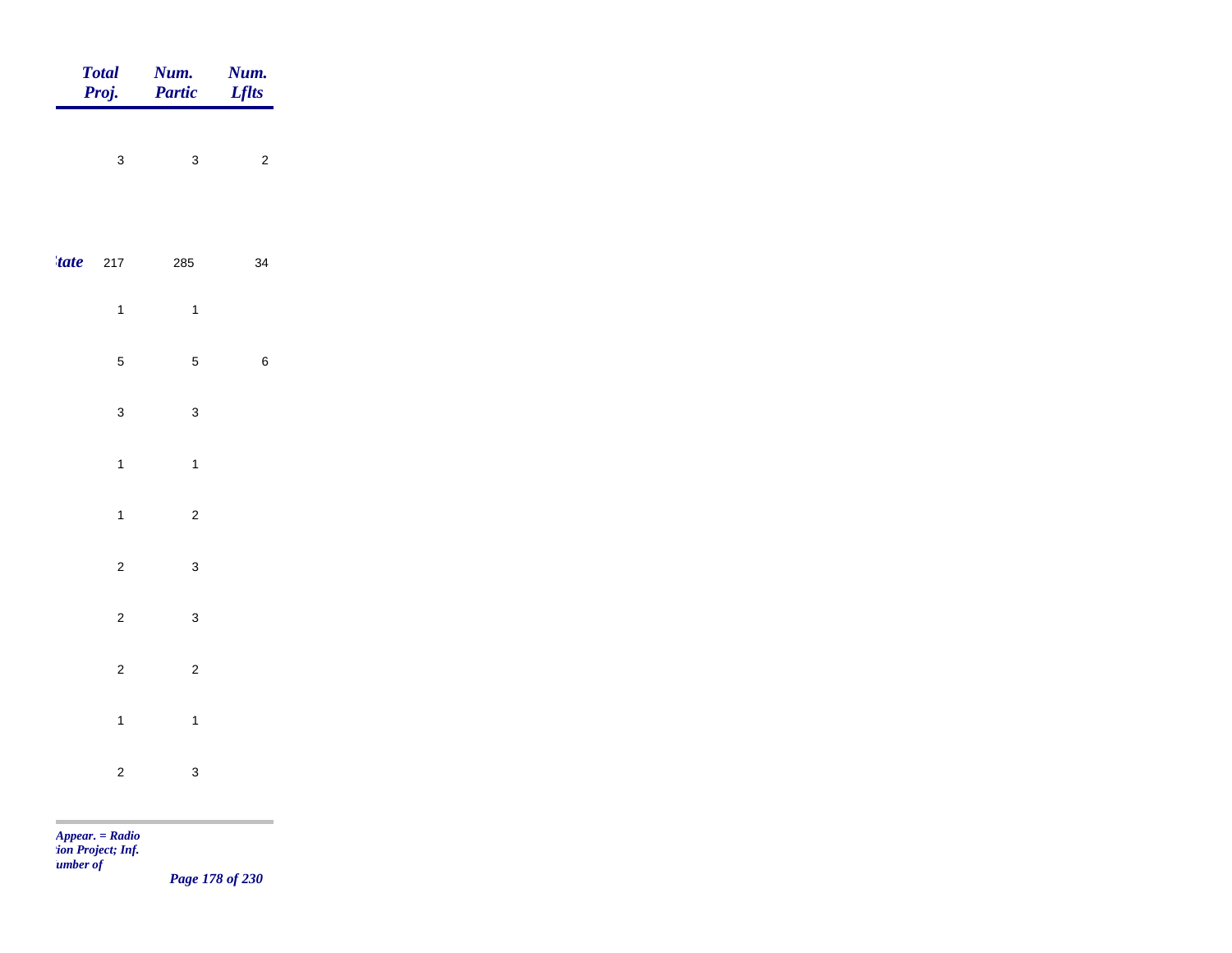| | Total Proj. | Num. Partic | Num. Lflts |
|---|---|---|---|
| | 3 | 3 | 2 |
| *tate* | 217 | 285 | 34 |
| | 1 | 1 | |
| | 5 | 5 | 6 |
| | 3 | 3 | |
| | 1 | 1 | |
| | 1 | 2 | |
| | 2 | 3 | |
| | 2 | 3 | |
| | 2 | 2 | |
| | 1 | 1 | |
| | 2 | 3 | |

*Appear. = Radio*
*tion Project; Inf.*
*umber of*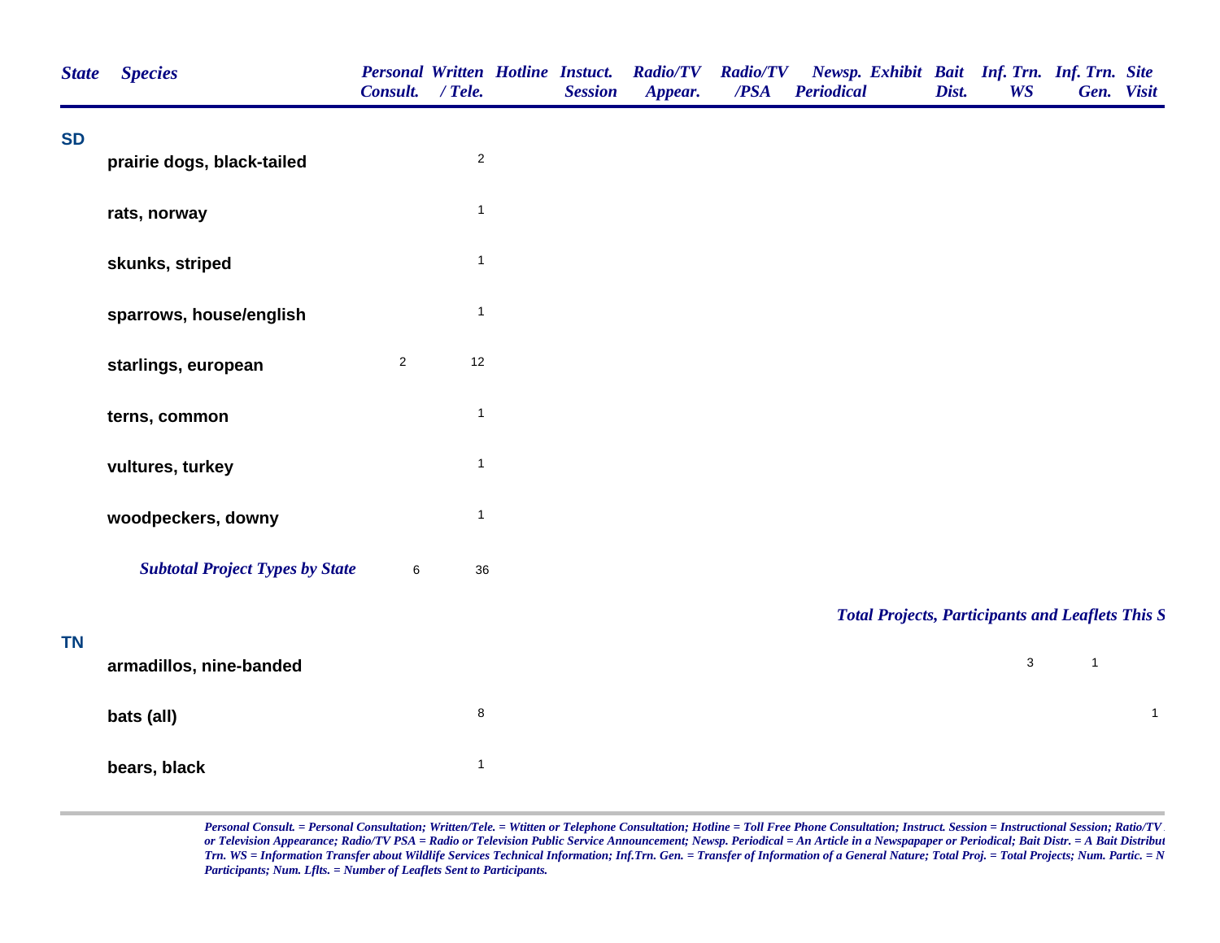| State | Species | Personal Consult. | Written / Tele. | Hotline | Instuct. Session | Radio/TV Appear. | Radio/TV /PSA | Newsp. Periodical | Exhibit | Bait Dist. | Inf. Trn. WS | Inf. Trn. Gen. | Site Visit |
|---|---|---|---|---|---|---|---|---|---|---|---|---|---|
| **SD** | | | | | | | | | | | | | |
| | **prairie dogs, black-tailed** | | 2 | | | | | | | | | | |
| | **rats, norway** | | 1 | | | | | | | | | | |
| | **skunks, striped** | | 1 | | | | | | | | | | |
| | **sparrows, house/english** | | 1 | | | | | | | | | | |
| | **starlings, european** | 2 | 12 | | | | | | | | | | |
| | **terns, common** | | 1 | | | | | | | | | | |
| | **vultures, turkey** | | 1 | | | | | | | | | | |
| | **woodpeckers, downy** | | 1 | | | | | | | | | | |
| | ***Subtotal Project Types by State*** | 6 | 36 | | | | | | | | | | |
| **TN** | | | | | | | | | | | | | |
| | **armadillos, nine-banded** | | | | | | | | | | 3 | 1 | |
| | **bats (all)** | | 8 | | | | | | | | | | 1 |
| | **bears, black** | | 1 | | | | | | | | | | |

***Total Projects, Participants and Leaflets This S***

*Personal Consult. = Personal Consultation; Written/Tele. = Wtitten or Telephone Consultation; Hotline = Toll Free Phone Consultation; Instruct. Session = Instructional Session; Ratio/TV or Television Appearance; Radio/TV PSA = Radio or Television Public Service Announcement; Newsp. Periodical = An Article in a Newspapaper or Periodical; Bait Distr. = A Bait Distribut Trn. WS = Information Transfer about Wildlife Services Technical Information; Inf.Trn. Gen. = Transfer of Information of a General Nature; Total Proj. = Total Projects; Num. Partic. = N Participants; Num. Lflts. = Number of Leaflets Sent to Participants.*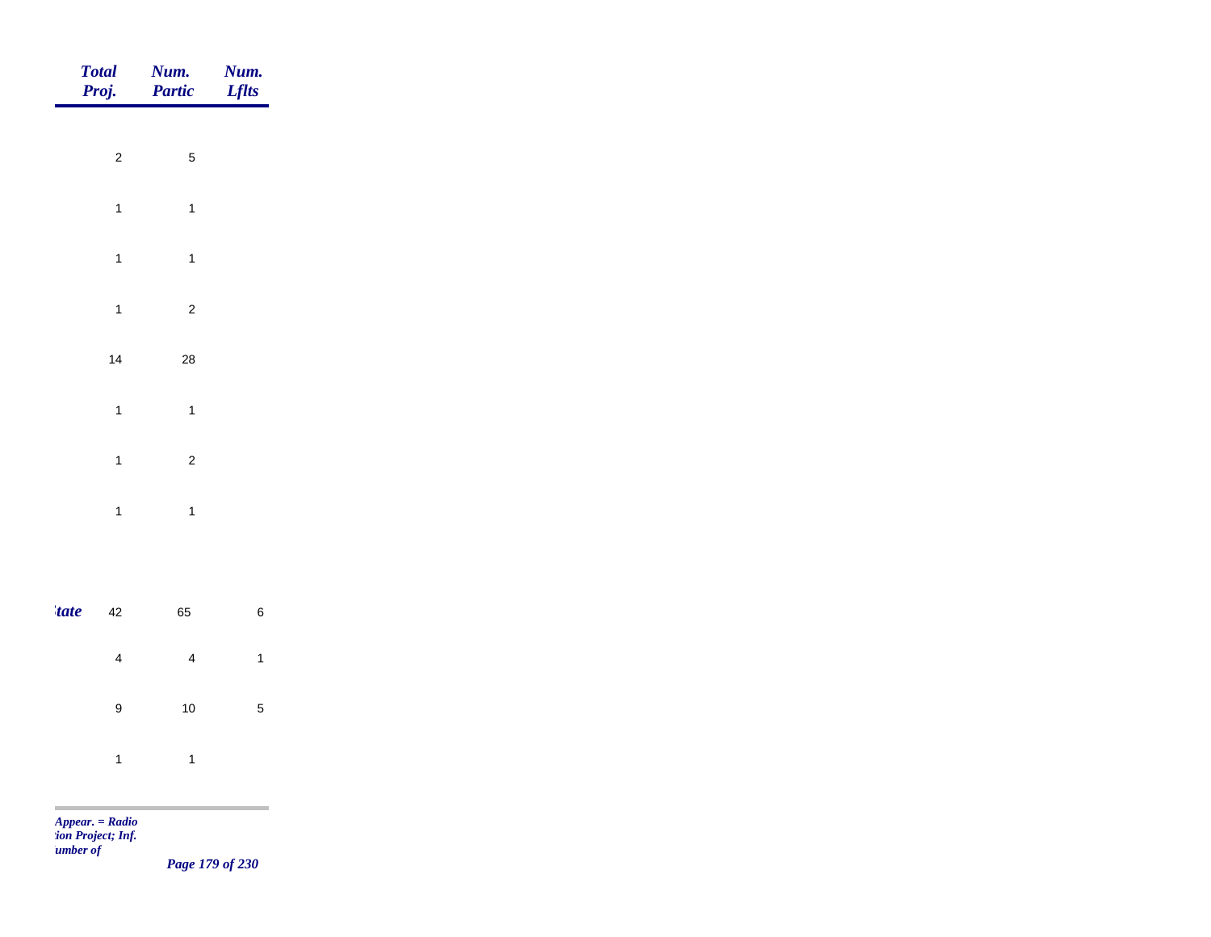| | Total Proj. | Num. Partic | Num. Lflts |
|---|---|---|---|
| | 2 | 5 | |
| | 1 | 1 | |
| | 1 | 1 | |
| | 1 | 2 | |
| | 14 | 28 | |
| | 1 | 1 | |
| | 1 | 2 | |
| | 1 | 1 | |
| *tate* | 42 | 65 | 6 |
| | 4 | 4 | 1 |
| | 9 | 10 | 5 |
| | 1 | 1 | |

*Appear. = Radio*
*tion Project; Inf.*
*umber of*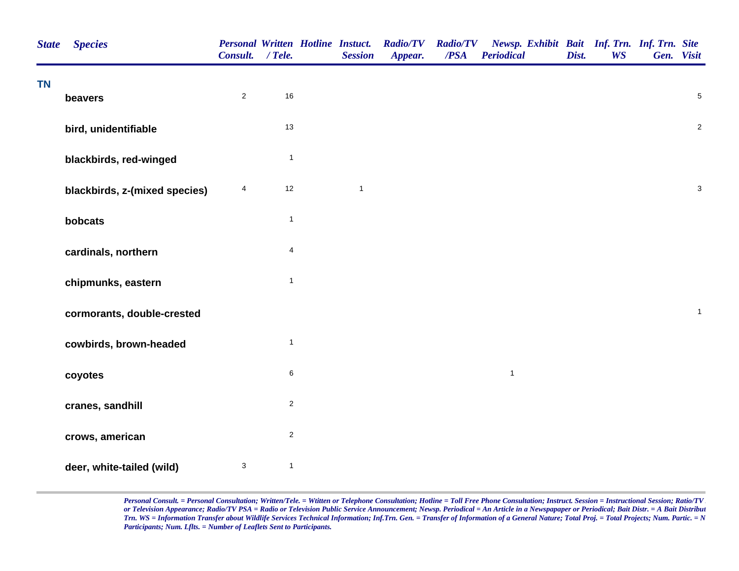| State | Species | Personal Consult. | Written / Tele. | Hotline | Instuct. Session | Radio/TV Appear. | Radio/TV /PSA | Newsp. Periodical | Exhibit | Bait Dist. | Inf. Trn. WS | Inf. Trn. Gen. | Site Visit |
|---|---|---|---|---|---|---|---|---|---|---|---|---|---|
| TN | | | | | | | | | | | | | |
| | beavers | 2 | 16 | | | | | | | | | | 5 |
| | bird, unidentifiable | | 13 | | | | | | | | | | 2 |
| | blackbirds, red-winged | | 1 | | | | | | | | | | |
| | blackbirds, z-(mixed species) | 4 | 12 | | 1 | | | | | | | | 3 |
| | bobcats | | 1 | | | | | | | | | | |
| | cardinals, northern | | 4 | | | | | | | | | | |
| | chipmunks, eastern | | 1 | | | | | | | | | | |
| | cormorants, double-crested | | | | | | | | | | | | 1 |
| | cowbirds, brown-headed | | 1 | | | | | | | | | | |
| | coyotes | | 6 | | | | | 1 | | | | | |
| | cranes, sandhill | | 2 | | | | | | | | | | |
| | crows, american | | 2 | | | | | | | | | | |
| | deer, white-tailed (wild) | 3 | 1 | | | | | | | | | | |

*Personal Consult. = Personal Consultation; Written/Tele. = Wtitten or Telephone Consultation; Hotline = Toll Free Phone Consultation; Instruct. Session = Instructional Session; Ratio/TV or Television Appearance; Radio/TV PSA = Radio or Television Public Service Announcement; Newsp. Periodical = An Article in a Newspapaper or Periodical; Bait Distr. = A Bait Distribut Trn. WS = Information Transfer about Wildlife Services Technical Information; Inf.Trn. Gen. = Transfer of Information of a General Nature; Total Proj. = Total Projects; Num. Partic. = N Participants; Num. Lflts. = Number of Leaflets Sent to Participants.*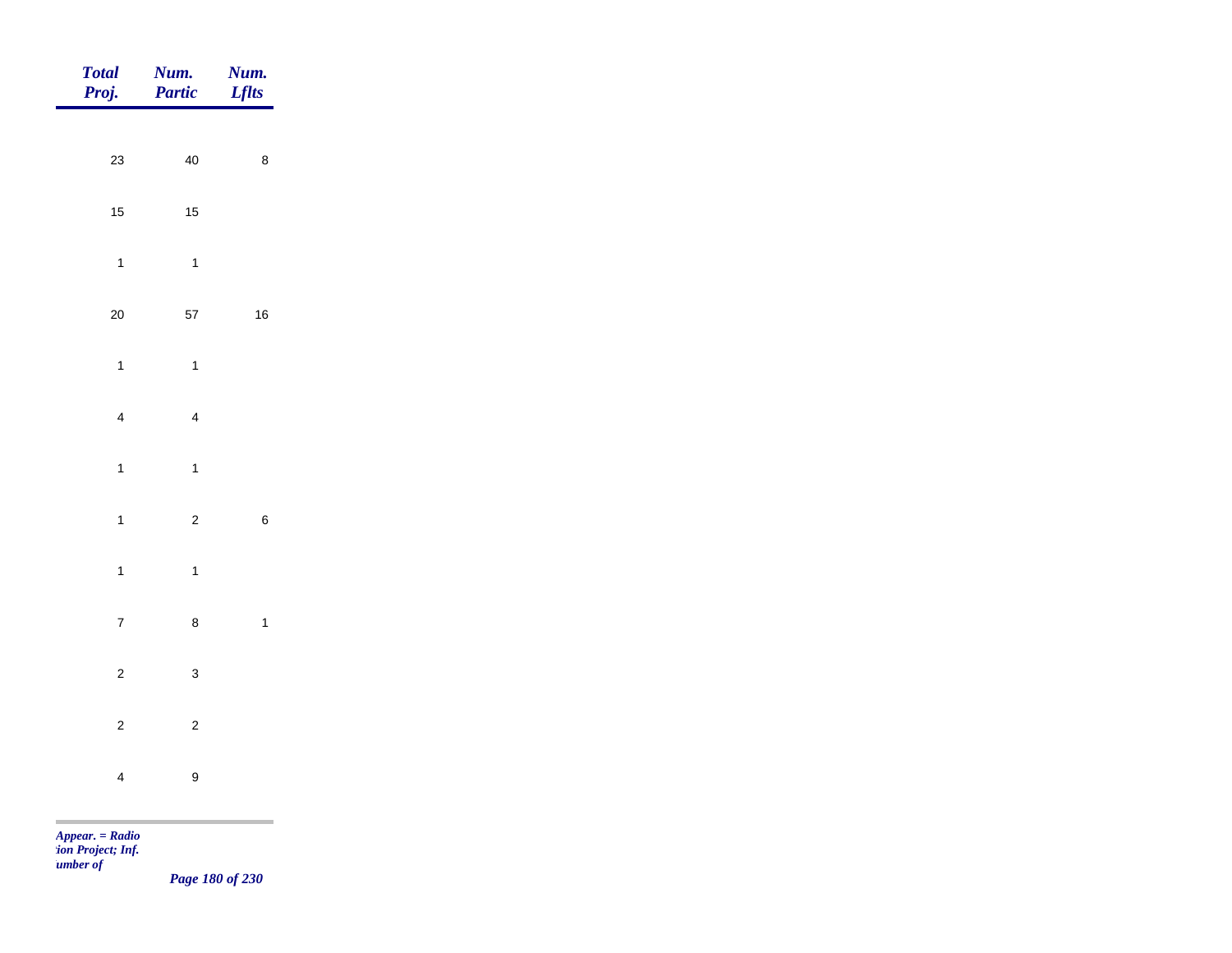| Total Proj. | Num. Partic | Num. Lflts |
|---|---|---|
| 23 | 40 | 8 |
| 15 | 15 | |
| 1 | 1 | |
| 20 | 57 | 16 |
| 1 | 1 | |
| 4 | 4 | |
| 1 | 1 | |
| 1 | 2 | 6 |
| 1 | 1 | |
| 7 | 8 | 1 |
| 2 | 3 | |
| 2 | 2 | |
| 4 | 9 | |

*Appear. = Radio*
*tion Project; Inf.*
*umber of*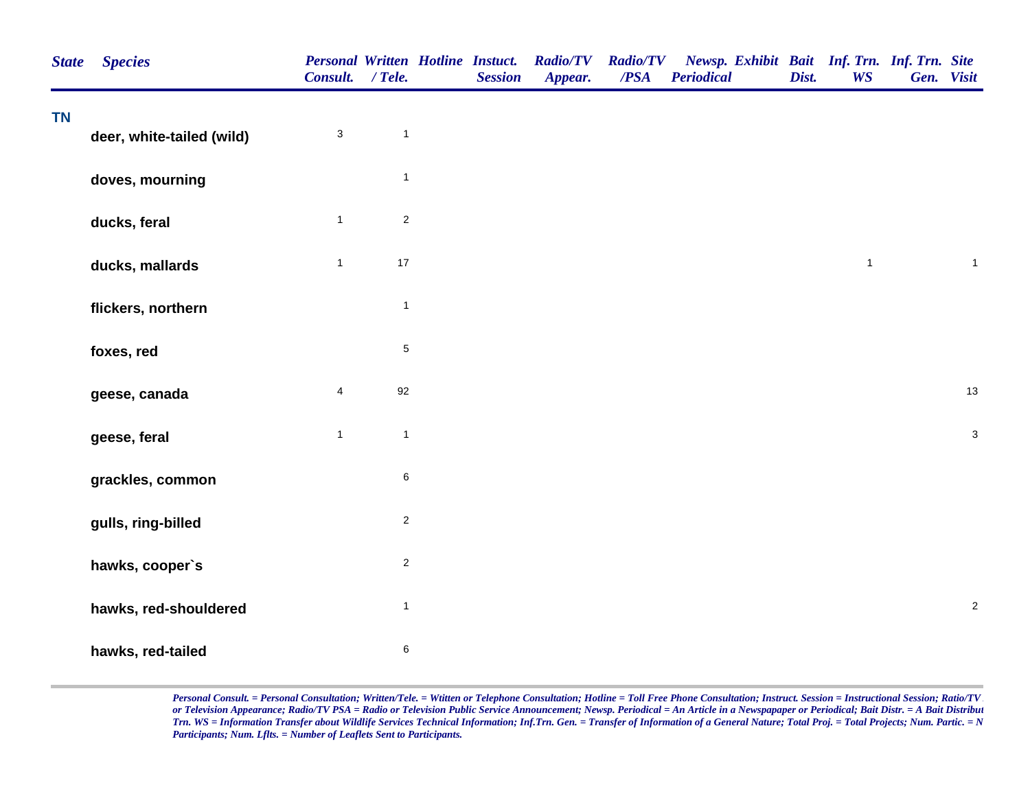| State | Species | Personal Consult. | Written / Tele. | Hotline | Instuct. Session | Radio/TV Appear. | Radio/TV /PSA | Newsp. Periodical | Exhibit | Bait Dist. | Inf. Trn. WS | Inf. Trn. Gen. | Site Visit |
|---|---|---|---|---|---|---|---|---|---|---|---|---|---|
| TN | | | | | | | | | | | | | |
| | deer, white-tailed (wild) | 3 | 1 | | | | | | | | | | |
| | doves, mourning | | 1 | | | | | | | | | | |
| | ducks, feral | 1 | 2 | | | | | | | | | | |
| | ducks, mallards | 1 | 17 | | | | | | | | 1 | | 1 |
| | flickers, northern | | 1 | | | | | | | | | | |
| | foxes, red | | 5 | | | | | | | | | | |
| | geese, canada | 4 | 92 | | | | | | | | | | 13 |
| | geese, feral | 1 | 1 | | | | | | | | | | 3 |
| | grackles, common | | 6 | | | | | | | | | | |
| | gulls, ring-billed | | 2 | | | | | | | | | | |
| | hawks, cooper`s | | 2 | | | | | | | | | | |
| | hawks, red-shouldered | | 1 | | | | | | | | | | 2 |
| | hawks, red-tailed | | 6 | | | | | | | | | | |

*Personal Consult. = Personal Consultation; Written/Tele. = Wtitten or Telephone Consultation; Hotline = Toll Free Phone Consultation; Instruct. Session = Instructional Session; Ratio/TV or Television Appearance; Radio/TV PSA = Radio or Television Public Service Announcement; Newsp. Periodical = An Article in a Newspapaper or Periodical; Bait Distr. = A Bait Distribut Trn. WS = Information Transfer about Wildlife Services Technical Information; Inf.Trn. Gen. = Transfer of Information of a General Nature; Total Proj. = Total Projects; Num. Partic. = N Participants; Num. Lflts. = Number of Leaflets Sent to Participants.*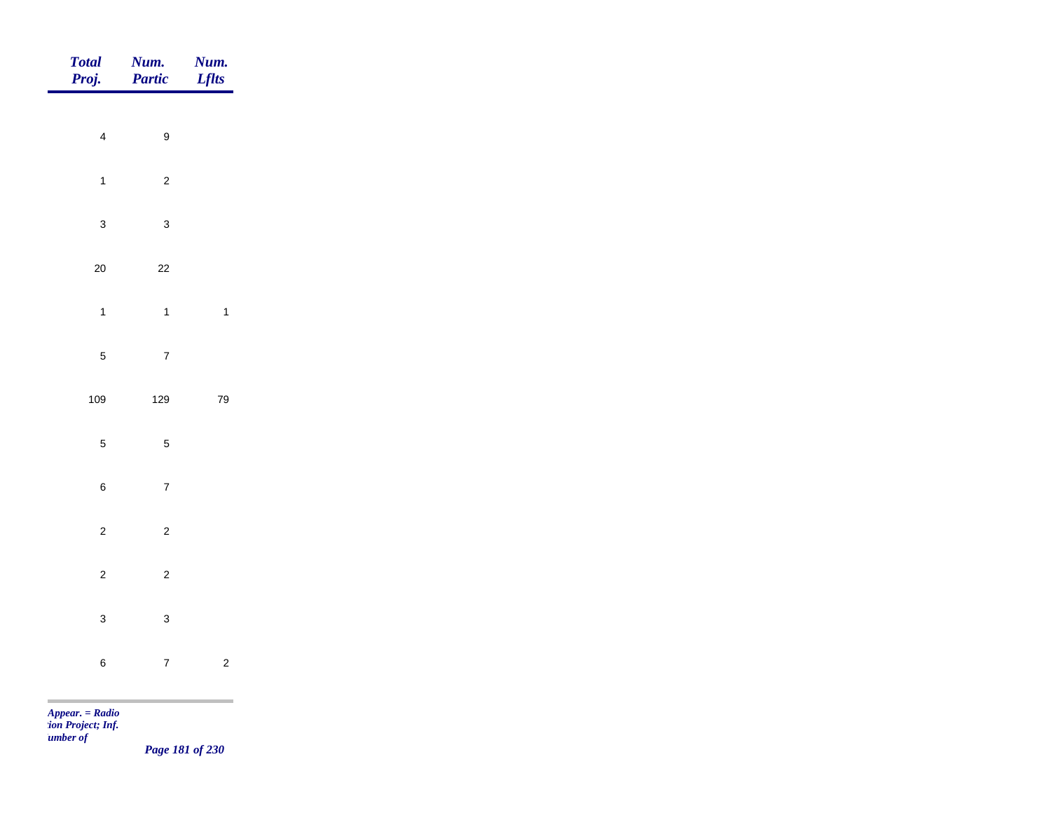| Total Proj. | Num. Partic | Num. Lflts |
|---|---|---|
| 4 | 9 | |
| 1 | 2 | |
| 3 | 3 | |
| 20 | 22 | |
| 1 | 1 | 1 |
| 5 | 7 | |
| 109 | 129 | 79 |
| 5 | 5 | |
| 6 | 7 | |
| 2 | 2 | |
| 2 | 2 | |
| 3 | 3 | |
| 6 | 7 | 2 |

*Appear. = Radio*
*:ion Project; Inf.*
*umber of*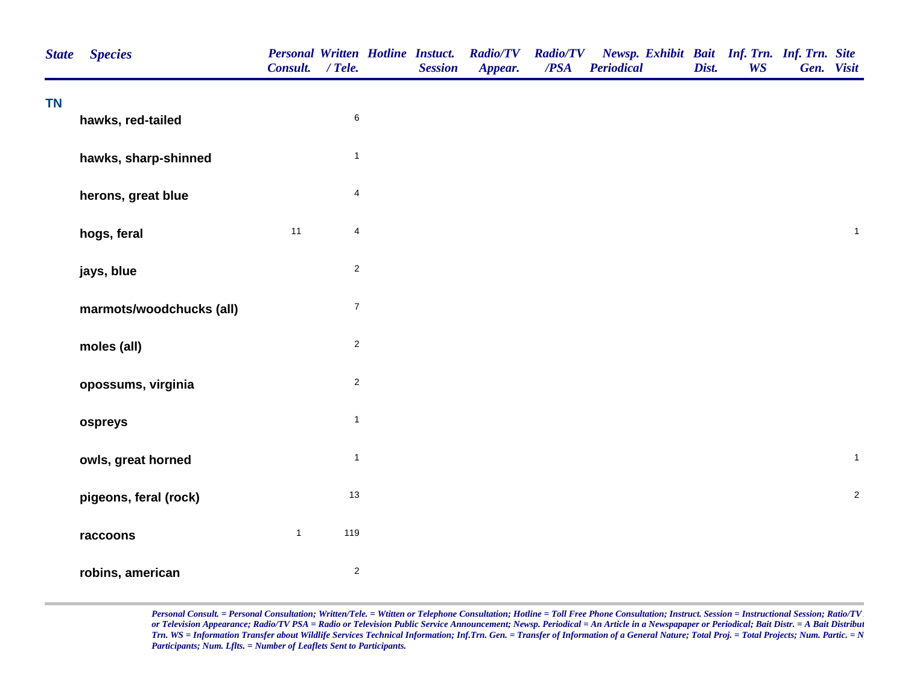| State | Species | Personal Consult. | Written / Tele. | Hotline | Instuct. Session | Radio/TV Appear. | Radio/TV /PSA | Newsp. Periodical | Exhibit | Bait Dist. | Inf. Trn. WS | Inf. Trn. Gen. | Site Visit |
|---|---|---|---|---|---|---|---|---|---|---|---|---|---|
| TN | | | | | | | | | | | | | |
| | hawks, red-tailed | | 6 | | | | | | | | | | |
| | hawks, sharp-shinned | | 1 | | | | | | | | | | |
| | herons, great blue | | 4 | | | | | | | | | | |
| | hogs, feral | 11 | 4 | | | | | | | | | | 1 |
| | jays, blue | | 2 | | | | | | | | | | |
| | marmots/woodchucks (all) | | 7 | | | | | | | | | | |
| | moles (all) | | 2 | | | | | | | | | | |
| | opossums, virginia | | 2 | | | | | | | | | | |
| | ospreys | | 1 | | | | | | | | | | |
| | owls, great horned | | 1 | | | | | | | | | | 1 |
| | pigeons, feral (rock) | | 13 | | | | | | | | | | 2 |
| | raccoons | 1 | 119 | | | | | | | | | | |
| | robins, american | | 2 | | | | | | | | | | |

*Personal Consult. = Personal Consultation; Written/Tele. = Wtitten or Telephone Consultation; Hotline = Toll Free Phone Consultation; Instruct. Session = Instructional Session; Ratio/TV or Television Appearance; Radio/TV PSA = Radio or Television Public Service Announcement; Newsp. Periodical = An Article in a Newspapaper or Periodical; Bait Distr. = A Bait Distribut Trn. WS = Information Transfer about Wildlife Services Technical Information; Inf.Trn. Gen. = Transfer of Information of a General Nature; Total Proj. = Total Projects; Num. Partic. = N Participants; Num. Lflts. = Number of Leaflets Sent to Participants.*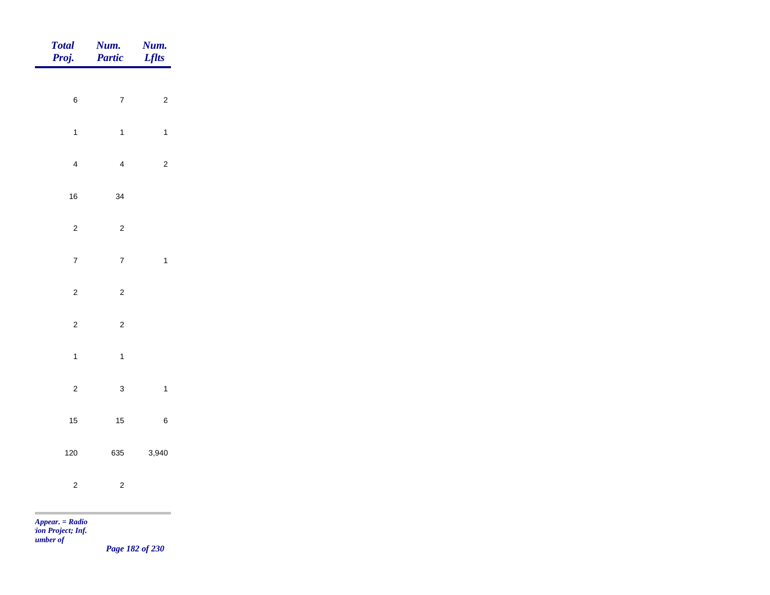| Total Proj. | Num. Partic | Num. Lflts |
|---|---|---|
| 6 | 7 | 2 |
| 1 | 1 | 1 |
| 4 | 4 | 2 |
| 16 | 34 | |
| 2 | 2 | |
| 7 | 7 | 1 |
| 2 | 2 | |
| 2 | 2 | |
| 1 | 1 | |
| 2 | 3 | 1 |
| 15 | 15 | 6 |
| 120 | 635 | 3,940 |
| 2 | 2 | |

*Appear. = Radio*
*:ion Project; Inf.*
*umber of*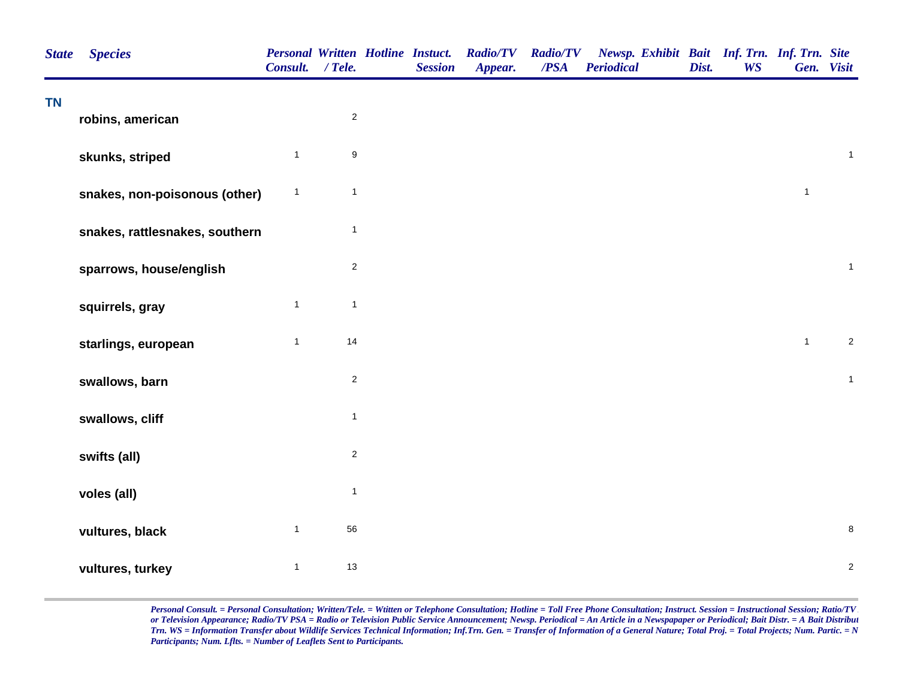| State | Species | Personal Consult. | Written / Tele. | Hotline | Instuct. Session | Radio/TV Appear. | Radio/TV /PSA | Newsp. Periodical | Exhibit | Bait Dist. | Inf. Trn. WS | Inf. Trn. Gen. | Site Visit |
|---|---|---|---|---|---|---|---|---|---|---|---|---|---|
| TN | | | | | | | | | | | | | |
| | robins, american | | 2 | | | | | | | | | | |
| | skunks, striped | 1 | 9 | | | | | | | | | | 1 |
| | snakes, non-poisonous (other) | 1 | 1 | | | | | | | | | 1 | |
| | snakes, rattlesnakes, southern | | 1 | | | | | | | | | | |
| | sparrows, house/english | | 2 | | | | | | | | | | 1 |
| | squirrels, gray | 1 | 1 | | | | | | | | | | |
| | starlings, european | 1 | 14 | | | | | | | | | 1 | 2 |
| | swallows, barn | | 2 | | | | | | | | | | 1 |
| | swallows, cliff | | 1 | | | | | | | | | | |
| | swifts (all) | | 2 | | | | | | | | | | |
| | voles (all) | | 1 | | | | | | | | | | |
| | vultures, black | 1 | 56 | | | | | | | | | | 8 |
| | vultures, turkey | 1 | 13 | | | | | | | | | | 2 |

*Personal Consult. = Personal Consultation; Written/Tele. = Wtitten or Telephone Consultation; Hotline = Toll Free Phone Consultation; Instruct. Session = Instructional Session; Ratio/TV or Television Appearance; Radio/TV PSA = Radio or Television Public Service Announcement; Newsp. Periodical = An Article in a Newspapaper or Periodical; Bait Distr. = A Bait Distribut Trn. WS = Information Transfer about Wildlife Services Technical Information; Inf.Trn. Gen. = Transfer of Information of a General Nature; Total Proj. = Total Projects; Num. Partic. = N Participants; Num. Lflts. = Number of Leaflets Sent to Participants.*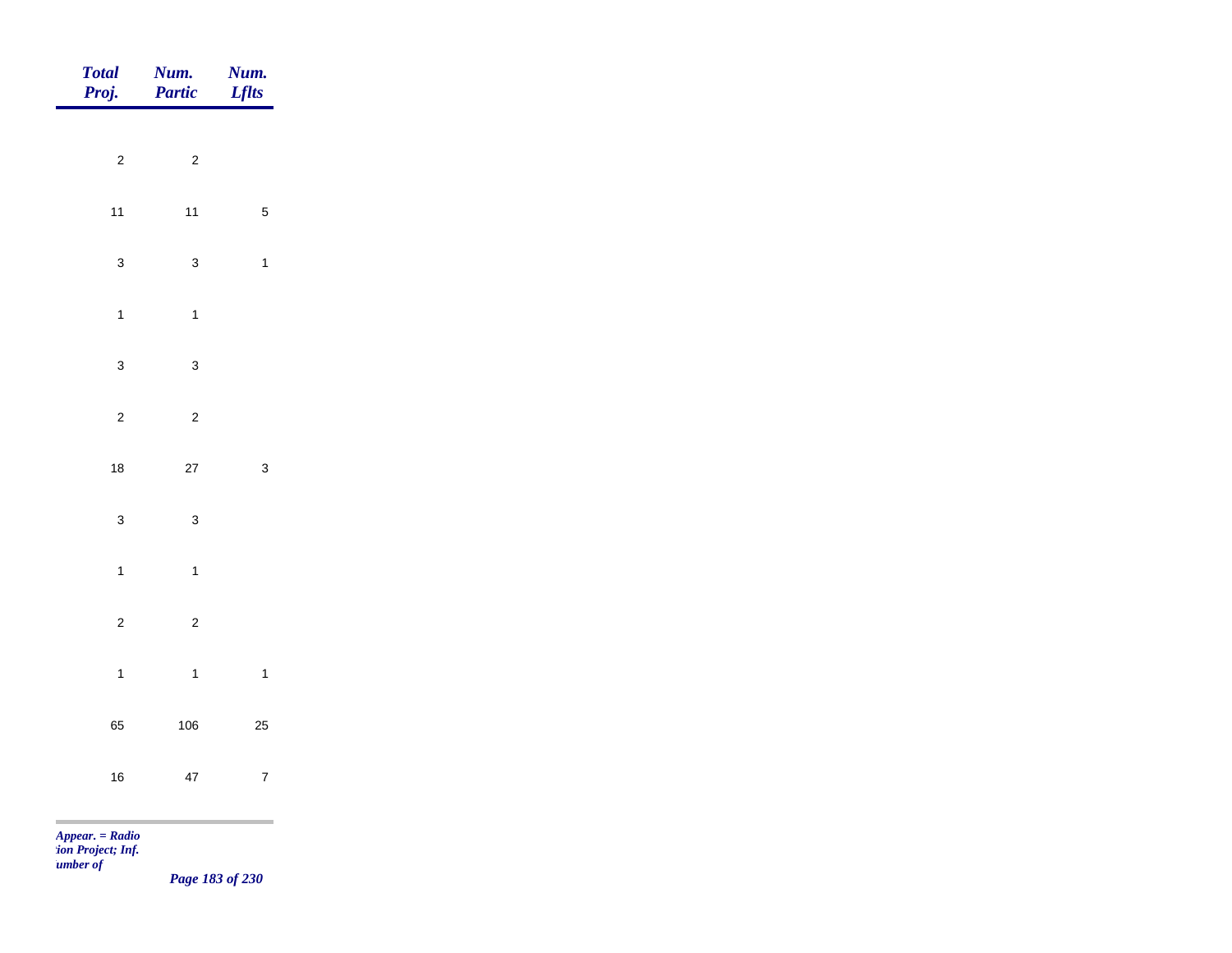| Total Proj. | Num. Partic | Num. Lflts |
|---|---|---|
| 2 | 2 | |
| 11 | 11 | 5 |
| 3 | 3 | 1 |
| 1 | 1 | |
| 3 | 3 | |
| 2 | 2 | |
| 18 | 27 | 3 |
| 3 | 3 | |
| 1 | 1 | |
| 2 | 2 | |
| 1 | 1 | 1 |
| 65 | 106 | 25 |
| 16 | 47 | 7 |

*Appear. = Radio*
*tion Project; Inf.*
*umber of*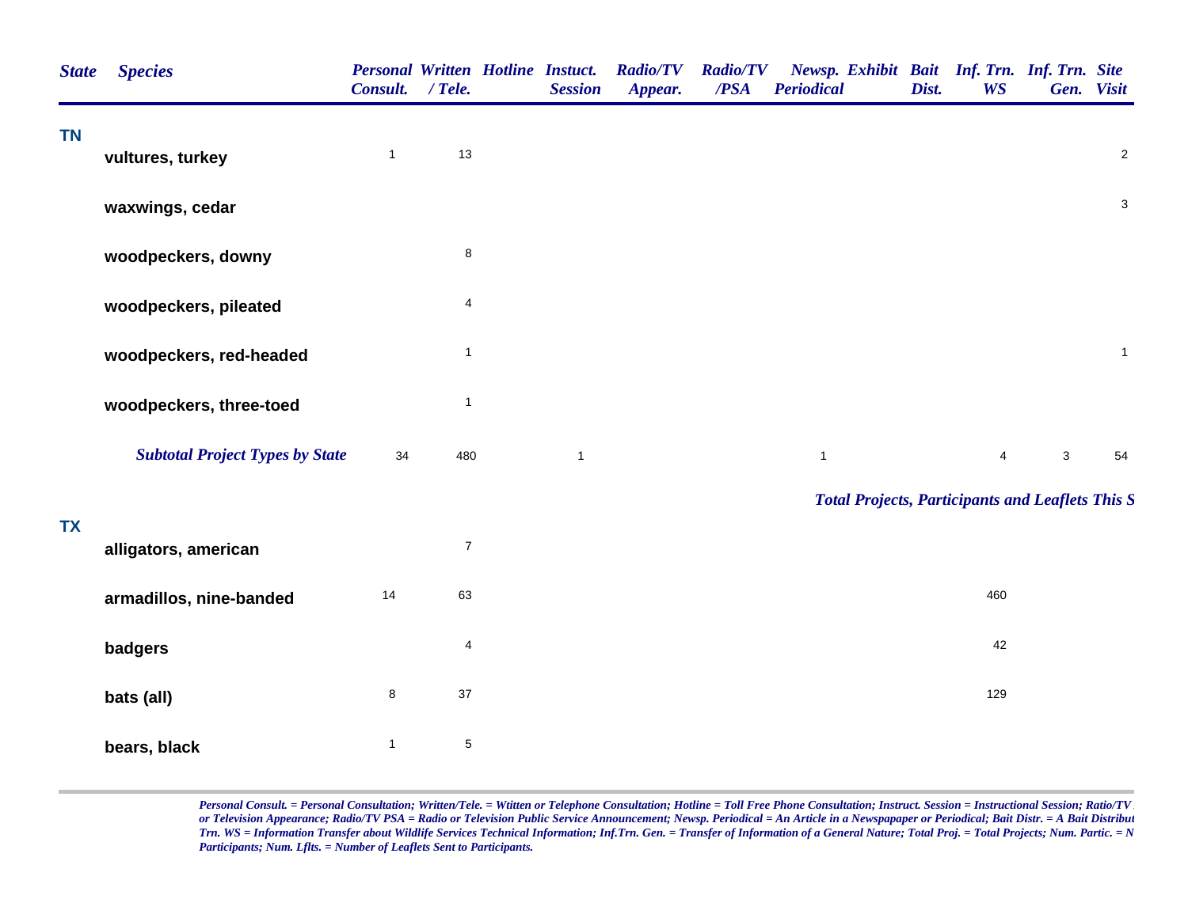| State | Species | Personal Consult. | Written / Tele. | Hotline | Instuct. Session | Radio/TV Appear. | Radio/TV /PSA | Newsp. Periodical | Exhibit | Bait Dist. | Inf. Trn. WS | Inf. Trn. Gen. | Site Visit |
|---|---|---|---|---|---|---|---|---|---|---|---|---|---|
| TN | | | | | | | | | | | | | |
| | vultures, turkey | 1 | 13 | | | | | | | | | | 2 |
| | waxwings, cedar | | | | | | | | | | | | 3 |
| | woodpeckers, downy | | 8 | | | | | | | | | | |
| | woodpeckers, pileated | | 4 | | | | | | | | | | |
| | woodpeckers, red-headed | | 1 | | | | | | | | | | 1 |
| | woodpeckers, three-toed | | 1 | | | | | | | | | | |
| | ***Subtotal Project Types by State*** | 34 | 480 | | 1 | | | 1 | | | 4 | 3 | 54 |

***Total Projects, Participants and Leaflets This S***

| State | Species | Personal Consult. | Written / Tele. | Hotline | Instuct. Session | Radio/TV Appear. | Radio/TV /PSA | Newsp. Periodical | Exhibit | Bait Dist. | Inf. Trn. WS | Inf. Trn. Gen. | Site Visit |
|---|---|---|---|---|---|---|---|---|---|---|---|---|---|
| TX | | | | | | | | | | | | | |
| | alligators, american | | 7 | | | | | | | | | | |
| | armadillos, nine-banded | 14 | 63 | | | | | | | | 460 | | |
| | badgers | | 4 | | | | | | | | 42 | | |
| | bats (all) | 8 | 37 | | | | | | | | 129 | | |
| | bears, black | 1 | 5 | | | | | | | | | | |

*Personal Consult. = Personal Consultation; Written/Tele. = Wtitten or Telephone Consultation; Hotline = Toll Free Phone Consultation; Instruct. Session = Instructional Session; Ratio/TV or Television Appearance; Radio/TV PSA = Radio or Television Public Service Announcement; Newsp. Periodical = An Article in a Newspapaper or Periodical; Bait Distr. = A Bait Distribut Trn. WS = Information Transfer about Wildlife Services Technical Information; Inf.Trn. Gen. = Transfer of Information of a General Nature; Total Proj. = Total Projects; Num. Partic. = N Participants; Num. Lflts. = Number of Leaflets Sent to Participants.*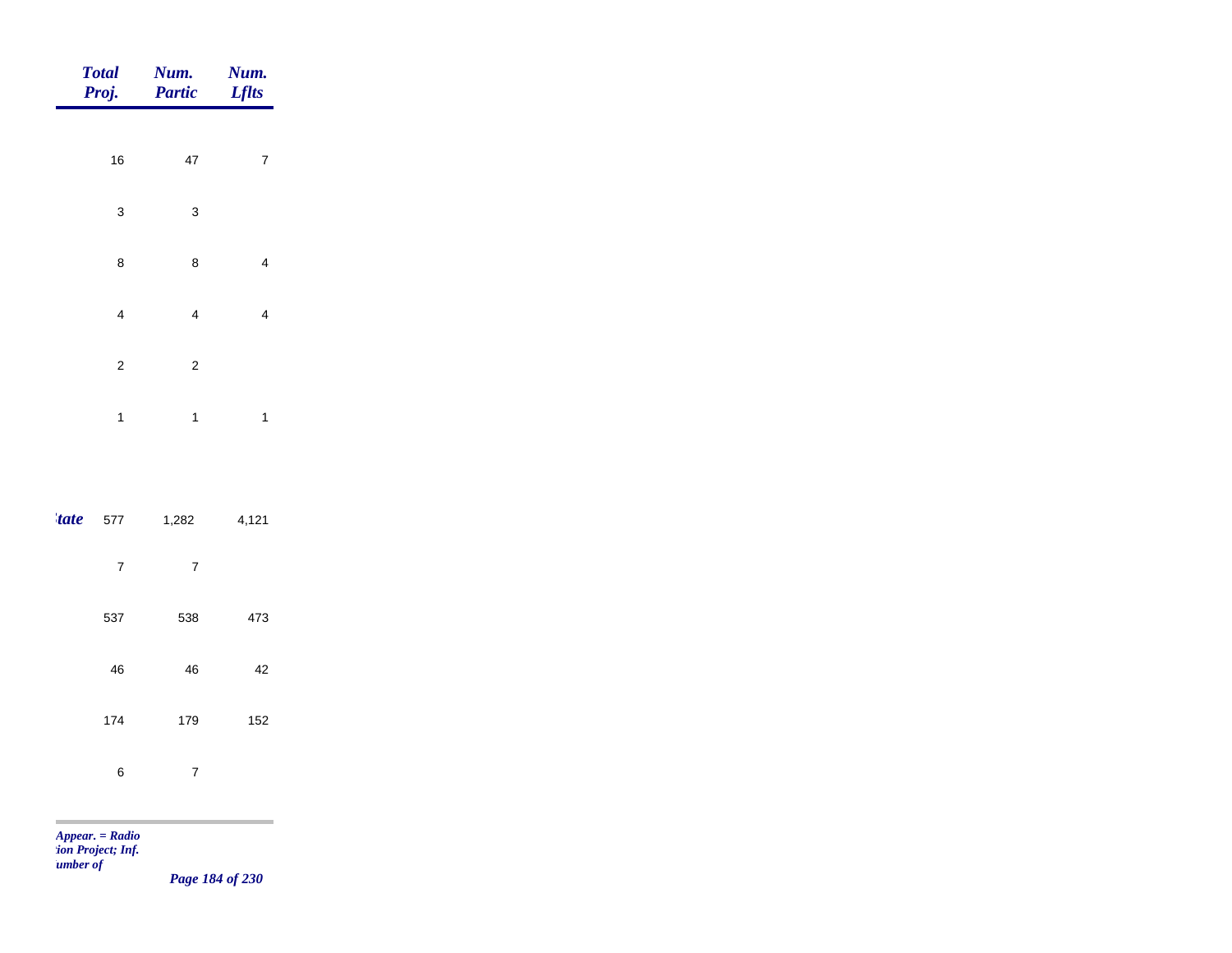| | Total Proj. | Num. Partic | Num. Lflts |
|---|---|---|---|
| | 16 | 47 | 7 |
| | 3 | 3 | |
| | 8 | 8 | 4 |
| | 4 | 4 | 4 |
| | 2 | 2 | |
| | 1 | 1 | 1 |
| *tate* | 577 | 1,282 | 4,121 |
| | 7 | 7 | |
| | 537 | 538 | 473 |
| | 46 | 46 | 42 |
| | 174 | 179 | 152 |
| | 6 | 7 | |

*Appear. = Radio*
*tion Project; Inf.*
*umber of*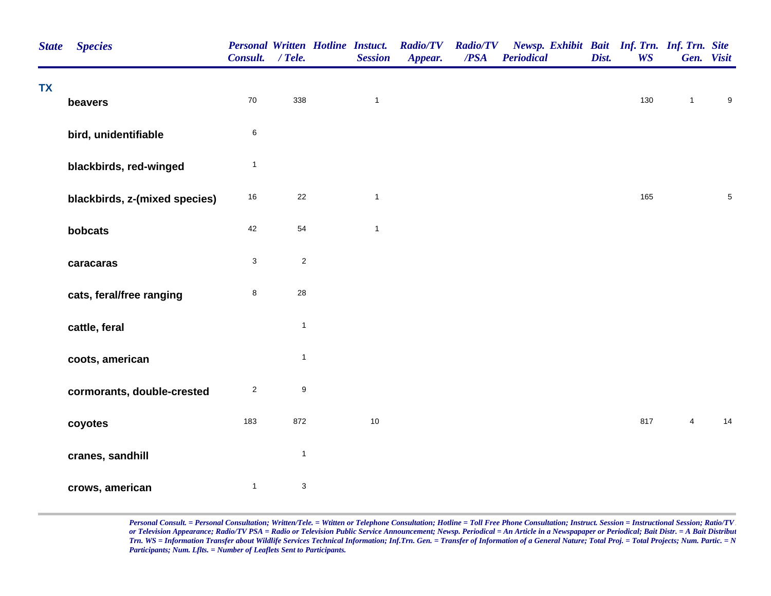| State | Species | Personal Consult. | Written / Tele. | Hotline | Instuct. Session | Radio/TV Appear. | Radio/TV /PSA | Newsp. Periodical | Exhibit | Bait Dist. | Inf. Trn. WS | Inf. Trn. Gen. | Site Visit |
|---|---|---|---|---|---|---|---|---|---|---|---|---|---|
| TX | | | | | | | | | | | | | |
| | beavers | 70 | 338 | | 1 | | | | | | 130 | 1 | 9 |
| | bird, unidentifiable | 6 | | | | | | | | | | | |
| | blackbirds, red-winged | 1 | | | | | | | | | | | |
| | blackbirds, z-(mixed species) | 16 | 22 | | 1 | | | | | | 165 | | 5 |
| | bobcats | 42 | 54 | | 1 | | | | | | | | |
| | caracaras | 3 | 2 | | | | | | | | | | |
| | cats, feral/free ranging | 8 | 28 | | | | | | | | | | |
| | cattle, feral | | 1 | | | | | | | | | | |
| | coots, american | | 1 | | | | | | | | | | |
| | cormorants, double-crested | 2 | 9 | | | | | | | | | | |
| | coyotes | 183 | 872 | | 10 | | | | | | 817 | 4 | 14 |
| | cranes, sandhill | | 1 | | | | | | | | | | |
| | crows, american | 1 | 3 | | | | | | | | | | |

*Personal Consult. = Personal Consultation; Written/Tele. = Wtitten or Telephone Consultation; Hotline = Toll Free Phone Consultation; Instruct. Session = Instructional Session; Ratio/TV or Television Appearance; Radio/TV PSA = Radio or Television Public Service Announcement; Newsp. Periodical = An Article in a Newspapaper or Periodical; Bait Distr. = A Bait Distribut Trn. WS = Information Transfer about Wildlife Services Technical Information; Inf.Trn. Gen. = Transfer of Information of a General Nature; Total Proj. = Total Projects; Num. Partic. = N Participants; Num. Lflts. = Number of Leaflets Sent to Participants.*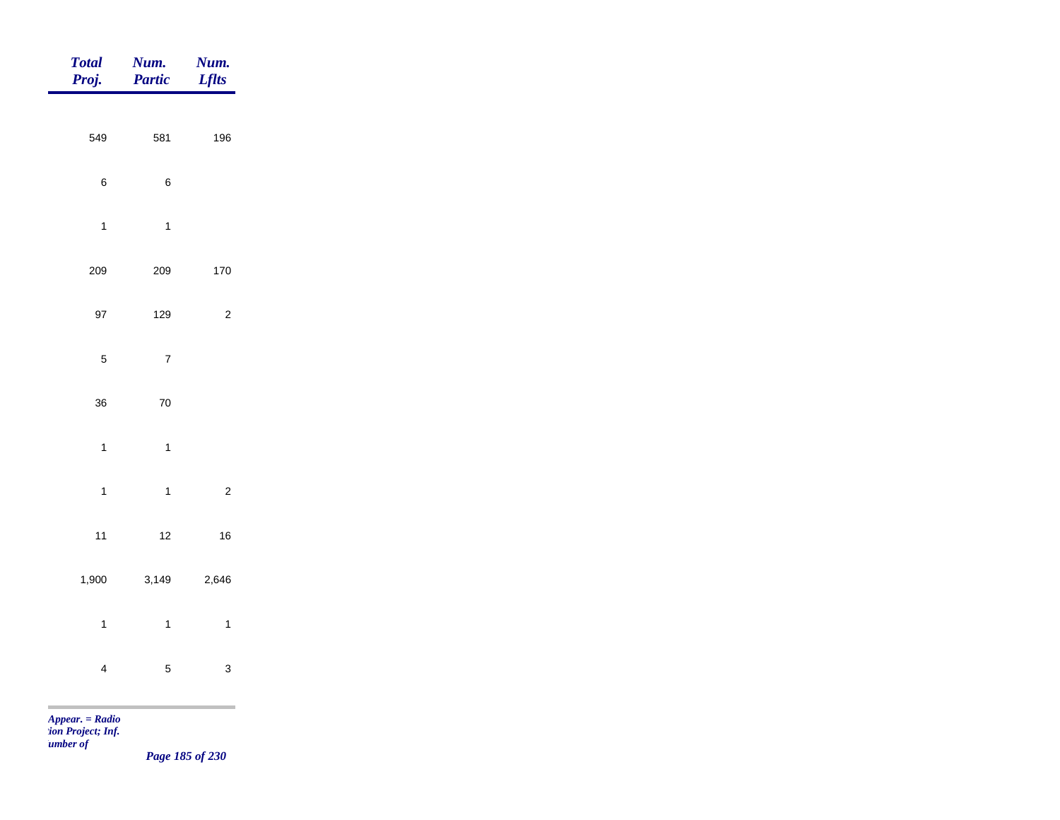| Total Proj. | Num. Partic | Num. Lflts |
|---|---|---|
| 549 | 581 | 196 |
| 6 | 6 | |
| 1 | 1 | |
| 209 | 209 | 170 |
| 97 | 129 | 2 |
| 5 | 7 | |
| 36 | 70 | |
| 1 | 1 | |
| 1 | 1 | 2 |
| 11 | 12 | 16 |
| 1,900 | 3,149 | 2,646 |
| 1 | 1 | 1 |
| 4 | 5 | 3 |

*Appear. = Radio*
*tion Project; Inf.*
*umber of*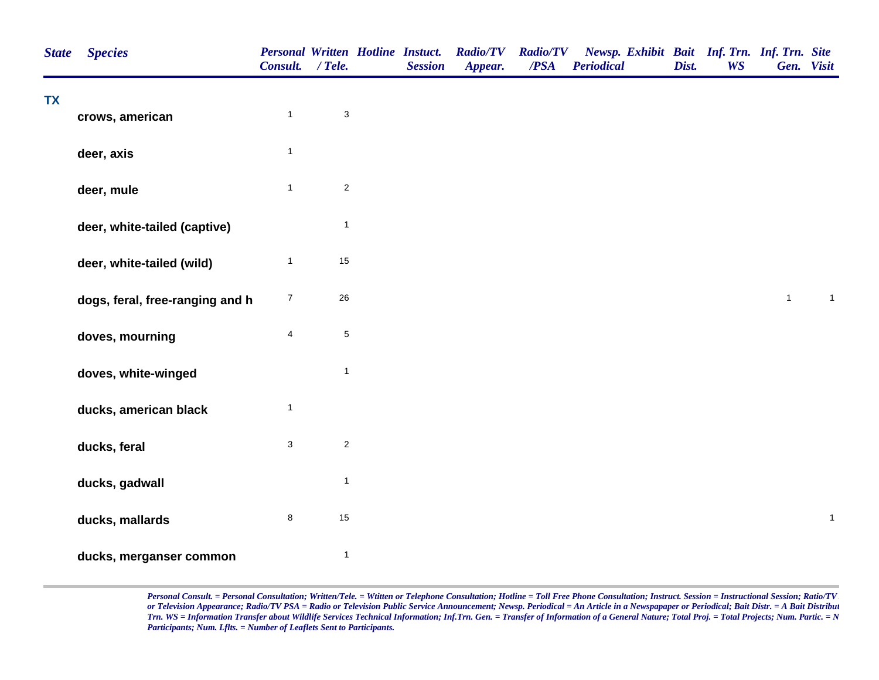| State | Species | Personal Consult. | Written / Tele. | Hotline | Instuct. Session | Radio/TV Appear. | Radio/TV /PSA | Newsp. Periodical | Exhibit | Bait Dist. | Inf. Trn. WS | Inf. Trn. Gen. | Site Visit |
|---|---|---|---|---|---|---|---|---|---|---|---|---|---|
| TX | | | | | | | | | | | | | |
| | crows, american | 1 | 3 | | | | | | | | | | |
| | deer, axis | 1 | | | | | | | | | | | |
| | deer, mule | 1 | 2 | | | | | | | | | | |
| | deer, white-tailed (captive) | | 1 | | | | | | | | | | |
| | deer, white-tailed (wild) | 1 | 15 | | | | | | | | | | |
| | dogs, feral, free-ranging and h | 7 | 26 | | | | | | | | | 1 | 1 |
| | doves, mourning | 4 | 5 | | | | | | | | | | |
| | doves, white-winged | | 1 | | | | | | | | | | |
| | ducks, american black | 1 | | | | | | | | | | | |
| | ducks, feral | 3 | 2 | | | | | | | | | | |
| | ducks, gadwall | | 1 | | | | | | | | | | |
| | ducks, mallards | 8 | 15 | | | | | | | | | | 1 |
| | ducks, merganser common | | 1 | | | | | | | | | | |

*Personal Consult. = Personal Consultation; Written/Tele. = Wtitten or Telephone Consultation; Hotline = Toll Free Phone Consultation; Instruct. Session = Instructional Session; Ratio/TV or Television Appearance; Radio/TV PSA = Radio or Television Public Service Announcement; Newsp. Periodical = An Article in a Newspapaper or Periodical; Bait Distr. = A Bait Distribut Trn. WS = Information Transfer about Wildlife Services Technical Information; Inf.Trn. Gen. = Transfer of Information of a General Nature; Total Proj. = Total Projects; Num. Partic. = N Participants; Num. Lflts. = Number of Leaflets Sent to Participants.*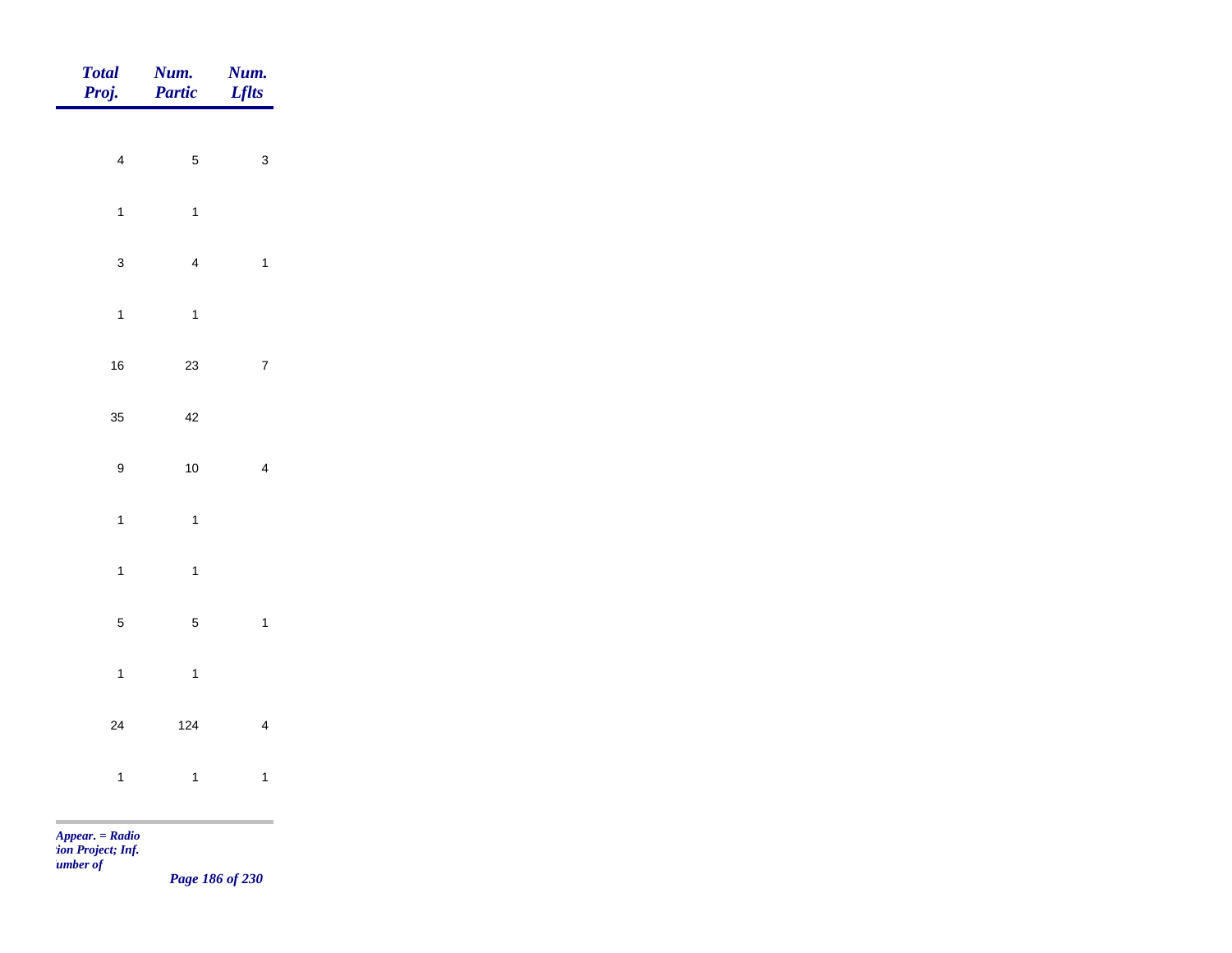| Total Proj. | Num. Partic | Num. Lflts |
|---|---|---|
| 4 | 5 | 3 |
| 1 | 1 | |
| 3 | 4 | 1 |
| 1 | 1 | |
| 16 | 23 | 7 |
| 35 | 42 | |
| 9 | 10 | 4 |
| 1 | 1 | |
| 1 | 1 | |
| 5 | 5 | 1 |
| 1 | 1 | |
| 24 | 124 | 4 |
| 1 | 1 | 1 |

*Appear. = Radio*
*tion Project; Inf.*
*umber of*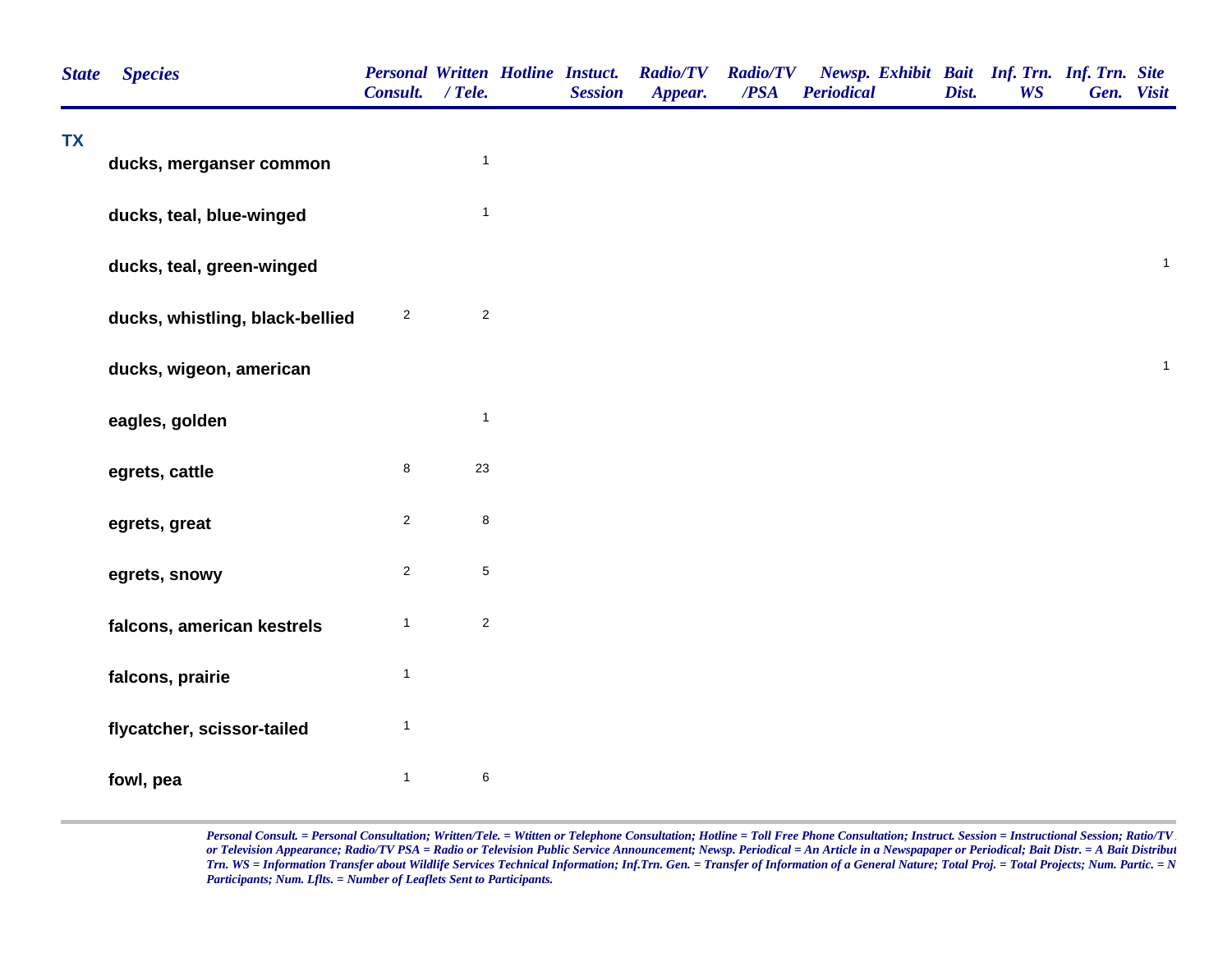| State | Species | Personal Consult. | Written / Tele. | Hotline | Instuct. Session | Radio/TV Appear. | Radio/TV /PSA | Newsp. Periodical | Exhibit | Bait Dist. | Inf. Trn. WS | Inf. Trn. Gen. | Site Visit |
|---|---|---|---|---|---|---|---|---|---|---|---|---|---|
| TX | | | | | | | | | | | | | |
| | ducks, merganser common | | 1 | | | | | | | | | | |
| | ducks, teal, blue-winged | | 1 | | | | | | | | | | |
| | ducks, teal, green-winged | | | | | | | | | | | | 1 |
| | ducks, whistling, black-bellied | 2 | 2 | | | | | | | | | | |
| | ducks, wigeon, american | | | | | | | | | | | | 1 |
| | eagles, golden | | 1 | | | | | | | | | | |
| | egrets, cattle | 8 | 23 | | | | | | | | | | |
| | egrets, great | 2 | 8 | | | | | | | | | | |
| | egrets, snowy | 2 | 5 | | | | | | | | | | |
| | falcons, american kestrels | 1 | 2 | | | | | | | | | | |
| | falcons, prairie | 1 | | | | | | | | | | | |
| | flycatcher, scissor-tailed | 1 | | | | | | | | | | | |
| | fowl, pea | 1 | 6 | | | | | | | | | | |

*Personal Consult. = Personal Consultation; Written/Tele. = Wtitten or Telephone Consultation; Hotline = Toll Free Phone Consultation; Instruct. Session = Instructional Session; Ratio/TV or Television Appearance; Radio/TV PSA = Radio or Television Public Service Announcement; Newsp. Periodical = An Article in a Newspapaper or Periodical; Bait Distr. = A Bait Distribut Trn. WS = Information Transfer about Wildlife Services Technical Information; Inf.Trn. Gen. = Transfer of Information of a General Nature; Total Proj. = Total Projects; Num. Partic. = N Participants; Num. Lflts. = Number of Leaflets Sent to Participants.*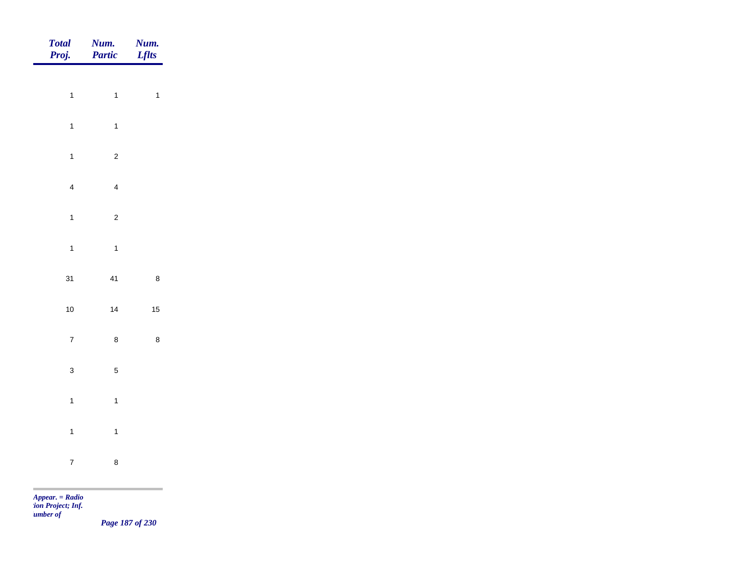| *Total Proj.* | *Num. Partic* | *Num. Lflts* |
|---|---|---|
| 1 | 1 | 1 |
| 1 | 1 | |
| 1 | 2 | |
| 4 | 4 | |
| 1 | 2 | |
| 1 | 1 | |
| 31 | 41 | 8 |
| 10 | 14 | 15 |
| 7 | 8 | 8 |
| 3 | 5 | |
| 1 | 1 | |
| 1 | 1 | |
| 7 | 8 | |

*Appear. = Radio*
*tion Project; Inf.*
*umber of*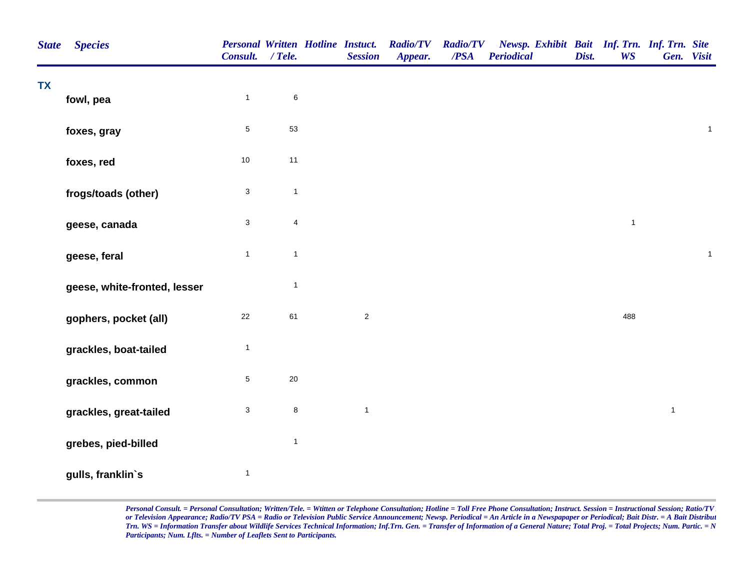| State | Species | Personal Consult. | Written / Tele. | Hotline | Instuct. Session | Radio/TV Appear. | Radio/TV /PSA | Newsp. Periodical | Exhibit | Bait Dist. | Inf. Trn. WS | Inf. Trn. Gen. | Site Visit |
|---|---|---|---|---|---|---|---|---|---|---|---|---|---|
| TX | | | | | | | | | | | | | |
| | fowl, pea | 1 | 6 | | | | | | | | | | |
| | foxes, gray | 5 | 53 | | | | | | | | | | 1 |
| | foxes, red | 10 | 11 | | | | | | | | | | |
| | frogs/toads (other) | 3 | 1 | | | | | | | | | | |
| | geese, canada | 3 | 4 | | | | | | | | 1 | | |
| | geese, feral | 1 | 1 | | | | | | | | | | 1 |
| | geese, white-fronted, lesser | | 1 | | | | | | | | | | |
| | gophers, pocket (all) | 22 | 61 | | 2 | | | | | | 488 | | |
| | grackles, boat-tailed | 1 | | | | | | | | | | | |
| | grackles, common | 5 | 20 | | | | | | | | | | |
| | grackles, great-tailed | 3 | 8 | | 1 | | | | | | | 1 | |
| | grebes, pied-billed | | 1 | | | | | | | | | | |
| | gulls, franklin`s | 1 | | | | | | | | | | | |

*Personal Consult. = Personal Consultation; Written/Tele. = Wtitten or Telephone Consultation; Hotline = Toll Free Phone Consultation; Instruct. Session = Instructional Session; Ratio/TV or Television Appearance; Radio/TV PSA = Radio or Television Public Service Announcement; Newsp. Periodical = An Article in a Newspapaper or Periodical; Bait Distr. = A Bait Distribut Trn. WS = Information Transfer about Wildlife Services Technical Information; Inf.Trn. Gen. = Transfer of Information of a General Nature; Total Proj. = Total Projects; Num. Partic. = N Participants; Num. Lflts. = Number of Leaflets Sent to Participants.*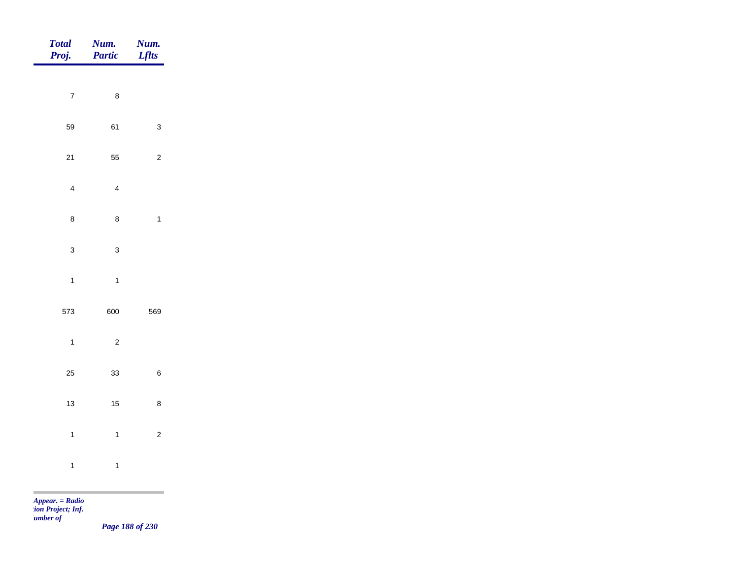| Total Proj. | Num. Partic | Num. Lflts |
|---|---|---|
| 7 | 8 | |
| 59 | 61 | 3 |
| 21 | 55 | 2 |
| 4 | 4 | |
| 8 | 8 | 1 |
| 3 | 3 | |
| 1 | 1 | |
| 573 | 600 | 569 |
| 1 | 2 | |
| 25 | 33 | 6 |
| 13 | 15 | 8 |
| 1 | 1 | 2 |
| 1 | 1 | |

*Appear. = Radio*
*tion Project; Inf.*
*umber of*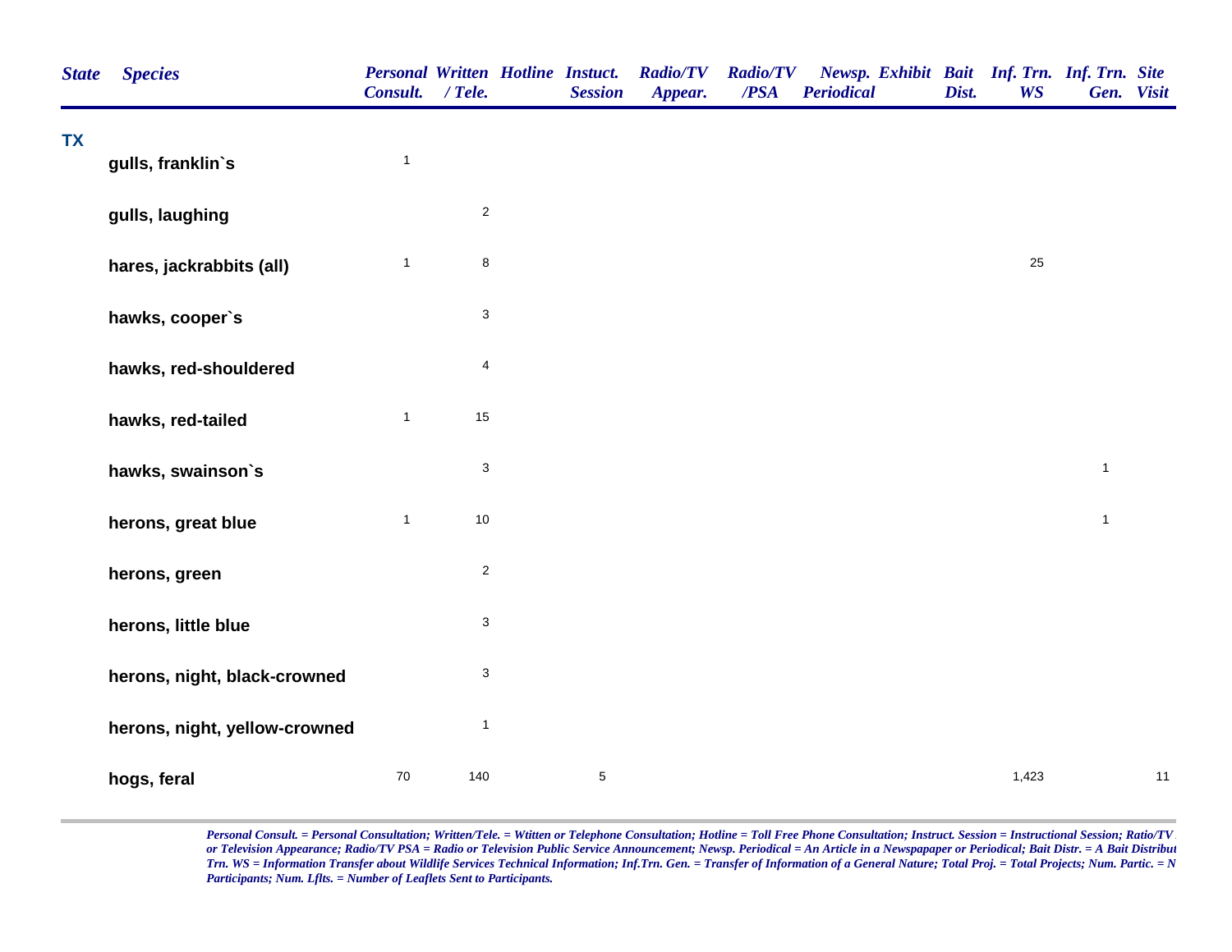| State | Species | Personal Consult. | Written / Tele. | Hotline | Instuct. Session | Radio/TV Appear. | Radio/TV /PSA | Newsp. Periodical | Exhibit | Bait Dist. | Inf. Trn. WS | Inf. Trn. Gen. | Site Visit |
|---|---|---|---|---|---|---|---|---|---|---|---|---|---|
| TX | | | | | | | | | | | | | |
| | gulls, franklin`s | 1 | | | | | | | | | | | |
| | gulls, laughing | | 2 | | | | | | | | | | |
| | hares, jackrabbits (all) | 1 | 8 | | | | | | | | 25 | | |
| | hawks, cooper`s | | 3 | | | | | | | | | | |
| | hawks, red-shouldered | | 4 | | | | | | | | | | |
| | hawks, red-tailed | 1 | 15 | | | | | | | | | | |
| | hawks, swainson`s | | 3 | | | | | | | | | 1 | |
| | herons, great blue | 1 | 10 | | | | | | | | | 1 | |
| | herons, green | | 2 | | | | | | | | | | |
| | herons, little blue | | 3 | | | | | | | | | | |
| | herons, night, black-crowned | | 3 | | | | | | | | | | |
| | herons, night, yellow-crowned | | 1 | | | | | | | | | | |
| | hogs, feral | 70 | 140 | | 5 | | | | | | 1,423 | | 11 |

*Personal Consult. = Personal Consultation; Written/Tele. = Wtitten or Telephone Consultation; Hotline = Toll Free Phone Consultation; Instruct. Session = Instructional Session; Ratio/TV or Television Appearance; Radio/TV PSA = Radio or Television Public Service Announcement; Newsp. Periodical = An Article in a Newspapaper or Periodical; Bait Distr. = A Bait Distribut Trn. WS = Information Transfer about Wildlife Services Technical Information; Inf.Trn. Gen. = Transfer of Information of a General Nature; Total Proj. = Total Projects; Num. Partic. = N Participants; Num. Lflts. = Number of Leaflets Sent to Participants.*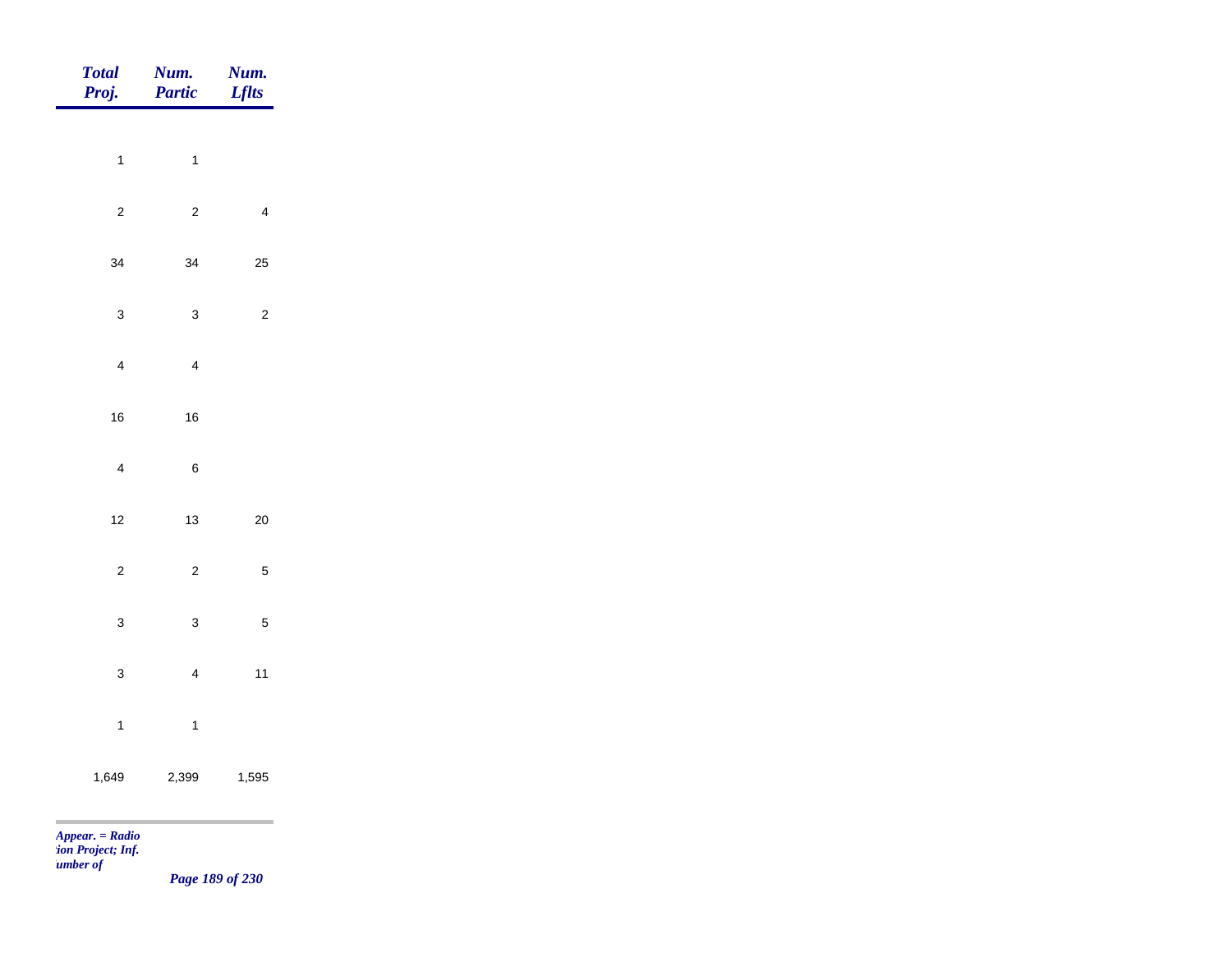| Total Proj. | Num. Partic | Num. Lflts |
|---|---|---|
| 1 | 1 | |
| 2 | 2 | 4 |
| 34 | 34 | 25 |
| 3 | 3 | 2 |
| 4 | 4 | |
| 16 | 16 | |
| 4 | 6 | |
| 12 | 13 | 20 |
| 2 | 2 | 5 |
| 3 | 3 | 5 |
| 3 | 4 | 11 |
| 1 | 1 | |
| 1,649 | 2,399 | 1,595 |

*Appear. = Radio*
*:ion Project; Inf.*
*umber of*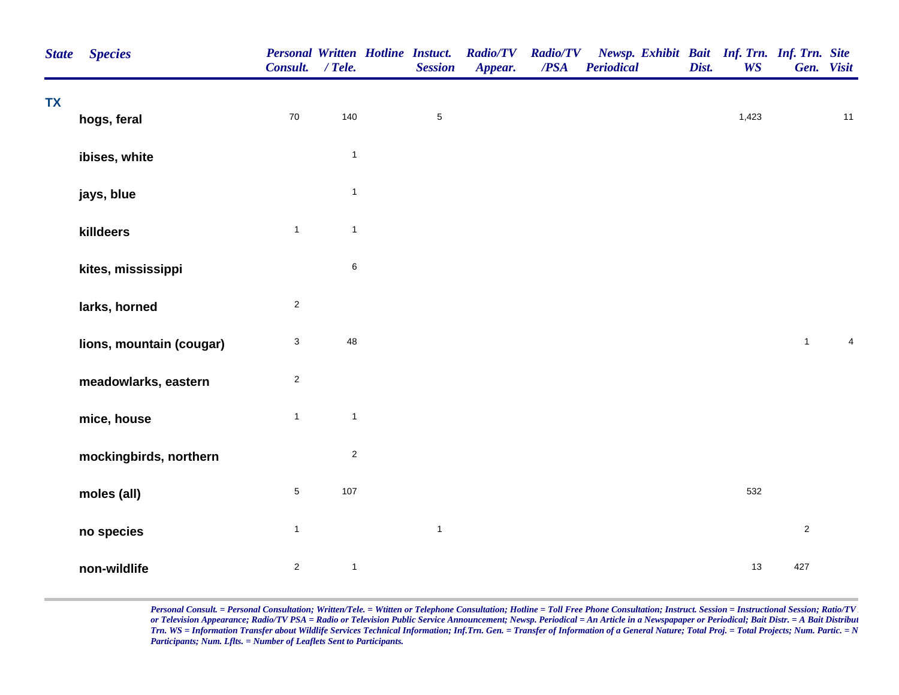| State | Species | Personal Consult. | Written / Tele. | Hotline | Instuct. Session | Radio/TV Appear. | Radio/TV /PSA | Newsp. Periodical | Exhibit | Bait Dist. | Inf. Trn. WS | Inf. Trn. Gen. | Site Visit |
|---|---|---|---|---|---|---|---|---|---|---|---|---|---|
| TX | | | | | | | | | | | | | |
| | hogs, feral | 70 | 140 | | 5 | | | | | | 1,423 | | 11 |
| | ibises, white | | 1 | | | | | | | | | | |
| | jays, blue | | 1 | | | | | | | | | | |
| | killdeers | 1 | 1 | | | | | | | | | | |
| | kites, mississippi | | 6 | | | | | | | | | | |
| | larks, horned | 2 | | | | | | | | | | | |
| | lions, mountain (cougar) | 3 | 48 | | | | | | | | | 1 | 4 |
| | meadowlarks, eastern | 2 | | | | | | | | | | | |
| | mice, house | 1 | 1 | | | | | | | | | | |
| | mockingbirds, northern | | 2 | | | | | | | | | | |
| | moles (all) | 5 | 107 | | | | | | | | 532 | | |
| | no species | 1 | | | 1 | | | | | | | 2 | |
| | non-wildlife | 2 | 1 | | | | | | | | 13 | 427 | |

*Personal Consult. = Personal Consultation; Written/Tele. = Wtitten or Telephone Consultation; Hotline = Toll Free Phone Consultation; Instruct. Session = Instructional Session; Ratio/TV or Television Appearance; Radio/TV PSA = Radio or Television Public Service Announcement; Newsp. Periodical = An Article in a Newspapaper or Periodical; Bait Distr. = A Bait Distribut Trn. WS = Information Transfer about Wildlife Services Technical Information; Inf.Trn. Gen. = Transfer of Information of a General Nature; Total Proj. = Total Projects; Num. Partic. = N Participants; Num. Lflts. = Number of Leaflets Sent to Participants.*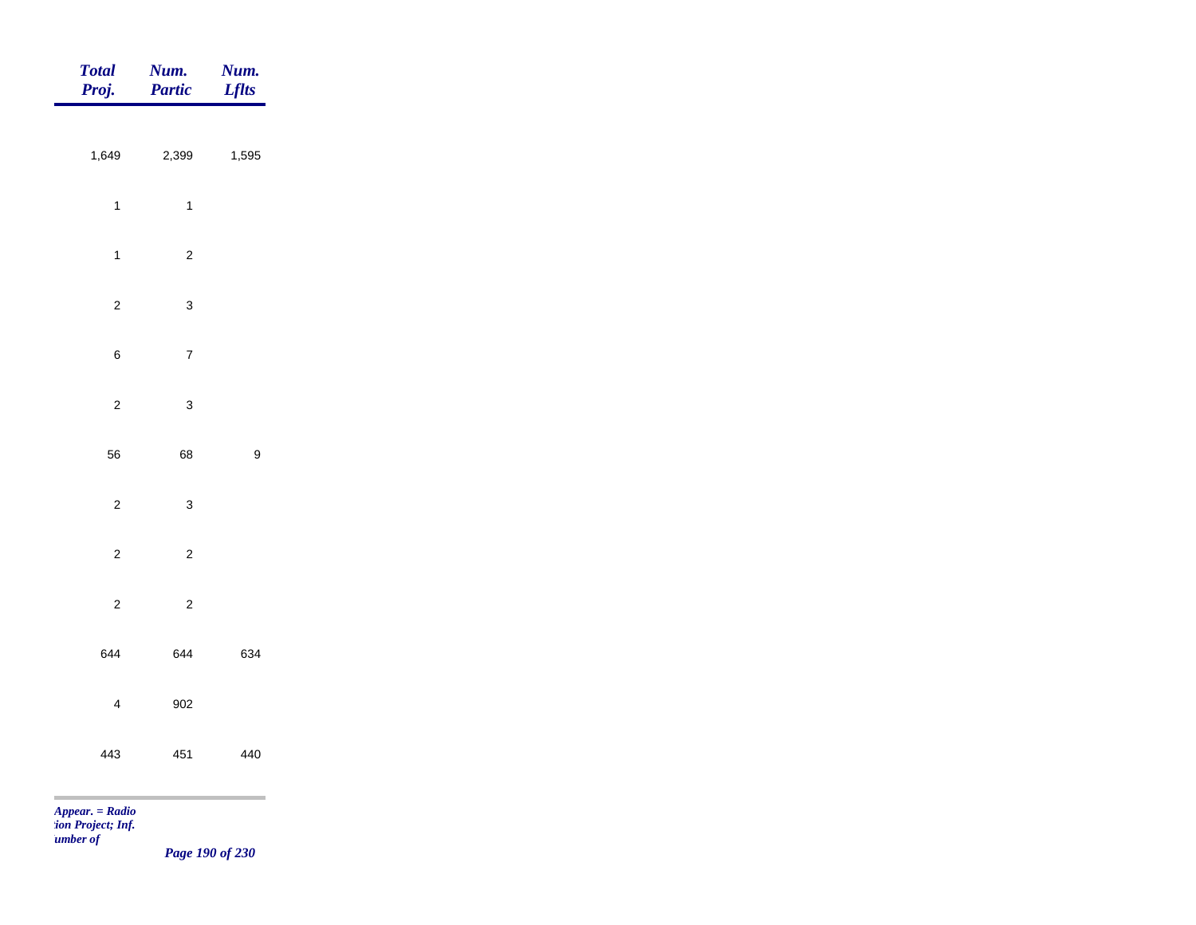| Total Proj. | Num. Partic | Num. Lflts |
|---|---|---|
| 1,649 | 2,399 | 1,595 |
| 1 | 1 | |
| 1 | 2 | |
| 2 | 3 | |
| 6 | 7 | |
| 2 | 3 | |
| 56 | 68 | 9 |
| 2 | 3 | |
| 2 | 2 | |
| 2 | 2 | |
| 644 | 644 | 634 |
| 4 | 902 | |
| 443 | 451 | 440 |

*Appear. = Radio*
*tion Project; Inf.*
*umber of*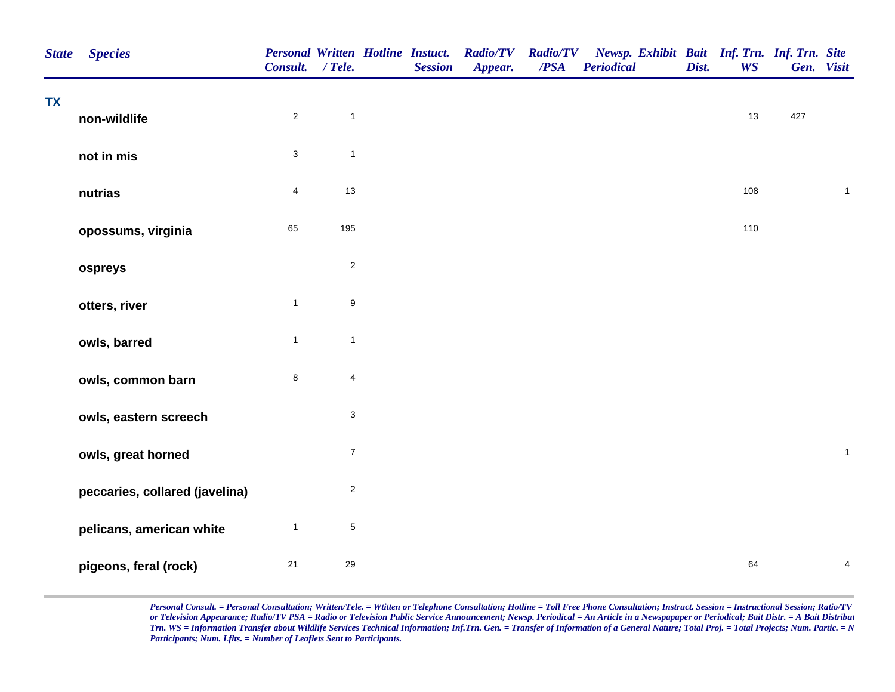| State | Species | Personal Consult. | Written / Tele. | Hotline | Instuct. Session | Radio/TV Appear. | Radio/TV /PSA | Newsp. Periodical | Exhibit | Bait Dist. | Inf. Trn. WS | Inf. Trn. Gen. | Site Visit |
|---|---|---|---|---|---|---|---|---|---|---|---|---|---|
| TX | | | | | | | | | | | | | |
| | non-wildlife | 2 | 1 | | | | | | | | 13 | 427 | |
| | not in mis | 3 | 1 | | | | | | | | | | |
| | nutrias | 4 | 13 | | | | | | | | 108 | | 1 |
| | opossums, virginia | 65 | 195 | | | | | | | | 110 | | |
| | ospreys | | 2 | | | | | | | | | | |
| | otters, river | 1 | 9 | | | | | | | | | | |
| | owls, barred | 1 | 1 | | | | | | | | | | |
| | owls, common barn | 8 | 4 | | | | | | | | | | |
| | owls, eastern screech | | 3 | | | | | | | | | | |
| | owls, great horned | | 7 | | | | | | | | | | 1 |
| | peccaries, collared (javelina) | | 2 | | | | | | | | | | |
| | pelicans, american white | 1 | 5 | | | | | | | | | | |
| | pigeons, feral (rock) | 21 | 29 | | | | | | | | 64 | | 4 |

*Personal Consult. = Personal Consultation; Written/Tele. = Wtitten or Telephone Consultation; Hotline = Toll Free Phone Consultation; Instruct. Session = Instructional Session; Ratio/TV or Television Appearance; Radio/TV PSA = Radio or Television Public Service Announcement; Newsp. Periodical = An Article in a Newspapaper or Periodical; Bait Distr. = A Bait Distribut Trn. WS = Information Transfer about Wildlife Services Technical Information; Inf.Trn. Gen. = Transfer of Information of a General Nature; Total Proj. = Total Projects; Num. Partic. = N Participants; Num. Lflts. = Number of Leaflets Sent to Participants.*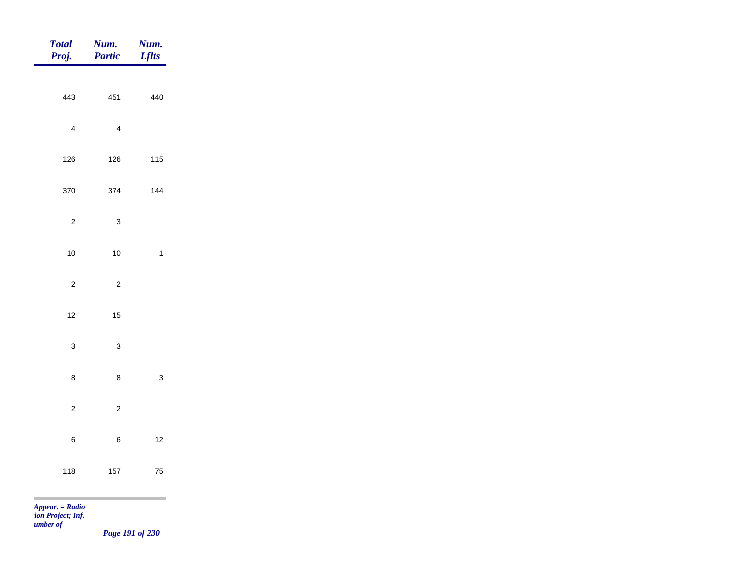| Total Proj. | Num. Partic | Num. Lflts |
|---|---|---|
| 443 | 451 | 440 |
| 4 | 4 | |
| 126 | 126 | 115 |
| 370 | 374 | 144 |
| 2 | 3 | |
| 10 | 10 | 1 |
| 2 | 2 | |
| 12 | 15 | |
| 3 | 3 | |
| 8 | 8 | 3 |
| 2 | 2 | |
| 6 | 6 | 12 |
| 118 | 157 | 75 |

*Appear. = Radio*
*tion Project; Inf.*
*umber of*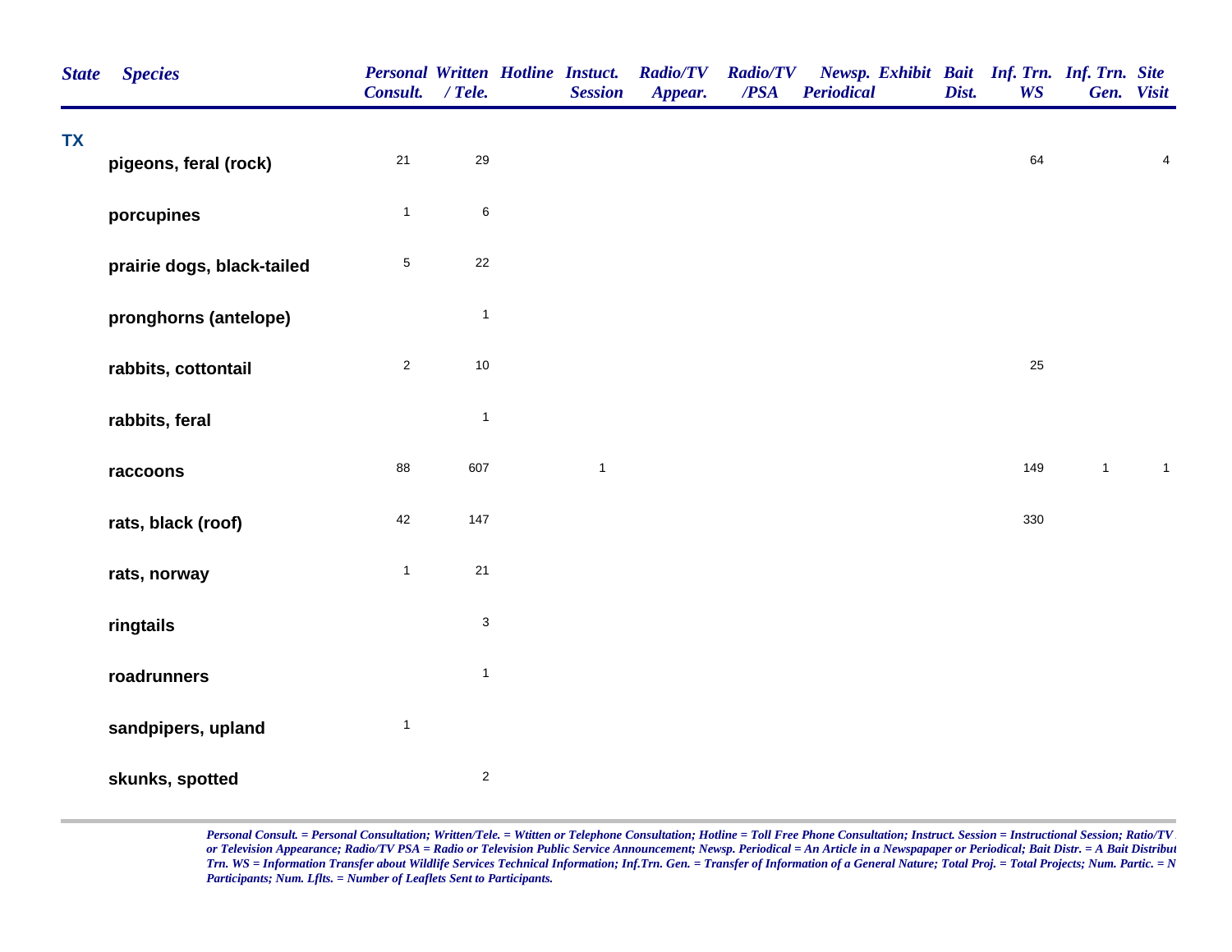| State | Species | Personal Consult. | Written / Tele. | Hotline | Instuct. Session | Radio/TV Appear. | Radio/TV /PSA | Newsp. Periodical | Exhibit | Bait Dist. | Inf. Trn. WS | Inf. Trn. Gen. | Site Visit |
|---|---|---|---|---|---|---|---|---|---|---|---|---|---|
| TX | | | | | | | | | | | | | |
| | pigeons, feral (rock) | 21 | 29 | | | | | | | | 64 | | 4 |
| | porcupines | 1 | 6 | | | | | | | | | | |
| | prairie dogs, black-tailed | 5 | 22 | | | | | | | | | | |
| | pronghorns (antelope) | | 1 | | | | | | | | | | |
| | rabbits, cottontail | 2 | 10 | | | | | | | | 25 | | |
| | rabbits, feral | | 1 | | | | | | | | | | |
| | raccoons | 88 | 607 | | 1 | | | | | | 149 | 1 | 1 |
| | rats, black (roof) | 42 | 147 | | | | | | | | 330 | | |
| | rats, norway | 1 | 21 | | | | | | | | | | |
| | ringtails | | 3 | | | | | | | | | | |
| | roadrunners | | 1 | | | | | | | | | | |
| | sandpipers, upland | 1 | | | | | | | | | | | |
| | skunks, spotted | | 2 | | | | | | | | | | |

*Personal Consult. = Personal Consultation; Written/Tele. = Wtitten or Telephone Consultation; Hotline = Toll Free Phone Consultation; Instruct. Session = Instructional Session; Ratio/TV or Television Appearance; Radio/TV PSA = Radio or Television Public Service Announcement; Newsp. Periodical = An Article in a Newspapaper or Periodical; Bait Distr. = A Bait Distribut Trn. WS = Information Transfer about Wildlife Services Technical Information; Inf.Trn. Gen. = Transfer of Information of a General Nature; Total Proj. = Total Projects; Num. Partic. = N Participants; Num. Lflts. = Number of Leaflets Sent to Participants.*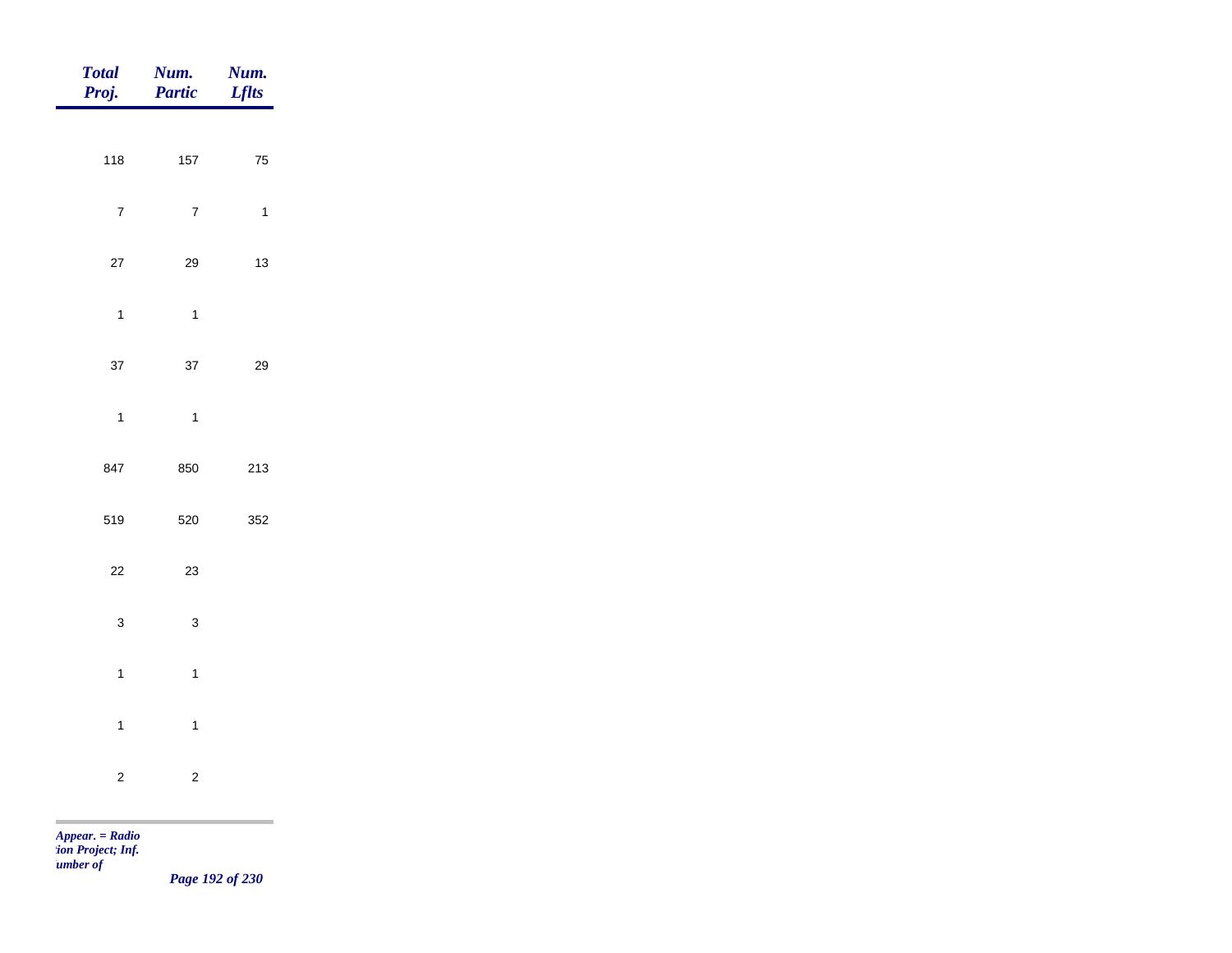| *Total Proj.* | *Num. Partic* | *Num. Lflts* |
|---|---|---|
| 118 | 157 | 75 |
| 7 | 7 | 1 |
| 27 | 29 | 13 |
| 1 | 1 | |
| 37 | 37 | 29 |
| 1 | 1 | |
| 847 | 850 | 213 |
| 519 | 520 | 352 |
| 22 | 23 | |
| 3 | 3 | |
| 1 | 1 | |
| 1 | 1 | |
| 2 | 2 | |

*Appear. = Radio*
*tion Project; Inf.*
*umber of*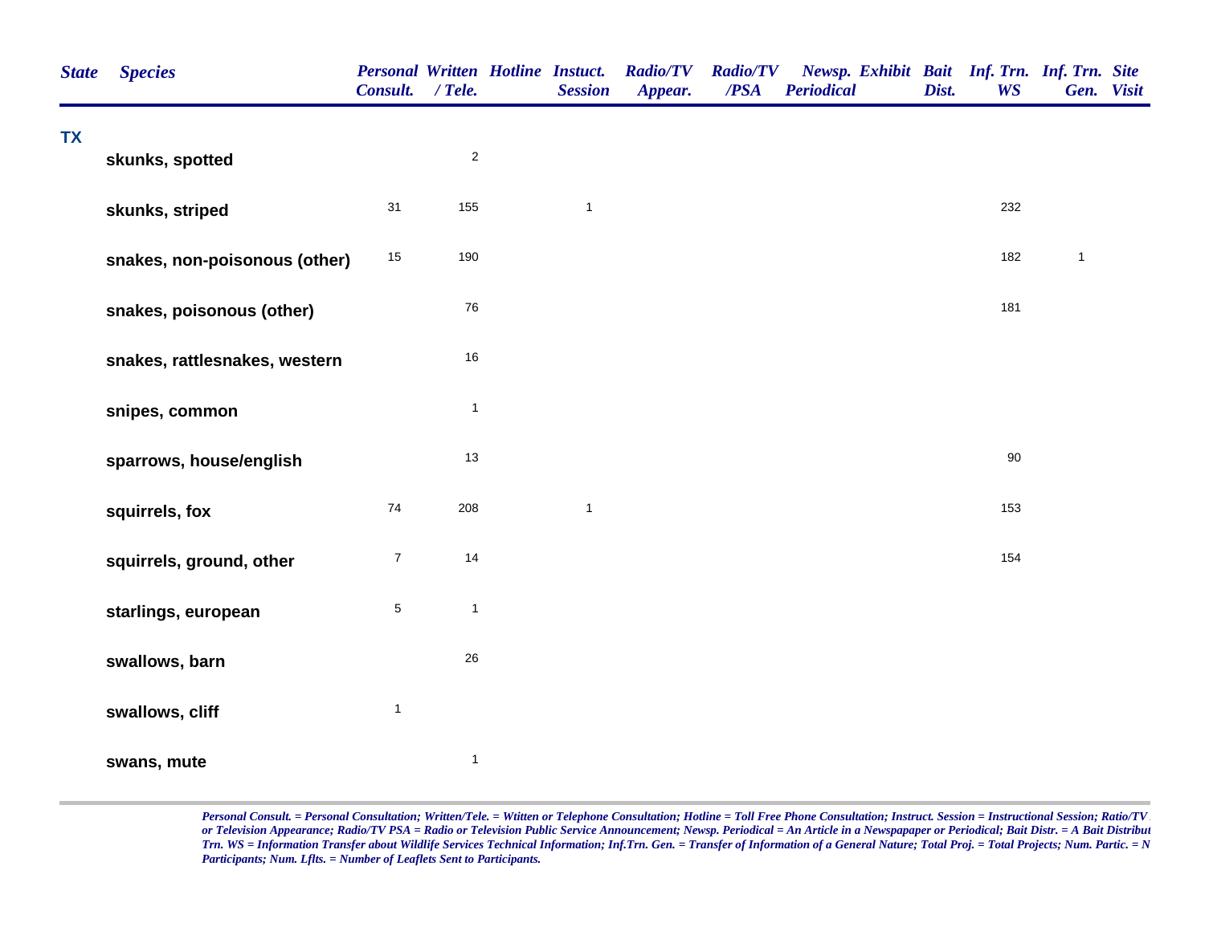| State | Species | Personal Consult. | Written / Tele. | Hotline | Instuct. Session | Radio/TV Appear. | Radio/TV /PSA | Newsp. Periodical | Exhibit | Bait Dist. | Inf. Trn. WS | Inf. Trn. Gen. | Site Visit |
|---|---|---|---|---|---|---|---|---|---|---|---|---|---|
| TX | | | | | | | | | | | | | |
| | skunks, spotted | | 2 | | | | | | | | | | |
| | skunks, striped | 31 | 155 | | 1 | | | | | | 232 | | |
| | snakes, non-poisonous (other) | 15 | 190 | | | | | | | | 182 | 1 | |
| | snakes, poisonous (other) | | 76 | | | | | | | | 181 | | |
| | snakes, rattlesnakes, western | | 16 | | | | | | | | | | |
| | snipes, common | | 1 | | | | | | | | | | |
| | sparrows, house/english | | 13 | | | | | | | | 90 | | |
| | squirrels, fox | 74 | 208 | | 1 | | | | | | 153 | | |
| | squirrels, ground, other | 7 | 14 | | | | | | | | 154 | | |
| | starlings, european | 5 | 1 | | | | | | | | | | |
| | swallows, barn | | 26 | | | | | | | | | | |
| | swallows, cliff | 1 | | | | | | | | | | | |
| | swans, mute | | 1 | | | | | | | | | | |

*Personal Consult. = Personal Consultation; Written/Tele. = Wtitten or Telephone Consultation; Hotline = Toll Free Phone Consultation; Instruct. Session = Instructional Session; Ratio/TV or Television Appearance; Radio/TV PSA = Radio or Television Public Service Announcement; Newsp. Periodical = An Article in a Newspapaper or Periodical; Bait Distr. = A Bait Distribut Trn. WS = Information Transfer about Wildlife Services Technical Information; Inf.Trn. Gen. = Transfer of Information of a General Nature; Total Proj. = Total Projects; Num. Partic. = N Participants; Num. Lflts. = Number of Leaflets Sent to Participants.*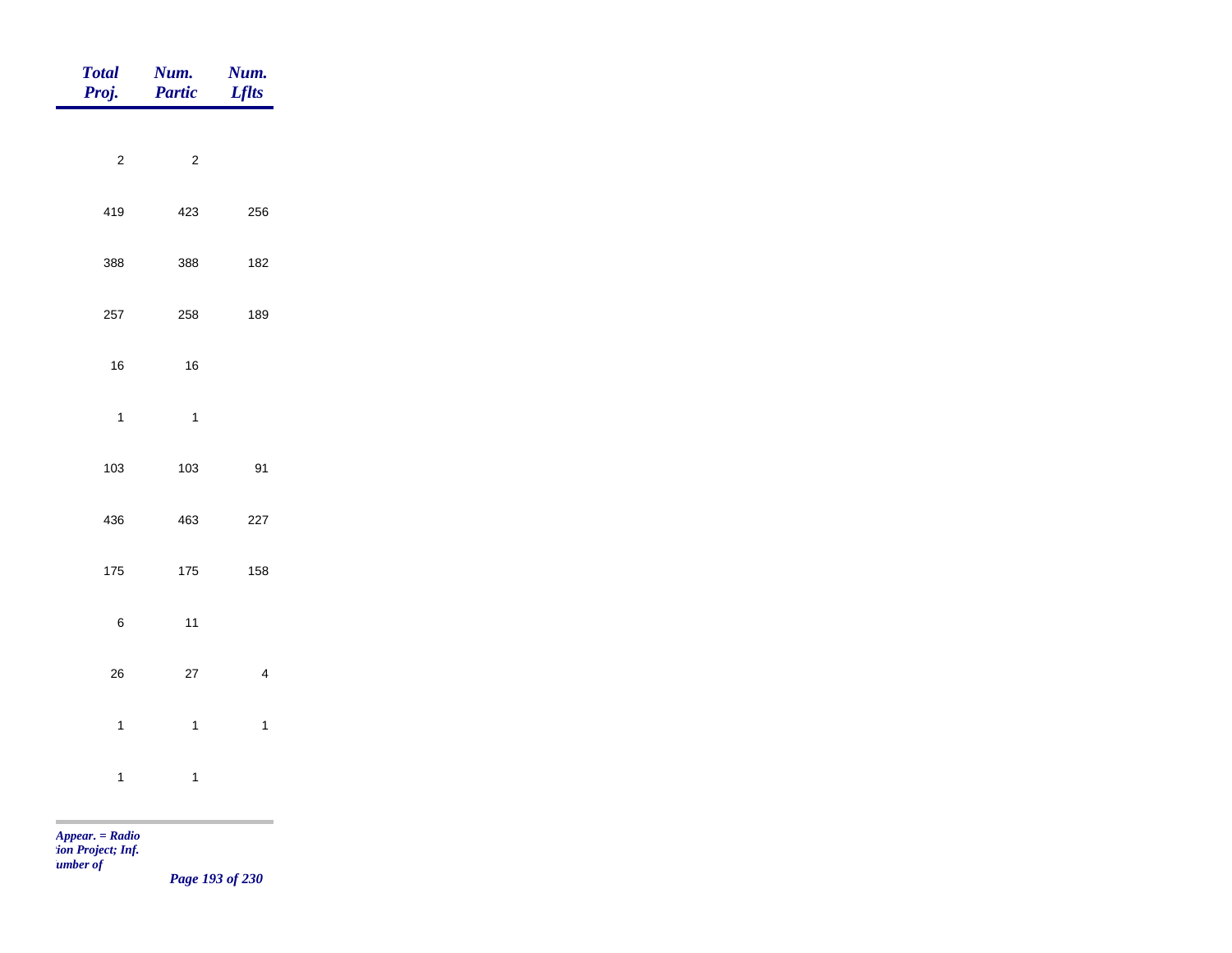| Total Proj. | Num. Partic | Num. Lflts |
|---|---|---|
| 2 | 2 | |
| 419 | 423 | 256 |
| 388 | 388 | 182 |
| 257 | 258 | 189 |
| 16 | 16 | |
| 1 | 1 | |
| 103 | 103 | 91 |
| 436 | 463 | 227 |
| 175 | 175 | 158 |
| 6 | 11 | |
| 26 | 27 | 4 |
| 1 | 1 | 1 |
| 1 | 1 | |

*Appear. = Radio*
*tion Project; Inf.*
*umber of*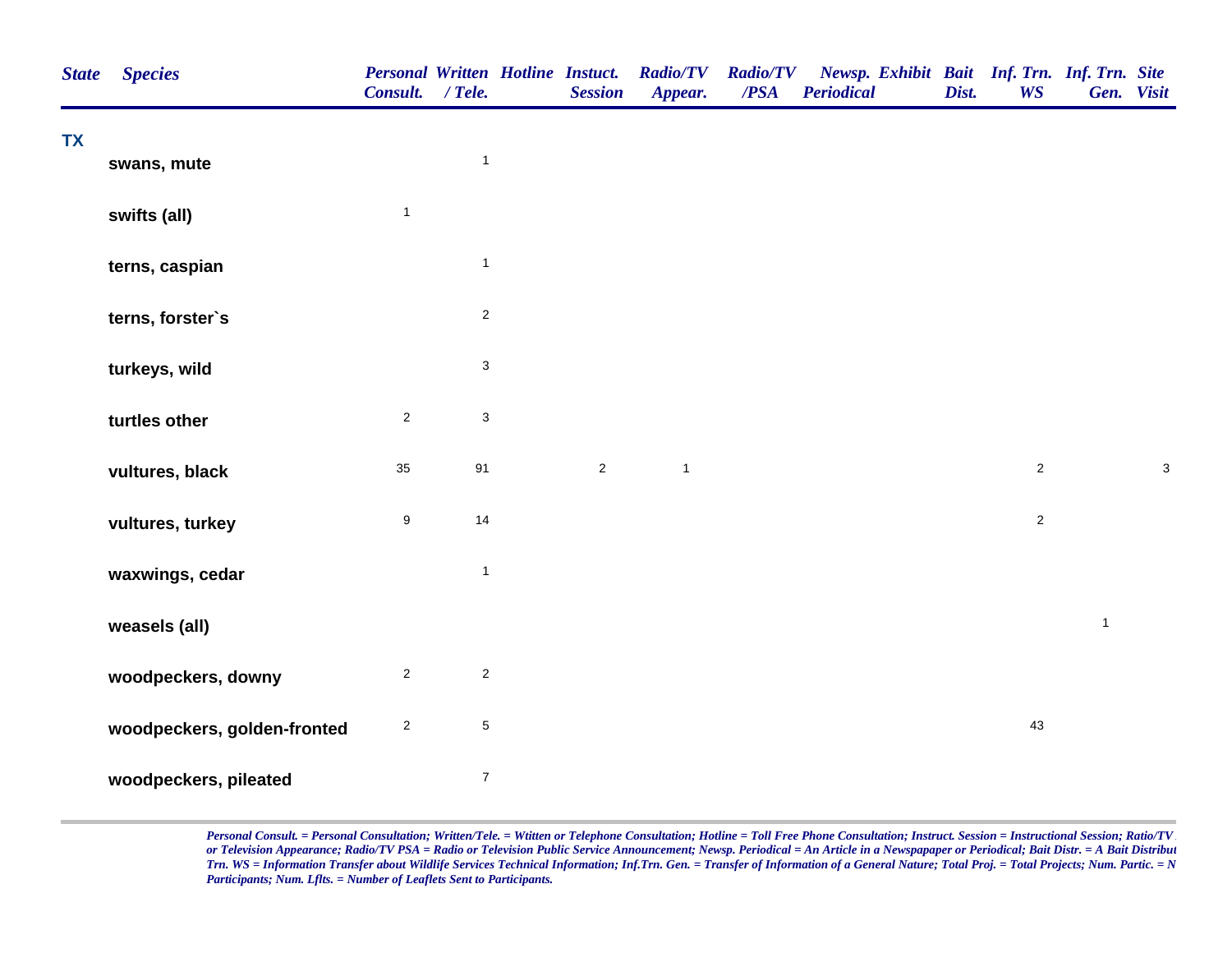| State | Species | Personal Consult. | Written / Tele. | Hotline | Instuct. Session | Radio/TV Appear. | Radio/TV /PSA | Newsp. Periodical | Exhibit | Bait Dist. | Inf. Trn. WS | Inf. Trn. Gen. | Site Visit |
|---|---|---|---|---|---|---|---|---|---|---|---|---|---|
| TX | | | | | | | | | | | | | |
| | swans, mute | | 1 | | | | | | | | | | |
| | swifts (all) | 1 | | | | | | | | | | | |
| | terns, caspian | | 1 | | | | | | | | | | |
| | terns, forster`s | | 2 | | | | | | | | | | |
| | turkeys, wild | | 3 | | | | | | | | | | |
| | turtles other | 2 | 3 | | | | | | | | | | |
| | vultures, black | 35 | 91 | | 2 | 1 | | | | | 2 | | 3 |
| | vultures, turkey | 9 | 14 | | | | | | | | 2 | | |
| | waxwings, cedar | | 1 | | | | | | | | | | |
| | weasels (all) | | | | | | | | | | | 1 | |
| | woodpeckers, downy | 2 | 2 | | | | | | | | | | |
| | woodpeckers, golden-fronted | 2 | 5 | | | | | | | | 43 | | |
| | woodpeckers, pileated | | 7 | | | | | | | | | | |

*Personal Consult. = Personal Consultation; Written/Tele. = Wtitten or Telephone Consultation; Hotline = Toll Free Phone Consultation; Instruct. Session = Instructional Session; Ratio/TV or Television Appearance; Radio/TV PSA = Radio or Television Public Service Announcement; Newsp. Periodical = An Article in a Newspapaper or Periodical; Bait Distr. = A Bait Distribut Trn. WS = Information Transfer about Wildlife Services Technical Information; Inf.Trn. Gen. = Transfer of Information of a General Nature; Total Proj. = Total Projects; Num. Partic. = N Participants; Num. Lflts. = Number of Leaflets Sent to Participants.*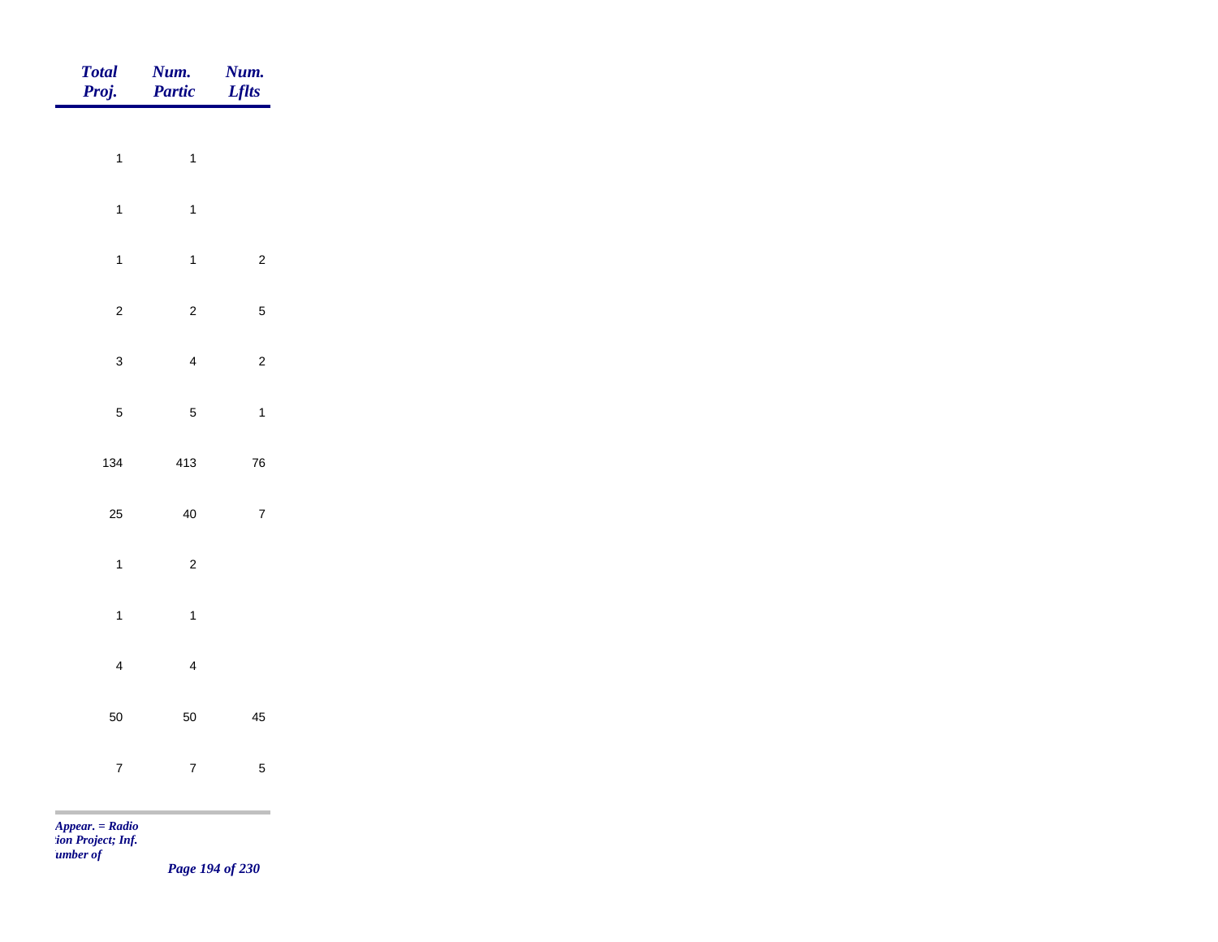| Total Proj. | Num. Partic | Num. Lflts |
|---|---|---|
| 1 | 1 | |
| 1 | 1 | |
| 1 | 1 | 2 |
| 2 | 2 | 5 |
| 3 | 4 | 2 |
| 5 | 5 | 1 |
| 134 | 413 | 76 |
| 25 | 40 | 7 |
| 1 | 2 | |
| 1 | 1 | |
| 4 | 4 | |
| 50 | 50 | 45 |
| 7 | 7 | 5 |

*Appear. = Radio*
*tion Project; Inf.*
*umber of*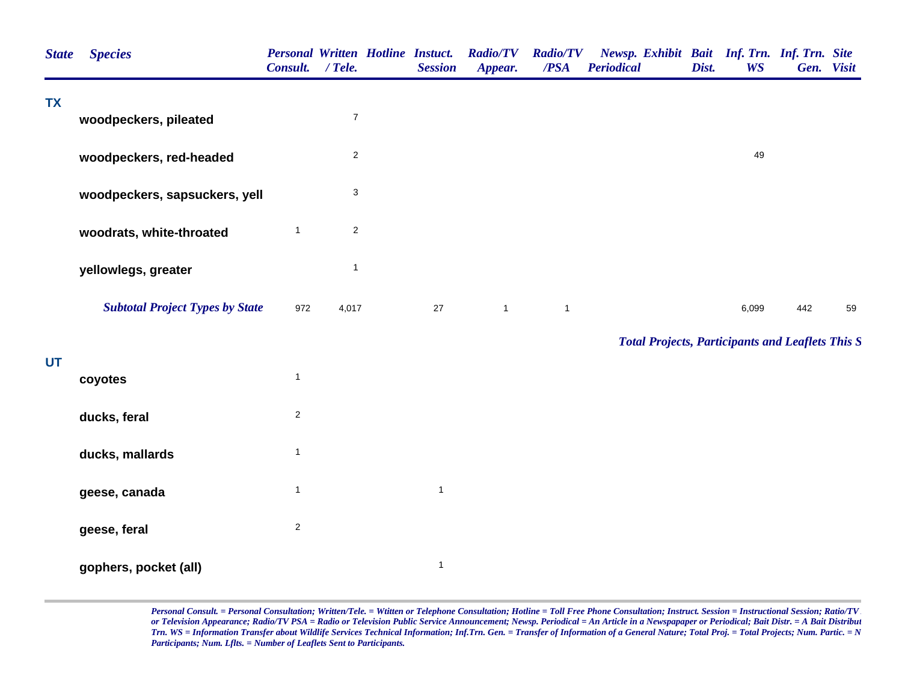| State | Species | Personal Consult. | Written / Tele. | Hotline | Instuct. Session | Radio/TV Appear. | Radio/TV /PSA | Newsp. Periodical | Exhibit | Bait Dist. | Inf. Trn. WS | Inf. Trn. Gen. | Site Visit |
|---|---|---|---|---|---|---|---|---|---|---|---|---|---|
| TX | | | | | | | | | | | | | |
| | woodpeckers, pileated | | 7 | | | | | | | | | | |
| | woodpeckers, red-headed | | 2 | | | | | | | | 49 | | |
| | woodpeckers, sapsuckers, yell | | 3 | | | | | | | | | | |
| | woodrats, white-throated | 1 | 2 | | | | | | | | | | |
| | yellowlegs, greater | | 1 | | | | | | | | | | |
| | ***Subtotal Project Types by State*** | 972 | 4,017 | | 27 | 1 | 1 | | | | 6,099 | 442 | 59 |

***Total Projects, Participants and Leaflets This S***

| State | Species | Personal Consult. | Written / Tele. | Hotline | Instuct. Session | Radio/TV Appear. | Radio/TV /PSA | Newsp. Periodical | Exhibit | Bait Dist. | Inf. Trn. WS | Inf. Trn. Gen. | Site Visit |
|---|---|---|---|---|---|---|---|---|---|---|---|---|---|
| UT | | | | | | | | | | | | | |
| | coyotes | 1 | | | | | | | | | | | |
| | ducks, feral | 2 | | | | | | | | | | | |
| | ducks, mallards | 1 | | | | | | | | | | | |
| | geese, canada | 1 | | | 1 | | | | | | | | |
| | geese, feral | 2 | | | | | | | | | | | |
| | gophers, pocket (all) | | | | 1 | | | | | | | | |

*Personal Consult. = Personal Consultation; Written/Tele. = Wtitten or Telephone Consultation; Hotline = Toll Free Phone Consultation; Instruct. Session = Instructional Session; Ratio/TV or Television Appearance; Radio/TV PSA = Radio or Television Public Service Announcement; Newsp. Periodical = An Article in a Newspapaper or Periodical; Bait Distr. = A Bait Distribut Trn. WS = Information Transfer about Wildlife Services Technical Information; Inf.Trn. Gen. = Transfer of Information of a General Nature; Total Proj. = Total Projects; Num. Partic. = N Participants; Num. Lflts. = Number of Leaflets Sent to Participants.*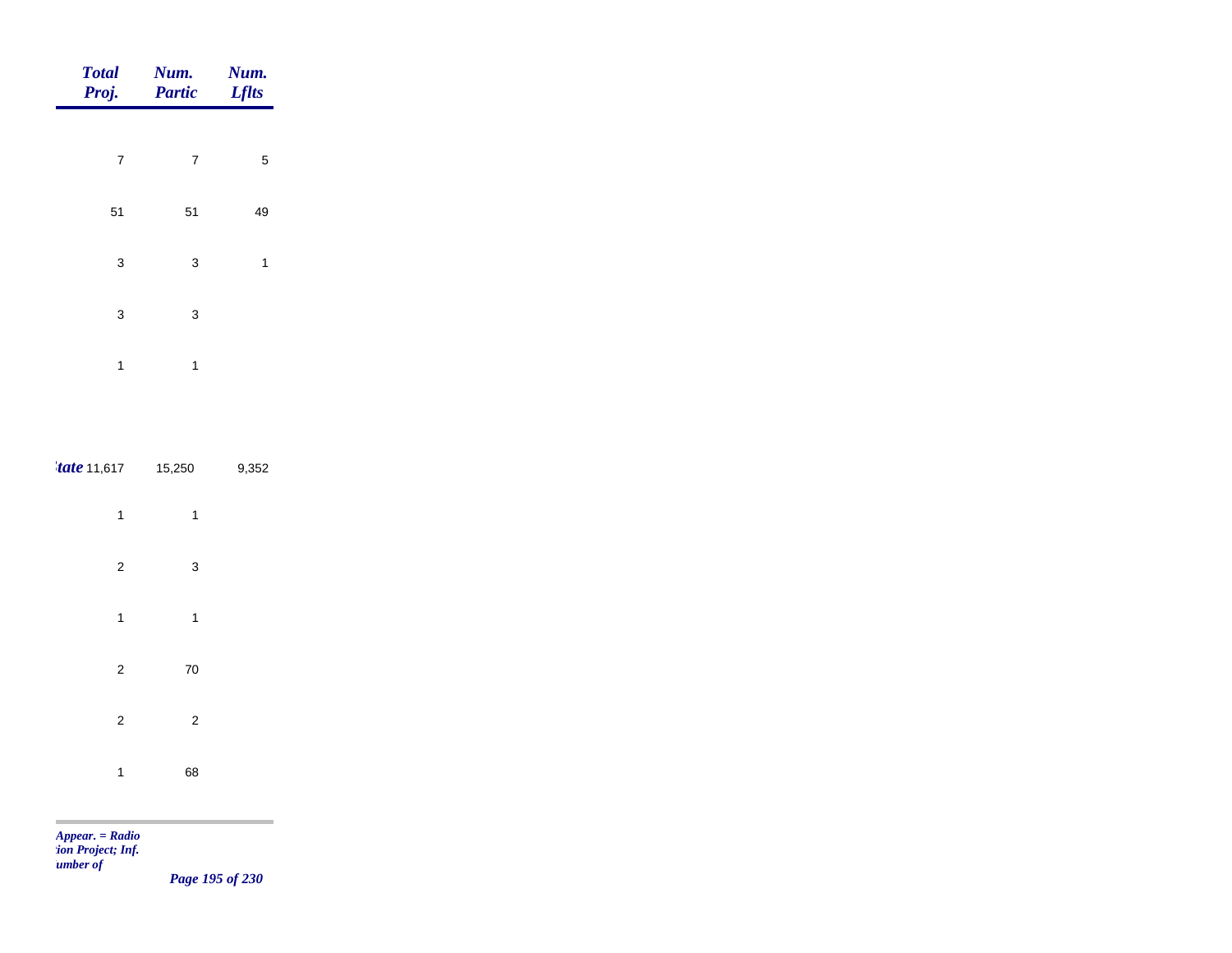| Total Proj. | Num. Partic | Num. Lflts |
|---|---|---|
| 7 | 7 | 5 |
| 51 | 51 | 49 |
| 3 | 3 | 1 |
| 3 | 3 | |
| 1 | 1 | |
| *tate* 11,617 | 15,250 | 9,352 |
| 1 | 1 | |
| 2 | 3 | |
| 1 | 1 | |
| 2 | 70 | |
| 2 | 2 | |
| 1 | 68 | |

*Appear. = Radio*
*ion Project; Inf.*
*umber of*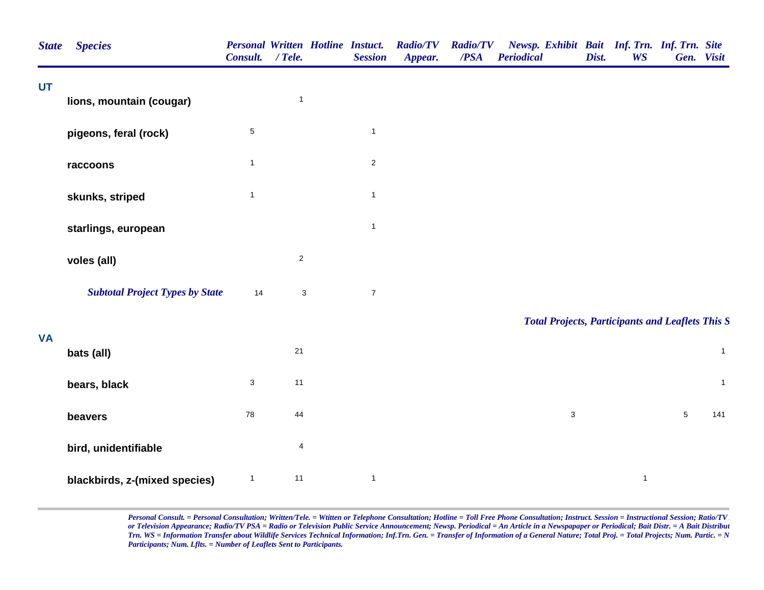| State | Species | Personal Consult. | Written / Tele. | Hotline | Instuct. Session | Radio/TV Appear. | Radio/TV /PSA | Newsp. Periodical | Exhibit | Bait Dist. | Inf. Trn. WS | Inf. Trn. Gen. | Site Visit |
|---|---|---|---|---|---|---|---|---|---|---|---|---|---|
| **UT** | | | | | | | | | | | | | |
| | **lions, mountain (cougar)** | | 1 | | | | | | | | | | |
| | **pigeons, feral (rock)** | 5 | | | 1 | | | | | | | | |
| | **raccoons** | 1 | | | 2 | | | | | | | | |
| | **skunks, striped** | 1 | | | 1 | | | | | | | | |
| | **starlings, european** | | | | 1 | | | | | | | | |
| | **voles (all)** | | 2 | | | | | | | | | | |
| | ***Subtotal Project Types by State*** | 14 | 3 | | 7 | | | | | | | | |

***Total Projects, Participants and Leaflets This S***

| State | Species | Personal Consult. | Written / Tele. | Hotline | Instuct. Session | Radio/TV Appear. | Radio/TV /PSA | Newsp. Periodical | Exhibit | Bait Dist. | Inf. Trn. WS | Inf. Trn. Gen. | Site Visit |
|---|---|---|---|---|---|---|---|---|---|---|---|---|---|
| **VA** | | | | | | | | | | | | | |
| | **bats (all)** | | 21 | | | | | | | | | | 1 |
| | **bears, black** | 3 | 11 | | | | | | | | | | 1 |
| | **beavers** | 78 | 44 | | | | | | 3 | | | 5 | 141 |
| | **bird, unidentifiable** | | 4 | | | | | | | | | | |
| | **blackbirds, z-(mixed species)** | 1 | 11 | | 1 | | | | | | 1 | | |

*Personal Consult. = Personal Consultation; Written/Tele. = Wtitten or Telephone Consultation; Hotline = Toll Free Phone Consultation; Instruct. Session = Instructional Session; Ratio/TV or Television Appearance; Radio/TV PSA = Radio or Television Public Service Announcement; Newsp. Periodical = An Article in a Newspapaper or Periodical; Bait Distr. = A Bait Distribut Trn. WS = Information Transfer about Wildlife Services Technical Information; Inf.Trn. Gen. = Transfer of Information of a General Nature; Total Proj. = Total Projects; Num. Partic. = N Participants; Num. Lflts. = Number of Leaflets Sent to Participants.*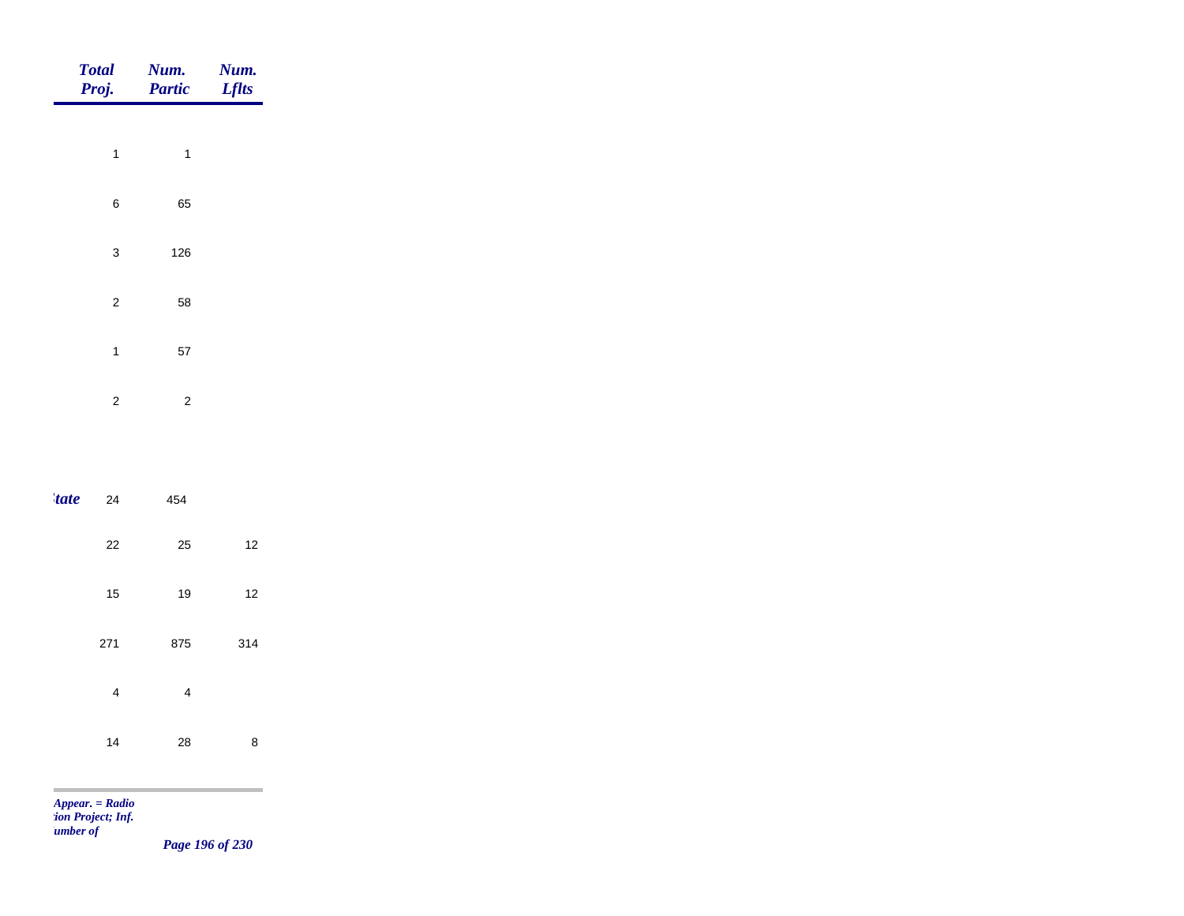| | Total Proj. | Num. Partic | Num. Lflts |
|---|---|---|---|
| | 1 | 1 | |
| | 6 | 65 | |
| | 3 | 126 | |
| | 2 | 58 | |
| | 1 | 57 | |
| | 2 | 2 | |
| *tate* | 24 | 454 | |
| | 22 | 25 | 12 |
| | 15 | 19 | 12 |
| | 271 | 875 | 314 |
| | 4 | 4 | |
| | 14 | 28 | 8 |

*Appear. = Radio*
*tion Project; Inf.*
*umber of*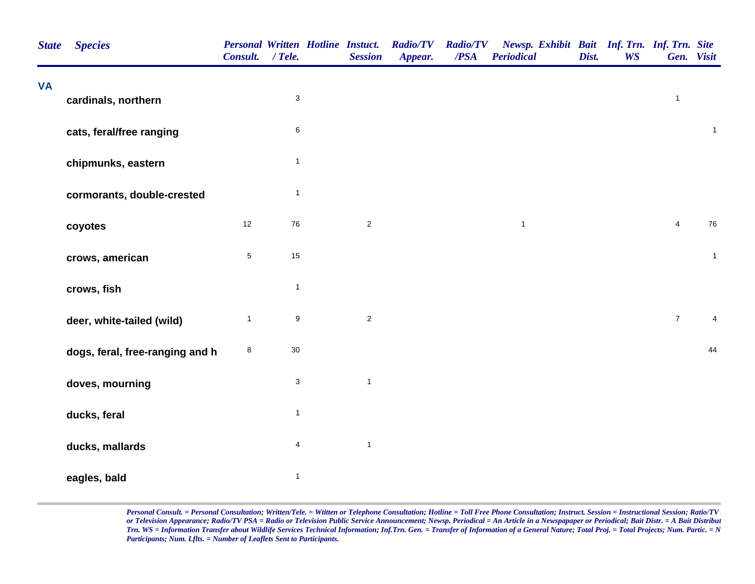| State | Species | Personal Consult. | Written / Tele. | Hotline | Instuct. Session | Radio/TV Appear. | Radio/TV /PSA | Newsp. Periodical | Exhibit | Bait Dist. | Inf. Trn. WS | Inf. Trn. Gen. | Site Visit |
|---|---|---|---|---|---|---|---|---|---|---|---|---|---|
| VA | | | | | | | | | | | | | |
| | cardinals, northern | | 3 | | | | | | | | | 1 | |
| | cats, feral/free ranging | | 6 | | | | | | | | | | 1 |
| | chipmunks, eastern | | 1 | | | | | | | | | | |
| | cormorants, double-crested | | 1 | | | | | | | | | | |
| | coyotes | 12 | 76 | | 2 | | | 1 | | | | 4 | 76 |
| | crows, american | 5 | 15 | | | | | | | | | | 1 |
| | crows, fish | | 1 | | | | | | | | | | |
| | deer, white-tailed (wild) | 1 | 9 | | 2 | | | | | | | 7 | 4 |
| | dogs, feral, free-ranging and h | 8 | 30 | | | | | | | | | | 44 |
| | doves, mourning | | 3 | | 1 | | | | | | | | |
| | ducks, feral | | 1 | | | | | | | | | | |
| | ducks, mallards | | 4 | | 1 | | | | | | | | |
| | eagles, bald | | 1 | | | | | | | | | | |

*Personal Consult. = Personal Consultation; Written/Tele. = Wtitten or Telephone Consultation; Hotline = Toll Free Phone Consultation; Instruct. Session = Instructional Session; Ratio/TV or Television Appearance; Radio/TV PSA = Radio or Television Public Service Announcement; Newsp. Periodical = An Article in a Newspapaper or Periodical; Bait Distr. = A Bait Distribut Trn. WS = Information Transfer about Wildlife Services Technical Information; Inf.Trn. Gen. = Transfer of Information of a General Nature; Total Proj. = Total Projects; Num. Partic. = N Participants; Num. Lflts. = Number of Leaflets Sent to Participants.*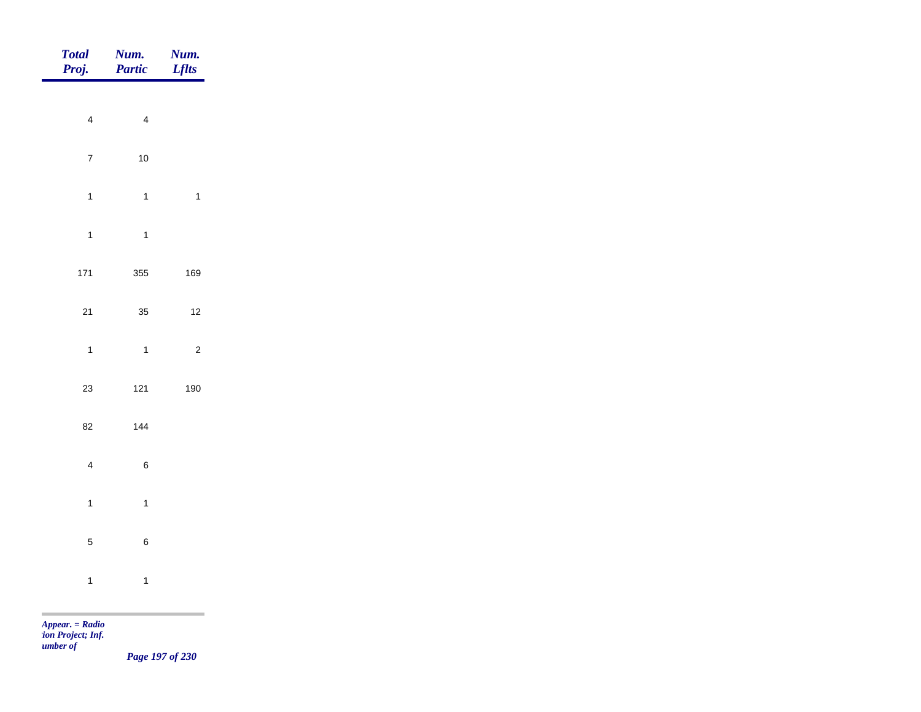| *Total Proj.* | *Num. Partic* | *Num. Lflts* |
|---|---|---|
| 4 | 4 | |
| 7 | 10 | |
| 1 | 1 | 1 |
| 1 | 1 | |
| 171 | 355 | 169 |
| 21 | 35 | 12 |
| 1 | 1 | 2 |
| 23 | 121 | 190 |
| 82 | 144 | |
| 4 | 6 | |
| 1 | 1 | |
| 5 | 6 | |
| 1 | 1 | |

*Appear. = Radio*
*tion Project; Inf.*
*umber of*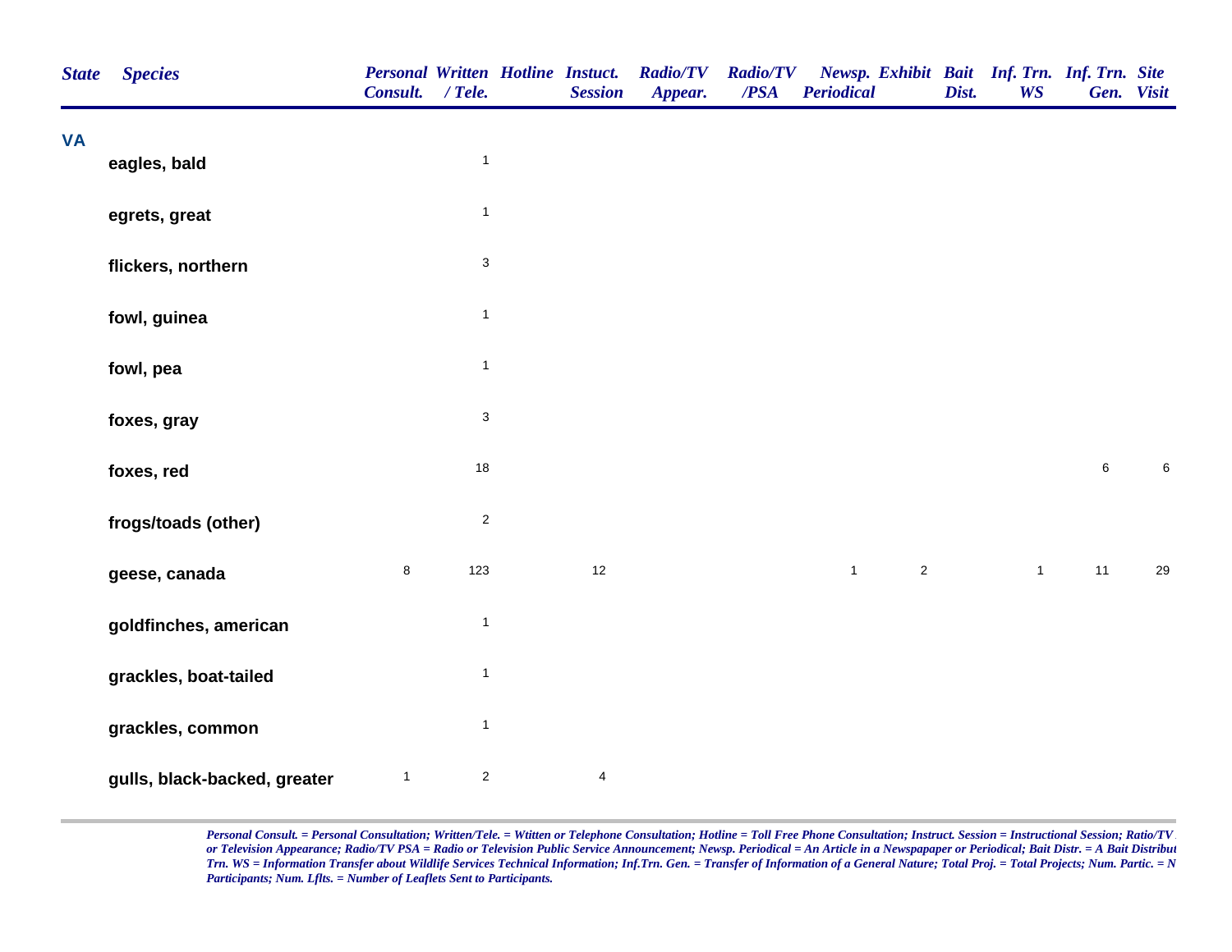| State | Species | Personal Consult. | Written / Tele. | Hotline | Instuct. Session | Radio/TV Appear. | Radio/TV /PSA | Newsp. Periodical | Exhibit | Bait Dist. | Inf. Trn. WS | Inf. Trn. Gen. | Site Visit |
|---|---|---|---|---|---|---|---|---|---|---|---|---|---|
| **VA** | | | | | | | | | | | | | |
| | **eagles, bald** | | 1 | | | | | | | | | | |
| | **egrets, great** | | 1 | | | | | | | | | | |
| | **flickers, northern** | | 3 | | | | | | | | | | |
| | **fowl, guinea** | | 1 | | | | | | | | | | |
| | **fowl, pea** | | 1 | | | | | | | | | | |
| | **foxes, gray** | | 3 | | | | | | | | | | |
| | **foxes, red** | | 18 | | | | | | | | | 6 | 6 |
| | **frogs/toads (other)** | | 2 | | | | | | | | | | |
| | **geese, canada** | 8 | 123 | | 12 | | | 1 | 2 | | 1 | 11 | 29 |
| | **goldfinches, american** | | 1 | | | | | | | | | | |
| | **grackles, boat-tailed** | | 1 | | | | | | | | | | |
| | **grackles, common** | | 1 | | | | | | | | | | |
| | **gulls, black-backed, greater** | 1 | 2 | | 4 | | | | | | | | |

*Personal Consult. = Personal Consultation; Written/Tele. = Wtitten or Telephone Consultation; Hotline = Toll Free Phone Consultation; Instruct. Session = Instructional Session; Ratio/TV or Television Appearance; Radio/TV PSA = Radio or Television Public Service Announcement; Newsp. Periodical = An Article in a Newspapaper or Periodical; Bait Distr. = A Bait Distribut Trn. WS = Information Transfer about Wildlife Services Technical Information; Inf.Trn. Gen. = Transfer of Information of a General Nature; Total Proj. = Total Projects; Num. Partic. = N Participants; Num. Lflts. = Number of Leaflets Sent to Participants.*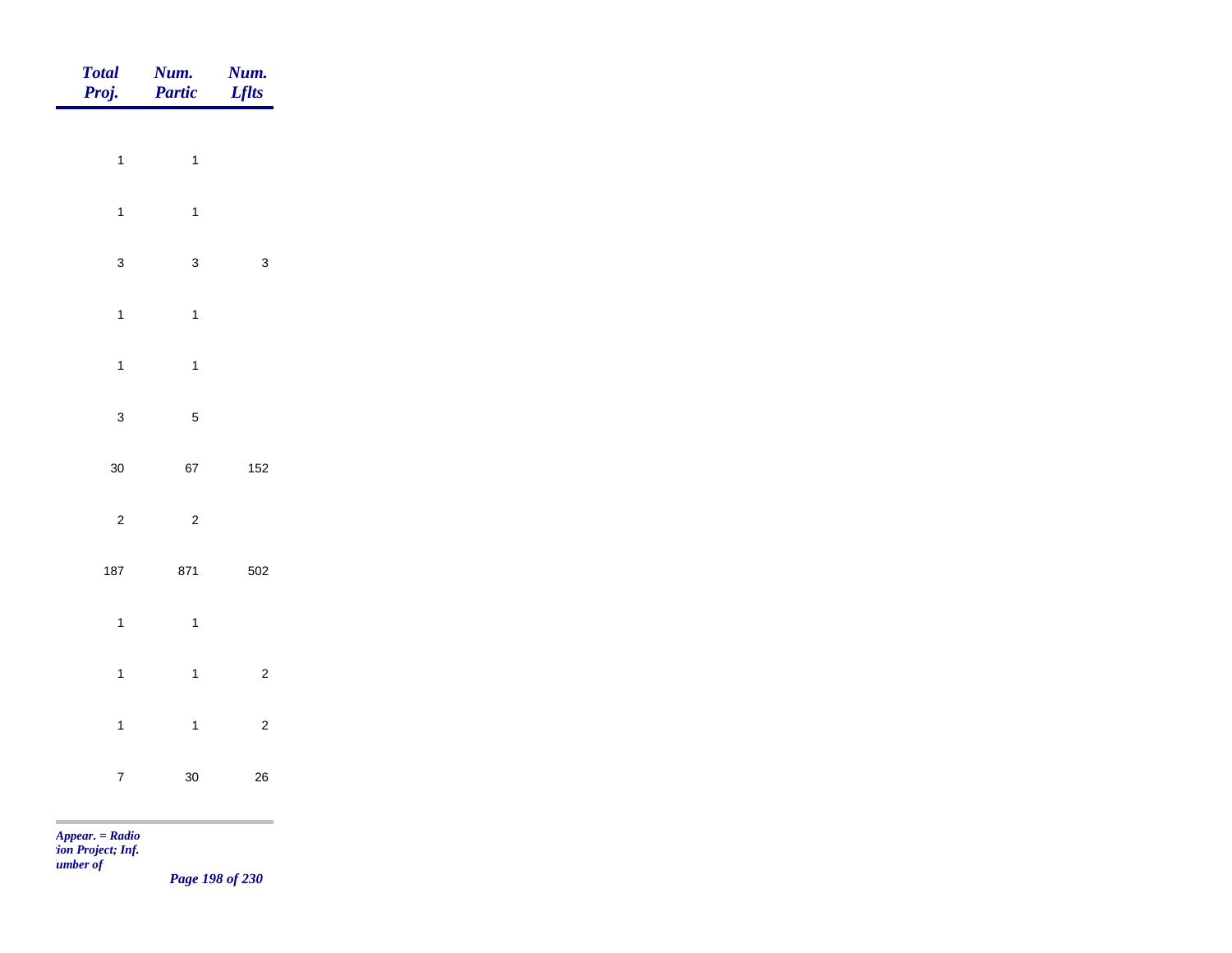| Total Proj. | Num. Partic | Num. Lflts |
| --- | --- | --- |
| 1 | 1 | |
| 1 | 1 | |
| 3 | 3 | 3 |
| 1 | 1 | |
| 1 | 1 | |
| 3 | 5 | |
| 30 | 67 | 152 |
| 2 | 2 | |
| 187 | 871 | 502 |
| 1 | 1 | |
| 1 | 1 | 2 |
| 1 | 1 | 2 |
| 7 | 30 | 26 |

*Appear. = Radio*
*:ion Project; Inf.*
*umber of*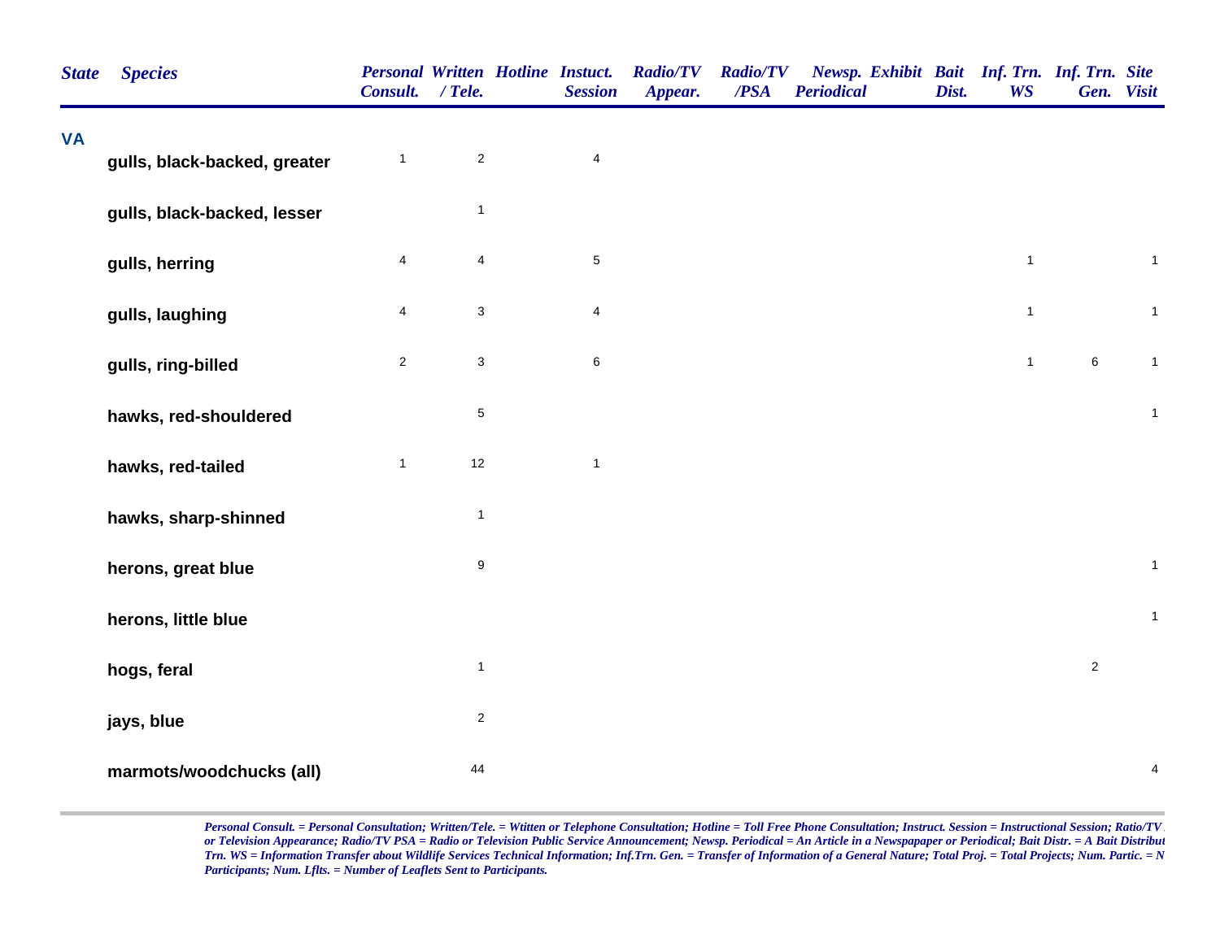| State | Species | Personal Consult. | Written / Tele. | Hotline | Instuct. Session | Radio/TV Appear. | Radio/TV /PSA | Newsp. Periodical | Exhibit | Bait Dist. | Inf. Trn. WS | Inf. Trn. Gen. | Site Visit |
|---|---|---|---|---|---|---|---|---|---|---|---|---|---|
| VA | | | | | | | | | | | | | |
| | gulls, black-backed, greater | 1 | 2 | | 4 | | | | | | | | |
| | gulls, black-backed, lesser | | 1 | | | | | | | | | | |
| | gulls, herring | 4 | 4 | | 5 | | | | | | 1 | | 1 |
| | gulls, laughing | 4 | 3 | | 4 | | | | | | 1 | | 1 |
| | gulls, ring-billed | 2 | 3 | | 6 | | | | | | 1 | 6 | 1 |
| | hawks, red-shouldered | | 5 | | | | | | | | | | 1 |
| | hawks, red-tailed | 1 | 12 | | 1 | | | | | | | | |
| | hawks, sharp-shinned | | 1 | | | | | | | | | | |
| | herons, great blue | | 9 | | | | | | | | | | 1 |
| | herons, little blue | | | | | | | | | | | | 1 |
| | hogs, feral | | 1 | | | | | | | | | 2 | |
| | jays, blue | | 2 | | | | | | | | | | |
| | marmots/woodchucks (all) | | 44 | | | | | | | | | | 4 |

*Personal Consult. = Personal Consultation; Written/Tele. = Wtitten or Telephone Consultation; Hotline = Toll Free Phone Consultation; Instruct. Session = Instructional Session; Ratio/TV or Television Appearance; Radio/TV PSA = Radio or Television Public Service Announcement; Newsp. Periodical = An Article in a Newspapaper or Periodical; Bait Distr. = A Bait Distribut Trn. WS = Information Transfer about Wildlife Services Technical Information; Inf.Trn. Gen. = Transfer of Information of a General Nature; Total Proj. = Total Projects; Num. Partic. = N Participants; Num. Lflts. = Number of Leaflets Sent to Participants.*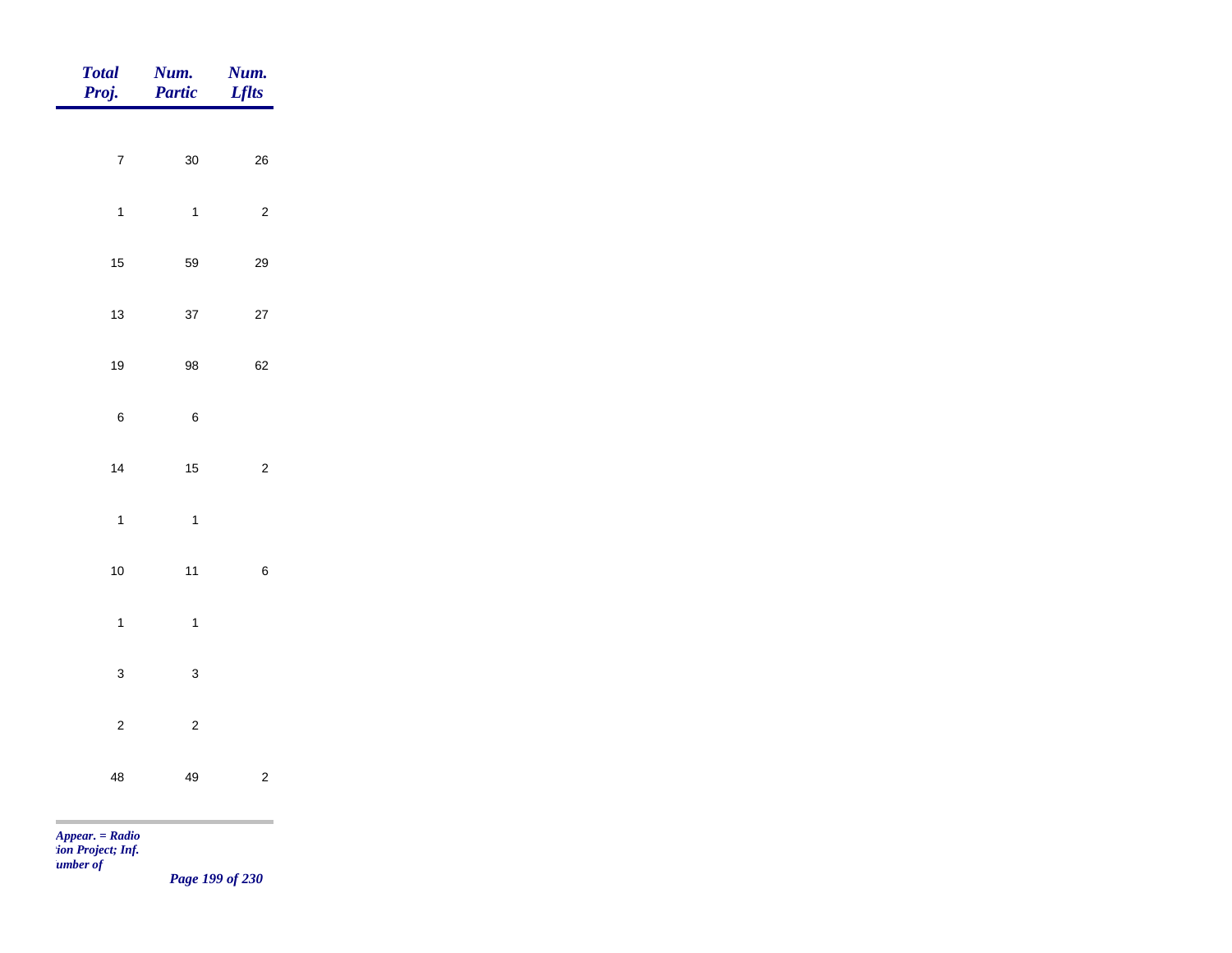| Total Proj. | Num. Partic | Num. Lflts |
|---|---|---|
| 7 | 30 | 26 |
| 1 | 1 | 2 |
| 15 | 59 | 29 |
| 13 | 37 | 27 |
| 19 | 98 | 62 |
| 6 | 6 | |
| 14 | 15 | 2 |
| 1 | 1 | |
| 10 | 11 | 6 |
| 1 | 1 | |
| 3 | 3 | |
| 2 | 2 | |
| 48 | 49 | 2 |

*Appear. = Radio*
*tion Project; Inf.*
*umber of*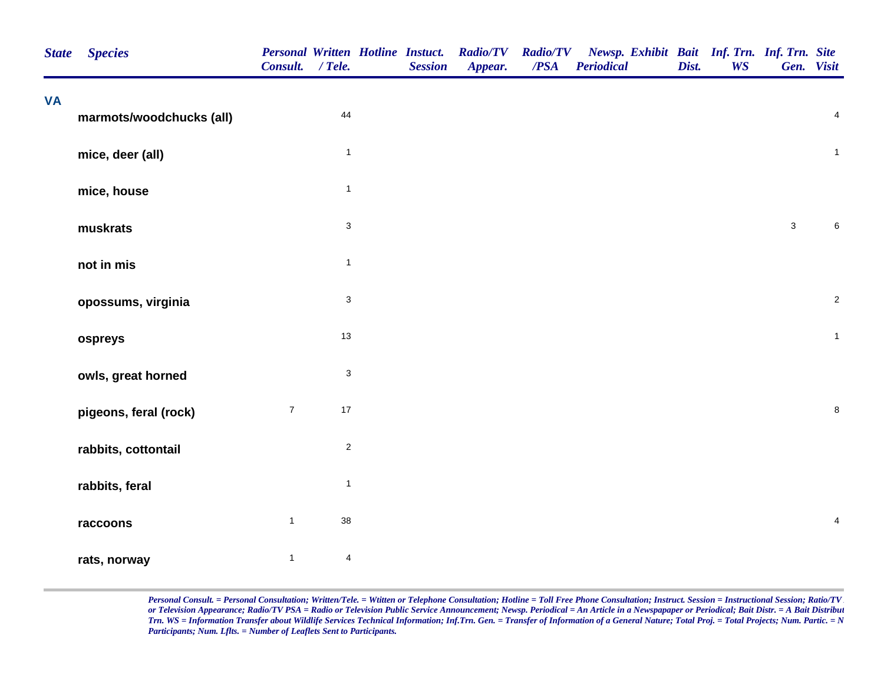| State | Species | Personal Consult. | Written / Tele. | Hotline | Instuct. Session | Radio/TV Appear. | Radio/TV /PSA | Newsp. Periodical | Exhibit | Bait Dist. | Inf. Trn. WS | Inf. Trn. Gen. | Site Visit |
|---|---|---|---|---|---|---|---|---|---|---|---|---|---|
| VA | | | | | | | | | | | | | |
| | marmots/woodchucks (all) | | 44 | | | | | | | | | | 4 |
| | mice, deer (all) | | 1 | | | | | | | | | | 1 |
| | mice, house | | 1 | | | | | | | | | | |
| | muskrats | | 3 | | | | | | | | | 3 | 6 |
| | not in mis | | 1 | | | | | | | | | | |
| | opossums, virginia | | 3 | | | | | | | | | | 2 |
| | ospreys | | 13 | | | | | | | | | | 1 |
| | owls, great horned | | 3 | | | | | | | | | | |
| | pigeons, feral (rock) | 7 | 17 | | | | | | | | | | 8 |
| | rabbits, cottontail | | 2 | | | | | | | | | | |
| | rabbits, feral | | 1 | | | | | | | | | | |
| | raccoons | 1 | 38 | | | | | | | | | | 4 |
| | rats, norway | 1 | 4 | | | | | | | | | | |

*Personal Consult. = Personal Consultation; Written/Tele. = Wtitten or Telephone Consultation; Hotline = Toll Free Phone Consultation; Instruct. Session = Instructional Session; Ratio/TV or Television Appearance; Radio/TV PSA = Radio or Television Public Service Announcement; Newsp. Periodical = An Article in a Newspapaper or Periodical; Bait Distr. = A Bait Distribut Trn. WS = Information Transfer about Wildlife Services Technical Information; Inf.Trn. Gen. = Transfer of Information of a General Nature; Total Proj. = Total Projects; Num. Partic. = N Participants; Num. Lflts. = Number of Leaflets Sent to Participants.*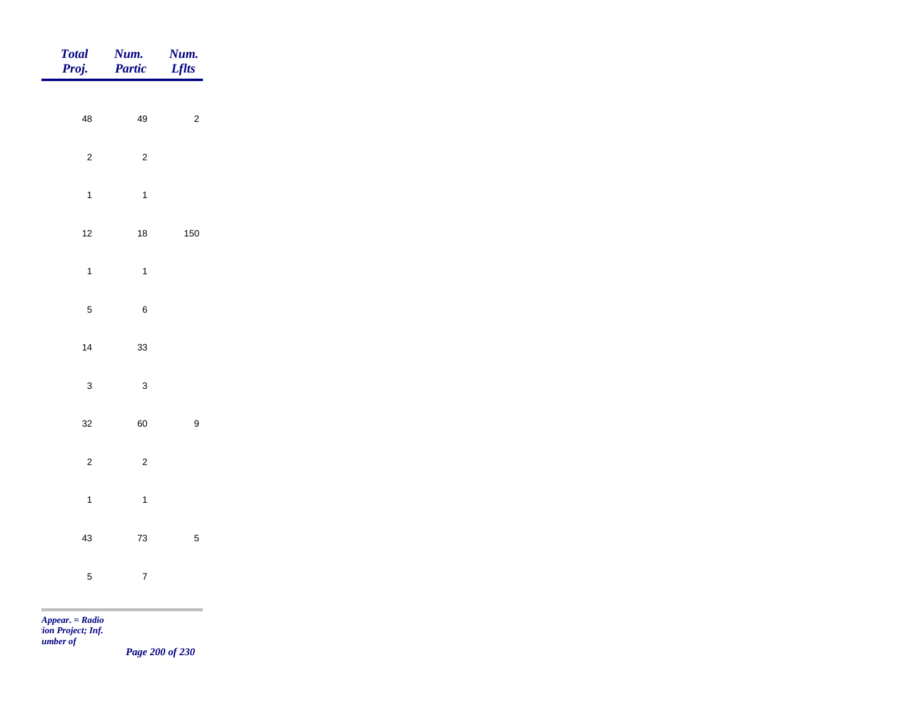| *Total Proj.* | *Num. Partic* | *Num. Lflts* |
|---|---|---|
| 48 | 49 | 2 |
| 2 | 2 | |
| 1 | 1 | |
| 12 | 18 | 150 |
| 1 | 1 | |
| 5 | 6 | |
| 14 | 33 | |
| 3 | 3 | |
| 32 | 60 | 9 |
| 2 | 2 | |
| 1 | 1 | |
| 43 | 73 | 5 |
| 5 | 7 | |

*Appear. = Radio*
*tion Project; Inf.*
*umber of*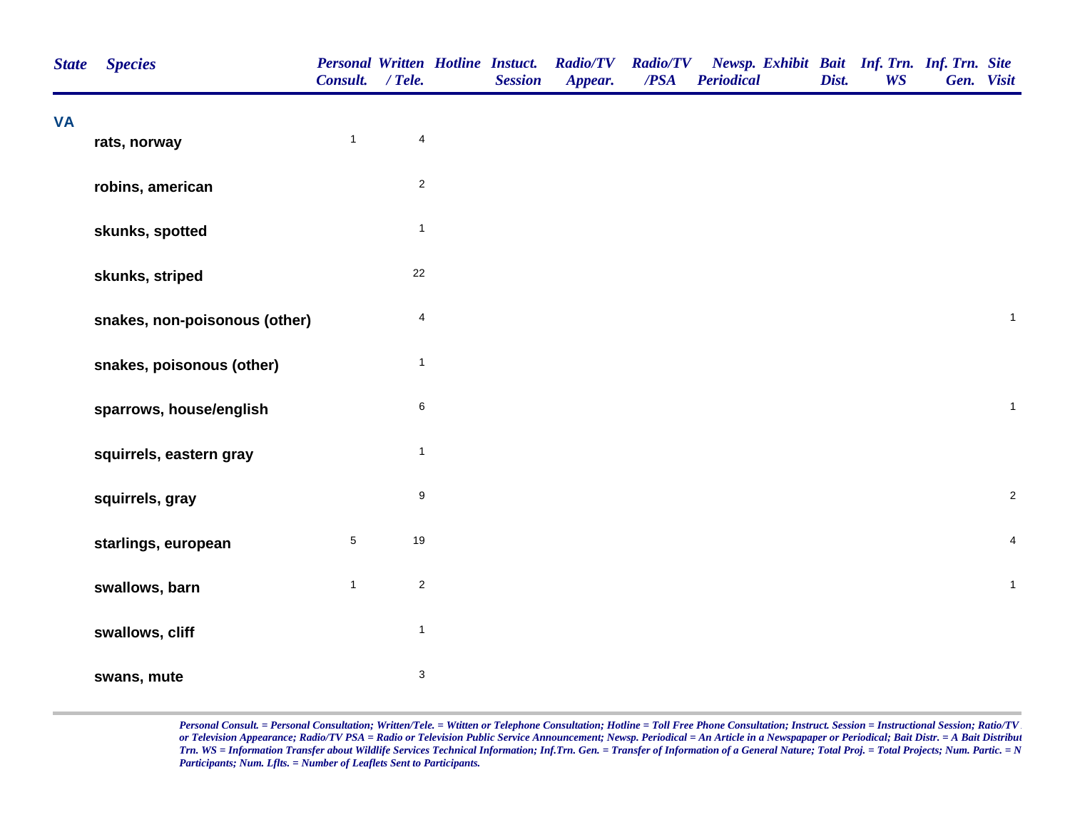| State | Species | Personal Consult. | Written / Tele. | Hotline | Instuct. Session | Radio/TV Appear. | Radio/TV /PSA | Newsp. Periodical | Exhibit | Bait Dist. | Inf. Trn. WS | Inf. Trn. Gen. | Site Visit |
|---|---|---|---|---|---|---|---|---|---|---|---|---|---|
| VA | | | | | | | | | | | | | |
| | rats, norway | 1 | 4 | | | | | | | | | | |
| | robins, american | | 2 | | | | | | | | | | |
| | skunks, spotted | | 1 | | | | | | | | | | |
| | skunks, striped | | 22 | | | | | | | | | | |
| | snakes, non-poisonous (other) | | 4 | | | | | | | | | | 1 |
| | snakes, poisonous (other) | | 1 | | | | | | | | | | |
| | sparrows, house/english | | 6 | | | | | | | | | | 1 |
| | squirrels, eastern gray | | 1 | | | | | | | | | | |
| | squirrels, gray | | 9 | | | | | | | | | | 2 |
| | starlings, european | 5 | 19 | | | | | | | | | | 4 |
| | swallows, barn | 1 | 2 | | | | | | | | | | 1 |
| | swallows, cliff | | 1 | | | | | | | | | | |
| | swans, mute | | 3 | | | | | | | | | | |

*Personal Consult. = Personal Consultation; Written/Tele. = Wtitten or Telephone Consultation; Hotline = Toll Free Phone Consultation; Instruct. Session = Instructional Session; Ratio/TV or Television Appearance; Radio/TV PSA = Radio or Television Public Service Announcement; Newsp. Periodical = An Article in a Newspapaper or Periodical; Bait Distr. = A Bait Distribut Trn. WS = Information Transfer about Wildlife Services Technical Information; Inf.Trn. Gen. = Transfer of Information of a General Nature; Total Proj. = Total Projects; Num. Partic. = N Participants; Num. Lflts. = Number of Leaflets Sent to Participants.*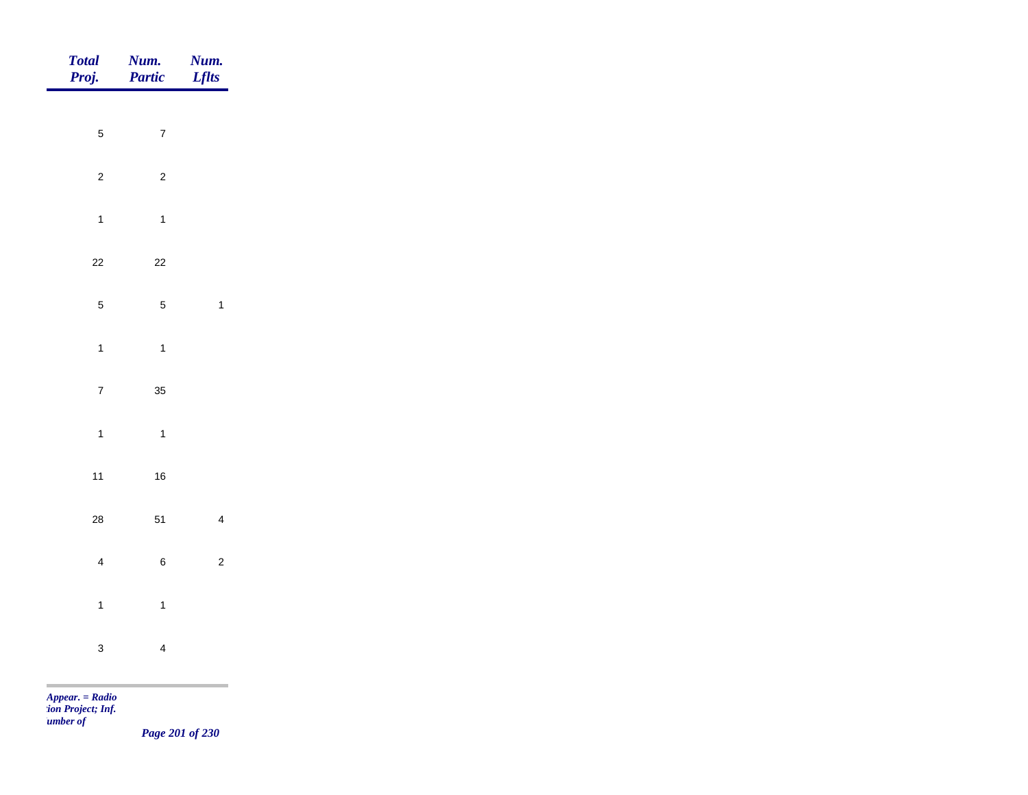| Total Proj. | Num. Partic | Num. Lflts |
|---|---|---|
| 5 | 7 | |
| 2 | 2 | |
| 1 | 1 | |
| 22 | 22 | |
| 5 | 5 | 1 |
| 1 | 1 | |
| 7 | 35 | |
| 1 | 1 | |
| 11 | 16 | |
| 28 | 51 | 4 |
| 4 | 6 | 2 |
| 1 | 1 | |
| 3 | 4 | |

*Appear. = Radio*
*tion Project; Inf.*
*umber of*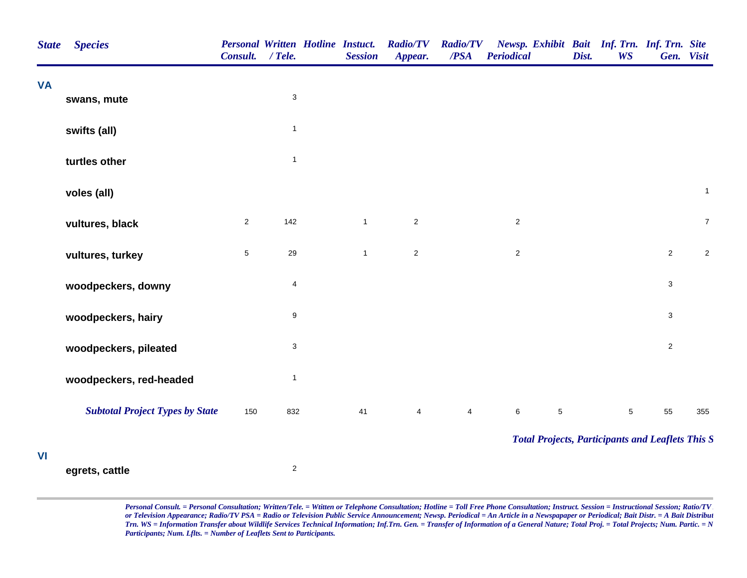| State | Species | Personal Consult. | Written / Tele. | Hotline | Instuct. Session | Radio/TV Appear. | Radio/TV /PSA | Newsp. Periodical | Exhibit | Bait Dist. | Inf. Trn. WS | Inf. Trn. Gen. | Site Visit |
|---|---|---|---|---|---|---|---|---|---|---|---|---|---|
| **VA** | | | | | | | | | | | | | |
| | **swans, mute** | | 3 | | | | | | | | | | |
| | **swifts (all)** | | 1 | | | | | | | | | | |
| | **turtles other** | | 1 | | | | | | | | | | |
| | **voles (all)** | | | | | | | | | | | | 1 |
| | **vultures, black** | 2 | 142 | | 1 | 2 | | 2 | | | | | 7 |
| | **vultures, turkey** | 5 | 29 | | 1 | 2 | | 2 | | | | 2 | 2 |
| | **woodpeckers, downy** | | 4 | | | | | | | | | 3 | |
| | **woodpeckers, hairy** | | 9 | | | | | | | | | 3 | |
| | **woodpeckers, pileated** | | 3 | | | | | | | | | 2 | |
| | **woodpeckers, red-headed** | | 1 | | | | | | | | | | |
| | ***Subtotal Project Types by State*** | 150 | 832 | | 41 | 4 | 4 | 6 | 5 | | 5 | 55 | 355 |

***Total Projects, Participants and Leaflets This S***

| State | Species | Personal Consult. | Written / Tele. | Hotline | Instuct. Session | Radio/TV Appear. | Radio/TV /PSA | Newsp. Periodical | Exhibit | Bait Dist. | Inf. Trn. WS | Inf. Trn. Gen. | Site Visit |
|---|---|---|---|---|---|---|---|---|---|---|---|---|---|
| **VI** | | | | | | | | | | | | | |
| | **egrets, cattle** | | 2 | | | | | | | | | | |

*Personal Consult. = Personal Consultation; Written/Tele. = Wtitten or Telephone Consultation; Hotline = Toll Free Phone Consultation; Instruct. Session = Instructional Session; Ratio/TV or Television Appearance; Radio/TV PSA = Radio or Television Public Service Announcement; Newsp. Periodical = An Article in a Newspapaper or Periodical; Bait Distr. = A Bait Distribut Trn. WS = Information Transfer about Wildlife Services Technical Information; Inf.Trn. Gen. = Transfer of Information of a General Nature; Total Proj. = Total Projects; Num. Partic. = N Participants; Num. Lflts. = Number of Leaflets Sent to Participants.*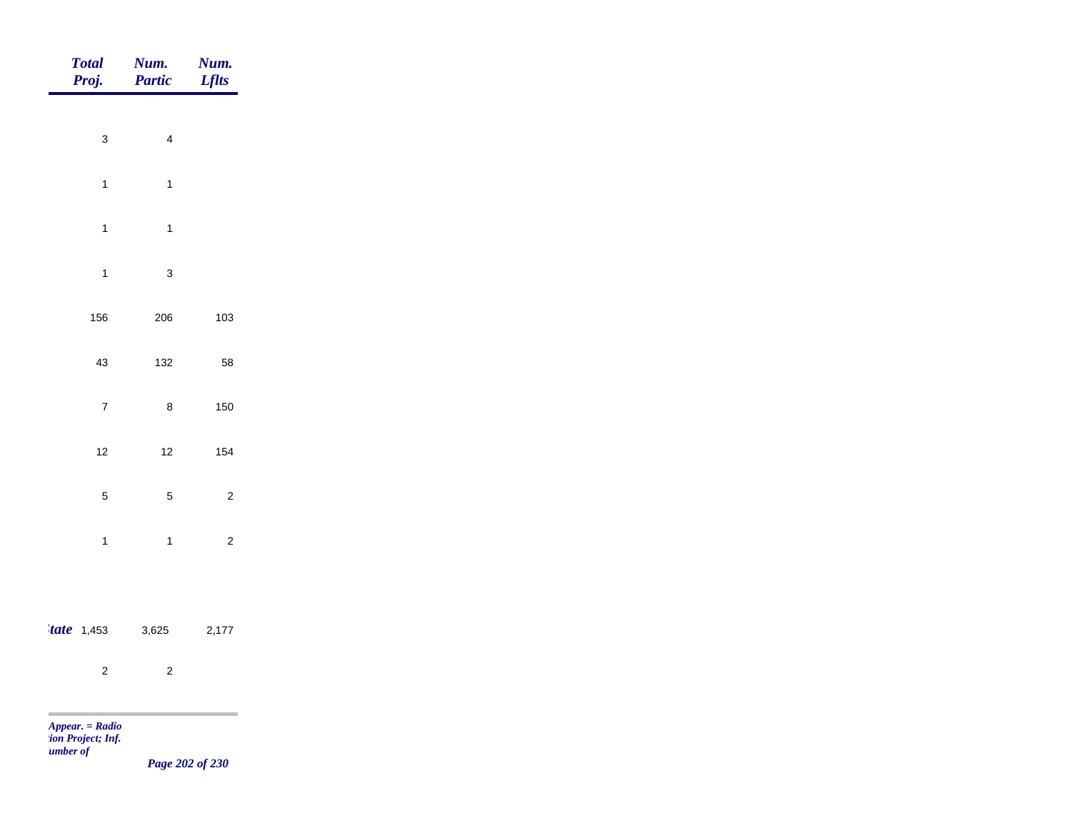| | Total Proj. | Num. Partic | Num. Lflts |
|---|---|---|---|
| | 3 | 4 | |
| | 1 | 1 | |
| | 1 | 1 | |
| | 1 | 3 | |
| | 156 | 206 | 103 |
| | 43 | 132 | 58 |
| | 7 | 8 | 150 |
| | 12 | 12 | 154 |
| | 5 | 5 | 2 |
| | 1 | 1 | 2 |
| *tate* | 1,453 | 3,625 | 2,177 |
| | 2 | 2 | |

*Appear. = Radio*
*tion Project; Inf.*
*umber of*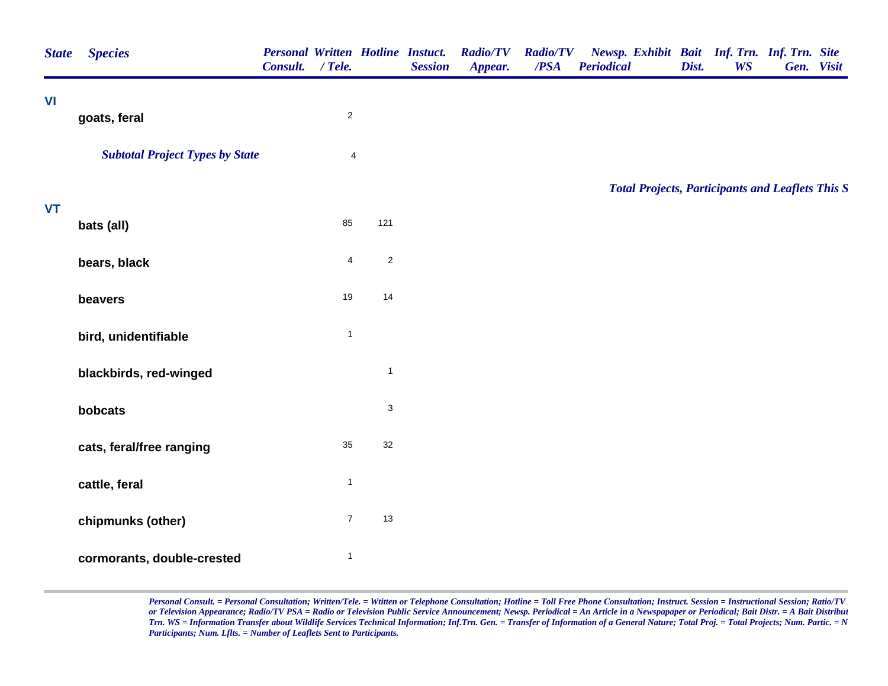| State | Species | Personal Consult. | Written / Tele. | Hotline | Instuct. Session | Radio/TV Appear. | Radio/TV /PSA | Newsp. Periodical | Exhibit | Bait Dist. | Inf. Trn. WS | Inf. Trn. Gen. | Site Visit |
|---|---|---|---|---|---|---|---|---|---|---|---|---|---|
| VI | | | | | | | | | | | | | |
| | goats, feral | | 2 | | | | | | | | | | |
| | *Subtotal Project Types by State* | | 4 | | | | | | | | | | |
| | | | | | | | | | | | | | |
| VT | | | | | | | | | | | | | |
| | bats (all) | | 85 | 121 | | | | | | | | | |
| | bears, black | | 4 | 2 | | | | | | | | | |
| | beavers | | 19 | 14 | | | | | | | | | |
| | bird, unidentifiable | | 1 | | | | | | | | | | |
| | blackbirds, red-winged | | | 1 | | | | | | | | | |
| | bobcats | | | 3 | | | | | | | | | |
| | cats, feral/free ranging | | 35 | 32 | | | | | | | | | |
| | cattle, feral | | 1 | | | | | | | | | | |
| | chipmunks (other) | | 7 | 13 | | | | | | | | | |
| | cormorants, double-crested | | 1 | | | | | | | | | | |

***Total Projects, Participants and Leaflets This S***

*Personal Consult. = Personal Consultation; Written/Tele. = Wtitten or Telephone Consultation; Hotline = Toll Free Phone Consultation; Instruct. Session = Instructional Session; Ratio/TV or Television Appearance; Radio/TV PSA = Radio or Television Public Service Announcement; Newsp. Periodical = An Article in a Newspapaper or Periodical; Bait Distr. = A Bait Distribut Trn. WS = Information Transfer about Wildlife Services Technical Information; Inf.Trn. Gen. = Transfer of Information of a General Nature; Total Proj. = Total Projects; Num. Partic. = N Participants; Num. Lflts. = Number of Leaflets Sent to Participants.*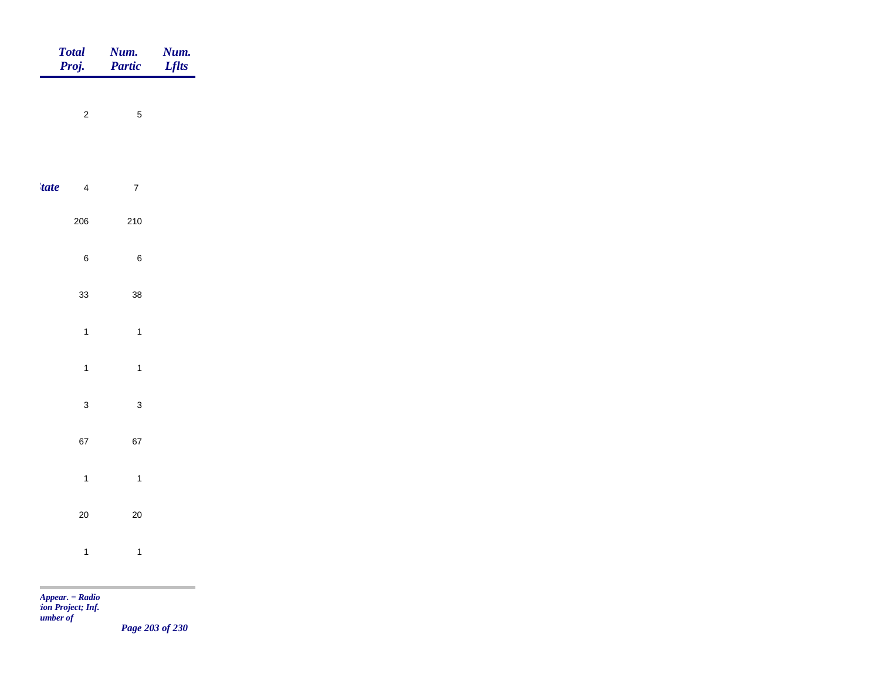| | Total Proj. | Num. Partic | Num. Lflts |
|---|---|---|---|
| | 2 | 5 | |
| *tate* | 4 | 7 | |
| | 206 | 210 | |
| | 6 | 6 | |
| | 33 | 38 | |
| | 1 | 1 | |
| | 1 | 1 | |
| | 3 | 3 | |
| | 67 | 67 | |
| | 1 | 1 | |
| | 20 | 20 | |
| | 1 | 1 | |

*Appear. = Radio*
*tion Project; Inf.*
*umber of*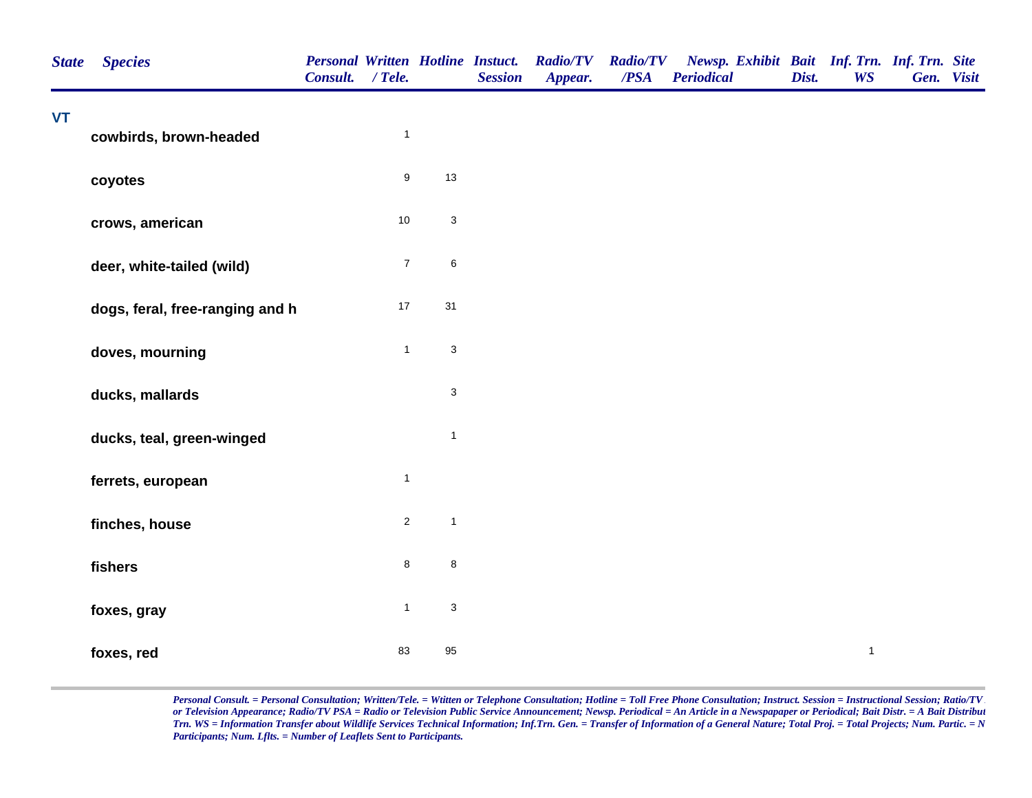| State | Species | Personal Consult. | Written / Tele. | Hotline | Instuct. Session | Radio/TV Appear. | Radio/TV /PSA | Newsp. Periodical | Exhibit | Bait Dist. | Inf. Trn. WS | Inf. Trn. Gen. | Site Visit |
|---|---|---|---|---|---|---|---|---|---|---|---|---|---|
| VT | | | | | | | | | | | | | |
| | cowbirds, brown-headed | | 1 | | | | | | | | | | |
| | coyotes | | 9 | 13 | | | | | | | | | |
| | crows, american | | 10 | 3 | | | | | | | | | |
| | deer, white-tailed (wild) | | 7 | 6 | | | | | | | | | |
| | dogs, feral, free-ranging and h | | 17 | 31 | | | | | | | | | |
| | doves, mourning | | 1 | 3 | | | | | | | | | |
| | ducks, mallards | | | 3 | | | | | | | | | |
| | ducks, teal, green-winged | | | 1 | | | | | | | | | |
| | ferrets, european | | 1 | | | | | | | | | | |
| | finches, house | | 2 | 1 | | | | | | | | | |
| | fishers | | 8 | 8 | | | | | | | | | |
| | foxes, gray | | 1 | 3 | | | | | | | | | |
| | foxes, red | | 83 | 95 | | | | | | | 1 | | |

*Personal Consult. = Personal Consultation; Written/Tele. = Wtitten or Telephone Consultation; Hotline = Toll Free Phone Consultation; Instruct. Session = Instructional Session; Ratio/TV or Television Appearance; Radio/TV PSA = Radio or Television Public Service Announcement; Newsp. Periodical = An Article in a Newspapaper or Periodical; Bait Distr. = A Bait Distribut Trn. WS = Information Transfer about Wildlife Services Technical Information; Inf.Trn. Gen. = Transfer of Information of a General Nature; Total Proj. = Total Projects; Num. Partic. = N Participants; Num. Lflts. = Number of Leaflets Sent to Participants.*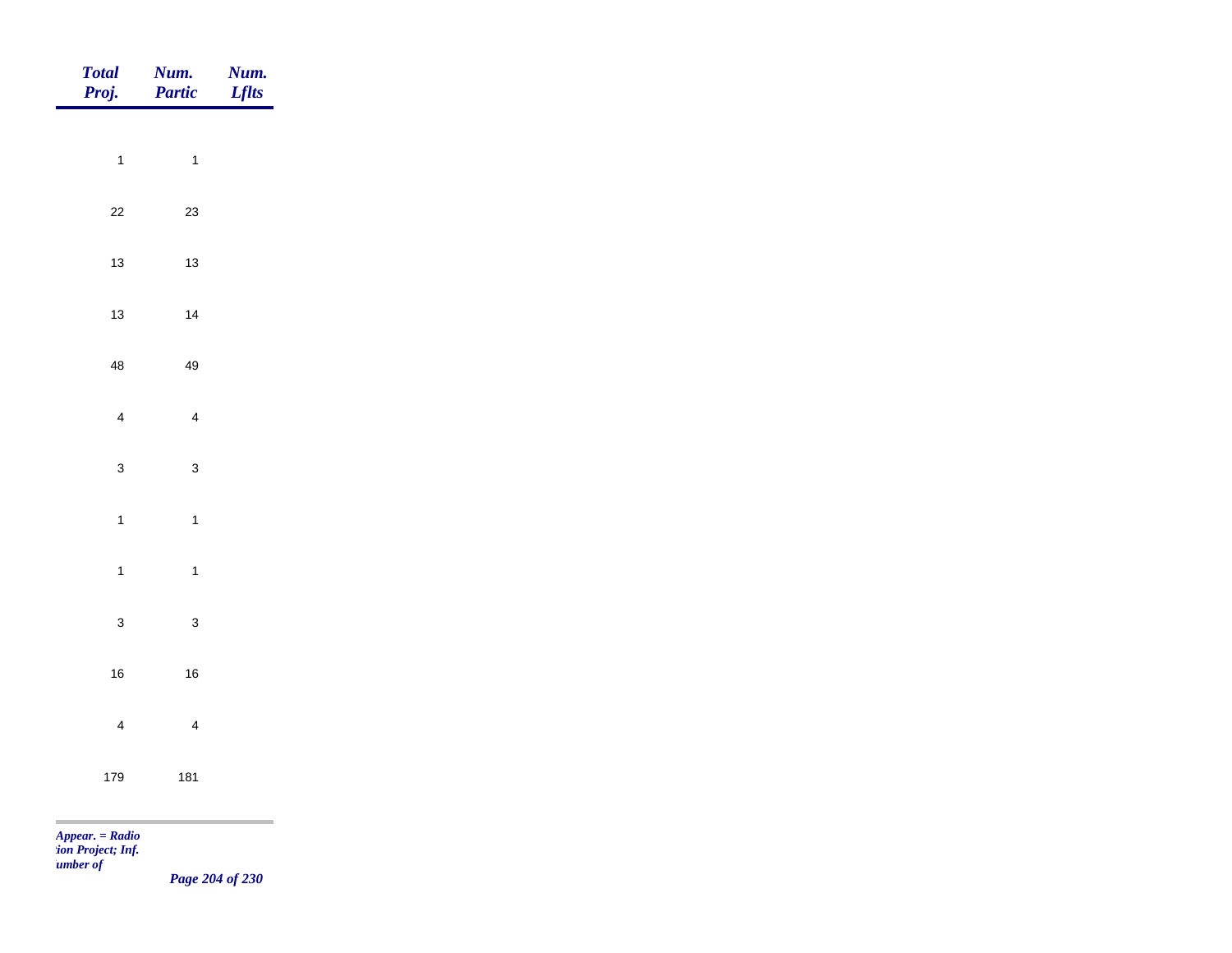| *Total Proj.* | *Num. Partic* | *Num. Lflts* |
|---|---|---|
| 1 | 1 | |
| 22 | 23 | |
| 13 | 13 | |
| 13 | 14 | |
| 48 | 49 | |
| 4 | 4 | |
| 3 | 3 | |
| 1 | 1 | |
| 1 | 1 | |
| 3 | 3 | |
| 16 | 16 | |
| 4 | 4 | |
| 179 | 181 | |

*Appear. = Radio*
*:ion Project; Inf.*
*umber of*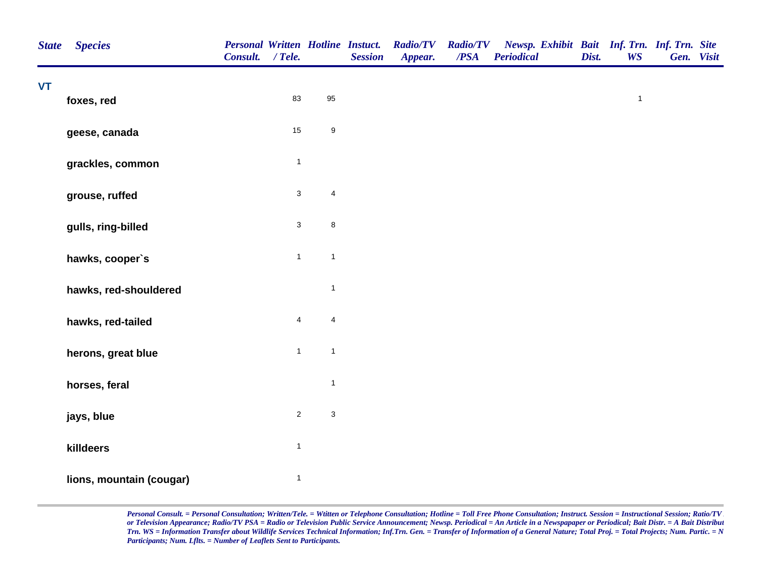| State | Species | Personal Consult. | Written / Tele. | Hotline | Instuct. Session | Radio/TV Appear. | Radio/TV /PSA | Newsp. Periodical | Exhibit | Bait Dist. | Inf. Trn. WS | Inf. Trn. Gen. | Site Visit |
|---|---|---|---|---|---|---|---|---|---|---|---|---|---|
| VT | | | | | | | | | | | | | |
| | foxes, red | | 83 | 95 | | | | | | | 1 | | |
| | geese, canada | | 15 | 9 | | | | | | | | | |
| | grackles, common | | 1 | | | | | | | | | | |
| | grouse, ruffed | | 3 | 4 | | | | | | | | | |
| | gulls, ring-billed | | 3 | 8 | | | | | | | | | |
| | hawks, cooper`s | | 1 | 1 | | | | | | | | | |
| | hawks, red-shouldered | | | 1 | | | | | | | | | |
| | hawks, red-tailed | | 4 | 4 | | | | | | | | | |
| | herons, great blue | | 1 | 1 | | | | | | | | | |
| | horses, feral | | | 1 | | | | | | | | | |
| | jays, blue | | 2 | 3 | | | | | | | | | |
| | killdeers | | 1 | | | | | | | | | | |
| | lions, mountain (cougar) | | 1 | | | | | | | | | | |

*Personal Consult. = Personal Consultation; Written/Tele. = Wtitten or Telephone Consultation; Hotline = Toll Free Phone Consultation; Instruct. Session = Instructional Session; Ratio/TV or Television Appearance; Radio/TV PSA = Radio or Television Public Service Announcement; Newsp. Periodical = An Article in a Newspapaper or Periodical; Bait Distr. = A Bait Distribut Trn. WS = Information Transfer about Wildlife Services Technical Information; Inf.Trn. Gen. = Transfer of Information of a General Nature; Total Proj. = Total Projects; Num. Partic. = N Participants; Num. Lflts. = Number of Leaflets Sent to Participants.*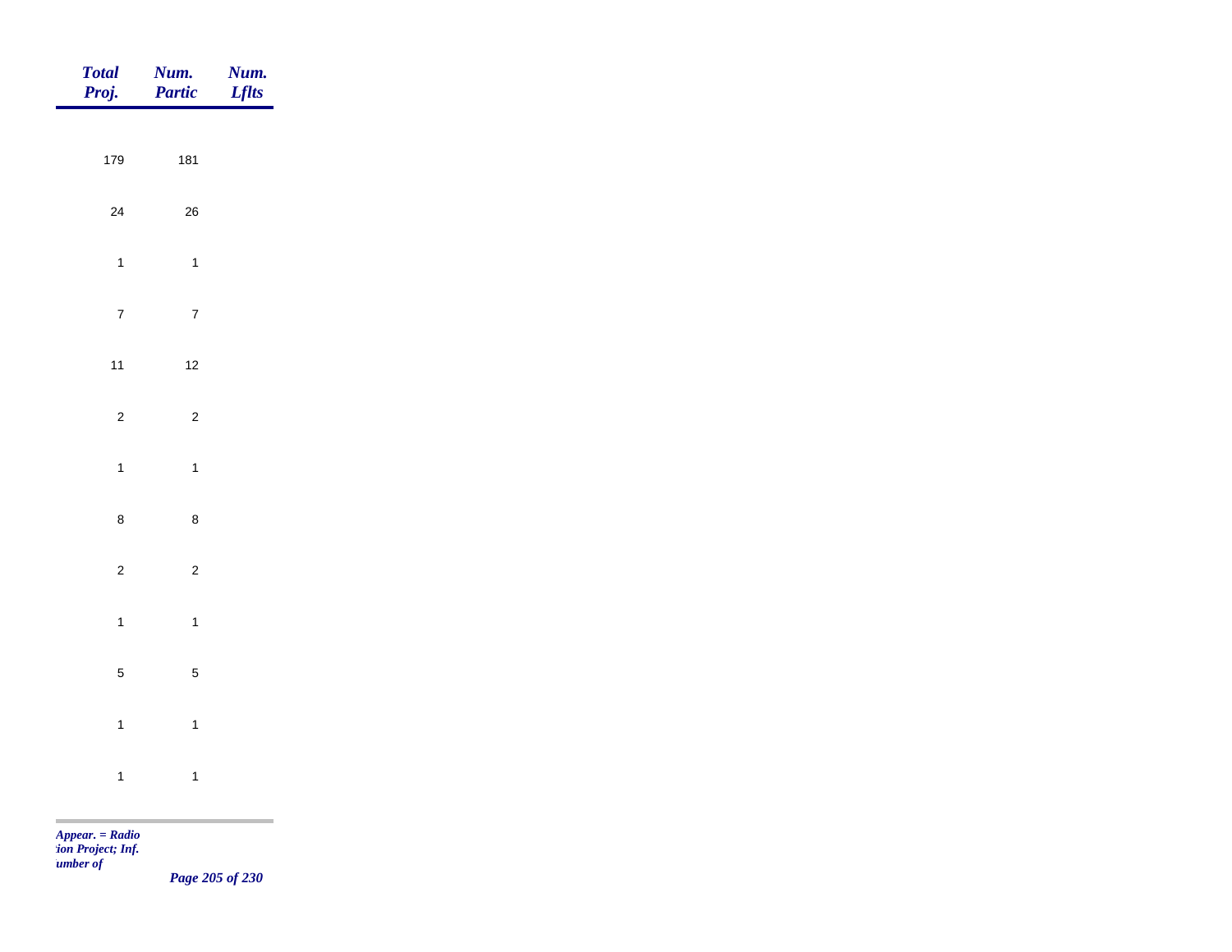| Total Proj. | Num. Partic | Num. Lflts |
|---|---|---|
| 179 | 181 | |
| 24 | 26 | |
| 1 | 1 | |
| 7 | 7 | |
| 11 | 12 | |
| 2 | 2 | |
| 1 | 1 | |
| 8 | 8 | |
| 2 | 2 | |
| 1 | 1 | |
| 5 | 5 | |
| 1 | 1 | |
| 1 | 1 | |

*Appear. = Radio*
*tion Project; Inf.*
*umber of*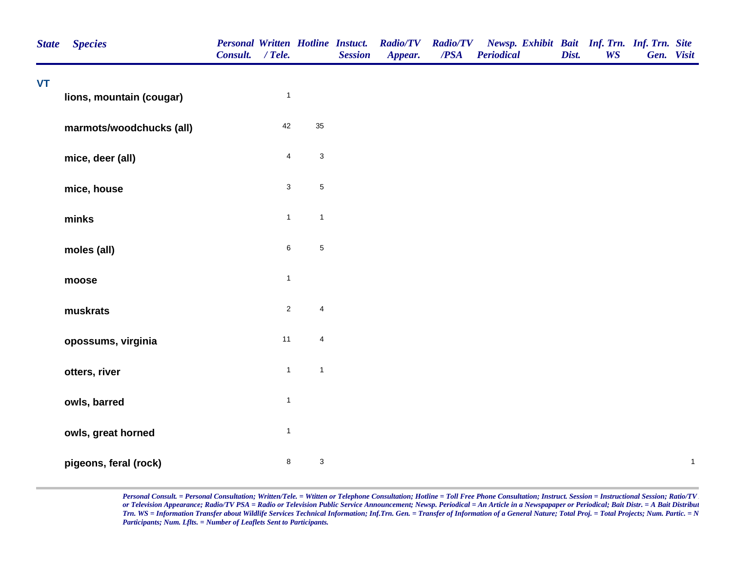| State | Species | Personal Consult. | Written / Tele. | Hotline | Instuct. Session | Radio/TV Appear. | Radio/TV /PSA | Newsp. Periodical | Exhibit | Bait Dist. | Inf. Trn. WS | Inf. Trn. Gen. | Site Visit |
|---|---|---|---|---|---|---|---|---|---|---|---|---|---|
| VT | | | | | | | | | | | | | |
| | lions, mountain (cougar) | | 1 | | | | | | | | | | |
| | marmots/woodchucks (all) | | 42 | 35 | | | | | | | | | |
| | mice, deer (all) | | 4 | 3 | | | | | | | | | |
| | mice, house | | 3 | 5 | | | | | | | | | |
| | minks | | 1 | 1 | | | | | | | | | |
| | moles (all) | | 6 | 5 | | | | | | | | | |
| | moose | | 1 | | | | | | | | | | |
| | muskrats | | 2 | 4 | | | | | | | | | |
| | opossums, virginia | | 11 | 4 | | | | | | | | | |
| | otters, river | | 1 | 1 | | | | | | | | | |
| | owls, barred | | 1 | | | | | | | | | | |
| | owls, great horned | | 1 | | | | | | | | | | |
| | pigeons, feral (rock) | | 8 | 3 | | | | | | | | | 1 |

*Personal Consult. = Personal Consultation; Written/Tele. = Wtitten or Telephone Consultation; Hotline = Toll Free Phone Consultation; Instruct. Session = Instructional Session; Ratio/TV or Television Appearance; Radio/TV PSA = Radio or Television Public Service Announcement; Newsp. Periodical = An Article in a Newspapaper or Periodical; Bait Distr. = A Bait Distribut Trn. WS = Information Transfer about Wildlife Services Technical Information; Inf.Trn. Gen. = Transfer of Information of a General Nature; Total Proj. = Total Projects; Num. Partic. = N Participants; Num. Lflts. = Number of Leaflets Sent to Participants.*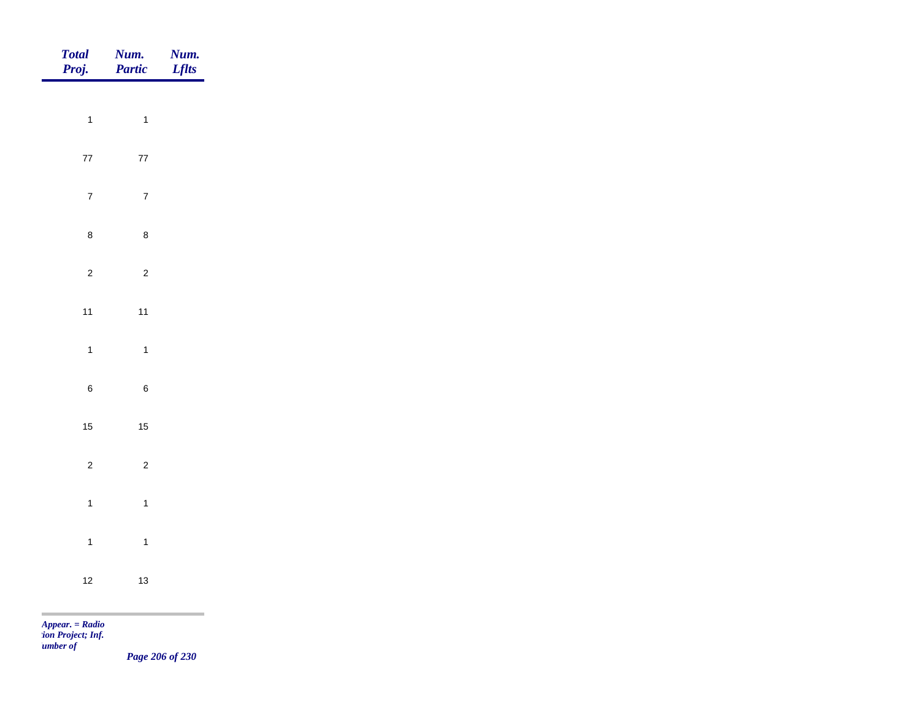| Total Proj. | Num. Partic | Num. Lflts |
| --- | --- | --- |
| 1 | 1 | |
| 77 | 77 | |
| 7 | 7 | |
| 8 | 8 | |
| 2 | 2 | |
| 11 | 11 | |
| 1 | 1 | |
| 6 | 6 | |
| 15 | 15 | |
| 2 | 2 | |
| 1 | 1 | |
| 1 | 1 | |
| 12 | 13 | |

*Appear. = Radio*
*tion Project; Inf.*
*umber of*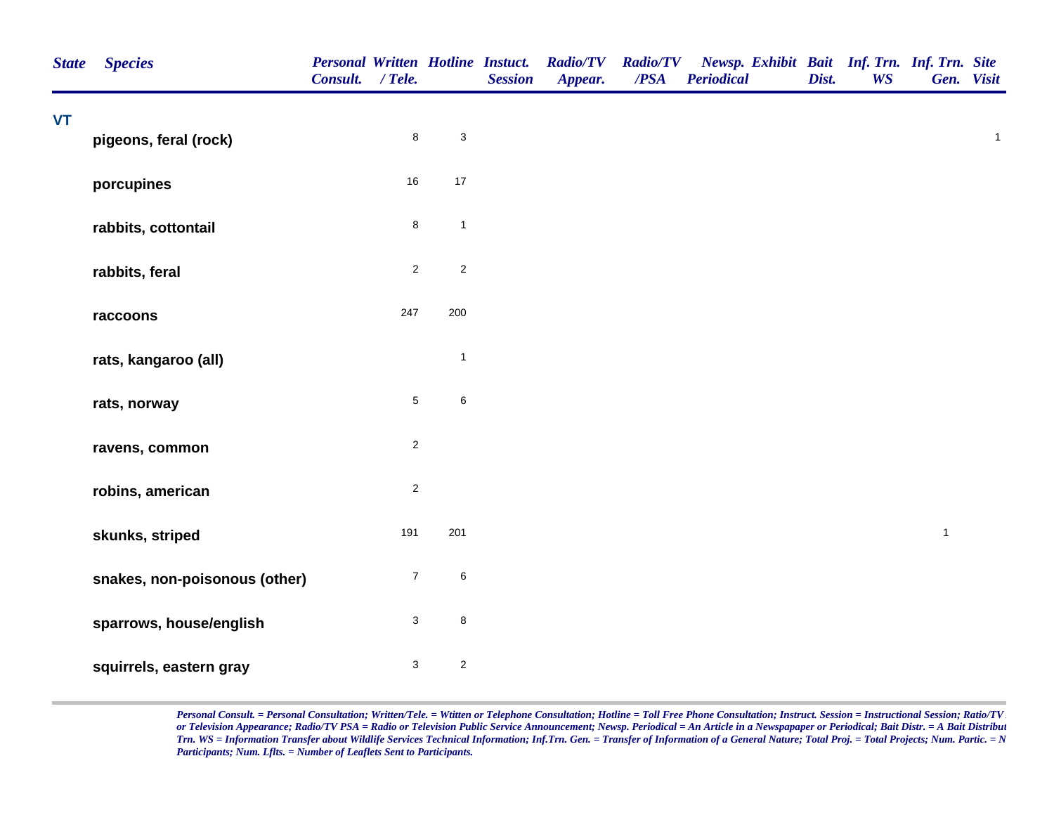| State | Species | Personal Consult. | Written / Tele. | Hotline | Instuct. Session | Radio/TV Appear. | Radio/TV /PSA | Newsp. Periodical | Exhibit | Bait Dist. | Inf. Trn. WS | Inf. Trn. Gen. | Site Visit |
|---|---|---|---|---|---|---|---|---|---|---|---|---|---|
| VT | | | | | | | | | | | | | |
| | pigeons, feral (rock) | | 8 | 3 | | | | | | | | | 1 |
| | porcupines | | 16 | 17 | | | | | | | | | |
| | rabbits, cottontail | | 8 | 1 | | | | | | | | | |
| | rabbits, feral | | 2 | 2 | | | | | | | | | |
| | raccoons | | 247 | 200 | | | | | | | | | |
| | rats, kangaroo (all) | | | 1 | | | | | | | | | |
| | rats, norway | | 5 | 6 | | | | | | | | | |
| | ravens, common | | 2 | | | | | | | | | | |
| | robins, american | | 2 | | | | | | | | | | |
| | skunks, striped | | 191 | 201 | | | | | | | | 1 | |
| | snakes, non-poisonous (other) | | 7 | 6 | | | | | | | | | |
| | sparrows, house/english | | 3 | 8 | | | | | | | | | |
| | squirrels, eastern gray | | 3 | 2 | | | | | | | | | |

*Personal Consult. = Personal Consultation; Written/Tele. = Witten or Telephone Consultation; Hotline = Toll Free Phone Consultation; Instruct. Session = Instructional Session; Ratio/TV or Television Appearance; Radio/TV PSA = Radio or Television Public Service Announcement; Newsp. Periodical = An Article in a Newspapaper or Periodical; Bait Distr. = A Bait Distribut Trn. WS = Information Transfer about Wildlife Services Technical Information; Inf.Trn. Gen. = Transfer of Information of a General Nature; Total Proj. = Total Projects; Num. Partic. = N Participants; Num. Lflts. = Number of Leaflets Sent to Participants.*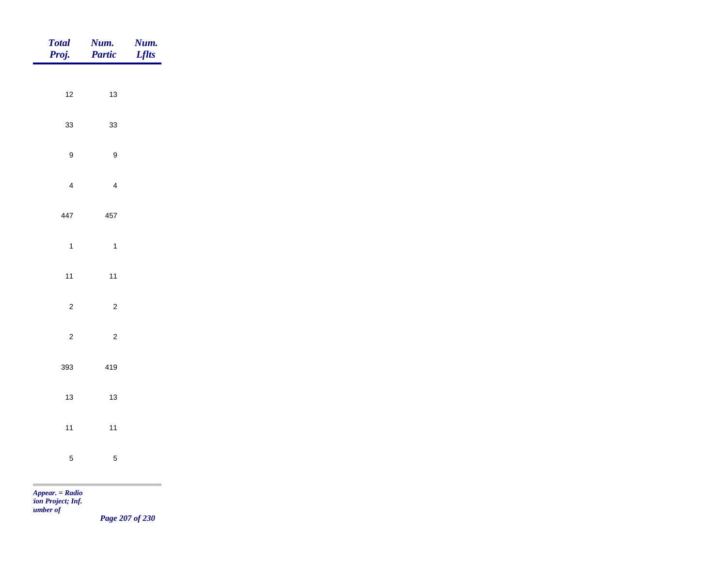| Total Proj. | Num. Partic | Num. Lflts |
|---|---|---|
| 12 | 13 | |
| 33 | 33 | |
| 9 | 9 | |
| 4 | 4 | |
| 447 | 457 | |
| 1 | 1 | |
| 11 | 11 | |
| 2 | 2 | |
| 2 | 2 | |
| 393 | 419 | |
| 13 | 13 | |
| 11 | 11 | |
| 5 | 5 | |

*Appear. = Radio*
*:ion Project; Inf.*
*umber of*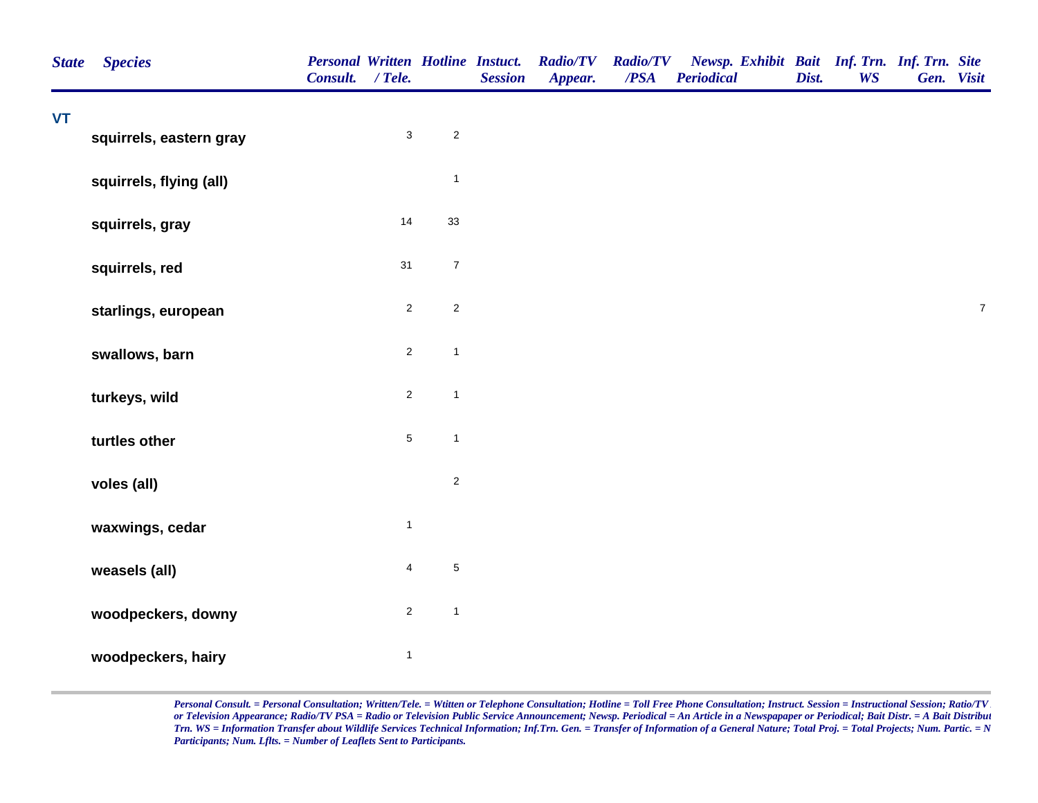| State | Species | Personal Consult. | Written / Tele. | Hotline | Instuct. Session | Radio/TV Appear. | Radio/TV /PSA | Newsp. Periodical | Exhibit | Bait Dist. | Inf. Trn. WS | Inf. Trn. Gen. | Site Visit |
|---|---|---|---|---|---|---|---|---|---|---|---|---|---|
| **VT** | | | | | | | | | | | | | |
| | **squirrels, eastern gray** | | 3 | 2 | | | | | | | | | |
| | **squirrels, flying (all)** | | | 1 | | | | | | | | | |
| | **squirrels, gray** | | 14 | 33 | | | | | | | | | |
| | **squirrels, red** | | 31 | 7 | | | | | | | | | |
| | **starlings, european** | | 2 | 2 | | | | | | | | | 7 |
| | **swallows, barn** | | 2 | 1 | | | | | | | | | |
| | **turkeys, wild** | | 2 | 1 | | | | | | | | | |
| | **turtles other** | | 5 | 1 | | | | | | | | | |
| | **voles (all)** | | | 2 | | | | | | | | | |
| | **waxwings, cedar** | | 1 | | | | | | | | | | |
| | **weasels (all)** | | 4 | 5 | | | | | | | | | |
| | **woodpeckers, downy** | | 2 | 1 | | | | | | | | | |
| | **woodpeckers, hairy** | | 1 | | | | | | | | | | |

*Personal Consult. = Personal Consultation; Written/Tele. = Wtitten or Telephone Consultation; Hotline = Toll Free Phone Consultation; Instruct. Session = Instructional Session; Ratio/TV or Television Appearance; Radio/TV PSA = Radio or Television Public Service Announcement; Newsp. Periodical = An Article in a Newspapaper or Periodical; Bait Distr. = A Bait Distribut Trn. WS = Information Transfer about Wildlife Services Technical Information; Inf.Trn. Gen. = Transfer of Information of a General Nature; Total Proj. = Total Projects; Num. Partic. = N Participants; Num. Lflts. = Number of Leaflets Sent to Participants.*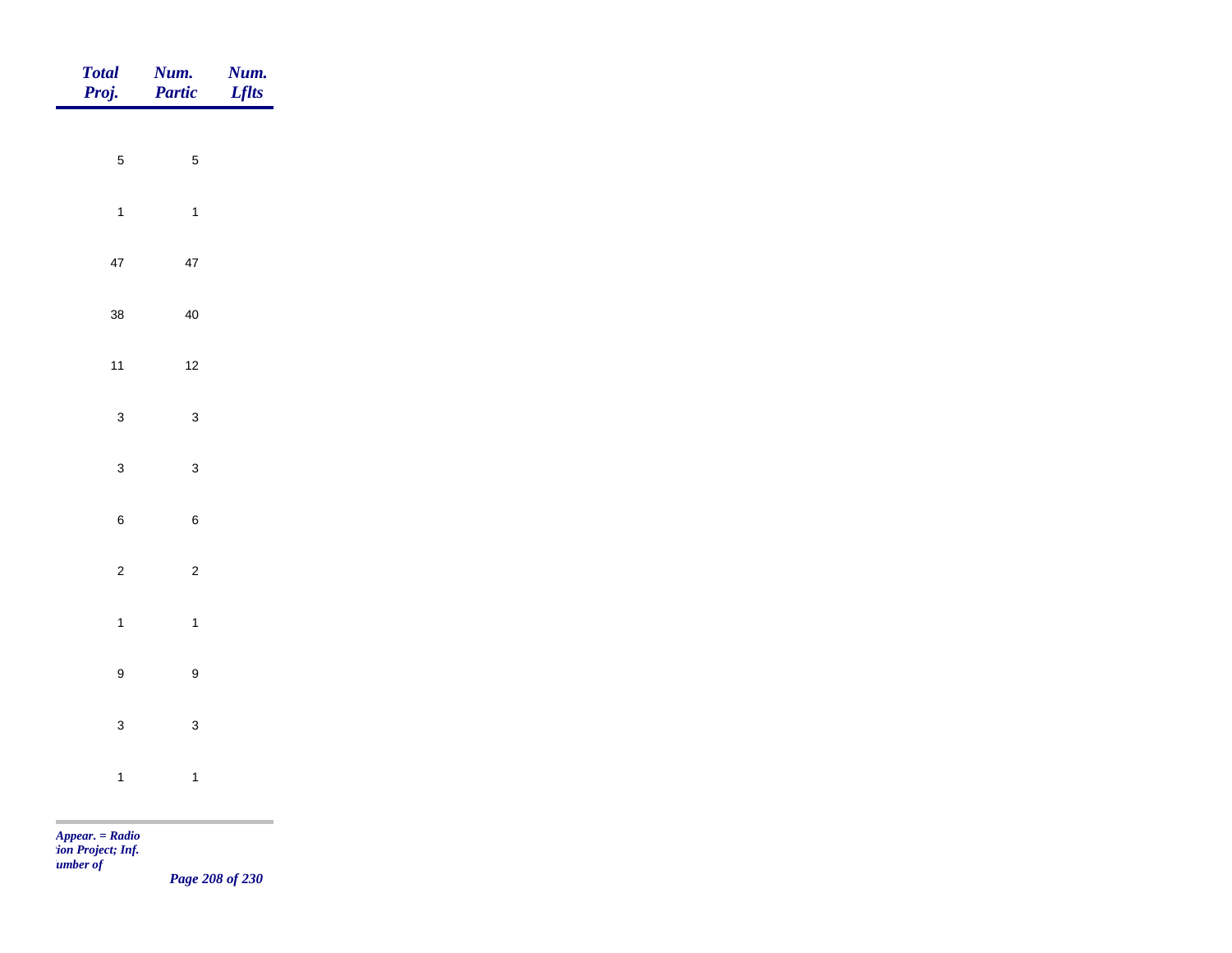| Total Proj. | Num. Partic | Num. Lflts |
|---|---|---|
| 5 | 5 | |
| 1 | 1 | |
| 47 | 47 | |
| 38 | 40 | |
| 11 | 12 | |
| 3 | 3 | |
| 3 | 3 | |
| 6 | 6 | |
| 2 | 2 | |
| 1 | 1 | |
| 9 | 9 | |
| 3 | 3 | |
| 1 | 1 | |

*Appear. = Radio*
*tion Project; Inf.*
*umber of*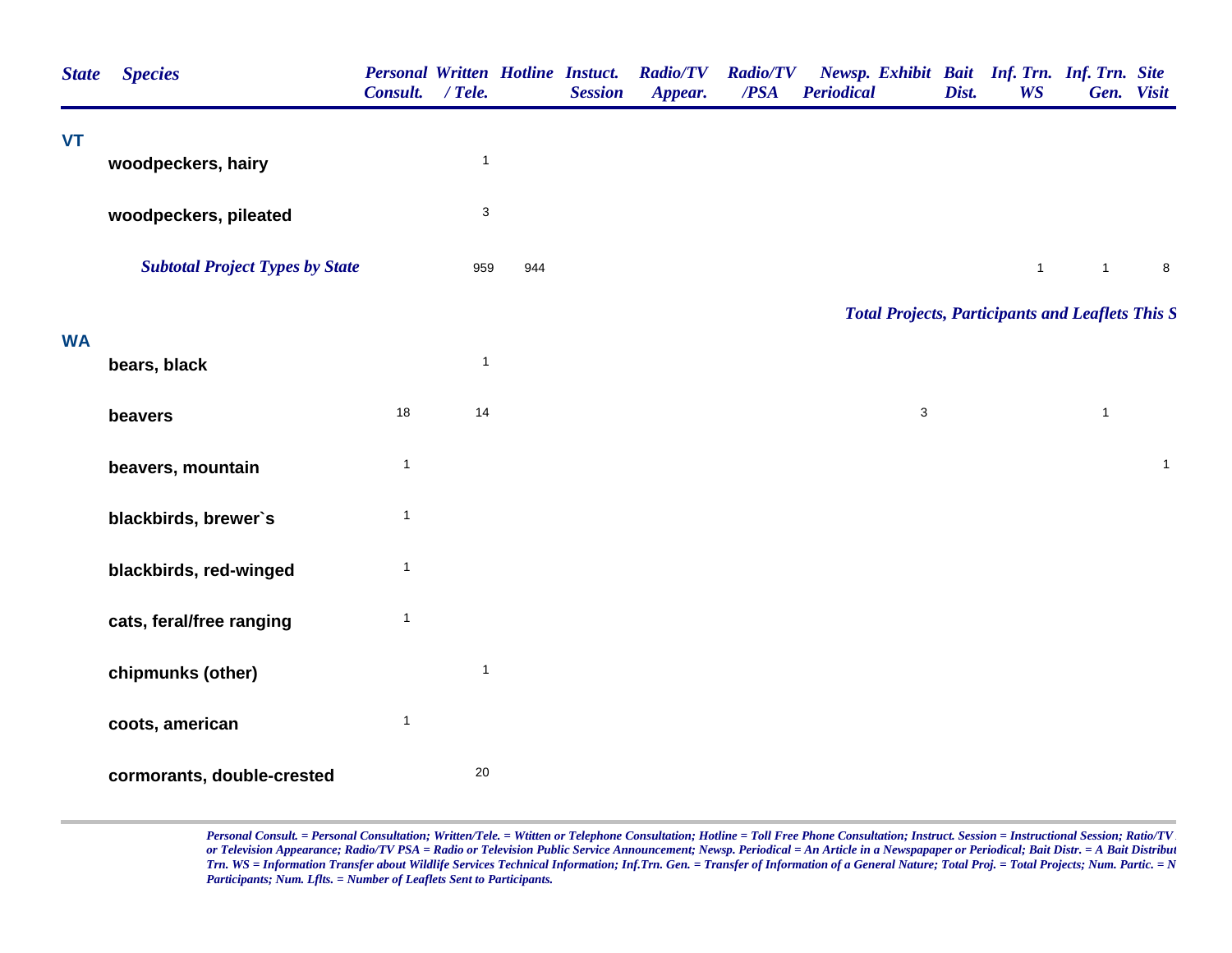| State | Species | Personal Consult. | Written / Tele. | Hotline | Instuct. Session | Radio/TV Appear. | Radio/TV /PSA | Newsp. Periodical | Exhibit | Bait Dist. | Inf. Trn. WS | Inf. Trn. Gen. | Site Visit |
|---|---|---|---|---|---|---|---|---|---|---|---|---|---|
| **VT** | | | | | | | | | | | | | |
| | **woodpeckers, hairy** | | 1 | | | | | | | | | | |
| | **woodpeckers, pileated** | | 3 | | | | | | | | | | |
| | ***Subtotal Project Types by State*** | | 959 | 944 | | | | | | | 1 | 1 | 8 |

***Total Projects, Participants and Leaflets This S***

| State | Species | Personal Consult. | Written / Tele. | Hotline | Instuct. Session | Radio/TV Appear. | Radio/TV /PSA | Newsp. Periodical | Exhibit | Bait Dist. | Inf. Trn. WS | Inf. Trn. Gen. | Site Visit |
|---|---|---|---|---|---|---|---|---|---|---|---|---|---|
| **WA** | | | | | | | | | | | | | |
| | **bears, black** | | 1 | | | | | | | | | | |
| | **beavers** | 18 | 14 | | | | | | 3 | | | 1 | |
| | **beavers, mountain** | 1 | | | | | | | | | | | 1 |
| | **blackbirds, brewer`s** | 1 | | | | | | | | | | | |
| | **blackbirds, red-winged** | 1 | | | | | | | | | | | |
| | **cats, feral/free ranging** | 1 | | | | | | | | | | | |
| | **chipmunks (other)** | | 1 | | | | | | | | | | |
| | **coots, american** | 1 | | | | | | | | | | | |
| | **cormorants, double-crested** | | 20 | | | | | | | | | | |

*Personal Consult. = Personal Consultation; Written/Tele. = Wtitten or Telephone Consultation; Hotline = Toll Free Phone Consultation; Instruct. Session = Instructional Session; Ratio/TV or Television Appearance; Radio/TV PSA = Radio or Television Public Service Announcement; Newsp. Periodical = An Article in a Newspapaper or Periodical; Bait Distr. = A Bait Distribut Trn. WS = Information Transfer about Wildlife Services Technical Information; Inf.Trn. Gen. = Transfer of Information of a General Nature; Total Proj. = Total Projects; Num. Partic. = N Participants; Num. Lflts. = Number of Leaflets Sent to Participants.*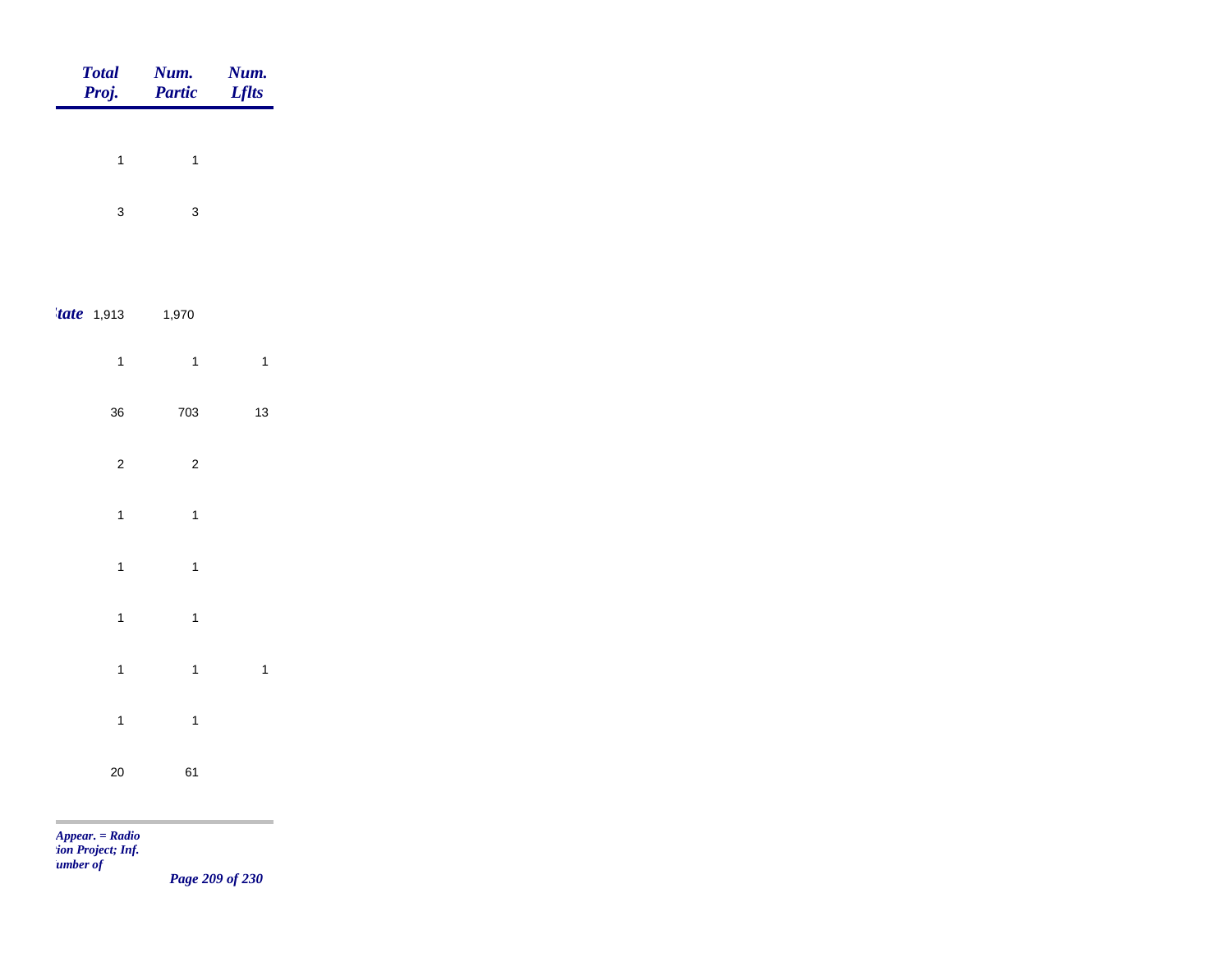| Total Proj. | Num. Partic | Num. Lflts |
|---|---|---|
| 1 | 1 | |
| 3 | 3 | |
| *tate* 1,913 | 1,970 | |
| 1 | 1 | 1 |
| 36 | 703 | 13 |
| 2 | 2 | |
| 1 | 1 | |
| 1 | 1 | |
| 1 | 1 | |
| 1 | 1 | 1 |
| 1 | 1 | |
| 20 | 61 | |

*Appear. = Radio*
*tion Project; Inf.*
*umber of*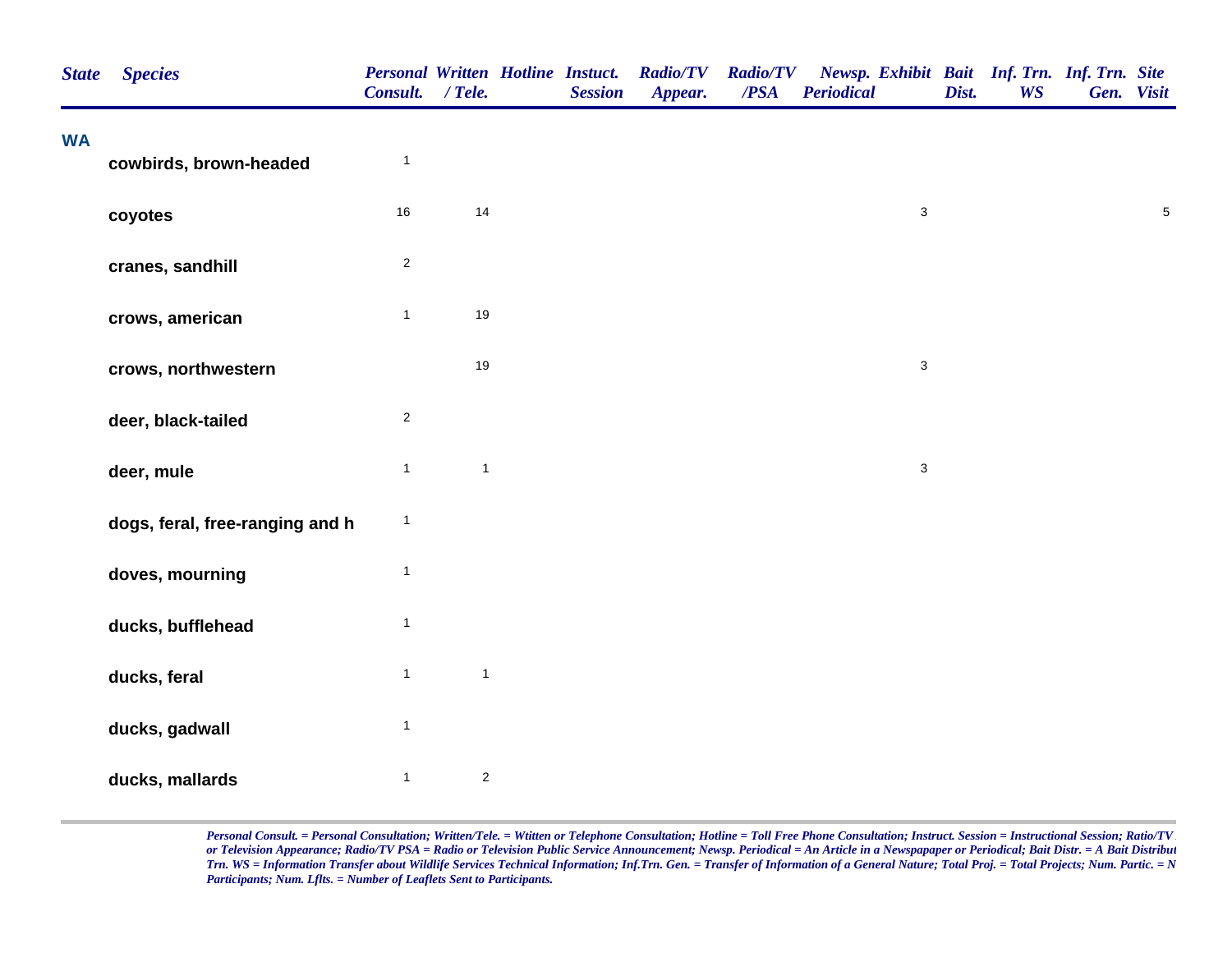| State | Species | Personal Consult. | Written / Tele. | Hotline | Instuct. Session | Radio/TV Appear. | Radio/TV /PSA | Newsp. Periodical | Exhibit | Bait Dist. | Inf. Trn. WS | Inf. Trn. Gen. | Site Visit |
|---|---|---|---|---|---|---|---|---|---|---|---|---|---|
| **WA** | | | | | | | | | | | | | |
| | cowbirds, brown-headed | 1 | | | | | | | | | | | |
| | coyotes | 16 | 14 | | | | | | 3 | | | | 5 |
| | cranes, sandhill | 2 | | | | | | | | | | | |
| | crows, american | 1 | 19 | | | | | | | | | | |
| | crows, northwestern | | 19 | | | | | | 3 | | | | |
| | deer, black-tailed | 2 | | | | | | | | | | | |
| | deer, mule | 1 | 1 | | | | | | 3 | | | | |
| | dogs, feral, free-ranging and h | 1 | | | | | | | | | | | |
| | doves, mourning | 1 | | | | | | | | | | | |
| | ducks, bufflehead | 1 | | | | | | | | | | | |
| | ducks, feral | 1 | 1 | | | | | | | | | | |
| | ducks, gadwall | 1 | | | | | | | | | | | |
| | ducks, mallards | 1 | 2 | | | | | | | | | | |

*Personal Consult. = Personal Consultation; Written/Tele. = Wtitten or Telephone Consultation; Hotline = Toll Free Phone Consultation; Instruct. Session = Instructional Session; Ratio/TV or Television Appearance; Radio/TV PSA = Radio or Television Public Service Announcement; Newsp. Periodical = An Article in a Newspapaper or Periodical; Bait Distr. = A Bait Distribut Trn. WS = Information Transfer about Wildlife Services Technical Information; Inf.Trn. Gen. = Transfer of Information of a General Nature; Total Proj. = Total Projects; Num. Partic. = N Participants; Num. Lflts. = Number of Leaflets Sent to Participants.*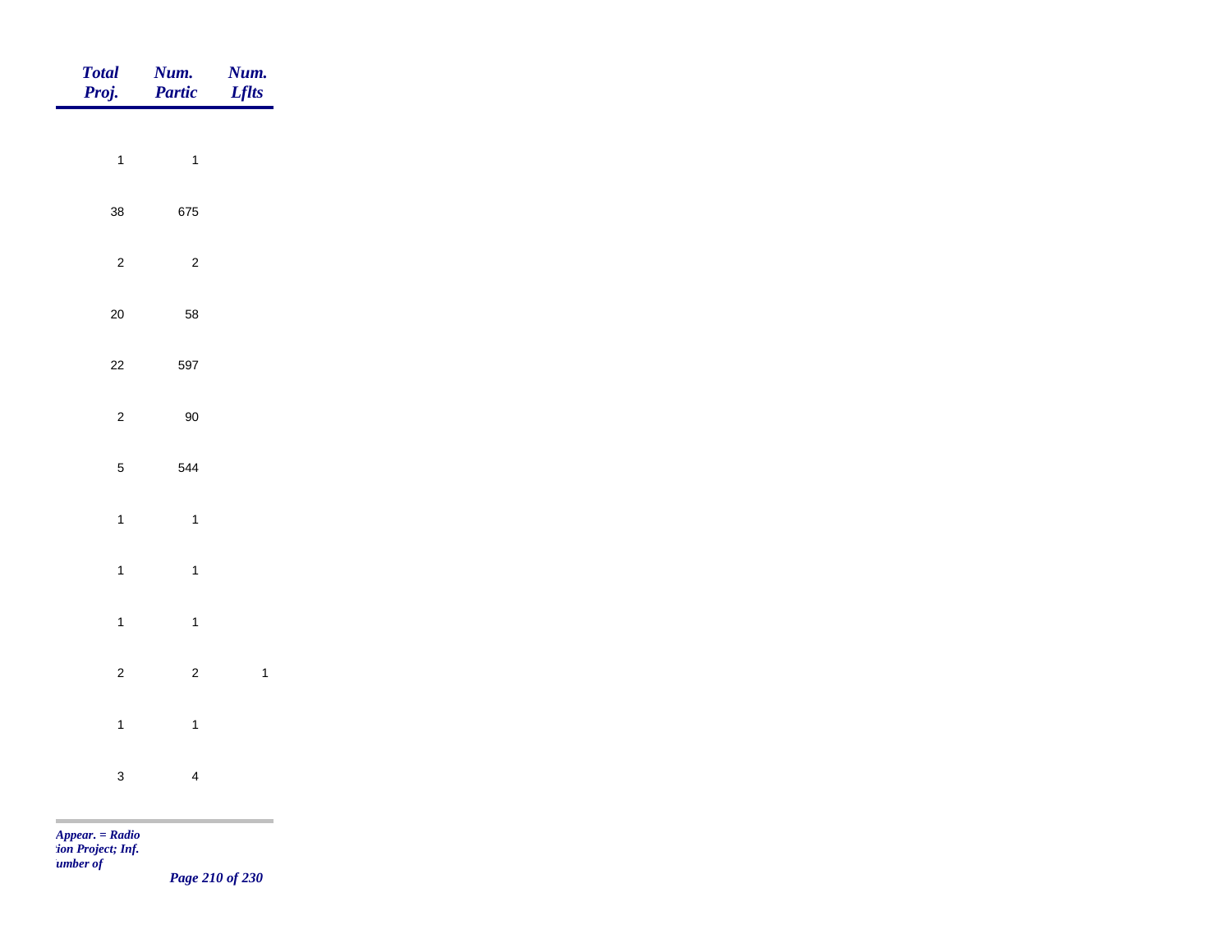| Total Proj. | Num. Partic | Num. Lflts |
|---|---|---|
| 1 | 1 | |
| 38 | 675 | |
| 2 | 2 | |
| 20 | 58 | |
| 22 | 597 | |
| 2 | 90 | |
| 5 | 544 | |
| 1 | 1 | |
| 1 | 1 | |
| 1 | 1 | |
| 2 | 2 | 1 |
| 1 | 1 | |
| 3 | 4 | |

*Appear. = Radio*
*tion Project; Inf.*
*umber of*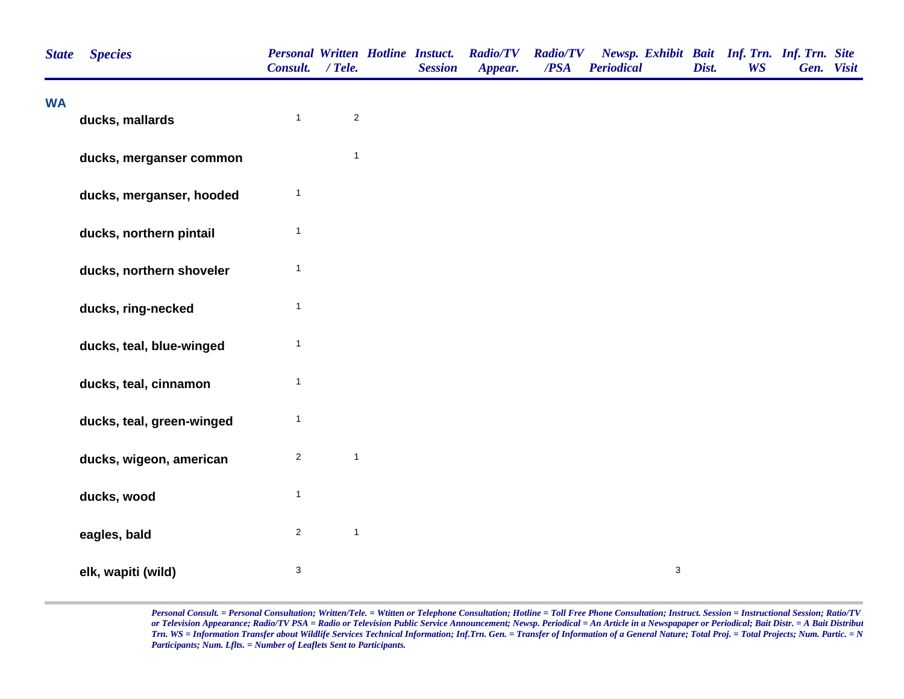| State | Species | Personal Consult. | Written / Tele. | Hotline | Instuct. Session | Radio/TV Appear. | Radio/TV /PSA | Newsp. Periodical | Exhibit | Bait Dist. | Inf. Trn. WS | Inf. Trn. Gen. | Site Visit |
|---|---|---|---|---|---|---|---|---|---|---|---|---|---|
| **WA** | | | | | | | | | | | | | |
| | **ducks, mallards** | 1 | 2 | | | | | | | | | | |
| | **ducks, merganser common** | | 1 | | | | | | | | | | |
| | **ducks, merganser, hooded** | 1 | | | | | | | | | | | |
| | **ducks, northern pintail** | 1 | | | | | | | | | | | |
| | **ducks, northern shoveler** | 1 | | | | | | | | | | | |
| | **ducks, ring-necked** | 1 | | | | | | | | | | | |
| | **ducks, teal, blue-winged** | 1 | | | | | | | | | | | |
| | **ducks, teal, cinnamon** | 1 | | | | | | | | | | | |
| | **ducks, teal, green-winged** | 1 | | | | | | | | | | | |
| | **ducks, wigeon, american** | 2 | 1 | | | | | | | | | | |
| | **ducks, wood** | 1 | | | | | | | | | | | |
| | **eagles, bald** | 2 | 1 | | | | | | | | | | |
| | **elk, wapiti (wild)** | 3 | | | | | | | 3 | | | | |

*Personal Consult. = Personal Consultation; Written/Tele. = Wtitten or Telephone Consultation; Hotline = Toll Free Phone Consultation; Instruct. Session = Instructional Session; Ratio/TV or Television Appearance; Radio/TV PSA = Radio or Television Public Service Announcement; Newsp. Periodical = An Article in a Newspapaper or Periodical; Bait Distr. = A Bait Distribut Trn. WS = Information Transfer about Wildlife Services Technical Information; Inf.Trn. Gen. = Transfer of Information of a General Nature; Total Proj. = Total Projects; Num. Partic. = N Participants; Num. Lflts. = Number of Leaflets Sent to Participants.*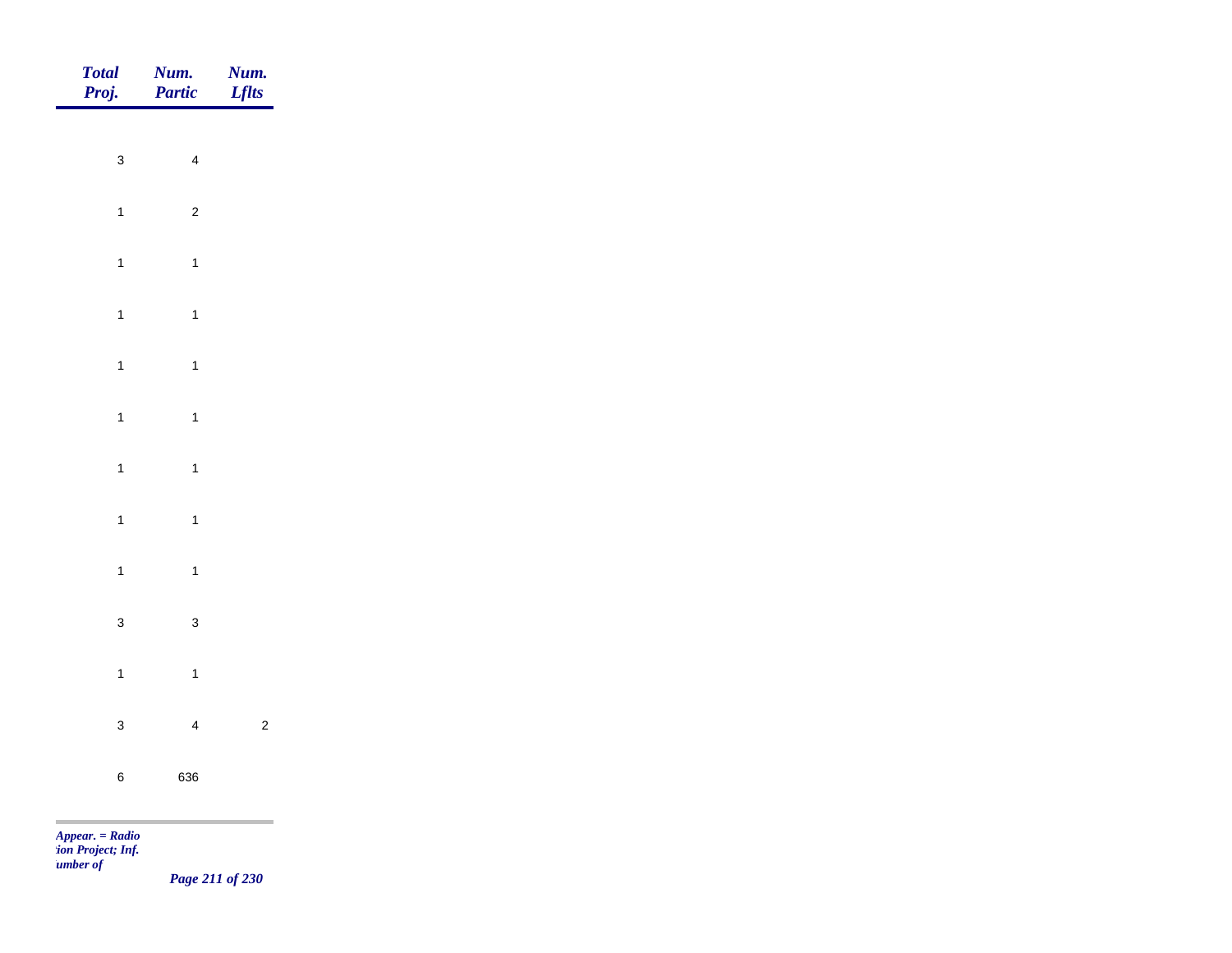| *Total Proj.* | *Num. Partic* | *Num. Lflts* |
|---|---|---|
| 3 | 4 | |
| 1 | 2 | |
| 1 | 1 | |
| 1 | 1 | |
| 1 | 1 | |
| 1 | 1 | |
| 1 | 1 | |
| 1 | 1 | |
| 1 | 1 | |
| 3 | 3 | |
| 1 | 1 | |
| 3 | 4 | 2 |
| 6 | 636 | |

*Appear. = Radio*
*tion Project; Inf.*
*umber of*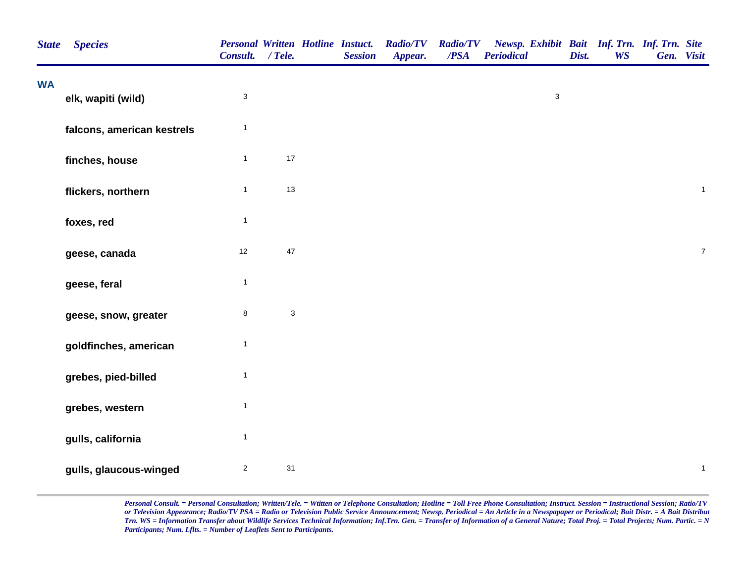| State | Species | Personal Consult. | Written / Tele. | Hotline | Instuct. Session | Radio/TV Appear. | Radio/TV /PSA | Newsp. Periodical | Exhibit | Bait Dist. | Inf. Trn. WS | Inf. Trn. Gen. | Site Visit |
|---|---|---|---|---|---|---|---|---|---|---|---|---|---|
| WA | | | | | | | | | | | | | |
| | elk, wapiti (wild) | 3 | | | | | | | 3 | | | | |
| | falcons, american kestrels | 1 | | | | | | | | | | | |
| | finches, house | 1 | 17 | | | | | | | | | | |
| | flickers, northern | 1 | 13 | | | | | | | | | | 1 |
| | foxes, red | 1 | | | | | | | | | | | |
| | geese, canada | 12 | 47 | | | | | | | | | | 7 |
| | geese, feral | 1 | | | | | | | | | | | |
| | geese, snow, greater | 8 | 3 | | | | | | | | | | |
| | goldfinches, american | 1 | | | | | | | | | | | |
| | grebes, pied-billed | 1 | | | | | | | | | | | |
| | grebes, western | 1 | | | | | | | | | | | |
| | gulls, california | 1 | | | | | | | | | | | |
| | gulls, glaucous-winged | 2 | 31 | | | | | | | | | | 1 |

*Personal Consult. = Personal Consultation; Written/Tele. = Wtitten or Telephone Consultation; Hotline = Toll Free Phone Consultation; Instruct. Session = Instructional Session; Ratio/TV or Television Appearance; Radio/TV PSA = Radio or Television Public Service Announcement; Newsp. Periodical = An Article in a Newspapaper or Periodical; Bait Distr. = A Bait Distribut Trn. WS = Information Transfer about Wildlife Services Technical Information; Inf.Trn. Gen. = Transfer of Information of a General Nature; Total Proj. = Total Projects; Num. Partic. = N Participants; Num. Lflts. = Number of Leaflets Sent to Participants.*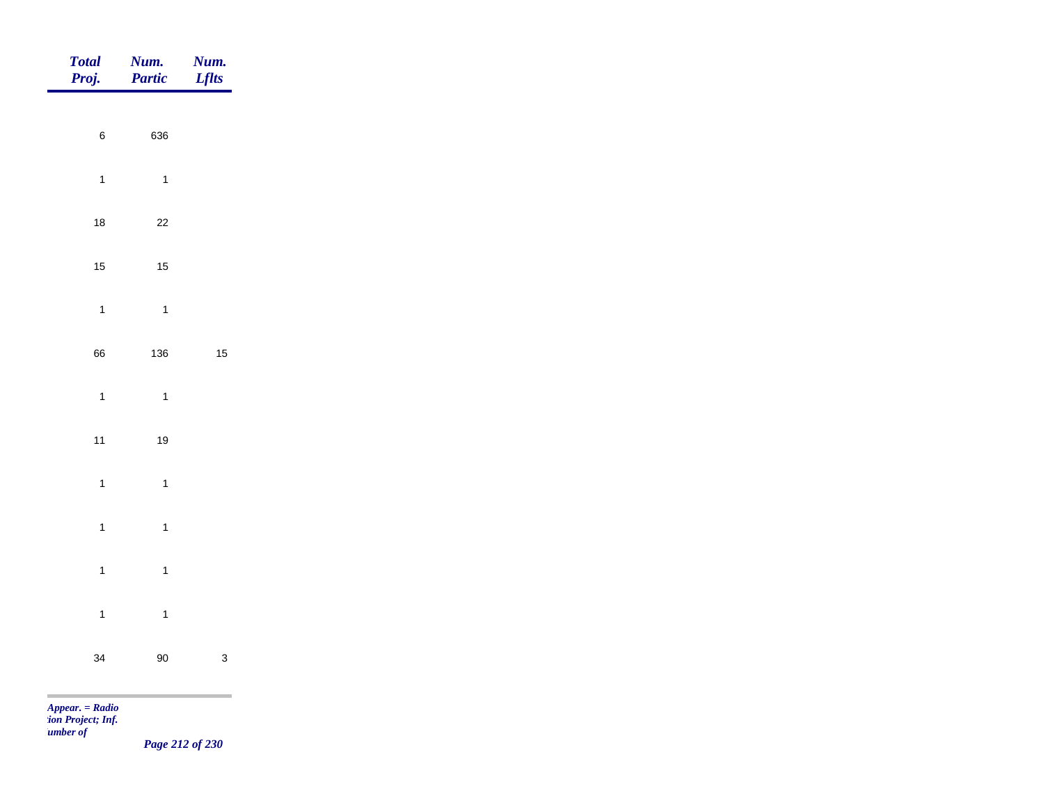| Total Proj. | Num. Partic | Num. Lflts |
|---|---|---|
| 6 | 636 | |
| 1 | 1 | |
| 18 | 22 | |
| 15 | 15 | |
| 1 | 1 | |
| 66 | 136 | 15 |
| 1 | 1 | |
| 11 | 19 | |
| 1 | 1 | |
| 1 | 1 | |
| 1 | 1 | |
| 1 | 1 | |
| 34 | 90 | 3 |

*Appear. = Radio*
*tion Project; Inf.*
*umber of*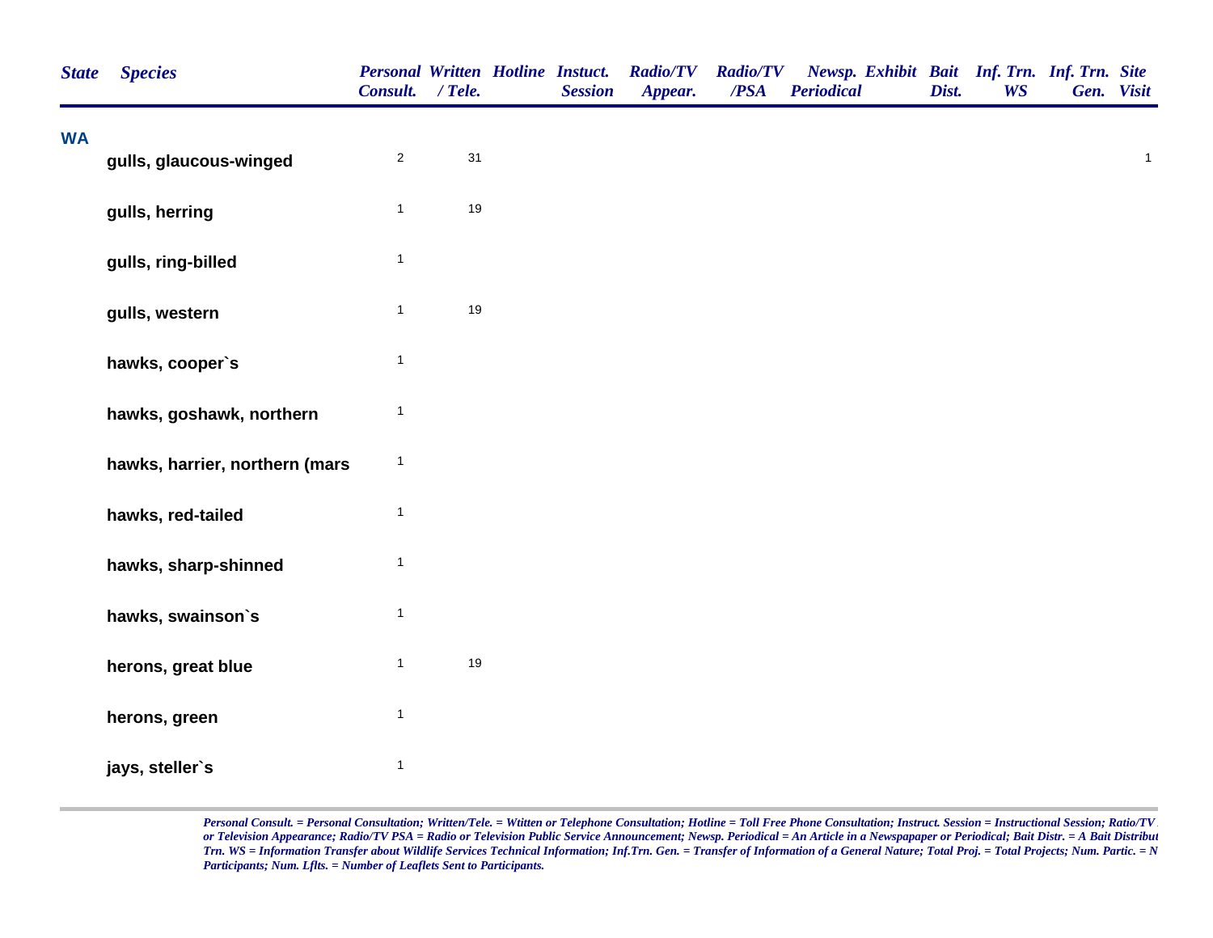| State | Species | Personal Consult. | Written / Tele. | Hotline | Instuct. Session | Radio/TV Appear. | Radio/TV /PSA | Newsp. Periodical | Exhibit | Bait Dist. | Inf. Trn. WS | Inf. Trn. Gen. | Site Visit |
|---|---|---|---|---|---|---|---|---|---|---|---|---|---|
| **WA** | | | | | | | | | | | | | |
| | **gulls, glaucous-winged** | 2 | 31 | | | | | | | | | | 1 |
| | **gulls, herring** | 1 | 19 | | | | | | | | | | |
| | **gulls, ring-billed** | 1 | | | | | | | | | | | |
| | **gulls, western** | 1 | 19 | | | | | | | | | | |
| | **hawks, cooper`s** | 1 | | | | | | | | | | | |
| | **hawks, goshawk, northern** | 1 | | | | | | | | | | | |
| | **hawks, harrier, northern (mars** | 1 | | | | | | | | | | | |
| | **hawks, red-tailed** | 1 | | | | | | | | | | | |
| | **hawks, sharp-shinned** | 1 | | | | | | | | | | | |
| | **hawks, swainson`s** | 1 | | | | | | | | | | | |
| | **herons, great blue** | 1 | 19 | | | | | | | | | | |
| | **herons, green** | 1 | | | | | | | | | | | |
| | **jays, steller`s** | 1 | | | | | | | | | | | |

*Personal Consult. = Personal Consultation; Written/Tele. = Wtitten or Telephone Consultation; Hotline = Toll Free Phone Consultation; Instruct. Session = Instructional Session; Ratio/TV or Television Appearance; Radio/TV PSA = Radio or Television Public Service Announcement; Newsp. Periodical = An Article in a Newspapaper or Periodical; Bait Distr. = A Bait Distribut Trn. WS = Information Transfer about Wildlife Services Technical Information; Inf.Trn. Gen. = Transfer of Information of a General Nature; Total Proj. = Total Projects; Num. Partic. = N Participants; Num. Lflts. = Number of Leaflets Sent to Participants.*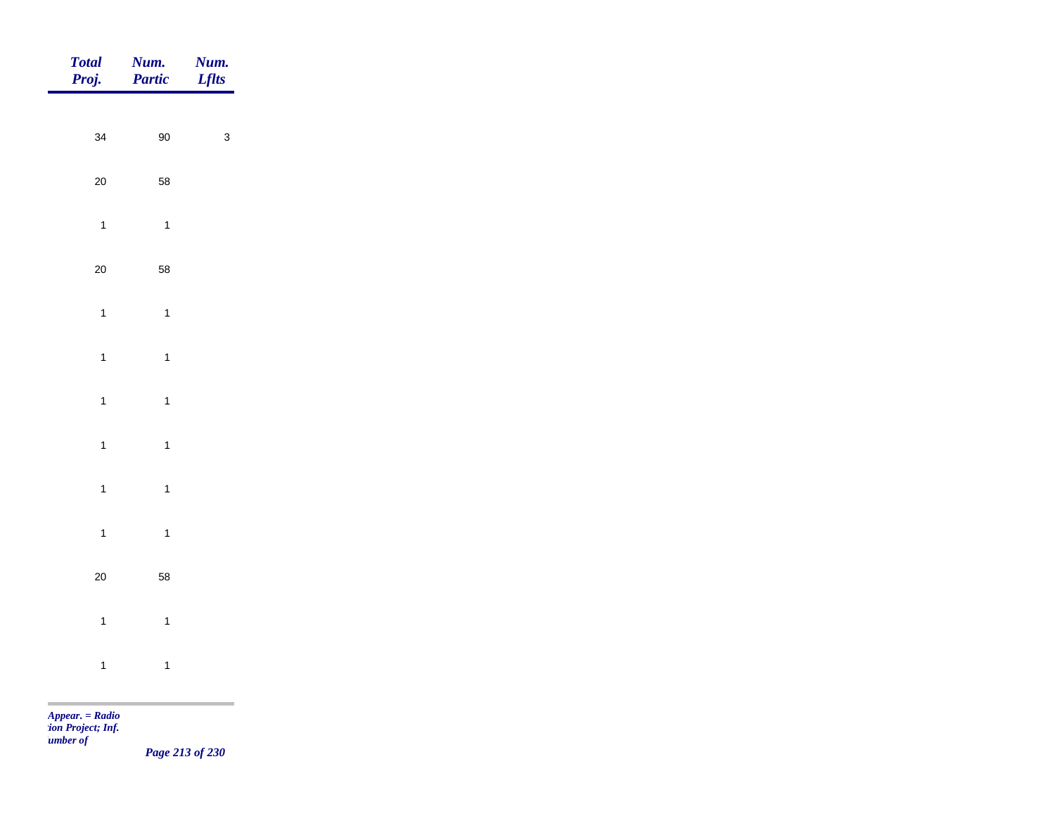| Total Proj. | Num. Partic | Num. Lflts |
|---|---|---|
| 34 | 90 | 3 |
| 20 | 58 | |
| 1 | 1 | |
| 20 | 58 | |
| 1 | 1 | |
| 1 | 1 | |
| 1 | 1 | |
| 1 | 1 | |
| 1 | 1 | |
| 1 | 1 | |
| 20 | 58 | |
| 1 | 1 | |
| 1 | 1 | |

*Appear. = Radio*
*:ion Project; Inf.*
*umber of*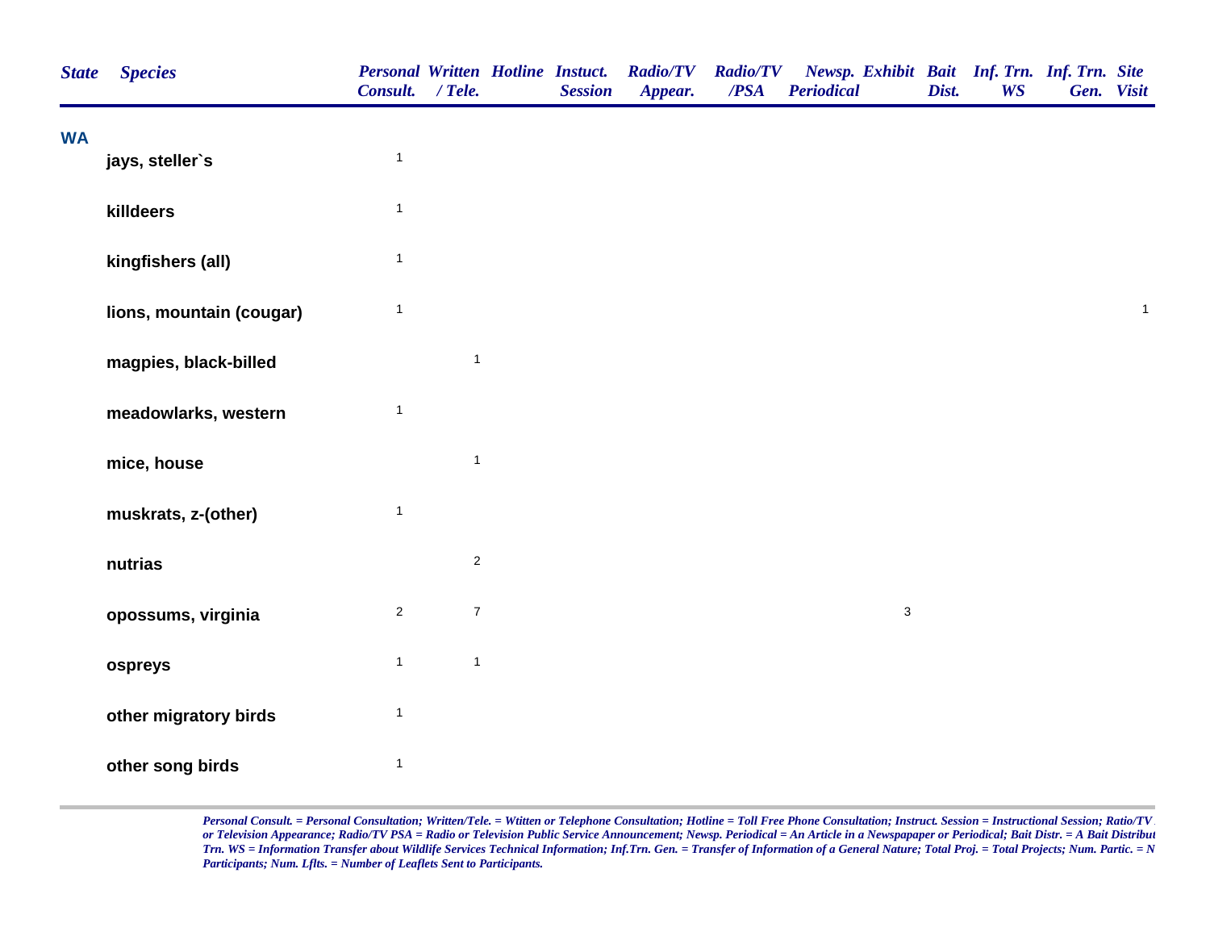| State | Species | Personal Consult. | Written / Tele. | Hotline | Instuct. Session | Radio/TV Appear. | Radio/TV /PSA | Newsp. Periodical | Exhibit | Bait Dist. | Inf. Trn. WS | Inf. Trn. Gen. | Site Visit |
|---|---|---|---|---|---|---|---|---|---|---|---|---|---|
| **WA** | | | | | | | | | | | | | |
| | **jays, steller`s** | 1 | | | | | | | | | | | |
| | **killdeers** | 1 | | | | | | | | | | | |
| | **kingfishers (all)** | 1 | | | | | | | | | | | |
| | **lions, mountain (cougar)** | 1 | | | | | | | | | | | 1 |
| | **magpies, black-billed** | | 1 | | | | | | | | | | |
| | **meadowlarks, western** | 1 | | | | | | | | | | | |
| | **mice, house** | | 1 | | | | | | | | | | |
| | **muskrats, z-(other)** | 1 | | | | | | | | | | | |
| | **nutrias** | | 2 | | | | | | | | | | |
| | **opossums, virginia** | 2 | 7 | | | | | | 3 | | | | |
| | **ospreys** | 1 | 1 | | | | | | | | | | |
| | **other migratory birds** | 1 | | | | | | | | | | | |
| | **other song birds** | 1 | | | | | | | | | | | |

*Personal Consult. = Personal Consultation; Written/Tele. = Wtitten or Telephone Consultation; Hotline = Toll Free Phone Consultation; Instruct. Session = Instructional Session; Ratio/TV or Television Appearance; Radio/TV PSA = Radio or Television Public Service Announcement; Newsp. Periodical = An Article in a Newspapaper or Periodical; Bait Distr. = A Bait Distribut Trn. WS = Information Transfer about Wildlife Services Technical Information; Inf.Trn. Gen. = Transfer of Information of a General Nature; Total Proj. = Total Projects; Num. Partic. = N Participants; Num. Lflts. = Number of Leaflets Sent to Participants.*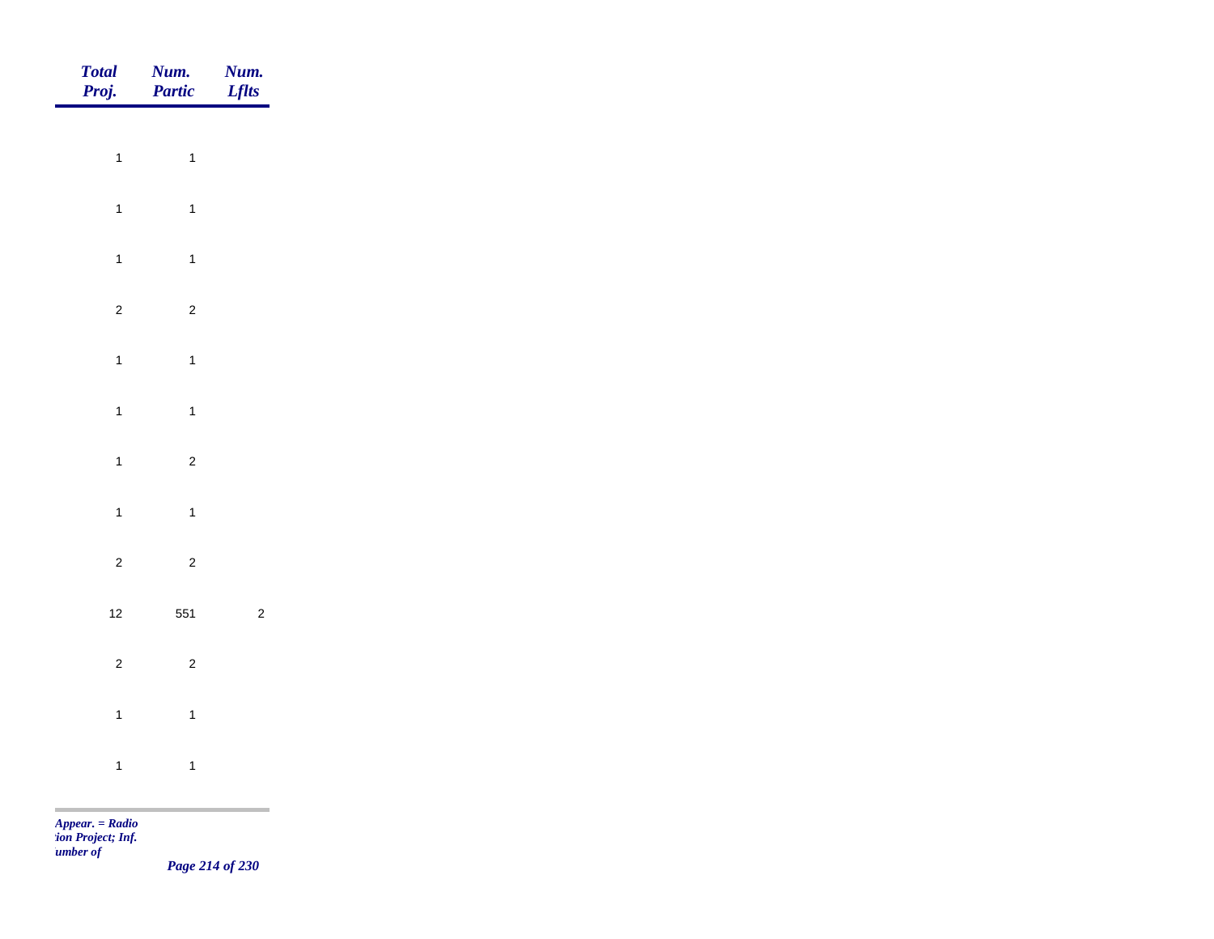| Total Proj. | Num. Partic | Num. Lflts |
|---|---|---|
| 1 | 1 | |
| 1 | 1 | |
| 1 | 1 | |
| 2 | 2 | |
| 1 | 1 | |
| 1 | 1 | |
| 1 | 2 | |
| 1 | 1 | |
| 2 | 2 | |
| 12 | 551 | 2 |
| 2 | 2 | |
| 1 | 1 | |
| 1 | 1 | |

*Appear. = Radio*
*tion Project; Inf.*
*umber of*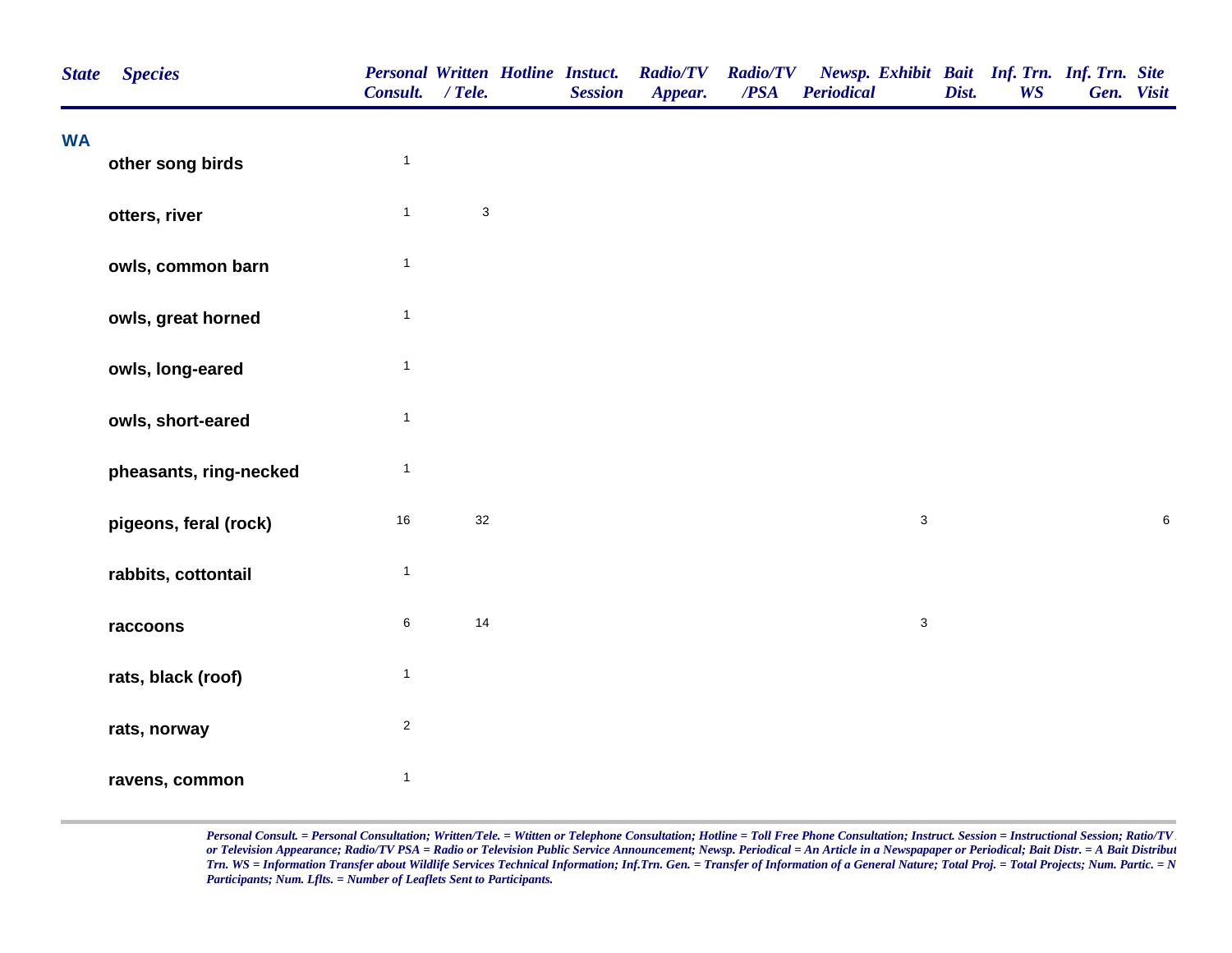| State | Species | Personal Consult. | Written / Tele. | Hotline | Instuct. Session | Radio/TV Appear. | Radio/TV /PSA | Newsp. Periodical | Exhibit | Bait Dist. | Inf. Trn. WS | Inf. Trn. Gen. | Site Visit |
|---|---|---|---|---|---|---|---|---|---|---|---|---|---|
| WA | | | | | | | | | | | | | |
| | other song birds | 1 | | | | | | | | | | | |
| | otters, river | 1 | 3 | | | | | | | | | | |
| | owls, common barn | 1 | | | | | | | | | | | |
| | owls, great horned | 1 | | | | | | | | | | | |
| | owls, long-eared | 1 | | | | | | | | | | | |
| | owls, short-eared | 1 | | | | | | | | | | | |
| | pheasants, ring-necked | 1 | | | | | | | | | | | |
| | pigeons, feral (rock) | 16 | 32 | | | | | | 3 | | | | 6 |
| | rabbits, cottontail | 1 | | | | | | | | | | | |
| | raccoons | 6 | 14 | | | | | | 3 | | | | |
| | rats, black (roof) | 1 | | | | | | | | | | | |
| | rats, norway | 2 | | | | | | | | | | | |
| | ravens, common | 1 | | | | | | | | | | | |

*Personal Consult. = Personal Consultation; Written/Tele. = Wtitten or Telephone Consultation; Hotline = Toll Free Phone Consultation; Instruct. Session = Instructional Session; Ratio/TV or Television Appearance; Radio/TV PSA = Radio or Television Public Service Announcement; Newsp. Periodical = An Article in a Newspapaper or Periodical; Bait Distr. = A Bait Distribut Trn. WS = Information Transfer about Wildlife Services Technical Information; Inf.Trn. Gen. = Transfer of Information of a General Nature; Total Proj. = Total Projects; Num. Partic. = N Participants; Num. Lflts. = Number of Leaflets Sent to Participants.*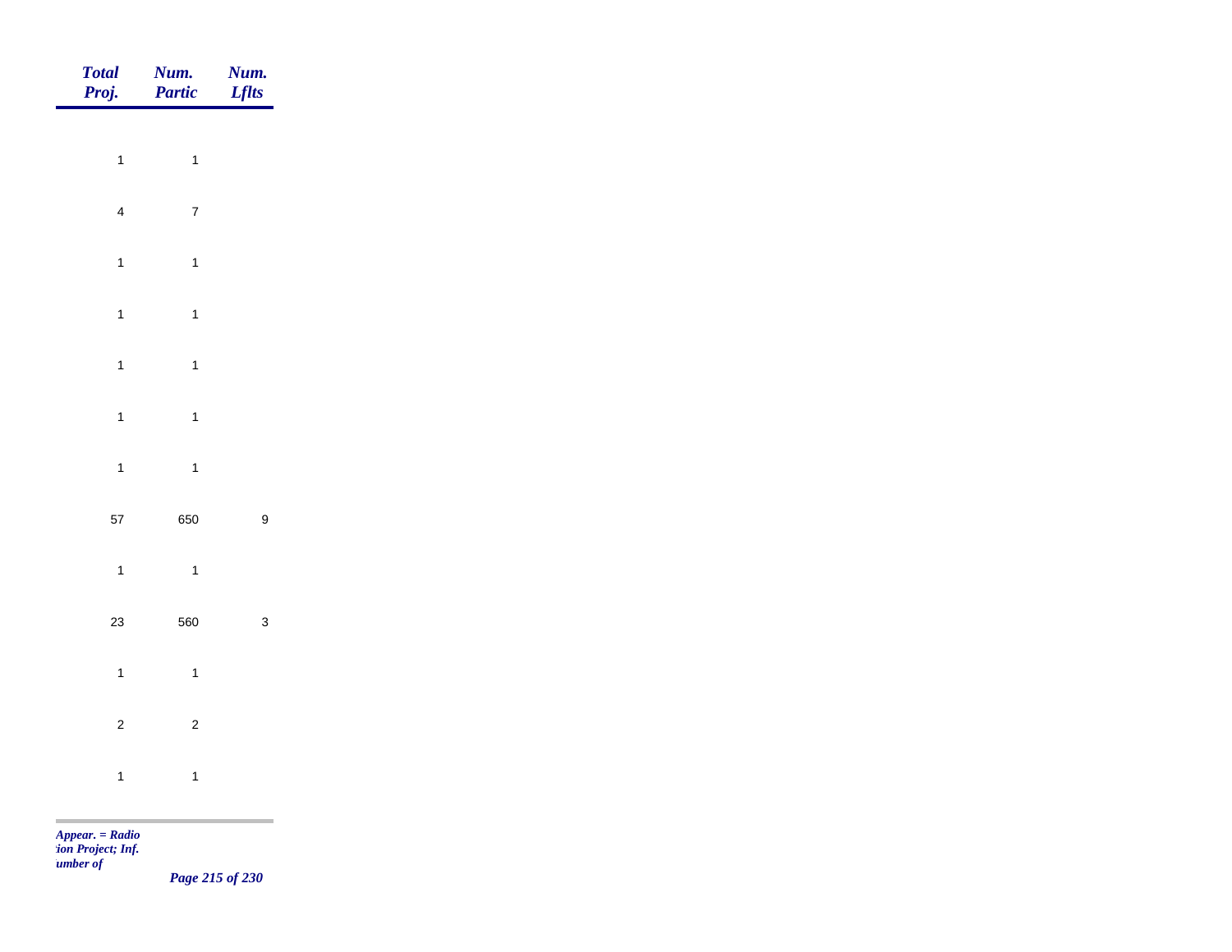| *Total Proj.* | *Num. Partic* | *Num. Lflts* |
|---|---|---|
| 1 | 1 | |
| 4 | 7 | |
| 1 | 1 | |
| 1 | 1 | |
| 1 | 1 | |
| 1 | 1 | |
| 1 | 1 | |
| 57 | 650 | 9 |
| 1 | 1 | |
| 23 | 560 | 3 |
| 1 | 1 | |
| 2 | 2 | |
| 1 | 1 | |

*Appear. = Radio*
*tion Project; Inf.*
*umber of*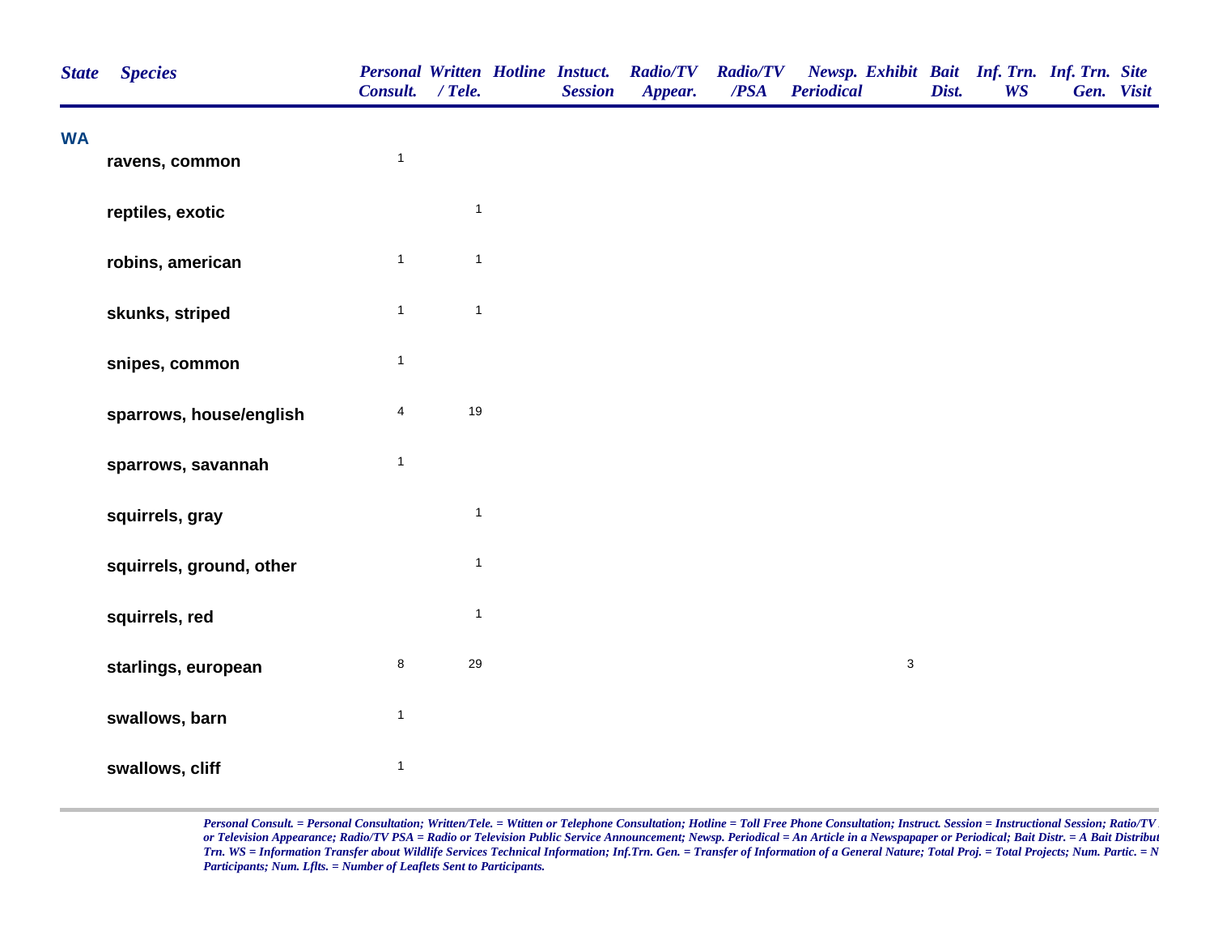| State | Species | Personal Consult. | Written / Tele. | Hotline | Instuct. Session | Radio/TV Appear. | Radio/TV /PSA | Newsp. Periodical | Exhibit | Bait Dist. | Inf. Trn. WS | Inf. Trn. Gen. | Site Visit |
|---|---|---|---|---|---|---|---|---|---|---|---|---|---|
| **WA** | | | | | | | | | | | | | |
| | ravens, common | 1 | | | | | | | | | | | |
| | reptiles, exotic | | 1 | | | | | | | | | | |
| | robins, american | 1 | 1 | | | | | | | | | | |
| | skunks, striped | 1 | 1 | | | | | | | | | | |
| | snipes, common | 1 | | | | | | | | | | | |
| | sparrows, house/english | 4 | 19 | | | | | | | | | | |
| | sparrows, savannah | 1 | | | | | | | | | | | |
| | squirrels, gray | | 1 | | | | | | | | | | |
| | squirrels, ground, other | | 1 | | | | | | | | | | |
| | squirrels, red | | 1 | | | | | | | | | | |
| | starlings, european | 8 | 29 | | | | | | 3 | | | | |
| | swallows, barn | 1 | | | | | | | | | | | |
| | swallows, cliff | 1 | | | | | | | | | | | |

*Personal Consult. = Personal Consultation; Written/Tele. = Wtitten or Telephone Consultation; Hotline = Toll Free Phone Consultation; Instruct. Session = Instructional Session; Ratio/TV or Television Appearance; Radio/TV PSA = Radio or Television Public Service Announcement; Newsp. Periodical = An Article in a Newspapaper or Periodical; Bait Distr. = A Bait Distribut Trn. WS = Information Transfer about Wildlife Services Technical Information; Inf.Trn. Gen. = Transfer of Information of a General Nature; Total Proj. = Total Projects; Num. Partic. = N Participants; Num. Lflts. = Number of Leaflets Sent to Participants.*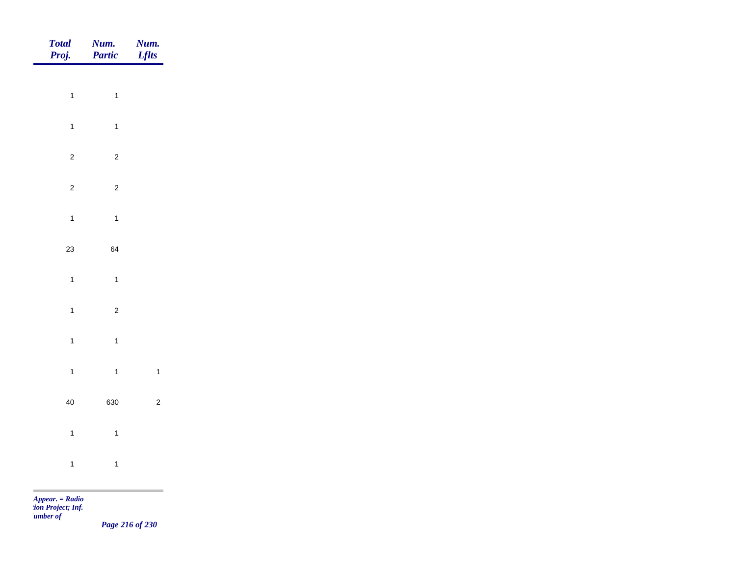| *Total Proj.* | *Num. Partic* | *Num. Lflts* |
|---|---|---|
| 1 | 1 | |
| 1 | 1 | |
| 2 | 2 | |
| 2 | 2 | |
| 1 | 1 | |
| 23 | 64 | |
| 1 | 1 | |
| 1 | 2 | |
| 1 | 1 | |
| 1 | 1 | 1 |
| 40 | 630 | 2 |
| 1 | 1 | |
| 1 | 1 | |

*Appear. = Radio*
*:ion Project; Inf.*
*umber of*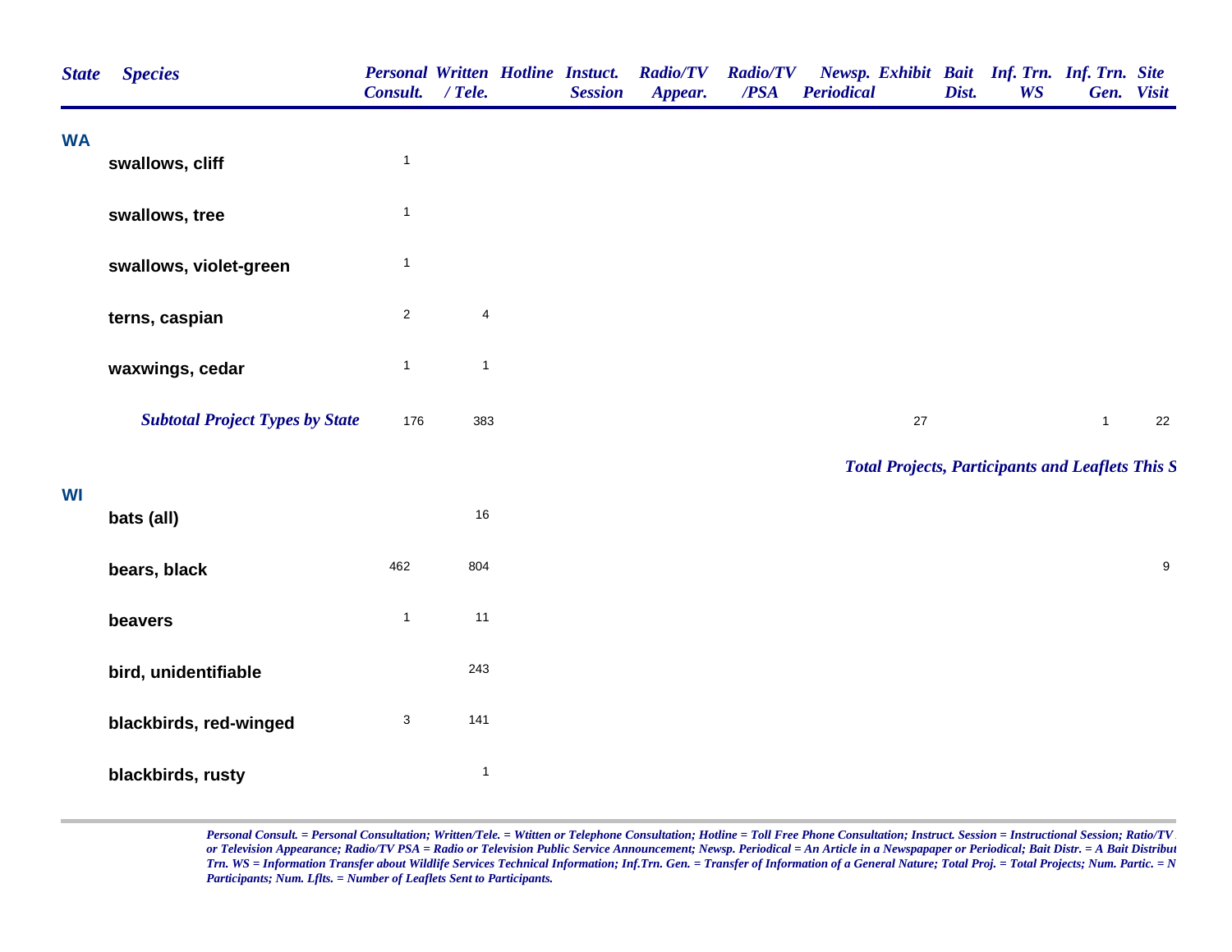| State | Species | Personal Consult. | Written / Tele. | Hotline | Instuct. Session | Radio/TV Appear. | Radio/TV /PSA | Newsp. Periodical | Exhibit | Bait Dist. | Inf. Trn. WS | Inf. Trn. Gen. | Site Visit |
|---|---|---|---|---|---|---|---|---|---|---|---|---|---|
| **WA** | | | | | | | | | | | | | |
| | swallows, cliff | 1 | | | | | | | | | | | |
| | swallows, tree | 1 | | | | | | | | | | | |
| | swallows, violet-green | 1 | | | | | | | | | | | |
| | terns, caspian | 2 | 4 | | | | | | | | | | |
| | waxwings, cedar | 1 | 1 | | | | | | | | | | |
| | ***Subtotal Project Types by State*** | 176 | 383 | | | | | | 27 | | | 1 | 22 |
| | ***Total Projects, Participants and Leaflets This S*** | | | | | | | | | | | | |
| **WI** | | | | | | | | | | | | | |
| | bats (all) | | 16 | | | | | | | | | | |
| | bears, black | 462 | 804 | | | | | | | | | | 9 |
| | beavers | 1 | 11 | | | | | | | | | | |
| | bird, unidentifiable | | 243 | | | | | | | | | | |
| | blackbirds, red-winged | 3 | 141 | | | | | | | | | | |
| | blackbirds, rusty | | 1 | | | | | | | | | | |

*Personal Consult. = Personal Consultation; Written/Tele. = Wtitten or Telephone Consultation; Hotline = Toll Free Phone Consultation; Instruct. Session = Instructional Session; Ratio/TV or Television Appearance; Radio/TV PSA = Radio or Television Public Service Announcement; Newsp. Periodical = An Article in a Newspapaper or Periodical; Bait Distr. = A Bait Distribut Trn. WS = Information Transfer about Wildlife Services Technical Information; Inf.Trn. Gen. = Transfer of Information of a General Nature; Total Proj. = Total Projects; Num. Partic. = N Participants; Num. Lflts. = Number of Leaflets Sent to Participants.*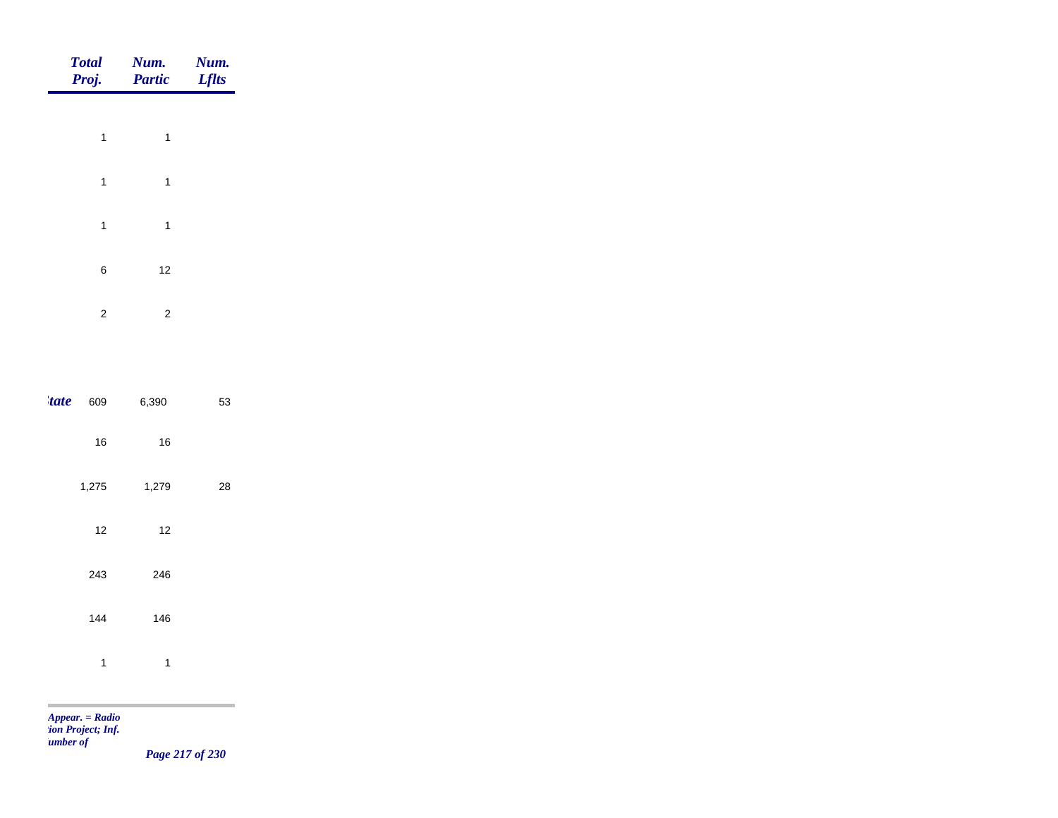| | Total Proj. | Num. Partic | Num. Lflts |
|---|---|---|---|
| | 1 | 1 | |
| | 1 | 1 | |
| | 1 | 1 | |
| | 6 | 12 | |
| | 2 | 2 | |
| *tate* | 609 | 6,390 | 53 |
| | 16 | 16 | |
| | 1,275 | 1,279 | 28 |
| | 12 | 12 | |
| | 243 | 246 | |
| | 144 | 146 | |
| | 1 | 1 | |

*Appear. = Radio*
*:ion Project; Inf.*
*umber of*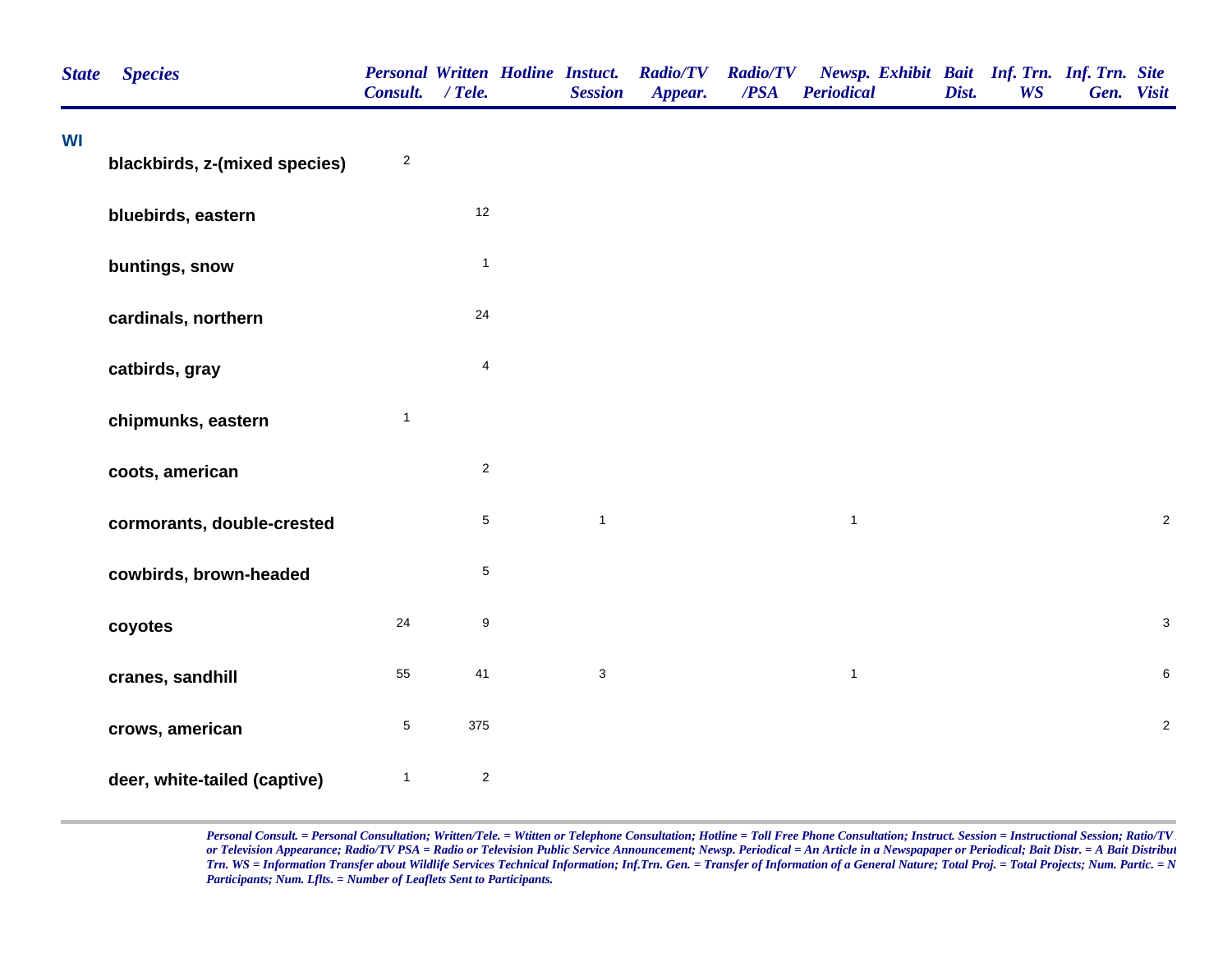| State | Species | Personal Consult. | Written / Tele. | Hotline | Instuct. Session | Radio/TV Appear. | Radio/TV /PSA | Newsp. Periodical | Exhibit | Bait Dist. | Inf. Trn. WS | Inf. Trn. Gen. | Site Visit |
|---|---|---|---|---|---|---|---|---|---|---|---|---|---|
| WI | | | | | | | | | | | | | |
| | blackbirds, z-(mixed species) | 2 | | | | | | | | | | | |
| | bluebirds, eastern | | 12 | | | | | | | | | | |
| | buntings, snow | | 1 | | | | | | | | | | |
| | cardinals, northern | | 24 | | | | | | | | | | |
| | catbirds, gray | | 4 | | | | | | | | | | |
| | chipmunks, eastern | 1 | | | | | | | | | | | |
| | coots, american | | 2 | | | | | | | | | | |
| | cormorants, double-crested | | 5 | | 1 | | | 1 | | | | | 2 |
| | cowbirds, brown-headed | | 5 | | | | | | | | | | |
| | coyotes | 24 | 9 | | | | | | | | | | 3 |
| | cranes, sandhill | 55 | 41 | | 3 | | | 1 | | | | | 6 |
| | crows, american | 5 | 375 | | | | | | | | | | 2 |
| | deer, white-tailed (captive) | 1 | 2 | | | | | | | | | | |

*Personal Consult. = Personal Consultation; Written/Tele. = Wtitten or Telephone Consultation; Hotline = Toll Free Phone Consultation; Instruct. Session = Instructional Session; Ratio/TV or Television Appearance; Radio/TV PSA = Radio or Television Public Service Announcement; Newsp. Periodical = An Article in a Newspapaper or Periodical; Bait Distr. = A Bait Distribut Trn. WS = Information Transfer about Wildlife Services Technical Information; Inf.Trn. Gen. = Transfer of Information of a General Nature; Total Proj. = Total Projects; Num. Partic. = N Participants; Num. Lflts. = Number of Leaflets Sent to Participants.*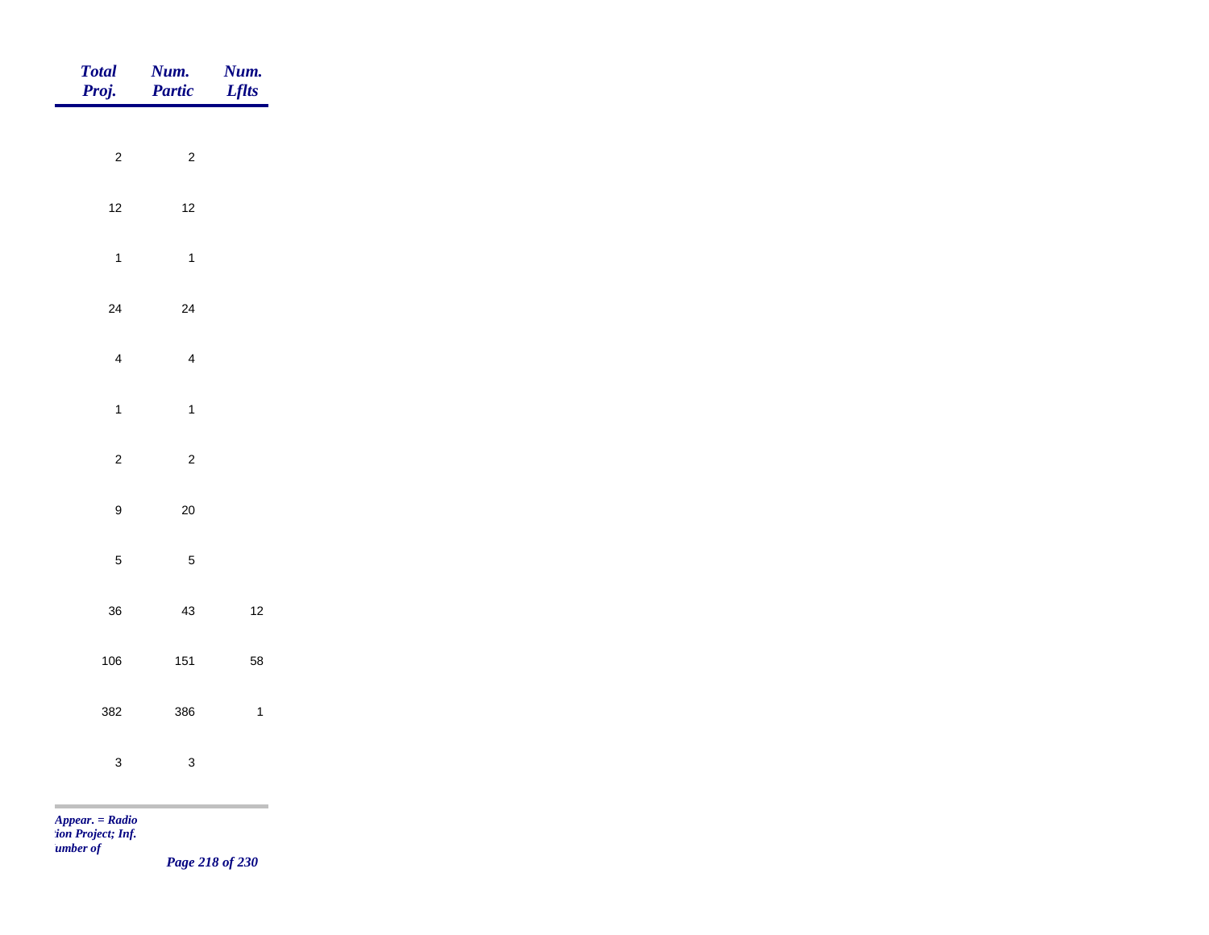| Total Proj. | Num. Partic | Num. Lflts |
|---|---|---|
| 2 | 2 | |
| 12 | 12 | |
| 1 | 1 | |
| 24 | 24 | |
| 4 | 4 | |
| 1 | 1 | |
| 2 | 2 | |
| 9 | 20 | |
| 5 | 5 | |
| 36 | 43 | 12 |
| 106 | 151 | 58 |
| 382 | 386 | 1 |
| 3 | 3 | |

*Appear. = Radio*
*:ion Project; Inf.*
*ıumber of*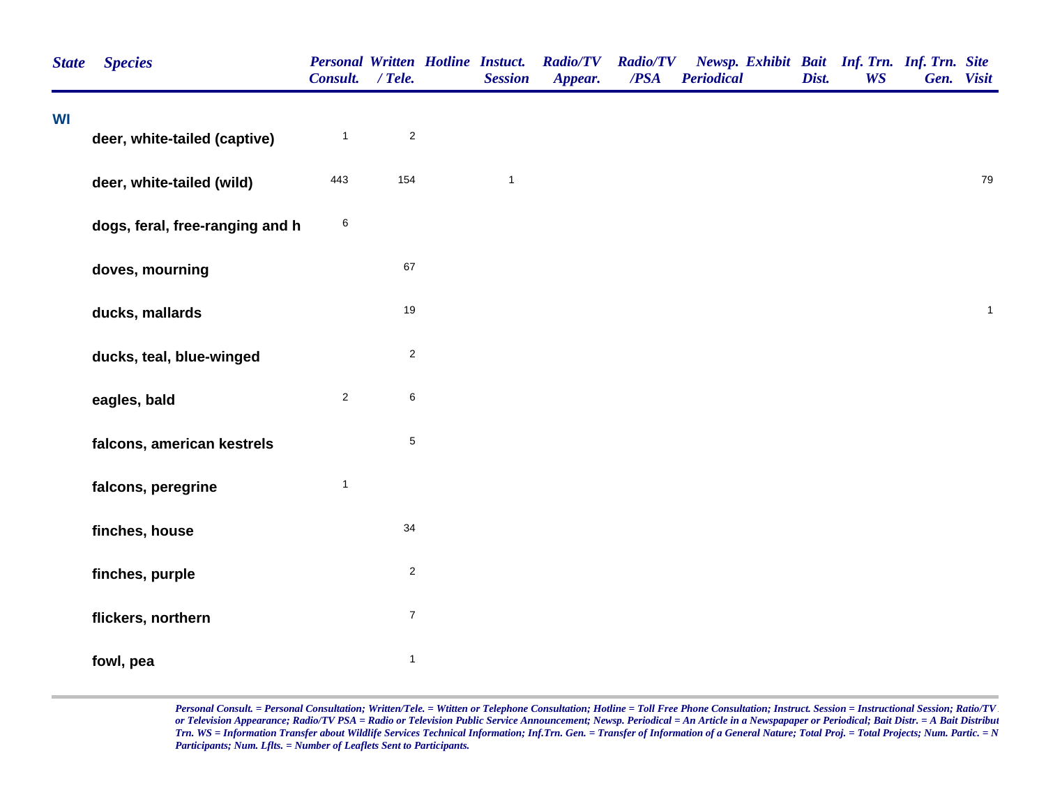| State | Species | Personal Consult. | Written / Tele. | Hotline | Instuct. Session | Radio/TV Appear. | Radio/TV /PSA | Newsp. Periodical | Exhibit | Bait Dist. | Inf. Trn. WS | Inf. Trn. Gen. | Site Visit |
|---|---|---|---|---|---|---|---|---|---|---|---|---|---|
| WI | | | | | | | | | | | | | |
| | deer, white-tailed (captive) | 1 | 2 | | | | | | | | | | |
| | deer, white-tailed (wild) | 443 | 154 | | 1 | | | | | | | | 79 |
| | dogs, feral, free-ranging and h | 6 | | | | | | | | | | | |
| | doves, mourning | | 67 | | | | | | | | | | |
| | ducks, mallards | | 19 | | | | | | | | | | 1 |
| | ducks, teal, blue-winged | | 2 | | | | | | | | | | |
| | eagles, bald | 2 | 6 | | | | | | | | | | |
| | falcons, american kestrels | | 5 | | | | | | | | | | |
| | falcons, peregrine | 1 | | | | | | | | | | | |
| | finches, house | | 34 | | | | | | | | | | |
| | finches, purple | | 2 | | | | | | | | | | |
| | flickers, northern | | 7 | | | | | | | | | | |
| | fowl, pea | | 1 | | | | | | | | | | |

*Personal Consult. = Personal Consultation; Written/Tele. = Wtitten or Telephone Consultation; Hotline = Toll Free Phone Consultation; Instruct. Session = Instructional Session; Ratio/TV or Television Appearance; Radio/TV PSA = Radio or Television Public Service Announcement; Newsp. Periodical = An Article in a Newspapaper or Periodical; Bait Distr. = A Bait Distribut Trn. WS = Information Transfer about Wildlife Services Technical Information; Inf.Trn. Gen. = Transfer of Information of a General Nature; Total Proj. = Total Projects; Num. Partic. = N Participants; Num. Lflts. = Number of Leaflets Sent to Participants.*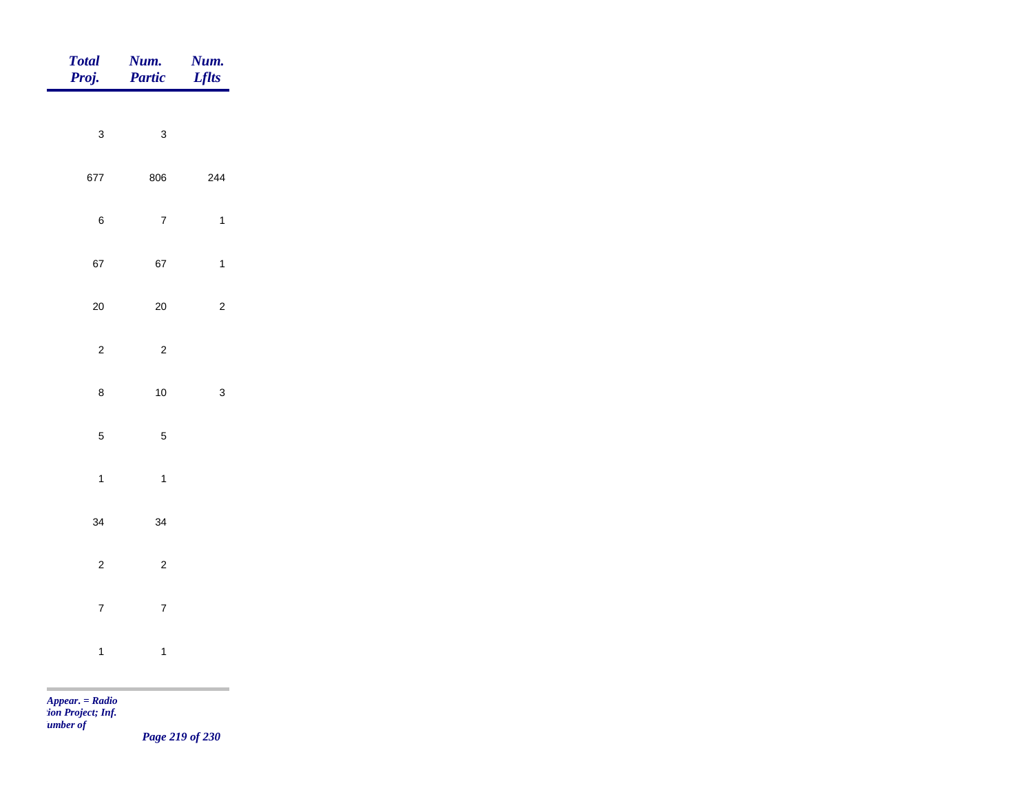| Total Proj. | Num. Partic | Num. Lflts |
|---|---|---|
| 3 | 3 | |
| 677 | 806 | 244 |
| 6 | 7 | 1 |
| 67 | 67 | 1 |
| 20 | 20 | 2 |
| 2 | 2 | |
| 8 | 10 | 3 |
| 5 | 5 | |
| 1 | 1 | |
| 34 | 34 | |
| 2 | 2 | |
| 7 | 7 | |
| 1 | 1 | |

*Appear. = Radio*
*tion Project; Inf.*
*umber of*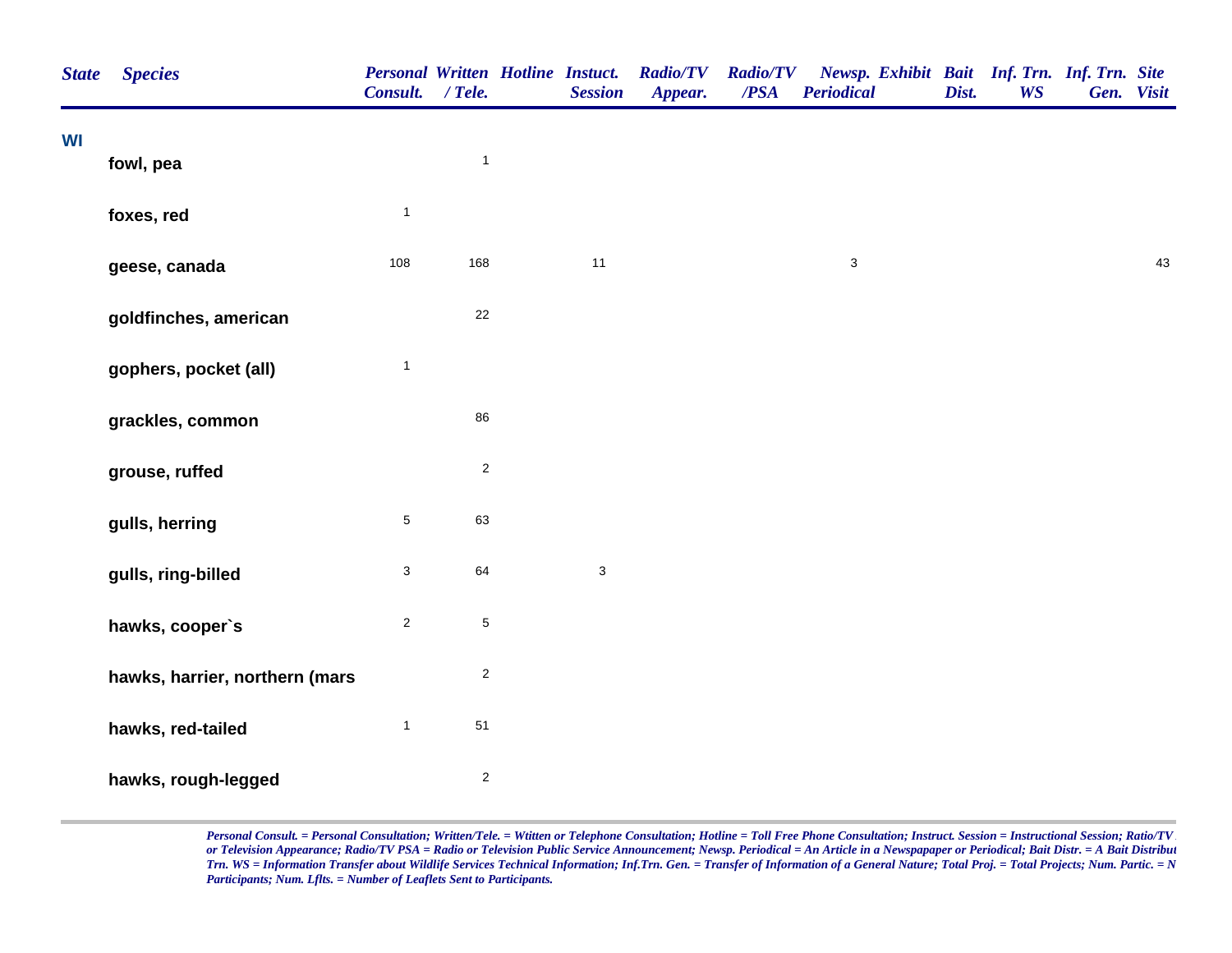| State | Species | Personal Consult. | Written / Tele. | Hotline | Instuct. Session | Radio/TV Appear. | Radio/TV /PSA | Newsp. Periodical | Exhibit | Bait Dist. | Inf. Trn. WS | Inf. Trn. Gen. | Site Visit |
|---|---|---|---|---|---|---|---|---|---|---|---|---|---|
| WI | | | | | | | | | | | | | |
| | fowl, pea | | 1 | | | | | | | | | | |
| | foxes, red | 1 | | | | | | | | | | | |
| | geese, canada | 108 | 168 | | 11 | | | 3 | | | | | 43 |
| | goldfinches, american | | 22 | | | | | | | | | | |
| | gophers, pocket (all) | 1 | | | | | | | | | | | |
| | grackles, common | | 86 | | | | | | | | | | |
| | grouse, ruffed | | 2 | | | | | | | | | | |
| | gulls, herring | 5 | 63 | | | | | | | | | | |
| | gulls, ring-billed | 3 | 64 | | 3 | | | | | | | | |
| | hawks, cooper`s | 2 | 5 | | | | | | | | | | |
| | hawks, harrier, northern (mars | | 2 | | | | | | | | | | |
| | hawks, red-tailed | 1 | 51 | | | | | | | | | | |
| | hawks, rough-legged | | 2 | | | | | | | | | | |

*Personal Consult. = Personal Consultation; Written/Tele. = Wtitten or Telephone Consultation; Hotline = Toll Free Phone Consultation; Instruct. Session = Instructional Session; Ratio/TV or Television Appearance; Radio/TV PSA = Radio or Television Public Service Announcement; Newsp. Periodical = An Article in a Newspapaper or Periodical; Bait Distr. = A Bait Distribut Trn. WS = Information Transfer about Wildlife Services Technical Information; Inf.Trn. Gen. = Transfer of Information of a General Nature; Total Proj. = Total Projects; Num. Partic. = N Participants; Num. Lflts. = Number of Leaflets Sent to Participants.*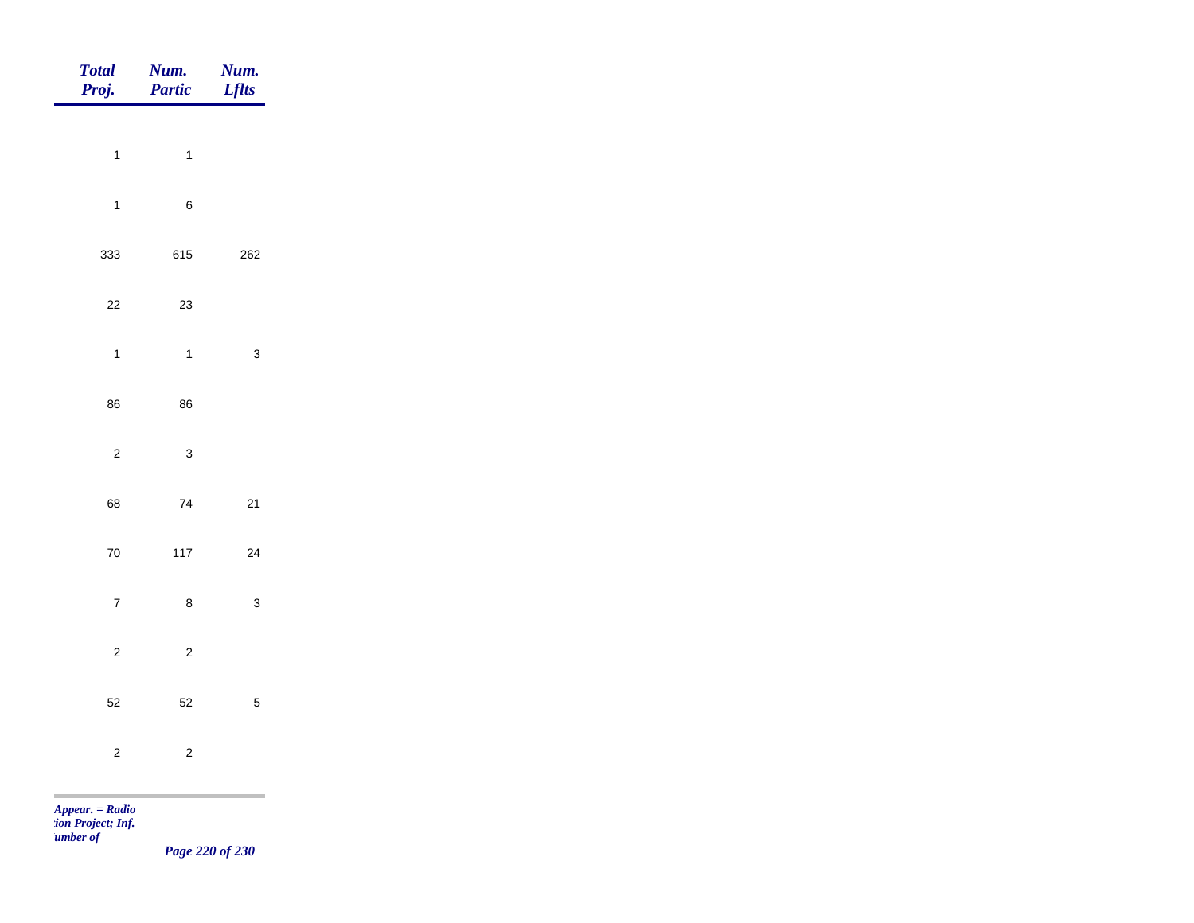| Total Proj. | Num. Partic | Num. Lflts |
|---|---|---|
| 1 | 1 | |
| 1 | 6 | |
| 333 | 615 | 262 |
| 22 | 23 | |
| 1 | 1 | 3 |
| 86 | 86 | |
| 2 | 3 | |
| 68 | 74 | 21 |
| 70 | 117 | 24 |
| 7 | 8 | 3 |
| 2 | 2 | |
| 52 | 52 | 5 |
| 2 | 2 | |

*Appear. = Radio*
*tion Project; Inf.*
*umber of*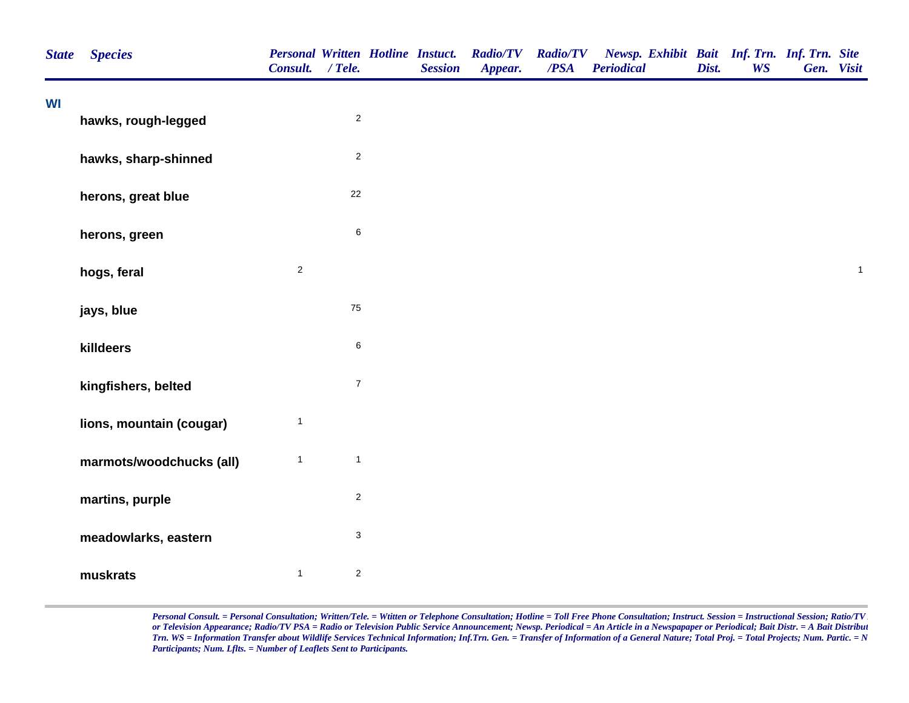| State | Species | Personal Consult. | Written / Tele. | Hotline | Instuct. Session | Radio/TV Appear. | Radio/TV /PSA | Newsp. Periodical | Exhibit | Bait Dist. | Inf. Trn. WS | Inf. Trn. Gen. | Site Visit |
|---|---|---|---|---|---|---|---|---|---|---|---|---|---|
| WI | | | | | | | | | | | | | |
| | **hawks, rough-legged** | | 2 | | | | | | | | | | |
| | **hawks, sharp-shinned** | | 2 | | | | | | | | | | |
| | **herons, great blue** | | 22 | | | | | | | | | | |
| | **herons, green** | | 6 | | | | | | | | | | |
| | **hogs, feral** | 2 | | | | | | | | | | | 1 |
| | **jays, blue** | | 75 | | | | | | | | | | |
| | **killdeers** | | 6 | | | | | | | | | | |
| | **kingfishers, belted** | | 7 | | | | | | | | | | |
| | **lions, mountain (cougar)** | 1 | | | | | | | | | | | |
| | **marmots/woodchucks (all)** | 1 | 1 | | | | | | | | | | |
| | **martins, purple** | | 2 | | | | | | | | | | |
| | **meadowlarks, eastern** | | 3 | | | | | | | | | | |
| | **muskrats** | 1 | 2 | | | | | | | | | | |

*Personal Consult. = Personal Consultation; Written/Tele. = Wtitten or Telephone Consultation; Hotline = Toll Free Phone Consultation; Instruct. Session = Instructional Session; Ratio/TV or Television Appearance; Radio/TV PSA = Radio or Television Public Service Announcement; Newsp. Periodical = An Article in a Newspapaper or Periodical; Bait Distr. = A Bait Distribut Trn. WS = Information Transfer about Wildlife Services Technical Information; Inf.Trn. Gen. = Transfer of Information of a General Nature; Total Proj. = Total Projects; Num. Partic. = N Participants; Num. Lflts. = Number of Leaflets Sent to Participants.*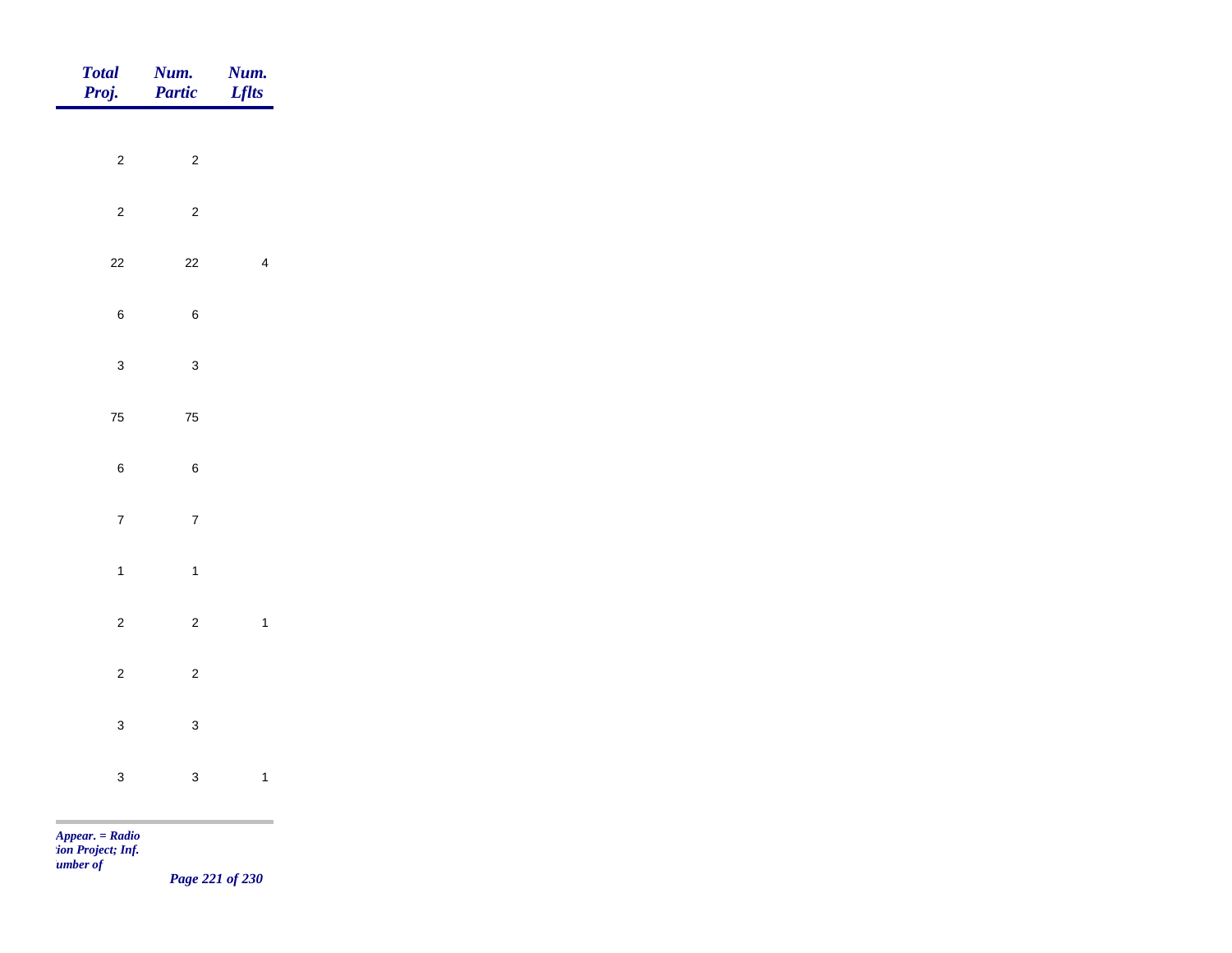| Total Proj. | Num. Partic | Num. Lflts |
|---|---|---|
| 2 | 2 | |
| 2 | 2 | |
| 22 | 22 | 4 |
| 6 | 6 | |
| 3 | 3 | |
| 75 | 75 | |
| 6 | 6 | |
| 7 | 7 | |
| 1 | 1 | |
| 2 | 2 | 1 |
| 2 | 2 | |
| 3 | 3 | |
| 3 | 3 | 1 |

*Appear. = Radio*
*tion Project; Inf.*
*umber of*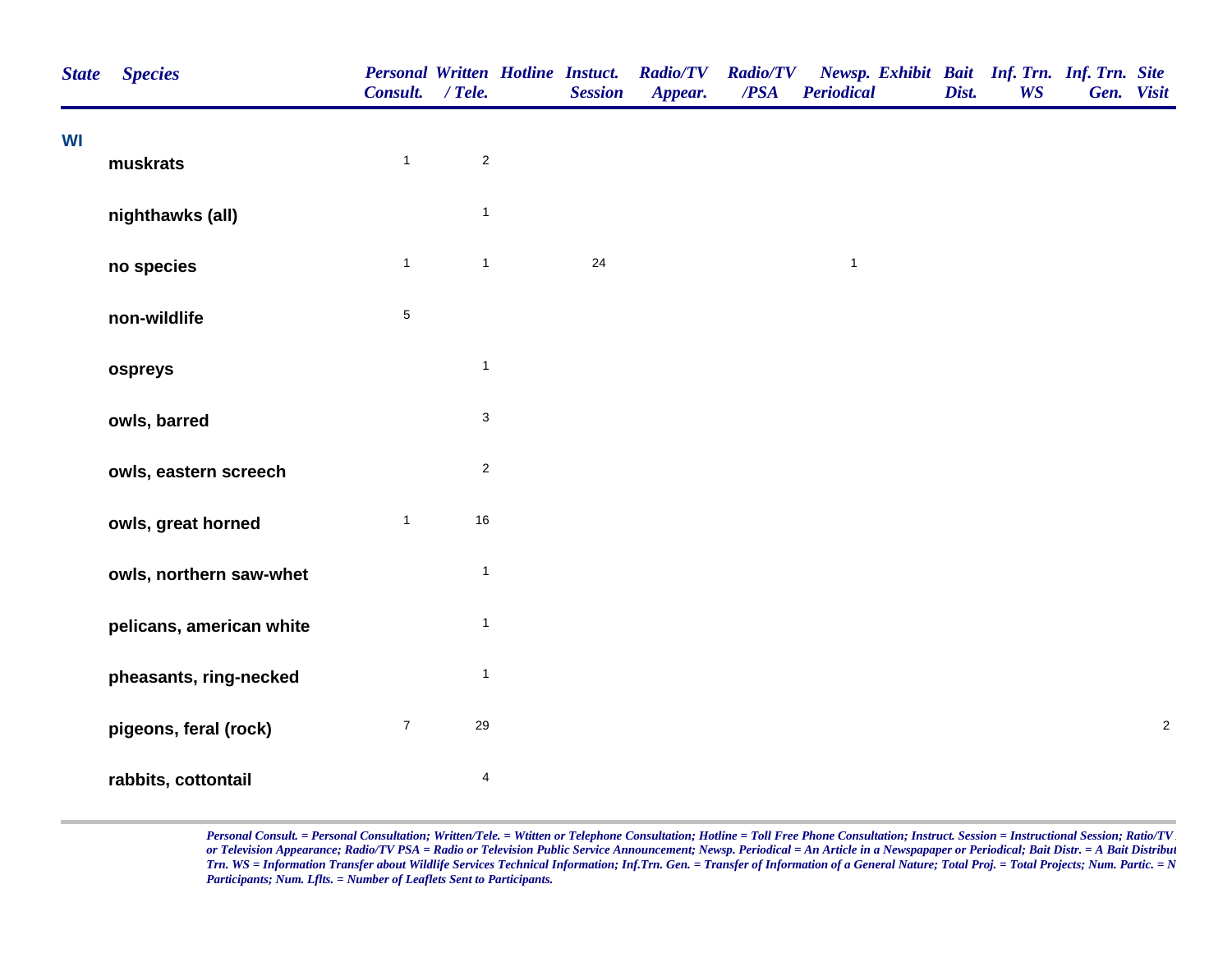| State | Species | Personal Consult. | Written / Tele. | Hotline | Instuct. Session | Radio/TV Appear. | Radio/TV /PSA | Newsp. Periodical | Exhibit | Bait Dist. | Inf. Trn. WS | Inf. Trn. Gen. | Site Visit |
|---|---|---|---|---|---|---|---|---|---|---|---|---|---|
| WI | | | | | | | | | | | | | |
| | muskrats | 1 | 2 | | | | | | | | | | |
| | nighthawks (all) | | 1 | | | | | | | | | | |
| | no species | 1 | 1 | | 24 | | | 1 | | | | | |
| | non-wildlife | 5 | | | | | | | | | | | |
| | ospreys | | 1 | | | | | | | | | | |
| | owls, barred | | 3 | | | | | | | | | | |
| | owls, eastern screech | | 2 | | | | | | | | | | |
| | owls, great horned | 1 | 16 | | | | | | | | | | |
| | owls, northern saw-whet | | 1 | | | | | | | | | | |
| | pelicans, american white | | 1 | | | | | | | | | | |
| | pheasants, ring-necked | | 1 | | | | | | | | | | |
| | pigeons, feral (rock) | 7 | 29 | | | | | | | | | | 2 |
| | rabbits, cottontail | | 4 | | | | | | | | | | |

*Personal Consult. = Personal Consultation; Written/Tele. = Wtitten or Telephone Consultation; Hotline = Toll Free Phone Consultation; Instruct. Session = Instructional Session; Ratio/TV or Television Appearance; Radio/TV PSA = Radio or Television Public Service Announcement; Newsp. Periodical = An Article in a Newspapaper or Periodical; Bait Distr. = A Bait Distribut Trn. WS = Information Transfer about Wildlife Services Technical Information; Inf.Trn. Gen. = Transfer of Information of a General Nature; Total Proj. = Total Projects; Num. Partic. = N Participants; Num. Lflts. = Number of Leaflets Sent to Participants.*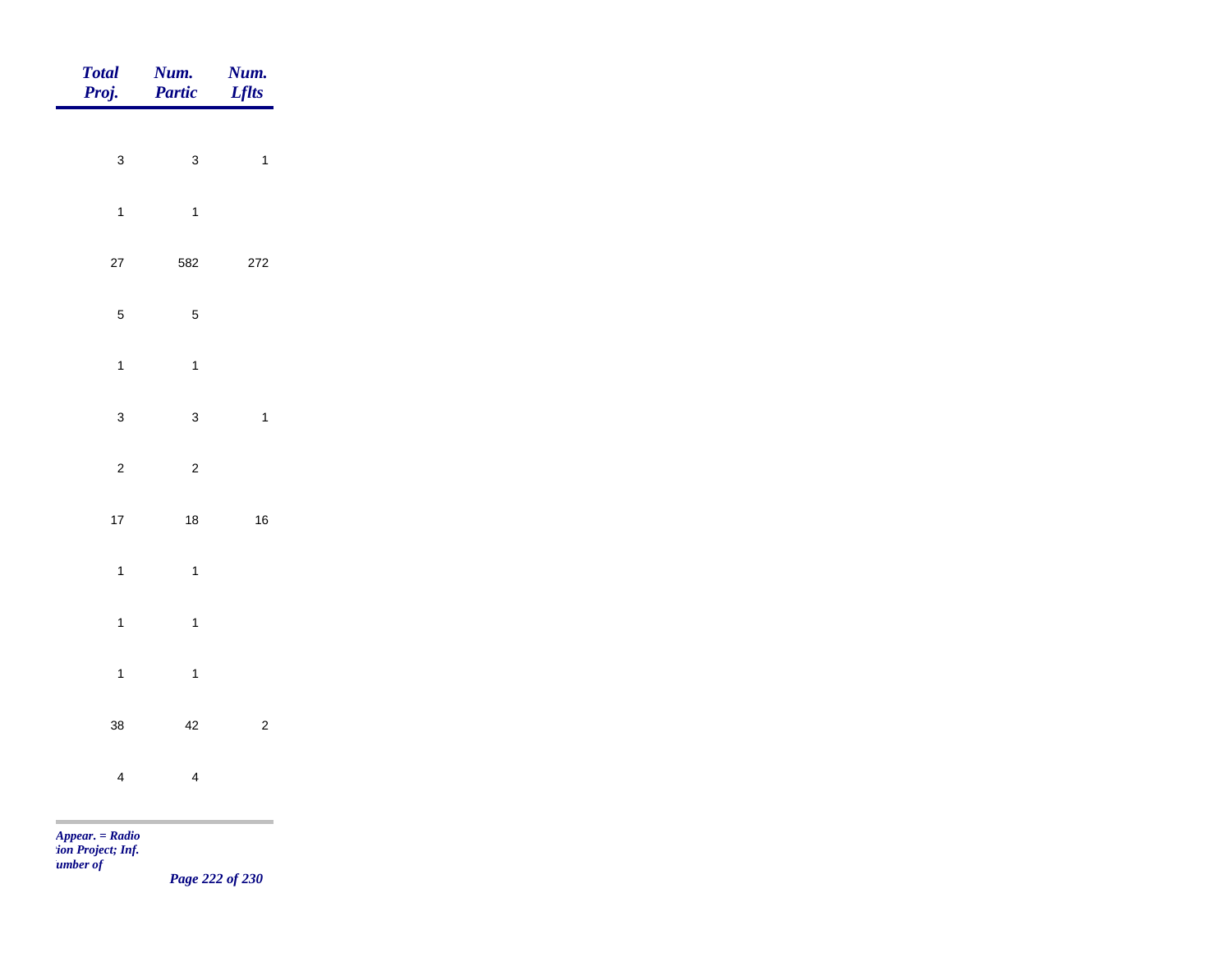| *Total Proj.* | *Num. Partic* | *Num. Lflts* |
|---|---|---|
| 3 | 3 | 1 |
| 1 | 1 | |
| 27 | 582 | 272 |
| 5 | 5 | |
| 1 | 1 | |
| 3 | 3 | 1 |
| 2 | 2 | |
| 17 | 18 | 16 |
| 1 | 1 | |
| 1 | 1 | |
| 1 | 1 | |
| 38 | 42 | 2 |
| 4 | 4 | |

*Appear. = Radio*
*tion Project; Inf.*
*umber of*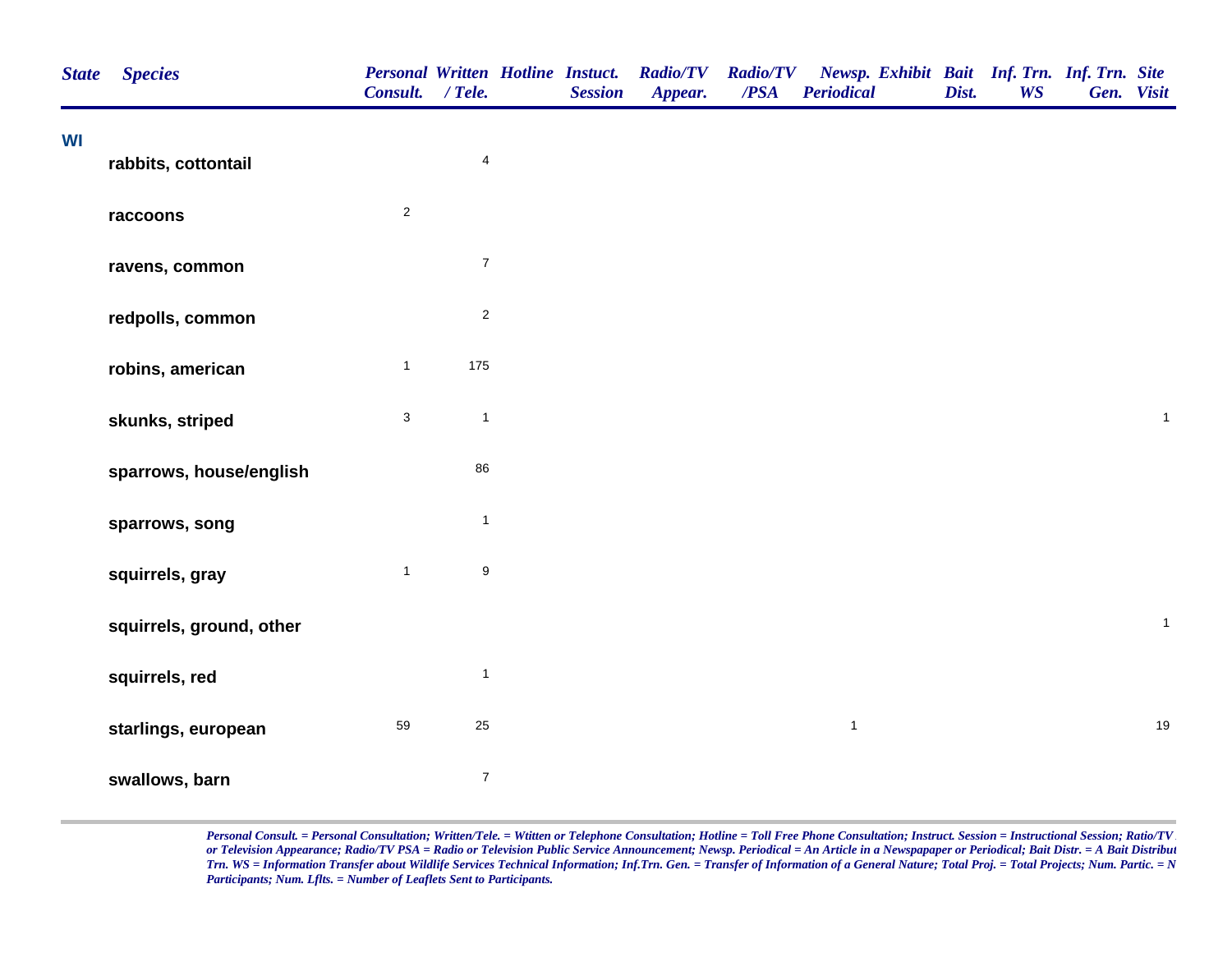| State | Species | Personal Consult. | Written / Tele. | Hotline | Instuct. Session | Radio/TV Appear. | Radio/TV /PSA | Newsp. Periodical | Exhibit | Bait Dist. | Inf. Trn. WS | Inf. Trn. Gen. | Site Visit |
|---|---|---|---|---|---|---|---|---|---|---|---|---|---|
| WI | | | | | | | | | | | | | |
| | rabbits, cottontail | | 4 | | | | | | | | | | |
| | raccoons | 2 | | | | | | | | | | | |
| | ravens, common | | 7 | | | | | | | | | | |
| | redpolls, common | | 2 | | | | | | | | | | |
| | robins, american | 1 | 175 | | | | | | | | | | |
| | skunks, striped | 3 | 1 | | | | | | | | | | 1 |
| | sparrows, house/english | | 86 | | | | | | | | | | |
| | sparrows, song | | 1 | | | | | | | | | | |
| | squirrels, gray | 1 | 9 | | | | | | | | | | |
| | squirrels, ground, other | | | | | | | | | | | | 1 |
| | squirrels, red | | 1 | | | | | | | | | | |
| | starlings, european | 59 | 25 | | | | | 1 | | | | | 19 |
| | swallows, barn | | 7 | | | | | | | | | | |

*Personal Consult. = Personal Consultation; Written/Tele. = Wtitten or Telephone Consultation; Hotline = Toll Free Phone Consultation; Instruct. Session = Instructional Session; Ratio/TV or Television Appearance; Radio/TV PSA = Radio or Television Public Service Announcement; Newsp. Periodical = An Article in a Newspapaper or Periodical; Bait Distr. = A Bait Distribut Trn. WS = Information Transfer about Wildlife Services Technical Information; Inf.Trn. Gen. = Transfer of Information of a General Nature; Total Proj. = Total Projects; Num. Partic. = N Participants; Num. Lflts. = Number of Leaflets Sent to Participants.*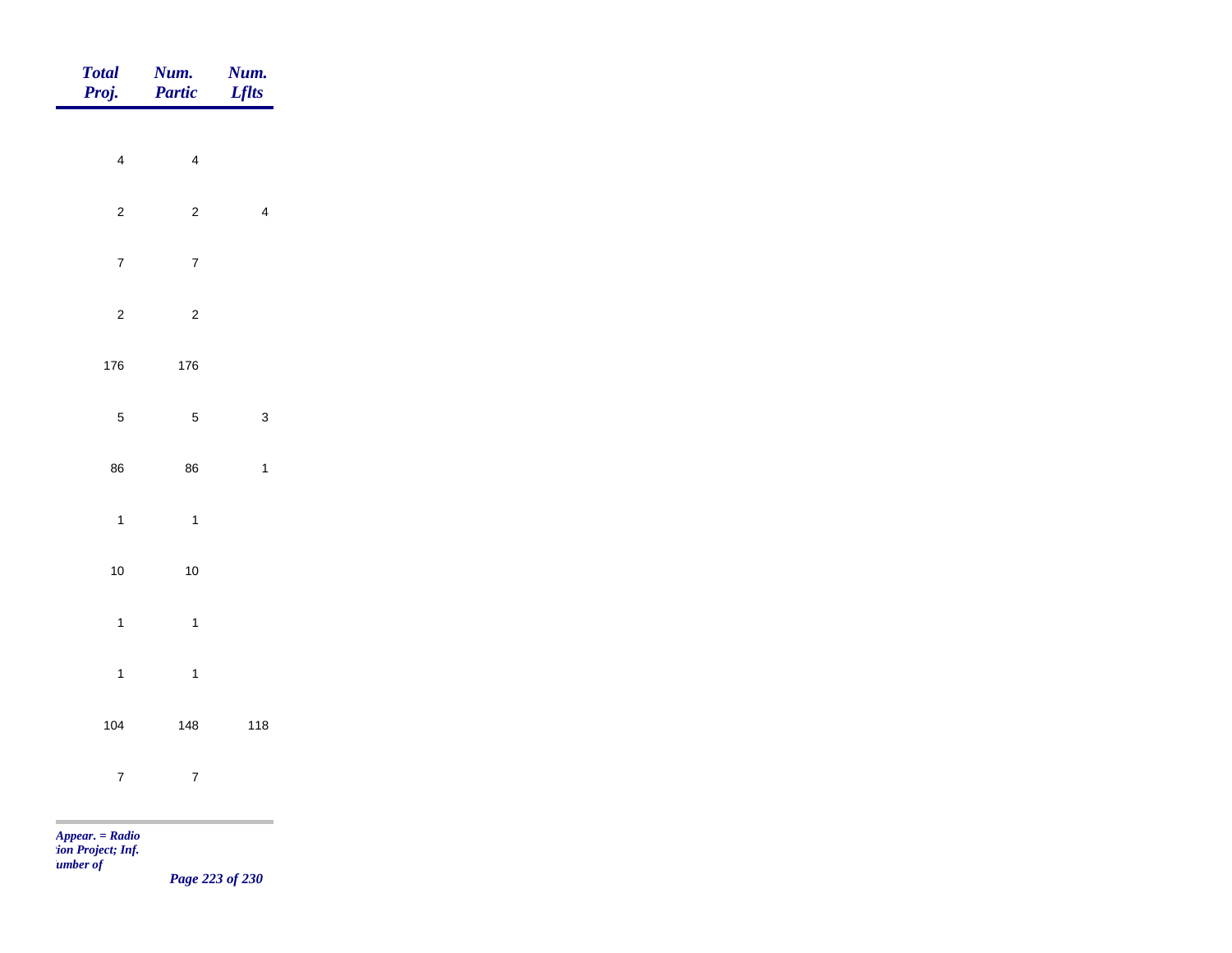| Total Proj. | Num. Partic | Num. Lflts |
|---|---|---|
| 4 | 4 | |
| 2 | 2 | 4 |
| 7 | 7 | |
| 2 | 2 | |
| 176 | 176 | |
| 5 | 5 | 3 |
| 86 | 86 | 1 |
| 1 | 1 | |
| 10 | 10 | |
| 1 | 1 | |
| 1 | 1 | |
| 104 | 148 | 118 |
| 7 | 7 | |

*Appear. = Radio*
*:ion Project; Inf.*
*umber of*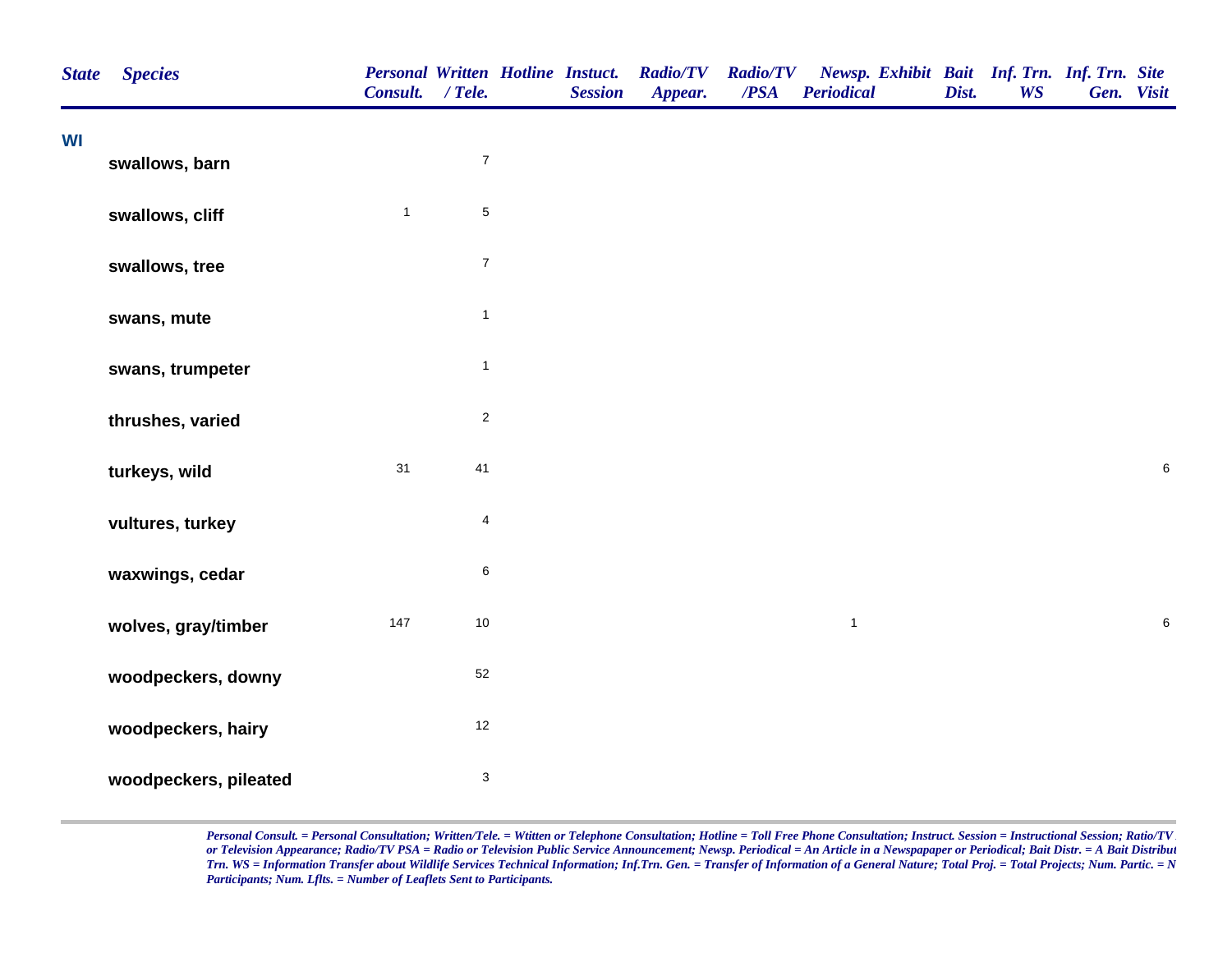| State | Species | Personal Consult. | Written / Tele. | Hotline | Instuct. Session | Radio/TV Appear. | Radio/TV /PSA | Newsp. Periodical | Exhibit | Bait Dist. | Inf. Trn. WS | Inf. Trn. Gen. | Site Visit |
|---|---|---|---|---|---|---|---|---|---|---|---|---|---|
| WI | | | | | | | | | | | | | |
| | swallows, barn | | 7 | | | | | | | | | | |
| | swallows, cliff | 1 | 5 | | | | | | | | | | |
| | swallows, tree | | 7 | | | | | | | | | | |
| | swans, mute | | 1 | | | | | | | | | | |
| | swans, trumpeter | | 1 | | | | | | | | | | |
| | thrushes, varied | | 2 | | | | | | | | | | |
| | turkeys, wild | 31 | 41 | | | | | | | | | | 6 |
| | vultures, turkey | | 4 | | | | | | | | | | |
| | waxwings, cedar | | 6 | | | | | | | | | | |
| | wolves, gray/timber | 147 | 10 | | | | | 1 | | | | | 6 |
| | woodpeckers, downy | | 52 | | | | | | | | | | |
| | woodpeckers, hairy | | 12 | | | | | | | | | | |
| | woodpeckers, pileated | | 3 | | | | | | | | | | |

*Personal Consult. = Personal Consultation; Written/Tele. = Wtitten or Telephone Consultation; Hotline = Toll Free Phone Consultation; Instruct. Session = Instructional Session; Ratio/TV or Television Appearance; Radio/TV PSA = Radio or Television Public Service Announcement; Newsp. Periodical = An Article in a Newspapaper or Periodical; Bait Distr. = A Bait Distribut Trn. WS = Information Transfer about Wildlife Services Technical Information; Inf.Trn. Gen. = Transfer of Information of a General Nature; Total Proj. = Total Projects; Num. Partic. = N Participants; Num. Lflts. = Number of Leaflets Sent to Participants.*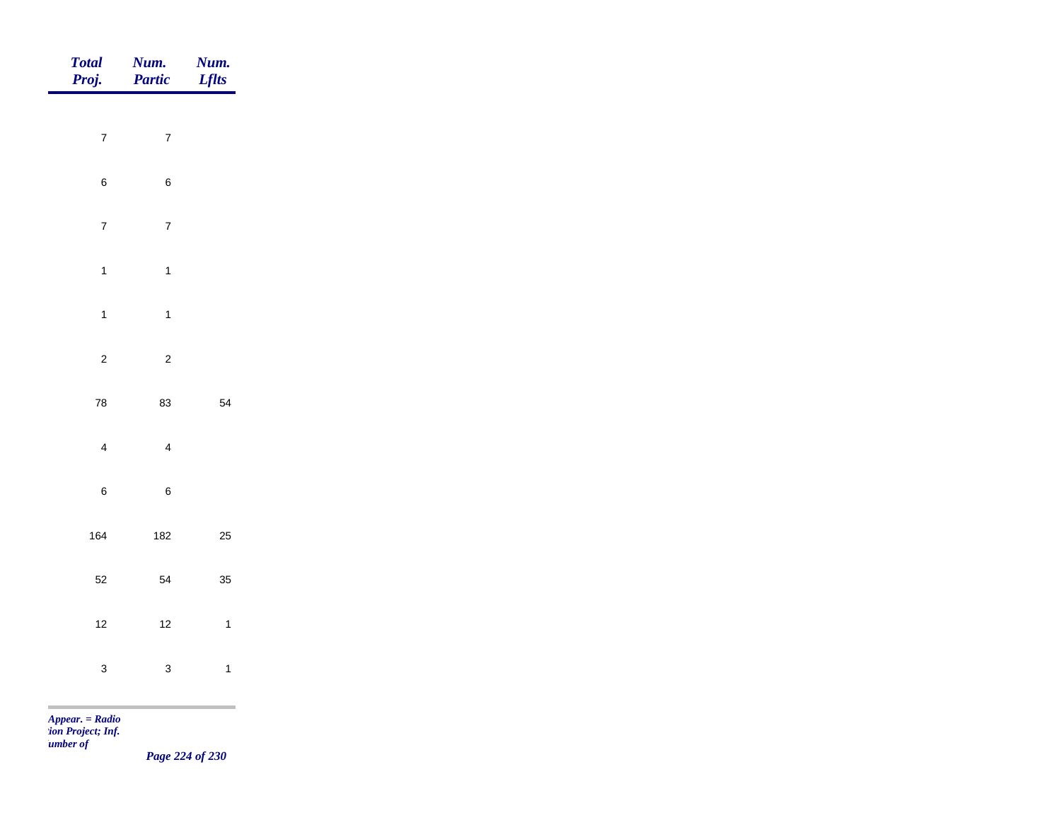| Total Proj. | Num. Partic | Num. Lflts |
|---|---|---|
| 7 | 7 | |
| 6 | 6 | |
| 7 | 7 | |
| 1 | 1 | |
| 1 | 1 | |
| 2 | 2 | |
| 78 | 83 | 54 |
| 4 | 4 | |
| 6 | 6 | |
| 164 | 182 | 25 |
| 52 | 54 | 35 |
| 12 | 12 | 1 |
| 3 | 3 | 1 |

*Appear. = Radio*
*tion Project; Inf.*
*umber of*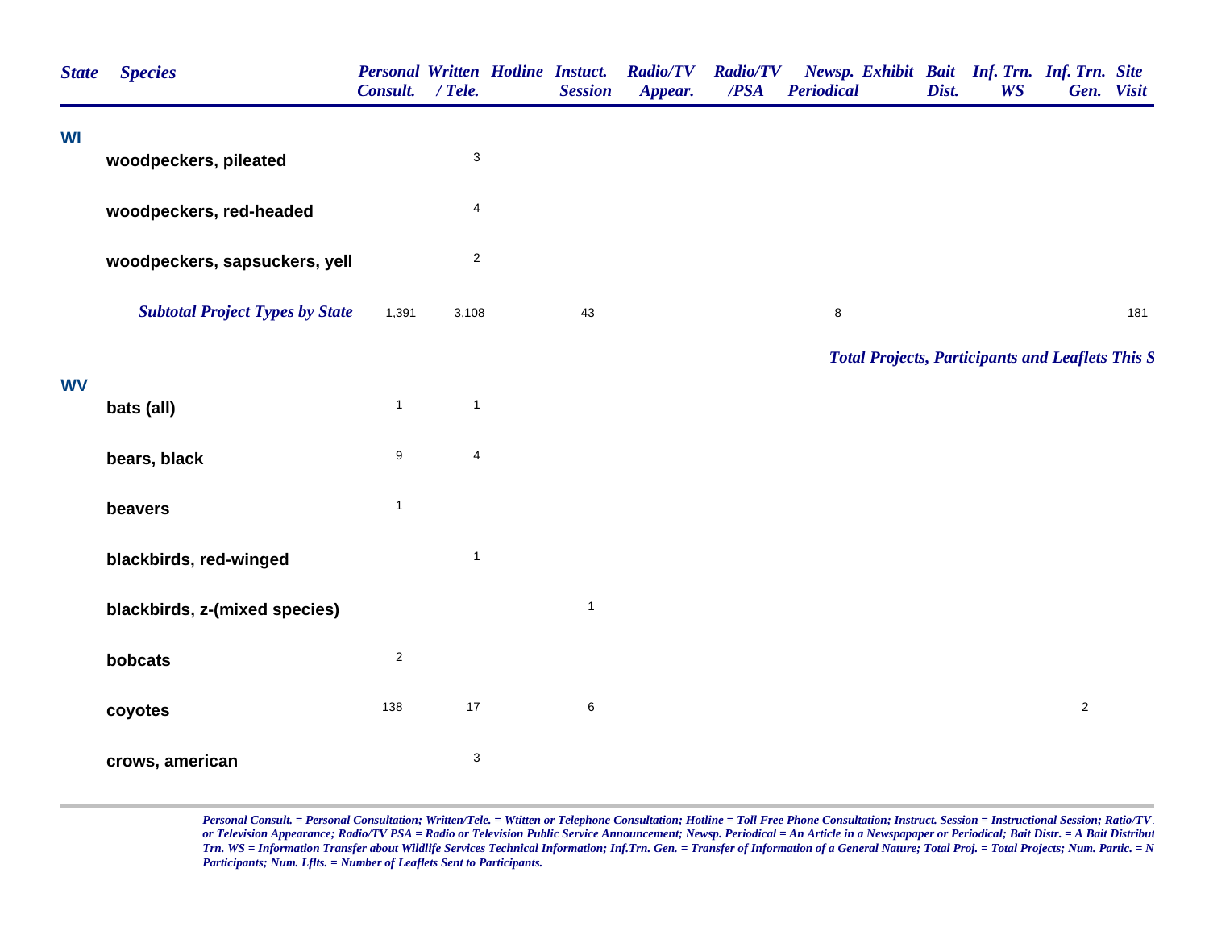| State | Species | Personal Consult. | Written / Tele. | Hotline | Instuct. Session | Radio/TV Appear. | Radio/TV /PSA | Newsp. Periodical | Exhibit | Bait Dist. | Inf. Trn. WS | Inf. Trn. Gen. | Site Visit |
|---|---|---|---|---|---|---|---|---|---|---|---|---|---|
| WI | | | | | | | | | | | | | |
| | woodpeckers, pileated | | 3 | | | | | | | | | | |
| | woodpeckers, red-headed | | 4 | | | | | | | | | | |
| | woodpeckers, sapsuckers, yell | | 2 | | | | | | | | | | |
| | ***Subtotal Project Types by State*** | 1,391 | 3,108 | | 43 | | | 8 | | | | | 181 |

***Total Projects, Participants and Leaflets This S***

| State | Species | Personal Consult. | Written / Tele. | Hotline | Instuct. Session | Radio/TV Appear. | Radio/TV /PSA | Newsp. Periodical | Exhibit | Bait Dist. | Inf. Trn. WS | Inf. Trn. Gen. | Site Visit |
|---|---|---|---|---|---|---|---|---|---|---|---|---|---|
| WV | | | | | | | | | | | | | |
| | bats (all) | 1 | 1 | | | | | | | | | | |
| | bears, black | 9 | 4 | | | | | | | | | | |
| | beavers | 1 | | | | | | | | | | | |
| | blackbirds, red-winged | | 1 | | | | | | | | | | |
| | blackbirds, z-(mixed species) | | | | 1 | | | | | | | | |
| | bobcats | 2 | | | | | | | | | | | |
| | coyotes | 138 | 17 | | 6 | | | | | | | 2 | |
| | crows, american | | 3 | | | | | | | | | | |

*Personal Consult. = Personal Consultation; Written/Tele. = Wtitten or Telephone Consultation; Hotline = Toll Free Phone Consultation; Instruct. Session = Instructional Session; Ratio/TV or Television Appearance; Radio/TV PSA = Radio or Television Public Service Announcement; Newsp. Periodical = An Article in a Newspapaper or Periodical; Bait Distr. = A Bait Distribut Trn. WS = Information Transfer about Wildlife Services Technical Information; Inf.Trn. Gen. = Transfer of Information of a General Nature; Total Proj. = Total Projects; Num. Partic. = N Participants; Num. Lflts. = Number of Leaflets Sent to Participants.*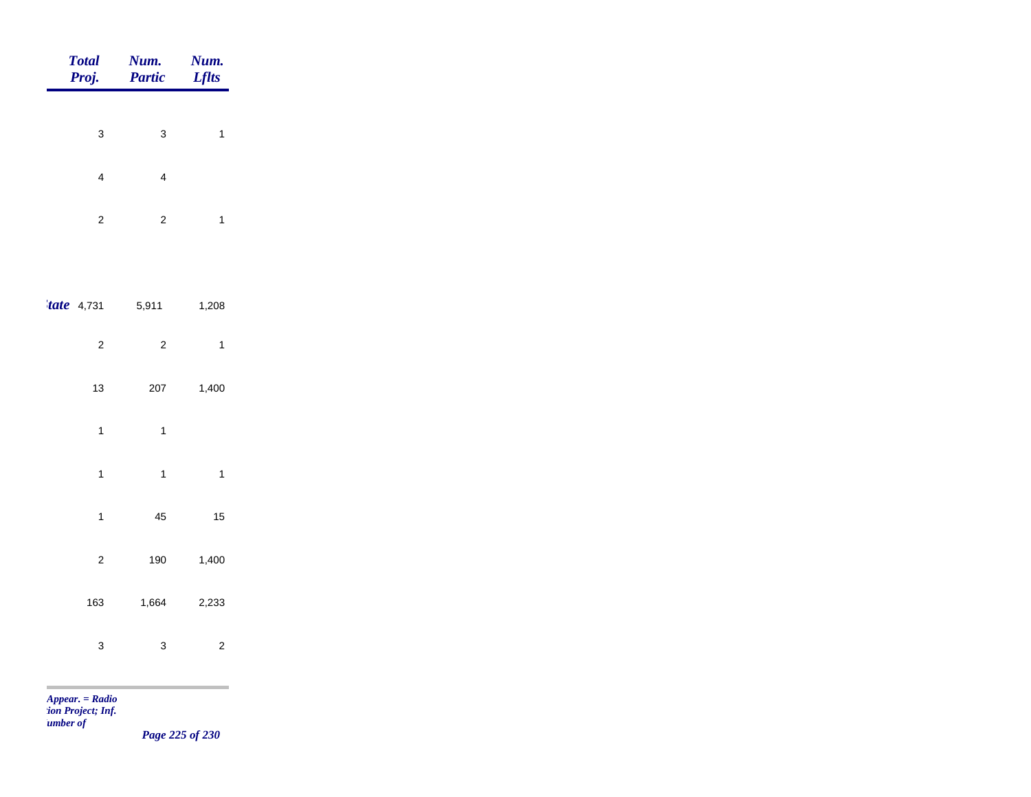| Total Proj. | Num. Partic | Num. Lflts |
|---|---|---|
| 3 | 3 | 1 |
| 4 | 4 | |
| 2 | 2 | 1 |
| *tate* 4,731 | 5,911 | 1,208 |
| 2 | 2 | 1 |
| 13 | 207 | 1,400 |
| 1 | 1 | |
| 1 | 1 | 1 |
| 1 | 45 | 15 |
| 2 | 190 | 1,400 |
| 163 | 1,664 | 2,233 |
| 3 | 3 | 2 |

*Appear. = Radio*
*tion Project; Inf.*
*umber of*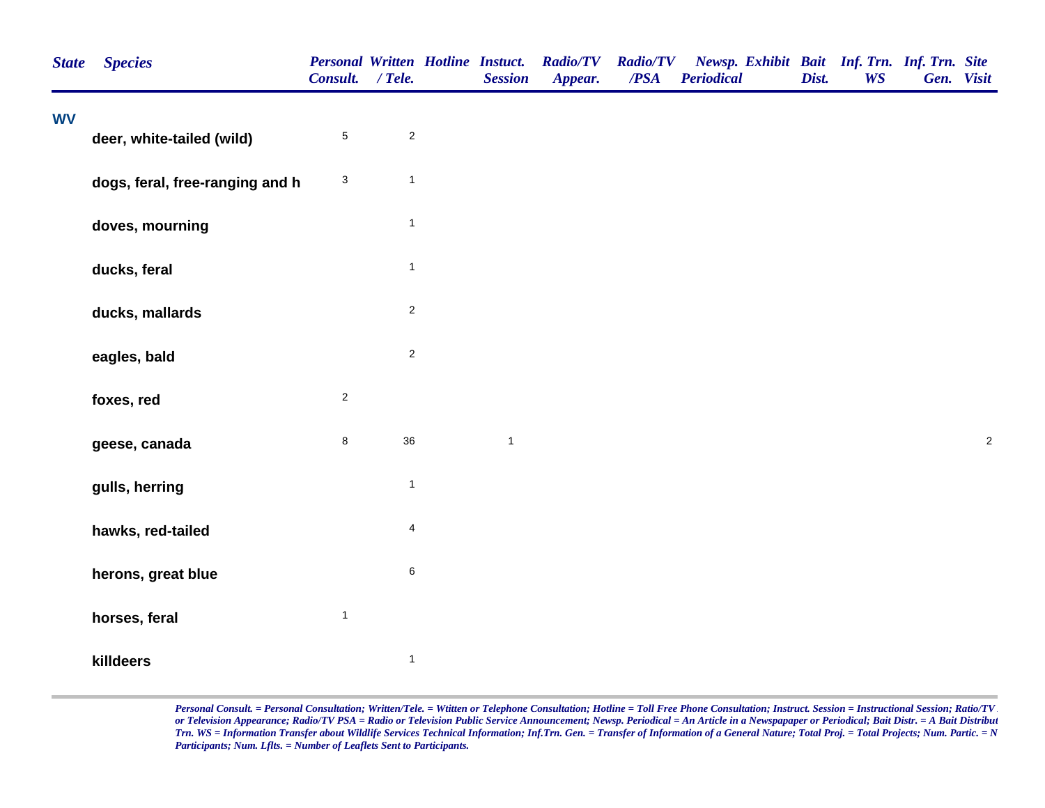| State | Species | Personal Consult. | Written / Tele. | Hotline | Instuct. Session | Radio/TV Appear. | Radio/TV /PSA | Newsp. Periodical | Exhibit | Bait Dist. | Inf. Trn. WS | Inf. Trn. Gen. | Site Visit |
|---|---|---|---|---|---|---|---|---|---|---|---|---|---|
| WV | | | | | | | | | | | | | |
| | deer, white-tailed (wild) | 5 | 2 | | | | | | | | | | |
| | dogs, feral, free-ranging and h | 3 | 1 | | | | | | | | | | |
| | doves, mourning | | 1 | | | | | | | | | | |
| | ducks, feral | | 1 | | | | | | | | | | |
| | ducks, mallards | | 2 | | | | | | | | | | |
| | eagles, bald | | 2 | | | | | | | | | | |
| | foxes, red | 2 | | | | | | | | | | | |
| | geese, canada | 8 | 36 | | 1 | | | | | | | | 2 |
| | gulls, herring | | 1 | | | | | | | | | | |
| | hawks, red-tailed | | 4 | | | | | | | | | | |
| | herons, great blue | | 6 | | | | | | | | | | |
| | horses, feral | 1 | | | | | | | | | | | |
| | killdeers | | 1 | | | | | | | | | | |

*Personal Consult. = Personal Consultation; Written/Tele. = Wtitten or Telephone Consultation; Hotline = Toll Free Phone Consultation; Instruct. Session = Instructional Session; Ratio/TV or Television Appearance; Radio/TV PSA = Radio or Television Public Service Announcement; Newsp. Periodical = An Article in a Newspapaper or Periodical; Bait Distr. = A Bait Distribut Trn. WS = Information Transfer about Wildlife Services Technical Information; Inf.Trn. Gen. = Transfer of Information of a General Nature; Total Proj. = Total Projects; Num. Partic. = N Participants; Num. Lflts. = Number of Leaflets Sent to Participants.*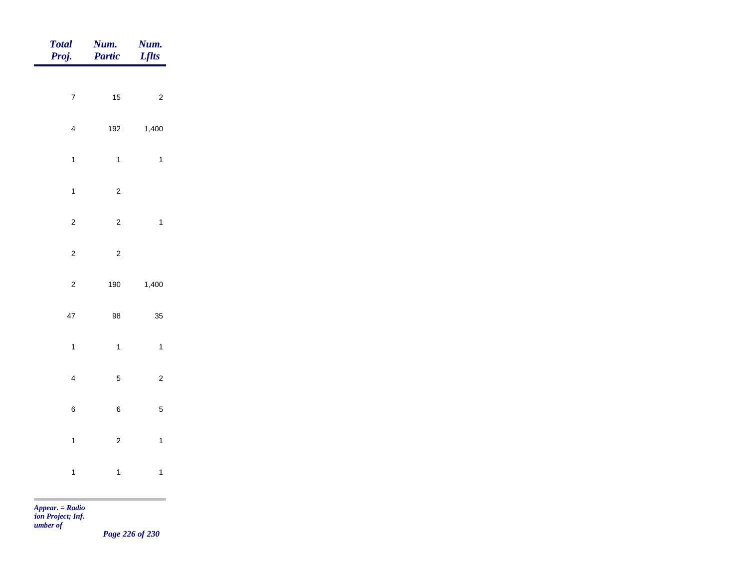| Total Proj. | Num. Partic | Num. Lflts |
|---|---|---|
| 7 | 15 | 2 |
| 4 | 192 | 1,400 |
| 1 | 1 | 1 |
| 1 | 2 | |
| 2 | 2 | 1 |
| 2 | 2 | |
| 2 | 190 | 1,400 |
| 47 | 98 | 35 |
| 1 | 1 | 1 |
| 4 | 5 | 2 |
| 6 | 6 | 5 |
| 1 | 2 | 1 |
| 1 | 1 | 1 |

*Appear. = Radio*
*:ion Project; Inf.*
*umber of*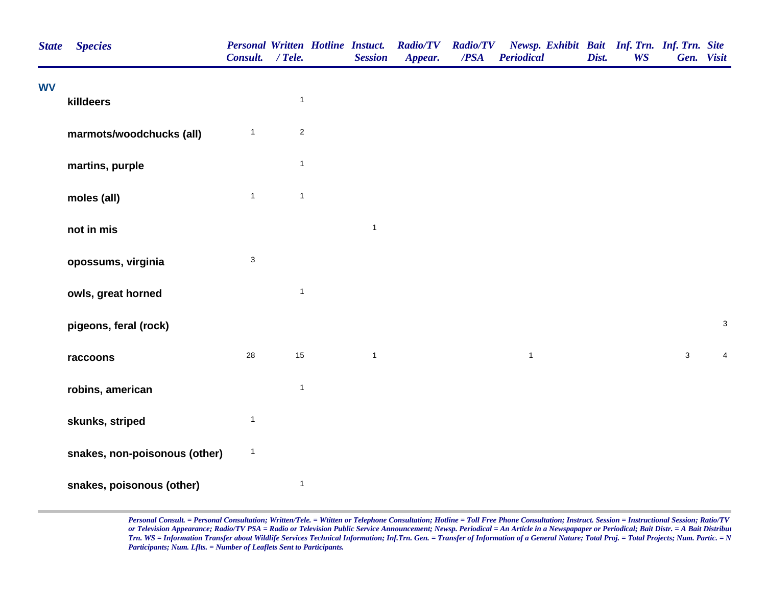| State | Species | Personal Consult. | Written / Tele. | Hotline | Instuct. Session | Radio/TV Appear. | Radio/TV /PSA | Newsp. Periodical | Exhibit | Bait Dist. | Inf. Trn. WS | Inf. Trn. Gen. | Site Visit |
|---|---|---|---|---|---|---|---|---|---|---|---|---|---|
| **WV** | | | | | | | | | | | | | |
| | **killdeers** | | 1 | | | | | | | | | | |
| | **marmots/woodchucks (all)** | 1 | 2 | | | | | | | | | | |
| | **martins, purple** | | 1 | | | | | | | | | | |
| | **moles (all)** | 1 | 1 | | | | | | | | | | |
| | **not in mis** | | | | 1 | | | | | | | | |
| | **opossums, virginia** | 3 | | | | | | | | | | | |
| | **owls, great horned** | | 1 | | | | | | | | | | |
| | **pigeons, feral (rock)** | | | | | | | | | | | | 3 |
| | **raccoons** | 28 | 15 | | 1 | | | 1 | | | | 3 | 4 |
| | **robins, american** | | 1 | | | | | | | | | | |
| | **skunks, striped** | 1 | | | | | | | | | | | |
| | **snakes, non-poisonous (other)** | 1 | | | | | | | | | | | |
| | **snakes, poisonous (other)** | | 1 | | | | | | | | | | |

*Personal Consult. = Personal Consultation; Written/Tele. = Wtitten or Telephone Consultation; Hotline = Toll Free Phone Consultation; Instruct. Session = Instructional Session; Ratio/TV or Television Appearance; Radio/TV PSA = Radio or Television Public Service Announcement; Newsp. Periodical = An Article in a Newspapaper or Periodical; Bait Distr. = A Bait Distribut Trn. WS = Information Transfer about Wildlife Services Technical Information; Inf.Trn. Gen. = Transfer of Information of a General Nature; Total Proj. = Total Projects; Num. Partic. = N Participants; Num. Lflts. = Number of Leaflets Sent to Participants.*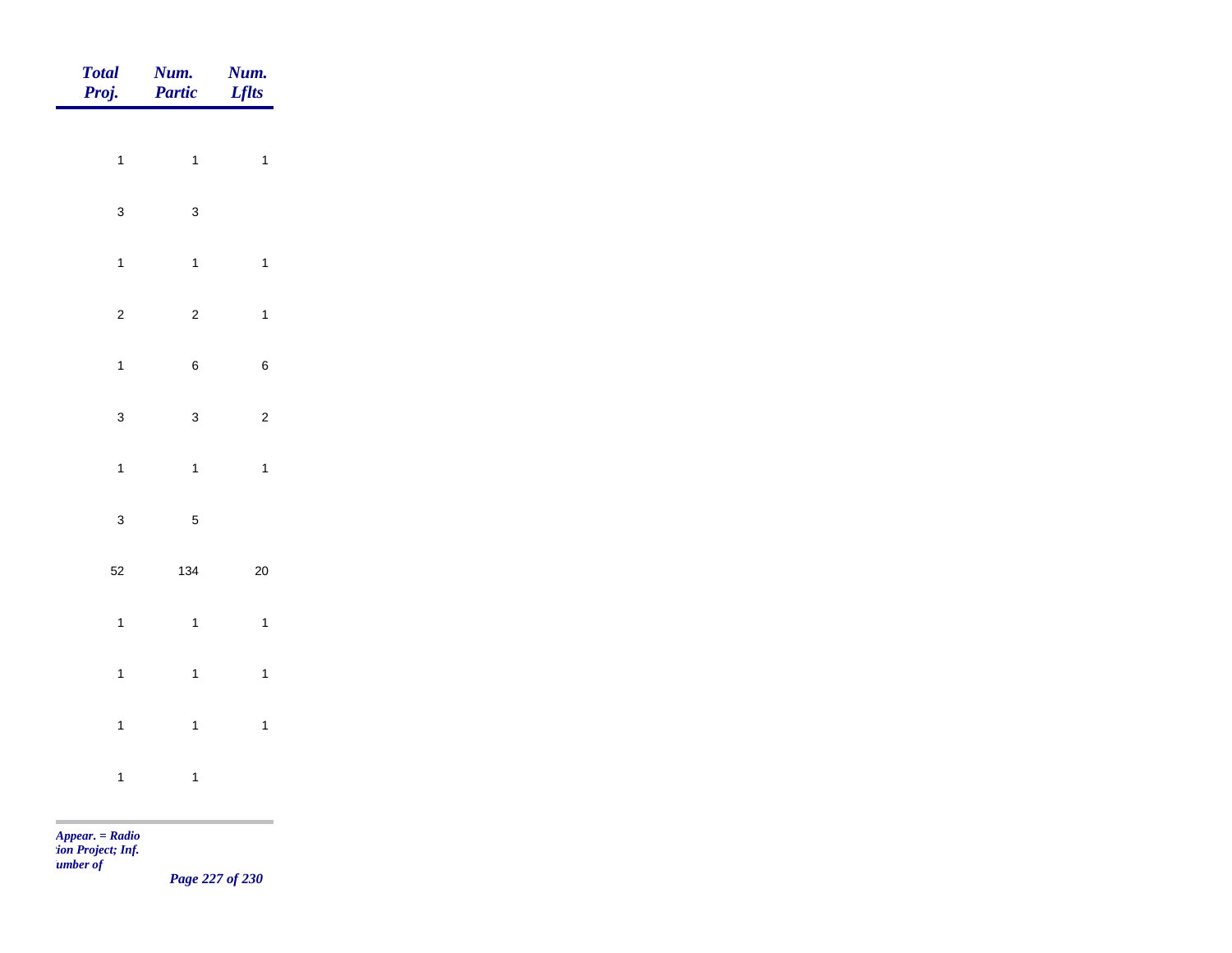| Total Proj. | Num. Partic | Num. Lflts |
|---|---|---|
| 1 | 1 | 1 |
| 3 | 3 | |
| 1 | 1 | 1 |
| 2 | 2 | 1 |
| 1 | 6 | 6 |
| 3 | 3 | 2 |
| 1 | 1 | 1 |
| 3 | 5 | |
| 52 | 134 | 20 |
| 1 | 1 | 1 |
| 1 | 1 | 1 |
| 1 | 1 | 1 |
| 1 | 1 | |

*Appear. = Radio*
*:ion Project; Inf.*
*umber of*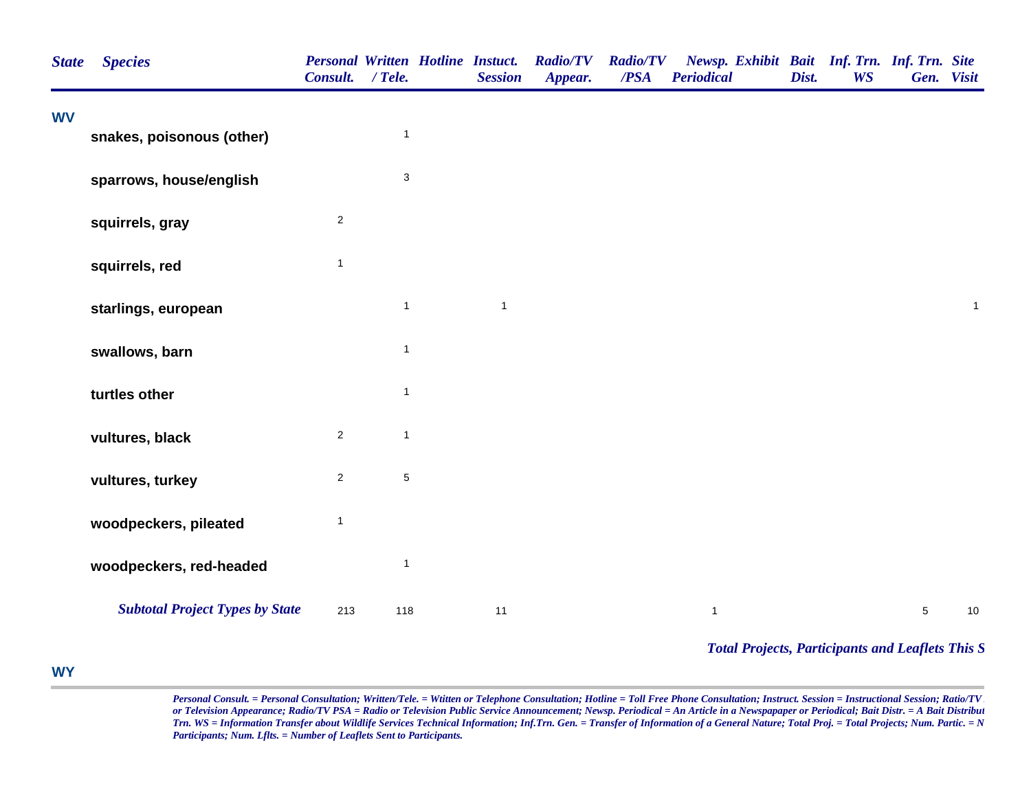| State | Species | Personal Consult. | Written / Tele. | Hotline | Instuct. Session | Radio/TV Appear. | Radio/TV /PSA | Newsp. Periodical | Exhibit | Bait Dist. | Inf. Trn. WS | Inf. Trn. Gen. | Site Visit |
|---|---|---|---|---|---|---|---|---|---|---|---|---|---|
| **WV** | | | | | | | | | | | | | |
| | **snakes, poisonous (other)** | | 1 | | | | | | | | | | |
| | **sparrows, house/english** | | 3 | | | | | | | | | | |
| | **squirrels, gray** | 2 | | | | | | | | | | | |
| | **squirrels, red** | 1 | | | | | | | | | | | |
| | **starlings, european** | | 1 | | 1 | | | | | | | | 1 |
| | **swallows, barn** | | 1 | | | | | | | | | | |
| | **turtles other** | | 1 | | | | | | | | | | |
| | **vultures, black** | 2 | 1 | | | | | | | | | | |
| | **vultures, turkey** | 2 | 5 | | | | | | | | | | |
| | **woodpeckers, pileated** | 1 | | | | | | | | | | | |
| | **woodpeckers, red-headed** | | 1 | | | | | | | | | | |
| | ***Subtotal Project Types by State*** | 213 | 118 | | 11 | | | 1 | | | | 5 | 10 |

***Total Projects, Participants and Leaflets This S***

**WY**

*Personal Consult. = Personal Consultation; Written/Tele. = Wtitten or Telephone Consultation; Hotline = Toll Free Phone Consultation; Instruct. Session = Instructional Session; Ratio/TV or Television Appearance; Radio/TV PSA = Radio or Television Public Service Announcement; Newsp. Periodical = An Article in a Newspapaper or Periodical; Bait Distr. = A Bait Distribut Trn. WS = Information Transfer about Wildlife Services Technical Information; Inf.Trn. Gen. = Transfer of Information of a General Nature; Total Proj. = Total Projects; Num. Partic. = N Participants; Num. Lflts. = Number of Leaflets Sent to Participants.*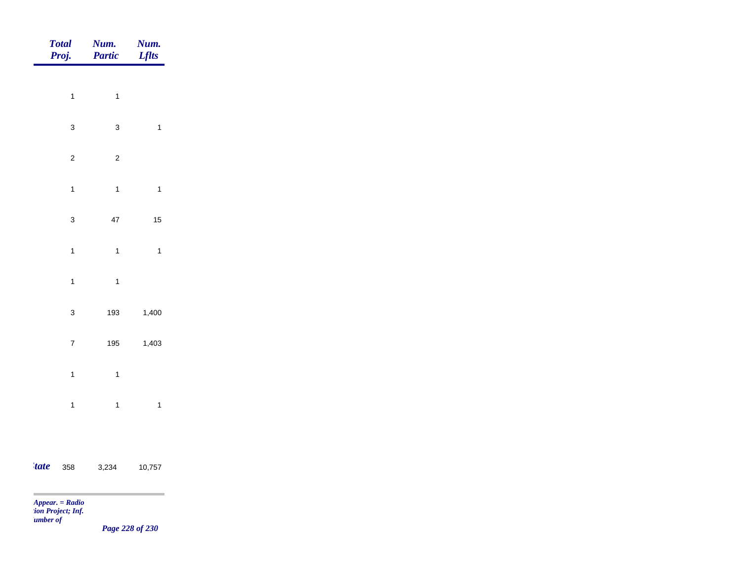| Total Proj. | Num. Partic | Num. Lflts |
|---|---|---|
| 1 | 1 | |
| 3 | 3 | 1 |
| 2 | 2 | |
| 1 | 1 | 1 |
| 3 | 47 | 15 |
| 1 | 1 | 1 |
| 1 | 1 | |
| 3 | 193 | 1,400 |
| 7 | 195 | 1,403 |
| 1 | 1 | |
| 1 | 1 | 1 |
| *tate* 358 | 3,234 | 10,757 |

*Appear. = Radio*
*tion Project; Inf.*
*umber of*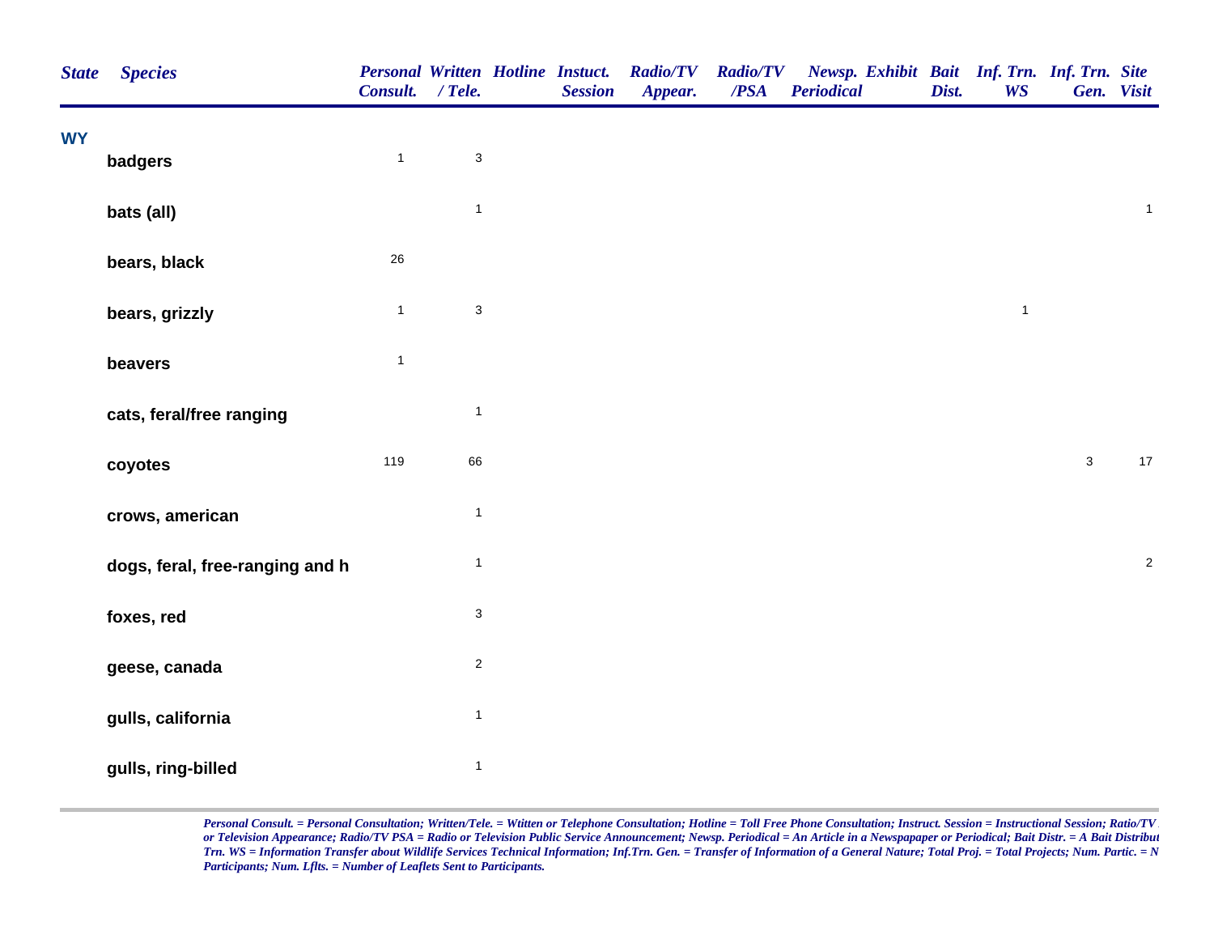| State | Species | Personal Consult. | Written / Tele. | Hotline | Instuct. Session | Radio/TV Appear. | Radio/TV /PSA | Newsp. Periodical | Exhibit | Bait Dist. | Inf. Trn. WS | Inf. Trn. Gen. | Site Visit |
|---|---|---|---|---|---|---|---|---|---|---|---|---|---|
| WY | | | | | | | | | | | | | |
| | badgers | 1 | 3 | | | | | | | | | | |
| | bats (all) | | 1 | | | | | | | | | | 1 |
| | bears, black | 26 | | | | | | | | | | | |
| | bears, grizzly | 1 | 3 | | | | | | | | 1 | | |
| | beavers | 1 | | | | | | | | | | | |
| | cats, feral/free ranging | | 1 | | | | | | | | | | |
| | coyotes | 119 | 66 | | | | | | | | | 3 | 17 |
| | crows, american | | 1 | | | | | | | | | | |
| | dogs, feral, free-ranging and h | | 1 | | | | | | | | | | 2 |
| | foxes, red | | 3 | | | | | | | | | | |
| | geese, canada | | 2 | | | | | | | | | | |
| | gulls, california | | 1 | | | | | | | | | | |
| | gulls, ring-billed | | 1 | | | | | | | | | | |

*Personal Consult. = Personal Consultation; Written/Tele. = Wtitten or Telephone Consultation; Hotline = Toll Free Phone Consultation; Instruct. Session = Instructional Session; Ratio/TV or Television Appearance; Radio/TV PSA = Radio or Television Public Service Announcement; Newsp. Periodical = An Article in a Newspapaper or Periodical; Bait Distr. = A Bait Distribut Trn. WS = Information Transfer about Wildlife Services Technical Information; Inf.Trn. Gen. = Transfer of Information of a General Nature; Total Proj. = Total Projects; Num. Partic. = N Participants; Num. Lflts. = Number of Leaflets Sent to Participants.*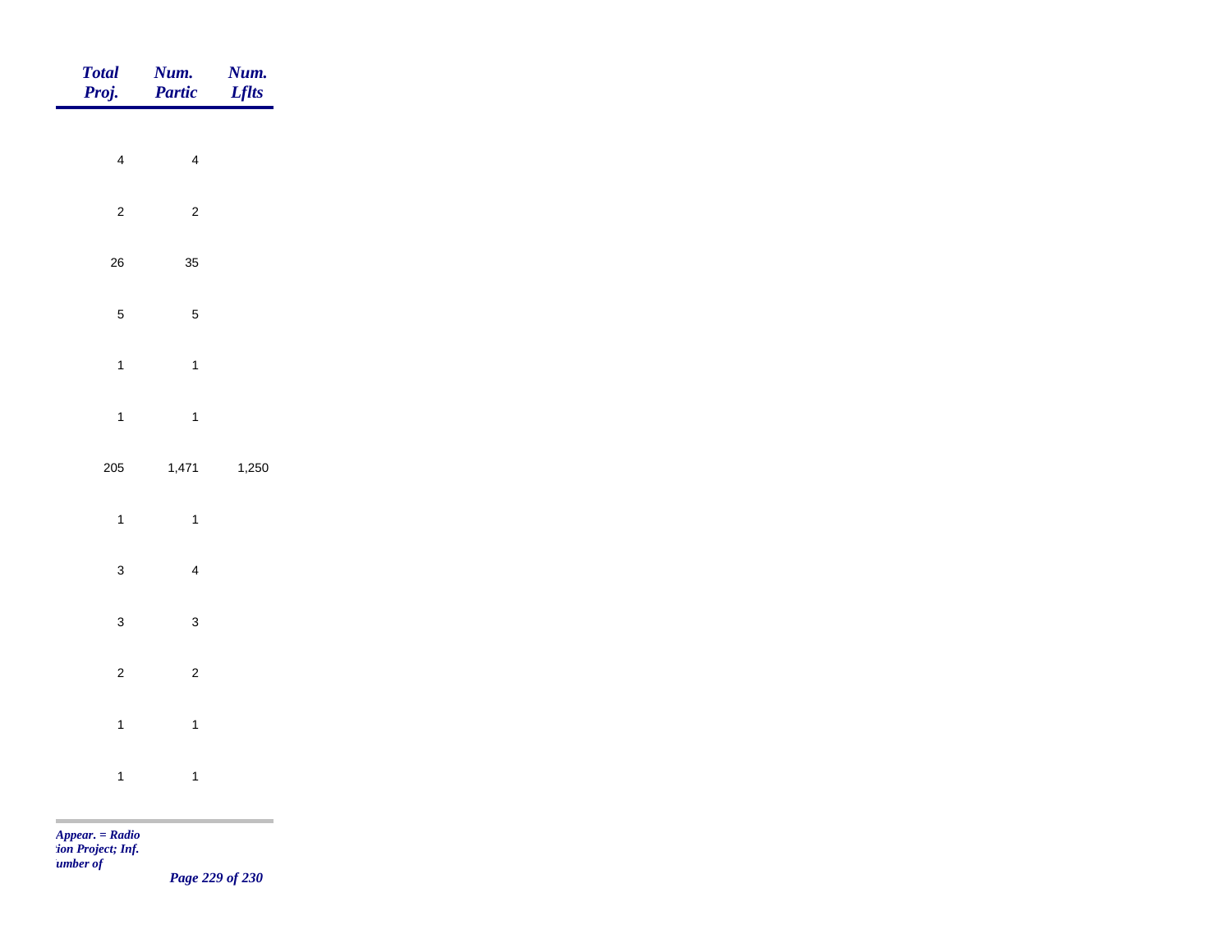| Total Proj. | Num. Partic | Num. Lflts |
|---|---|---|
| 4 | 4 | |
| 2 | 2 | |
| 26 | 35 | |
| 5 | 5 | |
| 1 | 1 | |
| 1 | 1 | |
| 205 | 1,471 | 1,250 |
| 1 | 1 | |
| 3 | 4 | |
| 3 | 3 | |
| 2 | 2 | |
| 1 | 1 | |
| 1 | 1 | |

*Appear. = Radio*
*tion Project; Inf.*
*umber of*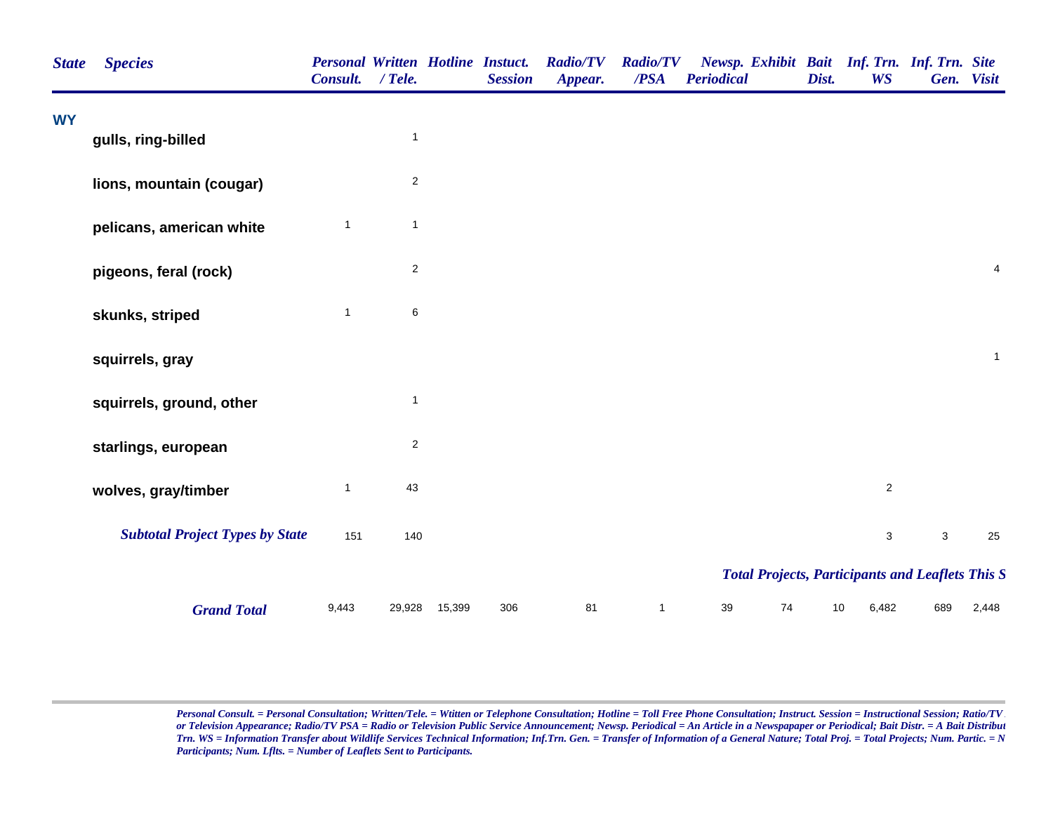| State | Species | Personal Consult. | Written / Tele. | Hotline | Instuct. Session | Radio/TV Appear. | Radio/TV /PSA | Newsp. Periodical | Exhibit | Bait Dist. | Inf. Trn. WS | Inf. Trn. Gen. | Site Visit |
|---|---|---|---|---|---|---|---|---|---|---|---|---|---|
| WY | | | | | | | | | | | | | |
| | gulls, ring-billed | | 1 | | | | | | | | | | |
| | lions, mountain (cougar) | | 2 | | | | | | | | | | |
| | pelicans, american white | 1 | 1 | | | | | | | | | | |
| | pigeons, feral (rock) | | 2 | | | | | | | | | | 4 |
| | skunks, striped | 1 | 6 | | | | | | | | | | |
| | squirrels, gray | | | | | | | | | | | | 1 |
| | squirrels, ground, other | | 1 | | | | | | | | | | |
| | starlings, european | | 2 | | | | | | | | | | |
| | wolves, gray/timber | 1 | 43 | | | | | | | | 2 | | |
| | ***Subtotal Project Types by State*** | 151 | 140 | | | | | | | | 3 | 3 | 25 |
| | ***Total Projects, Participants and Leaflets This S*** | | | | | | | | | | | | |
| | ***Grand Total*** | 9,443 | 29,928 | 15,399 | 306 | 81 | 1 | 39 | 74 | 10 | 6,482 | 689 | 2,448 |

*Personal Consult. = Personal Consultation; Written/Tele. = Wtitten or Telephone Consultation; Hotline = Toll Free Phone Consultation; Instruct. Session = Instructional Session; Ratio/TV or Television Appearance; Radio/TV PSA = Radio or Television Public Service Announcement; Newsp. Periodical = An Article in a Newspapaper or Periodical; Bait Distr. = A Bait Distribut Trn. WS = Information Transfer about Wildlife Services Technical Information; Inf.Trn. Gen. = Transfer of Information of a General Nature; Total Proj. = Total Projects; Num. Partic. = N Participants; Num. Lflts. = Number of Leaflets Sent to Participants.*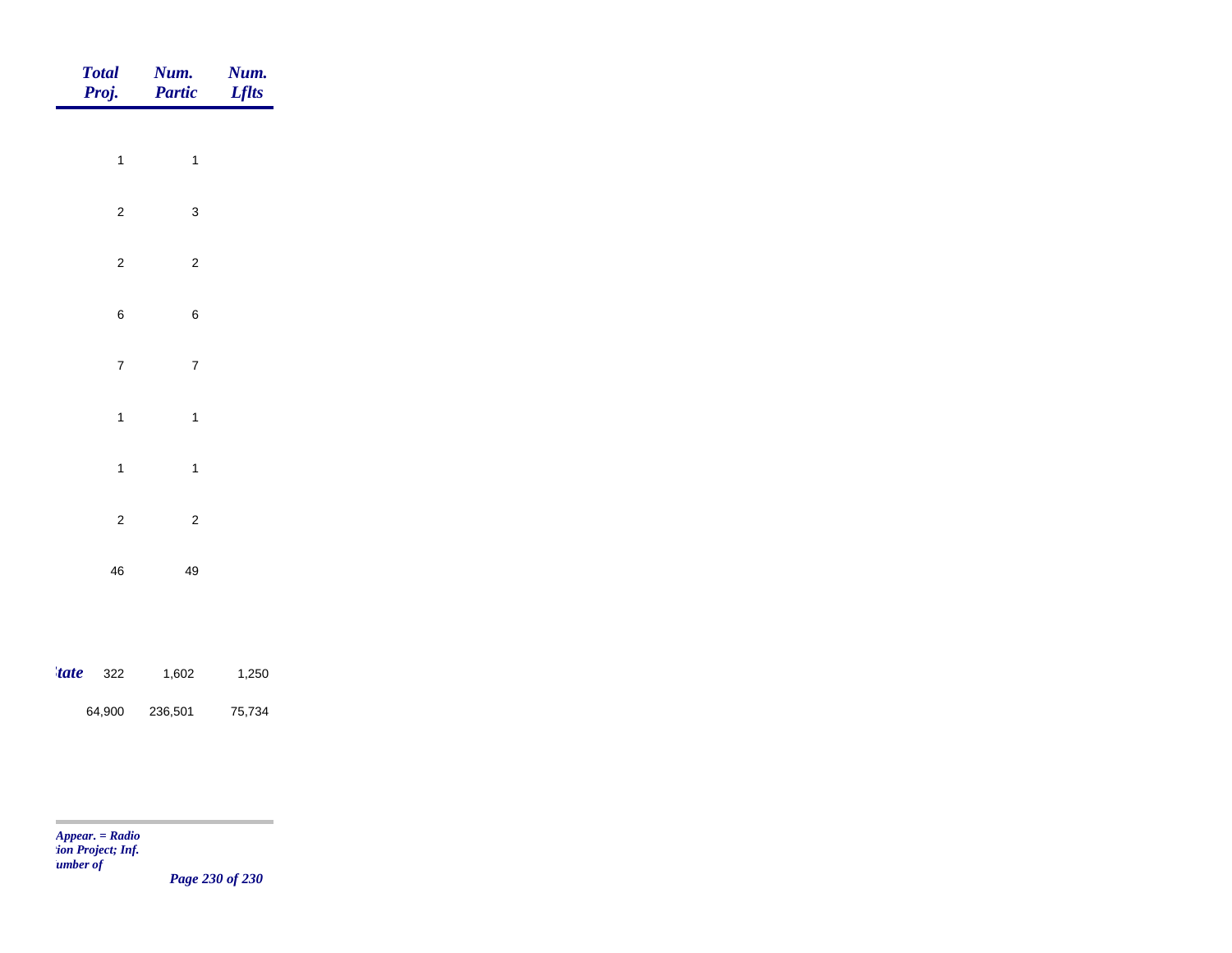| Total Proj. | Num. Partic | Num. Lflts |
|---|---|---|
| 1 | 1 | |
| 2 | 3 | |
| 2 | 2 | |
| 6 | 6 | |
| 7 | 7 | |
| 1 | 1 | |
| 1 | 1 | |
| 2 | 2 | |
| 46 | 49 | |

| | Total Proj. | Num. Partic | Num. Lflts |
|---|---|---|---|
| *tate* | 322 | 1,602 | 1,250 |
| | 64,900 | 236,501 | 75,734 |

*Appear. = Radio*
*tion Project; Inf.*
*umber of*